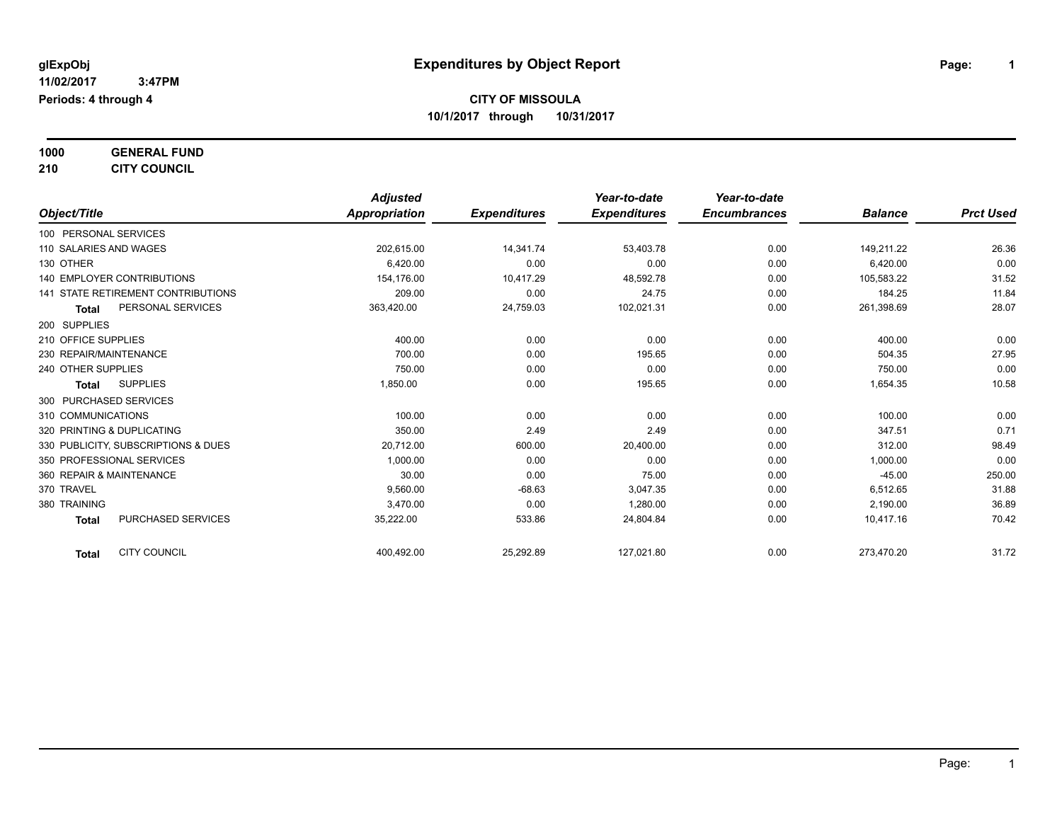glExpObj
11/02/2017 3:47PM
Periods: 4 through 4

# Expenditures by Object Report

**CITY OF MISSOULA**
**10/1/2017 through 10/31/2017**

**1000 GENERAL FUND**
**210 CITY COUNCIL**

| Object/Title | Adjusted Appropriation | Expenditures | Year-to-date Expenditures | Year-to-date Encumbrances | Balance | Prct Used |
|---|---|---|---|---|---|---|
| 100 PERSONAL SERVICES | | | | | | |
| 110 SALARIES AND WAGES | 202,615.00 | 14,341.74 | 53,403.78 | 0.00 | 149,211.22 | 26.36 |
| 130 OTHER | 6,420.00 | 0.00 | 0.00 | 0.00 | 6,420.00 | 0.00 |
| 140 EMPLOYER CONTRIBUTIONS | 154,176.00 | 10,417.29 | 48,592.78 | 0.00 | 105,583.22 | 31.52 |
| 141 STATE RETIREMENT CONTRIBUTIONS | 209.00 | 0.00 | 24.75 | 0.00 | 184.25 | 11.84 |
| **Total** PERSONAL SERVICES | 363,420.00 | 24,759.03 | 102,021.31 | 0.00 | 261,398.69 | 28.07 |
| 200 SUPPLIES | | | | | | |
| 210 OFFICE SUPPLIES | 400.00 | 0.00 | 0.00 | 0.00 | 400.00 | 0.00 |
| 230 REPAIR/MAINTENANCE | 700.00 | 0.00 | 195.65 | 0.00 | 504.35 | 27.95 |
| 240 OTHER SUPPLIES | 750.00 | 0.00 | 0.00 | 0.00 | 750.00 | 0.00 |
| **Total** SUPPLIES | 1,850.00 | 0.00 | 195.65 | 0.00 | 1,654.35 | 10.58 |
| 300 PURCHASED SERVICES | | | | | | |
| 310 COMMUNICATIONS | 100.00 | 0.00 | 0.00 | 0.00 | 100.00 | 0.00 |
| 320 PRINTING & DUPLICATING | 350.00 | 2.49 | 2.49 | 0.00 | 347.51 | 0.71 |
| 330 PUBLICITY, SUBSCRIPTIONS & DUES | 20,712.00 | 600.00 | 20,400.00 | 0.00 | 312.00 | 98.49 |
| 350 PROFESSIONAL SERVICES | 1,000.00 | 0.00 | 0.00 | 0.00 | 1,000.00 | 0.00 |
| 360 REPAIR & MAINTENANCE | 30.00 | 0.00 | 75.00 | 0.00 | -45.00 | 250.00 |
| 370 TRAVEL | 9,560.00 | -68.63 | 3,047.35 | 0.00 | 6,512.65 | 31.88 |
| 380 TRAINING | 3,470.00 | 0.00 | 1,280.00 | 0.00 | 2,190.00 | 36.89 |
| **Total** PURCHASED SERVICES | 35,222.00 | 533.86 | 24,804.84 | 0.00 | 10,417.16 | 70.42 |
| **Total** CITY COUNCIL | 400,492.00 | 25,292.89 | 127,021.80 | 0.00 | 273,470.20 | 31.72 |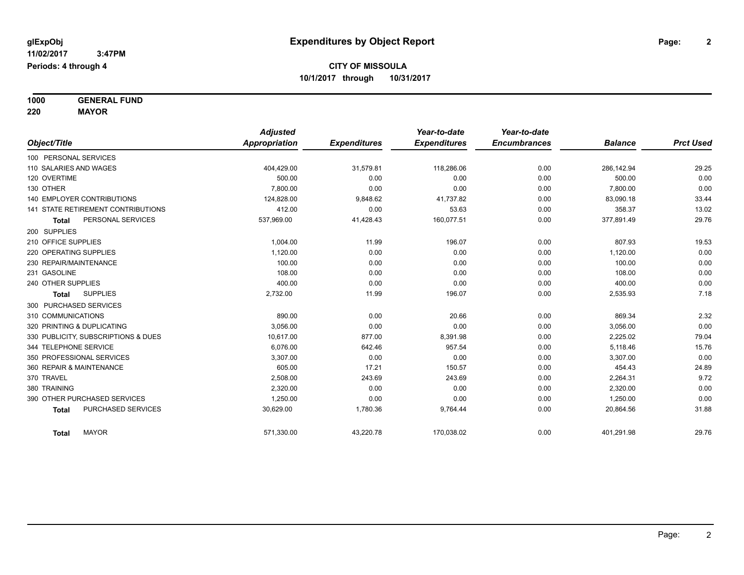**glExpObj**
**11/02/2017 3:47PM**
**Periods: 4 through 4**

# Expenditures by Object Report

**CITY OF MISSOULA**
**10/1/2017 through 10/31/2017**

**1000 GENERAL FUND**
**220 MAYOR**

| Object/Title | Adjusted Appropriation | Expenditures | Year-to-date Expenditures | Year-to-date Encumbrances | Balance | Prct Used |
|---|---|---|---|---|---|---|
| 100 PERSONAL SERVICES | | | | | | |
| 110 SALARIES AND WAGES | 404,429.00 | 31,579.81 | 118,286.06 | 0.00 | 286,142.94 | 29.25 |
| 120 OVERTIME | 500.00 | 0.00 | 0.00 | 0.00 | 500.00 | 0.00 |
| 130 OTHER | 7,800.00 | 0.00 | 0.00 | 0.00 | 7,800.00 | 0.00 |
| 140 EMPLOYER CONTRIBUTIONS | 124,828.00 | 9,848.62 | 41,737.82 | 0.00 | 83,090.18 | 33.44 |
| 141 STATE RETIREMENT CONTRIBUTIONS | 412.00 | 0.00 | 53.63 | 0.00 | 358.37 | 13.02 |
| **Total** PERSONAL SERVICES | 537,969.00 | 41,428.43 | 160,077.51 | 0.00 | 377,891.49 | 29.76 |
| 200 SUPPLIES | | | | | | |
| 210 OFFICE SUPPLIES | 1,004.00 | 11.99 | 196.07 | 0.00 | 807.93 | 19.53 |
| 220 OPERATING SUPPLIES | 1,120.00 | 0.00 | 0.00 | 0.00 | 1,120.00 | 0.00 |
| 230 REPAIR/MAINTENANCE | 100.00 | 0.00 | 0.00 | 0.00 | 100.00 | 0.00 |
| 231 GASOLINE | 108.00 | 0.00 | 0.00 | 0.00 | 108.00 | 0.00 |
| 240 OTHER SUPPLIES | 400.00 | 0.00 | 0.00 | 0.00 | 400.00 | 0.00 |
| **Total** SUPPLIES | 2,732.00 | 11.99 | 196.07 | 0.00 | 2,535.93 | 7.18 |
| 300 PURCHASED SERVICES | | | | | | |
| 310 COMMUNICATIONS | 890.00 | 0.00 | 20.66 | 0.00 | 869.34 | 2.32 |
| 320 PRINTING & DUPLICATING | 3,056.00 | 0.00 | 0.00 | 0.00 | 3,056.00 | 0.00 |
| 330 PUBLICITY, SUBSCRIPTIONS & DUES | 10,617.00 | 877.00 | 8,391.98 | 0.00 | 2,225.02 | 79.04 |
| 344 TELEPHONE SERVICE | 6,076.00 | 642.46 | 957.54 | 0.00 | 5,118.46 | 15.76 |
| 350 PROFESSIONAL SERVICES | 3,307.00 | 0.00 | 0.00 | 0.00 | 3,307.00 | 0.00 |
| 360 REPAIR & MAINTENANCE | 605.00 | 17.21 | 150.57 | 0.00 | 454.43 | 24.89 |
| 370 TRAVEL | 2,508.00 | 243.69 | 243.69 | 0.00 | 2,264.31 | 9.72 |
| 380 TRAINING | 2,320.00 | 0.00 | 0.00 | 0.00 | 2,320.00 | 0.00 |
| 390 OTHER PURCHASED SERVICES | 1,250.00 | 0.00 | 0.00 | 0.00 | 1,250.00 | 0.00 |
| **Total** PURCHASED SERVICES | 30,629.00 | 1,780.36 | 9,764.44 | 0.00 | 20,864.56 | 31.88 |
| **Total** MAYOR | 571,330.00 | 43,220.78 | 170,038.02 | 0.00 | 401,291.98 | 29.76 |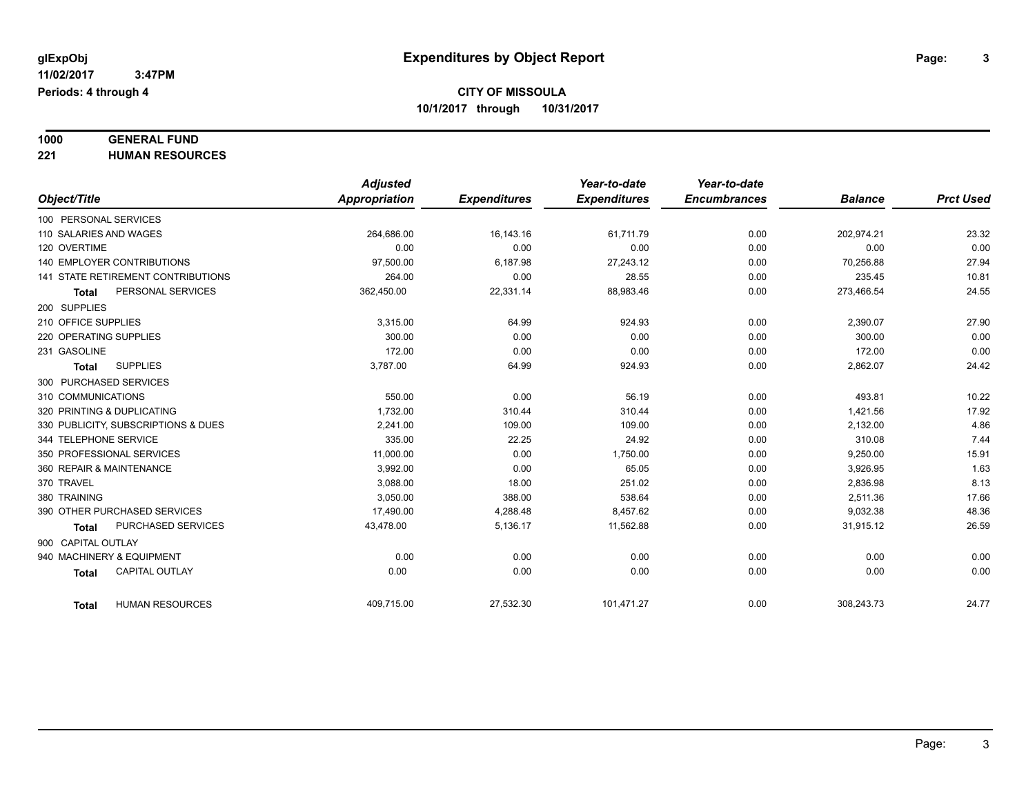**glExpObj** **Expenditures by Object Report**

**11/02/2017 3:47PM**

**Periods: 4 through 4**

**CITY OF MISSOULA**

**10/1/2017 through 10/31/2017**

**1000 GENERAL FUND**

**221 HUMAN RESOURCES**

| Object/Title | Adjusted Appropriation | Expenditures | Year-to-date Expenditures | Year-to-date Encumbrances | Balance | Prct Used |
|---|---|---|---|---|---|---|
| 100 PERSONAL SERVICES | | | | | | |
| 110 SALARIES AND WAGES | 264,686.00 | 16,143.16 | 61,711.79 | 0.00 | 202,974.21 | 23.32 |
| 120 OVERTIME | 0.00 | 0.00 | 0.00 | 0.00 | 0.00 | 0.00 |
| 140 EMPLOYER CONTRIBUTIONS | 97,500.00 | 6,187.98 | 27,243.12 | 0.00 | 70,256.88 | 27.94 |
| 141 STATE RETIREMENT CONTRIBUTIONS | 264.00 | 0.00 | 28.55 | 0.00 | 235.45 | 10.81 |
| **Total** PERSONAL SERVICES | 362,450.00 | 22,331.14 | 88,983.46 | 0.00 | 273,466.54 | 24.55 |
| 200 SUPPLIES | | | | | | |
| 210 OFFICE SUPPLIES | 3,315.00 | 64.99 | 924.93 | 0.00 | 2,390.07 | 27.90 |
| 220 OPERATING SUPPLIES | 300.00 | 0.00 | 0.00 | 0.00 | 300.00 | 0.00 |
| 231 GASOLINE | 172.00 | 0.00 | 0.00 | 0.00 | 172.00 | 0.00 |
| **Total** SUPPLIES | 3,787.00 | 64.99 | 924.93 | 0.00 | 2,862.07 | 24.42 |
| 300 PURCHASED SERVICES | | | | | | |
| 310 COMMUNICATIONS | 550.00 | 0.00 | 56.19 | 0.00 | 493.81 | 10.22 |
| 320 PRINTING & DUPLICATING | 1,732.00 | 310.44 | 310.44 | 0.00 | 1,421.56 | 17.92 |
| 330 PUBLICITY, SUBSCRIPTIONS & DUES | 2,241.00 | 109.00 | 109.00 | 0.00 | 2,132.00 | 4.86 |
| 344 TELEPHONE SERVICE | 335.00 | 22.25 | 24.92 | 0.00 | 310.08 | 7.44 |
| 350 PROFESSIONAL SERVICES | 11,000.00 | 0.00 | 1,750.00 | 0.00 | 9,250.00 | 15.91 |
| 360 REPAIR & MAINTENANCE | 3,992.00 | 0.00 | 65.05 | 0.00 | 3,926.95 | 1.63 |
| 370 TRAVEL | 3,088.00 | 18.00 | 251.02 | 0.00 | 2,836.98 | 8.13 |
| 380 TRAINING | 3,050.00 | 388.00 | 538.64 | 0.00 | 2,511.36 | 17.66 |
| 390 OTHER PURCHASED SERVICES | 17,490.00 | 4,288.48 | 8,457.62 | 0.00 | 9,032.38 | 48.36 |
| **Total** PURCHASED SERVICES | 43,478.00 | 5,136.17 | 11,562.88 | 0.00 | 31,915.12 | 26.59 |
| 900 CAPITAL OUTLAY | | | | | | |
| 940 MACHINERY & EQUIPMENT | 0.00 | 0.00 | 0.00 | 0.00 | 0.00 | 0.00 |
| **Total** CAPITAL OUTLAY | 0.00 | 0.00 | 0.00 | 0.00 | 0.00 | 0.00 |
| **Total** HUMAN RESOURCES | 409,715.00 | 27,532.30 | 101,471.27 | 0.00 | 308,243.73 | 24.77 |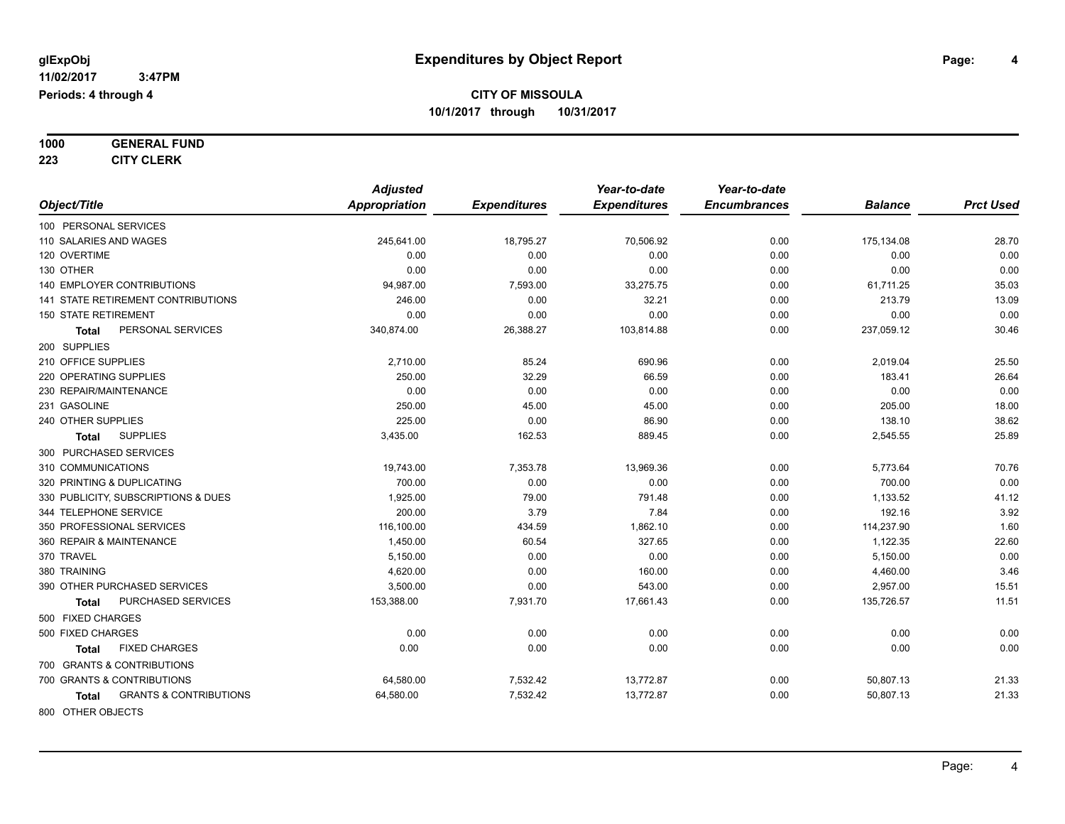glExpObj

11/02/2017 3:47PM

Periods: 4 through 4

# Expenditures by Object Report

**CITY OF MISSOULA**

**10/1/2017 through 10/31/2017**

**1000 GENERAL FUND**

**223 CITY CLERK**

| Object/Title | Adjusted Appropriation | Expenditures | Year-to-date Expenditures | Year-to-date Encumbrances | Balance | Prct Used |
|---|---|---|---|---|---|---|
| 100 PERSONAL SERVICES | | | | | | |
| 110 SALARIES AND WAGES | 245,641.00 | 18,795.27 | 70,506.92 | 0.00 | 175,134.08 | 28.70 |
| 120 OVERTIME | 0.00 | 0.00 | 0.00 | 0.00 | 0.00 | 0.00 |
| 130 OTHER | 0.00 | 0.00 | 0.00 | 0.00 | 0.00 | 0.00 |
| 140 EMPLOYER CONTRIBUTIONS | 94,987.00 | 7,593.00 | 33,275.75 | 0.00 | 61,711.25 | 35.03 |
| 141 STATE RETIREMENT CONTRIBUTIONS | 246.00 | 0.00 | 32.21 | 0.00 | 213.79 | 13.09 |
| 150 STATE RETIREMENT | 0.00 | 0.00 | 0.00 | 0.00 | 0.00 | 0.00 |
| **Total** PERSONAL SERVICES | 340,874.00 | 26,388.27 | 103,814.88 | 0.00 | 237,059.12 | 30.46 |
| 200 SUPPLIES | | | | | | |
| 210 OFFICE SUPPLIES | 2,710.00 | 85.24 | 690.96 | 0.00 | 2,019.04 | 25.50 |
| 220 OPERATING SUPPLIES | 250.00 | 32.29 | 66.59 | 0.00 | 183.41 | 26.64 |
| 230 REPAIR/MAINTENANCE | 0.00 | 0.00 | 0.00 | 0.00 | 0.00 | 0.00 |
| 231 GASOLINE | 250.00 | 45.00 | 45.00 | 0.00 | 205.00 | 18.00 |
| 240 OTHER SUPPLIES | 225.00 | 0.00 | 86.90 | 0.00 | 138.10 | 38.62 |
| **Total** SUPPLIES | 3,435.00 | 162.53 | 889.45 | 0.00 | 2,545.55 | 25.89 |
| 300 PURCHASED SERVICES | | | | | | |
| 310 COMMUNICATIONS | 19,743.00 | 7,353.78 | 13,969.36 | 0.00 | 5,773.64 | 70.76 |
| 320 PRINTING & DUPLICATING | 700.00 | 0.00 | 0.00 | 0.00 | 700.00 | 0.00 |
| 330 PUBLICITY, SUBSCRIPTIONS & DUES | 1,925.00 | 79.00 | 791.48 | 0.00 | 1,133.52 | 41.12 |
| 344 TELEPHONE SERVICE | 200.00 | 3.79 | 7.84 | 0.00 | 192.16 | 3.92 |
| 350 PROFESSIONAL SERVICES | 116,100.00 | 434.59 | 1,862.10 | 0.00 | 114,237.90 | 1.60 |
| 360 REPAIR & MAINTENANCE | 1,450.00 | 60.54 | 327.65 | 0.00 | 1,122.35 | 22.60 |
| 370 TRAVEL | 5,150.00 | 0.00 | 0.00 | 0.00 | 5,150.00 | 0.00 |
| 380 TRAINING | 4,620.00 | 0.00 | 160.00 | 0.00 | 4,460.00 | 3.46 |
| 390 OTHER PURCHASED SERVICES | 3,500.00 | 0.00 | 543.00 | 0.00 | 2,957.00 | 15.51 |
| **Total** PURCHASED SERVICES | 153,388.00 | 7,931.70 | 17,661.43 | 0.00 | 135,726.57 | 11.51 |
| 500 FIXED CHARGES | | | | | | |
| 500 FIXED CHARGES | 0.00 | 0.00 | 0.00 | 0.00 | 0.00 | 0.00 |
| **Total** FIXED CHARGES | 0.00 | 0.00 | 0.00 | 0.00 | 0.00 | 0.00 |
| 700 GRANTS & CONTRIBUTIONS | | | | | | |
| 700 GRANTS & CONTRIBUTIONS | 64,580.00 | 7,532.42 | 13,772.87 | 0.00 | 50,807.13 | 21.33 |
| **Total** GRANTS & CONTRIBUTIONS | 64,580.00 | 7,532.42 | 13,772.87 | 0.00 | 50,807.13 | 21.33 |
| 800 OTHER OBJECTS | | | | | | |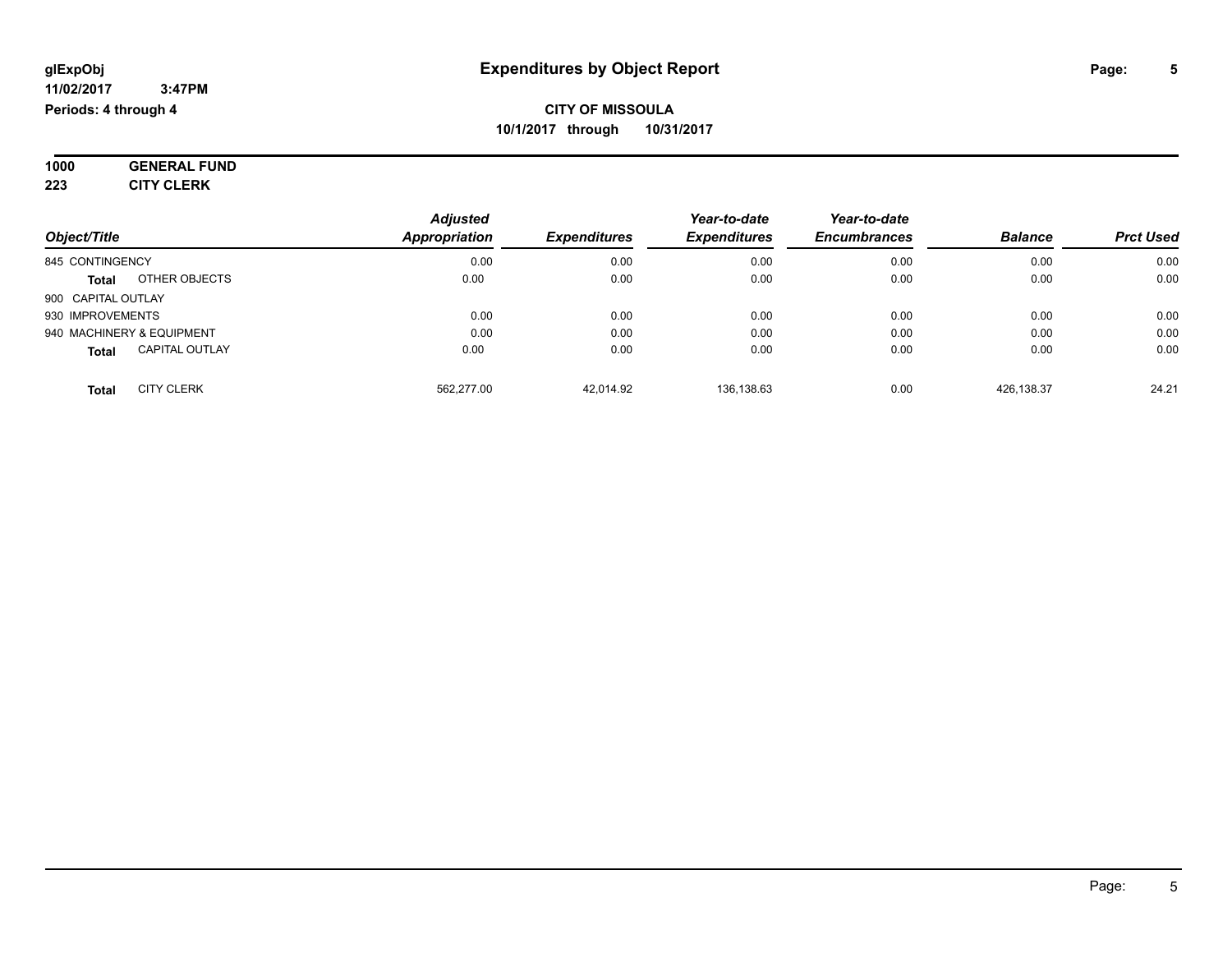**Expenditures by Object Report**

**CITY OF MISSOULA**
**10/1/2017 through 10/31/2017**

glExpObj
11/02/2017 3:47PM
Periods: 4 through 4

**1000 GENERAL FUND**
**223 CITY CLERK**

| Object/Title | | Adjusted Appropriation | Expenditures | Year-to-date Expenditures | Year-to-date Encumbrances | Balance | Prct Used |
|---|---|---|---|---|---|---|---|
| 845 CONTINGENCY | | 0.00 | 0.00 | 0.00 | 0.00 | 0.00 | 0.00 |
| **Total** | OTHER OBJECTS | 0.00 | 0.00 | 0.00 | 0.00 | 0.00 | 0.00 |
| 900 CAPITAL OUTLAY | | | | | | | |
| 930 IMPROVEMENTS | | 0.00 | 0.00 | 0.00 | 0.00 | 0.00 | 0.00 |
| 940 MACHINERY & EQUIPMENT | | 0.00 | 0.00 | 0.00 | 0.00 | 0.00 | 0.00 |
| **Total** | CAPITAL OUTLAY | 0.00 | 0.00 | 0.00 | 0.00 | 0.00 | 0.00 |
| **Total** | CITY CLERK | 562,277.00 | 42,014.92 | 136,138.63 | 0.00 | 426,138.37 | 24.21 |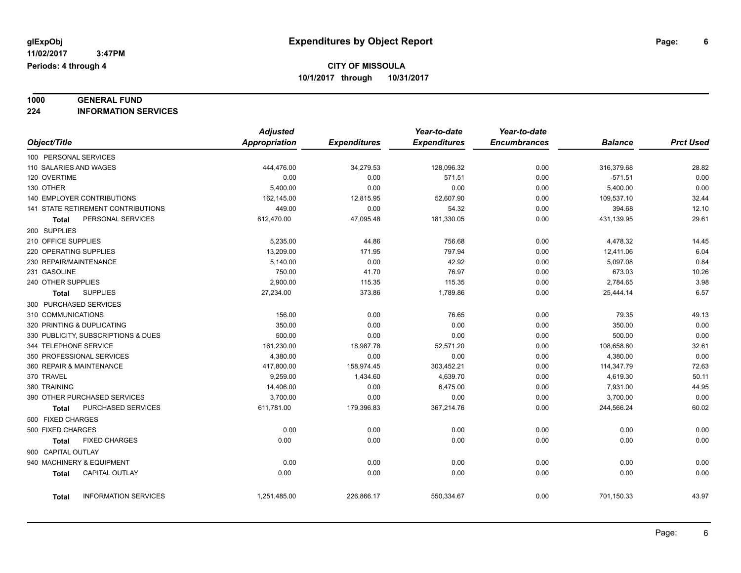glExpObj  
11/02/2017 3:47PM  
Periods: 4 through 4

# Expenditures by Object Report

**CITY OF MISSOULA**  
**10/1/2017 through 10/31/2017**

## 1000 GENERAL FUND
## 224 INFORMATION SERVICES

| Object/Title | Adjusted Appropriation | Expenditures | Year-to-date Expenditures | Year-to-date Encumbrances | Balance | Prct Used |
|---|---|---|---|---|---|---|
| 100 PERSONAL SERVICES | | | | | | |
| 110 SALARIES AND WAGES | 444,476.00 | 34,279.53 | 128,096.32 | 0.00 | 316,379.68 | 28.82 |
| 120 OVERTIME | 0.00 | 0.00 | 571.51 | 0.00 | -571.51 | 0.00 |
| 130 OTHER | 5,400.00 | 0.00 | 0.00 | 0.00 | 5,400.00 | 0.00 |
| 140 EMPLOYER CONTRIBUTIONS | 162,145.00 | 12,815.95 | 52,607.90 | 0.00 | 109,537.10 | 32.44 |
| 141 STATE RETIREMENT CONTRIBUTIONS | 449.00 | 0.00 | 54.32 | 0.00 | 394.68 | 12.10 |
| **Total** PERSONAL SERVICES | 612,470.00 | 47,095.48 | 181,330.05 | 0.00 | 431,139.95 | 29.61 |
| 200 SUPPLIES | | | | | | |
| 210 OFFICE SUPPLIES | 5,235.00 | 44.86 | 756.68 | 0.00 | 4,478.32 | 14.45 |
| 220 OPERATING SUPPLIES | 13,209.00 | 171.95 | 797.94 | 0.00 | 12,411.06 | 6.04 |
| 230 REPAIR/MAINTENANCE | 5,140.00 | 0.00 | 42.92 | 0.00 | 5,097.08 | 0.84 |
| 231 GASOLINE | 750.00 | 41.70 | 76.97 | 0.00 | 673.03 | 10.26 |
| 240 OTHER SUPPLIES | 2,900.00 | 115.35 | 115.35 | 0.00 | 2,784.65 | 3.98 |
| **Total** SUPPLIES | 27,234.00 | 373.86 | 1,789.86 | 0.00 | 25,444.14 | 6.57 |
| 300 PURCHASED SERVICES | | | | | | |
| 310 COMMUNICATIONS | 156.00 | 0.00 | 76.65 | 0.00 | 79.35 | 49.13 |
| 320 PRINTING & DUPLICATING | 350.00 | 0.00 | 0.00 | 0.00 | 350.00 | 0.00 |
| 330 PUBLICITY, SUBSCRIPTIONS & DUES | 500.00 | 0.00 | 0.00 | 0.00 | 500.00 | 0.00 |
| 344 TELEPHONE SERVICE | 161,230.00 | 18,987.78 | 52,571.20 | 0.00 | 108,658.80 | 32.61 |
| 350 PROFESSIONAL SERVICES | 4,380.00 | 0.00 | 0.00 | 0.00 | 4,380.00 | 0.00 |
| 360 REPAIR & MAINTENANCE | 417,800.00 | 158,974.45 | 303,452.21 | 0.00 | 114,347.79 | 72.63 |
| 370 TRAVEL | 9,259.00 | 1,434.60 | 4,639.70 | 0.00 | 4,619.30 | 50.11 |
| 380 TRAINING | 14,406.00 | 0.00 | 6,475.00 | 0.00 | 7,931.00 | 44.95 |
| 390 OTHER PURCHASED SERVICES | 3,700.00 | 0.00 | 0.00 | 0.00 | 3,700.00 | 0.00 |
| **Total** PURCHASED SERVICES | 611,781.00 | 179,396.83 | 367,214.76 | 0.00 | 244,566.24 | 60.02 |
| 500 FIXED CHARGES | | | | | | |
| 500 FIXED CHARGES | 0.00 | 0.00 | 0.00 | 0.00 | 0.00 | 0.00 |
| **Total** FIXED CHARGES | 0.00 | 0.00 | 0.00 | 0.00 | 0.00 | 0.00 |
| 900 CAPITAL OUTLAY | | | | | | |
| 940 MACHINERY & EQUIPMENT | 0.00 | 0.00 | 0.00 | 0.00 | 0.00 | 0.00 |
| **Total** CAPITAL OUTLAY | 0.00 | 0.00 | 0.00 | 0.00 | 0.00 | 0.00 |
| **Total** INFORMATION SERVICES | 1,251,485.00 | 226,866.17 | 550,334.67 | 0.00 | 701,150.33 | 43.97 |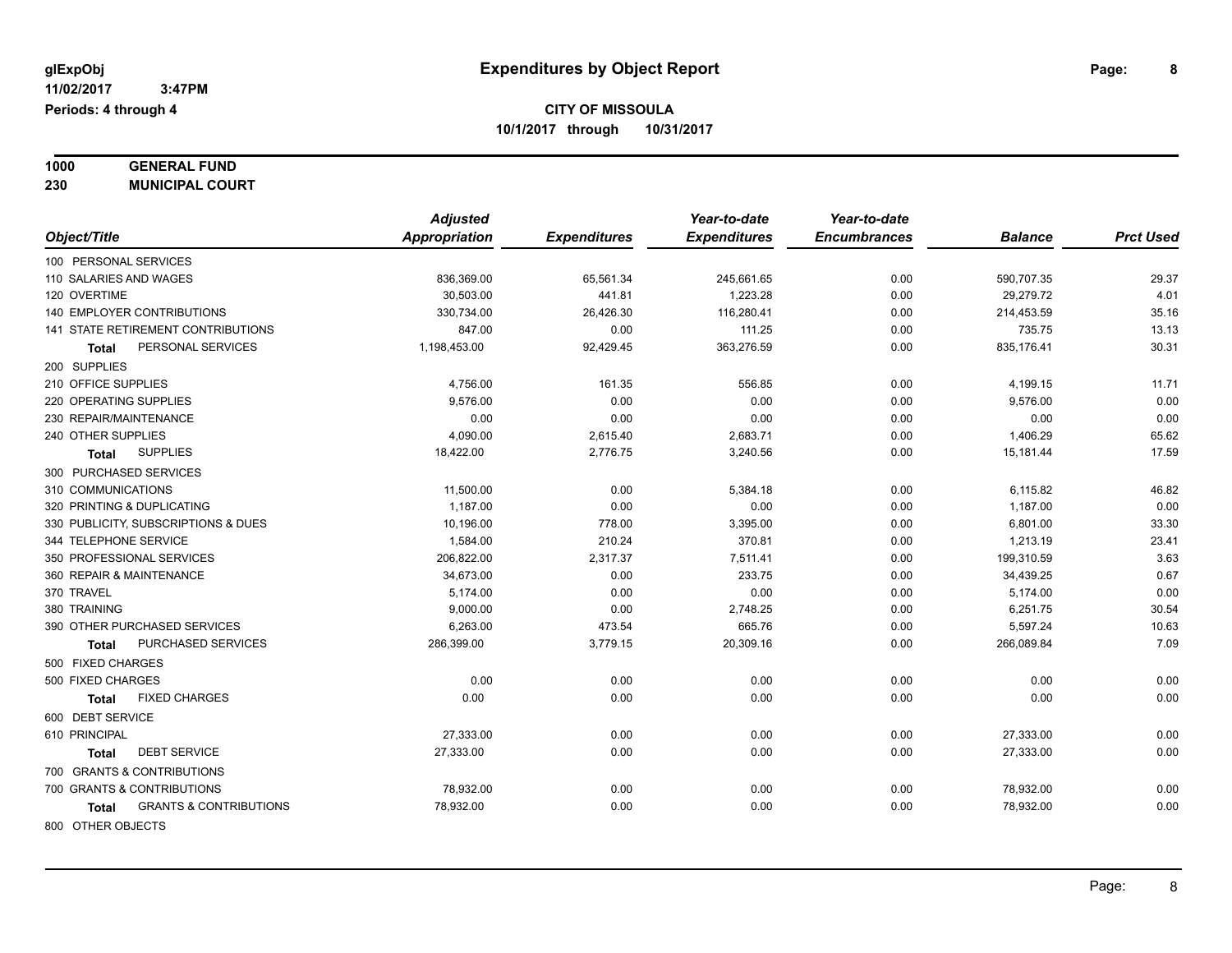glExpObj **Expenditures by Object Report**

11/02/2017 3:47PM

Periods: 4 through 4

**CITY OF MISSOULA**

**10/1/2017 through 10/31/2017**

**1000 GENERAL FUND**

**230 MUNICIPAL COURT**

| Object/Title | *Adjusted Appropriation* | *Expenditures* | *Year-to-date Expenditures* | *Year-to-date Encumbrances* | *Balance* | *Prct Used* |
|---|---|---|---|---|---|---|
| 100 PERSONAL SERVICES | | | | | | |
| 110 SALARIES AND WAGES | 836,369.00 | 65,561.34 | 245,661.65 | 0.00 | 590,707.35 | 29.37 |
| 120 OVERTIME | 30,503.00 | 441.81 | 1,223.28 | 0.00 | 29,279.72 | 4.01 |
| 140 EMPLOYER CONTRIBUTIONS | 330,734.00 | 26,426.30 | 116,280.41 | 0.00 | 214,453.59 | 35.16 |
| 141 STATE RETIREMENT CONTRIBUTIONS | 847.00 | 0.00 | 111.25 | 0.00 | 735.75 | 13.13 |
| **Total** PERSONAL SERVICES | 1,198,453.00 | 92,429.45 | 363,276.59 | 0.00 | 835,176.41 | 30.31 |
| 200 SUPPLIES | | | | | | |
| 210 OFFICE SUPPLIES | 4,756.00 | 161.35 | 556.85 | 0.00 | 4,199.15 | 11.71 |
| 220 OPERATING SUPPLIES | 9,576.00 | 0.00 | 0.00 | 0.00 | 9,576.00 | 0.00 |
| 230 REPAIR/MAINTENANCE | 0.00 | 0.00 | 0.00 | 0.00 | 0.00 | 0.00 |
| 240 OTHER SUPPLIES | 4,090.00 | 2,615.40 | 2,683.71 | 0.00 | 1,406.29 | 65.62 |
| **Total** SUPPLIES | 18,422.00 | 2,776.75 | 3,240.56 | 0.00 | 15,181.44 | 17.59 |
| 300 PURCHASED SERVICES | | | | | | |
| 310 COMMUNICATIONS | 11,500.00 | 0.00 | 5,384.18 | 0.00 | 6,115.82 | 46.82 |
| 320 PRINTING & DUPLICATING | 1,187.00 | 0.00 | 0.00 | 0.00 | 1,187.00 | 0.00 |
| 330 PUBLICITY, SUBSCRIPTIONS & DUES | 10,196.00 | 778.00 | 3,395.00 | 0.00 | 6,801.00 | 33.30 |
| 344 TELEPHONE SERVICE | 1,584.00 | 210.24 | 370.81 | 0.00 | 1,213.19 | 23.41 |
| 350 PROFESSIONAL SERVICES | 206,822.00 | 2,317.37 | 7,511.41 | 0.00 | 199,310.59 | 3.63 |
| 360 REPAIR & MAINTENANCE | 34,673.00 | 0.00 | 233.75 | 0.00 | 34,439.25 | 0.67 |
| 370 TRAVEL | 5,174.00 | 0.00 | 0.00 | 0.00 | 5,174.00 | 0.00 |
| 380 TRAINING | 9,000.00 | 0.00 | 2,748.25 | 0.00 | 6,251.75 | 30.54 |
| 390 OTHER PURCHASED SERVICES | 6,263.00 | 473.54 | 665.76 | 0.00 | 5,597.24 | 10.63 |
| **Total** PURCHASED SERVICES | 286,399.00 | 3,779.15 | 20,309.16 | 0.00 | 266,089.84 | 7.09 |
| 500 FIXED CHARGES | | | | | | |
| 500 FIXED CHARGES | 0.00 | 0.00 | 0.00 | 0.00 | 0.00 | 0.00 |
| **Total** FIXED CHARGES | 0.00 | 0.00 | 0.00 | 0.00 | 0.00 | 0.00 |
| 600 DEBT SERVICE | | | | | | |
| 610 PRINCIPAL | 27,333.00 | 0.00 | 0.00 | 0.00 | 27,333.00 | 0.00 |
| **Total** DEBT SERVICE | 27,333.00 | 0.00 | 0.00 | 0.00 | 27,333.00 | 0.00 |
| 700 GRANTS & CONTRIBUTIONS | | | | | | |
| 700 GRANTS & CONTRIBUTIONS | 78,932.00 | 0.00 | 0.00 | 0.00 | 78,932.00 | 0.00 |
| **Total** GRANTS & CONTRIBUTIONS | 78,932.00 | 0.00 | 0.00 | 0.00 | 78,932.00 | 0.00 |
| 800 OTHER OBJECTS | | | | | | |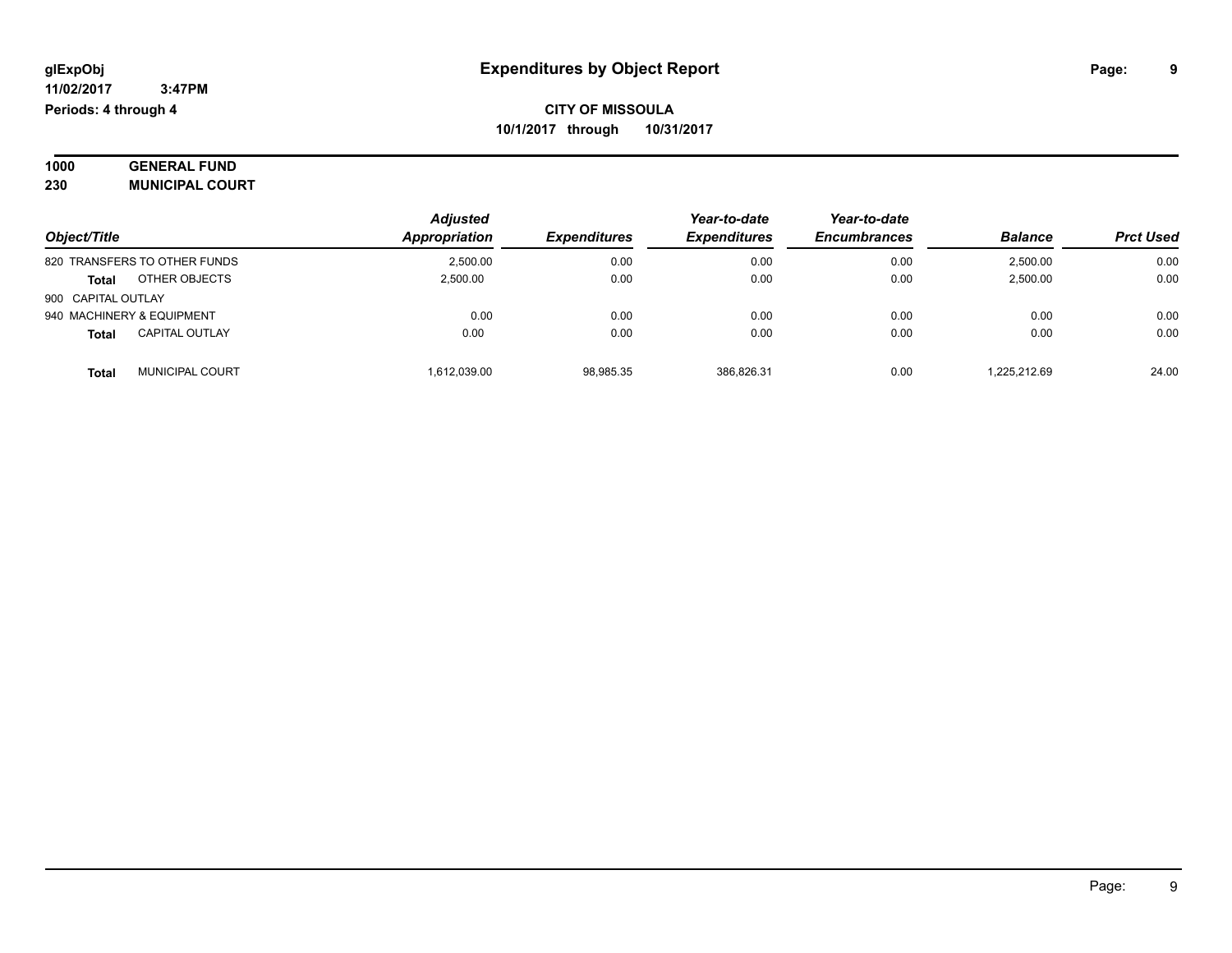**glExpObj**
**11/02/2017 3:47PM**
**Periods: 4 through 4**

# Expenditures by Object Report

**CITY OF MISSOULA**
**10/1/2017 through 10/31/2017**

**1000 GENERAL FUND**
**230 MUNICIPAL COURT**

| Object/Title | *Adjusted Appropriation* | *Expenditures* | *Year-to-date Expenditures* | *Year-to-date Encumbrances* | *Balance* | *Prct Used* |
|---|---|---|---|---|---|---|
| 820 TRANSFERS TO OTHER FUNDS | 2,500.00 | 0.00 | 0.00 | 0.00 | 2,500.00 | 0.00 |
| **Total** OTHER OBJECTS | 2,500.00 | 0.00 | 0.00 | 0.00 | 2,500.00 | 0.00 |
| 900 CAPITAL OUTLAY | | | | | | |
| 940 MACHINERY & EQUIPMENT | 0.00 | 0.00 | 0.00 | 0.00 | 0.00 | 0.00 |
| **Total** CAPITAL OUTLAY | 0.00 | 0.00 | 0.00 | 0.00 | 0.00 | 0.00 |
| **Total** MUNICIPAL COURT | 1,612,039.00 | 98,985.35 | 386,826.31 | 0.00 | 1,225,212.69 | 24.00 |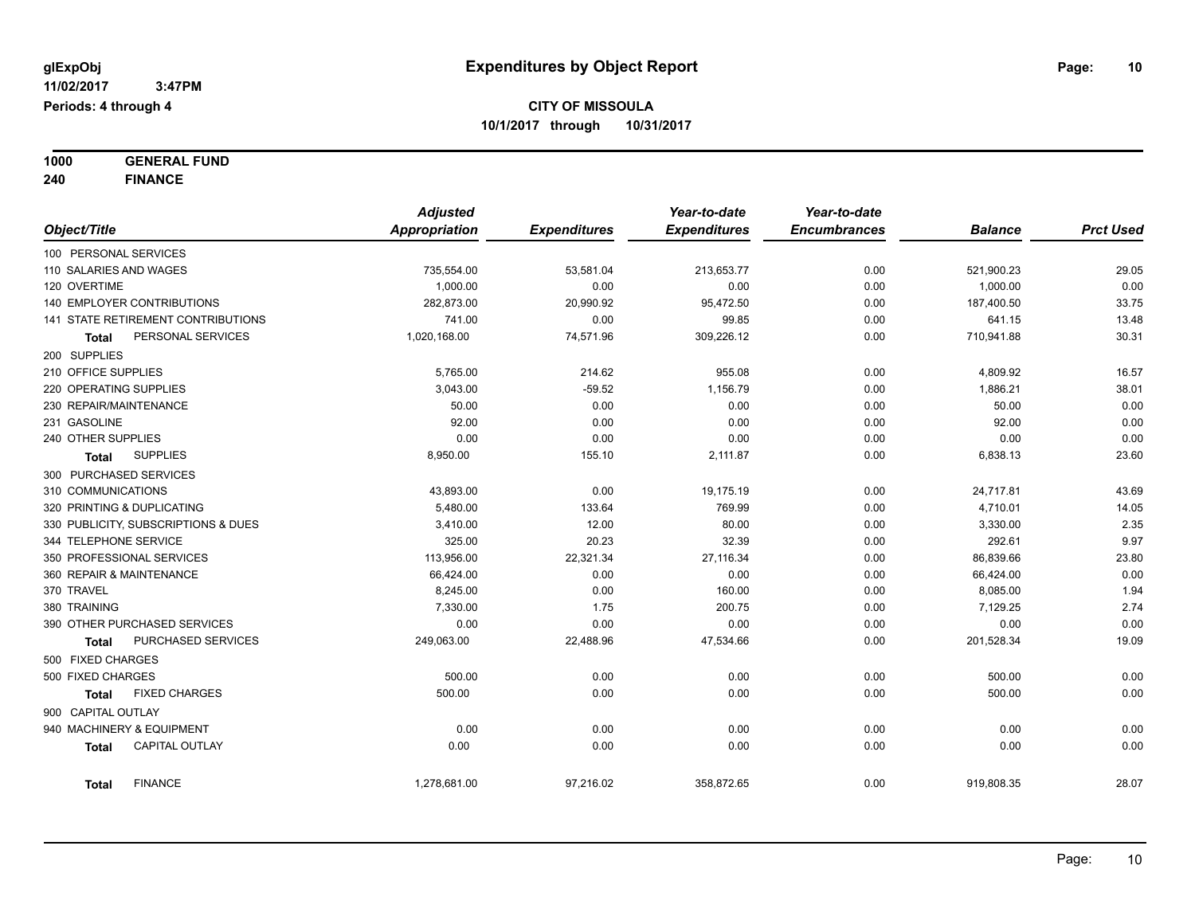# Expenditures by Object Report

glExpObj
11/02/2017 3:47PM
Periods: 4 through 4

**CITY OF MISSOULA**
**10/1/2017 through 10/31/2017**

**1000 GENERAL FUND**
**240 FINANCE**

| Object/Title | Adjusted Appropriation | Expenditures | Year-to-date Expenditures | Year-to-date Encumbrances | Balance | Prct Used |
|---|---|---|---|---|---|---|
| 100 PERSONAL SERVICES | | | | | | |
| 110 SALARIES AND WAGES | 735,554.00 | 53,581.04 | 213,653.77 | 0.00 | 521,900.23 | 29.05 |
| 120 OVERTIME | 1,000.00 | 0.00 | 0.00 | 0.00 | 1,000.00 | 0.00 |
| 140 EMPLOYER CONTRIBUTIONS | 282,873.00 | 20,990.92 | 95,472.50 | 0.00 | 187,400.50 | 33.75 |
| 141 STATE RETIREMENT CONTRIBUTIONS | 741.00 | 0.00 | 99.85 | 0.00 | 641.15 | 13.48 |
| **Total** PERSONAL SERVICES | 1,020,168.00 | 74,571.96 | 309,226.12 | 0.00 | 710,941.88 | 30.31 |
| 200 SUPPLIES | | | | | | |
| 210 OFFICE SUPPLIES | 5,765.00 | 214.62 | 955.08 | 0.00 | 4,809.92 | 16.57 |
| 220 OPERATING SUPPLIES | 3,043.00 | -59.52 | 1,156.79 | 0.00 | 1,886.21 | 38.01 |
| 230 REPAIR/MAINTENANCE | 50.00 | 0.00 | 0.00 | 0.00 | 50.00 | 0.00 |
| 231 GASOLINE | 92.00 | 0.00 | 0.00 | 0.00 | 92.00 | 0.00 |
| 240 OTHER SUPPLIES | 0.00 | 0.00 | 0.00 | 0.00 | 0.00 | 0.00 |
| **Total** SUPPLIES | 8,950.00 | 155.10 | 2,111.87 | 0.00 | 6,838.13 | 23.60 |
| 300 PURCHASED SERVICES | | | | | | |
| 310 COMMUNICATIONS | 43,893.00 | 0.00 | 19,175.19 | 0.00 | 24,717.81 | 43.69 |
| 320 PRINTING & DUPLICATING | 5,480.00 | 133.64 | 769.99 | 0.00 | 4,710.01 | 14.05 |
| 330 PUBLICITY, SUBSCRIPTIONS & DUES | 3,410.00 | 12.00 | 80.00 | 0.00 | 3,330.00 | 2.35 |
| 344 TELEPHONE SERVICE | 325.00 | 20.23 | 32.39 | 0.00 | 292.61 | 9.97 |
| 350 PROFESSIONAL SERVICES | 113,956.00 | 22,321.34 | 27,116.34 | 0.00 | 86,839.66 | 23.80 |
| 360 REPAIR & MAINTENANCE | 66,424.00 | 0.00 | 0.00 | 0.00 | 66,424.00 | 0.00 |
| 370 TRAVEL | 8,245.00 | 0.00 | 160.00 | 0.00 | 8,085.00 | 1.94 |
| 380 TRAINING | 7,330.00 | 1.75 | 200.75 | 0.00 | 7,129.25 | 2.74 |
| 390 OTHER PURCHASED SERVICES | 0.00 | 0.00 | 0.00 | 0.00 | 0.00 | 0.00 |
| **Total** PURCHASED SERVICES | 249,063.00 | 22,488.96 | 47,534.66 | 0.00 | 201,528.34 | 19.09 |
| 500 FIXED CHARGES | | | | | | |
| 500 FIXED CHARGES | 500.00 | 0.00 | 0.00 | 0.00 | 500.00 | 0.00 |
| **Total** FIXED CHARGES | 500.00 | 0.00 | 0.00 | 0.00 | 500.00 | 0.00 |
| 900 CAPITAL OUTLAY | | | | | | |
| 940 MACHINERY & EQUIPMENT | 0.00 | 0.00 | 0.00 | 0.00 | 0.00 | 0.00 |
| **Total** CAPITAL OUTLAY | 0.00 | 0.00 | 0.00 | 0.00 | 0.00 | 0.00 |
| **Total** FINANCE | 1,278,681.00 | 97,216.02 | 358,872.65 | 0.00 | 919,808.35 | 28.07 |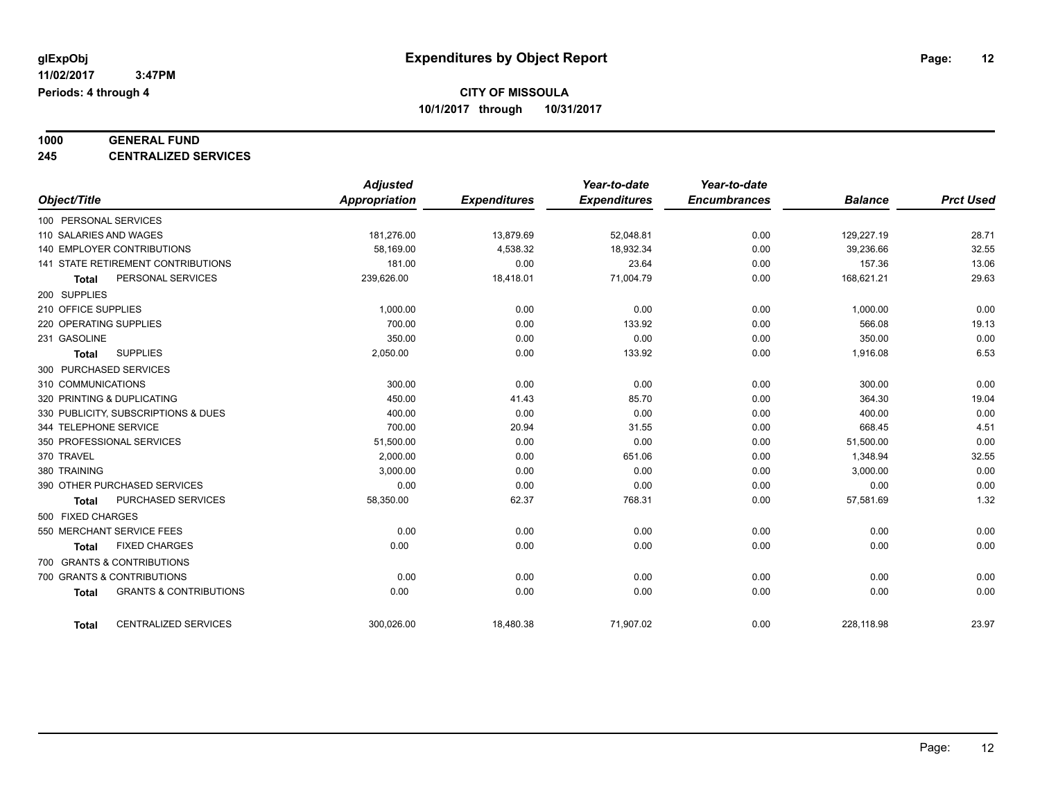# Expenditures by Object Report

glExpObj
11/02/2017 3:47PM
Periods: 4 through 4

**CITY OF MISSOULA**
**10/1/2017 through 10/31/2017**

**1000 GENERAL FUND**
**245 CENTRALIZED SERVICES**

| Object/Title | Adjusted Appropriation | Expenditures | Year-to-date Expenditures | Year-to-date Encumbrances | Balance | Prct Used |
|---|---|---|---|---|---|---|
| 100 PERSONAL SERVICES | | | | | | |
| 110 SALARIES AND WAGES | 181,276.00 | 13,879.69 | 52,048.81 | 0.00 | 129,227.19 | 28.71 |
| 140 EMPLOYER CONTRIBUTIONS | 58,169.00 | 4,538.32 | 18,932.34 | 0.00 | 39,236.66 | 32.55 |
| 141 STATE RETIREMENT CONTRIBUTIONS | 181.00 | 0.00 | 23.64 | 0.00 | 157.36 | 13.06 |
| **Total** PERSONAL SERVICES | 239,626.00 | 18,418.01 | 71,004.79 | 0.00 | 168,621.21 | 29.63 |
| 200 SUPPLIES | | | | | | |
| 210 OFFICE SUPPLIES | 1,000.00 | 0.00 | 0.00 | 0.00 | 1,000.00 | 0.00 |
| 220 OPERATING SUPPLIES | 700.00 | 0.00 | 133.92 | 0.00 | 566.08 | 19.13 |
| 231 GASOLINE | 350.00 | 0.00 | 0.00 | 0.00 | 350.00 | 0.00 |
| **Total** SUPPLIES | 2,050.00 | 0.00 | 133.92 | 0.00 | 1,916.08 | 6.53 |
| 300 PURCHASED SERVICES | | | | | | |
| 310 COMMUNICATIONS | 300.00 | 0.00 | 0.00 | 0.00 | 300.00 | 0.00 |
| 320 PRINTING & DUPLICATING | 450.00 | 41.43 | 85.70 | 0.00 | 364.30 | 19.04 |
| 330 PUBLICITY, SUBSCRIPTIONS & DUES | 400.00 | 0.00 | 0.00 | 0.00 | 400.00 | 0.00 |
| 344 TELEPHONE SERVICE | 700.00 | 20.94 | 31.55 | 0.00 | 668.45 | 4.51 |
| 350 PROFESSIONAL SERVICES | 51,500.00 | 0.00 | 0.00 | 0.00 | 51,500.00 | 0.00 |
| 370 TRAVEL | 2,000.00 | 0.00 | 651.06 | 0.00 | 1,348.94 | 32.55 |
| 380 TRAINING | 3,000.00 | 0.00 | 0.00 | 0.00 | 3,000.00 | 0.00 |
| 390 OTHER PURCHASED SERVICES | 0.00 | 0.00 | 0.00 | 0.00 | 0.00 | 0.00 |
| **Total** PURCHASED SERVICES | 58,350.00 | 62.37 | 768.31 | 0.00 | 57,581.69 | 1.32 |
| 500 FIXED CHARGES | | | | | | |
| 550 MERCHANT SERVICE FEES | 0.00 | 0.00 | 0.00 | 0.00 | 0.00 | 0.00 |
| **Total** FIXED CHARGES | 0.00 | 0.00 | 0.00 | 0.00 | 0.00 | 0.00 |
| 700 GRANTS & CONTRIBUTIONS | | | | | | |
| 700 GRANTS & CONTRIBUTIONS | 0.00 | 0.00 | 0.00 | 0.00 | 0.00 | 0.00 |
| **Total** GRANTS & CONTRIBUTIONS | 0.00 | 0.00 | 0.00 | 0.00 | 0.00 | 0.00 |
| **Total** CENTRALIZED SERVICES | 300,026.00 | 18,480.38 | 71,907.02 | 0.00 | 228,118.98 | 23.97 |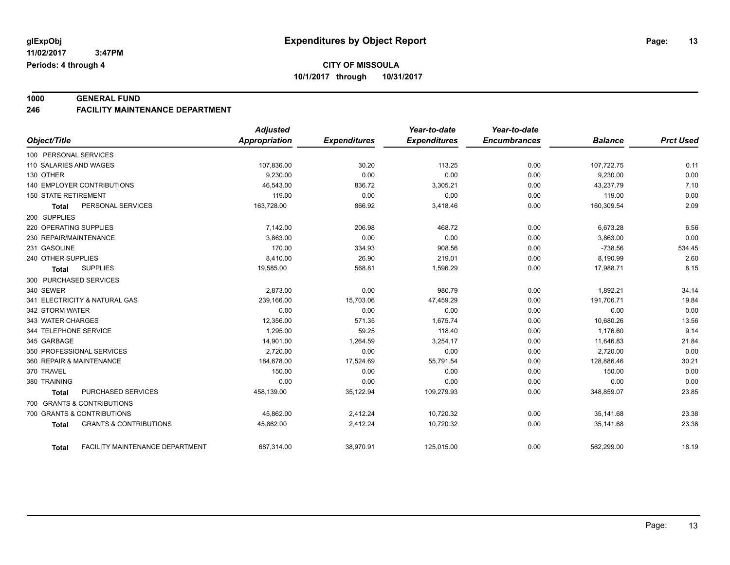**glExpObj** **Expenditures by Object Report**

**11/02/2017 3:47PM**

**Periods: 4 through 4**

**CITY OF MISSOULA**

**10/1/2017 through 10/31/2017**

## 1000 GENERAL FUND
## 246 FACILITY MAINTENANCE DEPARTMENT

| Object/Title | Adjusted Appropriation | Expenditures | Year-to-date Expenditures | Year-to-date Encumbrances | Balance | Prct Used |
|---|---|---|---|---|---|---|
| 100 PERSONAL SERVICES | | | | | | |
| 110 SALARIES AND WAGES | 107,836.00 | 30.20 | 113.25 | 0.00 | 107,722.75 | 0.11 |
| 130 OTHER | 9,230.00 | 0.00 | 0.00 | 0.00 | 9,230.00 | 0.00 |
| 140 EMPLOYER CONTRIBUTIONS | 46,543.00 | 836.72 | 3,305.21 | 0.00 | 43,237.79 | 7.10 |
| 150 STATE RETIREMENT | 119.00 | 0.00 | 0.00 | 0.00 | 119.00 | 0.00 |
| **Total** PERSONAL SERVICES | 163,728.00 | 866.92 | 3,418.46 | 0.00 | 160,309.54 | 2.09 |
| 200 SUPPLIES | | | | | | |
| 220 OPERATING SUPPLIES | 7,142.00 | 206.98 | 468.72 | 0.00 | 6,673.28 | 6.56 |
| 230 REPAIR/MAINTENANCE | 3,863.00 | 0.00 | 0.00 | 0.00 | 3,863.00 | 0.00 |
| 231 GASOLINE | 170.00 | 334.93 | 908.56 | 0.00 | -738.56 | 534.45 |
| 240 OTHER SUPPLIES | 8,410.00 | 26.90 | 219.01 | 0.00 | 8,190.99 | 2.60 |
| **Total** SUPPLIES | 19,585.00 | 568.81 | 1,596.29 | 0.00 | 17,988.71 | 8.15 |
| 300 PURCHASED SERVICES | | | | | | |
| 340 SEWER | 2,873.00 | 0.00 | 980.79 | 0.00 | 1,892.21 | 34.14 |
| 341 ELECTRICITY & NATURAL GAS | 239,166.00 | 15,703.06 | 47,459.29 | 0.00 | 191,706.71 | 19.84 |
| 342 STORM WATER | 0.00 | 0.00 | 0.00 | 0.00 | 0.00 | 0.00 |
| 343 WATER CHARGES | 12,356.00 | 571.35 | 1,675.74 | 0.00 | 10,680.26 | 13.56 |
| 344 TELEPHONE SERVICE | 1,295.00 | 59.25 | 118.40 | 0.00 | 1,176.60 | 9.14 |
| 345 GARBAGE | 14,901.00 | 1,264.59 | 3,254.17 | 0.00 | 11,646.83 | 21.84 |
| 350 PROFESSIONAL SERVICES | 2,720.00 | 0.00 | 0.00 | 0.00 | 2,720.00 | 0.00 |
| 360 REPAIR & MAINTENANCE | 184,678.00 | 17,524.69 | 55,791.54 | 0.00 | 128,886.46 | 30.21 |
| 370 TRAVEL | 150.00 | 0.00 | 0.00 | 0.00 | 150.00 | 0.00 |
| 380 TRAINING | 0.00 | 0.00 | 0.00 | 0.00 | 0.00 | 0.00 |
| **Total** PURCHASED SERVICES | 458,139.00 | 35,122.94 | 109,279.93 | 0.00 | 348,859.07 | 23.85 |
| 700 GRANTS & CONTRIBUTIONS | | | | | | |
| 700 GRANTS & CONTRIBUTIONS | 45,862.00 | 2,412.24 | 10,720.32 | 0.00 | 35,141.68 | 23.38 |
| **Total** GRANTS & CONTRIBUTIONS | 45,862.00 | 2,412.24 | 10,720.32 | 0.00 | 35,141.68 | 23.38 |
| **Total** FACILITY MAINTENANCE DEPARTMENT | 687,314.00 | 38,970.91 | 125,015.00 | 0.00 | 562,299.00 | 18.19 |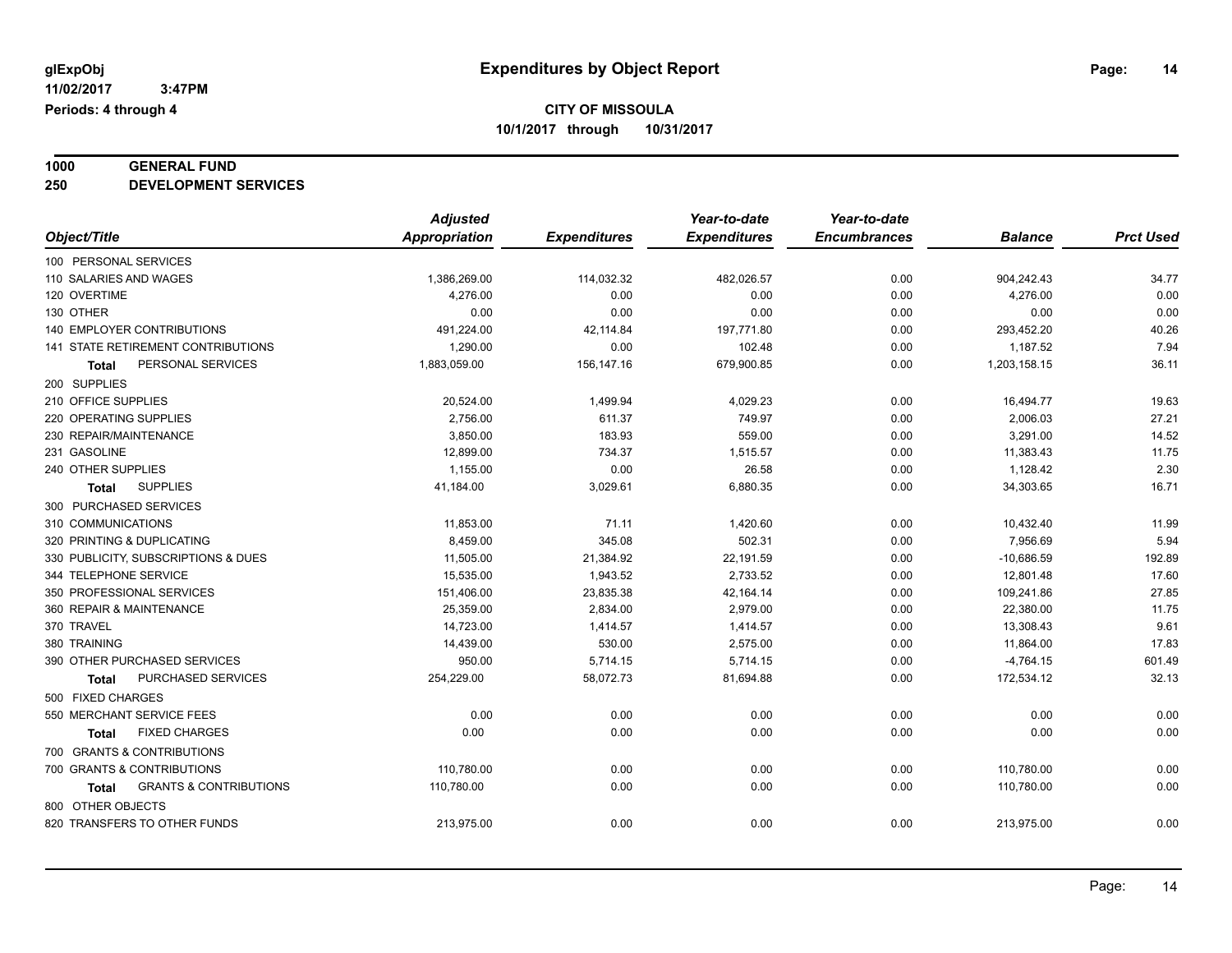**glExpObj**
**11/02/2017 3:47PM**
**Periods: 4 through 4**

# Expenditures by Object Report

**CITY OF MISSOULA**
**10/1/2017 through 10/31/2017**

**1000 GENERAL FUND**
**250 DEVELOPMENT SERVICES**

| Object/Title | Adjusted Appropriation | Expenditures | Year-to-date Expenditures | Year-to-date Encumbrances | Balance | Prct Used |
|---|---|---|---|---|---|---|
| 100 PERSONAL SERVICES | | | | | | |
| 110 SALARIES AND WAGES | 1,386,269.00 | 114,032.32 | 482,026.57 | 0.00 | 904,242.43 | 34.77 |
| 120 OVERTIME | 4,276.00 | 0.00 | 0.00 | 0.00 | 4,276.00 | 0.00 |
| 130 OTHER | 0.00 | 0.00 | 0.00 | 0.00 | 0.00 | 0.00 |
| 140 EMPLOYER CONTRIBUTIONS | 491,224.00 | 42,114.84 | 197,771.80 | 0.00 | 293,452.20 | 40.26 |
| 141 STATE RETIREMENT CONTRIBUTIONS | 1,290.00 | 0.00 | 102.48 | 0.00 | 1,187.52 | 7.94 |
| **Total** PERSONAL SERVICES | 1,883,059.00 | 156,147.16 | 679,900.85 | 0.00 | 1,203,158.15 | 36.11 |
| 200 SUPPLIES | | | | | | |
| 210 OFFICE SUPPLIES | 20,524.00 | 1,499.94 | 4,029.23 | 0.00 | 16,494.77 | 19.63 |
| 220 OPERATING SUPPLIES | 2,756.00 | 611.37 | 749.97 | 0.00 | 2,006.03 | 27.21 |
| 230 REPAIR/MAINTENANCE | 3,850.00 | 183.93 | 559.00 | 0.00 | 3,291.00 | 14.52 |
| 231 GASOLINE | 12,899.00 | 734.37 | 1,515.57 | 0.00 | 11,383.43 | 11.75 |
| 240 OTHER SUPPLIES | 1,155.00 | 0.00 | 26.58 | 0.00 | 1,128.42 | 2.30 |
| **Total** SUPPLIES | 41,184.00 | 3,029.61 | 6,880.35 | 0.00 | 34,303.65 | 16.71 |
| 300 PURCHASED SERVICES | | | | | | |
| 310 COMMUNICATIONS | 11,853.00 | 71.11 | 1,420.60 | 0.00 | 10,432.40 | 11.99 |
| 320 PRINTING & DUPLICATING | 8,459.00 | 345.08 | 502.31 | 0.00 | 7,956.69 | 5.94 |
| 330 PUBLICITY, SUBSCRIPTIONS & DUES | 11,505.00 | 21,384.92 | 22,191.59 | 0.00 | -10,686.59 | 192.89 |
| 344 TELEPHONE SERVICE | 15,535.00 | 1,943.52 | 2,733.52 | 0.00 | 12,801.48 | 17.60 |
| 350 PROFESSIONAL SERVICES | 151,406.00 | 23,835.38 | 42,164.14 | 0.00 | 109,241.86 | 27.85 |
| 360 REPAIR & MAINTENANCE | 25,359.00 | 2,834.00 | 2,979.00 | 0.00 | 22,380.00 | 11.75 |
| 370 TRAVEL | 14,723.00 | 1,414.57 | 1,414.57 | 0.00 | 13,308.43 | 9.61 |
| 380 TRAINING | 14,439.00 | 530.00 | 2,575.00 | 0.00 | 11,864.00 | 17.83 |
| 390 OTHER PURCHASED SERVICES | 950.00 | 5,714.15 | 5,714.15 | 0.00 | -4,764.15 | 601.49 |
| **Total** PURCHASED SERVICES | 254,229.00 | 58,072.73 | 81,694.88 | 0.00 | 172,534.12 | 32.13 |
| 500 FIXED CHARGES | | | | | | |
| 550 MERCHANT SERVICE FEES | 0.00 | 0.00 | 0.00 | 0.00 | 0.00 | 0.00 |
| **Total** FIXED CHARGES | 0.00 | 0.00 | 0.00 | 0.00 | 0.00 | 0.00 |
| 700 GRANTS & CONTRIBUTIONS | | | | | | |
| 700 GRANTS & CONTRIBUTIONS | 110,780.00 | 0.00 | 0.00 | 0.00 | 110,780.00 | 0.00 |
| **Total** GRANTS & CONTRIBUTIONS | 110,780.00 | 0.00 | 0.00 | 0.00 | 110,780.00 | 0.00 |
| 800 OTHER OBJECTS | | | | | | |
| 820 TRANSFERS TO OTHER FUNDS | 213,975.00 | 0.00 | 0.00 | 0.00 | 213,975.00 | 0.00 |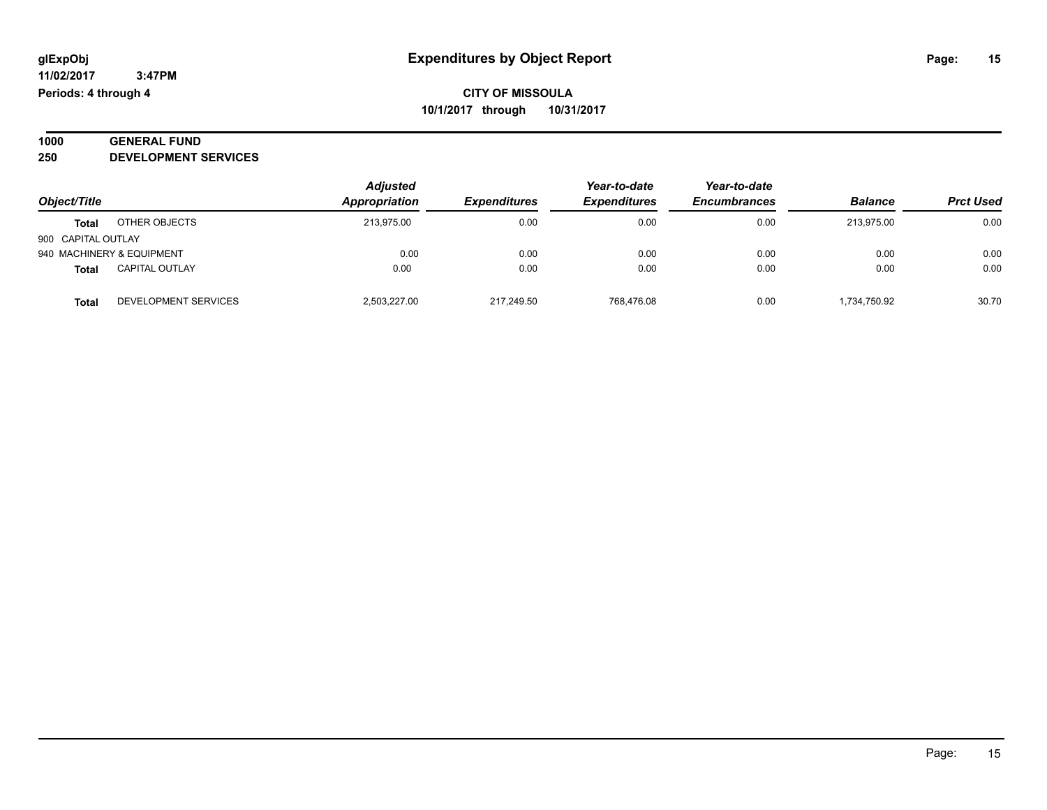# Expenditures by Object Report

glExpObj
11/02/2017 3:47PM
Periods: 4 through 4

**CITY OF MISSOULA**
**10/1/2017 through 10/31/2017**

**1000 GENERAL FUND**
**250 DEVELOPMENT SERVICES**

| Object/Title | | Adjusted Appropriation | Expenditures | Year-to-date Expenditures | Year-to-date Encumbrances | Balance | Prct Used |
|---|---|---|---|---|---|---|---|
| **Total** | OTHER OBJECTS | 213,975.00 | 0.00 | 0.00 | 0.00 | 213,975.00 | 0.00 |
| 900 CAPITAL OUTLAY | | | | | | | |
| 940 MACHINERY & EQUIPMENT | | 0.00 | 0.00 | 0.00 | 0.00 | 0.00 | 0.00 |
| **Total** | CAPITAL OUTLAY | 0.00 | 0.00 | 0.00 | 0.00 | 0.00 | 0.00 |
| **Total** | DEVELOPMENT SERVICES | 2,503,227.00 | 217,249.50 | 768,476.08 | 0.00 | 1,734,750.92 | 30.70 |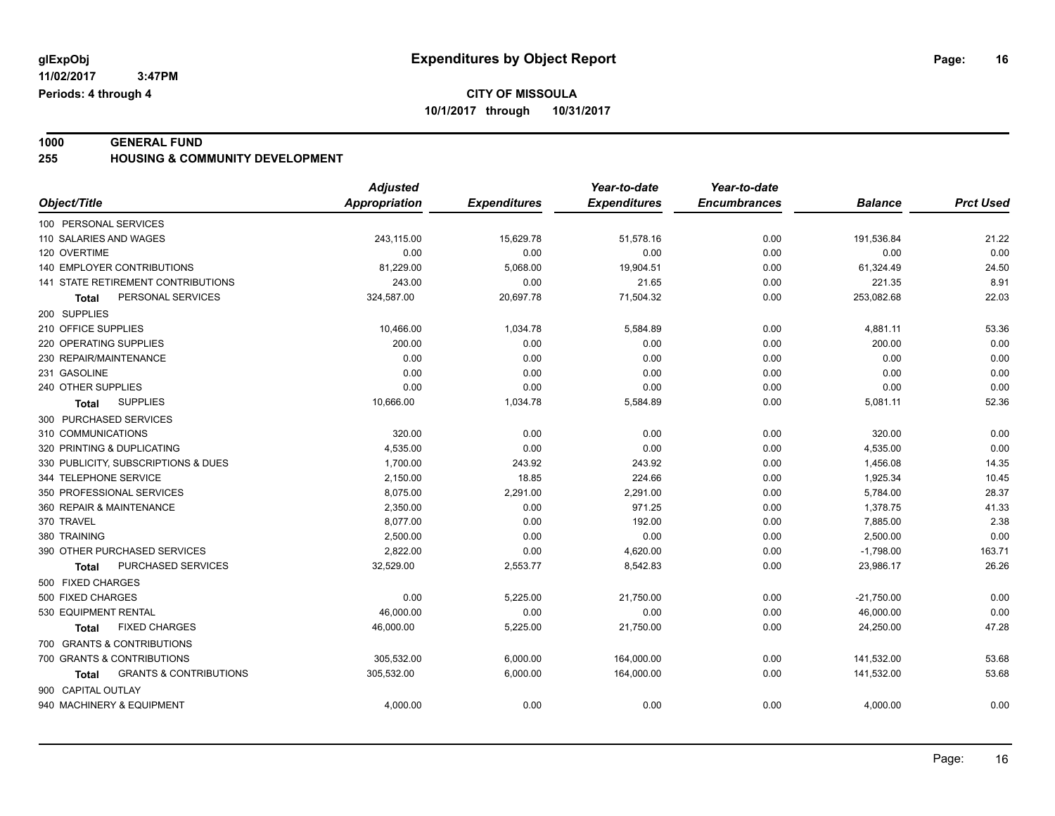# Expenditures by Object Report

glExpObj
11/02/2017 3:47PM
Periods: 4 through 4

**CITY OF MISSOULA**
**10/1/2017 through 10/31/2017**

## 1000 GENERAL FUND
## 255 HOUSING & COMMUNITY DEVELOPMENT

| Object/Title | Adjusted Appropriation | Expenditures | Year-to-date Expenditures | Year-to-date Encumbrances | Balance | Prct Used |
|---|---|---|---|---|---|---|
| 100 PERSONAL SERVICES | | | | | | |
| 110 SALARIES AND WAGES | 243,115.00 | 15,629.78 | 51,578.16 | 0.00 | 191,536.84 | 21.22 |
| 120 OVERTIME | 0.00 | 0.00 | 0.00 | 0.00 | 0.00 | 0.00 |
| 140 EMPLOYER CONTRIBUTIONS | 81,229.00 | 5,068.00 | 19,904.51 | 0.00 | 61,324.49 | 24.50 |
| 141 STATE RETIREMENT CONTRIBUTIONS | 243.00 | 0.00 | 21.65 | 0.00 | 221.35 | 8.91 |
| **Total** PERSONAL SERVICES | 324,587.00 | 20,697.78 | 71,504.32 | 0.00 | 253,082.68 | 22.03 |
| 200 SUPPLIES | | | | | | |
| 210 OFFICE SUPPLIES | 10,466.00 | 1,034.78 | 5,584.89 | 0.00 | 4,881.11 | 53.36 |
| 220 OPERATING SUPPLIES | 200.00 | 0.00 | 0.00 | 0.00 | 200.00 | 0.00 |
| 230 REPAIR/MAINTENANCE | 0.00 | 0.00 | 0.00 | 0.00 | 0.00 | 0.00 |
| 231 GASOLINE | 0.00 | 0.00 | 0.00 | 0.00 | 0.00 | 0.00 |
| 240 OTHER SUPPLIES | 0.00 | 0.00 | 0.00 | 0.00 | 0.00 | 0.00 |
| **Total** SUPPLIES | 10,666.00 | 1,034.78 | 5,584.89 | 0.00 | 5,081.11 | 52.36 |
| 300 PURCHASED SERVICES | | | | | | |
| 310 COMMUNICATIONS | 320.00 | 0.00 | 0.00 | 0.00 | 320.00 | 0.00 |
| 320 PRINTING & DUPLICATING | 4,535.00 | 0.00 | 0.00 | 0.00 | 4,535.00 | 0.00 |
| 330 PUBLICITY, SUBSCRIPTIONS & DUES | 1,700.00 | 243.92 | 243.92 | 0.00 | 1,456.08 | 14.35 |
| 344 TELEPHONE SERVICE | 2,150.00 | 18.85 | 224.66 | 0.00 | 1,925.34 | 10.45 |
| 350 PROFESSIONAL SERVICES | 8,075.00 | 2,291.00 | 2,291.00 | 0.00 | 5,784.00 | 28.37 |
| 360 REPAIR & MAINTENANCE | 2,350.00 | 0.00 | 971.25 | 0.00 | 1,378.75 | 41.33 |
| 370 TRAVEL | 8,077.00 | 0.00 | 192.00 | 0.00 | 7,885.00 | 2.38 |
| 380 TRAINING | 2,500.00 | 0.00 | 0.00 | 0.00 | 2,500.00 | 0.00 |
| 390 OTHER PURCHASED SERVICES | 2,822.00 | 0.00 | 4,620.00 | 0.00 | -1,798.00 | 163.71 |
| **Total** PURCHASED SERVICES | 32,529.00 | 2,553.77 | 8,542.83 | 0.00 | 23,986.17 | 26.26 |
| 500 FIXED CHARGES | | | | | | |
| 500 FIXED CHARGES | 0.00 | 5,225.00 | 21,750.00 | 0.00 | -21,750.00 | 0.00 |
| 530 EQUIPMENT RENTAL | 46,000.00 | 0.00 | 0.00 | 0.00 | 46,000.00 | 0.00 |
| **Total** FIXED CHARGES | 46,000.00 | 5,225.00 | 21,750.00 | 0.00 | 24,250.00 | 47.28 |
| 700 GRANTS & CONTRIBUTIONS | | | | | | |
| 700 GRANTS & CONTRIBUTIONS | 305,532.00 | 6,000.00 | 164,000.00 | 0.00 | 141,532.00 | 53.68 |
| **Total** GRANTS & CONTRIBUTIONS | 305,532.00 | 6,000.00 | 164,000.00 | 0.00 | 141,532.00 | 53.68 |
| 900 CAPITAL OUTLAY | | | | | | |
| 940 MACHINERY & EQUIPMENT | 4,000.00 | 0.00 | 0.00 | 0.00 | 4,000.00 | 0.00 |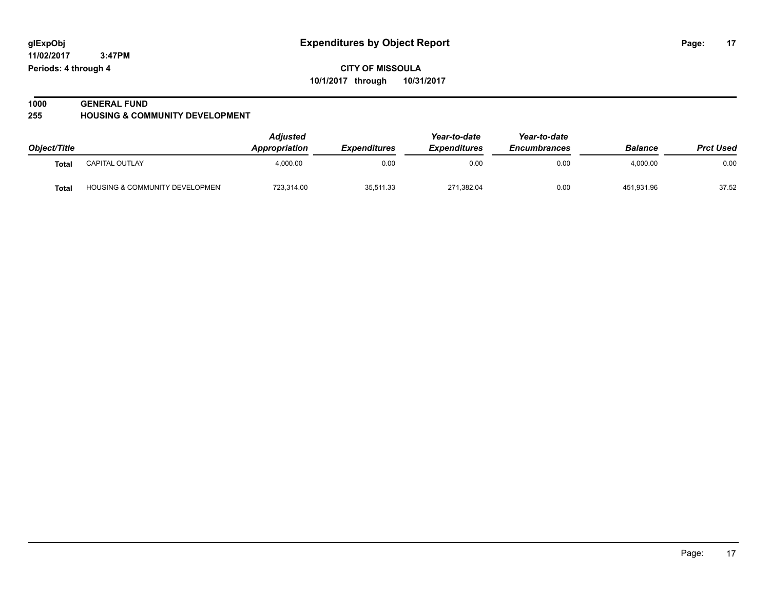# Expenditures by Object Report

glExpObj
11/02/2017 3:47PM
Periods: 4 through 4

**CITY OF MISSOULA**
**10/1/2017 through 10/31/2017**

**1000 GENERAL FUND**
**255 HOUSING & COMMUNITY DEVELOPMENT**

| Object/Title | | Adjusted Appropriation | Expenditures | Year-to-date Expenditures | Year-to-date Encumbrances | Balance | Prct Used |
|---|---|---|---|---|---|---|---|
| Total | CAPITAL OUTLAY | 4,000.00 | 0.00 | 0.00 | 0.00 | 4,000.00 | 0.00 |
| Total | HOUSING & COMMUNITY DEVELOPMEN | 723,314.00 | 35,511.33 | 271,382.04 | 0.00 | 451,931.96 | 37.52 |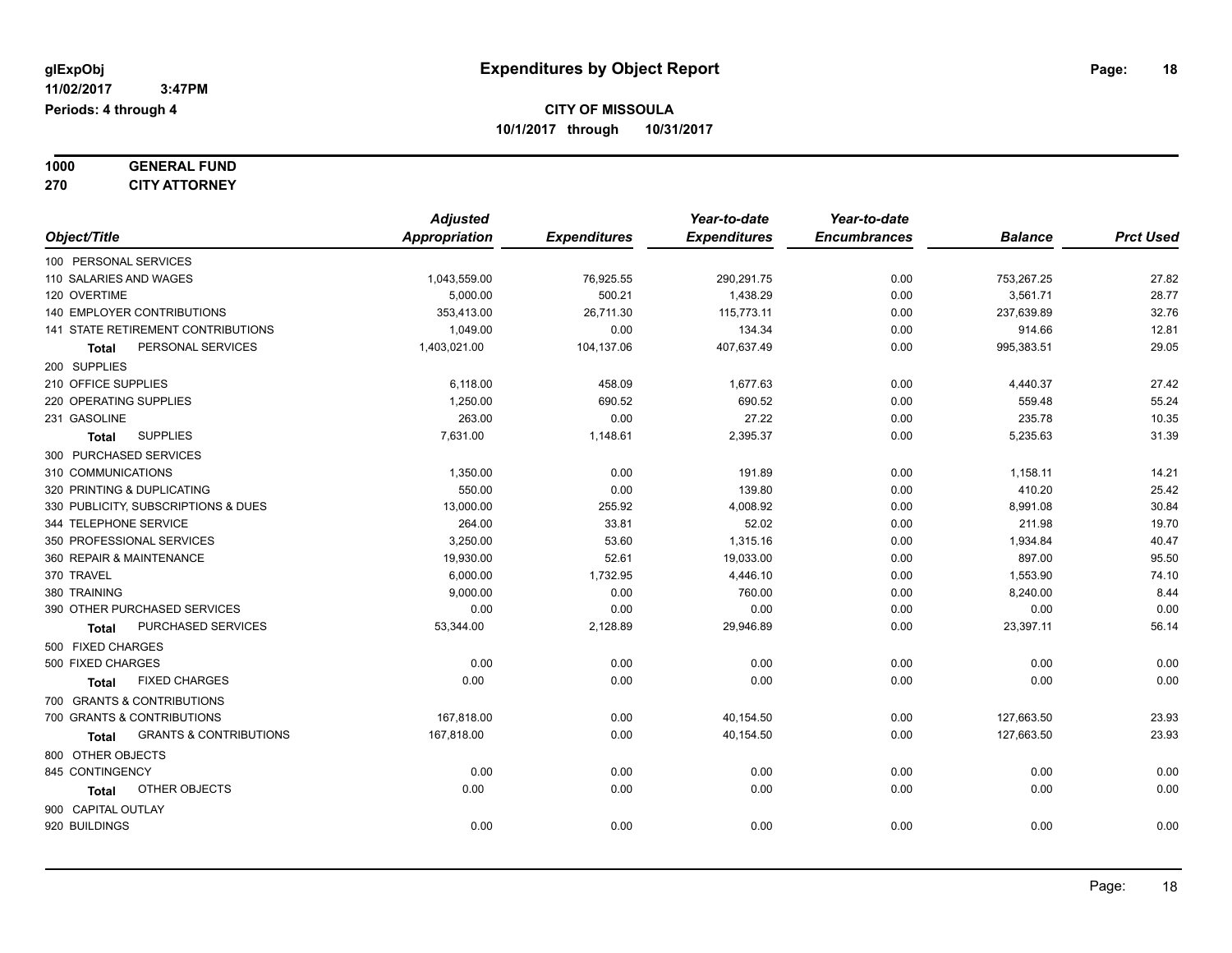# Expenditures by Object Report

glExpObj
11/02/2017 3:47PM
Periods: 4 through 4

**CITY OF MISSOULA**
**10/1/2017 through 10/31/2017**

**1000 GENERAL FUND**
**270 CITY ATTORNEY**

| Object/Title | Adjusted Appropriation | Expenditures | Year-to-date Expenditures | Year-to-date Encumbrances | Balance | Prct Used |
|---|---|---|---|---|---|---|
| 100 PERSONAL SERVICES | | | | | | |
| 110 SALARIES AND WAGES | 1,043,559.00 | 76,925.55 | 290,291.75 | 0.00 | 753,267.25 | 27.82 |
| 120 OVERTIME | 5,000.00 | 500.21 | 1,438.29 | 0.00 | 3,561.71 | 28.77 |
| 140 EMPLOYER CONTRIBUTIONS | 353,413.00 | 26,711.30 | 115,773.11 | 0.00 | 237,639.89 | 32.76 |
| 141 STATE RETIREMENT CONTRIBUTIONS | 1,049.00 | 0.00 | 134.34 | 0.00 | 914.66 | 12.81 |
| **Total** PERSONAL SERVICES | 1,403,021.00 | 104,137.06 | 407,637.49 | 0.00 | 995,383.51 | 29.05 |
| 200 SUPPLIES | | | | | | |
| 210 OFFICE SUPPLIES | 6,118.00 | 458.09 | 1,677.63 | 0.00 | 4,440.37 | 27.42 |
| 220 OPERATING SUPPLIES | 1,250.00 | 690.52 | 690.52 | 0.00 | 559.48 | 55.24 |
| 231 GASOLINE | 263.00 | 0.00 | 27.22 | 0.00 | 235.78 | 10.35 |
| **Total** SUPPLIES | 7,631.00 | 1,148.61 | 2,395.37 | 0.00 | 5,235.63 | 31.39 |
| 300 PURCHASED SERVICES | | | | | | |
| 310 COMMUNICATIONS | 1,350.00 | 0.00 | 191.89 | 0.00 | 1,158.11 | 14.21 |
| 320 PRINTING & DUPLICATING | 550.00 | 0.00 | 139.80 | 0.00 | 410.20 | 25.42 |
| 330 PUBLICITY, SUBSCRIPTIONS & DUES | 13,000.00 | 255.92 | 4,008.92 | 0.00 | 8,991.08 | 30.84 |
| 344 TELEPHONE SERVICE | 264.00 | 33.81 | 52.02 | 0.00 | 211.98 | 19.70 |
| 350 PROFESSIONAL SERVICES | 3,250.00 | 53.60 | 1,315.16 | 0.00 | 1,934.84 | 40.47 |
| 360 REPAIR & MAINTENANCE | 19,930.00 | 52.61 | 19,033.00 | 0.00 | 897.00 | 95.50 |
| 370 TRAVEL | 6,000.00 | 1,732.95 | 4,446.10 | 0.00 | 1,553.90 | 74.10 |
| 380 TRAINING | 9,000.00 | 0.00 | 760.00 | 0.00 | 8,240.00 | 8.44 |
| 390 OTHER PURCHASED SERVICES | 0.00 | 0.00 | 0.00 | 0.00 | 0.00 | 0.00 |
| **Total** PURCHASED SERVICES | 53,344.00 | 2,128.89 | 29,946.89 | 0.00 | 23,397.11 | 56.14 |
| 500 FIXED CHARGES | | | | | | |
| 500 FIXED CHARGES | 0.00 | 0.00 | 0.00 | 0.00 | 0.00 | 0.00 |
| **Total** FIXED CHARGES | 0.00 | 0.00 | 0.00 | 0.00 | 0.00 | 0.00 |
| 700 GRANTS & CONTRIBUTIONS | | | | | | |
| 700 GRANTS & CONTRIBUTIONS | 167,818.00 | 0.00 | 40,154.50 | 0.00 | 127,663.50 | 23.93 |
| **Total** GRANTS & CONTRIBUTIONS | 167,818.00 | 0.00 | 40,154.50 | 0.00 | 127,663.50 | 23.93 |
| 800 OTHER OBJECTS | | | | | | |
| 845 CONTINGENCY | 0.00 | 0.00 | 0.00 | 0.00 | 0.00 | 0.00 |
| **Total** OTHER OBJECTS | 0.00 | 0.00 | 0.00 | 0.00 | 0.00 | 0.00 |
| 900 CAPITAL OUTLAY | | | | | | |
| 920 BUILDINGS | 0.00 | 0.00 | 0.00 | 0.00 | 0.00 | 0.00 |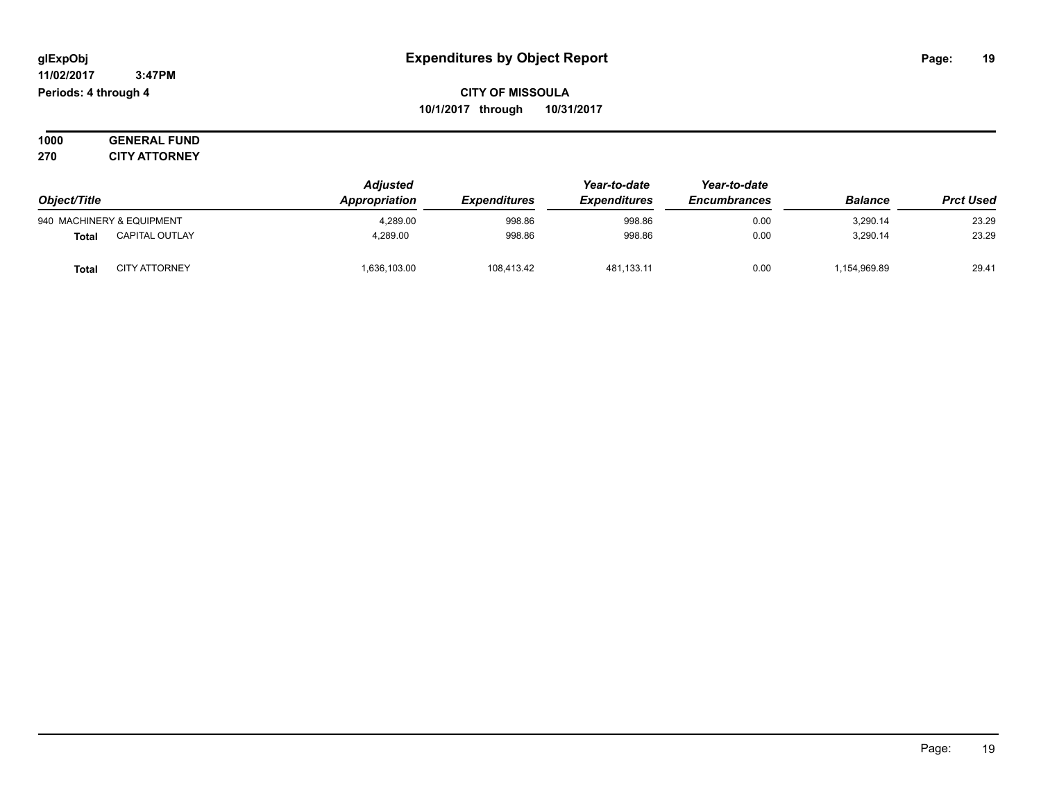# Expenditures by Object Report

glExpObj
11/02/2017 3:47PM
Periods: 4 through 4

**CITY OF MISSOULA**
**10/1/2017 through 10/31/2017**

**1000 GENERAL FUND**
**270 CITY ATTORNEY**

| Object/Title | | Adjusted Appropriation | Expenditures | Year-to-date Expenditures | Year-to-date Encumbrances | Balance | Prct Used |
|---|---|---|---|---|---|---|---|
| 940 MACHINERY & EQUIPMENT | | 4,289.00 | 998.86 | 998.86 | 0.00 | 3,290.14 | 23.29 |
| **Total** | CAPITAL OUTLAY | 4,289.00 | 998.86 | 998.86 | 0.00 | 3,290.14 | 23.29 |
| **Total** | CITY ATTORNEY | 1,636,103.00 | 108,413.42 | 481,133.11 | 0.00 | 1,154,969.89 | 29.41 |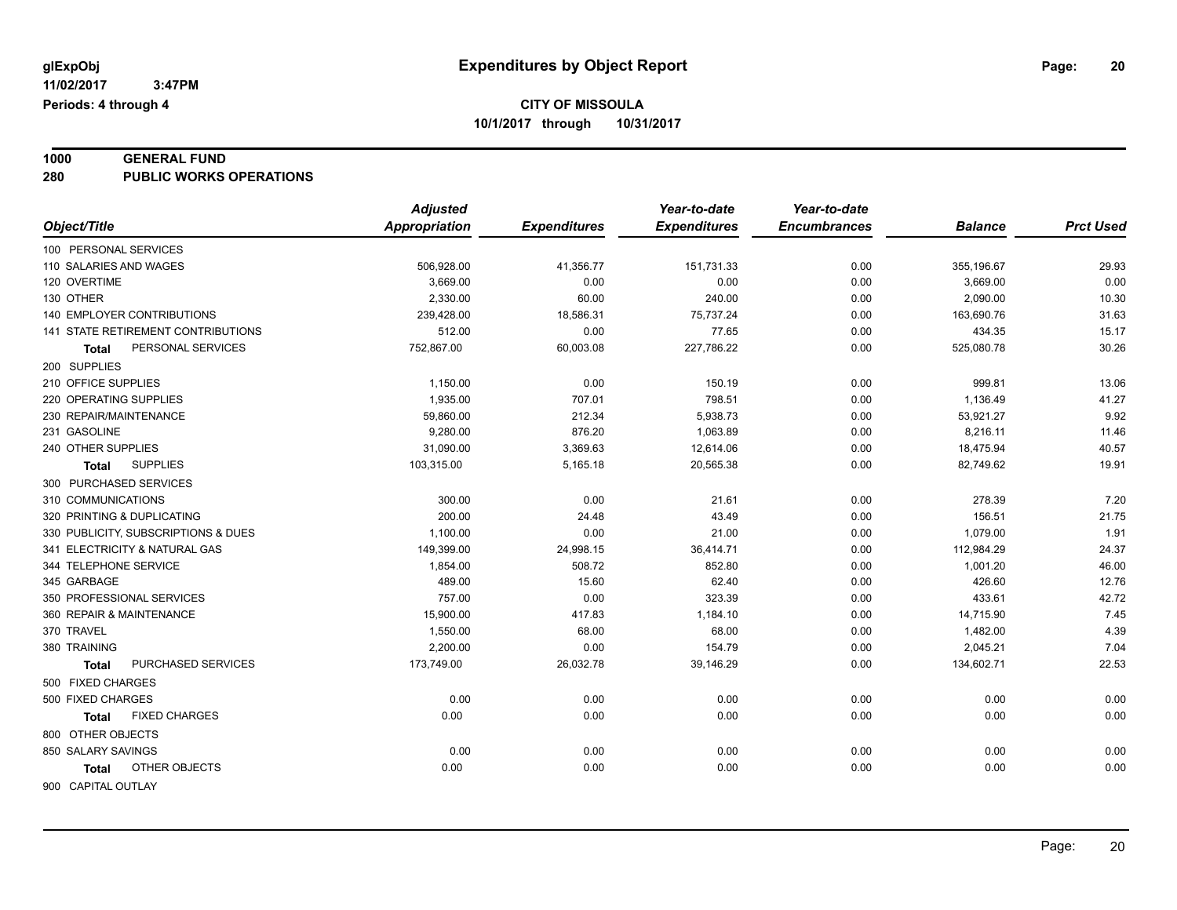**glExpObj** **Expenditures by Object Report**
**11/02/2017 3:47PM**
**Periods: 4 through 4**

**CITY OF MISSOULA**
**10/1/2017 through 10/31/2017**

**1000 GENERAL FUND**
**280 PUBLIC WORKS OPERATIONS**

| Object/Title | Adjusted Appropriation | Expenditures | Year-to-date Expenditures | Year-to-date Encumbrances | Balance | Prct Used |
|---|---|---|---|---|---|---|
| 100 PERSONAL SERVICES | | | | | | |
| 110 SALARIES AND WAGES | 506,928.00 | 41,356.77 | 151,731.33 | 0.00 | 355,196.67 | 29.93 |
| 120 OVERTIME | 3,669.00 | 0.00 | 0.00 | 0.00 | 3,669.00 | 0.00 |
| 130 OTHER | 2,330.00 | 60.00 | 240.00 | 0.00 | 2,090.00 | 10.30 |
| 140 EMPLOYER CONTRIBUTIONS | 239,428.00 | 18,586.31 | 75,737.24 | 0.00 | 163,690.76 | 31.63 |
| 141 STATE RETIREMENT CONTRIBUTIONS | 512.00 | 0.00 | 77.65 | 0.00 | 434.35 | 15.17 |
| **Total** PERSONAL SERVICES | 752,867.00 | 60,003.08 | 227,786.22 | 0.00 | 525,080.78 | 30.26 |
| 200 SUPPLIES | | | | | | |
| 210 OFFICE SUPPLIES | 1,150.00 | 0.00 | 150.19 | 0.00 | 999.81 | 13.06 |
| 220 OPERATING SUPPLIES | 1,935.00 | 707.01 | 798.51 | 0.00 | 1,136.49 | 41.27 |
| 230 REPAIR/MAINTENANCE | 59,860.00 | 212.34 | 5,938.73 | 0.00 | 53,921.27 | 9.92 |
| 231 GASOLINE | 9,280.00 | 876.20 | 1,063.89 | 0.00 | 8,216.11 | 11.46 |
| 240 OTHER SUPPLIES | 31,090.00 | 3,369.63 | 12,614.06 | 0.00 | 18,475.94 | 40.57 |
| **Total** SUPPLIES | 103,315.00 | 5,165.18 | 20,565.38 | 0.00 | 82,749.62 | 19.91 |
| 300 PURCHASED SERVICES | | | | | | |
| 310 COMMUNICATIONS | 300.00 | 0.00 | 21.61 | 0.00 | 278.39 | 7.20 |
| 320 PRINTING & DUPLICATING | 200.00 | 24.48 | 43.49 | 0.00 | 156.51 | 21.75 |
| 330 PUBLICITY, SUBSCRIPTIONS & DUES | 1,100.00 | 0.00 | 21.00 | 0.00 | 1,079.00 | 1.91 |
| 341 ELECTRICITY & NATURAL GAS | 149,399.00 | 24,998.15 | 36,414.71 | 0.00 | 112,984.29 | 24.37 |
| 344 TELEPHONE SERVICE | 1,854.00 | 508.72 | 852.80 | 0.00 | 1,001.20 | 46.00 |
| 345 GARBAGE | 489.00 | 15.60 | 62.40 | 0.00 | 426.60 | 12.76 |
| 350 PROFESSIONAL SERVICES | 757.00 | 0.00 | 323.39 | 0.00 | 433.61 | 42.72 |
| 360 REPAIR & MAINTENANCE | 15,900.00 | 417.83 | 1,184.10 | 0.00 | 14,715.90 | 7.45 |
| 370 TRAVEL | 1,550.00 | 68.00 | 68.00 | 0.00 | 1,482.00 | 4.39 |
| 380 TRAINING | 2,200.00 | 0.00 | 154.79 | 0.00 | 2,045.21 | 7.04 |
| **Total** PURCHASED SERVICES | 173,749.00 | 26,032.78 | 39,146.29 | 0.00 | 134,602.71 | 22.53 |
| 500 FIXED CHARGES | | | | | | |
| 500 FIXED CHARGES | 0.00 | 0.00 | 0.00 | 0.00 | 0.00 | 0.00 |
| **Total** FIXED CHARGES | 0.00 | 0.00 | 0.00 | 0.00 | 0.00 | 0.00 |
| 800 OTHER OBJECTS | | | | | | |
| 850 SALARY SAVINGS | 0.00 | 0.00 | 0.00 | 0.00 | 0.00 | 0.00 |
| **Total** OTHER OBJECTS | 0.00 | 0.00 | 0.00 | 0.00 | 0.00 | 0.00 |
| 900 CAPITAL OUTLAY | | | | | | |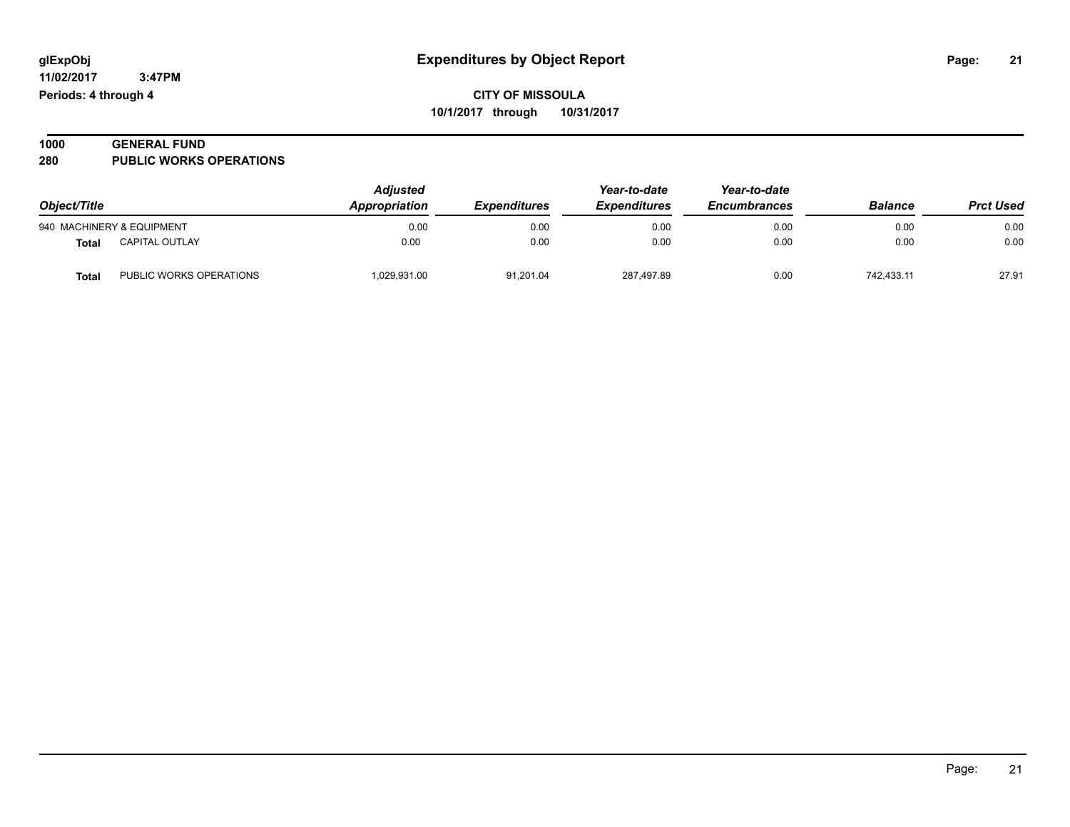# Expenditures by Object Report

glExpObj
11/02/2017 3:47PM
Periods: 4 through 4

**CITY OF MISSOULA**
**10/1/2017 through 10/31/2017**

## 1000 GENERAL FUND
## 280 PUBLIC WORKS OPERATIONS

| Object/Title | | Adjusted Appropriation | Expenditures | Year-to-date Expenditures | Year-to-date Encumbrances | Balance | Prct Used |
|---|---|---|---|---|---|---|---|
| 940 MACHINERY & EQUIPMENT | | 0.00 | 0.00 | 0.00 | 0.00 | 0.00 | 0.00 |
| **Total** | CAPITAL OUTLAY | 0.00 | 0.00 | 0.00 | 0.00 | 0.00 | 0.00 |
| **Total** | PUBLIC WORKS OPERATIONS | 1,029,931.00 | 91,201.04 | 287,497.89 | 0.00 | 742,433.11 | 27.91 |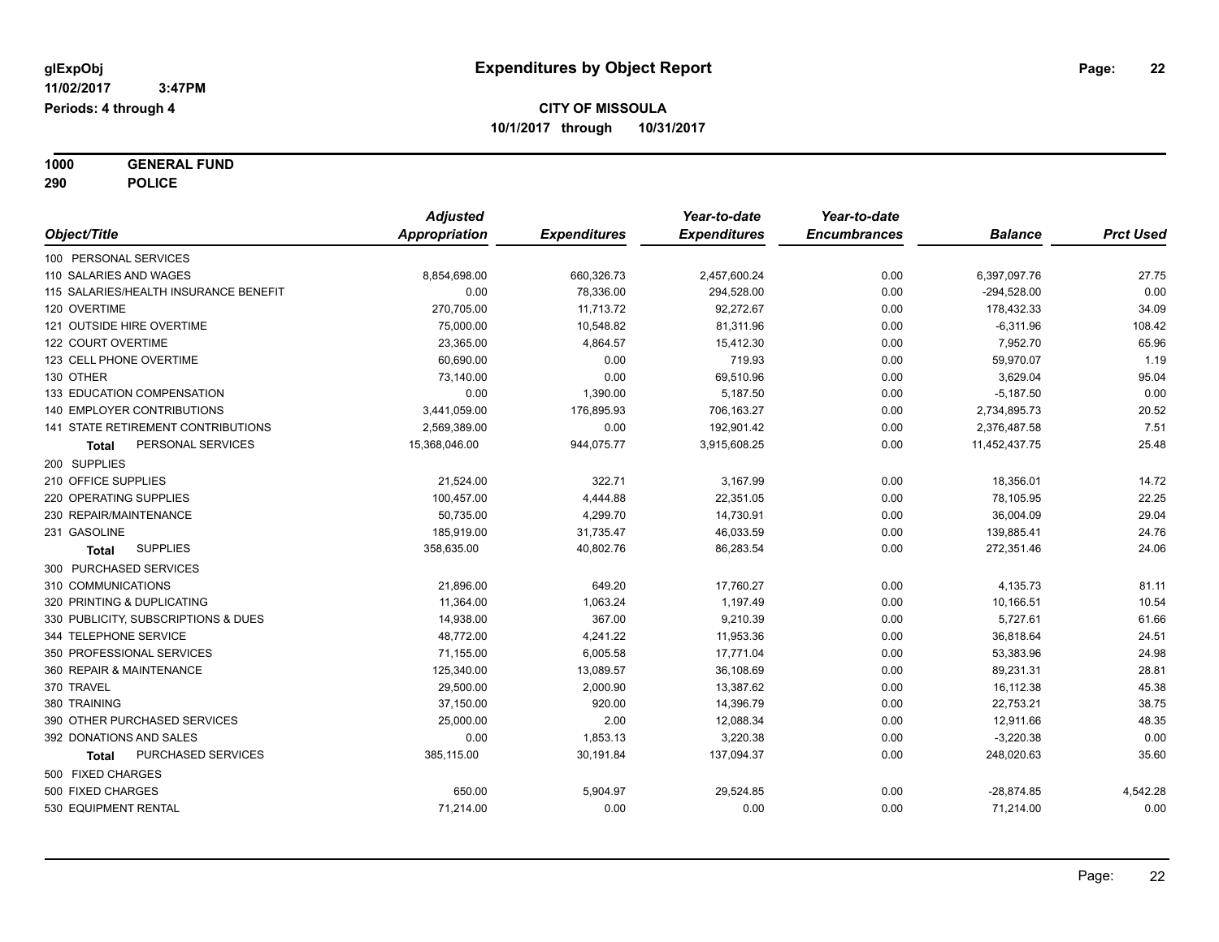glExpObj
11/02/2017 3:47PM
Periods: 4 through 4

# Expenditures by Object Report

**CITY OF MISSOULA**
**10/1/2017 through 10/31/2017**

**1000 GENERAL FUND**
**290 POLICE**

| Object/Title | Adjusted Appropriation | Expenditures | Year-to-date Expenditures | Year-to-date Encumbrances | Balance | Prct Used |
|---|---|---|---|---|---|---|
| 100 PERSONAL SERVICES | | | | | | |
| 110 SALARIES AND WAGES | 8,854,698.00 | 660,326.73 | 2,457,600.24 | 0.00 | 6,397,097.76 | 27.75 |
| 115 SALARIES/HEALTH INSURANCE BENEFIT | 0.00 | 78,336.00 | 294,528.00 | 0.00 | -294,528.00 | 0.00 |
| 120 OVERTIME | 270,705.00 | 11,713.72 | 92,272.67 | 0.00 | 178,432.33 | 34.09 |
| 121 OUTSIDE HIRE OVERTIME | 75,000.00 | 10,548.82 | 81,311.96 | 0.00 | -6,311.96 | 108.42 |
| 122 COURT OVERTIME | 23,365.00 | 4,864.57 | 15,412.30 | 0.00 | 7,952.70 | 65.96 |
| 123 CELL PHONE OVERTIME | 60,690.00 | 0.00 | 719.93 | 0.00 | 59,970.07 | 1.19 |
| 130 OTHER | 73,140.00 | 0.00 | 69,510.96 | 0.00 | 3,629.04 | 95.04 |
| 133 EDUCATION COMPENSATION | 0.00 | 1,390.00 | 5,187.50 | 0.00 | -5,187.50 | 0.00 |
| 140 EMPLOYER CONTRIBUTIONS | 3,441,059.00 | 176,895.93 | 706,163.27 | 0.00 | 2,734,895.73 | 20.52 |
| 141 STATE RETIREMENT CONTRIBUTIONS | 2,569,389.00 | 0.00 | 192,901.42 | 0.00 | 2,376,487.58 | 7.51 |
| **Total** PERSONAL SERVICES | 15,368,046.00 | 944,075.77 | 3,915,608.25 | 0.00 | 11,452,437.75 | 25.48 |
| 200 SUPPLIES | | | | | | |
| 210 OFFICE SUPPLIES | 21,524.00 | 322.71 | 3,167.99 | 0.00 | 18,356.01 | 14.72 |
| 220 OPERATING SUPPLIES | 100,457.00 | 4,444.88 | 22,351.05 | 0.00 | 78,105.95 | 22.25 |
| 230 REPAIR/MAINTENANCE | 50,735.00 | 4,299.70 | 14,730.91 | 0.00 | 36,004.09 | 29.04 |
| 231 GASOLINE | 185,919.00 | 31,735.47 | 46,033.59 | 0.00 | 139,885.41 | 24.76 |
| **Total** SUPPLIES | 358,635.00 | 40,802.76 | 86,283.54 | 0.00 | 272,351.46 | 24.06 |
| 300 PURCHASED SERVICES | | | | | | |
| 310 COMMUNICATIONS | 21,896.00 | 649.20 | 17,760.27 | 0.00 | 4,135.73 | 81.11 |
| 320 PRINTING & DUPLICATING | 11,364.00 | 1,063.24 | 1,197.49 | 0.00 | 10,166.51 | 10.54 |
| 330 PUBLICITY, SUBSCRIPTIONS & DUES | 14,938.00 | 367.00 | 9,210.39 | 0.00 | 5,727.61 | 61.66 |
| 344 TELEPHONE SERVICE | 48,772.00 | 4,241.22 | 11,953.36 | 0.00 | 36,818.64 | 24.51 |
| 350 PROFESSIONAL SERVICES | 71,155.00 | 6,005.58 | 17,771.04 | 0.00 | 53,383.96 | 24.98 |
| 360 REPAIR & MAINTENANCE | 125,340.00 | 13,089.57 | 36,108.69 | 0.00 | 89,231.31 | 28.81 |
| 370 TRAVEL | 29,500.00 | 2,000.90 | 13,387.62 | 0.00 | 16,112.38 | 45.38 |
| 380 TRAINING | 37,150.00 | 920.00 | 14,396.79 | 0.00 | 22,753.21 | 38.75 |
| 390 OTHER PURCHASED SERVICES | 25,000.00 | 2.00 | 12,088.34 | 0.00 | 12,911.66 | 48.35 |
| 392 DONATIONS AND SALES | 0.00 | 1,853.13 | 3,220.38 | 0.00 | -3,220.38 | 0.00 |
| **Total** PURCHASED SERVICES | 385,115.00 | 30,191.84 | 137,094.37 | 0.00 | 248,020.63 | 35.60 |
| 500 FIXED CHARGES | | | | | | |
| 500 FIXED CHARGES | 650.00 | 5,904.97 | 29,524.85 | 0.00 | -28,874.85 | 4,542.28 |
| 530 EQUIPMENT RENTAL | 71,214.00 | 0.00 | 0.00 | 0.00 | 71,214.00 | 0.00 |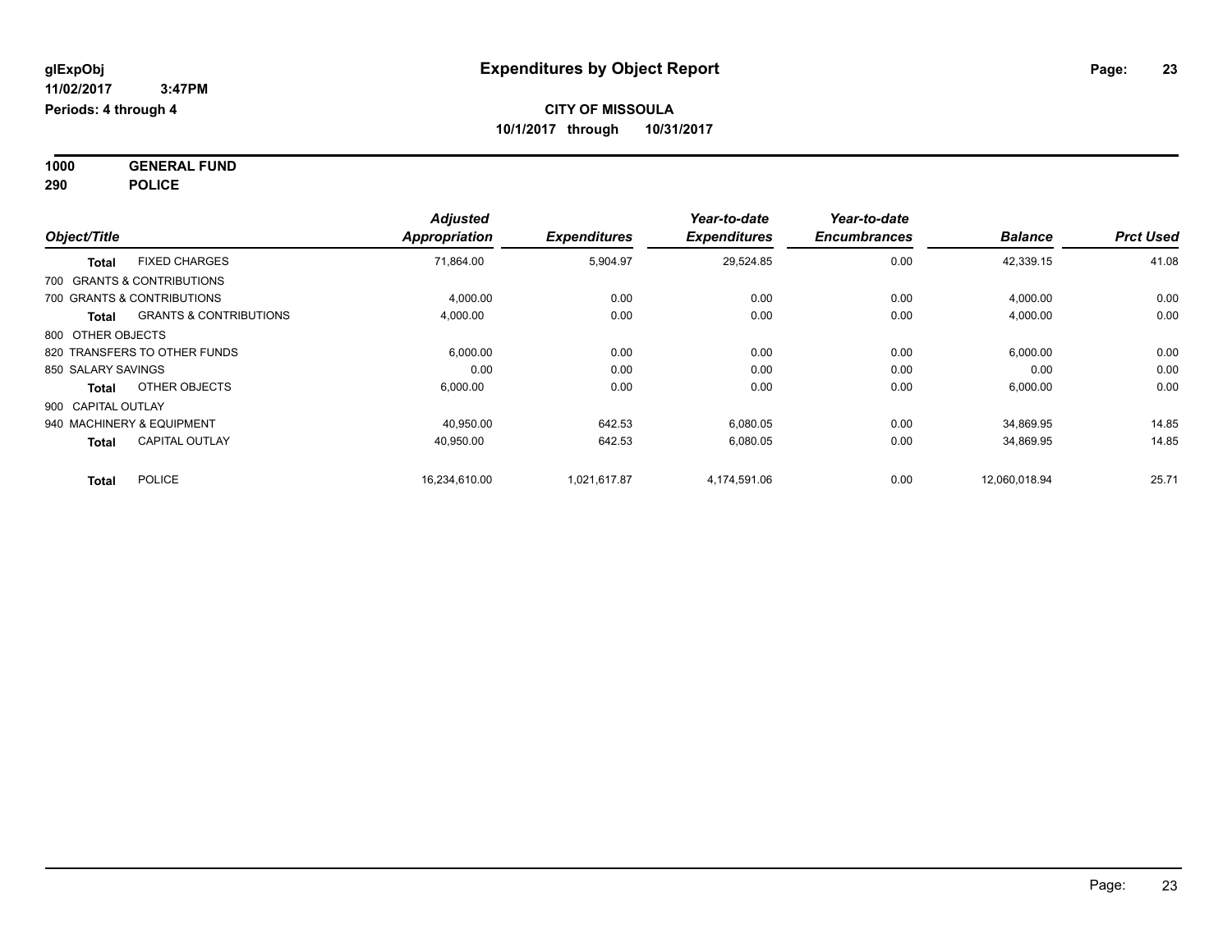# Expenditures by Object Report

glExpObj
11/02/2017 3:47PM
Periods: 4 through 4

**CITY OF MISSOULA**
**10/1/2017 through 10/31/2017**

**1000 GENERAL FUND**
**290 POLICE**

| Object/Title | | Adjusted Appropriation | Expenditures | Year-to-date Expenditures | Year-to-date Encumbrances | Balance | Prct Used |
|---|---|---|---|---|---|---|---|
| **Total** | FIXED CHARGES | 71,864.00 | 5,904.97 | 29,524.85 | 0.00 | 42,339.15 | 41.08 |
| 700 GRANTS & CONTRIBUTIONS | | | | | | | |
| 700 GRANTS & CONTRIBUTIONS | | 4,000.00 | 0.00 | 0.00 | 0.00 | 4,000.00 | 0.00 |
| **Total** | GRANTS & CONTRIBUTIONS | 4,000.00 | 0.00 | 0.00 | 0.00 | 4,000.00 | 0.00 |
| 800 OTHER OBJECTS | | | | | | | |
| 820 TRANSFERS TO OTHER FUNDS | | 6,000.00 | 0.00 | 0.00 | 0.00 | 6,000.00 | 0.00 |
| 850 SALARY SAVINGS | | 0.00 | 0.00 | 0.00 | 0.00 | 0.00 | 0.00 |
| **Total** | OTHER OBJECTS | 6,000.00 | 0.00 | 0.00 | 0.00 | 6,000.00 | 0.00 |
| 900 CAPITAL OUTLAY | | | | | | | |
| 940 MACHINERY & EQUIPMENT | | 40,950.00 | 642.53 | 6,080.05 | 0.00 | 34,869.95 | 14.85 |
| **Total** | CAPITAL OUTLAY | 40,950.00 | 642.53 | 6,080.05 | 0.00 | 34,869.95 | 14.85 |
| **Total** | POLICE | 16,234,610.00 | 1,021,617.87 | 4,174,591.06 | 0.00 | 12,060,018.94 | 25.71 |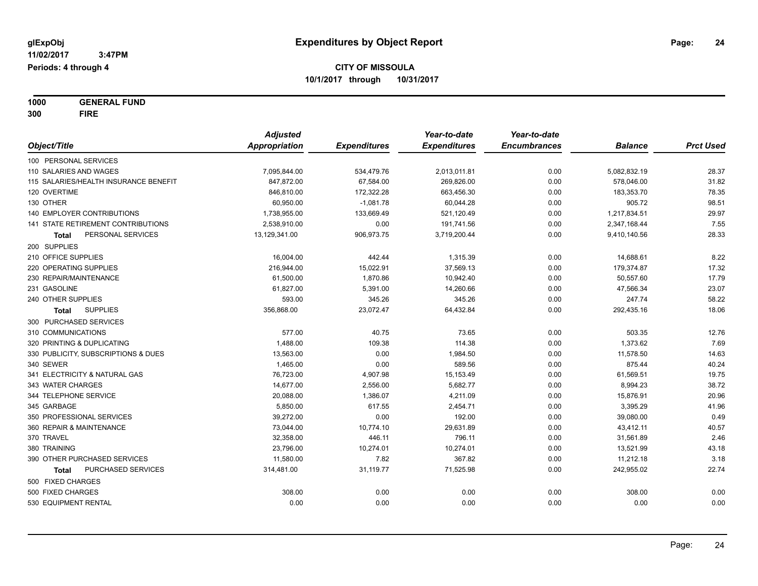glExpObj
11/02/2017 3:47PM
Periods: 4 through 4

# Expenditures by Object Report

**CITY OF MISSOULA**
**10/1/2017 through 10/31/2017**

**1000 GENERAL FUND**
**300 FIRE**

| Object/Title | Adjusted Appropriation | Expenditures | Year-to-date Expenditures | Year-to-date Encumbrances | Balance | Prct Used |
|---|---|---|---|---|---|---|
| 100 PERSONAL SERVICES | | | | | | |
| 110 SALARIES AND WAGES | 7,095,844.00 | 534,479.76 | 2,013,011.81 | 0.00 | 5,082,832.19 | 28.37 |
| 115 SALARIES/HEALTH INSURANCE BENEFIT | 847,872.00 | 67,584.00 | 269,826.00 | 0.00 | 578,046.00 | 31.82 |
| 120 OVERTIME | 846,810.00 | 172,322.28 | 663,456.30 | 0.00 | 183,353.70 | 78.35 |
| 130 OTHER | 60,950.00 | -1,081.78 | 60,044.28 | 0.00 | 905.72 | 98.51 |
| 140 EMPLOYER CONTRIBUTIONS | 1,738,955.00 | 133,669.49 | 521,120.49 | 0.00 | 1,217,834.51 | 29.97 |
| 141 STATE RETIREMENT CONTRIBUTIONS | 2,538,910.00 | 0.00 | 191,741.56 | 0.00 | 2,347,168.44 | 7.55 |
| **Total** PERSONAL SERVICES | 13,129,341.00 | 906,973.75 | 3,719,200.44 | 0.00 | 9,410,140.56 | 28.33 |
| 200 SUPPLIES | | | | | | |
| 210 OFFICE SUPPLIES | 16,004.00 | 442.44 | 1,315.39 | 0.00 | 14,688.61 | 8.22 |
| 220 OPERATING SUPPLIES | 216,944.00 | 15,022.91 | 37,569.13 | 0.00 | 179,374.87 | 17.32 |
| 230 REPAIR/MAINTENANCE | 61,500.00 | 1,870.86 | 10,942.40 | 0.00 | 50,557.60 | 17.79 |
| 231 GASOLINE | 61,827.00 | 5,391.00 | 14,260.66 | 0.00 | 47,566.34 | 23.07 |
| 240 OTHER SUPPLIES | 593.00 | 345.26 | 345.26 | 0.00 | 247.74 | 58.22 |
| **Total** SUPPLIES | 356,868.00 | 23,072.47 | 64,432.84 | 0.00 | 292,435.16 | 18.06 |
| 300 PURCHASED SERVICES | | | | | | |
| 310 COMMUNICATIONS | 577.00 | 40.75 | 73.65 | 0.00 | 503.35 | 12.76 |
| 320 PRINTING & DUPLICATING | 1,488.00 | 109.38 | 114.38 | 0.00 | 1,373.62 | 7.69 |
| 330 PUBLICITY, SUBSCRIPTIONS & DUES | 13,563.00 | 0.00 | 1,984.50 | 0.00 | 11,578.50 | 14.63 |
| 340 SEWER | 1,465.00 | 0.00 | 589.56 | 0.00 | 875.44 | 40.24 |
| 341 ELECTRICITY & NATURAL GAS | 76,723.00 | 4,907.98 | 15,153.49 | 0.00 | 61,569.51 | 19.75 |
| 343 WATER CHARGES | 14,677.00 | 2,556.00 | 5,682.77 | 0.00 | 8,994.23 | 38.72 |
| 344 TELEPHONE SERVICE | 20,088.00 | 1,386.07 | 4,211.09 | 0.00 | 15,876.91 | 20.96 |
| 345 GARBAGE | 5,850.00 | 617.55 | 2,454.71 | 0.00 | 3,395.29 | 41.96 |
| 350 PROFESSIONAL SERVICES | 39,272.00 | 0.00 | 192.00 | 0.00 | 39,080.00 | 0.49 |
| 360 REPAIR & MAINTENANCE | 73,044.00 | 10,774.10 | 29,631.89 | 0.00 | 43,412.11 | 40.57 |
| 370 TRAVEL | 32,358.00 | 446.11 | 796.11 | 0.00 | 31,561.89 | 2.46 |
| 380 TRAINING | 23,796.00 | 10,274.01 | 10,274.01 | 0.00 | 13,521.99 | 43.18 |
| 390 OTHER PURCHASED SERVICES | 11,580.00 | 7.82 | 367.82 | 0.00 | 11,212.18 | 3.18 |
| **Total** PURCHASED SERVICES | 314,481.00 | 31,119.77 | 71,525.98 | 0.00 | 242,955.02 | 22.74 |
| 500 FIXED CHARGES | | | | | | |
| 500 FIXED CHARGES | 308.00 | 0.00 | 0.00 | 0.00 | 308.00 | 0.00 |
| 530 EQUIPMENT RENTAL | 0.00 | 0.00 | 0.00 | 0.00 | 0.00 | 0.00 |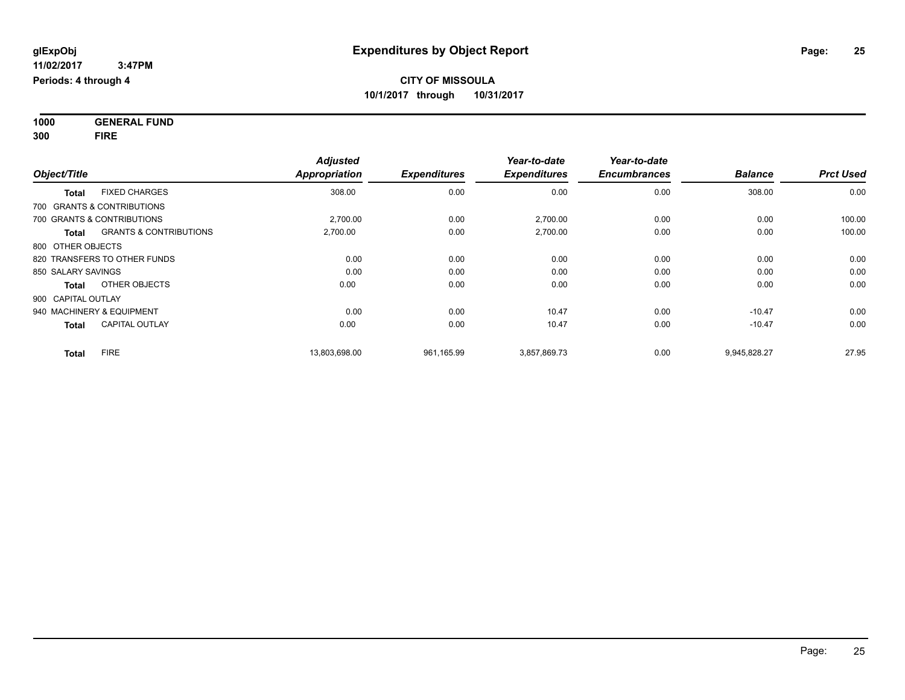**glExpObj** **Expenditures by Object Report**

**11/02/2017 3:47PM**

**Periods: 4 through 4**

**CITY OF MISSOULA**

**10/1/2017 through 10/31/2017**

**1000 GENERAL FUND**

**300 FIRE**

| Object/Title | | Adjusted Appropriation | Expenditures | Year-to-date Expenditures | Year-to-date Encumbrances | Balance | Prct Used |
|---|---|---|---|---|---|---|---|
| **Total** | FIXED CHARGES | 308.00 | 0.00 | 0.00 | 0.00 | 308.00 | 0.00 |
| 700 GRANTS & CONTRIBUTIONS | | | | | | | |
| 700 GRANTS & CONTRIBUTIONS | | 2,700.00 | 0.00 | 2,700.00 | 0.00 | 0.00 | 100.00 |
| **Total** | GRANTS & CONTRIBUTIONS | 2,700.00 | 0.00 | 2,700.00 | 0.00 | 0.00 | 100.00 |
| 800 OTHER OBJECTS | | | | | | | |
| 820 TRANSFERS TO OTHER FUNDS | | 0.00 | 0.00 | 0.00 | 0.00 | 0.00 | 0.00 |
| 850 SALARY SAVINGS | | 0.00 | 0.00 | 0.00 | 0.00 | 0.00 | 0.00 |
| **Total** | OTHER OBJECTS | 0.00 | 0.00 | 0.00 | 0.00 | 0.00 | 0.00 |
| 900 CAPITAL OUTLAY | | | | | | | |
| 940 MACHINERY & EQUIPMENT | | 0.00 | 0.00 | 10.47 | 0.00 | -10.47 | 0.00 |
| **Total** | CAPITAL OUTLAY | 0.00 | 0.00 | 10.47 | 0.00 | -10.47 | 0.00 |
| **Total** | FIRE | 13,803,698.00 | 961,165.99 | 3,857,869.73 | 0.00 | 9,945,828.27 | 27.95 |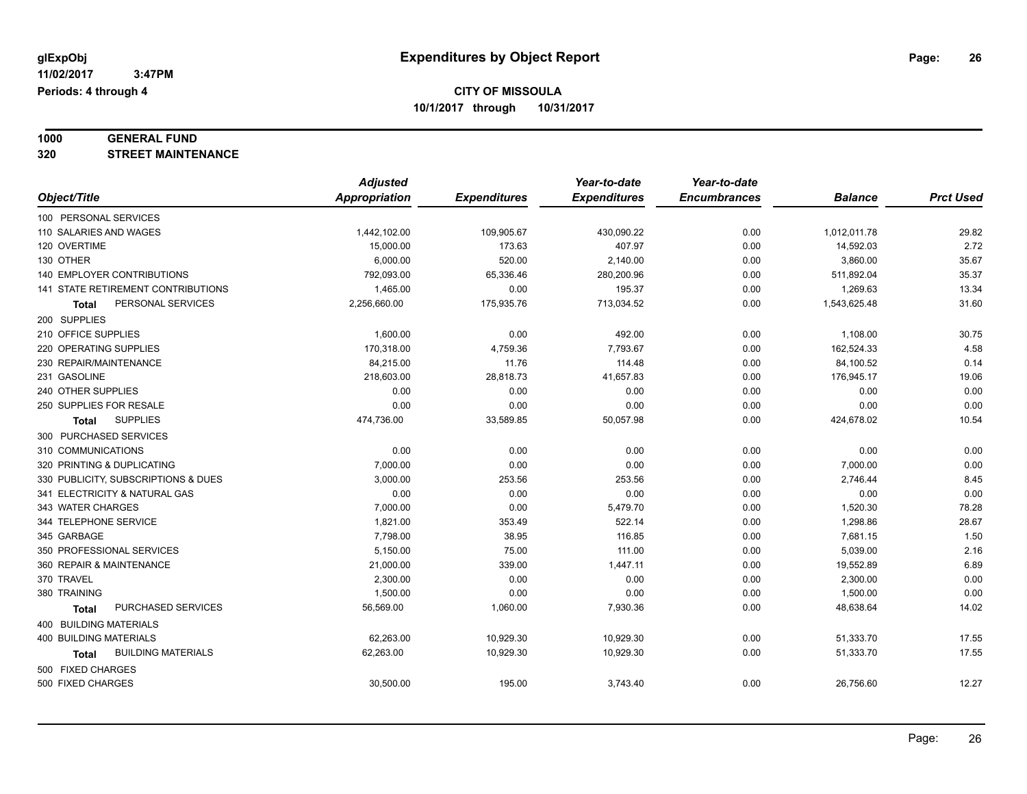**glExpObj** **Expenditures by Object Report**
**11/02/2017 3:47PM**
**Periods: 4 through 4**

**CITY OF MISSOULA**
**10/1/2017 through 10/31/2017**

**1000 GENERAL FUND**
**320 STREET MAINTENANCE**

| Object/Title | Adjusted Appropriation | Expenditures | Year-to-date Expenditures | Year-to-date Encumbrances | Balance | Prct Used |
|---|---|---|---|---|---|---|
| 100 PERSONAL SERVICES | | | | | | |
| 110 SALARIES AND WAGES | 1,442,102.00 | 109,905.67 | 430,090.22 | 0.00 | 1,012,011.78 | 29.82 |
| 120 OVERTIME | 15,000.00 | 173.63 | 407.97 | 0.00 | 14,592.03 | 2.72 |
| 130 OTHER | 6,000.00 | 520.00 | 2,140.00 | 0.00 | 3,860.00 | 35.67 |
| 140 EMPLOYER CONTRIBUTIONS | 792,093.00 | 65,336.46 | 280,200.96 | 0.00 | 511,892.04 | 35.37 |
| 141 STATE RETIREMENT CONTRIBUTIONS | 1,465.00 | 0.00 | 195.37 | 0.00 | 1,269.63 | 13.34 |
| **Total** PERSONAL SERVICES | 2,256,660.00 | 175,935.76 | 713,034.52 | 0.00 | 1,543,625.48 | 31.60 |
| 200 SUPPLIES | | | | | | |
| 210 OFFICE SUPPLIES | 1,600.00 | 0.00 | 492.00 | 0.00 | 1,108.00 | 30.75 |
| 220 OPERATING SUPPLIES | 170,318.00 | 4,759.36 | 7,793.67 | 0.00 | 162,524.33 | 4.58 |
| 230 REPAIR/MAINTENANCE | 84,215.00 | 11.76 | 114.48 | 0.00 | 84,100.52 | 0.14 |
| 231 GASOLINE | 218,603.00 | 28,818.73 | 41,657.83 | 0.00 | 176,945.17 | 19.06 |
| 240 OTHER SUPPLIES | 0.00 | 0.00 | 0.00 | 0.00 | 0.00 | 0.00 |
| 250 SUPPLIES FOR RESALE | 0.00 | 0.00 | 0.00 | 0.00 | 0.00 | 0.00 |
| **Total** SUPPLIES | 474,736.00 | 33,589.85 | 50,057.98 | 0.00 | 424,678.02 | 10.54 |
| 300 PURCHASED SERVICES | | | | | | |
| 310 COMMUNICATIONS | 0.00 | 0.00 | 0.00 | 0.00 | 0.00 | 0.00 |
| 320 PRINTING & DUPLICATING | 7,000.00 | 0.00 | 0.00 | 0.00 | 7,000.00 | 0.00 |
| 330 PUBLICITY, SUBSCRIPTIONS & DUES | 3,000.00 | 253.56 | 253.56 | 0.00 | 2,746.44 | 8.45 |
| 341 ELECTRICITY & NATURAL GAS | 0.00 | 0.00 | 0.00 | 0.00 | 0.00 | 0.00 |
| 343 WATER CHARGES | 7,000.00 | 0.00 | 5,479.70 | 0.00 | 1,520.30 | 78.28 |
| 344 TELEPHONE SERVICE | 1,821.00 | 353.49 | 522.14 | 0.00 | 1,298.86 | 28.67 |
| 345 GARBAGE | 7,798.00 | 38.95 | 116.85 | 0.00 | 7,681.15 | 1.50 |
| 350 PROFESSIONAL SERVICES | 5,150.00 | 75.00 | 111.00 | 0.00 | 5,039.00 | 2.16 |
| 360 REPAIR & MAINTENANCE | 21,000.00 | 339.00 | 1,447.11 | 0.00 | 19,552.89 | 6.89 |
| 370 TRAVEL | 2,300.00 | 0.00 | 0.00 | 0.00 | 2,300.00 | 0.00 |
| 380 TRAINING | 1,500.00 | 0.00 | 0.00 | 0.00 | 1,500.00 | 0.00 |
| **Total** PURCHASED SERVICES | 56,569.00 | 1,060.00 | 7,930.36 | 0.00 | 48,638.64 | 14.02 |
| 400 BUILDING MATERIALS | | | | | | |
| 400 BUILDING MATERIALS | 62,263.00 | 10,929.30 | 10,929.30 | 0.00 | 51,333.70 | 17.55 |
| **Total** BUILDING MATERIALS | 62,263.00 | 10,929.30 | 10,929.30 | 0.00 | 51,333.70 | 17.55 |
| 500 FIXED CHARGES | | | | | | |
| 500 FIXED CHARGES | 30,500.00 | 195.00 | 3,743.40 | 0.00 | 26,756.60 | 12.27 |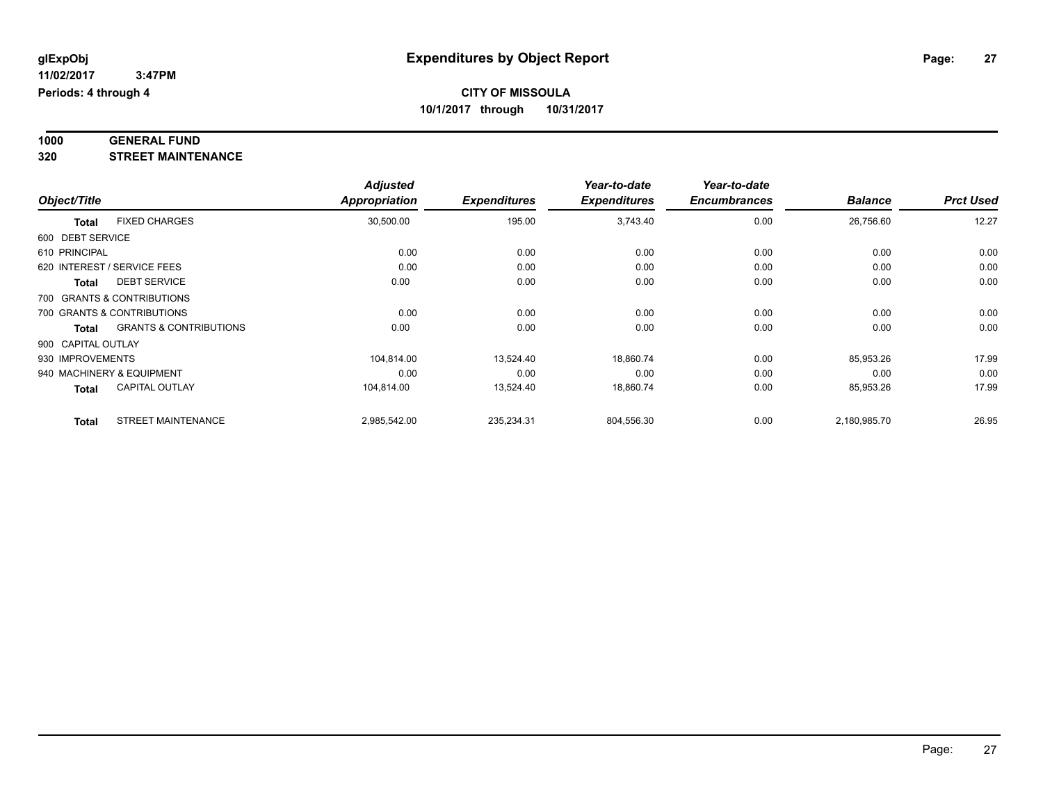# Expenditures by Object Report

glExpObj
11/02/2017 3:47PM
Periods: 4 through 4

**CITY OF MISSOULA**
**10/1/2017 through 10/31/2017**

**1000 GENERAL FUND**
**320 STREET MAINTENANCE**

| Object/Title | | Adjusted Appropriation | Expenditures | Year-to-date Expenditures | Year-to-date Encumbrances | Balance | Prct Used |
|---|---|---|---|---|---|---|---|
| **Total** | FIXED CHARGES | 30,500.00 | 195.00 | 3,743.40 | 0.00 | 26,756.60 | 12.27 |
| 600 DEBT SERVICE | | | | | | | |
| 610 PRINCIPAL | | 0.00 | 0.00 | 0.00 | 0.00 | 0.00 | 0.00 |
| 620 INTEREST / SERVICE FEES | | 0.00 | 0.00 | 0.00 | 0.00 | 0.00 | 0.00 |
| **Total** | DEBT SERVICE | 0.00 | 0.00 | 0.00 | 0.00 | 0.00 | 0.00 |
| 700 GRANTS & CONTRIBUTIONS | | | | | | | |
| 700 GRANTS & CONTRIBUTIONS | | 0.00 | 0.00 | 0.00 | 0.00 | 0.00 | 0.00 |
| **Total** | GRANTS & CONTRIBUTIONS | 0.00 | 0.00 | 0.00 | 0.00 | 0.00 | 0.00 |
| 900 CAPITAL OUTLAY | | | | | | | |
| 930 IMPROVEMENTS | | 104,814.00 | 13,524.40 | 18,860.74 | 0.00 | 85,953.26 | 17.99 |
| 940 MACHINERY & EQUIPMENT | | 0.00 | 0.00 | 0.00 | 0.00 | 0.00 | 0.00 |
| **Total** | CAPITAL OUTLAY | 104,814.00 | 13,524.40 | 18,860.74 | 0.00 | 85,953.26 | 17.99 |
| **Total** | STREET MAINTENANCE | 2,985,542.00 | 235,234.31 | 804,556.30 | 0.00 | 2,180,985.70 | 26.95 |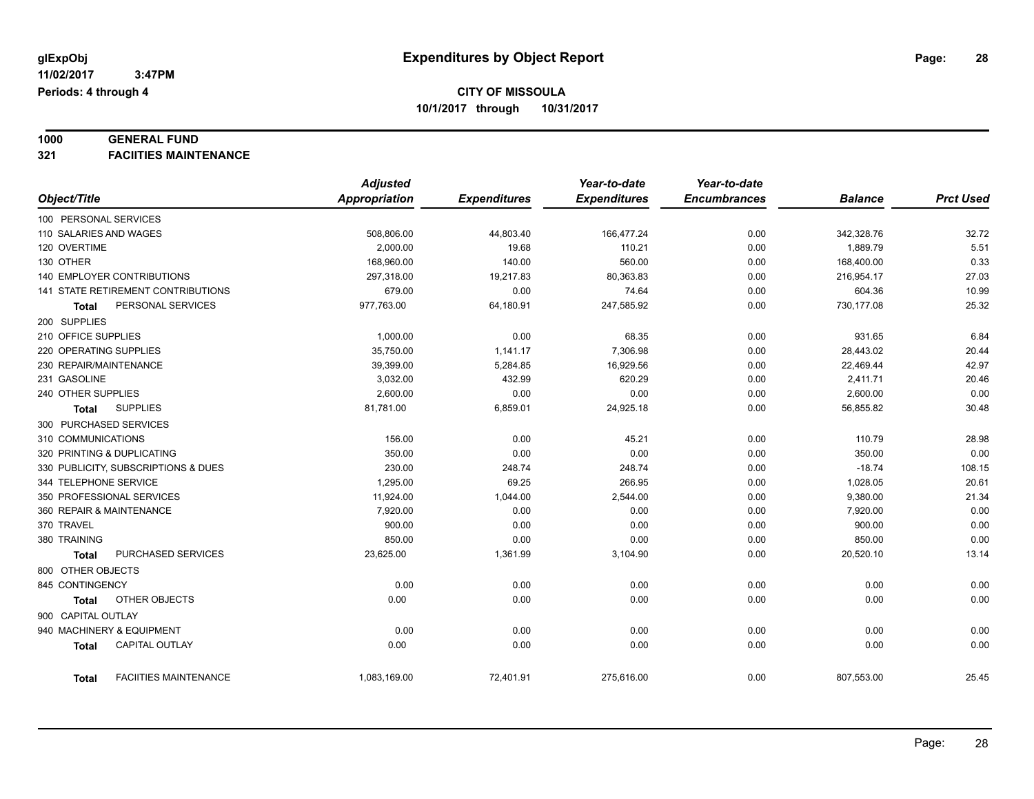glExpObj
11/02/2017 3:47PM
Periods: 4 through 4

# Expenditures by Object Report

**CITY OF MISSOULA**
**10/1/2017 through 10/31/2017**

**1000 GENERAL FUND**
**321 FACIITIES MAINTENANCE**

| Object/Title | Adjusted Appropriation | Expenditures | Year-to-date Expenditures | Year-to-date Encumbrances | Balance | Prct Used |
|---|---|---|---|---|---|---|
| 100 PERSONAL SERVICES | | | | | | |
| 110 SALARIES AND WAGES | 508,806.00 | 44,803.40 | 166,477.24 | 0.00 | 342,328.76 | 32.72 |
| 120 OVERTIME | 2,000.00 | 19.68 | 110.21 | 0.00 | 1,889.79 | 5.51 |
| 130 OTHER | 168,960.00 | 140.00 | 560.00 | 0.00 | 168,400.00 | 0.33 |
| 140 EMPLOYER CONTRIBUTIONS | 297,318.00 | 19,217.83 | 80,363.83 | 0.00 | 216,954.17 | 27.03 |
| 141 STATE RETIREMENT CONTRIBUTIONS | 679.00 | 0.00 | 74.64 | 0.00 | 604.36 | 10.99 |
| **Total** PERSONAL SERVICES | 977,763.00 | 64,180.91 | 247,585.92 | 0.00 | 730,177.08 | 25.32 |
| 200 SUPPLIES | | | | | | |
| 210 OFFICE SUPPLIES | 1,000.00 | 0.00 | 68.35 | 0.00 | 931.65 | 6.84 |
| 220 OPERATING SUPPLIES | 35,750.00 | 1,141.17 | 7,306.98 | 0.00 | 28,443.02 | 20.44 |
| 230 REPAIR/MAINTENANCE | 39,399.00 | 5,284.85 | 16,929.56 | 0.00 | 22,469.44 | 42.97 |
| 231 GASOLINE | 3,032.00 | 432.99 | 620.29 | 0.00 | 2,411.71 | 20.46 |
| 240 OTHER SUPPLIES | 2,600.00 | 0.00 | 0.00 | 0.00 | 2,600.00 | 0.00 |
| **Total** SUPPLIES | 81,781.00 | 6,859.01 | 24,925.18 | 0.00 | 56,855.82 | 30.48 |
| 300 PURCHASED SERVICES | | | | | | |
| 310 COMMUNICATIONS | 156.00 | 0.00 | 45.21 | 0.00 | 110.79 | 28.98 |
| 320 PRINTING & DUPLICATING | 350.00 | 0.00 | 0.00 | 0.00 | 350.00 | 0.00 |
| 330 PUBLICITY, SUBSCRIPTIONS & DUES | 230.00 | 248.74 | 248.74 | 0.00 | -18.74 | 108.15 |
| 344 TELEPHONE SERVICE | 1,295.00 | 69.25 | 266.95 | 0.00 | 1,028.05 | 20.61 |
| 350 PROFESSIONAL SERVICES | 11,924.00 | 1,044.00 | 2,544.00 | 0.00 | 9,380.00 | 21.34 |
| 360 REPAIR & MAINTENANCE | 7,920.00 | 0.00 | 0.00 | 0.00 | 7,920.00 | 0.00 |
| 370 TRAVEL | 900.00 | 0.00 | 0.00 | 0.00 | 900.00 | 0.00 |
| 380 TRAINING | 850.00 | 0.00 | 0.00 | 0.00 | 850.00 | 0.00 |
| **Total** PURCHASED SERVICES | 23,625.00 | 1,361.99 | 3,104.90 | 0.00 | 20,520.10 | 13.14 |
| 800 OTHER OBJECTS | | | | | | |
| 845 CONTINGENCY | 0.00 | 0.00 | 0.00 | 0.00 | 0.00 | 0.00 |
| **Total** OTHER OBJECTS | 0.00 | 0.00 | 0.00 | 0.00 | 0.00 | 0.00 |
| 900 CAPITAL OUTLAY | | | | | | |
| 940 MACHINERY & EQUIPMENT | 0.00 | 0.00 | 0.00 | 0.00 | 0.00 | 0.00 |
| **Total** CAPITAL OUTLAY | 0.00 | 0.00 | 0.00 | 0.00 | 0.00 | 0.00 |
| **Total** FACIITIES MAINTENANCE | 1,083,169.00 | 72,401.91 | 275,616.00 | 0.00 | 807,553.00 | 25.45 |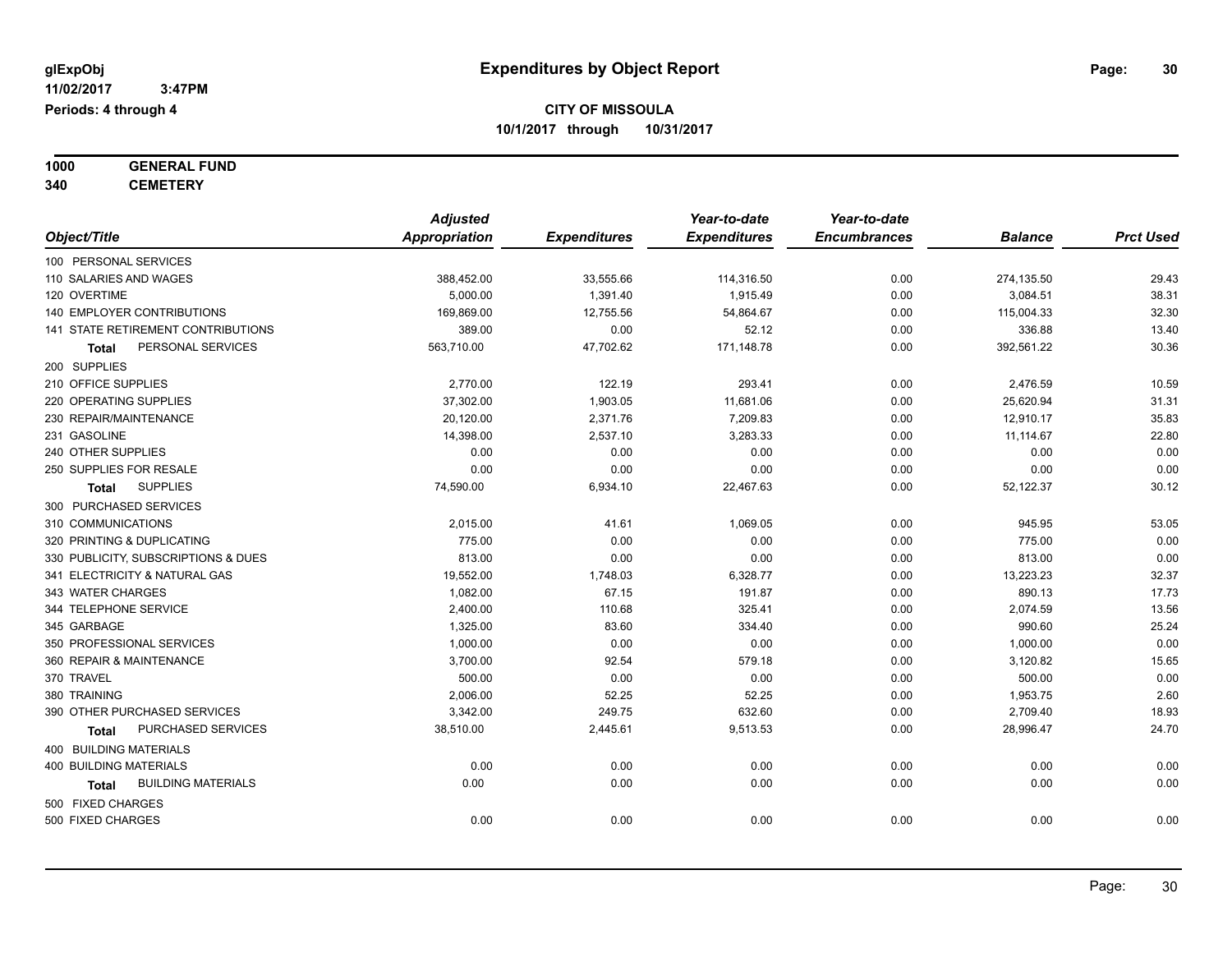glExpObj
11/02/2017 3:47PM
Periods: 4 through 4

# Expenditures by Object Report

**CITY OF MISSOULA**
**10/1/2017 through 10/31/2017**

**1000 GENERAL FUND**
**340 CEMETERY**

| Object/Title | Adjusted Appropriation | Expenditures | Year-to-date Expenditures | Year-to-date Encumbrances | Balance | Prct Used |
|---|---|---|---|---|---|---|
| 100 PERSONAL SERVICES | | | | | | |
| 110 SALARIES AND WAGES | 388,452.00 | 33,555.66 | 114,316.50 | 0.00 | 274,135.50 | 29.43 |
| 120 OVERTIME | 5,000.00 | 1,391.40 | 1,915.49 | 0.00 | 3,084.51 | 38.31 |
| 140 EMPLOYER CONTRIBUTIONS | 169,869.00 | 12,755.56 | 54,864.67 | 0.00 | 115,004.33 | 32.30 |
| 141 STATE RETIREMENT CONTRIBUTIONS | 389.00 | 0.00 | 52.12 | 0.00 | 336.88 | 13.40 |
| **Total** PERSONAL SERVICES | 563,710.00 | 47,702.62 | 171,148.78 | 0.00 | 392,561.22 | 30.36 |
| 200 SUPPLIES | | | | | | |
| 210 OFFICE SUPPLIES | 2,770.00 | 122.19 | 293.41 | 0.00 | 2,476.59 | 10.59 |
| 220 OPERATING SUPPLIES | 37,302.00 | 1,903.05 | 11,681.06 | 0.00 | 25,620.94 | 31.31 |
| 230 REPAIR/MAINTENANCE | 20,120.00 | 2,371.76 | 7,209.83 | 0.00 | 12,910.17 | 35.83 |
| 231 GASOLINE | 14,398.00 | 2,537.10 | 3,283.33 | 0.00 | 11,114.67 | 22.80 |
| 240 OTHER SUPPLIES | 0.00 | 0.00 | 0.00 | 0.00 | 0.00 | 0.00 |
| 250 SUPPLIES FOR RESALE | 0.00 | 0.00 | 0.00 | 0.00 | 0.00 | 0.00 |
| **Total** SUPPLIES | 74,590.00 | 6,934.10 | 22,467.63 | 0.00 | 52,122.37 | 30.12 |
| 300 PURCHASED SERVICES | | | | | | |
| 310 COMMUNICATIONS | 2,015.00 | 41.61 | 1,069.05 | 0.00 | 945.95 | 53.05 |
| 320 PRINTING & DUPLICATING | 775.00 | 0.00 | 0.00 | 0.00 | 775.00 | 0.00 |
| 330 PUBLICITY, SUBSCRIPTIONS & DUES | 813.00 | 0.00 | 0.00 | 0.00 | 813.00 | 0.00 |
| 341 ELECTRICITY & NATURAL GAS | 19,552.00 | 1,748.03 | 6,328.77 | 0.00 | 13,223.23 | 32.37 |
| 343 WATER CHARGES | 1,082.00 | 67.15 | 191.87 | 0.00 | 890.13 | 17.73 |
| 344 TELEPHONE SERVICE | 2,400.00 | 110.68 | 325.41 | 0.00 | 2,074.59 | 13.56 |
| 345 GARBAGE | 1,325.00 | 83.60 | 334.40 | 0.00 | 990.60 | 25.24 |
| 350 PROFESSIONAL SERVICES | 1,000.00 | 0.00 | 0.00 | 0.00 | 1,000.00 | 0.00 |
| 360 REPAIR & MAINTENANCE | 3,700.00 | 92.54 | 579.18 | 0.00 | 3,120.82 | 15.65 |
| 370 TRAVEL | 500.00 | 0.00 | 0.00 | 0.00 | 500.00 | 0.00 |
| 380 TRAINING | 2,006.00 | 52.25 | 52.25 | 0.00 | 1,953.75 | 2.60 |
| 390 OTHER PURCHASED SERVICES | 3,342.00 | 249.75 | 632.60 | 0.00 | 2,709.40 | 18.93 |
| **Total** PURCHASED SERVICES | 38,510.00 | 2,445.61 | 9,513.53 | 0.00 | 28,996.47 | 24.70 |
| 400 BUILDING MATERIALS | | | | | | |
| 400 BUILDING MATERIALS | 0.00 | 0.00 | 0.00 | 0.00 | 0.00 | 0.00 |
| **Total** BUILDING MATERIALS | 0.00 | 0.00 | 0.00 | 0.00 | 0.00 | 0.00 |
| 500 FIXED CHARGES | | | | | | |
| 500 FIXED CHARGES | 0.00 | 0.00 | 0.00 | 0.00 | 0.00 | 0.00 |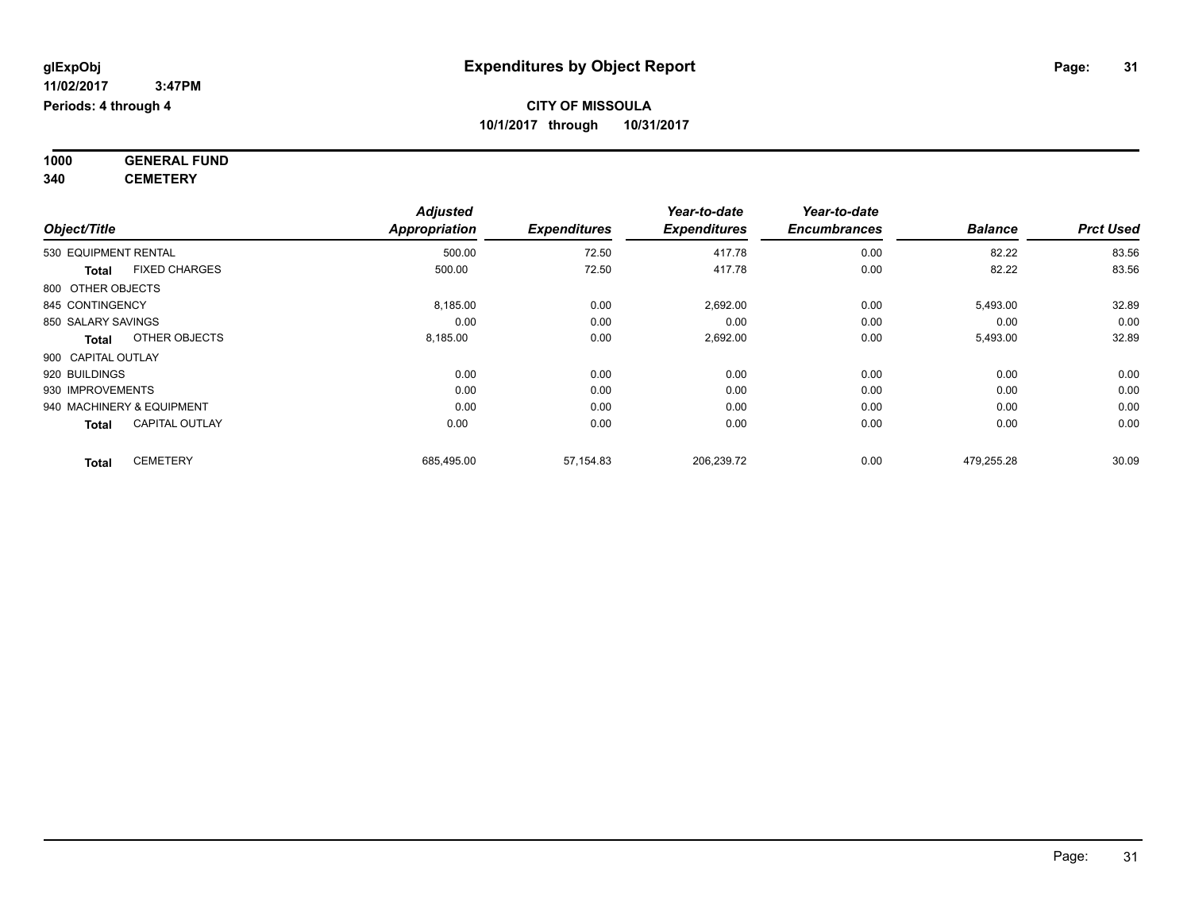**glExpObj** **Expenditures by Object Report**

**11/02/2017 3:47PM**

**Periods: 4 through 4**

**CITY OF MISSOULA**

**10/1/2017 through 10/31/2017**

**1000 GENERAL FUND**

**340 CEMETERY**

| Object/Title | | Adjusted Appropriation | Expenditures | Year-to-date Expenditures | Year-to-date Encumbrances | Balance | Prct Used |
|---|---|---|---|---|---|---|---|
| 530 EQUIPMENT RENTAL | | 500.00 | 72.50 | 417.78 | 0.00 | 82.22 | 83.56 |
| **Total** | FIXED CHARGES | 500.00 | 72.50 | 417.78 | 0.00 | 82.22 | 83.56 |
| 800 OTHER OBJECTS | | | | | | | |
| 845 CONTINGENCY | | 8,185.00 | 0.00 | 2,692.00 | 0.00 | 5,493.00 | 32.89 |
| 850 SALARY SAVINGS | | 0.00 | 0.00 | 0.00 | 0.00 | 0.00 | 0.00 |
| **Total** | OTHER OBJECTS | 8,185.00 | 0.00 | 2,692.00 | 0.00 | 5,493.00 | 32.89 |
| 900 CAPITAL OUTLAY | | | | | | | |
| 920 BUILDINGS | | 0.00 | 0.00 | 0.00 | 0.00 | 0.00 | 0.00 |
| 930 IMPROVEMENTS | | 0.00 | 0.00 | 0.00 | 0.00 | 0.00 | 0.00 |
| 940 MACHINERY & EQUIPMENT | | 0.00 | 0.00 | 0.00 | 0.00 | 0.00 | 0.00 |
| **Total** | CAPITAL OUTLAY | 0.00 | 0.00 | 0.00 | 0.00 | 0.00 | 0.00 |
| **Total** | CEMETERY | 685,495.00 | 57,154.83 | 206,239.72 | 0.00 | 479,255.28 | 30.09 |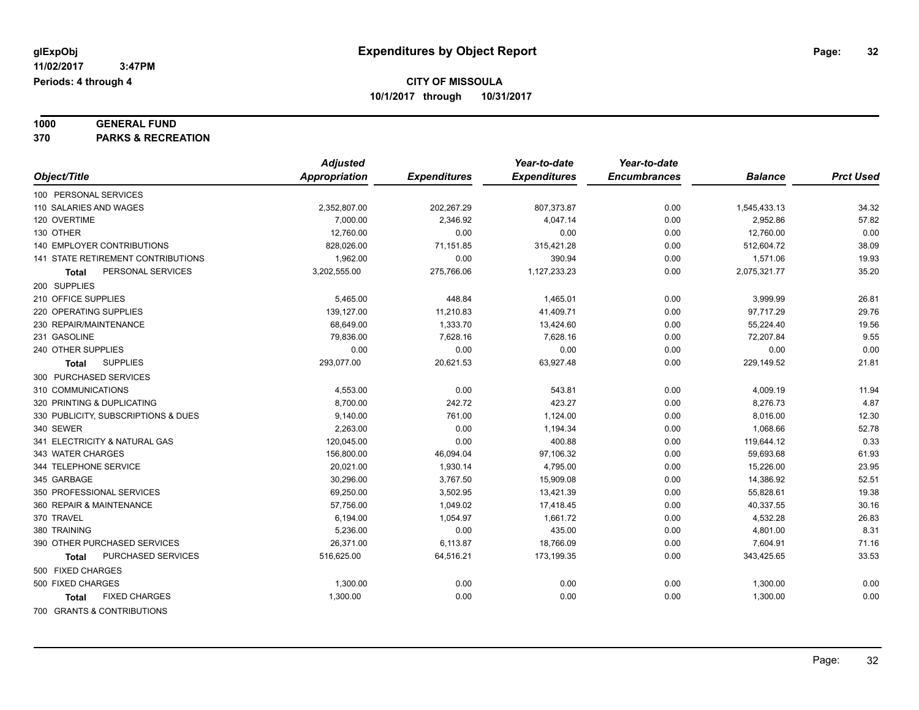glExpObj
11/02/2017 3:47PM
Periods: 4 through 4

# Expenditures by Object Report

## CITY OF MISSOULA

10/1/2017 through 10/31/2017

**1000 GENERAL FUND**
**370 PARKS & RECREATION**

| Object/Title | Adjusted Appropriation | Expenditures | Year-to-date Expenditures | Year-to-date Encumbrances | Balance | Prct Used |
|---|---|---|---|---|---|---|
| 100 PERSONAL SERVICES | | | | | | |
| 110 SALARIES AND WAGES | 2,352,807.00 | 202,267.29 | 807,373.87 | 0.00 | 1,545,433.13 | 34.32 |
| 120 OVERTIME | 7,000.00 | 2,346.92 | 4,047.14 | 0.00 | 2,952.86 | 57.82 |
| 130 OTHER | 12,760.00 | 0.00 | 0.00 | 0.00 | 12,760.00 | 0.00 |
| 140 EMPLOYER CONTRIBUTIONS | 828,026.00 | 71,151.85 | 315,421.28 | 0.00 | 512,604.72 | 38.09 |
| 141 STATE RETIREMENT CONTRIBUTIONS | 1,962.00 | 0.00 | 390.94 | 0.00 | 1,571.06 | 19.93 |
| **Total** PERSONAL SERVICES | 3,202,555.00 | 275,766.06 | 1,127,233.23 | 0.00 | 2,075,321.77 | 35.20 |
| 200 SUPPLIES | | | | | | |
| 210 OFFICE SUPPLIES | 5,465.00 | 448.84 | 1,465.01 | 0.00 | 3,999.99 | 26.81 |
| 220 OPERATING SUPPLIES | 139,127.00 | 11,210.83 | 41,409.71 | 0.00 | 97,717.29 | 29.76 |
| 230 REPAIR/MAINTENANCE | 68,649.00 | 1,333.70 | 13,424.60 | 0.00 | 55,224.40 | 19.56 |
| 231 GASOLINE | 79,836.00 | 7,628.16 | 7,628.16 | 0.00 | 72,207.84 | 9.55 |
| 240 OTHER SUPPLIES | 0.00 | 0.00 | 0.00 | 0.00 | 0.00 | 0.00 |
| **Total** SUPPLIES | 293,077.00 | 20,621.53 | 63,927.48 | 0.00 | 229,149.52 | 21.81 |
| 300 PURCHASED SERVICES | | | | | | |
| 310 COMMUNICATIONS | 4,553.00 | 0.00 | 543.81 | 0.00 | 4,009.19 | 11.94 |
| 320 PRINTING & DUPLICATING | 8,700.00 | 242.72 | 423.27 | 0.00 | 8,276.73 | 4.87 |
| 330 PUBLICITY, SUBSCRIPTIONS & DUES | 9,140.00 | 761.00 | 1,124.00 | 0.00 | 8,016.00 | 12.30 |
| 340 SEWER | 2,263.00 | 0.00 | 1,194.34 | 0.00 | 1,068.66 | 52.78 |
| 341 ELECTRICITY & NATURAL GAS | 120,045.00 | 0.00 | 400.88 | 0.00 | 119,644.12 | 0.33 |
| 343 WATER CHARGES | 156,800.00 | 46,094.04 | 97,106.32 | 0.00 | 59,693.68 | 61.93 |
| 344 TELEPHONE SERVICE | 20,021.00 | 1,930.14 | 4,795.00 | 0.00 | 15,226.00 | 23.95 |
| 345 GARBAGE | 30,296.00 | 3,767.50 | 15,909.08 | 0.00 | 14,386.92 | 52.51 |
| 350 PROFESSIONAL SERVICES | 69,250.00 | 3,502.95 | 13,421.39 | 0.00 | 55,828.61 | 19.38 |
| 360 REPAIR & MAINTENANCE | 57,756.00 | 1,049.02 | 17,418.45 | 0.00 | 40,337.55 | 30.16 |
| 370 TRAVEL | 6,194.00 | 1,054.97 | 1,661.72 | 0.00 | 4,532.28 | 26.83 |
| 380 TRAINING | 5,236.00 | 0.00 | 435.00 | 0.00 | 4,801.00 | 8.31 |
| 390 OTHER PURCHASED SERVICES | 26,371.00 | 6,113.87 | 18,766.09 | 0.00 | 7,604.91 | 71.16 |
| **Total** PURCHASED SERVICES | 516,625.00 | 64,516.21 | 173,199.35 | 0.00 | 343,425.65 | 33.53 |
| 500 FIXED CHARGES | | | | | | |
| 500 FIXED CHARGES | 1,300.00 | 0.00 | 0.00 | 0.00 | 1,300.00 | 0.00 |
| **Total** FIXED CHARGES | 1,300.00 | 0.00 | 0.00 | 0.00 | 1,300.00 | 0.00 |
| 700 GRANTS & CONTRIBUTIONS | | | | | | |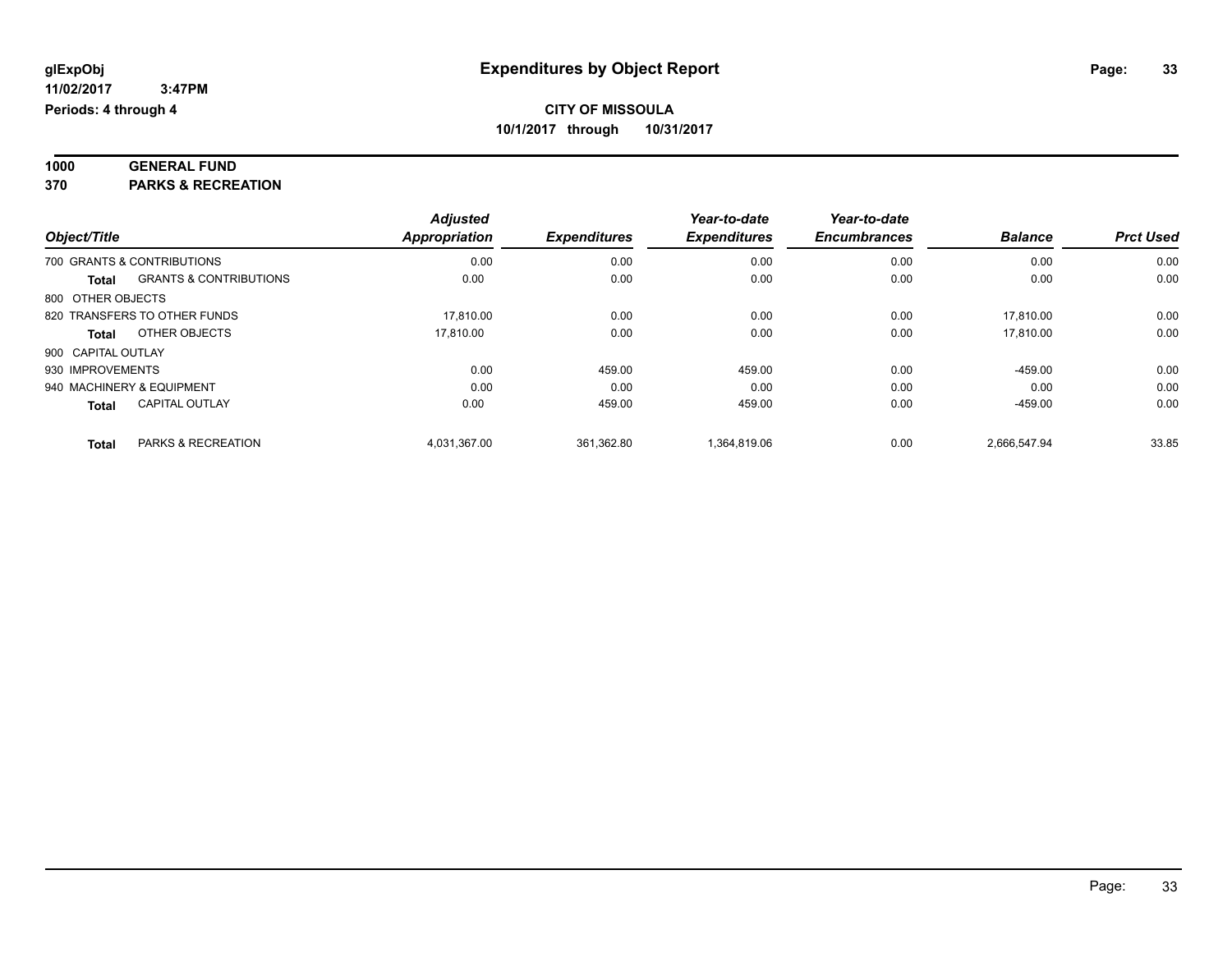glExpObj
11/02/2017 3:47PM
Periods: 4 through 4

# Expenditures by Object Report

**CITY OF MISSOULA**
**10/1/2017 through 10/31/2017**

**1000 GENERAL FUND**
**370 PARKS & RECREATION**

| Object/Title | | Adjusted Appropriation | Expenditures | Year-to-date Expenditures | Year-to-date Encumbrances | Balance | Prct Used |
|---|---|---|---|---|---|---|---|
| 700 GRANTS & CONTRIBUTIONS | | 0.00 | 0.00 | 0.00 | 0.00 | 0.00 | 0.00 |
| **Total** | GRANTS & CONTRIBUTIONS | 0.00 | 0.00 | 0.00 | 0.00 | 0.00 | 0.00 |
| 800 OTHER OBJECTS | | | | | | | |
| 820 TRANSFERS TO OTHER FUNDS | | 17,810.00 | 0.00 | 0.00 | 0.00 | 17,810.00 | 0.00 |
| **Total** | OTHER OBJECTS | 17,810.00 | 0.00 | 0.00 | 0.00 | 17,810.00 | 0.00 |
| 900 CAPITAL OUTLAY | | | | | | | |
| 930 IMPROVEMENTS | | 0.00 | 459.00 | 459.00 | 0.00 | -459.00 | 0.00 |
| 940 MACHINERY & EQUIPMENT | | 0.00 | 0.00 | 0.00 | 0.00 | 0.00 | 0.00 |
| **Total** | CAPITAL OUTLAY | 0.00 | 459.00 | 459.00 | 0.00 | -459.00 | 0.00 |
| **Total** | PARKS & RECREATION | 4,031,367.00 | 361,362.80 | 1,364,819.06 | 0.00 | 2,666,547.94 | 33.85 |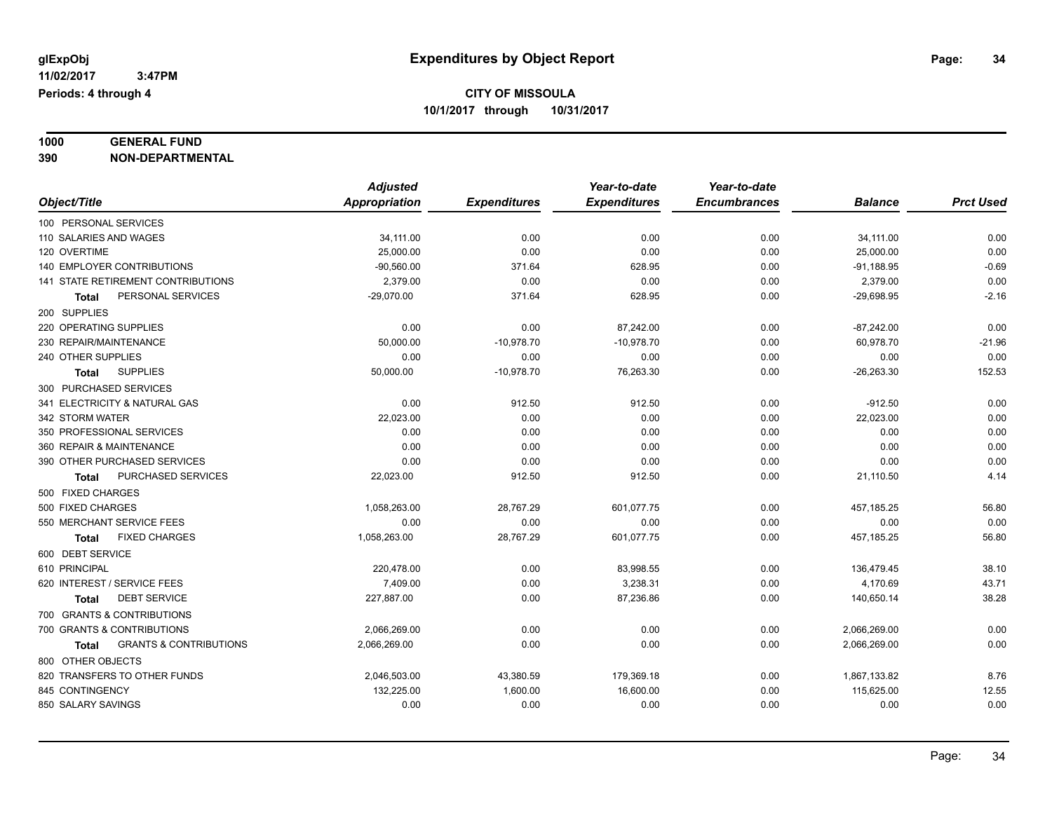# Expenditures by Object Report

glExpObj
11/02/2017 3:47PM
Periods: 4 through 4

**CITY OF MISSOULA**
**10/1/2017 through 10/31/2017**

**1000 GENERAL FUND**
**390 NON-DEPARTMENTAL**

| Object/Title | Adjusted Appropriation | Expenditures | Year-to-date Expenditures | Year-to-date Encumbrances | Balance | Prct Used |
|---|---|---|---|---|---|---|
| 100 PERSONAL SERVICES | | | | | | |
| 110 SALARIES AND WAGES | 34,111.00 | 0.00 | 0.00 | 0.00 | 34,111.00 | 0.00 |
| 120 OVERTIME | 25,000.00 | 0.00 | 0.00 | 0.00 | 25,000.00 | 0.00 |
| 140 EMPLOYER CONTRIBUTIONS | -90,560.00 | 371.64 | 628.95 | 0.00 | -91,188.95 | -0.69 |
| 141 STATE RETIREMENT CONTRIBUTIONS | 2,379.00 | 0.00 | 0.00 | 0.00 | 2,379.00 | 0.00 |
| **Total** PERSONAL SERVICES | -29,070.00 | 371.64 | 628.95 | 0.00 | -29,698.95 | -2.16 |
| 200 SUPPLIES | | | | | | |
| 220 OPERATING SUPPLIES | 0.00 | 0.00 | 87,242.00 | 0.00 | -87,242.00 | 0.00 |
| 230 REPAIR/MAINTENANCE | 50,000.00 | -10,978.70 | -10,978.70 | 0.00 | 60,978.70 | -21.96 |
| 240 OTHER SUPPLIES | 0.00 | 0.00 | 0.00 | 0.00 | 0.00 | 0.00 |
| **Total** SUPPLIES | 50,000.00 | -10,978.70 | 76,263.30 | 0.00 | -26,263.30 | 152.53 |
| 300 PURCHASED SERVICES | | | | | | |
| 341 ELECTRICITY & NATURAL GAS | 0.00 | 912.50 | 912.50 | 0.00 | -912.50 | 0.00 |
| 342 STORM WATER | 22,023.00 | 0.00 | 0.00 | 0.00 | 22,023.00 | 0.00 |
| 350 PROFESSIONAL SERVICES | 0.00 | 0.00 | 0.00 | 0.00 | 0.00 | 0.00 |
| 360 REPAIR & MAINTENANCE | 0.00 | 0.00 | 0.00 | 0.00 | 0.00 | 0.00 |
| 390 OTHER PURCHASED SERVICES | 0.00 | 0.00 | 0.00 | 0.00 | 0.00 | 0.00 |
| **Total** PURCHASED SERVICES | 22,023.00 | 912.50 | 912.50 | 0.00 | 21,110.50 | 4.14 |
| 500 FIXED CHARGES | | | | | | |
| 500 FIXED CHARGES | 1,058,263.00 | 28,767.29 | 601,077.75 | 0.00 | 457,185.25 | 56.80 |
| 550 MERCHANT SERVICE FEES | 0.00 | 0.00 | 0.00 | 0.00 | 0.00 | 0.00 |
| **Total** FIXED CHARGES | 1,058,263.00 | 28,767.29 | 601,077.75 | 0.00 | 457,185.25 | 56.80 |
| 600 DEBT SERVICE | | | | | | |
| 610 PRINCIPAL | 220,478.00 | 0.00 | 83,998.55 | 0.00 | 136,479.45 | 38.10 |
| 620 INTEREST / SERVICE FEES | 7,409.00 | 0.00 | 3,238.31 | 0.00 | 4,170.69 | 43.71 |
| **Total** DEBT SERVICE | 227,887.00 | 0.00 | 87,236.86 | 0.00 | 140,650.14 | 38.28 |
| 700 GRANTS & CONTRIBUTIONS | | | | | | |
| 700 GRANTS & CONTRIBUTIONS | 2,066,269.00 | 0.00 | 0.00 | 0.00 | 2,066,269.00 | 0.00 |
| **Total** GRANTS & CONTRIBUTIONS | 2,066,269.00 | 0.00 | 0.00 | 0.00 | 2,066,269.00 | 0.00 |
| 800 OTHER OBJECTS | | | | | | |
| 820 TRANSFERS TO OTHER FUNDS | 2,046,503.00 | 43,380.59 | 179,369.18 | 0.00 | 1,867,133.82 | 8.76 |
| 845 CONTINGENCY | 132,225.00 | 1,600.00 | 16,600.00 | 0.00 | 115,625.00 | 12.55 |
| 850 SALARY SAVINGS | 0.00 | 0.00 | 0.00 | 0.00 | 0.00 | 0.00 |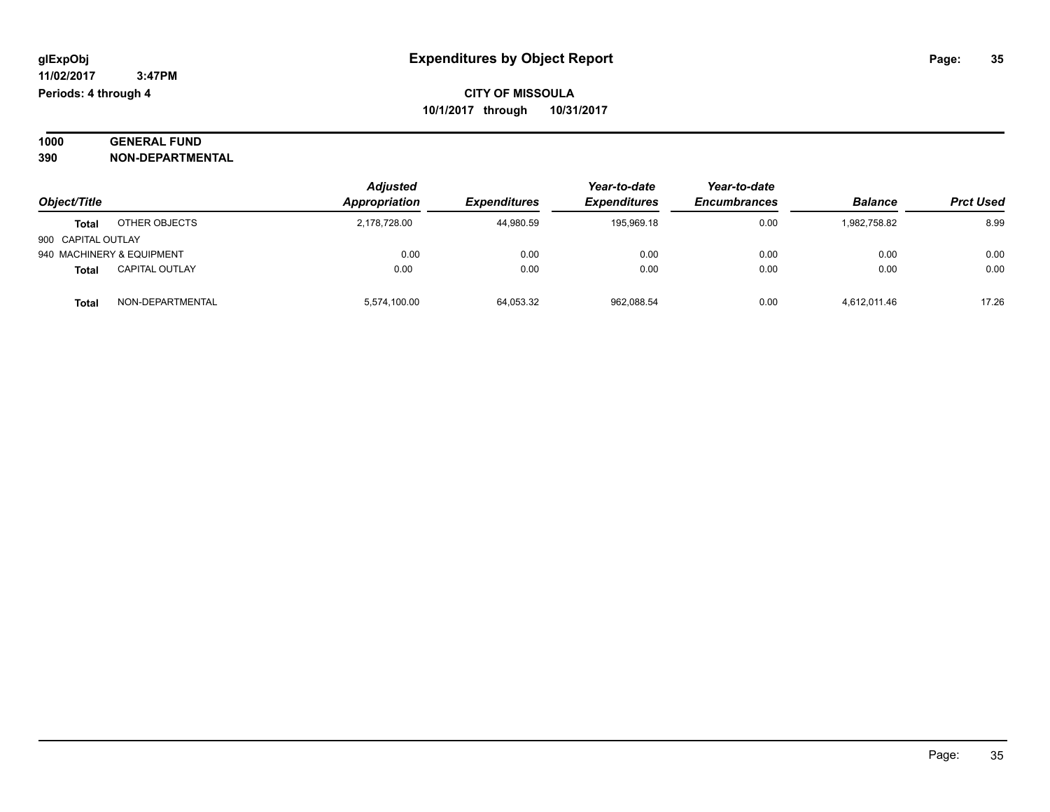# Expenditures by Object Report

glExpObj
11/02/2017 3:47PM
Periods: 4 through 4

**CITY OF MISSOULA**
**10/1/2017 through 10/31/2017**

**1000 GENERAL FUND**
**390 NON-DEPARTMENTAL**

| Object/Title | | Adjusted Appropriation | Expenditures | Year-to-date Expenditures | Year-to-date Encumbrances | Balance | Prct Used |
|---|---|---|---|---|---|---|---|
| **Total** | OTHER OBJECTS | 2,178,728.00 | 44,980.59 | 195,969.18 | 0.00 | 1,982,758.82 | 8.99 |
| 900 CAPITAL OUTLAY | | | | | | | |
| 940 MACHINERY & EQUIPMENT | | 0.00 | 0.00 | 0.00 | 0.00 | 0.00 | 0.00 |
| **Total** | CAPITAL OUTLAY | 0.00 | 0.00 | 0.00 | 0.00 | 0.00 | 0.00 |
| **Total** | NON-DEPARTMENTAL | 5,574,100.00 | 64,053.32 | 962,088.54 | 0.00 | 4,612,011.46 | 17.26 |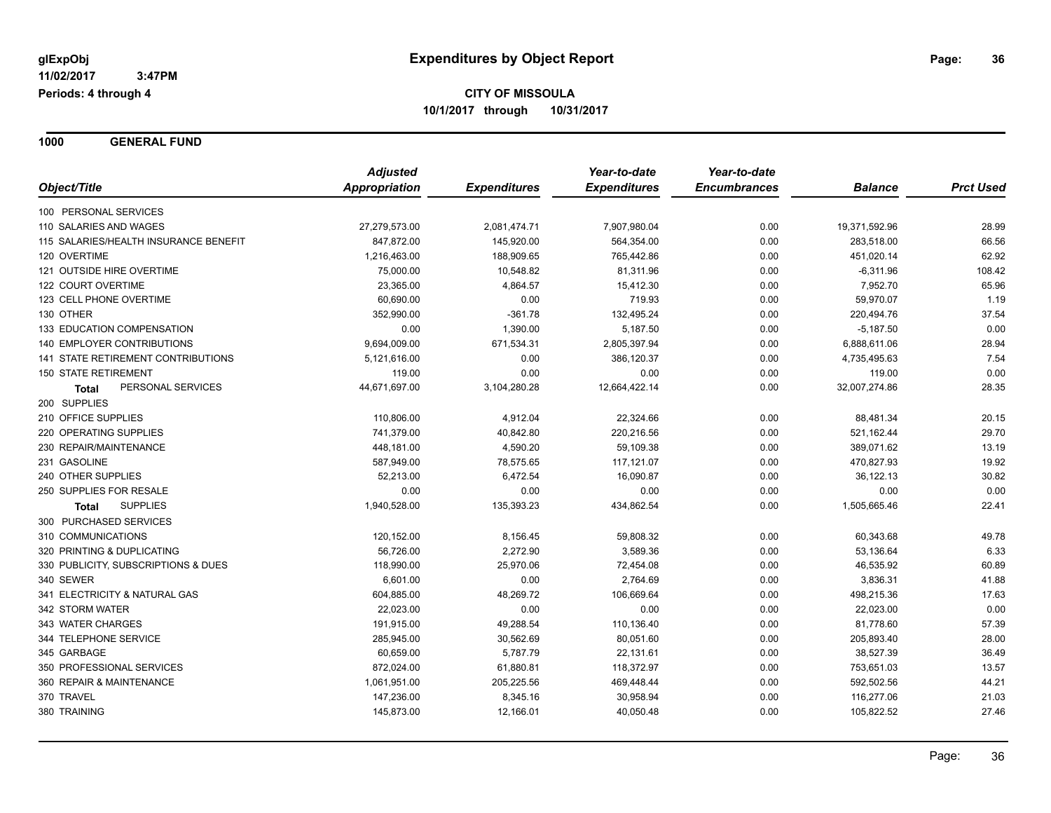**glExpObj** **Expenditures by Object Report**

**11/02/2017 3:47PM**

**Periods: 4 through 4**

**CITY OF MISSOULA**

**10/1/2017 through 10/31/2017**

## 1000 GENERAL FUND

| Object/Title | Adjusted Appropriation | Expenditures | Year-to-date Expenditures | Year-to-date Encumbrances | Balance | Prct Used |
|---|---|---|---|---|---|---|
| 100 PERSONAL SERVICES | | | | | | |
| 110 SALARIES AND WAGES | 27,279,573.00 | 2,081,474.71 | 7,907,980.04 | 0.00 | 19,371,592.96 | 28.99 |
| 115 SALARIES/HEALTH INSURANCE BENEFIT | 847,872.00 | 145,920.00 | 564,354.00 | 0.00 | 283,518.00 | 66.56 |
| 120 OVERTIME | 1,216,463.00 | 188,909.65 | 765,442.86 | 0.00 | 451,020.14 | 62.92 |
| 121 OUTSIDE HIRE OVERTIME | 75,000.00 | 10,548.82 | 81,311.96 | 0.00 | -6,311.96 | 108.42 |
| 122 COURT OVERTIME | 23,365.00 | 4,864.57 | 15,412.30 | 0.00 | 7,952.70 | 65.96 |
| 123 CELL PHONE OVERTIME | 60,690.00 | 0.00 | 719.93 | 0.00 | 59,970.07 | 1.19 |
| 130 OTHER | 352,990.00 | -361.78 | 132,495.24 | 0.00 | 220,494.76 | 37.54 |
| 133 EDUCATION COMPENSATION | 0.00 | 1,390.00 | 5,187.50 | 0.00 | -5,187.50 | 0.00 |
| 140 EMPLOYER CONTRIBUTIONS | 9,694,009.00 | 671,534.31 | 2,805,397.94 | 0.00 | 6,888,611.06 | 28.94 |
| 141 STATE RETIREMENT CONTRIBUTIONS | 5,121,616.00 | 0.00 | 386,120.37 | 0.00 | 4,735,495.63 | 7.54 |
| 150 STATE RETIREMENT | 119.00 | 0.00 | 0.00 | 0.00 | 119.00 | 0.00 |
| **Total** PERSONAL SERVICES | 44,671,697.00 | 3,104,280.28 | 12,664,422.14 | 0.00 | 32,007,274.86 | 28.35 |
| 200 SUPPLIES | | | | | | |
| 210 OFFICE SUPPLIES | 110,806.00 | 4,912.04 | 22,324.66 | 0.00 | 88,481.34 | 20.15 |
| 220 OPERATING SUPPLIES | 741,379.00 | 40,842.80 | 220,216.56 | 0.00 | 521,162.44 | 29.70 |
| 230 REPAIR/MAINTENANCE | 448,181.00 | 4,590.20 | 59,109.38 | 0.00 | 389,071.62 | 13.19 |
| 231 GASOLINE | 587,949.00 | 78,575.65 | 117,121.07 | 0.00 | 470,827.93 | 19.92 |
| 240 OTHER SUPPLIES | 52,213.00 | 6,472.54 | 16,090.87 | 0.00 | 36,122.13 | 30.82 |
| 250 SUPPLIES FOR RESALE | 0.00 | 0.00 | 0.00 | 0.00 | 0.00 | 0.00 |
| **Total** SUPPLIES | 1,940,528.00 | 135,393.23 | 434,862.54 | 0.00 | 1,505,665.46 | 22.41 |
| 300 PURCHASED SERVICES | | | | | | |
| 310 COMMUNICATIONS | 120,152.00 | 8,156.45 | 59,808.32 | 0.00 | 60,343.68 | 49.78 |
| 320 PRINTING & DUPLICATING | 56,726.00 | 2,272.90 | 3,589.36 | 0.00 | 53,136.64 | 6.33 |
| 330 PUBLICITY, SUBSCRIPTIONS & DUES | 118,990.00 | 25,970.06 | 72,454.08 | 0.00 | 46,535.92 | 60.89 |
| 340 SEWER | 6,601.00 | 0.00 | 2,764.69 | 0.00 | 3,836.31 | 41.88 |
| 341 ELECTRICITY & NATURAL GAS | 604,885.00 | 48,269.72 | 106,669.64 | 0.00 | 498,215.36 | 17.63 |
| 342 STORM WATER | 22,023.00 | 0.00 | 0.00 | 0.00 | 22,023.00 | 0.00 |
| 343 WATER CHARGES | 191,915.00 | 49,288.54 | 110,136.40 | 0.00 | 81,778.60 | 57.39 |
| 344 TELEPHONE SERVICE | 285,945.00 | 30,562.69 | 80,051.60 | 0.00 | 205,893.40 | 28.00 |
| 345 GARBAGE | 60,659.00 | 5,787.79 | 22,131.61 | 0.00 | 38,527.39 | 36.49 |
| 350 PROFESSIONAL SERVICES | 872,024.00 | 61,880.81 | 118,372.97 | 0.00 | 753,651.03 | 13.57 |
| 360 REPAIR & MAINTENANCE | 1,061,951.00 | 205,225.56 | 469,448.44 | 0.00 | 592,502.56 | 44.21 |
| 370 TRAVEL | 147,236.00 | 8,345.16 | 30,958.94 | 0.00 | 116,277.06 | 21.03 |
| 380 TRAINING | 145,873.00 | 12,166.01 | 40,050.48 | 0.00 | 105,822.52 | 27.46 |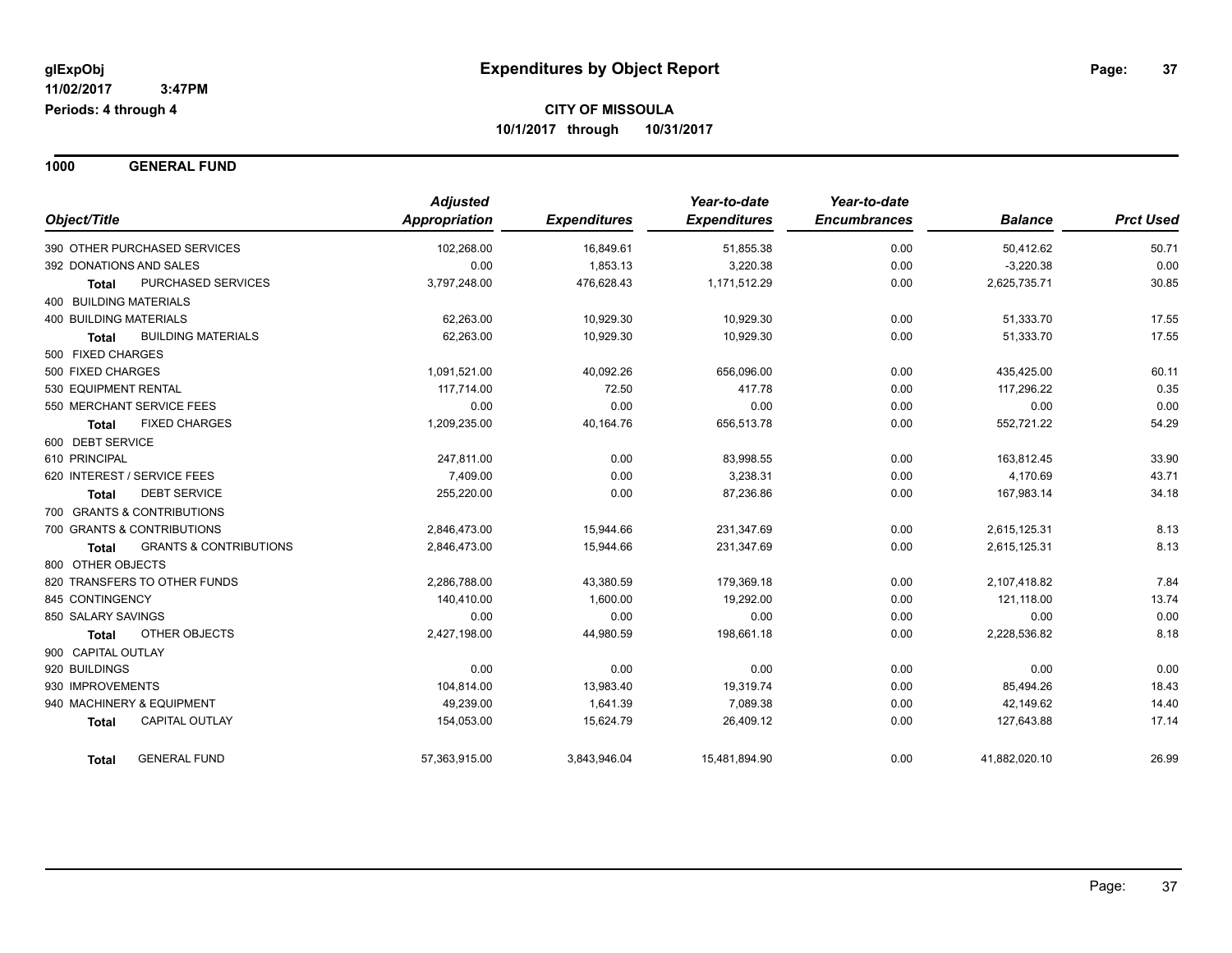**glExpObj** | **Expenditures by Object Report**

**11/02/2017 3:47PM**

**Periods: 4 through 4**

**CITY OF MISSOULA**

**10/1/2017 through 10/31/2017**

**1000 GENERAL FUND**

| Object/Title | Adjusted Appropriation | Expenditures | Year-to-date Expenditures | Year-to-date Encumbrances | Balance | Prct Used |
|---|---|---|---|---|---|---|
| 390 OTHER PURCHASED SERVICES | 102,268.00 | 16,849.61 | 51,855.38 | 0.00 | 50,412.62 | 50.71 |
| 392 DONATIONS AND SALES | 0.00 | 1,853.13 | 3,220.38 | 0.00 | -3,220.38 | 0.00 |
| **Total** PURCHASED SERVICES | 3,797,248.00 | 476,628.43 | 1,171,512.29 | 0.00 | 2,625,735.71 | 30.85 |
| 400 BUILDING MATERIALS | | | | | | |
| 400 BUILDING MATERIALS | 62,263.00 | 10,929.30 | 10,929.30 | 0.00 | 51,333.70 | 17.55 |
| **Total** BUILDING MATERIALS | 62,263.00 | 10,929.30 | 10,929.30 | 0.00 | 51,333.70 | 17.55 |
| 500 FIXED CHARGES | | | | | | |
| 500 FIXED CHARGES | 1,091,521.00 | 40,092.26 | 656,096.00 | 0.00 | 435,425.00 | 60.11 |
| 530 EQUIPMENT RENTAL | 117,714.00 | 72.50 | 417.78 | 0.00 | 117,296.22 | 0.35 |
| 550 MERCHANT SERVICE FEES | 0.00 | 0.00 | 0.00 | 0.00 | 0.00 | 0.00 |
| **Total** FIXED CHARGES | 1,209,235.00 | 40,164.76 | 656,513.78 | 0.00 | 552,721.22 | 54.29 |
| 600 DEBT SERVICE | | | | | | |
| 610 PRINCIPAL | 247,811.00 | 0.00 | 83,998.55 | 0.00 | 163,812.45 | 33.90 |
| 620 INTEREST / SERVICE FEES | 7,409.00 | 0.00 | 3,238.31 | 0.00 | 4,170.69 | 43.71 |
| **Total** DEBT SERVICE | 255,220.00 | 0.00 | 87,236.86 | 0.00 | 167,983.14 | 34.18 |
| 700 GRANTS & CONTRIBUTIONS | | | | | | |
| 700 GRANTS & CONTRIBUTIONS | 2,846,473.00 | 15,944.66 | 231,347.69 | 0.00 | 2,615,125.31 | 8.13 |
| **Total** GRANTS & CONTRIBUTIONS | 2,846,473.00 | 15,944.66 | 231,347.69 | 0.00 | 2,615,125.31 | 8.13 |
| 800 OTHER OBJECTS | | | | | | |
| 820 TRANSFERS TO OTHER FUNDS | 2,286,788.00 | 43,380.59 | 179,369.18 | 0.00 | 2,107,418.82 | 7.84 |
| 845 CONTINGENCY | 140,410.00 | 1,600.00 | 19,292.00 | 0.00 | 121,118.00 | 13.74 |
| 850 SALARY SAVINGS | 0.00 | 0.00 | 0.00 | 0.00 | 0.00 | 0.00 |
| **Total** OTHER OBJECTS | 2,427,198.00 | 44,980.59 | 198,661.18 | 0.00 | 2,228,536.82 | 8.18 |
| 900 CAPITAL OUTLAY | | | | | | |
| 920 BUILDINGS | 0.00 | 0.00 | 0.00 | 0.00 | 0.00 | 0.00 |
| 930 IMPROVEMENTS | 104,814.00 | 13,983.40 | 19,319.74 | 0.00 | 85,494.26 | 18.43 |
| 940 MACHINERY & EQUIPMENT | 49,239.00 | 1,641.39 | 7,089.38 | 0.00 | 42,149.62 | 14.40 |
| **Total** CAPITAL OUTLAY | 154,053.00 | 15,624.79 | 26,409.12 | 0.00 | 127,643.88 | 17.14 |
| **Total** GENERAL FUND | 57,363,915.00 | 3,843,946.04 | 15,481,894.90 | 0.00 | 41,882,020.10 | 26.99 |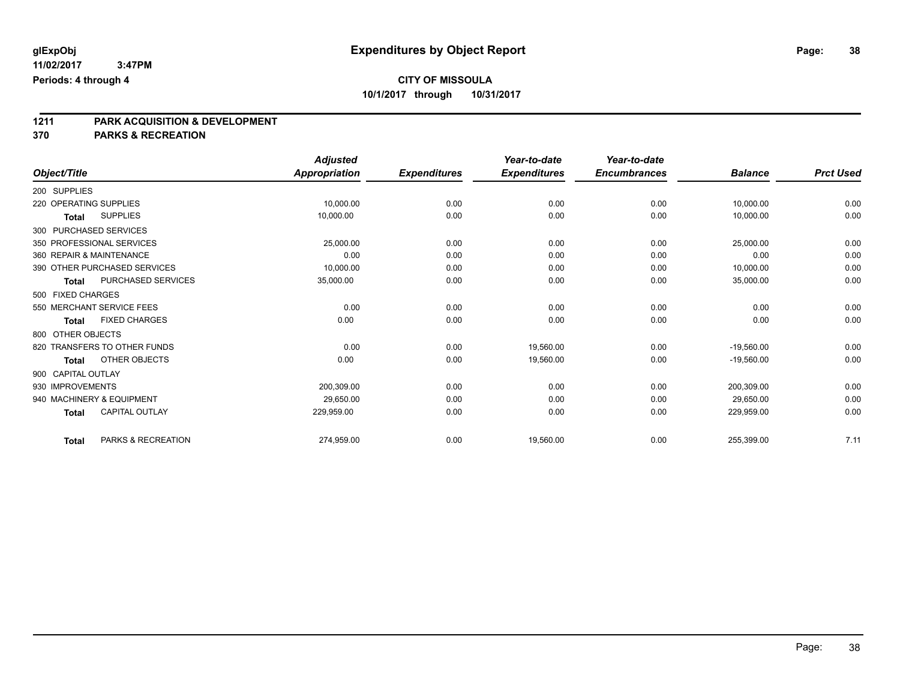**glExpObj** 11/02/2017 3:47PM
**Periods: 4 through 4**

# Expenditures by Object Report

**CITY OF MISSOULA**
**10/1/2017 through 10/31/2017**

## 1211 PARK ACQUISITION & DEVELOPMENT
## 370 PARKS & RECREATION

| Object/Title | | Adjusted Appropriation | Expenditures | Year-to-date Expenditures | Year-to-date Encumbrances | Balance | Prct Used |
|---|---|---|---|---|---|---|---|
| 200 SUPPLIES | | | | | | | |
| 220 OPERATING SUPPLIES | | 10,000.00 | 0.00 | 0.00 | 0.00 | 10,000.00 | 0.00 |
| Total | SUPPLIES | 10,000.00 | 0.00 | 0.00 | 0.00 | 10,000.00 | 0.00 |
| 300 PURCHASED SERVICES | | | | | | | |
| 350 PROFESSIONAL SERVICES | | 25,000.00 | 0.00 | 0.00 | 0.00 | 25,000.00 | 0.00 |
| 360 REPAIR & MAINTENANCE | | 0.00 | 0.00 | 0.00 | 0.00 | 0.00 | 0.00 |
| 390 OTHER PURCHASED SERVICES | | 10,000.00 | 0.00 | 0.00 | 0.00 | 10,000.00 | 0.00 |
| Total | PURCHASED SERVICES | 35,000.00 | 0.00 | 0.00 | 0.00 | 35,000.00 | 0.00 |
| 500 FIXED CHARGES | | | | | | | |
| 550 MERCHANT SERVICE FEES | | 0.00 | 0.00 | 0.00 | 0.00 | 0.00 | 0.00 |
| Total | FIXED CHARGES | 0.00 | 0.00 | 0.00 | 0.00 | 0.00 | 0.00 |
| 800 OTHER OBJECTS | | | | | | | |
| 820 TRANSFERS TO OTHER FUNDS | | 0.00 | 0.00 | 19,560.00 | 0.00 | -19,560.00 | 0.00 |
| Total | OTHER OBJECTS | 0.00 | 0.00 | 19,560.00 | 0.00 | -19,560.00 | 0.00 |
| 900 CAPITAL OUTLAY | | | | | | | |
| 930 IMPROVEMENTS | | 200,309.00 | 0.00 | 0.00 | 0.00 | 200,309.00 | 0.00 |
| 940 MACHINERY & EQUIPMENT | | 29,650.00 | 0.00 | 0.00 | 0.00 | 29,650.00 | 0.00 |
| Total | CAPITAL OUTLAY | 229,959.00 | 0.00 | 0.00 | 0.00 | 229,959.00 | 0.00 |
| Total | PARKS & RECREATION | 274,959.00 | 0.00 | 19,560.00 | 0.00 | 255,399.00 | 7.11 |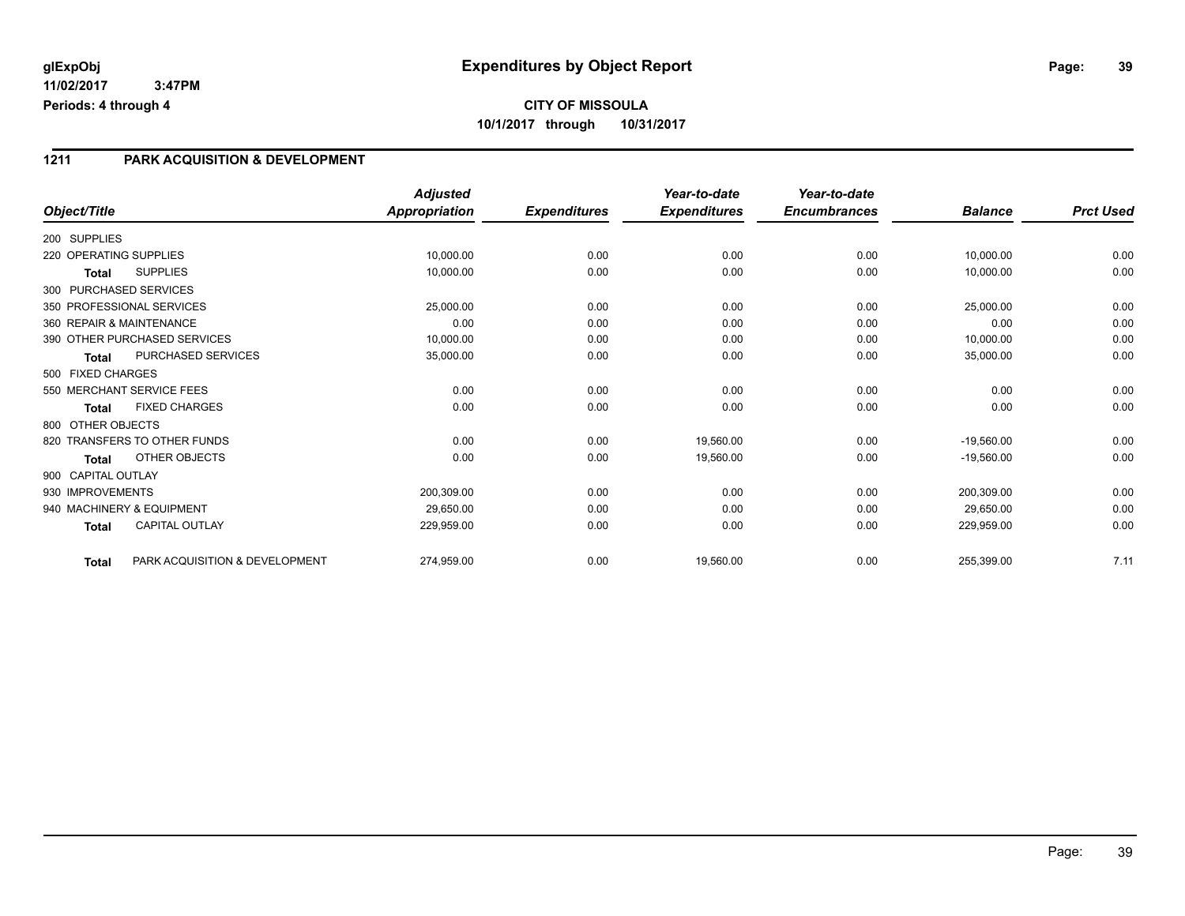**glExpObj** **Expenditures by Object Report**

**11/02/2017 3:47PM**

**Periods: 4 through 4**

**CITY OF MISSOULA**

**10/1/2017 through 10/31/2017**

## 1211 PARK ACQUISITION & DEVELOPMENT

| Object/Title | | Adjusted Appropriation | Expenditures | Year-to-date Expenditures | Year-to-date Encumbrances | Balance | Prct Used |
|---|---|---|---|---|---|---|---|
| 200 SUPPLIES | | | | | | | |
| 220 OPERATING SUPPLIES | | 10,000.00 | 0.00 | 0.00 | 0.00 | 10,000.00 | 0.00 |
| **Total** | SUPPLIES | 10,000.00 | 0.00 | 0.00 | 0.00 | 10,000.00 | 0.00 |
| 300 PURCHASED SERVICES | | | | | | | |
| 350 PROFESSIONAL SERVICES | | 25,000.00 | 0.00 | 0.00 | 0.00 | 25,000.00 | 0.00 |
| 360 REPAIR & MAINTENANCE | | 0.00 | 0.00 | 0.00 | 0.00 | 0.00 | 0.00 |
| 390 OTHER PURCHASED SERVICES | | 10,000.00 | 0.00 | 0.00 | 0.00 | 10,000.00 | 0.00 |
| **Total** | PURCHASED SERVICES | 35,000.00 | 0.00 | 0.00 | 0.00 | 35,000.00 | 0.00 |
| 500 FIXED CHARGES | | | | | | | |
| 550 MERCHANT SERVICE FEES | | 0.00 | 0.00 | 0.00 | 0.00 | 0.00 | 0.00 |
| **Total** | FIXED CHARGES | 0.00 | 0.00 | 0.00 | 0.00 | 0.00 | 0.00 |
| 800 OTHER OBJECTS | | | | | | | |
| 820 TRANSFERS TO OTHER FUNDS | | 0.00 | 0.00 | 19,560.00 | 0.00 | -19,560.00 | 0.00 |
| **Total** | OTHER OBJECTS | 0.00 | 0.00 | 19,560.00 | 0.00 | -19,560.00 | 0.00 |
| 900 CAPITAL OUTLAY | | | | | | | |
| 930 IMPROVEMENTS | | 200,309.00 | 0.00 | 0.00 | 0.00 | 200,309.00 | 0.00 |
| 940 MACHINERY & EQUIPMENT | | 29,650.00 | 0.00 | 0.00 | 0.00 | 29,650.00 | 0.00 |
| **Total** | CAPITAL OUTLAY | 229,959.00 | 0.00 | 0.00 | 0.00 | 229,959.00 | 0.00 |
| **Total** | PARK ACQUISITION & DEVELOPMENT | 274,959.00 | 0.00 | 19,560.00 | 0.00 | 255,399.00 | 7.11 |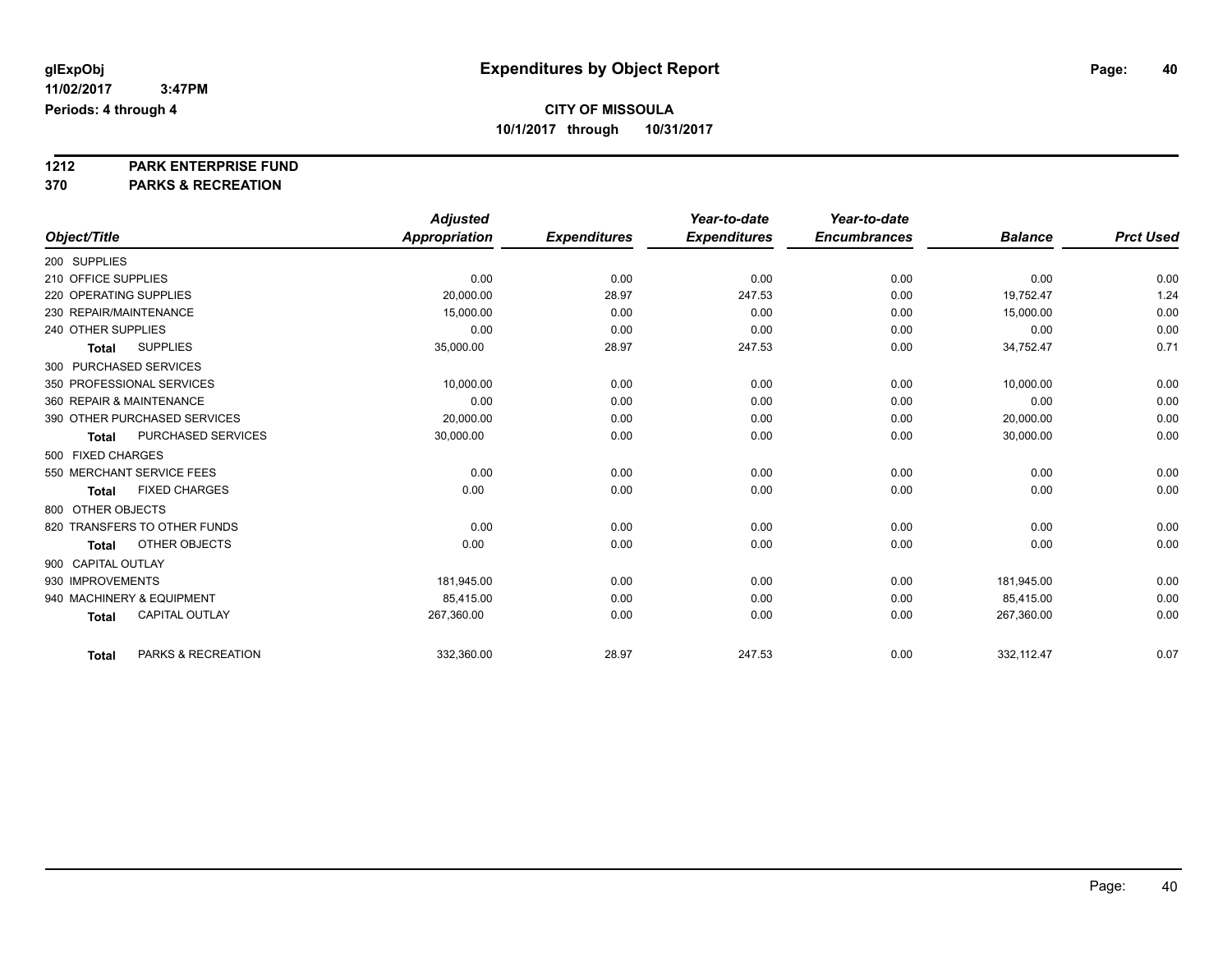**glExpObj** **Expenditures by Object Report**

**11/02/2017 3:47PM**

**Periods: 4 through 4**

**CITY OF MISSOULA**

**10/1/2017 through 10/31/2017**

**1212 PARK ENTERPRISE FUND**

**370 PARKS & RECREATION**

| Object/Title | Adjusted Appropriation | Expenditures | Year-to-date Expenditures | Year-to-date Encumbrances | Balance | Prct Used |
|---|---|---|---|---|---|---|
| 200 SUPPLIES | | | | | | |
| 210 OFFICE SUPPLIES | 0.00 | 0.00 | 0.00 | 0.00 | 0.00 | 0.00 |
| 220 OPERATING SUPPLIES | 20,000.00 | 28.97 | 247.53 | 0.00 | 19,752.47 | 1.24 |
| 230 REPAIR/MAINTENANCE | 15,000.00 | 0.00 | 0.00 | 0.00 | 15,000.00 | 0.00 |
| 240 OTHER SUPPLIES | 0.00 | 0.00 | 0.00 | 0.00 | 0.00 | 0.00 |
| **Total** SUPPLIES | 35,000.00 | 28.97 | 247.53 | 0.00 | 34,752.47 | 0.71 |
| 300 PURCHASED SERVICES | | | | | | |
| 350 PROFESSIONAL SERVICES | 10,000.00 | 0.00 | 0.00 | 0.00 | 10,000.00 | 0.00 |
| 360 REPAIR & MAINTENANCE | 0.00 | 0.00 | 0.00 | 0.00 | 0.00 | 0.00 |
| 390 OTHER PURCHASED SERVICES | 20,000.00 | 0.00 | 0.00 | 0.00 | 20,000.00 | 0.00 |
| **Total** PURCHASED SERVICES | 30,000.00 | 0.00 | 0.00 | 0.00 | 30,000.00 | 0.00 |
| 500 FIXED CHARGES | | | | | | |
| 550 MERCHANT SERVICE FEES | 0.00 | 0.00 | 0.00 | 0.00 | 0.00 | 0.00 |
| **Total** FIXED CHARGES | 0.00 | 0.00 | 0.00 | 0.00 | 0.00 | 0.00 |
| 800 OTHER OBJECTS | | | | | | |
| 820 TRANSFERS TO OTHER FUNDS | 0.00 | 0.00 | 0.00 | 0.00 | 0.00 | 0.00 |
| **Total** OTHER OBJECTS | 0.00 | 0.00 | 0.00 | 0.00 | 0.00 | 0.00 |
| 900 CAPITAL OUTLAY | | | | | | |
| 930 IMPROVEMENTS | 181,945.00 | 0.00 | 0.00 | 0.00 | 181,945.00 | 0.00 |
| 940 MACHINERY & EQUIPMENT | 85,415.00 | 0.00 | 0.00 | 0.00 | 85,415.00 | 0.00 |
| **Total** CAPITAL OUTLAY | 267,360.00 | 0.00 | 0.00 | 0.00 | 267,360.00 | 0.00 |
| **Total** PARKS & RECREATION | 332,360.00 | 28.97 | 247.53 | 0.00 | 332,112.47 | 0.07 |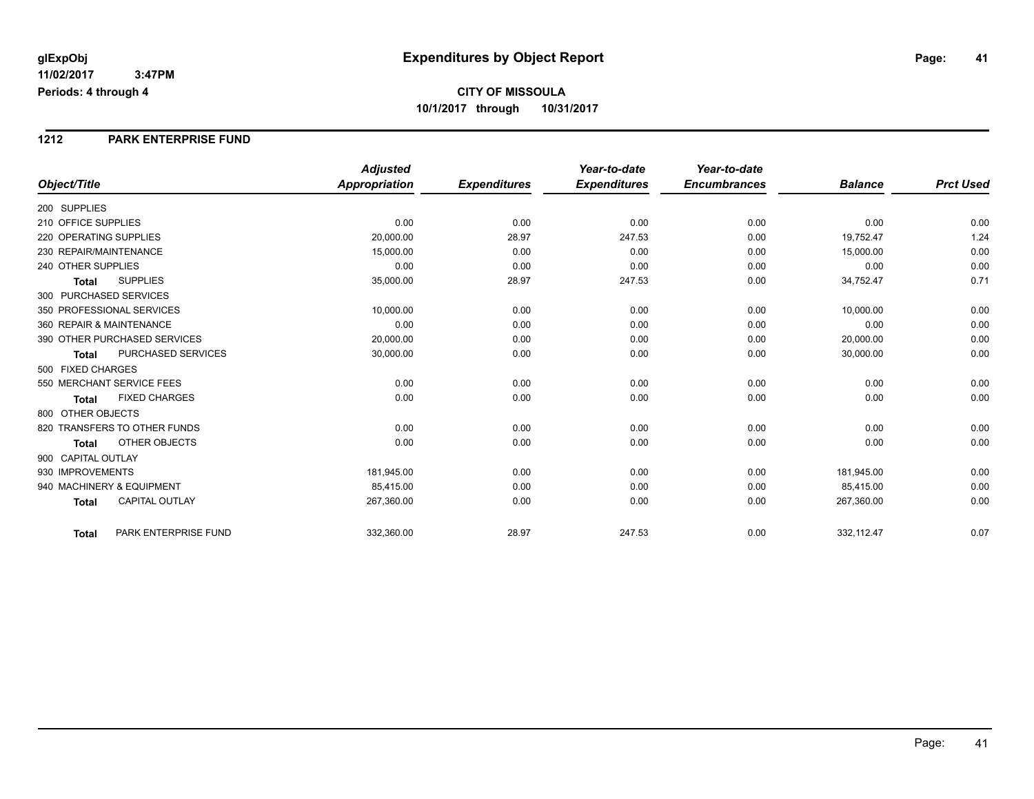**glExpObj** **Expenditures by Object Report**

**11/02/2017 3:47PM**

**Periods: 4 through 4**

**CITY OF MISSOULA**

**10/1/2017 through 10/31/2017**

## 1212 PARK ENTERPRISE FUND

| Object/Title | *Adjusted Appropriation* | *Expenditures* | *Year-to-date Expenditures* | *Year-to-date Encumbrances* | *Balance* | *Prct Used* |
|---|---|---|---|---|---|---|
| 200 SUPPLIES | | | | | | |
| 210 OFFICE SUPPLIES | 0.00 | 0.00 | 0.00 | 0.00 | 0.00 | 0.00 |
| 220 OPERATING SUPPLIES | 20,000.00 | 28.97 | 247.53 | 0.00 | 19,752.47 | 1.24 |
| 230 REPAIR/MAINTENANCE | 15,000.00 | 0.00 | 0.00 | 0.00 | 15,000.00 | 0.00 |
| 240 OTHER SUPPLIES | 0.00 | 0.00 | 0.00 | 0.00 | 0.00 | 0.00 |
| **Total** SUPPLIES | 35,000.00 | 28.97 | 247.53 | 0.00 | 34,752.47 | 0.71 |
| 300 PURCHASED SERVICES | | | | | | |
| 350 PROFESSIONAL SERVICES | 10,000.00 | 0.00 | 0.00 | 0.00 | 10,000.00 | 0.00 |
| 360 REPAIR & MAINTENANCE | 0.00 | 0.00 | 0.00 | 0.00 | 0.00 | 0.00 |
| 390 OTHER PURCHASED SERVICES | 20,000.00 | 0.00 | 0.00 | 0.00 | 20,000.00 | 0.00 |
| **Total** PURCHASED SERVICES | 30,000.00 | 0.00 | 0.00 | 0.00 | 30,000.00 | 0.00 |
| 500 FIXED CHARGES | | | | | | |
| 550 MERCHANT SERVICE FEES | 0.00 | 0.00 | 0.00 | 0.00 | 0.00 | 0.00 |
| **Total** FIXED CHARGES | 0.00 | 0.00 | 0.00 | 0.00 | 0.00 | 0.00 |
| 800 OTHER OBJECTS | | | | | | |
| 820 TRANSFERS TO OTHER FUNDS | 0.00 | 0.00 | 0.00 | 0.00 | 0.00 | 0.00 |
| **Total** OTHER OBJECTS | 0.00 | 0.00 | 0.00 | 0.00 | 0.00 | 0.00 |
| 900 CAPITAL OUTLAY | | | | | | |
| 930 IMPROVEMENTS | 181,945.00 | 0.00 | 0.00 | 0.00 | 181,945.00 | 0.00 |
| 940 MACHINERY & EQUIPMENT | 85,415.00 | 0.00 | 0.00 | 0.00 | 85,415.00 | 0.00 |
| **Total** CAPITAL OUTLAY | 267,360.00 | 0.00 | 0.00 | 0.00 | 267,360.00 | 0.00 |
| **Total** PARK ENTERPRISE FUND | 332,360.00 | 28.97 | 247.53 | 0.00 | 332,112.47 | 0.07 |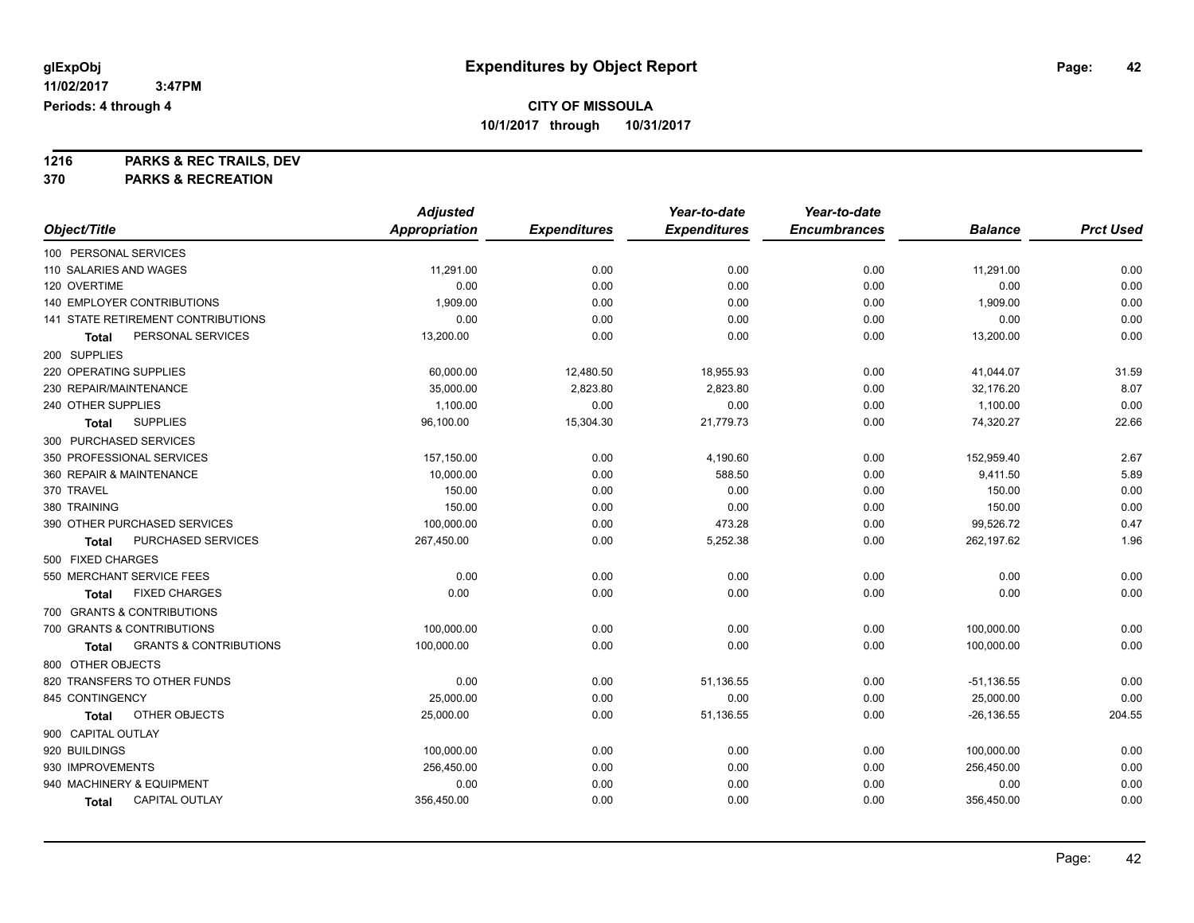**glExpObj** **Expenditures by Object Report**

**11/02/2017 3:47PM**

**Periods: 4 through 4**

**CITY OF MISSOULA**

**10/1/2017 through 10/31/2017**

**1216 PARKS & REC TRAILS, DEV**

**370 PARKS & RECREATION**

| Object/Title | Adjusted Appropriation | Expenditures | Year-to-date Expenditures | Year-to-date Encumbrances | Balance | Prct Used |
|---|---|---|---|---|---|---|
| 100 PERSONAL SERVICES | | | | | | |
| 110 SALARIES AND WAGES | 11,291.00 | 0.00 | 0.00 | 0.00 | 11,291.00 | 0.00 |
| 120 OVERTIME | 0.00 | 0.00 | 0.00 | 0.00 | 0.00 | 0.00 |
| 140 EMPLOYER CONTRIBUTIONS | 1,909.00 | 0.00 | 0.00 | 0.00 | 1,909.00 | 0.00 |
| 141 STATE RETIREMENT CONTRIBUTIONS | 0.00 | 0.00 | 0.00 | 0.00 | 0.00 | 0.00 |
| **Total** PERSONAL SERVICES | 13,200.00 | 0.00 | 0.00 | 0.00 | 13,200.00 | 0.00 |
| 200 SUPPLIES | | | | | | |
| 220 OPERATING SUPPLIES | 60,000.00 | 12,480.50 | 18,955.93 | 0.00 | 41,044.07 | 31.59 |
| 230 REPAIR/MAINTENANCE | 35,000.00 | 2,823.80 | 2,823.80 | 0.00 | 32,176.20 | 8.07 |
| 240 OTHER SUPPLIES | 1,100.00 | 0.00 | 0.00 | 0.00 | 1,100.00 | 0.00 |
| **Total** SUPPLIES | 96,100.00 | 15,304.30 | 21,779.73 | 0.00 | 74,320.27 | 22.66 |
| 300 PURCHASED SERVICES | | | | | | |
| 350 PROFESSIONAL SERVICES | 157,150.00 | 0.00 | 4,190.60 | 0.00 | 152,959.40 | 2.67 |
| 360 REPAIR & MAINTENANCE | 10,000.00 | 0.00 | 588.50 | 0.00 | 9,411.50 | 5.89 |
| 370 TRAVEL | 150.00 | 0.00 | 0.00 | 0.00 | 150.00 | 0.00 |
| 380 TRAINING | 150.00 | 0.00 | 0.00 | 0.00 | 150.00 | 0.00 |
| 390 OTHER PURCHASED SERVICES | 100,000.00 | 0.00 | 473.28 | 0.00 | 99,526.72 | 0.47 |
| **Total** PURCHASED SERVICES | 267,450.00 | 0.00 | 5,252.38 | 0.00 | 262,197.62 | 1.96 |
| 500 FIXED CHARGES | | | | | | |
| 550 MERCHANT SERVICE FEES | 0.00 | 0.00 | 0.00 | 0.00 | 0.00 | 0.00 |
| **Total** FIXED CHARGES | 0.00 | 0.00 | 0.00 | 0.00 | 0.00 | 0.00 |
| 700 GRANTS & CONTRIBUTIONS | | | | | | |
| 700 GRANTS & CONTRIBUTIONS | 100,000.00 | 0.00 | 0.00 | 0.00 | 100,000.00 | 0.00 |
| **Total** GRANTS & CONTRIBUTIONS | 100,000.00 | 0.00 | 0.00 | 0.00 | 100,000.00 | 0.00 |
| 800 OTHER OBJECTS | | | | | | |
| 820 TRANSFERS TO OTHER FUNDS | 0.00 | 0.00 | 51,136.55 | 0.00 | -51,136.55 | 0.00 |
| 845 CONTINGENCY | 25,000.00 | 0.00 | 0.00 | 0.00 | 25,000.00 | 0.00 |
| **Total** OTHER OBJECTS | 25,000.00 | 0.00 | 51,136.55 | 0.00 | -26,136.55 | 204.55 |
| 900 CAPITAL OUTLAY | | | | | | |
| 920 BUILDINGS | 100,000.00 | 0.00 | 0.00 | 0.00 | 100,000.00 | 0.00 |
| 930 IMPROVEMENTS | 256,450.00 | 0.00 | 0.00 | 0.00 | 256,450.00 | 0.00 |
| 940 MACHINERY & EQUIPMENT | 0.00 | 0.00 | 0.00 | 0.00 | 0.00 | 0.00 |
| **Total** CAPITAL OUTLAY | 356,450.00 | 0.00 | 0.00 | 0.00 | 356,450.00 | 0.00 |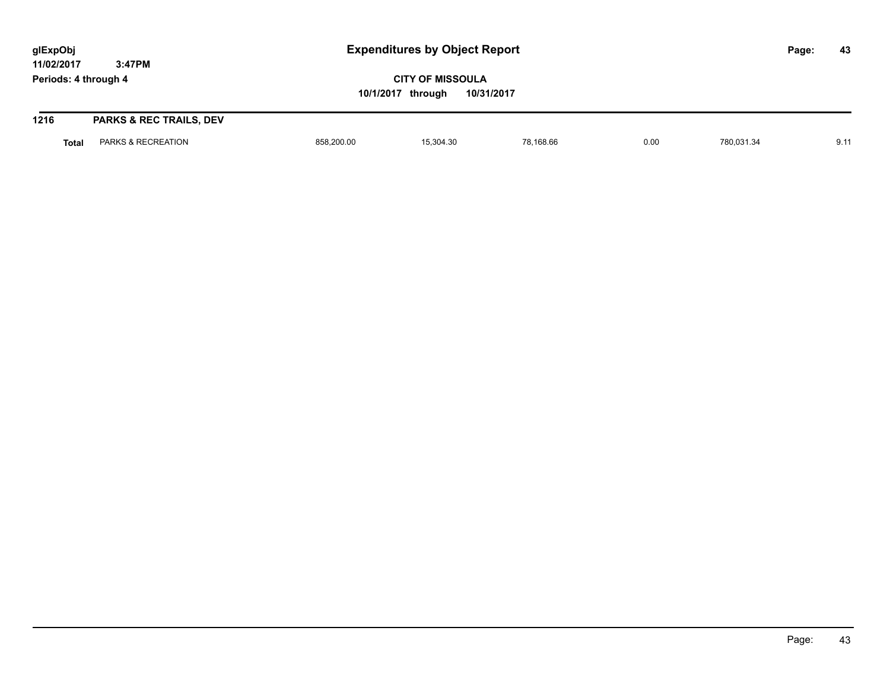# Expenditures by Object Report

glExpObj
11/02/2017 3:47PM
Periods: 4 through 4

**CITY OF MISSOULA**
**10/1/2017 through 10/31/2017**

| 1216 | PARKS & REC TRAILS, DEV | | | | | | |
|---|---|---|---|---|---|---|---|
| **Total** | PARKS & RECREATION | 858,200.00 | 15,304.30 | 78,168.66 | 0.00 | 780,031.34 | 9.11 |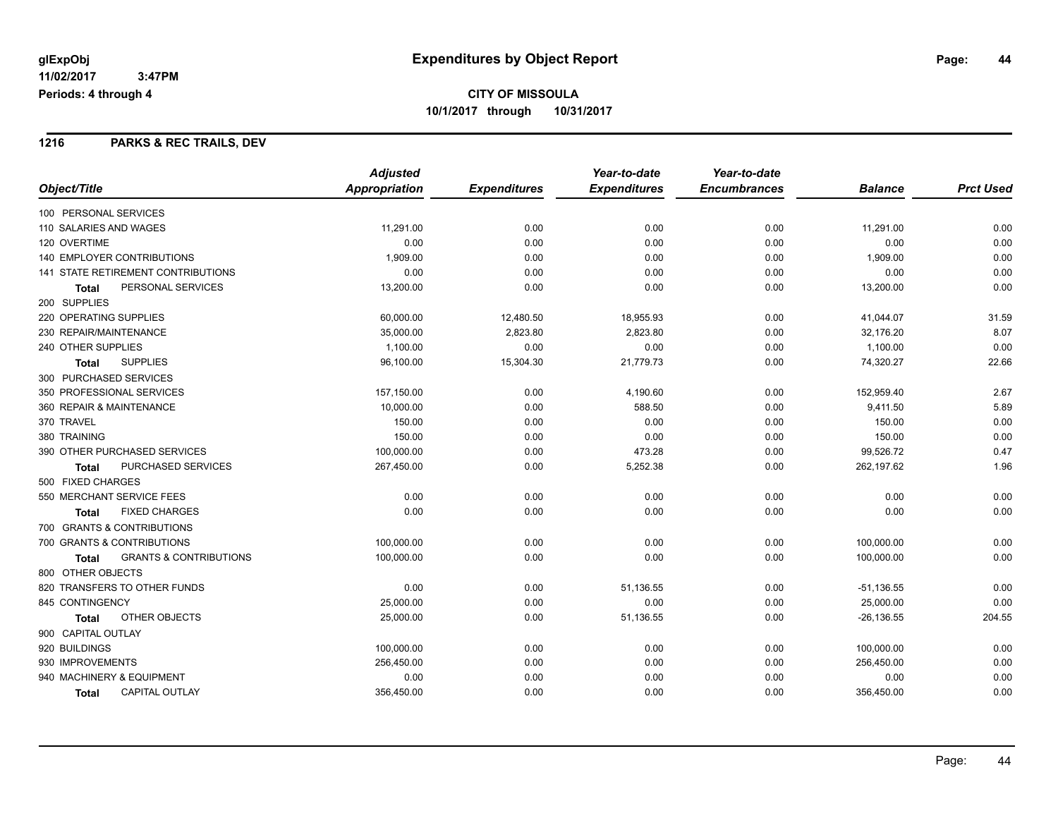# Expenditures by Object Report

glExpObj
11/02/2017 3:47PM
Periods: 4 through 4

**CITY OF MISSOULA**
**10/1/2017 through 10/31/2017**

## 1216 PARKS & REC TRAILS, DEV

| Object/Title | Adjusted Appropriation | Expenditures | Year-to-date Expenditures | Year-to-date Encumbrances | Balance | Prct Used |
|---|---|---|---|---|---|---|
| 100 PERSONAL SERVICES | | | | | | |
| 110 SALARIES AND WAGES | 11,291.00 | 0.00 | 0.00 | 0.00 | 11,291.00 | 0.00 |
| 120 OVERTIME | 0.00 | 0.00 | 0.00 | 0.00 | 0.00 | 0.00 |
| 140 EMPLOYER CONTRIBUTIONS | 1,909.00 | 0.00 | 0.00 | 0.00 | 1,909.00 | 0.00 |
| 141 STATE RETIREMENT CONTRIBUTIONS | 0.00 | 0.00 | 0.00 | 0.00 | 0.00 | 0.00 |
| **Total** PERSONAL SERVICES | 13,200.00 | 0.00 | 0.00 | 0.00 | 13,200.00 | 0.00 |
| 200 SUPPLIES | | | | | | |
| 220 OPERATING SUPPLIES | 60,000.00 | 12,480.50 | 18,955.93 | 0.00 | 41,044.07 | 31.59 |
| 230 REPAIR/MAINTENANCE | 35,000.00 | 2,823.80 | 2,823.80 | 0.00 | 32,176.20 | 8.07 |
| 240 OTHER SUPPLIES | 1,100.00 | 0.00 | 0.00 | 0.00 | 1,100.00 | 0.00 |
| **Total** SUPPLIES | 96,100.00 | 15,304.30 | 21,779.73 | 0.00 | 74,320.27 | 22.66 |
| 300 PURCHASED SERVICES | | | | | | |
| 350 PROFESSIONAL SERVICES | 157,150.00 | 0.00 | 4,190.60 | 0.00 | 152,959.40 | 2.67 |
| 360 REPAIR & MAINTENANCE | 10,000.00 | 0.00 | 588.50 | 0.00 | 9,411.50 | 5.89 |
| 370 TRAVEL | 150.00 | 0.00 | 0.00 | 0.00 | 150.00 | 0.00 |
| 380 TRAINING | 150.00 | 0.00 | 0.00 | 0.00 | 150.00 | 0.00 |
| 390 OTHER PURCHASED SERVICES | 100,000.00 | 0.00 | 473.28 | 0.00 | 99,526.72 | 0.47 |
| **Total** PURCHASED SERVICES | 267,450.00 | 0.00 | 5,252.38 | 0.00 | 262,197.62 | 1.96 |
| 500 FIXED CHARGES | | | | | | |
| 550 MERCHANT SERVICE FEES | 0.00 | 0.00 | 0.00 | 0.00 | 0.00 | 0.00 |
| **Total** FIXED CHARGES | 0.00 | 0.00 | 0.00 | 0.00 | 0.00 | 0.00 |
| 700 GRANTS & CONTRIBUTIONS | | | | | | |
| 700 GRANTS & CONTRIBUTIONS | 100,000.00 | 0.00 | 0.00 | 0.00 | 100,000.00 | 0.00 |
| **Total** GRANTS & CONTRIBUTIONS | 100,000.00 | 0.00 | 0.00 | 0.00 | 100,000.00 | 0.00 |
| 800 OTHER OBJECTS | | | | | | |
| 820 TRANSFERS TO OTHER FUNDS | 0.00 | 0.00 | 51,136.55 | 0.00 | -51,136.55 | 0.00 |
| 845 CONTINGENCY | 25,000.00 | 0.00 | 0.00 | 0.00 | 25,000.00 | 0.00 |
| **Total** OTHER OBJECTS | 25,000.00 | 0.00 | 51,136.55 | 0.00 | -26,136.55 | 204.55 |
| 900 CAPITAL OUTLAY | | | | | | |
| 920 BUILDINGS | 100,000.00 | 0.00 | 0.00 | 0.00 | 100,000.00 | 0.00 |
| 930 IMPROVEMENTS | 256,450.00 | 0.00 | 0.00 | 0.00 | 256,450.00 | 0.00 |
| 940 MACHINERY & EQUIPMENT | 0.00 | 0.00 | 0.00 | 0.00 | 0.00 | 0.00 |
| **Total** CAPITAL OUTLAY | 356,450.00 | 0.00 | 0.00 | 0.00 | 356,450.00 | 0.00 |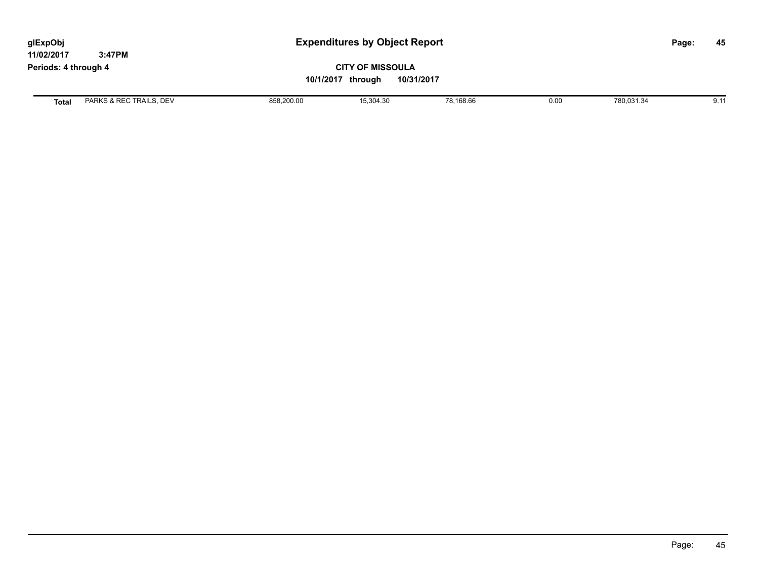| Total | PARKS & REC TRAILS, DEV | 858,200.00 | 15,304.30 | 78,168.66 | 0.00 | 780,031.34 | 9.11 |
|---|---|---|---|---|---|---|---|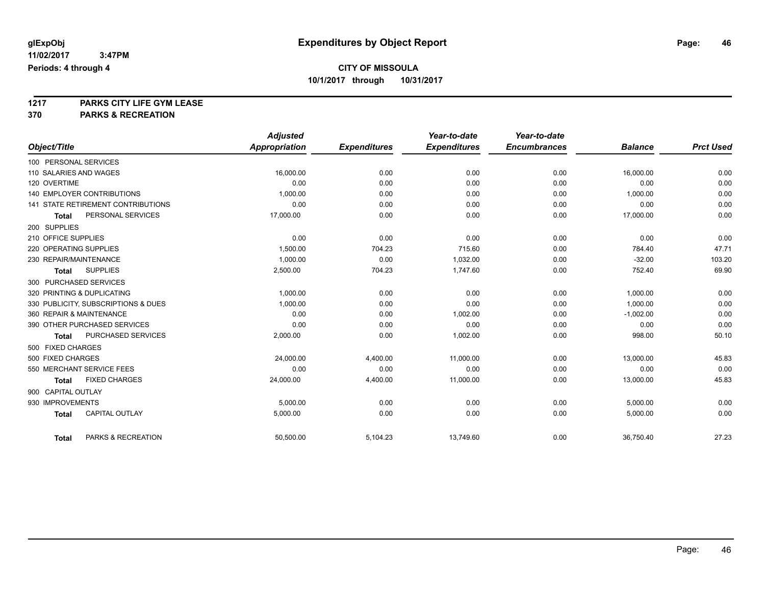**glExpObj** **Expenditures by Object Report**

**11/02/2017 3:47PM**

**Periods: 4 through 4**

**CITY OF MISSOULA**

**10/1/2017 through 10/31/2017**

**1217 PARKS CITY LIFE GYM LEASE**

**370 PARKS & RECREATION**

| Object/Title | Adjusted Appropriation | Expenditures | Year-to-date Expenditures | Year-to-date Encumbrances | Balance | Prct Used |
|---|---|---|---|---|---|---|
| 100 PERSONAL SERVICES | | | | | | |
| 110 SALARIES AND WAGES | 16,000.00 | 0.00 | 0.00 | 0.00 | 16,000.00 | 0.00 |
| 120 OVERTIME | 0.00 | 0.00 | 0.00 | 0.00 | 0.00 | 0.00 |
| 140 EMPLOYER CONTRIBUTIONS | 1,000.00 | 0.00 | 0.00 | 0.00 | 1,000.00 | 0.00 |
| 141 STATE RETIREMENT CONTRIBUTIONS | 0.00 | 0.00 | 0.00 | 0.00 | 0.00 | 0.00 |
| **Total** PERSONAL SERVICES | 17,000.00 | 0.00 | 0.00 | 0.00 | 17,000.00 | 0.00 |
| 200 SUPPLIES | | | | | | |
| 210 OFFICE SUPPLIES | 0.00 | 0.00 | 0.00 | 0.00 | 0.00 | 0.00 |
| 220 OPERATING SUPPLIES | 1,500.00 | 704.23 | 715.60 | 0.00 | 784.40 | 47.71 |
| 230 REPAIR/MAINTENANCE | 1,000.00 | 0.00 | 1,032.00 | 0.00 | -32.00 | 103.20 |
| **Total** SUPPLIES | 2,500.00 | 704.23 | 1,747.60 | 0.00 | 752.40 | 69.90 |
| 300 PURCHASED SERVICES | | | | | | |
| 320 PRINTING & DUPLICATING | 1,000.00 | 0.00 | 0.00 | 0.00 | 1,000.00 | 0.00 |
| 330 PUBLICITY, SUBSCRIPTIONS & DUES | 1,000.00 | 0.00 | 0.00 | 0.00 | 1,000.00 | 0.00 |
| 360 REPAIR & MAINTENANCE | 0.00 | 0.00 | 1,002.00 | 0.00 | -1,002.00 | 0.00 |
| 390 OTHER PURCHASED SERVICES | 0.00 | 0.00 | 0.00 | 0.00 | 0.00 | 0.00 |
| **Total** PURCHASED SERVICES | 2,000.00 | 0.00 | 1,002.00 | 0.00 | 998.00 | 50.10 |
| 500 FIXED CHARGES | | | | | | |
| 500 FIXED CHARGES | 24,000.00 | 4,400.00 | 11,000.00 | 0.00 | 13,000.00 | 45.83 |
| 550 MERCHANT SERVICE FEES | 0.00 | 0.00 | 0.00 | 0.00 | 0.00 | 0.00 |
| **Total** FIXED CHARGES | 24,000.00 | 4,400.00 | 11,000.00 | 0.00 | 13,000.00 | 45.83 |
| 900 CAPITAL OUTLAY | | | | | | |
| 930 IMPROVEMENTS | 5,000.00 | 0.00 | 0.00 | 0.00 | 5,000.00 | 0.00 |
| **Total** CAPITAL OUTLAY | 5,000.00 | 0.00 | 0.00 | 0.00 | 5,000.00 | 0.00 |
| **Total** PARKS & RECREATION | 50,500.00 | 5,104.23 | 13,749.60 | 0.00 | 36,750.40 | 27.23 |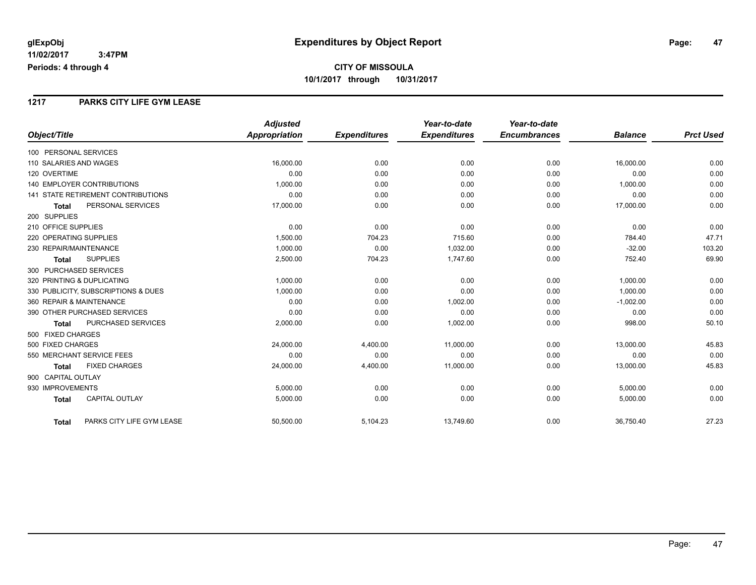**glExpObj** **Expenditures by Object Report**

**11/02/2017 3:47PM**

**Periods: 4 through 4**

**CITY OF MISSOULA**

**10/1/2017 through 10/31/2017**

## 1217 PARKS CITY LIFE GYM LEASE

| Object/Title | Adjusted Appropriation | Expenditures | Year-to-date Expenditures | Year-to-date Encumbrances | Balance | Prct Used |
|---|---|---|---|---|---|---|
| 100 PERSONAL SERVICES | | | | | | |
| 110 SALARIES AND WAGES | 16,000.00 | 0.00 | 0.00 | 0.00 | 16,000.00 | 0.00 |
| 120 OVERTIME | 0.00 | 0.00 | 0.00 | 0.00 | 0.00 | 0.00 |
| 140 EMPLOYER CONTRIBUTIONS | 1,000.00 | 0.00 | 0.00 | 0.00 | 1,000.00 | 0.00 |
| 141 STATE RETIREMENT CONTRIBUTIONS | 0.00 | 0.00 | 0.00 | 0.00 | 0.00 | 0.00 |
| **Total** PERSONAL SERVICES | 17,000.00 | 0.00 | 0.00 | 0.00 | 17,000.00 | 0.00 |
| 200 SUPPLIES | | | | | | |
| 210 OFFICE SUPPLIES | 0.00 | 0.00 | 0.00 | 0.00 | 0.00 | 0.00 |
| 220 OPERATING SUPPLIES | 1,500.00 | 704.23 | 715.60 | 0.00 | 784.40 | 47.71 |
| 230 REPAIR/MAINTENANCE | 1,000.00 | 0.00 | 1,032.00 | 0.00 | -32.00 | 103.20 |
| **Total** SUPPLIES | 2,500.00 | 704.23 | 1,747.60 | 0.00 | 752.40 | 69.90 |
| 300 PURCHASED SERVICES | | | | | | |
| 320 PRINTING & DUPLICATING | 1,000.00 | 0.00 | 0.00 | 0.00 | 1,000.00 | 0.00 |
| 330 PUBLICITY, SUBSCRIPTIONS & DUES | 1,000.00 | 0.00 | 0.00 | 0.00 | 1,000.00 | 0.00 |
| 360 REPAIR & MAINTENANCE | 0.00 | 0.00 | 1,002.00 | 0.00 | -1,002.00 | 0.00 |
| 390 OTHER PURCHASED SERVICES | 0.00 | 0.00 | 0.00 | 0.00 | 0.00 | 0.00 |
| **Total** PURCHASED SERVICES | 2,000.00 | 0.00 | 1,002.00 | 0.00 | 998.00 | 50.10 |
| 500 FIXED CHARGES | | | | | | |
| 500 FIXED CHARGES | 24,000.00 | 4,400.00 | 11,000.00 | 0.00 | 13,000.00 | 45.83 |
| 550 MERCHANT SERVICE FEES | 0.00 | 0.00 | 0.00 | 0.00 | 0.00 | 0.00 |
| **Total** FIXED CHARGES | 24,000.00 | 4,400.00 | 11,000.00 | 0.00 | 13,000.00 | 45.83 |
| 900 CAPITAL OUTLAY | | | | | | |
| 930 IMPROVEMENTS | 5,000.00 | 0.00 | 0.00 | 0.00 | 5,000.00 | 0.00 |
| **Total** CAPITAL OUTLAY | 5,000.00 | 0.00 | 0.00 | 0.00 | 5,000.00 | 0.00 |
| **Total** PARKS CITY LIFE GYM LEASE | 50,500.00 | 5,104.23 | 13,749.60 | 0.00 | 36,750.40 | 27.23 |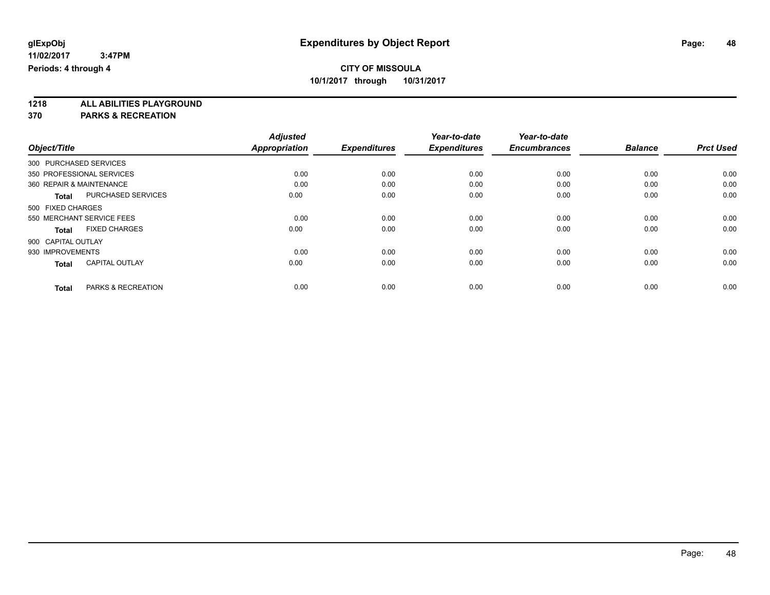**glExpObj** **Expenditures by Object Report**

**11/02/2017 3:47PM**

**Periods: 4 through 4**

**CITY OF MISSOULA**

**10/1/2017 through 10/31/2017**

## 1218 ALL ABILITIES PLAYGROUND
## 370 PARKS & RECREATION

| Object/Title | Adjusted Appropriation | Expenditures | Year-to-date Expenditures | Year-to-date Encumbrances | Balance | Prct Used |
|---|---|---|---|---|---|---|
| 300 PURCHASED SERVICES | | | | | | |
| 350 PROFESSIONAL SERVICES | 0.00 | 0.00 | 0.00 | 0.00 | 0.00 | 0.00 |
| 360 REPAIR & MAINTENANCE | 0.00 | 0.00 | 0.00 | 0.00 | 0.00 | 0.00 |
| **Total** PURCHASED SERVICES | 0.00 | 0.00 | 0.00 | 0.00 | 0.00 | 0.00 |
| 500 FIXED CHARGES | | | | | | |
| 550 MERCHANT SERVICE FEES | 0.00 | 0.00 | 0.00 | 0.00 | 0.00 | 0.00 |
| **Total** FIXED CHARGES | 0.00 | 0.00 | 0.00 | 0.00 | 0.00 | 0.00 |
| 900 CAPITAL OUTLAY | | | | | | |
| 930 IMPROVEMENTS | 0.00 | 0.00 | 0.00 | 0.00 | 0.00 | 0.00 |
| **Total** CAPITAL OUTLAY | 0.00 | 0.00 | 0.00 | 0.00 | 0.00 | 0.00 |
| **Total** PARKS & RECREATION | 0.00 | 0.00 | 0.00 | 0.00 | 0.00 | 0.00 |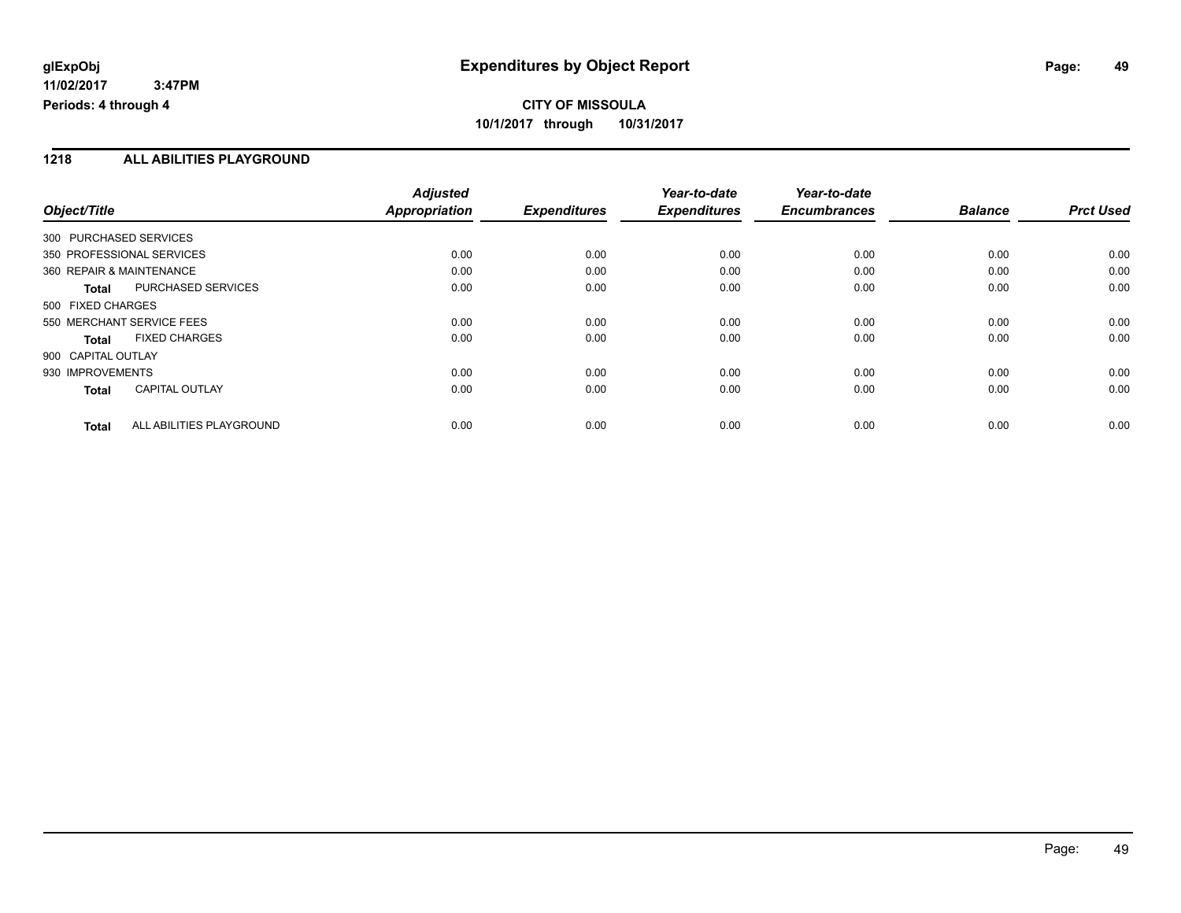**glExpObj** **Expenditures by Object Report**

**11/02/2017 3:47PM**

**Periods: 4 through 4**

**CITY OF MISSOULA**

**10/1/2017 through 10/31/2017**

## 1218 ALL ABILITIES PLAYGROUND

| Object/Title | Adjusted Appropriation | Expenditures | Year-to-date Expenditures | Year-to-date Encumbrances | Balance | Prct Used |
|---|---|---|---|---|---|---|
| 300 PURCHASED SERVICES | | | | | | |
| 350 PROFESSIONAL SERVICES | 0.00 | 0.00 | 0.00 | 0.00 | 0.00 | 0.00 |
| 360 REPAIR & MAINTENANCE | 0.00 | 0.00 | 0.00 | 0.00 | 0.00 | 0.00 |
| **Total** PURCHASED SERVICES | 0.00 | 0.00 | 0.00 | 0.00 | 0.00 | 0.00 |
| 500 FIXED CHARGES | | | | | | |
| 550 MERCHANT SERVICE FEES | 0.00 | 0.00 | 0.00 | 0.00 | 0.00 | 0.00 |
| **Total** FIXED CHARGES | 0.00 | 0.00 | 0.00 | 0.00 | 0.00 | 0.00 |
| 900 CAPITAL OUTLAY | | | | | | |
| 930 IMPROVEMENTS | 0.00 | 0.00 | 0.00 | 0.00 | 0.00 | 0.00 |
| **Total** CAPITAL OUTLAY | 0.00 | 0.00 | 0.00 | 0.00 | 0.00 | 0.00 |
| **Total** ALL ABILITIES PLAYGROUND | 0.00 | 0.00 | 0.00 | 0.00 | 0.00 | 0.00 |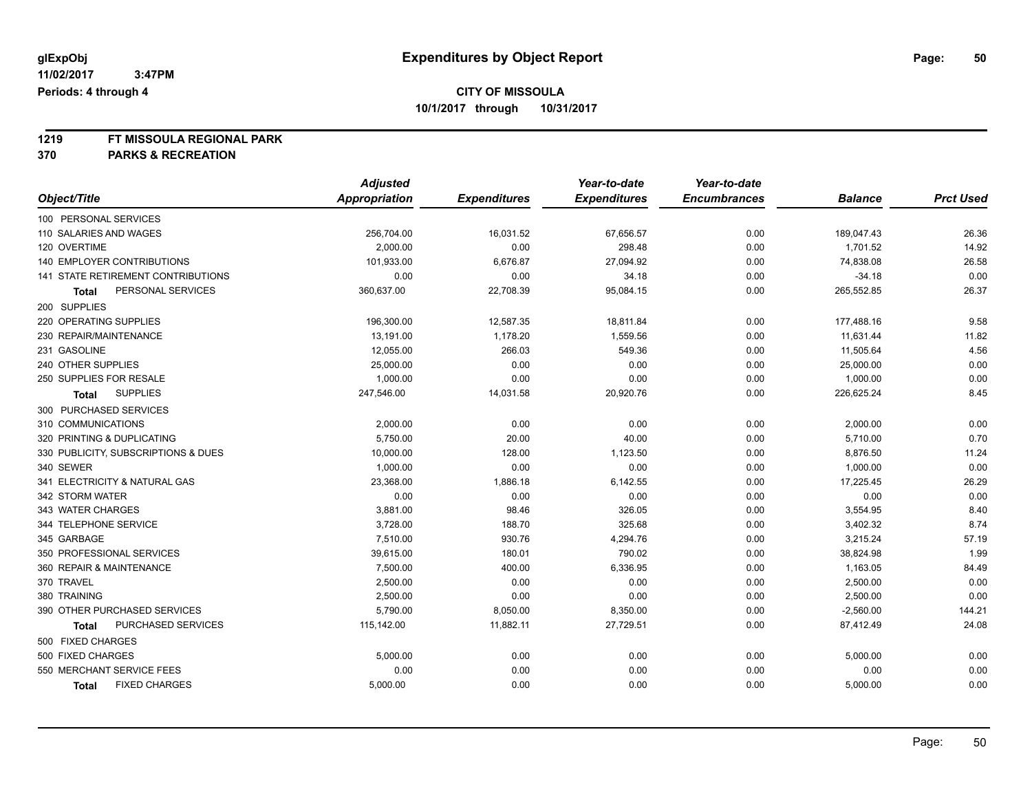# Expenditures by Object Report

glExpObj
11/02/2017 3:47PM
Periods: 4 through 4

**CITY OF MISSOULA**
**10/1/2017 through 10/31/2017**

**1219 FT MISSOULA REGIONAL PARK**
**370 PARKS & RECREATION**

| Object/Title | Adjusted Appropriation | Expenditures | Year-to-date Expenditures | Year-to-date Encumbrances | Balance | Prct Used |
|---|---|---|---|---|---|---|
| 100 PERSONAL SERVICES | | | | | | |
| 110 SALARIES AND WAGES | 256,704.00 | 16,031.52 | 67,656.57 | 0.00 | 189,047.43 | 26.36 |
| 120 OVERTIME | 2,000.00 | 0.00 | 298.48 | 0.00 | 1,701.52 | 14.92 |
| 140 EMPLOYER CONTRIBUTIONS | 101,933.00 | 6,676.87 | 27,094.92 | 0.00 | 74,838.08 | 26.58 |
| 141 STATE RETIREMENT CONTRIBUTIONS | 0.00 | 0.00 | 34.18 | 0.00 | -34.18 | 0.00 |
| **Total** PERSONAL SERVICES | 360,637.00 | 22,708.39 | 95,084.15 | 0.00 | 265,552.85 | 26.37 |
| 200 SUPPLIES | | | | | | |
| 220 OPERATING SUPPLIES | 196,300.00 | 12,587.35 | 18,811.84 | 0.00 | 177,488.16 | 9.58 |
| 230 REPAIR/MAINTENANCE | 13,191.00 | 1,178.20 | 1,559.56 | 0.00 | 11,631.44 | 11.82 |
| 231 GASOLINE | 12,055.00 | 266.03 | 549.36 | 0.00 | 11,505.64 | 4.56 |
| 240 OTHER SUPPLIES | 25,000.00 | 0.00 | 0.00 | 0.00 | 25,000.00 | 0.00 |
| 250 SUPPLIES FOR RESALE | 1,000.00 | 0.00 | 0.00 | 0.00 | 1,000.00 | 0.00 |
| **Total** SUPPLIES | 247,546.00 | 14,031.58 | 20,920.76 | 0.00 | 226,625.24 | 8.45 |
| 300 PURCHASED SERVICES | | | | | | |
| 310 COMMUNICATIONS | 2,000.00 | 0.00 | 0.00 | 0.00 | 2,000.00 | 0.00 |
| 320 PRINTING & DUPLICATING | 5,750.00 | 20.00 | 40.00 | 0.00 | 5,710.00 | 0.70 |
| 330 PUBLICITY, SUBSCRIPTIONS & DUES | 10,000.00 | 128.00 | 1,123.50 | 0.00 | 8,876.50 | 11.24 |
| 340 SEWER | 1,000.00 | 0.00 | 0.00 | 0.00 | 1,000.00 | 0.00 |
| 341 ELECTRICITY & NATURAL GAS | 23,368.00 | 1,886.18 | 6,142.55 | 0.00 | 17,225.45 | 26.29 |
| 342 STORM WATER | 0.00 | 0.00 | 0.00 | 0.00 | 0.00 | 0.00 |
| 343 WATER CHARGES | 3,881.00 | 98.46 | 326.05 | 0.00 | 3,554.95 | 8.40 |
| 344 TELEPHONE SERVICE | 3,728.00 | 188.70 | 325.68 | 0.00 | 3,402.32 | 8.74 |
| 345 GARBAGE | 7,510.00 | 930.76 | 4,294.76 | 0.00 | 3,215.24 | 57.19 |
| 350 PROFESSIONAL SERVICES | 39,615.00 | 180.01 | 790.02 | 0.00 | 38,824.98 | 1.99 |
| 360 REPAIR & MAINTENANCE | 7,500.00 | 400.00 | 6,336.95 | 0.00 | 1,163.05 | 84.49 |
| 370 TRAVEL | 2,500.00 | 0.00 | 0.00 | 0.00 | 2,500.00 | 0.00 |
| 380 TRAINING | 2,500.00 | 0.00 | 0.00 | 0.00 | 2,500.00 | 0.00 |
| 390 OTHER PURCHASED SERVICES | 5,790.00 | 8,050.00 | 8,350.00 | 0.00 | -2,560.00 | 144.21 |
| **Total** PURCHASED SERVICES | 115,142.00 | 11,882.11 | 27,729.51 | 0.00 | 87,412.49 | 24.08 |
| 500 FIXED CHARGES | | | | | | |
| 500 FIXED CHARGES | 5,000.00 | 0.00 | 0.00 | 0.00 | 5,000.00 | 0.00 |
| 550 MERCHANT SERVICE FEES | 0.00 | 0.00 | 0.00 | 0.00 | 0.00 | 0.00 |
| **Total** FIXED CHARGES | 5,000.00 | 0.00 | 0.00 | 0.00 | 5,000.00 | 0.00 |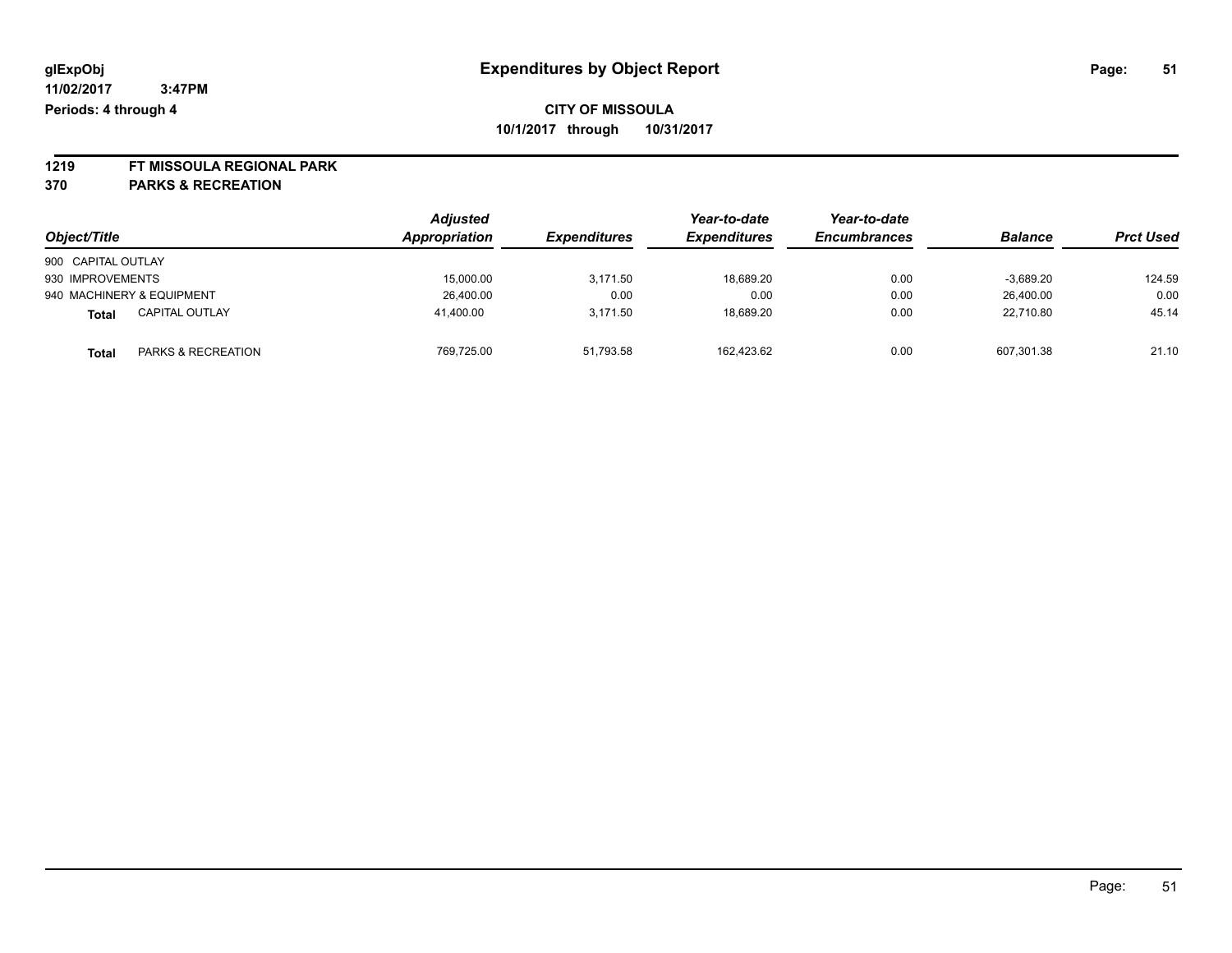**glExpObj** | **Expenditures by Object Report**

**11/02/2017 3:47PM**

**Periods: 4 through 4**

**CITY OF MISSOULA**

**10/1/2017 through 10/31/2017**

**1219 FT MISSOULA REGIONAL PARK**

**370 PARKS & RECREATION**

| Object/Title | | Adjusted Appropriation | Expenditures | Year-to-date Expenditures | Year-to-date Encumbrances | Balance | Prct Used |
|---|---|---|---|---|---|---|---|
| 900 CAPITAL OUTLAY | | | | | | | |
| 930 IMPROVEMENTS | | 15,000.00 | 3,171.50 | 18,689.20 | 0.00 | -3,689.20 | 124.59 |
| 940 MACHINERY & EQUIPMENT | | 26,400.00 | 0.00 | 0.00 | 0.00 | 26,400.00 | 0.00 |
| **Total** | CAPITAL OUTLAY | 41,400.00 | 3,171.50 | 18,689.20 | 0.00 | 22,710.80 | 45.14 |
| **Total** | PARKS & RECREATION | 769,725.00 | 51,793.58 | 162,423.62 | 0.00 | 607,301.38 | 21.10 |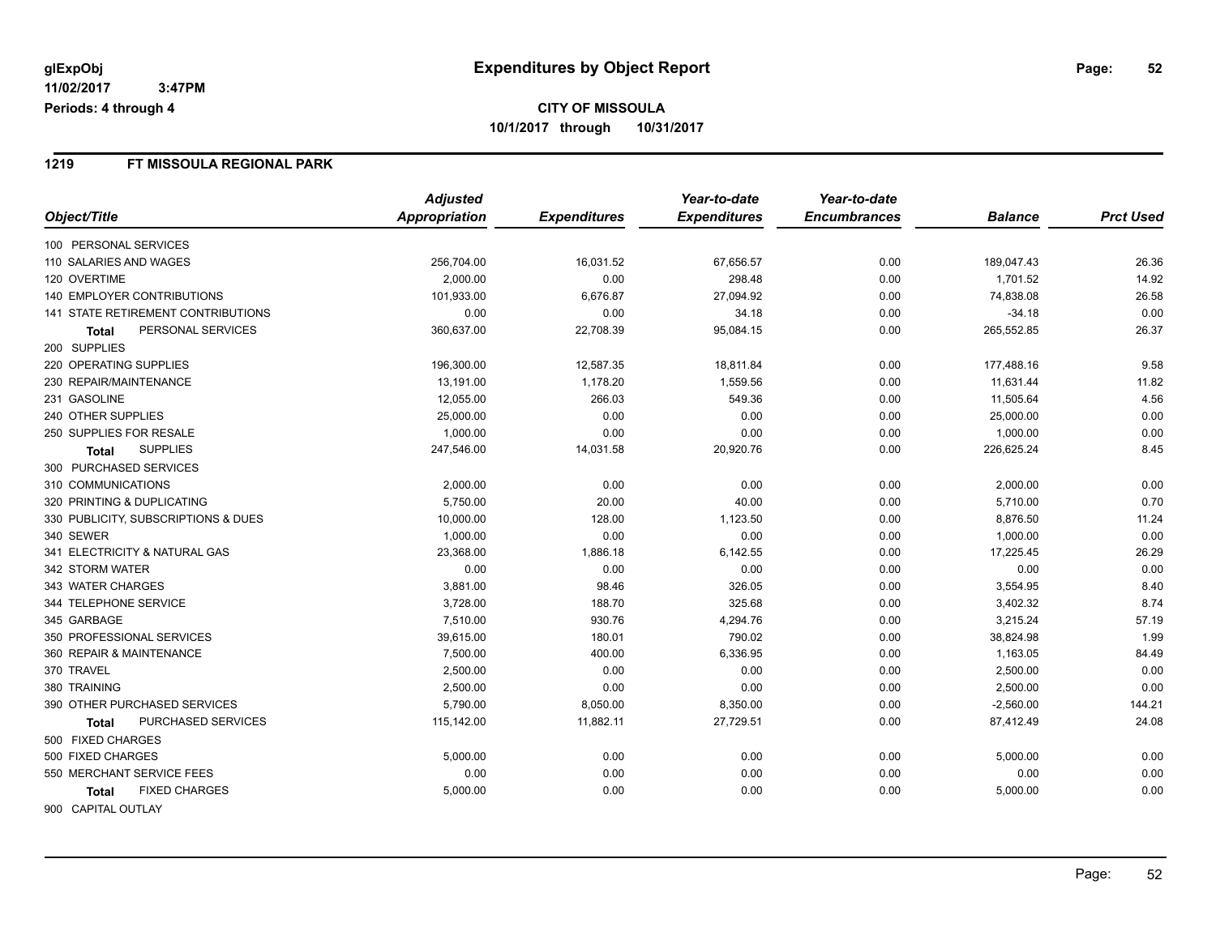glExpObj
11/02/2017 3:47PM
Periods: 4 through 4

# Expenditures by Object Report

**CITY OF MISSOULA**
**10/1/2017 through 10/31/2017**

## 1219 FT MISSOULA REGIONAL PARK

| Object/Title | Adjusted Appropriation | Expenditures | Year-to-date Expenditures | Year-to-date Encumbrances | Balance | Prct Used |
|---|---|---|---|---|---|---|
| 100 PERSONAL SERVICES | | | | | | |
| 110 SALARIES AND WAGES | 256,704.00 | 16,031.52 | 67,656.57 | 0.00 | 189,047.43 | 26.36 |
| 120 OVERTIME | 2,000.00 | 0.00 | 298.48 | 0.00 | 1,701.52 | 14.92 |
| 140 EMPLOYER CONTRIBUTIONS | 101,933.00 | 6,676.87 | 27,094.92 | 0.00 | 74,838.08 | 26.58 |
| 141 STATE RETIREMENT CONTRIBUTIONS | 0.00 | 0.00 | 34.18 | 0.00 | -34.18 | 0.00 |
| **Total** PERSONAL SERVICES | 360,637.00 | 22,708.39 | 95,084.15 | 0.00 | 265,552.85 | 26.37 |
| 200 SUPPLIES | | | | | | |
| 220 OPERATING SUPPLIES | 196,300.00 | 12,587.35 | 18,811.84 | 0.00 | 177,488.16 | 9.58 |
| 230 REPAIR/MAINTENANCE | 13,191.00 | 1,178.20 | 1,559.56 | 0.00 | 11,631.44 | 11.82 |
| 231 GASOLINE | 12,055.00 | 266.03 | 549.36 | 0.00 | 11,505.64 | 4.56 |
| 240 OTHER SUPPLIES | 25,000.00 | 0.00 | 0.00 | 0.00 | 25,000.00 | 0.00 |
| 250 SUPPLIES FOR RESALE | 1,000.00 | 0.00 | 0.00 | 0.00 | 1,000.00 | 0.00 |
| **Total** SUPPLIES | 247,546.00 | 14,031.58 | 20,920.76 | 0.00 | 226,625.24 | 8.45 |
| 300 PURCHASED SERVICES | | | | | | |
| 310 COMMUNICATIONS | 2,000.00 | 0.00 | 0.00 | 0.00 | 2,000.00 | 0.00 |
| 320 PRINTING & DUPLICATING | 5,750.00 | 20.00 | 40.00 | 0.00 | 5,710.00 | 0.70 |
| 330 PUBLICITY, SUBSCRIPTIONS & DUES | 10,000.00 | 128.00 | 1,123.50 | 0.00 | 8,876.50 | 11.24 |
| 340 SEWER | 1,000.00 | 0.00 | 0.00 | 0.00 | 1,000.00 | 0.00 |
| 341 ELECTRICITY & NATURAL GAS | 23,368.00 | 1,886.18 | 6,142.55 | 0.00 | 17,225.45 | 26.29 |
| 342 STORM WATER | 0.00 | 0.00 | 0.00 | 0.00 | 0.00 | 0.00 |
| 343 WATER CHARGES | 3,881.00 | 98.46 | 326.05 | 0.00 | 3,554.95 | 8.40 |
| 344 TELEPHONE SERVICE | 3,728.00 | 188.70 | 325.68 | 0.00 | 3,402.32 | 8.74 |
| 345 GARBAGE | 7,510.00 | 930.76 | 4,294.76 | 0.00 | 3,215.24 | 57.19 |
| 350 PROFESSIONAL SERVICES | 39,615.00 | 180.01 | 790.02 | 0.00 | 38,824.98 | 1.99 |
| 360 REPAIR & MAINTENANCE | 7,500.00 | 400.00 | 6,336.95 | 0.00 | 1,163.05 | 84.49 |
| 370 TRAVEL | 2,500.00 | 0.00 | 0.00 | 0.00 | 2,500.00 | 0.00 |
| 380 TRAINING | 2,500.00 | 0.00 | 0.00 | 0.00 | 2,500.00 | 0.00 |
| 390 OTHER PURCHASED SERVICES | 5,790.00 | 8,050.00 | 8,350.00 | 0.00 | -2,560.00 | 144.21 |
| **Total** PURCHASED SERVICES | 115,142.00 | 11,882.11 | 27,729.51 | 0.00 | 87,412.49 | 24.08 |
| 500 FIXED CHARGES | | | | | | |
| 500 FIXED CHARGES | 5,000.00 | 0.00 | 0.00 | 0.00 | 5,000.00 | 0.00 |
| 550 MERCHANT SERVICE FEES | 0.00 | 0.00 | 0.00 | 0.00 | 0.00 | 0.00 |
| **Total** FIXED CHARGES | 5,000.00 | 0.00 | 0.00 | 0.00 | 5,000.00 | 0.00 |
| 900 CAPITAL OUTLAY | | | | | | |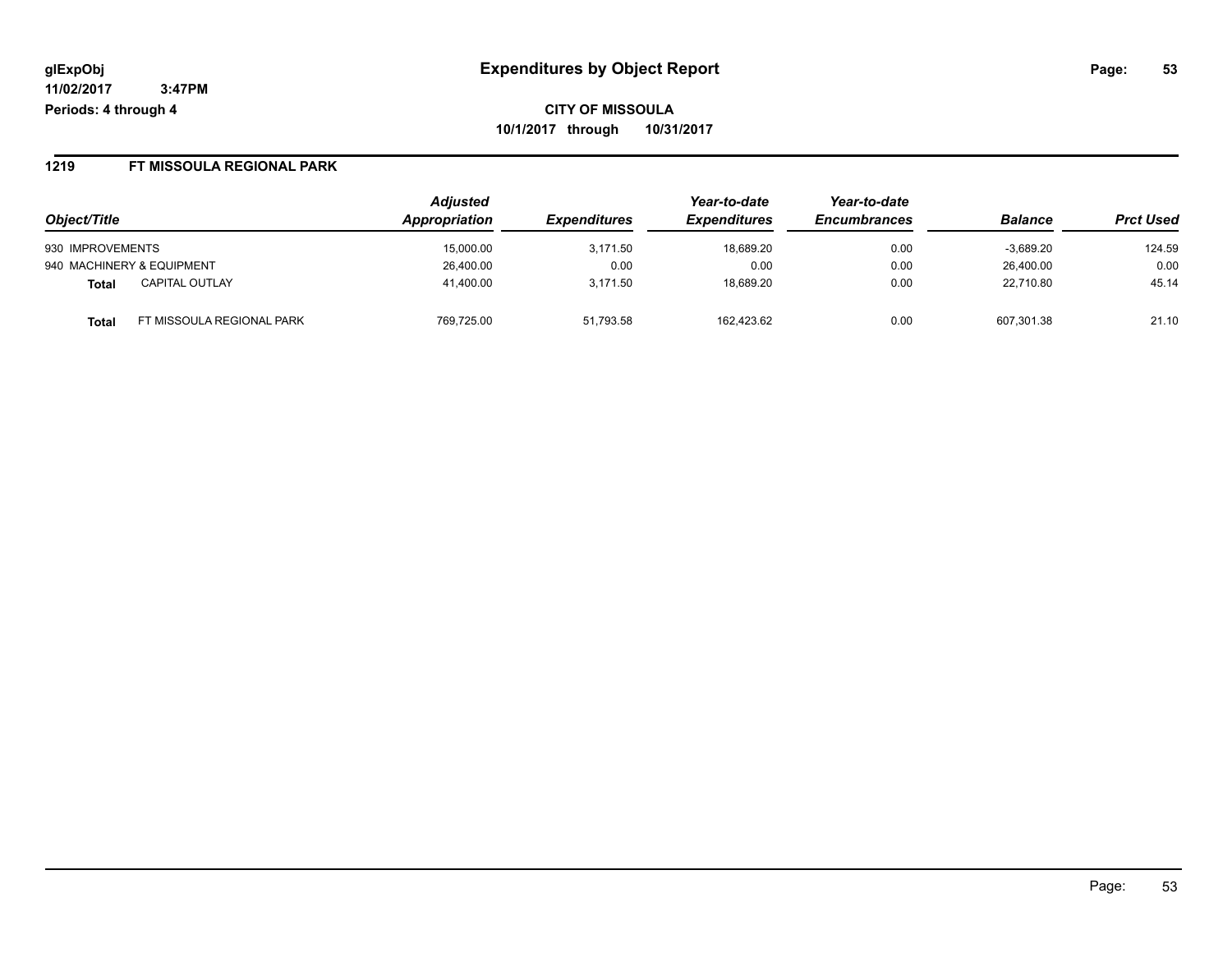**CITY OF MISSOULA**

**10/1/2017 through 10/31/2017**

### 1219 FT MISSOULA REGIONAL PARK

| Object/Title | | Adjusted Appropriation | Expenditures | Year-to-date Expenditures | Year-to-date Encumbrances | Balance | Prct Used |
|---|---|---|---|---|---|---|---|
| 930 IMPROVEMENTS | | 15,000.00 | 3,171.50 | 18,689.20 | 0.00 | -3,689.20 | 124.59 |
| 940 MACHINERY & EQUIPMENT | | 26,400.00 | 0.00 | 0.00 | 0.00 | 26,400.00 | 0.00 |
| **Total** | CAPITAL OUTLAY | 41,400.00 | 3,171.50 | 18,689.20 | 0.00 | 22,710.80 | 45.14 |
| **Total** | FT MISSOULA REGIONAL PARK | 769,725.00 | 51,793.58 | 162,423.62 | 0.00 | 607,301.38 | 21.10 |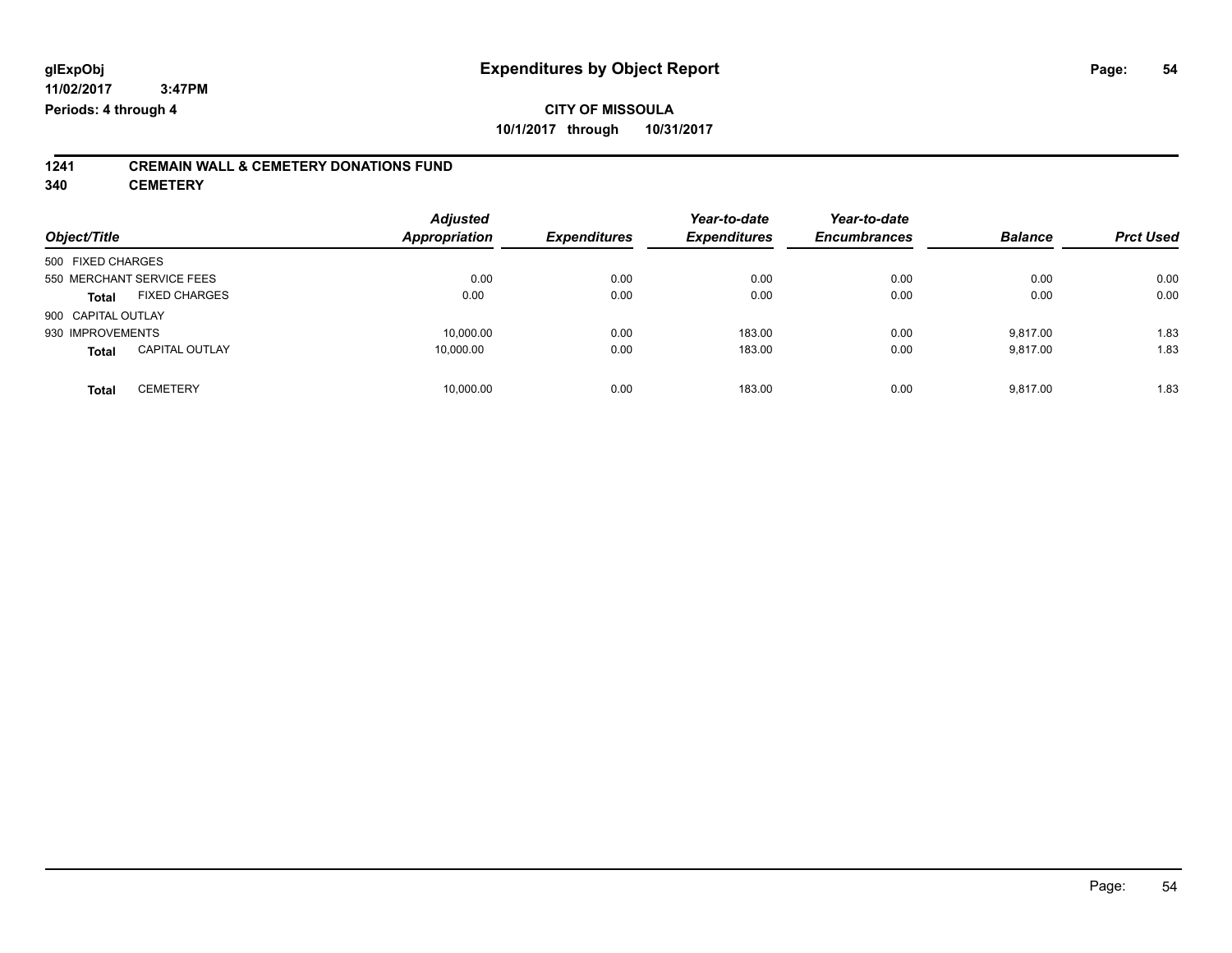**glExpObj**
**11/02/2017 3:47PM**
**Periods: 4 through 4**

# Expenditures by Object Report

**CITY OF MISSOULA**
**10/1/2017 through 10/31/2017**

## 1241 CREMAIN WALL & CEMETERY DONATIONS FUND
## 340 CEMETERY

| Object/Title | Adjusted Appropriation | Expenditures | Year-to-date Expenditures | Year-to-date Encumbrances | Balance | Prct Used |
|---|---|---|---|---|---|---|
| 500 FIXED CHARGES | | | | | | |
| 550 MERCHANT SERVICE FEES | 0.00 | 0.00 | 0.00 | 0.00 | 0.00 | 0.00 |
| **Total** FIXED CHARGES | 0.00 | 0.00 | 0.00 | 0.00 | 0.00 | 0.00 |
| 900 CAPITAL OUTLAY | | | | | | |
| 930 IMPROVEMENTS | 10,000.00 | 0.00 | 183.00 | 0.00 | 9,817.00 | 1.83 |
| **Total** CAPITAL OUTLAY | 10,000.00 | 0.00 | 183.00 | 0.00 | 9,817.00 | 1.83 |
| **Total** CEMETERY | 10,000.00 | 0.00 | 183.00 | 0.00 | 9,817.00 | 1.83 |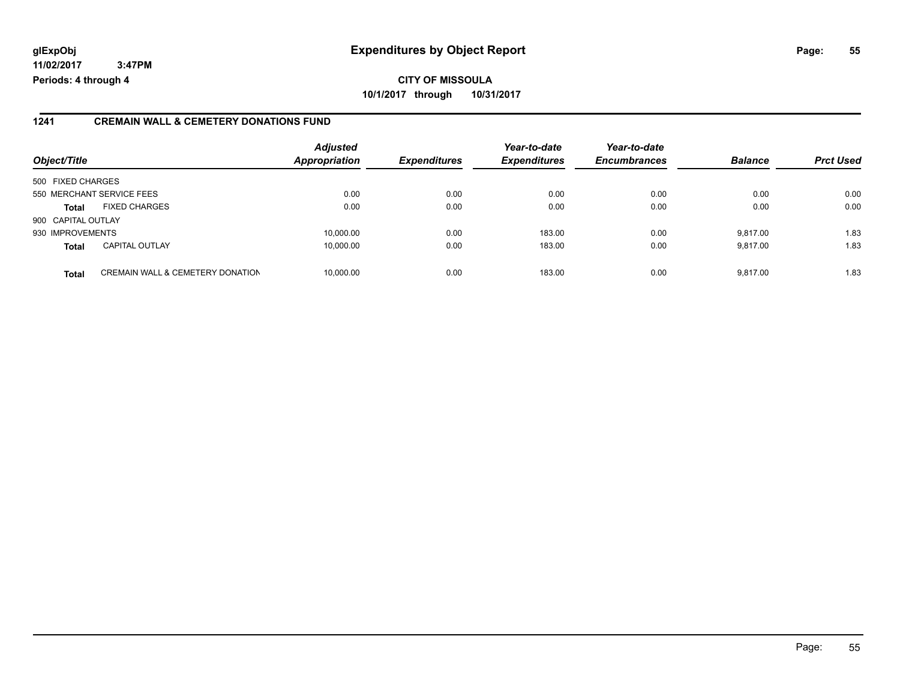**glExpObj** **Expenditures by Object Report**
**11/02/2017 3:47PM**
**Periods: 4 through 4**

**CITY OF MISSOULA**
**10/1/2017 through 10/31/2017**

## 1241 CREMAIN WALL & CEMETERY DONATIONS FUND

| Object/Title | | Adjusted Appropriation | Expenditures | Year-to-date Expenditures | Year-to-date Encumbrances | Balance | Prct Used |
|---|---|---|---|---|---|---|---|
| 500 FIXED CHARGES | | | | | | | |
| 550 MERCHANT SERVICE FEES | | 0.00 | 0.00 | 0.00 | 0.00 | 0.00 | 0.00 |
| **Total** | FIXED CHARGES | 0.00 | 0.00 | 0.00 | 0.00 | 0.00 | 0.00 |
| 900 CAPITAL OUTLAY | | | | | | | |
| 930 IMPROVEMENTS | | 10,000.00 | 0.00 | 183.00 | 0.00 | 9,817.00 | 1.83 |
| **Total** | CAPITAL OUTLAY | 10,000.00 | 0.00 | 183.00 | 0.00 | 9,817.00 | 1.83 |
| **Total** | CREMAIN WALL & CEMETERY DONATION | 10,000.00 | 0.00 | 183.00 | 0.00 | 9,817.00 | 1.83 |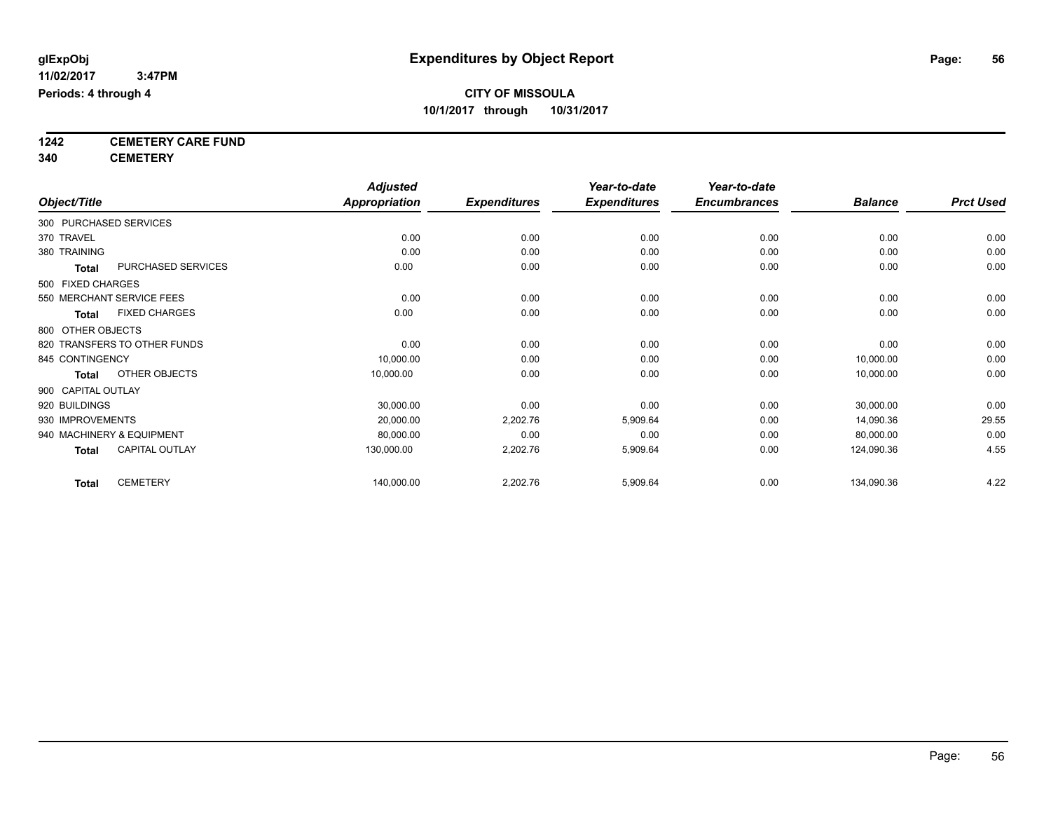**glExpObj** **Expenditures by Object Report**

**11/02/2017 3:47PM**

**Periods: 4 through 4**

**CITY OF MISSOULA**

**10/1/2017 through 10/31/2017**

**1242 CEMETERY CARE FUND**

**340 CEMETERY**

| Object/Title | | Adjusted Appropriation | Expenditures | Year-to-date Expenditures | Year-to-date Encumbrances | Balance | Prct Used |
|---|---|---|---|---|---|---|---|
| 300 PURCHASED SERVICES | | | | | | | |
| 370 TRAVEL | | 0.00 | 0.00 | 0.00 | 0.00 | 0.00 | 0.00 |
| 380 TRAINING | | 0.00 | 0.00 | 0.00 | 0.00 | 0.00 | 0.00 |
| **Total** | PURCHASED SERVICES | 0.00 | 0.00 | 0.00 | 0.00 | 0.00 | 0.00 |
| 500 FIXED CHARGES | | | | | | | |
| 550 MERCHANT SERVICE FEES | | 0.00 | 0.00 | 0.00 | 0.00 | 0.00 | 0.00 |
| **Total** | FIXED CHARGES | 0.00 | 0.00 | 0.00 | 0.00 | 0.00 | 0.00 |
| 800 OTHER OBJECTS | | | | | | | |
| 820 TRANSFERS TO OTHER FUNDS | | 0.00 | 0.00 | 0.00 | 0.00 | 0.00 | 0.00 |
| 845 CONTINGENCY | | 10,000.00 | 0.00 | 0.00 | 0.00 | 10,000.00 | 0.00 |
| **Total** | OTHER OBJECTS | 10,000.00 | 0.00 | 0.00 | 0.00 | 10,000.00 | 0.00 |
| 900 CAPITAL OUTLAY | | | | | | | |
| 920 BUILDINGS | | 30,000.00 | 0.00 | 0.00 | 0.00 | 30,000.00 | 0.00 |
| 930 IMPROVEMENTS | | 20,000.00 | 2,202.76 | 5,909.64 | 0.00 | 14,090.36 | 29.55 |
| 940 MACHINERY & EQUIPMENT | | 80,000.00 | 0.00 | 0.00 | 0.00 | 80,000.00 | 0.00 |
| **Total** | CAPITAL OUTLAY | 130,000.00 | 2,202.76 | 5,909.64 | 0.00 | 124,090.36 | 4.55 |
| **Total** | CEMETERY | 140,000.00 | 2,202.76 | 5,909.64 | 0.00 | 134,090.36 | 4.22 |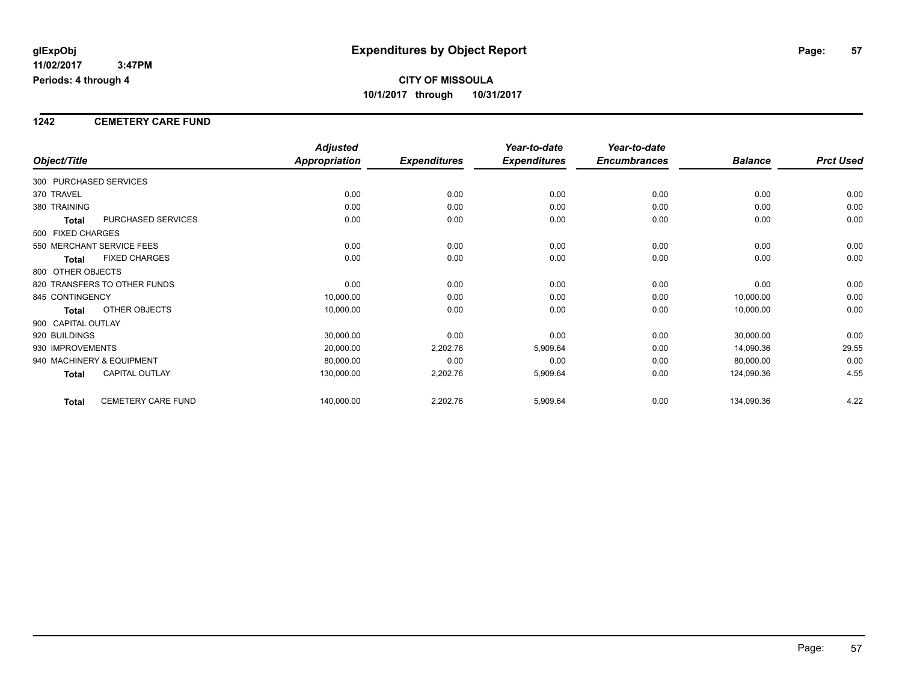**glExpObj** **Expenditures by Object Report**

**11/02/2017 3:47PM**

**Periods: 4 through 4**

**CITY OF MISSOULA**

**10/1/2017 through 10/31/2017**

## 1242 CEMETERY CARE FUND

| Object/Title | Adjusted Appropriation | Expenditures | Year-to-date Expenditures | Year-to-date Encumbrances | Balance | Prct Used |
|---|---|---|---|---|---|---|
| 300 PURCHASED SERVICES | | | | | | |
| 370 TRAVEL | 0.00 | 0.00 | 0.00 | 0.00 | 0.00 | 0.00 |
| 380 TRAINING | 0.00 | 0.00 | 0.00 | 0.00 | 0.00 | 0.00 |
| **Total** PURCHASED SERVICES | 0.00 | 0.00 | 0.00 | 0.00 | 0.00 | 0.00 |
| 500 FIXED CHARGES | | | | | | |
| 550 MERCHANT SERVICE FEES | 0.00 | 0.00 | 0.00 | 0.00 | 0.00 | 0.00 |
| **Total** FIXED CHARGES | 0.00 | 0.00 | 0.00 | 0.00 | 0.00 | 0.00 |
| 800 OTHER OBJECTS | | | | | | |
| 820 TRANSFERS TO OTHER FUNDS | 0.00 | 0.00 | 0.00 | 0.00 | 0.00 | 0.00 |
| 845 CONTINGENCY | 10,000.00 | 0.00 | 0.00 | 0.00 | 10,000.00 | 0.00 |
| **Total** OTHER OBJECTS | 10,000.00 | 0.00 | 0.00 | 0.00 | 10,000.00 | 0.00 |
| 900 CAPITAL OUTLAY | | | | | | |
| 920 BUILDINGS | 30,000.00 | 0.00 | 0.00 | 0.00 | 30,000.00 | 0.00 |
| 930 IMPROVEMENTS | 20,000.00 | 2,202.76 | 5,909.64 | 0.00 | 14,090.36 | 29.55 |
| 940 MACHINERY & EQUIPMENT | 80,000.00 | 0.00 | 0.00 | 0.00 | 80,000.00 | 0.00 |
| **Total** CAPITAL OUTLAY | 130,000.00 | 2,202.76 | 5,909.64 | 0.00 | 124,090.36 | 4.55 |
| **Total** CEMETERY CARE FUND | 140,000.00 | 2,202.76 | 5,909.64 | 0.00 | 134,090.36 | 4.22 |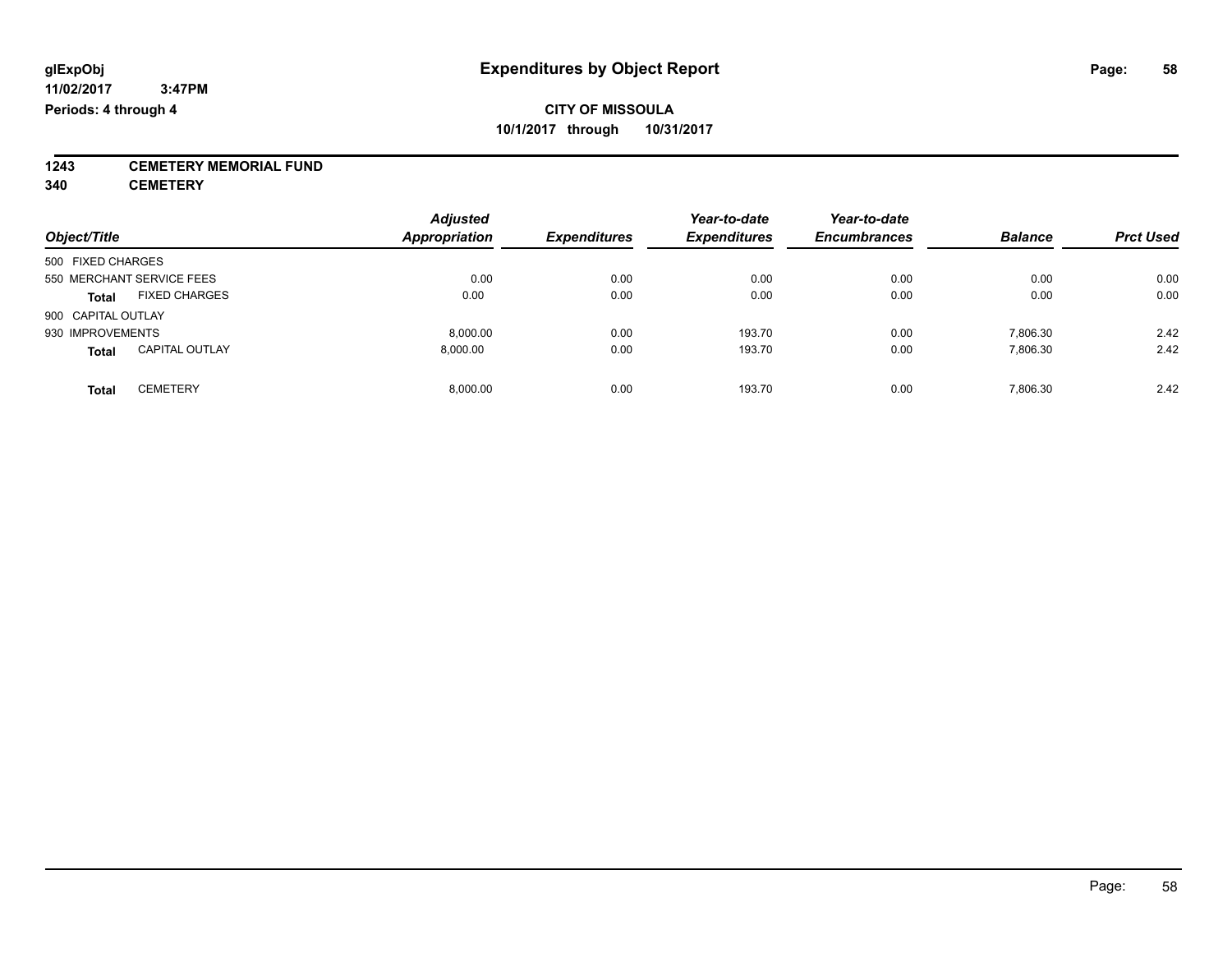**glExpObj** **Expenditures by Object Report**

**11/02/2017 3:47PM**

**Periods: 4 through 4**

**CITY OF MISSOULA**

**10/1/2017 through 10/31/2017**

**1243 CEMETERY MEMORIAL FUND**

**340 CEMETERY**

| Object/Title | | Adjusted Appropriation | Expenditures | Year-to-date Expenditures | Year-to-date Encumbrances | Balance | Prct Used |
|---|---|---|---|---|---|---|---|
| 500 FIXED CHARGES | | | | | | | |
| 550 MERCHANT SERVICE FEES | | 0.00 | 0.00 | 0.00 | 0.00 | 0.00 | 0.00 |
| **Total** | FIXED CHARGES | 0.00 | 0.00 | 0.00 | 0.00 | 0.00 | 0.00 |
| 900 CAPITAL OUTLAY | | | | | | | |
| 930 IMPROVEMENTS | | 8,000.00 | 0.00 | 193.70 | 0.00 | 7,806.30 | 2.42 |
| **Total** | CAPITAL OUTLAY | 8,000.00 | 0.00 | 193.70 | 0.00 | 7,806.30 | 2.42 |
| **Total** | CEMETERY | 8,000.00 | 0.00 | 193.70 | 0.00 | 7,806.30 | 2.42 |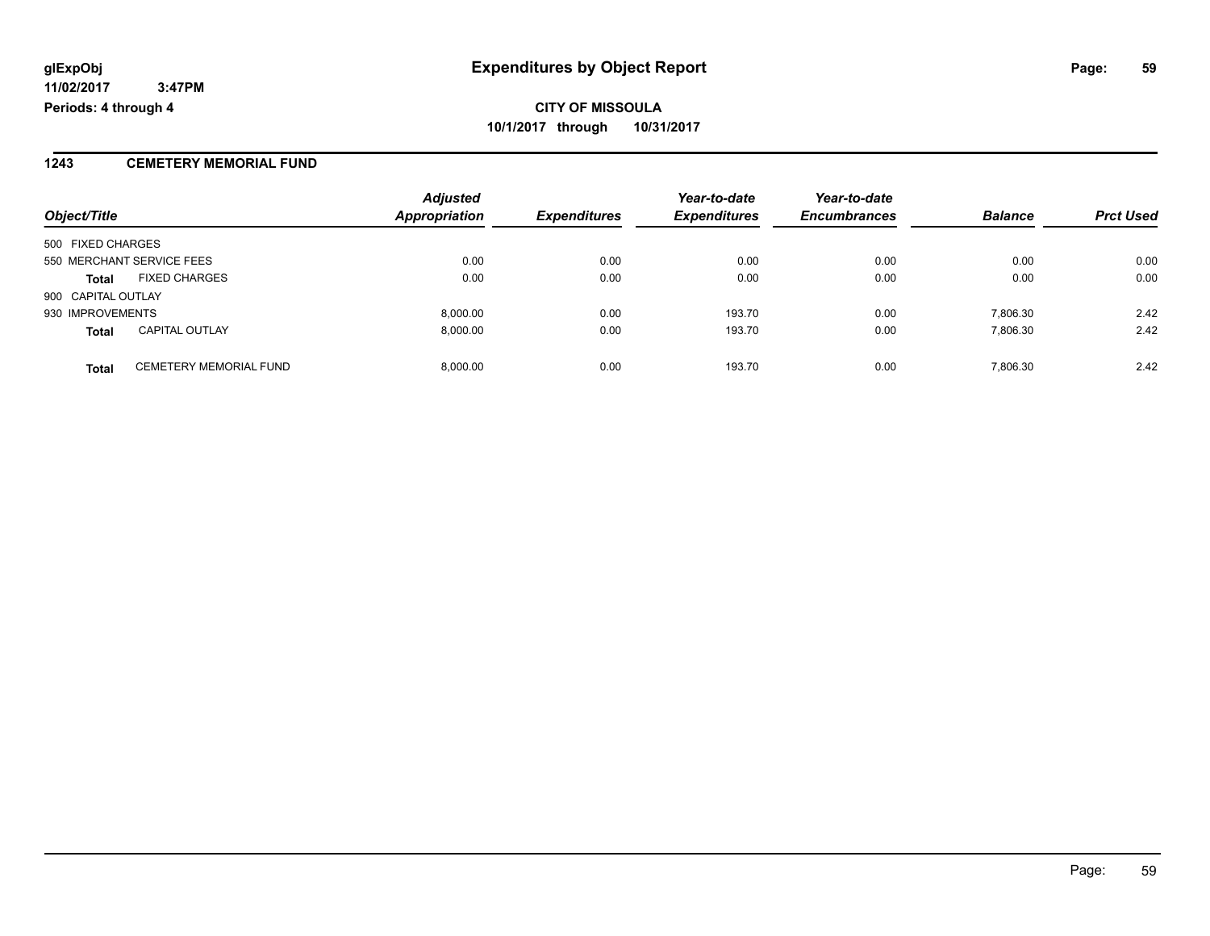**glExpObj**
**11/02/2017 3:47PM**
**Periods: 4 through 4**

# Expenditures by Object Report

**CITY OF MISSOULA**
**10/1/2017 through 10/31/2017**

## 1243 CEMETERY MEMORIAL FUND

| Object/Title | | Adjusted Appropriation | Expenditures | Year-to-date Expenditures | Year-to-date Encumbrances | Balance | Prct Used |
|---|---|---|---|---|---|---|---|
| 500 FIXED CHARGES | | | | | | | |
| 550 MERCHANT SERVICE FEES | | 0.00 | 0.00 | 0.00 | 0.00 | 0.00 | 0.00 |
| **Total** | FIXED CHARGES | 0.00 | 0.00 | 0.00 | 0.00 | 0.00 | 0.00 |
| 900 CAPITAL OUTLAY | | | | | | | |
| 930 IMPROVEMENTS | | 8,000.00 | 0.00 | 193.70 | 0.00 | 7,806.30 | 2.42 |
| **Total** | CAPITAL OUTLAY | 8,000.00 | 0.00 | 193.70 | 0.00 | 7,806.30 | 2.42 |
| **Total** | CEMETERY MEMORIAL FUND | 8,000.00 | 0.00 | 193.70 | 0.00 | 7,806.30 | 2.42 |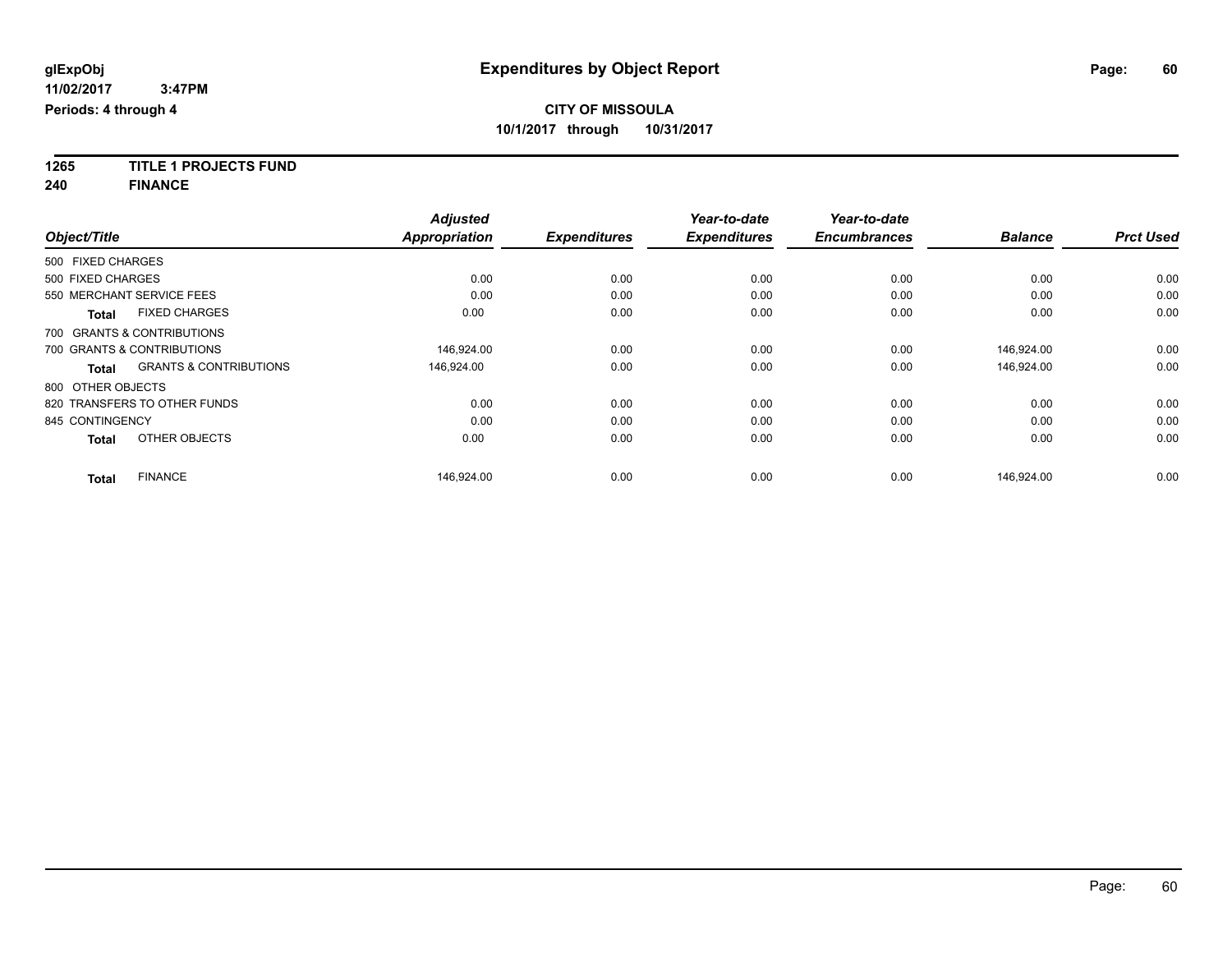glExpObj
11/02/2017 3:47PM
Periods: 4 through 4

# Expenditures by Object Report

**CITY OF MISSOULA**
**10/1/2017 through 10/31/2017**

**1265 TITLE 1 PROJECTS FUND**
**240 FINANCE**

| Object/Title | Adjusted Appropriation | Expenditures | Year-to-date Expenditures | Year-to-date Encumbrances | Balance | Prct Used |
|---|---|---|---|---|---|---|
| 500 FIXED CHARGES | | | | | | |
| 500 FIXED CHARGES | 0.00 | 0.00 | 0.00 | 0.00 | 0.00 | 0.00 |
| 550 MERCHANT SERVICE FEES | 0.00 | 0.00 | 0.00 | 0.00 | 0.00 | 0.00 |
| **Total** FIXED CHARGES | 0.00 | 0.00 | 0.00 | 0.00 | 0.00 | 0.00 |
| 700 GRANTS & CONTRIBUTIONS | | | | | | |
| 700 GRANTS & CONTRIBUTIONS | 146,924.00 | 0.00 | 0.00 | 0.00 | 146,924.00 | 0.00 |
| **Total** GRANTS & CONTRIBUTIONS | 146,924.00 | 0.00 | 0.00 | 0.00 | 146,924.00 | 0.00 |
| 800 OTHER OBJECTS | | | | | | |
| 820 TRANSFERS TO OTHER FUNDS | 0.00 | 0.00 | 0.00 | 0.00 | 0.00 | 0.00 |
| 845 CONTINGENCY | 0.00 | 0.00 | 0.00 | 0.00 | 0.00 | 0.00 |
| **Total** OTHER OBJECTS | 0.00 | 0.00 | 0.00 | 0.00 | 0.00 | 0.00 |
| **Total** FINANCE | 146,924.00 | 0.00 | 0.00 | 0.00 | 146,924.00 | 0.00 |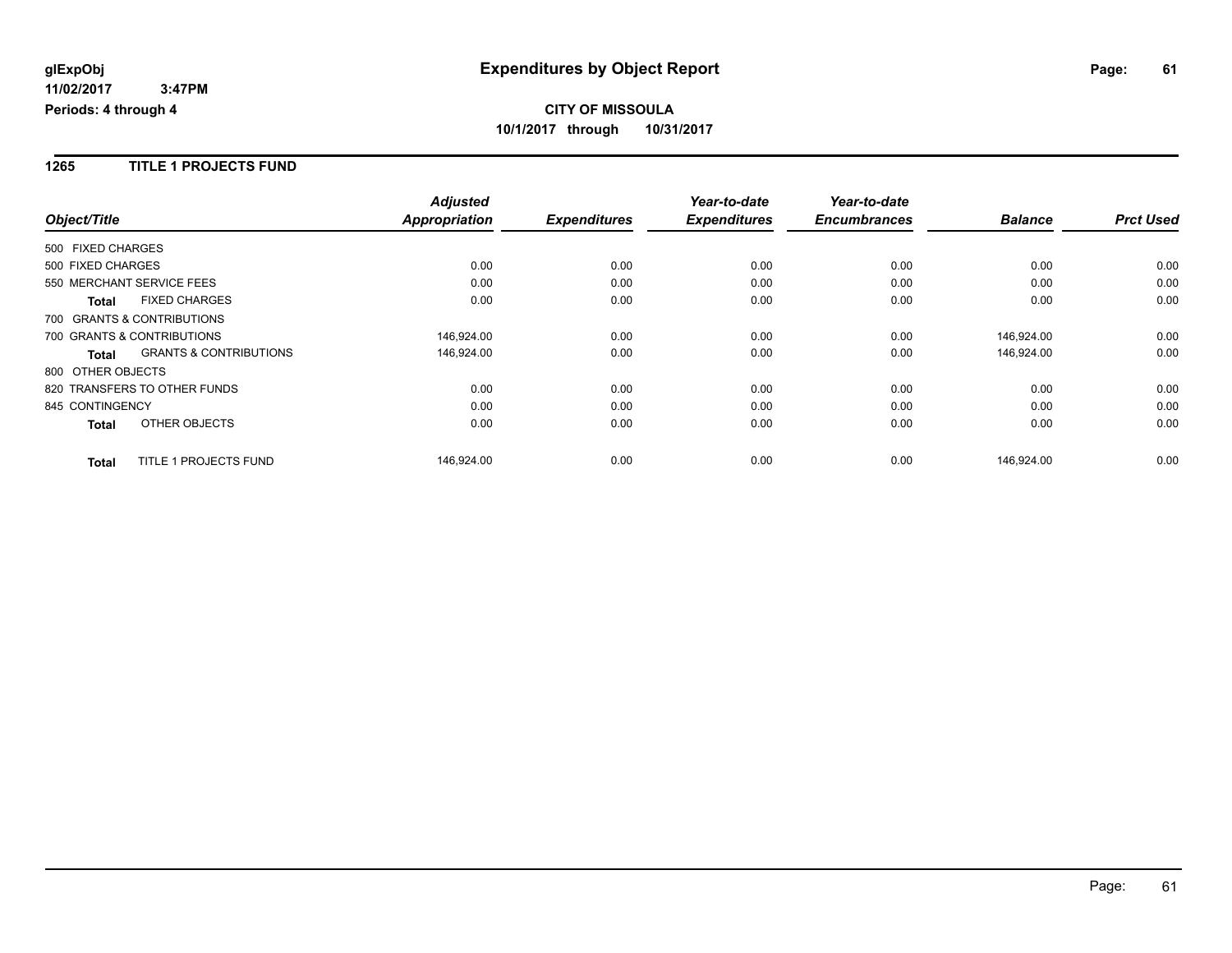**glExpObj**
**11/02/2017 3:47PM**
**Periods: 4 through 4**

# Expenditures by Object Report

**CITY OF MISSOULA**
**10/1/2017 through 10/31/2017**

## 1265 TITLE 1 PROJECTS FUND

| Object/Title | Adjusted Appropriation | Expenditures | Year-to-date Expenditures | Year-to-date Encumbrances | Balance | Prct Used |
|---|---|---|---|---|---|---|
| 500 FIXED CHARGES | | | | | | |
| 500 FIXED CHARGES | 0.00 | 0.00 | 0.00 | 0.00 | 0.00 | 0.00 |
| 550 MERCHANT SERVICE FEES | 0.00 | 0.00 | 0.00 | 0.00 | 0.00 | 0.00 |
| **Total** FIXED CHARGES | 0.00 | 0.00 | 0.00 | 0.00 | 0.00 | 0.00 |
| 700 GRANTS & CONTRIBUTIONS | | | | | | |
| 700 GRANTS & CONTRIBUTIONS | 146,924.00 | 0.00 | 0.00 | 0.00 | 146,924.00 | 0.00 |
| **Total** GRANTS & CONTRIBUTIONS | 146,924.00 | 0.00 | 0.00 | 0.00 | 146,924.00 | 0.00 |
| 800 OTHER OBJECTS | | | | | | |
| 820 TRANSFERS TO OTHER FUNDS | 0.00 | 0.00 | 0.00 | 0.00 | 0.00 | 0.00 |
| 845 CONTINGENCY | 0.00 | 0.00 | 0.00 | 0.00 | 0.00 | 0.00 |
| **Total** OTHER OBJECTS | 0.00 | 0.00 | 0.00 | 0.00 | 0.00 | 0.00 |
| **Total** TITLE 1 PROJECTS FUND | 146,924.00 | 0.00 | 0.00 | 0.00 | 146,924.00 | 0.00 |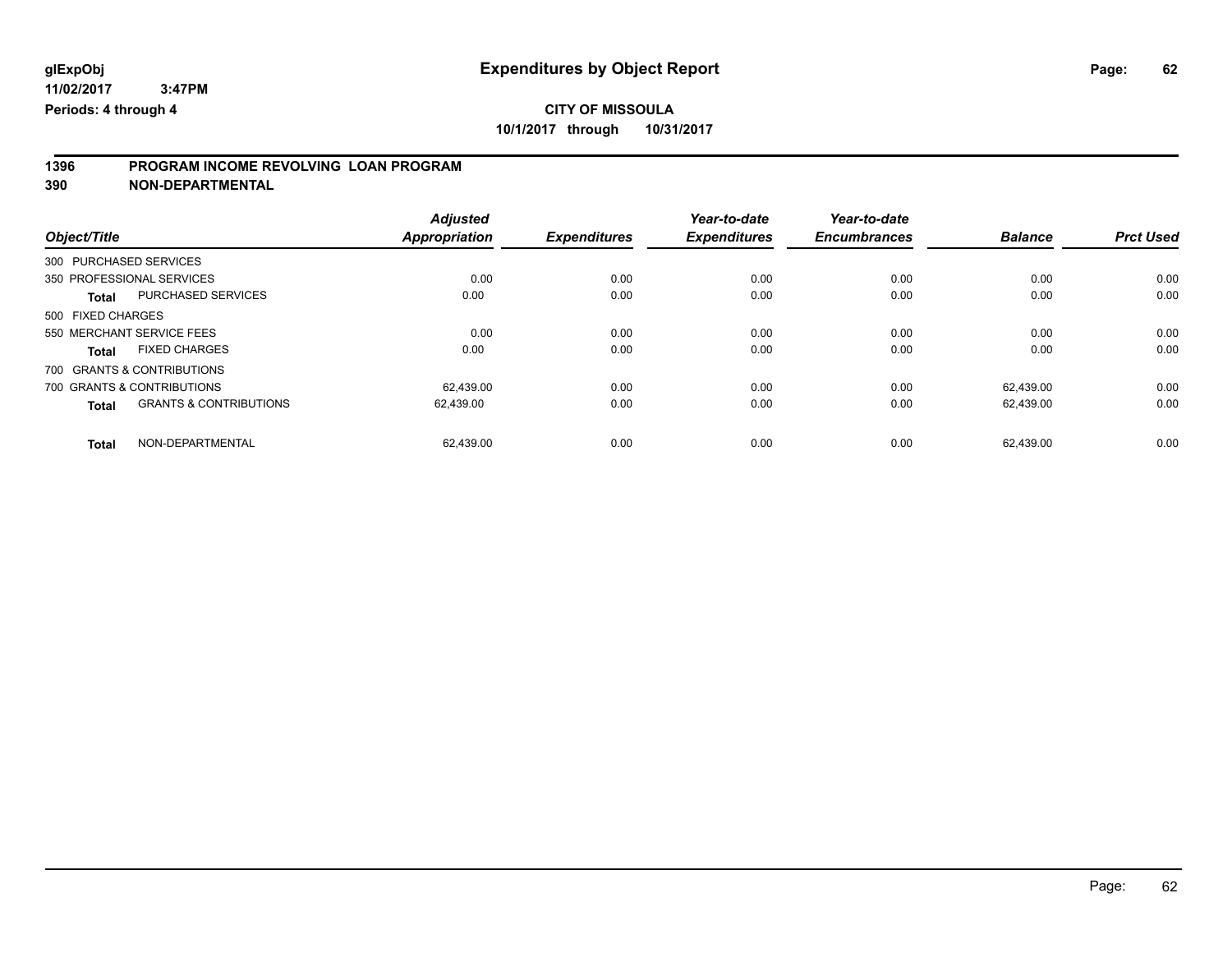**glExpObj** | **Expenditures by Object Report**

**11/02/2017 3:47PM**

**Periods: 4 through 4**

**CITY OF MISSOULA**

**10/1/2017 through 10/31/2017**

## 1396 PROGRAM INCOME REVOLVING LOAN PROGRAM
## 390 NON-DEPARTMENTAL

| Object/Title | | Adjusted Appropriation | Expenditures | Year-to-date Expenditures | Year-to-date Encumbrances | Balance | Prct Used |
|---|---|---|---|---|---|---|---|
| 300 PURCHASED SERVICES | | | | | | | |
| 350 PROFESSIONAL SERVICES | | 0.00 | 0.00 | 0.00 | 0.00 | 0.00 | 0.00 |
| **Total** | PURCHASED SERVICES | 0.00 | 0.00 | 0.00 | 0.00 | 0.00 | 0.00 |
| 500 FIXED CHARGES | | | | | | | |
| 550 MERCHANT SERVICE FEES | | 0.00 | 0.00 | 0.00 | 0.00 | 0.00 | 0.00 |
| **Total** | FIXED CHARGES | 0.00 | 0.00 | 0.00 | 0.00 | 0.00 | 0.00 |
| 700 GRANTS & CONTRIBUTIONS | | | | | | | |
| 700 GRANTS & CONTRIBUTIONS | | 62,439.00 | 0.00 | 0.00 | 0.00 | 62,439.00 | 0.00 |
| **Total** | GRANTS & CONTRIBUTIONS | 62,439.00 | 0.00 | 0.00 | 0.00 | 62,439.00 | 0.00 |
| **Total** | NON-DEPARTMENTAL | 62,439.00 | 0.00 | 0.00 | 0.00 | 62,439.00 | 0.00 |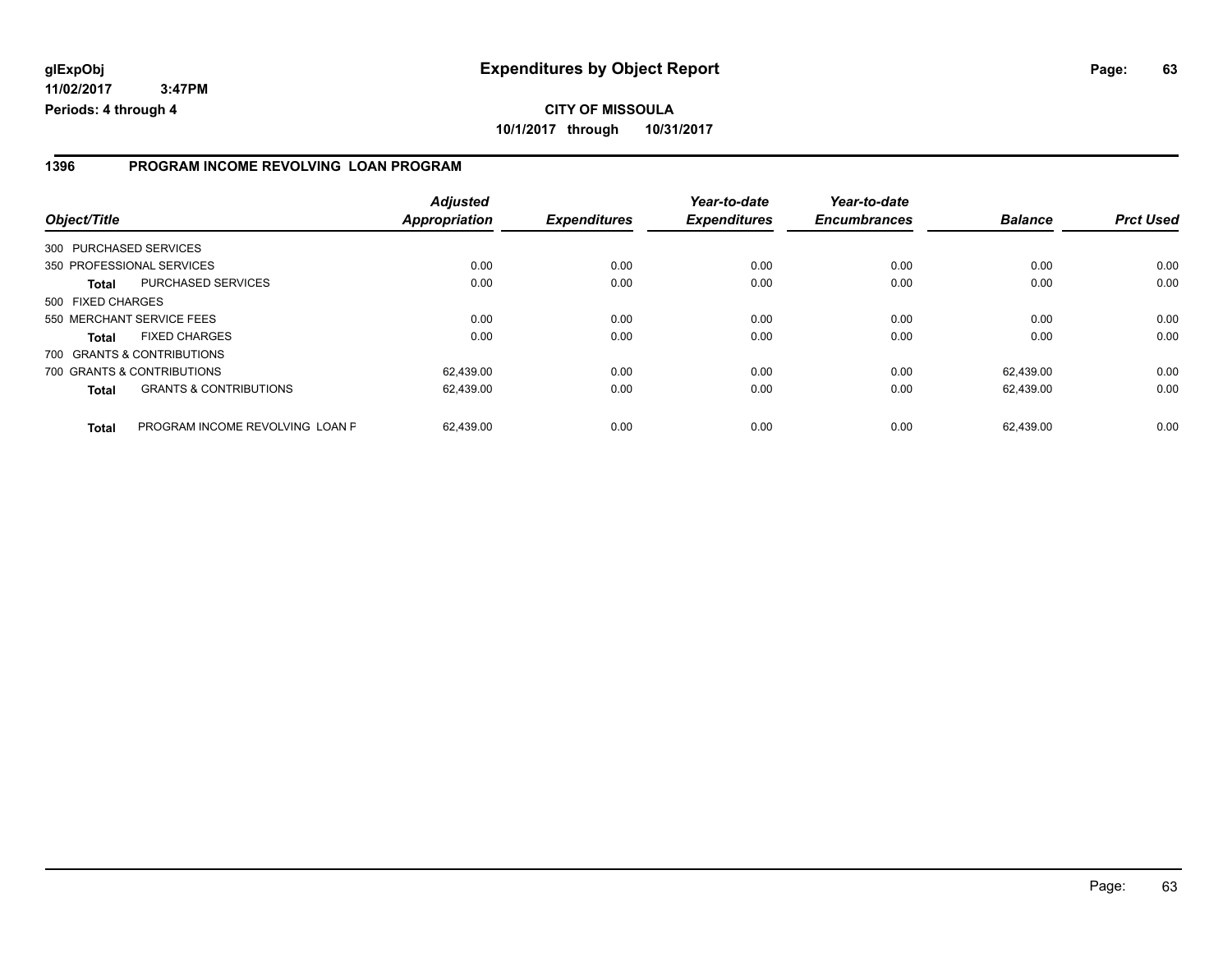**glExpObj**
**11/02/2017 3:47PM**
**Periods: 4 through 4**

# Expenditures by Object Report

**CITY OF MISSOULA**
**10/1/2017 through 10/31/2017**

## 1396 PROGRAM INCOME REVOLVING LOAN PROGRAM

| Object/Title | | Adjusted Appropriation | Expenditures | Year-to-date Expenditures | Year-to-date Encumbrances | Balance | Prct Used |
|---|---|---|---|---|---|---|---|
| 300 PURCHASED SERVICES | | | | | | | |
| 350 PROFESSIONAL SERVICES | | 0.00 | 0.00 | 0.00 | 0.00 | 0.00 | 0.00 |
| **Total** | PURCHASED SERVICES | 0.00 | 0.00 | 0.00 | 0.00 | 0.00 | 0.00 |
| 500 FIXED CHARGES | | | | | | | |
| 550 MERCHANT SERVICE FEES | | 0.00 | 0.00 | 0.00 | 0.00 | 0.00 | 0.00 |
| **Total** | FIXED CHARGES | 0.00 | 0.00 | 0.00 | 0.00 | 0.00 | 0.00 |
| 700 GRANTS & CONTRIBUTIONS | | | | | | | |
| 700 GRANTS & CONTRIBUTIONS | | 62,439.00 | 0.00 | 0.00 | 0.00 | 62,439.00 | 0.00 |
| **Total** | GRANTS & CONTRIBUTIONS | 62,439.00 | 0.00 | 0.00 | 0.00 | 62,439.00 | 0.00 |
| **Total** | PROGRAM INCOME REVOLVING LOAN F | 62,439.00 | 0.00 | 0.00 | 0.00 | 62,439.00 | 0.00 |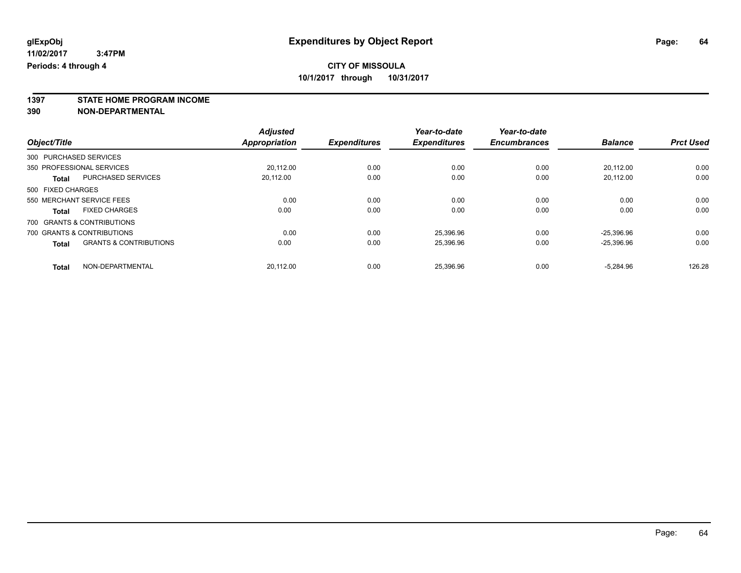glExpObj
11/02/2017 3:47PM
Periods: 4 through 4

# Expenditures by Object Report

**CITY OF MISSOULA**
**10/1/2017 through 10/31/2017**

**1397 STATE HOME PROGRAM INCOME**
**390 NON-DEPARTMENTAL**

| Object/Title | | Adjusted Appropriation | Expenditures | Year-to-date Expenditures | Year-to-date Encumbrances | Balance | Prct Used |
|---|---|---|---|---|---|---|---|
| 300 PURCHASED SERVICES | | | | | | | |
| 350 PROFESSIONAL SERVICES | | 20,112.00 | 0.00 | 0.00 | 0.00 | 20,112.00 | 0.00 |
| **Total** | PURCHASED SERVICES | 20,112.00 | 0.00 | 0.00 | 0.00 | 20,112.00 | 0.00 |
| 500 FIXED CHARGES | | | | | | | |
| 550 MERCHANT SERVICE FEES | | 0.00 | 0.00 | 0.00 | 0.00 | 0.00 | 0.00 |
| **Total** | FIXED CHARGES | 0.00 | 0.00 | 0.00 | 0.00 | 0.00 | 0.00 |
| 700 GRANTS & CONTRIBUTIONS | | | | | | | |
| 700 GRANTS & CONTRIBUTIONS | | 0.00 | 0.00 | 25,396.96 | 0.00 | -25,396.96 | 0.00 |
| **Total** | GRANTS & CONTRIBUTIONS | 0.00 | 0.00 | 25,396.96 | 0.00 | -25,396.96 | 0.00 |
| **Total** | NON-DEPARTMENTAL | 20,112.00 | 0.00 | 25,396.96 | 0.00 | -5,284.96 | 126.28 |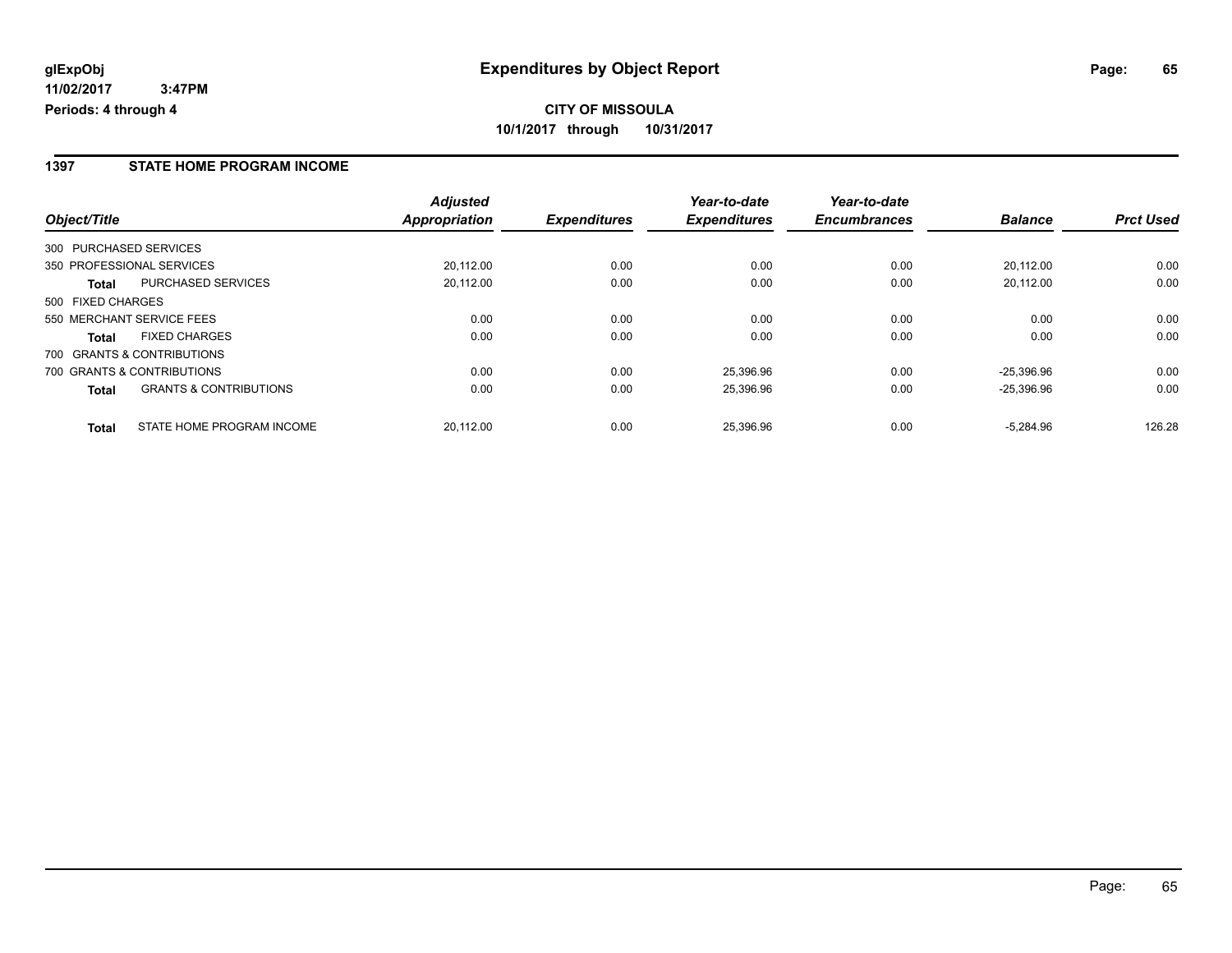**glExpObj** **Expenditures by Object Report**

**11/02/2017 3:47PM**

**Periods: 4 through 4**

**CITY OF MISSOULA**

**10/1/2017 through 10/31/2017**

## 1397 STATE HOME PROGRAM INCOME

| Object/Title | | Adjusted Appropriation | Expenditures | Year-to-date Expenditures | Year-to-date Encumbrances | Balance | Prct Used |
|---|---|---|---|---|---|---|---|
| 300 PURCHASED SERVICES | | | | | | | |
| 350 PROFESSIONAL SERVICES | | 20,112.00 | 0.00 | 0.00 | 0.00 | 20,112.00 | 0.00 |
| **Total** | PURCHASED SERVICES | 20,112.00 | 0.00 | 0.00 | 0.00 | 20,112.00 | 0.00 |
| 500 FIXED CHARGES | | | | | | | |
| 550 MERCHANT SERVICE FEES | | 0.00 | 0.00 | 0.00 | 0.00 | 0.00 | 0.00 |
| **Total** | FIXED CHARGES | 0.00 | 0.00 | 0.00 | 0.00 | 0.00 | 0.00 |
| 700 GRANTS & CONTRIBUTIONS | | | | | | | |
| 700 GRANTS & CONTRIBUTIONS | | 0.00 | 0.00 | 25,396.96 | 0.00 | -25,396.96 | 0.00 |
| **Total** | GRANTS & CONTRIBUTIONS | 0.00 | 0.00 | 25,396.96 | 0.00 | -25,396.96 | 0.00 |
| **Total** | STATE HOME PROGRAM INCOME | 20,112.00 | 0.00 | 25,396.96 | 0.00 | -5,284.96 | 126.28 |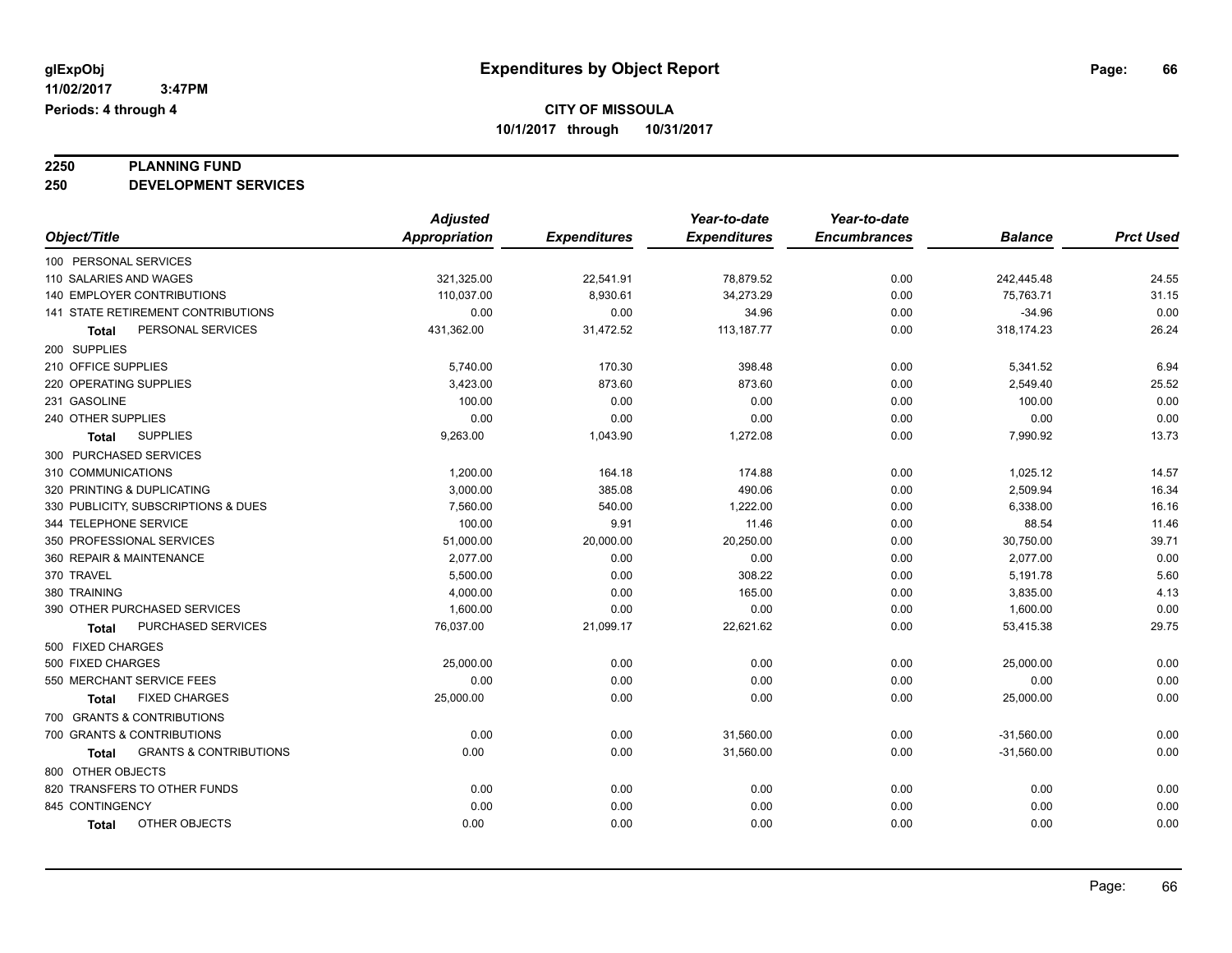# Expenditures by Object Report

glExpObj
11/02/2017 3:47PM
Periods: 4 through 4

**CITY OF MISSOULA**
**10/1/2017 through 10/31/2017**

## 2250 PLANNING FUND
## 250 DEVELOPMENT SERVICES

| Object/Title | Adjusted Appropriation | Expenditures | Year-to-date Expenditures | Year-to-date Encumbrances | Balance | Prct Used |
|---|---|---|---|---|---|---|
| 100 PERSONAL SERVICES | | | | | | |
| 110 SALARIES AND WAGES | 321,325.00 | 22,541.91 | 78,879.52 | 0.00 | 242,445.48 | 24.55 |
| 140 EMPLOYER CONTRIBUTIONS | 110,037.00 | 8,930.61 | 34,273.29 | 0.00 | 75,763.71 | 31.15 |
| 141 STATE RETIREMENT CONTRIBUTIONS | 0.00 | 0.00 | 34.96 | 0.00 | -34.96 | 0.00 |
| **Total** PERSONAL SERVICES | 431,362.00 | 31,472.52 | 113,187.77 | 0.00 | 318,174.23 | 26.24 |
| 200 SUPPLIES | | | | | | |
| 210 OFFICE SUPPLIES | 5,740.00 | 170.30 | 398.48 | 0.00 | 5,341.52 | 6.94 |
| 220 OPERATING SUPPLIES | 3,423.00 | 873.60 | 873.60 | 0.00 | 2,549.40 | 25.52 |
| 231 GASOLINE | 100.00 | 0.00 | 0.00 | 0.00 | 100.00 | 0.00 |
| 240 OTHER SUPPLIES | 0.00 | 0.00 | 0.00 | 0.00 | 0.00 | 0.00 |
| **Total** SUPPLIES | 9,263.00 | 1,043.90 | 1,272.08 | 0.00 | 7,990.92 | 13.73 |
| 300 PURCHASED SERVICES | | | | | | |
| 310 COMMUNICATIONS | 1,200.00 | 164.18 | 174.88 | 0.00 | 1,025.12 | 14.57 |
| 320 PRINTING & DUPLICATING | 3,000.00 | 385.08 | 490.06 | 0.00 | 2,509.94 | 16.34 |
| 330 PUBLICITY, SUBSCRIPTIONS & DUES | 7,560.00 | 540.00 | 1,222.00 | 0.00 | 6,338.00 | 16.16 |
| 344 TELEPHONE SERVICE | 100.00 | 9.91 | 11.46 | 0.00 | 88.54 | 11.46 |
| 350 PROFESSIONAL SERVICES | 51,000.00 | 20,000.00 | 20,250.00 | 0.00 | 30,750.00 | 39.71 |
| 360 REPAIR & MAINTENANCE | 2,077.00 | 0.00 | 0.00 | 0.00 | 2,077.00 | 0.00 |
| 370 TRAVEL | 5,500.00 | 0.00 | 308.22 | 0.00 | 5,191.78 | 5.60 |
| 380 TRAINING | 4,000.00 | 0.00 | 165.00 | 0.00 | 3,835.00 | 4.13 |
| 390 OTHER PURCHASED SERVICES | 1,600.00 | 0.00 | 0.00 | 0.00 | 1,600.00 | 0.00 |
| **Total** PURCHASED SERVICES | 76,037.00 | 21,099.17 | 22,621.62 | 0.00 | 53,415.38 | 29.75 |
| 500 FIXED CHARGES | | | | | | |
| 500 FIXED CHARGES | 25,000.00 | 0.00 | 0.00 | 0.00 | 25,000.00 | 0.00 |
| 550 MERCHANT SERVICE FEES | 0.00 | 0.00 | 0.00 | 0.00 | 0.00 | 0.00 |
| **Total** FIXED CHARGES | 25,000.00 | 0.00 | 0.00 | 0.00 | 25,000.00 | 0.00 |
| 700 GRANTS & CONTRIBUTIONS | | | | | | |
| 700 GRANTS & CONTRIBUTIONS | 0.00 | 0.00 | 31,560.00 | 0.00 | -31,560.00 | 0.00 |
| **Total** GRANTS & CONTRIBUTIONS | 0.00 | 0.00 | 31,560.00 | 0.00 | -31,560.00 | 0.00 |
| 800 OTHER OBJECTS | | | | | | |
| 820 TRANSFERS TO OTHER FUNDS | 0.00 | 0.00 | 0.00 | 0.00 | 0.00 | 0.00 |
| 845 CONTINGENCY | 0.00 | 0.00 | 0.00 | 0.00 | 0.00 | 0.00 |
| **Total** OTHER OBJECTS | 0.00 | 0.00 | 0.00 | 0.00 | 0.00 | 0.00 |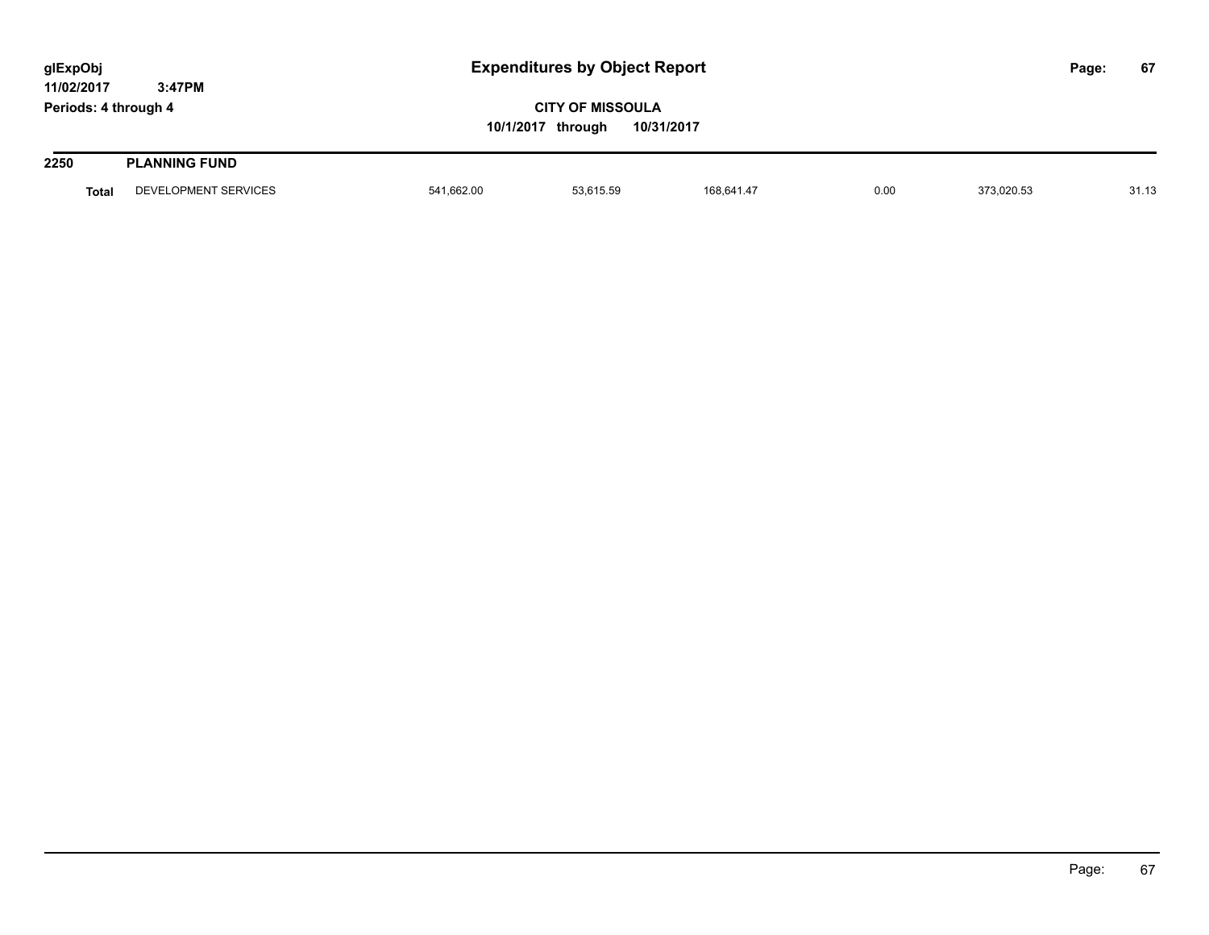# Expenditures by Object Report

glExpObj
11/02/2017 3:47PM
Periods: 4 through 4

**CITY OF MISSOULA**
**10/1/2017 through 10/31/2017**

**2250 PLANNING FUND**

| | | | | | | | |
|---|---|---|---|---|---|---|---|
| **Total** | DEVELOPMENT SERVICES | 541,662.00 | 53,615.59 | 168,641.47 | 0.00 | 373,020.53 | 31.13 |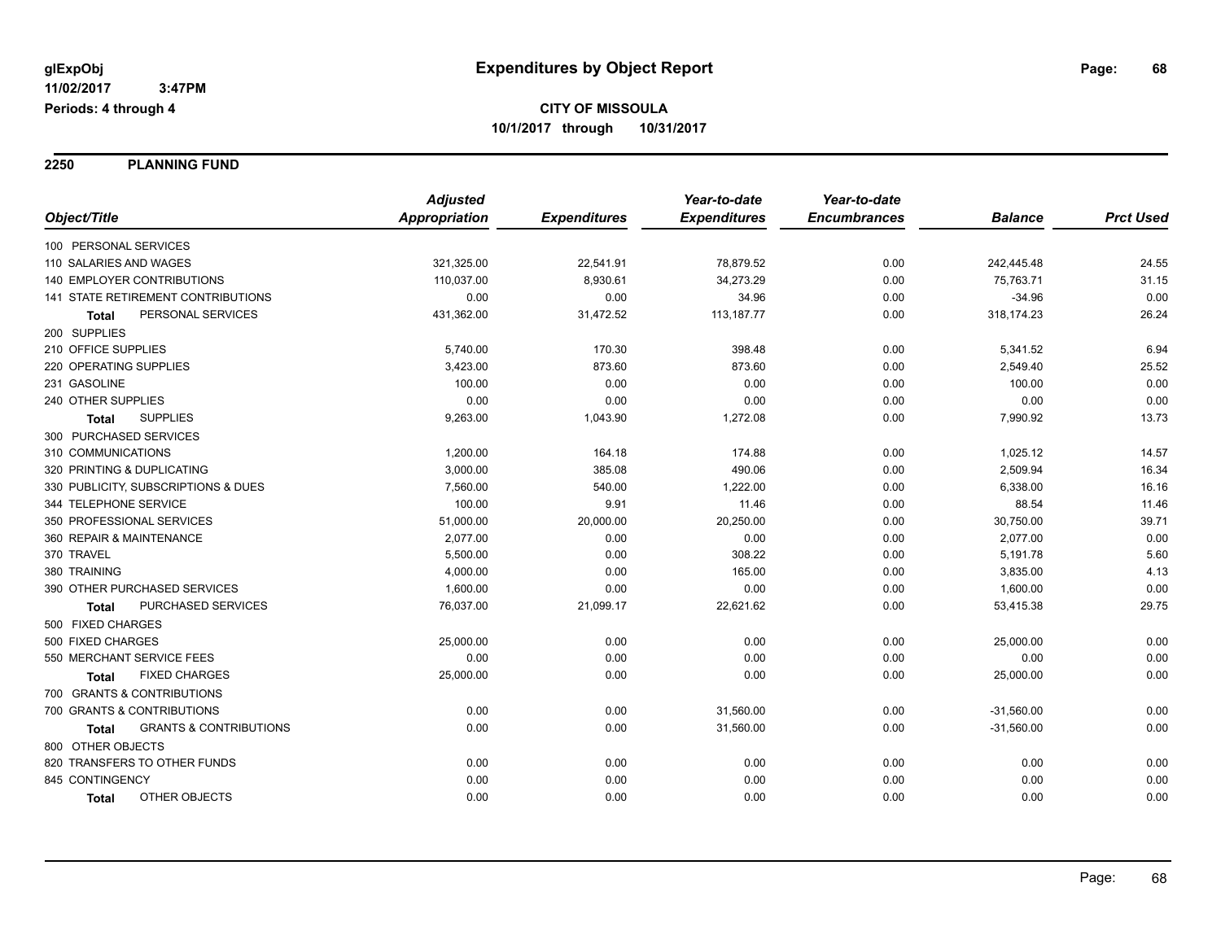glExpObj
11/02/2017 3:47PM
Periods: 4 through 4

# Expenditures by Object Report

**CITY OF MISSOULA**
**10/1/2017 through 10/31/2017**

## 2250 PLANNING FUND

| Object/Title | Adjusted Appropriation | Expenditures | Year-to-date Expenditures | Year-to-date Encumbrances | Balance | Prct Used |
|---|---|---|---|---|---|---|
| 100 PERSONAL SERVICES | | | | | | |
| 110 SALARIES AND WAGES | 321,325.00 | 22,541.91 | 78,879.52 | 0.00 | 242,445.48 | 24.55 |
| 140 EMPLOYER CONTRIBUTIONS | 110,037.00 | 8,930.61 | 34,273.29 | 0.00 | 75,763.71 | 31.15 |
| 141 STATE RETIREMENT CONTRIBUTIONS | 0.00 | 0.00 | 34.96 | 0.00 | -34.96 | 0.00 |
| **Total** PERSONAL SERVICES | 431,362.00 | 31,472.52 | 113,187.77 | 0.00 | 318,174.23 | 26.24 |
| 200 SUPPLIES | | | | | | |
| 210 OFFICE SUPPLIES | 5,740.00 | 170.30 | 398.48 | 0.00 | 5,341.52 | 6.94 |
| 220 OPERATING SUPPLIES | 3,423.00 | 873.60 | 873.60 | 0.00 | 2,549.40 | 25.52 |
| 231 GASOLINE | 100.00 | 0.00 | 0.00 | 0.00 | 100.00 | 0.00 |
| 240 OTHER SUPPLIES | 0.00 | 0.00 | 0.00 | 0.00 | 0.00 | 0.00 |
| **Total** SUPPLIES | 9,263.00 | 1,043.90 | 1,272.08 | 0.00 | 7,990.92 | 13.73 |
| 300 PURCHASED SERVICES | | | | | | |
| 310 COMMUNICATIONS | 1,200.00 | 164.18 | 174.88 | 0.00 | 1,025.12 | 14.57 |
| 320 PRINTING & DUPLICATING | 3,000.00 | 385.08 | 490.06 | 0.00 | 2,509.94 | 16.34 |
| 330 PUBLICITY, SUBSCRIPTIONS & DUES | 7,560.00 | 540.00 | 1,222.00 | 0.00 | 6,338.00 | 16.16 |
| 344 TELEPHONE SERVICE | 100.00 | 9.91 | 11.46 | 0.00 | 88.54 | 11.46 |
| 350 PROFESSIONAL SERVICES | 51,000.00 | 20,000.00 | 20,250.00 | 0.00 | 30,750.00 | 39.71 |
| 360 REPAIR & MAINTENANCE | 2,077.00 | 0.00 | 0.00 | 0.00 | 2,077.00 | 0.00 |
| 370 TRAVEL | 5,500.00 | 0.00 | 308.22 | 0.00 | 5,191.78 | 5.60 |
| 380 TRAINING | 4,000.00 | 0.00 | 165.00 | 0.00 | 3,835.00 | 4.13 |
| 390 OTHER PURCHASED SERVICES | 1,600.00 | 0.00 | 0.00 | 0.00 | 1,600.00 | 0.00 |
| **Total** PURCHASED SERVICES | 76,037.00 | 21,099.17 | 22,621.62 | 0.00 | 53,415.38 | 29.75 |
| 500 FIXED CHARGES | | | | | | |
| 500 FIXED CHARGES | 25,000.00 | 0.00 | 0.00 | 0.00 | 25,000.00 | 0.00 |
| 550 MERCHANT SERVICE FEES | 0.00 | 0.00 | 0.00 | 0.00 | 0.00 | 0.00 |
| **Total** FIXED CHARGES | 25,000.00 | 0.00 | 0.00 | 0.00 | 25,000.00 | 0.00 |
| 700 GRANTS & CONTRIBUTIONS | | | | | | |
| 700 GRANTS & CONTRIBUTIONS | 0.00 | 0.00 | 31,560.00 | 0.00 | -31,560.00 | 0.00 |
| **Total** GRANTS & CONTRIBUTIONS | 0.00 | 0.00 | 31,560.00 | 0.00 | -31,560.00 | 0.00 |
| 800 OTHER OBJECTS | | | | | | |
| 820 TRANSFERS TO OTHER FUNDS | 0.00 | 0.00 | 0.00 | 0.00 | 0.00 | 0.00 |
| 845 CONTINGENCY | 0.00 | 0.00 | 0.00 | 0.00 | 0.00 | 0.00 |
| **Total** OTHER OBJECTS | 0.00 | 0.00 | 0.00 | 0.00 | 0.00 | 0.00 |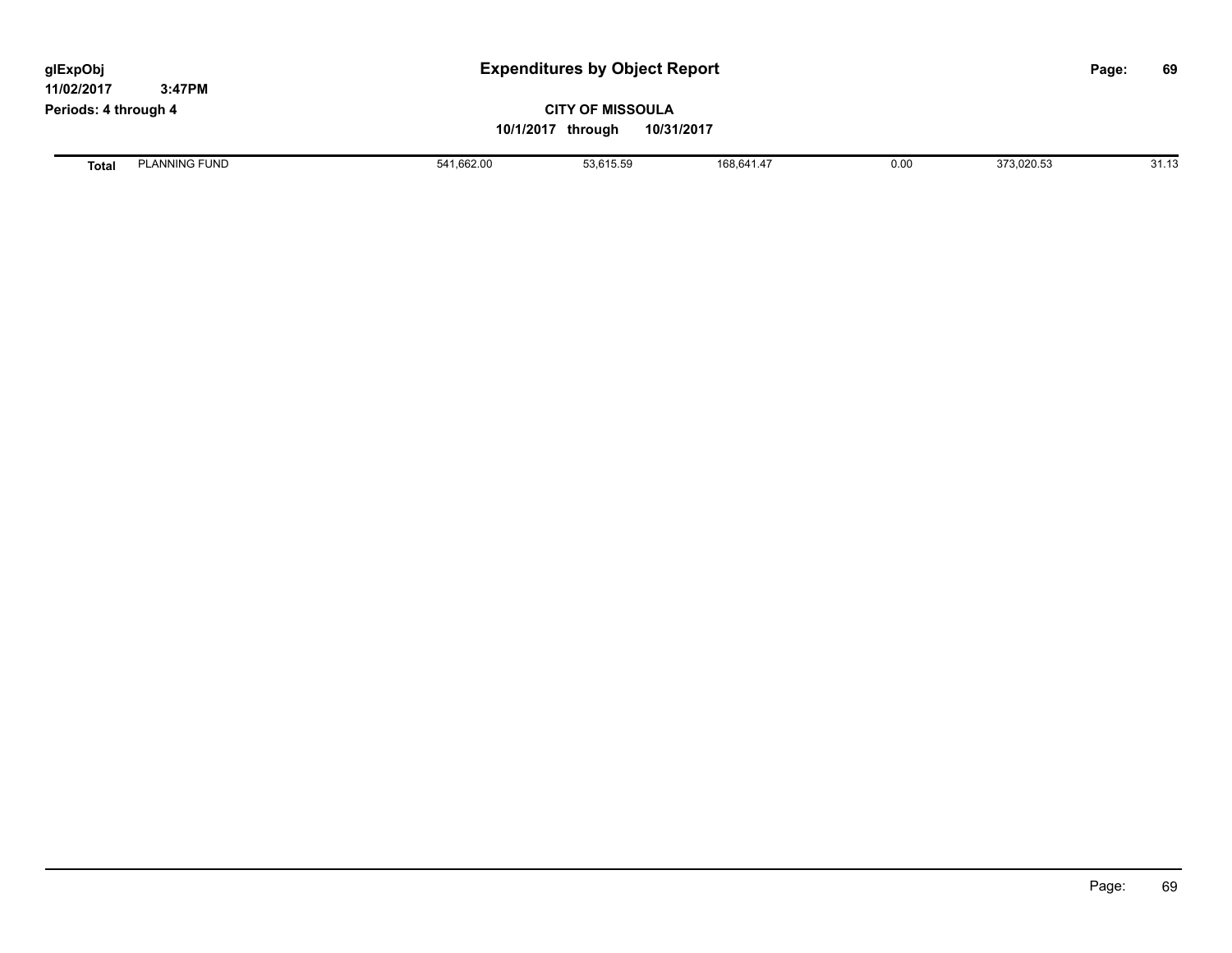# Expenditures by Object Report

glExpObj
11/02/2017 3:47PM
Periods: 4 through 4

**CITY OF MISSOULA**
**10/1/2017 through 10/31/2017**

| | | | | | | | |
|---|---|---|---|---|---|---|---|
| **Total** | PLANNING FUND | 541,662.00 | 53,615.59 | 168,641.47 | 0.00 | 373,020.53 | 31.13 |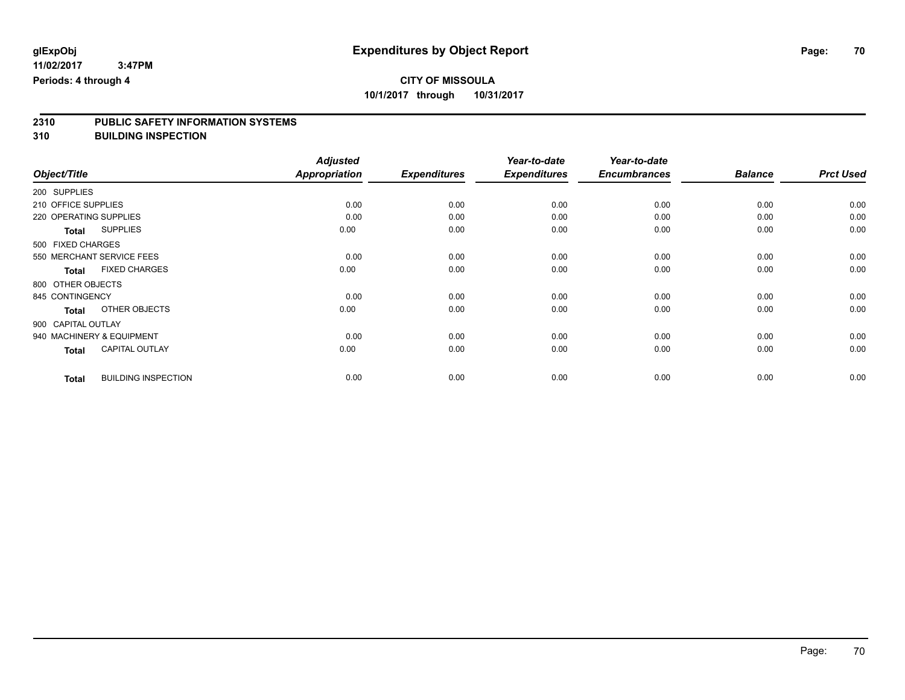# Expenditures by Object Report

glExpObj
11/02/2017 3:47PM
Periods: 4 through 4

**CITY OF MISSOULA**
**10/1/2017 through 10/31/2017**

## 2310 PUBLIC SAFETY INFORMATION SYSTEMS
## 310 BUILDING INSPECTION

| Object/Title | Adjusted Appropriation | Expenditures | Year-to-date Expenditures | Year-to-date Encumbrances | Balance | Prct Used |
|---|---|---|---|---|---|---|
| 200 SUPPLIES | | | | | | |
| 210 OFFICE SUPPLIES | 0.00 | 0.00 | 0.00 | 0.00 | 0.00 | 0.00 |
| 220 OPERATING SUPPLIES | 0.00 | 0.00 | 0.00 | 0.00 | 0.00 | 0.00 |
| **Total** SUPPLIES | 0.00 | 0.00 | 0.00 | 0.00 | 0.00 | 0.00 |
| 500 FIXED CHARGES | | | | | | |
| 550 MERCHANT SERVICE FEES | 0.00 | 0.00 | 0.00 | 0.00 | 0.00 | 0.00 |
| **Total** FIXED CHARGES | 0.00 | 0.00 | 0.00 | 0.00 | 0.00 | 0.00 |
| 800 OTHER OBJECTS | | | | | | |
| 845 CONTINGENCY | 0.00 | 0.00 | 0.00 | 0.00 | 0.00 | 0.00 |
| **Total** OTHER OBJECTS | 0.00 | 0.00 | 0.00 | 0.00 | 0.00 | 0.00 |
| 900 CAPITAL OUTLAY | | | | | | |
| 940 MACHINERY & EQUIPMENT | 0.00 | 0.00 | 0.00 | 0.00 | 0.00 | 0.00 |
| **Total** CAPITAL OUTLAY | 0.00 | 0.00 | 0.00 | 0.00 | 0.00 | 0.00 |
| **Total** BUILDING INSPECTION | 0.00 | 0.00 | 0.00 | 0.00 | 0.00 | 0.00 |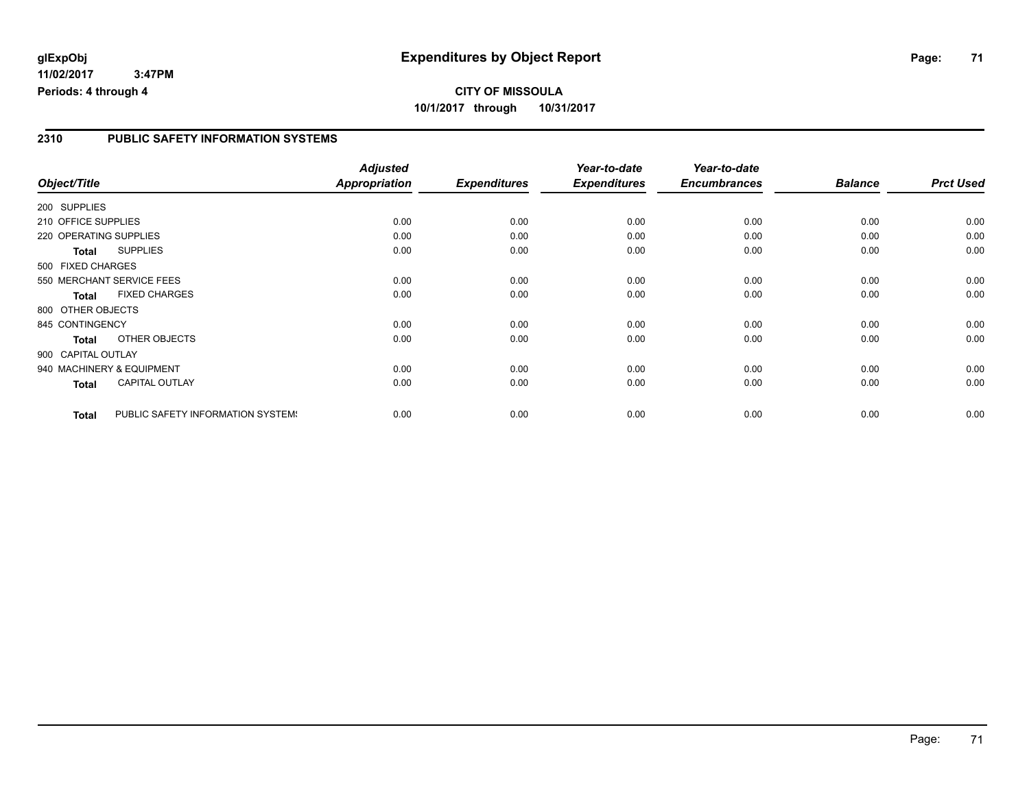**glExpObj** | **Expenditures by Object Report**

**11/02/2017 3:47PM**

**Periods: 4 through 4**

**CITY OF MISSOULA**

**10/1/2017 through 10/31/2017**

## 2310 PUBLIC SAFETY INFORMATION SYSTEMS

| Object/Title | Adjusted Appropriation | Expenditures | Year-to-date Expenditures | Year-to-date Encumbrances | Balance | Prct Used |
|---|---|---|---|---|---|---|
| 200 SUPPLIES | | | | | | |
| 210 OFFICE SUPPLIES | 0.00 | 0.00 | 0.00 | 0.00 | 0.00 | 0.00 |
| 220 OPERATING SUPPLIES | 0.00 | 0.00 | 0.00 | 0.00 | 0.00 | 0.00 |
| **Total** SUPPLIES | 0.00 | 0.00 | 0.00 | 0.00 | 0.00 | 0.00 |
| 500 FIXED CHARGES | | | | | | |
| 550 MERCHANT SERVICE FEES | 0.00 | 0.00 | 0.00 | 0.00 | 0.00 | 0.00 |
| **Total** FIXED CHARGES | 0.00 | 0.00 | 0.00 | 0.00 | 0.00 | 0.00 |
| 800 OTHER OBJECTS | | | | | | |
| 845 CONTINGENCY | 0.00 | 0.00 | 0.00 | 0.00 | 0.00 | 0.00 |
| **Total** OTHER OBJECTS | 0.00 | 0.00 | 0.00 | 0.00 | 0.00 | 0.00 |
| 900 CAPITAL OUTLAY | | | | | | |
| 940 MACHINERY & EQUIPMENT | 0.00 | 0.00 | 0.00 | 0.00 | 0.00 | 0.00 |
| **Total** CAPITAL OUTLAY | 0.00 | 0.00 | 0.00 | 0.00 | 0.00 | 0.00 |
| **Total** PUBLIC SAFETY INFORMATION SYSTEMS | 0.00 | 0.00 | 0.00 | 0.00 | 0.00 | 0.00 |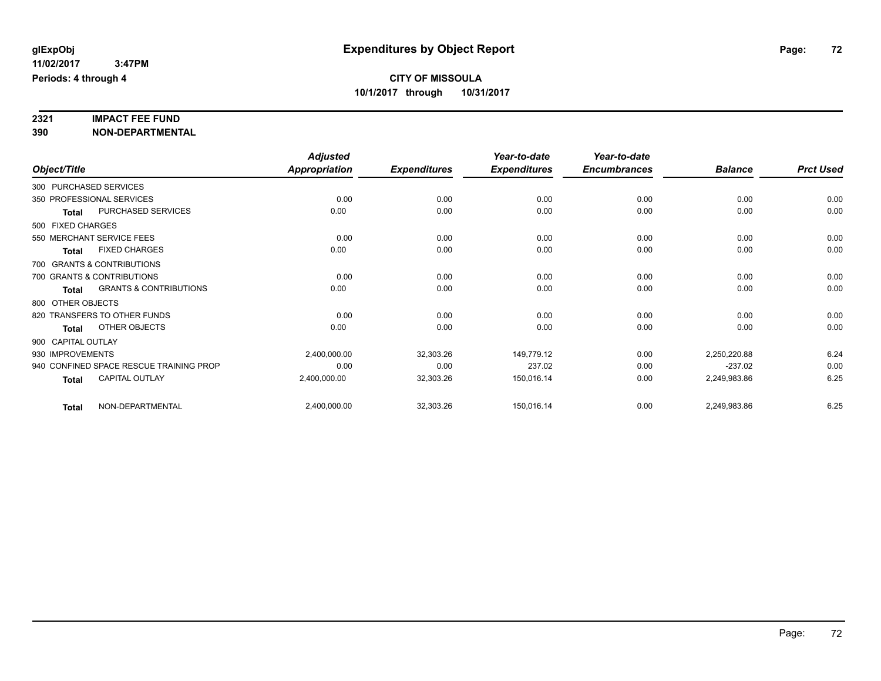**glExpObj**
**11/02/2017 3:47PM**
**Periods: 4 through 4**

# Expenditures by Object Report

**CITY OF MISSOULA**
**10/1/2017 through 10/31/2017**

## 2321 IMPACT FEE FUND
## 390 NON-DEPARTMENTAL

| Object/Title | Adjusted Appropriation | Expenditures | Year-to-date Expenditures | Year-to-date Encumbrances | Balance | Prct Used |
|---|---|---|---|---|---|---|
| 300 PURCHASED SERVICES | | | | | | |
| 350 PROFESSIONAL SERVICES | 0.00 | 0.00 | 0.00 | 0.00 | 0.00 | 0.00 |
| **Total** PURCHASED SERVICES | 0.00 | 0.00 | 0.00 | 0.00 | 0.00 | 0.00 |
| 500 FIXED CHARGES | | | | | | |
| 550 MERCHANT SERVICE FEES | 0.00 | 0.00 | 0.00 | 0.00 | 0.00 | 0.00 |
| **Total** FIXED CHARGES | 0.00 | 0.00 | 0.00 | 0.00 | 0.00 | 0.00 |
| 700 GRANTS & CONTRIBUTIONS | | | | | | |
| 700 GRANTS & CONTRIBUTIONS | 0.00 | 0.00 | 0.00 | 0.00 | 0.00 | 0.00 |
| **Total** GRANTS & CONTRIBUTIONS | 0.00 | 0.00 | 0.00 | 0.00 | 0.00 | 0.00 |
| 800 OTHER OBJECTS | | | | | | |
| 820 TRANSFERS TO OTHER FUNDS | 0.00 | 0.00 | 0.00 | 0.00 | 0.00 | 0.00 |
| **Total** OTHER OBJECTS | 0.00 | 0.00 | 0.00 | 0.00 | 0.00 | 0.00 |
| 900 CAPITAL OUTLAY | | | | | | |
| 930 IMPROVEMENTS | 2,400,000.00 | 32,303.26 | 149,779.12 | 0.00 | 2,250,220.88 | 6.24 |
| 940 CONFINED SPACE RESCUE TRAINING PROP | 0.00 | 0.00 | 237.02 | 0.00 | -237.02 | 0.00 |
| **Total** CAPITAL OUTLAY | 2,400,000.00 | 32,303.26 | 150,016.14 | 0.00 | 2,249,983.86 | 6.25 |
| **Total** NON-DEPARTMENTAL | 2,400,000.00 | 32,303.26 | 150,016.14 | 0.00 | 2,249,983.86 | 6.25 |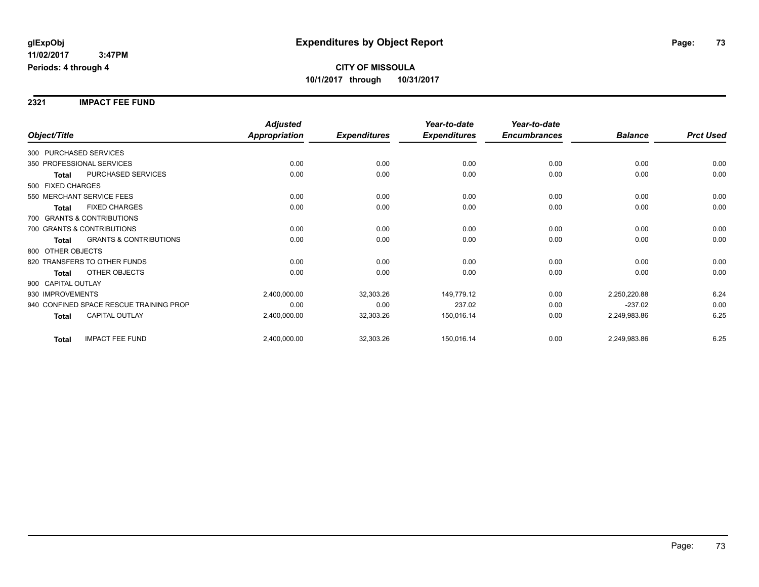# Expenditures by Object Report

glExpObj
11/02/2017 3:47PM
Periods: 4 through 4

**CITY OF MISSOULA**
**10/1/2017 through 10/31/2017**

## 2321 IMPACT FEE FUND

| Object/Title | | Adjusted Appropriation | Expenditures | Year-to-date Expenditures | Year-to-date Encumbrances | Balance | Prct Used |
|---|---|---|---|---|---|---|---|
| 300 PURCHASED SERVICES | | | | | | | |
| 350 PROFESSIONAL SERVICES | | 0.00 | 0.00 | 0.00 | 0.00 | 0.00 | 0.00 |
| **Total** | PURCHASED SERVICES | 0.00 | 0.00 | 0.00 | 0.00 | 0.00 | 0.00 |
| 500 FIXED CHARGES | | | | | | | |
| 550 MERCHANT SERVICE FEES | | 0.00 | 0.00 | 0.00 | 0.00 | 0.00 | 0.00 |
| **Total** | FIXED CHARGES | 0.00 | 0.00 | 0.00 | 0.00 | 0.00 | 0.00 |
| 700 GRANTS & CONTRIBUTIONS | | | | | | | |
| 700 GRANTS & CONTRIBUTIONS | | 0.00 | 0.00 | 0.00 | 0.00 | 0.00 | 0.00 |
| **Total** | GRANTS & CONTRIBUTIONS | 0.00 | 0.00 | 0.00 | 0.00 | 0.00 | 0.00 |
| 800 OTHER OBJECTS | | | | | | | |
| 820 TRANSFERS TO OTHER FUNDS | | 0.00 | 0.00 | 0.00 | 0.00 | 0.00 | 0.00 |
| **Total** | OTHER OBJECTS | 0.00 | 0.00 | 0.00 | 0.00 | 0.00 | 0.00 |
| 900 CAPITAL OUTLAY | | | | | | | |
| 930 IMPROVEMENTS | | 2,400,000.00 | 32,303.26 | 149,779.12 | 0.00 | 2,250,220.88 | 6.24 |
| 940 CONFINED SPACE RESCUE TRAINING PROP | | 0.00 | 0.00 | 237.02 | 0.00 | -237.02 | 0.00 |
| **Total** | CAPITAL OUTLAY | 2,400,000.00 | 32,303.26 | 150,016.14 | 0.00 | 2,249,983.86 | 6.25 |
| **Total** | IMPACT FEE FUND | 2,400,000.00 | 32,303.26 | 150,016.14 | 0.00 | 2,249,983.86 | 6.25 |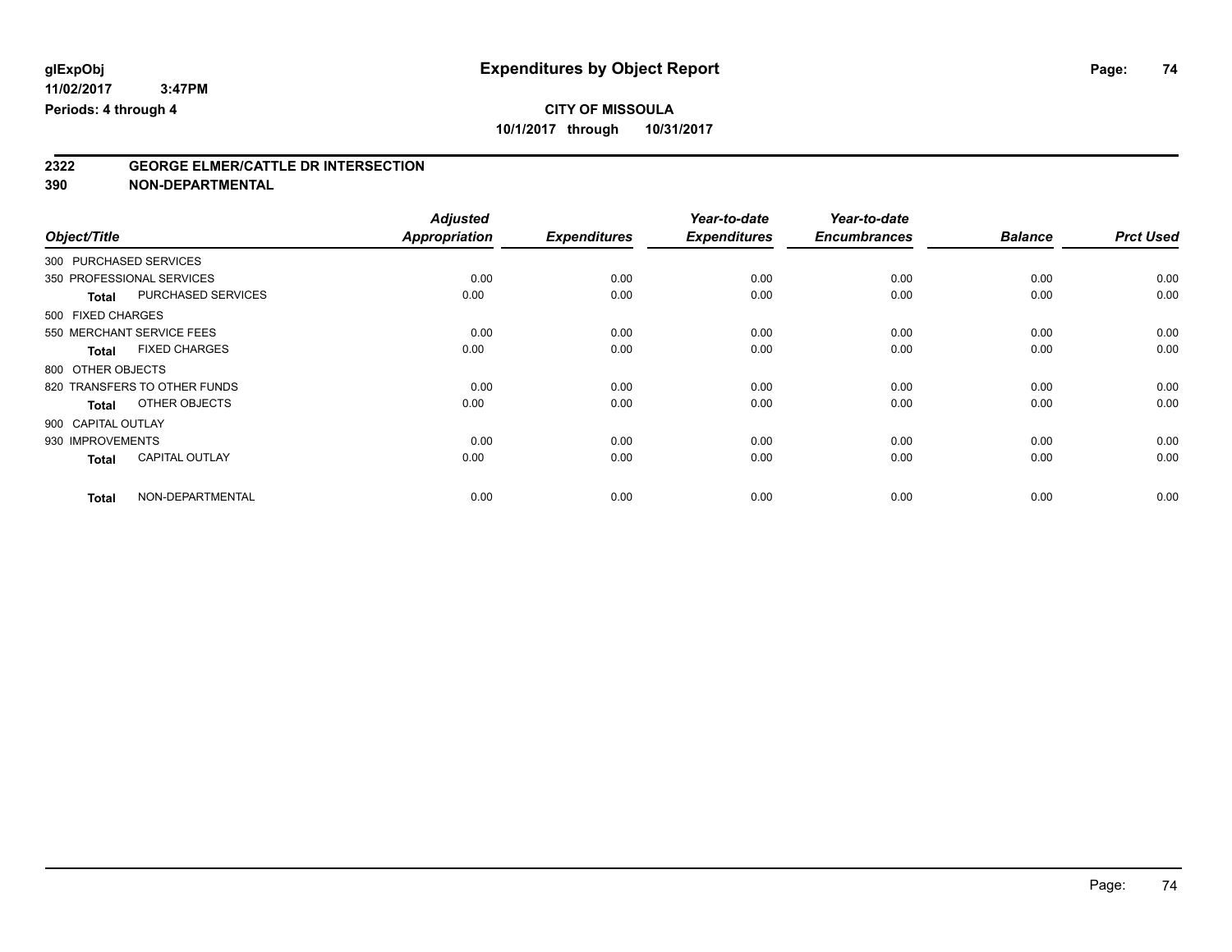**glExpObj** 11/02/2017 3:47PM
**Periods: 4 through 4**

# Expenditures by Object Report

**CITY OF MISSOULA**
**10/1/2017 through 10/31/2017**

## 2322 GEORGE ELMER/CATTLE DR INTERSECTION
## 390 NON-DEPARTMENTAL

| Object/Title | Adjusted Appropriation | Expenditures | Year-to-date Expenditures | Year-to-date Encumbrances | Balance | Prct Used |
|---|---|---|---|---|---|---|
| 300 PURCHASED SERVICES | | | | | | |
| 350 PROFESSIONAL SERVICES | 0.00 | 0.00 | 0.00 | 0.00 | 0.00 | 0.00 |
| **Total** PURCHASED SERVICES | 0.00 | 0.00 | 0.00 | 0.00 | 0.00 | 0.00 |
| 500 FIXED CHARGES | | | | | | |
| 550 MERCHANT SERVICE FEES | 0.00 | 0.00 | 0.00 | 0.00 | 0.00 | 0.00 |
| **Total** FIXED CHARGES | 0.00 | 0.00 | 0.00 | 0.00 | 0.00 | 0.00 |
| 800 OTHER OBJECTS | | | | | | |
| 820 TRANSFERS TO OTHER FUNDS | 0.00 | 0.00 | 0.00 | 0.00 | 0.00 | 0.00 |
| **Total** OTHER OBJECTS | 0.00 | 0.00 | 0.00 | 0.00 | 0.00 | 0.00 |
| 900 CAPITAL OUTLAY | | | | | | |
| 930 IMPROVEMENTS | 0.00 | 0.00 | 0.00 | 0.00 | 0.00 | 0.00 |
| **Total** CAPITAL OUTLAY | 0.00 | 0.00 | 0.00 | 0.00 | 0.00 | 0.00 |
| **Total** NON-DEPARTMENTAL | 0.00 | 0.00 | 0.00 | 0.00 | 0.00 | 0.00 |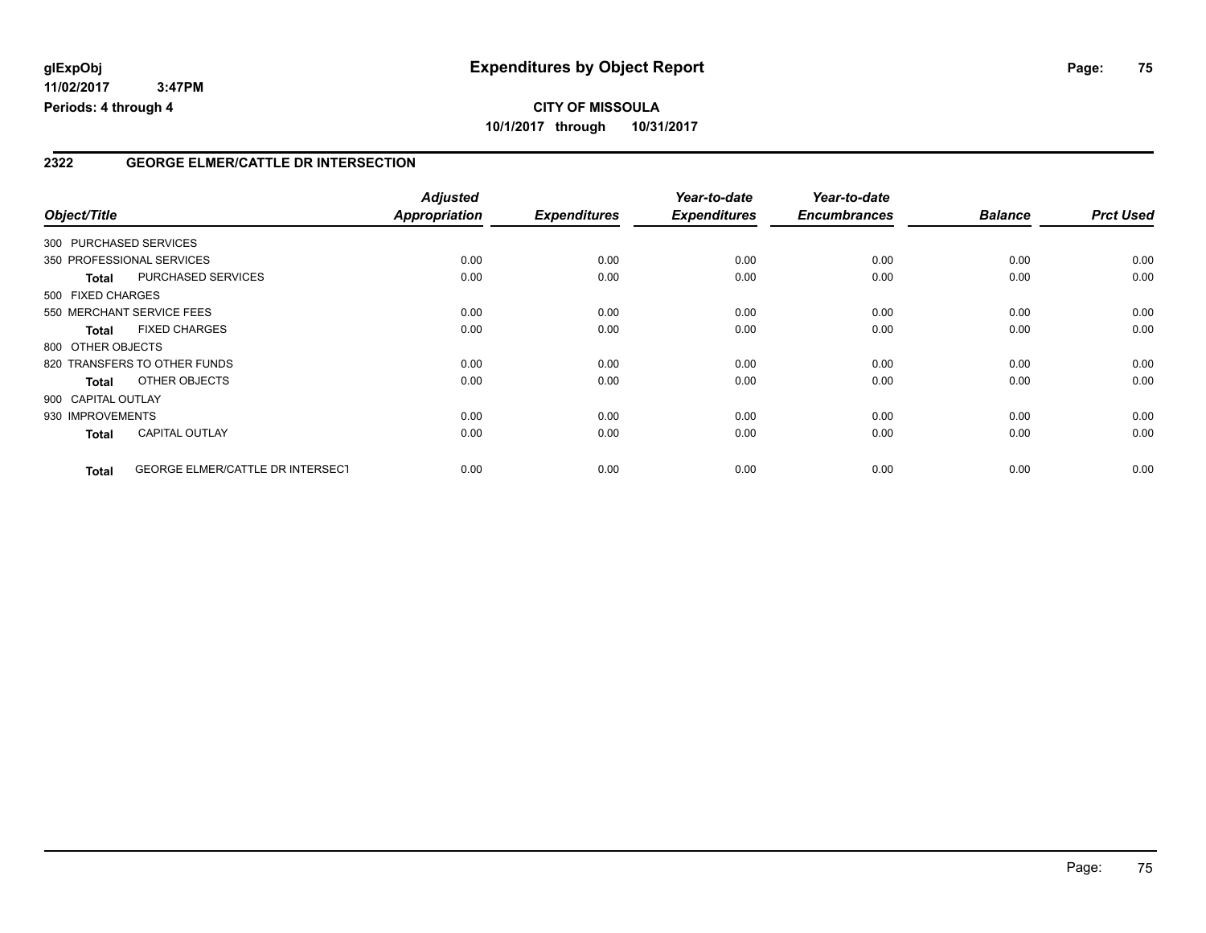# Expenditures by Object Report

glExpObj
11/02/2017 3:47PM
Periods: 4 through 4

**CITY OF MISSOULA**
**10/1/2017 through 10/31/2017**

## 2322 GEORGE ELMER/CATTLE DR INTERSECTION

| Object/Title | | Adjusted Appropriation | Expenditures | Year-to-date Expenditures | Year-to-date Encumbrances | Balance | Prct Used |
|---|---|---|---|---|---|---|---|
| 300 PURCHASED SERVICES | | | | | | | |
| 350 PROFESSIONAL SERVICES | | 0.00 | 0.00 | 0.00 | 0.00 | 0.00 | 0.00 |
| **Total** | PURCHASED SERVICES | 0.00 | 0.00 | 0.00 | 0.00 | 0.00 | 0.00 |
| 500 FIXED CHARGES | | | | | | | |
| 550 MERCHANT SERVICE FEES | | 0.00 | 0.00 | 0.00 | 0.00 | 0.00 | 0.00 |
| **Total** | FIXED CHARGES | 0.00 | 0.00 | 0.00 | 0.00 | 0.00 | 0.00 |
| 800 OTHER OBJECTS | | | | | | | |
| 820 TRANSFERS TO OTHER FUNDS | | 0.00 | 0.00 | 0.00 | 0.00 | 0.00 | 0.00 |
| **Total** | OTHER OBJECTS | 0.00 | 0.00 | 0.00 | 0.00 | 0.00 | 0.00 |
| 900 CAPITAL OUTLAY | | | | | | | |
| 930 IMPROVEMENTS | | 0.00 | 0.00 | 0.00 | 0.00 | 0.00 | 0.00 |
| **Total** | CAPITAL OUTLAY | 0.00 | 0.00 | 0.00 | 0.00 | 0.00 | 0.00 |
| **Total** | GEORGE ELMER/CATTLE DR INTERSECT | 0.00 | 0.00 | 0.00 | 0.00 | 0.00 | 0.00 |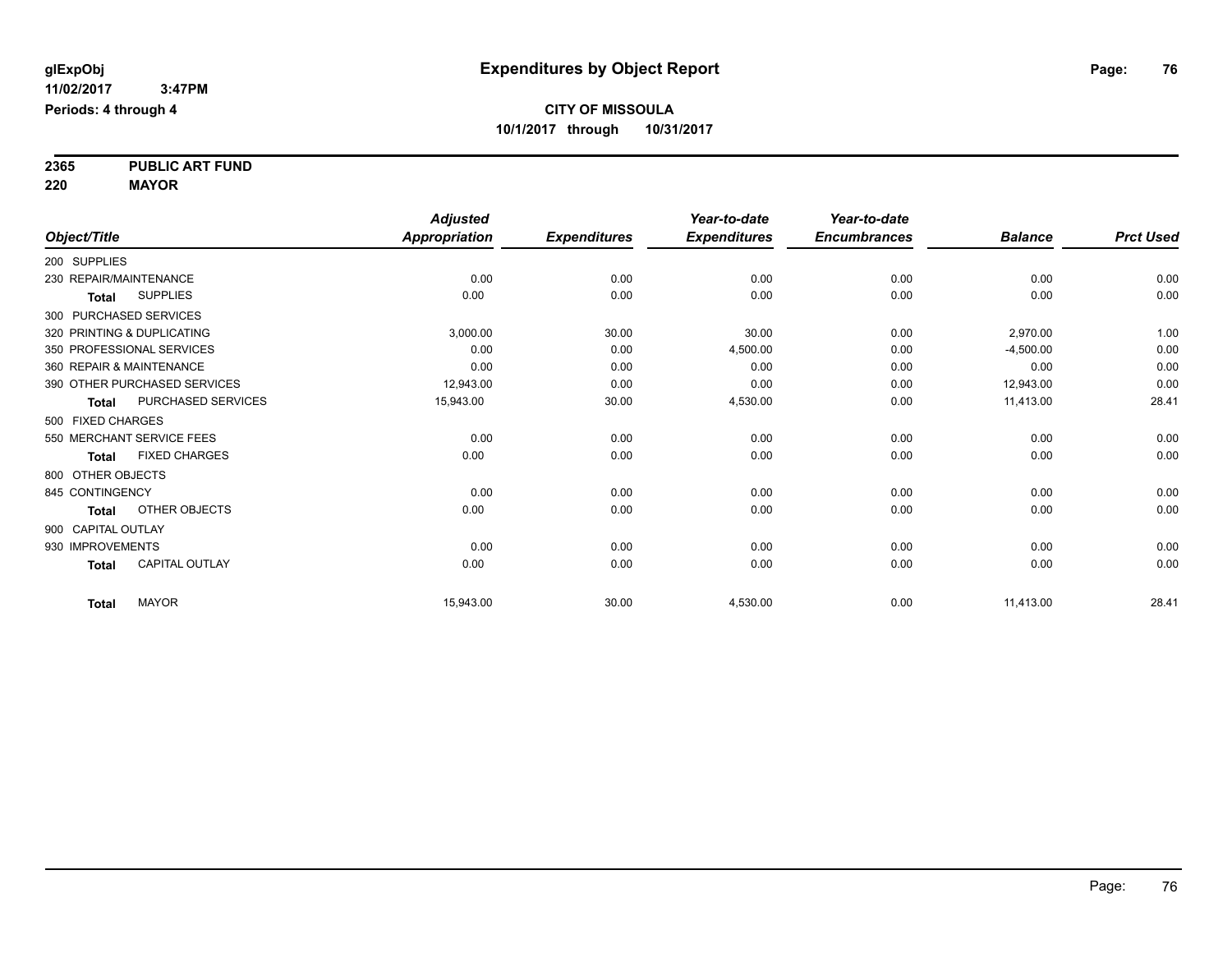**glExpObj**
**11/02/2017 3:47PM**
**Periods: 4 through 4**

# Expenditures by Object Report

**CITY OF MISSOULA**
**10/1/2017 through 10/31/2017**

**2365 PUBLIC ART FUND**
**220 MAYOR**

| Object/Title | Adjusted Appropriation | Expenditures | Year-to-date Expenditures | Year-to-date Encumbrances | Balance | Prct Used |
|---|---|---|---|---|---|---|
| 200 SUPPLIES | | | | | | |
| 230 REPAIR/MAINTENANCE | 0.00 | 0.00 | 0.00 | 0.00 | 0.00 | 0.00 |
| **Total** SUPPLIES | 0.00 | 0.00 | 0.00 | 0.00 | 0.00 | 0.00 |
| 300 PURCHASED SERVICES | | | | | | |
| 320 PRINTING & DUPLICATING | 3,000.00 | 30.00 | 30.00 | 0.00 | 2,970.00 | 1.00 |
| 350 PROFESSIONAL SERVICES | 0.00 | 0.00 | 4,500.00 | 0.00 | -4,500.00 | 0.00 |
| 360 REPAIR & MAINTENANCE | 0.00 | 0.00 | 0.00 | 0.00 | 0.00 | 0.00 |
| 390 OTHER PURCHASED SERVICES | 12,943.00 | 0.00 | 0.00 | 0.00 | 12,943.00 | 0.00 |
| **Total** PURCHASED SERVICES | 15,943.00 | 30.00 | 4,530.00 | 0.00 | 11,413.00 | 28.41 |
| 500 FIXED CHARGES | | | | | | |
| 550 MERCHANT SERVICE FEES | 0.00 | 0.00 | 0.00 | 0.00 | 0.00 | 0.00 |
| **Total** FIXED CHARGES | 0.00 | 0.00 | 0.00 | 0.00 | 0.00 | 0.00 |
| 800 OTHER OBJECTS | | | | | | |
| 845 CONTINGENCY | 0.00 | 0.00 | 0.00 | 0.00 | 0.00 | 0.00 |
| **Total** OTHER OBJECTS | 0.00 | 0.00 | 0.00 | 0.00 | 0.00 | 0.00 |
| 900 CAPITAL OUTLAY | | | | | | |
| 930 IMPROVEMENTS | 0.00 | 0.00 | 0.00 | 0.00 | 0.00 | 0.00 |
| **Total** CAPITAL OUTLAY | 0.00 | 0.00 | 0.00 | 0.00 | 0.00 | 0.00 |
| **Total** MAYOR | 15,943.00 | 30.00 | 4,530.00 | 0.00 | 11,413.00 | 28.41 |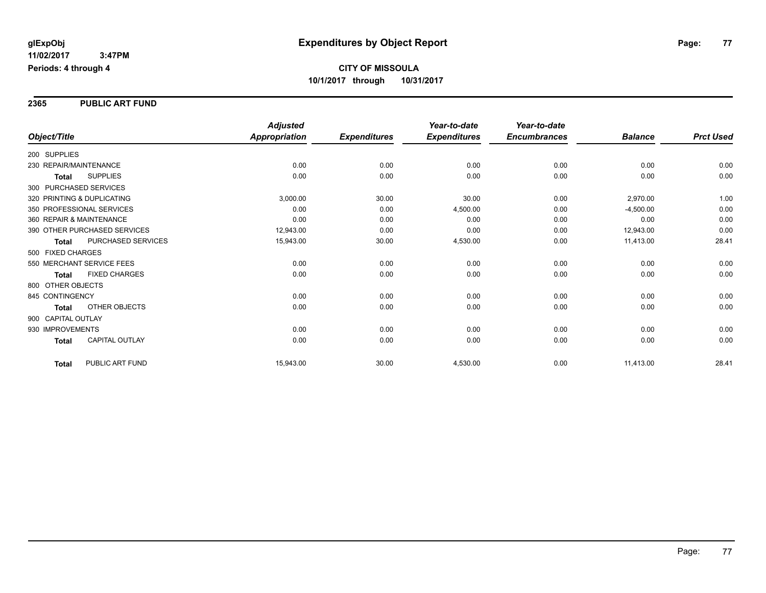glExpObj
11/02/2017 3:47PM
Periods: 4 through 4

# Expenditures by Object Report

**CITY OF MISSOULA**
**10/1/2017 through 10/31/2017**

## 2365 PUBLIC ART FUND

| Object/Title | | Adjusted Appropriation | Expenditures | Year-to-date Expenditures | Year-to-date Encumbrances | Balance | Prct Used |
|---|---|---|---|---|---|---|---|
| 200 SUPPLIES | | | | | | | |
| 230 REPAIR/MAINTENANCE | | 0.00 | 0.00 | 0.00 | 0.00 | 0.00 | 0.00 |
| Total | SUPPLIES | 0.00 | 0.00 | 0.00 | 0.00 | 0.00 | 0.00 |
| 300 PURCHASED SERVICES | | | | | | | |
| 320 PRINTING & DUPLICATING | | 3,000.00 | 30.00 | 30.00 | 0.00 | 2,970.00 | 1.00 |
| 350 PROFESSIONAL SERVICES | | 0.00 | 0.00 | 4,500.00 | 0.00 | -4,500.00 | 0.00 |
| 360 REPAIR & MAINTENANCE | | 0.00 | 0.00 | 0.00 | 0.00 | 0.00 | 0.00 |
| 390 OTHER PURCHASED SERVICES | | 12,943.00 | 0.00 | 0.00 | 0.00 | 12,943.00 | 0.00 |
| Total | PURCHASED SERVICES | 15,943.00 | 30.00 | 4,530.00 | 0.00 | 11,413.00 | 28.41 |
| 500 FIXED CHARGES | | | | | | | |
| 550 MERCHANT SERVICE FEES | | 0.00 | 0.00 | 0.00 | 0.00 | 0.00 | 0.00 |
| Total | FIXED CHARGES | 0.00 | 0.00 | 0.00 | 0.00 | 0.00 | 0.00 |
| 800 OTHER OBJECTS | | | | | | | |
| 845 CONTINGENCY | | 0.00 | 0.00 | 0.00 | 0.00 | 0.00 | 0.00 |
| Total | OTHER OBJECTS | 0.00 | 0.00 | 0.00 | 0.00 | 0.00 | 0.00 |
| 900 CAPITAL OUTLAY | | | | | | | |
| 930 IMPROVEMENTS | | 0.00 | 0.00 | 0.00 | 0.00 | 0.00 | 0.00 |
| Total | CAPITAL OUTLAY | 0.00 | 0.00 | 0.00 | 0.00 | 0.00 | 0.00 |
| Total | PUBLIC ART FUND | 15,943.00 | 30.00 | 4,530.00 | 0.00 | 11,413.00 | 28.41 |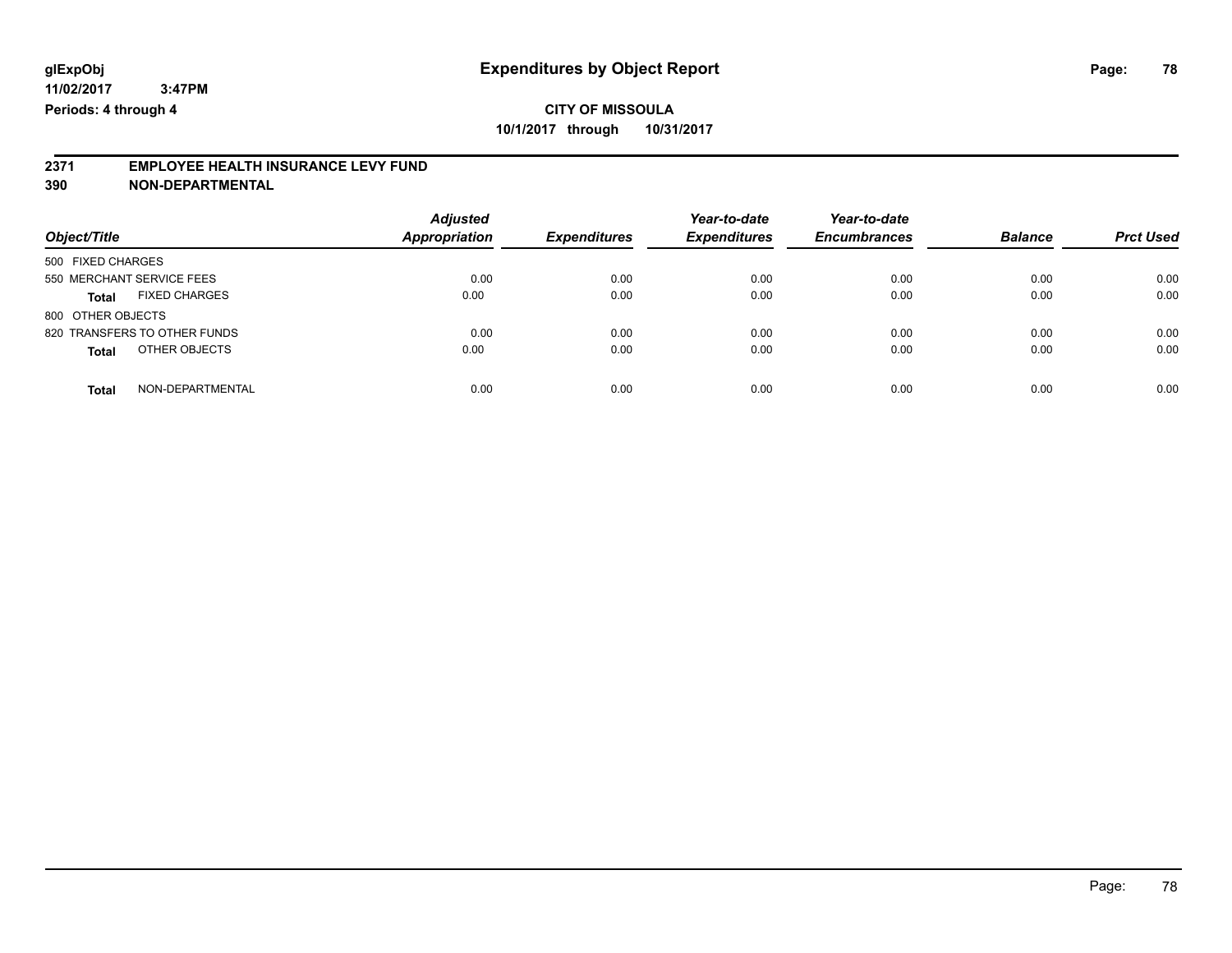**glExpObj** **Expenditures by Object Report**
**11/02/2017 3:47PM**
**Periods: 4 through 4**

**CITY OF MISSOULA**
**10/1/2017 through 10/31/2017**

## 2371 EMPLOYEE HEALTH INSURANCE LEVY FUND
## 390 NON-DEPARTMENTAL

| Object/Title | Adjusted Appropriation | Expenditures | Year-to-date Expenditures | Year-to-date Encumbrances | Balance | Prct Used |
|---|---|---|---|---|---|---|
| 500 FIXED CHARGES | | | | | | |
| 550 MERCHANT SERVICE FEES | 0.00 | 0.00 | 0.00 | 0.00 | 0.00 | 0.00 |
| **Total** FIXED CHARGES | 0.00 | 0.00 | 0.00 | 0.00 | 0.00 | 0.00 |
| 800 OTHER OBJECTS | | | | | | |
| 820 TRANSFERS TO OTHER FUNDS | 0.00 | 0.00 | 0.00 | 0.00 | 0.00 | 0.00 |
| **Total** OTHER OBJECTS | 0.00 | 0.00 | 0.00 | 0.00 | 0.00 | 0.00 |
| **Total** NON-DEPARTMENTAL | 0.00 | 0.00 | 0.00 | 0.00 | 0.00 | 0.00 |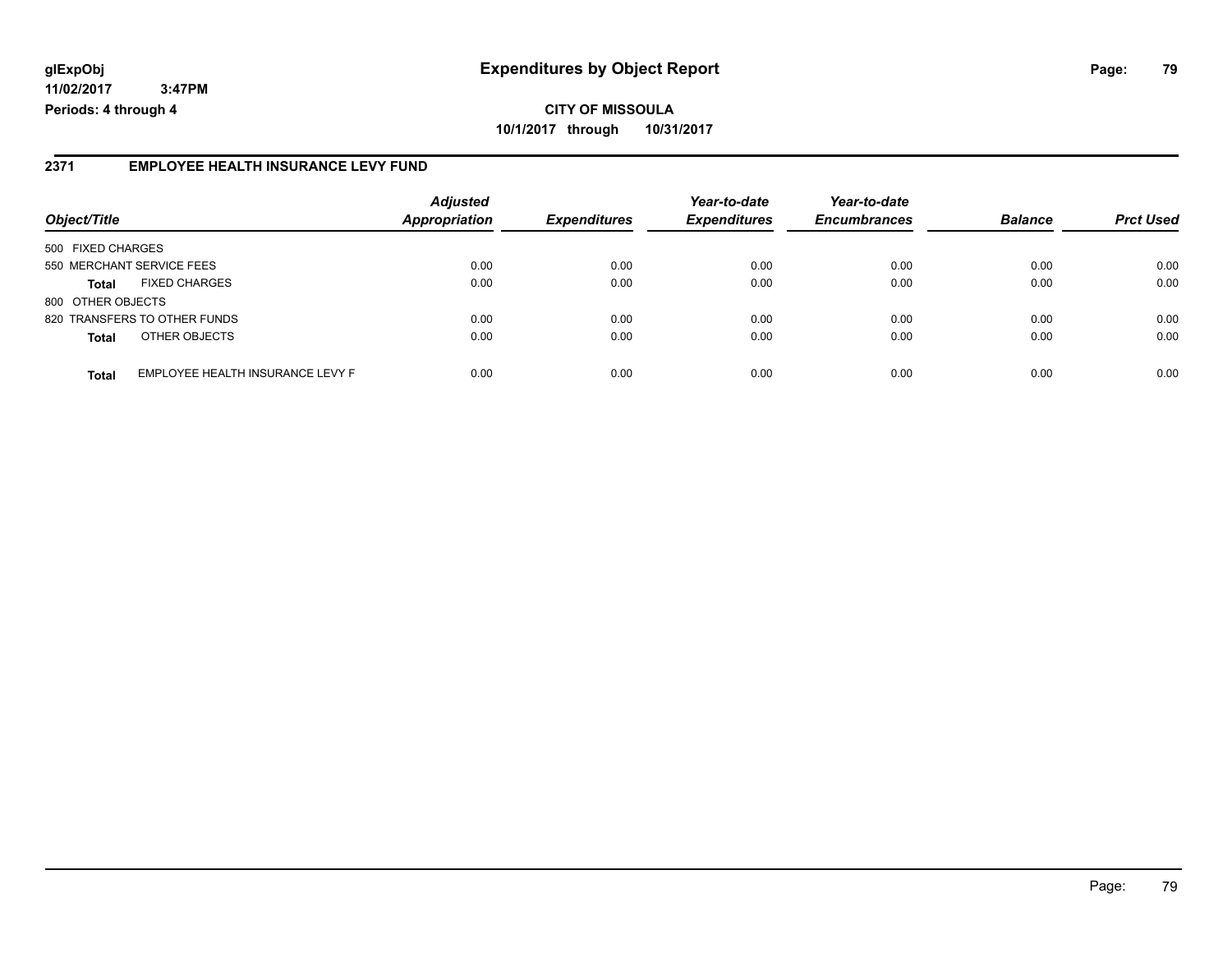**glExpObj** **Expenditures by Object Report**

**11/02/2017 3:47PM**

**Periods: 4 through 4**

**CITY OF MISSOULA**

**10/1/2017 through 10/31/2017**

## 2371 EMPLOYEE HEALTH INSURANCE LEVY FUND

| Object/Title | | Adjusted Appropriation | Expenditures | Year-to-date Expenditures | Year-to-date Encumbrances | Balance | Prct Used |
|---|---|---|---|---|---|---|---|
| 500 FIXED CHARGES | | | | | | | |
| 550 MERCHANT SERVICE FEES | | 0.00 | 0.00 | 0.00 | 0.00 | 0.00 | 0.00 |
| **Total** | FIXED CHARGES | 0.00 | 0.00 | 0.00 | 0.00 | 0.00 | 0.00 |
| 800 OTHER OBJECTS | | | | | | | |
| 820 TRANSFERS TO OTHER FUNDS | | 0.00 | 0.00 | 0.00 | 0.00 | 0.00 | 0.00 |
| **Total** | OTHER OBJECTS | 0.00 | 0.00 | 0.00 | 0.00 | 0.00 | 0.00 |
| **Total** | EMPLOYEE HEALTH INSURANCE LEVY F | 0.00 | 0.00 | 0.00 | 0.00 | 0.00 | 0.00 |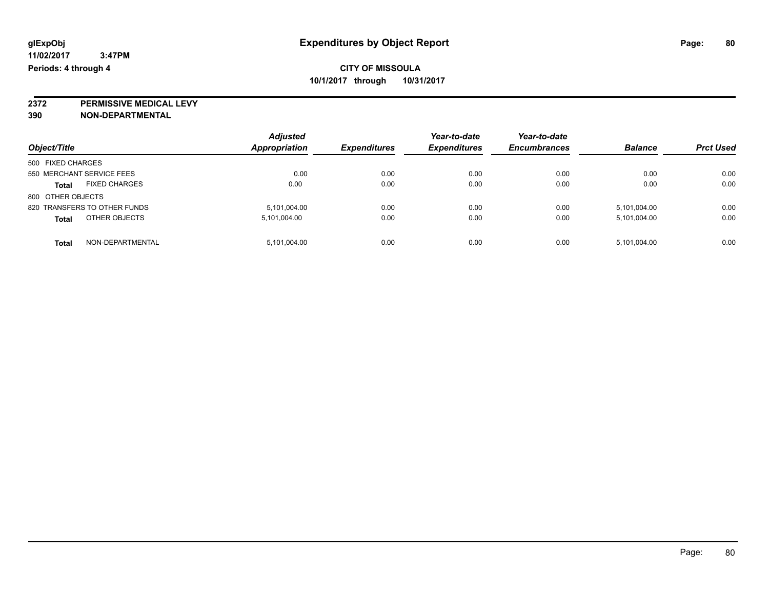**glExpObj** 11/02/2017 3:47PM
**Periods: 4 through 4**

# Expenditures by Object Report

**CITY OF MISSOULA**
**10/1/2017 through 10/31/2017**

**2372 PERMISSIVE MEDICAL LEVY**
**390 NON-DEPARTMENTAL**

| Object/Title | | Adjusted Appropriation | Expenditures | Year-to-date Expenditures | Year-to-date Encumbrances | Balance | Prct Used |
|---|---|---|---|---|---|---|---|
| 500 FIXED CHARGES | | | | | | | |
| 550 MERCHANT SERVICE FEES | | 0.00 | 0.00 | 0.00 | 0.00 | 0.00 | 0.00 |
| **Total** | FIXED CHARGES | 0.00 | 0.00 | 0.00 | 0.00 | 0.00 | 0.00 |
| 800 OTHER OBJECTS | | | | | | | |
| 820 TRANSFERS TO OTHER FUNDS | | 5,101,004.00 | 0.00 | 0.00 | 0.00 | 5,101,004.00 | 0.00 |
| **Total** | OTHER OBJECTS | 5,101,004.00 | 0.00 | 0.00 | 0.00 | 5,101,004.00 | 0.00 |
| **Total** | NON-DEPARTMENTAL | 5,101,004.00 | 0.00 | 0.00 | 0.00 | 5,101,004.00 | 0.00 |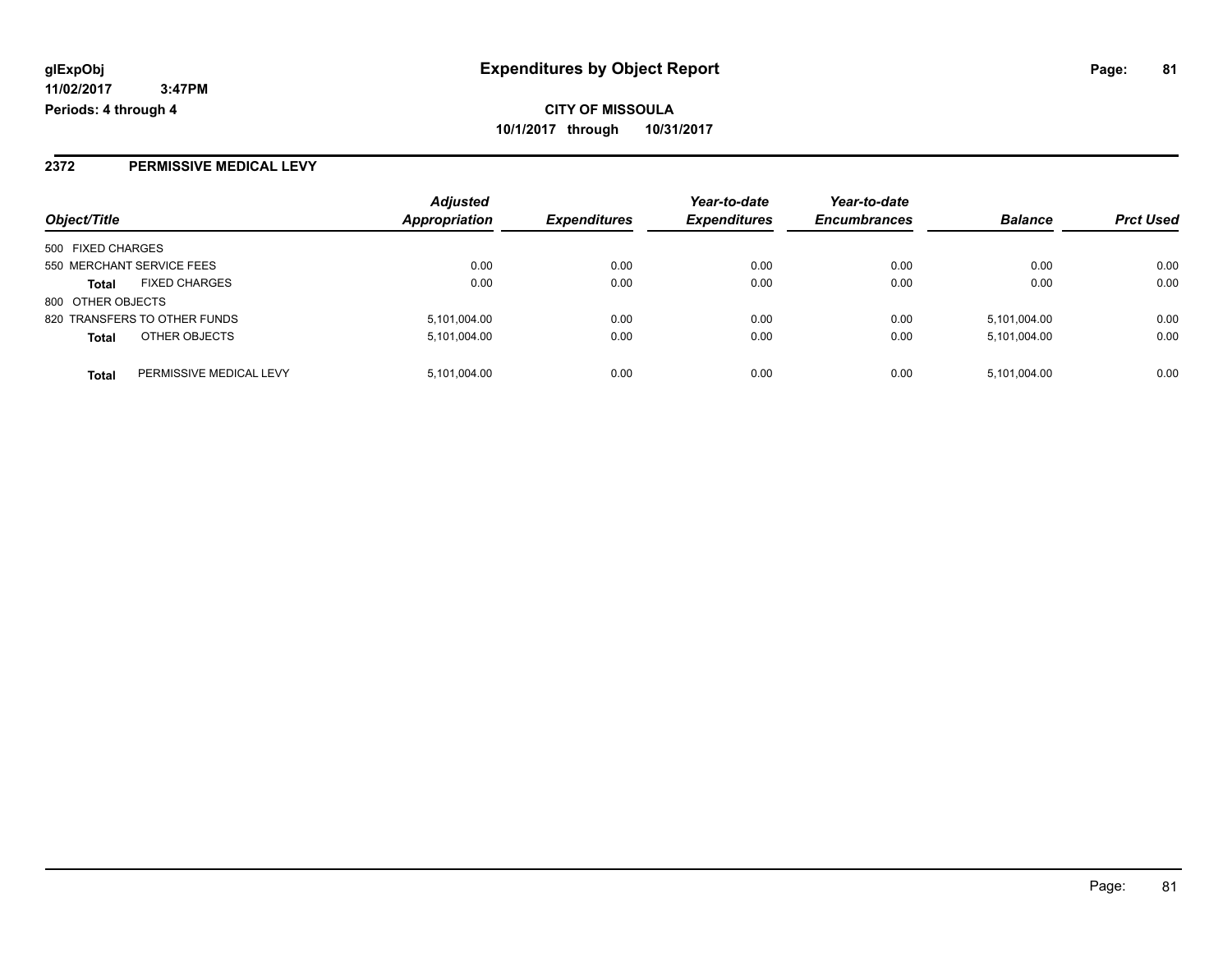# Expenditures by Object Report

glExpObj
11/02/2017 3:47PM
Periods: 4 through 4

**CITY OF MISSOULA**
**10/1/2017 through 10/31/2017**

## 2372 PERMISSIVE MEDICAL LEVY

| Object/Title | | *Adjusted Appropriation* | *Expenditures* | *Year-to-date Expenditures* | *Year-to-date Encumbrances* | *Balance* | *Prct Used* |
|---|---|---|---|---|---|---|---|
| 500 FIXED CHARGES | | | | | | | |
| 550 MERCHANT SERVICE FEES | | 0.00 | 0.00 | 0.00 | 0.00 | 0.00 | 0.00 |
| **Total** | FIXED CHARGES | 0.00 | 0.00 | 0.00 | 0.00 | 0.00 | 0.00 |
| 800 OTHER OBJECTS | | | | | | | |
| 820 TRANSFERS TO OTHER FUNDS | | 5,101,004.00 | 0.00 | 0.00 | 0.00 | 5,101,004.00 | 0.00 |
| **Total** | OTHER OBJECTS | 5,101,004.00 | 0.00 | 0.00 | 0.00 | 5,101,004.00 | 0.00 |
| **Total** | PERMISSIVE MEDICAL LEVY | 5,101,004.00 | 0.00 | 0.00 | 0.00 | 5,101,004.00 | 0.00 |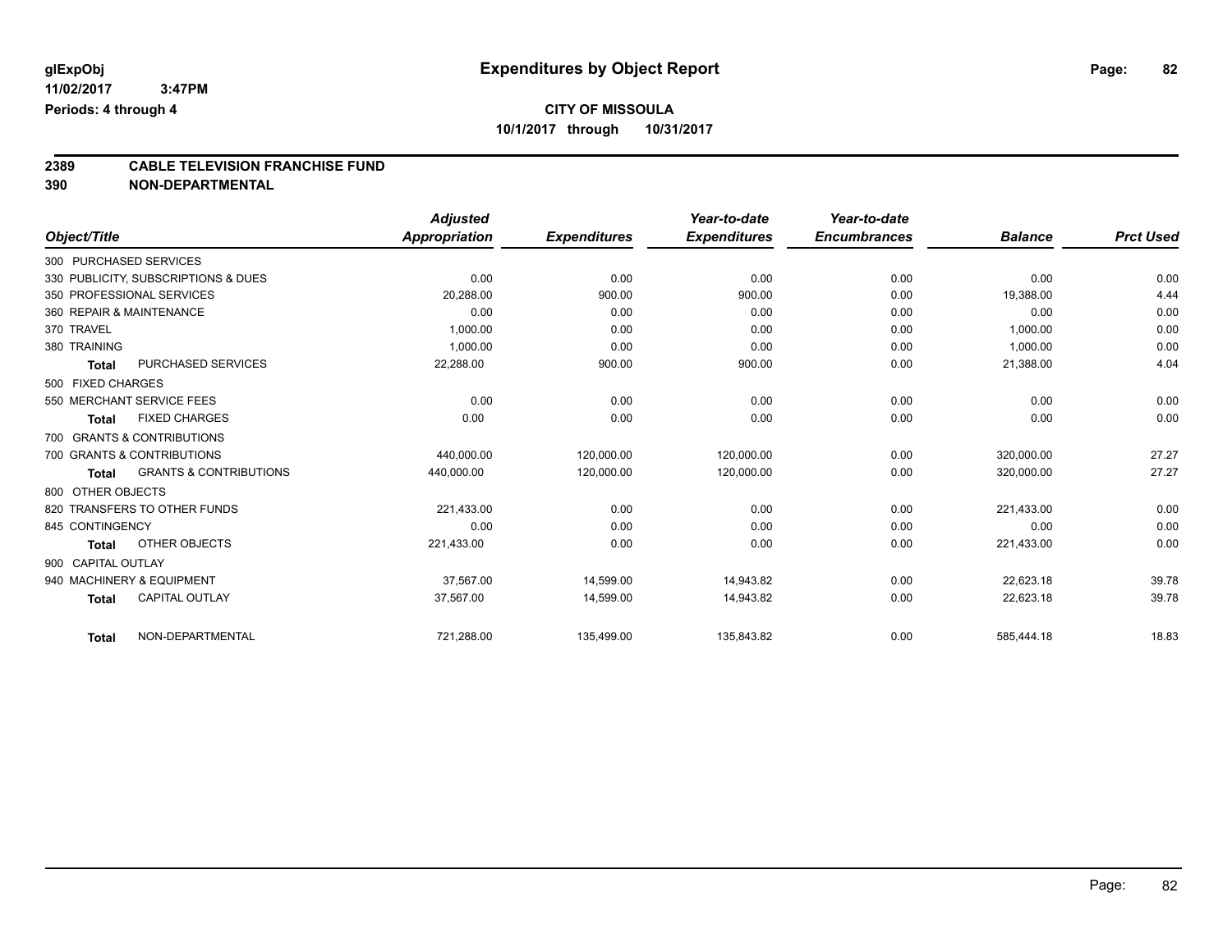**glExpObj**
**11/02/2017 3:47PM**
**Periods: 4 through 4**

# Expenditures by Object Report

**CITY OF MISSOULA**
**10/1/2017 through 10/31/2017**

## 2389 CABLE TELEVISION FRANCHISE FUND
## 390 NON-DEPARTMENTAL

| Object/Title | Adjusted Appropriation | Expenditures | Year-to-date Expenditures | Year-to-date Encumbrances | Balance | Prct Used |
|---|---|---|---|---|---|---|
| 300 PURCHASED SERVICES | | | | | | |
| 330 PUBLICITY, SUBSCRIPTIONS & DUES | 0.00 | 0.00 | 0.00 | 0.00 | 0.00 | 0.00 |
| 350 PROFESSIONAL SERVICES | 20,288.00 | 900.00 | 900.00 | 0.00 | 19,388.00 | 4.44 |
| 360 REPAIR & MAINTENANCE | 0.00 | 0.00 | 0.00 | 0.00 | 0.00 | 0.00 |
| 370 TRAVEL | 1,000.00 | 0.00 | 0.00 | 0.00 | 1,000.00 | 0.00 |
| 380 TRAINING | 1,000.00 | 0.00 | 0.00 | 0.00 | 1,000.00 | 0.00 |
| **Total** PURCHASED SERVICES | 22,288.00 | 900.00 | 900.00 | 0.00 | 21,388.00 | 4.04 |
| 500 FIXED CHARGES | | | | | | |
| 550 MERCHANT SERVICE FEES | 0.00 | 0.00 | 0.00 | 0.00 | 0.00 | 0.00 |
| **Total** FIXED CHARGES | 0.00 | 0.00 | 0.00 | 0.00 | 0.00 | 0.00 |
| 700 GRANTS & CONTRIBUTIONS | | | | | | |
| 700 GRANTS & CONTRIBUTIONS | 440,000.00 | 120,000.00 | 120,000.00 | 0.00 | 320,000.00 | 27.27 |
| **Total** GRANTS & CONTRIBUTIONS | 440,000.00 | 120,000.00 | 120,000.00 | 0.00 | 320,000.00 | 27.27 |
| 800 OTHER OBJECTS | | | | | | |
| 820 TRANSFERS TO OTHER FUNDS | 221,433.00 | 0.00 | 0.00 | 0.00 | 221,433.00 | 0.00 |
| 845 CONTINGENCY | 0.00 | 0.00 | 0.00 | 0.00 | 0.00 | 0.00 |
| **Total** OTHER OBJECTS | 221,433.00 | 0.00 | 0.00 | 0.00 | 221,433.00 | 0.00 |
| 900 CAPITAL OUTLAY | | | | | | |
| 940 MACHINERY & EQUIPMENT | 37,567.00 | 14,599.00 | 14,943.82 | 0.00 | 22,623.18 | 39.78 |
| **Total** CAPITAL OUTLAY | 37,567.00 | 14,599.00 | 14,943.82 | 0.00 | 22,623.18 | 39.78 |
| **Total** NON-DEPARTMENTAL | 721,288.00 | 135,499.00 | 135,843.82 | 0.00 | 585,444.18 | 18.83 |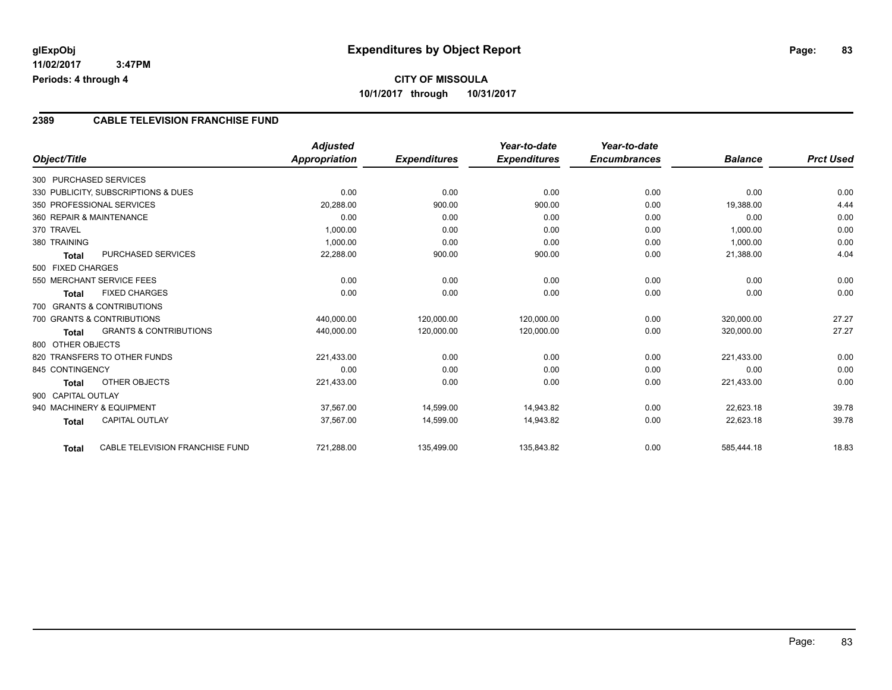# Expenditures by Object Report

glExpObj
11/02/2017 3:47PM
Periods: 4 through 4

**CITY OF MISSOULA**
**10/1/2017 through 10/31/2017**

## 2389 CABLE TELEVISION FRANCHISE FUND

| Object/Title | Adjusted Appropriation | Expenditures | Year-to-date Expenditures | Year-to-date Encumbrances | Balance | Prct Used |
|---|---|---|---|---|---|---|
| 300 PURCHASED SERVICES | | | | | | |
| 330 PUBLICITY, SUBSCRIPTIONS & DUES | 0.00 | 0.00 | 0.00 | 0.00 | 0.00 | 0.00 |
| 350 PROFESSIONAL SERVICES | 20,288.00 | 900.00 | 900.00 | 0.00 | 19,388.00 | 4.44 |
| 360 REPAIR & MAINTENANCE | 0.00 | 0.00 | 0.00 | 0.00 | 0.00 | 0.00 |
| 370 TRAVEL | 1,000.00 | 0.00 | 0.00 | 0.00 | 1,000.00 | 0.00 |
| 380 TRAINING | 1,000.00 | 0.00 | 0.00 | 0.00 | 1,000.00 | 0.00 |
| **Total** PURCHASED SERVICES | 22,288.00 | 900.00 | 900.00 | 0.00 | 21,388.00 | 4.04 |
| 500 FIXED CHARGES | | | | | | |
| 550 MERCHANT SERVICE FEES | 0.00 | 0.00 | 0.00 | 0.00 | 0.00 | 0.00 |
| **Total** FIXED CHARGES | 0.00 | 0.00 | 0.00 | 0.00 | 0.00 | 0.00 |
| 700 GRANTS & CONTRIBUTIONS | | | | | | |
| 700 GRANTS & CONTRIBUTIONS | 440,000.00 | 120,000.00 | 120,000.00 | 0.00 | 320,000.00 | 27.27 |
| **Total** GRANTS & CONTRIBUTIONS | 440,000.00 | 120,000.00 | 120,000.00 | 0.00 | 320,000.00 | 27.27 |
| 800 OTHER OBJECTS | | | | | | |
| 820 TRANSFERS TO OTHER FUNDS | 221,433.00 | 0.00 | 0.00 | 0.00 | 221,433.00 | 0.00 |
| 845 CONTINGENCY | 0.00 | 0.00 | 0.00 | 0.00 | 0.00 | 0.00 |
| **Total** OTHER OBJECTS | 221,433.00 | 0.00 | 0.00 | 0.00 | 221,433.00 | 0.00 |
| 900 CAPITAL OUTLAY | | | | | | |
| 940 MACHINERY & EQUIPMENT | 37,567.00 | 14,599.00 | 14,943.82 | 0.00 | 22,623.18 | 39.78 |
| **Total** CAPITAL OUTLAY | 37,567.00 | 14,599.00 | 14,943.82 | 0.00 | 22,623.18 | 39.78 |
| **Total** CABLE TELEVISION FRANCHISE FUND | 721,288.00 | 135,499.00 | 135,843.82 | 0.00 | 585,444.18 | 18.83 |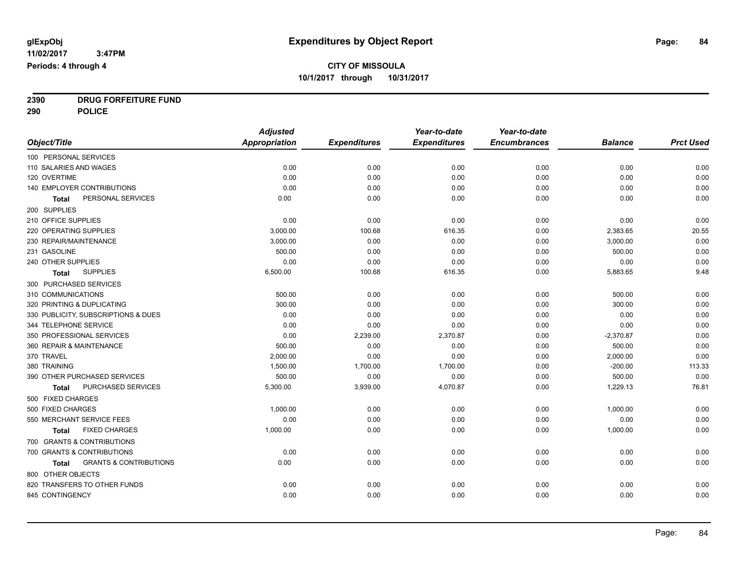# Expenditures by Object Report

glExpObj
11/02/2017 3:47PM
Periods: 4 through 4

**CITY OF MISSOULA**
**10/1/2017 through 10/31/2017**

**2390 DRUG FORFEITURE FUND**
**290 POLICE**

| Object/Title | Adjusted Appropriation | Expenditures | Year-to-date Expenditures | Year-to-date Encumbrances | Balance | Prct Used |
|---|---|---|---|---|---|---|
| 100 PERSONAL SERVICES | | | | | | |
| 110 SALARIES AND WAGES | 0.00 | 0.00 | 0.00 | 0.00 | 0.00 | 0.00 |
| 120 OVERTIME | 0.00 | 0.00 | 0.00 | 0.00 | 0.00 | 0.00 |
| 140 EMPLOYER CONTRIBUTIONS | 0.00 | 0.00 | 0.00 | 0.00 | 0.00 | 0.00 |
| **Total** PERSONAL SERVICES | 0.00 | 0.00 | 0.00 | 0.00 | 0.00 | 0.00 |
| 200 SUPPLIES | | | | | | |
| 210 OFFICE SUPPLIES | 0.00 | 0.00 | 0.00 | 0.00 | 0.00 | 0.00 |
| 220 OPERATING SUPPLIES | 3,000.00 | 100.68 | 616.35 | 0.00 | 2,383.65 | 20.55 |
| 230 REPAIR/MAINTENANCE | 3,000.00 | 0.00 | 0.00 | 0.00 | 3,000.00 | 0.00 |
| 231 GASOLINE | 500.00 | 0.00 | 0.00 | 0.00 | 500.00 | 0.00 |
| 240 OTHER SUPPLIES | 0.00 | 0.00 | 0.00 | 0.00 | 0.00 | 0.00 |
| **Total** SUPPLIES | 6,500.00 | 100.68 | 616.35 | 0.00 | 5,883.65 | 9.48 |
| 300 PURCHASED SERVICES | | | | | | |
| 310 COMMUNICATIONS | 500.00 | 0.00 | 0.00 | 0.00 | 500.00 | 0.00 |
| 320 PRINTING & DUPLICATING | 300.00 | 0.00 | 0.00 | 0.00 | 300.00 | 0.00 |
| 330 PUBLICITY, SUBSCRIPTIONS & DUES | 0.00 | 0.00 | 0.00 | 0.00 | 0.00 | 0.00 |
| 344 TELEPHONE SERVICE | 0.00 | 0.00 | 0.00 | 0.00 | 0.00 | 0.00 |
| 350 PROFESSIONAL SERVICES | 0.00 | 2,239.00 | 2,370.87 | 0.00 | -2,370.87 | 0.00 |
| 360 REPAIR & MAINTENANCE | 500.00 | 0.00 | 0.00 | 0.00 | 500.00 | 0.00 |
| 370 TRAVEL | 2,000.00 | 0.00 | 0.00 | 0.00 | 2,000.00 | 0.00 |
| 380 TRAINING | 1,500.00 | 1,700.00 | 1,700.00 | 0.00 | -200.00 | 113.33 |
| 390 OTHER PURCHASED SERVICES | 500.00 | 0.00 | 0.00 | 0.00 | 500.00 | 0.00 |
| **Total** PURCHASED SERVICES | 5,300.00 | 3,939.00 | 4,070.87 | 0.00 | 1,229.13 | 76.81 |
| 500 FIXED CHARGES | | | | | | |
| 500 FIXED CHARGES | 1,000.00 | 0.00 | 0.00 | 0.00 | 1,000.00 | 0.00 |
| 550 MERCHANT SERVICE FEES | 0.00 | 0.00 | 0.00 | 0.00 | 0.00 | 0.00 |
| **Total** FIXED CHARGES | 1,000.00 | 0.00 | 0.00 | 0.00 | 1,000.00 | 0.00 |
| 700 GRANTS & CONTRIBUTIONS | | | | | | |
| 700 GRANTS & CONTRIBUTIONS | 0.00 | 0.00 | 0.00 | 0.00 | 0.00 | 0.00 |
| **Total** GRANTS & CONTRIBUTIONS | 0.00 | 0.00 | 0.00 | 0.00 | 0.00 | 0.00 |
| 800 OTHER OBJECTS | | | | | | |
| 820 TRANSFERS TO OTHER FUNDS | 0.00 | 0.00 | 0.00 | 0.00 | 0.00 | 0.00 |
| 845 CONTINGENCY | 0.00 | 0.00 | 0.00 | 0.00 | 0.00 | 0.00 |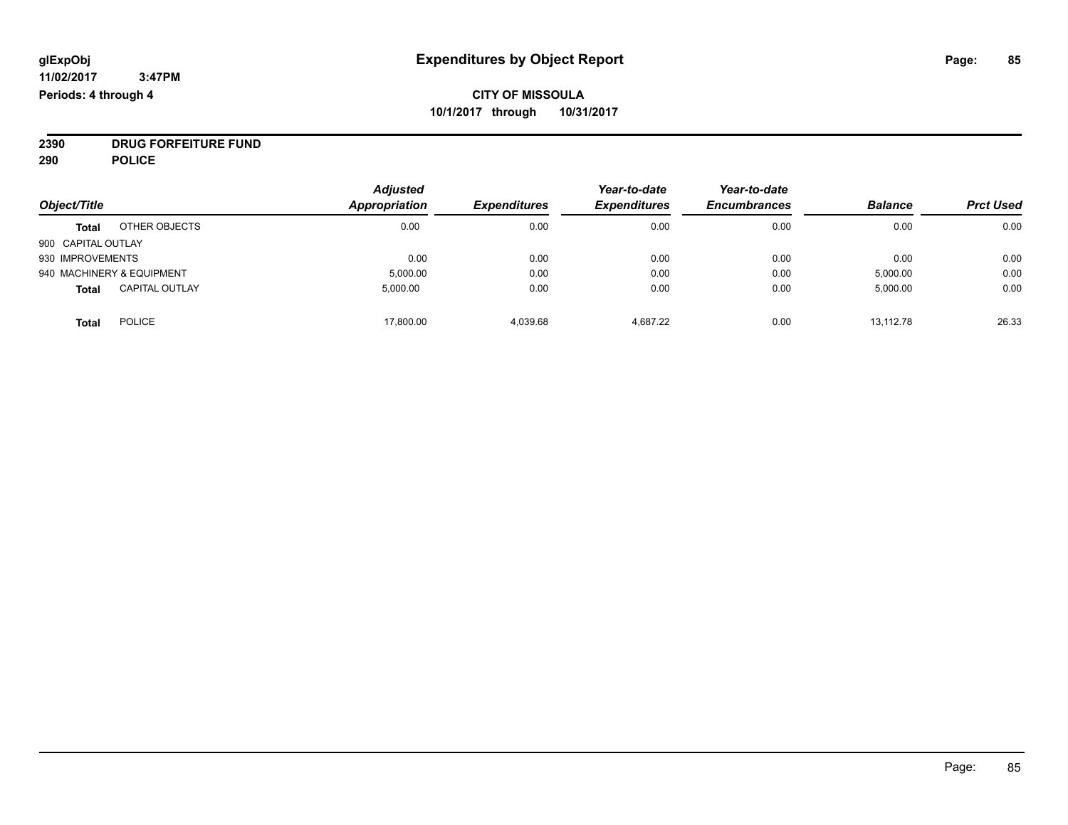**CITY OF MISSOULA**

**10/1/2017 through 10/31/2017**

**2390 DRUG FORFEITURE FUND**

**290 POLICE**

| Object/Title | | Adjusted Appropriation | Expenditures | Year-to-date Expenditures | Year-to-date Encumbrances | Balance | Prct Used |
|---|---|---|---|---|---|---|---|
| **Total** | OTHER OBJECTS | 0.00 | 0.00 | 0.00 | 0.00 | 0.00 | 0.00 |
| 900 CAPITAL OUTLAY | | | | | | | |
| 930 IMPROVEMENTS | | 0.00 | 0.00 | 0.00 | 0.00 | 0.00 | 0.00 |
| 940 MACHINERY & EQUIPMENT | | 5,000.00 | 0.00 | 0.00 | 0.00 | 5,000.00 | 0.00 |
| **Total** | CAPITAL OUTLAY | 5,000.00 | 0.00 | 0.00 | 0.00 | 5,000.00 | 0.00 |
| **Total** | POLICE | 17,800.00 | 4,039.68 | 4,687.22 | 0.00 | 13,112.78 | 26.33 |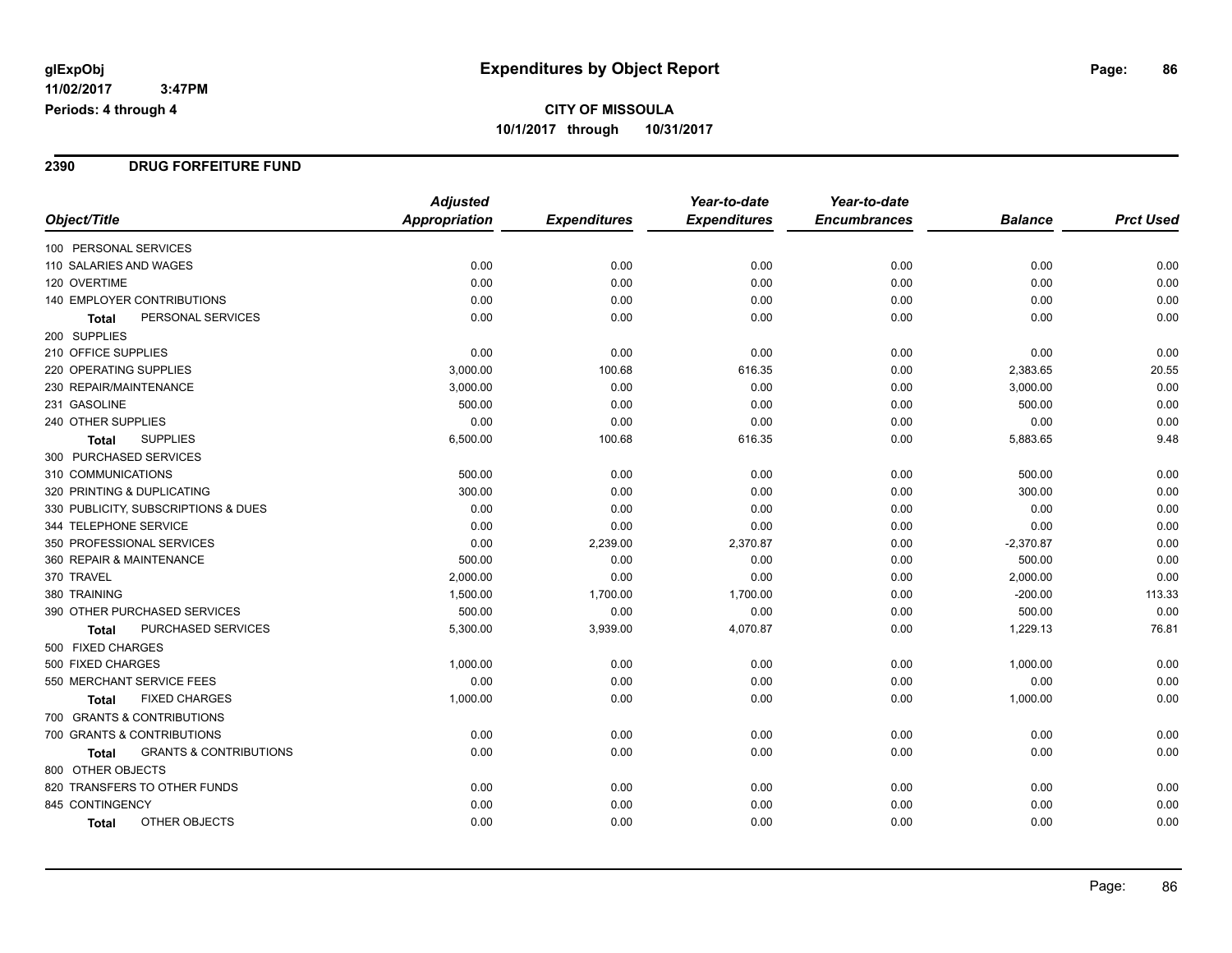glExpObj
11/02/2017 3:47PM
Periods: 4 through 4

# Expenditures by Object Report

**CITY OF MISSOULA**
**10/1/2017 through 10/31/2017**

## 2390 DRUG FORFEITURE FUND

| Object/Title | | Adjusted Appropriation | Expenditures | Year-to-date Expenditures | Year-to-date Encumbrances | Balance | Prct Used |
|---|---|---|---|---|---|---|---|
| 100 PERSONAL SERVICES | | | | | | | |
| 110 SALARIES AND WAGES | | 0.00 | 0.00 | 0.00 | 0.00 | 0.00 | 0.00 |
| 120 OVERTIME | | 0.00 | 0.00 | 0.00 | 0.00 | 0.00 | 0.00 |
| 140 EMPLOYER CONTRIBUTIONS | | 0.00 | 0.00 | 0.00 | 0.00 | 0.00 | 0.00 |
| **Total** | PERSONAL SERVICES | 0.00 | 0.00 | 0.00 | 0.00 | 0.00 | 0.00 |
| 200 SUPPLIES | | | | | | | |
| 210 OFFICE SUPPLIES | | 0.00 | 0.00 | 0.00 | 0.00 | 0.00 | 0.00 |
| 220 OPERATING SUPPLIES | | 3,000.00 | 100.68 | 616.35 | 0.00 | 2,383.65 | 20.55 |
| 230 REPAIR/MAINTENANCE | | 3,000.00 | 0.00 | 0.00 | 0.00 | 3,000.00 | 0.00 |
| 231 GASOLINE | | 500.00 | 0.00 | 0.00 | 0.00 | 500.00 | 0.00 |
| 240 OTHER SUPPLIES | | 0.00 | 0.00 | 0.00 | 0.00 | 0.00 | 0.00 |
| **Total** | SUPPLIES | 6,500.00 | 100.68 | 616.35 | 0.00 | 5,883.65 | 9.48 |
| 300 PURCHASED SERVICES | | | | | | | |
| 310 COMMUNICATIONS | | 500.00 | 0.00 | 0.00 | 0.00 | 500.00 | 0.00 |
| 320 PRINTING & DUPLICATING | | 300.00 | 0.00 | 0.00 | 0.00 | 300.00 | 0.00 |
| 330 PUBLICITY, SUBSCRIPTIONS & DUES | | 0.00 | 0.00 | 0.00 | 0.00 | 0.00 | 0.00 |
| 344 TELEPHONE SERVICE | | 0.00 | 0.00 | 0.00 | 0.00 | 0.00 | 0.00 |
| 350 PROFESSIONAL SERVICES | | 0.00 | 2,239.00 | 2,370.87 | 0.00 | -2,370.87 | 0.00 |
| 360 REPAIR & MAINTENANCE | | 500.00 | 0.00 | 0.00 | 0.00 | 500.00 | 0.00 |
| 370 TRAVEL | | 2,000.00 | 0.00 | 0.00 | 0.00 | 2,000.00 | 0.00 |
| 380 TRAINING | | 1,500.00 | 1,700.00 | 1,700.00 | 0.00 | -200.00 | 113.33 |
| 390 OTHER PURCHASED SERVICES | | 500.00 | 0.00 | 0.00 | 0.00 | 500.00 | 0.00 |
| **Total** | PURCHASED SERVICES | 5,300.00 | 3,939.00 | 4,070.87 | 0.00 | 1,229.13 | 76.81 |
| 500 FIXED CHARGES | | | | | | | |
| 500 FIXED CHARGES | | 1,000.00 | 0.00 | 0.00 | 0.00 | 1,000.00 | 0.00 |
| 550 MERCHANT SERVICE FEES | | 0.00 | 0.00 | 0.00 | 0.00 | 0.00 | 0.00 |
| **Total** | FIXED CHARGES | 1,000.00 | 0.00 | 0.00 | 0.00 | 1,000.00 | 0.00 |
| 700 GRANTS & CONTRIBUTIONS | | | | | | | |
| 700 GRANTS & CONTRIBUTIONS | | 0.00 | 0.00 | 0.00 | 0.00 | 0.00 | 0.00 |
| **Total** | GRANTS & CONTRIBUTIONS | 0.00 | 0.00 | 0.00 | 0.00 | 0.00 | 0.00 |
| 800 OTHER OBJECTS | | | | | | | |
| 820 TRANSFERS TO OTHER FUNDS | | 0.00 | 0.00 | 0.00 | 0.00 | 0.00 | 0.00 |
| 845 CONTINGENCY | | 0.00 | 0.00 | 0.00 | 0.00 | 0.00 | 0.00 |
| **Total** | OTHER OBJECTS | 0.00 | 0.00 | 0.00 | 0.00 | 0.00 | 0.00 |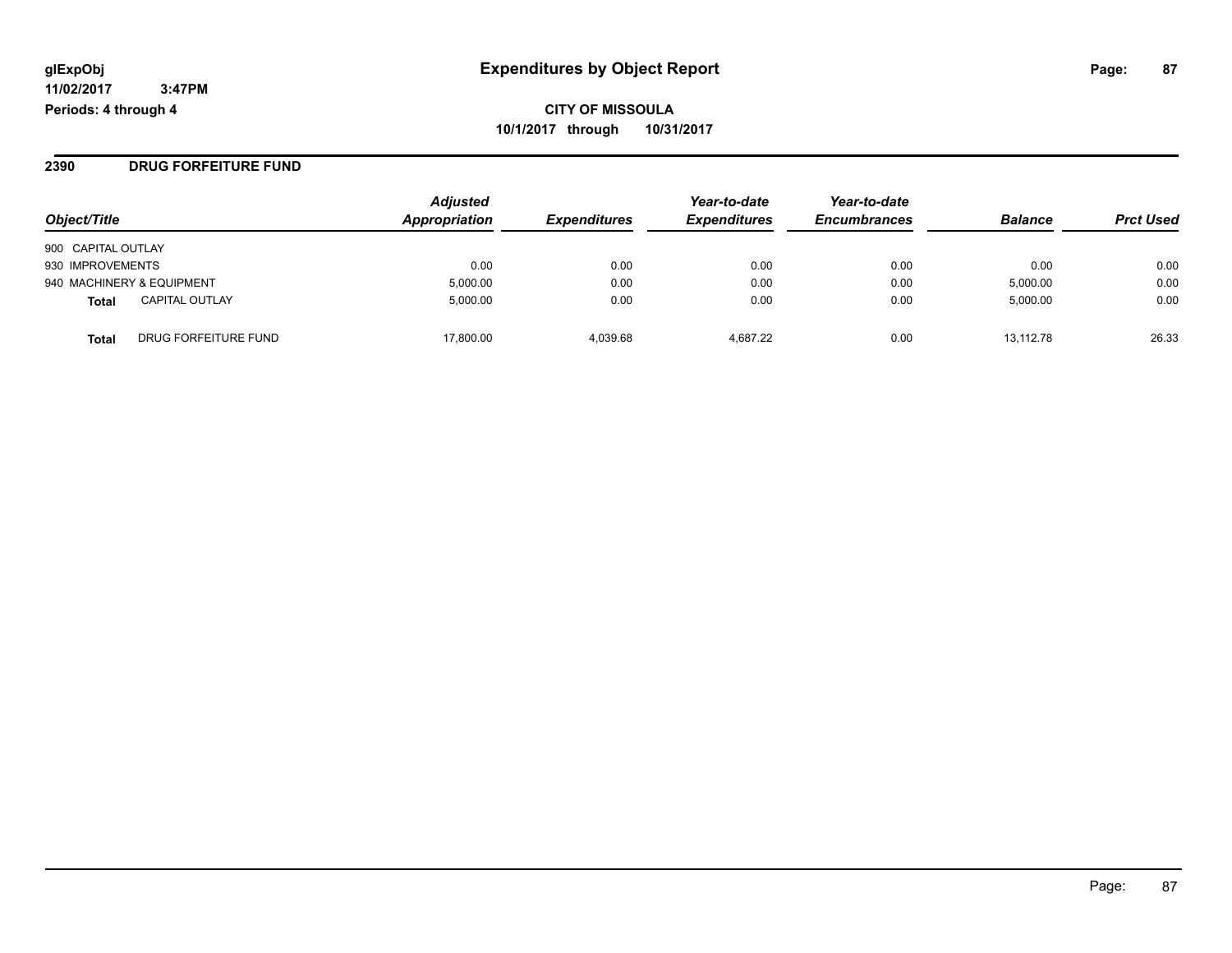**glExpObj**
**11/02/2017 3:47PM**
**Periods: 4 through 4**

# Expenditures by Object Report

**CITY OF MISSOULA**
**10/1/2017 through 10/31/2017**

## 2390 DRUG FORFEITURE FUND

| Object/Title | | *Adjusted Appropriation* | *Expenditures* | *Year-to-date Expenditures* | *Year-to-date Encumbrances* | *Balance* | *Prct Used* |
|---|---|---|---|---|---|---|---|
| 900 CAPITAL OUTLAY | | | | | | | |
| 930 IMPROVEMENTS | | 0.00 | 0.00 | 0.00 | 0.00 | 0.00 | 0.00 |
| 940 MACHINERY & EQUIPMENT | | 5,000.00 | 0.00 | 0.00 | 0.00 | 5,000.00 | 0.00 |
| **Total** | CAPITAL OUTLAY | 5,000.00 | 0.00 | 0.00 | 0.00 | 5,000.00 | 0.00 |
| **Total** | DRUG FORFEITURE FUND | 17,800.00 | 4,039.68 | 4,687.22 | 0.00 | 13,112.78 | 26.33 |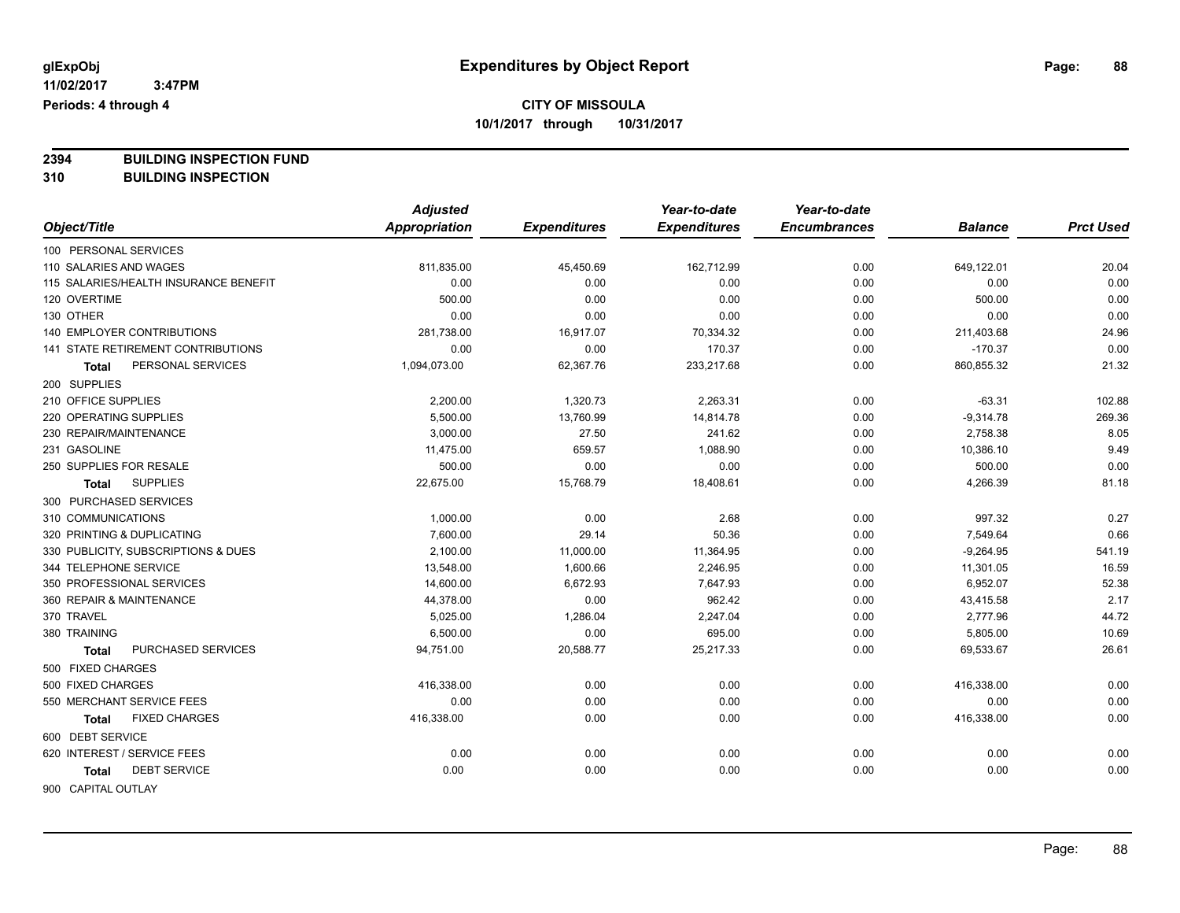# Expenditures by Object Report

glExpObj
11/02/2017 3:47PM
Periods: 4 through 4

**CITY OF MISSOULA**
**10/1/2017 through 10/31/2017**

**2394 BUILDING INSPECTION FUND**
**310 BUILDING INSPECTION**

| Object/Title | Adjusted Appropriation | Expenditures | Year-to-date Expenditures | Year-to-date Encumbrances | Balance | Prct Used |
|---|---|---|---|---|---|---|
| 100 PERSONAL SERVICES | | | | | | |
| 110 SALARIES AND WAGES | 811,835.00 | 45,450.69 | 162,712.99 | 0.00 | 649,122.01 | 20.04 |
| 115 SALARIES/HEALTH INSURANCE BENEFIT | 0.00 | 0.00 | 0.00 | 0.00 | 0.00 | 0.00 |
| 120 OVERTIME | 500.00 | 0.00 | 0.00 | 0.00 | 500.00 | 0.00 |
| 130 OTHER | 0.00 | 0.00 | 0.00 | 0.00 | 0.00 | 0.00 |
| 140 EMPLOYER CONTRIBUTIONS | 281,738.00 | 16,917.07 | 70,334.32 | 0.00 | 211,403.68 | 24.96 |
| 141 STATE RETIREMENT CONTRIBUTIONS | 0.00 | 0.00 | 170.37 | 0.00 | -170.37 | 0.00 |
| **Total** PERSONAL SERVICES | 1,094,073.00 | 62,367.76 | 233,217.68 | 0.00 | 860,855.32 | 21.32 |
| 200 SUPPLIES | | | | | | |
| 210 OFFICE SUPPLIES | 2,200.00 | 1,320.73 | 2,263.31 | 0.00 | -63.31 | 102.88 |
| 220 OPERATING SUPPLIES | 5,500.00 | 13,760.99 | 14,814.78 | 0.00 | -9,314.78 | 269.36 |
| 230 REPAIR/MAINTENANCE | 3,000.00 | 27.50 | 241.62 | 0.00 | 2,758.38 | 8.05 |
| 231 GASOLINE | 11,475.00 | 659.57 | 1,088.90 | 0.00 | 10,386.10 | 9.49 |
| 250 SUPPLIES FOR RESALE | 500.00 | 0.00 | 0.00 | 0.00 | 500.00 | 0.00 |
| **Total** SUPPLIES | 22,675.00 | 15,768.79 | 18,408.61 | 0.00 | 4,266.39 | 81.18 |
| 300 PURCHASED SERVICES | | | | | | |
| 310 COMMUNICATIONS | 1,000.00 | 0.00 | 2.68 | 0.00 | 997.32 | 0.27 |
| 320 PRINTING & DUPLICATING | 7,600.00 | 29.14 | 50.36 | 0.00 | 7,549.64 | 0.66 |
| 330 PUBLICITY, SUBSCRIPTIONS & DUES | 2,100.00 | 11,000.00 | 11,364.95 | 0.00 | -9,264.95 | 541.19 |
| 344 TELEPHONE SERVICE | 13,548.00 | 1,600.66 | 2,246.95 | 0.00 | 11,301.05 | 16.59 |
| 350 PROFESSIONAL SERVICES | 14,600.00 | 6,672.93 | 7,647.93 | 0.00 | 6,952.07 | 52.38 |
| 360 REPAIR & MAINTENANCE | 44,378.00 | 0.00 | 962.42 | 0.00 | 43,415.58 | 2.17 |
| 370 TRAVEL | 5,025.00 | 1,286.04 | 2,247.04 | 0.00 | 2,777.96 | 44.72 |
| 380 TRAINING | 6,500.00 | 0.00 | 695.00 | 0.00 | 5,805.00 | 10.69 |
| **Total** PURCHASED SERVICES | 94,751.00 | 20,588.77 | 25,217.33 | 0.00 | 69,533.67 | 26.61 |
| 500 FIXED CHARGES | | | | | | |
| 500 FIXED CHARGES | 416,338.00 | 0.00 | 0.00 | 0.00 | 416,338.00 | 0.00 |
| 550 MERCHANT SERVICE FEES | 0.00 | 0.00 | 0.00 | 0.00 | 0.00 | 0.00 |
| **Total** FIXED CHARGES | 416,338.00 | 0.00 | 0.00 | 0.00 | 416,338.00 | 0.00 |
| 600 DEBT SERVICE | | | | | | |
| 620 INTEREST / SERVICE FEES | 0.00 | 0.00 | 0.00 | 0.00 | 0.00 | 0.00 |
| **Total** DEBT SERVICE | 0.00 | 0.00 | 0.00 | 0.00 | 0.00 | 0.00 |
| 900 CAPITAL OUTLAY | | | | | | |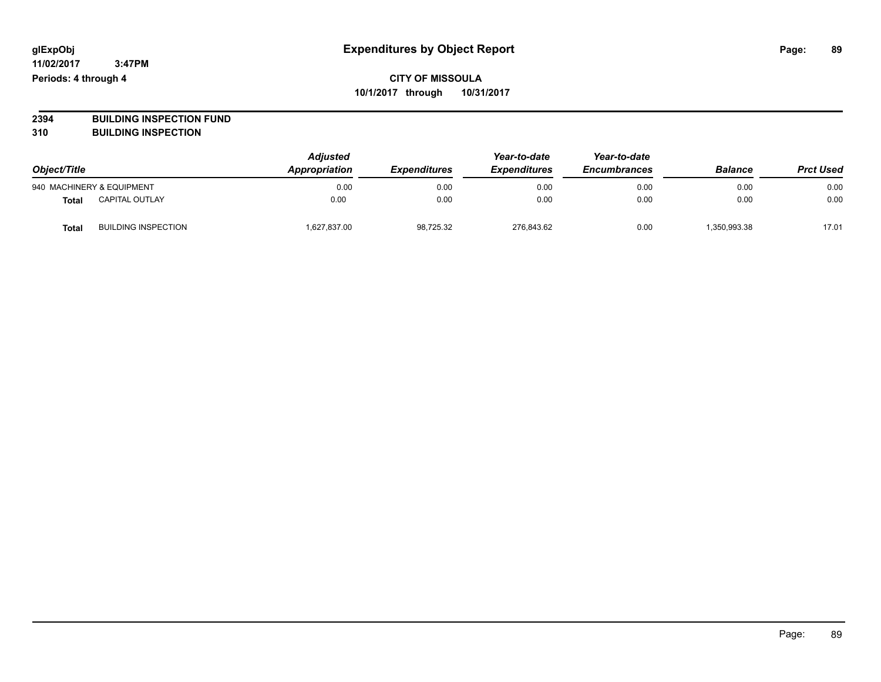# Expenditures by Object Report

glExpObj
11/02/2017 3:47PM
Periods: 4 through 4

**CITY OF MISSOULA**
**10/1/2017 through 10/31/2017**

**2394 BUILDING INSPECTION FUND**
**310 BUILDING INSPECTION**

| Object/Title | | Adjusted Appropriation | Expenditures | Year-to-date Expenditures | Year-to-date Encumbrances | Balance | Prct Used |
|---|---|---|---|---|---|---|---|
| 940 MACHINERY & EQUIPMENT | | 0.00 | 0.00 | 0.00 | 0.00 | 0.00 | 0.00 |
| **Total** | CAPITAL OUTLAY | 0.00 | 0.00 | 0.00 | 0.00 | 0.00 | 0.00 |
| **Total** | BUILDING INSPECTION | 1,627,837.00 | 98,725.32 | 276,843.62 | 0.00 | 1,350,993.38 | 17.01 |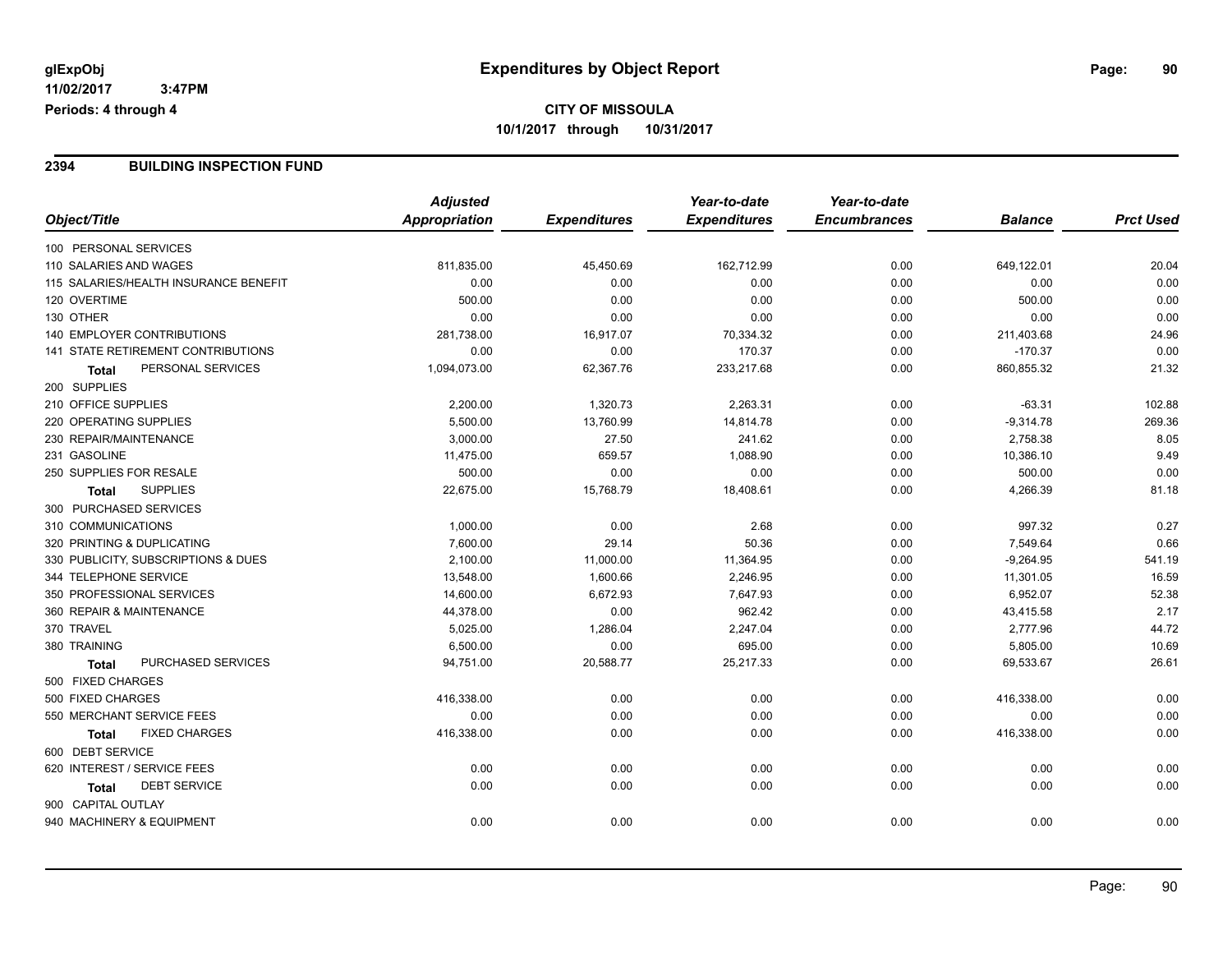glExpObj
11/02/2017 3:47PM
Periods: 4 through 4

# Expenditures by Object Report

**CITY OF MISSOULA**
**10/1/2017 through 10/31/2017**

## 2394 BUILDING INSPECTION FUND

| Object/Title | Adjusted Appropriation | Expenditures | Year-to-date Expenditures | Year-to-date Encumbrances | Balance | Prct Used |
|---|---|---|---|---|---|---|
| 100 PERSONAL SERVICES | | | | | | |
| 110 SALARIES AND WAGES | 811,835.00 | 45,450.69 | 162,712.99 | 0.00 | 649,122.01 | 20.04 |
| 115 SALARIES/HEALTH INSURANCE BENEFIT | 0.00 | 0.00 | 0.00 | 0.00 | 0.00 | 0.00 |
| 120 OVERTIME | 500.00 | 0.00 | 0.00 | 0.00 | 500.00 | 0.00 |
| 130 OTHER | 0.00 | 0.00 | 0.00 | 0.00 | 0.00 | 0.00 |
| 140 EMPLOYER CONTRIBUTIONS | 281,738.00 | 16,917.07 | 70,334.32 | 0.00 | 211,403.68 | 24.96 |
| 141 STATE RETIREMENT CONTRIBUTIONS | 0.00 | 0.00 | 170.37 | 0.00 | -170.37 | 0.00 |
| **Total** PERSONAL SERVICES | 1,094,073.00 | 62,367.76 | 233,217.68 | 0.00 | 860,855.32 | 21.32 |
| 200 SUPPLIES | | | | | | |
| 210 OFFICE SUPPLIES | 2,200.00 | 1,320.73 | 2,263.31 | 0.00 | -63.31 | 102.88 |
| 220 OPERATING SUPPLIES | 5,500.00 | 13,760.99 | 14,814.78 | 0.00 | -9,314.78 | 269.36 |
| 230 REPAIR/MAINTENANCE | 3,000.00 | 27.50 | 241.62 | 0.00 | 2,758.38 | 8.05 |
| 231 GASOLINE | 11,475.00 | 659.57 | 1,088.90 | 0.00 | 10,386.10 | 9.49 |
| 250 SUPPLIES FOR RESALE | 500.00 | 0.00 | 0.00 | 0.00 | 500.00 | 0.00 |
| **Total** SUPPLIES | 22,675.00 | 15,768.79 | 18,408.61 | 0.00 | 4,266.39 | 81.18 |
| 300 PURCHASED SERVICES | | | | | | |
| 310 COMMUNICATIONS | 1,000.00 | 0.00 | 2.68 | 0.00 | 997.32 | 0.27 |
| 320 PRINTING & DUPLICATING | 7,600.00 | 29.14 | 50.36 | 0.00 | 7,549.64 | 0.66 |
| 330 PUBLICITY, SUBSCRIPTIONS & DUES | 2,100.00 | 11,000.00 | 11,364.95 | 0.00 | -9,264.95 | 541.19 |
| 344 TELEPHONE SERVICE | 13,548.00 | 1,600.66 | 2,246.95 | 0.00 | 11,301.05 | 16.59 |
| 350 PROFESSIONAL SERVICES | 14,600.00 | 6,672.93 | 7,647.93 | 0.00 | 6,952.07 | 52.38 |
| 360 REPAIR & MAINTENANCE | 44,378.00 | 0.00 | 962.42 | 0.00 | 43,415.58 | 2.17 |
| 370 TRAVEL | 5,025.00 | 1,286.04 | 2,247.04 | 0.00 | 2,777.96 | 44.72 |
| 380 TRAINING | 6,500.00 | 0.00 | 695.00 | 0.00 | 5,805.00 | 10.69 |
| **Total** PURCHASED SERVICES | 94,751.00 | 20,588.77 | 25,217.33 | 0.00 | 69,533.67 | 26.61 |
| 500 FIXED CHARGES | | | | | | |
| 500 FIXED CHARGES | 416,338.00 | 0.00 | 0.00 | 0.00 | 416,338.00 | 0.00 |
| 550 MERCHANT SERVICE FEES | 0.00 | 0.00 | 0.00 | 0.00 | 0.00 | 0.00 |
| **Total** FIXED CHARGES | 416,338.00 | 0.00 | 0.00 | 0.00 | 416,338.00 | 0.00 |
| 600 DEBT SERVICE | | | | | | |
| 620 INTEREST / SERVICE FEES | 0.00 | 0.00 | 0.00 | 0.00 | 0.00 | 0.00 |
| **Total** DEBT SERVICE | 0.00 | 0.00 | 0.00 | 0.00 | 0.00 | 0.00 |
| 900 CAPITAL OUTLAY | | | | | | |
| 940 MACHINERY & EQUIPMENT | 0.00 | 0.00 | 0.00 | 0.00 | 0.00 | 0.00 |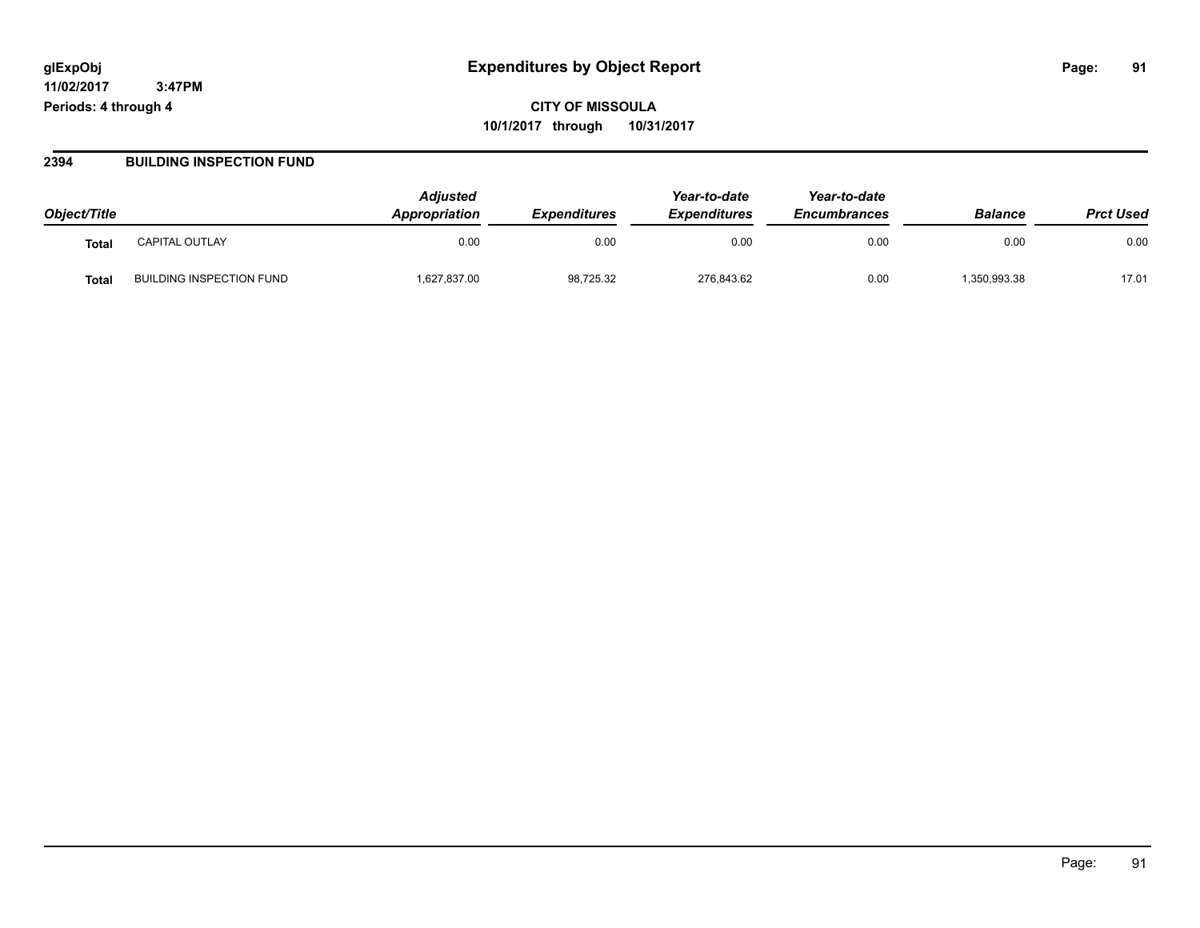**CITY OF MISSOULA**

**10/1/2017 through 10/31/2017**

## 2394 BUILDING INSPECTION FUND

| Object/Title | | Adjusted Appropriation | Expenditures | Year-to-date Expenditures | Year-to-date Encumbrances | Balance | Prct Used |
|---|---|---|---|---|---|---|---|
| **Total** | CAPITAL OUTLAY | 0.00 | 0.00 | 0.00 | 0.00 | 0.00 | 0.00 |
| **Total** | BUILDING INSPECTION FUND | 1,627,837.00 | 98,725.32 | 276,843.62 | 0.00 | 1,350,993.38 | 17.01 |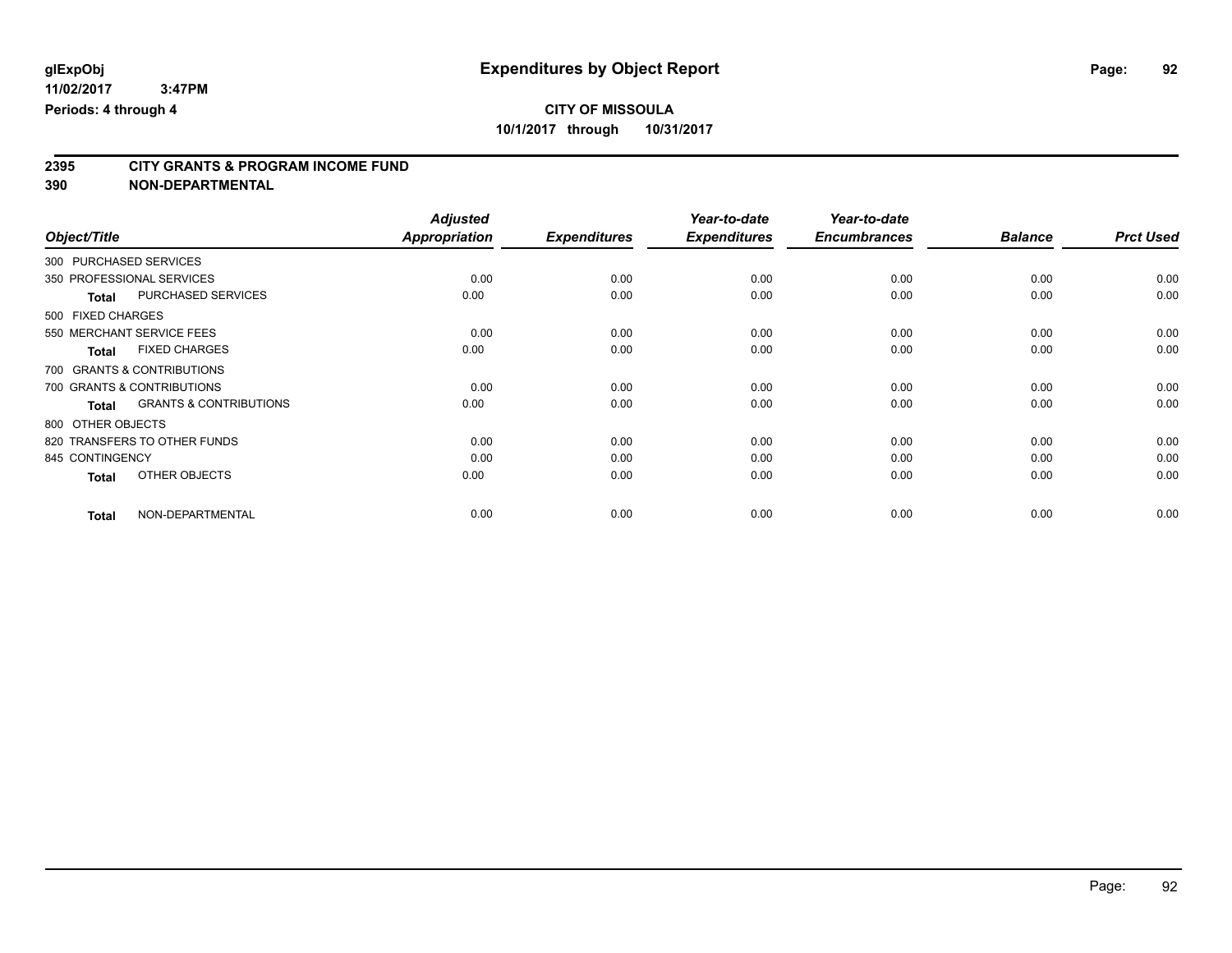# Expenditures by Object Report

glExpObj
11/02/2017 3:47PM
Periods: 4 through 4

**CITY OF MISSOULA**
**10/1/2017 through 10/31/2017**

## 2395 CITY GRANTS & PROGRAM INCOME FUND
## 390 NON-DEPARTMENTAL

| Object/Title | Adjusted Appropriation | Expenditures | Year-to-date Expenditures | Year-to-date Encumbrances | Balance | Prct Used |
|---|---|---|---|---|---|---|
| 300 PURCHASED SERVICES | | | | | | |
| 350 PROFESSIONAL SERVICES | 0.00 | 0.00 | 0.00 | 0.00 | 0.00 | 0.00 |
| **Total** PURCHASED SERVICES | 0.00 | 0.00 | 0.00 | 0.00 | 0.00 | 0.00 |
| 500 FIXED CHARGES | | | | | | |
| 550 MERCHANT SERVICE FEES | 0.00 | 0.00 | 0.00 | 0.00 | 0.00 | 0.00 |
| **Total** FIXED CHARGES | 0.00 | 0.00 | 0.00 | 0.00 | 0.00 | 0.00 |
| 700 GRANTS & CONTRIBUTIONS | | | | | | |
| 700 GRANTS & CONTRIBUTIONS | 0.00 | 0.00 | 0.00 | 0.00 | 0.00 | 0.00 |
| **Total** GRANTS & CONTRIBUTIONS | 0.00 | 0.00 | 0.00 | 0.00 | 0.00 | 0.00 |
| 800 OTHER OBJECTS | | | | | | |
| 820 TRANSFERS TO OTHER FUNDS | 0.00 | 0.00 | 0.00 | 0.00 | 0.00 | 0.00 |
| 845 CONTINGENCY | 0.00 | 0.00 | 0.00 | 0.00 | 0.00 | 0.00 |
| **Total** OTHER OBJECTS | 0.00 | 0.00 | 0.00 | 0.00 | 0.00 | 0.00 |
| **Total** NON-DEPARTMENTAL | 0.00 | 0.00 | 0.00 | 0.00 | 0.00 | 0.00 |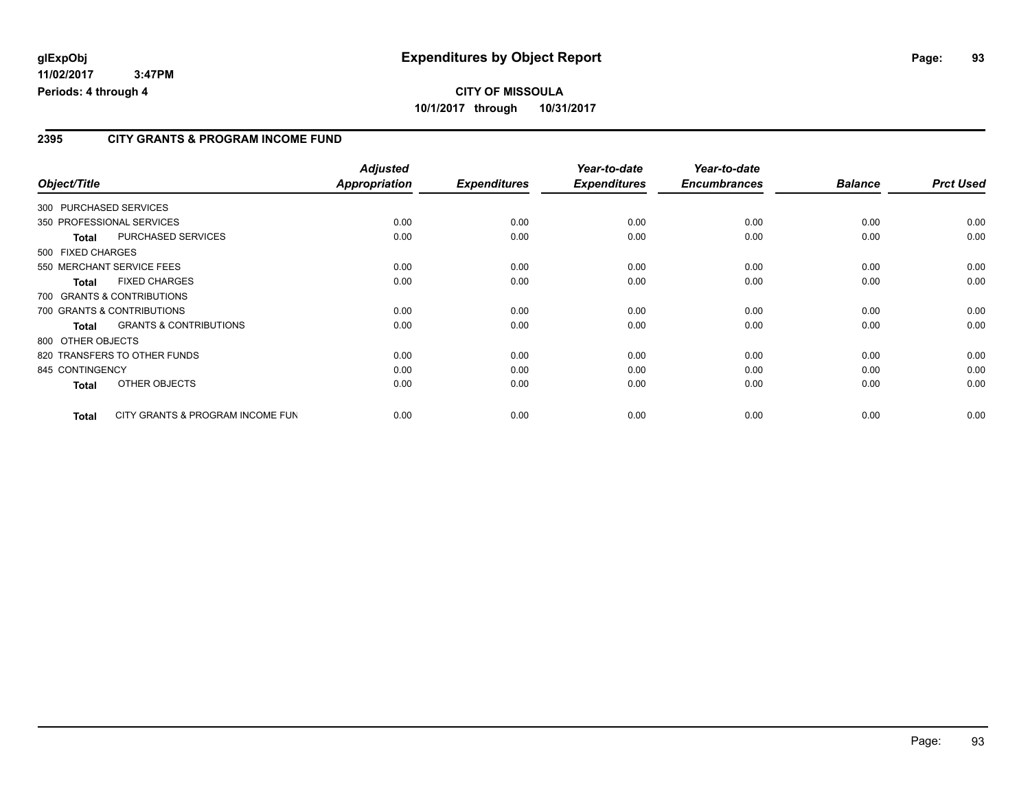**glExpObj** **Expenditures by Object Report**

**11/02/2017 3:47PM**

**Periods: 4 through 4**

**CITY OF MISSOULA**

**10/1/2017 through 10/31/2017**

## 2395 CITY GRANTS & PROGRAM INCOME FUND

| Object/Title | | Adjusted Appropriation | Expenditures | Year-to-date Expenditures | Year-to-date Encumbrances | Balance | Prct Used |
|---|---|---|---|---|---|---|---|
| 300 PURCHASED SERVICES | | | | | | | |
| 350 PROFESSIONAL SERVICES | | 0.00 | 0.00 | 0.00 | 0.00 | 0.00 | 0.00 |
| **Total** | PURCHASED SERVICES | 0.00 | 0.00 | 0.00 | 0.00 | 0.00 | 0.00 |
| 500 FIXED CHARGES | | | | | | | |
| 550 MERCHANT SERVICE FEES | | 0.00 | 0.00 | 0.00 | 0.00 | 0.00 | 0.00 |
| **Total** | FIXED CHARGES | 0.00 | 0.00 | 0.00 | 0.00 | 0.00 | 0.00 |
| 700 GRANTS & CONTRIBUTIONS | | | | | | | |
| 700 GRANTS & CONTRIBUTIONS | | 0.00 | 0.00 | 0.00 | 0.00 | 0.00 | 0.00 |
| **Total** | GRANTS & CONTRIBUTIONS | 0.00 | 0.00 | 0.00 | 0.00 | 0.00 | 0.00 |
| 800 OTHER OBJECTS | | | | | | | |
| 820 TRANSFERS TO OTHER FUNDS | | 0.00 | 0.00 | 0.00 | 0.00 | 0.00 | 0.00 |
| 845 CONTINGENCY | | 0.00 | 0.00 | 0.00 | 0.00 | 0.00 | 0.00 |
| **Total** | OTHER OBJECTS | 0.00 | 0.00 | 0.00 | 0.00 | 0.00 | 0.00 |
| **Total** | CITY GRANTS & PROGRAM INCOME FUN | 0.00 | 0.00 | 0.00 | 0.00 | 0.00 | 0.00 |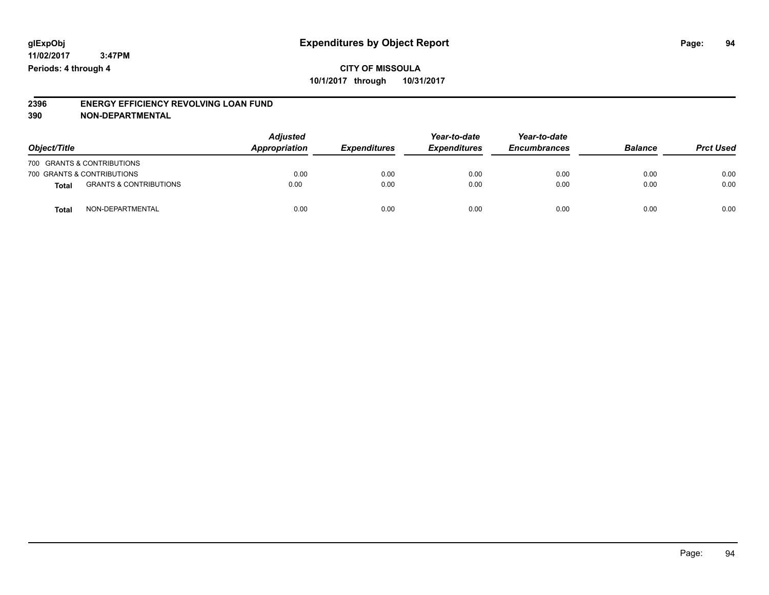**glExpObj** | **Expenditures by Object Report**

**11/02/2017 3:47PM**

**Periods: 4 through 4**

**CITY OF MISSOULA**

**10/1/2017 through 10/31/2017**

**2396 ENERGY EFFICIENCY REVOLVING LOAN FUND**

**390 NON-DEPARTMENTAL**

| Object/Title | | Adjusted Appropriation | Expenditures | Year-to-date Expenditures | Year-to-date Encumbrances | Balance | Prct Used |
|---|---|---|---|---|---|---|---|
| 700 GRANTS & CONTRIBUTIONS | | | | | | | |
| 700 GRANTS & CONTRIBUTIONS | | 0.00 | 0.00 | 0.00 | 0.00 | 0.00 | 0.00 |
| **Total** | GRANTS & CONTRIBUTIONS | 0.00 | 0.00 | 0.00 | 0.00 | 0.00 | 0.00 |
| **Total** | NON-DEPARTMENTAL | 0.00 | 0.00 | 0.00 | 0.00 | 0.00 | 0.00 |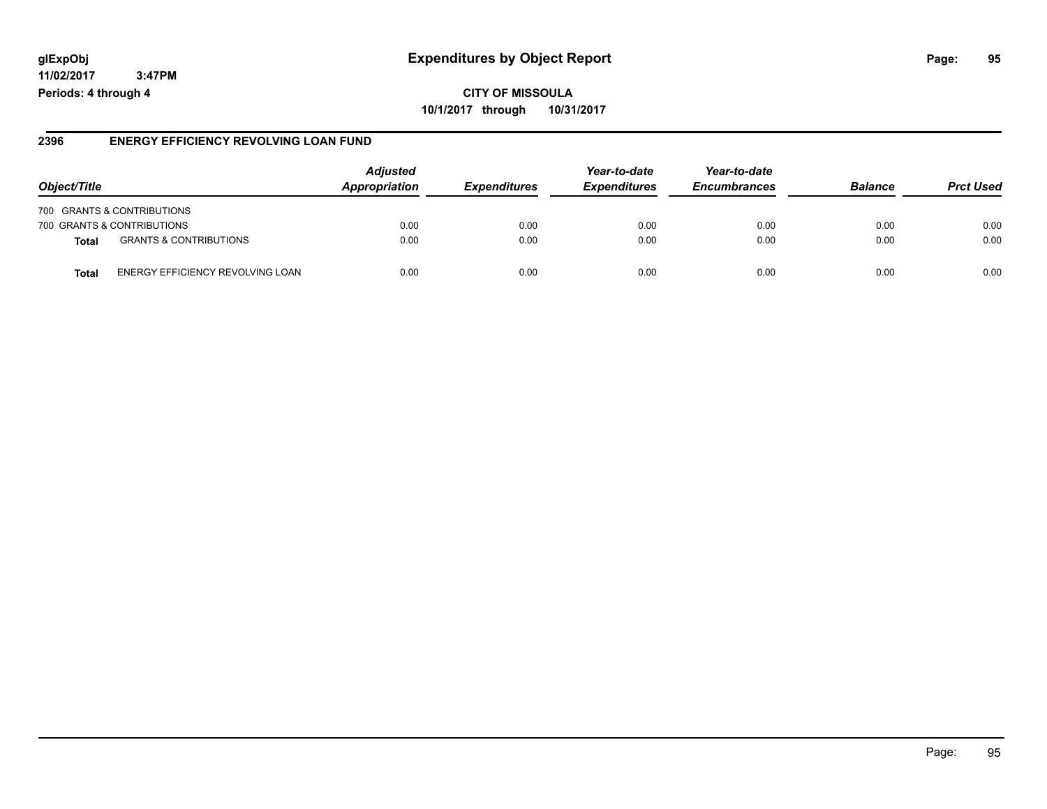# Expenditures by Object Report

glExpObj
11/02/2017 3:47PM
Periods: 4 through 4

**CITY OF MISSOULA**
**10/1/2017 through 10/31/2017**

## 2396 ENERGY EFFICIENCY REVOLVING LOAN FUND

| Object/Title | | Adjusted Appropriation | Expenditures | Year-to-date Expenditures | Year-to-date Encumbrances | Balance | Prct Used |
|---|---|---|---|---|---|---|---|
| 700 GRANTS & CONTRIBUTIONS | | | | | | | |
| 700 GRANTS & CONTRIBUTIONS | | 0.00 | 0.00 | 0.00 | 0.00 | 0.00 | 0.00 |
| **Total** | GRANTS & CONTRIBUTIONS | 0.00 | 0.00 | 0.00 | 0.00 | 0.00 | 0.00 |
| **Total** | ENERGY EFFICIENCY REVOLVING LOAN | 0.00 | 0.00 | 0.00 | 0.00 | 0.00 | 0.00 |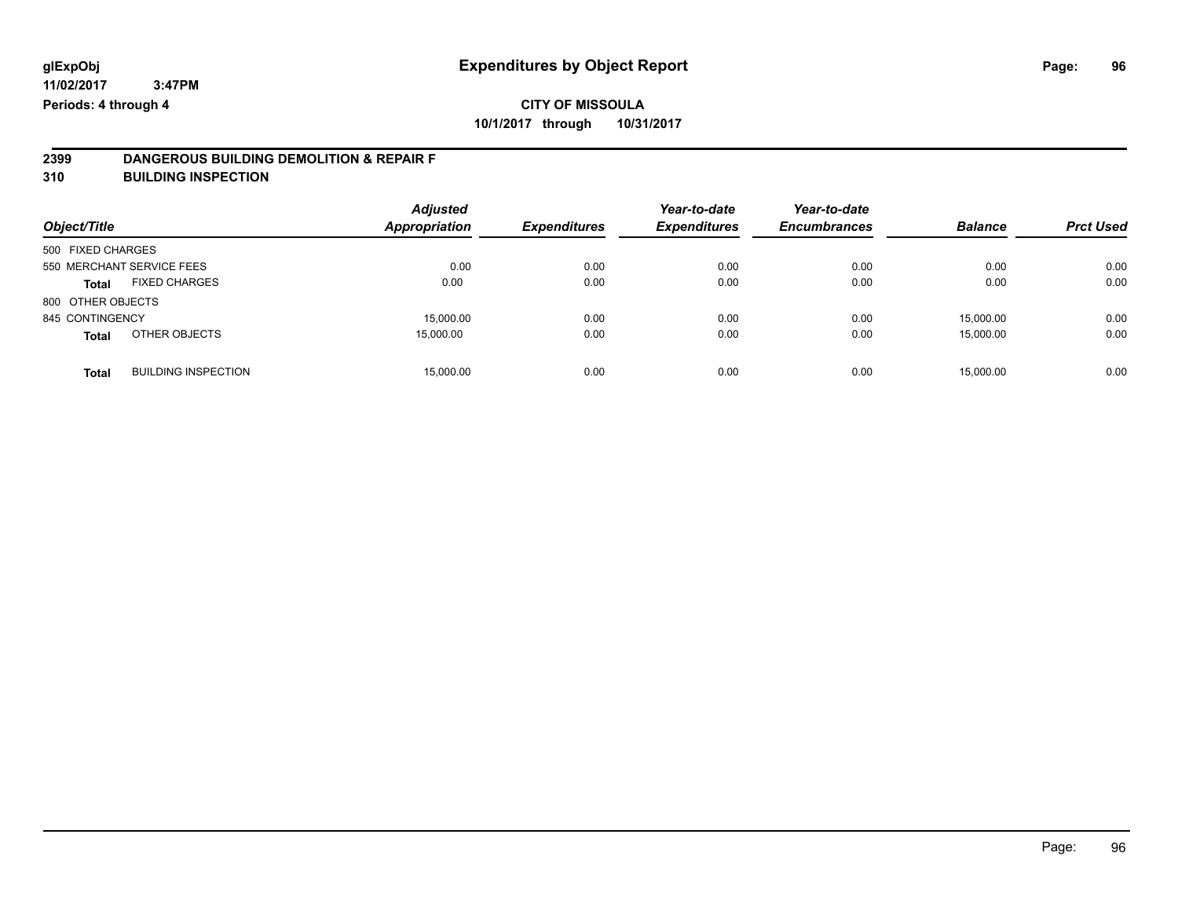glExpObj
11/02/2017 3:47PM
Periods: 4 through 4

# Expenditures by Object Report

**CITY OF MISSOULA**
**10/1/2017 through 10/31/2017**

**2399 DANGEROUS BUILDING DEMOLITION & REPAIR F**
**310 BUILDING INSPECTION**

| Object/Title | Adjusted Appropriation | Expenditures | Year-to-date Expenditures | Year-to-date Encumbrances | Balance | Prct Used |
|---|---|---|---|---|---|---|
| 500 FIXED CHARGES | | | | | | |
| 550 MERCHANT SERVICE FEES | 0.00 | 0.00 | 0.00 | 0.00 | 0.00 | 0.00 |
| **Total** FIXED CHARGES | 0.00 | 0.00 | 0.00 | 0.00 | 0.00 | 0.00 |
| 800 OTHER OBJECTS | | | | | | |
| 845 CONTINGENCY | 15,000.00 | 0.00 | 0.00 | 0.00 | 15,000.00 | 0.00 |
| **Total** OTHER OBJECTS | 15,000.00 | 0.00 | 0.00 | 0.00 | 15,000.00 | 0.00 |
| **Total** BUILDING INSPECTION | 15,000.00 | 0.00 | 0.00 | 0.00 | 15,000.00 | 0.00 |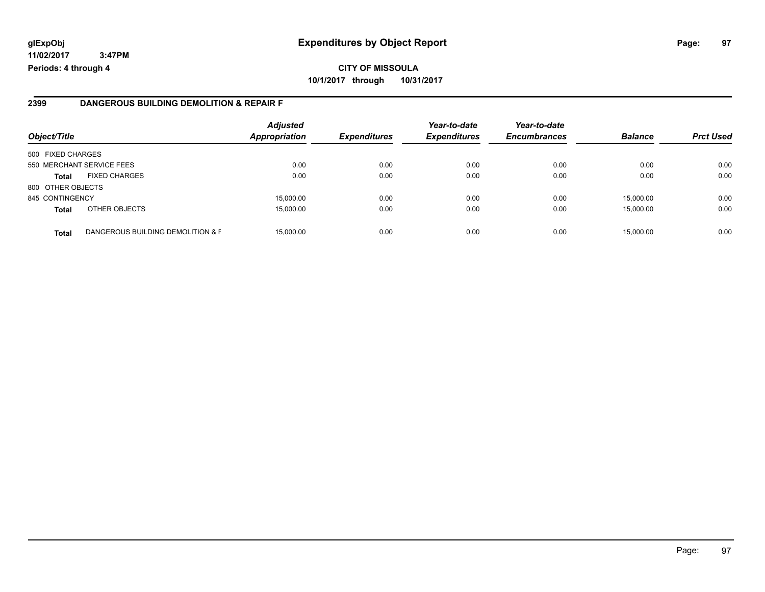**glExpObj** **Expenditures by Object Report**

**11/02/2017 3:47PM**

**Periods: 4 through 4**

**CITY OF MISSOULA**

**10/1/2017 through 10/31/2017**

## 2399 DANGEROUS BUILDING DEMOLITION & REPAIR F

| Object/Title | | Adjusted Appropriation | Expenditures | Year-to-date Expenditures | Year-to-date Encumbrances | Balance | Prct Used |
|---|---|---|---|---|---|---|---|
| 500 FIXED CHARGES | | | | | | | |
| 550 MERCHANT SERVICE FEES | | 0.00 | 0.00 | 0.00 | 0.00 | 0.00 | 0.00 |
| **Total** | FIXED CHARGES | 0.00 | 0.00 | 0.00 | 0.00 | 0.00 | 0.00 |
| 800 OTHER OBJECTS | | | | | | | |
| 845 CONTINGENCY | | 15,000.00 | 0.00 | 0.00 | 0.00 | 15,000.00 | 0.00 |
| **Total** | OTHER OBJECTS | 15,000.00 | 0.00 | 0.00 | 0.00 | 15,000.00 | 0.00 |
| **Total** | DANGEROUS BUILDING DEMOLITION & F | 15,000.00 | 0.00 | 0.00 | 0.00 | 15,000.00 | 0.00 |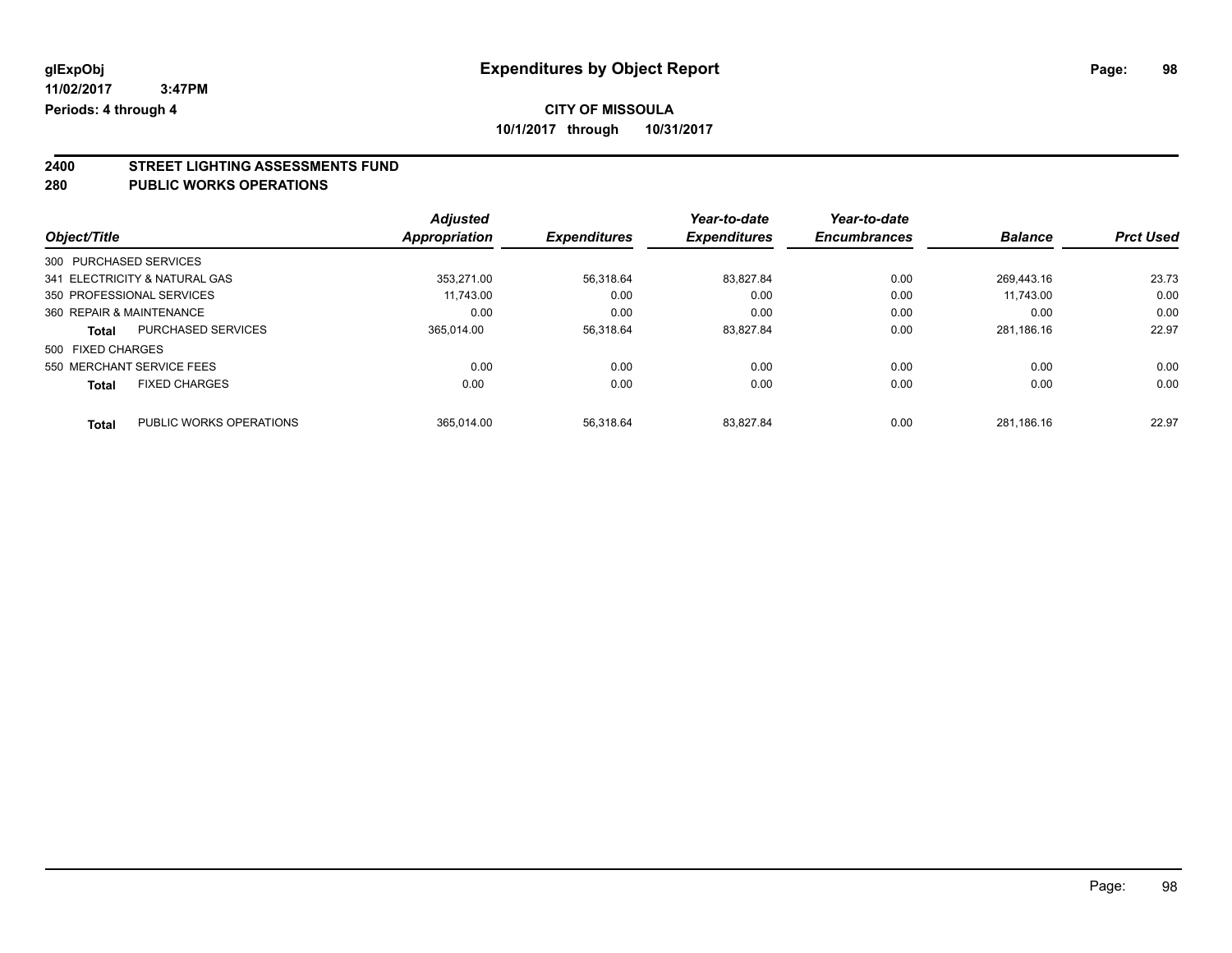**glExpObj** **Expenditures by Object Report**

**11/02/2017 3:47PM**

**Periods: 4 through 4**

**CITY OF MISSOULA**

**10/1/2017 through 10/31/2017**

## 2400 STREET LIGHTING ASSESSMENTS FUND
## 280 PUBLIC WORKS OPERATIONS

| Object/Title | | Adjusted Appropriation | Expenditures | Year-to-date Expenditures | Year-to-date Encumbrances | Balance | Prct Used |
|---|---|---|---|---|---|---|---|
| 300 PURCHASED SERVICES | | | | | | | |
| 341 ELECTRICITY & NATURAL GAS | | 353,271.00 | 56,318.64 | 83,827.84 | 0.00 | 269,443.16 | 23.73 |
| 350 PROFESSIONAL SERVICES | | 11,743.00 | 0.00 | 0.00 | 0.00 | 11,743.00 | 0.00 |
| 360 REPAIR & MAINTENANCE | | 0.00 | 0.00 | 0.00 | 0.00 | 0.00 | 0.00 |
| **Total** | PURCHASED SERVICES | 365,014.00 | 56,318.64 | 83,827.84 | 0.00 | 281,186.16 | 22.97 |
| 500 FIXED CHARGES | | | | | | | |
| 550 MERCHANT SERVICE FEES | | 0.00 | 0.00 | 0.00 | 0.00 | 0.00 | 0.00 |
| **Total** | FIXED CHARGES | 0.00 | 0.00 | 0.00 | 0.00 | 0.00 | 0.00 |
| **Total** | PUBLIC WORKS OPERATIONS | 365,014.00 | 56,318.64 | 83,827.84 | 0.00 | 281,186.16 | 22.97 |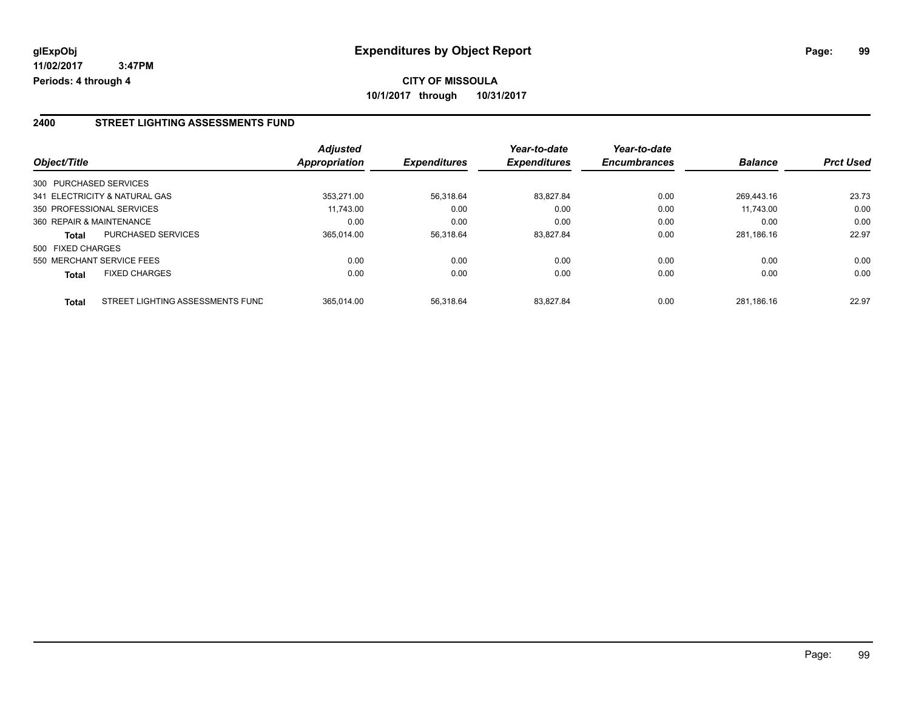# Expenditures by Object Report

glExpObj
11/02/2017 3:47PM
Periods: 4 through 4

**CITY OF MISSOULA**
**10/1/2017 through 10/31/2017**

## 2400 STREET LIGHTING ASSESSMENTS FUND

| Object/Title | | Adjusted Appropriation | Expenditures | Year-to-date Expenditures | Year-to-date Encumbrances | Balance | Prct Used |
|---|---|---|---|---|---|---|---|
| 300 PURCHASED SERVICES | | | | | | | |
| 341 ELECTRICITY & NATURAL GAS | | 353,271.00 | 56,318.64 | 83,827.84 | 0.00 | 269,443.16 | 23.73 |
| 350 PROFESSIONAL SERVICES | | 11,743.00 | 0.00 | 0.00 | 0.00 | 11,743.00 | 0.00 |
| 360 REPAIR & MAINTENANCE | | 0.00 | 0.00 | 0.00 | 0.00 | 0.00 | 0.00 |
| **Total** | PURCHASED SERVICES | 365,014.00 | 56,318.64 | 83,827.84 | 0.00 | 281,186.16 | 22.97 |
| 500 FIXED CHARGES | | | | | | | |
| 550 MERCHANT SERVICE FEES | | 0.00 | 0.00 | 0.00 | 0.00 | 0.00 | 0.00 |
| **Total** | FIXED CHARGES | 0.00 | 0.00 | 0.00 | 0.00 | 0.00 | 0.00 |
| **Total** | STREET LIGHTING ASSESSMENTS FUND | 365,014.00 | 56,318.64 | 83,827.84 | 0.00 | 281,186.16 | 22.97 |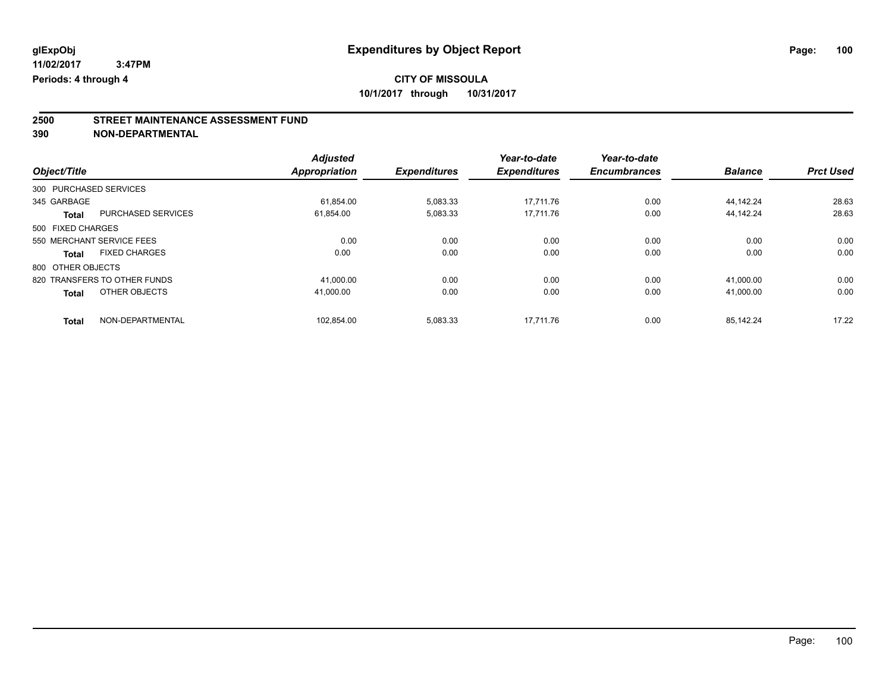**glExpObj** **Expenditures by Object Report**

**11/02/2017 3:47PM**

**Periods: 4 through 4**

**CITY OF MISSOULA**

**10/1/2017 through 10/31/2017**

## 2500 STREET MAINTENANCE ASSESSMENT FUND

## 390 NON-DEPARTMENTAL

| Object/Title | | Adjusted Appropriation | Expenditures | Year-to-date Expenditures | Year-to-date Encumbrances | Balance | Prct Used |
|---|---|---|---|---|---|---|---|
| 300 PURCHASED SERVICES | | | | | | | |
| 345 GARBAGE | | 61,854.00 | 5,083.33 | 17,711.76 | 0.00 | 44,142.24 | 28.63 |
| **Total** | PURCHASED SERVICES | 61,854.00 | 5,083.33 | 17,711.76 | 0.00 | 44,142.24 | 28.63 |
| 500 FIXED CHARGES | | | | | | | |
| 550 MERCHANT SERVICE FEES | | 0.00 | 0.00 | 0.00 | 0.00 | 0.00 | 0.00 |
| **Total** | FIXED CHARGES | 0.00 | 0.00 | 0.00 | 0.00 | 0.00 | 0.00 |
| 800 OTHER OBJECTS | | | | | | | |
| 820 TRANSFERS TO OTHER FUNDS | | 41,000.00 | 0.00 | 0.00 | 0.00 | 41,000.00 | 0.00 |
| **Total** | OTHER OBJECTS | 41,000.00 | 0.00 | 0.00 | 0.00 | 41,000.00 | 0.00 |
| **Total** | NON-DEPARTMENTAL | 102,854.00 | 5,083.33 | 17,711.76 | 0.00 | 85,142.24 | 17.22 |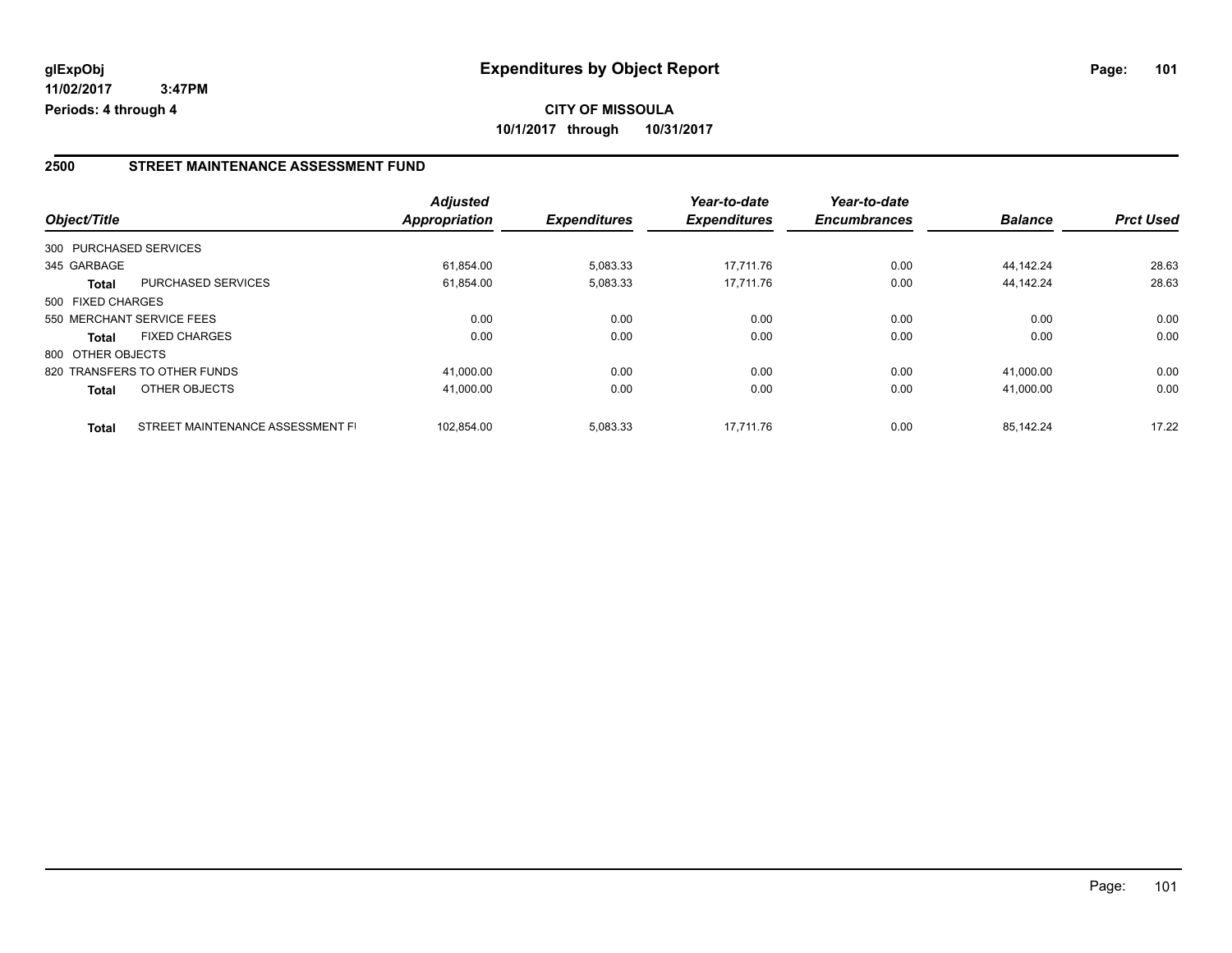**glExpObj**
**11/02/2017 3:47PM**
**Periods: 4 through 4**

# Expenditures by Object Report

**CITY OF MISSOULA**
**10/1/2017 through 10/31/2017**

## 2500 STREET MAINTENANCE ASSESSMENT FUND

| Object/Title | | Adjusted Appropriation | Expenditures | Year-to-date Expenditures | Year-to-date Encumbrances | Balance | Prct Used |
|---|---|---|---|---|---|---|---|
| 300 PURCHASED SERVICES | | | | | | | |
| 345 GARBAGE | | 61,854.00 | 5,083.33 | 17,711.76 | 0.00 | 44,142.24 | 28.63 |
| **Total** | PURCHASED SERVICES | 61,854.00 | 5,083.33 | 17,711.76 | 0.00 | 44,142.24 | 28.63 |
| 500 FIXED CHARGES | | | | | | | |
| 550 MERCHANT SERVICE FEES | | 0.00 | 0.00 | 0.00 | 0.00 | 0.00 | 0.00 |
| **Total** | FIXED CHARGES | 0.00 | 0.00 | 0.00 | 0.00 | 0.00 | 0.00 |
| 800 OTHER OBJECTS | | | | | | | |
| 820 TRANSFERS TO OTHER FUNDS | | 41,000.00 | 0.00 | 0.00 | 0.00 | 41,000.00 | 0.00 |
| **Total** | OTHER OBJECTS | 41,000.00 | 0.00 | 0.00 | 0.00 | 41,000.00 | 0.00 |
| **Total** | STREET MAINTENANCE ASSESSMENT FI | 102,854.00 | 5,083.33 | 17,711.76 | 0.00 | 85,142.24 | 17.22 |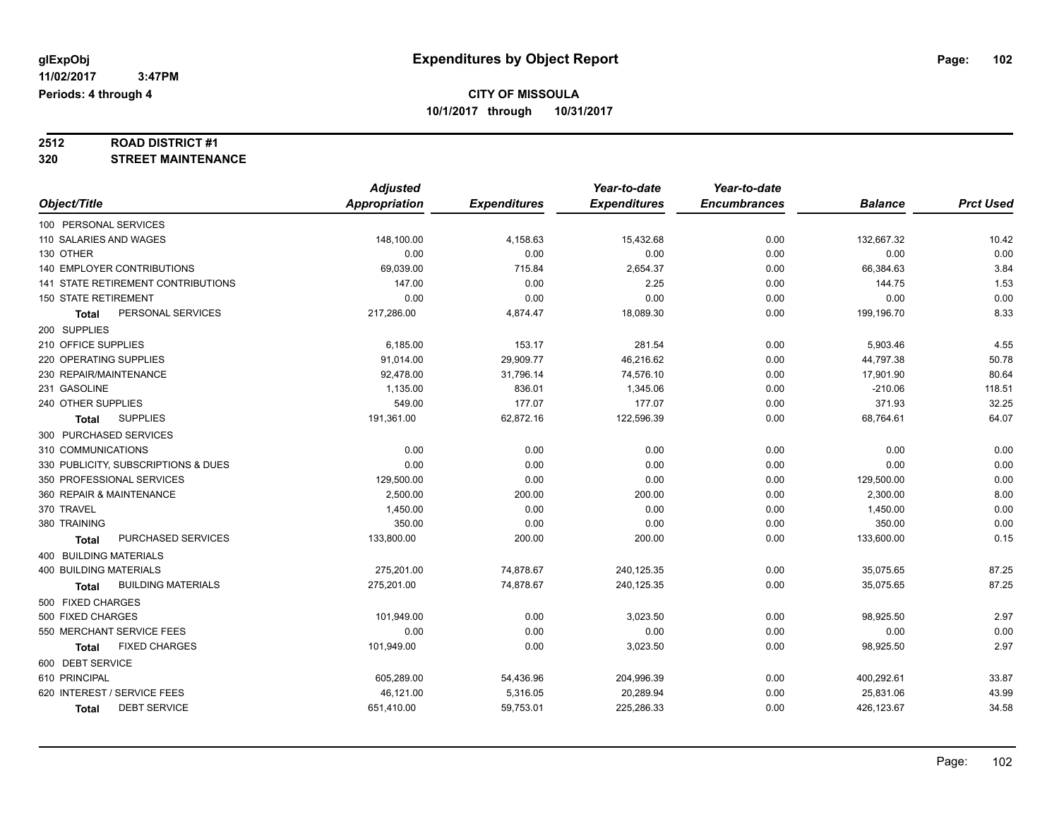glExpObj
11/02/2017 3:47PM
Periods: 4 through 4

# Expenditures by Object Report

**CITY OF MISSOULA**
**10/1/2017 through 10/31/2017**

**2512 ROAD DISTRICT #1**
**320 STREET MAINTENANCE**

| Object/Title | Adjusted Appropriation | Expenditures | Year-to-date Expenditures | Year-to-date Encumbrances | Balance | Prct Used |
|---|---|---|---|---|---|---|
| 100 PERSONAL SERVICES | | | | | | |
| 110 SALARIES AND WAGES | 148,100.00 | 4,158.63 | 15,432.68 | 0.00 | 132,667.32 | 10.42 |
| 130 OTHER | 0.00 | 0.00 | 0.00 | 0.00 | 0.00 | 0.00 |
| 140 EMPLOYER CONTRIBUTIONS | 69,039.00 | 715.84 | 2,654.37 | 0.00 | 66,384.63 | 3.84 |
| 141 STATE RETIREMENT CONTRIBUTIONS | 147.00 | 0.00 | 2.25 | 0.00 | 144.75 | 1.53 |
| 150 STATE RETIREMENT | 0.00 | 0.00 | 0.00 | 0.00 | 0.00 | 0.00 |
| **Total** PERSONAL SERVICES | 217,286.00 | 4,874.47 | 18,089.30 | 0.00 | 199,196.70 | 8.33 |
| 200 SUPPLIES | | | | | | |
| 210 OFFICE SUPPLIES | 6,185.00 | 153.17 | 281.54 | 0.00 | 5,903.46 | 4.55 |
| 220 OPERATING SUPPLIES | 91,014.00 | 29,909.77 | 46,216.62 | 0.00 | 44,797.38 | 50.78 |
| 230 REPAIR/MAINTENANCE | 92,478.00 | 31,796.14 | 74,576.10 | 0.00 | 17,901.90 | 80.64 |
| 231 GASOLINE | 1,135.00 | 836.01 | 1,345.06 | 0.00 | -210.06 | 118.51 |
| 240 OTHER SUPPLIES | 549.00 | 177.07 | 177.07 | 0.00 | 371.93 | 32.25 |
| **Total** SUPPLIES | 191,361.00 | 62,872.16 | 122,596.39 | 0.00 | 68,764.61 | 64.07 |
| 300 PURCHASED SERVICES | | | | | | |
| 310 COMMUNICATIONS | 0.00 | 0.00 | 0.00 | 0.00 | 0.00 | 0.00 |
| 330 PUBLICITY, SUBSCRIPTIONS & DUES | 0.00 | 0.00 | 0.00 | 0.00 | 0.00 | 0.00 |
| 350 PROFESSIONAL SERVICES | 129,500.00 | 0.00 | 0.00 | 0.00 | 129,500.00 | 0.00 |
| 360 REPAIR & MAINTENANCE | 2,500.00 | 200.00 | 200.00 | 0.00 | 2,300.00 | 8.00 |
| 370 TRAVEL | 1,450.00 | 0.00 | 0.00 | 0.00 | 1,450.00 | 0.00 |
| 380 TRAINING | 350.00 | 0.00 | 0.00 | 0.00 | 350.00 | 0.00 |
| **Total** PURCHASED SERVICES | 133,800.00 | 200.00 | 200.00 | 0.00 | 133,600.00 | 0.15 |
| 400 BUILDING MATERIALS | | | | | | |
| 400 BUILDING MATERIALS | 275,201.00 | 74,878.67 | 240,125.35 | 0.00 | 35,075.65 | 87.25 |
| **Total** BUILDING MATERIALS | 275,201.00 | 74,878.67 | 240,125.35 | 0.00 | 35,075.65 | 87.25 |
| 500 FIXED CHARGES | | | | | | |
| 500 FIXED CHARGES | 101,949.00 | 0.00 | 3,023.50 | 0.00 | 98,925.50 | 2.97 |
| 550 MERCHANT SERVICE FEES | 0.00 | 0.00 | 0.00 | 0.00 | 0.00 | 0.00 |
| **Total** FIXED CHARGES | 101,949.00 | 0.00 | 3,023.50 | 0.00 | 98,925.50 | 2.97 |
| 600 DEBT SERVICE | | | | | | |
| 610 PRINCIPAL | 605,289.00 | 54,436.96 | 204,996.39 | 0.00 | 400,292.61 | 33.87 |
| 620 INTEREST / SERVICE FEES | 46,121.00 | 5,316.05 | 20,289.94 | 0.00 | 25,831.06 | 43.99 |
| **Total** DEBT SERVICE | 651,410.00 | 59,753.01 | 225,286.33 | 0.00 | 426,123.67 | 34.58 |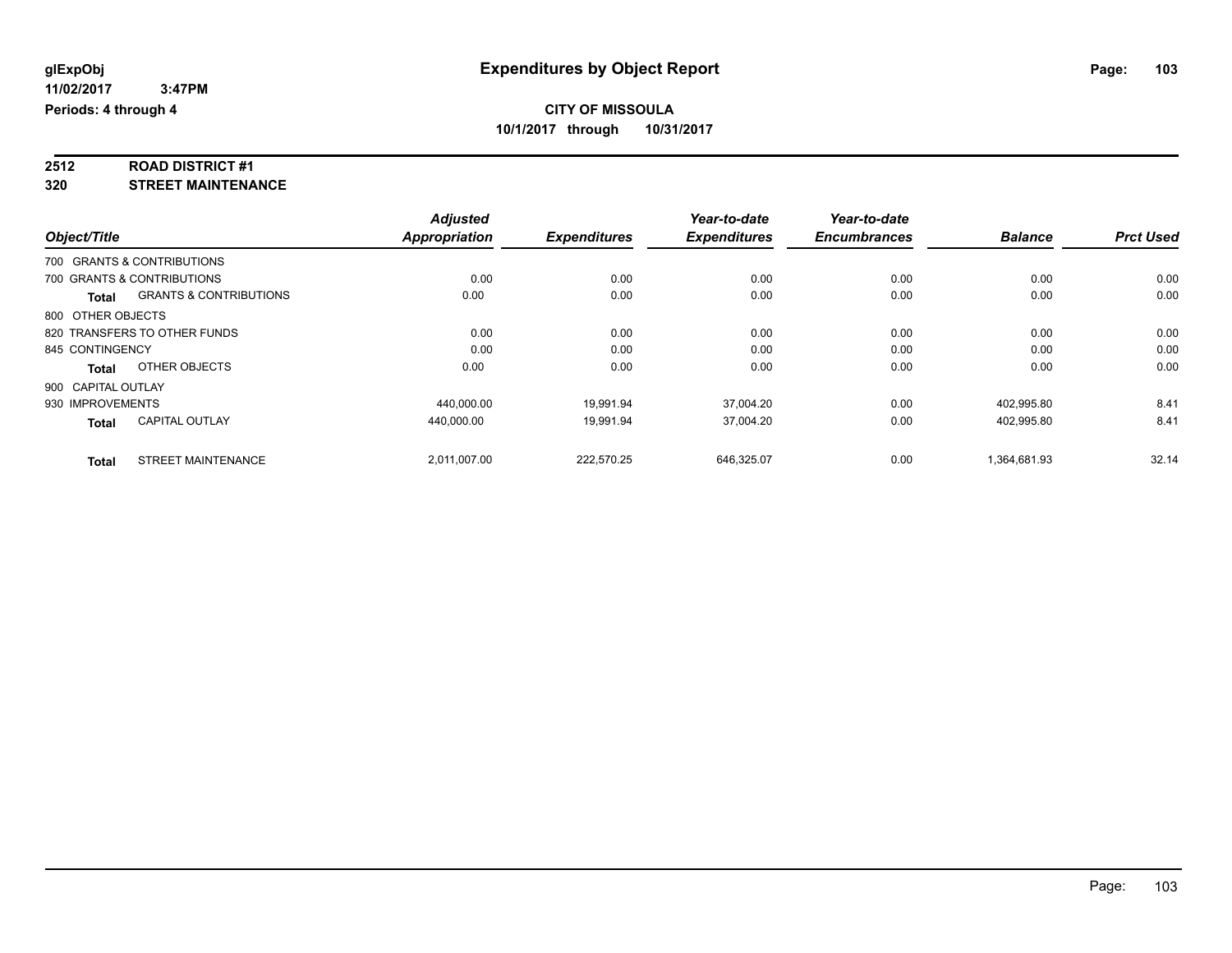# Expenditures by Object Report

glExpObj
11/02/2017 3:47PM
Periods: 4 through 4

**CITY OF MISSOULA**
**10/1/2017 through 10/31/2017**

**2512 ROAD DISTRICT #1**
**320 STREET MAINTENANCE**

| Object/Title | | Adjusted Appropriation | Expenditures | Year-to-date Expenditures | Year-to-date Encumbrances | Balance | Prct Used |
|---|---|---|---|---|---|---|---|
| 700 GRANTS & CONTRIBUTIONS | | | | | | | |
| 700 GRANTS & CONTRIBUTIONS | | 0.00 | 0.00 | 0.00 | 0.00 | 0.00 | 0.00 |
| **Total** | GRANTS & CONTRIBUTIONS | 0.00 | 0.00 | 0.00 | 0.00 | 0.00 | 0.00 |
| 800 OTHER OBJECTS | | | | | | | |
| 820 TRANSFERS TO OTHER FUNDS | | 0.00 | 0.00 | 0.00 | 0.00 | 0.00 | 0.00 |
| 845 CONTINGENCY | | 0.00 | 0.00 | 0.00 | 0.00 | 0.00 | 0.00 |
| **Total** | OTHER OBJECTS | 0.00 | 0.00 | 0.00 | 0.00 | 0.00 | 0.00 |
| 900 CAPITAL OUTLAY | | | | | | | |
| 930 IMPROVEMENTS | | 440,000.00 | 19,991.94 | 37,004.20 | 0.00 | 402,995.80 | 8.41 |
| **Total** | CAPITAL OUTLAY | 440,000.00 | 19,991.94 | 37,004.20 | 0.00 | 402,995.80 | 8.41 |
| **Total** | STREET MAINTENANCE | 2,011,007.00 | 222,570.25 | 646,325.07 | 0.00 | 1,364,681.93 | 32.14 |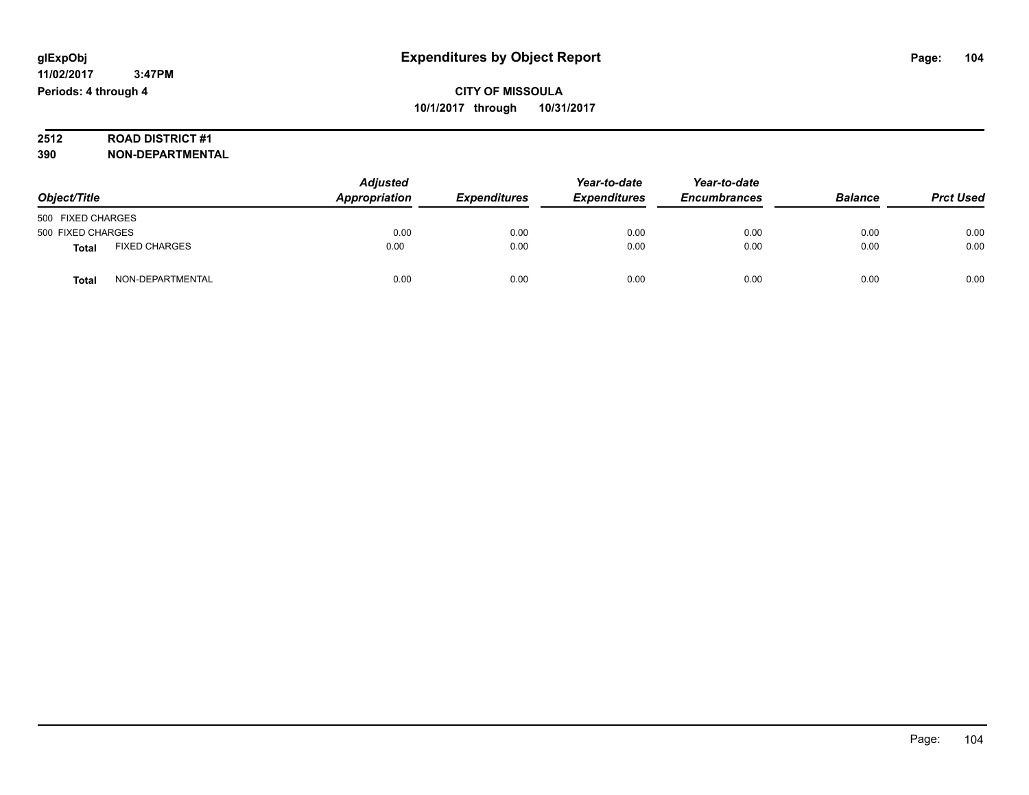glExpObj
11/02/2017 3:47PM
Periods: 4 through 4

# Expenditures by Object Report

**CITY OF MISSOULA**
**10/1/2017 through 10/31/2017**

**2512 ROAD DISTRICT #1**
**390 NON-DEPARTMENTAL**

| Object/Title | | Adjusted Appropriation | Expenditures | Year-to-date Expenditures | Year-to-date Encumbrances | Balance | Prct Used |
|---|---|---|---|---|---|---|---|
| 500 FIXED CHARGES | | | | | | | |
| 500 FIXED CHARGES | | 0.00 | 0.00 | 0.00 | 0.00 | 0.00 | 0.00 |
| **Total** | FIXED CHARGES | 0.00 | 0.00 | 0.00 | 0.00 | 0.00 | 0.00 |
| **Total** | NON-DEPARTMENTAL | 0.00 | 0.00 | 0.00 | 0.00 | 0.00 | 0.00 |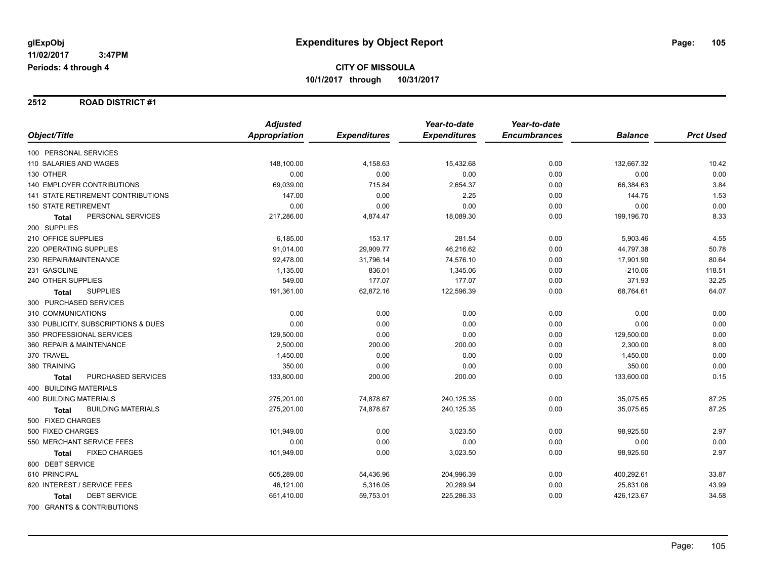# Expenditures by Object Report

glExpObj
11/02/2017 3:47PM
Periods: 4 through 4

**CITY OF MISSOULA**
**10/1/2017 through 10/31/2017**

## 2512 ROAD DISTRICT #1

| Object/Title | Adjusted Appropriation | Expenditures | Year-to-date Expenditures | Year-to-date Encumbrances | Balance | Prct Used |
|---|---|---|---|---|---|---|
| 100 PERSONAL SERVICES | | | | | | |
| 110 SALARIES AND WAGES | 148,100.00 | 4,158.63 | 15,432.68 | 0.00 | 132,667.32 | 10.42 |
| 130 OTHER | 0.00 | 0.00 | 0.00 | 0.00 | 0.00 | 0.00 |
| 140 EMPLOYER CONTRIBUTIONS | 69,039.00 | 715.84 | 2,654.37 | 0.00 | 66,384.63 | 3.84 |
| 141 STATE RETIREMENT CONTRIBUTIONS | 147.00 | 0.00 | 2.25 | 0.00 | 144.75 | 1.53 |
| 150 STATE RETIREMENT | 0.00 | 0.00 | 0.00 | 0.00 | 0.00 | 0.00 |
| **Total** PERSONAL SERVICES | 217,286.00 | 4,874.47 | 18,089.30 | 0.00 | 199,196.70 | 8.33 |
| 200 SUPPLIES | | | | | | |
| 210 OFFICE SUPPLIES | 6,185.00 | 153.17 | 281.54 | 0.00 | 5,903.46 | 4.55 |
| 220 OPERATING SUPPLIES | 91,014.00 | 29,909.77 | 46,216.62 | 0.00 | 44,797.38 | 50.78 |
| 230 REPAIR/MAINTENANCE | 92,478.00 | 31,796.14 | 74,576.10 | 0.00 | 17,901.90 | 80.64 |
| 231 GASOLINE | 1,135.00 | 836.01 | 1,345.06 | 0.00 | -210.06 | 118.51 |
| 240 OTHER SUPPLIES | 549.00 | 177.07 | 177.07 | 0.00 | 371.93 | 32.25 |
| **Total** SUPPLIES | 191,361.00 | 62,872.16 | 122,596.39 | 0.00 | 68,764.61 | 64.07 |
| 300 PURCHASED SERVICES | | | | | | |
| 310 COMMUNICATIONS | 0.00 | 0.00 | 0.00 | 0.00 | 0.00 | 0.00 |
| 330 PUBLICITY, SUBSCRIPTIONS & DUES | 0.00 | 0.00 | 0.00 | 0.00 | 0.00 | 0.00 |
| 350 PROFESSIONAL SERVICES | 129,500.00 | 0.00 | 0.00 | 0.00 | 129,500.00 | 0.00 |
| 360 REPAIR & MAINTENANCE | 2,500.00 | 200.00 | 200.00 | 0.00 | 2,300.00 | 8.00 |
| 370 TRAVEL | 1,450.00 | 0.00 | 0.00 | 0.00 | 1,450.00 | 0.00 |
| 380 TRAINING | 350.00 | 0.00 | 0.00 | 0.00 | 350.00 | 0.00 |
| **Total** PURCHASED SERVICES | 133,800.00 | 200.00 | 200.00 | 0.00 | 133,600.00 | 0.15 |
| 400 BUILDING MATERIALS | | | | | | |
| 400 BUILDING MATERIALS | 275,201.00 | 74,878.67 | 240,125.35 | 0.00 | 35,075.65 | 87.25 |
| **Total** BUILDING MATERIALS | 275,201.00 | 74,878.67 | 240,125.35 | 0.00 | 35,075.65 | 87.25 |
| 500 FIXED CHARGES | | | | | | |
| 500 FIXED CHARGES | 101,949.00 | 0.00 | 3,023.50 | 0.00 | 98,925.50 | 2.97 |
| 550 MERCHANT SERVICE FEES | 0.00 | 0.00 | 0.00 | 0.00 | 0.00 | 0.00 |
| **Total** FIXED CHARGES | 101,949.00 | 0.00 | 3,023.50 | 0.00 | 98,925.50 | 2.97 |
| 600 DEBT SERVICE | | | | | | |
| 610 PRINCIPAL | 605,289.00 | 54,436.96 | 204,996.39 | 0.00 | 400,292.61 | 33.87 |
| 620 INTEREST / SERVICE FEES | 46,121.00 | 5,316.05 | 20,289.94 | 0.00 | 25,831.06 | 43.99 |
| **Total** DEBT SERVICE | 651,410.00 | 59,753.01 | 225,286.33 | 0.00 | 426,123.67 | 34.58 |
| 700 GRANTS & CONTRIBUTIONS | | | | | | |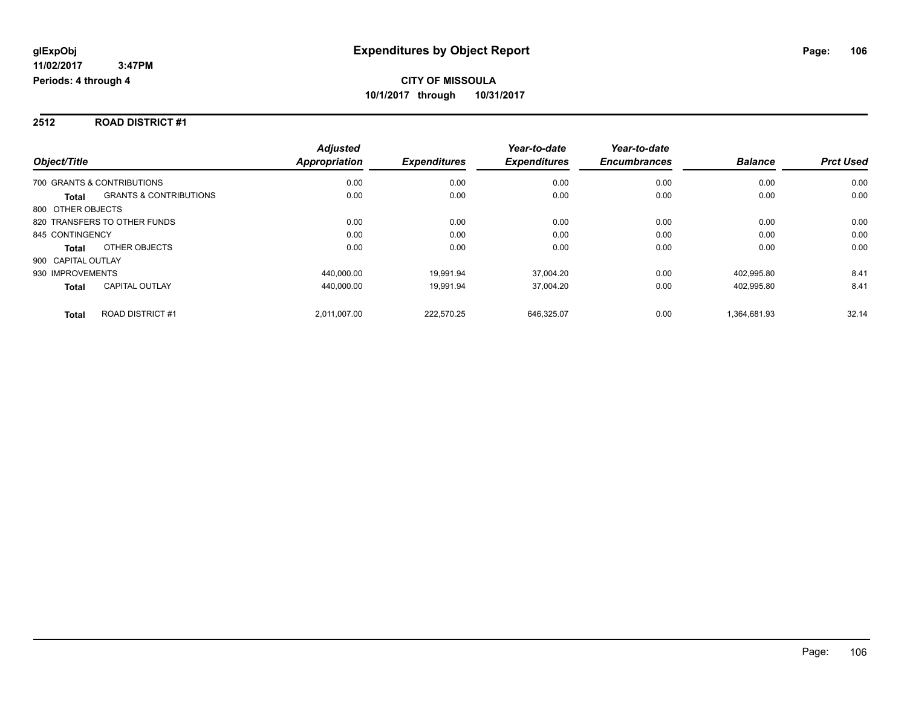# Expenditures by Object Report

glExpObj
11/02/2017 3:47PM
Periods: 4 through 4

**CITY OF MISSOULA**
**10/1/2017 through 10/31/2017**

## 2512 ROAD DISTRICT #1

| Object/Title | | Adjusted Appropriation | Expenditures | Year-to-date Expenditures | Year-to-date Encumbrances | Balance | Prct Used |
|---|---|---|---|---|---|---|---|
| 700 GRANTS & CONTRIBUTIONS | | 0.00 | 0.00 | 0.00 | 0.00 | 0.00 | 0.00 |
| **Total** | GRANTS & CONTRIBUTIONS | 0.00 | 0.00 | 0.00 | 0.00 | 0.00 | 0.00 |
| 800 OTHER OBJECTS | | | | | | | |
| 820 TRANSFERS TO OTHER FUNDS | | 0.00 | 0.00 | 0.00 | 0.00 | 0.00 | 0.00 |
| 845 CONTINGENCY | | 0.00 | 0.00 | 0.00 | 0.00 | 0.00 | 0.00 |
| **Total** | OTHER OBJECTS | 0.00 | 0.00 | 0.00 | 0.00 | 0.00 | 0.00 |
| 900 CAPITAL OUTLAY | | | | | | | |
| 930 IMPROVEMENTS | | 440,000.00 | 19,991.94 | 37,004.20 | 0.00 | 402,995.80 | 8.41 |
| **Total** | CAPITAL OUTLAY | 440,000.00 | 19,991.94 | 37,004.20 | 0.00 | 402,995.80 | 8.41 |
| **Total** | ROAD DISTRICT #1 | 2,011,007.00 | 222,570.25 | 646,325.07 | 0.00 | 1,364,681.93 | 32.14 |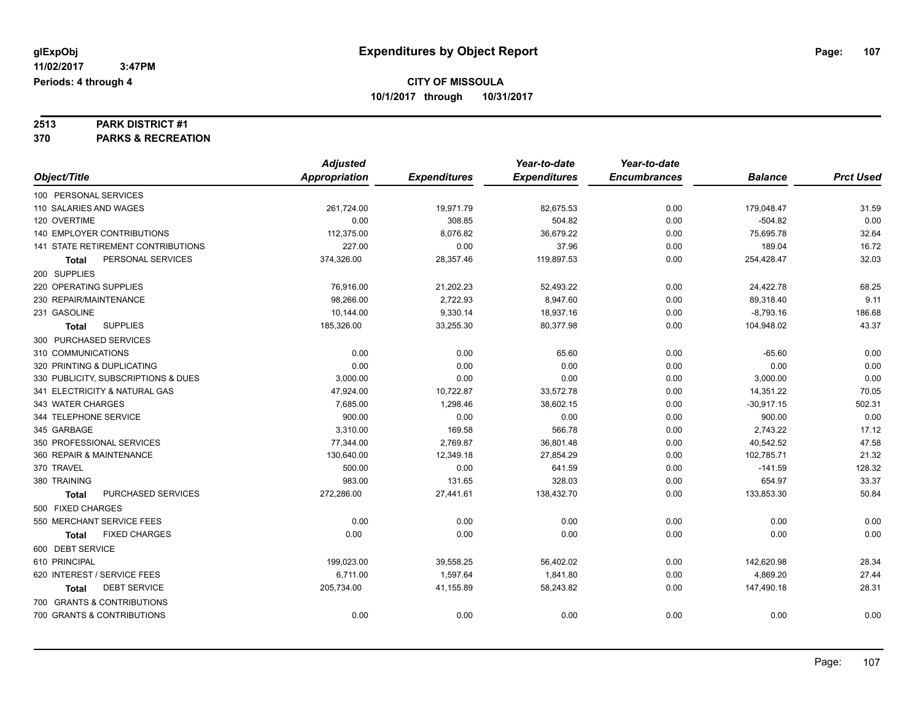glExpObj
11/02/2017 3:47PM
Periods: 4 through 4

# Expenditures by Object Report

## CITY OF MISSOULA

10/1/2017 through 10/31/2017

**2513 PARK DISTRICT #1**
**370 PARKS & RECREATION**

| Object/Title | Adjusted Appropriation | Expenditures | Year-to-date Expenditures | Year-to-date Encumbrances | Balance | Prct Used |
|---|---|---|---|---|---|---|
| 100 PERSONAL SERVICES | | | | | | |
| 110 SALARIES AND WAGES | 261,724.00 | 19,971.79 | 82,675.53 | 0.00 | 179,048.47 | 31.59 |
| 120 OVERTIME | 0.00 | 308.85 | 504.82 | 0.00 | -504.82 | 0.00 |
| 140 EMPLOYER CONTRIBUTIONS | 112,375.00 | 8,076.82 | 36,679.22 | 0.00 | 75,695.78 | 32.64 |
| 141 STATE RETIREMENT CONTRIBUTIONS | 227.00 | 0.00 | 37.96 | 0.00 | 189.04 | 16.72 |
| **Total** PERSONAL SERVICES | 374,326.00 | 28,357.46 | 119,897.53 | 0.00 | 254,428.47 | 32.03 |
| 200 SUPPLIES | | | | | | |
| 220 OPERATING SUPPLIES | 76,916.00 | 21,202.23 | 52,493.22 | 0.00 | 24,422.78 | 68.25 |
| 230 REPAIR/MAINTENANCE | 98,266.00 | 2,722.93 | 8,947.60 | 0.00 | 89,318.40 | 9.11 |
| 231 GASOLINE | 10,144.00 | 9,330.14 | 18,937.16 | 0.00 | -8,793.16 | 186.68 |
| **Total** SUPPLIES | 185,326.00 | 33,255.30 | 80,377.98 | 0.00 | 104,948.02 | 43.37 |
| 300 PURCHASED SERVICES | | | | | | |
| 310 COMMUNICATIONS | 0.00 | 0.00 | 65.60 | 0.00 | -65.60 | 0.00 |
| 320 PRINTING & DUPLICATING | 0.00 | 0.00 | 0.00 | 0.00 | 0.00 | 0.00 |
| 330 PUBLICITY, SUBSCRIPTIONS & DUES | 3,000.00 | 0.00 | 0.00 | 0.00 | 3,000.00 | 0.00 |
| 341 ELECTRICITY & NATURAL GAS | 47,924.00 | 10,722.87 | 33,572.78 | 0.00 | 14,351.22 | 70.05 |
| 343 WATER CHARGES | 7,685.00 | 1,298.46 | 38,602.15 | 0.00 | -30,917.15 | 502.31 |
| 344 TELEPHONE SERVICE | 900.00 | 0.00 | 0.00 | 0.00 | 900.00 | 0.00 |
| 345 GARBAGE | 3,310.00 | 169.58 | 566.78 | 0.00 | 2,743.22 | 17.12 |
| 350 PROFESSIONAL SERVICES | 77,344.00 | 2,769.87 | 36,801.48 | 0.00 | 40,542.52 | 47.58 |
| 360 REPAIR & MAINTENANCE | 130,640.00 | 12,349.18 | 27,854.29 | 0.00 | 102,785.71 | 21.32 |
| 370 TRAVEL | 500.00 | 0.00 | 641.59 | 0.00 | -141.59 | 128.32 |
| 380 TRAINING | 983.00 | 131.65 | 328.03 | 0.00 | 654.97 | 33.37 |
| **Total** PURCHASED SERVICES | 272,286.00 | 27,441.61 | 138,432.70 | 0.00 | 133,853.30 | 50.84 |
| 500 FIXED CHARGES | | | | | | |
| 550 MERCHANT SERVICE FEES | 0.00 | 0.00 | 0.00 | 0.00 | 0.00 | 0.00 |
| **Total** FIXED CHARGES | 0.00 | 0.00 | 0.00 | 0.00 | 0.00 | 0.00 |
| 600 DEBT SERVICE | | | | | | |
| 610 PRINCIPAL | 199,023.00 | 39,558.25 | 56,402.02 | 0.00 | 142,620.98 | 28.34 |
| 620 INTEREST / SERVICE FEES | 6,711.00 | 1,597.64 | 1,841.80 | 0.00 | 4,869.20 | 27.44 |
| **Total** DEBT SERVICE | 205,734.00 | 41,155.89 | 58,243.82 | 0.00 | 147,490.18 | 28.31 |
| 700 GRANTS & CONTRIBUTIONS | | | | | | |
| 700 GRANTS & CONTRIBUTIONS | 0.00 | 0.00 | 0.00 | 0.00 | 0.00 | 0.00 |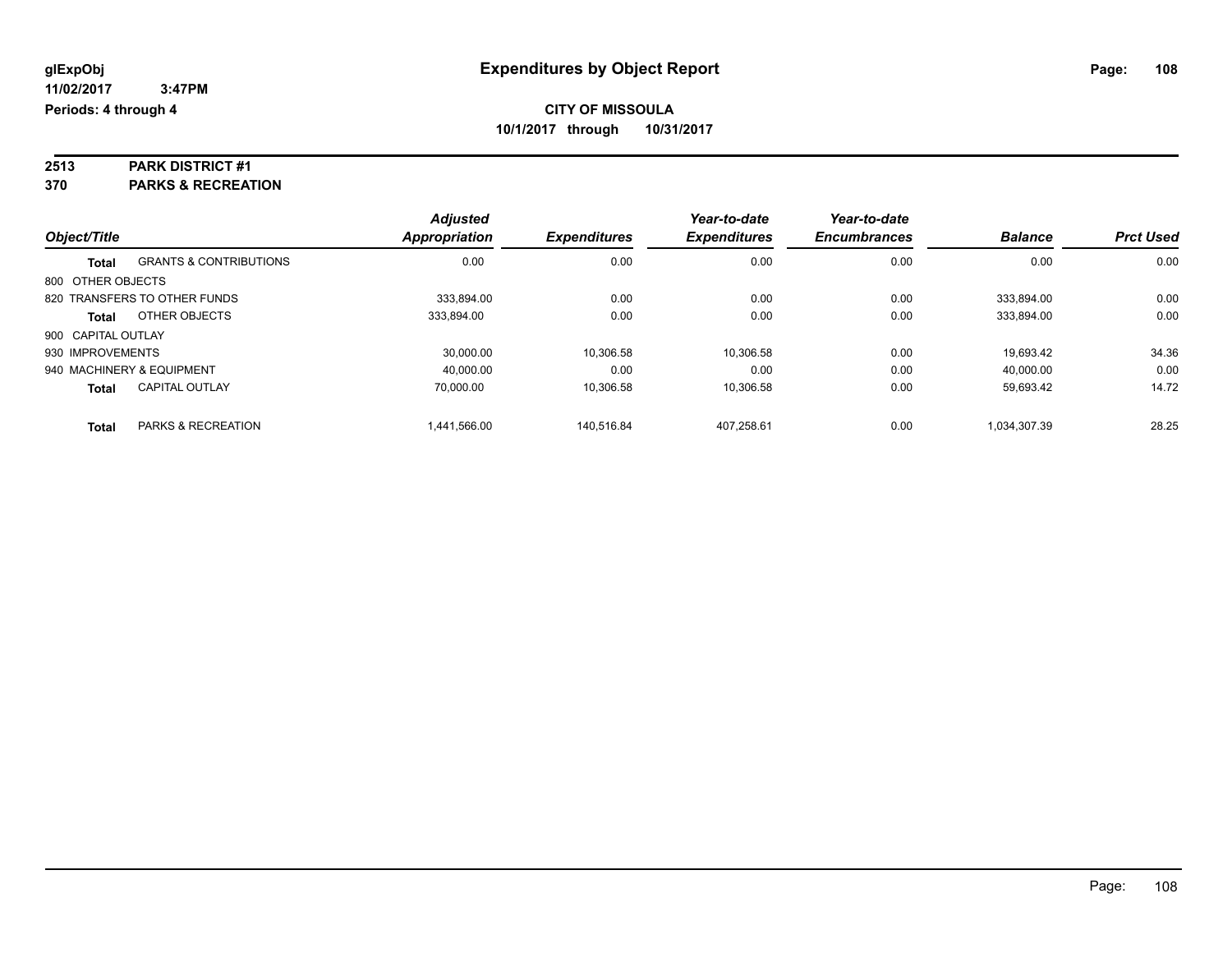# Expenditures by Object Report

glExpObj
11/02/2017 3:47PM
Periods: 4 through 4

**CITY OF MISSOULA**
**10/1/2017 through 10/31/2017**

**2513 PARK DISTRICT #1**
**370 PARKS & RECREATION**

| Object/Title | | Adjusted Appropriation | Expenditures | Year-to-date Expenditures | Year-to-date Encumbrances | Balance | Prct Used |
|---|---|---|---|---|---|---|---|
| **Total** | GRANTS & CONTRIBUTIONS | 0.00 | 0.00 | 0.00 | 0.00 | 0.00 | 0.00 |
| 800 OTHER OBJECTS | | | | | | | |
| 820 TRANSFERS TO OTHER FUNDS | | 333,894.00 | 0.00 | 0.00 | 0.00 | 333,894.00 | 0.00 |
| **Total** | OTHER OBJECTS | 333,894.00 | 0.00 | 0.00 | 0.00 | 333,894.00 | 0.00 |
| 900 CAPITAL OUTLAY | | | | | | | |
| 930 IMPROVEMENTS | | 30,000.00 | 10,306.58 | 10,306.58 | 0.00 | 19,693.42 | 34.36 |
| 940 MACHINERY & EQUIPMENT | | 40,000.00 | 0.00 | 0.00 | 0.00 | 40,000.00 | 0.00 |
| **Total** | CAPITAL OUTLAY | 70,000.00 | 10,306.58 | 10,306.58 | 0.00 | 59,693.42 | 14.72 |
| **Total** | PARKS & RECREATION | 1,441,566.00 | 140,516.84 | 407,258.61 | 0.00 | 1,034,307.39 | 28.25 |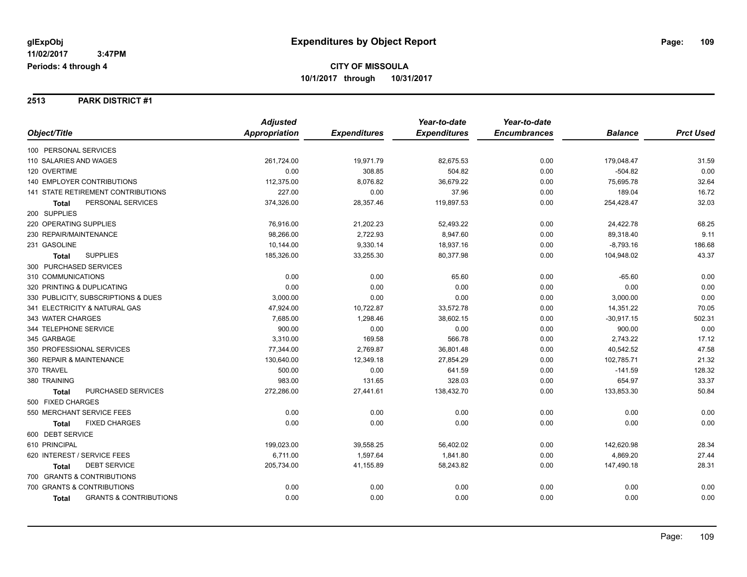glExpObj
11/02/2017 3:47PM
Periods: 4 through 4

# Expenditures by Object Report

**CITY OF MISSOULA**
**10/1/2017 through 10/31/2017**

## 2513 PARK DISTRICT #1

| Object/Title | Adjusted Appropriation | Expenditures | Year-to-date Expenditures | Year-to-date Encumbrances | Balance | Prct Used |
|---|---|---|---|---|---|---|
| 100 PERSONAL SERVICES | | | | | | |
| 110 SALARIES AND WAGES | 261,724.00 | 19,971.79 | 82,675.53 | 0.00 | 179,048.47 | 31.59 |
| 120 OVERTIME | 0.00 | 308.85 | 504.82 | 0.00 | -504.82 | 0.00 |
| 140 EMPLOYER CONTRIBUTIONS | 112,375.00 | 8,076.82 | 36,679.22 | 0.00 | 75,695.78 | 32.64 |
| 141 STATE RETIREMENT CONTRIBUTIONS | 227.00 | 0.00 | 37.96 | 0.00 | 189.04 | 16.72 |
| **Total** PERSONAL SERVICES | 374,326.00 | 28,357.46 | 119,897.53 | 0.00 | 254,428.47 | 32.03 |
| 200 SUPPLIES | | | | | | |
| 220 OPERATING SUPPLIES | 76,916.00 | 21,202.23 | 52,493.22 | 0.00 | 24,422.78 | 68.25 |
| 230 REPAIR/MAINTENANCE | 98,266.00 | 2,722.93 | 8,947.60 | 0.00 | 89,318.40 | 9.11 |
| 231 GASOLINE | 10,144.00 | 9,330.14 | 18,937.16 | 0.00 | -8,793.16 | 186.68 |
| **Total** SUPPLIES | 185,326.00 | 33,255.30 | 80,377.98 | 0.00 | 104,948.02 | 43.37 |
| 300 PURCHASED SERVICES | | | | | | |
| 310 COMMUNICATIONS | 0.00 | 0.00 | 65.60 | 0.00 | -65.60 | 0.00 |
| 320 PRINTING & DUPLICATING | 0.00 | 0.00 | 0.00 | 0.00 | 0.00 | 0.00 |
| 330 PUBLICITY, SUBSCRIPTIONS & DUES | 3,000.00 | 0.00 | 0.00 | 0.00 | 3,000.00 | 0.00 |
| 341 ELECTRICITY & NATURAL GAS | 47,924.00 | 10,722.87 | 33,572.78 | 0.00 | 14,351.22 | 70.05 |
| 343 WATER CHARGES | 7,685.00 | 1,298.46 | 38,602.15 | 0.00 | -30,917.15 | 502.31 |
| 344 TELEPHONE SERVICE | 900.00 | 0.00 | 0.00 | 0.00 | 900.00 | 0.00 |
| 345 GARBAGE | 3,310.00 | 169.58 | 566.78 | 0.00 | 2,743.22 | 17.12 |
| 350 PROFESSIONAL SERVICES | 77,344.00 | 2,769.87 | 36,801.48 | 0.00 | 40,542.52 | 47.58 |
| 360 REPAIR & MAINTENANCE | 130,640.00 | 12,349.18 | 27,854.29 | 0.00 | 102,785.71 | 21.32 |
| 370 TRAVEL | 500.00 | 0.00 | 641.59 | 0.00 | -141.59 | 128.32 |
| 380 TRAINING | 983.00 | 131.65 | 328.03 | 0.00 | 654.97 | 33.37 |
| **Total** PURCHASED SERVICES | 272,286.00 | 27,441.61 | 138,432.70 | 0.00 | 133,853.30 | 50.84 |
| 500 FIXED CHARGES | | | | | | |
| 550 MERCHANT SERVICE FEES | 0.00 | 0.00 | 0.00 | 0.00 | 0.00 | 0.00 |
| **Total** FIXED CHARGES | 0.00 | 0.00 | 0.00 | 0.00 | 0.00 | 0.00 |
| 600 DEBT SERVICE | | | | | | |
| 610 PRINCIPAL | 199,023.00 | 39,558.25 | 56,402.02 | 0.00 | 142,620.98 | 28.34 |
| 620 INTEREST / SERVICE FEES | 6,711.00 | 1,597.64 | 1,841.80 | 0.00 | 4,869.20 | 27.44 |
| **Total** DEBT SERVICE | 205,734.00 | 41,155.89 | 58,243.82 | 0.00 | 147,490.18 | 28.31 |
| 700 GRANTS & CONTRIBUTIONS | | | | | | |
| 700 GRANTS & CONTRIBUTIONS | 0.00 | 0.00 | 0.00 | 0.00 | 0.00 | 0.00 |
| **Total** GRANTS & CONTRIBUTIONS | 0.00 | 0.00 | 0.00 | 0.00 | 0.00 | 0.00 |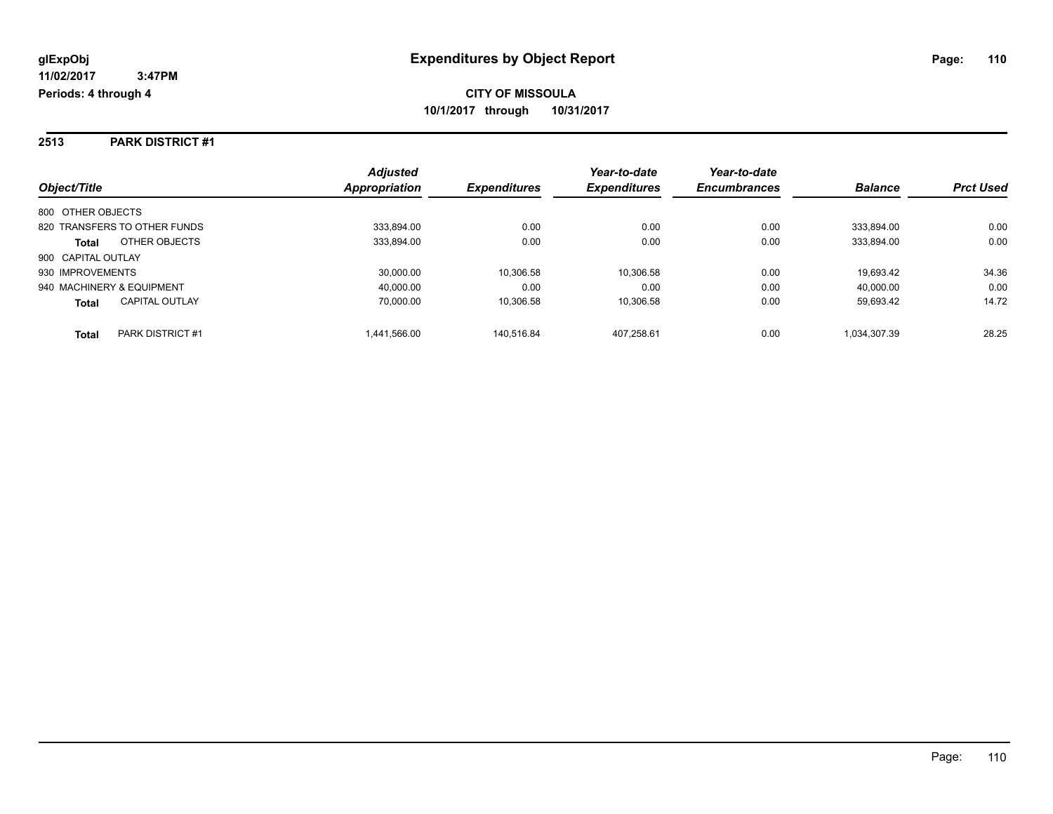**glExpObj**
**11/02/2017 3:47PM**
**Periods: 4 through 4**

# Expenditures by Object Report

**CITY OF MISSOULA**
**10/1/2017 through 10/31/2017**

## 2513 PARK DISTRICT #1

| Object/Title | Adjusted Appropriation | Expenditures | Year-to-date Expenditures | Year-to-date Encumbrances | Balance | Prct Used |
|---|---|---|---|---|---|---|
| 800 OTHER OBJECTS | | | | | | |
| 820 TRANSFERS TO OTHER FUNDS | 333,894.00 | 0.00 | 0.00 | 0.00 | 333,894.00 | 0.00 |
| **Total** OTHER OBJECTS | 333,894.00 | 0.00 | 0.00 | 0.00 | 333,894.00 | 0.00 |
| 900 CAPITAL OUTLAY | | | | | | |
| 930 IMPROVEMENTS | 30,000.00 | 10,306.58 | 10,306.58 | 0.00 | 19,693.42 | 34.36 |
| 940 MACHINERY & EQUIPMENT | 40,000.00 | 0.00 | 0.00 | 0.00 | 40,000.00 | 0.00 |
| **Total** CAPITAL OUTLAY | 70,000.00 | 10,306.58 | 10,306.58 | 0.00 | 59,693.42 | 14.72 |
| **Total** PARK DISTRICT #1 | 1,441,566.00 | 140,516.84 | 407,258.61 | 0.00 | 1,034,307.39 | 28.25 |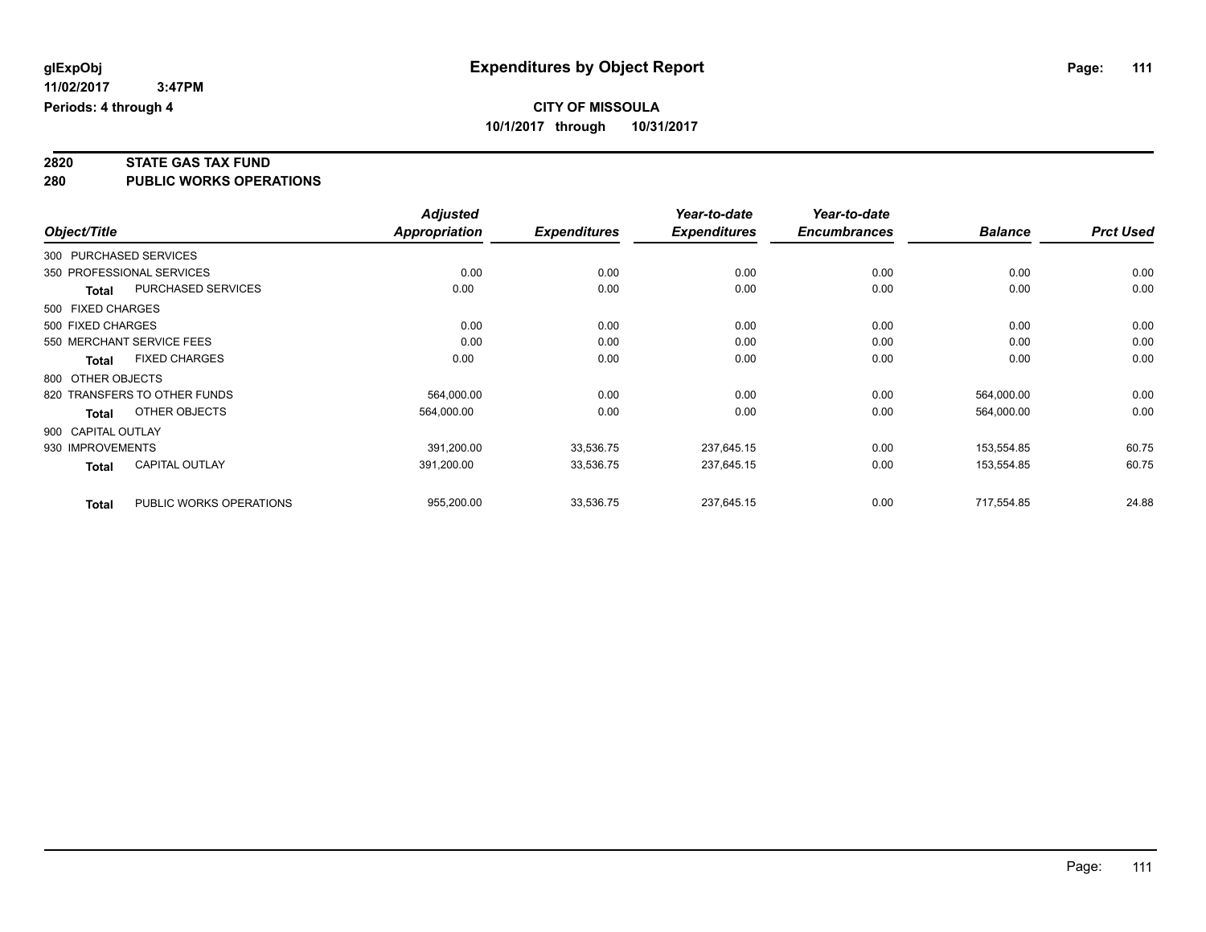# Expenditures by Object Report

glExpObj
11/02/2017 3:47PM
Periods: 4 through 4

**CITY OF MISSOULA**
**10/1/2017 through 10/31/2017**

## 2820 STATE GAS TAX FUND
## 280 PUBLIC WORKS OPERATIONS

| Object/Title | | Adjusted Appropriation | Expenditures | Year-to-date Expenditures | Year-to-date Encumbrances | Balance | Prct Used |
|---|---|---|---|---|---|---|---|
| 300 PURCHASED SERVICES | | | | | | | |
| 350 PROFESSIONAL SERVICES | | 0.00 | 0.00 | 0.00 | 0.00 | 0.00 | 0.00 |
| **Total** | PURCHASED SERVICES | 0.00 | 0.00 | 0.00 | 0.00 | 0.00 | 0.00 |
| 500 FIXED CHARGES | | | | | | | |
| 500 FIXED CHARGES | | 0.00 | 0.00 | 0.00 | 0.00 | 0.00 | 0.00 |
| 550 MERCHANT SERVICE FEES | | 0.00 | 0.00 | 0.00 | 0.00 | 0.00 | 0.00 |
| **Total** | FIXED CHARGES | 0.00 | 0.00 | 0.00 | 0.00 | 0.00 | 0.00 |
| 800 OTHER OBJECTS | | | | | | | |
| 820 TRANSFERS TO OTHER FUNDS | | 564,000.00 | 0.00 | 0.00 | 0.00 | 564,000.00 | 0.00 |
| **Total** | OTHER OBJECTS | 564,000.00 | 0.00 | 0.00 | 0.00 | 564,000.00 | 0.00 |
| 900 CAPITAL OUTLAY | | | | | | | |
| 930 IMPROVEMENTS | | 391,200.00 | 33,536.75 | 237,645.15 | 0.00 | 153,554.85 | 60.75 |
| **Total** | CAPITAL OUTLAY | 391,200.00 | 33,536.75 | 237,645.15 | 0.00 | 153,554.85 | 60.75 |
| **Total** | PUBLIC WORKS OPERATIONS | 955,200.00 | 33,536.75 | 237,645.15 | 0.00 | 717,554.85 | 24.88 |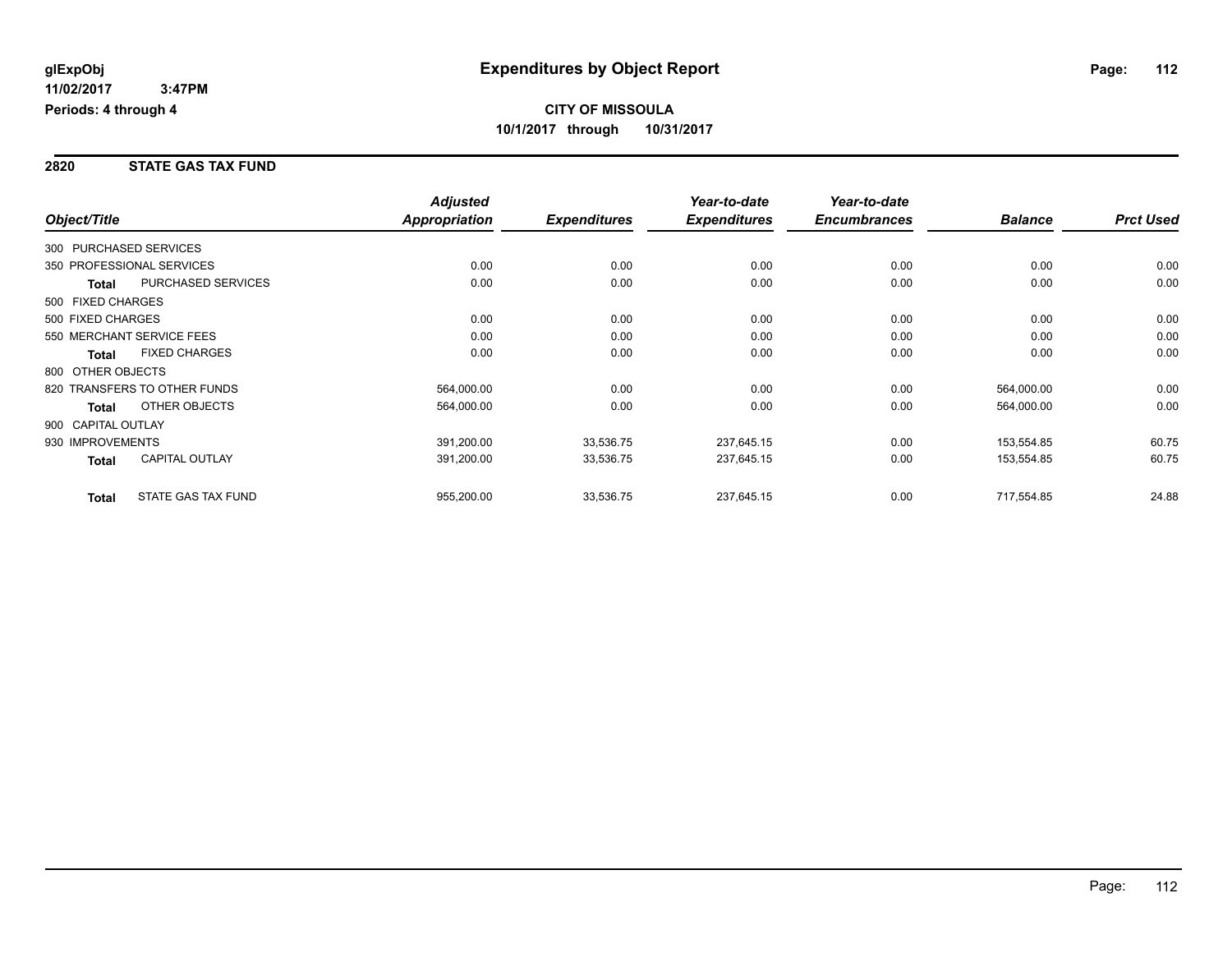# Expenditures by Object Report

glExpObj
11/02/2017 3:47PM
Periods: 4 through 4

**CITY OF MISSOULA**
**10/1/2017 through 10/31/2017**

## 2820 STATE GAS TAX FUND

| Object/Title | | Adjusted Appropriation | Expenditures | Year-to-date Expenditures | Year-to-date Encumbrances | Balance | Prct Used |
|---|---|---|---|---|---|---|---|
| 300 PURCHASED SERVICES | | | | | | | |
| 350 PROFESSIONAL SERVICES | | 0.00 | 0.00 | 0.00 | 0.00 | 0.00 | 0.00 |
| **Total** | PURCHASED SERVICES | 0.00 | 0.00 | 0.00 | 0.00 | 0.00 | 0.00 |
| 500 FIXED CHARGES | | | | | | | |
| 500 FIXED CHARGES | | 0.00 | 0.00 | 0.00 | 0.00 | 0.00 | 0.00 |
| 550 MERCHANT SERVICE FEES | | 0.00 | 0.00 | 0.00 | 0.00 | 0.00 | 0.00 |
| **Total** | FIXED CHARGES | 0.00 | 0.00 | 0.00 | 0.00 | 0.00 | 0.00 |
| 800 OTHER OBJECTS | | | | | | | |
| 820 TRANSFERS TO OTHER FUNDS | | 564,000.00 | 0.00 | 0.00 | 0.00 | 564,000.00 | 0.00 |
| **Total** | OTHER OBJECTS | 564,000.00 | 0.00 | 0.00 | 0.00 | 564,000.00 | 0.00 |
| 900 CAPITAL OUTLAY | | | | | | | |
| 930 IMPROVEMENTS | | 391,200.00 | 33,536.75 | 237,645.15 | 0.00 | 153,554.85 | 60.75 |
| **Total** | CAPITAL OUTLAY | 391,200.00 | 33,536.75 | 237,645.15 | 0.00 | 153,554.85 | 60.75 |
| **Total** | STATE GAS TAX FUND | 955,200.00 | 33,536.75 | 237,645.15 | 0.00 | 717,554.85 | 24.88 |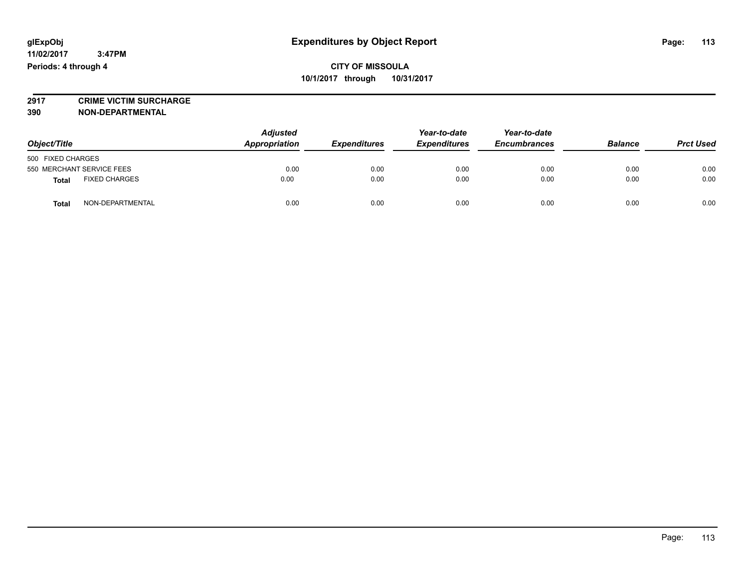# Expenditures by Object Report

glExpObj
11/02/2017 3:47PM
Periods: 4 through 4

**CITY OF MISSOULA**
**10/1/2017 through 10/31/2017**

**2917 CRIME VICTIM SURCHARGE**
**390 NON-DEPARTMENTAL**

| Object/Title | Adjusted Appropriation | Expenditures | Year-to-date Expenditures | Year-to-date Encumbrances | Balance | Prct Used |
|---|---|---|---|---|---|---|
| 500 FIXED CHARGES | | | | | | |
| 550 MERCHANT SERVICE FEES | 0.00 | 0.00 | 0.00 | 0.00 | 0.00 | 0.00 |
| **Total** FIXED CHARGES | 0.00 | 0.00 | 0.00 | 0.00 | 0.00 | 0.00 |
| **Total** NON-DEPARTMENTAL | 0.00 | 0.00 | 0.00 | 0.00 | 0.00 | 0.00 |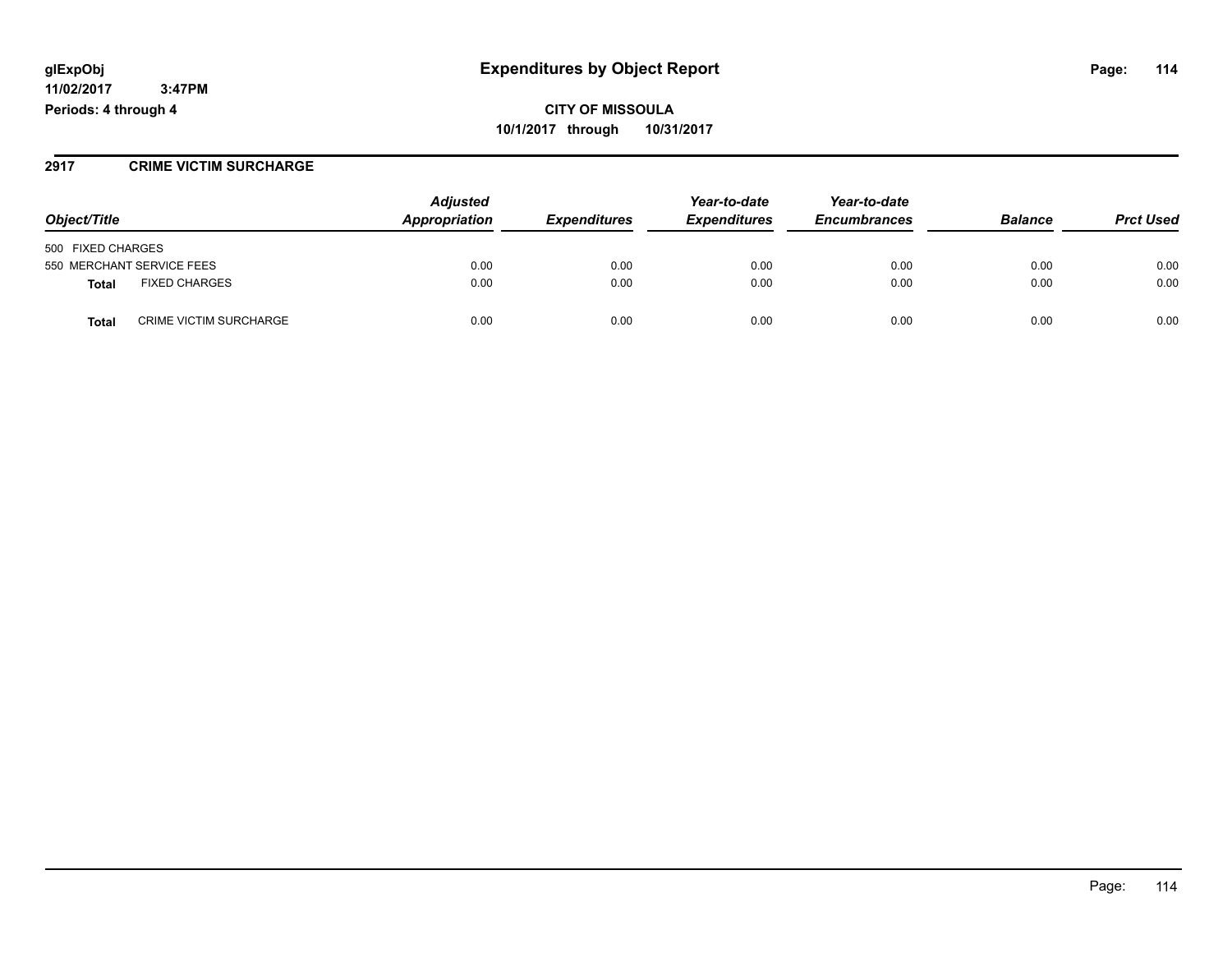**glExpObj** **Expenditures by Object Report**

**11/02/2017 3:47PM**

**Periods: 4 through 4**

**CITY OF MISSOULA**

**10/1/2017 through 10/31/2017**

## 2917 CRIME VICTIM SURCHARGE

| *Object/Title* | *Adjusted Appropriation* | *Expenditures* | *Year-to-date Expenditures* | *Year-to-date Encumbrances* | *Balance* | *Prct Used* |
|---|---|---|---|---|---|---|
| 500 FIXED CHARGES | | | | | | |
| 550 MERCHANT SERVICE FEES | 0.00 | 0.00 | 0.00 | 0.00 | 0.00 | 0.00 |
| **Total** FIXED CHARGES | 0.00 | 0.00 | 0.00 | 0.00 | 0.00 | 0.00 |
| **Total** CRIME VICTIM SURCHARGE | 0.00 | 0.00 | 0.00 | 0.00 | 0.00 | 0.00 |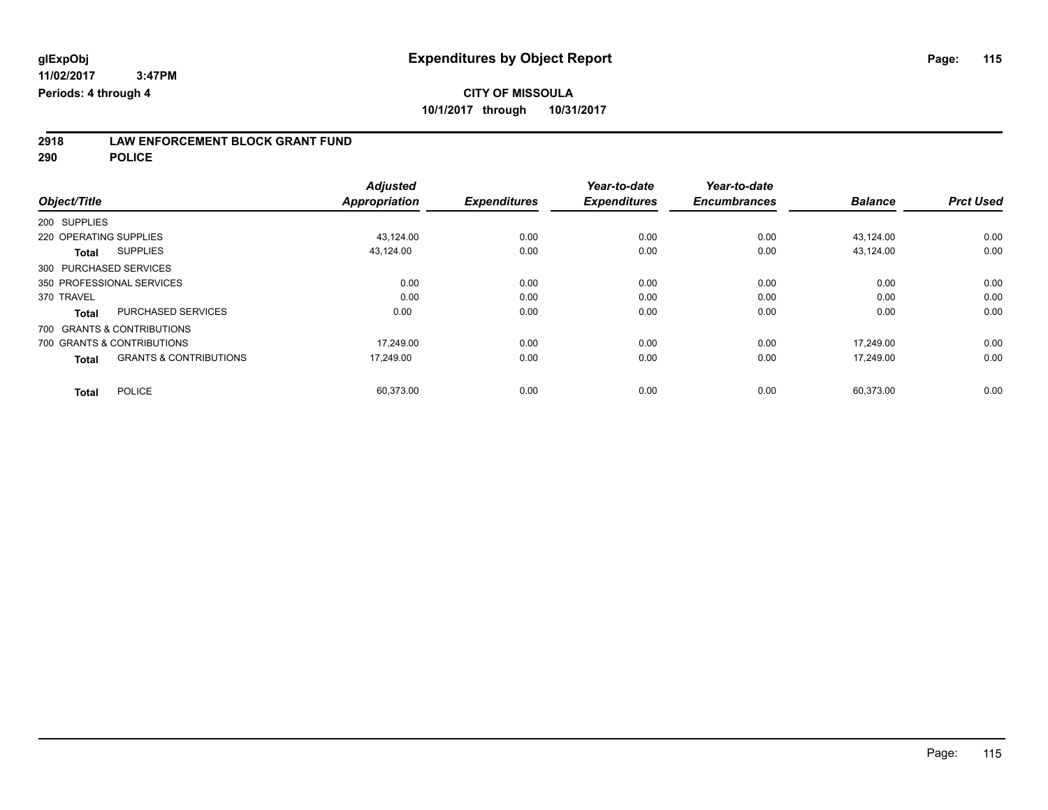glExpObj
11/02/2017 3:47PM
Periods: 4 through 4

# Expenditures by Object Report

**CITY OF MISSOULA**
**10/1/2017 through 10/31/2017**

## 2918 LAW ENFORCEMENT BLOCK GRANT FUND
## 290 POLICE

| Object/Title | Adjusted Appropriation | Expenditures | Year-to-date Expenditures | Year-to-date Encumbrances | Balance | Prct Used |
|---|---|---|---|---|---|---|
| 200 SUPPLIES | | | | | | |
| 220 OPERATING SUPPLIES | 43,124.00 | 0.00 | 0.00 | 0.00 | 43,124.00 | 0.00 |
| **Total** SUPPLIES | 43,124.00 | 0.00 | 0.00 | 0.00 | 43,124.00 | 0.00 |
| 300 PURCHASED SERVICES | | | | | | |
| 350 PROFESSIONAL SERVICES | 0.00 | 0.00 | 0.00 | 0.00 | 0.00 | 0.00 |
| 370 TRAVEL | 0.00 | 0.00 | 0.00 | 0.00 | 0.00 | 0.00 |
| **Total** PURCHASED SERVICES | 0.00 | 0.00 | 0.00 | 0.00 | 0.00 | 0.00 |
| 700 GRANTS & CONTRIBUTIONS | | | | | | |
| 700 GRANTS & CONTRIBUTIONS | 17,249.00 | 0.00 | 0.00 | 0.00 | 17,249.00 | 0.00 |
| **Total** GRANTS & CONTRIBUTIONS | 17,249.00 | 0.00 | 0.00 | 0.00 | 17,249.00 | 0.00 |
| **Total** POLICE | 60,373.00 | 0.00 | 0.00 | 0.00 | 60,373.00 | 0.00 |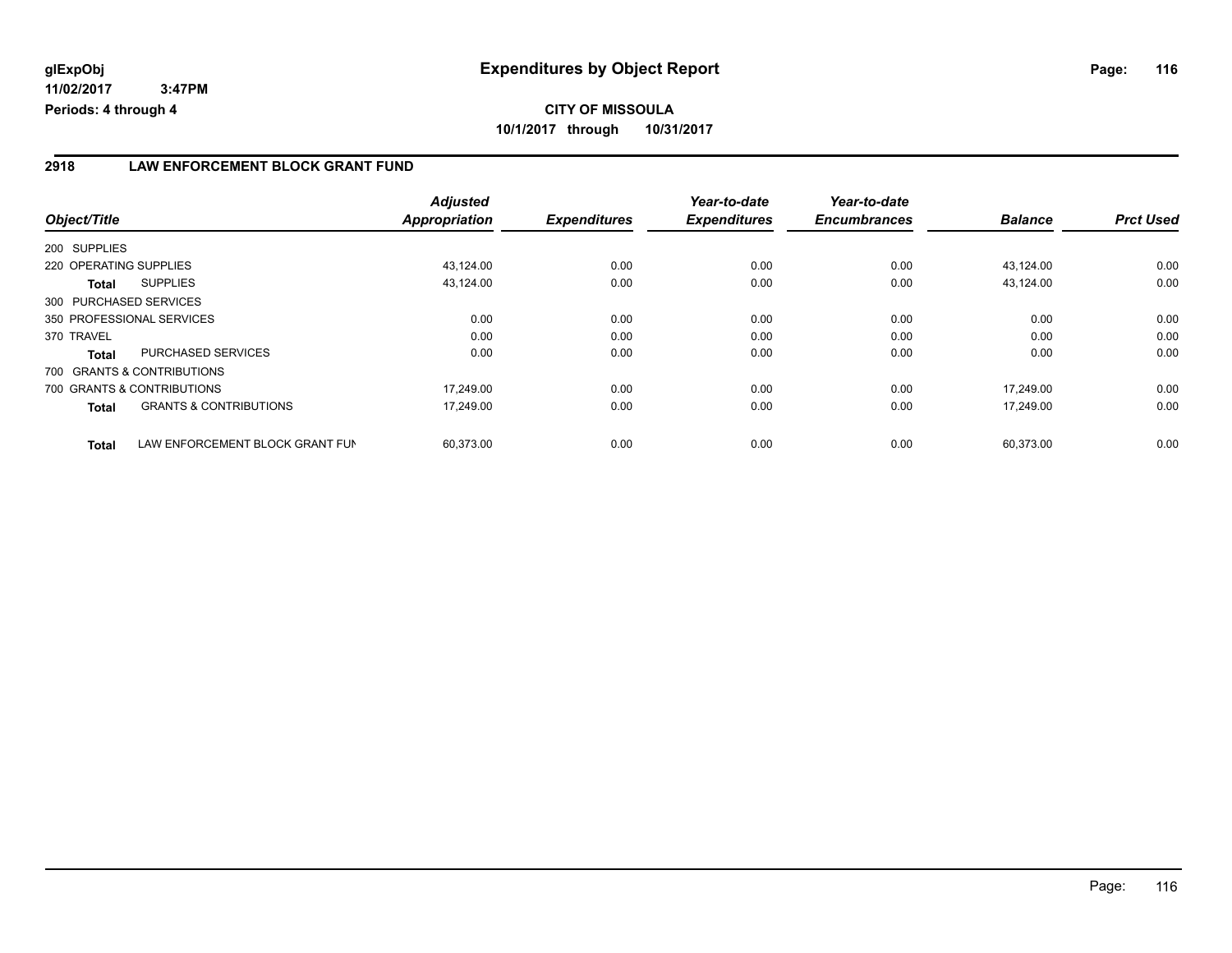# Expenditures by Object Report

glExpObj
11/02/2017 3:47PM
Periods: 4 through 4

**CITY OF MISSOULA**
**10/1/2017 through 10/31/2017**

## 2918 LAW ENFORCEMENT BLOCK GRANT FUND

| Object/Title | | Adjusted Appropriation | Expenditures | Year-to-date Expenditures | Year-to-date Encumbrances | Balance | Prct Used |
|---|---|---|---|---|---|---|---|
| 200 SUPPLIES | | | | | | | |
| 220 OPERATING SUPPLIES | | 43,124.00 | 0.00 | 0.00 | 0.00 | 43,124.00 | 0.00 |
| **Total** | SUPPLIES | 43,124.00 | 0.00 | 0.00 | 0.00 | 43,124.00 | 0.00 |
| 300 PURCHASED SERVICES | | | | | | | |
| 350 PROFESSIONAL SERVICES | | 0.00 | 0.00 | 0.00 | 0.00 | 0.00 | 0.00 |
| 370 TRAVEL | | 0.00 | 0.00 | 0.00 | 0.00 | 0.00 | 0.00 |
| **Total** | PURCHASED SERVICES | 0.00 | 0.00 | 0.00 | 0.00 | 0.00 | 0.00 |
| 700 GRANTS & CONTRIBUTIONS | | | | | | | |
| 700 GRANTS & CONTRIBUTIONS | | 17,249.00 | 0.00 | 0.00 | 0.00 | 17,249.00 | 0.00 |
| **Total** | GRANTS & CONTRIBUTIONS | 17,249.00 | 0.00 | 0.00 | 0.00 | 17,249.00 | 0.00 |
| **Total** | LAW ENFORCEMENT BLOCK GRANT FUN | 60,373.00 | 0.00 | 0.00 | 0.00 | 60,373.00 | 0.00 |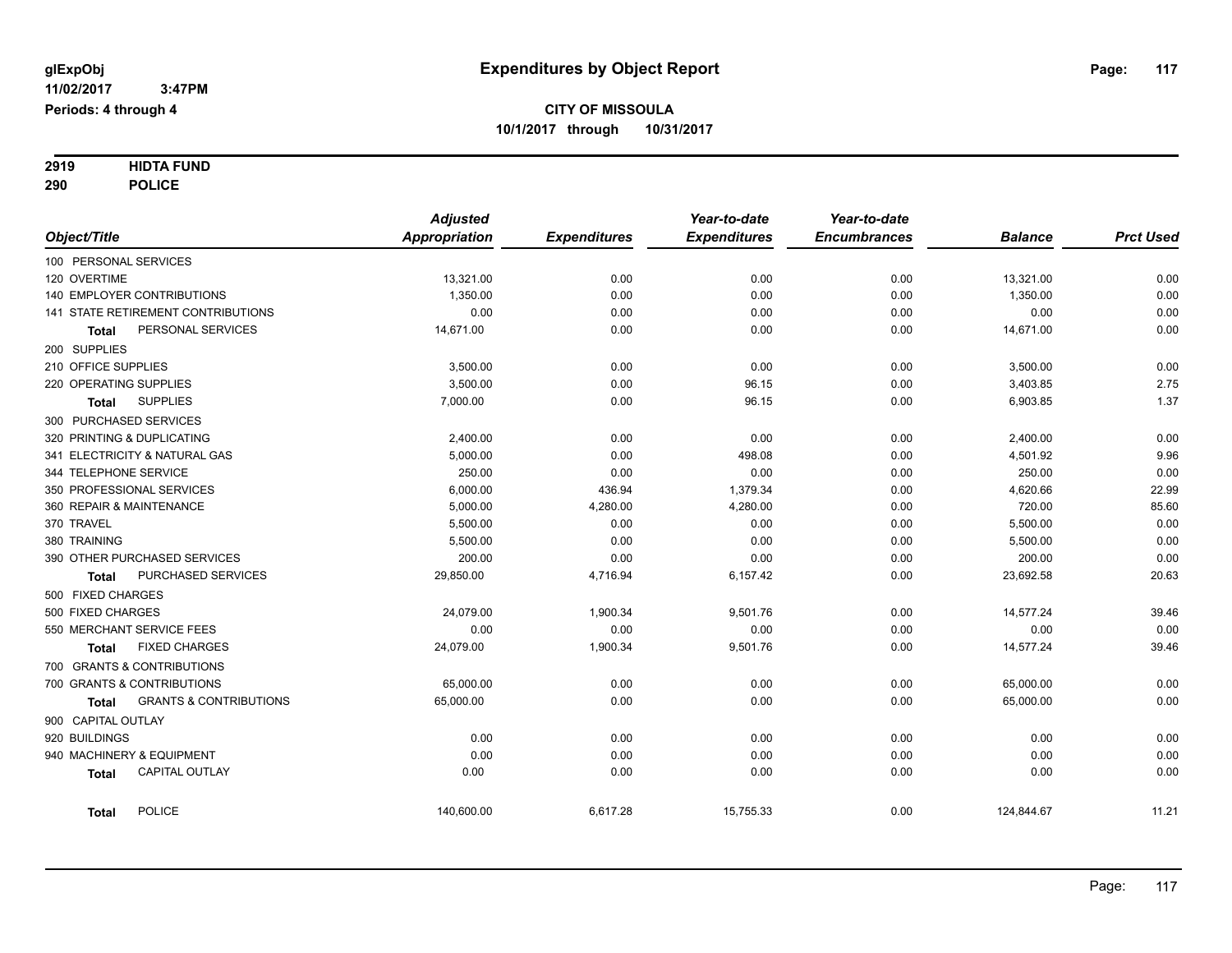# Expenditures by Object Report

glExpObj
11/02/2017 3:47PM
Periods: 4 through 4

**CITY OF MISSOULA**
**10/1/2017 through 10/31/2017**

**2919 HIDTA FUND**
**290 POLICE**

| Object/Title | Adjusted Appropriation | Expenditures | Year-to-date Expenditures | Year-to-date Encumbrances | Balance | Prct Used |
|---|---|---|---|---|---|---|
| 100 PERSONAL SERVICES | | | | | | |
| 120 OVERTIME | 13,321.00 | 0.00 | 0.00 | 0.00 | 13,321.00 | 0.00 |
| 140 EMPLOYER CONTRIBUTIONS | 1,350.00 | 0.00 | 0.00 | 0.00 | 1,350.00 | 0.00 |
| 141 STATE RETIREMENT CONTRIBUTIONS | 0.00 | 0.00 | 0.00 | 0.00 | 0.00 | 0.00 |
| **Total** PERSONAL SERVICES | 14,671.00 | 0.00 | 0.00 | 0.00 | 14,671.00 | 0.00 |
| 200 SUPPLIES | | | | | | |
| 210 OFFICE SUPPLIES | 3,500.00 | 0.00 | 0.00 | 0.00 | 3,500.00 | 0.00 |
| 220 OPERATING SUPPLIES | 3,500.00 | 0.00 | 96.15 | 0.00 | 3,403.85 | 2.75 |
| **Total** SUPPLIES | 7,000.00 | 0.00 | 96.15 | 0.00 | 6,903.85 | 1.37 |
| 300 PURCHASED SERVICES | | | | | | |
| 320 PRINTING & DUPLICATING | 2,400.00 | 0.00 | 0.00 | 0.00 | 2,400.00 | 0.00 |
| 341 ELECTRICITY & NATURAL GAS | 5,000.00 | 0.00 | 498.08 | 0.00 | 4,501.92 | 9.96 |
| 344 TELEPHONE SERVICE | 250.00 | 0.00 | 0.00 | 0.00 | 250.00 | 0.00 |
| 350 PROFESSIONAL SERVICES | 6,000.00 | 436.94 | 1,379.34 | 0.00 | 4,620.66 | 22.99 |
| 360 REPAIR & MAINTENANCE | 5,000.00 | 4,280.00 | 4,280.00 | 0.00 | 720.00 | 85.60 |
| 370 TRAVEL | 5,500.00 | 0.00 | 0.00 | 0.00 | 5,500.00 | 0.00 |
| 380 TRAINING | 5,500.00 | 0.00 | 0.00 | 0.00 | 5,500.00 | 0.00 |
| 390 OTHER PURCHASED SERVICES | 200.00 | 0.00 | 0.00 | 0.00 | 200.00 | 0.00 |
| **Total** PURCHASED SERVICES | 29,850.00 | 4,716.94 | 6,157.42 | 0.00 | 23,692.58 | 20.63 |
| 500 FIXED CHARGES | | | | | | |
| 500 FIXED CHARGES | 24,079.00 | 1,900.34 | 9,501.76 | 0.00 | 14,577.24 | 39.46 |
| 550 MERCHANT SERVICE FEES | 0.00 | 0.00 | 0.00 | 0.00 | 0.00 | 0.00 |
| **Total** FIXED CHARGES | 24,079.00 | 1,900.34 | 9,501.76 | 0.00 | 14,577.24 | 39.46 |
| 700 GRANTS & CONTRIBUTIONS | | | | | | |
| 700 GRANTS & CONTRIBUTIONS | 65,000.00 | 0.00 | 0.00 | 0.00 | 65,000.00 | 0.00 |
| **Total** GRANTS & CONTRIBUTIONS | 65,000.00 | 0.00 | 0.00 | 0.00 | 65,000.00 | 0.00 |
| 900 CAPITAL OUTLAY | | | | | | |
| 920 BUILDINGS | 0.00 | 0.00 | 0.00 | 0.00 | 0.00 | 0.00 |
| 940 MACHINERY & EQUIPMENT | 0.00 | 0.00 | 0.00 | 0.00 | 0.00 | 0.00 |
| **Total** CAPITAL OUTLAY | 0.00 | 0.00 | 0.00 | 0.00 | 0.00 | 0.00 |
| **Total** POLICE | 140,600.00 | 6,617.28 | 15,755.33 | 0.00 | 124,844.67 | 11.21 |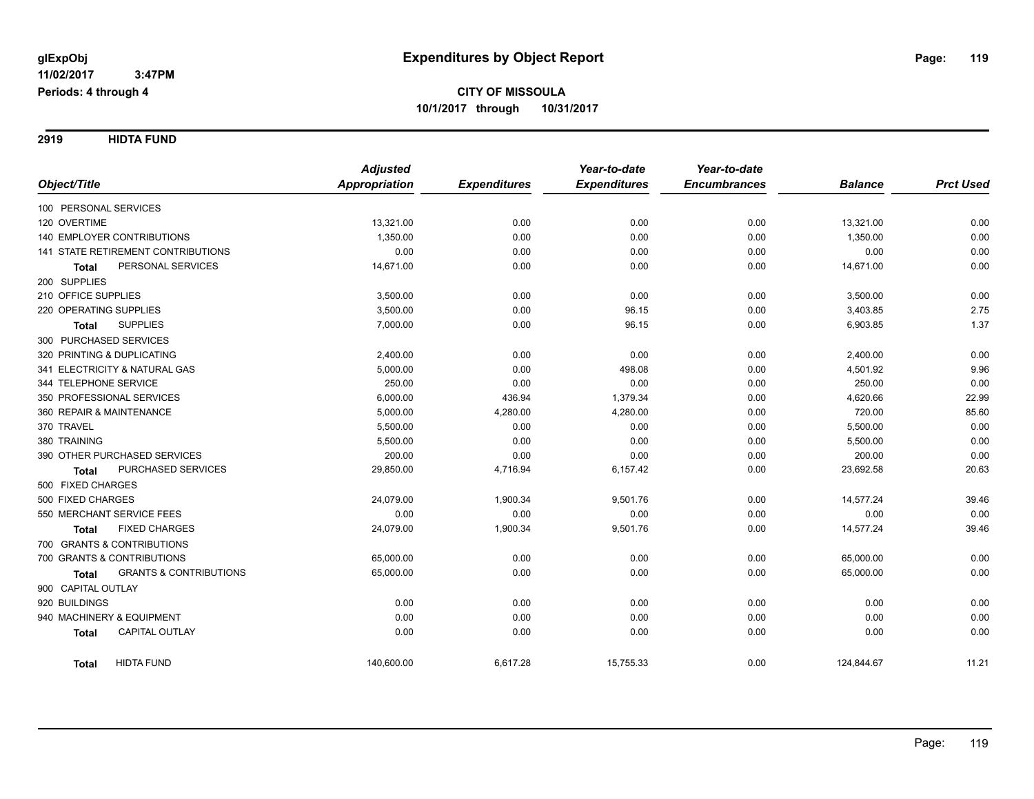# Expenditures by Object Report

glExpObj
11/02/2017 3:47PM
Periods: 4 through 4

**CITY OF MISSOULA**
**10/1/2017 through 10/31/2017**

## 2919 HIDTA FUND

| Object/Title | Adjusted Appropriation | Expenditures | Year-to-date Expenditures | Year-to-date Encumbrances | Balance | Prct Used |
|---|---|---|---|---|---|---|
| 100 PERSONAL SERVICES | | | | | | |
| 120 OVERTIME | 13,321.00 | 0.00 | 0.00 | 0.00 | 13,321.00 | 0.00 |
| 140 EMPLOYER CONTRIBUTIONS | 1,350.00 | 0.00 | 0.00 | 0.00 | 1,350.00 | 0.00 |
| 141 STATE RETIREMENT CONTRIBUTIONS | 0.00 | 0.00 | 0.00 | 0.00 | 0.00 | 0.00 |
| **Total** PERSONAL SERVICES | 14,671.00 | 0.00 | 0.00 | 0.00 | 14,671.00 | 0.00 |
| 200 SUPPLIES | | | | | | |
| 210 OFFICE SUPPLIES | 3,500.00 | 0.00 | 0.00 | 0.00 | 3,500.00 | 0.00 |
| 220 OPERATING SUPPLIES | 3,500.00 | 0.00 | 96.15 | 0.00 | 3,403.85 | 2.75 |
| **Total** SUPPLIES | 7,000.00 | 0.00 | 96.15 | 0.00 | 6,903.85 | 1.37 |
| 300 PURCHASED SERVICES | | | | | | |
| 320 PRINTING & DUPLICATING | 2,400.00 | 0.00 | 0.00 | 0.00 | 2,400.00 | 0.00 |
| 341 ELECTRICITY & NATURAL GAS | 5,000.00 | 0.00 | 498.08 | 0.00 | 4,501.92 | 9.96 |
| 344 TELEPHONE SERVICE | 250.00 | 0.00 | 0.00 | 0.00 | 250.00 | 0.00 |
| 350 PROFESSIONAL SERVICES | 6,000.00 | 436.94 | 1,379.34 | 0.00 | 4,620.66 | 22.99 |
| 360 REPAIR & MAINTENANCE | 5,000.00 | 4,280.00 | 4,280.00 | 0.00 | 720.00 | 85.60 |
| 370 TRAVEL | 5,500.00 | 0.00 | 0.00 | 0.00 | 5,500.00 | 0.00 |
| 380 TRAINING | 5,500.00 | 0.00 | 0.00 | 0.00 | 5,500.00 | 0.00 |
| 390 OTHER PURCHASED SERVICES | 200.00 | 0.00 | 0.00 | 0.00 | 200.00 | 0.00 |
| **Total** PURCHASED SERVICES | 29,850.00 | 4,716.94 | 6,157.42 | 0.00 | 23,692.58 | 20.63 |
| 500 FIXED CHARGES | | | | | | |
| 500 FIXED CHARGES | 24,079.00 | 1,900.34 | 9,501.76 | 0.00 | 14,577.24 | 39.46 |
| 550 MERCHANT SERVICE FEES | 0.00 | 0.00 | 0.00 | 0.00 | 0.00 | 0.00 |
| **Total** FIXED CHARGES | 24,079.00 | 1,900.34 | 9,501.76 | 0.00 | 14,577.24 | 39.46 |
| 700 GRANTS & CONTRIBUTIONS | | | | | | |
| 700 GRANTS & CONTRIBUTIONS | 65,000.00 | 0.00 | 0.00 | 0.00 | 65,000.00 | 0.00 |
| **Total** GRANTS & CONTRIBUTIONS | 65,000.00 | 0.00 | 0.00 | 0.00 | 65,000.00 | 0.00 |
| 900 CAPITAL OUTLAY | | | | | | |
| 920 BUILDINGS | 0.00 | 0.00 | 0.00 | 0.00 | 0.00 | 0.00 |
| 940 MACHINERY & EQUIPMENT | 0.00 | 0.00 | 0.00 | 0.00 | 0.00 | 0.00 |
| **Total** CAPITAL OUTLAY | 0.00 | 0.00 | 0.00 | 0.00 | 0.00 | 0.00 |
| **Total** HIDTA FUND | 140,600.00 | 6,617.28 | 15,755.33 | 0.00 | 124,844.67 | 11.21 |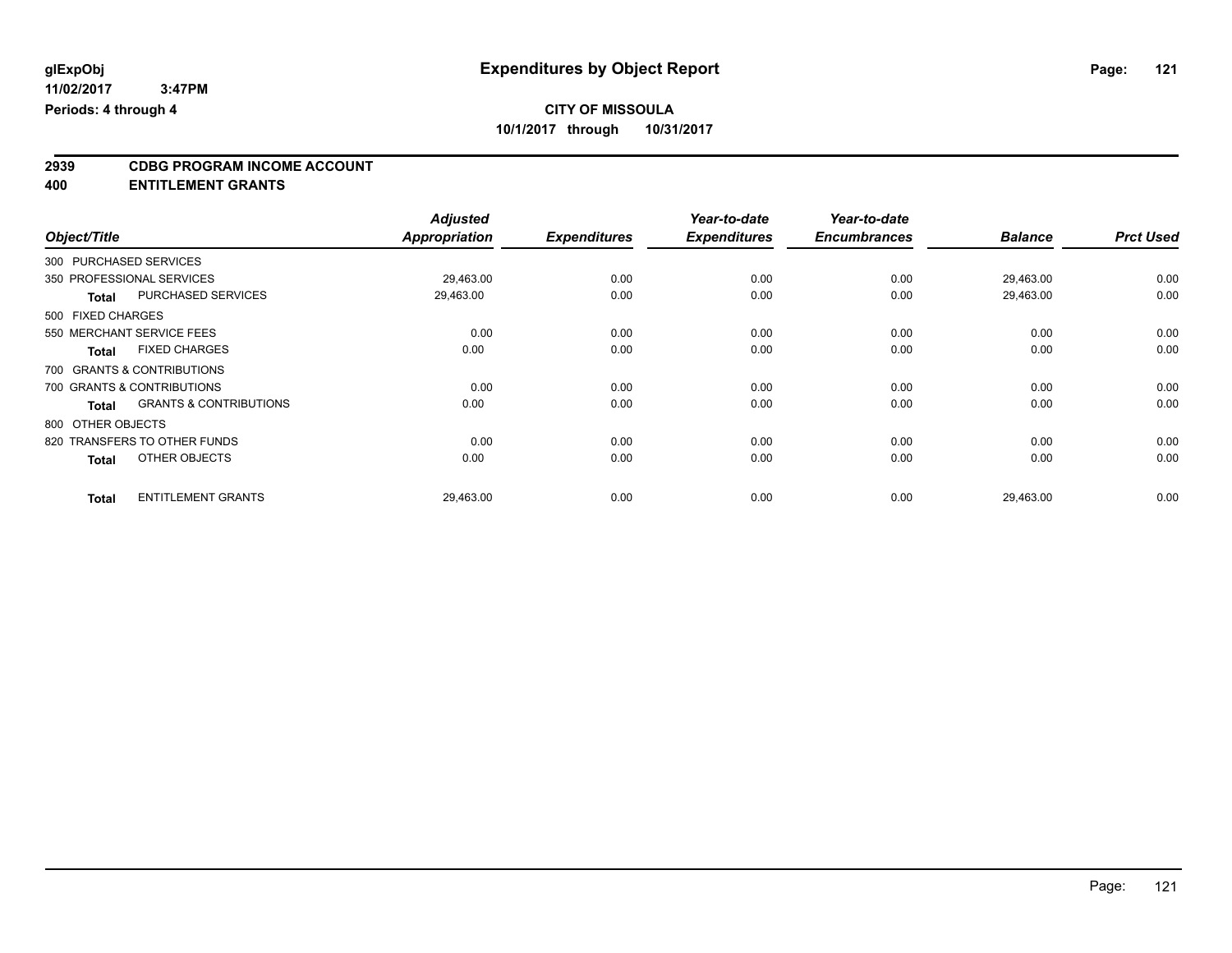**glExpObj**
**11/02/2017 3:47PM**
**Periods: 4 through 4**

# Expenditures by Object Report

**CITY OF MISSOULA**
**10/1/2017 through 10/31/2017**

## 2939 CDBG PROGRAM INCOME ACCOUNT
## 400 ENTITLEMENT GRANTS

| Object/Title | Adjusted Appropriation | Expenditures | Year-to-date Expenditures | Year-to-date Encumbrances | Balance | Prct Used |
|---|---|---|---|---|---|---|
| 300 PURCHASED SERVICES | | | | | | |
| 350 PROFESSIONAL SERVICES | 29,463.00 | 0.00 | 0.00 | 0.00 | 29,463.00 | 0.00 |
| **Total** PURCHASED SERVICES | 29,463.00 | 0.00 | 0.00 | 0.00 | 29,463.00 | 0.00 |
| 500 FIXED CHARGES | | | | | | |
| 550 MERCHANT SERVICE FEES | 0.00 | 0.00 | 0.00 | 0.00 | 0.00 | 0.00 |
| **Total** FIXED CHARGES | 0.00 | 0.00 | 0.00 | 0.00 | 0.00 | 0.00 |
| 700 GRANTS & CONTRIBUTIONS | | | | | | |
| 700 GRANTS & CONTRIBUTIONS | 0.00 | 0.00 | 0.00 | 0.00 | 0.00 | 0.00 |
| **Total** GRANTS & CONTRIBUTIONS | 0.00 | 0.00 | 0.00 | 0.00 | 0.00 | 0.00 |
| 800 OTHER OBJECTS | | | | | | |
| 820 TRANSFERS TO OTHER FUNDS | 0.00 | 0.00 | 0.00 | 0.00 | 0.00 | 0.00 |
| **Total** OTHER OBJECTS | 0.00 | 0.00 | 0.00 | 0.00 | 0.00 | 0.00 |
| **Total** ENTITLEMENT GRANTS | 29,463.00 | 0.00 | 0.00 | 0.00 | 29,463.00 | 0.00 |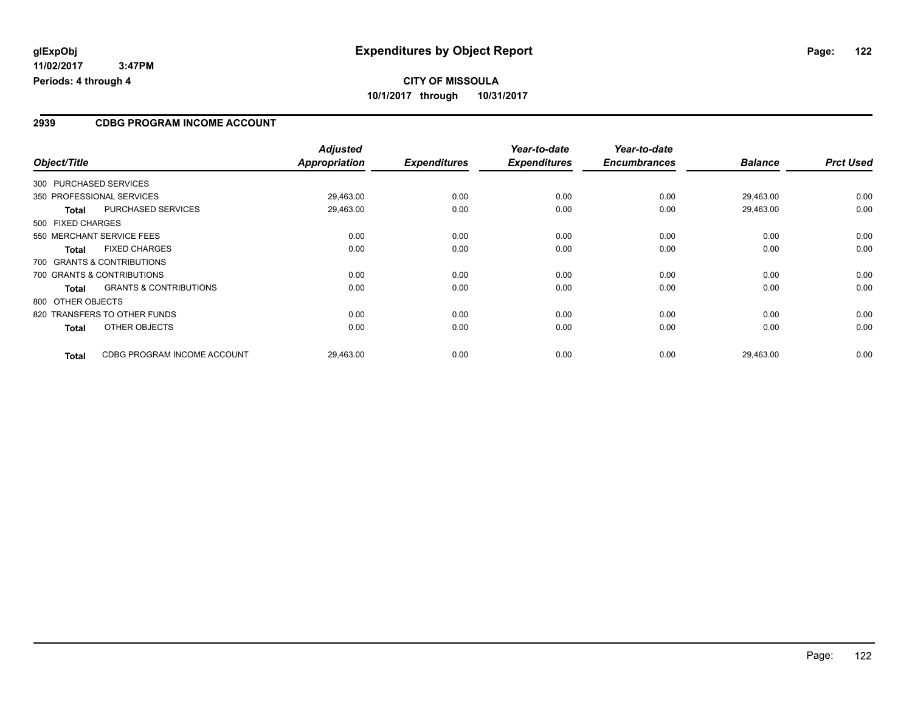**glExpObj**
**11/02/2017 3:47PM**
**Periods: 4 through 4**

# Expenditures by Object Report

**CITY OF MISSOULA**
**10/1/2017 through 10/31/2017**

## 2939 CDBG PROGRAM INCOME ACCOUNT

| Object/Title | | *Adjusted Appropriation* | *Expenditures* | *Year-to-date Expenditures* | *Year-to-date Encumbrances* | *Balance* | *Prct Used* |
|---|---|---|---|---|---|---|---|
| 300 PURCHASED SERVICES | | | | | | | |
| 350 PROFESSIONAL SERVICES | | 29,463.00 | 0.00 | 0.00 | 0.00 | 29,463.00 | 0.00 |
| **Total** | PURCHASED SERVICES | 29,463.00 | 0.00 | 0.00 | 0.00 | 29,463.00 | 0.00 |
| 500 FIXED CHARGES | | | | | | | |
| 550 MERCHANT SERVICE FEES | | 0.00 | 0.00 | 0.00 | 0.00 | 0.00 | 0.00 |
| **Total** | FIXED CHARGES | 0.00 | 0.00 | 0.00 | 0.00 | 0.00 | 0.00 |
| 700 GRANTS & CONTRIBUTIONS | | | | | | | |
| 700 GRANTS & CONTRIBUTIONS | | 0.00 | 0.00 | 0.00 | 0.00 | 0.00 | 0.00 |
| **Total** | GRANTS & CONTRIBUTIONS | 0.00 | 0.00 | 0.00 | 0.00 | 0.00 | 0.00 |
| 800 OTHER OBJECTS | | | | | | | |
| 820 TRANSFERS TO OTHER FUNDS | | 0.00 | 0.00 | 0.00 | 0.00 | 0.00 | 0.00 |
| **Total** | OTHER OBJECTS | 0.00 | 0.00 | 0.00 | 0.00 | 0.00 | 0.00 |
| **Total** | CDBG PROGRAM INCOME ACCOUNT | 29,463.00 | 0.00 | 0.00 | 0.00 | 29,463.00 | 0.00 |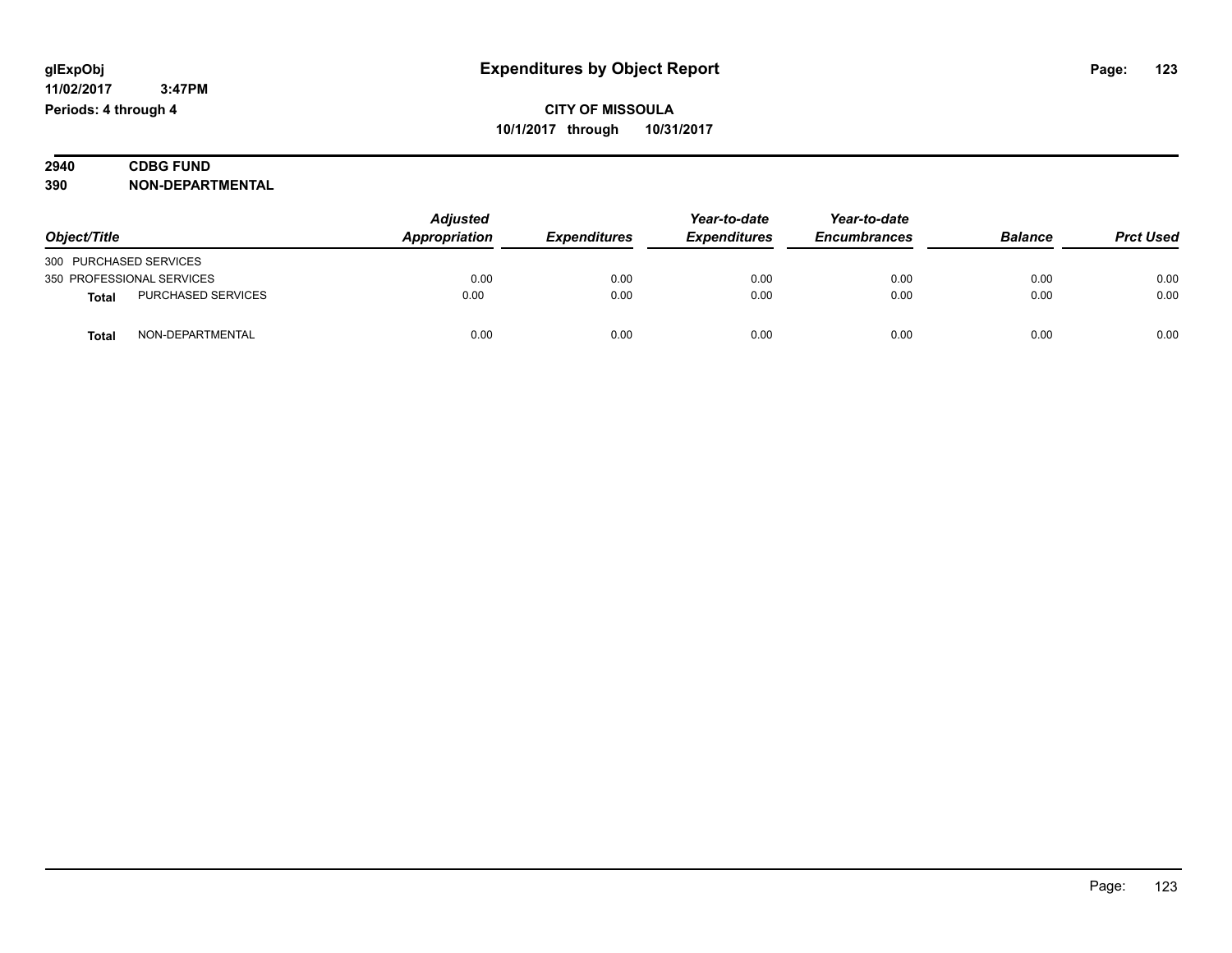# Expenditures by Object Report

glExpObj
11/02/2017 3:47PM
Periods: 4 through 4

**CITY OF MISSOULA**
**10/1/2017 through 10/31/2017**

**2940 CDBG FUND**
**390 NON-DEPARTMENTAL**

| Object/Title | | Adjusted Appropriation | Expenditures | Year-to-date Expenditures | Year-to-date Encumbrances | Balance | Prct Used |
|---|---|---|---|---|---|---|---|
| 300 PURCHASED SERVICES | | | | | | | |
| 350 PROFESSIONAL SERVICES | | 0.00 | 0.00 | 0.00 | 0.00 | 0.00 | 0.00 |
| **Total** | PURCHASED SERVICES | 0.00 | 0.00 | 0.00 | 0.00 | 0.00 | 0.00 |
| **Total** | NON-DEPARTMENTAL | 0.00 | 0.00 | 0.00 | 0.00 | 0.00 | 0.00 |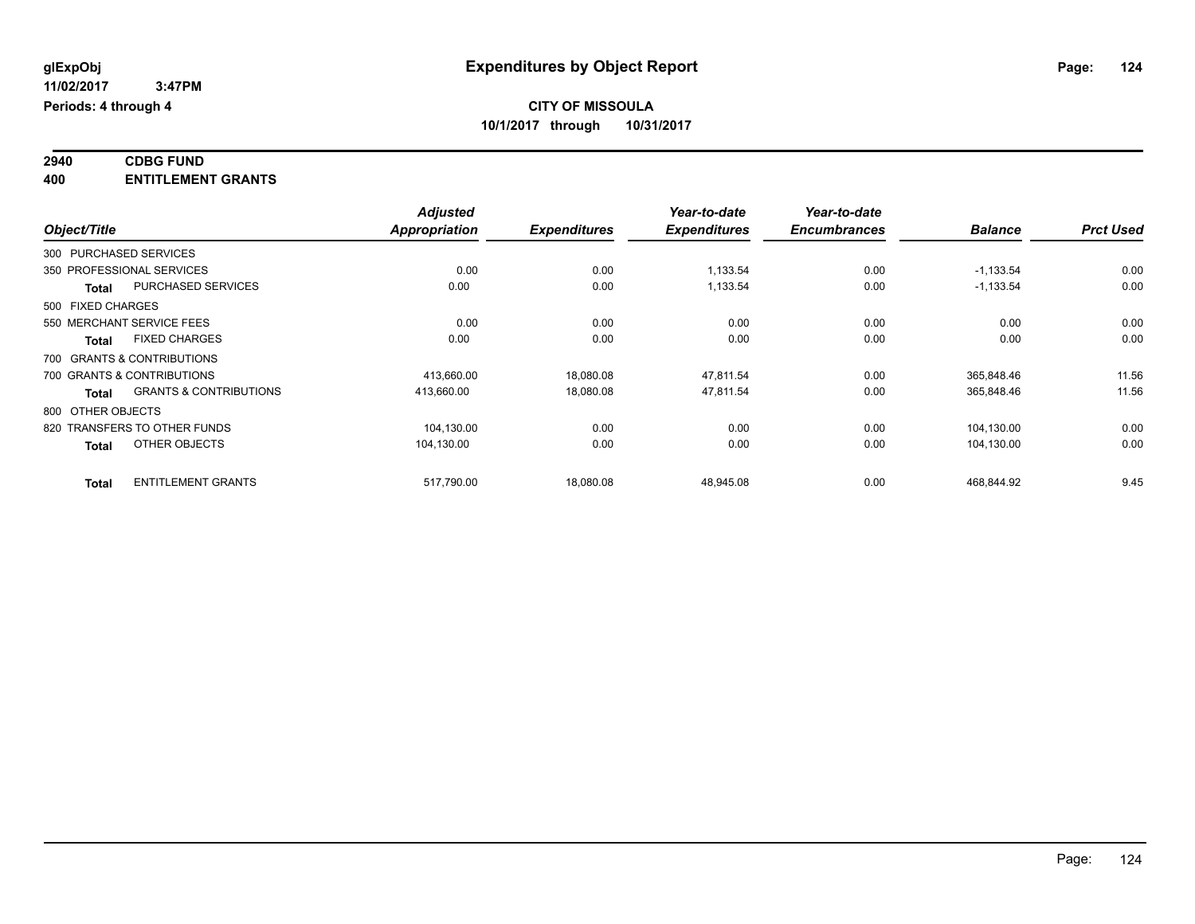glExpObj
11/02/2017 3:47PM
Periods: 4 through 4

# Expenditures by Object Report

**CITY OF MISSOULA**
**10/1/2017 through 10/31/2017**

**2940 CDBG FUND**
**400 ENTITLEMENT GRANTS**

| Object/Title | | Adjusted Appropriation | Expenditures | Year-to-date Expenditures | Year-to-date Encumbrances | Balance | Prct Used |
|---|---|---|---|---|---|---|---|
| 300 PURCHASED SERVICES | | | | | | | |
| 350 PROFESSIONAL SERVICES | | 0.00 | 0.00 | 1,133.54 | 0.00 | -1,133.54 | 0.00 |
| **Total** | PURCHASED SERVICES | 0.00 | 0.00 | 1,133.54 | 0.00 | -1,133.54 | 0.00 |
| 500 FIXED CHARGES | | | | | | | |
| 550 MERCHANT SERVICE FEES | | 0.00 | 0.00 | 0.00 | 0.00 | 0.00 | 0.00 |
| **Total** | FIXED CHARGES | 0.00 | 0.00 | 0.00 | 0.00 | 0.00 | 0.00 |
| 700 GRANTS & CONTRIBUTIONS | | | | | | | |
| 700 GRANTS & CONTRIBUTIONS | | 413,660.00 | 18,080.08 | 47,811.54 | 0.00 | 365,848.46 | 11.56 |
| **Total** | GRANTS & CONTRIBUTIONS | 413,660.00 | 18,080.08 | 47,811.54 | 0.00 | 365,848.46 | 11.56 |
| 800 OTHER OBJECTS | | | | | | | |
| 820 TRANSFERS TO OTHER FUNDS | | 104,130.00 | 0.00 | 0.00 | 0.00 | 104,130.00 | 0.00 |
| **Total** | OTHER OBJECTS | 104,130.00 | 0.00 | 0.00 | 0.00 | 104,130.00 | 0.00 |
| **Total** | ENTITLEMENT GRANTS | 517,790.00 | 18,080.08 | 48,945.08 | 0.00 | 468,844.92 | 9.45 |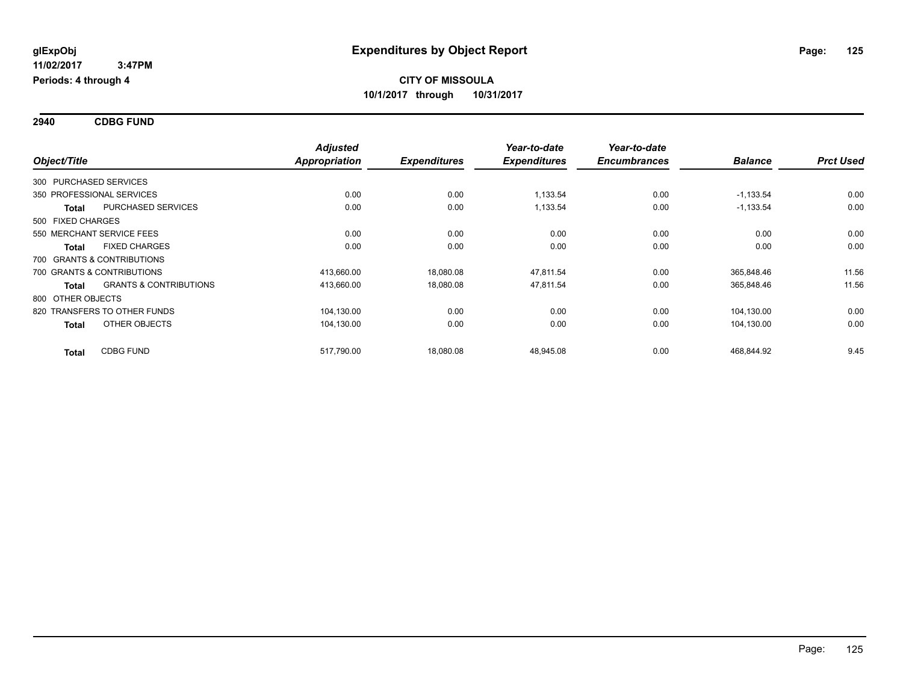glExpObj
11/02/2017 3:47PM
Periods: 4 through 4

# Expenditures by Object Report

## CITY OF MISSOULA

10/1/2017 through 10/31/2017

### 2940 CDBG FUND

| Object/Title | | Adjusted Appropriation | Expenditures | Year-to-date Expenditures | Year-to-date Encumbrances | Balance | Prct Used |
|---|---|---|---|---|---|---|---|
| 300 PURCHASED SERVICES | | | | | | | |
| 350 PROFESSIONAL SERVICES | | 0.00 | 0.00 | 1,133.54 | 0.00 | -1,133.54 | 0.00 |
| **Total** | PURCHASED SERVICES | 0.00 | 0.00 | 1,133.54 | 0.00 | -1,133.54 | 0.00 |
| 500 FIXED CHARGES | | | | | | | |
| 550 MERCHANT SERVICE FEES | | 0.00 | 0.00 | 0.00 | 0.00 | 0.00 | 0.00 |
| **Total** | FIXED CHARGES | 0.00 | 0.00 | 0.00 | 0.00 | 0.00 | 0.00 |
| 700 GRANTS & CONTRIBUTIONS | | | | | | | |
| 700 GRANTS & CONTRIBUTIONS | | 413,660.00 | 18,080.08 | 47,811.54 | 0.00 | 365,848.46 | 11.56 |
| **Total** | GRANTS & CONTRIBUTIONS | 413,660.00 | 18,080.08 | 47,811.54 | 0.00 | 365,848.46 | 11.56 |
| 800 OTHER OBJECTS | | | | | | | |
| 820 TRANSFERS TO OTHER FUNDS | | 104,130.00 | 0.00 | 0.00 | 0.00 | 104,130.00 | 0.00 |
| **Total** | OTHER OBJECTS | 104,130.00 | 0.00 | 0.00 | 0.00 | 104,130.00 | 0.00 |
| **Total** | CDBG FUND | 517,790.00 | 18,080.08 | 48,945.08 | 0.00 | 468,844.92 | 9.45 |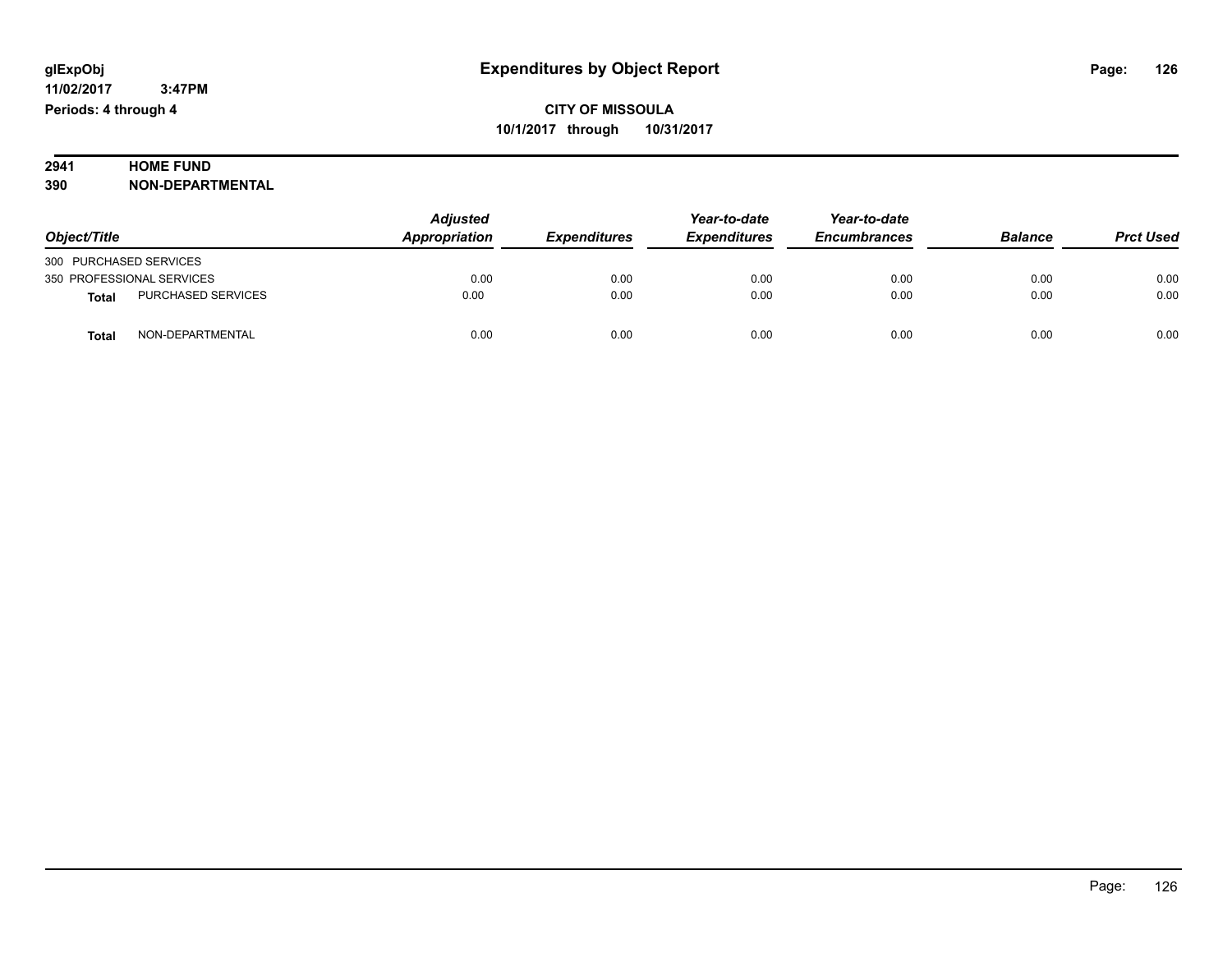glExpObj
11/02/2017 3:47PM
Periods: 4 through 4

# Expenditures by Object Report

**CITY OF MISSOULA**
**10/1/2017 through 10/31/2017**

**2941 HOME FUND**
**390 NON-DEPARTMENTAL**

| Object/Title | Adjusted Appropriation | Expenditures | Year-to-date Expenditures | Year-to-date Encumbrances | Balance | Prct Used |
|---|---|---|---|---|---|---|
| 300 PURCHASED SERVICES | | | | | | |
| 350 PROFESSIONAL SERVICES | 0.00 | 0.00 | 0.00 | 0.00 | 0.00 | 0.00 |
| **Total** PURCHASED SERVICES | 0.00 | 0.00 | 0.00 | 0.00 | 0.00 | 0.00 |
| **Total** NON-DEPARTMENTAL | 0.00 | 0.00 | 0.00 | 0.00 | 0.00 | 0.00 |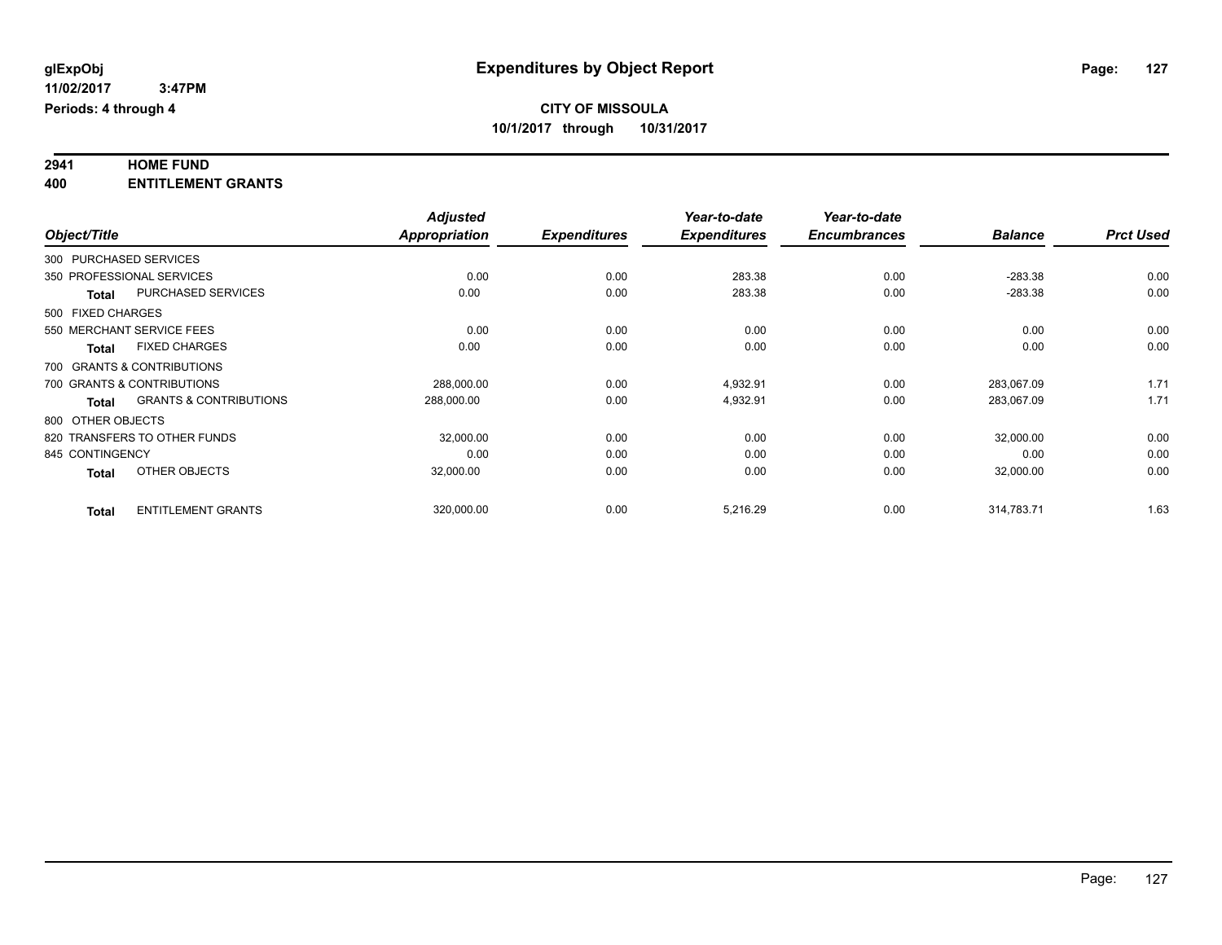**glExpObj** **Expenditures by Object Report**

**11/02/2017 3:47PM**

**Periods: 4 through 4**

**CITY OF MISSOULA**

**10/1/2017 through 10/31/2017**

**2941 HOME FUND**

**400 ENTITLEMENT GRANTS**

| Object/Title | | Adjusted Appropriation | Expenditures | Year-to-date Expenditures | Year-to-date Encumbrances | Balance | Prct Used |
|---|---|---|---|---|---|---|---|
| 300 PURCHASED SERVICES | | | | | | | |
| 350 PROFESSIONAL SERVICES | | 0.00 | 0.00 | 283.38 | 0.00 | -283.38 | 0.00 |
| **Total** | PURCHASED SERVICES | 0.00 | 0.00 | 283.38 | 0.00 | -283.38 | 0.00 |
| 500 FIXED CHARGES | | | | | | | |
| 550 MERCHANT SERVICE FEES | | 0.00 | 0.00 | 0.00 | 0.00 | 0.00 | 0.00 |
| **Total** | FIXED CHARGES | 0.00 | 0.00 | 0.00 | 0.00 | 0.00 | 0.00 |
| 700 GRANTS & CONTRIBUTIONS | | | | | | | |
| 700 GRANTS & CONTRIBUTIONS | | 288,000.00 | 0.00 | 4,932.91 | 0.00 | 283,067.09 | 1.71 |
| **Total** | GRANTS & CONTRIBUTIONS | 288,000.00 | 0.00 | 4,932.91 | 0.00 | 283,067.09 | 1.71 |
| 800 OTHER OBJECTS | | | | | | | |
| 820 TRANSFERS TO OTHER FUNDS | | 32,000.00 | 0.00 | 0.00 | 0.00 | 32,000.00 | 0.00 |
| 845 CONTINGENCY | | 0.00 | 0.00 | 0.00 | 0.00 | 0.00 | 0.00 |
| **Total** | OTHER OBJECTS | 32,000.00 | 0.00 | 0.00 | 0.00 | 32,000.00 | 0.00 |
| **Total** | ENTITLEMENT GRANTS | 320,000.00 | 0.00 | 5,216.29 | 0.00 | 314,783.71 | 1.63 |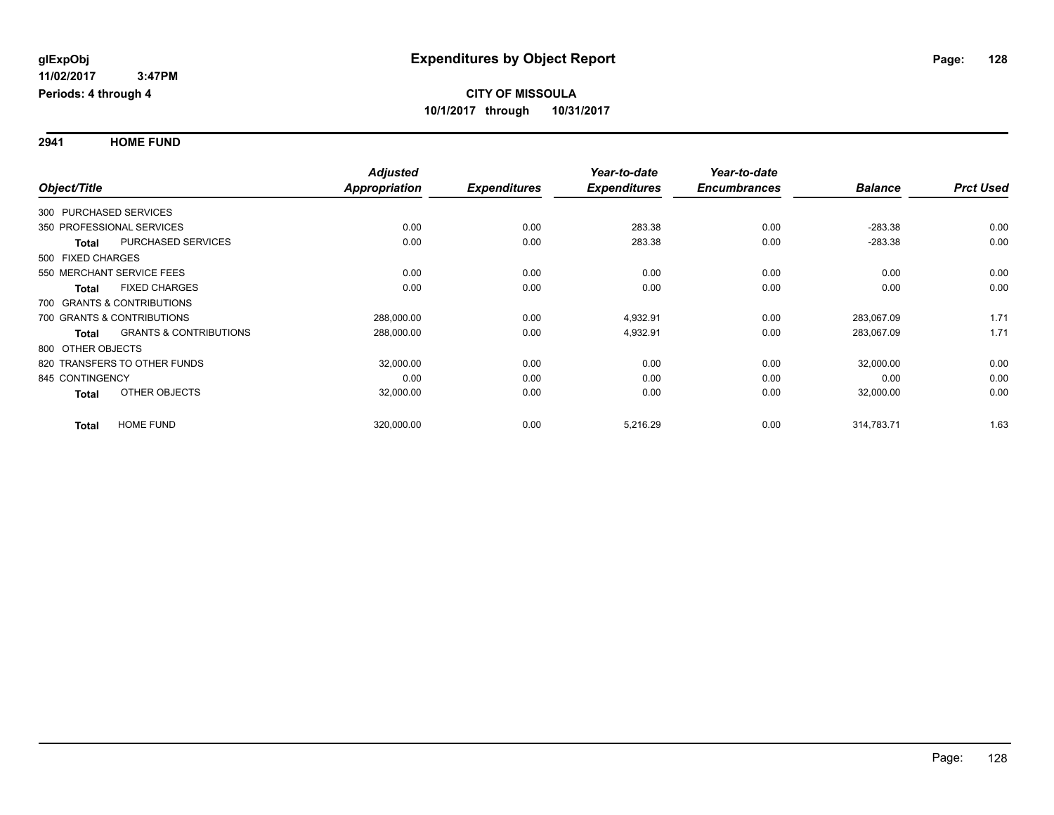**glExpObj** **Expenditures by Object Report**

**11/02/2017 3:47PM**

**Periods: 4 through 4**

**CITY OF MISSOULA**

**10/1/2017 through 10/31/2017**

## 2941 HOME FUND

| Object/Title | | Adjusted Appropriation | Expenditures | Year-to-date Expenditures | Year-to-date Encumbrances | Balance | Prct Used |
|---|---|---|---|---|---|---|---|
| 300 PURCHASED SERVICES | | | | | | | |
| 350 PROFESSIONAL SERVICES | | 0.00 | 0.00 | 283.38 | 0.00 | -283.38 | 0.00 |
| **Total** | PURCHASED SERVICES | 0.00 | 0.00 | 283.38 | 0.00 | -283.38 | 0.00 |
| 500 FIXED CHARGES | | | | | | | |
| 550 MERCHANT SERVICE FEES | | 0.00 | 0.00 | 0.00 | 0.00 | 0.00 | 0.00 |
| **Total** | FIXED CHARGES | 0.00 | 0.00 | 0.00 | 0.00 | 0.00 | 0.00 |
| 700 GRANTS & CONTRIBUTIONS | | | | | | | |
| 700 GRANTS & CONTRIBUTIONS | | 288,000.00 | 0.00 | 4,932.91 | 0.00 | 283,067.09 | 1.71 |
| **Total** | GRANTS & CONTRIBUTIONS | 288,000.00 | 0.00 | 4,932.91 | 0.00 | 283,067.09 | 1.71 |
| 800 OTHER OBJECTS | | | | | | | |
| 820 TRANSFERS TO OTHER FUNDS | | 32,000.00 | 0.00 | 0.00 | 0.00 | 32,000.00 | 0.00 |
| 845 CONTINGENCY | | 0.00 | 0.00 | 0.00 | 0.00 | 0.00 | 0.00 |
| **Total** | OTHER OBJECTS | 32,000.00 | 0.00 | 0.00 | 0.00 | 32,000.00 | 0.00 |
| **Total** | HOME FUND | 320,000.00 | 0.00 | 5,216.29 | 0.00 | 314,783.71 | 1.63 |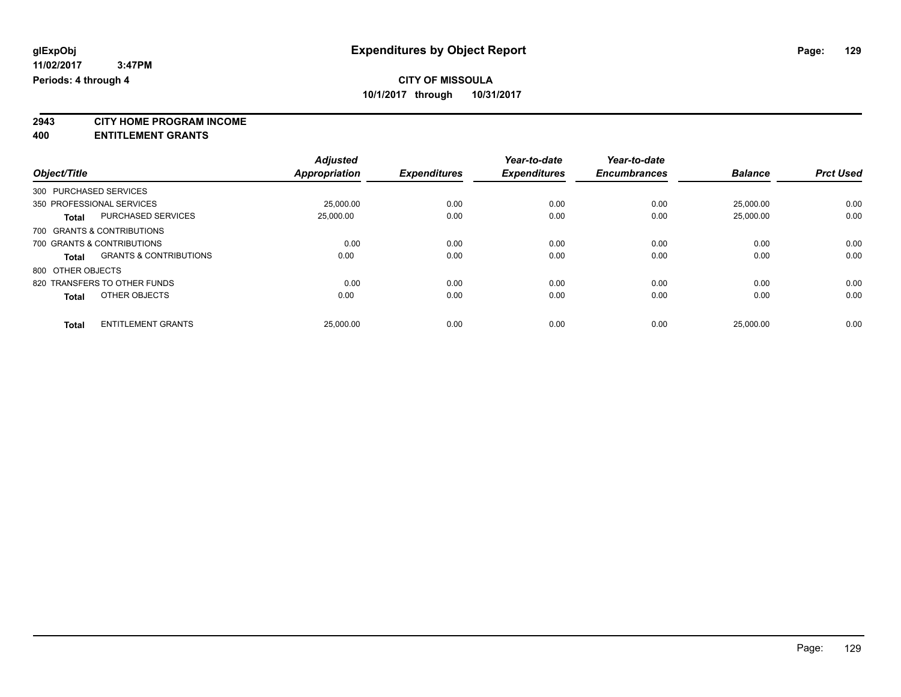glExpObj
11/02/2017 3:47PM
Periods: 4 through 4

# Expenditures by Object Report

**CITY OF MISSOULA**
**10/1/2017 through 10/31/2017**

## 2943 CITY HOME PROGRAM INCOME
## 400 ENTITLEMENT GRANTS

| Object/Title | | Adjusted Appropriation | Expenditures | Year-to-date Expenditures | Year-to-date Encumbrances | Balance | Prct Used |
|---|---|---|---|---|---|---|---|
| 300 PURCHASED SERVICES | | | | | | | |
| 350 PROFESSIONAL SERVICES | | 25,000.00 | 0.00 | 0.00 | 0.00 | 25,000.00 | 0.00 |
| **Total** | PURCHASED SERVICES | 25,000.00 | 0.00 | 0.00 | 0.00 | 25,000.00 | 0.00 |
| 700 GRANTS & CONTRIBUTIONS | | | | | | | |
| 700 GRANTS & CONTRIBUTIONS | | 0.00 | 0.00 | 0.00 | 0.00 | 0.00 | 0.00 |
| **Total** | GRANTS & CONTRIBUTIONS | 0.00 | 0.00 | 0.00 | 0.00 | 0.00 | 0.00 |
| 800 OTHER OBJECTS | | | | | | | |
| 820 TRANSFERS TO OTHER FUNDS | | 0.00 | 0.00 | 0.00 | 0.00 | 0.00 | 0.00 |
| **Total** | OTHER OBJECTS | 0.00 | 0.00 | 0.00 | 0.00 | 0.00 | 0.00 |
| **Total** | ENTITLEMENT GRANTS | 25,000.00 | 0.00 | 0.00 | 0.00 | 25,000.00 | 0.00 |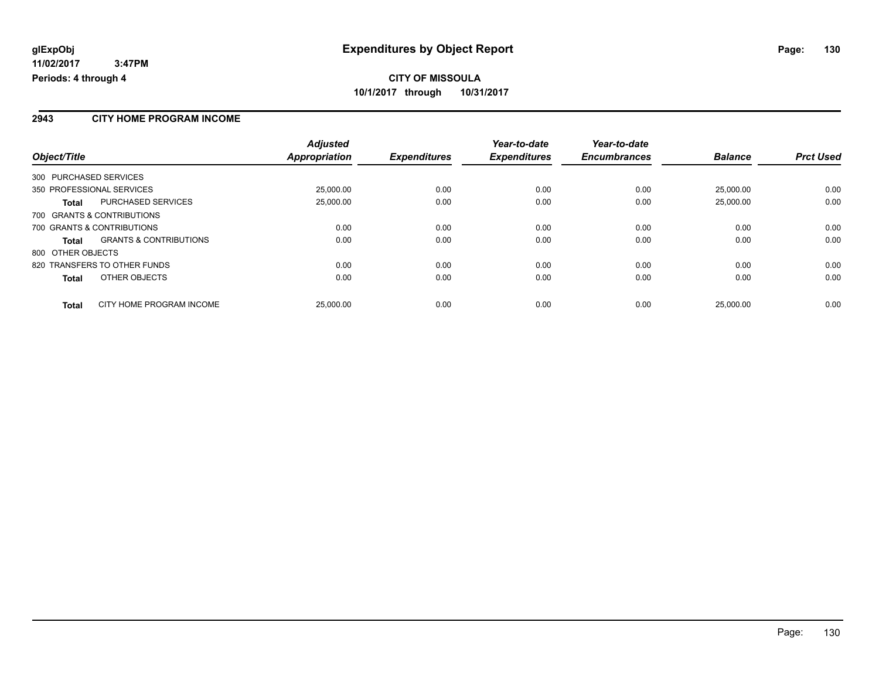**glExpObj**
**11/02/2017 3:47PM**
**Periods: 4 through 4**

# Expenditures by Object Report

**CITY OF MISSOULA**
**10/1/2017 through 10/31/2017**

## 2943 CITY HOME PROGRAM INCOME

| Object/Title | | Adjusted Appropriation | Expenditures | Year-to-date Expenditures | Year-to-date Encumbrances | Balance | Prct Used |
|---|---|---|---|---|---|---|---|
| 300 PURCHASED SERVICES | | | | | | | |
| 350 PROFESSIONAL SERVICES | | 25,000.00 | 0.00 | 0.00 | 0.00 | 25,000.00 | 0.00 |
| **Total** | PURCHASED SERVICES | 25,000.00 | 0.00 | 0.00 | 0.00 | 25,000.00 | 0.00 |
| 700 GRANTS & CONTRIBUTIONS | | | | | | | |
| 700 GRANTS & CONTRIBUTIONS | | 0.00 | 0.00 | 0.00 | 0.00 | 0.00 | 0.00 |
| **Total** | GRANTS & CONTRIBUTIONS | 0.00 | 0.00 | 0.00 | 0.00 | 0.00 | 0.00 |
| 800 OTHER OBJECTS | | | | | | | |
| 820 TRANSFERS TO OTHER FUNDS | | 0.00 | 0.00 | 0.00 | 0.00 | 0.00 | 0.00 |
| **Total** | OTHER OBJECTS | 0.00 | 0.00 | 0.00 | 0.00 | 0.00 | 0.00 |
| **Total** | CITY HOME PROGRAM INCOME | 25,000.00 | 0.00 | 0.00 | 0.00 | 25,000.00 | 0.00 |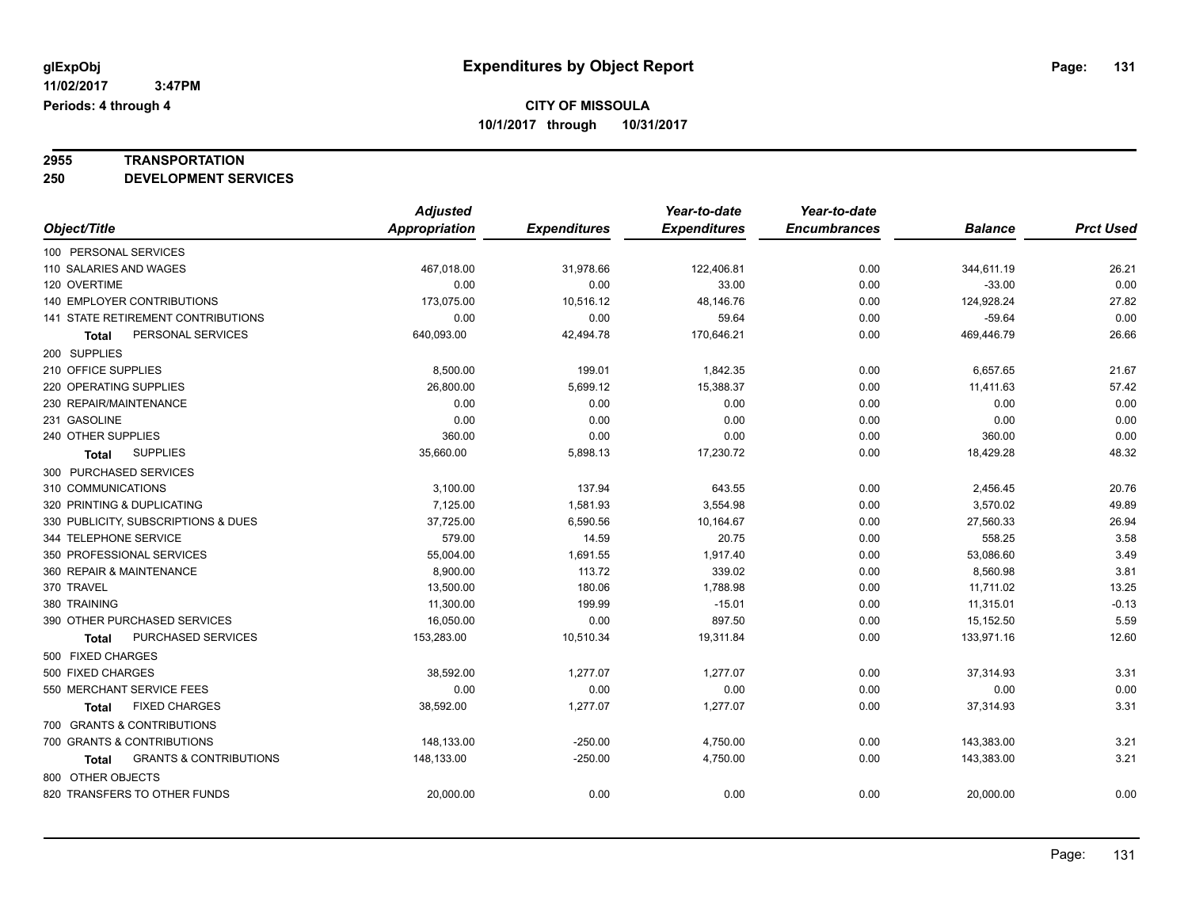glExpObj
11/02/2017 3:47PM
Periods: 4 through 4

# Expenditures by Object Report

**CITY OF MISSOULA**
**10/1/2017 through 10/31/2017**

**2955 TRANSPORTATION**
**250 DEVELOPMENT SERVICES**

| Object/Title | Adjusted Appropriation | Expenditures | Year-to-date Expenditures | Year-to-date Encumbrances | Balance | Prct Used |
|---|---|---|---|---|---|---|
| 100 PERSONAL SERVICES | | | | | | |
| 110 SALARIES AND WAGES | 467,018.00 | 31,978.66 | 122,406.81 | 0.00 | 344,611.19 | 26.21 |
| 120 OVERTIME | 0.00 | 0.00 | 33.00 | 0.00 | -33.00 | 0.00 |
| 140 EMPLOYER CONTRIBUTIONS | 173,075.00 | 10,516.12 | 48,146.76 | 0.00 | 124,928.24 | 27.82 |
| 141 STATE RETIREMENT CONTRIBUTIONS | 0.00 | 0.00 | 59.64 | 0.00 | -59.64 | 0.00 |
| **Total** PERSONAL SERVICES | 640,093.00 | 42,494.78 | 170,646.21 | 0.00 | 469,446.79 | 26.66 |
| 200 SUPPLIES | | | | | | |
| 210 OFFICE SUPPLIES | 8,500.00 | 199.01 | 1,842.35 | 0.00 | 6,657.65 | 21.67 |
| 220 OPERATING SUPPLIES | 26,800.00 | 5,699.12 | 15,388.37 | 0.00 | 11,411.63 | 57.42 |
| 230 REPAIR/MAINTENANCE | 0.00 | 0.00 | 0.00 | 0.00 | 0.00 | 0.00 |
| 231 GASOLINE | 0.00 | 0.00 | 0.00 | 0.00 | 0.00 | 0.00 |
| 240 OTHER SUPPLIES | 360.00 | 0.00 | 0.00 | 0.00 | 360.00 | 0.00 |
| **Total** SUPPLIES | 35,660.00 | 5,898.13 | 17,230.72 | 0.00 | 18,429.28 | 48.32 |
| 300 PURCHASED SERVICES | | | | | | |
| 310 COMMUNICATIONS | 3,100.00 | 137.94 | 643.55 | 0.00 | 2,456.45 | 20.76 |
| 320 PRINTING & DUPLICATING | 7,125.00 | 1,581.93 | 3,554.98 | 0.00 | 3,570.02 | 49.89 |
| 330 PUBLICITY, SUBSCRIPTIONS & DUES | 37,725.00 | 6,590.56 | 10,164.67 | 0.00 | 27,560.33 | 26.94 |
| 344 TELEPHONE SERVICE | 579.00 | 14.59 | 20.75 | 0.00 | 558.25 | 3.58 |
| 350 PROFESSIONAL SERVICES | 55,004.00 | 1,691.55 | 1,917.40 | 0.00 | 53,086.60 | 3.49 |
| 360 REPAIR & MAINTENANCE | 8,900.00 | 113.72 | 339.02 | 0.00 | 8,560.98 | 3.81 |
| 370 TRAVEL | 13,500.00 | 180.06 | 1,788.98 | 0.00 | 11,711.02 | 13.25 |
| 380 TRAINING | 11,300.00 | 199.99 | -15.01 | 0.00 | 11,315.01 | -0.13 |
| 390 OTHER PURCHASED SERVICES | 16,050.00 | 0.00 | 897.50 | 0.00 | 15,152.50 | 5.59 |
| **Total** PURCHASED SERVICES | 153,283.00 | 10,510.34 | 19,311.84 | 0.00 | 133,971.16 | 12.60 |
| 500 FIXED CHARGES | | | | | | |
| 500 FIXED CHARGES | 38,592.00 | 1,277.07 | 1,277.07 | 0.00 | 37,314.93 | 3.31 |
| 550 MERCHANT SERVICE FEES | 0.00 | 0.00 | 0.00 | 0.00 | 0.00 | 0.00 |
| **Total** FIXED CHARGES | 38,592.00 | 1,277.07 | 1,277.07 | 0.00 | 37,314.93 | 3.31 |
| 700 GRANTS & CONTRIBUTIONS | | | | | | |
| 700 GRANTS & CONTRIBUTIONS | 148,133.00 | -250.00 | 4,750.00 | 0.00 | 143,383.00 | 3.21 |
| **Total** GRANTS & CONTRIBUTIONS | 148,133.00 | -250.00 | 4,750.00 | 0.00 | 143,383.00 | 3.21 |
| 800 OTHER OBJECTS | | | | | | |
| 820 TRANSFERS TO OTHER FUNDS | 20,000.00 | 0.00 | 0.00 | 0.00 | 20,000.00 | 0.00 |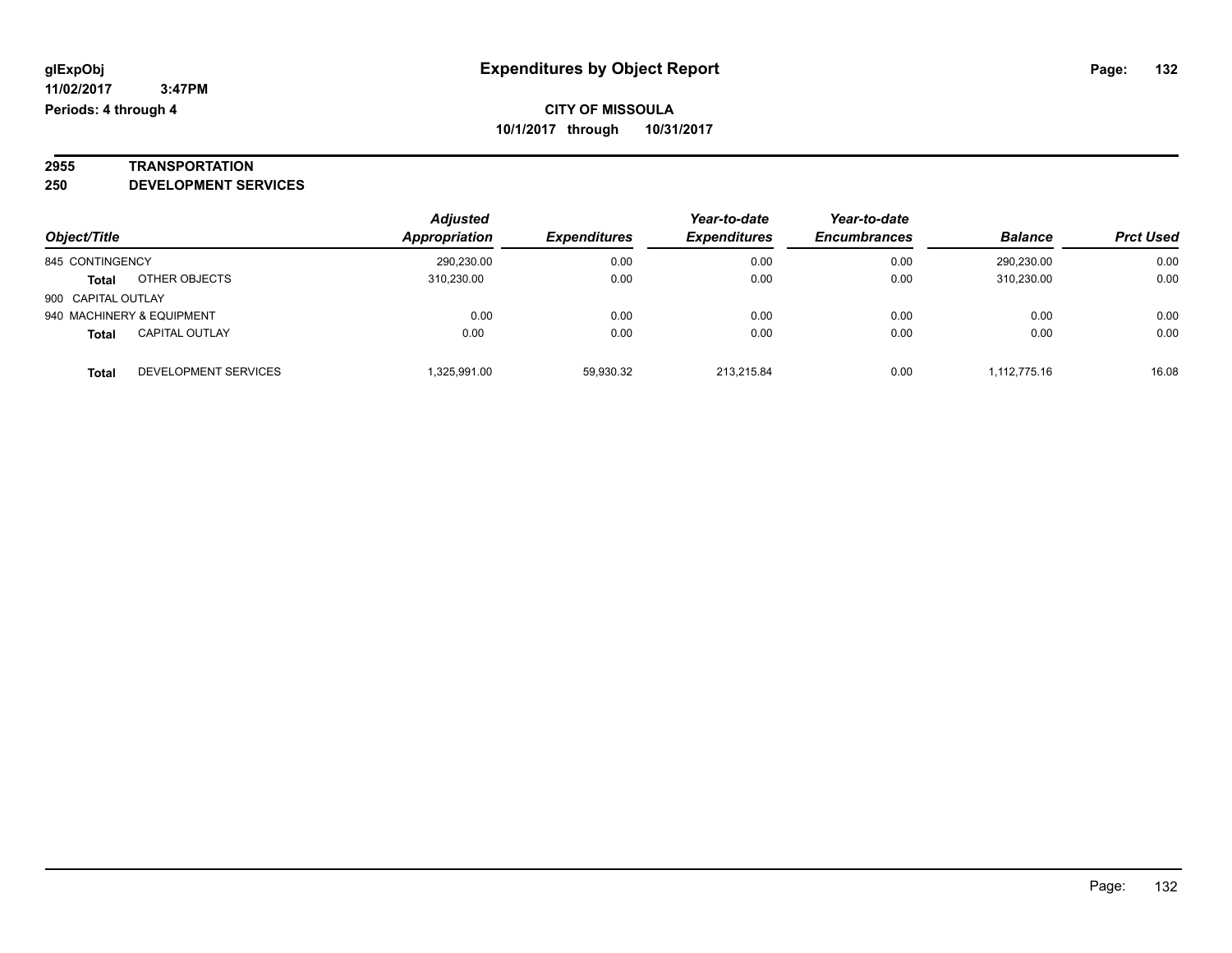# Expenditures by Object Report

**CITY OF MISSOULA**
**10/1/2017 through 10/31/2017**

glExpObj
11/02/2017 3:47PM
Periods: 4 through 4

**2955 TRANSPORTATION**
**250 DEVELOPMENT SERVICES**

| Object/Title | | Adjusted Appropriation | Expenditures | Year-to-date Expenditures | Year-to-date Encumbrances | Balance | Prct Used |
|---|---|---|---|---|---|---|---|
| 845 CONTINGENCY | | 290,230.00 | 0.00 | 0.00 | 0.00 | 290,230.00 | 0.00 |
| **Total** | OTHER OBJECTS | 310,230.00 | 0.00 | 0.00 | 0.00 | 310,230.00 | 0.00 |
| 900 CAPITAL OUTLAY | | | | | | | |
| 940 MACHINERY & EQUIPMENT | | 0.00 | 0.00 | 0.00 | 0.00 | 0.00 | 0.00 |
| **Total** | CAPITAL OUTLAY | 0.00 | 0.00 | 0.00 | 0.00 | 0.00 | 0.00 |
| **Total** | DEVELOPMENT SERVICES | 1,325,991.00 | 59,930.32 | 213,215.84 | 0.00 | 1,112,775.16 | 16.08 |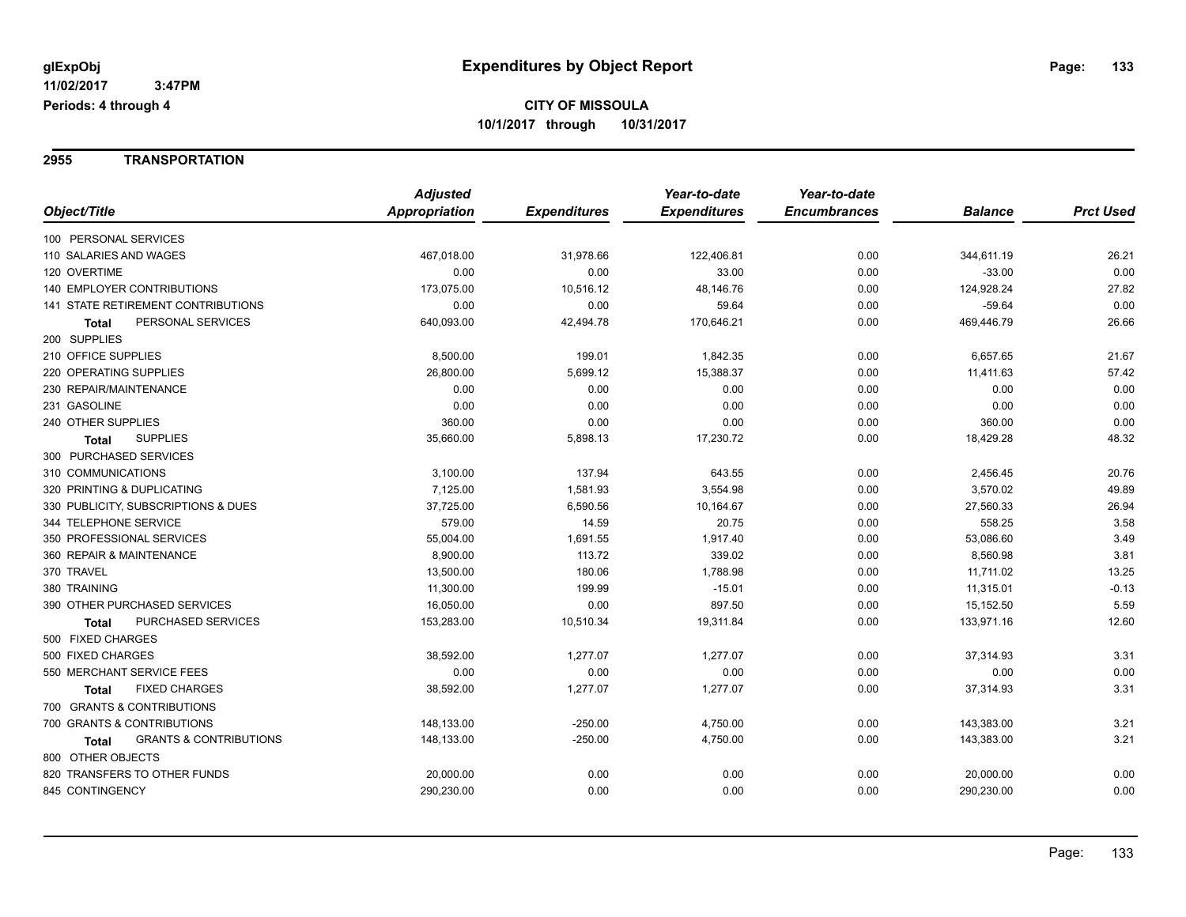# Expenditures by Object Report

glExpObj
11/02/2017 3:47PM
Periods: 4 through 4

**CITY OF MISSOULA**
**10/1/2017 through 10/31/2017**

## 2955 TRANSPORTATION

| Object/Title | Adjusted Appropriation | Expenditures | Year-to-date Expenditures | Year-to-date Encumbrances | Balance | Prct Used |
|---|---|---|---|---|---|---|
| 100 PERSONAL SERVICES | | | | | | |
| 110 SALARIES AND WAGES | 467,018.00 | 31,978.66 | 122,406.81 | 0.00 | 344,611.19 | 26.21 |
| 120 OVERTIME | 0.00 | 0.00 | 33.00 | 0.00 | -33.00 | 0.00 |
| 140 EMPLOYER CONTRIBUTIONS | 173,075.00 | 10,516.12 | 48,146.76 | 0.00 | 124,928.24 | 27.82 |
| 141 STATE RETIREMENT CONTRIBUTIONS | 0.00 | 0.00 | 59.64 | 0.00 | -59.64 | 0.00 |
| **Total** PERSONAL SERVICES | 640,093.00 | 42,494.78 | 170,646.21 | 0.00 | 469,446.79 | 26.66 |
| 200 SUPPLIES | | | | | | |
| 210 OFFICE SUPPLIES | 8,500.00 | 199.01 | 1,842.35 | 0.00 | 6,657.65 | 21.67 |
| 220 OPERATING SUPPLIES | 26,800.00 | 5,699.12 | 15,388.37 | 0.00 | 11,411.63 | 57.42 |
| 230 REPAIR/MAINTENANCE | 0.00 | 0.00 | 0.00 | 0.00 | 0.00 | 0.00 |
| 231 GASOLINE | 0.00 | 0.00 | 0.00 | 0.00 | 0.00 | 0.00 |
| 240 OTHER SUPPLIES | 360.00 | 0.00 | 0.00 | 0.00 | 360.00 | 0.00 |
| **Total** SUPPLIES | 35,660.00 | 5,898.13 | 17,230.72 | 0.00 | 18,429.28 | 48.32 |
| 300 PURCHASED SERVICES | | | | | | |
| 310 COMMUNICATIONS | 3,100.00 | 137.94 | 643.55 | 0.00 | 2,456.45 | 20.76 |
| 320 PRINTING & DUPLICATING | 7,125.00 | 1,581.93 | 3,554.98 | 0.00 | 3,570.02 | 49.89 |
| 330 PUBLICITY, SUBSCRIPTIONS & DUES | 37,725.00 | 6,590.56 | 10,164.67 | 0.00 | 27,560.33 | 26.94 |
| 344 TELEPHONE SERVICE | 579.00 | 14.59 | 20.75 | 0.00 | 558.25 | 3.58 |
| 350 PROFESSIONAL SERVICES | 55,004.00 | 1,691.55 | 1,917.40 | 0.00 | 53,086.60 | 3.49 |
| 360 REPAIR & MAINTENANCE | 8,900.00 | 113.72 | 339.02 | 0.00 | 8,560.98 | 3.81 |
| 370 TRAVEL | 13,500.00 | 180.06 | 1,788.98 | 0.00 | 11,711.02 | 13.25 |
| 380 TRAINING | 11,300.00 | 199.99 | -15.01 | 0.00 | 11,315.01 | -0.13 |
| 390 OTHER PURCHASED SERVICES | 16,050.00 | 0.00 | 897.50 | 0.00 | 15,152.50 | 5.59 |
| **Total** PURCHASED SERVICES | 153,283.00 | 10,510.34 | 19,311.84 | 0.00 | 133,971.16 | 12.60 |
| 500 FIXED CHARGES | | | | | | |
| 500 FIXED CHARGES | 38,592.00 | 1,277.07 | 1,277.07 | 0.00 | 37,314.93 | 3.31 |
| 550 MERCHANT SERVICE FEES | 0.00 | 0.00 | 0.00 | 0.00 | 0.00 | 0.00 |
| **Total** FIXED CHARGES | 38,592.00 | 1,277.07 | 1,277.07 | 0.00 | 37,314.93 | 3.31 |
| 700 GRANTS & CONTRIBUTIONS | | | | | | |
| 700 GRANTS & CONTRIBUTIONS | 148,133.00 | -250.00 | 4,750.00 | 0.00 | 143,383.00 | 3.21 |
| **Total** GRANTS & CONTRIBUTIONS | 148,133.00 | -250.00 | 4,750.00 | 0.00 | 143,383.00 | 3.21 |
| 800 OTHER OBJECTS | | | | | | |
| 820 TRANSFERS TO OTHER FUNDS | 20,000.00 | 0.00 | 0.00 | 0.00 | 20,000.00 | 0.00 |
| 845 CONTINGENCY | 290,230.00 | 0.00 | 0.00 | 0.00 | 290,230.00 | 0.00 |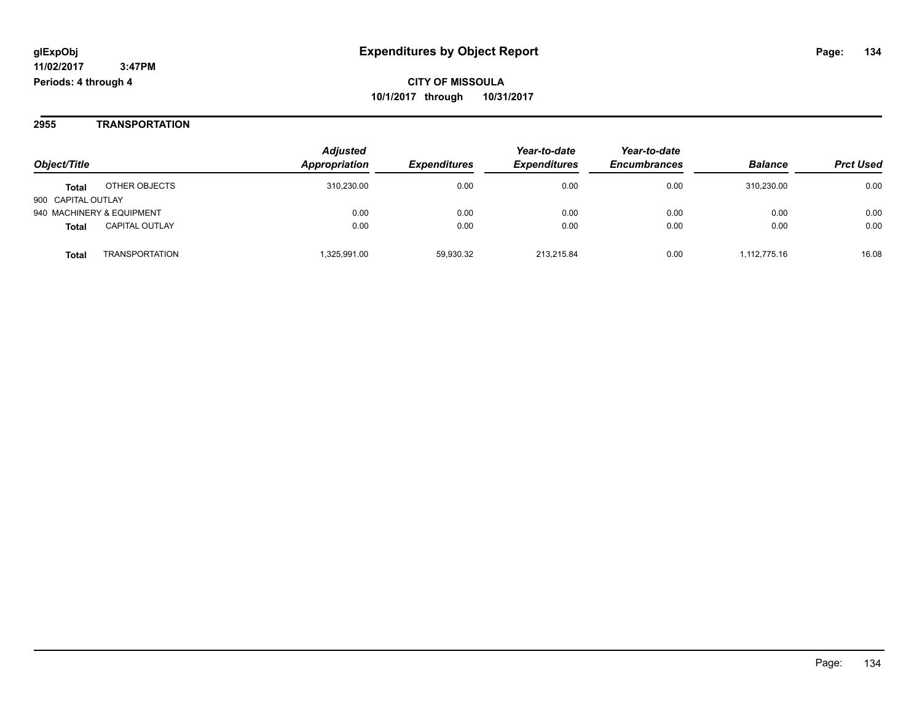**glExpObj**
**11/02/2017 3:47PM**
**Periods: 4 through 4**

# Expenditures by Object Report

**CITY OF MISSOULA**
**10/1/2017 through 10/31/2017**

## 2955 TRANSPORTATION

| Object/Title | | Adjusted Appropriation | Expenditures | Year-to-date Expenditures | Year-to-date Encumbrances | Balance | Prct Used |
|---|---|---|---|---|---|---|---|
| **Total** | OTHER OBJECTS | 310,230.00 | 0.00 | 0.00 | 0.00 | 310,230.00 | 0.00 |
| 900 CAPITAL OUTLAY | | | | | | | |
| 940 MACHINERY & EQUIPMENT | | 0.00 | 0.00 | 0.00 | 0.00 | 0.00 | 0.00 |
| **Total** | CAPITAL OUTLAY | 0.00 | 0.00 | 0.00 | 0.00 | 0.00 | 0.00 |
| **Total** | TRANSPORTATION | 1,325,991.00 | 59,930.32 | 213,215.84 | 0.00 | 1,112,775.16 | 16.08 |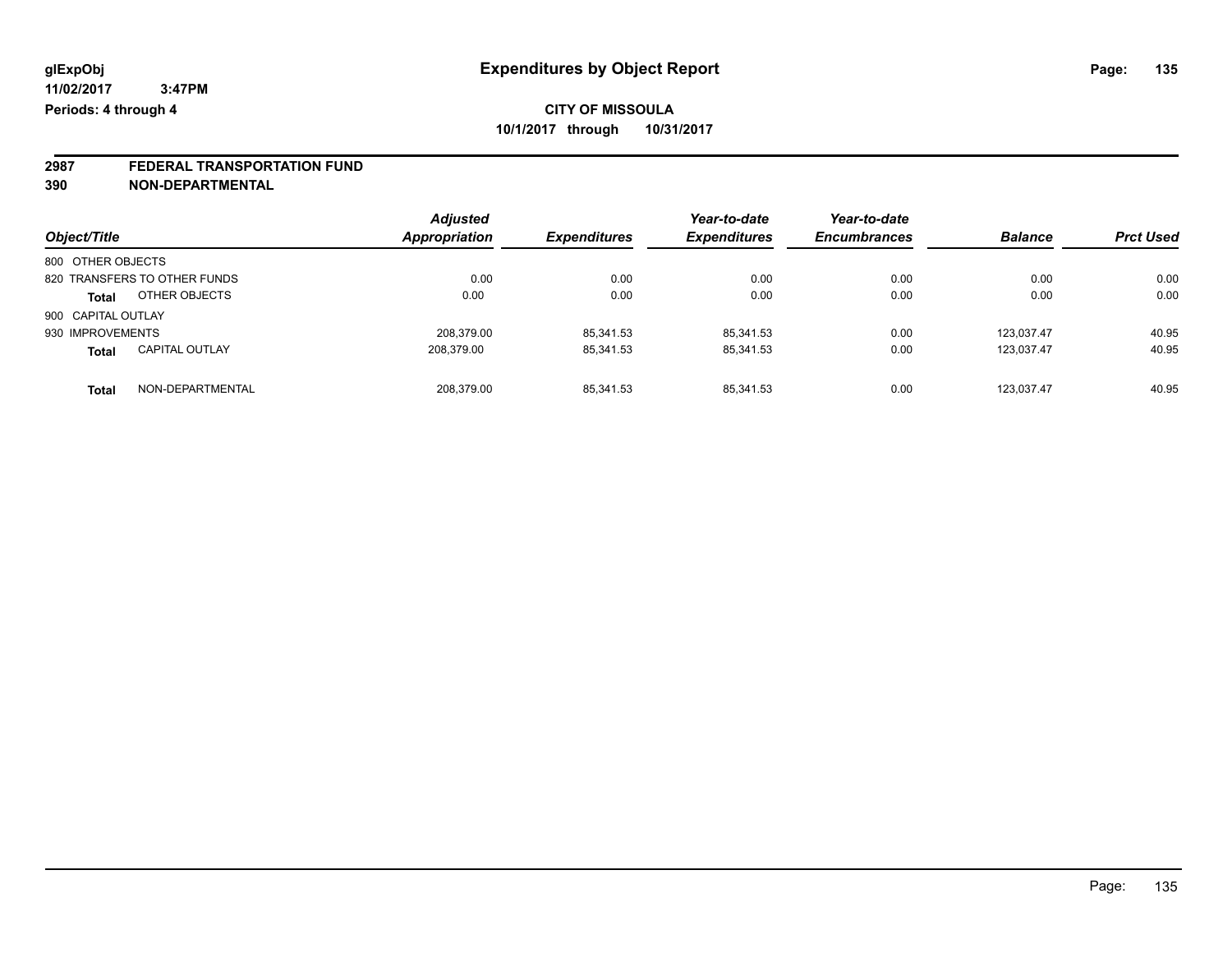# Expenditures by Object Report

glExpObj
11/02/2017 3:47PM
Periods: 4 through 4

**CITY OF MISSOULA**
**10/1/2017 through 10/31/2017**

**2987 FEDERAL TRANSPORTATION FUND**
**390 NON-DEPARTMENTAL**

| Object/Title | Adjusted Appropriation | Expenditures | Year-to-date Expenditures | Year-to-date Encumbrances | Balance | Prct Used |
|---|---|---|---|---|---|---|
| 800 OTHER OBJECTS | | | | | | |
| 820 TRANSFERS TO OTHER FUNDS | 0.00 | 0.00 | 0.00 | 0.00 | 0.00 | 0.00 |
| **Total** OTHER OBJECTS | 0.00 | 0.00 | 0.00 | 0.00 | 0.00 | 0.00 |
| 900 CAPITAL OUTLAY | | | | | | |
| 930 IMPROVEMENTS | 208,379.00 | 85,341.53 | 85,341.53 | 0.00 | 123,037.47 | 40.95 |
| **Total** CAPITAL OUTLAY | 208,379.00 | 85,341.53 | 85,341.53 | 0.00 | 123,037.47 | 40.95 |
| **Total** NON-DEPARTMENTAL | 208,379.00 | 85,341.53 | 85,341.53 | 0.00 | 123,037.47 | 40.95 |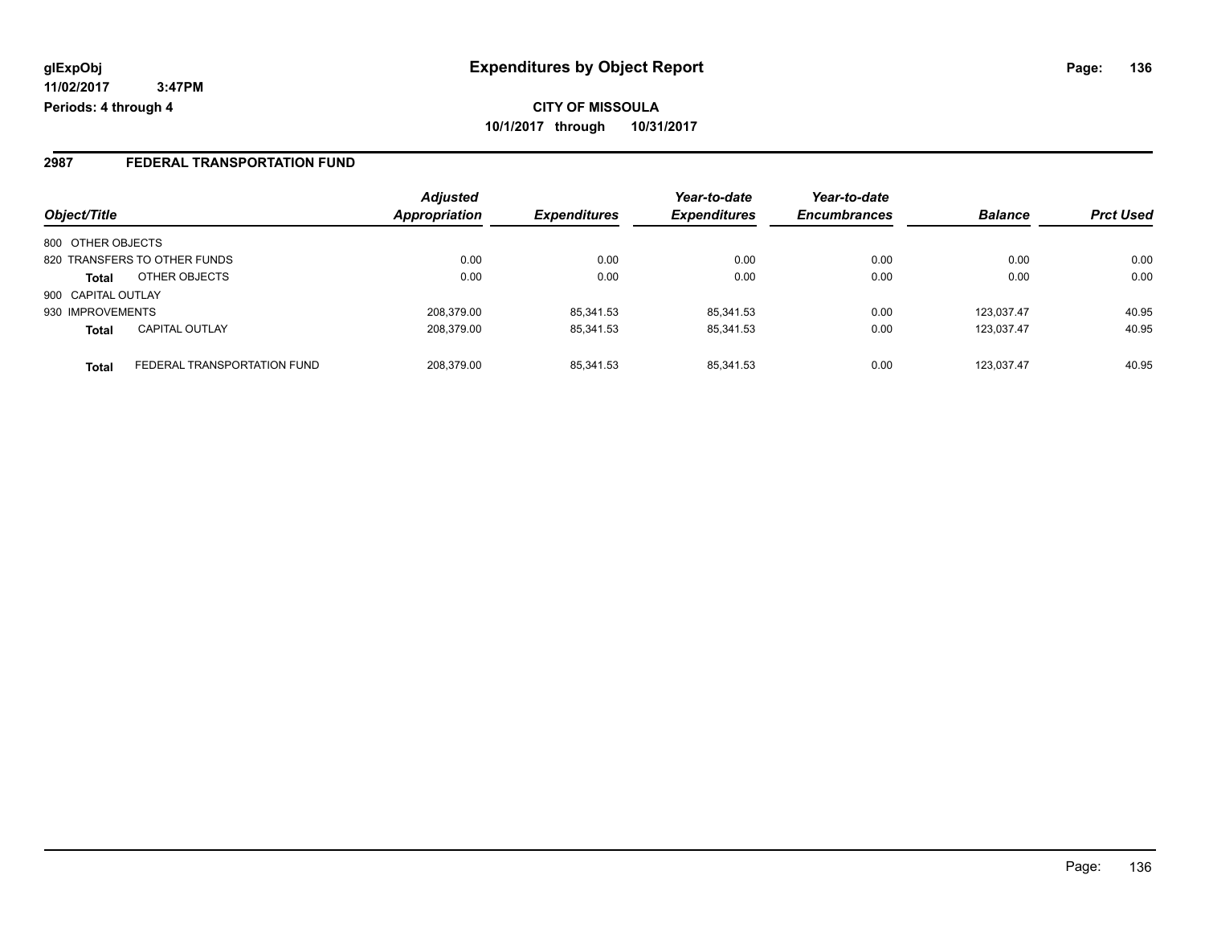**glExpObj** — **Expenditures by Object Report**

**11/02/2017 3:47PM**

**Periods: 4 through 4**

**CITY OF MISSOULA**

**10/1/2017 through 10/31/2017**

## 2987 FEDERAL TRANSPORTATION FUND

| Object/Title | | *Adjusted Appropriation* | *Expenditures* | *Year-to-date Expenditures* | *Year-to-date Encumbrances* | *Balance* | *Prct Used* |
|---|---|---|---|---|---|---|---|
| 800 OTHER OBJECTS | | | | | | | |
| 820 TRANSFERS TO OTHER FUNDS | | 0.00 | 0.00 | 0.00 | 0.00 | 0.00 | 0.00 |
| **Total** | OTHER OBJECTS | 0.00 | 0.00 | 0.00 | 0.00 | 0.00 | 0.00 |
| 900 CAPITAL OUTLAY | | | | | | | |
| 930 IMPROVEMENTS | | 208,379.00 | 85,341.53 | 85,341.53 | 0.00 | 123,037.47 | 40.95 |
| **Total** | CAPITAL OUTLAY | 208,379.00 | 85,341.53 | 85,341.53 | 0.00 | 123,037.47 | 40.95 |
| **Total** | FEDERAL TRANSPORTATION FUND | 208,379.00 | 85,341.53 | 85,341.53 | 0.00 | 123,037.47 | 40.95 |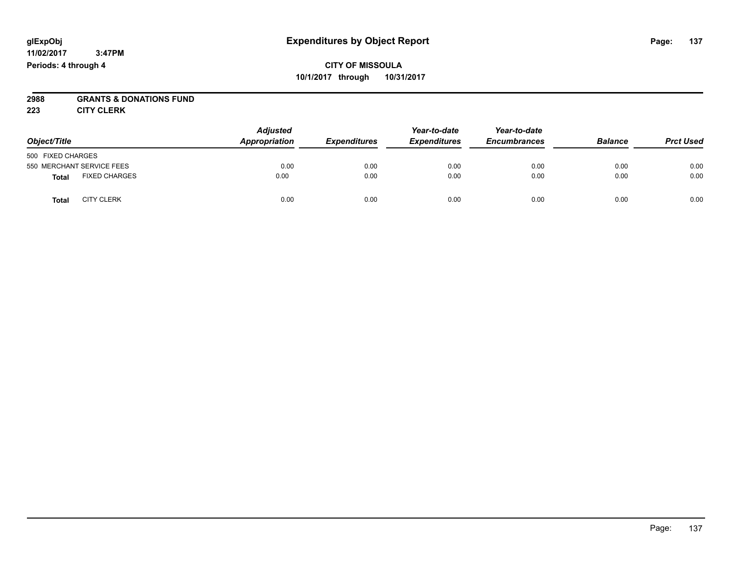glExpObj
11/02/2017 3:47PM
Periods: 4 through 4

# Expenditures by Object Report

**CITY OF MISSOULA**
**10/1/2017 through 10/31/2017**

**2988 GRANTS & DONATIONS FUND**
**223 CITY CLERK**

| Object/Title | | *Adjusted Appropriation* | *Expenditures* | *Year-to-date Expenditures* | *Year-to-date Encumbrances* | *Balance* | *Prct Used* |
|---|---|---|---|---|---|---|---|
| 500 FIXED CHARGES | | | | | | | |
| 550 MERCHANT SERVICE FEES | | 0.00 | 0.00 | 0.00 | 0.00 | 0.00 | 0.00 |
| **Total** | FIXED CHARGES | 0.00 | 0.00 | 0.00 | 0.00 | 0.00 | 0.00 |
| **Total** | CITY CLERK | 0.00 | 0.00 | 0.00 | 0.00 | 0.00 | 0.00 |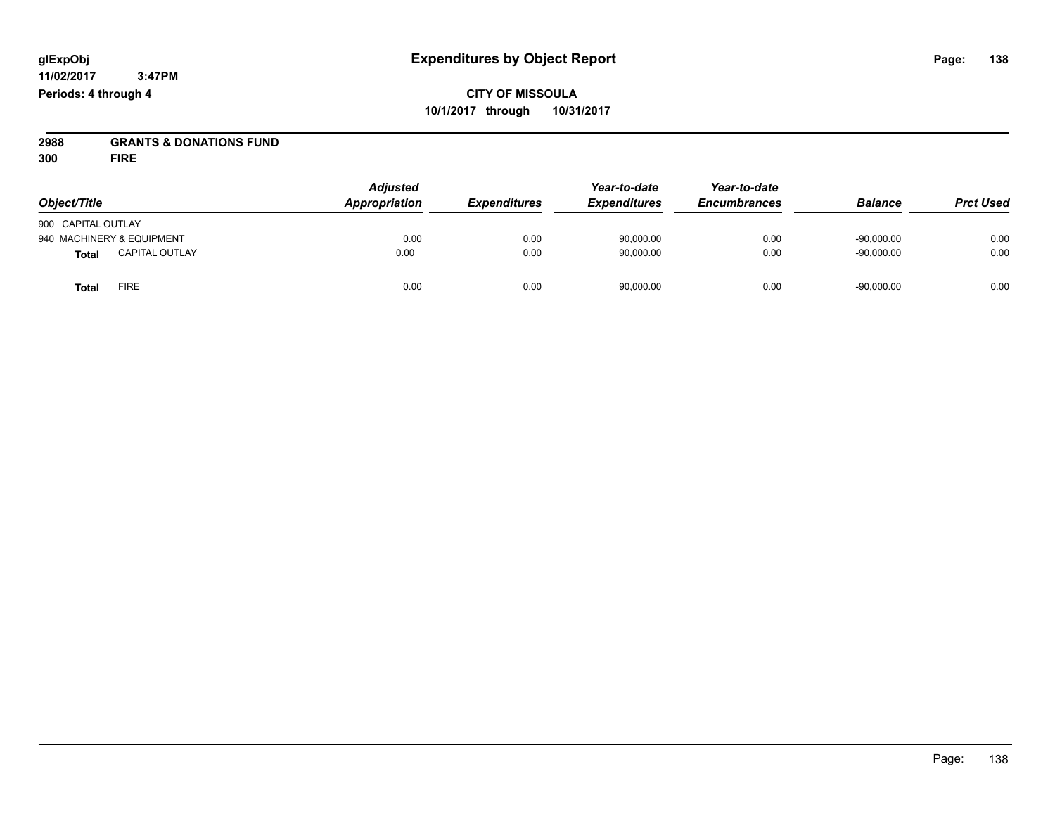# Expenditures by Object Report

glExpObj
11/02/2017 3:47PM
Periods: 4 through 4

**CITY OF MISSOULA**
**10/1/2017 through 10/31/2017**

**2988 GRANTS & DONATIONS FUND**
**300 FIRE**

| Object/Title | Adjusted Appropriation | Expenditures | Year-to-date Expenditures | Year-to-date Encumbrances | Balance | Prct Used |
|---|---|---|---|---|---|---|
| 900 CAPITAL OUTLAY | | | | | | |
| 940 MACHINERY & EQUIPMENT | 0.00 | 0.00 | 90,000.00 | 0.00 | -90,000.00 | 0.00 |
| **Total** CAPITAL OUTLAY | 0.00 | 0.00 | 90,000.00 | 0.00 | -90,000.00 | 0.00 |
| **Total** FIRE | 0.00 | 0.00 | 90,000.00 | 0.00 | -90,000.00 | 0.00 |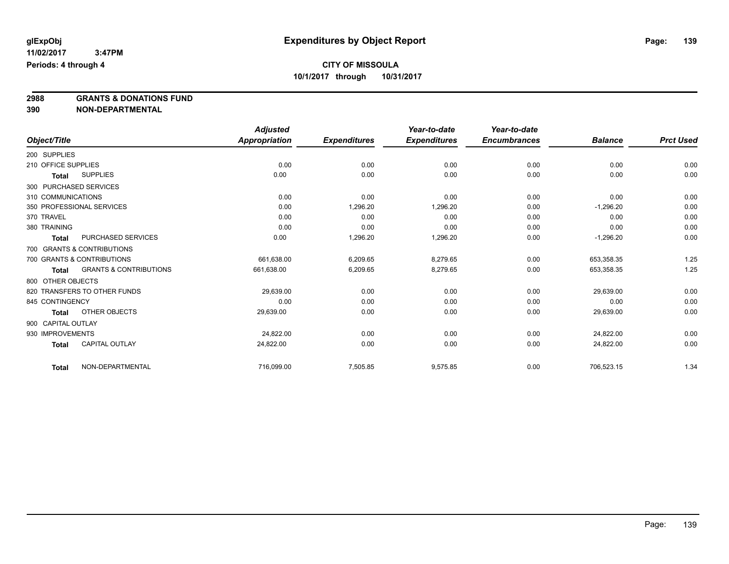**glExpObj**
**11/02/2017 3:47PM**
**Periods: 4 through 4**

# Expenditures by Object Report

**CITY OF MISSOULA**
**10/1/2017 through 10/31/2017**

## 2988 GRANTS & DONATIONS FUND
## 390 NON-DEPARTMENTAL

| Object/Title | | Adjusted Appropriation | Expenditures | Year-to-date Expenditures | Year-to-date Encumbrances | Balance | Prct Used |
|---|---|---|---|---|---|---|---|
| 200 SUPPLIES | | | | | | | |
| 210 OFFICE SUPPLIES | | 0.00 | 0.00 | 0.00 | 0.00 | 0.00 | 0.00 |
| **Total** | SUPPLIES | 0.00 | 0.00 | 0.00 | 0.00 | 0.00 | 0.00 |
| 300 PURCHASED SERVICES | | | | | | | |
| 310 COMMUNICATIONS | | 0.00 | 0.00 | 0.00 | 0.00 | 0.00 | 0.00 |
| 350 PROFESSIONAL SERVICES | | 0.00 | 1,296.20 | 1,296.20 | 0.00 | -1,296.20 | 0.00 |
| 370 TRAVEL | | 0.00 | 0.00 | 0.00 | 0.00 | 0.00 | 0.00 |
| 380 TRAINING | | 0.00 | 0.00 | 0.00 | 0.00 | 0.00 | 0.00 |
| **Total** | PURCHASED SERVICES | 0.00 | 1,296.20 | 1,296.20 | 0.00 | -1,296.20 | 0.00 |
| 700 GRANTS & CONTRIBUTIONS | | | | | | | |
| 700 GRANTS & CONTRIBUTIONS | | 661,638.00 | 6,209.65 | 8,279.65 | 0.00 | 653,358.35 | 1.25 |
| **Total** | GRANTS & CONTRIBUTIONS | 661,638.00 | 6,209.65 | 8,279.65 | 0.00 | 653,358.35 | 1.25 |
| 800 OTHER OBJECTS | | | | | | | |
| 820 TRANSFERS TO OTHER FUNDS | | 29,639.00 | 0.00 | 0.00 | 0.00 | 29,639.00 | 0.00 |
| 845 CONTINGENCY | | 0.00 | 0.00 | 0.00 | 0.00 | 0.00 | 0.00 |
| **Total** | OTHER OBJECTS | 29,639.00 | 0.00 | 0.00 | 0.00 | 29,639.00 | 0.00 |
| 900 CAPITAL OUTLAY | | | | | | | |
| 930 IMPROVEMENTS | | 24,822.00 | 0.00 | 0.00 | 0.00 | 24,822.00 | 0.00 |
| **Total** | CAPITAL OUTLAY | 24,822.00 | 0.00 | 0.00 | 0.00 | 24,822.00 | 0.00 |
| **Total** | NON-DEPARTMENTAL | 716,099.00 | 7,505.85 | 9,575.85 | 0.00 | 706,523.15 | 1.34 |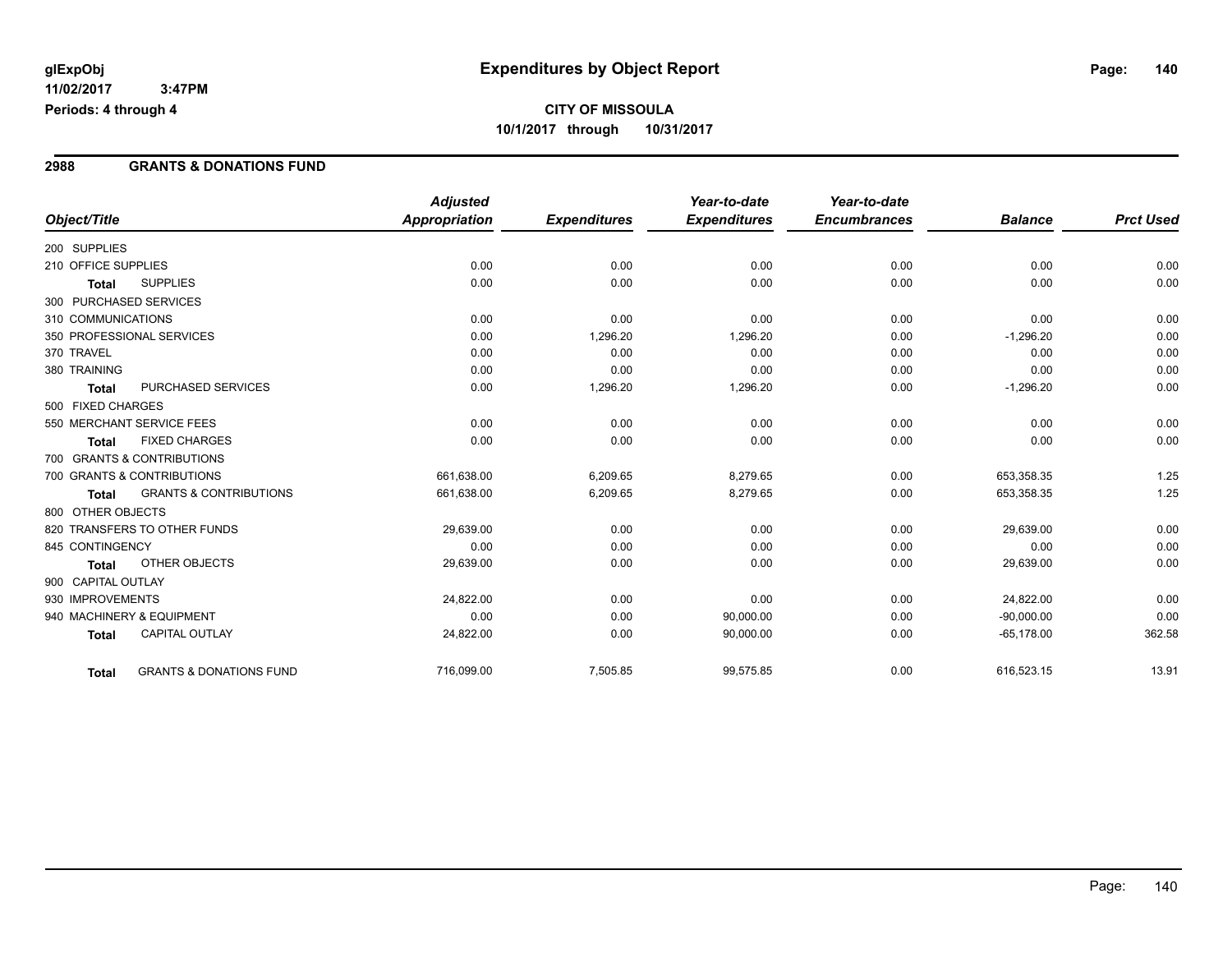**glExpObj**
**11/02/2017 3:47PM**
**Periods: 4 through 4**

# Expenditures by Object Report

**CITY OF MISSOULA**
**10/1/2017 through 10/31/2017**

## 2988 GRANTS & DONATIONS FUND

| Object/Title | Adjusted Appropriation | Expenditures | Year-to-date Expenditures | Year-to-date Encumbrances | Balance | Prct Used |
|---|---|---|---|---|---|---|
| 200 SUPPLIES | | | | | | |
| 210 OFFICE SUPPLIES | 0.00 | 0.00 | 0.00 | 0.00 | 0.00 | 0.00 |
| **Total** SUPPLIES | 0.00 | 0.00 | 0.00 | 0.00 | 0.00 | 0.00 |
| 300 PURCHASED SERVICES | | | | | | |
| 310 COMMUNICATIONS | 0.00 | 0.00 | 0.00 | 0.00 | 0.00 | 0.00 |
| 350 PROFESSIONAL SERVICES | 0.00 | 1,296.20 | 1,296.20 | 0.00 | -1,296.20 | 0.00 |
| 370 TRAVEL | 0.00 | 0.00 | 0.00 | 0.00 | 0.00 | 0.00 |
| 380 TRAINING | 0.00 | 0.00 | 0.00 | 0.00 | 0.00 | 0.00 |
| **Total** PURCHASED SERVICES | 0.00 | 1,296.20 | 1,296.20 | 0.00 | -1,296.20 | 0.00 |
| 500 FIXED CHARGES | | | | | | |
| 550 MERCHANT SERVICE FEES | 0.00 | 0.00 | 0.00 | 0.00 | 0.00 | 0.00 |
| **Total** FIXED CHARGES | 0.00 | 0.00 | 0.00 | 0.00 | 0.00 | 0.00 |
| 700 GRANTS & CONTRIBUTIONS | | | | | | |
| 700 GRANTS & CONTRIBUTIONS | 661,638.00 | 6,209.65 | 8,279.65 | 0.00 | 653,358.35 | 1.25 |
| **Total** GRANTS & CONTRIBUTIONS | 661,638.00 | 6,209.65 | 8,279.65 | 0.00 | 653,358.35 | 1.25 |
| 800 OTHER OBJECTS | | | | | | |
| 820 TRANSFERS TO OTHER FUNDS | 29,639.00 | 0.00 | 0.00 | 0.00 | 29,639.00 | 0.00 |
| 845 CONTINGENCY | 0.00 | 0.00 | 0.00 | 0.00 | 0.00 | 0.00 |
| **Total** OTHER OBJECTS | 29,639.00 | 0.00 | 0.00 | 0.00 | 29,639.00 | 0.00 |
| 900 CAPITAL OUTLAY | | | | | | |
| 930 IMPROVEMENTS | 24,822.00 | 0.00 | 0.00 | 0.00 | 24,822.00 | 0.00 |
| 940 MACHINERY & EQUIPMENT | 0.00 | 0.00 | 90,000.00 | 0.00 | -90,000.00 | 0.00 |
| **Total** CAPITAL OUTLAY | 24,822.00 | 0.00 | 90,000.00 | 0.00 | -65,178.00 | 362.58 |
| **Total** GRANTS & DONATIONS FUND | 716,099.00 | 7,505.85 | 99,575.85 | 0.00 | 616,523.15 | 13.91 |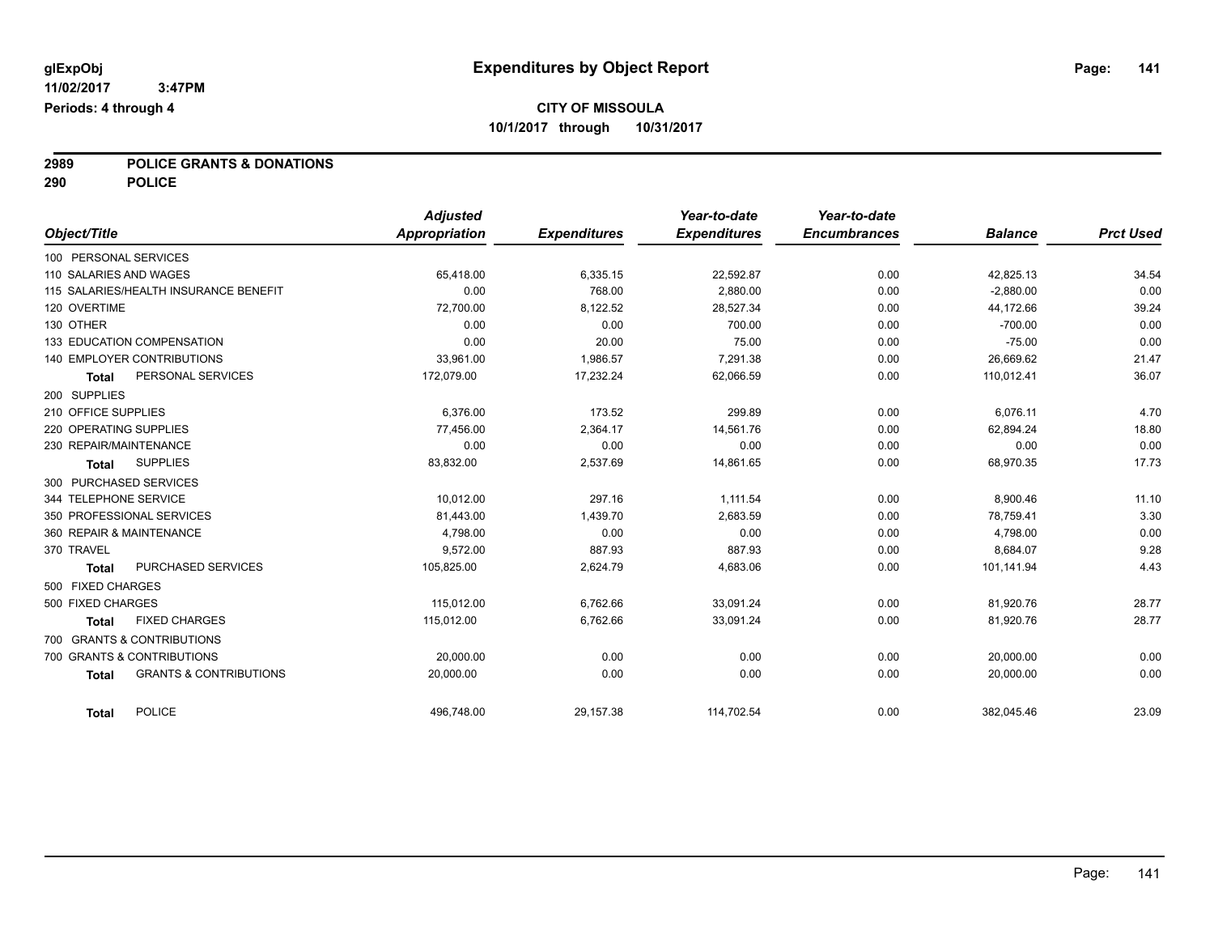glExpObj
11/02/2017 3:47PM
Periods: 4 through 4

# Expenditures by Object Report

**CITY OF MISSOULA**
**10/1/2017 through 10/31/2017**

**2989 POLICE GRANTS & DONATIONS**
**290 POLICE**

| Object/Title | Adjusted Appropriation | Expenditures | Year-to-date Expenditures | Year-to-date Encumbrances | Balance | Prct Used |
|---|---|---|---|---|---|---|
| 100 PERSONAL SERVICES | | | | | | |
| 110 SALARIES AND WAGES | 65,418.00 | 6,335.15 | 22,592.87 | 0.00 | 42,825.13 | 34.54 |
| 115 SALARIES/HEALTH INSURANCE BENEFIT | 0.00 | 768.00 | 2,880.00 | 0.00 | -2,880.00 | 0.00 |
| 120 OVERTIME | 72,700.00 | 8,122.52 | 28,527.34 | 0.00 | 44,172.66 | 39.24 |
| 130 OTHER | 0.00 | 0.00 | 700.00 | 0.00 | -700.00 | 0.00 |
| 133 EDUCATION COMPENSATION | 0.00 | 20.00 | 75.00 | 0.00 | -75.00 | 0.00 |
| 140 EMPLOYER CONTRIBUTIONS | 33,961.00 | 1,986.57 | 7,291.38 | 0.00 | 26,669.62 | 21.47 |
| **Total** PERSONAL SERVICES | 172,079.00 | 17,232.24 | 62,066.59 | 0.00 | 110,012.41 | 36.07 |
| 200 SUPPLIES | | | | | | |
| 210 OFFICE SUPPLIES | 6,376.00 | 173.52 | 299.89 | 0.00 | 6,076.11 | 4.70 |
| 220 OPERATING SUPPLIES | 77,456.00 | 2,364.17 | 14,561.76 | 0.00 | 62,894.24 | 18.80 |
| 230 REPAIR/MAINTENANCE | 0.00 | 0.00 | 0.00 | 0.00 | 0.00 | 0.00 |
| **Total** SUPPLIES | 83,832.00 | 2,537.69 | 14,861.65 | 0.00 | 68,970.35 | 17.73 |
| 300 PURCHASED SERVICES | | | | | | |
| 344 TELEPHONE SERVICE | 10,012.00 | 297.16 | 1,111.54 | 0.00 | 8,900.46 | 11.10 |
| 350 PROFESSIONAL SERVICES | 81,443.00 | 1,439.70 | 2,683.59 | 0.00 | 78,759.41 | 3.30 |
| 360 REPAIR & MAINTENANCE | 4,798.00 | 0.00 | 0.00 | 0.00 | 4,798.00 | 0.00 |
| 370 TRAVEL | 9,572.00 | 887.93 | 887.93 | 0.00 | 8,684.07 | 9.28 |
| **Total** PURCHASED SERVICES | 105,825.00 | 2,624.79 | 4,683.06 | 0.00 | 101,141.94 | 4.43 |
| 500 FIXED CHARGES | | | | | | |
| 500 FIXED CHARGES | 115,012.00 | 6,762.66 | 33,091.24 | 0.00 | 81,920.76 | 28.77 |
| **Total** FIXED CHARGES | 115,012.00 | 6,762.66 | 33,091.24 | 0.00 | 81,920.76 | 28.77 |
| 700 GRANTS & CONTRIBUTIONS | | | | | | |
| 700 GRANTS & CONTRIBUTIONS | 20,000.00 | 0.00 | 0.00 | 0.00 | 20,000.00 | 0.00 |
| **Total** GRANTS & CONTRIBUTIONS | 20,000.00 | 0.00 | 0.00 | 0.00 | 20,000.00 | 0.00 |
| **Total** POLICE | 496,748.00 | 29,157.38 | 114,702.54 | 0.00 | 382,045.46 | 23.09 |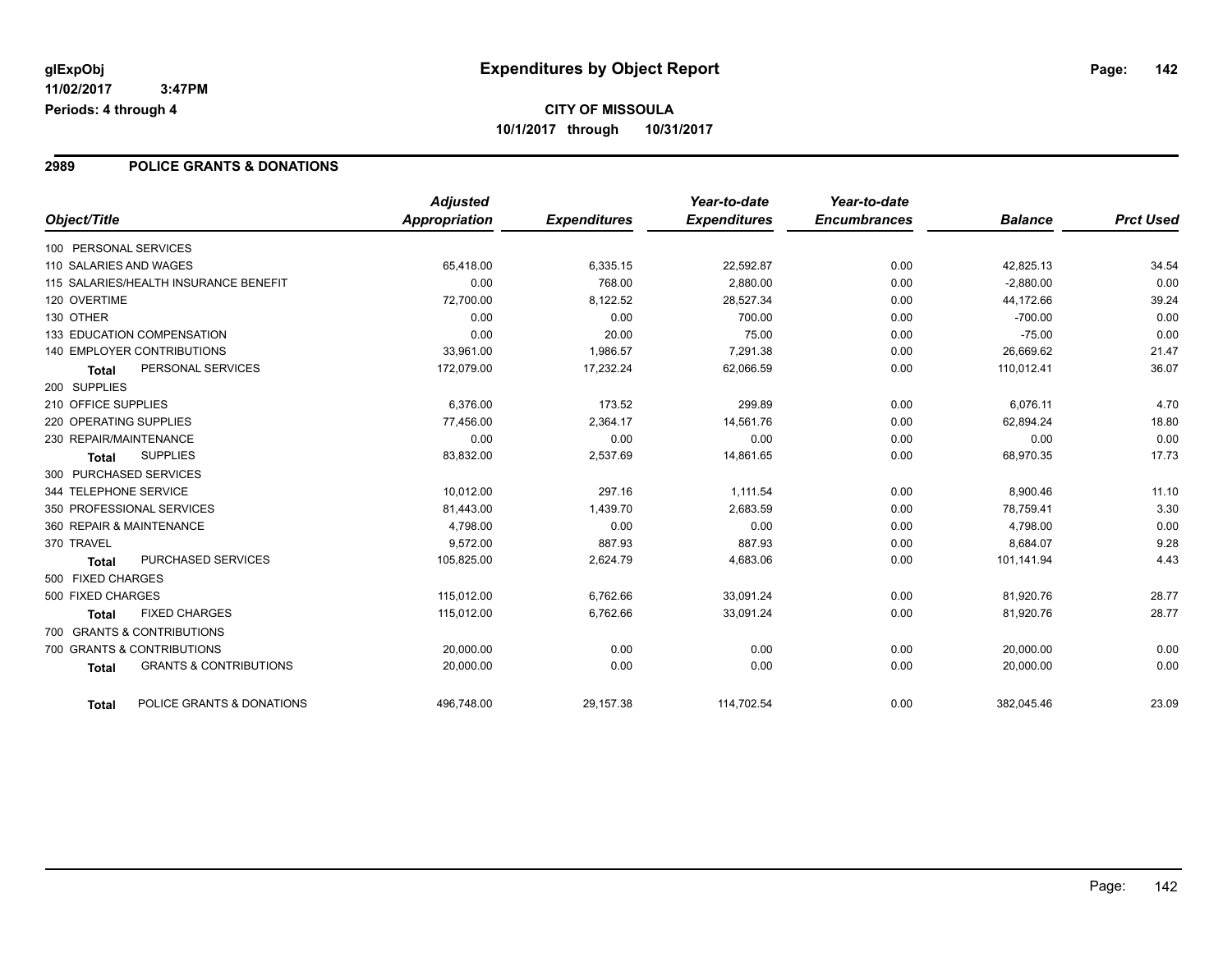# Expenditures by Object Report

glExpObj
11/02/2017 3:47PM
Periods: 4 through 4

**CITY OF MISSOULA**
**10/1/2017 through 10/31/2017**

## 2989 POLICE GRANTS & DONATIONS

| Object/Title | Adjusted Appropriation | Expenditures | Year-to-date Expenditures | Year-to-date Encumbrances | Balance | Prct Used |
|---|---|---|---|---|---|---|
| 100 PERSONAL SERVICES | | | | | | |
| 110 SALARIES AND WAGES | 65,418.00 | 6,335.15 | 22,592.87 | 0.00 | 42,825.13 | 34.54 |
| 115 SALARIES/HEALTH INSURANCE BENEFIT | 0.00 | 768.00 | 2,880.00 | 0.00 | -2,880.00 | 0.00 |
| 120 OVERTIME | 72,700.00 | 8,122.52 | 28,527.34 | 0.00 | 44,172.66 | 39.24 |
| 130 OTHER | 0.00 | 0.00 | 700.00 | 0.00 | -700.00 | 0.00 |
| 133 EDUCATION COMPENSATION | 0.00 | 20.00 | 75.00 | 0.00 | -75.00 | 0.00 |
| 140 EMPLOYER CONTRIBUTIONS | 33,961.00 | 1,986.57 | 7,291.38 | 0.00 | 26,669.62 | 21.47 |
| **Total** PERSONAL SERVICES | 172,079.00 | 17,232.24 | 62,066.59 | 0.00 | 110,012.41 | 36.07 |
| 200 SUPPLIES | | | | | | |
| 210 OFFICE SUPPLIES | 6,376.00 | 173.52 | 299.89 | 0.00 | 6,076.11 | 4.70 |
| 220 OPERATING SUPPLIES | 77,456.00 | 2,364.17 | 14,561.76 | 0.00 | 62,894.24 | 18.80 |
| 230 REPAIR/MAINTENANCE | 0.00 | 0.00 | 0.00 | 0.00 | 0.00 | 0.00 |
| **Total** SUPPLIES | 83,832.00 | 2,537.69 | 14,861.65 | 0.00 | 68,970.35 | 17.73 |
| 300 PURCHASED SERVICES | | | | | | |
| 344 TELEPHONE SERVICE | 10,012.00 | 297.16 | 1,111.54 | 0.00 | 8,900.46 | 11.10 |
| 350 PROFESSIONAL SERVICES | 81,443.00 | 1,439.70 | 2,683.59 | 0.00 | 78,759.41 | 3.30 |
| 360 REPAIR & MAINTENANCE | 4,798.00 | 0.00 | 0.00 | 0.00 | 4,798.00 | 0.00 |
| 370 TRAVEL | 9,572.00 | 887.93 | 887.93 | 0.00 | 8,684.07 | 9.28 |
| **Total** PURCHASED SERVICES | 105,825.00 | 2,624.79 | 4,683.06 | 0.00 | 101,141.94 | 4.43 |
| 500 FIXED CHARGES | | | | | | |
| 500 FIXED CHARGES | 115,012.00 | 6,762.66 | 33,091.24 | 0.00 | 81,920.76 | 28.77 |
| **Total** FIXED CHARGES | 115,012.00 | 6,762.66 | 33,091.24 | 0.00 | 81,920.76 | 28.77 |
| 700 GRANTS & CONTRIBUTIONS | | | | | | |
| 700 GRANTS & CONTRIBUTIONS | 20,000.00 | 0.00 | 0.00 | 0.00 | 20,000.00 | 0.00 |
| **Total** GRANTS & CONTRIBUTIONS | 20,000.00 | 0.00 | 0.00 | 0.00 | 20,000.00 | 0.00 |
| **Total** POLICE GRANTS & DONATIONS | 496,748.00 | 29,157.38 | 114,702.54 | 0.00 | 382,045.46 | 23.09 |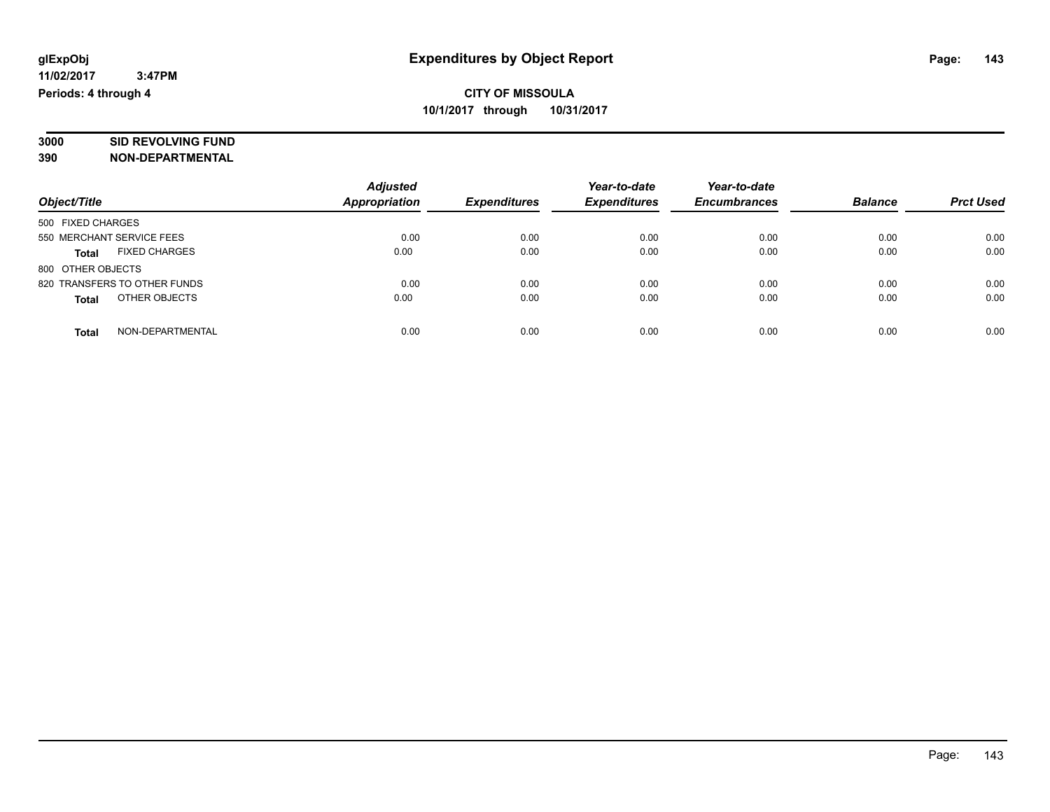**glExpObj** **Expenditures by Object Report**

**11/02/2017 3:47PM**

**Periods: 4 through 4**

**CITY OF MISSOULA**

**10/1/2017 through 10/31/2017**

**3000 SID REVOLVING FUND**

**390 NON-DEPARTMENTAL**

| Object/Title | Adjusted Appropriation | Expenditures | Year-to-date Expenditures | Year-to-date Encumbrances | Balance | Prct Used |
|---|---|---|---|---|---|---|
| 500 FIXED CHARGES | | | | | | |
| 550 MERCHANT SERVICE FEES | 0.00 | 0.00 | 0.00 | 0.00 | 0.00 | 0.00 |
| **Total** FIXED CHARGES | 0.00 | 0.00 | 0.00 | 0.00 | 0.00 | 0.00 |
| 800 OTHER OBJECTS | | | | | | |
| 820 TRANSFERS TO OTHER FUNDS | 0.00 | 0.00 | 0.00 | 0.00 | 0.00 | 0.00 |
| **Total** OTHER OBJECTS | 0.00 | 0.00 | 0.00 | 0.00 | 0.00 | 0.00 |
| **Total** NON-DEPARTMENTAL | 0.00 | 0.00 | 0.00 | 0.00 | 0.00 | 0.00 |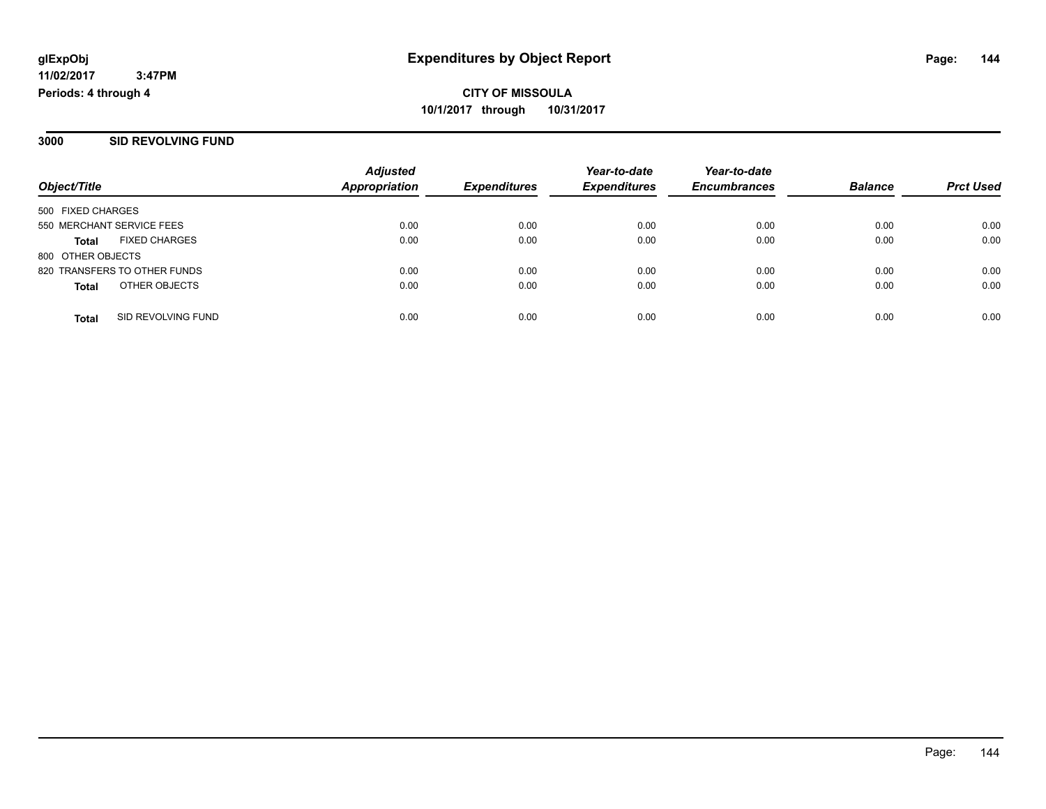**glExpObj**
**11/02/2017 3:47PM**
**Periods: 4 through 4**

# Expenditures by Object Report

**CITY OF MISSOULA**
**10/1/2017 through 10/31/2017**

## 3000 SID REVOLVING FUND

| Object/Title | Adjusted Appropriation | Expenditures | Year-to-date Expenditures | Year-to-date Encumbrances | Balance | Prct Used |
|---|---|---|---|---|---|---|
| 500 FIXED CHARGES | | | | | | |
| 550 MERCHANT SERVICE FEES | 0.00 | 0.00 | 0.00 | 0.00 | 0.00 | 0.00 |
| **Total** FIXED CHARGES | 0.00 | 0.00 | 0.00 | 0.00 | 0.00 | 0.00 |
| 800 OTHER OBJECTS | | | | | | |
| 820 TRANSFERS TO OTHER FUNDS | 0.00 | 0.00 | 0.00 | 0.00 | 0.00 | 0.00 |
| **Total** OTHER OBJECTS | 0.00 | 0.00 | 0.00 | 0.00 | 0.00 | 0.00 |
| **Total** SID REVOLVING FUND | 0.00 | 0.00 | 0.00 | 0.00 | 0.00 | 0.00 |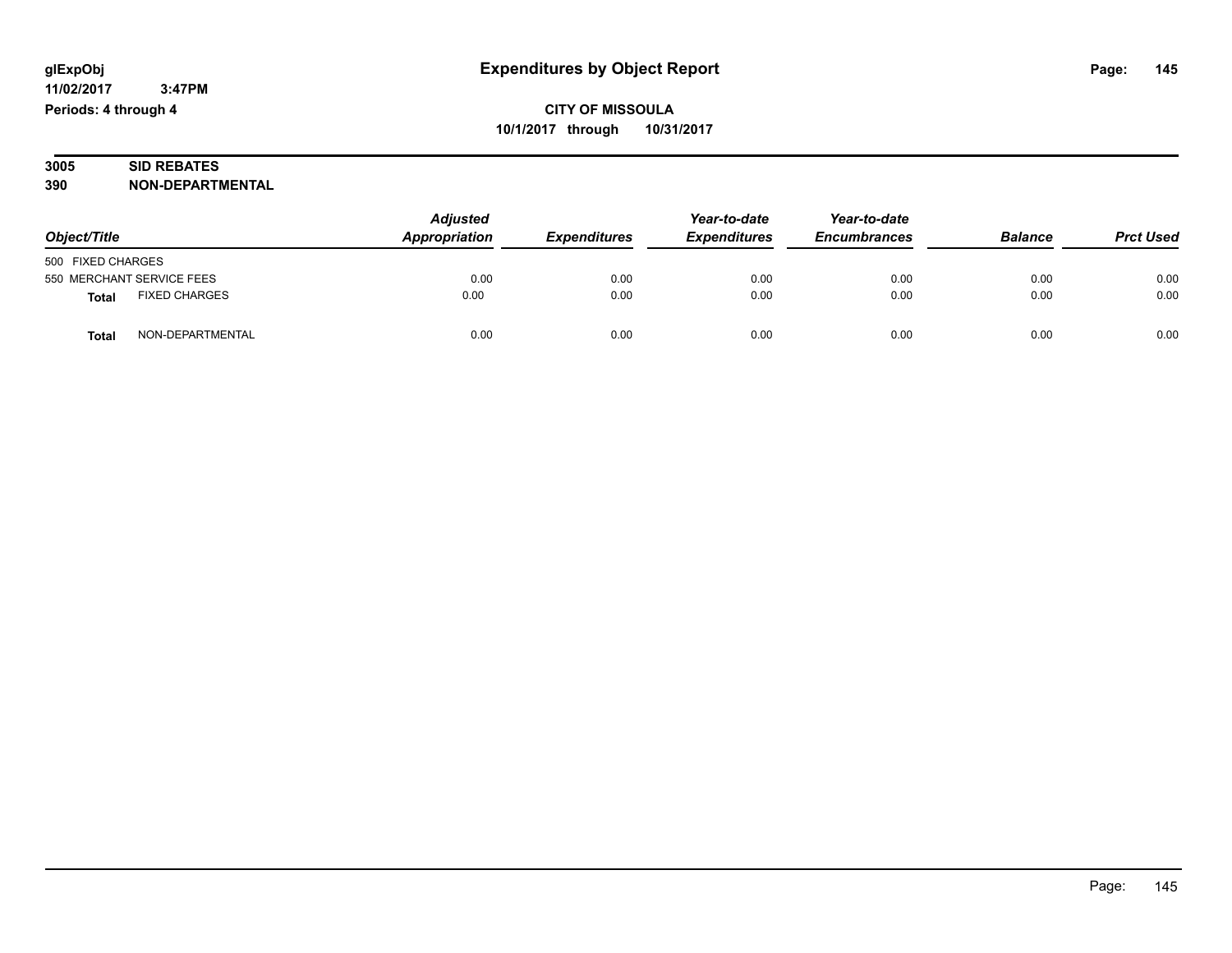**glExpObj** **Expenditures by Object Report**

**11/02/2017 3:47PM**

**Periods: 4 through 4**

**CITY OF MISSOULA**

**10/1/2017 through 10/31/2017**

**3005 SID REBATES**

**390 NON-DEPARTMENTAL**

| *Object/Title* | *Adjusted Appropriation* | *Expenditures* | *Year-to-date Expenditures* | *Year-to-date Encumbrances* | *Balance* | *Prct Used* |
|---|---|---|---|---|---|---|
| 500 FIXED CHARGES | | | | | | |
| 550 MERCHANT SERVICE FEES | 0.00 | 0.00 | 0.00 | 0.00 | 0.00 | 0.00 |
| **Total** FIXED CHARGES | 0.00 | 0.00 | 0.00 | 0.00 | 0.00 | 0.00 |
| **Total** NON-DEPARTMENTAL | 0.00 | 0.00 | 0.00 | 0.00 | 0.00 | 0.00 |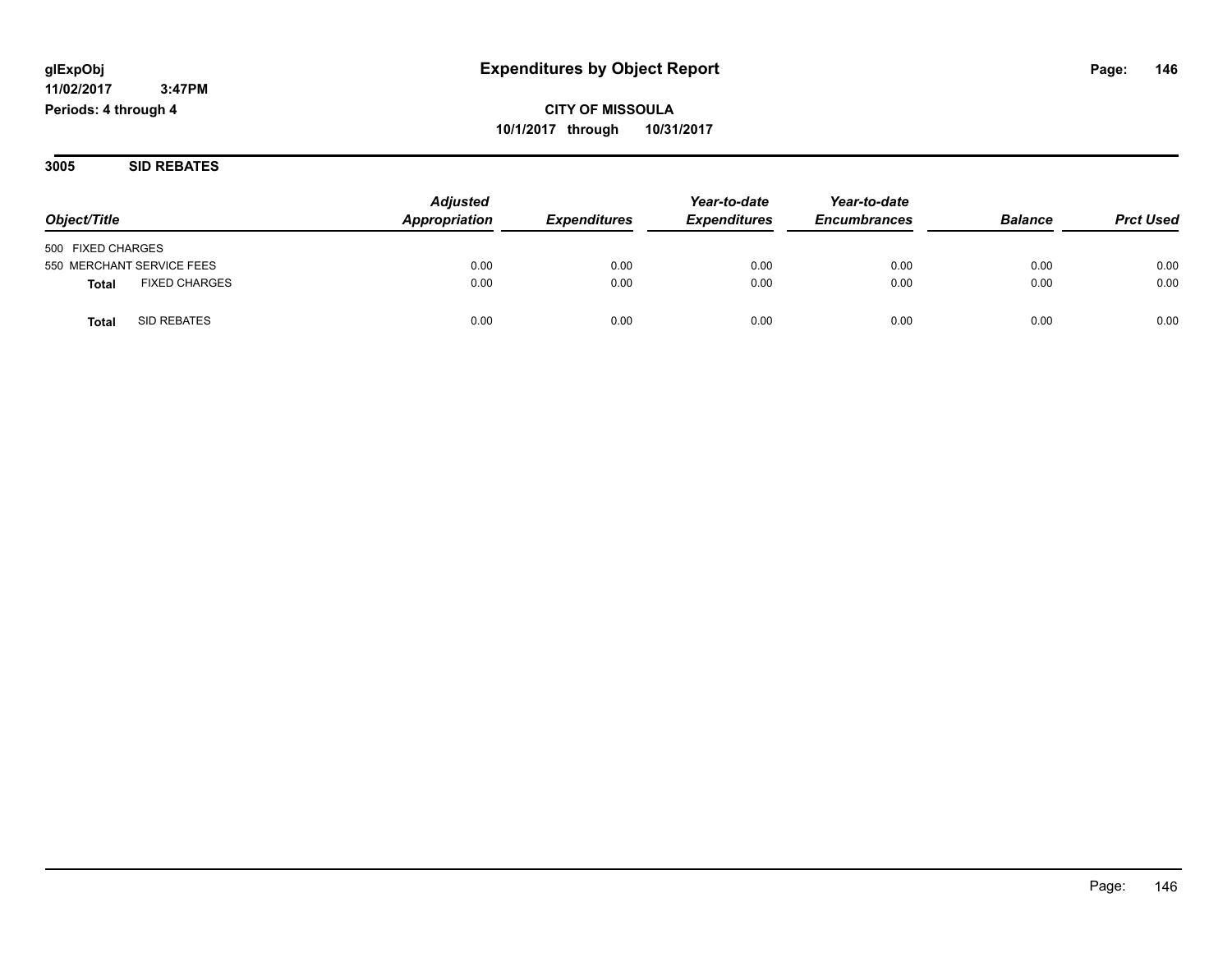glExpObj
11/02/2017 3:47PM
Periods: 4 through 4

# Expenditures by Object Report

**CITY OF MISSOULA**
**10/1/2017 through 10/31/2017**

## 3005 SID REBATES

| Object/Title | Adjusted Appropriation | Expenditures | Year-to-date Expenditures | Year-to-date Encumbrances | Balance | Prct Used |
|---|---|---|---|---|---|---|
| 500 FIXED CHARGES | | | | | | |
| 550 MERCHANT SERVICE FEES | 0.00 | 0.00 | 0.00 | 0.00 | 0.00 | 0.00 |
| **Total** FIXED CHARGES | 0.00 | 0.00 | 0.00 | 0.00 | 0.00 | 0.00 |
| **Total** SID REBATES | 0.00 | 0.00 | 0.00 | 0.00 | 0.00 | 0.00 |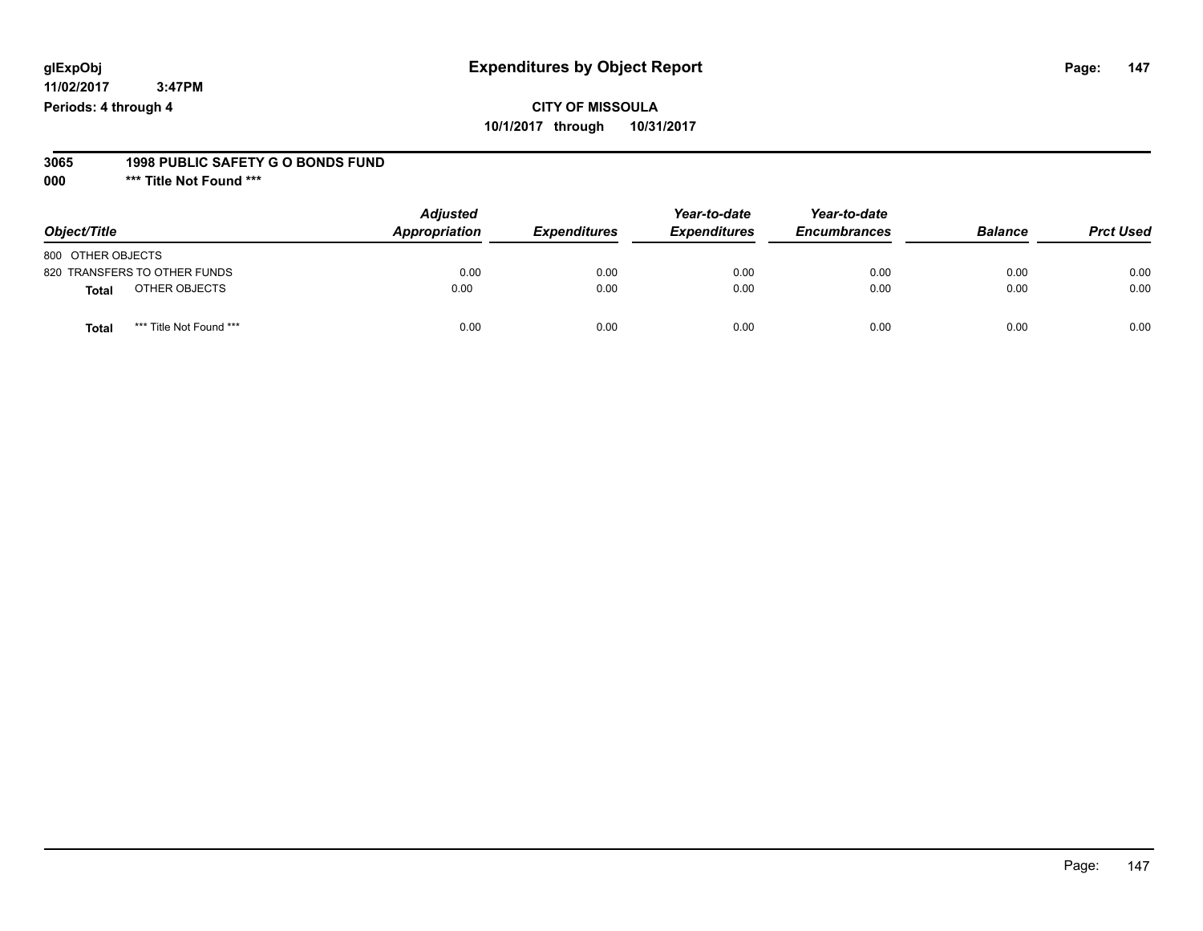**glExpObj** **Expenditures by Object Report**

**11/02/2017 3:47PM**

**Periods: 4 through 4**

**CITY OF MISSOULA**

**10/1/2017 through 10/31/2017**

**3065 1998 PUBLIC SAFETY G O BONDS FUND**

**000 \*\*\* Title Not Found \*\*\***

| Object/Title | Adjusted Appropriation | Expenditures | Year-to-date Expenditures | Year-to-date Encumbrances | Balance | Prct Used |
|---|---|---|---|---|---|---|
| 800 OTHER OBJECTS | | | | | | |
| 820 TRANSFERS TO OTHER FUNDS | 0.00 | 0.00 | 0.00 | 0.00 | 0.00 | 0.00 |
| **Total** OTHER OBJECTS | 0.00 | 0.00 | 0.00 | 0.00 | 0.00 | 0.00 |
| **Total** *** Title Not Found *** | 0.00 | 0.00 | 0.00 | 0.00 | 0.00 | 0.00 |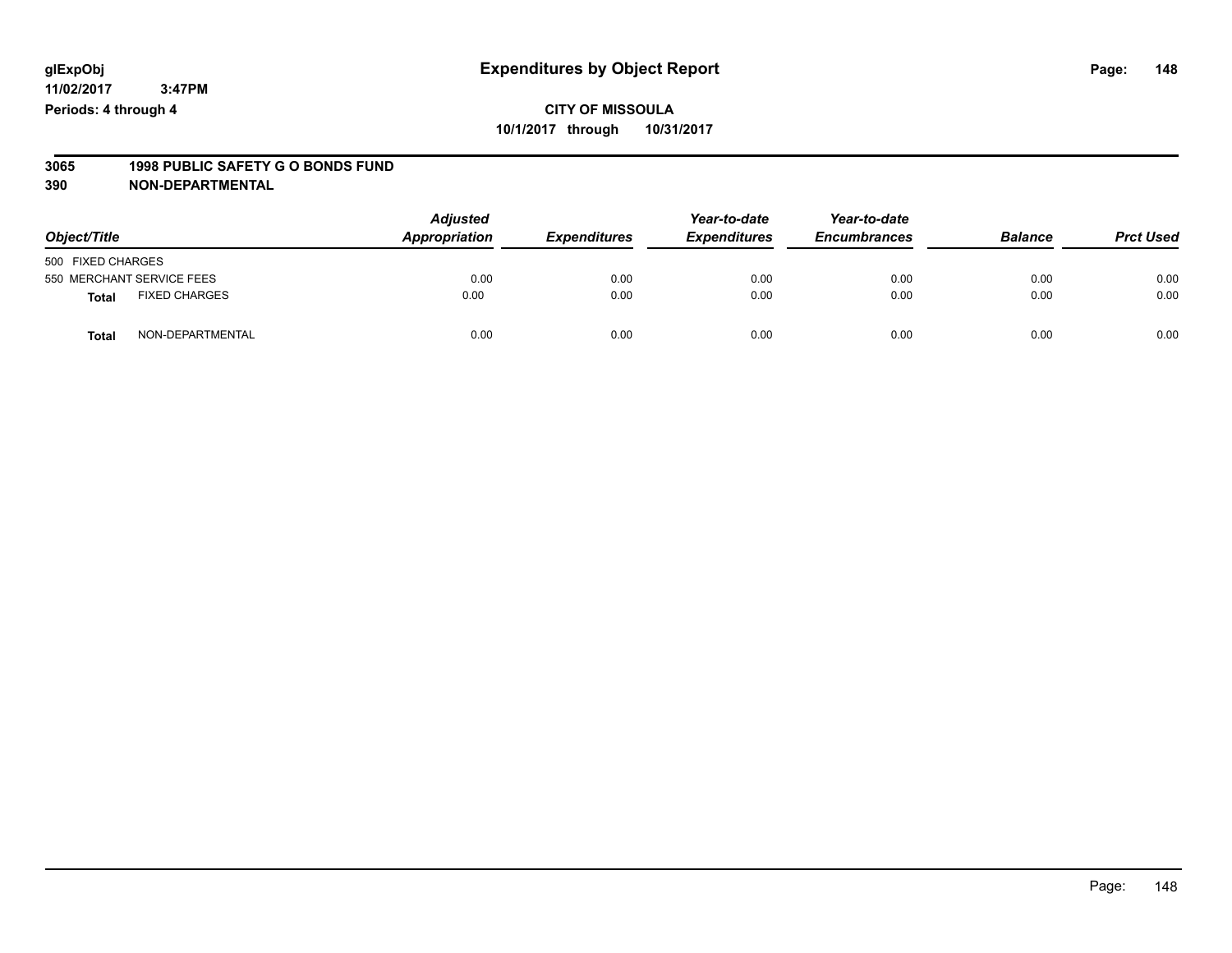glExpObj
11/02/2017 3:47PM
Periods: 4 through 4

# Expenditures by Object Report

**CITY OF MISSOULA**
**10/1/2017 through 10/31/2017**

**3065 1998 PUBLIC SAFETY G O BONDS FUND**
**390 NON-DEPARTMENTAL**

| Object/Title | Adjusted Appropriation | Expenditures | Year-to-date Expenditures | Year-to-date Encumbrances | Balance | Prct Used |
|---|---|---|---|---|---|---|
| 500 FIXED CHARGES | | | | | | |
| 550 MERCHANT SERVICE FEES | 0.00 | 0.00 | 0.00 | 0.00 | 0.00 | 0.00 |
| **Total** FIXED CHARGES | 0.00 | 0.00 | 0.00 | 0.00 | 0.00 | 0.00 |
| **Total** NON-DEPARTMENTAL | 0.00 | 0.00 | 0.00 | 0.00 | 0.00 | 0.00 |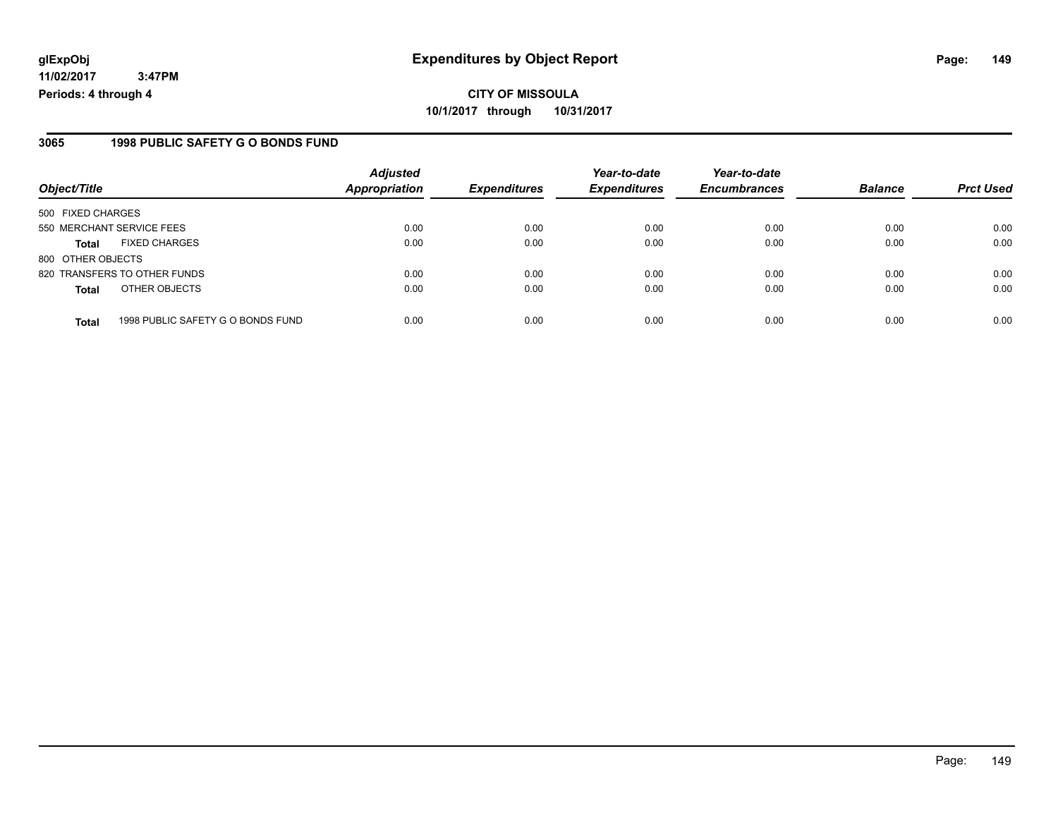**glExpObj**
**11/02/2017 3:47PM**
**Periods: 4 through 4**

# Expenditures by Object Report

**CITY OF MISSOULA**
**10/1/2017 through 10/31/2017**

## 3065 1998 PUBLIC SAFETY G O BONDS FUND

| Object/Title | | Adjusted Appropriation | Expenditures | Year-to-date Expenditures | Year-to-date Encumbrances | Balance | Prct Used |
|---|---|---|---|---|---|---|---|
| 500 FIXED CHARGES | | | | | | | |
| 550 MERCHANT SERVICE FEES | | 0.00 | 0.00 | 0.00 | 0.00 | 0.00 | 0.00 |
| **Total** | FIXED CHARGES | 0.00 | 0.00 | 0.00 | 0.00 | 0.00 | 0.00 |
| 800 OTHER OBJECTS | | | | | | | |
| 820 TRANSFERS TO OTHER FUNDS | | 0.00 | 0.00 | 0.00 | 0.00 | 0.00 | 0.00 |
| **Total** | OTHER OBJECTS | 0.00 | 0.00 | 0.00 | 0.00 | 0.00 | 0.00 |
| **Total** | 1998 PUBLIC SAFETY G O BONDS FUND | 0.00 | 0.00 | 0.00 | 0.00 | 0.00 | 0.00 |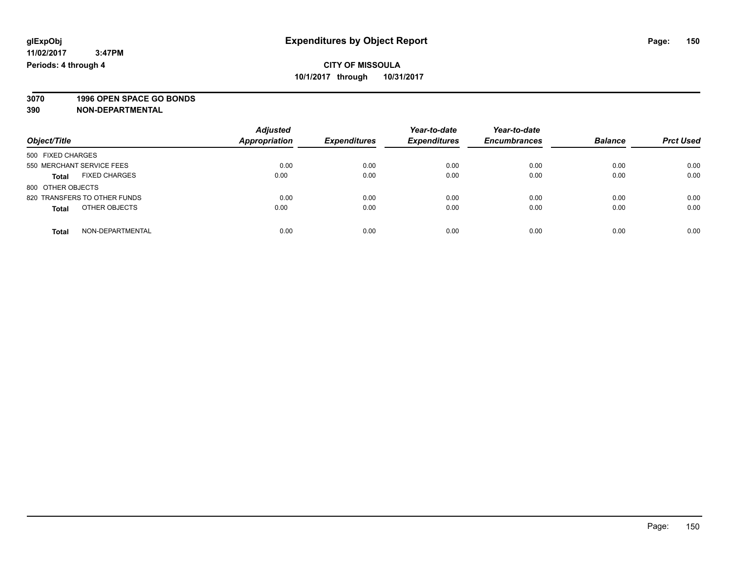# Expenditures by Object Report

**glExpObj**
**11/02/2017 3:47PM**
**Periods: 4 through 4**

**CITY OF MISSOULA**
**10/1/2017 through 10/31/2017**

**3070 1996 OPEN SPACE GO BONDS**
**390 NON-DEPARTMENTAL**

| Object/Title | | Adjusted Appropriation | Expenditures | Year-to-date Expenditures | Year-to-date Encumbrances | Balance | Prct Used |
|---|---|---|---|---|---|---|---|
| 500 FIXED CHARGES | | | | | | | |
| 550 MERCHANT SERVICE FEES | | 0.00 | 0.00 | 0.00 | 0.00 | 0.00 | 0.00 |
| **Total** | FIXED CHARGES | 0.00 | 0.00 | 0.00 | 0.00 | 0.00 | 0.00 |
| 800 OTHER OBJECTS | | | | | | | |
| 820 TRANSFERS TO OTHER FUNDS | | 0.00 | 0.00 | 0.00 | 0.00 | 0.00 | 0.00 |
| **Total** | OTHER OBJECTS | 0.00 | 0.00 | 0.00 | 0.00 | 0.00 | 0.00 |
| **Total** | NON-DEPARTMENTAL | 0.00 | 0.00 | 0.00 | 0.00 | 0.00 | 0.00 |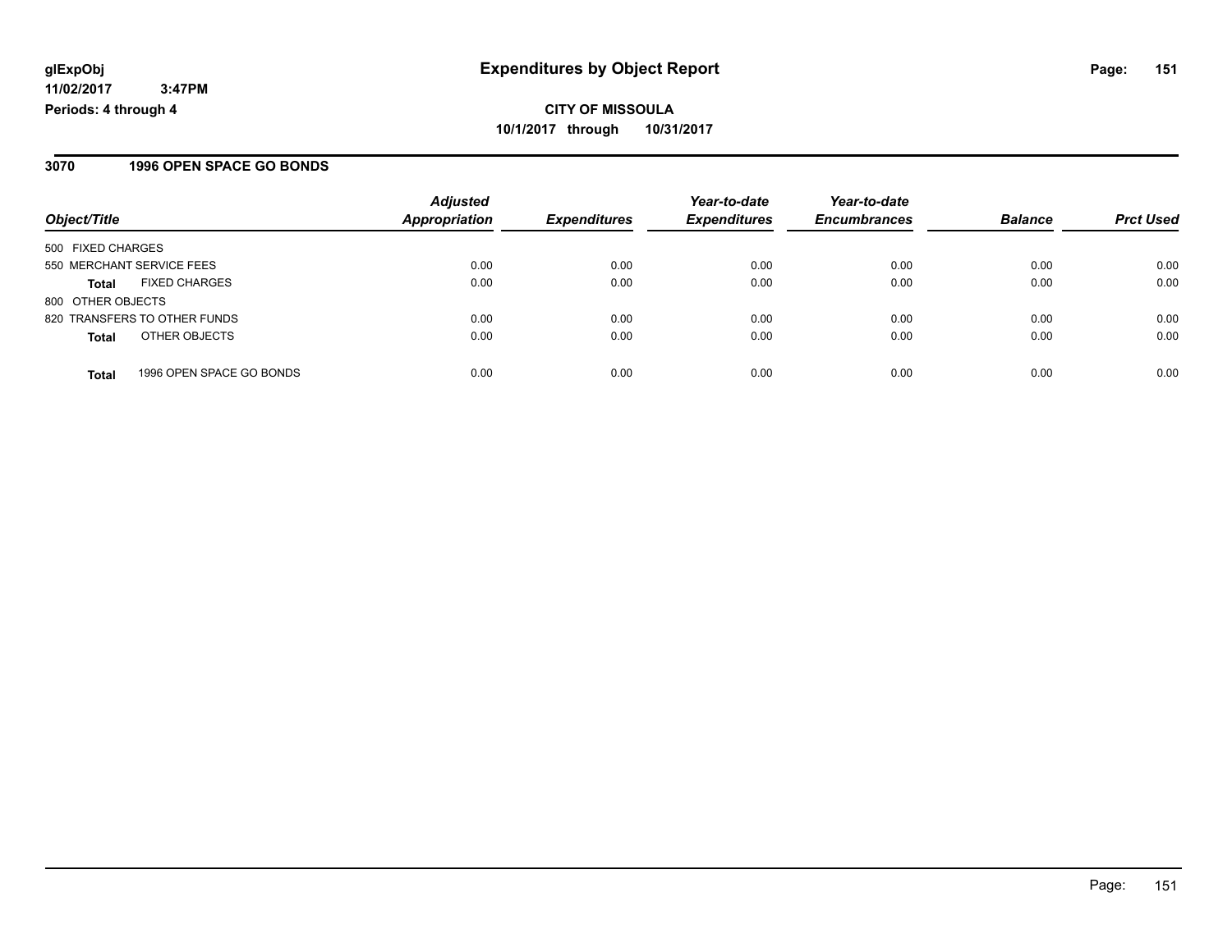**glExpObj** **Expenditures by Object Report**

**11/02/2017 3:47PM**

**Periods: 4 through 4**

**CITY OF MISSOULA**

**10/1/2017 through 10/31/2017**

## 3070 1996 OPEN SPACE GO BONDS

| Object/Title | | Adjusted Appropriation | Expenditures | Year-to-date Expenditures | Year-to-date Encumbrances | Balance | Prct Used |
|---|---|---|---|---|---|---|---|
| 500 FIXED CHARGES | | | | | | | |
| 550 MERCHANT SERVICE FEES | | 0.00 | 0.00 | 0.00 | 0.00 | 0.00 | 0.00 |
| **Total** | FIXED CHARGES | 0.00 | 0.00 | 0.00 | 0.00 | 0.00 | 0.00 |
| 800 OTHER OBJECTS | | | | | | | |
| 820 TRANSFERS TO OTHER FUNDS | | 0.00 | 0.00 | 0.00 | 0.00 | 0.00 | 0.00 |
| **Total** | OTHER OBJECTS | 0.00 | 0.00 | 0.00 | 0.00 | 0.00 | 0.00 |
| **Total** | 1996 OPEN SPACE GO BONDS | 0.00 | 0.00 | 0.00 | 0.00 | 0.00 | 0.00 |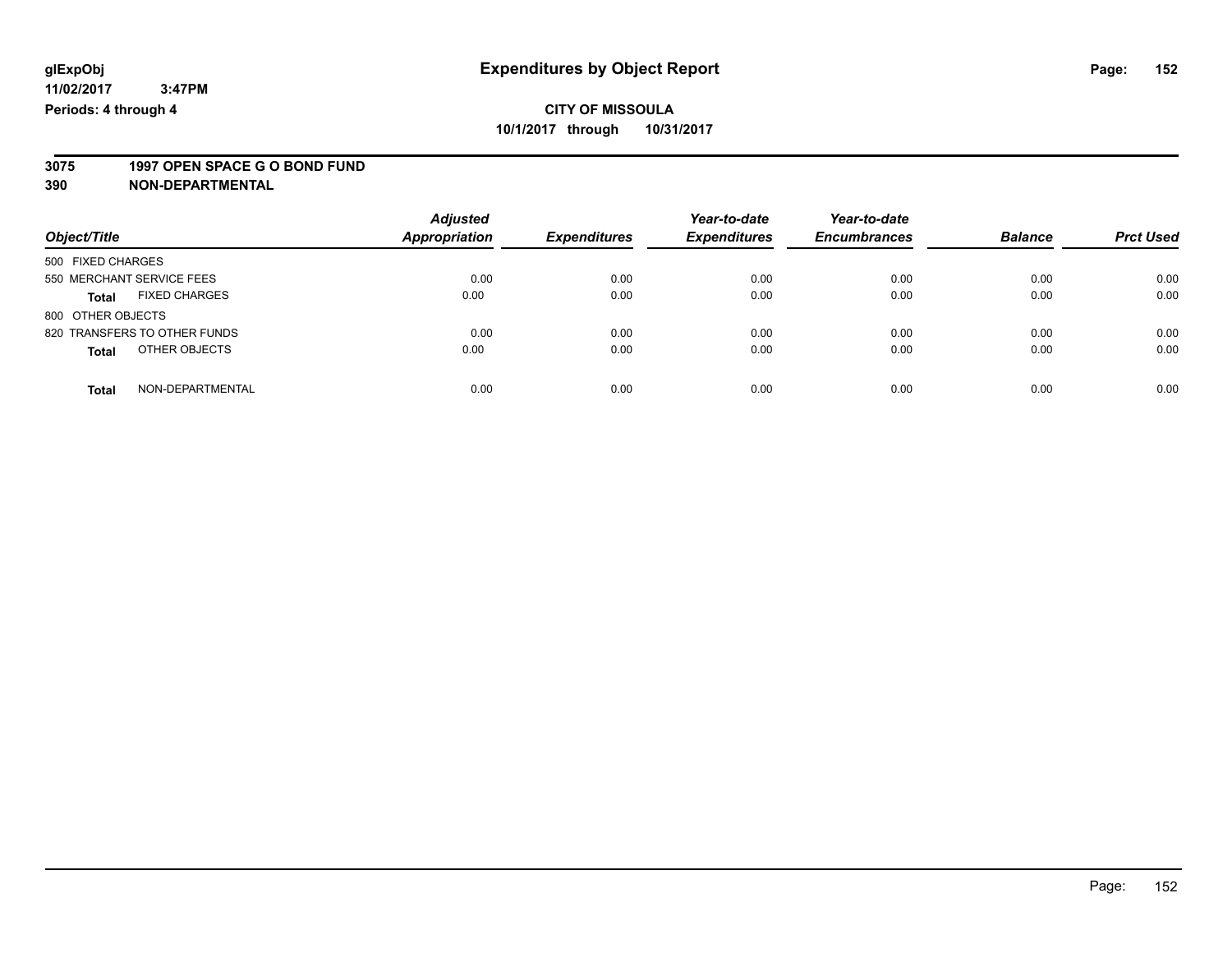glExpObj
11/02/2017 3:47PM
Periods: 4 through 4

# Expenditures by Object Report

**CITY OF MISSOULA**
**10/1/2017 through 10/31/2017**

**3075 1997 OPEN SPACE G O BOND FUND**
**390 NON-DEPARTMENTAL**

| Object/Title | Adjusted Appropriation | Expenditures | Year-to-date Expenditures | Year-to-date Encumbrances | Balance | Prct Used |
|---|---|---|---|---|---|---|
| 500 FIXED CHARGES | | | | | | |
| 550 MERCHANT SERVICE FEES | 0.00 | 0.00 | 0.00 | 0.00 | 0.00 | 0.00 |
| **Total** FIXED CHARGES | 0.00 | 0.00 | 0.00 | 0.00 | 0.00 | 0.00 |
| 800 OTHER OBJECTS | | | | | | |
| 820 TRANSFERS TO OTHER FUNDS | 0.00 | 0.00 | 0.00 | 0.00 | 0.00 | 0.00 |
| **Total** OTHER OBJECTS | 0.00 | 0.00 | 0.00 | 0.00 | 0.00 | 0.00 |
| **Total** NON-DEPARTMENTAL | 0.00 | 0.00 | 0.00 | 0.00 | 0.00 | 0.00 |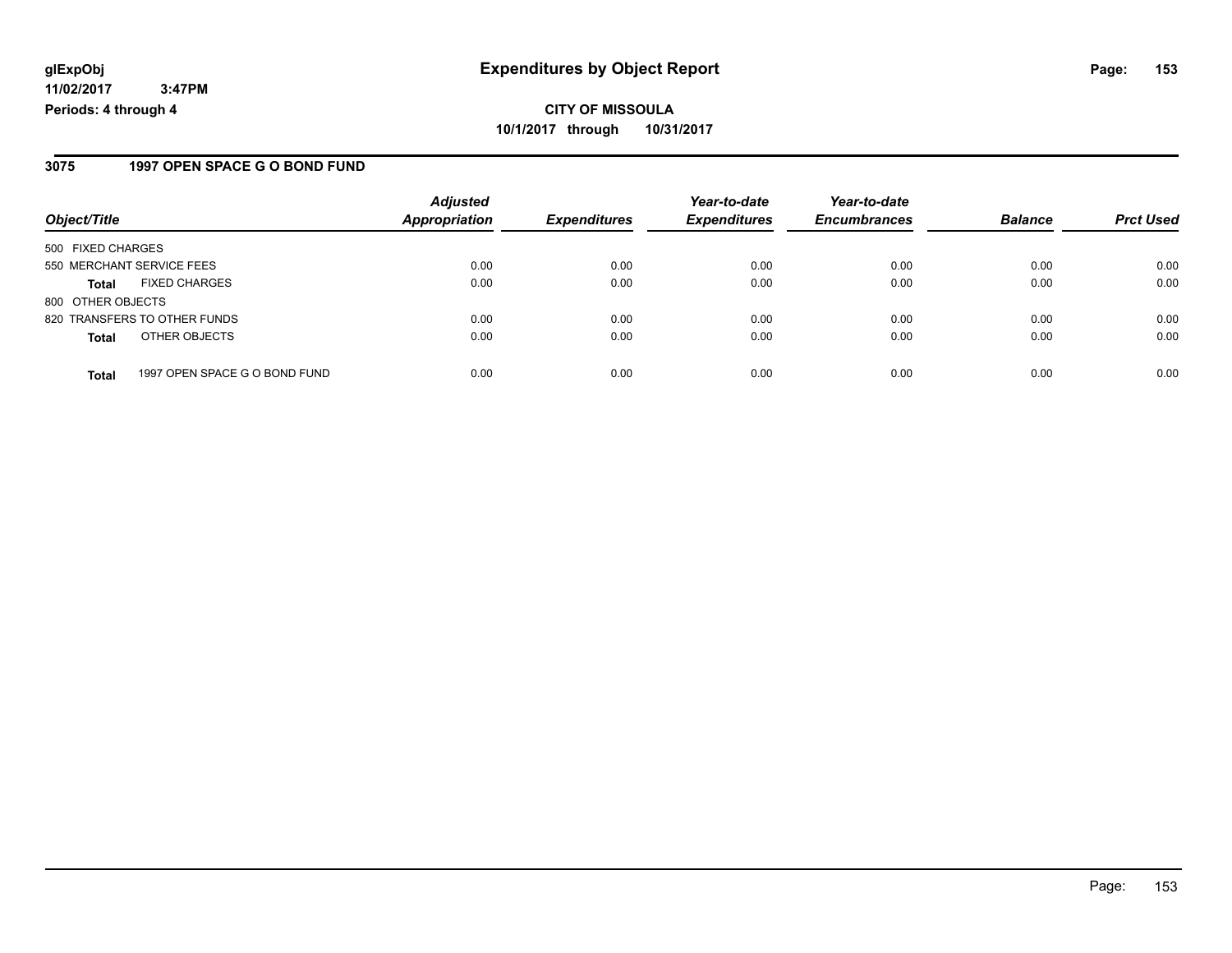# Expenditures by Object Report

glExpObj
11/02/2017 3:47PM
Periods: 4 through 4

**CITY OF MISSOULA**
**10/1/2017 through 10/31/2017**

## 3075 1997 OPEN SPACE G O BOND FUND

| Object/Title | Adjusted Appropriation | Expenditures | Year-to-date Expenditures | Year-to-date Encumbrances | Balance | Prct Used |
|---|---|---|---|---|---|---|
| 500 FIXED CHARGES | | | | | | |
| 550 MERCHANT SERVICE FEES | 0.00 | 0.00 | 0.00 | 0.00 | 0.00 | 0.00 |
| **Total** FIXED CHARGES | 0.00 | 0.00 | 0.00 | 0.00 | 0.00 | 0.00 |
| 800 OTHER OBJECTS | | | | | | |
| 820 TRANSFERS TO OTHER FUNDS | 0.00 | 0.00 | 0.00 | 0.00 | 0.00 | 0.00 |
| **Total** OTHER OBJECTS | 0.00 | 0.00 | 0.00 | 0.00 | 0.00 | 0.00 |
| **Total** 1997 OPEN SPACE G O BOND FUND | 0.00 | 0.00 | 0.00 | 0.00 | 0.00 | 0.00 |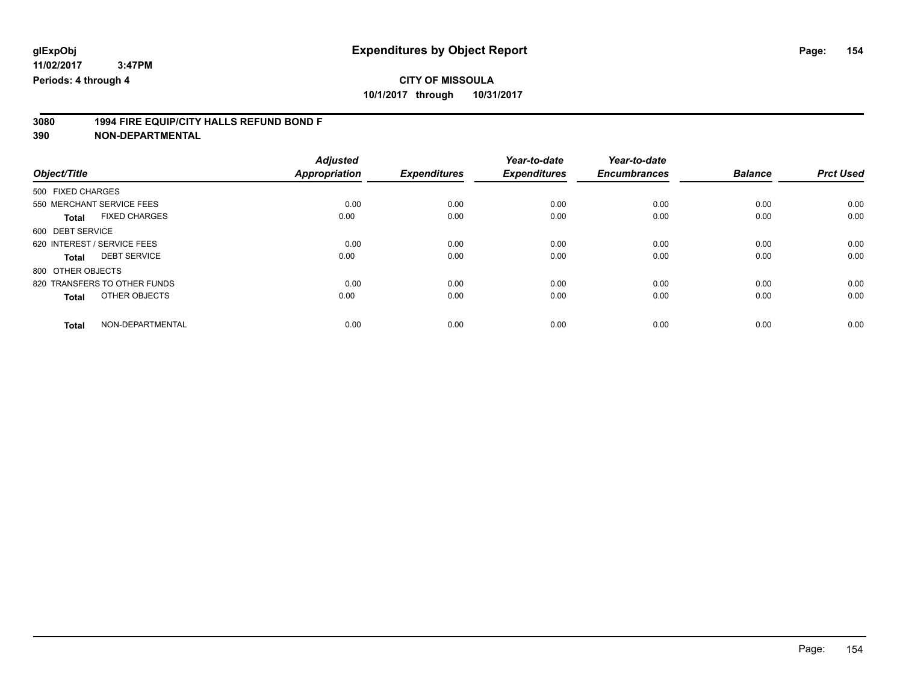# Expenditures by Object Report

glExpObj
11/02/2017 3:47PM
Periods: 4 through 4

**CITY OF MISSOULA**
**10/1/2017 through 10/31/2017**

**3080 1994 FIRE EQUIP/CITY HALLS REFUND BOND F**
**390 NON-DEPARTMENTAL**

| Object/Title | Adjusted Appropriation | Expenditures | Year-to-date Expenditures | Year-to-date Encumbrances | Balance | Prct Used |
|---|---|---|---|---|---|---|
| 500 FIXED CHARGES | | | | | | |
| 550 MERCHANT SERVICE FEES | 0.00 | 0.00 | 0.00 | 0.00 | 0.00 | 0.00 |
| **Total** FIXED CHARGES | 0.00 | 0.00 | 0.00 | 0.00 | 0.00 | 0.00 |
| 600 DEBT SERVICE | | | | | | |
| 620 INTEREST / SERVICE FEES | 0.00 | 0.00 | 0.00 | 0.00 | 0.00 | 0.00 |
| **Total** DEBT SERVICE | 0.00 | 0.00 | 0.00 | 0.00 | 0.00 | 0.00 |
| 800 OTHER OBJECTS | | | | | | |
| 820 TRANSFERS TO OTHER FUNDS | 0.00 | 0.00 | 0.00 | 0.00 | 0.00 | 0.00 |
| **Total** OTHER OBJECTS | 0.00 | 0.00 | 0.00 | 0.00 | 0.00 | 0.00 |
| **Total** NON-DEPARTMENTAL | 0.00 | 0.00 | 0.00 | 0.00 | 0.00 | 0.00 |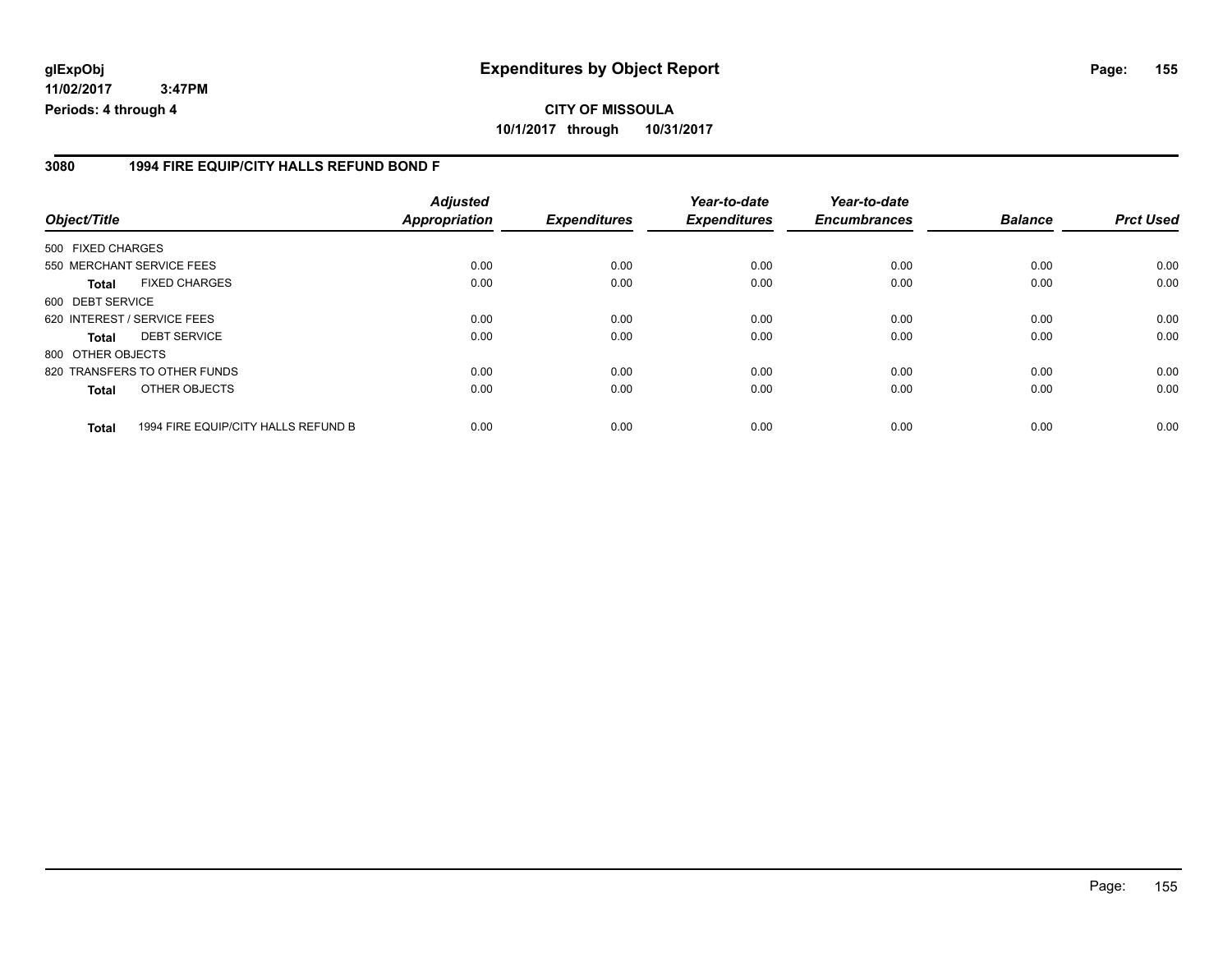**glExpObj**
**11/02/2017 3:47PM**
**Periods: 4 through 4**

# Expenditures by Object Report

**CITY OF MISSOULA**
**10/1/2017 through 10/31/2017**

## 3080 1994 FIRE EQUIP/CITY HALLS REFUND BOND F

| Object/Title | Adjusted Appropriation | Expenditures | Year-to-date Expenditures | Year-to-date Encumbrances | Balance | Prct Used |
|---|---|---|---|---|---|---|
| 500 FIXED CHARGES | | | | | | |
| 550 MERCHANT SERVICE FEES | 0.00 | 0.00 | 0.00 | 0.00 | 0.00 | 0.00 |
| **Total** FIXED CHARGES | 0.00 | 0.00 | 0.00 | 0.00 | 0.00 | 0.00 |
| 600 DEBT SERVICE | | | | | | |
| 620 INTEREST / SERVICE FEES | 0.00 | 0.00 | 0.00 | 0.00 | 0.00 | 0.00 |
| **Total** DEBT SERVICE | 0.00 | 0.00 | 0.00 | 0.00 | 0.00 | 0.00 |
| 800 OTHER OBJECTS | | | | | | |
| 820 TRANSFERS TO OTHER FUNDS | 0.00 | 0.00 | 0.00 | 0.00 | 0.00 | 0.00 |
| **Total** OTHER OBJECTS | 0.00 | 0.00 | 0.00 | 0.00 | 0.00 | 0.00 |
| **Total** 1994 FIRE EQUIP/CITY HALLS REFUND B | 0.00 | 0.00 | 0.00 | 0.00 | 0.00 | 0.00 |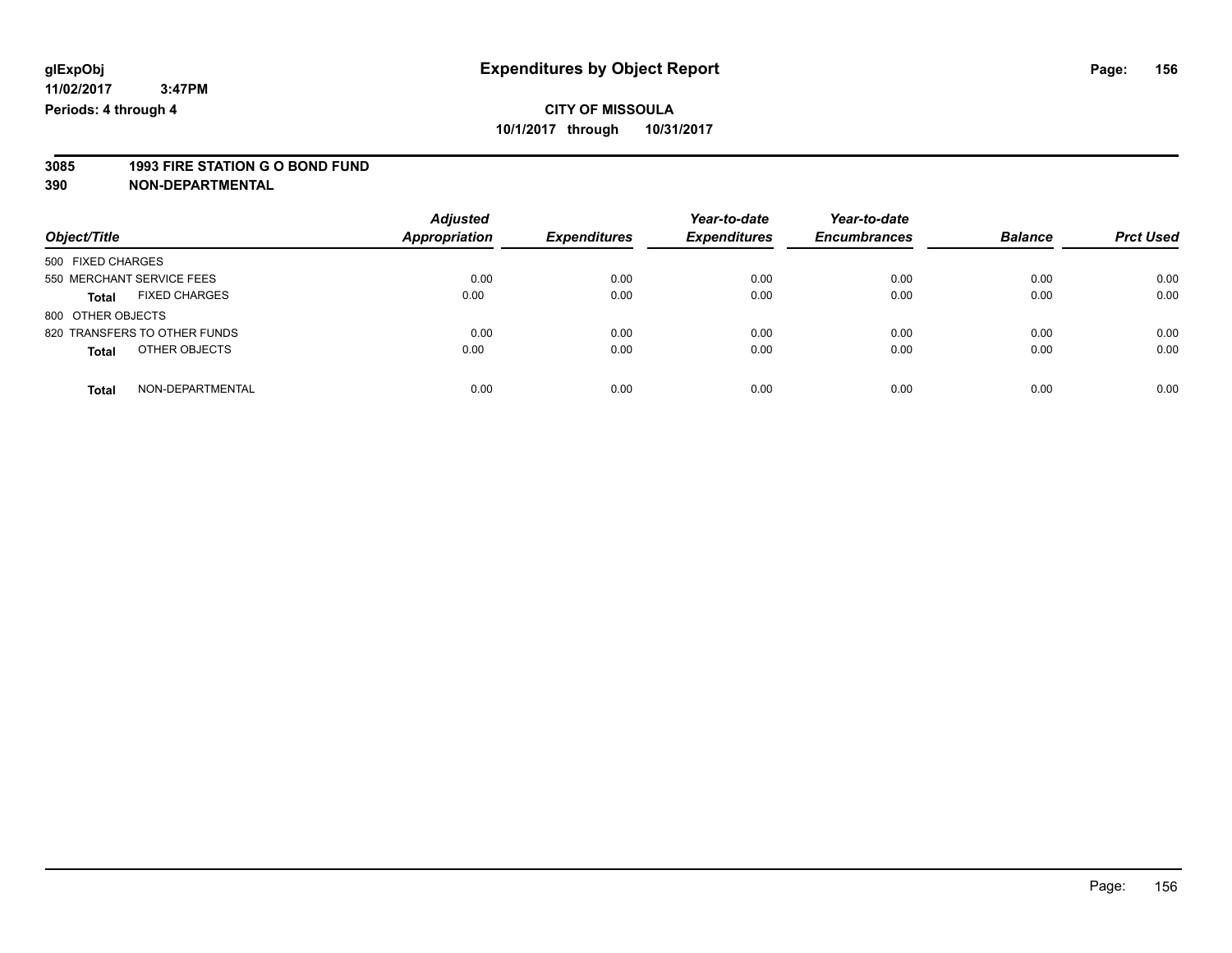# Expenditures by Object Report

glExpObj
11/02/2017 3:47PM
Periods: 4 through 4

**CITY OF MISSOULA**
**10/1/2017 through 10/31/2017**

**3085 1993 FIRE STATION G O BOND FUND**
**390 NON-DEPARTMENTAL**

| Object/Title | Adjusted Appropriation | Expenditures | Year-to-date Expenditures | Year-to-date Encumbrances | Balance | Prct Used |
|---|---|---|---|---|---|---|
| 500 FIXED CHARGES | | | | | | |
| 550 MERCHANT SERVICE FEES | 0.00 | 0.00 | 0.00 | 0.00 | 0.00 | 0.00 |
| **Total** FIXED CHARGES | 0.00 | 0.00 | 0.00 | 0.00 | 0.00 | 0.00 |
| 800 OTHER OBJECTS | | | | | | |
| 820 TRANSFERS TO OTHER FUNDS | 0.00 | 0.00 | 0.00 | 0.00 | 0.00 | 0.00 |
| **Total** OTHER OBJECTS | 0.00 | 0.00 | 0.00 | 0.00 | 0.00 | 0.00 |
| **Total** NON-DEPARTMENTAL | 0.00 | 0.00 | 0.00 | 0.00 | 0.00 | 0.00 |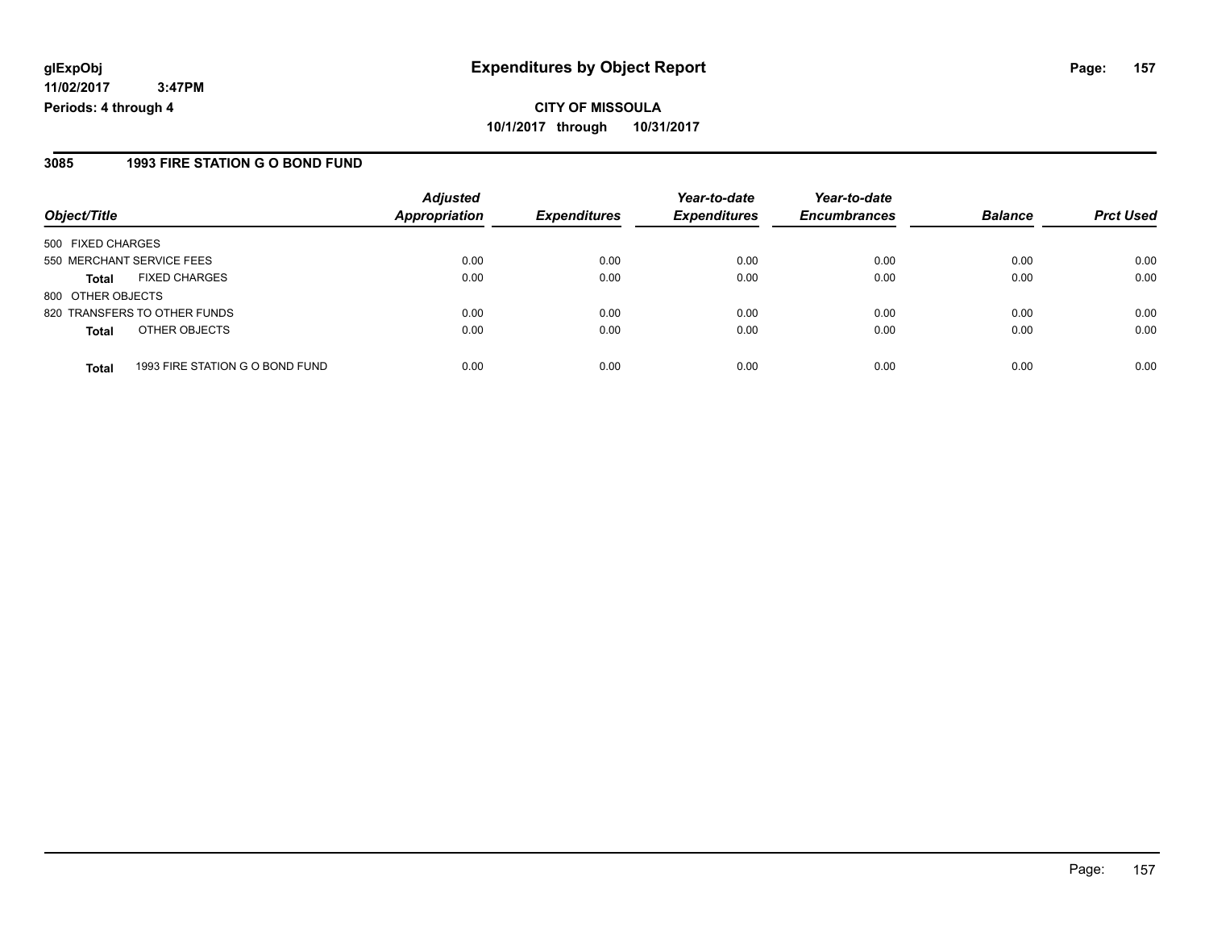glExpObj
11/02/2017 3:47PM
Periods: 4 through 4

# Expenditures by Object Report

**CITY OF MISSOULA**
**10/1/2017 through 10/31/2017**

## 3085 1993 FIRE STATION G O BOND FUND

| Object/Title | Adjusted Appropriation | Expenditures | Year-to-date Expenditures | Year-to-date Encumbrances | Balance | Prct Used |
|---|---|---|---|---|---|---|
| 500 FIXED CHARGES | | | | | | |
| 550 MERCHANT SERVICE FEES | 0.00 | 0.00 | 0.00 | 0.00 | 0.00 | 0.00 |
| **Total** FIXED CHARGES | 0.00 | 0.00 | 0.00 | 0.00 | 0.00 | 0.00 |
| 800 OTHER OBJECTS | | | | | | |
| 820 TRANSFERS TO OTHER FUNDS | 0.00 | 0.00 | 0.00 | 0.00 | 0.00 | 0.00 |
| **Total** OTHER OBJECTS | 0.00 | 0.00 | 0.00 | 0.00 | 0.00 | 0.00 |
| **Total** 1993 FIRE STATION G O BOND FUND | 0.00 | 0.00 | 0.00 | 0.00 | 0.00 | 0.00 |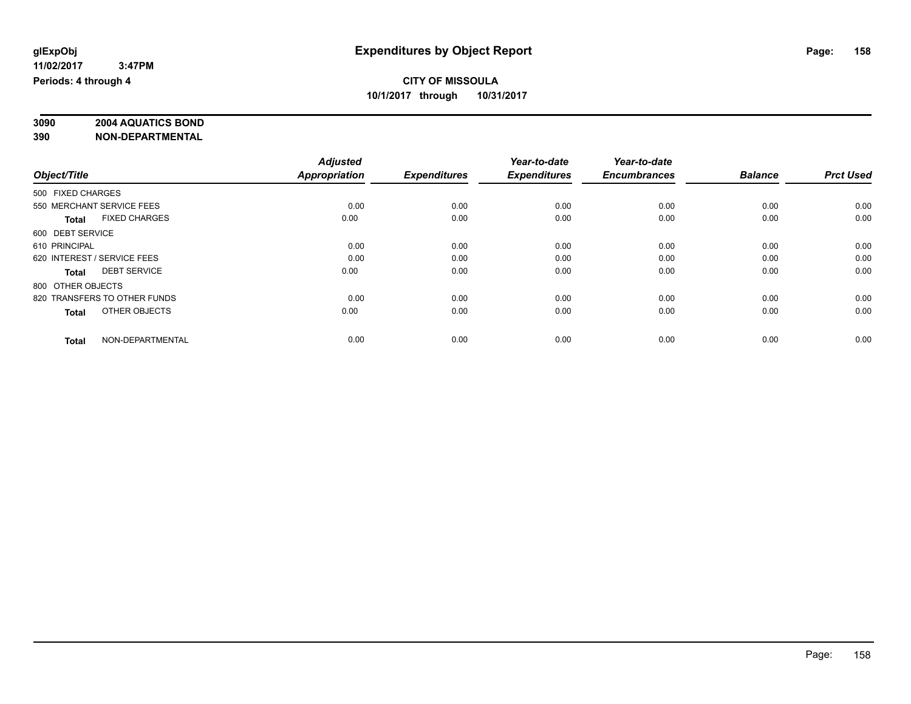**glExpObj**
**11/02/2017 3:47PM**
**Periods: 4 through 4**

# Expenditures by Object Report

**CITY OF MISSOULA**
**10/1/2017 through 10/31/2017**

**3090 2004 AQUATICS BOND**
**390 NON-DEPARTMENTAL**

| Object/Title | Adjusted Appropriation | Expenditures | Year-to-date Expenditures | Year-to-date Encumbrances | Balance | Prct Used |
|---|---|---|---|---|---|---|
| 500 FIXED CHARGES | | | | | | |
| 550 MERCHANT SERVICE FEES | 0.00 | 0.00 | 0.00 | 0.00 | 0.00 | 0.00 |
| **Total** FIXED CHARGES | 0.00 | 0.00 | 0.00 | 0.00 | 0.00 | 0.00 |
| 600 DEBT SERVICE | | | | | | |
| 610 PRINCIPAL | 0.00 | 0.00 | 0.00 | 0.00 | 0.00 | 0.00 |
| 620 INTEREST / SERVICE FEES | 0.00 | 0.00 | 0.00 | 0.00 | 0.00 | 0.00 |
| **Total** DEBT SERVICE | 0.00 | 0.00 | 0.00 | 0.00 | 0.00 | 0.00 |
| 800 OTHER OBJECTS | | | | | | |
| 820 TRANSFERS TO OTHER FUNDS | 0.00 | 0.00 | 0.00 | 0.00 | 0.00 | 0.00 |
| **Total** OTHER OBJECTS | 0.00 | 0.00 | 0.00 | 0.00 | 0.00 | 0.00 |
| **Total** NON-DEPARTMENTAL | 0.00 | 0.00 | 0.00 | 0.00 | 0.00 | 0.00 |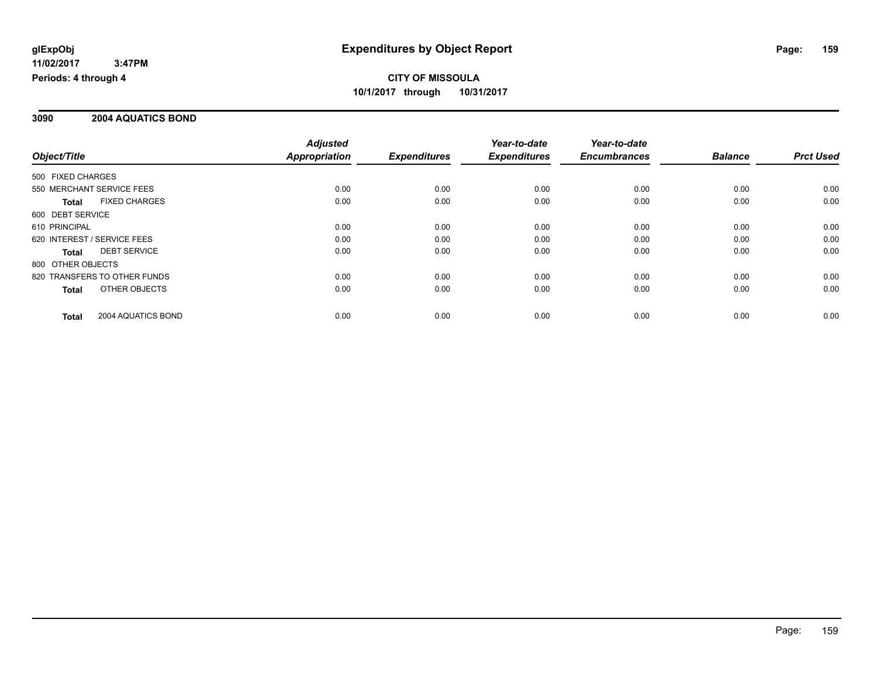**glExpObj**
**11/02/2017 3:47PM**
**Periods: 4 through 4**

# Expenditures by Object Report

**CITY OF MISSOULA**
**10/1/2017 through 10/31/2017**

## 3090 2004 AQUATICS BOND

| Object/Title | | Adjusted Appropriation | Expenditures | Year-to-date Expenditures | Year-to-date Encumbrances | Balance | Prct Used |
|---|---|---|---|---|---|---|---|
| 500 FIXED CHARGES | | | | | | | |
| 550 MERCHANT SERVICE FEES | | 0.00 | 0.00 | 0.00 | 0.00 | 0.00 | 0.00 |
| **Total** | FIXED CHARGES | 0.00 | 0.00 | 0.00 | 0.00 | 0.00 | 0.00 |
| 600 DEBT SERVICE | | | | | | | |
| 610 PRINCIPAL | | 0.00 | 0.00 | 0.00 | 0.00 | 0.00 | 0.00 |
| 620 INTEREST / SERVICE FEES | | 0.00 | 0.00 | 0.00 | 0.00 | 0.00 | 0.00 |
| **Total** | DEBT SERVICE | 0.00 | 0.00 | 0.00 | 0.00 | 0.00 | 0.00 |
| 800 OTHER OBJECTS | | | | | | | |
| 820 TRANSFERS TO OTHER FUNDS | | 0.00 | 0.00 | 0.00 | 0.00 | 0.00 | 0.00 |
| **Total** | OTHER OBJECTS | 0.00 | 0.00 | 0.00 | 0.00 | 0.00 | 0.00 |
| **Total** | 2004 AQUATICS BOND | 0.00 | 0.00 | 0.00 | 0.00 | 0.00 | 0.00 |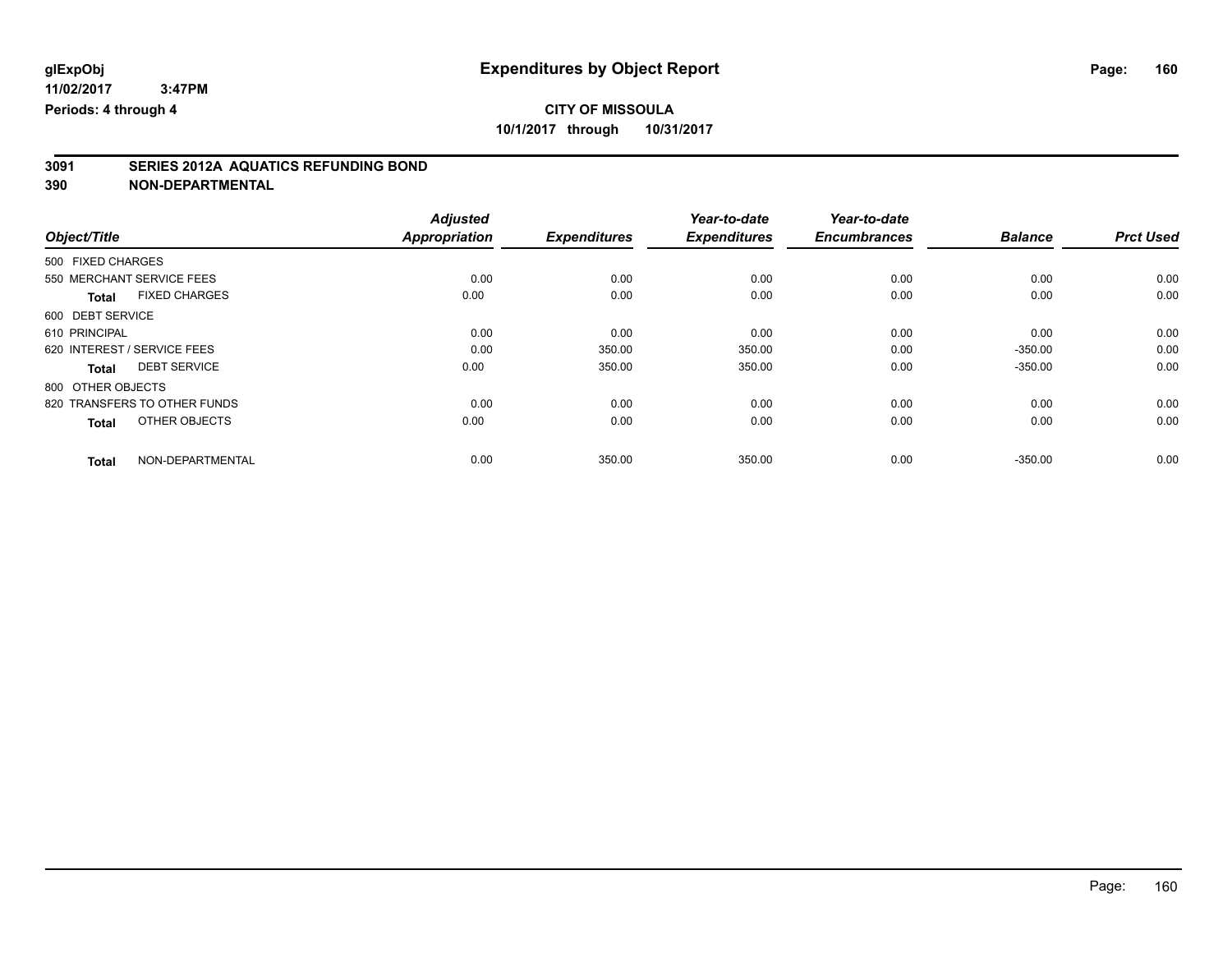**glExpObj**
**11/02/2017 3:47PM**
**Periods: 4 through 4**

# Expenditures by Object Report

**CITY OF MISSOULA**
**10/1/2017 through 10/31/2017**

## 3091 SERIES 2012A AQUATICS REFUNDING BOND
## 390 NON-DEPARTMENTAL

| Object/Title | Adjusted Appropriation | Expenditures | Year-to-date Expenditures | Year-to-date Encumbrances | Balance | Prct Used |
|---|---|---|---|---|---|---|
| 500 FIXED CHARGES | | | | | | |
| 550 MERCHANT SERVICE FEES | 0.00 | 0.00 | 0.00 | 0.00 | 0.00 | 0.00 |
| **Total** FIXED CHARGES | 0.00 | 0.00 | 0.00 | 0.00 | 0.00 | 0.00 |
| 600 DEBT SERVICE | | | | | | |
| 610 PRINCIPAL | 0.00 | 0.00 | 0.00 | 0.00 | 0.00 | 0.00 |
| 620 INTEREST / SERVICE FEES | 0.00 | 350.00 | 350.00 | 0.00 | -350.00 | 0.00 |
| **Total** DEBT SERVICE | 0.00 | 350.00 | 350.00 | 0.00 | -350.00 | 0.00 |
| 800 OTHER OBJECTS | | | | | | |
| 820 TRANSFERS TO OTHER FUNDS | 0.00 | 0.00 | 0.00 | 0.00 | 0.00 | 0.00 |
| **Total** OTHER OBJECTS | 0.00 | 0.00 | 0.00 | 0.00 | 0.00 | 0.00 |
| **Total** NON-DEPARTMENTAL | 0.00 | 350.00 | 350.00 | 0.00 | -350.00 | 0.00 |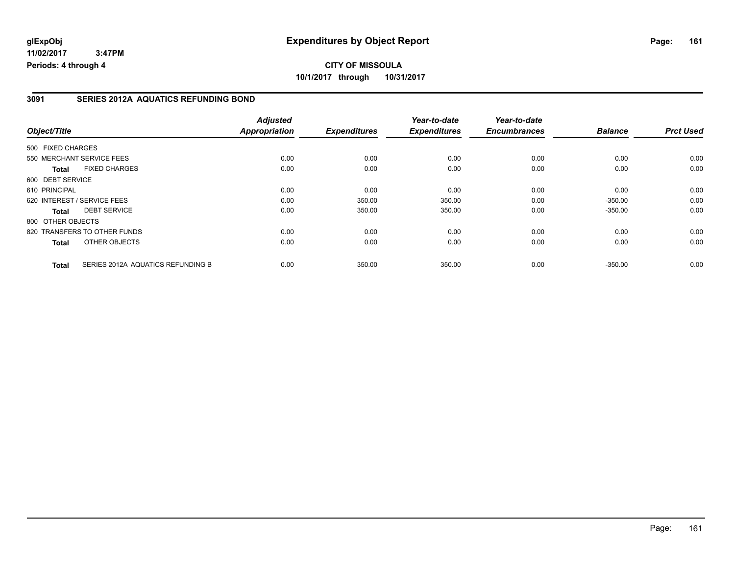# Expenditures by Object Report

glExpObj
11/02/2017 3:47PM
Periods: 4 through 4

**CITY OF MISSOULA**
**10/1/2017 through 10/31/2017**

## 3091 SERIES 2012A AQUATICS REFUNDING BOND

| Object/Title | | Adjusted Appropriation | Expenditures | Year-to-date Expenditures | Year-to-date Encumbrances | Balance | Prct Used |
|---|---|---|---|---|---|---|---|
| 500 FIXED CHARGES | | | | | | | |
| 550 MERCHANT SERVICE FEES | | 0.00 | 0.00 | 0.00 | 0.00 | 0.00 | 0.00 |
| **Total** | FIXED CHARGES | 0.00 | 0.00 | 0.00 | 0.00 | 0.00 | 0.00 |
| 600 DEBT SERVICE | | | | | | | |
| 610 PRINCIPAL | | 0.00 | 0.00 | 0.00 | 0.00 | 0.00 | 0.00 |
| 620 INTEREST / SERVICE FEES | | 0.00 | 350.00 | 350.00 | 0.00 | -350.00 | 0.00 |
| **Total** | DEBT SERVICE | 0.00 | 350.00 | 350.00 | 0.00 | -350.00 | 0.00 |
| 800 OTHER OBJECTS | | | | | | | |
| 820 TRANSFERS TO OTHER FUNDS | | 0.00 | 0.00 | 0.00 | 0.00 | 0.00 | 0.00 |
| **Total** | OTHER OBJECTS | 0.00 | 0.00 | 0.00 | 0.00 | 0.00 | 0.00 |
| **Total** | SERIES 2012A AQUATICS REFUNDING B | 0.00 | 350.00 | 350.00 | 0.00 | -350.00 | 0.00 |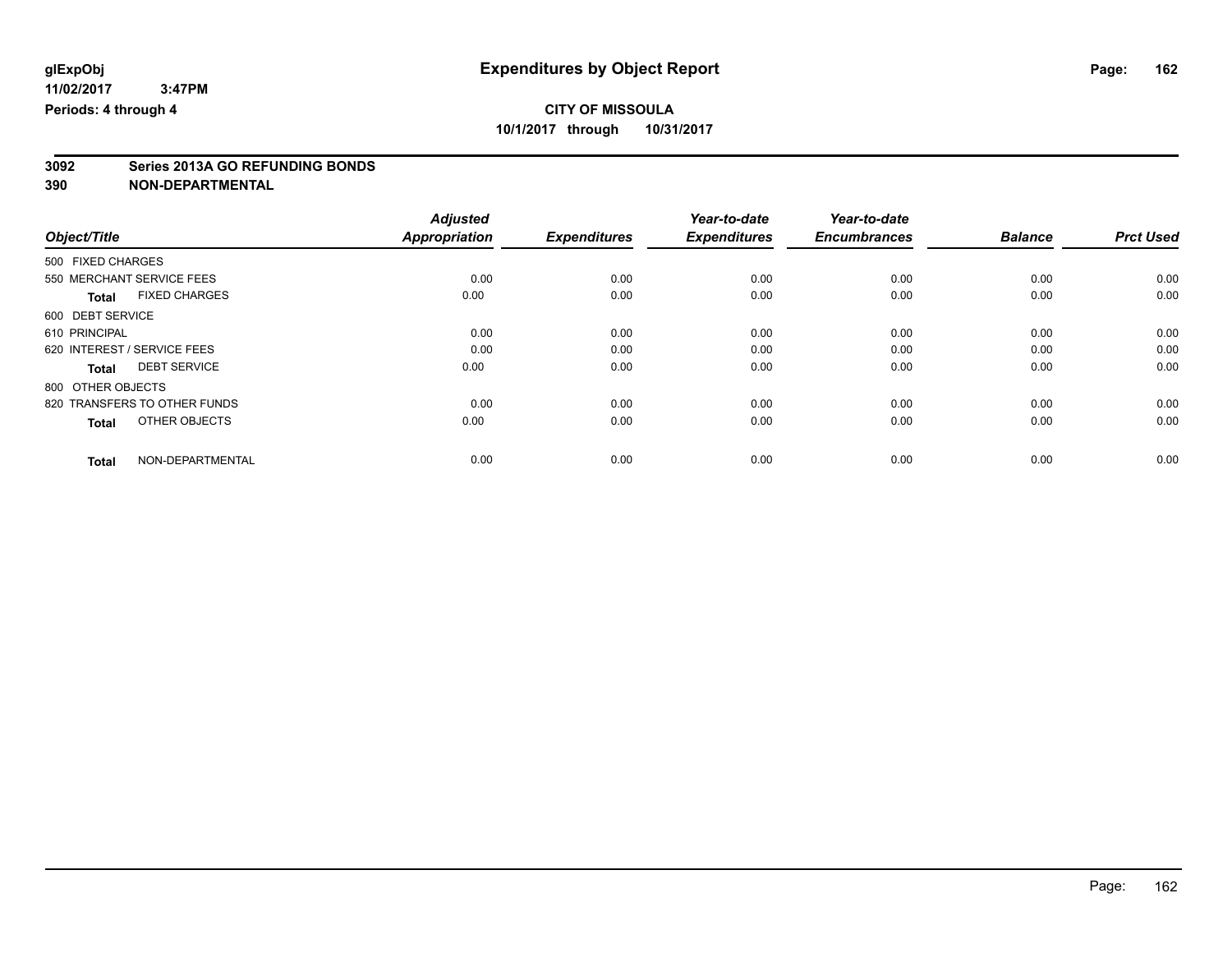glExpObj
11/02/2017 3:47PM
Periods: 4 through 4

# Expenditures by Object Report

**CITY OF MISSOULA**
**10/1/2017 through 10/31/2017**

**3092 Series 2013A GO REFUNDING BONDS**
**390 NON-DEPARTMENTAL**

| Object/Title | Adjusted Appropriation | Expenditures | Year-to-date Expenditures | Year-to-date Encumbrances | Balance | Prct Used |
|---|---|---|---|---|---|---|
| 500 FIXED CHARGES | | | | | | |
| 550 MERCHANT SERVICE FEES | 0.00 | 0.00 | 0.00 | 0.00 | 0.00 | 0.00 |
| **Total** FIXED CHARGES | 0.00 | 0.00 | 0.00 | 0.00 | 0.00 | 0.00 |
| 600 DEBT SERVICE | | | | | | |
| 610 PRINCIPAL | 0.00 | 0.00 | 0.00 | 0.00 | 0.00 | 0.00 |
| 620 INTEREST / SERVICE FEES | 0.00 | 0.00 | 0.00 | 0.00 | 0.00 | 0.00 |
| **Total** DEBT SERVICE | 0.00 | 0.00 | 0.00 | 0.00 | 0.00 | 0.00 |
| 800 OTHER OBJECTS | | | | | | |
| 820 TRANSFERS TO OTHER FUNDS | 0.00 | 0.00 | 0.00 | 0.00 | 0.00 | 0.00 |
| **Total** OTHER OBJECTS | 0.00 | 0.00 | 0.00 | 0.00 | 0.00 | 0.00 |
| **Total** NON-DEPARTMENTAL | 0.00 | 0.00 | 0.00 | 0.00 | 0.00 | 0.00 |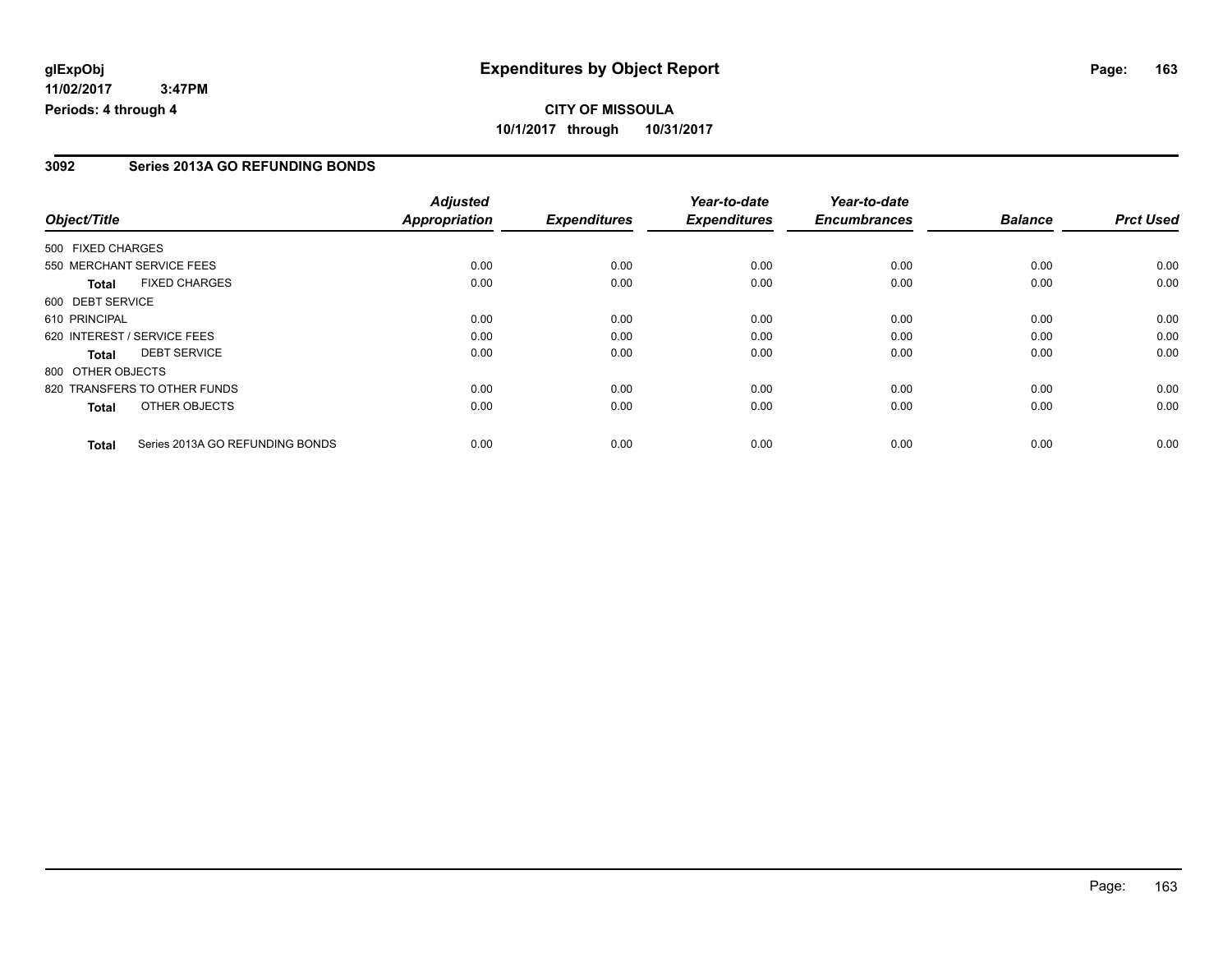**glExpObj** **Expenditures by Object Report**

**11/02/2017 3:47PM**

**Periods: 4 through 4**

**CITY OF MISSOULA**

**10/1/2017 through 10/31/2017**

## 3092 Series 2013A GO REFUNDING BONDS

| Object/Title | Adjusted Appropriation | Expenditures | Year-to-date Expenditures | Year-to-date Encumbrances | Balance | Prct Used |
|---|---|---|---|---|---|---|
| 500 FIXED CHARGES | | | | | | |
| 550 MERCHANT SERVICE FEES | 0.00 | 0.00 | 0.00 | 0.00 | 0.00 | 0.00 |
| **Total** FIXED CHARGES | 0.00 | 0.00 | 0.00 | 0.00 | 0.00 | 0.00 |
| 600 DEBT SERVICE | | | | | | |
| 610 PRINCIPAL | 0.00 | 0.00 | 0.00 | 0.00 | 0.00 | 0.00 |
| 620 INTEREST / SERVICE FEES | 0.00 | 0.00 | 0.00 | 0.00 | 0.00 | 0.00 |
| **Total** DEBT SERVICE | 0.00 | 0.00 | 0.00 | 0.00 | 0.00 | 0.00 |
| 800 OTHER OBJECTS | | | | | | |
| 820 TRANSFERS TO OTHER FUNDS | 0.00 | 0.00 | 0.00 | 0.00 | 0.00 | 0.00 |
| **Total** OTHER OBJECTS | 0.00 | 0.00 | 0.00 | 0.00 | 0.00 | 0.00 |
| **Total** Series 2013A GO REFUNDING BONDS | 0.00 | 0.00 | 0.00 | 0.00 | 0.00 | 0.00 |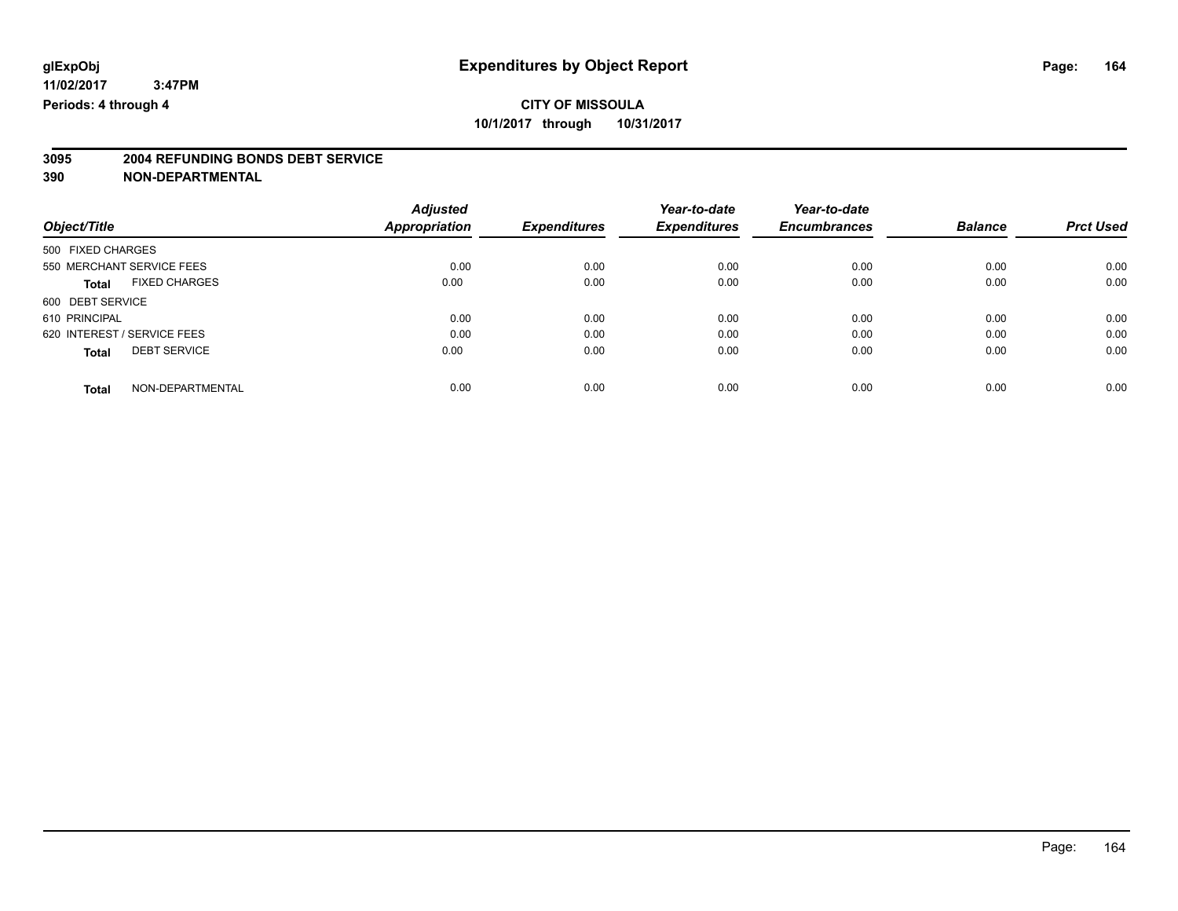glExpObj **Expenditures by Object Report**

11/02/2017 3:47PM

Periods: 4 through 4

**CITY OF MISSOULA**

**10/1/2017 through 10/31/2017**

**3095 2004 REFUNDING BONDS DEBT SERVICE**

**390 NON-DEPARTMENTAL**

| Object/Title | Adjusted Appropriation | Expenditures | Year-to-date Expenditures | Year-to-date Encumbrances | Balance | Prct Used |
|---|---|---|---|---|---|---|
| 500 FIXED CHARGES | | | | | | |
| 550 MERCHANT SERVICE FEES | 0.00 | 0.00 | 0.00 | 0.00 | 0.00 | 0.00 |
| **Total** FIXED CHARGES | 0.00 | 0.00 | 0.00 | 0.00 | 0.00 | 0.00 |
| 600 DEBT SERVICE | | | | | | |
| 610 PRINCIPAL | 0.00 | 0.00 | 0.00 | 0.00 | 0.00 | 0.00 |
| 620 INTEREST / SERVICE FEES | 0.00 | 0.00 | 0.00 | 0.00 | 0.00 | 0.00 |
| **Total** DEBT SERVICE | 0.00 | 0.00 | 0.00 | 0.00 | 0.00 | 0.00 |
| **Total** NON-DEPARTMENTAL | 0.00 | 0.00 | 0.00 | 0.00 | 0.00 | 0.00 |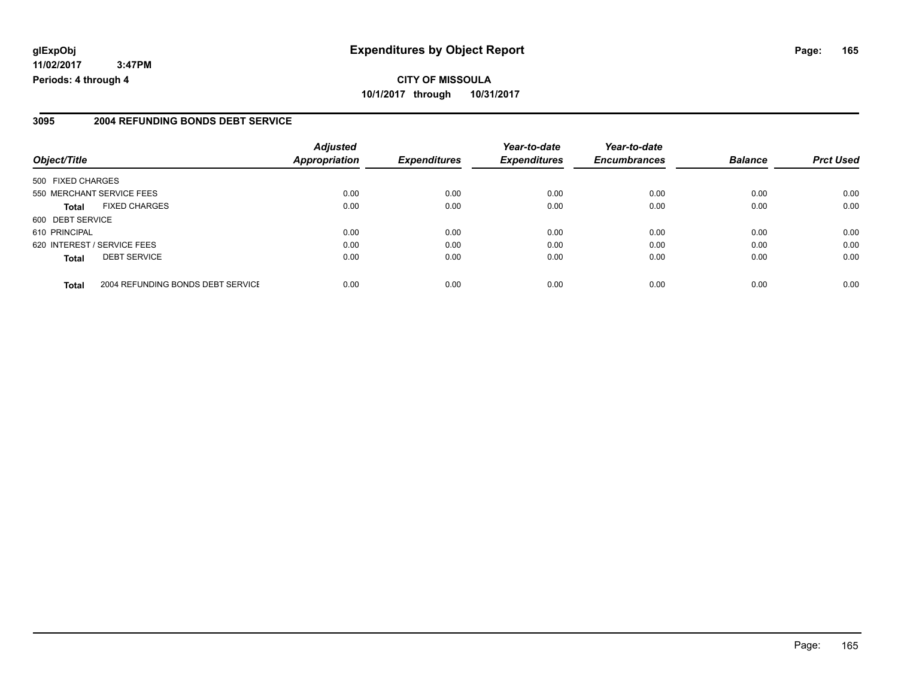**glExpObj** **Expenditures by Object Report**

**11/02/2017 3:47PM**

**Periods: 4 through 4**

**CITY OF MISSOULA**

**10/1/2017 through 10/31/2017**

## 3095 2004 REFUNDING BONDS DEBT SERVICE

| Object/Title | | Adjusted Appropriation | Expenditures | Year-to-date Expenditures | Year-to-date Encumbrances | Balance | Prct Used |
|---|---|---|---|---|---|---|---|
| 500 FIXED CHARGES | | | | | | | |
| 550 MERCHANT SERVICE FEES | | 0.00 | 0.00 | 0.00 | 0.00 | 0.00 | 0.00 |
| **Total** | FIXED CHARGES | 0.00 | 0.00 | 0.00 | 0.00 | 0.00 | 0.00 |
| 600 DEBT SERVICE | | | | | | | |
| 610 PRINCIPAL | | 0.00 | 0.00 | 0.00 | 0.00 | 0.00 | 0.00 |
| 620 INTEREST / SERVICE FEES | | 0.00 | 0.00 | 0.00 | 0.00 | 0.00 | 0.00 |
| **Total** | DEBT SERVICE | 0.00 | 0.00 | 0.00 | 0.00 | 0.00 | 0.00 |
| **Total** | 2004 REFUNDING BONDS DEBT SERVICE | 0.00 | 0.00 | 0.00 | 0.00 | 0.00 | 0.00 |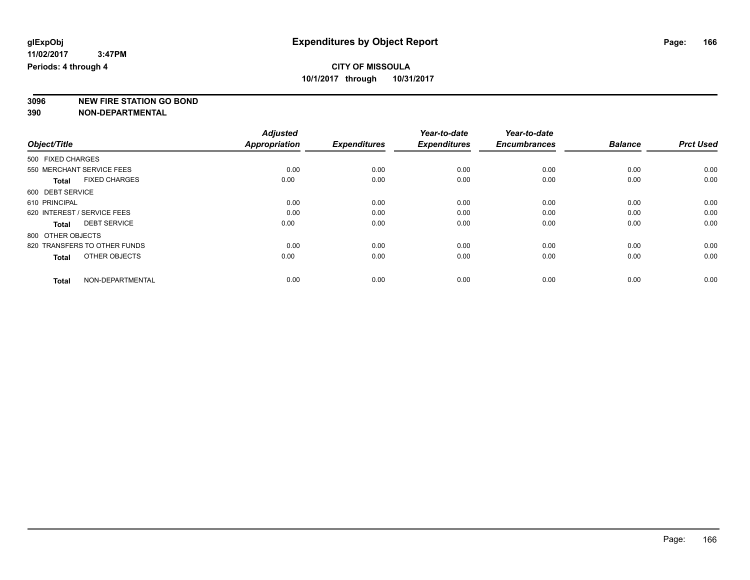glExpObj
11/02/2017 3:47PM
Periods: 4 through 4

# Expenditures by Object Report

**CITY OF MISSOULA**
**10/1/2017 through 10/31/2017**

**3096 NEW FIRE STATION GO BOND**
**390 NON-DEPARTMENTAL**

| Object/Title | Adjusted Appropriation | Expenditures | Year-to-date Expenditures | Year-to-date Encumbrances | Balance | Prct Used |
|---|---|---|---|---|---|---|
| 500 FIXED CHARGES | | | | | | |
| 550 MERCHANT SERVICE FEES | 0.00 | 0.00 | 0.00 | 0.00 | 0.00 | 0.00 |
| **Total** FIXED CHARGES | 0.00 | 0.00 | 0.00 | 0.00 | 0.00 | 0.00 |
| 600 DEBT SERVICE | | | | | | |
| 610 PRINCIPAL | 0.00 | 0.00 | 0.00 | 0.00 | 0.00 | 0.00 |
| 620 INTEREST / SERVICE FEES | 0.00 | 0.00 | 0.00 | 0.00 | 0.00 | 0.00 |
| **Total** DEBT SERVICE | 0.00 | 0.00 | 0.00 | 0.00 | 0.00 | 0.00 |
| 800 OTHER OBJECTS | | | | | | |
| 820 TRANSFERS TO OTHER FUNDS | 0.00 | 0.00 | 0.00 | 0.00 | 0.00 | 0.00 |
| **Total** OTHER OBJECTS | 0.00 | 0.00 | 0.00 | 0.00 | 0.00 | 0.00 |
| **Total** NON-DEPARTMENTAL | 0.00 | 0.00 | 0.00 | 0.00 | 0.00 | 0.00 |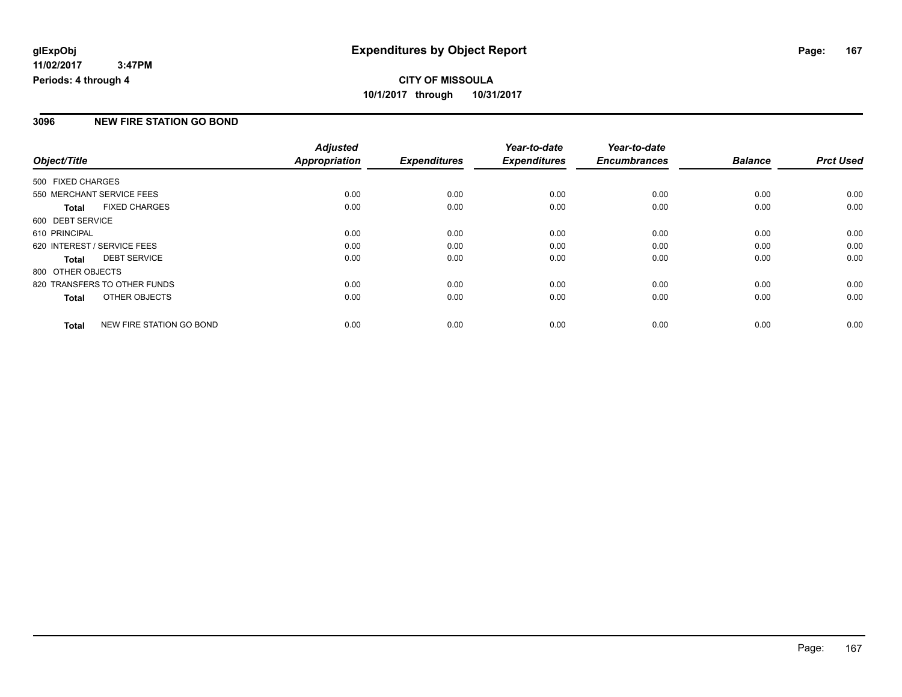**glExpObj**
**11/02/2017 3:47PM**
**Periods: 4 through 4**

# Expenditures by Object Report

**CITY OF MISSOULA**
**10/1/2017 through 10/31/2017**

## 3096 NEW FIRE STATION GO BOND

| Object/Title | Adjusted Appropriation | Expenditures | Year-to-date Expenditures | Year-to-date Encumbrances | Balance | Prct Used |
|---|---|---|---|---|---|---|
| 500 FIXED CHARGES | | | | | | |
| 550 MERCHANT SERVICE FEES | 0.00 | 0.00 | 0.00 | 0.00 | 0.00 | 0.00 |
| **Total** FIXED CHARGES | 0.00 | 0.00 | 0.00 | 0.00 | 0.00 | 0.00 |
| 600 DEBT SERVICE | | | | | | |
| 610 PRINCIPAL | 0.00 | 0.00 | 0.00 | 0.00 | 0.00 | 0.00 |
| 620 INTEREST / SERVICE FEES | 0.00 | 0.00 | 0.00 | 0.00 | 0.00 | 0.00 |
| **Total** DEBT SERVICE | 0.00 | 0.00 | 0.00 | 0.00 | 0.00 | 0.00 |
| 800 OTHER OBJECTS | | | | | | |
| 820 TRANSFERS TO OTHER FUNDS | 0.00 | 0.00 | 0.00 | 0.00 | 0.00 | 0.00 |
| **Total** OTHER OBJECTS | 0.00 | 0.00 | 0.00 | 0.00 | 0.00 | 0.00 |
| **Total** NEW FIRE STATION GO BOND | 0.00 | 0.00 | 0.00 | 0.00 | 0.00 | 0.00 |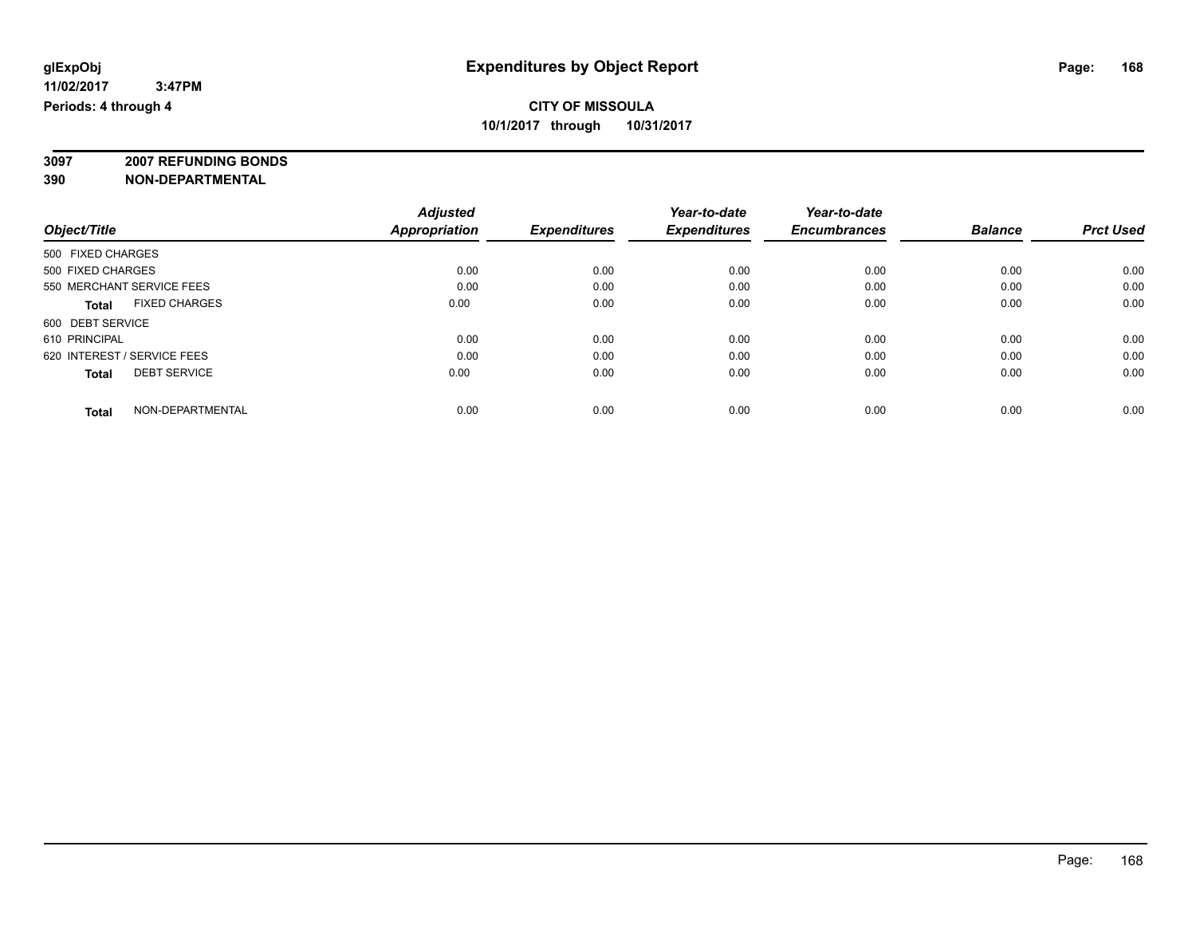# Expenditures by Object Report

glExpObj
11/02/2017 3:47PM
Periods: 4 through 4

**CITY OF MISSOULA**
**10/1/2017 through 10/31/2017**

**3097 2007 REFUNDING BONDS**
**390 NON-DEPARTMENTAL**

| Object/Title | Adjusted Appropriation | Expenditures | Year-to-date Expenditures | Year-to-date Encumbrances | Balance | Prct Used |
|---|---|---|---|---|---|---|
| 500 FIXED CHARGES | | | | | | |
| 500 FIXED CHARGES | 0.00 | 0.00 | 0.00 | 0.00 | 0.00 | 0.00 |
| 550 MERCHANT SERVICE FEES | 0.00 | 0.00 | 0.00 | 0.00 | 0.00 | 0.00 |
| **Total** FIXED CHARGES | 0.00 | 0.00 | 0.00 | 0.00 | 0.00 | 0.00 |
| 600 DEBT SERVICE | | | | | | |
| 610 PRINCIPAL | 0.00 | 0.00 | 0.00 | 0.00 | 0.00 | 0.00 |
| 620 INTEREST / SERVICE FEES | 0.00 | 0.00 | 0.00 | 0.00 | 0.00 | 0.00 |
| **Total** DEBT SERVICE | 0.00 | 0.00 | 0.00 | 0.00 | 0.00 | 0.00 |
| **Total** NON-DEPARTMENTAL | 0.00 | 0.00 | 0.00 | 0.00 | 0.00 | 0.00 |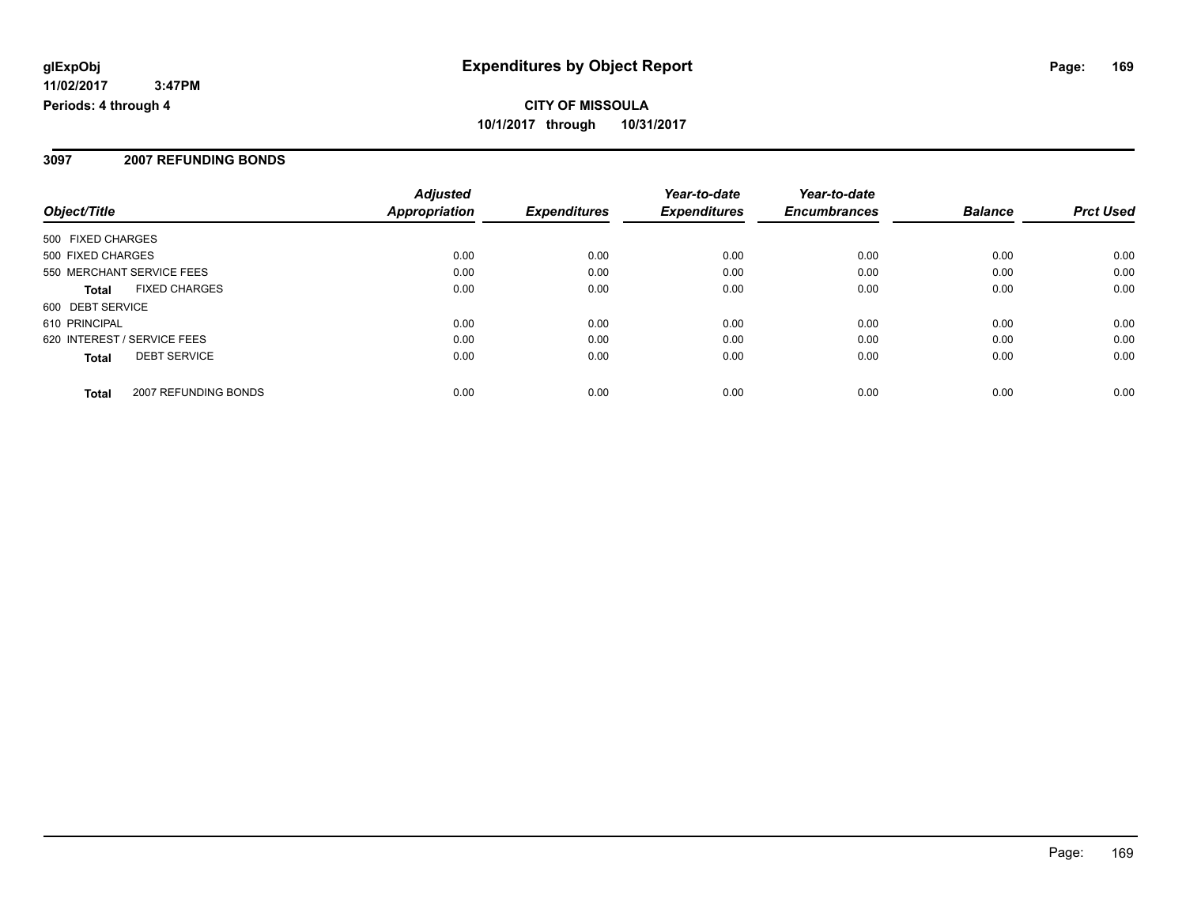# Expenditures by Object Report

glExpObj
11/02/2017 3:47PM
Periods: 4 through 4

**CITY OF MISSOULA**
**10/1/2017 through 10/31/2017**

## 3097 2007 REFUNDING BONDS

| Object/Title | Adjusted Appropriation | Expenditures | Year-to-date Expenditures | Year-to-date Encumbrances | Balance | Prct Used |
|---|---|---|---|---|---|---|
| 500 FIXED CHARGES | | | | | | |
| 500 FIXED CHARGES | 0.00 | 0.00 | 0.00 | 0.00 | 0.00 | 0.00 |
| 550 MERCHANT SERVICE FEES | 0.00 | 0.00 | 0.00 | 0.00 | 0.00 | 0.00 |
| **Total** FIXED CHARGES | 0.00 | 0.00 | 0.00 | 0.00 | 0.00 | 0.00 |
| 600 DEBT SERVICE | | | | | | |
| 610 PRINCIPAL | 0.00 | 0.00 | 0.00 | 0.00 | 0.00 | 0.00 |
| 620 INTEREST / SERVICE FEES | 0.00 | 0.00 | 0.00 | 0.00 | 0.00 | 0.00 |
| **Total** DEBT SERVICE | 0.00 | 0.00 | 0.00 | 0.00 | 0.00 | 0.00 |
| **Total** 2007 REFUNDING BONDS | 0.00 | 0.00 | 0.00 | 0.00 | 0.00 | 0.00 |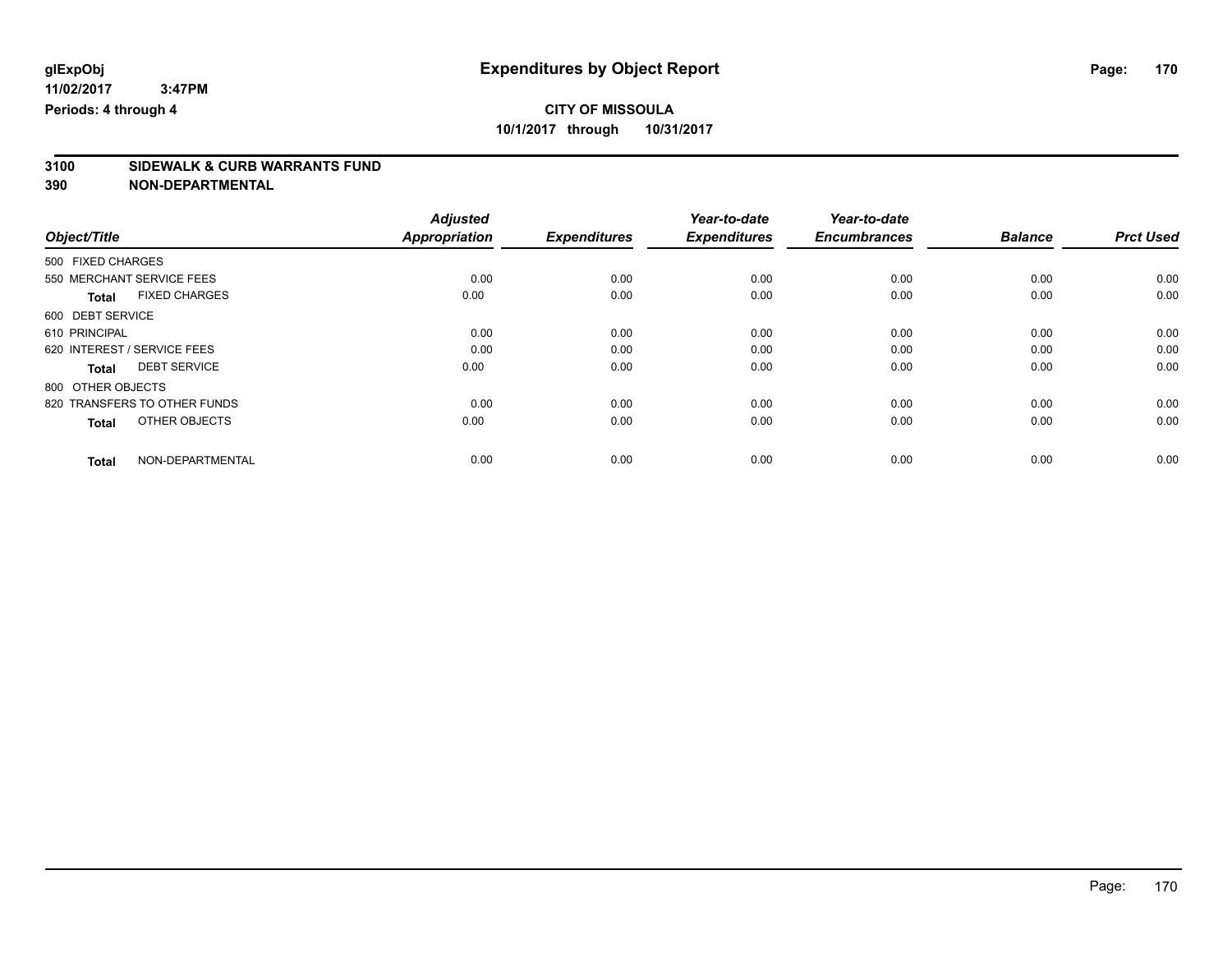**glExpObj**
**11/02/2017 3:47PM**
**Periods: 4 through 4**

# Expenditures by Object Report

**CITY OF MISSOULA**
**10/1/2017 through 10/31/2017**

**3100 SIDEWALK & CURB WARRANTS FUND**
**390 NON-DEPARTMENTAL**

| Object/Title | Adjusted Appropriation | Expenditures | Year-to-date Expenditures | Year-to-date Encumbrances | Balance | Prct Used |
|---|---|---|---|---|---|---|
| 500 FIXED CHARGES | | | | | | |
| 550 MERCHANT SERVICE FEES | 0.00 | 0.00 | 0.00 | 0.00 | 0.00 | 0.00 |
| **Total** FIXED CHARGES | 0.00 | 0.00 | 0.00 | 0.00 | 0.00 | 0.00 |
| 600 DEBT SERVICE | | | | | | |
| 610 PRINCIPAL | 0.00 | 0.00 | 0.00 | 0.00 | 0.00 | 0.00 |
| 620 INTEREST / SERVICE FEES | 0.00 | 0.00 | 0.00 | 0.00 | 0.00 | 0.00 |
| **Total** DEBT SERVICE | 0.00 | 0.00 | 0.00 | 0.00 | 0.00 | 0.00 |
| 800 OTHER OBJECTS | | | | | | |
| 820 TRANSFERS TO OTHER FUNDS | 0.00 | 0.00 | 0.00 | 0.00 | 0.00 | 0.00 |
| **Total** OTHER OBJECTS | 0.00 | 0.00 | 0.00 | 0.00 | 0.00 | 0.00 |
| **Total** NON-DEPARTMENTAL | 0.00 | 0.00 | 0.00 | 0.00 | 0.00 | 0.00 |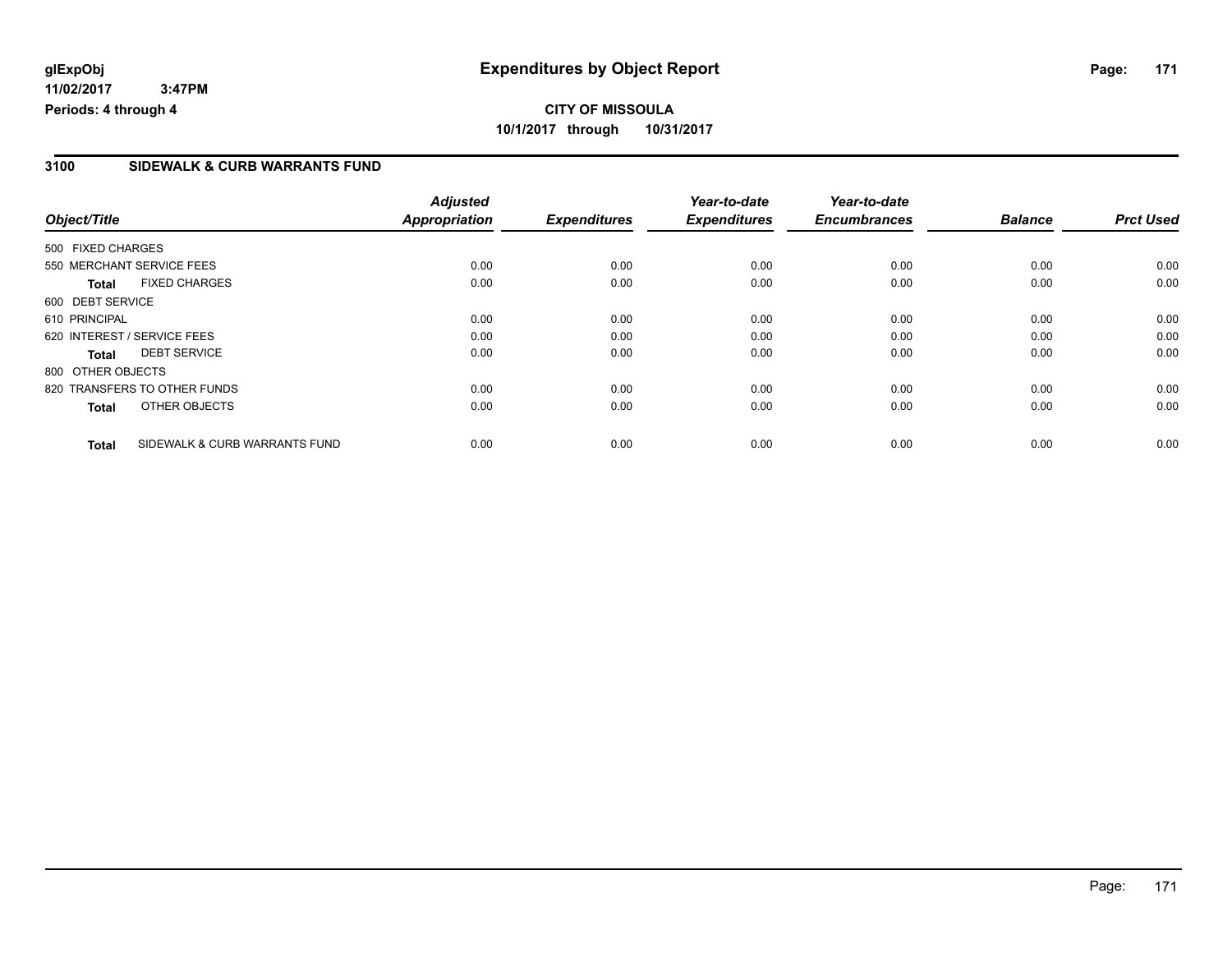**glExpObj** **Expenditures by Object Report**

**11/02/2017 3:47PM**

**Periods: 4 through 4**

**CITY OF MISSOULA**

**10/1/2017 through 10/31/2017**

## 3100 SIDEWALK & CURB WARRANTS FUND

| Object/Title | | Adjusted Appropriation | Expenditures | Year-to-date Expenditures | Year-to-date Encumbrances | Balance | Prct Used |
|---|---|---|---|---|---|---|---|
| 500 FIXED CHARGES | | | | | | | |
| 550 MERCHANT SERVICE FEES | | 0.00 | 0.00 | 0.00 | 0.00 | 0.00 | 0.00 |
| **Total** | FIXED CHARGES | 0.00 | 0.00 | 0.00 | 0.00 | 0.00 | 0.00 |
| 600 DEBT SERVICE | | | | | | | |
| 610 PRINCIPAL | | 0.00 | 0.00 | 0.00 | 0.00 | 0.00 | 0.00 |
| 620 INTEREST / SERVICE FEES | | 0.00 | 0.00 | 0.00 | 0.00 | 0.00 | 0.00 |
| **Total** | DEBT SERVICE | 0.00 | 0.00 | 0.00 | 0.00 | 0.00 | 0.00 |
| 800 OTHER OBJECTS | | | | | | | |
| 820 TRANSFERS TO OTHER FUNDS | | 0.00 | 0.00 | 0.00 | 0.00 | 0.00 | 0.00 |
| **Total** | OTHER OBJECTS | 0.00 | 0.00 | 0.00 | 0.00 | 0.00 | 0.00 |
| **Total** | SIDEWALK & CURB WARRANTS FUND | 0.00 | 0.00 | 0.00 | 0.00 | 0.00 | 0.00 |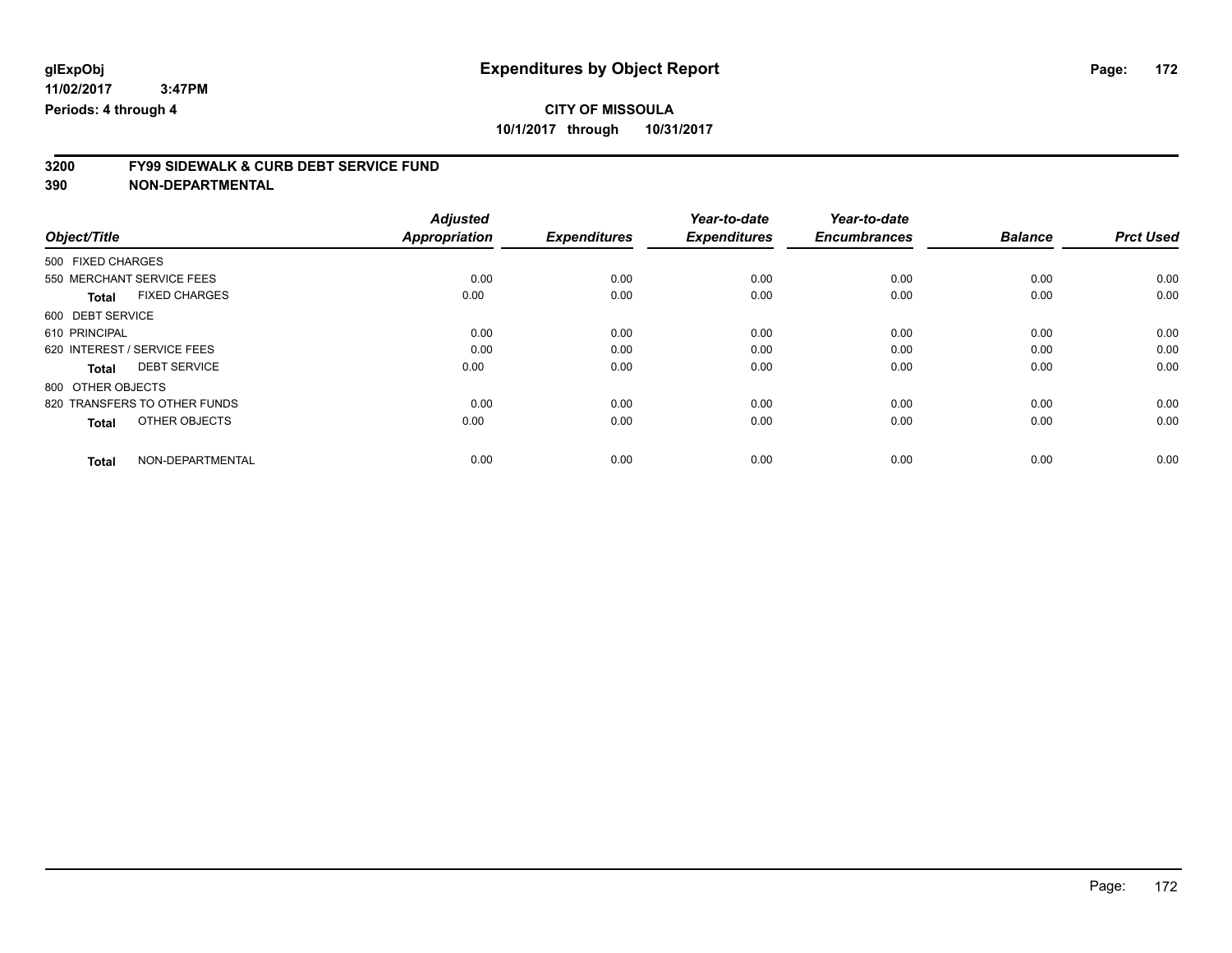# Expenditures by Object Report

glExpObj
11/02/2017 3:47PM
Periods: 4 through 4

**CITY OF MISSOULA**
**10/1/2017 through 10/31/2017**

## 3200 FY99 SIDEWALK & CURB DEBT SERVICE FUND
## 390 NON-DEPARTMENTAL

| Object/Title | | Adjusted Appropriation | Expenditures | Year-to-date Expenditures | Year-to-date Encumbrances | Balance | Prct Used |
|---|---|---|---|---|---|---|---|
| 500 FIXED CHARGES | | | | | | | |
| 550 MERCHANT SERVICE FEES | | 0.00 | 0.00 | 0.00 | 0.00 | 0.00 | 0.00 |
| Total | FIXED CHARGES | 0.00 | 0.00 | 0.00 | 0.00 | 0.00 | 0.00 |
| 600 DEBT SERVICE | | | | | | | |
| 610 PRINCIPAL | | 0.00 | 0.00 | 0.00 | 0.00 | 0.00 | 0.00 |
| 620 INTEREST / SERVICE FEES | | 0.00 | 0.00 | 0.00 | 0.00 | 0.00 | 0.00 |
| Total | DEBT SERVICE | 0.00 | 0.00 | 0.00 | 0.00 | 0.00 | 0.00 |
| 800 OTHER OBJECTS | | | | | | | |
| 820 TRANSFERS TO OTHER FUNDS | | 0.00 | 0.00 | 0.00 | 0.00 | 0.00 | 0.00 |
| Total | OTHER OBJECTS | 0.00 | 0.00 | 0.00 | 0.00 | 0.00 | 0.00 |
| Total | NON-DEPARTMENTAL | 0.00 | 0.00 | 0.00 | 0.00 | 0.00 | 0.00 |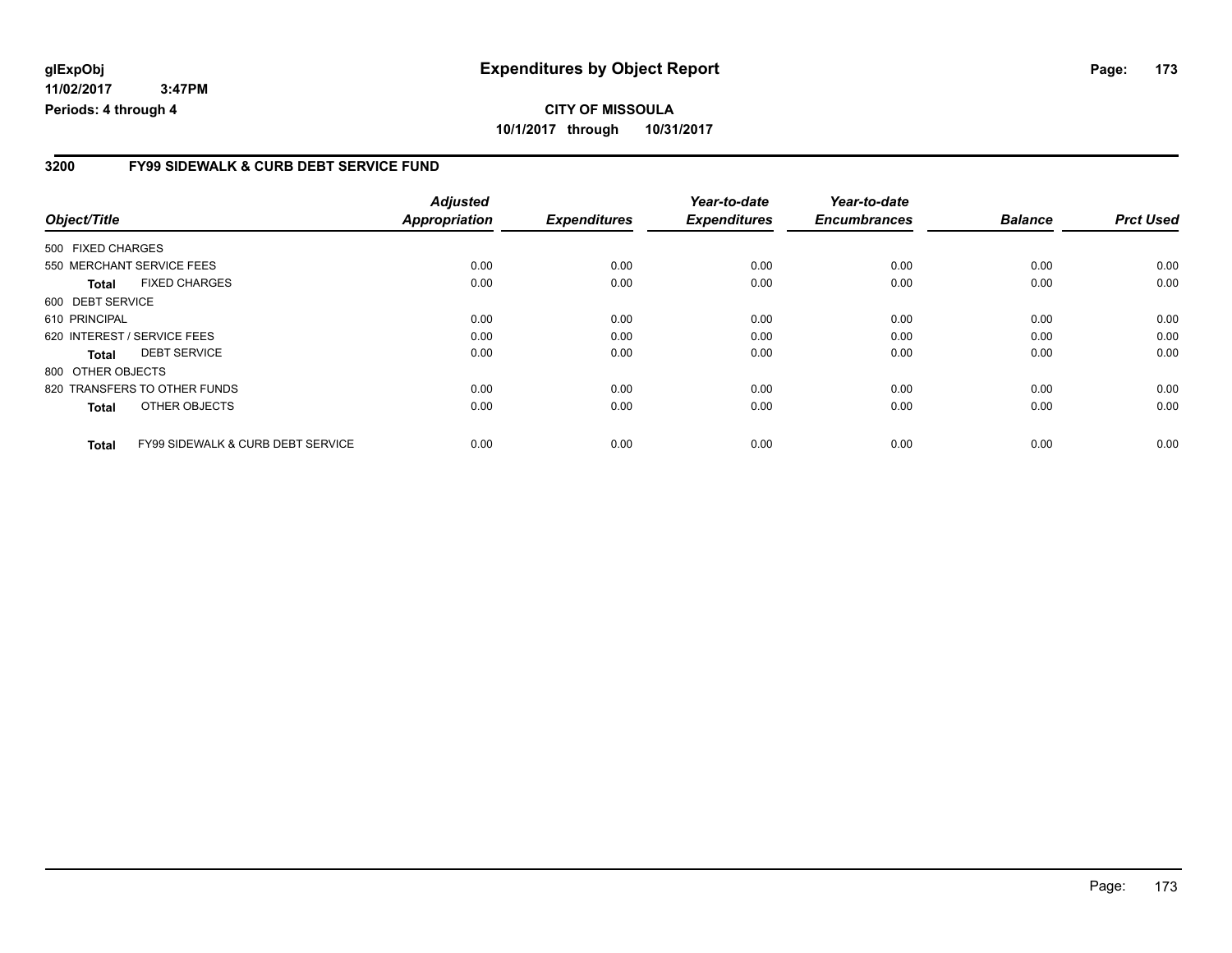**glExpObj** 11/02/2017 3:47PM
**Periods: 4 through 4**

# Expenditures by Object Report

**CITY OF MISSOULA**
**10/1/2017 through 10/31/2017**

## 3200 FY99 SIDEWALK & CURB DEBT SERVICE FUND

| Object/Title | | Adjusted Appropriation | Expenditures | Year-to-date Expenditures | Year-to-date Encumbrances | Balance | Prct Used |
|---|---|---|---|---|---|---|---|
| 500 FIXED CHARGES | | | | | | | |
| 550 MERCHANT SERVICE FEES | | 0.00 | 0.00 | 0.00 | 0.00 | 0.00 | 0.00 |
| **Total** | FIXED CHARGES | 0.00 | 0.00 | 0.00 | 0.00 | 0.00 | 0.00 |
| 600 DEBT SERVICE | | | | | | | |
| 610 PRINCIPAL | | 0.00 | 0.00 | 0.00 | 0.00 | 0.00 | 0.00 |
| 620 INTEREST / SERVICE FEES | | 0.00 | 0.00 | 0.00 | 0.00 | 0.00 | 0.00 |
| **Total** | DEBT SERVICE | 0.00 | 0.00 | 0.00 | 0.00 | 0.00 | 0.00 |
| 800 OTHER OBJECTS | | | | | | | |
| 820 TRANSFERS TO OTHER FUNDS | | 0.00 | 0.00 | 0.00 | 0.00 | 0.00 | 0.00 |
| **Total** | OTHER OBJECTS | 0.00 | 0.00 | 0.00 | 0.00 | 0.00 | 0.00 |
| **Total** | FY99 SIDEWALK & CURB DEBT SERVICE | 0.00 | 0.00 | 0.00 | 0.00 | 0.00 | 0.00 |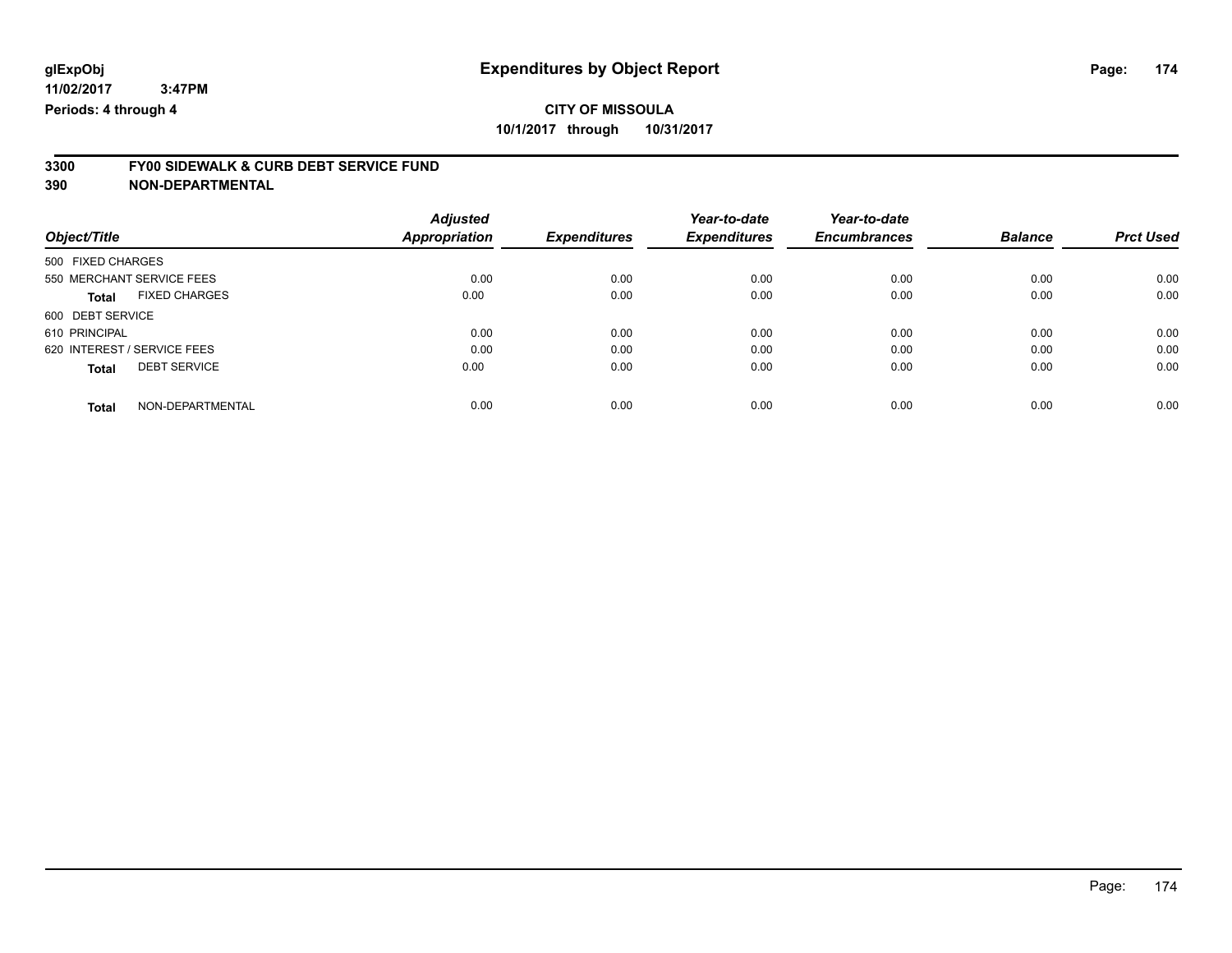# Expenditures by Object Report

glExpObj
11/02/2017 3:47PM
Periods: 4 through 4

**CITY OF MISSOULA**
**10/1/2017 through 10/31/2017**

**3300 FY00 SIDEWALK & CURB DEBT SERVICE FUND**
**390 NON-DEPARTMENTAL**

| Object/Title | Adjusted Appropriation | Expenditures | Year-to-date Expenditures | Year-to-date Encumbrances | Balance | Prct Used |
|---|---|---|---|---|---|---|
| 500 FIXED CHARGES | | | | | | |
| 550 MERCHANT SERVICE FEES | 0.00 | 0.00 | 0.00 | 0.00 | 0.00 | 0.00 |
| **Total** FIXED CHARGES | 0.00 | 0.00 | 0.00 | 0.00 | 0.00 | 0.00 |
| 600 DEBT SERVICE | | | | | | |
| 610 PRINCIPAL | 0.00 | 0.00 | 0.00 | 0.00 | 0.00 | 0.00 |
| 620 INTEREST / SERVICE FEES | 0.00 | 0.00 | 0.00 | 0.00 | 0.00 | 0.00 |
| **Total** DEBT SERVICE | 0.00 | 0.00 | 0.00 | 0.00 | 0.00 | 0.00 |
| **Total** NON-DEPARTMENTAL | 0.00 | 0.00 | 0.00 | 0.00 | 0.00 | 0.00 |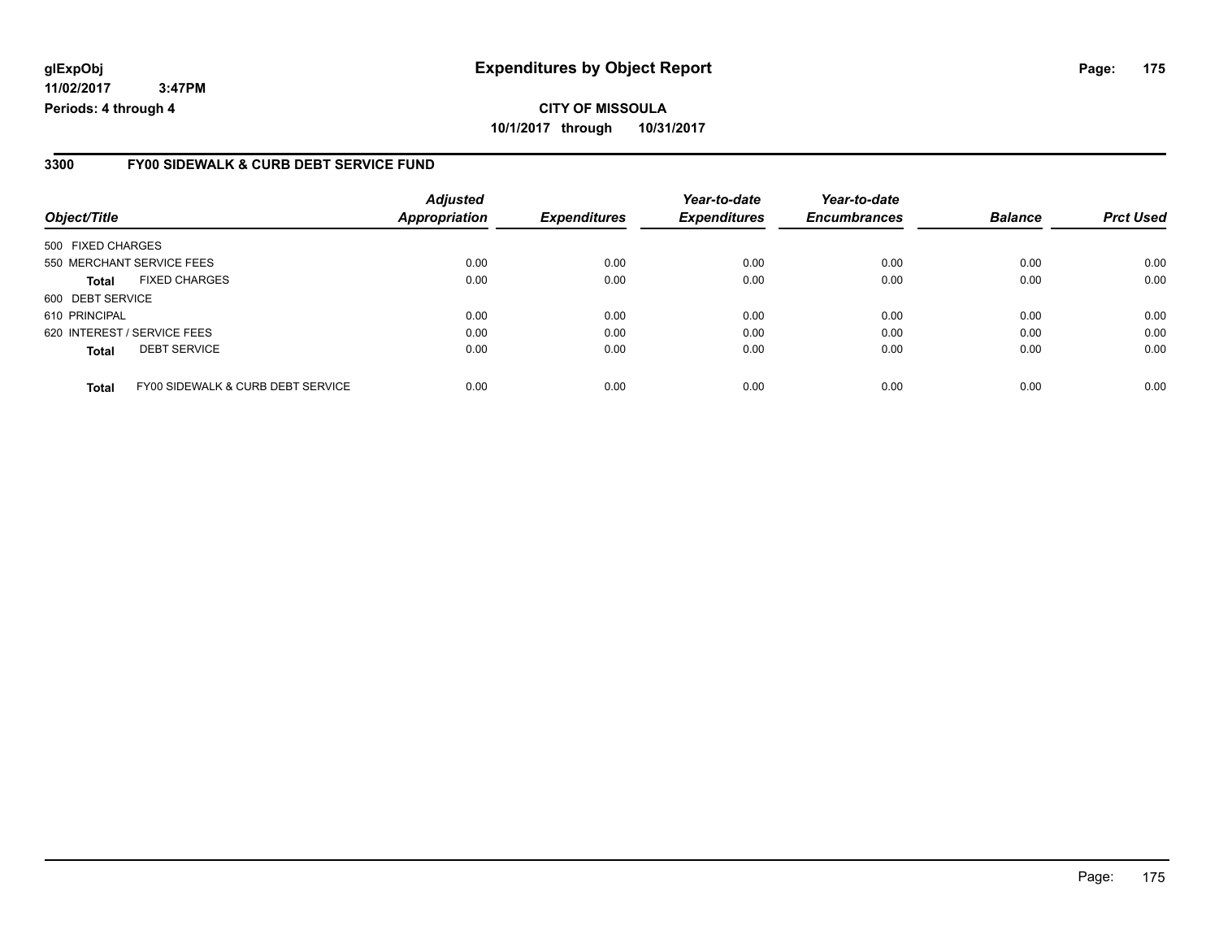**glExpObj** **Expenditures by Object Report**

**11/02/2017 3:47PM**

**Periods: 4 through 4**

**CITY OF MISSOULA**

**10/1/2017 through 10/31/2017**

## 3300 FY00 SIDEWALK & CURB DEBT SERVICE FUND

| Object/Title | Adjusted Appropriation | Expenditures | Year-to-date Expenditures | Year-to-date Encumbrances | Balance | Prct Used |
|---|---|---|---|---|---|---|
| 500 FIXED CHARGES | | | | | | |
| 550 MERCHANT SERVICE FEES | 0.00 | 0.00 | 0.00 | 0.00 | 0.00 | 0.00 |
| **Total** FIXED CHARGES | 0.00 | 0.00 | 0.00 | 0.00 | 0.00 | 0.00 |
| 600 DEBT SERVICE | | | | | | |
| 610 PRINCIPAL | 0.00 | 0.00 | 0.00 | 0.00 | 0.00 | 0.00 |
| 620 INTEREST / SERVICE FEES | 0.00 | 0.00 | 0.00 | 0.00 | 0.00 | 0.00 |
| **Total** DEBT SERVICE | 0.00 | 0.00 | 0.00 | 0.00 | 0.00 | 0.00 |
| **Total** FY00 SIDEWALK & CURB DEBT SERVICE | 0.00 | 0.00 | 0.00 | 0.00 | 0.00 | 0.00 |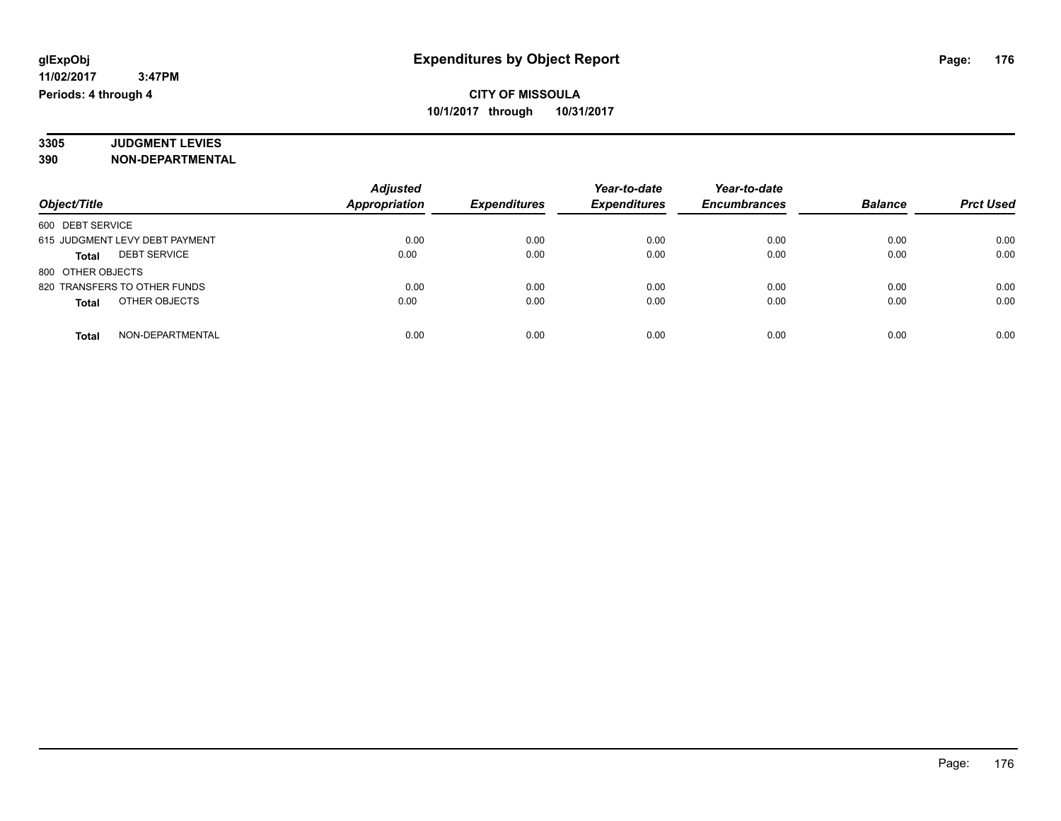glExpObj
11/02/2017 3:47PM
Periods: 4 through 4

# Expenditures by Object Report

**CITY OF MISSOULA**
**10/1/2017 through 10/31/2017**

**3305 JUDGMENT LEVIES**
**390 NON-DEPARTMENTAL**

| Object/Title | Adjusted Appropriation | Expenditures | Year-to-date Expenditures | Year-to-date Encumbrances | Balance | Prct Used |
|---|---|---|---|---|---|---|
| 600 DEBT SERVICE | | | | | | |
| 615 JUDGMENT LEVY DEBT PAYMENT | 0.00 | 0.00 | 0.00 | 0.00 | 0.00 | 0.00 |
| **Total** DEBT SERVICE | 0.00 | 0.00 | 0.00 | 0.00 | 0.00 | 0.00 |
| 800 OTHER OBJECTS | | | | | | |
| 820 TRANSFERS TO OTHER FUNDS | 0.00 | 0.00 | 0.00 | 0.00 | 0.00 | 0.00 |
| **Total** OTHER OBJECTS | 0.00 | 0.00 | 0.00 | 0.00 | 0.00 | 0.00 |
| **Total** NON-DEPARTMENTAL | 0.00 | 0.00 | 0.00 | 0.00 | 0.00 | 0.00 |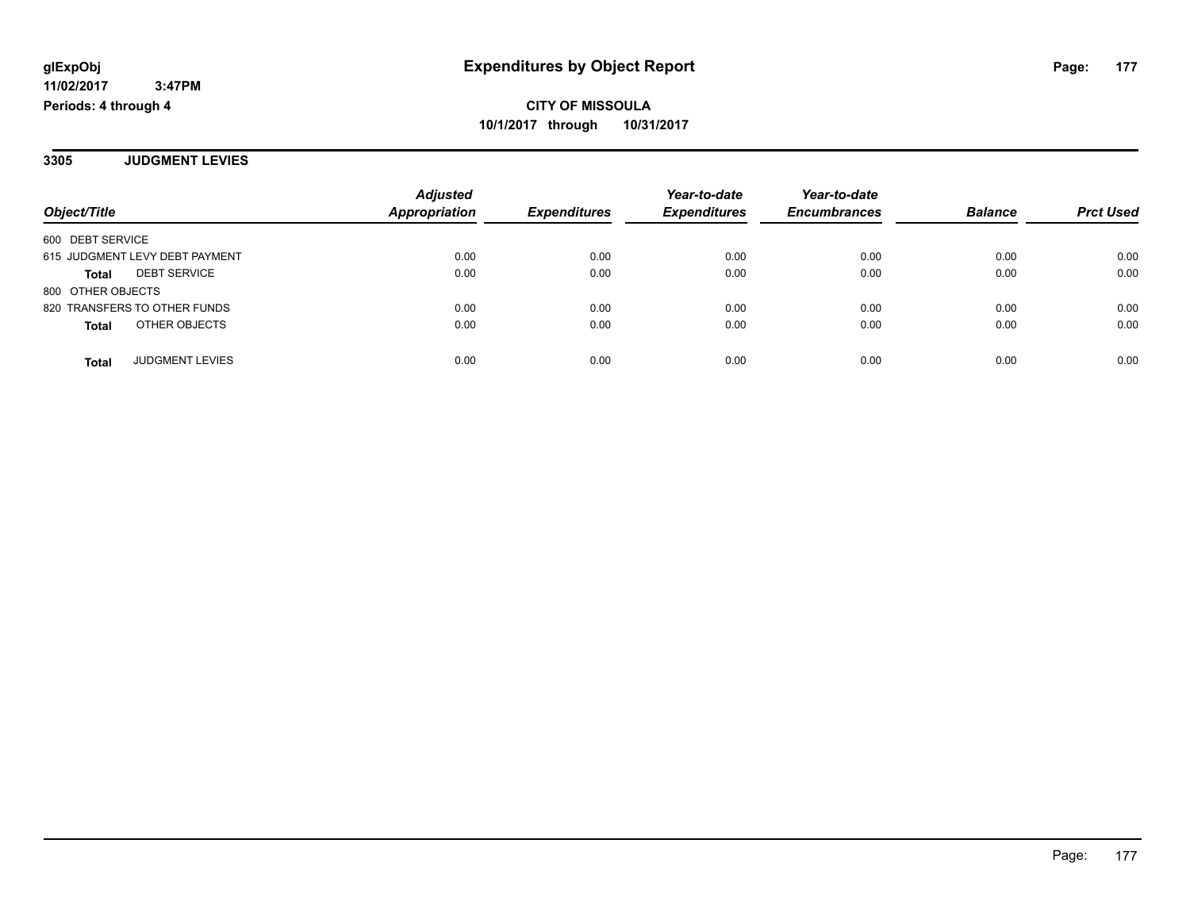# Expenditures by Object Report

glExpObj
11/02/2017 3:47PM
Periods: 4 through 4

**CITY OF MISSOULA**
**10/1/2017 through 10/31/2017**

## 3305 JUDGMENT LEVIES

| Object/Title | Adjusted Appropriation | Expenditures | Year-to-date Expenditures | Year-to-date Encumbrances | Balance | Prct Used |
|---|---|---|---|---|---|---|
| 600 DEBT SERVICE | | | | | | |
| 615 JUDGMENT LEVY DEBT PAYMENT | 0.00 | 0.00 | 0.00 | 0.00 | 0.00 | 0.00 |
| **Total** DEBT SERVICE | 0.00 | 0.00 | 0.00 | 0.00 | 0.00 | 0.00 |
| 800 OTHER OBJECTS | | | | | | |
| 820 TRANSFERS TO OTHER FUNDS | 0.00 | 0.00 | 0.00 | 0.00 | 0.00 | 0.00 |
| **Total** OTHER OBJECTS | 0.00 | 0.00 | 0.00 | 0.00 | 0.00 | 0.00 |
| **Total** JUDGMENT LEVIES | 0.00 | 0.00 | 0.00 | 0.00 | 0.00 | 0.00 |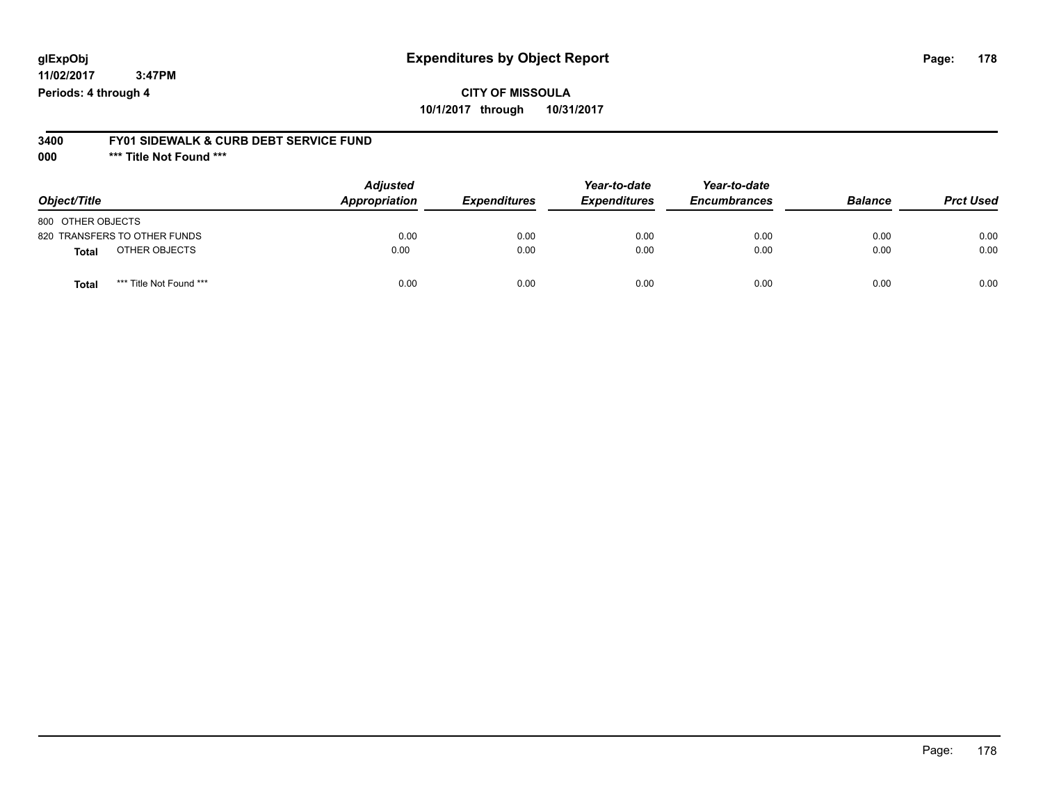glExpObj
11/02/2017 3:47PM
Periods: 4 through 4

# Expenditures by Object Report

**CITY OF MISSOULA**
**10/1/2017 through 10/31/2017**

**3400 FY01 SIDEWALK & CURB DEBT SERVICE FUND**
**000 *** Title Not Found *****

| Object/Title | Adjusted Appropriation | Expenditures | Year-to-date Expenditures | Year-to-date Encumbrances | Balance | Prct Used |
|---|---|---|---|---|---|---|
| 800 OTHER OBJECTS | | | | | | |
| 820 TRANSFERS TO OTHER FUNDS | 0.00 | 0.00 | 0.00 | 0.00 | 0.00 | 0.00 |
| **Total** OTHER OBJECTS | 0.00 | 0.00 | 0.00 | 0.00 | 0.00 | 0.00 |
| **Total** *** Title Not Found *** | 0.00 | 0.00 | 0.00 | 0.00 | 0.00 | 0.00 |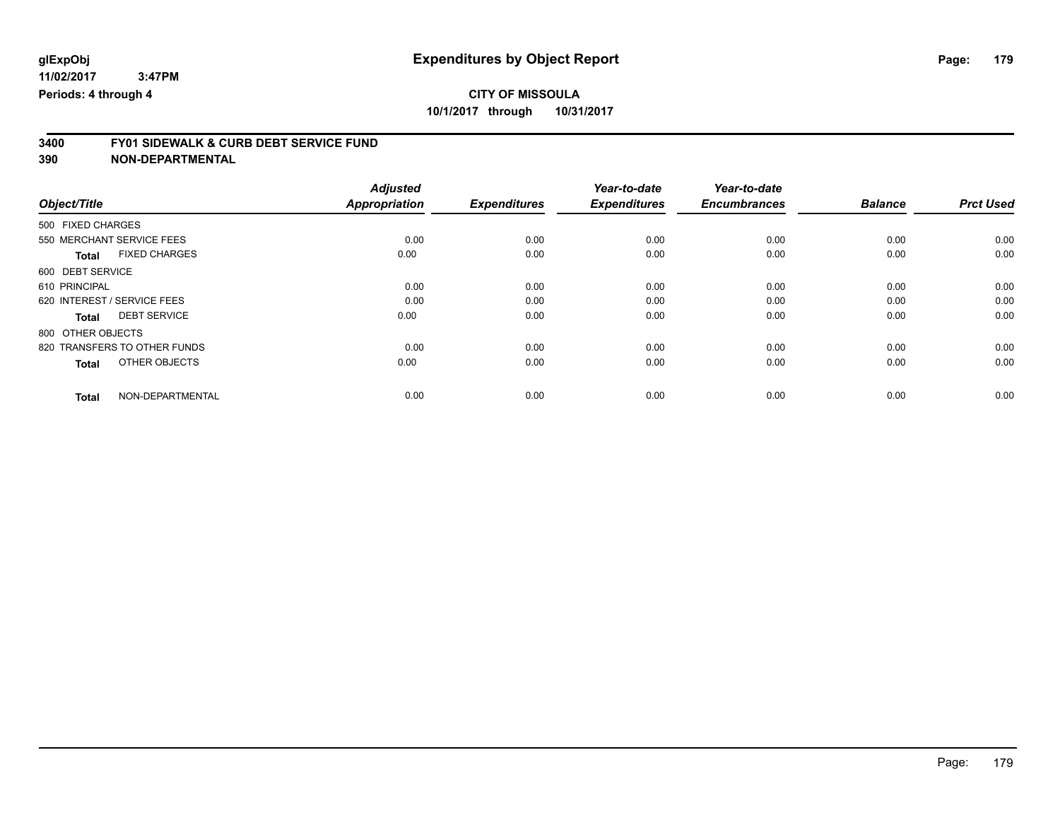**glExpObj**
**11/02/2017 3:47PM**
**Periods: 4 through 4**

# Expenditures by Object Report

**CITY OF MISSOULA**
**10/1/2017 through 10/31/2017**

## 3400 FY01 SIDEWALK & CURB DEBT SERVICE FUND
## 390 NON-DEPARTMENTAL

| Object/Title | | Adjusted Appropriation | Expenditures | Year-to-date Expenditures | Year-to-date Encumbrances | Balance | Prct Used |
|---|---|---|---|---|---|---|---|
| 500 FIXED CHARGES | | | | | | | |
| 550 MERCHANT SERVICE FEES | | 0.00 | 0.00 | 0.00 | 0.00 | 0.00 | 0.00 |
| **Total** | FIXED CHARGES | 0.00 | 0.00 | 0.00 | 0.00 | 0.00 | 0.00 |
| 600 DEBT SERVICE | | | | | | | |
| 610 PRINCIPAL | | 0.00 | 0.00 | 0.00 | 0.00 | 0.00 | 0.00 |
| 620 INTEREST / SERVICE FEES | | 0.00 | 0.00 | 0.00 | 0.00 | 0.00 | 0.00 |
| **Total** | DEBT SERVICE | 0.00 | 0.00 | 0.00 | 0.00 | 0.00 | 0.00 |
| 800 OTHER OBJECTS | | | | | | | |
| 820 TRANSFERS TO OTHER FUNDS | | 0.00 | 0.00 | 0.00 | 0.00 | 0.00 | 0.00 |
| **Total** | OTHER OBJECTS | 0.00 | 0.00 | 0.00 | 0.00 | 0.00 | 0.00 |
| **Total** | NON-DEPARTMENTAL | 0.00 | 0.00 | 0.00 | 0.00 | 0.00 | 0.00 |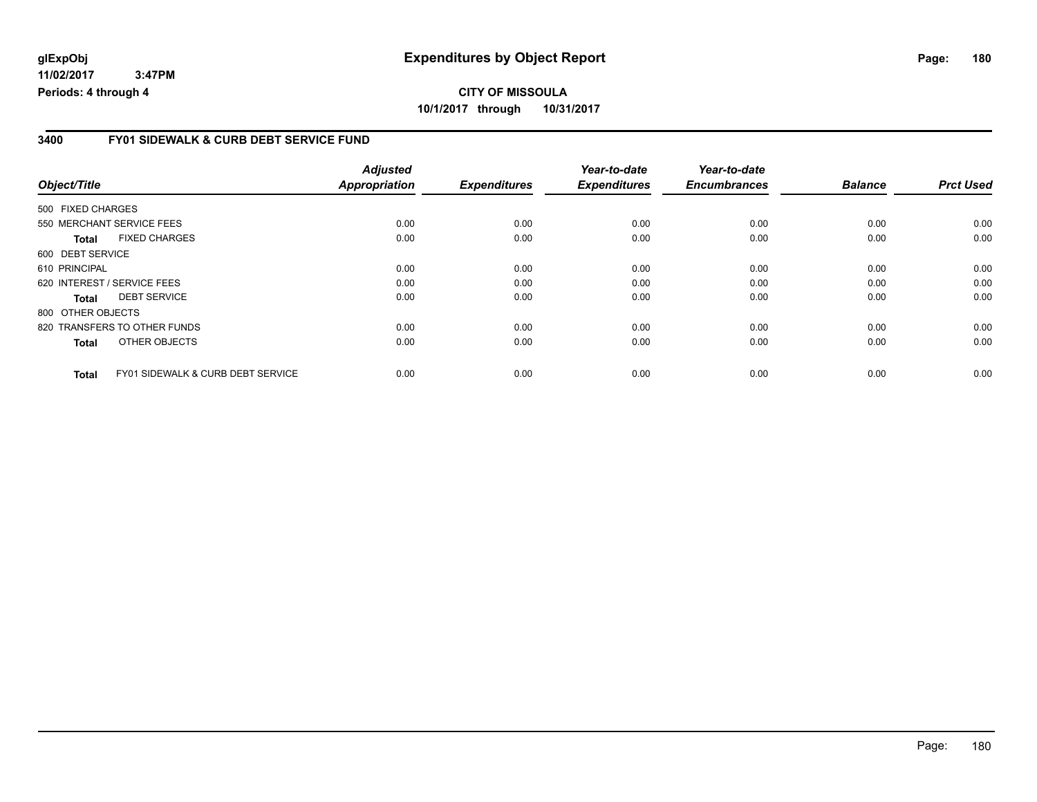# Expenditures by Object Report

**CITY OF MISSOULA**

**10/1/2017 through 10/31/2017**

glExpObj
11/02/2017 3:47PM
Periods: 4 through 4

## 3400 FY01 SIDEWALK & CURB DEBT SERVICE FUND

| Object/Title | Adjusted Appropriation | Expenditures | Year-to-date Expenditures | Year-to-date Encumbrances | Balance | Prct Used |
|---|---|---|---|---|---|---|
| 500 FIXED CHARGES | | | | | | |
| 550 MERCHANT SERVICE FEES | 0.00 | 0.00 | 0.00 | 0.00 | 0.00 | 0.00 |
| **Total** FIXED CHARGES | 0.00 | 0.00 | 0.00 | 0.00 | 0.00 | 0.00 |
| 600 DEBT SERVICE | | | | | | |
| 610 PRINCIPAL | 0.00 | 0.00 | 0.00 | 0.00 | 0.00 | 0.00 |
| 620 INTEREST / SERVICE FEES | 0.00 | 0.00 | 0.00 | 0.00 | 0.00 | 0.00 |
| **Total** DEBT SERVICE | 0.00 | 0.00 | 0.00 | 0.00 | 0.00 | 0.00 |
| 800 OTHER OBJECTS | | | | | | |
| 820 TRANSFERS TO OTHER FUNDS | 0.00 | 0.00 | 0.00 | 0.00 | 0.00 | 0.00 |
| **Total** OTHER OBJECTS | 0.00 | 0.00 | 0.00 | 0.00 | 0.00 | 0.00 |
| **Total** FY01 SIDEWALK & CURB DEBT SERVICE | 0.00 | 0.00 | 0.00 | 0.00 | 0.00 | 0.00 |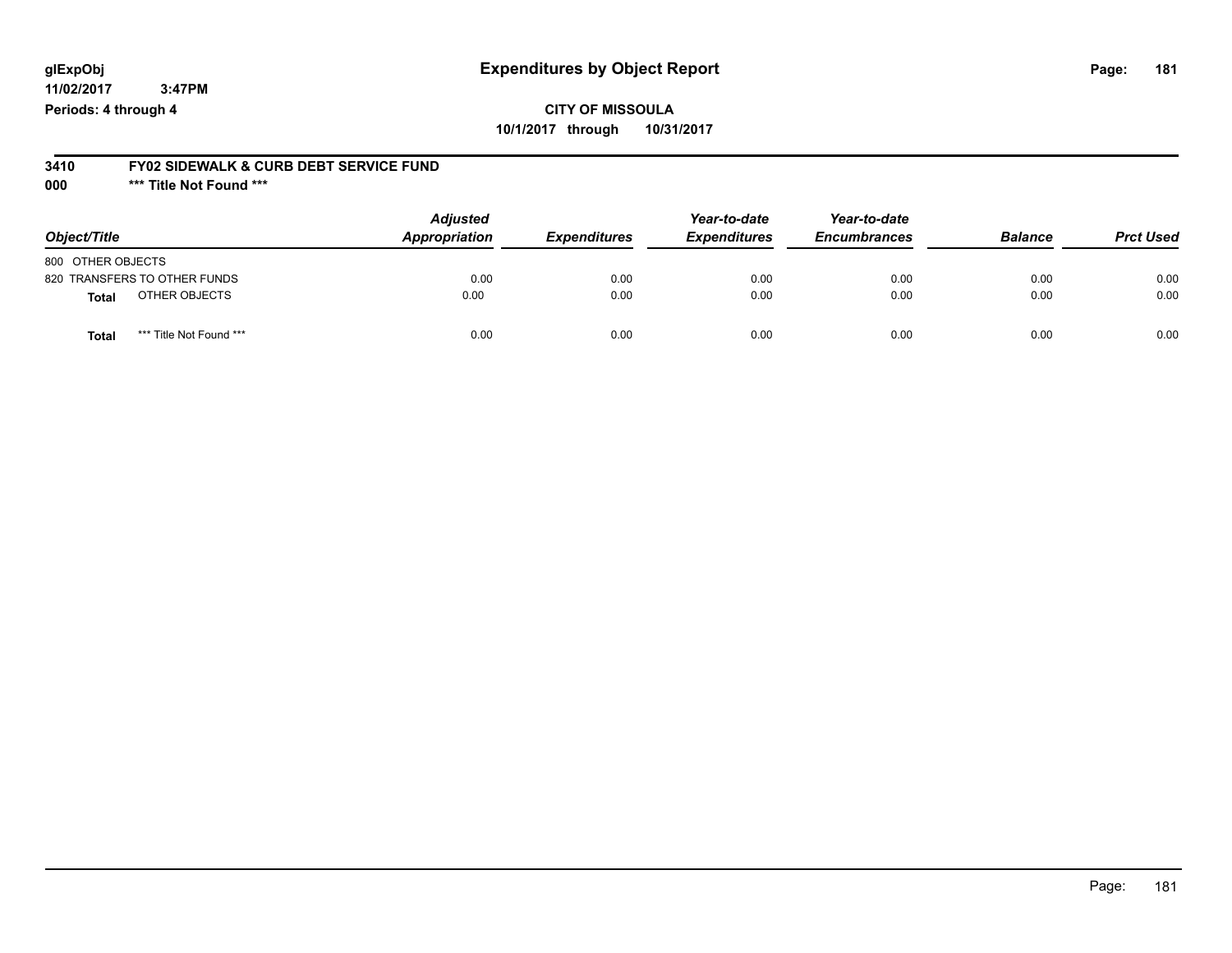**glExpObj** **Expenditures by Object Report**

**11/02/2017 3:47PM**

**Periods: 4 through 4**

**CITY OF MISSOULA**

**10/1/2017 through 10/31/2017**

## 3410 FY02 SIDEWALK & CURB DEBT SERVICE FUND

### 000 *** Title Not Found ***

| Object/Title | Adjusted Appropriation | Expenditures | Year-to-date Expenditures | Year-to-date Encumbrances | Balance | Prct Used |
|---|---|---|---|---|---|---|
| 800 OTHER OBJECTS | | | | | | |
| 820 TRANSFERS TO OTHER FUNDS | 0.00 | 0.00 | 0.00 | 0.00 | 0.00 | 0.00 |
| **Total** OTHER OBJECTS | 0.00 | 0.00 | 0.00 | 0.00 | 0.00 | 0.00 |
| **Total** *** Title Not Found *** | 0.00 | 0.00 | 0.00 | 0.00 | 0.00 | 0.00 |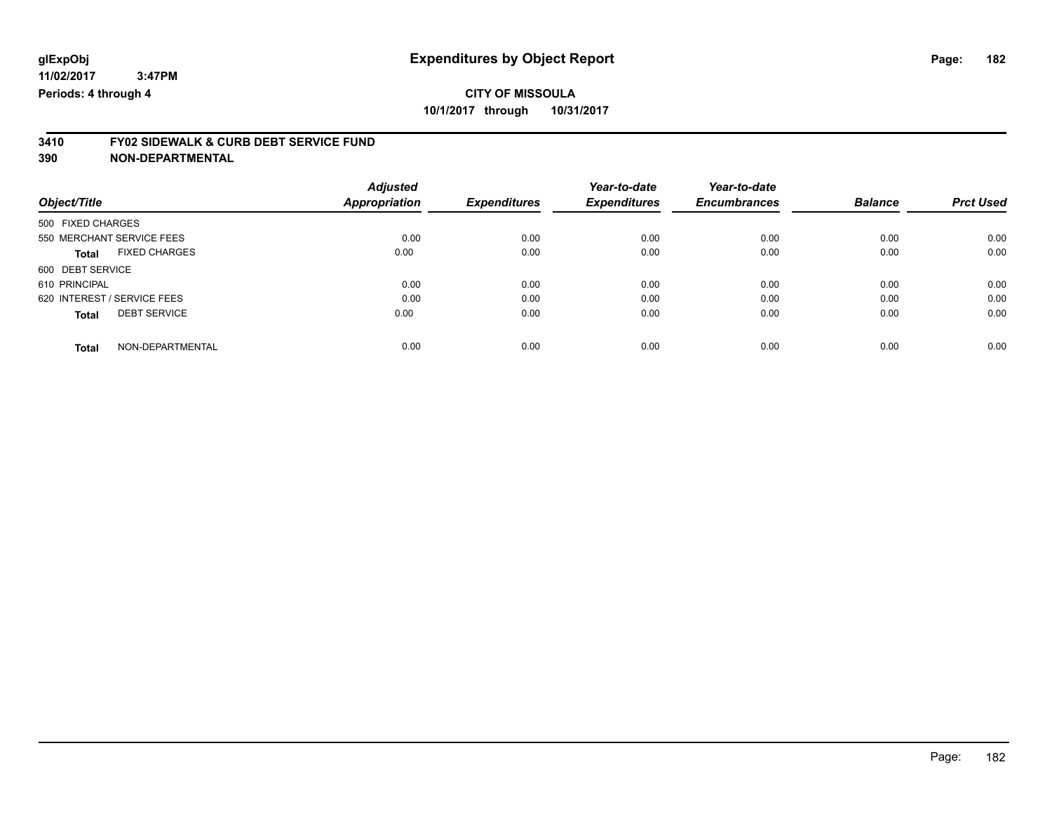**glExpObj** | **Expenditures by Object Report**

**11/02/2017 3:47PM**

**Periods: 4 through 4**

**CITY OF MISSOULA**

**10/1/2017 through 10/31/2017**

## 3410 FY02 SIDEWALK & CURB DEBT SERVICE FUND

## 390 NON-DEPARTMENTAL

| Object/Title | Adjusted Appropriation | Expenditures | Year-to-date Expenditures | Year-to-date Encumbrances | Balance | Prct Used |
|---|---|---|---|---|---|---|
| 500 FIXED CHARGES | | | | | | |
| 550 MERCHANT SERVICE FEES | 0.00 | 0.00 | 0.00 | 0.00 | 0.00 | 0.00 |
| **Total** FIXED CHARGES | 0.00 | 0.00 | 0.00 | 0.00 | 0.00 | 0.00 |
| 600 DEBT SERVICE | | | | | | |
| 610 PRINCIPAL | 0.00 | 0.00 | 0.00 | 0.00 | 0.00 | 0.00 |
| 620 INTEREST / SERVICE FEES | 0.00 | 0.00 | 0.00 | 0.00 | 0.00 | 0.00 |
| **Total** DEBT SERVICE | 0.00 | 0.00 | 0.00 | 0.00 | 0.00 | 0.00 |
| **Total** NON-DEPARTMENTAL | 0.00 | 0.00 | 0.00 | 0.00 | 0.00 | 0.00 |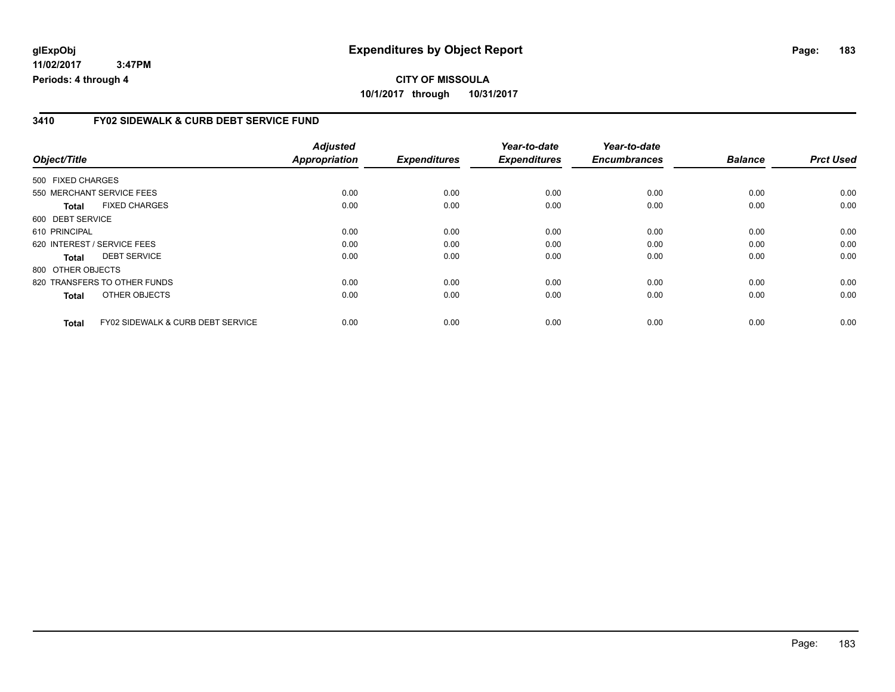# Expenditures by Object Report

**CITY OF MISSOULA**

**10/1/2017 through 10/31/2017**

glExpObj
11/02/2017 3:47PM
Periods: 4 through 4

## 3410 FY02 SIDEWALK & CURB DEBT SERVICE FUND

| Object/Title | Adjusted Appropriation | Expenditures | Year-to-date Expenditures | Year-to-date Encumbrances | Balance | Prct Used |
|---|---|---|---|---|---|---|
| 500 FIXED CHARGES | | | | | | |
| 550 MERCHANT SERVICE FEES | 0.00 | 0.00 | 0.00 | 0.00 | 0.00 | 0.00 |
| **Total** FIXED CHARGES | 0.00 | 0.00 | 0.00 | 0.00 | 0.00 | 0.00 |
| 600 DEBT SERVICE | | | | | | |
| 610 PRINCIPAL | 0.00 | 0.00 | 0.00 | 0.00 | 0.00 | 0.00 |
| 620 INTEREST / SERVICE FEES | 0.00 | 0.00 | 0.00 | 0.00 | 0.00 | 0.00 |
| **Total** DEBT SERVICE | 0.00 | 0.00 | 0.00 | 0.00 | 0.00 | 0.00 |
| 800 OTHER OBJECTS | | | | | | |
| 820 TRANSFERS TO OTHER FUNDS | 0.00 | 0.00 | 0.00 | 0.00 | 0.00 | 0.00 |
| **Total** OTHER OBJECTS | 0.00 | 0.00 | 0.00 | 0.00 | 0.00 | 0.00 |
| **Total** FY02 SIDEWALK & CURB DEBT SERVICE | 0.00 | 0.00 | 0.00 | 0.00 | 0.00 | 0.00 |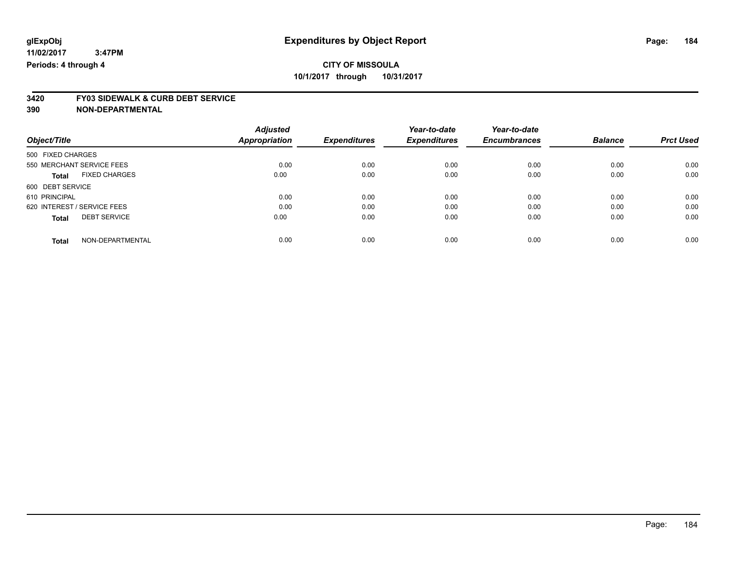glExpObj
11/02/2017 3:47PM
Periods: 4 through 4

# Expenditures by Object Report

**CITY OF MISSOULA**
**10/1/2017 through 10/31/2017**

**3420 FY03 SIDEWALK & CURB DEBT SERVICE**
**390 NON-DEPARTMENTAL**

| Object/Title | Adjusted Appropriation | Expenditures | Year-to-date Expenditures | Year-to-date Encumbrances | Balance | Prct Used |
|---|---|---|---|---|---|---|
| 500 FIXED CHARGES | | | | | | |
| 550 MERCHANT SERVICE FEES | 0.00 | 0.00 | 0.00 | 0.00 | 0.00 | 0.00 |
| **Total** FIXED CHARGES | 0.00 | 0.00 | 0.00 | 0.00 | 0.00 | 0.00 |
| 600 DEBT SERVICE | | | | | | |
| 610 PRINCIPAL | 0.00 | 0.00 | 0.00 | 0.00 | 0.00 | 0.00 |
| 620 INTEREST / SERVICE FEES | 0.00 | 0.00 | 0.00 | 0.00 | 0.00 | 0.00 |
| **Total** DEBT SERVICE | 0.00 | 0.00 | 0.00 | 0.00 | 0.00 | 0.00 |
| **Total** NON-DEPARTMENTAL | 0.00 | 0.00 | 0.00 | 0.00 | 0.00 | 0.00 |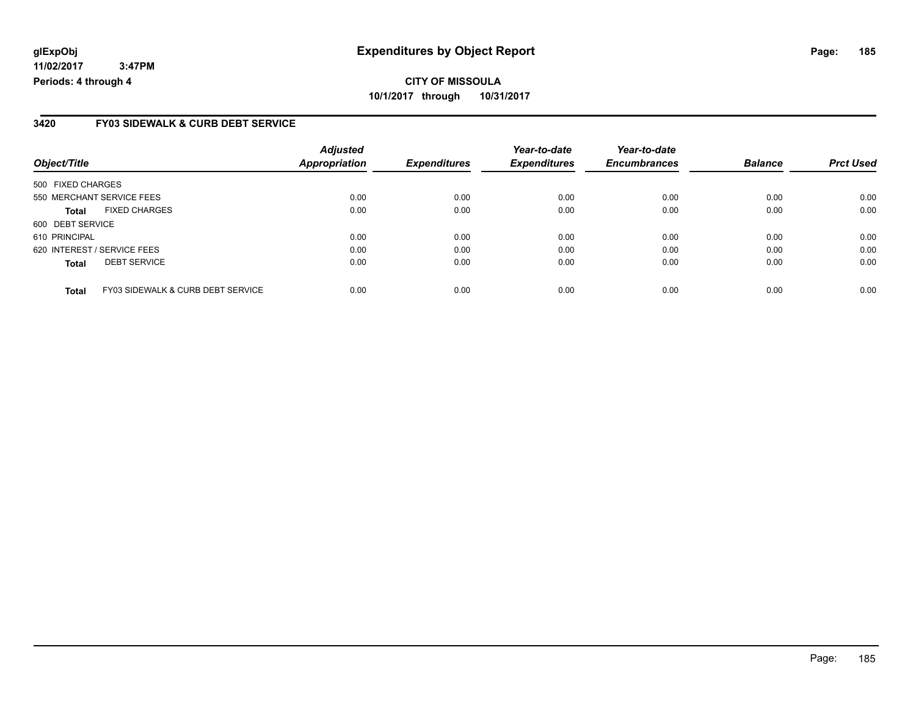**glExpObj** **Expenditures by Object Report**
**11/02/2017 3:47PM**
**Periods: 4 through 4**

**CITY OF MISSOULA**
**10/1/2017 through 10/31/2017**

## 3420 FY03 SIDEWALK & CURB DEBT SERVICE

| Object/Title | | Adjusted Appropriation | Expenditures | Year-to-date Expenditures | Year-to-date Encumbrances | Balance | Prct Used |
|---|---|---|---|---|---|---|---|
| 500 FIXED CHARGES | | | | | | | |
| 550 MERCHANT SERVICE FEES | | 0.00 | 0.00 | 0.00 | 0.00 | 0.00 | 0.00 |
| **Total** | FIXED CHARGES | 0.00 | 0.00 | 0.00 | 0.00 | 0.00 | 0.00 |
| 600 DEBT SERVICE | | | | | | | |
| 610 PRINCIPAL | | 0.00 | 0.00 | 0.00 | 0.00 | 0.00 | 0.00 |
| 620 INTEREST / SERVICE FEES | | 0.00 | 0.00 | 0.00 | 0.00 | 0.00 | 0.00 |
| **Total** | DEBT SERVICE | 0.00 | 0.00 | 0.00 | 0.00 | 0.00 | 0.00 |
| **Total** | FY03 SIDEWALK & CURB DEBT SERVICE | 0.00 | 0.00 | 0.00 | 0.00 | 0.00 | 0.00 |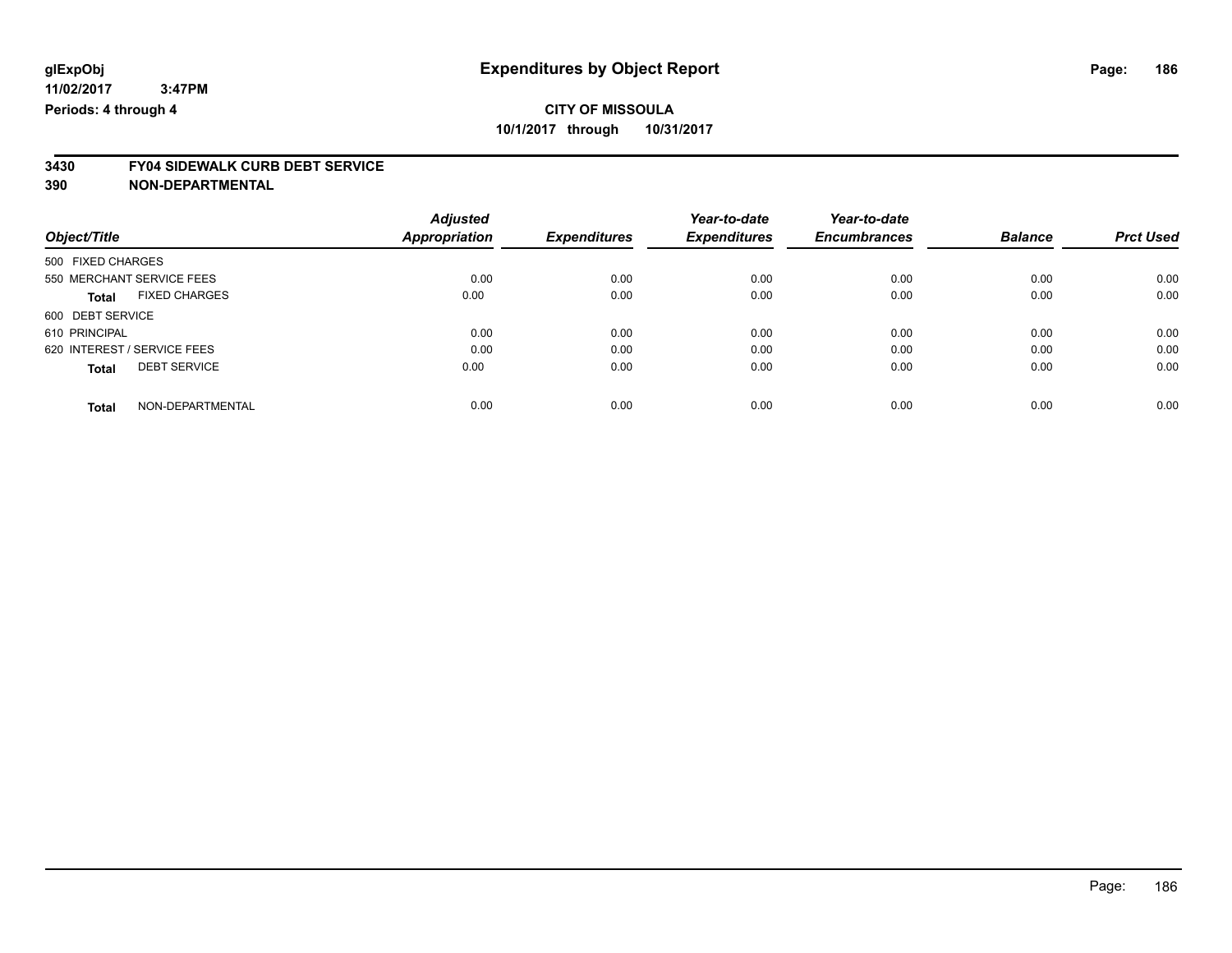# Expenditures by Object Report

glExpObj
11/02/2017 3:47PM
Periods: 4 through 4

**CITY OF MISSOULA**
**10/1/2017 through 10/31/2017**

## 3430 FY04 SIDEWALK CURB DEBT SERVICE
## 390 NON-DEPARTMENTAL

| Object/Title | Adjusted Appropriation | Expenditures | Year-to-date Expenditures | Year-to-date Encumbrances | Balance | Prct Used |
|---|---|---|---|---|---|---|
| 500 FIXED CHARGES | | | | | | |
| 550 MERCHANT SERVICE FEES | 0.00 | 0.00 | 0.00 | 0.00 | 0.00 | 0.00 |
| **Total** FIXED CHARGES | 0.00 | 0.00 | 0.00 | 0.00 | 0.00 | 0.00 |
| 600 DEBT SERVICE | | | | | | |
| 610 PRINCIPAL | 0.00 | 0.00 | 0.00 | 0.00 | 0.00 | 0.00 |
| 620 INTEREST / SERVICE FEES | 0.00 | 0.00 | 0.00 | 0.00 | 0.00 | 0.00 |
| **Total** DEBT SERVICE | 0.00 | 0.00 | 0.00 | 0.00 | 0.00 | 0.00 |
| **Total** NON-DEPARTMENTAL | 0.00 | 0.00 | 0.00 | 0.00 | 0.00 | 0.00 |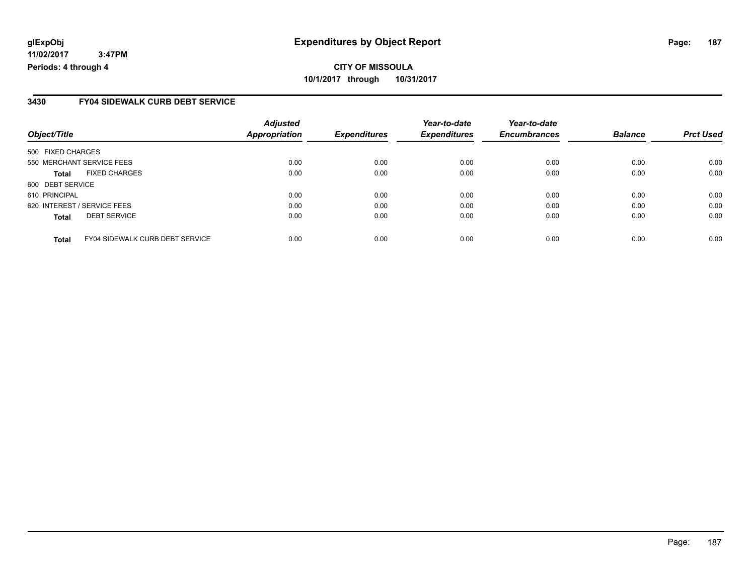**glExpObj** **Expenditures by Object Report**

**11/02/2017 3:47PM**

**Periods: 4 through 4**

**CITY OF MISSOULA**

**10/1/2017 through 10/31/2017**

## 3430 FY04 SIDEWALK CURB DEBT SERVICE

| Object/Title | | Adjusted Appropriation | Expenditures | Year-to-date Expenditures | Year-to-date Encumbrances | Balance | Prct Used |
|---|---|---|---|---|---|---|---|
| 500 FIXED CHARGES | | | | | | | |
| 550 MERCHANT SERVICE FEES | | 0.00 | 0.00 | 0.00 | 0.00 | 0.00 | 0.00 |
| **Total** | FIXED CHARGES | 0.00 | 0.00 | 0.00 | 0.00 | 0.00 | 0.00 |
| 600 DEBT SERVICE | | | | | | | |
| 610 PRINCIPAL | | 0.00 | 0.00 | 0.00 | 0.00 | 0.00 | 0.00 |
| 620 INTEREST / SERVICE FEES | | 0.00 | 0.00 | 0.00 | 0.00 | 0.00 | 0.00 |
| **Total** | DEBT SERVICE | 0.00 | 0.00 | 0.00 | 0.00 | 0.00 | 0.00 |
| **Total** | FY04 SIDEWALK CURB DEBT SERVICE | 0.00 | 0.00 | 0.00 | 0.00 | 0.00 | 0.00 |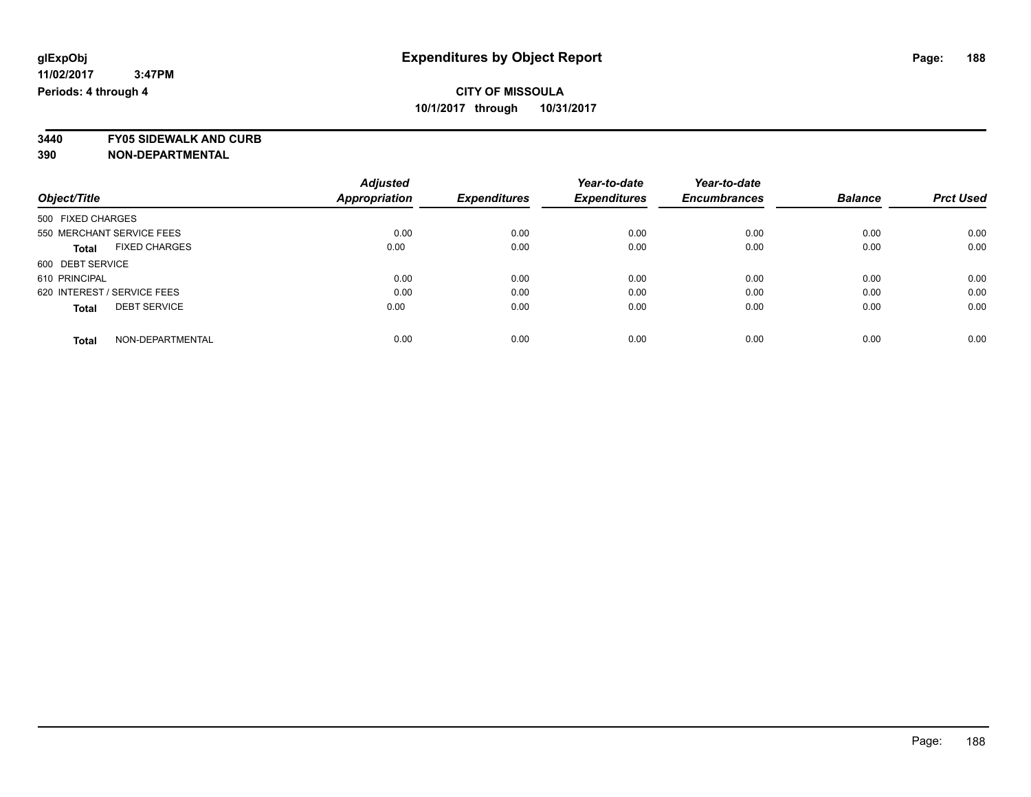glExpObj
11/02/2017 3:47PM
Periods: 4 through 4

# Expenditures by Object Report

**CITY OF MISSOULA**
**10/1/2017 through 10/31/2017**

**3440 FY05 SIDEWALK AND CURB**
**390 NON-DEPARTMENTAL**

| Object/Title | Adjusted Appropriation | Expenditures | Year-to-date Expenditures | Year-to-date Encumbrances | Balance | Prct Used |
|---|---|---|---|---|---|---|
| 500 FIXED CHARGES | | | | | | |
| 550 MERCHANT SERVICE FEES | 0.00 | 0.00 | 0.00 | 0.00 | 0.00 | 0.00 |
| **Total** FIXED CHARGES | 0.00 | 0.00 | 0.00 | 0.00 | 0.00 | 0.00 |
| 600 DEBT SERVICE | | | | | | |
| 610 PRINCIPAL | 0.00 | 0.00 | 0.00 | 0.00 | 0.00 | 0.00 |
| 620 INTEREST / SERVICE FEES | 0.00 | 0.00 | 0.00 | 0.00 | 0.00 | 0.00 |
| **Total** DEBT SERVICE | 0.00 | 0.00 | 0.00 | 0.00 | 0.00 | 0.00 |
| **Total** NON-DEPARTMENTAL | 0.00 | 0.00 | 0.00 | 0.00 | 0.00 | 0.00 |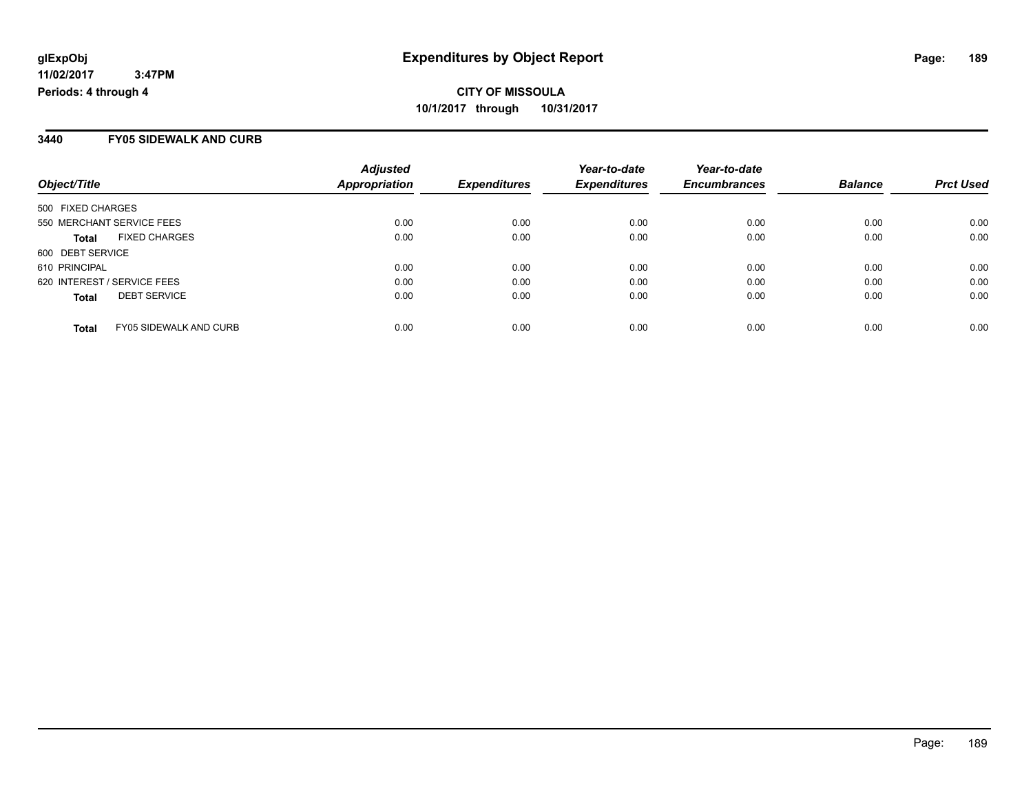**glExpObj** **Expenditures by Object Report**

**11/02/2017 3:47PM**

**Periods: 4 through 4**

**CITY OF MISSOULA**

**10/1/2017 through 10/31/2017**

## 3440 FY05 SIDEWALK AND CURB

| Object/Title | Adjusted Appropriation | Expenditures | Year-to-date Expenditures | Year-to-date Encumbrances | Balance | Prct Used |
|---|---|---|---|---|---|---|
| 500 FIXED CHARGES | | | | | | |
| 550 MERCHANT SERVICE FEES | 0.00 | 0.00 | 0.00 | 0.00 | 0.00 | 0.00 |
| **Total** FIXED CHARGES | 0.00 | 0.00 | 0.00 | 0.00 | 0.00 | 0.00 |
| 600 DEBT SERVICE | | | | | | |
| 610 PRINCIPAL | 0.00 | 0.00 | 0.00 | 0.00 | 0.00 | 0.00 |
| 620 INTEREST / SERVICE FEES | 0.00 | 0.00 | 0.00 | 0.00 | 0.00 | 0.00 |
| **Total** DEBT SERVICE | 0.00 | 0.00 | 0.00 | 0.00 | 0.00 | 0.00 |
| **Total** FY05 SIDEWALK AND CURB | 0.00 | 0.00 | 0.00 | 0.00 | 0.00 | 0.00 |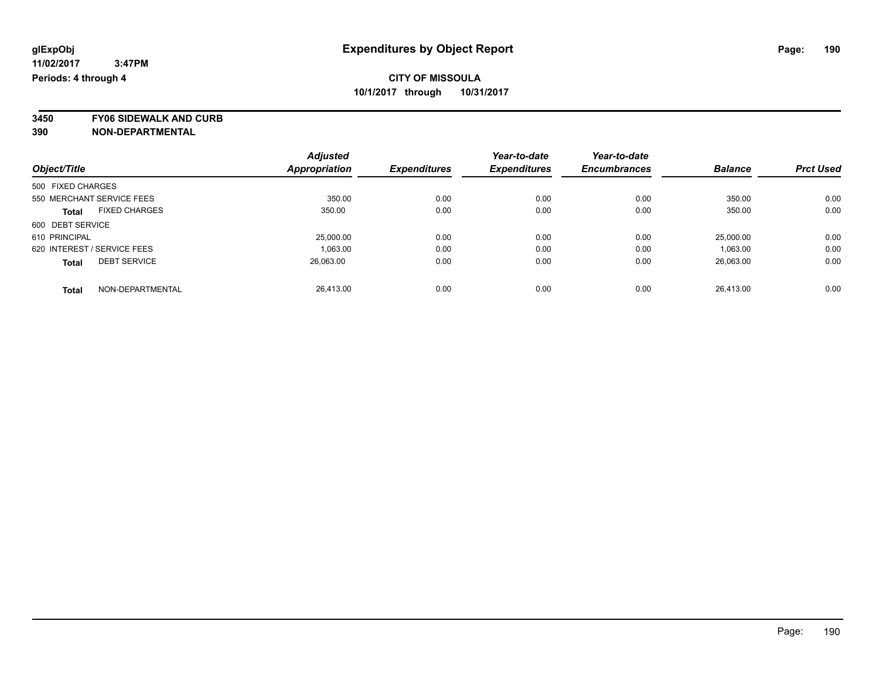**glExpObj** | **Expenditures by Object Report**

**11/02/2017 3:47PM**

**Periods: 4 through 4**

**CITY OF MISSOULA**

**10/1/2017 through 10/31/2017**

**3450 FY06 SIDEWALK AND CURB**

**390 NON-DEPARTMENTAL**

| Object/Title | Adjusted Appropriation | Expenditures | Year-to-date Expenditures | Year-to-date Encumbrances | Balance | Prct Used |
|---|---|---|---|---|---|---|
| 500 FIXED CHARGES | | | | | | |
| 550 MERCHANT SERVICE FEES | 350.00 | 0.00 | 0.00 | 0.00 | 350.00 | 0.00 |
| **Total** FIXED CHARGES | 350.00 | 0.00 | 0.00 | 0.00 | 350.00 | 0.00 |
| 600 DEBT SERVICE | | | | | | |
| 610 PRINCIPAL | 25,000.00 | 0.00 | 0.00 | 0.00 | 25,000.00 | 0.00 |
| 620 INTEREST / SERVICE FEES | 1,063.00 | 0.00 | 0.00 | 0.00 | 1,063.00 | 0.00 |
| **Total** DEBT SERVICE | 26,063.00 | 0.00 | 0.00 | 0.00 | 26,063.00 | 0.00 |
| **Total** NON-DEPARTMENTAL | 26,413.00 | 0.00 | 0.00 | 0.00 | 26,413.00 | 0.00 |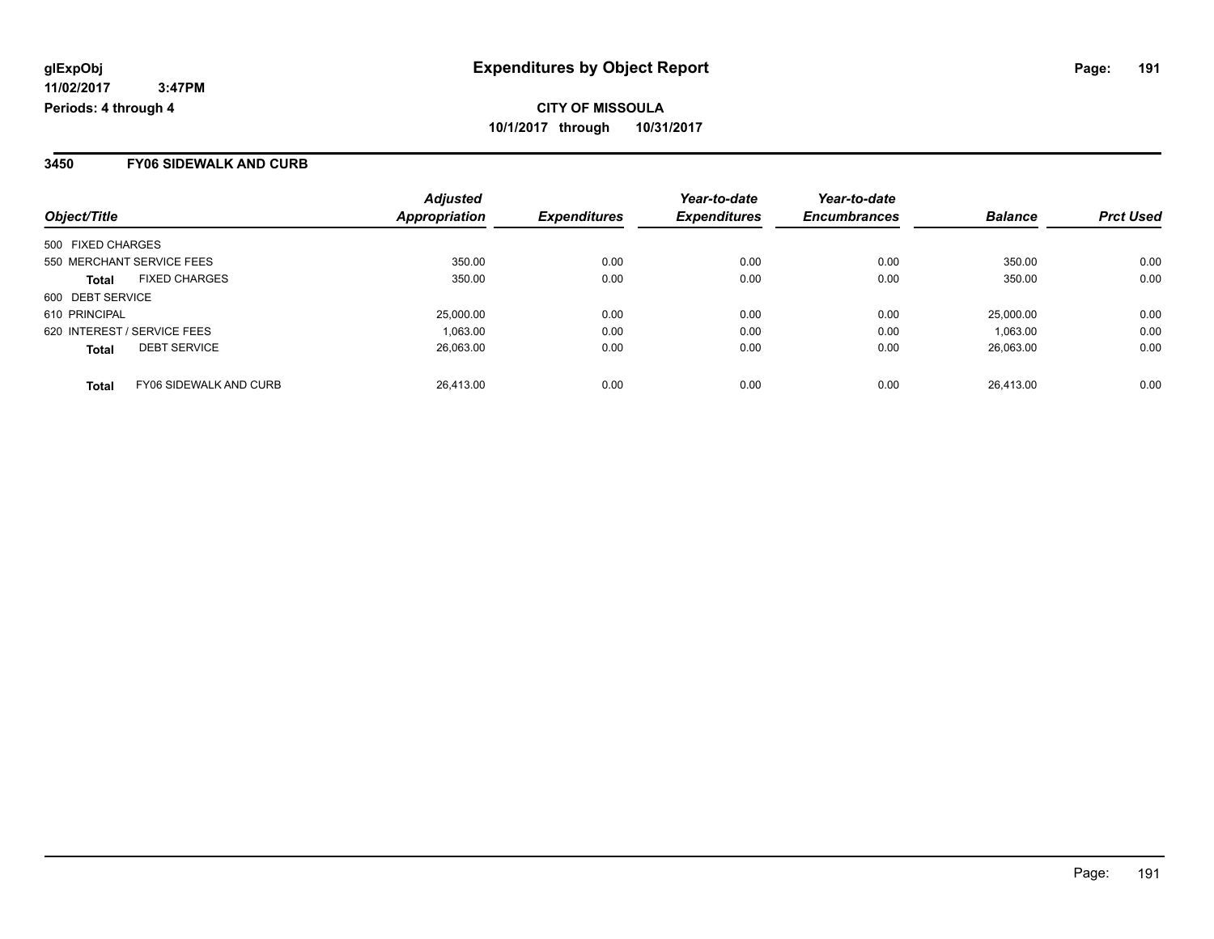glExpObj
11/02/2017 3:47PM
Periods: 4 through 4

# Expenditures by Object Report

**CITY OF MISSOULA**
**10/1/2017 through 10/31/2017**

## 3450 FY06 SIDEWALK AND CURB

| Object/Title | | Adjusted Appropriation | Expenditures | Year-to-date Expenditures | Year-to-date Encumbrances | Balance | Prct Used |
|---|---|---|---|---|---|---|---|
| 500 FIXED CHARGES | | | | | | | |
| 550 MERCHANT SERVICE FEES | | 350.00 | 0.00 | 0.00 | 0.00 | 350.00 | 0.00 |
| **Total** | FIXED CHARGES | 350.00 | 0.00 | 0.00 | 0.00 | 350.00 | 0.00 |
| 600 DEBT SERVICE | | | | | | | |
| 610 PRINCIPAL | | 25,000.00 | 0.00 | 0.00 | 0.00 | 25,000.00 | 0.00 |
| 620 INTEREST / SERVICE FEES | | 1,063.00 | 0.00 | 0.00 | 0.00 | 1,063.00 | 0.00 |
| **Total** | DEBT SERVICE | 26,063.00 | 0.00 | 0.00 | 0.00 | 26,063.00 | 0.00 |
| **Total** | FY06 SIDEWALK AND CURB | 26,413.00 | 0.00 | 0.00 | 0.00 | 26,413.00 | 0.00 |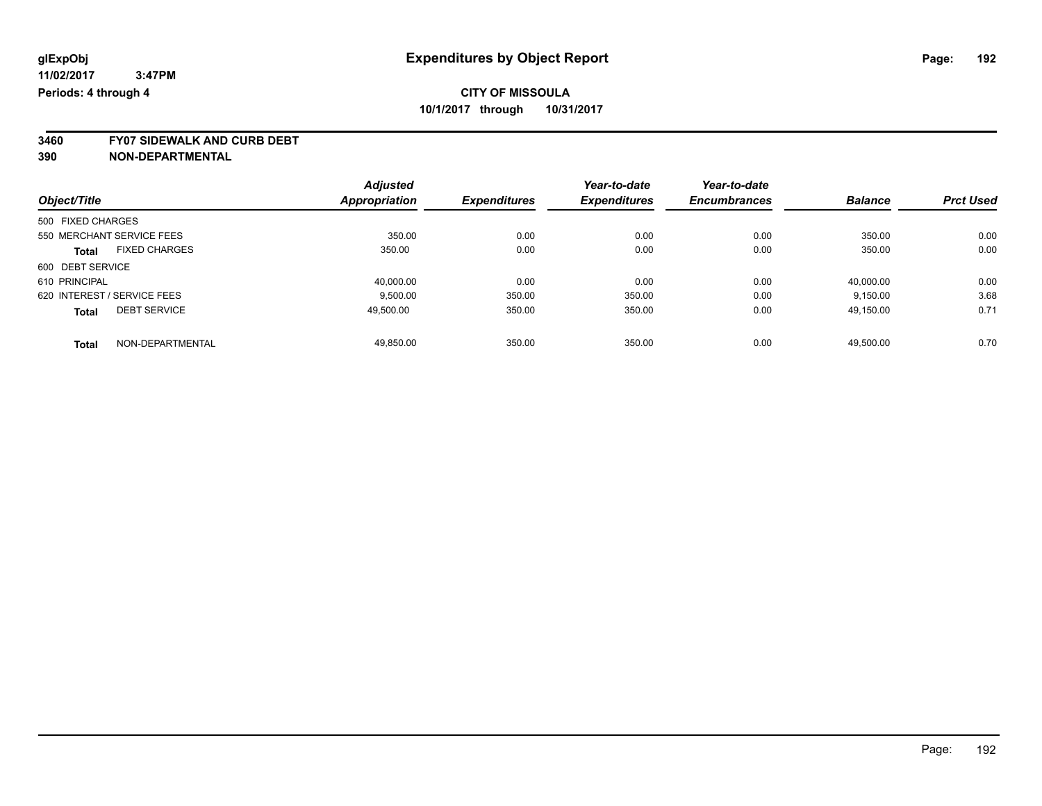glExpObj
11/02/2017 3:47PM
Periods: 4 through 4

# Expenditures by Object Report

**CITY OF MISSOULA**
**10/1/2017 through 10/31/2017**

**3460 FY07 SIDEWALK AND CURB DEBT**
**390 NON-DEPARTMENTAL**

| Object/Title | | Adjusted Appropriation | Expenditures | Year-to-date Expenditures | Year-to-date Encumbrances | Balance | Prct Used |
|---|---|---|---|---|---|---|---|
| 500 FIXED CHARGES | | | | | | | |
| 550 MERCHANT SERVICE FEES | | 350.00 | 0.00 | 0.00 | 0.00 | 350.00 | 0.00 |
| **Total** | FIXED CHARGES | 350.00 | 0.00 | 0.00 | 0.00 | 350.00 | 0.00 |
| 600 DEBT SERVICE | | | | | | | |
| 610 PRINCIPAL | | 40,000.00 | 0.00 | 0.00 | 0.00 | 40,000.00 | 0.00 |
| 620 INTEREST / SERVICE FEES | | 9,500.00 | 350.00 | 350.00 | 0.00 | 9,150.00 | 3.68 |
| **Total** | DEBT SERVICE | 49,500.00 | 350.00 | 350.00 | 0.00 | 49,150.00 | 0.71 |
| **Total** | NON-DEPARTMENTAL | 49,850.00 | 350.00 | 350.00 | 0.00 | 49,500.00 | 0.70 |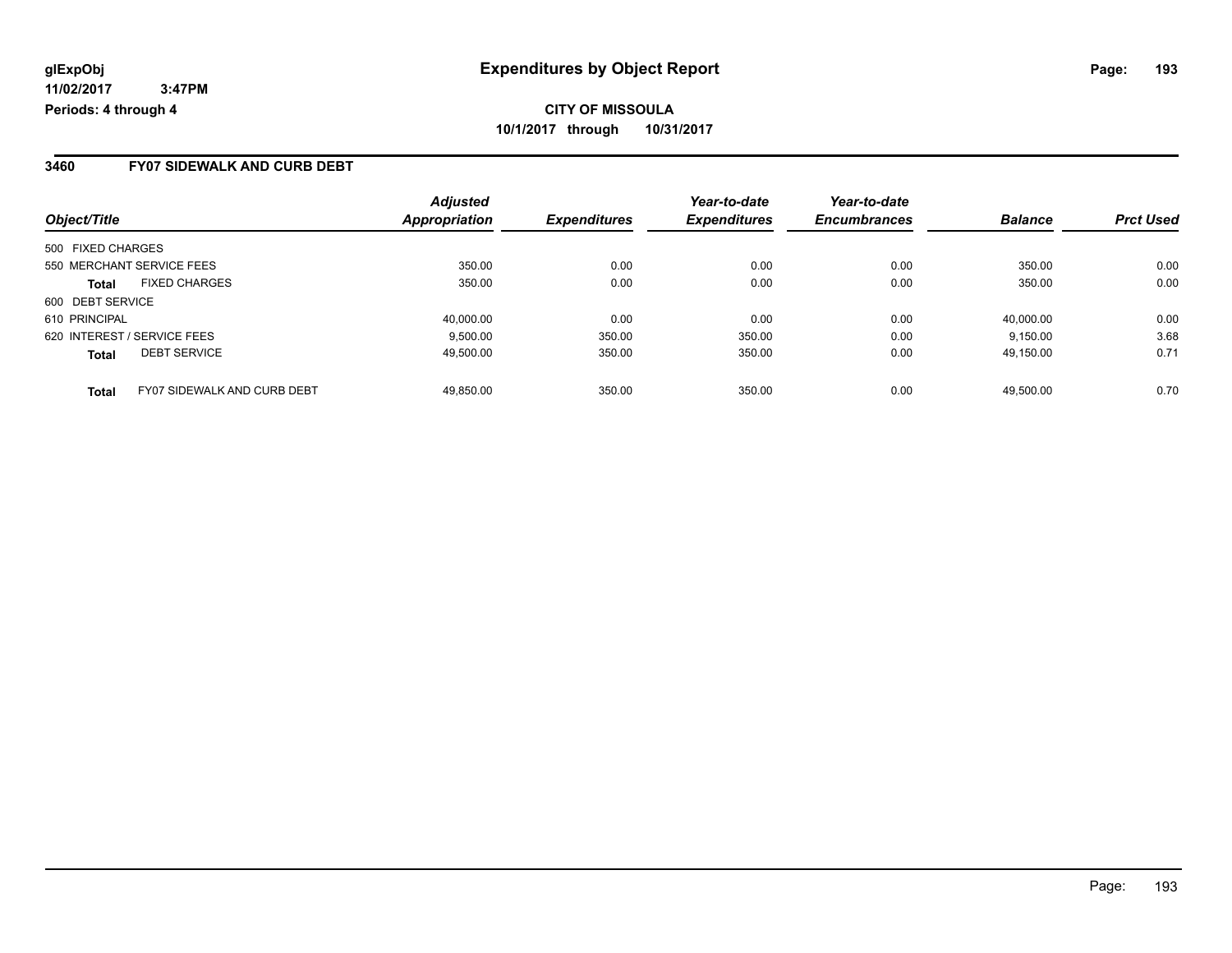**glExpObj** 11/02/2017 3:47PM
**Periods: 4 through 4**

# Expenditures by Object Report

**CITY OF MISSOULA**
**10/1/2017 through 10/31/2017**

## 3460 FY07 SIDEWALK AND CURB DEBT

| Object/Title | | Adjusted Appropriation | Expenditures | Year-to-date Expenditures | Year-to-date Encumbrances | Balance | Prct Used |
|---|---|---|---|---|---|---|---|
| 500 FIXED CHARGES | | | | | | | |
| 550 MERCHANT SERVICE FEES | | 350.00 | 0.00 | 0.00 | 0.00 | 350.00 | 0.00 |
| **Total** | FIXED CHARGES | 350.00 | 0.00 | 0.00 | 0.00 | 350.00 | 0.00 |
| 600 DEBT SERVICE | | | | | | | |
| 610 PRINCIPAL | | 40,000.00 | 0.00 | 0.00 | 0.00 | 40,000.00 | 0.00 |
| 620 INTEREST / SERVICE FEES | | 9,500.00 | 350.00 | 350.00 | 0.00 | 9,150.00 | 3.68 |
| **Total** | DEBT SERVICE | 49,500.00 | 350.00 | 350.00 | 0.00 | 49,150.00 | 0.71 |
| **Total** | FY07 SIDEWALK AND CURB DEBT | 49,850.00 | 350.00 | 350.00 | 0.00 | 49,500.00 | 0.70 |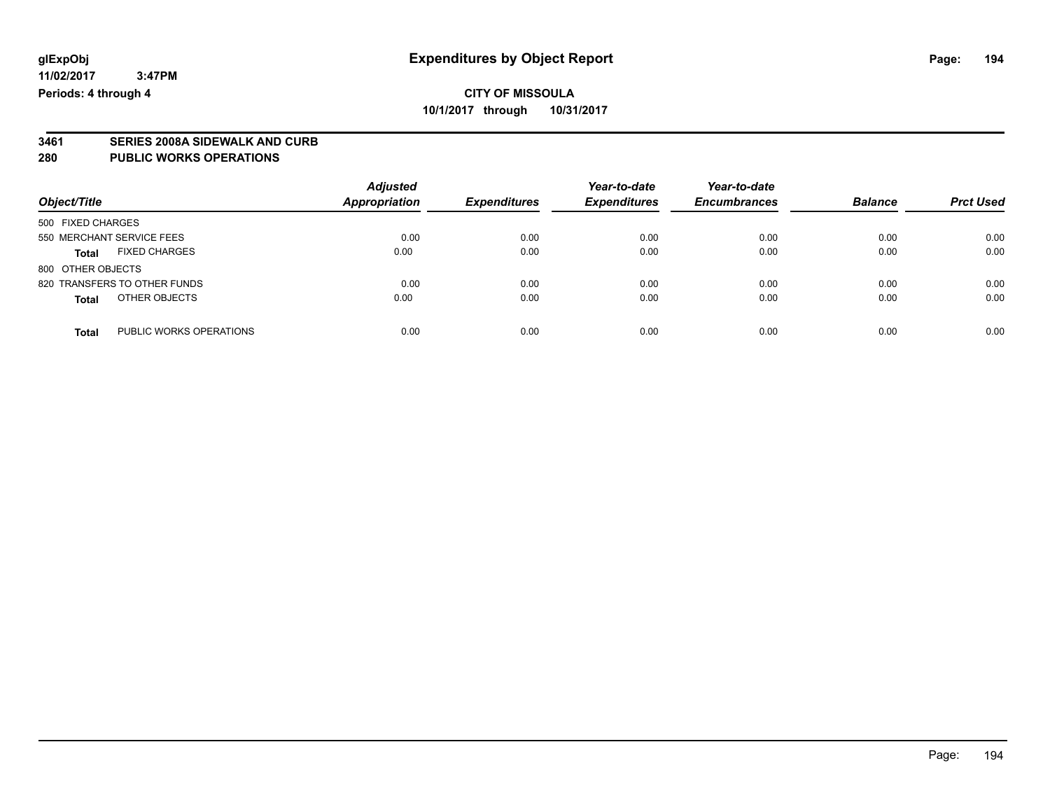**glExpObj** **Expenditures by Object Report**

**11/02/2017 3:47PM**

**Periods: 4 through 4**

**CITY OF MISSOULA**

**10/1/2017 through 10/31/2017**

## 3461 SERIES 2008A SIDEWALK AND CURB

## 280 PUBLIC WORKS OPERATIONS

| Object/Title | Adjusted Appropriation | Expenditures | Year-to-date Expenditures | Year-to-date Encumbrances | Balance | Prct Used |
|---|---|---|---|---|---|---|
| 500 FIXED CHARGES | | | | | | |
| 550 MERCHANT SERVICE FEES | 0.00 | 0.00 | 0.00 | 0.00 | 0.00 | 0.00 |
| **Total** FIXED CHARGES | 0.00 | 0.00 | 0.00 | 0.00 | 0.00 | 0.00 |
| 800 OTHER OBJECTS | | | | | | |
| 820 TRANSFERS TO OTHER FUNDS | 0.00 | 0.00 | 0.00 | 0.00 | 0.00 | 0.00 |
| **Total** OTHER OBJECTS | 0.00 | 0.00 | 0.00 | 0.00 | 0.00 | 0.00 |
| **Total** PUBLIC WORKS OPERATIONS | 0.00 | 0.00 | 0.00 | 0.00 | 0.00 | 0.00 |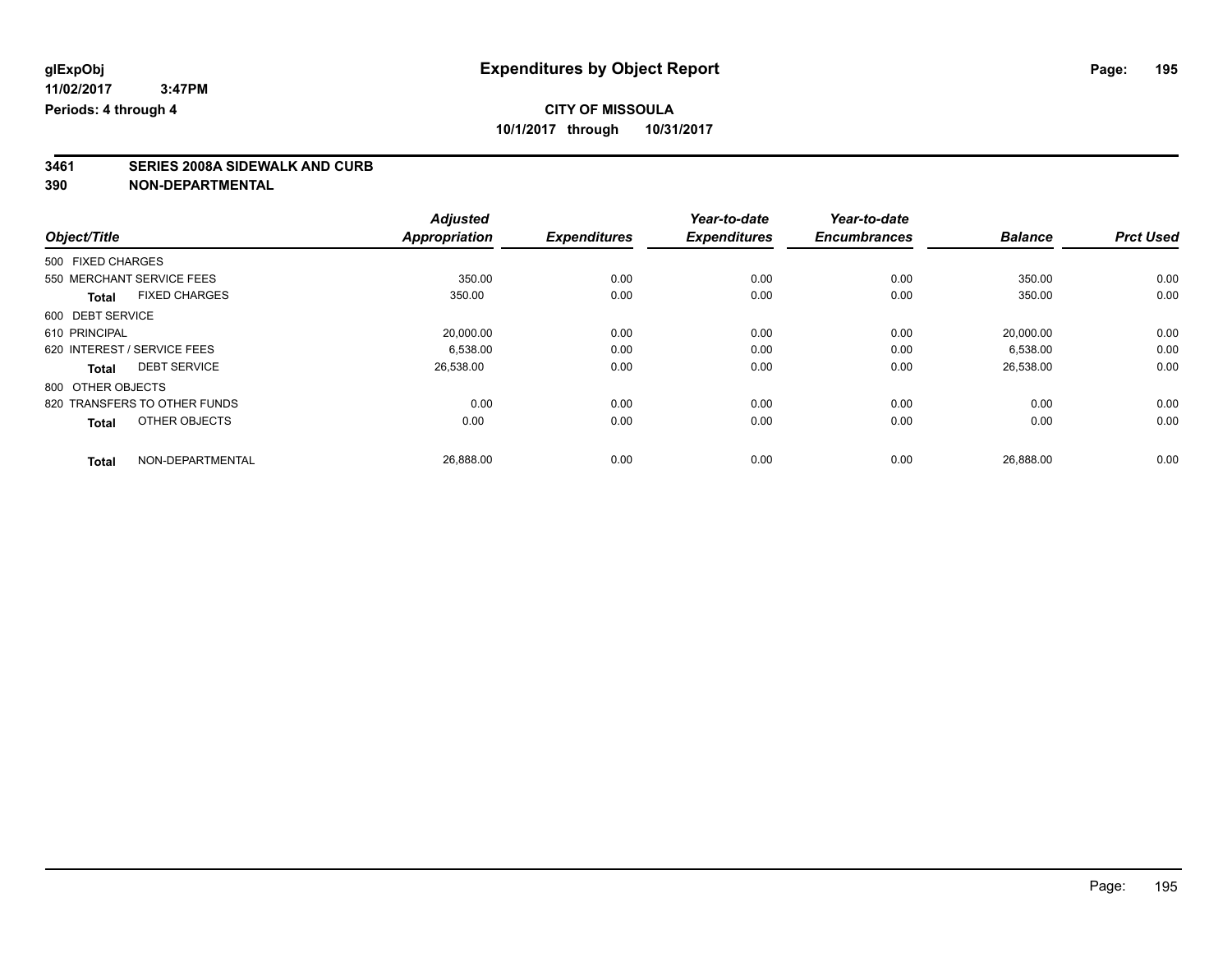# Expenditures by Object Report

glExpObj
11/02/2017 3:47PM
Periods: 4 through 4

**CITY OF MISSOULA**
**10/1/2017 through 10/31/2017**

**3461 SERIES 2008A SIDEWALK AND CURB**
**390 NON-DEPARTMENTAL**

| Object/Title | Adjusted Appropriation | Expenditures | Year-to-date Expenditures | Year-to-date Encumbrances | Balance | Prct Used |
|---|---|---|---|---|---|---|
| 500 FIXED CHARGES | | | | | | |
| 550 MERCHANT SERVICE FEES | 350.00 | 0.00 | 0.00 | 0.00 | 350.00 | 0.00 |
| **Total** FIXED CHARGES | 350.00 | 0.00 | 0.00 | 0.00 | 350.00 | 0.00 |
| 600 DEBT SERVICE | | | | | | |
| 610 PRINCIPAL | 20,000.00 | 0.00 | 0.00 | 0.00 | 20,000.00 | 0.00 |
| 620 INTEREST / SERVICE FEES | 6,538.00 | 0.00 | 0.00 | 0.00 | 6,538.00 | 0.00 |
| **Total** DEBT SERVICE | 26,538.00 | 0.00 | 0.00 | 0.00 | 26,538.00 | 0.00 |
| 800 OTHER OBJECTS | | | | | | |
| 820 TRANSFERS TO OTHER FUNDS | 0.00 | 0.00 | 0.00 | 0.00 | 0.00 | 0.00 |
| **Total** OTHER OBJECTS | 0.00 | 0.00 | 0.00 | 0.00 | 0.00 | 0.00 |
| **Total** NON-DEPARTMENTAL | 26,888.00 | 0.00 | 0.00 | 0.00 | 26,888.00 | 0.00 |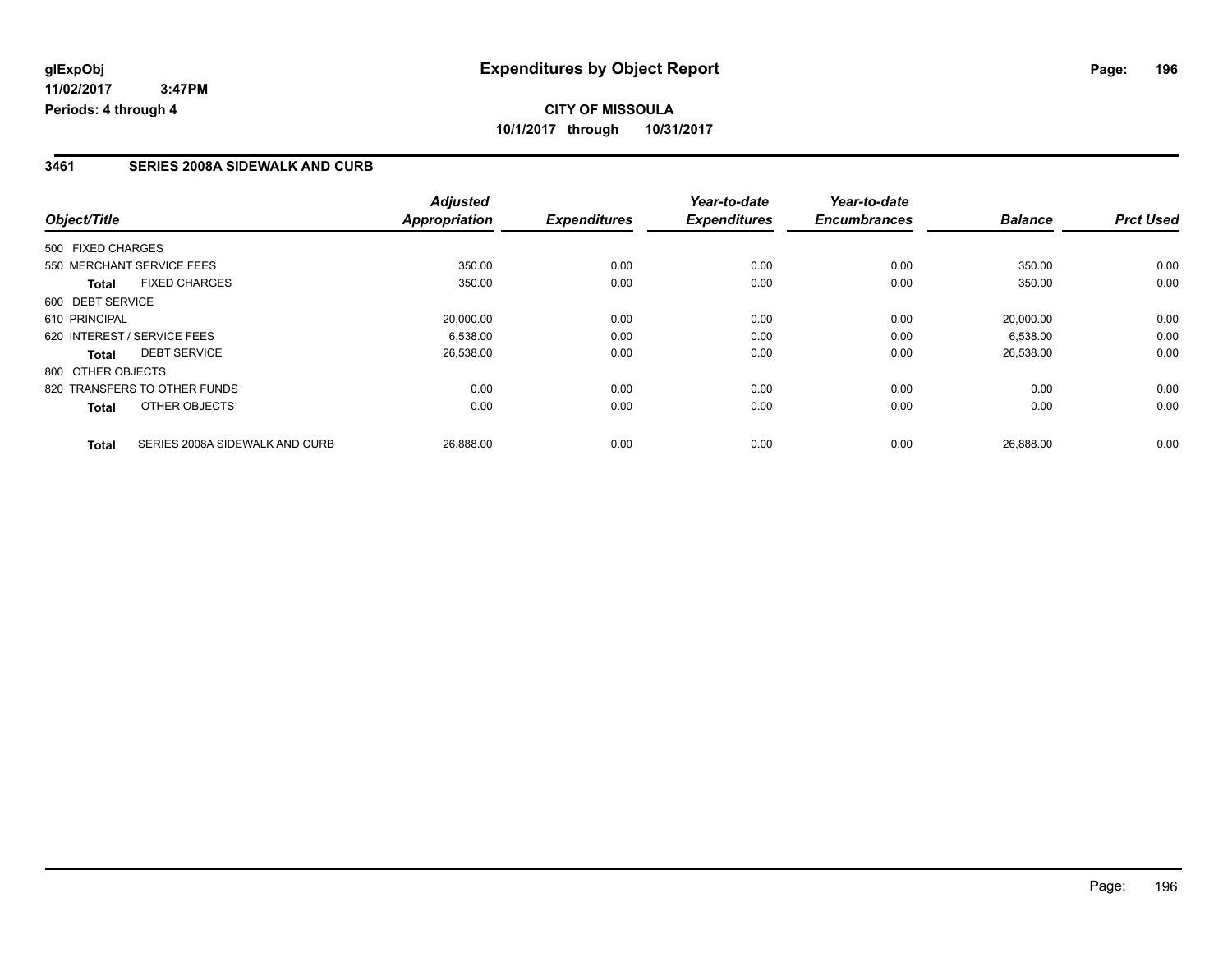**glExpObj**
**11/02/2017 3:47PM**
**Periods: 4 through 4**

# Expenditures by Object Report

**CITY OF MISSOULA**
**10/1/2017 through 10/31/2017**

### 3461 SERIES 2008A SIDEWALK AND CURB

| Object/Title | Adjusted Appropriation | Expenditures | Year-to-date Expenditures | Year-to-date Encumbrances | Balance | Prct Used |
|---|---|---|---|---|---|---|
| 500 FIXED CHARGES | | | | | | |
| 550 MERCHANT SERVICE FEES | 350.00 | 0.00 | 0.00 | 0.00 | 350.00 | 0.00 |
| **Total** FIXED CHARGES | 350.00 | 0.00 | 0.00 | 0.00 | 350.00 | 0.00 |
| 600 DEBT SERVICE | | | | | | |
| 610 PRINCIPAL | 20,000.00 | 0.00 | 0.00 | 0.00 | 20,000.00 | 0.00 |
| 620 INTEREST / SERVICE FEES | 6,538.00 | 0.00 | 0.00 | 0.00 | 6,538.00 | 0.00 |
| **Total** DEBT SERVICE | 26,538.00 | 0.00 | 0.00 | 0.00 | 26,538.00 | 0.00 |
| 800 OTHER OBJECTS | | | | | | |
| 820 TRANSFERS TO OTHER FUNDS | 0.00 | 0.00 | 0.00 | 0.00 | 0.00 | 0.00 |
| **Total** OTHER OBJECTS | 0.00 | 0.00 | 0.00 | 0.00 | 0.00 | 0.00 |
| **Total** SERIES 2008A SIDEWALK AND CURB | 26,888.00 | 0.00 | 0.00 | 0.00 | 26,888.00 | 0.00 |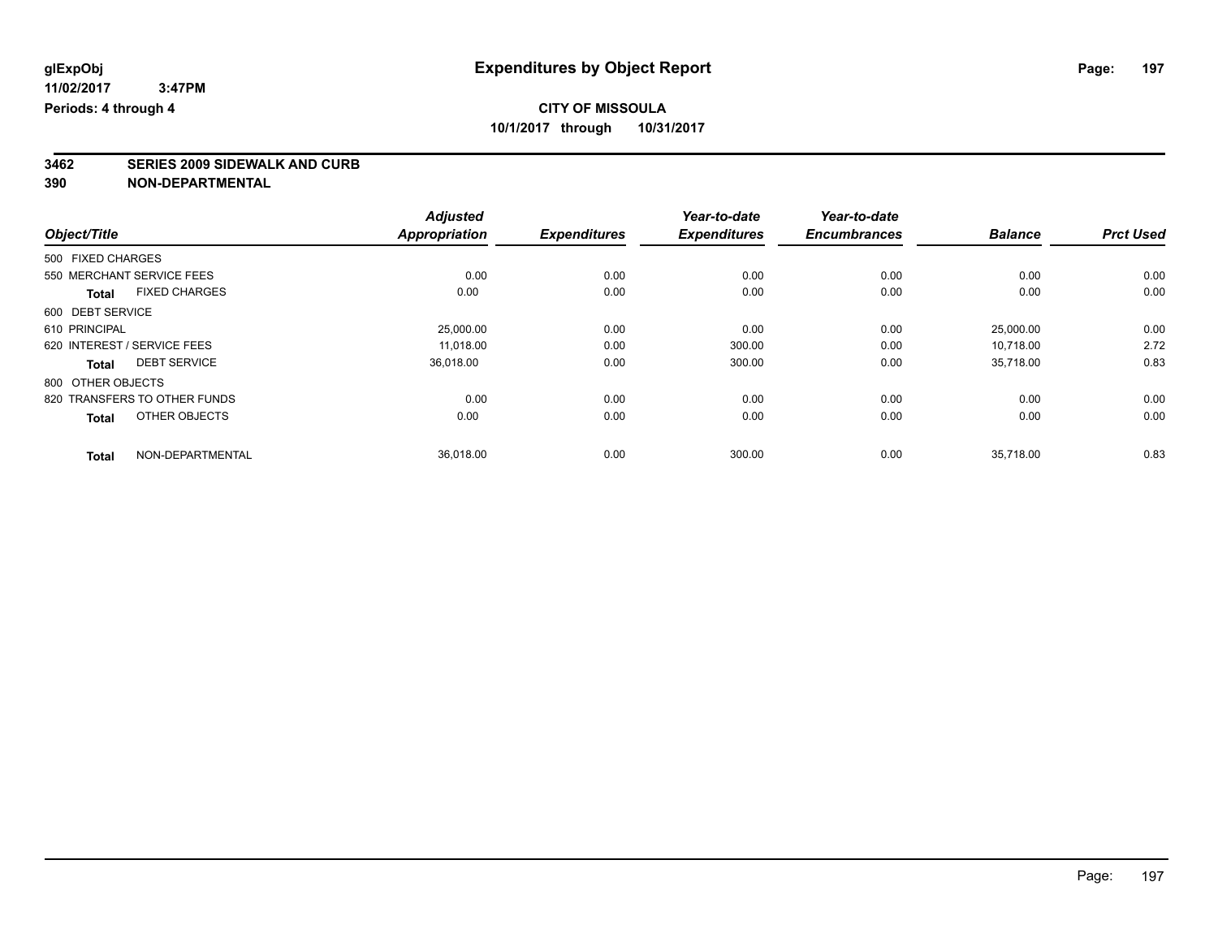glExpObj
11/02/2017 3:47PM
Periods: 4 through 4

# Expenditures by Object Report

**CITY OF MISSOULA**
**10/1/2017 through 10/31/2017**

**3462 SERIES 2009 SIDEWALK AND CURB**
**390 NON-DEPARTMENTAL**

| Object/Title | Adjusted Appropriation | Expenditures | Year-to-date Expenditures | Year-to-date Encumbrances | Balance | Prct Used |
|---|---|---|---|---|---|---|
| 500 FIXED CHARGES | | | | | | |
| 550 MERCHANT SERVICE FEES | 0.00 | 0.00 | 0.00 | 0.00 | 0.00 | 0.00 |
| **Total** FIXED CHARGES | 0.00 | 0.00 | 0.00 | 0.00 | 0.00 | 0.00 |
| 600 DEBT SERVICE | | | | | | |
| 610 PRINCIPAL | 25,000.00 | 0.00 | 0.00 | 0.00 | 25,000.00 | 0.00 |
| 620 INTEREST / SERVICE FEES | 11,018.00 | 0.00 | 300.00 | 0.00 | 10,718.00 | 2.72 |
| **Total** DEBT SERVICE | 36,018.00 | 0.00 | 300.00 | 0.00 | 35,718.00 | 0.83 |
| 800 OTHER OBJECTS | | | | | | |
| 820 TRANSFERS TO OTHER FUNDS | 0.00 | 0.00 | 0.00 | 0.00 | 0.00 | 0.00 |
| **Total** OTHER OBJECTS | 0.00 | 0.00 | 0.00 | 0.00 | 0.00 | 0.00 |
| **Total** NON-DEPARTMENTAL | 36,018.00 | 0.00 | 300.00 | 0.00 | 35,718.00 | 0.83 |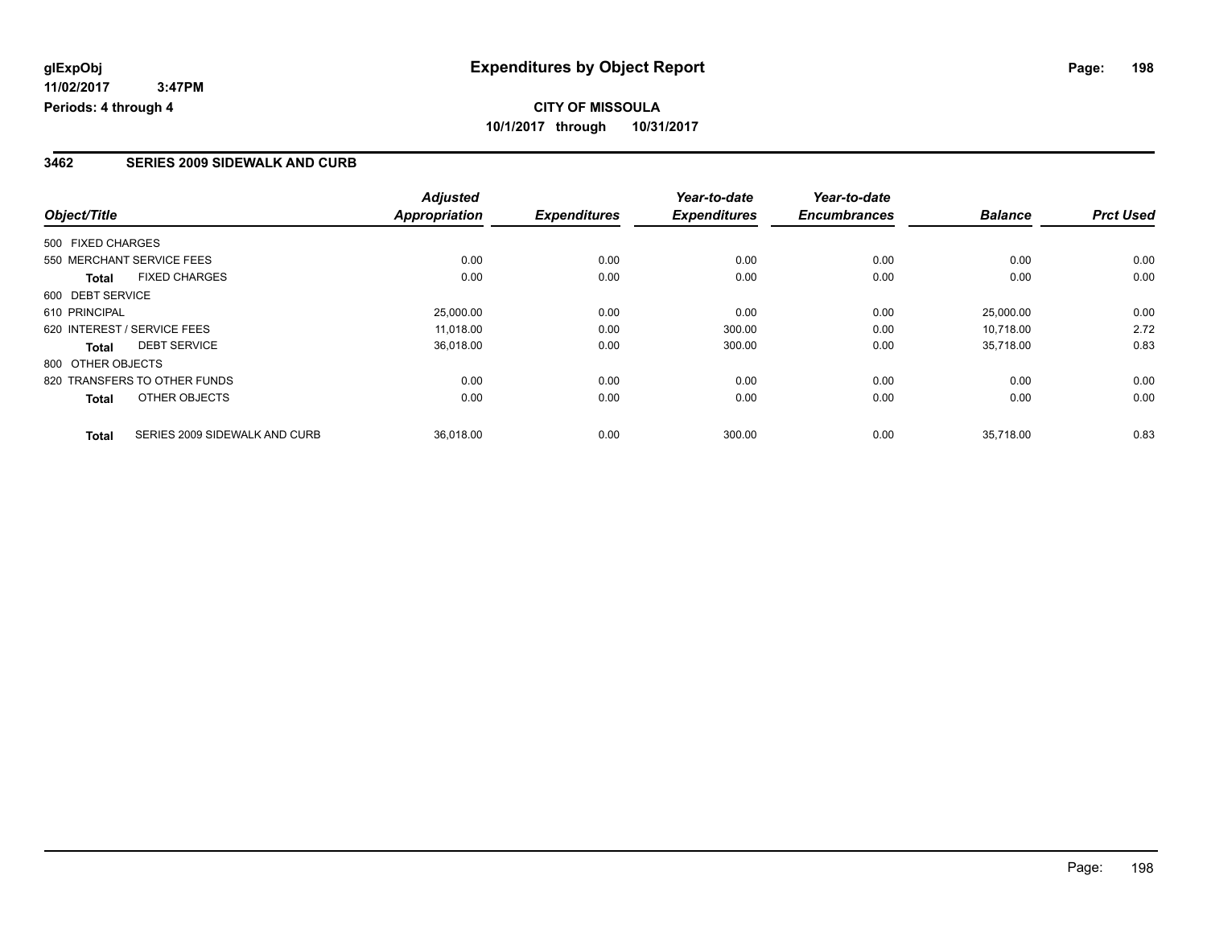# Expenditures by Object Report

glExpObj
11/02/2017 3:47PM
Periods: 4 through 4

**CITY OF MISSOULA**
**10/1/2017 through 10/31/2017**

## 3462 SERIES 2009 SIDEWALK AND CURB

| Object/Title | Adjusted Appropriation | Expenditures | Year-to-date Expenditures | Year-to-date Encumbrances | Balance | Prct Used |
|---|---|---|---|---|---|---|
| 500 FIXED CHARGES | | | | | | |
| 550 MERCHANT SERVICE FEES | 0.00 | 0.00 | 0.00 | 0.00 | 0.00 | 0.00 |
| **Total** FIXED CHARGES | 0.00 | 0.00 | 0.00 | 0.00 | 0.00 | 0.00 |
| 600 DEBT SERVICE | | | | | | |
| 610 PRINCIPAL | 25,000.00 | 0.00 | 0.00 | 0.00 | 25,000.00 | 0.00 |
| 620 INTEREST / SERVICE FEES | 11,018.00 | 0.00 | 300.00 | 0.00 | 10,718.00 | 2.72 |
| **Total** DEBT SERVICE | 36,018.00 | 0.00 | 300.00 | 0.00 | 35,718.00 | 0.83 |
| 800 OTHER OBJECTS | | | | | | |
| 820 TRANSFERS TO OTHER FUNDS | 0.00 | 0.00 | 0.00 | 0.00 | 0.00 | 0.00 |
| **Total** OTHER OBJECTS | 0.00 | 0.00 | 0.00 | 0.00 | 0.00 | 0.00 |
| **Total** SERIES 2009 SIDEWALK AND CURB | 36,018.00 | 0.00 | 300.00 | 0.00 | 35,718.00 | 0.83 |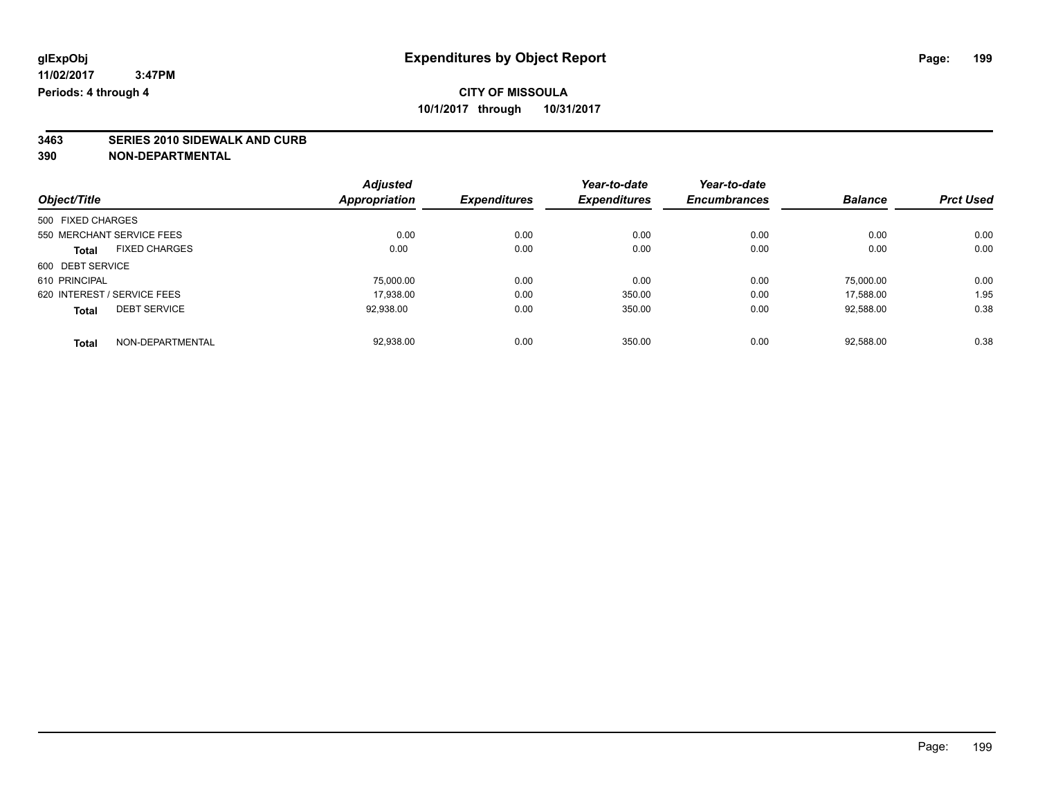glExpObj
11/02/2017 3:47PM
Periods: 4 through 4

# Expenditures by Object Report

**CITY OF MISSOULA**
**10/1/2017 through 10/31/2017**

**3463 SERIES 2010 SIDEWALK AND CURB**
**390 NON-DEPARTMENTAL**

| Object/Title | Adjusted Appropriation | Expenditures | Year-to-date Expenditures | Year-to-date Encumbrances | Balance | Prct Used |
|---|---|---|---|---|---|---|
| 500 FIXED CHARGES | | | | | | |
| 550 MERCHANT SERVICE FEES | 0.00 | 0.00 | 0.00 | 0.00 | 0.00 | 0.00 |
| **Total** FIXED CHARGES | 0.00 | 0.00 | 0.00 | 0.00 | 0.00 | 0.00 |
| 600 DEBT SERVICE | | | | | | |
| 610 PRINCIPAL | 75,000.00 | 0.00 | 0.00 | 0.00 | 75,000.00 | 0.00 |
| 620 INTEREST / SERVICE FEES | 17,938.00 | 0.00 | 350.00 | 0.00 | 17,588.00 | 1.95 |
| **Total** DEBT SERVICE | 92,938.00 | 0.00 | 350.00 | 0.00 | 92,588.00 | 0.38 |
| **Total** NON-DEPARTMENTAL | 92,938.00 | 0.00 | 350.00 | 0.00 | 92,588.00 | 0.38 |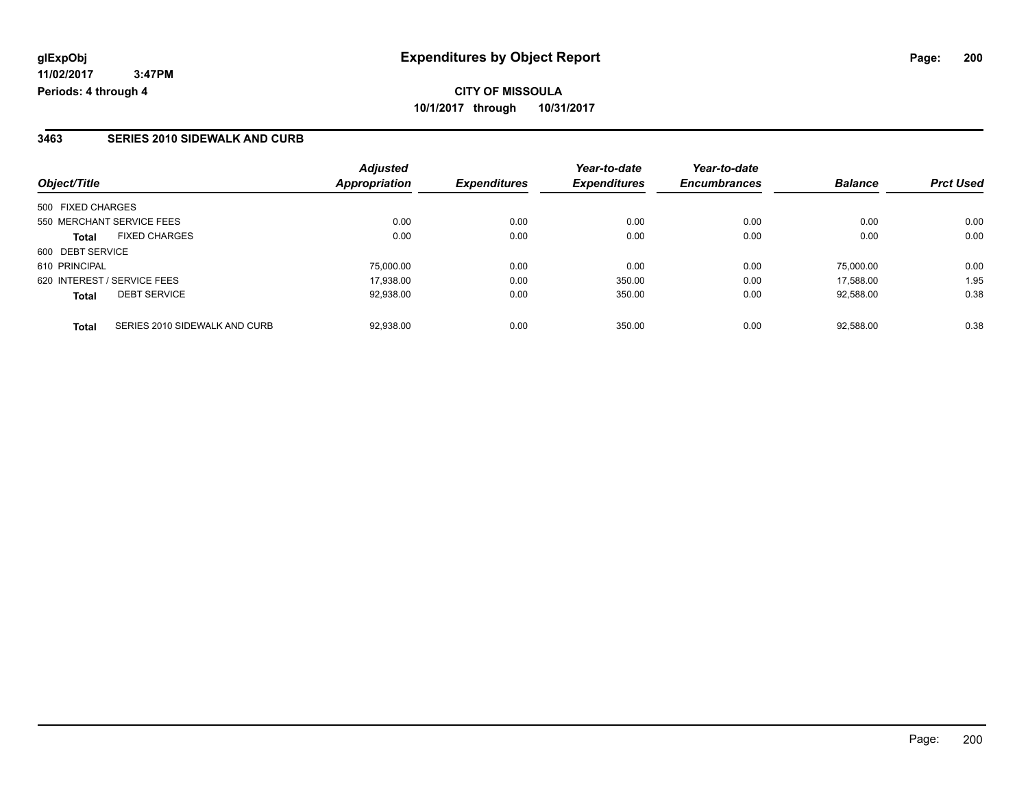glExpObj
11/02/2017 3:47PM
Periods: 4 through 4

# Expenditures by Object Report

**CITY OF MISSOULA**
**10/1/2017 through 10/31/2017**

## 3463 SERIES 2010 SIDEWALK AND CURB

| Object/Title | | Adjusted Appropriation | Expenditures | Year-to-date Expenditures | Year-to-date Encumbrances | Balance | Prct Used |
|---|---|---|---|---|---|---|---|
| 500 FIXED CHARGES | | | | | | | |
| 550 MERCHANT SERVICE FEES | | 0.00 | 0.00 | 0.00 | 0.00 | 0.00 | 0.00 |
| **Total** | FIXED CHARGES | 0.00 | 0.00 | 0.00 | 0.00 | 0.00 | 0.00 |
| 600 DEBT SERVICE | | | | | | | |
| 610 PRINCIPAL | | 75,000.00 | 0.00 | 0.00 | 0.00 | 75,000.00 | 0.00 |
| 620 INTEREST / SERVICE FEES | | 17,938.00 | 0.00 | 350.00 | 0.00 | 17,588.00 | 1.95 |
| **Total** | DEBT SERVICE | 92,938.00 | 0.00 | 350.00 | 0.00 | 92,588.00 | 0.38 |
| **Total** | SERIES 2010 SIDEWALK AND CURB | 92,938.00 | 0.00 | 350.00 | 0.00 | 92,588.00 | 0.38 |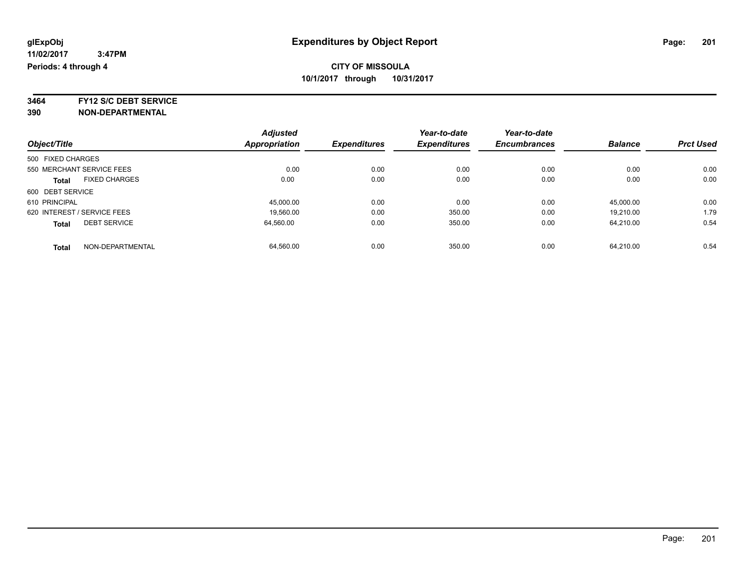glExpObj
11/02/2017 3:47PM
Periods: 4 through 4

# Expenditures by Object Report

**CITY OF MISSOULA**
**10/1/2017 through 10/31/2017**

**3464 FY12 S/C DEBT SERVICE**
**390 NON-DEPARTMENTAL**

| Object/Title | Adjusted Appropriation | Expenditures | Year-to-date Expenditures | Year-to-date Encumbrances | Balance | Prct Used |
|---|---|---|---|---|---|---|
| 500 FIXED CHARGES | | | | | | |
| 550 MERCHANT SERVICE FEES | 0.00 | 0.00 | 0.00 | 0.00 | 0.00 | 0.00 |
| **Total** FIXED CHARGES | 0.00 | 0.00 | 0.00 | 0.00 | 0.00 | 0.00 |
| 600 DEBT SERVICE | | | | | | |
| 610 PRINCIPAL | 45,000.00 | 0.00 | 0.00 | 0.00 | 45,000.00 | 0.00 |
| 620 INTEREST / SERVICE FEES | 19,560.00 | 0.00 | 350.00 | 0.00 | 19,210.00 | 1.79 |
| **Total** DEBT SERVICE | 64,560.00 | 0.00 | 350.00 | 0.00 | 64,210.00 | 0.54 |
| **Total** NON-DEPARTMENTAL | 64,560.00 | 0.00 | 350.00 | 0.00 | 64,210.00 | 0.54 |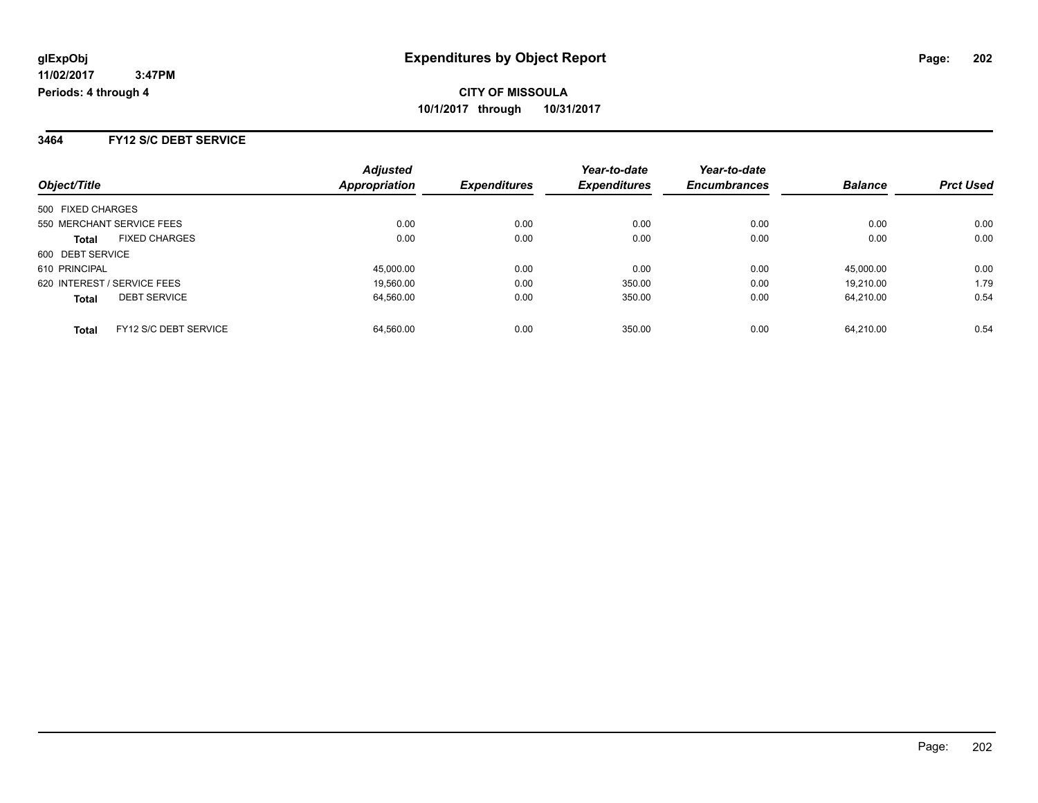**glExpObj** **Expenditures by Object Report**

**11/02/2017 3:47PM**

**Periods: 4 through 4**

**CITY OF MISSOULA**

**10/1/2017 through 10/31/2017**

## 3464 FY12 S/C DEBT SERVICE

| Object/Title | | Adjusted Appropriation | Expenditures | Year-to-date Expenditures | Year-to-date Encumbrances | Balance | Prct Used |
|---|---|---|---|---|---|---|---|
| 500 FIXED CHARGES | | | | | | | |
| 550 MERCHANT SERVICE FEES | | 0.00 | 0.00 | 0.00 | 0.00 | 0.00 | 0.00 |
| **Total** | FIXED CHARGES | 0.00 | 0.00 | 0.00 | 0.00 | 0.00 | 0.00 |
| 600 DEBT SERVICE | | | | | | | |
| 610 PRINCIPAL | | 45,000.00 | 0.00 | 0.00 | 0.00 | 45,000.00 | 0.00 |
| 620 INTEREST / SERVICE FEES | | 19,560.00 | 0.00 | 350.00 | 0.00 | 19,210.00 | 1.79 |
| **Total** | DEBT SERVICE | 64,560.00 | 0.00 | 350.00 | 0.00 | 64,210.00 | 0.54 |
| **Total** | FY12 S/C DEBT SERVICE | 64,560.00 | 0.00 | 350.00 | 0.00 | 64,210.00 | 0.54 |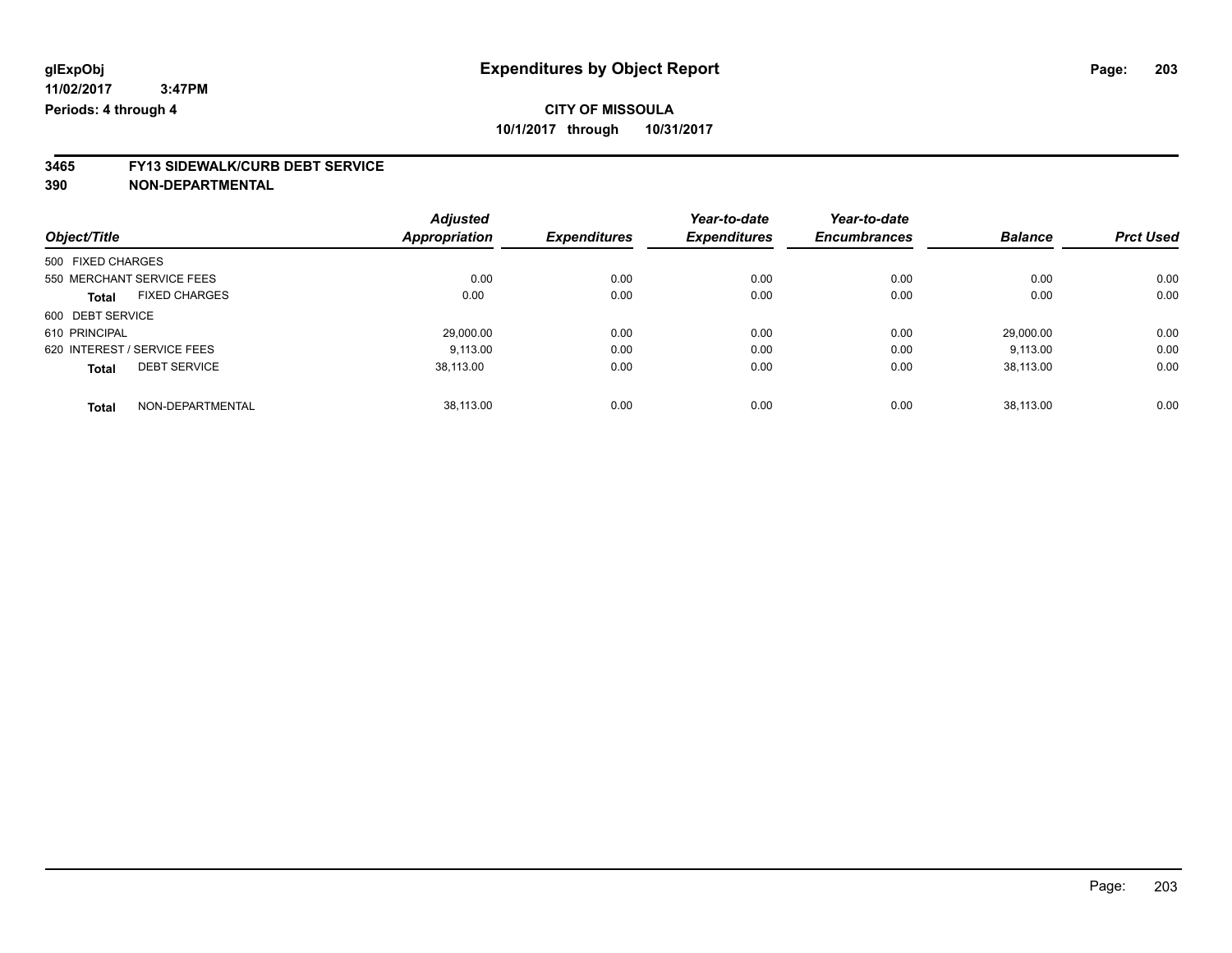glExpObj
11/02/2017 3:47PM
Periods: 4 through 4

# Expenditures by Object Report

**CITY OF MISSOULA**
**10/1/2017 through 10/31/2017**

**3465 FY13 SIDEWALK/CURB DEBT SERVICE**
**390 NON-DEPARTMENTAL**

| Object/Title | Adjusted Appropriation | Expenditures | Year-to-date Expenditures | Year-to-date Encumbrances | Balance | Prct Used |
|---|---|---|---|---|---|---|
| 500 FIXED CHARGES | | | | | | |
| 550 MERCHANT SERVICE FEES | 0.00 | 0.00 | 0.00 | 0.00 | 0.00 | 0.00 |
| **Total** FIXED CHARGES | 0.00 | 0.00 | 0.00 | 0.00 | 0.00 | 0.00 |
| 600 DEBT SERVICE | | | | | | |
| 610 PRINCIPAL | 29,000.00 | 0.00 | 0.00 | 0.00 | 29,000.00 | 0.00 |
| 620 INTEREST / SERVICE FEES | 9,113.00 | 0.00 | 0.00 | 0.00 | 9,113.00 | 0.00 |
| **Total** DEBT SERVICE | 38,113.00 | 0.00 | 0.00 | 0.00 | 38,113.00 | 0.00 |
| **Total** NON-DEPARTMENTAL | 38,113.00 | 0.00 | 0.00 | 0.00 | 38,113.00 | 0.00 |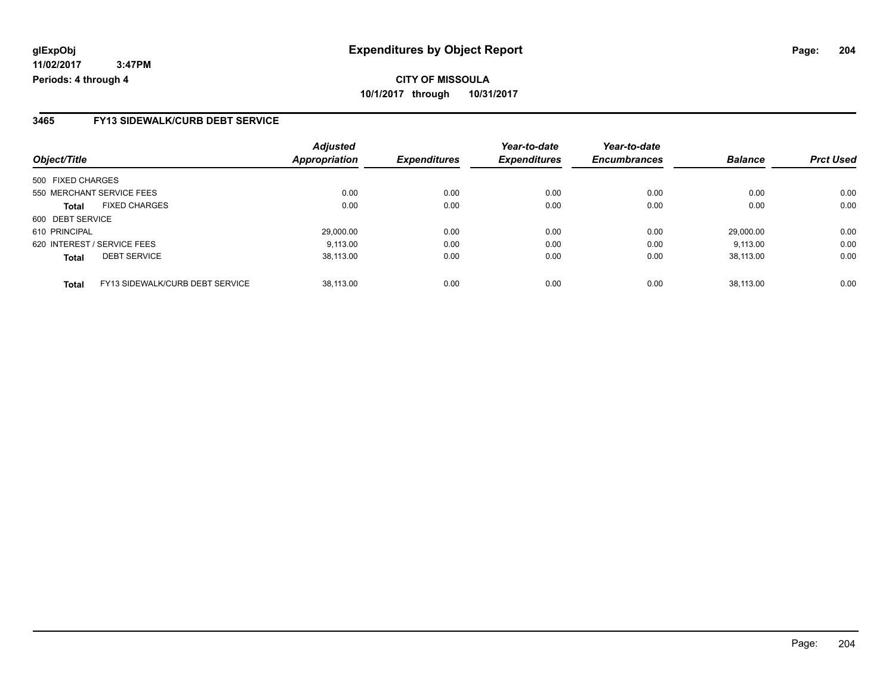# Expenditures by Object Report

glExpObj
11/02/2017 3:47PM
Periods: 4 through 4

**CITY OF MISSOULA**
**10/1/2017 through 10/31/2017**

## 3465 FY13 SIDEWALK/CURB DEBT SERVICE

| Object/Title | | Adjusted Appropriation | Expenditures | Year-to-date Expenditures | Year-to-date Encumbrances | Balance | Prct Used |
|---|---|---|---|---|---|---|---|
| 500 FIXED CHARGES | | | | | | | |
| 550 MERCHANT SERVICE FEES | | 0.00 | 0.00 | 0.00 | 0.00 | 0.00 | 0.00 |
| **Total** | FIXED CHARGES | 0.00 | 0.00 | 0.00 | 0.00 | 0.00 | 0.00 |
| 600 DEBT SERVICE | | | | | | | |
| 610 PRINCIPAL | | 29,000.00 | 0.00 | 0.00 | 0.00 | 29,000.00 | 0.00 |
| 620 INTEREST / SERVICE FEES | | 9,113.00 | 0.00 | 0.00 | 0.00 | 9,113.00 | 0.00 |
| **Total** | DEBT SERVICE | 38,113.00 | 0.00 | 0.00 | 0.00 | 38,113.00 | 0.00 |
| **Total** | FY13 SIDEWALK/CURB DEBT SERVICE | 38,113.00 | 0.00 | 0.00 | 0.00 | 38,113.00 | 0.00 |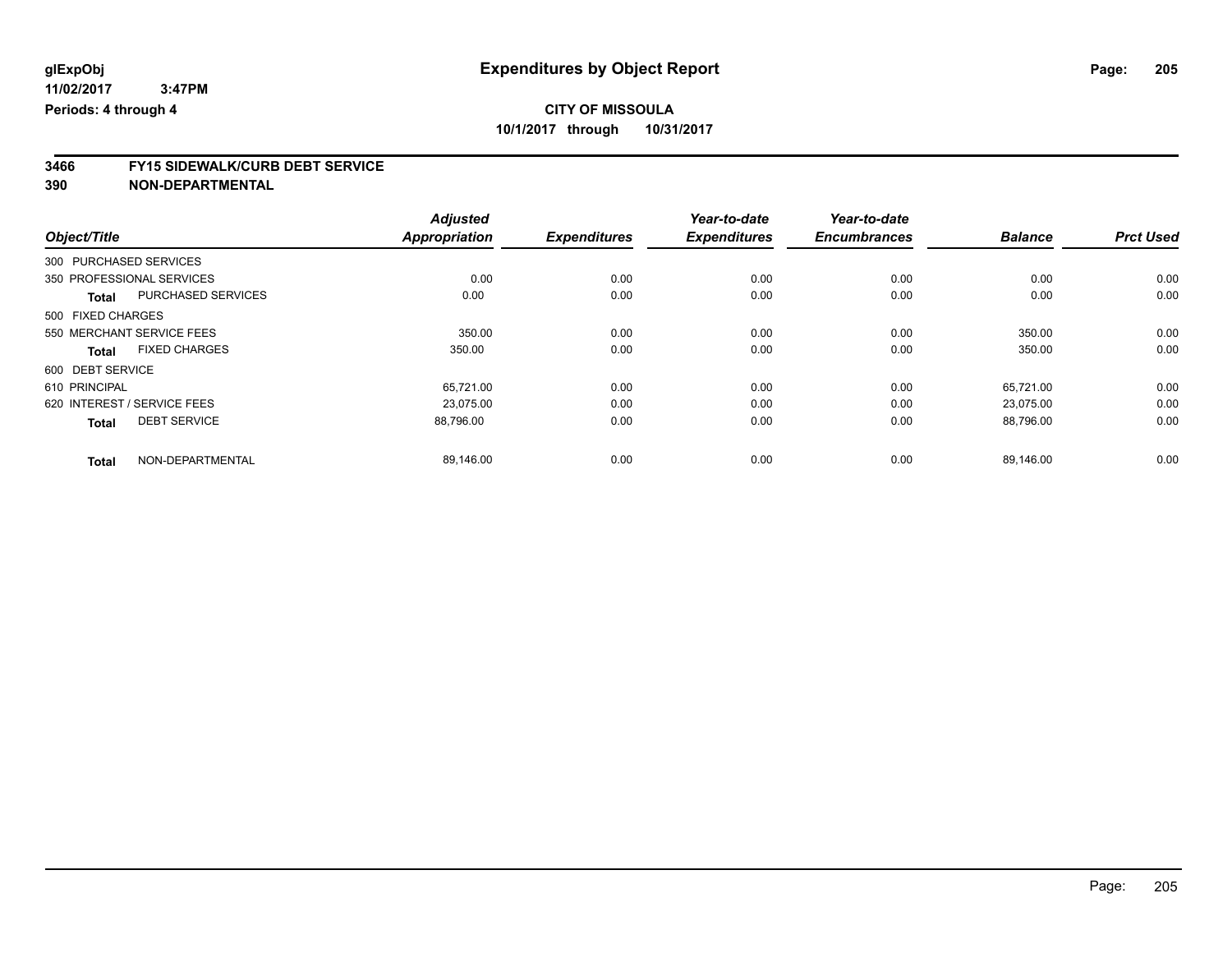glExpObj
11/02/2017 3:47PM
Periods: 4 through 4

# Expenditures by Object Report

**CITY OF MISSOULA**
**10/1/2017 through 10/31/2017**

## 3466 FY15 SIDEWALK/CURB DEBT SERVICE
## 390 NON-DEPARTMENTAL

| Object/Title | | Adjusted Appropriation | Expenditures | Year-to-date Expenditures | Year-to-date Encumbrances | Balance | Prct Used |
|---|---|---|---|---|---|---|---|
| 300 PURCHASED SERVICES | | | | | | | |
| 350 PROFESSIONAL SERVICES | | 0.00 | 0.00 | 0.00 | 0.00 | 0.00 | 0.00 |
| **Total** | PURCHASED SERVICES | 0.00 | 0.00 | 0.00 | 0.00 | 0.00 | 0.00 |
| 500 FIXED CHARGES | | | | | | | |
| 550 MERCHANT SERVICE FEES | | 350.00 | 0.00 | 0.00 | 0.00 | 350.00 | 0.00 |
| **Total** | FIXED CHARGES | 350.00 | 0.00 | 0.00 | 0.00 | 350.00 | 0.00 |
| 600 DEBT SERVICE | | | | | | | |
| 610 PRINCIPAL | | 65,721.00 | 0.00 | 0.00 | 0.00 | 65,721.00 | 0.00 |
| 620 INTEREST / SERVICE FEES | | 23,075.00 | 0.00 | 0.00 | 0.00 | 23,075.00 | 0.00 |
| **Total** | DEBT SERVICE | 88,796.00 | 0.00 | 0.00 | 0.00 | 88,796.00 | 0.00 |
| **Total** | NON-DEPARTMENTAL | 89,146.00 | 0.00 | 0.00 | 0.00 | 89,146.00 | 0.00 |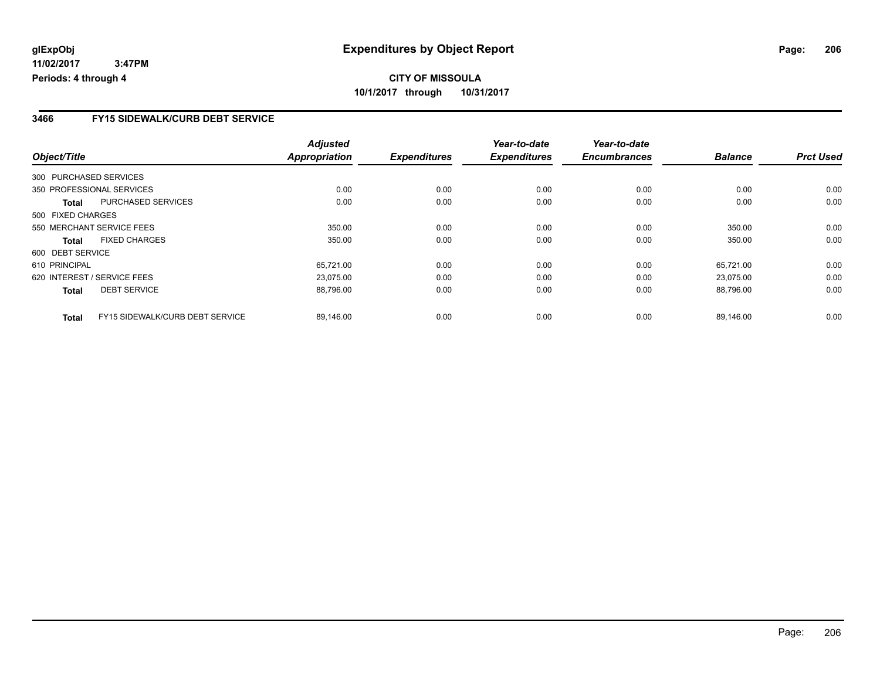# Expenditures by Object Report

glExpObj
11/02/2017 3:47PM
Periods: 4 through 4

**CITY OF MISSOULA**
**10/1/2017 through 10/31/2017**

## 3466 FY15 SIDEWALK/CURB DEBT SERVICE

| Object/Title | | Adjusted Appropriation | Expenditures | Year-to-date Expenditures | Year-to-date Encumbrances | Balance | Prct Used |
|---|---|---|---|---|---|---|---|
| 300 PURCHASED SERVICES | | | | | | | |
| 350 PROFESSIONAL SERVICES | | 0.00 | 0.00 | 0.00 | 0.00 | 0.00 | 0.00 |
| **Total** | PURCHASED SERVICES | 0.00 | 0.00 | 0.00 | 0.00 | 0.00 | 0.00 |
| 500 FIXED CHARGES | | | | | | | |
| 550 MERCHANT SERVICE FEES | | 350.00 | 0.00 | 0.00 | 0.00 | 350.00 | 0.00 |
| **Total** | FIXED CHARGES | 350.00 | 0.00 | 0.00 | 0.00 | 350.00 | 0.00 |
| 600 DEBT SERVICE | | | | | | | |
| 610 PRINCIPAL | | 65,721.00 | 0.00 | 0.00 | 0.00 | 65,721.00 | 0.00 |
| 620 INTEREST / SERVICE FEES | | 23,075.00 | 0.00 | 0.00 | 0.00 | 23,075.00 | 0.00 |
| **Total** | DEBT SERVICE | 88,796.00 | 0.00 | 0.00 | 0.00 | 88,796.00 | 0.00 |
| **Total** | FY15 SIDEWALK/CURB DEBT SERVICE | 89,146.00 | 0.00 | 0.00 | 0.00 | 89,146.00 | 0.00 |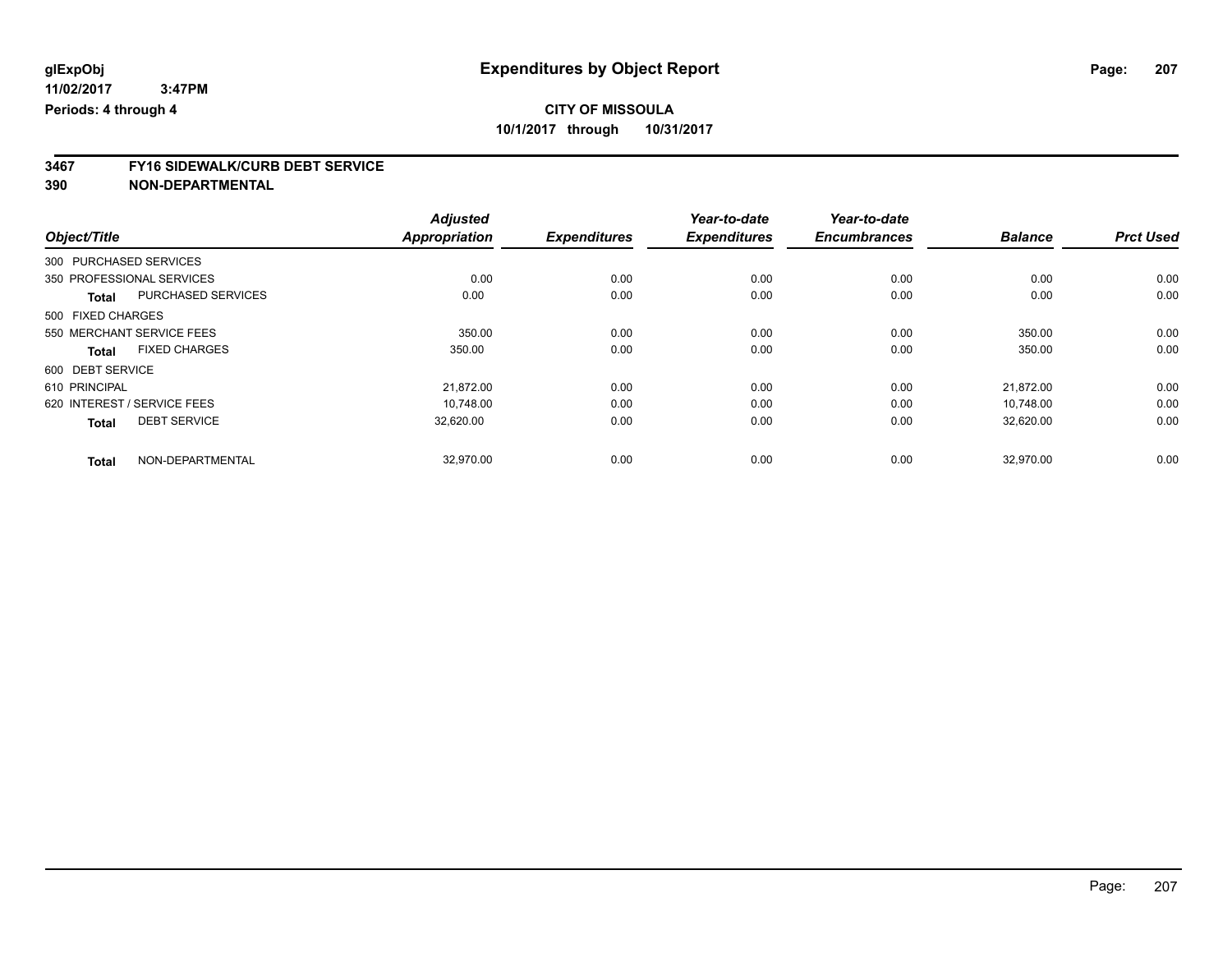# Expenditures by Object Report

glExpObj
11/02/2017 3:47PM
Periods: 4 through 4

**CITY OF MISSOULA**
**10/1/2017 through 10/31/2017**

## 3467 FY16 SIDEWALK/CURB DEBT SERVICE
## 390 NON-DEPARTMENTAL

| Object/Title | | Adjusted Appropriation | Expenditures | Year-to-date Expenditures | Year-to-date Encumbrances | Balance | Prct Used |
|---|---|---|---|---|---|---|---|
| 300 PURCHASED SERVICES | | | | | | | |
| 350 PROFESSIONAL SERVICES | | 0.00 | 0.00 | 0.00 | 0.00 | 0.00 | 0.00 |
| **Total** | PURCHASED SERVICES | 0.00 | 0.00 | 0.00 | 0.00 | 0.00 | 0.00 |
| 500 FIXED CHARGES | | | | | | | |
| 550 MERCHANT SERVICE FEES | | 350.00 | 0.00 | 0.00 | 0.00 | 350.00 | 0.00 |
| **Total** | FIXED CHARGES | 350.00 | 0.00 | 0.00 | 0.00 | 350.00 | 0.00 |
| 600 DEBT SERVICE | | | | | | | |
| 610 PRINCIPAL | | 21,872.00 | 0.00 | 0.00 | 0.00 | 21,872.00 | 0.00 |
| 620 INTEREST / SERVICE FEES | | 10,748.00 | 0.00 | 0.00 | 0.00 | 10,748.00 | 0.00 |
| **Total** | DEBT SERVICE | 32,620.00 | 0.00 | 0.00 | 0.00 | 32,620.00 | 0.00 |
| **Total** | NON-DEPARTMENTAL | 32,970.00 | 0.00 | 0.00 | 0.00 | 32,970.00 | 0.00 |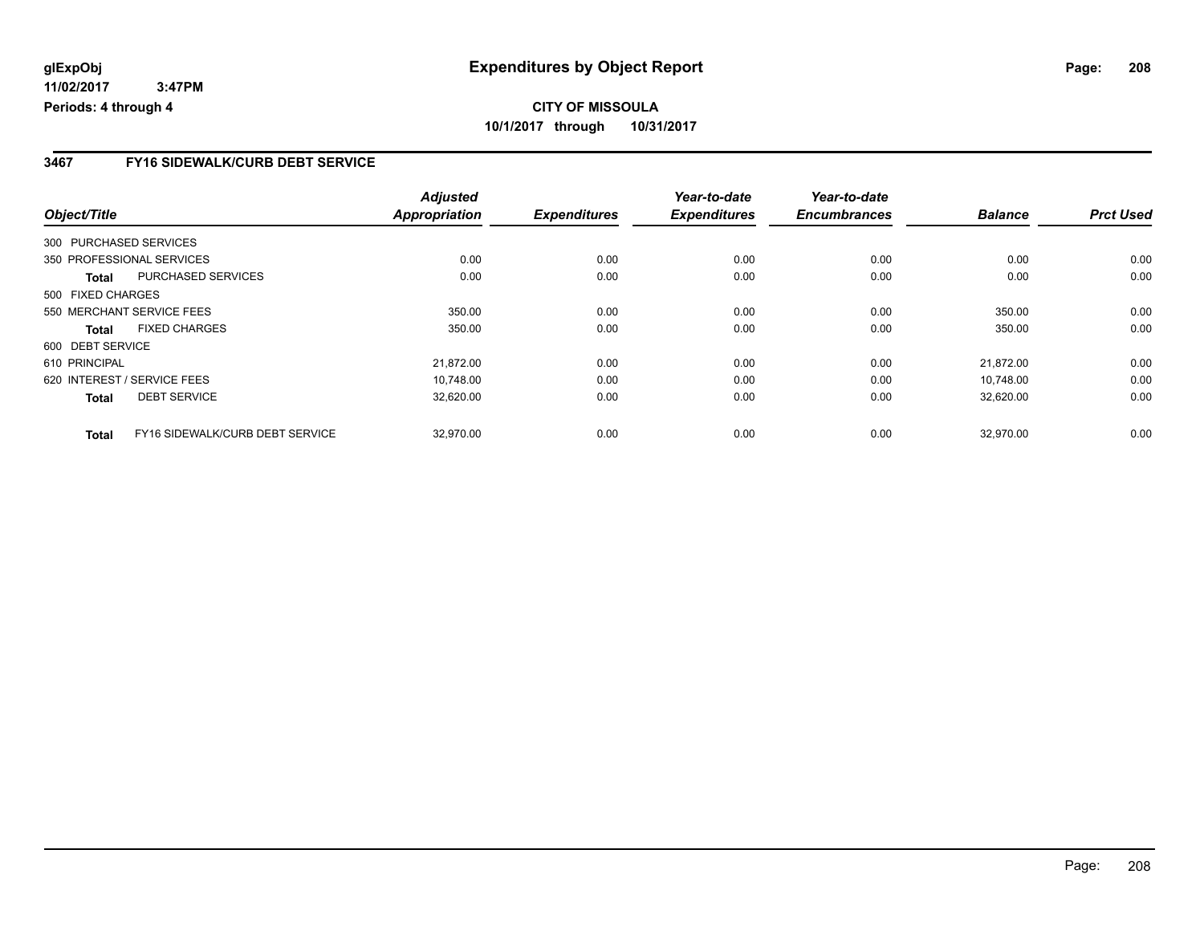# Expenditures by Object Report

**glExpObj**
**11/02/2017 3:47PM**
**Periods: 4 through 4**

**CITY OF MISSOULA**
**10/1/2017 through 10/31/2017**

## 3467 FY16 SIDEWALK/CURB DEBT SERVICE

| Object/Title | | Adjusted Appropriation | Expenditures | Year-to-date Expenditures | Year-to-date Encumbrances | Balance | Prct Used |
|---|---|---|---|---|---|---|---|
| 300 PURCHASED SERVICES | | | | | | | |
| 350 PROFESSIONAL SERVICES | | 0.00 | 0.00 | 0.00 | 0.00 | 0.00 | 0.00 |
| **Total** | PURCHASED SERVICES | 0.00 | 0.00 | 0.00 | 0.00 | 0.00 | 0.00 |
| 500 FIXED CHARGES | | | | | | | |
| 550 MERCHANT SERVICE FEES | | 350.00 | 0.00 | 0.00 | 0.00 | 350.00 | 0.00 |
| **Total** | FIXED CHARGES | 350.00 | 0.00 | 0.00 | 0.00 | 350.00 | 0.00 |
| 600 DEBT SERVICE | | | | | | | |
| 610 PRINCIPAL | | 21,872.00 | 0.00 | 0.00 | 0.00 | 21,872.00 | 0.00 |
| 620 INTEREST / SERVICE FEES | | 10,748.00 | 0.00 | 0.00 | 0.00 | 10,748.00 | 0.00 |
| **Total** | DEBT SERVICE | 32,620.00 | 0.00 | 0.00 | 0.00 | 32,620.00 | 0.00 |
| **Total** | FY16 SIDEWALK/CURB DEBT SERVICE | 32,970.00 | 0.00 | 0.00 | 0.00 | 32,970.00 | 0.00 |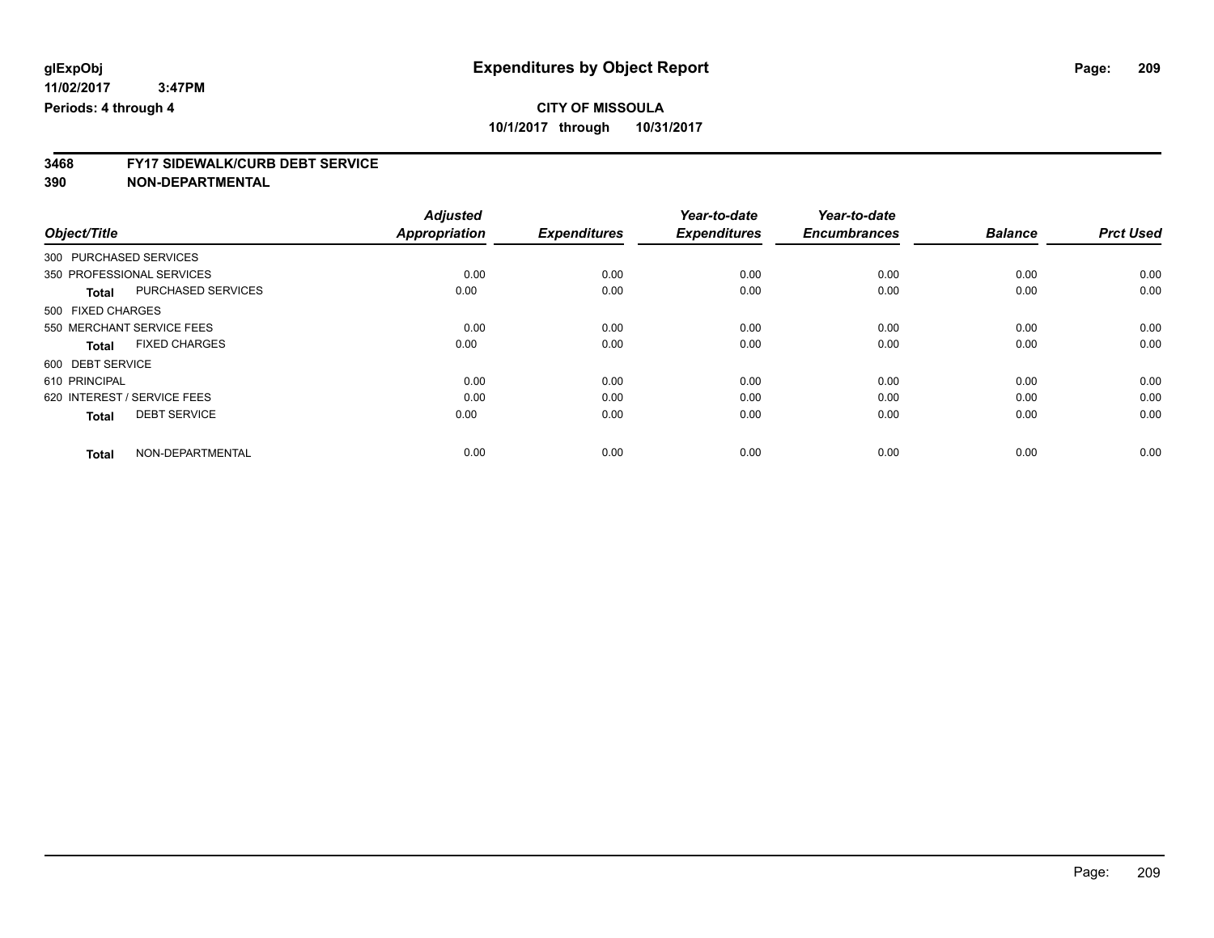**glExpObj**
**11/02/2017 3:47PM**
**Periods: 4 through 4**

# Expenditures by Object Report

**CITY OF MISSOULA**
**10/1/2017 through 10/31/2017**

## 3468 FY17 SIDEWALK/CURB DEBT SERVICE
## 390 NON-DEPARTMENTAL

| Object/Title | | Adjusted Appropriation | Expenditures | Year-to-date Expenditures | Year-to-date Encumbrances | Balance | Prct Used |
|---|---|---|---|---|---|---|---|
| 300 PURCHASED SERVICES | | | | | | | |
| 350 PROFESSIONAL SERVICES | | 0.00 | 0.00 | 0.00 | 0.00 | 0.00 | 0.00 |
| **Total** | PURCHASED SERVICES | 0.00 | 0.00 | 0.00 | 0.00 | 0.00 | 0.00 |
| 500 FIXED CHARGES | | | | | | | |
| 550 MERCHANT SERVICE FEES | | 0.00 | 0.00 | 0.00 | 0.00 | 0.00 | 0.00 |
| **Total** | FIXED CHARGES | 0.00 | 0.00 | 0.00 | 0.00 | 0.00 | 0.00 |
| 600 DEBT SERVICE | | | | | | | |
| 610 PRINCIPAL | | 0.00 | 0.00 | 0.00 | 0.00 | 0.00 | 0.00 |
| 620 INTEREST / SERVICE FEES | | 0.00 | 0.00 | 0.00 | 0.00 | 0.00 | 0.00 |
| **Total** | DEBT SERVICE | 0.00 | 0.00 | 0.00 | 0.00 | 0.00 | 0.00 |
| **Total** | NON-DEPARTMENTAL | 0.00 | 0.00 | 0.00 | 0.00 | 0.00 | 0.00 |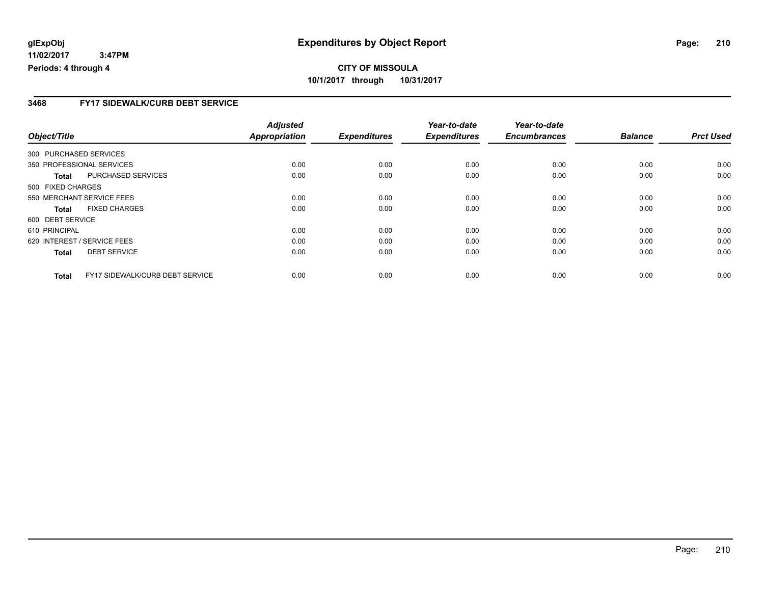**glExpObj**
**11/02/2017 3:47PM**
**Periods: 4 through 4**

# Expenditures by Object Report

**CITY OF MISSOULA**
**10/1/2017 through 10/31/2017**

## 3468 FY17 SIDEWALK/CURB DEBT SERVICE

| Object/Title | | Adjusted Appropriation | Expenditures | Year-to-date Expenditures | Year-to-date Encumbrances | Balance | Prct Used |
|---|---|---|---|---|---|---|---|
| 300 PURCHASED SERVICES | | | | | | | |
| 350 PROFESSIONAL SERVICES | | 0.00 | 0.00 | 0.00 | 0.00 | 0.00 | 0.00 |
| **Total** | PURCHASED SERVICES | 0.00 | 0.00 | 0.00 | 0.00 | 0.00 | 0.00 |
| 500 FIXED CHARGES | | | | | | | |
| 550 MERCHANT SERVICE FEES | | 0.00 | 0.00 | 0.00 | 0.00 | 0.00 | 0.00 |
| **Total** | FIXED CHARGES | 0.00 | 0.00 | 0.00 | 0.00 | 0.00 | 0.00 |
| 600 DEBT SERVICE | | | | | | | |
| 610 PRINCIPAL | | 0.00 | 0.00 | 0.00 | 0.00 | 0.00 | 0.00 |
| 620 INTEREST / SERVICE FEES | | 0.00 | 0.00 | 0.00 | 0.00 | 0.00 | 0.00 |
| **Total** | DEBT SERVICE | 0.00 | 0.00 | 0.00 | 0.00 | 0.00 | 0.00 |
| **Total** | FY17 SIDEWALK/CURB DEBT SERVICE | 0.00 | 0.00 | 0.00 | 0.00 | 0.00 | 0.00 |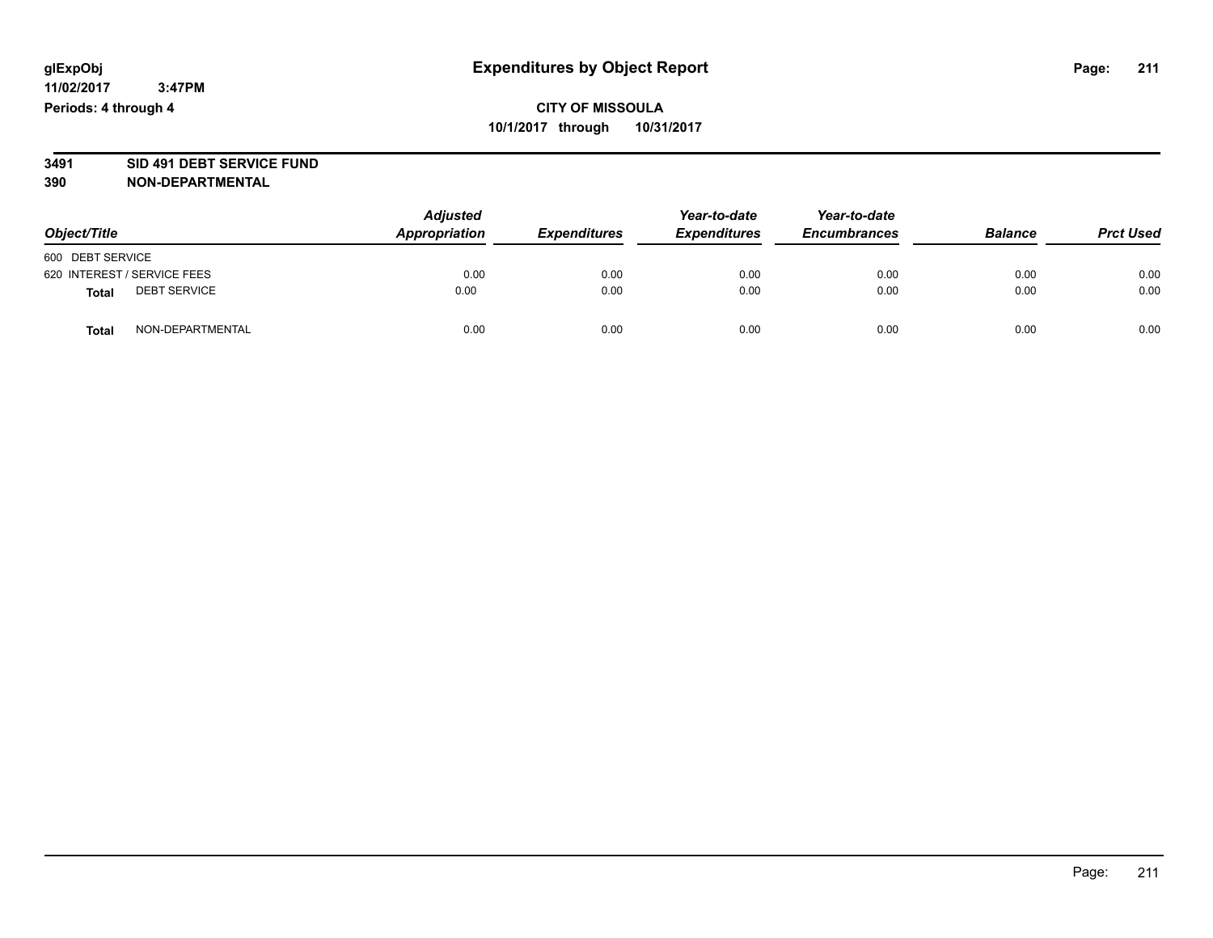glExpObj
11/02/2017 3:47PM
Periods: 4 through 4

# Expenditures by Object Report

**CITY OF MISSOULA**
**10/1/2017 through 10/31/2017**

**3491 SID 491 DEBT SERVICE FUND**
**390 NON-DEPARTMENTAL**

| Object/Title | Adjusted Appropriation | Expenditures | Year-to-date Expenditures | Year-to-date Encumbrances | Balance | Prct Used |
|---|---|---|---|---|---|---|
| 600 DEBT SERVICE | | | | | | |
| 620 INTEREST / SERVICE FEES | 0.00 | 0.00 | 0.00 | 0.00 | 0.00 | 0.00 |
| **Total** DEBT SERVICE | 0.00 | 0.00 | 0.00 | 0.00 | 0.00 | 0.00 |
| **Total** NON-DEPARTMENTAL | 0.00 | 0.00 | 0.00 | 0.00 | 0.00 | 0.00 |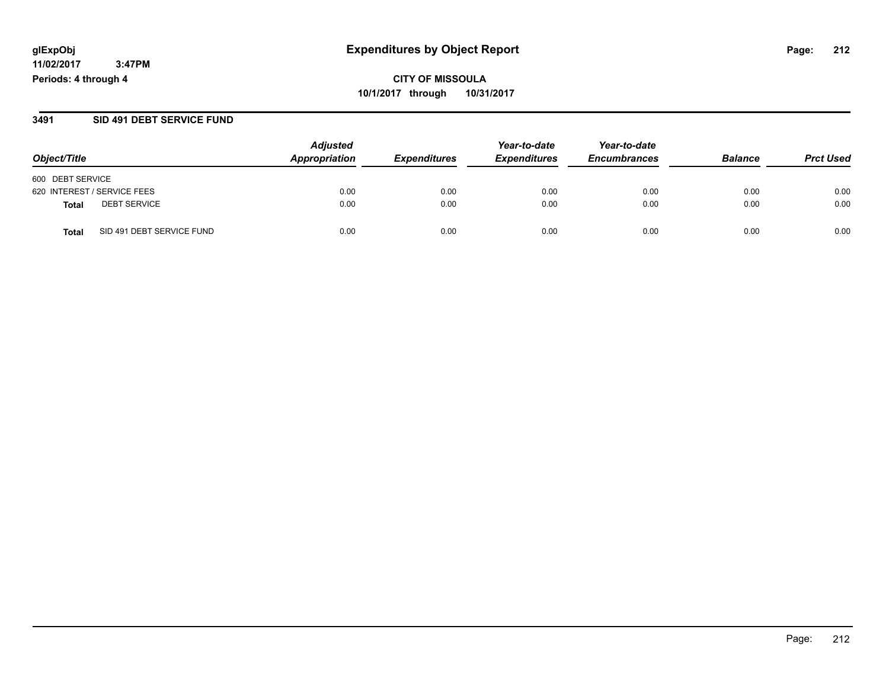**glExpObj** **Expenditures by Object Report**

**11/02/2017 3:47PM**

**Periods: 4 through 4**

**CITY OF MISSOULA**

**10/1/2017 through 10/31/2017**

## 3491 SID 491 DEBT SERVICE FUND

| Object/Title | | Adjusted Appropriation | Expenditures | Year-to-date Expenditures | Year-to-date Encumbrances | Balance | Prct Used |
|---|---|---|---|---|---|---|---|
| 600 DEBT SERVICE | | | | | | | |
| 620 INTEREST / SERVICE FEES | | 0.00 | 0.00 | 0.00 | 0.00 | 0.00 | 0.00 |
| **Total** | DEBT SERVICE | 0.00 | 0.00 | 0.00 | 0.00 | 0.00 | 0.00 |
| **Total** | SID 491 DEBT SERVICE FUND | 0.00 | 0.00 | 0.00 | 0.00 | 0.00 | 0.00 |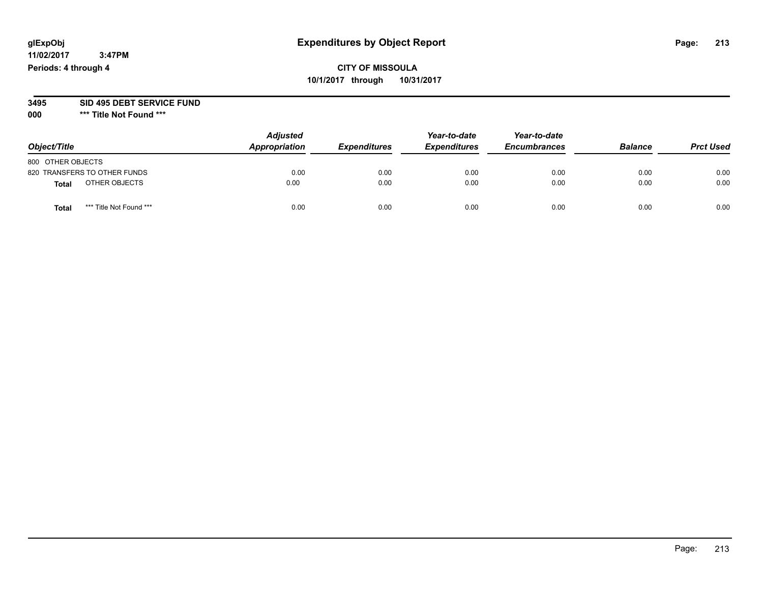**glExpObj** **Expenditures by Object Report**

**11/02/2017 3:47PM**

**Periods: 4 through 4**

**CITY OF MISSOULA**

**10/1/2017 through 10/31/2017**

**3495 SID 495 DEBT SERVICE FUND**

**000 \*\*\* Title Not Found \*\*\***

| Object/Title | Adjusted Appropriation | Expenditures | Year-to-date Expenditures | Year-to-date Encumbrances | Balance | Prct Used |
|---|---|---|---|---|---|---|
| 800 OTHER OBJECTS | | | | | | |
| 820 TRANSFERS TO OTHER FUNDS | 0.00 | 0.00 | 0.00 | 0.00 | 0.00 | 0.00 |
| **Total** OTHER OBJECTS | 0.00 | 0.00 | 0.00 | 0.00 | 0.00 | 0.00 |
| **Total** \*\*\* Title Not Found \*\*\* | 0.00 | 0.00 | 0.00 | 0.00 | 0.00 | 0.00 |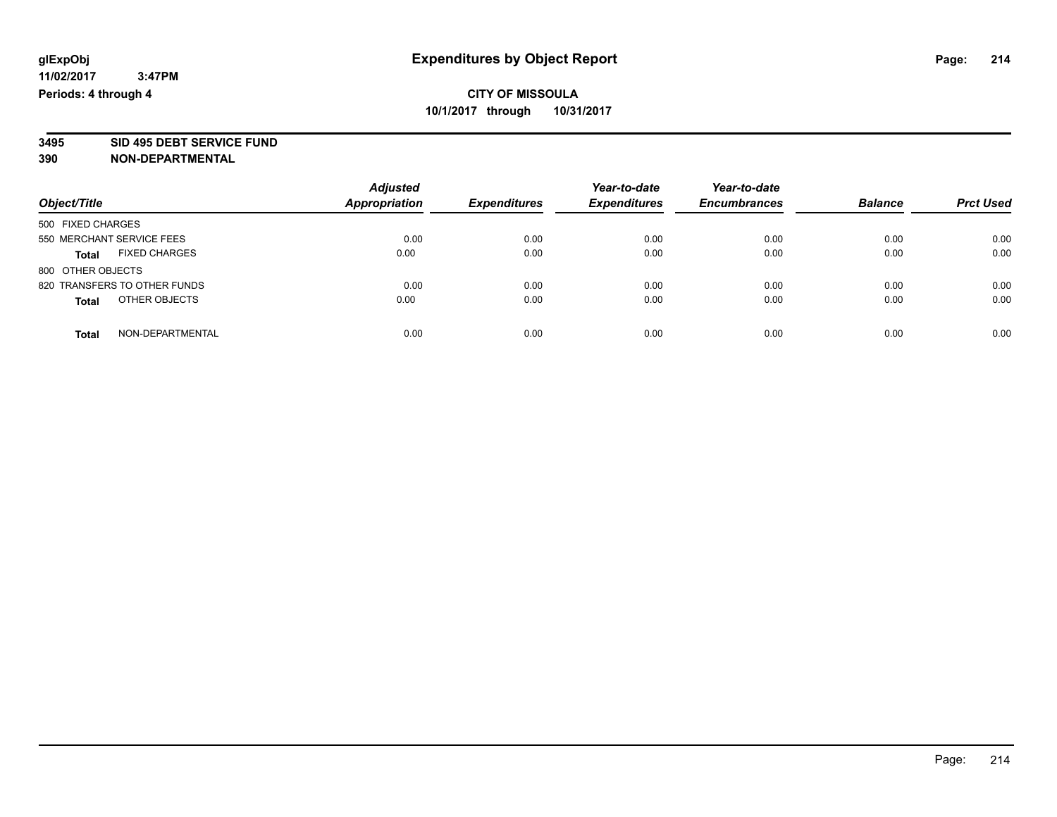glExpObj
11/02/2017 3:47PM
Periods: 4 through 4

# Expenditures by Object Report

**CITY OF MISSOULA**
**10/1/2017 through 10/31/2017**

**3495 SID 495 DEBT SERVICE FUND**
**390 NON-DEPARTMENTAL**

| Object/Title | Adjusted Appropriation | Expenditures | Year-to-date Expenditures | Year-to-date Encumbrances | Balance | Prct Used |
|---|---|---|---|---|---|---|
| 500 FIXED CHARGES | | | | | | |
| 550 MERCHANT SERVICE FEES | 0.00 | 0.00 | 0.00 | 0.00 | 0.00 | 0.00 |
| **Total** FIXED CHARGES | 0.00 | 0.00 | 0.00 | 0.00 | 0.00 | 0.00 |
| 800 OTHER OBJECTS | | | | | | |
| 820 TRANSFERS TO OTHER FUNDS | 0.00 | 0.00 | 0.00 | 0.00 | 0.00 | 0.00 |
| **Total** OTHER OBJECTS | 0.00 | 0.00 | 0.00 | 0.00 | 0.00 | 0.00 |
| **Total** NON-DEPARTMENTAL | 0.00 | 0.00 | 0.00 | 0.00 | 0.00 | 0.00 |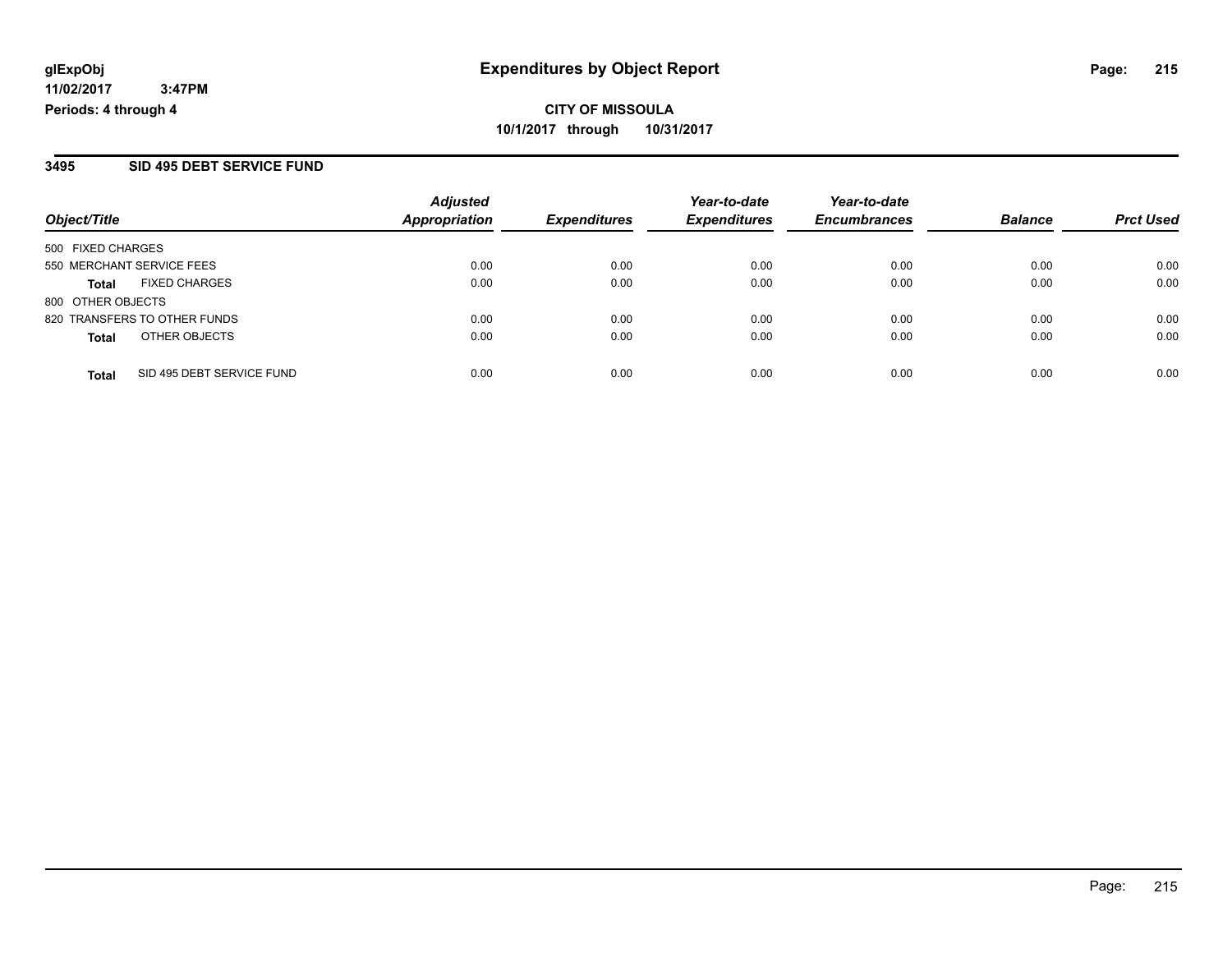**glExpObj** **Expenditures by Object Report**
**11/02/2017 3:47PM**
**Periods: 4 through 4**

**CITY OF MISSOULA**
**10/1/2017 through 10/31/2017**

## 3495 SID 495 DEBT SERVICE FUND

| Object/Title | Adjusted Appropriation | Expenditures | Year-to-date Expenditures | Year-to-date Encumbrances | Balance | Prct Used |
|---|---|---|---|---|---|---|
| 500 FIXED CHARGES | | | | | | |
| 550 MERCHANT SERVICE FEES | 0.00 | 0.00 | 0.00 | 0.00 | 0.00 | 0.00 |
| **Total** FIXED CHARGES | 0.00 | 0.00 | 0.00 | 0.00 | 0.00 | 0.00 |
| 800 OTHER OBJECTS | | | | | | |
| 820 TRANSFERS TO OTHER FUNDS | 0.00 | 0.00 | 0.00 | 0.00 | 0.00 | 0.00 |
| **Total** OTHER OBJECTS | 0.00 | 0.00 | 0.00 | 0.00 | 0.00 | 0.00 |
| **Total** SID 495 DEBT SERVICE FUND | 0.00 | 0.00 | 0.00 | 0.00 | 0.00 | 0.00 |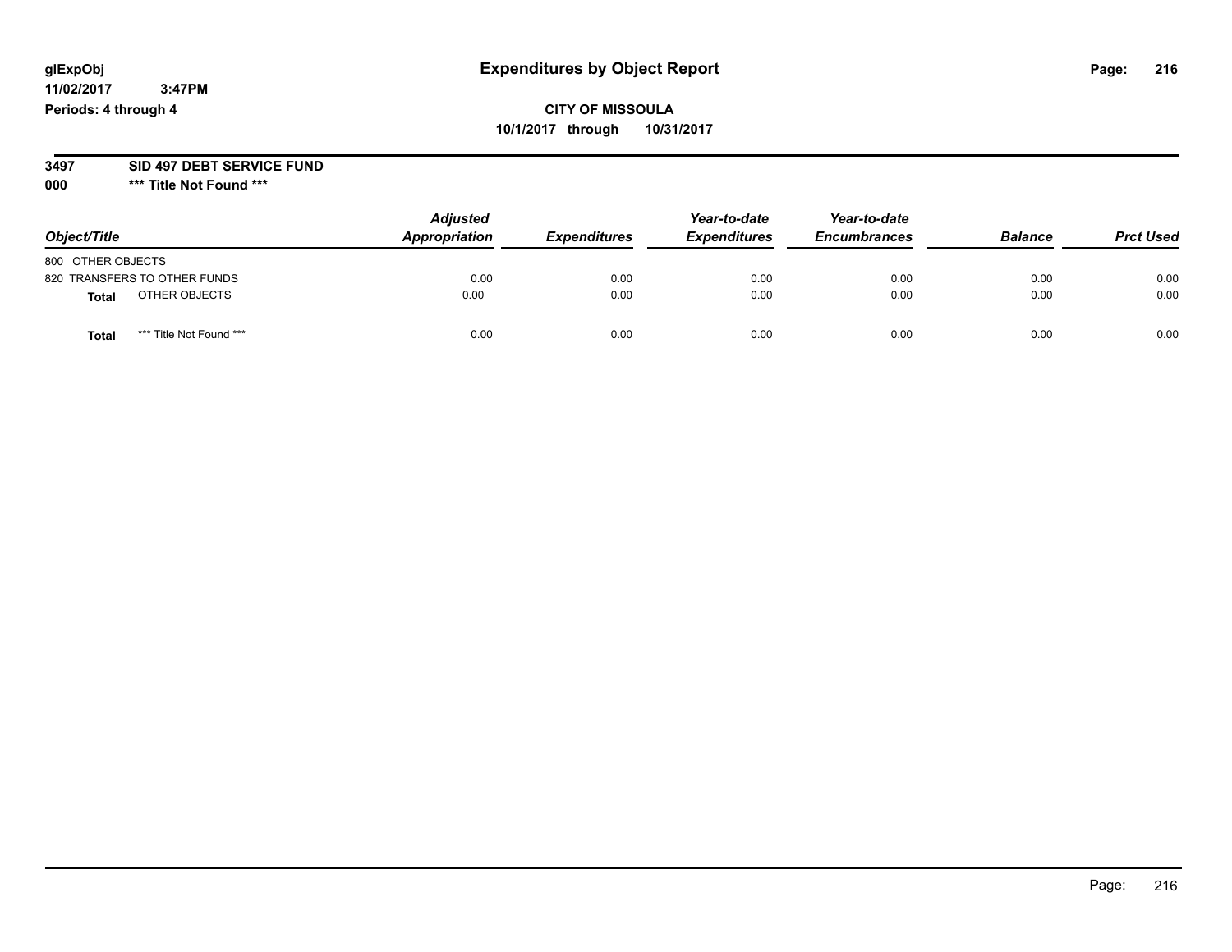glExpObj
11/02/2017 3:47PM
Periods: 4 through 4

# Expenditures by Object Report

**CITY OF MISSOULA**
**10/1/2017 through 10/31/2017**

**3497 SID 497 DEBT SERVICE FUND**
**000 *** Title Not Found *****

| Object/Title | | Adjusted Appropriation | Expenditures | Year-to-date Expenditures | Year-to-date Encumbrances | Balance | Prct Used |
|---|---|---|---|---|---|---|---|
| 800 OTHER OBJECTS | | | | | | | |
| 820 TRANSFERS TO OTHER FUNDS | | 0.00 | 0.00 | 0.00 | 0.00 | 0.00 | 0.00 |
| **Total** | OTHER OBJECTS | 0.00 | 0.00 | 0.00 | 0.00 | 0.00 | 0.00 |
| **Total** | *** Title Not Found *** | 0.00 | 0.00 | 0.00 | 0.00 | 0.00 | 0.00 |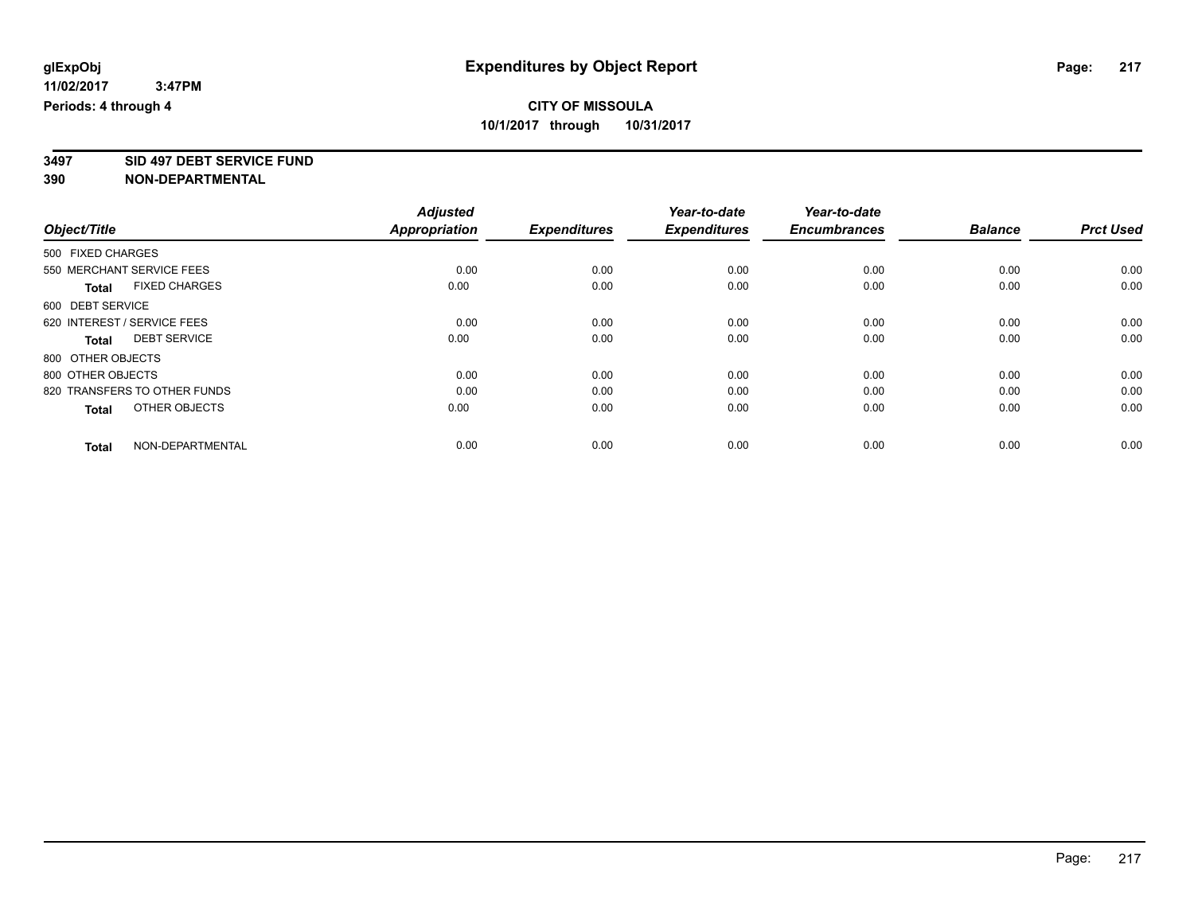# Expenditures by Object Report

glExpObj
11/02/2017 3:47PM
Periods: 4 through 4

**CITY OF MISSOULA**
**10/1/2017 through 10/31/2017**

**3497 SID 497 DEBT SERVICE FUND**
**390 NON-DEPARTMENTAL**

| Object/Title | Adjusted Appropriation | Expenditures | Year-to-date Expenditures | Year-to-date Encumbrances | Balance | Prct Used |
|---|---|---|---|---|---|---|
| 500 FIXED CHARGES | | | | | | |
| 550 MERCHANT SERVICE FEES | 0.00 | 0.00 | 0.00 | 0.00 | 0.00 | 0.00 |
| **Total** FIXED CHARGES | 0.00 | 0.00 | 0.00 | 0.00 | 0.00 | 0.00 |
| 600 DEBT SERVICE | | | | | | |
| 620 INTEREST / SERVICE FEES | 0.00 | 0.00 | 0.00 | 0.00 | 0.00 | 0.00 |
| **Total** DEBT SERVICE | 0.00 | 0.00 | 0.00 | 0.00 | 0.00 | 0.00 |
| 800 OTHER OBJECTS | | | | | | |
| 800 OTHER OBJECTS | 0.00 | 0.00 | 0.00 | 0.00 | 0.00 | 0.00 |
| 820 TRANSFERS TO OTHER FUNDS | 0.00 | 0.00 | 0.00 | 0.00 | 0.00 | 0.00 |
| **Total** OTHER OBJECTS | 0.00 | 0.00 | 0.00 | 0.00 | 0.00 | 0.00 |
| **Total** NON-DEPARTMENTAL | 0.00 | 0.00 | 0.00 | 0.00 | 0.00 | 0.00 |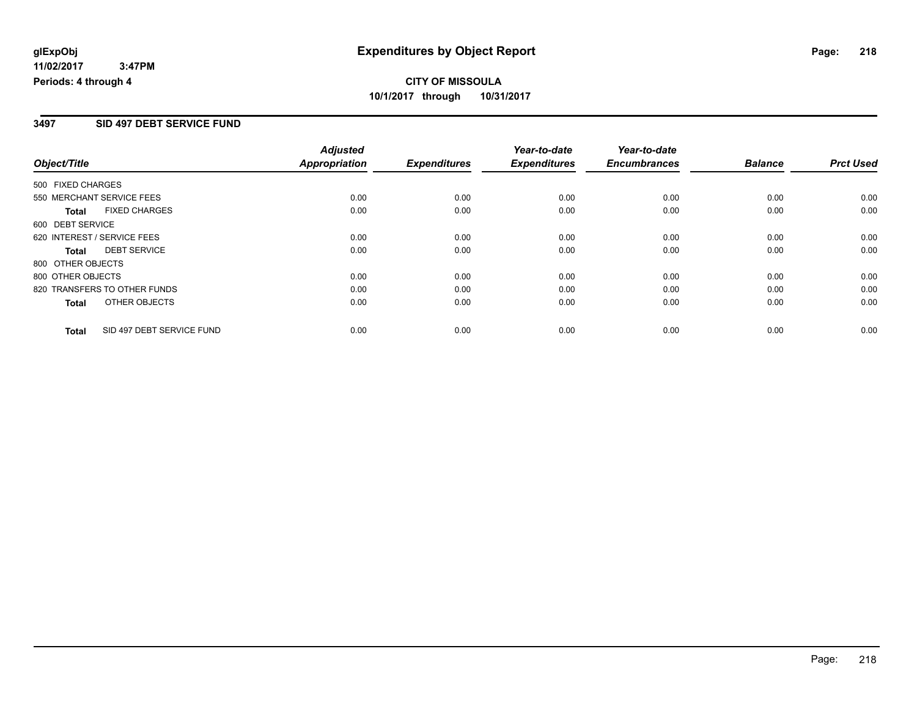# Expenditures by Object Report

glExpObj
11/02/2017 3:47PM
Periods: 4 through 4

**CITY OF MISSOULA**
**10/1/2017 through 10/31/2017**

## 3497 SID 497 DEBT SERVICE FUND

| Object/Title | Adjusted Appropriation | Expenditures | Year-to-date Expenditures | Year-to-date Encumbrances | Balance | Prct Used |
|---|---|---|---|---|---|---|
| 500 FIXED CHARGES | | | | | | |
| 550 MERCHANT SERVICE FEES | 0.00 | 0.00 | 0.00 | 0.00 | 0.00 | 0.00 |
| **Total** FIXED CHARGES | 0.00 | 0.00 | 0.00 | 0.00 | 0.00 | 0.00 |
| 600 DEBT SERVICE | | | | | | |
| 620 INTEREST / SERVICE FEES | 0.00 | 0.00 | 0.00 | 0.00 | 0.00 | 0.00 |
| **Total** DEBT SERVICE | 0.00 | 0.00 | 0.00 | 0.00 | 0.00 | 0.00 |
| 800 OTHER OBJECTS | | | | | | |
| 800 OTHER OBJECTS | 0.00 | 0.00 | 0.00 | 0.00 | 0.00 | 0.00 |
| 820 TRANSFERS TO OTHER FUNDS | 0.00 | 0.00 | 0.00 | 0.00 | 0.00 | 0.00 |
| **Total** OTHER OBJECTS | 0.00 | 0.00 | 0.00 | 0.00 | 0.00 | 0.00 |
| **Total** SID 497 DEBT SERVICE FUND | 0.00 | 0.00 | 0.00 | 0.00 | 0.00 | 0.00 |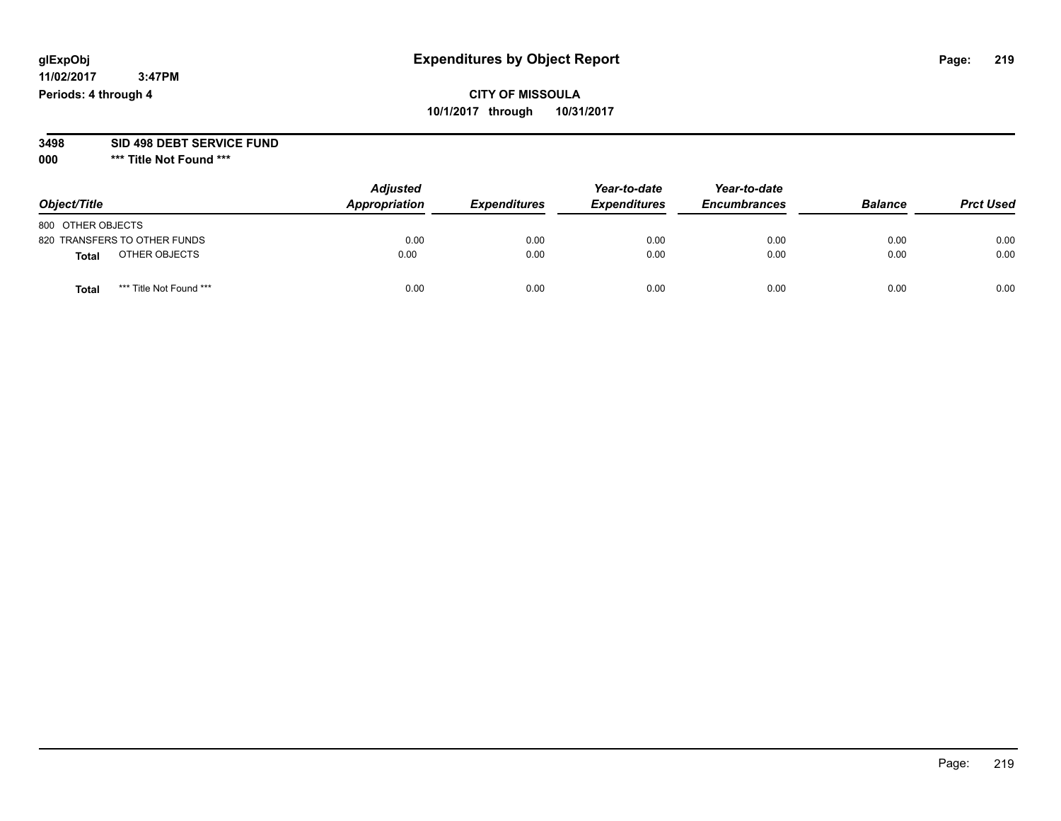# Expenditures by Object Report

glExpObj
11/02/2017 3:47PM
Periods: 4 through 4

**CITY OF MISSOULA**
**10/1/2017 through 10/31/2017**

**3498 SID 498 DEBT SERVICE FUND**
**000 \*\*\* Title Not Found \*\*\***

| Object/Title | Adjusted Appropriation | Expenditures | Year-to-date Expenditures | Year-to-date Encumbrances | Balance | Prct Used |
|---|---|---|---|---|---|---|
| 800 OTHER OBJECTS | | | | | | |
| 820 TRANSFERS TO OTHER FUNDS | 0.00 | 0.00 | 0.00 | 0.00 | 0.00 | 0.00 |
| **Total** OTHER OBJECTS | 0.00 | 0.00 | 0.00 | 0.00 | 0.00 | 0.00 |
| **Total** *** Title Not Found *** | 0.00 | 0.00 | 0.00 | 0.00 | 0.00 | 0.00 |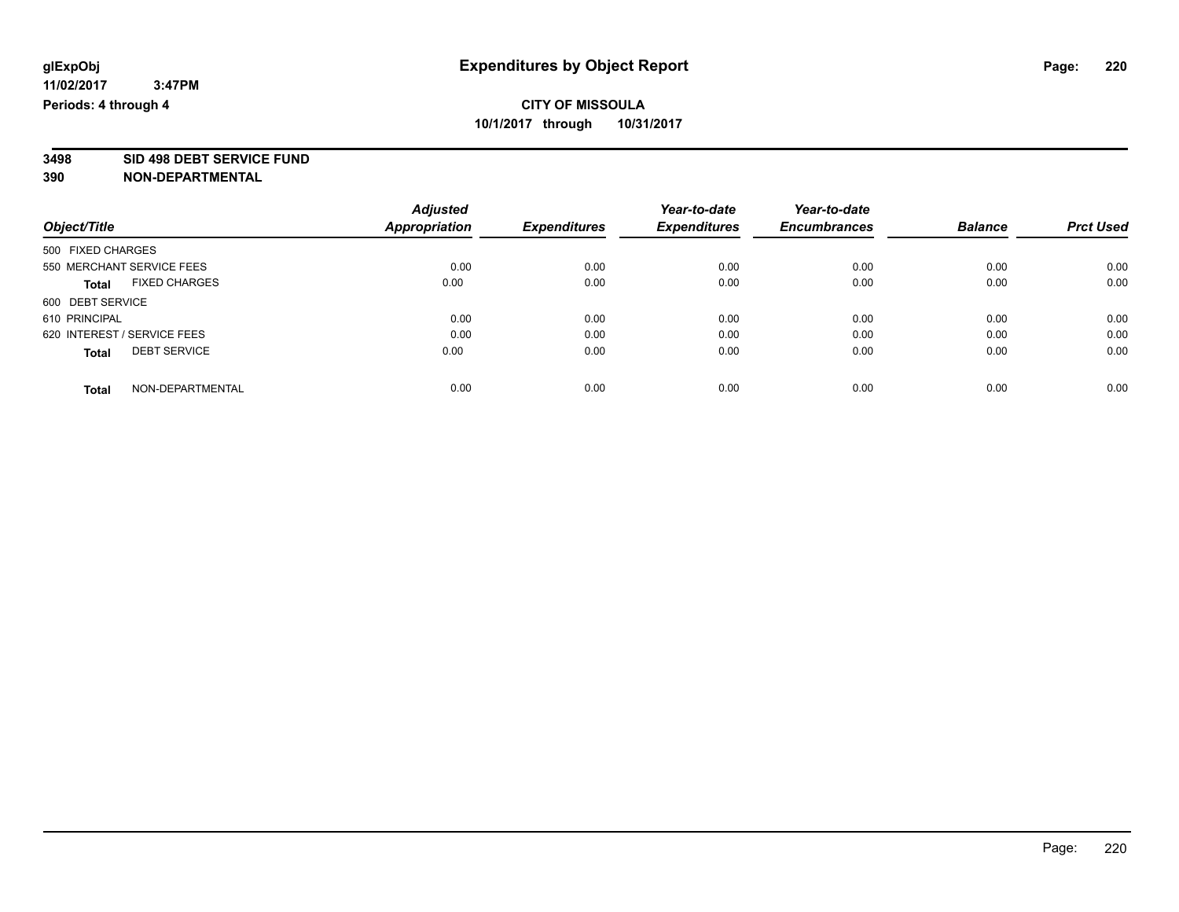**glExpObj**
**11/02/2017 3:47PM**
**Periods: 4 through 4**

# Expenditures by Object Report

**CITY OF MISSOULA**
**10/1/2017 through 10/31/2017**

**3498 SID 498 DEBT SERVICE FUND**
**390 NON-DEPARTMENTAL**

| Object/Title | Adjusted Appropriation | Expenditures | Year-to-date Expenditures | Year-to-date Encumbrances | Balance | Prct Used |
|---|---|---|---|---|---|---|
| 500 FIXED CHARGES | | | | | | |
| 550 MERCHANT SERVICE FEES | 0.00 | 0.00 | 0.00 | 0.00 | 0.00 | 0.00 |
| **Total** FIXED CHARGES | 0.00 | 0.00 | 0.00 | 0.00 | 0.00 | 0.00 |
| 600 DEBT SERVICE | | | | | | |
| 610 PRINCIPAL | 0.00 | 0.00 | 0.00 | 0.00 | 0.00 | 0.00 |
| 620 INTEREST / SERVICE FEES | 0.00 | 0.00 | 0.00 | 0.00 | 0.00 | 0.00 |
| **Total** DEBT SERVICE | 0.00 | 0.00 | 0.00 | 0.00 | 0.00 | 0.00 |
| **Total** NON-DEPARTMENTAL | 0.00 | 0.00 | 0.00 | 0.00 | 0.00 | 0.00 |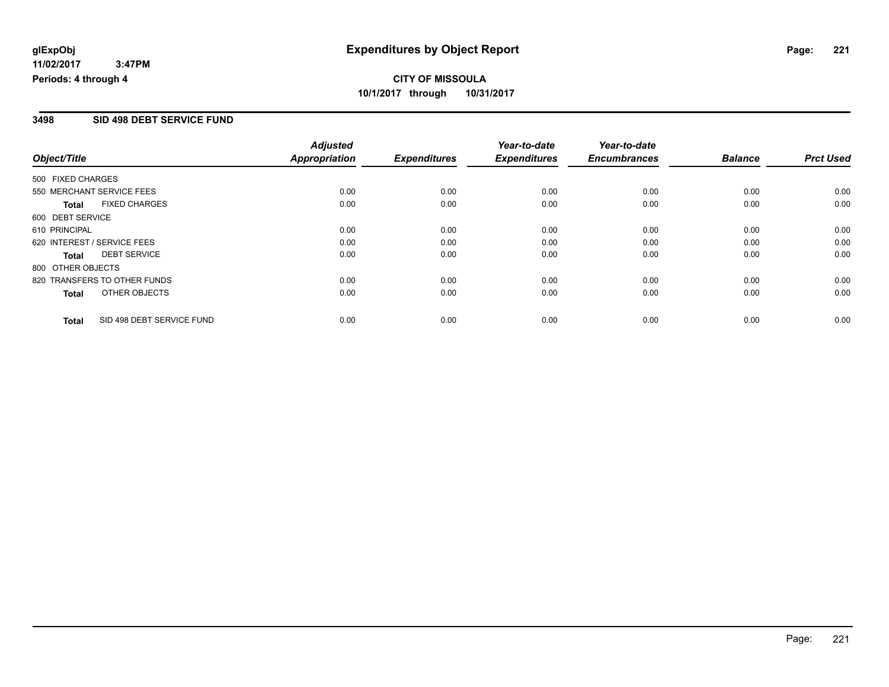**glExpObj**
**11/02/2017 3:47PM**
**Periods: 4 through 4**

# Expenditures by Object Report

**CITY OF MISSOULA**
**10/1/2017 through 10/31/2017**

## 3498 SID 498 DEBT SERVICE FUND

| Object/Title | | *Adjusted Appropriation* | *Expenditures* | *Year-to-date Expenditures* | *Year-to-date Encumbrances* | *Balance* | *Prct Used* |
|---|---|---|---|---|---|---|---|
| 500 FIXED CHARGES | | | | | | | |
| 550 MERCHANT SERVICE FEES | | 0.00 | 0.00 | 0.00 | 0.00 | 0.00 | 0.00 |
| **Total** | FIXED CHARGES | 0.00 | 0.00 | 0.00 | 0.00 | 0.00 | 0.00 |
| 600 DEBT SERVICE | | | | | | | |
| 610 PRINCIPAL | | 0.00 | 0.00 | 0.00 | 0.00 | 0.00 | 0.00 |
| 620 INTEREST / SERVICE FEES | | 0.00 | 0.00 | 0.00 | 0.00 | 0.00 | 0.00 |
| **Total** | DEBT SERVICE | 0.00 | 0.00 | 0.00 | 0.00 | 0.00 | 0.00 |
| 800 OTHER OBJECTS | | | | | | | |
| 820 TRANSFERS TO OTHER FUNDS | | 0.00 | 0.00 | 0.00 | 0.00 | 0.00 | 0.00 |
| **Total** | OTHER OBJECTS | 0.00 | 0.00 | 0.00 | 0.00 | 0.00 | 0.00 |
| **Total** | SID 498 DEBT SERVICE FUND | 0.00 | 0.00 | 0.00 | 0.00 | 0.00 | 0.00 |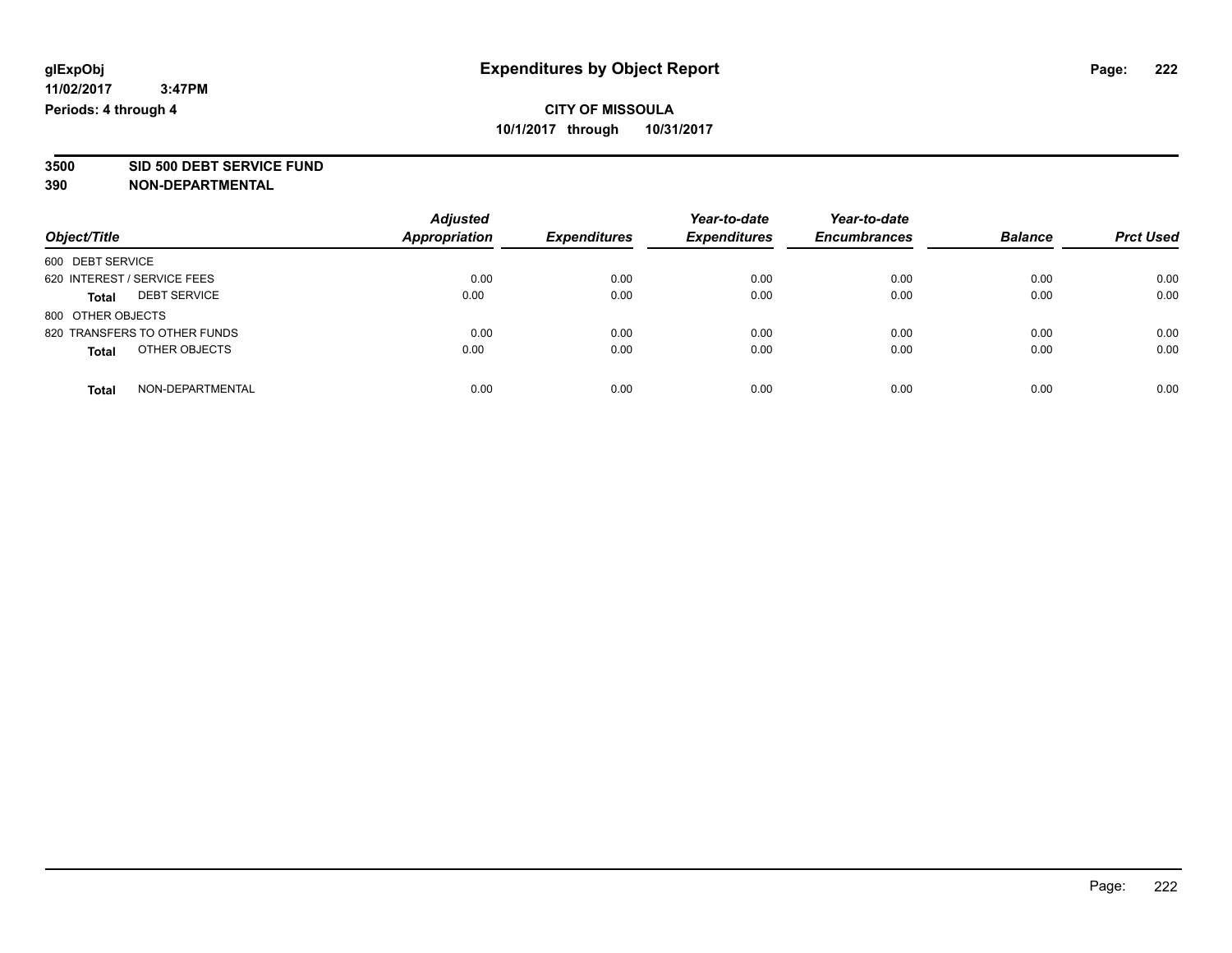**glExpObj**
**11/02/2017 3:47PM**
**Periods: 4 through 4**

# Expenditures by Object Report

**CITY OF MISSOULA**
**10/1/2017 through 10/31/2017**

**3500 SID 500 DEBT SERVICE FUND**
**390 NON-DEPARTMENTAL**

| Object/Title | Adjusted Appropriation | Expenditures | Year-to-date Expenditures | Year-to-date Encumbrances | Balance | Prct Used |
|---|---|---|---|---|---|---|
| 600 DEBT SERVICE | | | | | | |
| 620 INTEREST / SERVICE FEES | 0.00 | 0.00 | 0.00 | 0.00 | 0.00 | 0.00 |
| **Total** DEBT SERVICE | 0.00 | 0.00 | 0.00 | 0.00 | 0.00 | 0.00 |
| 800 OTHER OBJECTS | | | | | | |
| 820 TRANSFERS TO OTHER FUNDS | 0.00 | 0.00 | 0.00 | 0.00 | 0.00 | 0.00 |
| **Total** OTHER OBJECTS | 0.00 | 0.00 | 0.00 | 0.00 | 0.00 | 0.00 |
| **Total** NON-DEPARTMENTAL | 0.00 | 0.00 | 0.00 | 0.00 | 0.00 | 0.00 |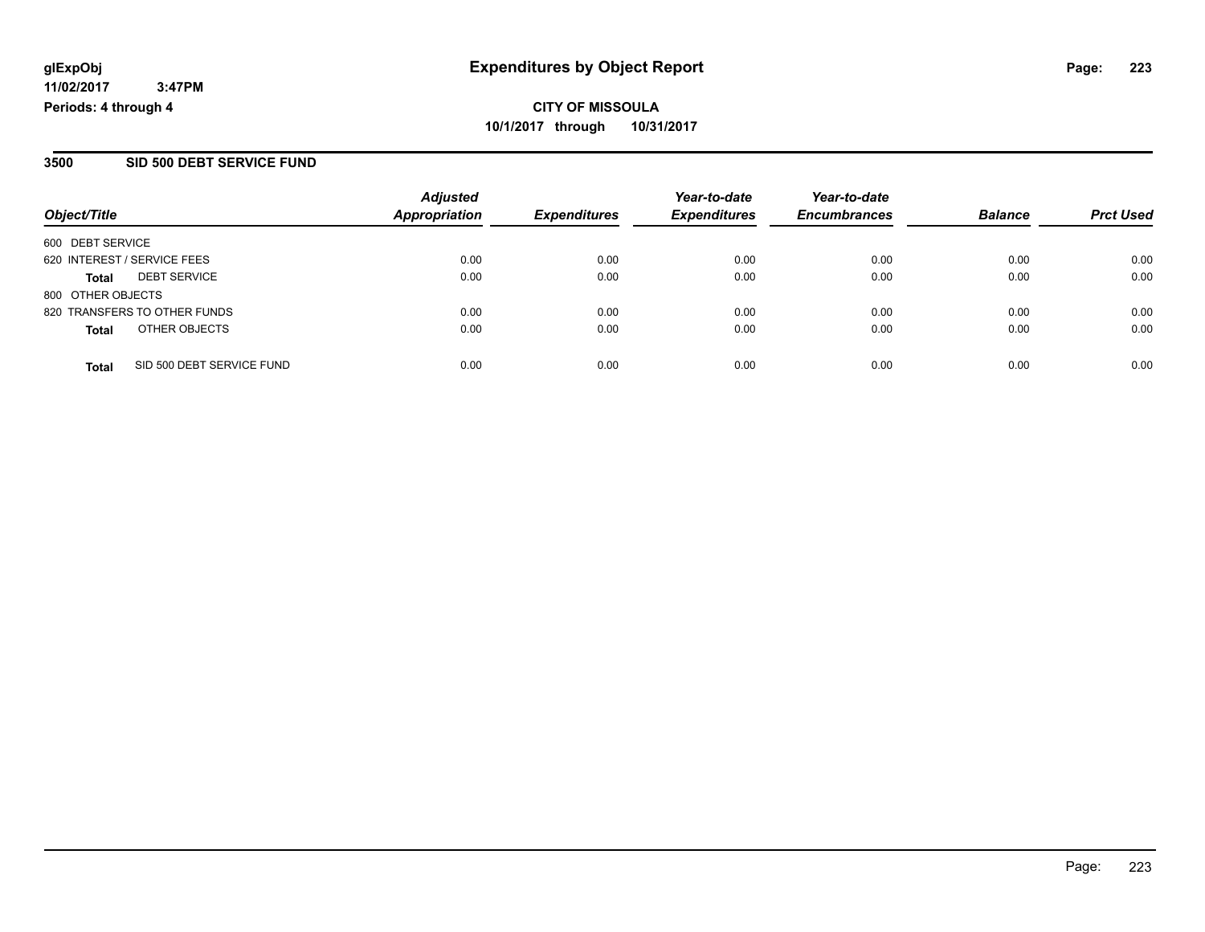glExpObj
11/02/2017 3:47PM
Periods: 4 through 4

# Expenditures by Object Report

**CITY OF MISSOULA**
**10/1/2017 through 10/31/2017**

## 3500 SID 500 DEBT SERVICE FUND

| Object/Title | | Adjusted Appropriation | Expenditures | Year-to-date Expenditures | Year-to-date Encumbrances | Balance | Prct Used |
|---|---|---|---|---|---|---|---|
| 600 DEBT SERVICE | | | | | | | |
| 620 INTEREST / SERVICE FEES | | 0.00 | 0.00 | 0.00 | 0.00 | 0.00 | 0.00 |
| **Total** | DEBT SERVICE | 0.00 | 0.00 | 0.00 | 0.00 | 0.00 | 0.00 |
| 800 OTHER OBJECTS | | | | | | | |
| 820 TRANSFERS TO OTHER FUNDS | | 0.00 | 0.00 | 0.00 | 0.00 | 0.00 | 0.00 |
| **Total** | OTHER OBJECTS | 0.00 | 0.00 | 0.00 | 0.00 | 0.00 | 0.00 |
| **Total** | SID 500 DEBT SERVICE FUND | 0.00 | 0.00 | 0.00 | 0.00 | 0.00 | 0.00 |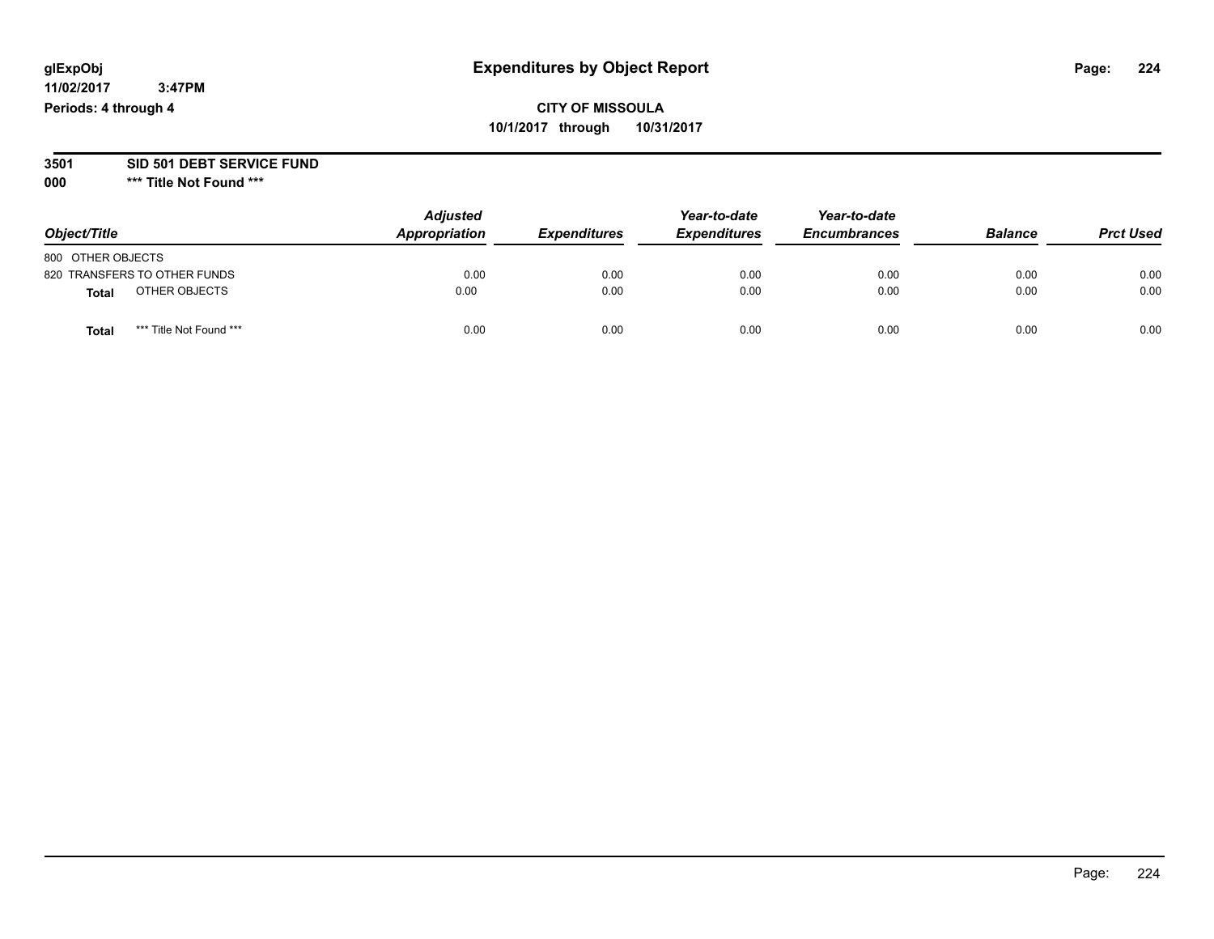# Expenditures by Object Report

glExpObj
11/02/2017 3:47PM
Periods: 4 through 4

**CITY OF MISSOULA**
**10/1/2017 through 10/31/2017**

**3501 SID 501 DEBT SERVICE FUND**
**000 \*\*\* Title Not Found \*\*\***

| Object/Title | Adjusted Appropriation | Expenditures | Year-to-date Expenditures | Year-to-date Encumbrances | Balance | Prct Used |
|---|---|---|---|---|---|---|
| 800 OTHER OBJECTS | | | | | | |
| 820 TRANSFERS TO OTHER FUNDS | 0.00 | 0.00 | 0.00 | 0.00 | 0.00 | 0.00 |
| **Total** OTHER OBJECTS | 0.00 | 0.00 | 0.00 | 0.00 | 0.00 | 0.00 |
| **Total** *** Title Not Found *** | 0.00 | 0.00 | 0.00 | 0.00 | 0.00 | 0.00 |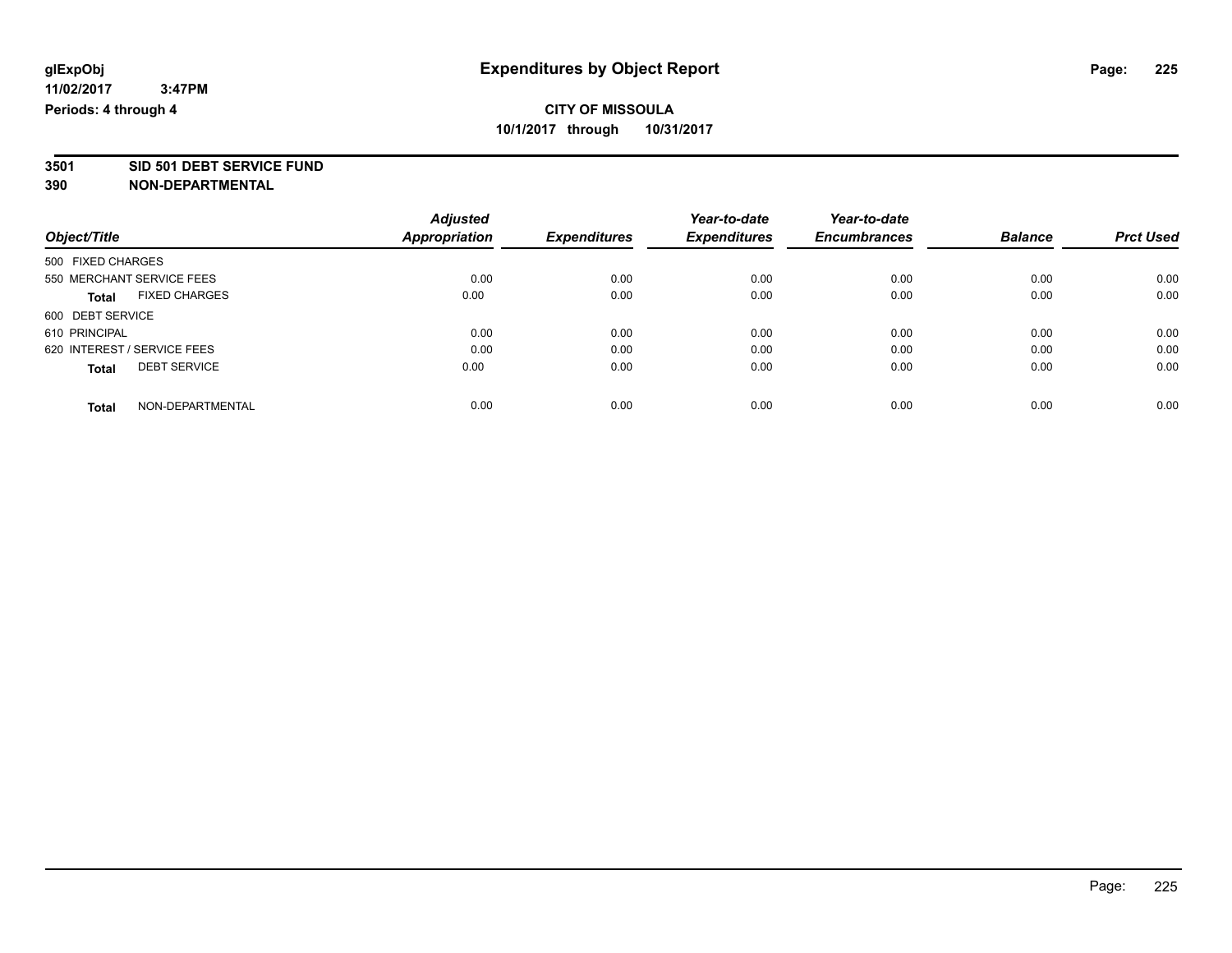glExpObj
11/02/2017 3:47PM
Periods: 4 through 4

# Expenditures by Object Report

**CITY OF MISSOULA**
**10/1/2017 through 10/31/2017**

**3501 SID 501 DEBT SERVICE FUND**
**390 NON-DEPARTMENTAL**

| Object/Title | Adjusted Appropriation | Expenditures | Year-to-date Expenditures | Year-to-date Encumbrances | Balance | Prct Used |
|---|---|---|---|---|---|---|
| 500 FIXED CHARGES | | | | | | |
| 550 MERCHANT SERVICE FEES | 0.00 | 0.00 | 0.00 | 0.00 | 0.00 | 0.00 |
| **Total** FIXED CHARGES | 0.00 | 0.00 | 0.00 | 0.00 | 0.00 | 0.00 |
| 600 DEBT SERVICE | | | | | | |
| 610 PRINCIPAL | 0.00 | 0.00 | 0.00 | 0.00 | 0.00 | 0.00 |
| 620 INTEREST / SERVICE FEES | 0.00 | 0.00 | 0.00 | 0.00 | 0.00 | 0.00 |
| **Total** DEBT SERVICE | 0.00 | 0.00 | 0.00 | 0.00 | 0.00 | 0.00 |
| **Total** NON-DEPARTMENTAL | 0.00 | 0.00 | 0.00 | 0.00 | 0.00 | 0.00 |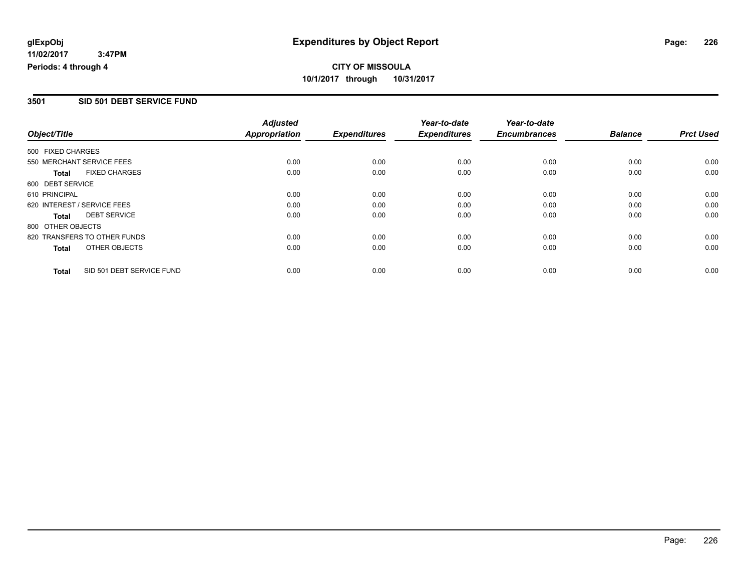**glExpObj** **Expenditures by Object Report**
**11/02/2017 3:47PM**
**Periods: 4 through 4**

**CITY OF MISSOULA**
**10/1/2017 through 10/31/2017**

## 3501 SID 501 DEBT SERVICE FUND

| Object/Title | Adjusted Appropriation | Expenditures | Year-to-date Expenditures | Year-to-date Encumbrances | Balance | Prct Used |
|---|---|---|---|---|---|---|
| 500 FIXED CHARGES | | | | | | |
| 550 MERCHANT SERVICE FEES | 0.00 | 0.00 | 0.00 | 0.00 | 0.00 | 0.00 |
| **Total** FIXED CHARGES | 0.00 | 0.00 | 0.00 | 0.00 | 0.00 | 0.00 |
| 600 DEBT SERVICE | | | | | | |
| 610 PRINCIPAL | 0.00 | 0.00 | 0.00 | 0.00 | 0.00 | 0.00 |
| 620 INTEREST / SERVICE FEES | 0.00 | 0.00 | 0.00 | 0.00 | 0.00 | 0.00 |
| **Total** DEBT SERVICE | 0.00 | 0.00 | 0.00 | 0.00 | 0.00 | 0.00 |
| 800 OTHER OBJECTS | | | | | | |
| 820 TRANSFERS TO OTHER FUNDS | 0.00 | 0.00 | 0.00 | 0.00 | 0.00 | 0.00 |
| **Total** OTHER OBJECTS | 0.00 | 0.00 | 0.00 | 0.00 | 0.00 | 0.00 |
| **Total** SID 501 DEBT SERVICE FUND | 0.00 | 0.00 | 0.00 | 0.00 | 0.00 | 0.00 |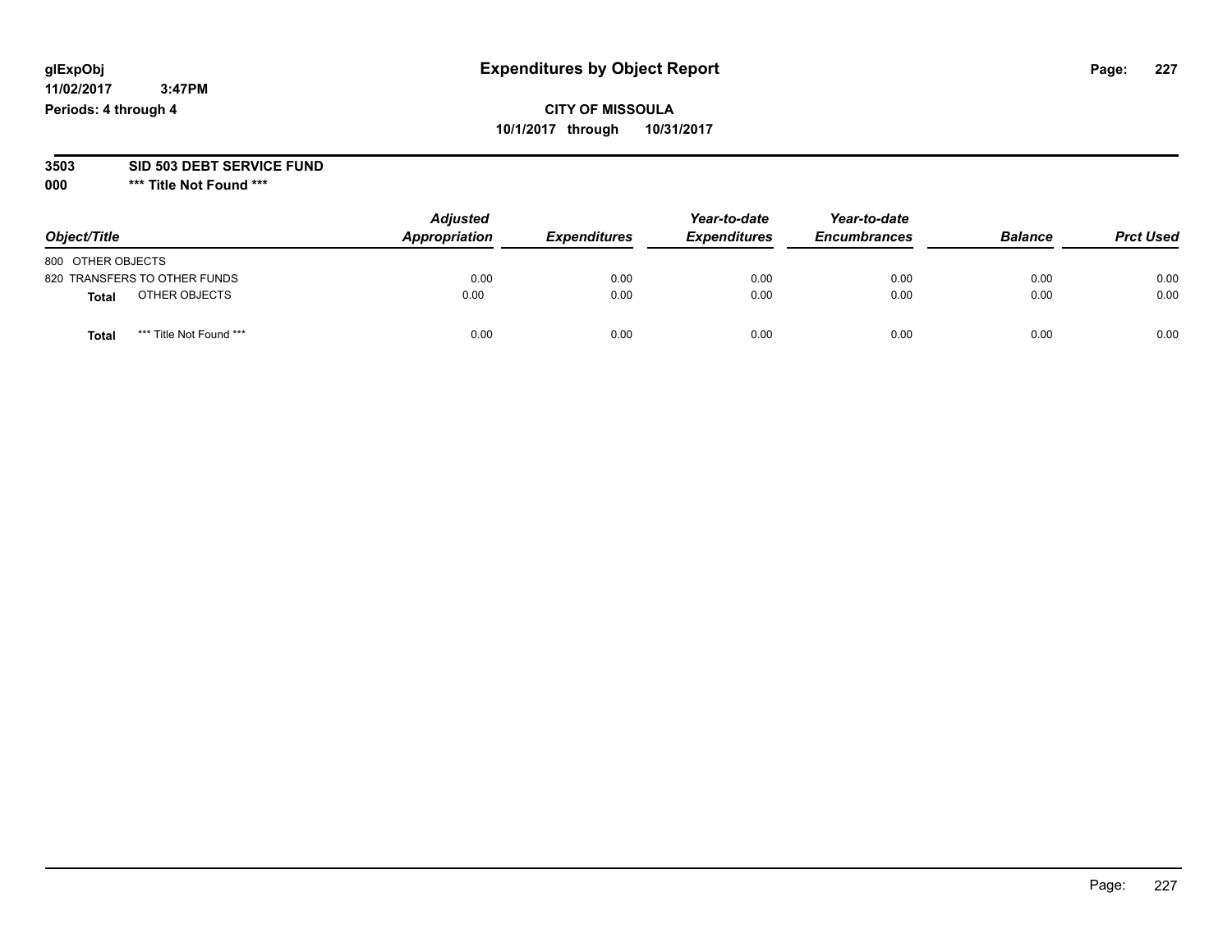# Expenditures by Object Report

glExpObj
11/02/2017 3:47PM
Periods: 4 through 4

**CITY OF MISSOULA**
**10/1/2017 through 10/31/2017**

**3503 SID 503 DEBT SERVICE FUND**
**000 *** Title Not Found *****

| Object/Title | Adjusted Appropriation | Expenditures | Year-to-date Expenditures | Year-to-date Encumbrances | Balance | Prct Used |
|---|---|---|---|---|---|---|
| 800 OTHER OBJECTS | | | | | | |
| 820 TRANSFERS TO OTHER FUNDS | 0.00 | 0.00 | 0.00 | 0.00 | 0.00 | 0.00 |
| **Total** OTHER OBJECTS | 0.00 | 0.00 | 0.00 | 0.00 | 0.00 | 0.00 |
| **Total** *** Title Not Found *** | 0.00 | 0.00 | 0.00 | 0.00 | 0.00 | 0.00 |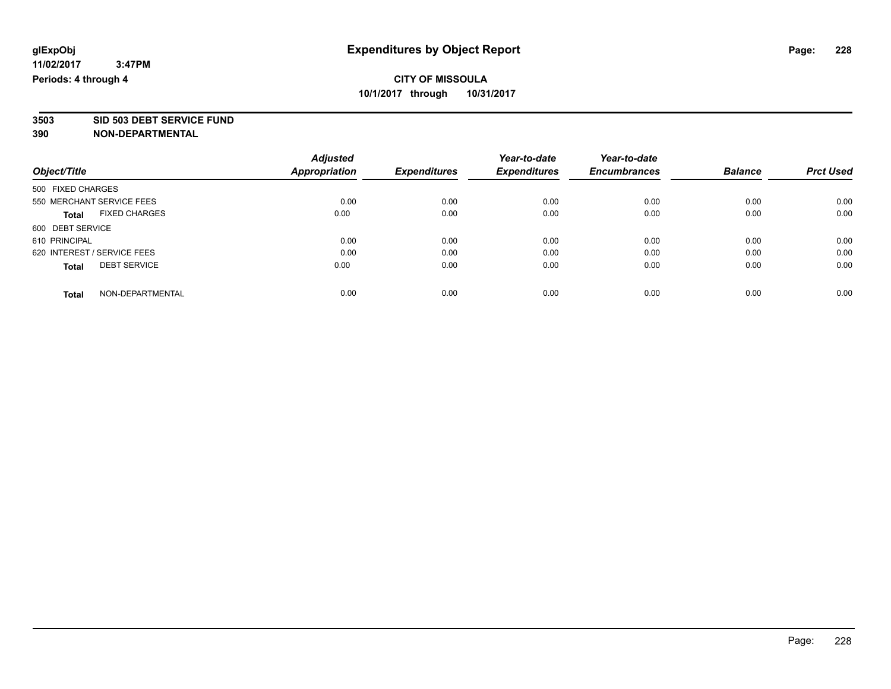**glExpObj** **Expenditures by Object Report**

**11/02/2017 3:47PM**

**Periods: 4 through 4**

**CITY OF MISSOULA**

**10/1/2017 through 10/31/2017**

**3503 SID 503 DEBT SERVICE FUND**

**390 NON-DEPARTMENTAL**

| Object/Title | Adjusted Appropriation | Expenditures | Year-to-date Expenditures | Year-to-date Encumbrances | Balance | Prct Used |
|---|---|---|---|---|---|---|
| 500 FIXED CHARGES | | | | | | |
| 550 MERCHANT SERVICE FEES | 0.00 | 0.00 | 0.00 | 0.00 | 0.00 | 0.00 |
| **Total** FIXED CHARGES | 0.00 | 0.00 | 0.00 | 0.00 | 0.00 | 0.00 |
| 600 DEBT SERVICE | | | | | | |
| 610 PRINCIPAL | 0.00 | 0.00 | 0.00 | 0.00 | 0.00 | 0.00 |
| 620 INTEREST / SERVICE FEES | 0.00 | 0.00 | 0.00 | 0.00 | 0.00 | 0.00 |
| **Total** DEBT SERVICE | 0.00 | 0.00 | 0.00 | 0.00 | 0.00 | 0.00 |
| **Total** NON-DEPARTMENTAL | 0.00 | 0.00 | 0.00 | 0.00 | 0.00 | 0.00 |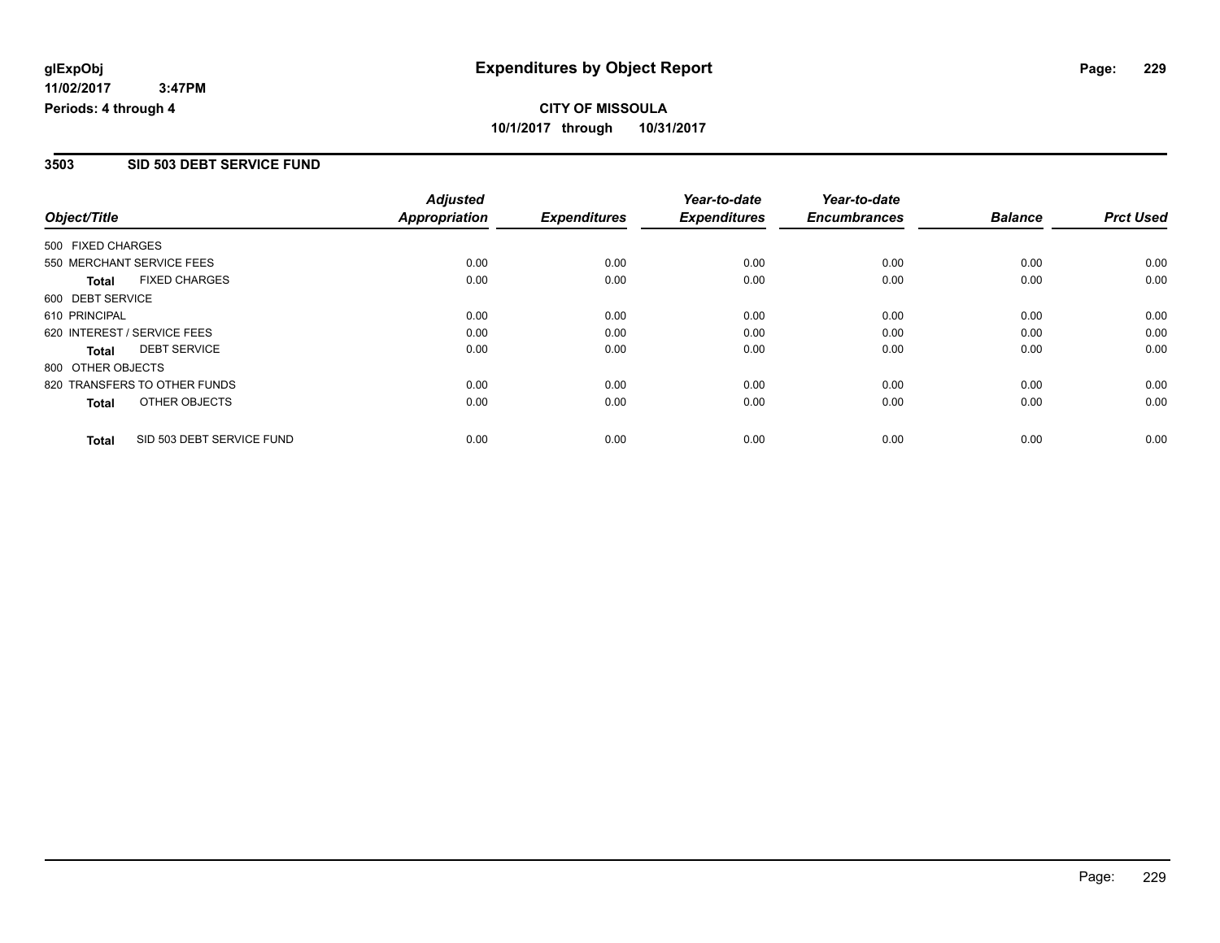**glExpObj** **Expenditures by Object Report**

**11/02/2017 3:47PM**

**Periods: 4 through 4**

**CITY OF MISSOULA**

**10/1/2017 through 10/31/2017**

## 3503 SID 503 DEBT SERVICE FUND

| Object/Title | Adjusted Appropriation | Expenditures | Year-to-date Expenditures | Year-to-date Encumbrances | Balance | Prct Used |
|---|---|---|---|---|---|---|
| 500 FIXED CHARGES | | | | | | |
| 550 MERCHANT SERVICE FEES | 0.00 | 0.00 | 0.00 | 0.00 | 0.00 | 0.00 |
| **Total** FIXED CHARGES | 0.00 | 0.00 | 0.00 | 0.00 | 0.00 | 0.00 |
| 600 DEBT SERVICE | | | | | | |
| 610 PRINCIPAL | 0.00 | 0.00 | 0.00 | 0.00 | 0.00 | 0.00 |
| 620 INTEREST / SERVICE FEES | 0.00 | 0.00 | 0.00 | 0.00 | 0.00 | 0.00 |
| **Total** DEBT SERVICE | 0.00 | 0.00 | 0.00 | 0.00 | 0.00 | 0.00 |
| 800 OTHER OBJECTS | | | | | | |
| 820 TRANSFERS TO OTHER FUNDS | 0.00 | 0.00 | 0.00 | 0.00 | 0.00 | 0.00 |
| **Total** OTHER OBJECTS | 0.00 | 0.00 | 0.00 | 0.00 | 0.00 | 0.00 |
| **Total** SID 503 DEBT SERVICE FUND | 0.00 | 0.00 | 0.00 | 0.00 | 0.00 | 0.00 |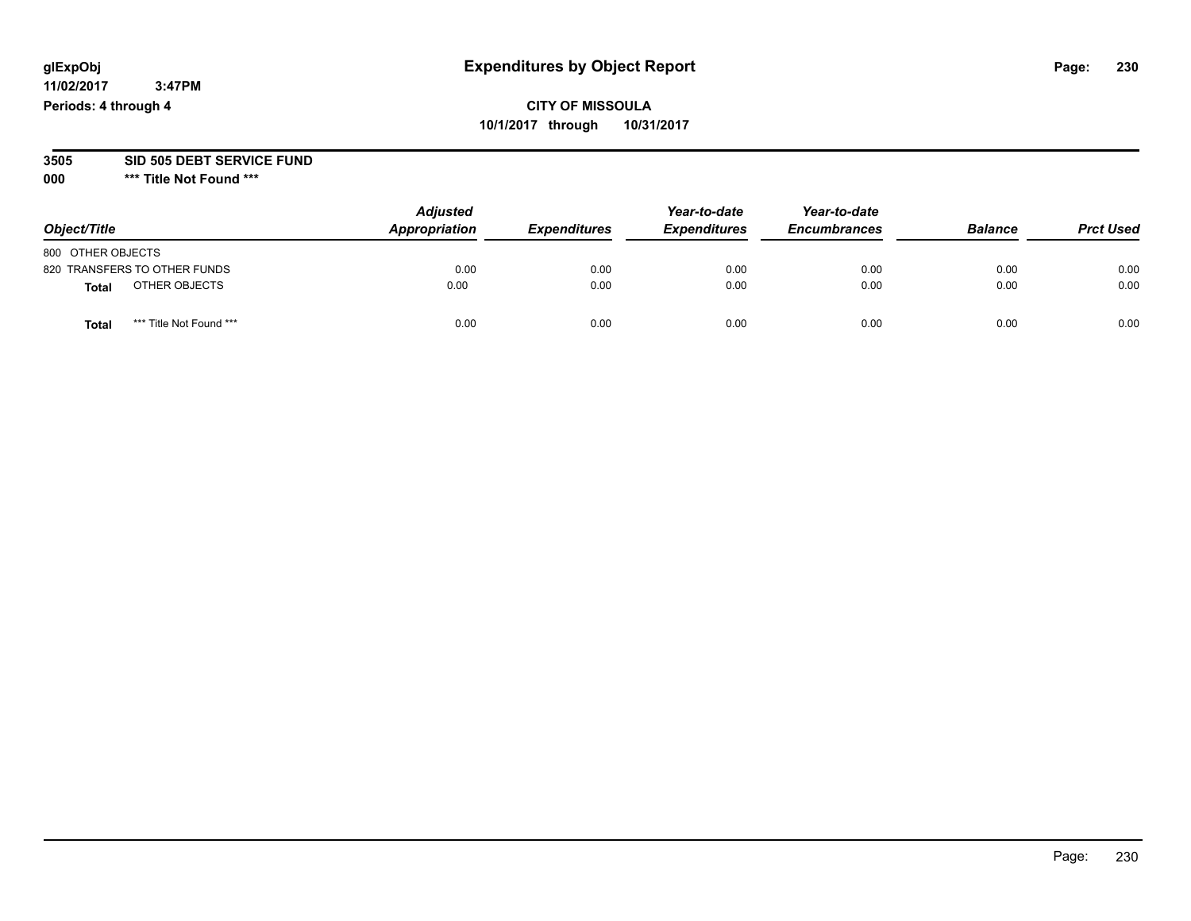# Expenditures by Object Report

glExpObj
11/02/2017 3:47PM
Periods: 4 through 4

**CITY OF MISSOULA**
**10/1/2017 through 10/31/2017**

**3505 SID 505 DEBT SERVICE FUND**
**000 *** Title Not Found *****

| Object/Title | Adjusted Appropriation | Expenditures | Year-to-date Expenditures | Year-to-date Encumbrances | Balance | Prct Used |
|---|---|---|---|---|---|---|
| 800 OTHER OBJECTS | | | | | | |
| 820 TRANSFERS TO OTHER FUNDS | 0.00 | 0.00 | 0.00 | 0.00 | 0.00 | 0.00 |
| **Total** OTHER OBJECTS | 0.00 | 0.00 | 0.00 | 0.00 | 0.00 | 0.00 |
| **Total** *** Title Not Found *** | 0.00 | 0.00 | 0.00 | 0.00 | 0.00 | 0.00 |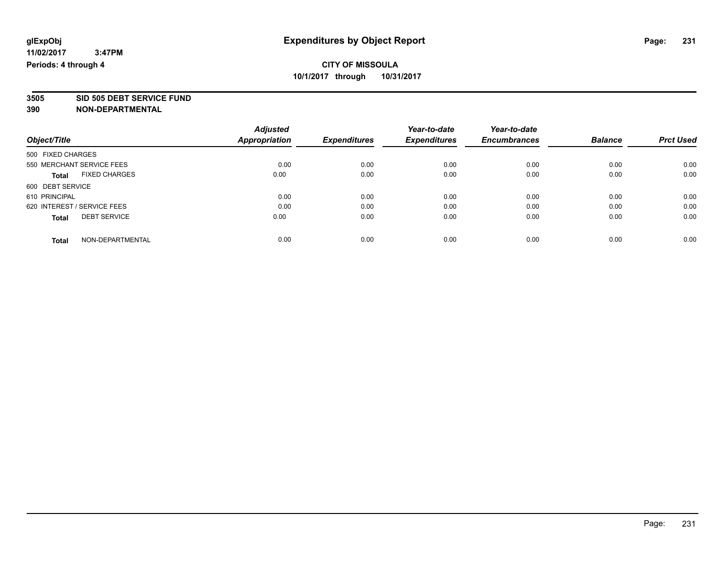# Expenditures by Object Report

glExpObj
11/02/2017 3:47PM
Periods: 4 through 4

**CITY OF MISSOULA**
**10/1/2017 through 10/31/2017**

**3505 SID 505 DEBT SERVICE FUND**
**390 NON-DEPARTMENTAL**

| Object/Title | Adjusted Appropriation | Expenditures | Year-to-date Expenditures | Year-to-date Encumbrances | Balance | Prct Used |
|---|---|---|---|---|---|---|
| 500 FIXED CHARGES | | | | | | |
| 550 MERCHANT SERVICE FEES | 0.00 | 0.00 | 0.00 | 0.00 | 0.00 | 0.00 |
| **Total** FIXED CHARGES | 0.00 | 0.00 | 0.00 | 0.00 | 0.00 | 0.00 |
| 600 DEBT SERVICE | | | | | | |
| 610 PRINCIPAL | 0.00 | 0.00 | 0.00 | 0.00 | 0.00 | 0.00 |
| 620 INTEREST / SERVICE FEES | 0.00 | 0.00 | 0.00 | 0.00 | 0.00 | 0.00 |
| **Total** DEBT SERVICE | 0.00 | 0.00 | 0.00 | 0.00 | 0.00 | 0.00 |
| **Total** NON-DEPARTMENTAL | 0.00 | 0.00 | 0.00 | 0.00 | 0.00 | 0.00 |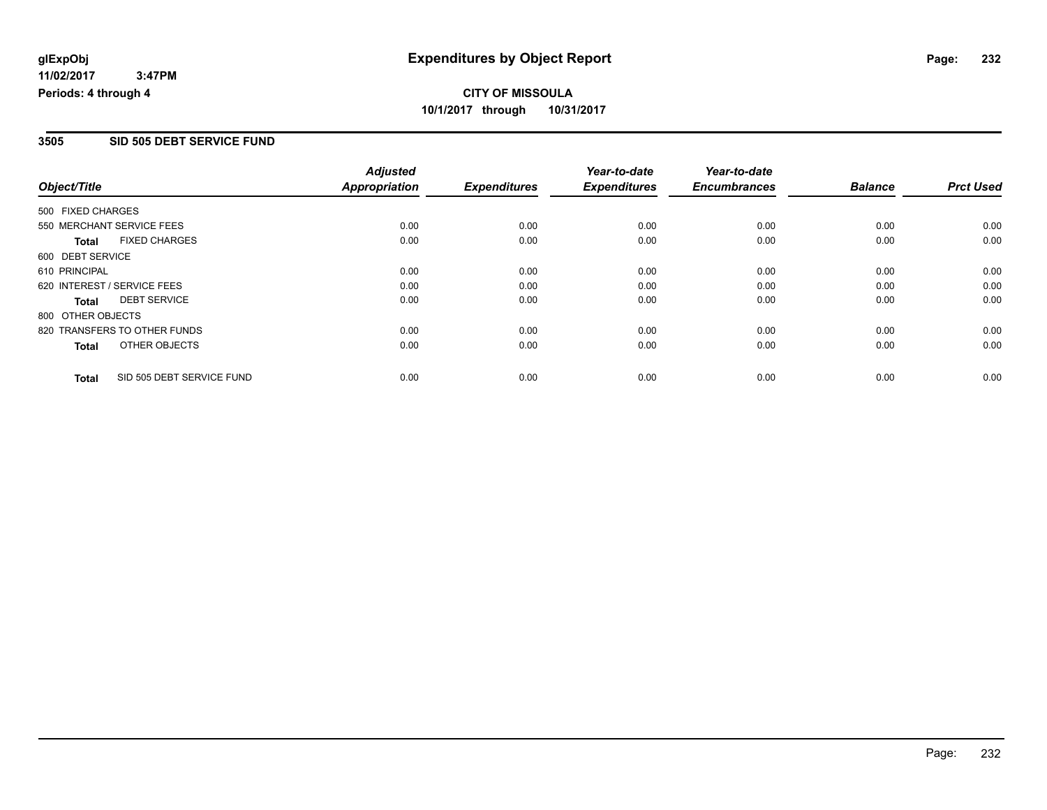glExpObj
11/02/2017 3:47PM
Periods: 4 through 4

# Expenditures by Object Report

**CITY OF MISSOULA**
**10/1/2017 through 10/31/2017**

## 3505 SID 505 DEBT SERVICE FUND

| Object/Title | Adjusted Appropriation | Expenditures | Year-to-date Expenditures | Year-to-date Encumbrances | Balance | Prct Used |
|---|---|---|---|---|---|---|
| 500 FIXED CHARGES | | | | | | |
| 550 MERCHANT SERVICE FEES | 0.00 | 0.00 | 0.00 | 0.00 | 0.00 | 0.00 |
| **Total** FIXED CHARGES | 0.00 | 0.00 | 0.00 | 0.00 | 0.00 | 0.00 |
| 600 DEBT SERVICE | | | | | | |
| 610 PRINCIPAL | 0.00 | 0.00 | 0.00 | 0.00 | 0.00 | 0.00 |
| 620 INTEREST / SERVICE FEES | 0.00 | 0.00 | 0.00 | 0.00 | 0.00 | 0.00 |
| **Total** DEBT SERVICE | 0.00 | 0.00 | 0.00 | 0.00 | 0.00 | 0.00 |
| 800 OTHER OBJECTS | | | | | | |
| 820 TRANSFERS TO OTHER FUNDS | 0.00 | 0.00 | 0.00 | 0.00 | 0.00 | 0.00 |
| **Total** OTHER OBJECTS | 0.00 | 0.00 | 0.00 | 0.00 | 0.00 | 0.00 |
| **Total** SID 505 DEBT SERVICE FUND | 0.00 | 0.00 | 0.00 | 0.00 | 0.00 | 0.00 |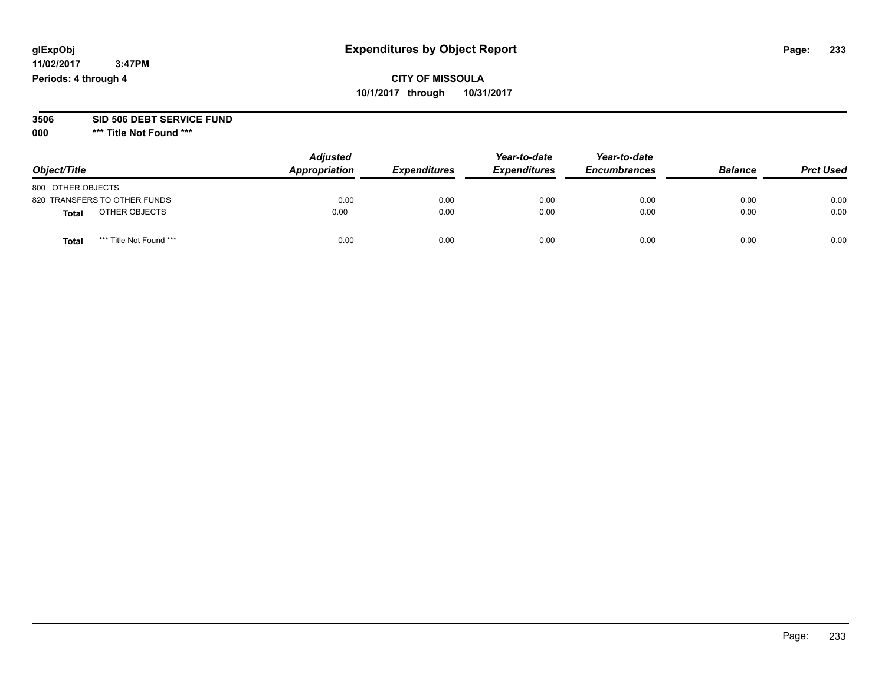glExpObj
11/02/2017 3:47PM
Periods: 4 through 4

# Expenditures by Object Report

**CITY OF MISSOULA**
**10/1/2017 through 10/31/2017**

**3506 SID 506 DEBT SERVICE FUND**
**000 *** Title Not Found *****

| Object/Title | Adjusted Appropriation | Expenditures | Year-to-date Expenditures | Year-to-date Encumbrances | Balance | Prct Used |
|---|---|---|---|---|---|---|
| 800 OTHER OBJECTS | | | | | | |
| 820 TRANSFERS TO OTHER FUNDS | 0.00 | 0.00 | 0.00 | 0.00 | 0.00 | 0.00 |
| **Total** OTHER OBJECTS | 0.00 | 0.00 | 0.00 | 0.00 | 0.00 | 0.00 |
| **Total** *** Title Not Found *** | 0.00 | 0.00 | 0.00 | 0.00 | 0.00 | 0.00 |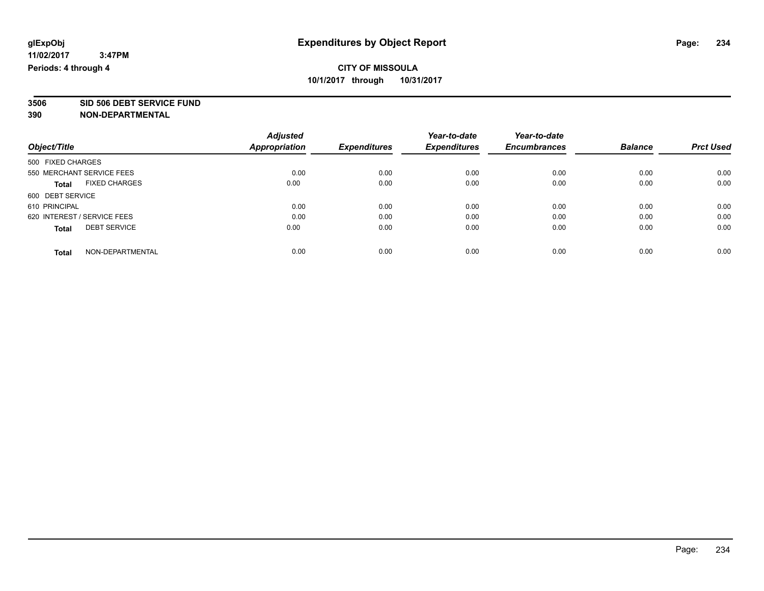**glExpObj** **Expenditures by Object Report**

**11/02/2017 3:47PM**

**Periods: 4 through 4**

**CITY OF MISSOULA**

**10/1/2017 through 10/31/2017**

**3506 SID 506 DEBT SERVICE FUND**

**390 NON-DEPARTMENTAL**

| Object/Title | Adjusted Appropriation | Expenditures | Year-to-date Expenditures | Year-to-date Encumbrances | Balance | Prct Used |
|---|---|---|---|---|---|---|
| 500 FIXED CHARGES | | | | | | |
| 550 MERCHANT SERVICE FEES | 0.00 | 0.00 | 0.00 | 0.00 | 0.00 | 0.00 |
| **Total** FIXED CHARGES | 0.00 | 0.00 | 0.00 | 0.00 | 0.00 | 0.00 |
| 600 DEBT SERVICE | | | | | | |
| 610 PRINCIPAL | 0.00 | 0.00 | 0.00 | 0.00 | 0.00 | 0.00 |
| 620 INTEREST / SERVICE FEES | 0.00 | 0.00 | 0.00 | 0.00 | 0.00 | 0.00 |
| **Total** DEBT SERVICE | 0.00 | 0.00 | 0.00 | 0.00 | 0.00 | 0.00 |
| **Total** NON-DEPARTMENTAL | 0.00 | 0.00 | 0.00 | 0.00 | 0.00 | 0.00 |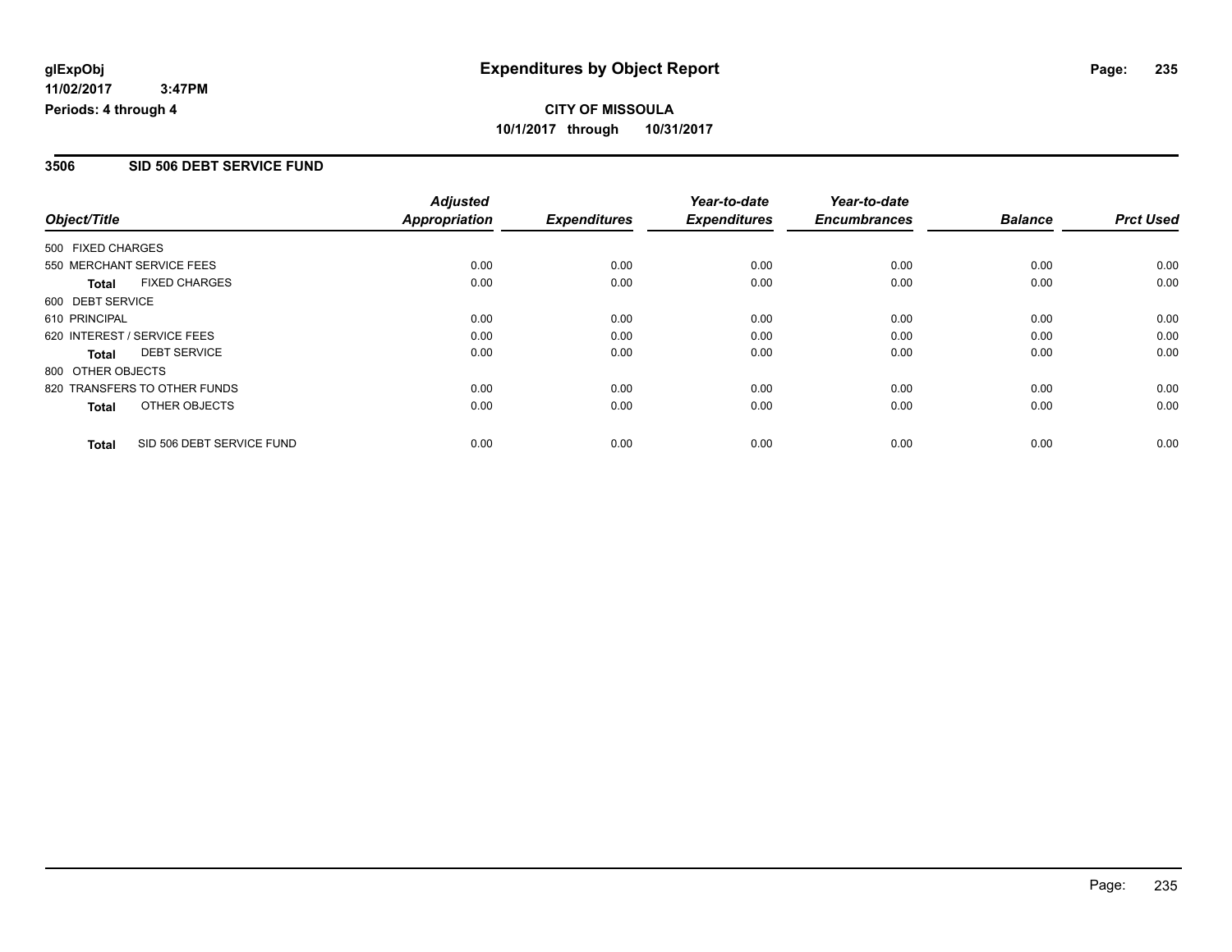**CITY OF MISSOULA**

**10/1/2017 through 10/31/2017**

glExpObj
11/02/2017 3:47PM
Periods: 4 through 4

# Expenditures by Object Report

## 3506 SID 506 DEBT SERVICE FUND

| Object/Title | Adjusted Appropriation | Expenditures | Year-to-date Expenditures | Year-to-date Encumbrances | Balance | Prct Used |
|---|---|---|---|---|---|---|
| 500 FIXED CHARGES | | | | | | |
| 550 MERCHANT SERVICE FEES | 0.00 | 0.00 | 0.00 | 0.00 | 0.00 | 0.00 |
| **Total** FIXED CHARGES | 0.00 | 0.00 | 0.00 | 0.00 | 0.00 | 0.00 |
| 600 DEBT SERVICE | | | | | | |
| 610 PRINCIPAL | 0.00 | 0.00 | 0.00 | 0.00 | 0.00 | 0.00 |
| 620 INTEREST / SERVICE FEES | 0.00 | 0.00 | 0.00 | 0.00 | 0.00 | 0.00 |
| **Total** DEBT SERVICE | 0.00 | 0.00 | 0.00 | 0.00 | 0.00 | 0.00 |
| 800 OTHER OBJECTS | | | | | | |
| 820 TRANSFERS TO OTHER FUNDS | 0.00 | 0.00 | 0.00 | 0.00 | 0.00 | 0.00 |
| **Total** OTHER OBJECTS | 0.00 | 0.00 | 0.00 | 0.00 | 0.00 | 0.00 |
| **Total** SID 506 DEBT SERVICE FUND | 0.00 | 0.00 | 0.00 | 0.00 | 0.00 | 0.00 |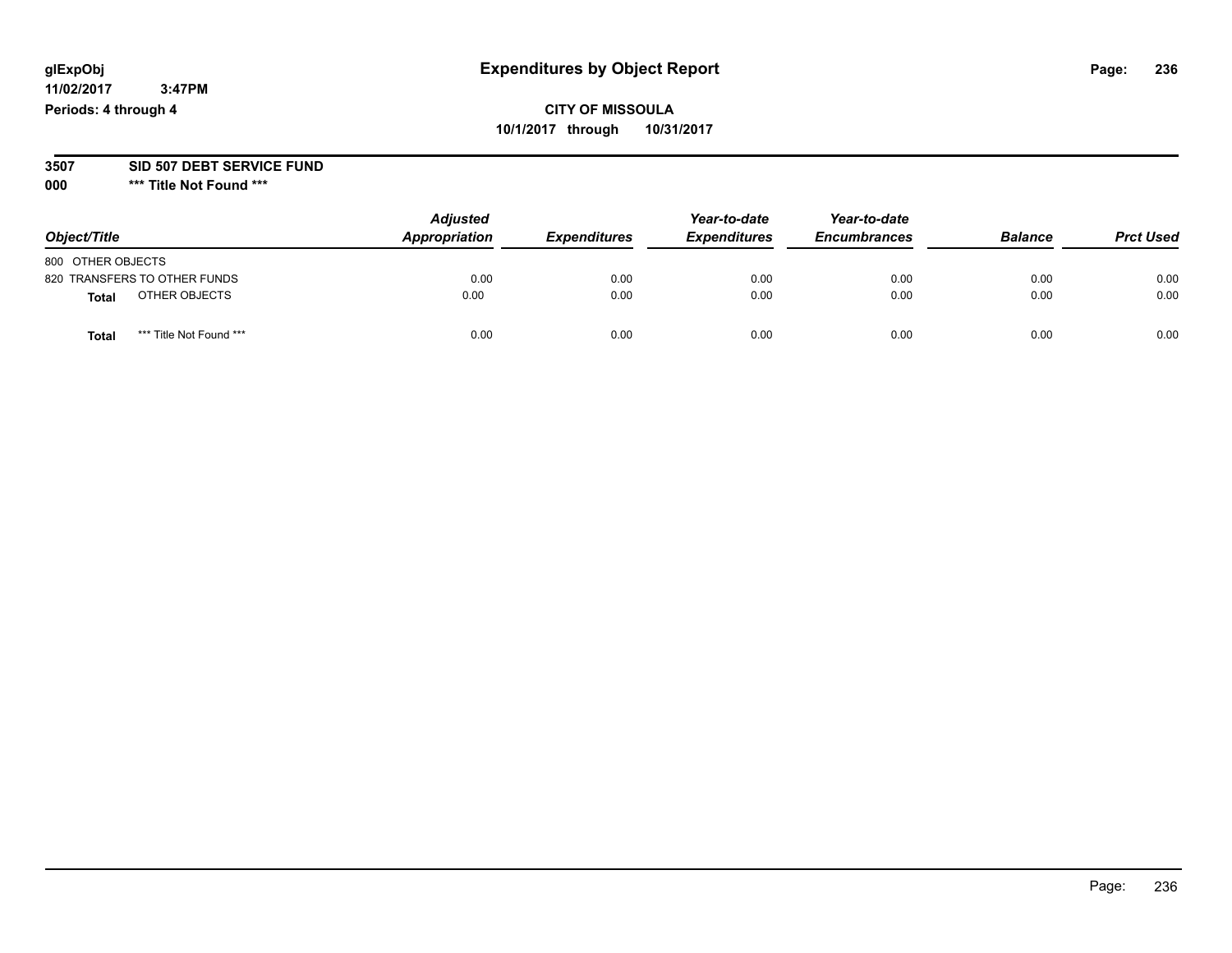glExpObj
11/02/2017 3:47PM
Periods: 4 through 4

# Expenditures by Object Report

**CITY OF MISSOULA**
**10/1/2017 through 10/31/2017**

**3507 SID 507 DEBT SERVICE FUND**
**000 *** Title Not Found *****

| Object/Title | Adjusted Appropriation | Expenditures | Year-to-date Expenditures | Year-to-date Encumbrances | Balance | Prct Used |
|---|---|---|---|---|---|---|
| 800 OTHER OBJECTS | | | | | | |
| 820 TRANSFERS TO OTHER FUNDS | 0.00 | 0.00 | 0.00 | 0.00 | 0.00 | 0.00 |
| **Total** OTHER OBJECTS | 0.00 | 0.00 | 0.00 | 0.00 | 0.00 | 0.00 |
| **Total** *** Title Not Found *** | 0.00 | 0.00 | 0.00 | 0.00 | 0.00 | 0.00 |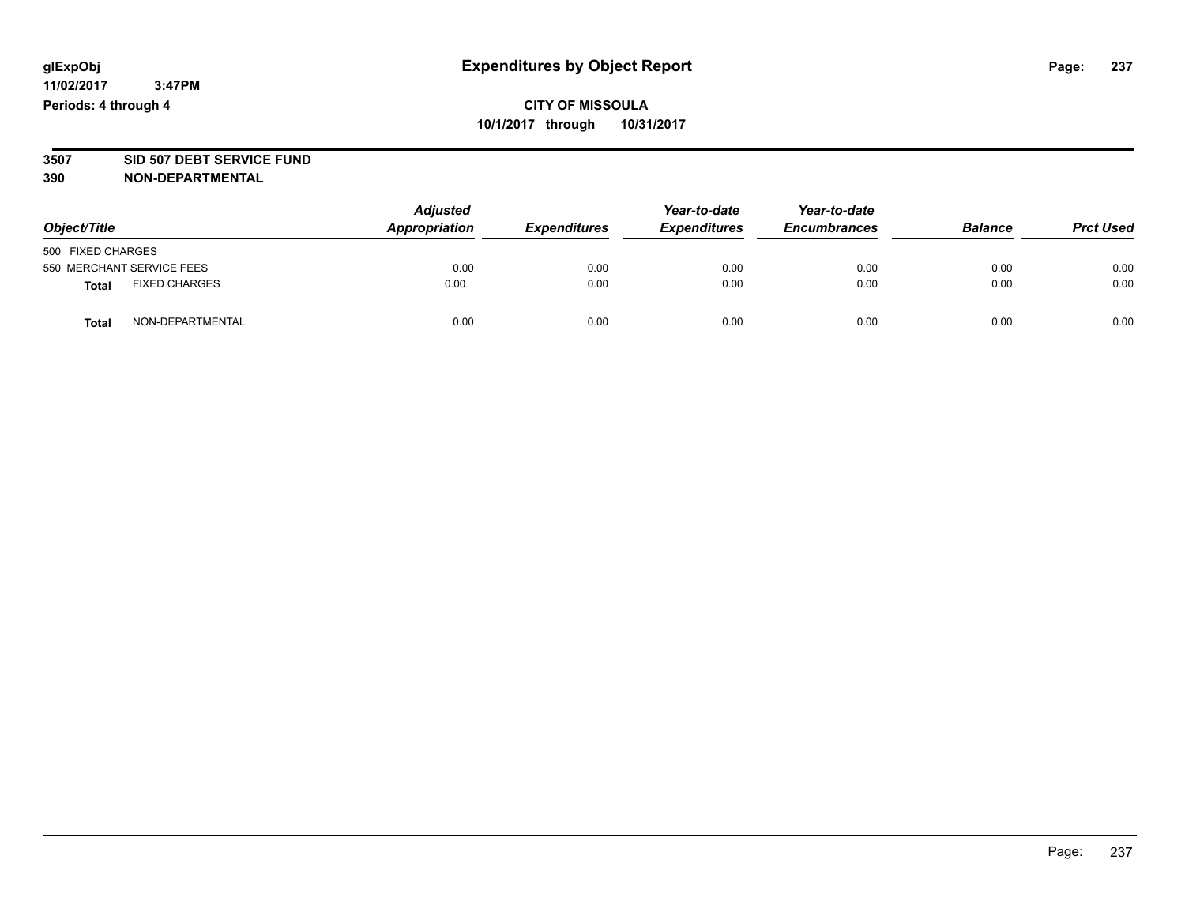**glExpObj** **Expenditures by Object Report**

**11/02/2017 3:47PM**

**Periods: 4 through 4**

**CITY OF MISSOULA**

**10/1/2017 through 10/31/2017**

**3507 SID 507 DEBT SERVICE FUND**

**390 NON-DEPARTMENTAL**

| Object/Title | Adjusted Appropriation | Expenditures | Year-to-date Expenditures | Year-to-date Encumbrances | Balance | Prct Used |
|---|---|---|---|---|---|---|
| 500 FIXED CHARGES | | | | | | |
| 550 MERCHANT SERVICE FEES | 0.00 | 0.00 | 0.00 | 0.00 | 0.00 | 0.00 |
| **Total** FIXED CHARGES | 0.00 | 0.00 | 0.00 | 0.00 | 0.00 | 0.00 |
| **Total** NON-DEPARTMENTAL | 0.00 | 0.00 | 0.00 | 0.00 | 0.00 | 0.00 |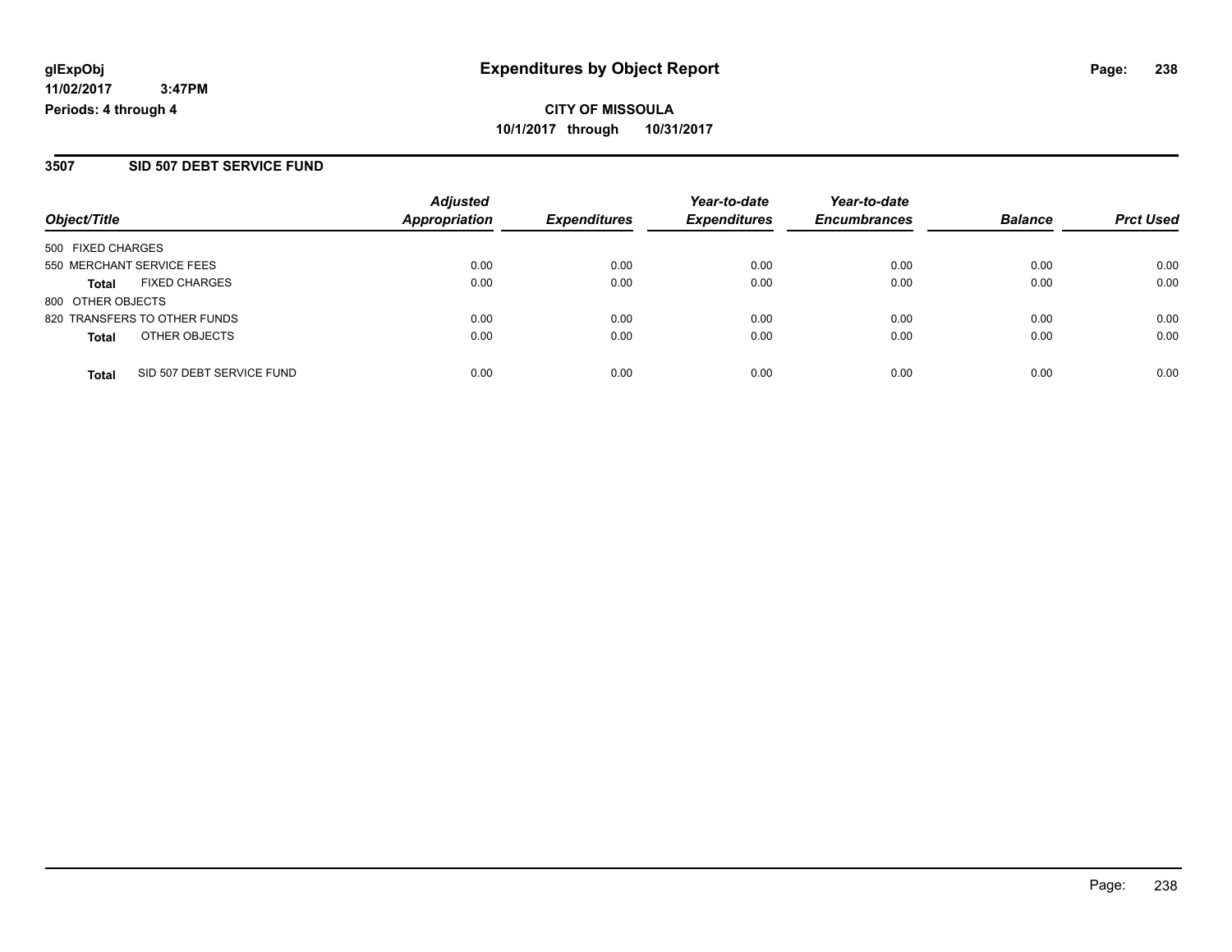glExpObj
11/02/2017 3:47PM
Periods: 4 through 4

# Expenditures by Object Report

**CITY OF MISSOULA**
**10/1/2017 through 10/31/2017**

## 3507 SID 507 DEBT SERVICE FUND

| Object/Title | | Adjusted Appropriation | Expenditures | Year-to-date Expenditures | Year-to-date Encumbrances | Balance | Prct Used |
|---|---|---|---|---|---|---|---|
| 500 FIXED CHARGES | | | | | | | |
| 550 MERCHANT SERVICE FEES | | 0.00 | 0.00 | 0.00 | 0.00 | 0.00 | 0.00 |
| **Total** | FIXED CHARGES | 0.00 | 0.00 | 0.00 | 0.00 | 0.00 | 0.00 |
| 800 OTHER OBJECTS | | | | | | | |
| 820 TRANSFERS TO OTHER FUNDS | | 0.00 | 0.00 | 0.00 | 0.00 | 0.00 | 0.00 |
| **Total** | OTHER OBJECTS | 0.00 | 0.00 | 0.00 | 0.00 | 0.00 | 0.00 |
| **Total** | SID 507 DEBT SERVICE FUND | 0.00 | 0.00 | 0.00 | 0.00 | 0.00 | 0.00 |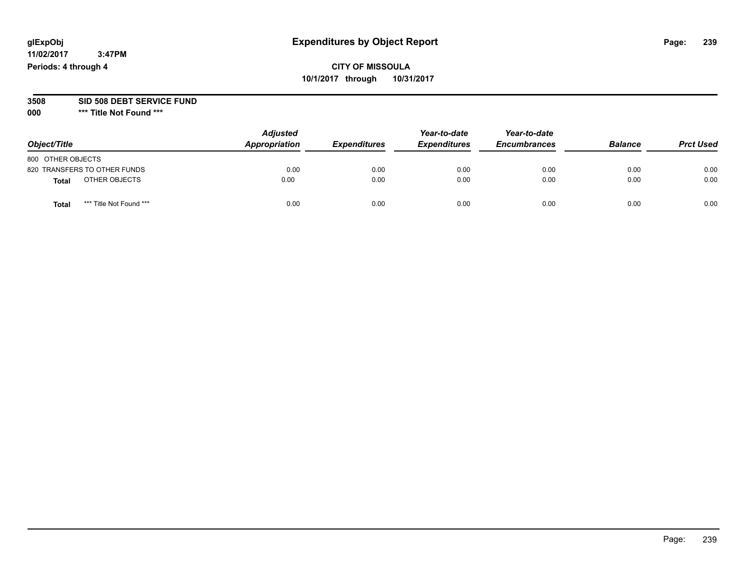glExpObj
11/02/2017 3:47PM
Periods: 4 through 4

# Expenditures by Object Report

**CITY OF MISSOULA**
**10/1/2017 through 10/31/2017**

**3508 SID 508 DEBT SERVICE FUND**
**000 *** Title Not Found *****

| Object/Title | Adjusted Appropriation | Expenditures | Year-to-date Expenditures | Year-to-date Encumbrances | Balance | Prct Used |
|---|---|---|---|---|---|---|
| 800 OTHER OBJECTS | | | | | | |
| 820 TRANSFERS TO OTHER FUNDS | 0.00 | 0.00 | 0.00 | 0.00 | 0.00 | 0.00 |
| **Total** OTHER OBJECTS | 0.00 | 0.00 | 0.00 | 0.00 | 0.00 | 0.00 |
| **Total** *** Title Not Found *** | 0.00 | 0.00 | 0.00 | 0.00 | 0.00 | 0.00 |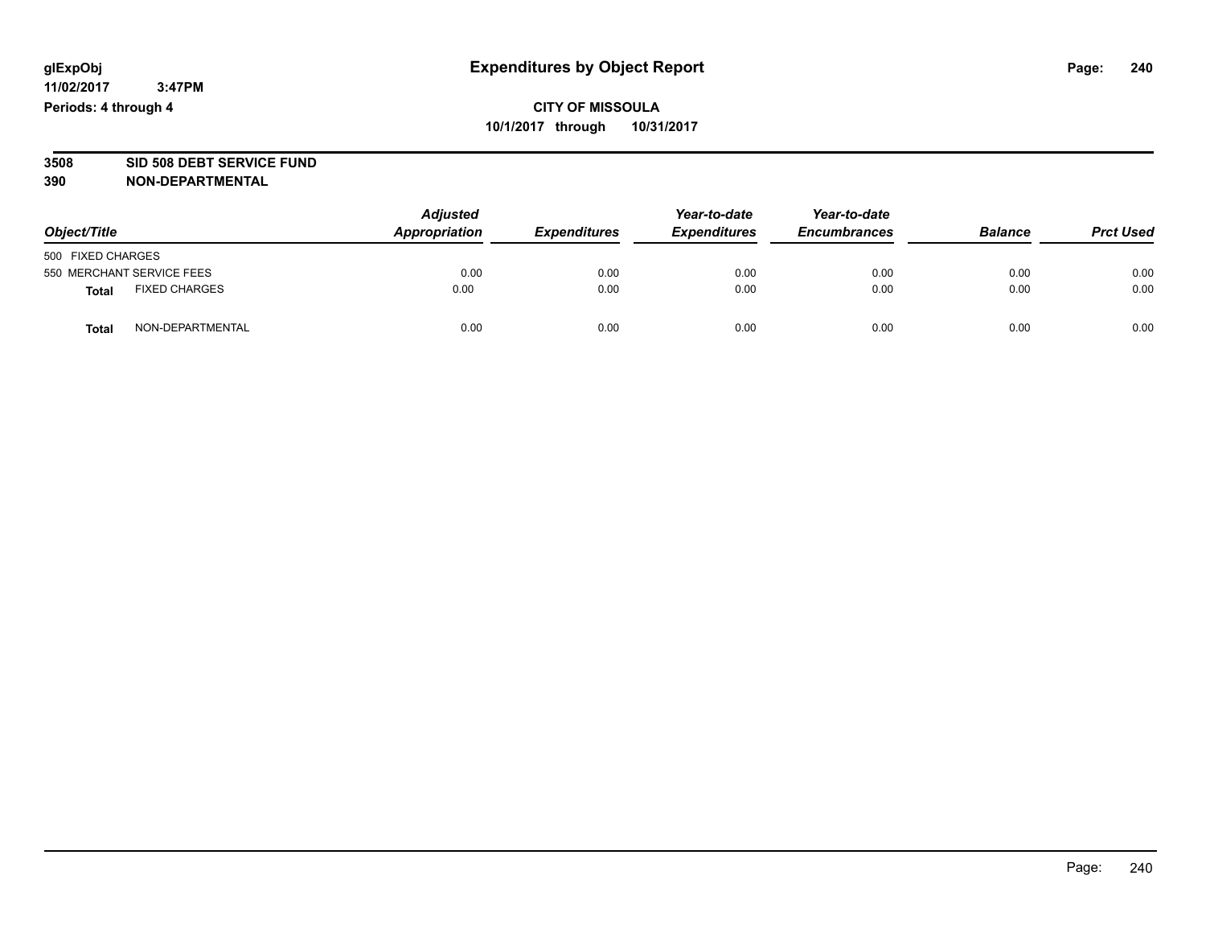# Expenditures by Object Report

glExpObj
11/02/2017 3:47PM
Periods: 4 through 4

**CITY OF MISSOULA**
**10/1/2017 through 10/31/2017**

**3508 SID 508 DEBT SERVICE FUND**
**390 NON-DEPARTMENTAL**

| Object/Title | Adjusted Appropriation | Expenditures | Year-to-date Expenditures | Year-to-date Encumbrances | Balance | Prct Used |
|---|---|---|---|---|---|---|
| 500 FIXED CHARGES | | | | | | |
| 550 MERCHANT SERVICE FEES | 0.00 | 0.00 | 0.00 | 0.00 | 0.00 | 0.00 |
| **Total** FIXED CHARGES | 0.00 | 0.00 | 0.00 | 0.00 | 0.00 | 0.00 |
| **Total** NON-DEPARTMENTAL | 0.00 | 0.00 | 0.00 | 0.00 | 0.00 | 0.00 |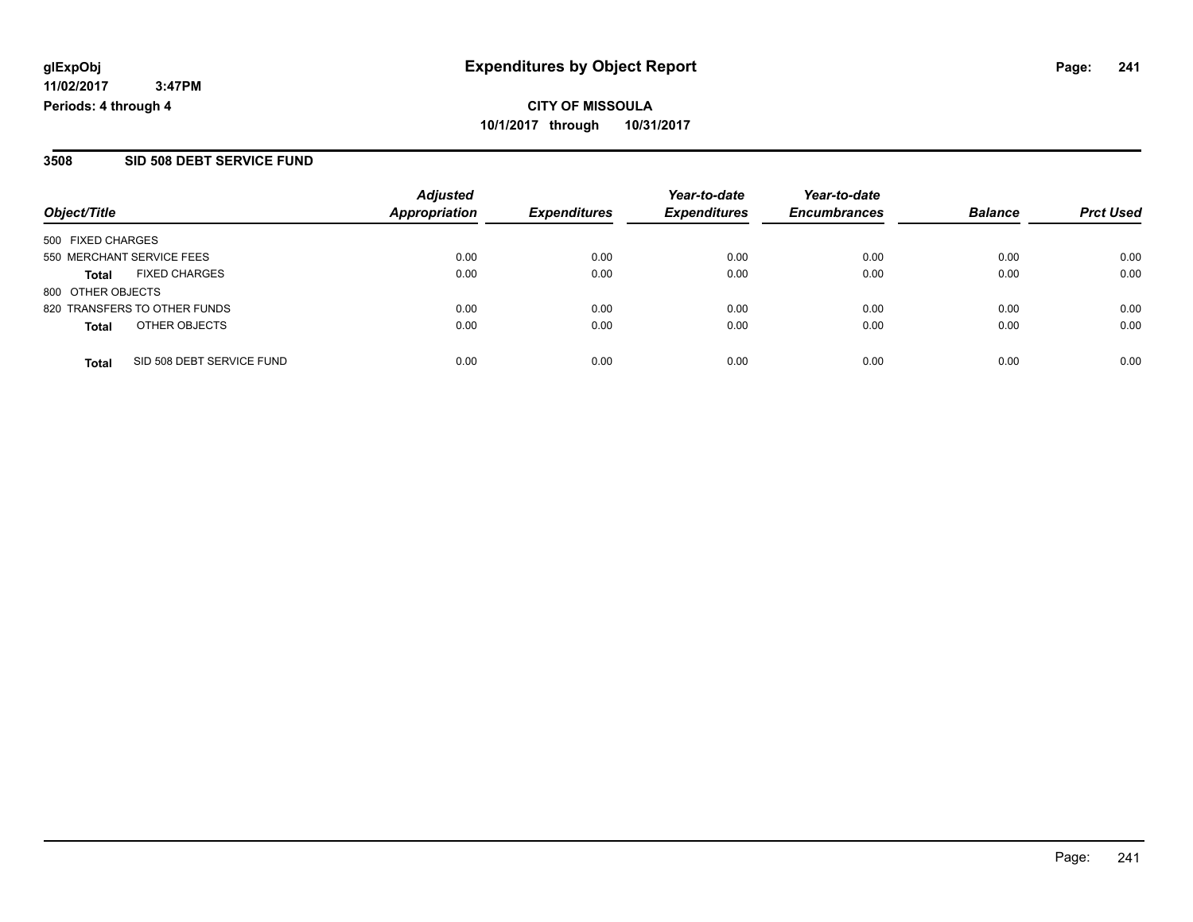**glExpObj** **Expenditures by Object Report**

**11/02/2017 3:47PM**

**Periods: 4 through 4**

**CITY OF MISSOULA**

**10/1/2017 through 10/31/2017**

## 3508 SID 508 DEBT SERVICE FUND

| Object/Title | Adjusted Appropriation | Expenditures | Year-to-date Expenditures | Year-to-date Encumbrances | Balance | Prct Used |
|---|---|---|---|---|---|---|
| 500 FIXED CHARGES | | | | | | |
| 550 MERCHANT SERVICE FEES | 0.00 | 0.00 | 0.00 | 0.00 | 0.00 | 0.00 |
| **Total** FIXED CHARGES | 0.00 | 0.00 | 0.00 | 0.00 | 0.00 | 0.00 |
| 800 OTHER OBJECTS | | | | | | |
| 820 TRANSFERS TO OTHER FUNDS | 0.00 | 0.00 | 0.00 | 0.00 | 0.00 | 0.00 |
| **Total** OTHER OBJECTS | 0.00 | 0.00 | 0.00 | 0.00 | 0.00 | 0.00 |
| **Total** SID 508 DEBT SERVICE FUND | 0.00 | 0.00 | 0.00 | 0.00 | 0.00 | 0.00 |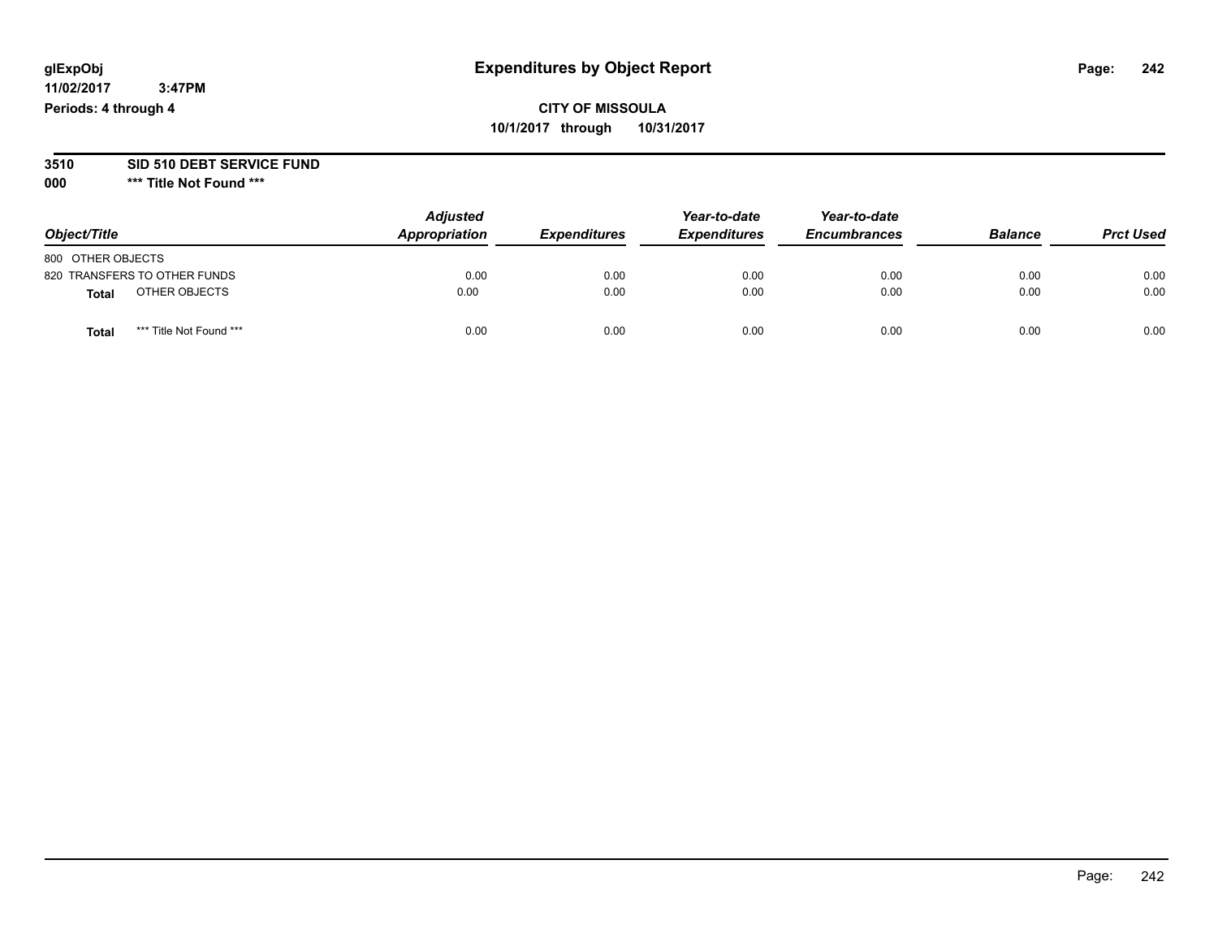# Expenditures by Object Report

glExpObj
11/02/2017 3:47PM
Periods: 4 through 4

**CITY OF MISSOULA**
**10/1/2017 through 10/31/2017**

**3510 SID 510 DEBT SERVICE FUND**
**000 \*\*\* Title Not Found \*\*\***

| Object/Title | Adjusted Appropriation | Expenditures | Year-to-date Expenditures | Year-to-date Encumbrances | Balance | Prct Used |
|---|---|---|---|---|---|---|
| 800 OTHER OBJECTS | | | | | | |
| 820 TRANSFERS TO OTHER FUNDS | 0.00 | 0.00 | 0.00 | 0.00 | 0.00 | 0.00 |
| **Total** OTHER OBJECTS | 0.00 | 0.00 | 0.00 | 0.00 | 0.00 | 0.00 |
| **Total** *** Title Not Found *** | 0.00 | 0.00 | 0.00 | 0.00 | 0.00 | 0.00 |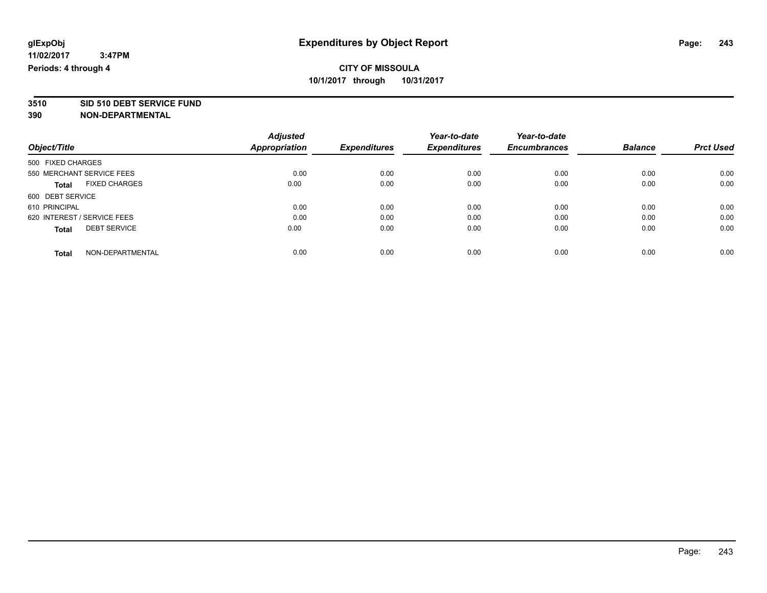**glExpObj** **Expenditures by Object Report**
**11/02/2017 3:47PM**
**Periods: 4 through 4**

**CITY OF MISSOULA**
**10/1/2017 through 10/31/2017**

**3510 SID 510 DEBT SERVICE FUND**
**390 NON-DEPARTMENTAL**

| Object/Title | Adjusted Appropriation | Expenditures | Year-to-date Expenditures | Year-to-date Encumbrances | Balance | Prct Used |
|---|---|---|---|---|---|---|
| 500 FIXED CHARGES | | | | | | |
| 550 MERCHANT SERVICE FEES | 0.00 | 0.00 | 0.00 | 0.00 | 0.00 | 0.00 |
| **Total** FIXED CHARGES | 0.00 | 0.00 | 0.00 | 0.00 | 0.00 | 0.00 |
| 600 DEBT SERVICE | | | | | | |
| 610 PRINCIPAL | 0.00 | 0.00 | 0.00 | 0.00 | 0.00 | 0.00 |
| 620 INTEREST / SERVICE FEES | 0.00 | 0.00 | 0.00 | 0.00 | 0.00 | 0.00 |
| **Total** DEBT SERVICE | 0.00 | 0.00 | 0.00 | 0.00 | 0.00 | 0.00 |
| **Total** NON-DEPARTMENTAL | 0.00 | 0.00 | 0.00 | 0.00 | 0.00 | 0.00 |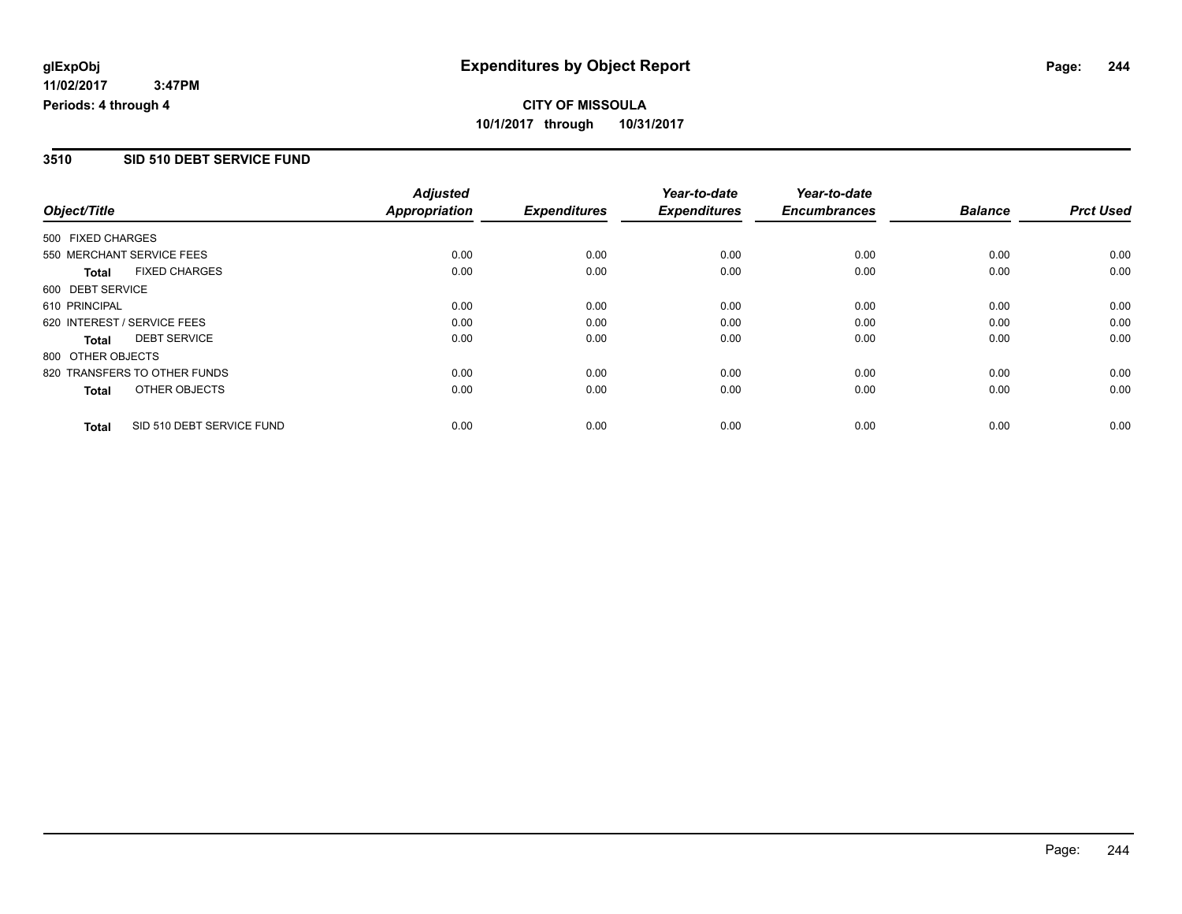# Expenditures by Object Report

glExpObj
11/02/2017 3:47PM
Periods: 4 through 4

**CITY OF MISSOULA**
**10/1/2017 through 10/31/2017**

## 3510 SID 510 DEBT SERVICE FUND

| Object/Title | Adjusted Appropriation | Expenditures | Year-to-date Expenditures | Year-to-date Encumbrances | Balance | Prct Used |
|---|---|---|---|---|---|---|
| 500 FIXED CHARGES | | | | | | |
| 550 MERCHANT SERVICE FEES | 0.00 | 0.00 | 0.00 | 0.00 | 0.00 | 0.00 |
| **Total** FIXED CHARGES | 0.00 | 0.00 | 0.00 | 0.00 | 0.00 | 0.00 |
| 600 DEBT SERVICE | | | | | | |
| 610 PRINCIPAL | 0.00 | 0.00 | 0.00 | 0.00 | 0.00 | 0.00 |
| 620 INTEREST / SERVICE FEES | 0.00 | 0.00 | 0.00 | 0.00 | 0.00 | 0.00 |
| **Total** DEBT SERVICE | 0.00 | 0.00 | 0.00 | 0.00 | 0.00 | 0.00 |
| 800 OTHER OBJECTS | | | | | | |
| 820 TRANSFERS TO OTHER FUNDS | 0.00 | 0.00 | 0.00 | 0.00 | 0.00 | 0.00 |
| **Total** OTHER OBJECTS | 0.00 | 0.00 | 0.00 | 0.00 | 0.00 | 0.00 |
| **Total** SID 510 DEBT SERVICE FUND | 0.00 | 0.00 | 0.00 | 0.00 | 0.00 | 0.00 |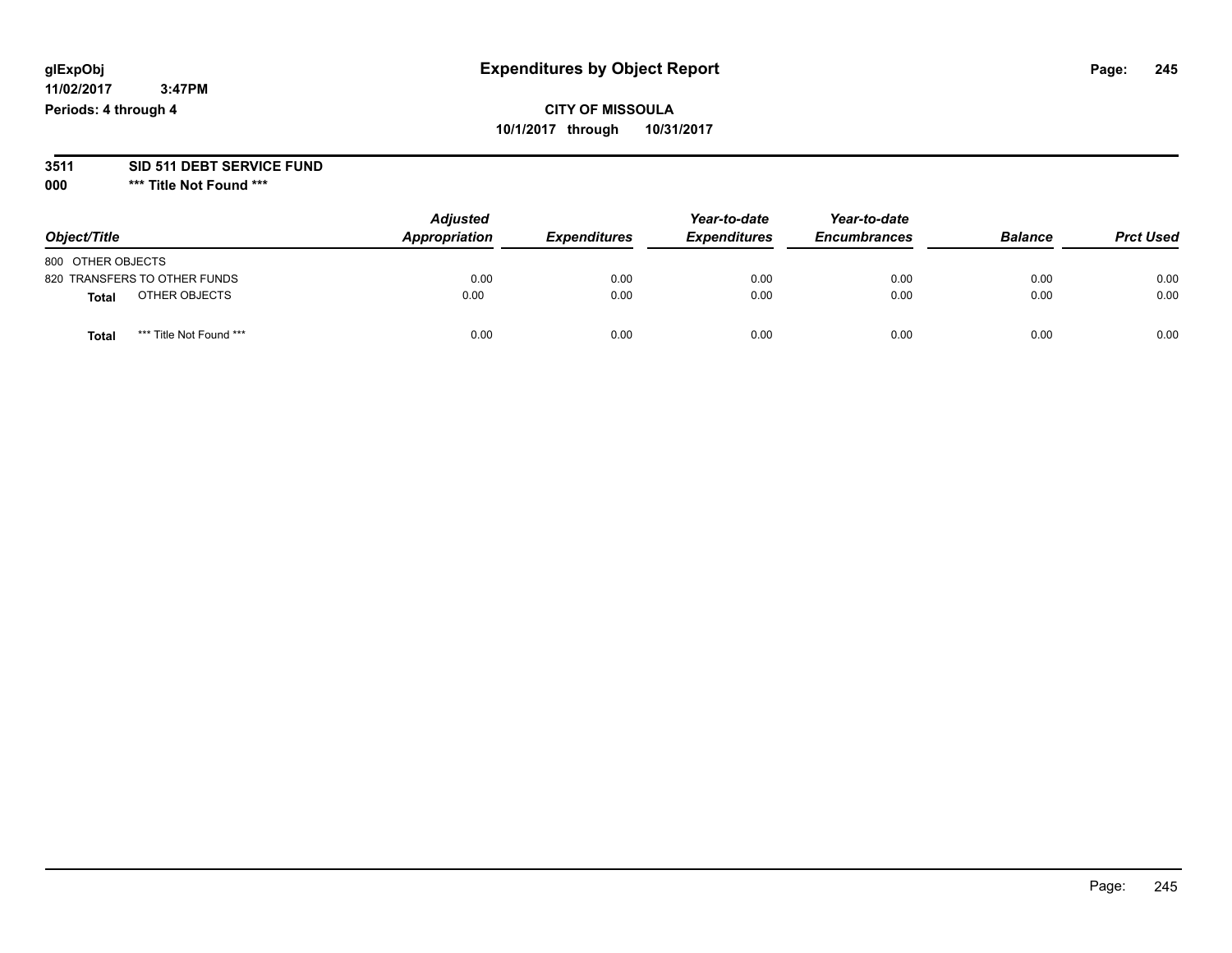**glExpObj** **Expenditures by Object Report**
**11/02/2017 3:47PM**
**Periods: 4 through 4**

**CITY OF MISSOULA**
**10/1/2017 through 10/31/2017**

**3511 SID 511 DEBT SERVICE FUND**
**000 \*\*\* Title Not Found \*\*\***

| Object/Title | Adjusted Appropriation | Expenditures | Year-to-date Expenditures | Year-to-date Encumbrances | Balance | Prct Used |
|---|---|---|---|---|---|---|
| 800 OTHER OBJECTS | | | | | | |
| 820 TRANSFERS TO OTHER FUNDS | 0.00 | 0.00 | 0.00 | 0.00 | 0.00 | 0.00 |
| **Total** OTHER OBJECTS | 0.00 | 0.00 | 0.00 | 0.00 | 0.00 | 0.00 |
| **Total** \*\*\* Title Not Found \*\*\* | 0.00 | 0.00 | 0.00 | 0.00 | 0.00 | 0.00 |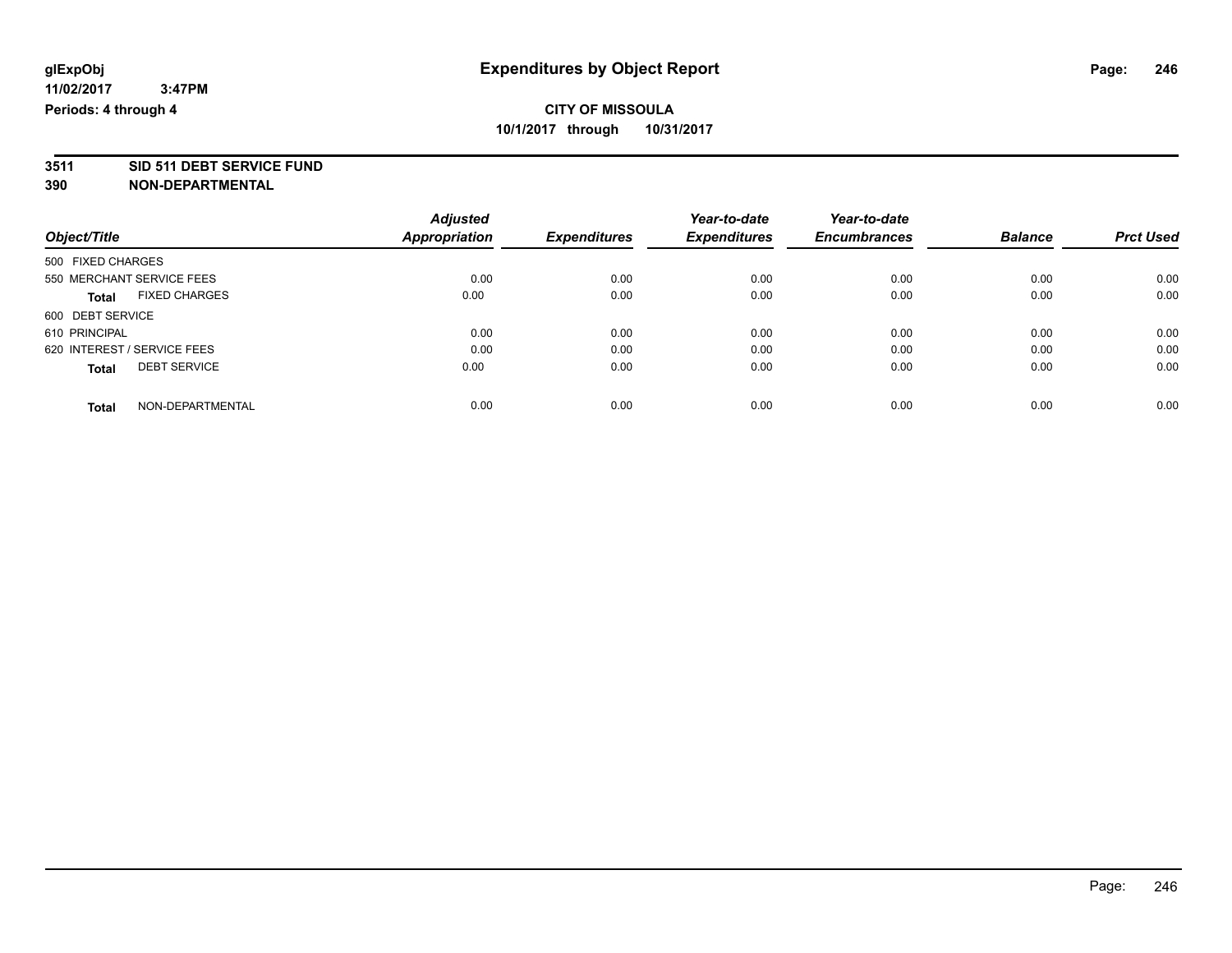**glExpObj** **Expenditures by Object Report**

**11/02/2017 3:47PM**

**Periods: 4 through 4**

**CITY OF MISSOULA**

**10/1/2017 through 10/31/2017**

**3511 SID 511 DEBT SERVICE FUND**

**390 NON-DEPARTMENTAL**

| Object/Title | Adjusted Appropriation | Expenditures | Year-to-date Expenditures | Year-to-date Encumbrances | Balance | Prct Used |
|---|---|---|---|---|---|---|
| 500 FIXED CHARGES | | | | | | |
| 550 MERCHANT SERVICE FEES | 0.00 | 0.00 | 0.00 | 0.00 | 0.00 | 0.00 |
| **Total** FIXED CHARGES | 0.00 | 0.00 | 0.00 | 0.00 | 0.00 | 0.00 |
| 600 DEBT SERVICE | | | | | | |
| 610 PRINCIPAL | 0.00 | 0.00 | 0.00 | 0.00 | 0.00 | 0.00 |
| 620 INTEREST / SERVICE FEES | 0.00 | 0.00 | 0.00 | 0.00 | 0.00 | 0.00 |
| **Total** DEBT SERVICE | 0.00 | 0.00 | 0.00 | 0.00 | 0.00 | 0.00 |
| **Total** NON-DEPARTMENTAL | 0.00 | 0.00 | 0.00 | 0.00 | 0.00 | 0.00 |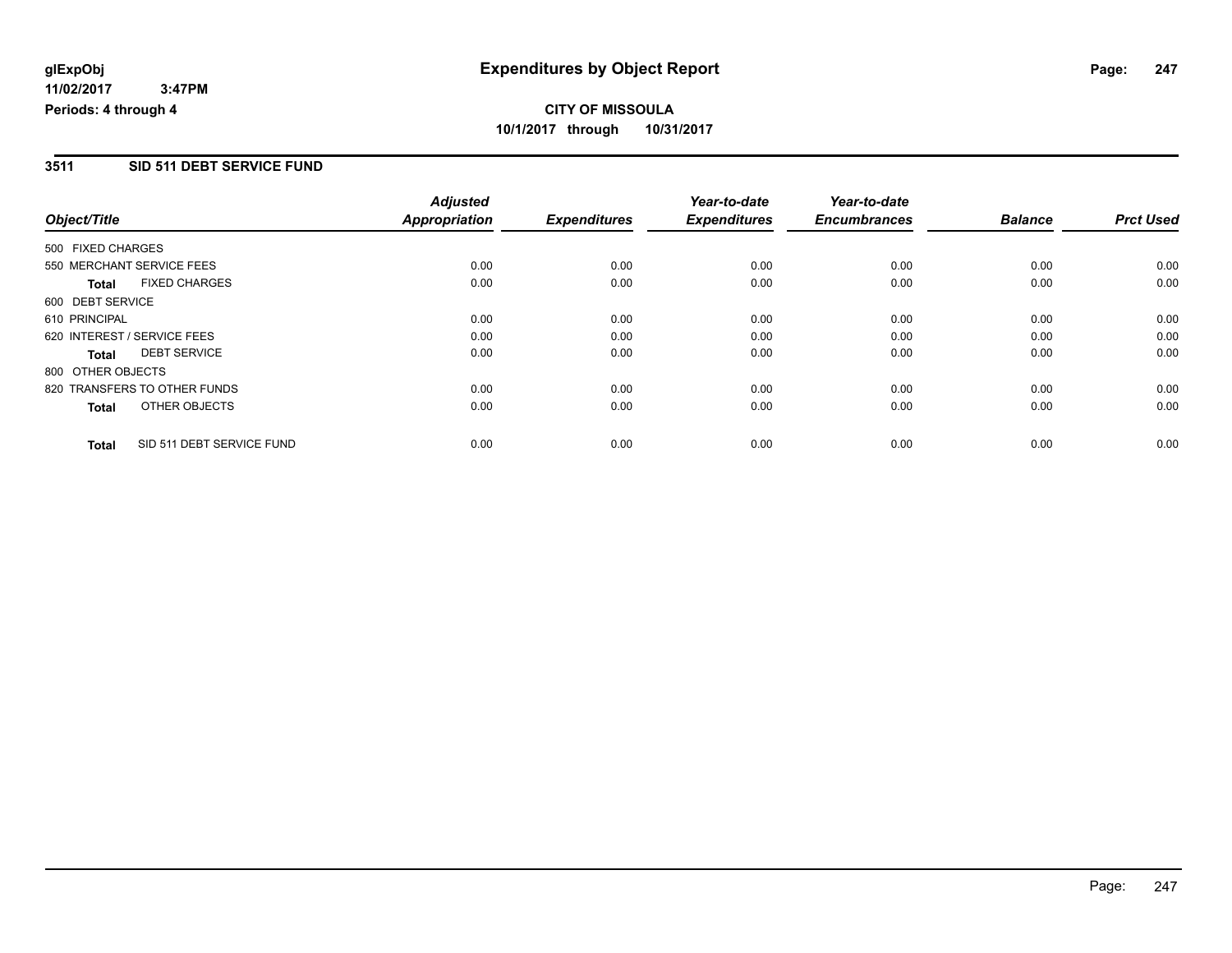# Expenditures by Object Report

glExpObj
11/02/2017 3:47PM
Periods: 4 through 4

**CITY OF MISSOULA**
**10/1/2017 through 10/31/2017**

## 3511 SID 511 DEBT SERVICE FUND

| Object/Title | Adjusted Appropriation | Expenditures | Year-to-date Expenditures | Year-to-date Encumbrances | Balance | Prct Used |
|---|---|---|---|---|---|---|
| 500 FIXED CHARGES | | | | | | |
| 550 MERCHANT SERVICE FEES | 0.00 | 0.00 | 0.00 | 0.00 | 0.00 | 0.00 |
| **Total** FIXED CHARGES | 0.00 | 0.00 | 0.00 | 0.00 | 0.00 | 0.00 |
| 600 DEBT SERVICE | | | | | | |
| 610 PRINCIPAL | 0.00 | 0.00 | 0.00 | 0.00 | 0.00 | 0.00 |
| 620 INTEREST / SERVICE FEES | 0.00 | 0.00 | 0.00 | 0.00 | 0.00 | 0.00 |
| **Total** DEBT SERVICE | 0.00 | 0.00 | 0.00 | 0.00 | 0.00 | 0.00 |
| 800 OTHER OBJECTS | | | | | | |
| 820 TRANSFERS TO OTHER FUNDS | 0.00 | 0.00 | 0.00 | 0.00 | 0.00 | 0.00 |
| **Total** OTHER OBJECTS | 0.00 | 0.00 | 0.00 | 0.00 | 0.00 | 0.00 |
| **Total** SID 511 DEBT SERVICE FUND | 0.00 | 0.00 | 0.00 | 0.00 | 0.00 | 0.00 |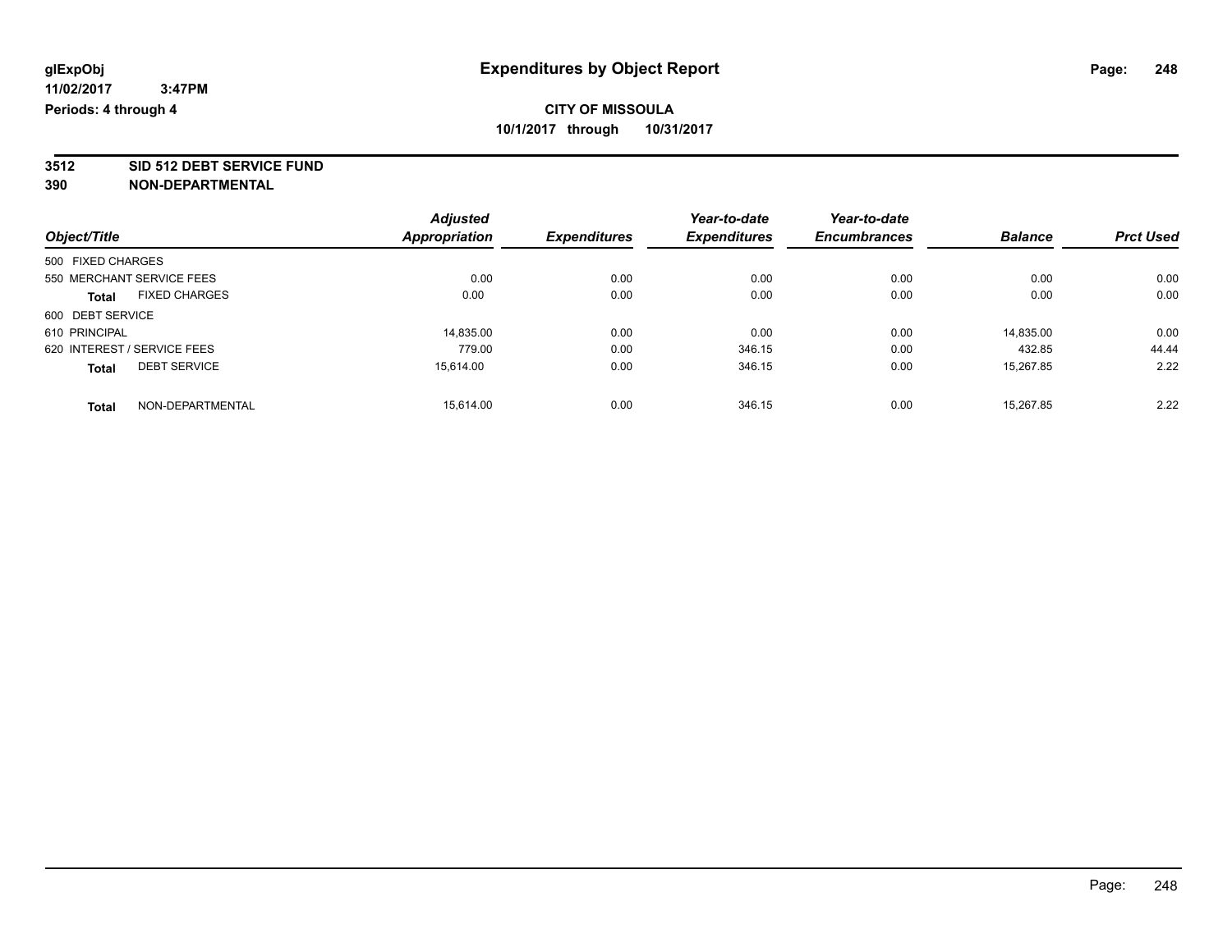**glExpObj**
**11/02/2017 3:47PM**
**Periods: 4 through 4**

# Expenditures by Object Report

**CITY OF MISSOULA**
**10/1/2017 through 10/31/2017**

## 3512 SID 512 DEBT SERVICE FUND
## 390 NON-DEPARTMENTAL

| Object/Title | Adjusted Appropriation | Expenditures | Year-to-date Expenditures | Year-to-date Encumbrances | Balance | Prct Used |
|---|---|---|---|---|---|---|
| 500 FIXED CHARGES | | | | | | |
| 550 MERCHANT SERVICE FEES | 0.00 | 0.00 | 0.00 | 0.00 | 0.00 | 0.00 |
| **Total** FIXED CHARGES | 0.00 | 0.00 | 0.00 | 0.00 | 0.00 | 0.00 |
| 600 DEBT SERVICE | | | | | | |
| 610 PRINCIPAL | 14,835.00 | 0.00 | 0.00 | 0.00 | 14,835.00 | 0.00 |
| 620 INTEREST / SERVICE FEES | 779.00 | 0.00 | 346.15 | 0.00 | 432.85 | 44.44 |
| **Total** DEBT SERVICE | 15,614.00 | 0.00 | 346.15 | 0.00 | 15,267.85 | 2.22 |
| **Total** NON-DEPARTMENTAL | 15,614.00 | 0.00 | 346.15 | 0.00 | 15,267.85 | 2.22 |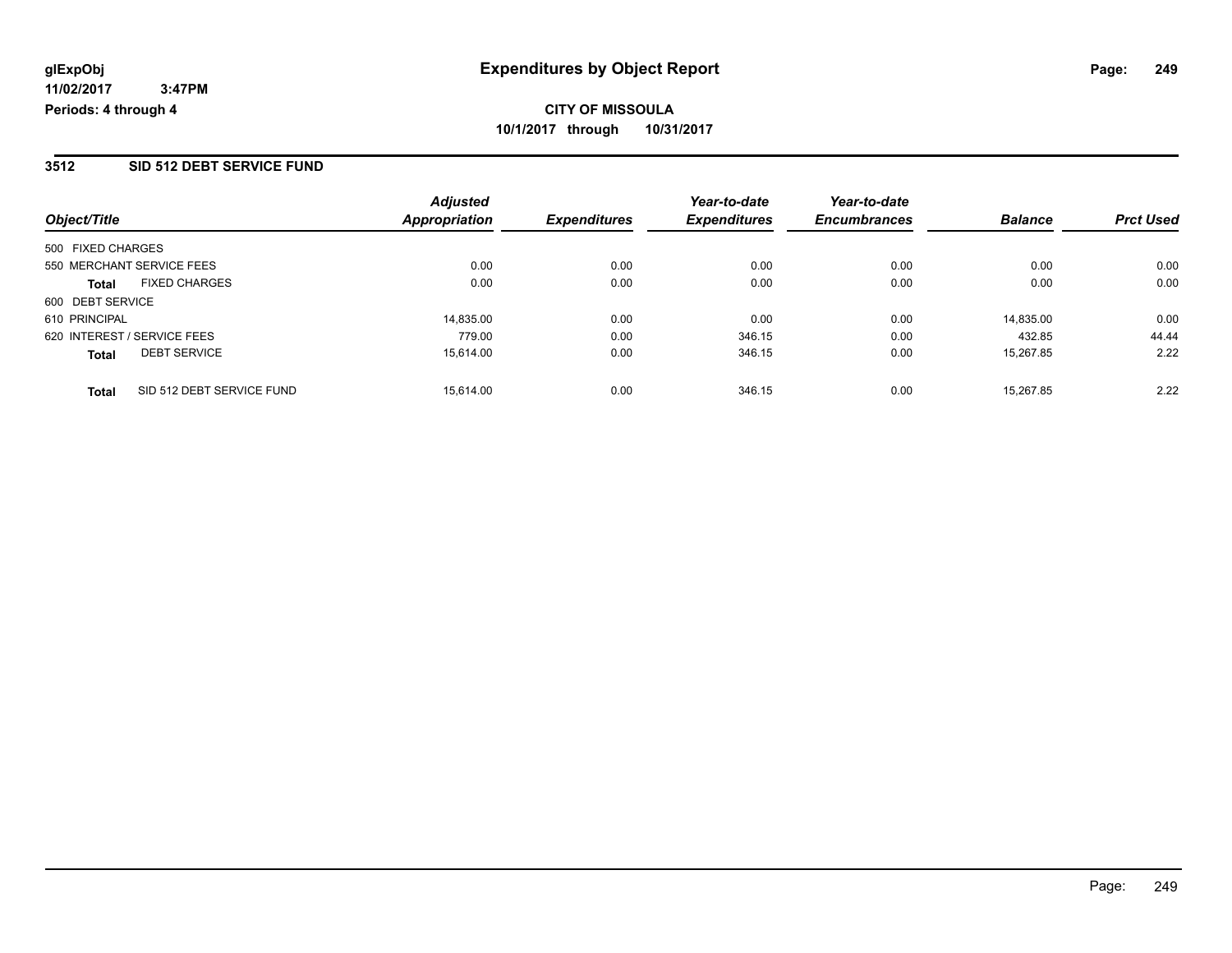# Expenditures by Object Report

glExpObj
11/02/2017 3:47PM
Periods: 4 through 4

**CITY OF MISSOULA**
**10/1/2017 through 10/31/2017**

## 3512 SID 512 DEBT SERVICE FUND

| Object/Title | | Adjusted Appropriation | Expenditures | Year-to-date Expenditures | Year-to-date Encumbrances | Balance | Prct Used |
|---|---|---|---|---|---|---|---|
| 500 FIXED CHARGES | | | | | | | |
| 550 MERCHANT SERVICE FEES | | 0.00 | 0.00 | 0.00 | 0.00 | 0.00 | 0.00 |
| **Total** | FIXED CHARGES | 0.00 | 0.00 | 0.00 | 0.00 | 0.00 | 0.00 |
| 600 DEBT SERVICE | | | | | | | |
| 610 PRINCIPAL | | 14,835.00 | 0.00 | 0.00 | 0.00 | 14,835.00 | 0.00 |
| 620 INTEREST / SERVICE FEES | | 779.00 | 0.00 | 346.15 | 0.00 | 432.85 | 44.44 |
| **Total** | DEBT SERVICE | 15,614.00 | 0.00 | 346.15 | 0.00 | 15,267.85 | 2.22 |
| **Total** | SID 512 DEBT SERVICE FUND | 15,614.00 | 0.00 | 346.15 | 0.00 | 15,267.85 | 2.22 |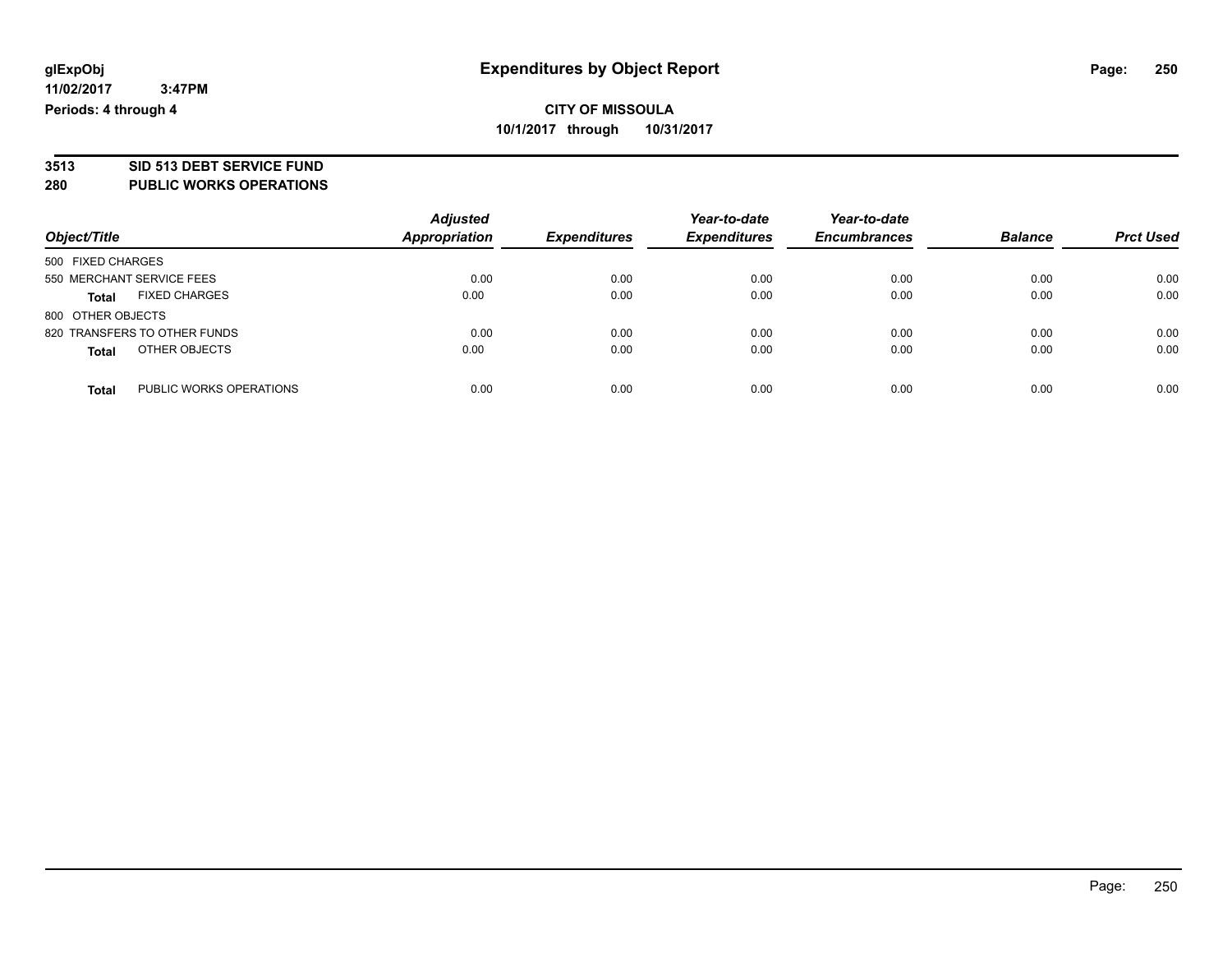# Expenditures by Object Report

glExpObj
11/02/2017 3:47PM
Periods: 4 through 4

**CITY OF MISSOULA**
**10/1/2017 through 10/31/2017**

## 3513 SID 513 DEBT SERVICE FUND
## 280 PUBLIC WORKS OPERATIONS

| Object/Title | Adjusted Appropriation | Expenditures | Year-to-date Expenditures | Year-to-date Encumbrances | Balance | Prct Used |
|---|---|---|---|---|---|---|
| 500 FIXED CHARGES | | | | | | |
| 550 MERCHANT SERVICE FEES | 0.00 | 0.00 | 0.00 | 0.00 | 0.00 | 0.00 |
| **Total** FIXED CHARGES | 0.00 | 0.00 | 0.00 | 0.00 | 0.00 | 0.00 |
| 800 OTHER OBJECTS | | | | | | |
| 820 TRANSFERS TO OTHER FUNDS | 0.00 | 0.00 | 0.00 | 0.00 | 0.00 | 0.00 |
| **Total** OTHER OBJECTS | 0.00 | 0.00 | 0.00 | 0.00 | 0.00 | 0.00 |
| **Total** PUBLIC WORKS OPERATIONS | 0.00 | 0.00 | 0.00 | 0.00 | 0.00 | 0.00 |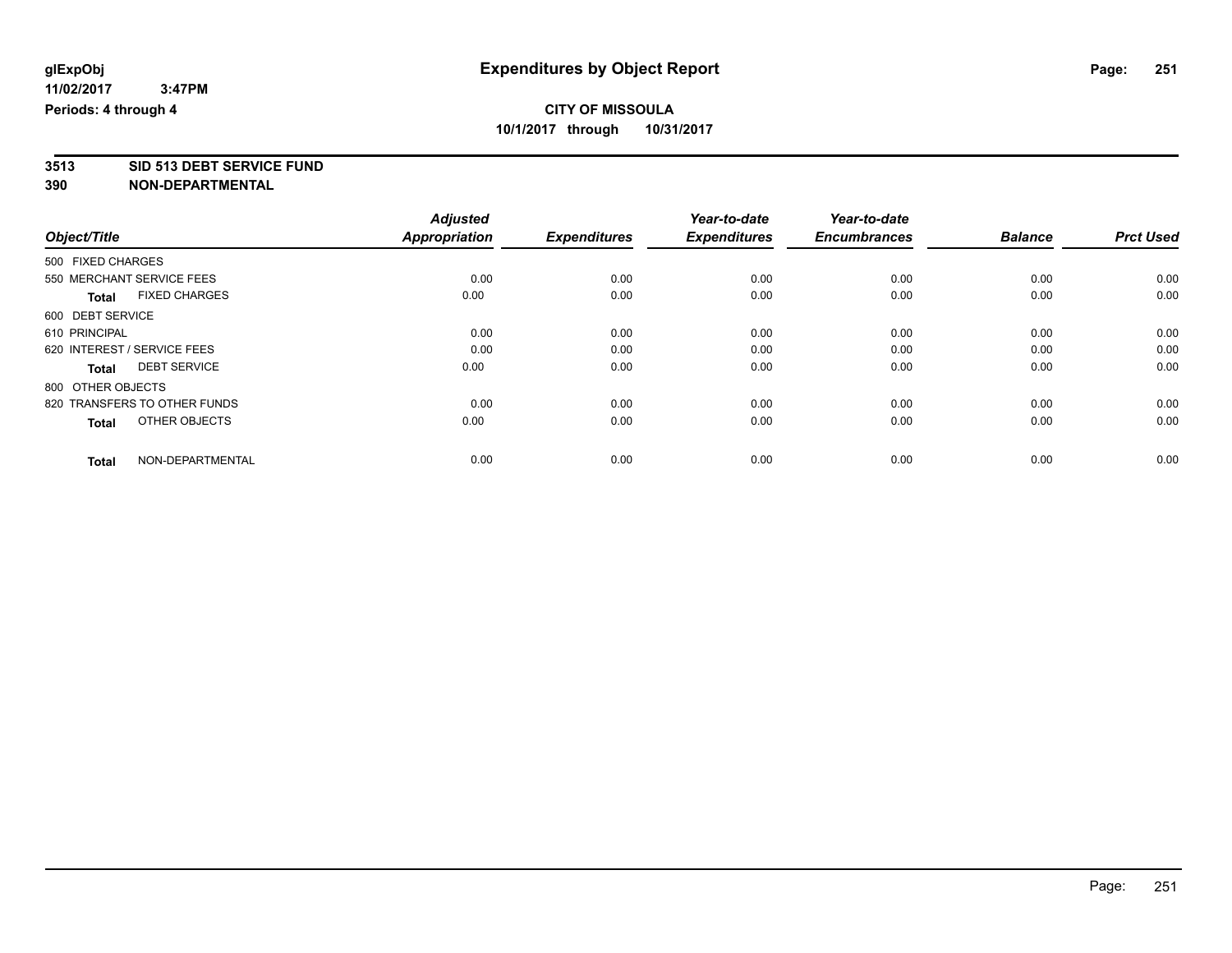**glExpObj**
**11/02/2017 3:47PM**
**Periods: 4 through 4**

# Expenditures by Object Report

**CITY OF MISSOULA**
**10/1/2017 through 10/31/2017**

**3513 SID 513 DEBT SERVICE FUND**
**390 NON-DEPARTMENTAL**

| Object/Title | Adjusted Appropriation | Expenditures | Year-to-date Expenditures | Year-to-date Encumbrances | Balance | Prct Used |
|---|---|---|---|---|---|---|
| 500 FIXED CHARGES | | | | | | |
| 550 MERCHANT SERVICE FEES | 0.00 | 0.00 | 0.00 | 0.00 | 0.00 | 0.00 |
| **Total** FIXED CHARGES | 0.00 | 0.00 | 0.00 | 0.00 | 0.00 | 0.00 |
| 600 DEBT SERVICE | | | | | | |
| 610 PRINCIPAL | 0.00 | 0.00 | 0.00 | 0.00 | 0.00 | 0.00 |
| 620 INTEREST / SERVICE FEES | 0.00 | 0.00 | 0.00 | 0.00 | 0.00 | 0.00 |
| **Total** DEBT SERVICE | 0.00 | 0.00 | 0.00 | 0.00 | 0.00 | 0.00 |
| 800 OTHER OBJECTS | | | | | | |
| 820 TRANSFERS TO OTHER FUNDS | 0.00 | 0.00 | 0.00 | 0.00 | 0.00 | 0.00 |
| **Total** OTHER OBJECTS | 0.00 | 0.00 | 0.00 | 0.00 | 0.00 | 0.00 |
| **Total** NON-DEPARTMENTAL | 0.00 | 0.00 | 0.00 | 0.00 | 0.00 | 0.00 |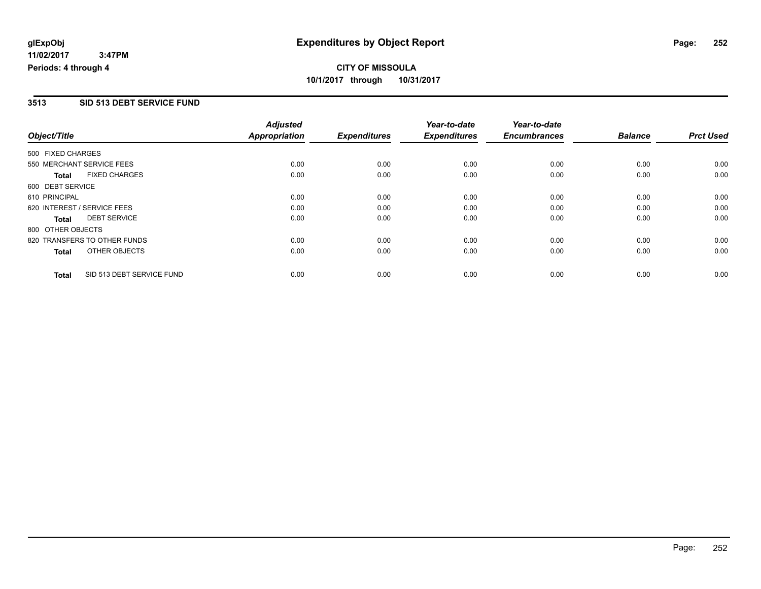# Expenditures by Object Report

glExpObj
11/02/2017 3:47PM
Periods: 4 through 4

**CITY OF MISSOULA**
**10/1/2017 through 10/31/2017**

## 3513 SID 513 DEBT SERVICE FUND

| Object/Title | | Adjusted Appropriation | Expenditures | Year-to-date Expenditures | Year-to-date Encumbrances | Balance | Prct Used |
|---|---|---|---|---|---|---|---|
| 500 FIXED CHARGES | | | | | | | |
| 550 MERCHANT SERVICE FEES | | 0.00 | 0.00 | 0.00 | 0.00 | 0.00 | 0.00 |
| **Total** | FIXED CHARGES | 0.00 | 0.00 | 0.00 | 0.00 | 0.00 | 0.00 |
| 600 DEBT SERVICE | | | | | | | |
| 610 PRINCIPAL | | 0.00 | 0.00 | 0.00 | 0.00 | 0.00 | 0.00 |
| 620 INTEREST / SERVICE FEES | | 0.00 | 0.00 | 0.00 | 0.00 | 0.00 | 0.00 |
| **Total** | DEBT SERVICE | 0.00 | 0.00 | 0.00 | 0.00 | 0.00 | 0.00 |
| 800 OTHER OBJECTS | | | | | | | |
| 820 TRANSFERS TO OTHER FUNDS | | 0.00 | 0.00 | 0.00 | 0.00 | 0.00 | 0.00 |
| **Total** | OTHER OBJECTS | 0.00 | 0.00 | 0.00 | 0.00 | 0.00 | 0.00 |
| **Total** | SID 513 DEBT SERVICE FUND | 0.00 | 0.00 | 0.00 | 0.00 | 0.00 | 0.00 |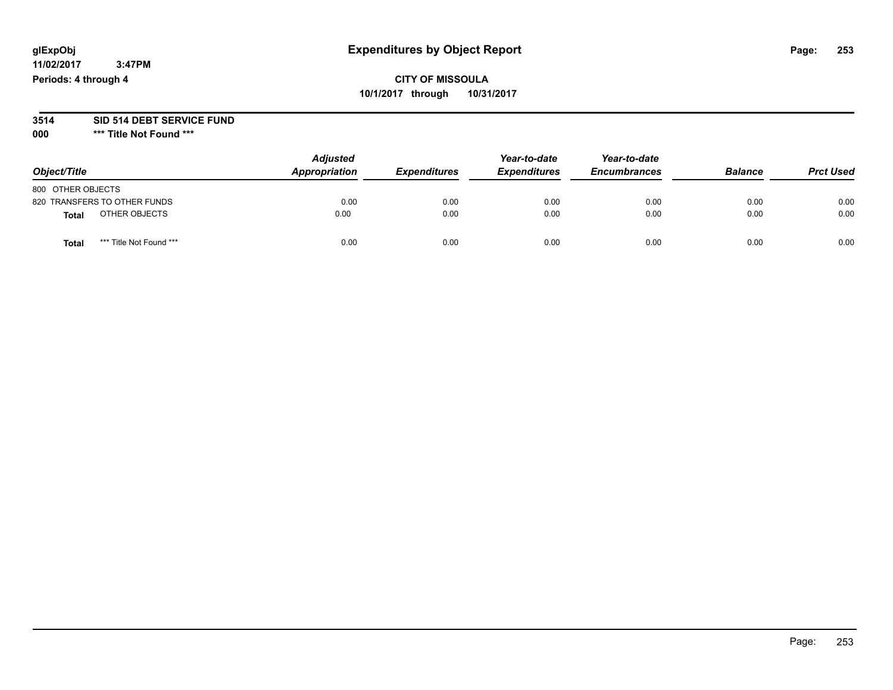# Expenditures by Object Report

**glExpObj**
**11/02/2017 3:47PM**
**Periods: 4 through 4**

**CITY OF MISSOULA**
**10/1/2017 through 10/31/2017**

**3514 SID 514 DEBT SERVICE FUND**
**000 \*\*\* Title Not Found \*\*\***

| Object/Title | Adjusted Appropriation | Expenditures | Year-to-date Expenditures | Year-to-date Encumbrances | Balance | Prct Used |
|---|---|---|---|---|---|---|
| 800 OTHER OBJECTS | | | | | | |
| 820 TRANSFERS TO OTHER FUNDS | 0.00 | 0.00 | 0.00 | 0.00 | 0.00 | 0.00 |
| **Total** OTHER OBJECTS | 0.00 | 0.00 | 0.00 | 0.00 | 0.00 | 0.00 |
| **Total** *** Title Not Found *** | 0.00 | 0.00 | 0.00 | 0.00 | 0.00 | 0.00 |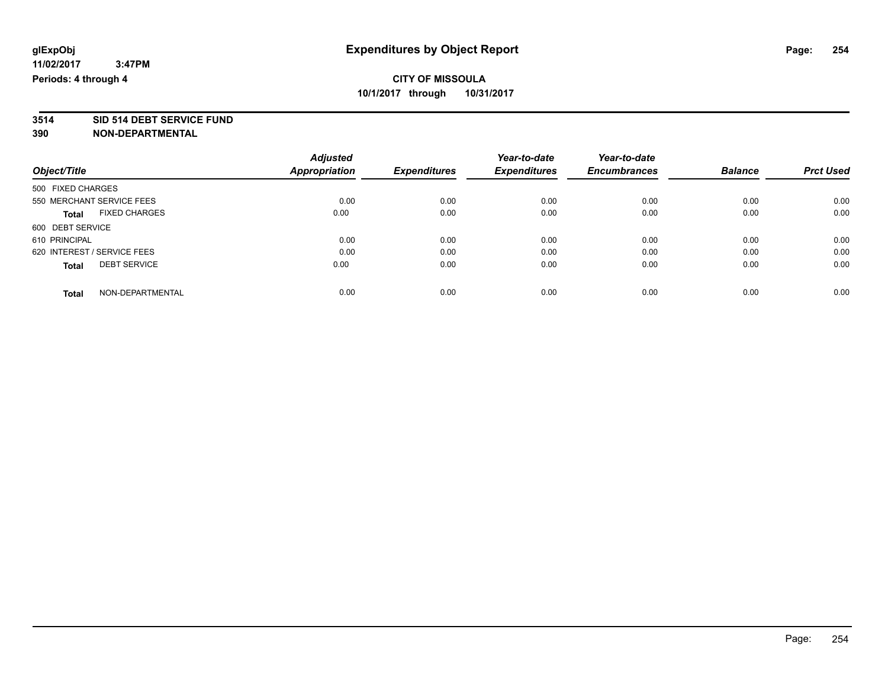# Expenditures by Object Report

glExpObj
11/02/2017 3:47PM
Periods: 4 through 4

**CITY OF MISSOULA**
**10/1/2017 through 10/31/2017**

**3514 SID 514 DEBT SERVICE FUND**
**390 NON-DEPARTMENTAL**

| Object/Title | Adjusted Appropriation | Expenditures | Year-to-date Expenditures | Year-to-date Encumbrances | Balance | Prct Used |
|---|---|---|---|---|---|---|
| 500 FIXED CHARGES | | | | | | |
| 550 MERCHANT SERVICE FEES | 0.00 | 0.00 | 0.00 | 0.00 | 0.00 | 0.00 |
| **Total** FIXED CHARGES | 0.00 | 0.00 | 0.00 | 0.00 | 0.00 | 0.00 |
| 600 DEBT SERVICE | | | | | | |
| 610 PRINCIPAL | 0.00 | 0.00 | 0.00 | 0.00 | 0.00 | 0.00 |
| 620 INTEREST / SERVICE FEES | 0.00 | 0.00 | 0.00 | 0.00 | 0.00 | 0.00 |
| **Total** DEBT SERVICE | 0.00 | 0.00 | 0.00 | 0.00 | 0.00 | 0.00 |
| **Total** NON-DEPARTMENTAL | 0.00 | 0.00 | 0.00 | 0.00 | 0.00 | 0.00 |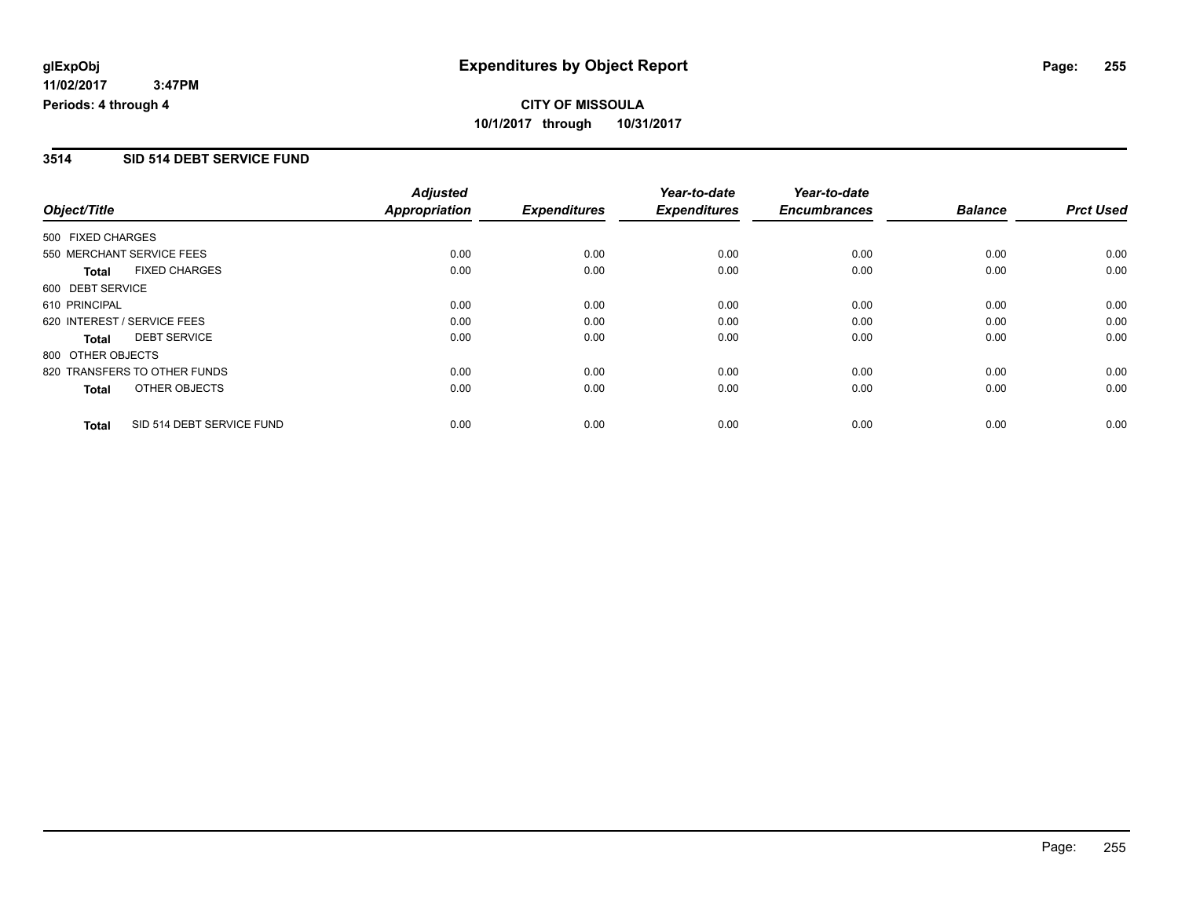# Expenditures by Object Report

glExpObj
11/02/2017 3:47PM
Periods: 4 through 4

**CITY OF MISSOULA**
**10/1/2017 through 10/31/2017**

## 3514 SID 514 DEBT SERVICE FUND

| Object/Title | Adjusted Appropriation | Expenditures | Year-to-date Expenditures | Year-to-date Encumbrances | Balance | Prct Used |
|---|---|---|---|---|---|---|
| 500 FIXED CHARGES | | | | | | |
| 550 MERCHANT SERVICE FEES | 0.00 | 0.00 | 0.00 | 0.00 | 0.00 | 0.00 |
| **Total** FIXED CHARGES | 0.00 | 0.00 | 0.00 | 0.00 | 0.00 | 0.00 |
| 600 DEBT SERVICE | | | | | | |
| 610 PRINCIPAL | 0.00 | 0.00 | 0.00 | 0.00 | 0.00 | 0.00 |
| 620 INTEREST / SERVICE FEES | 0.00 | 0.00 | 0.00 | 0.00 | 0.00 | 0.00 |
| **Total** DEBT SERVICE | 0.00 | 0.00 | 0.00 | 0.00 | 0.00 | 0.00 |
| 800 OTHER OBJECTS | | | | | | |
| 820 TRANSFERS TO OTHER FUNDS | 0.00 | 0.00 | 0.00 | 0.00 | 0.00 | 0.00 |
| **Total** OTHER OBJECTS | 0.00 | 0.00 | 0.00 | 0.00 | 0.00 | 0.00 |
| **Total** SID 514 DEBT SERVICE FUND | 0.00 | 0.00 | 0.00 | 0.00 | 0.00 | 0.00 |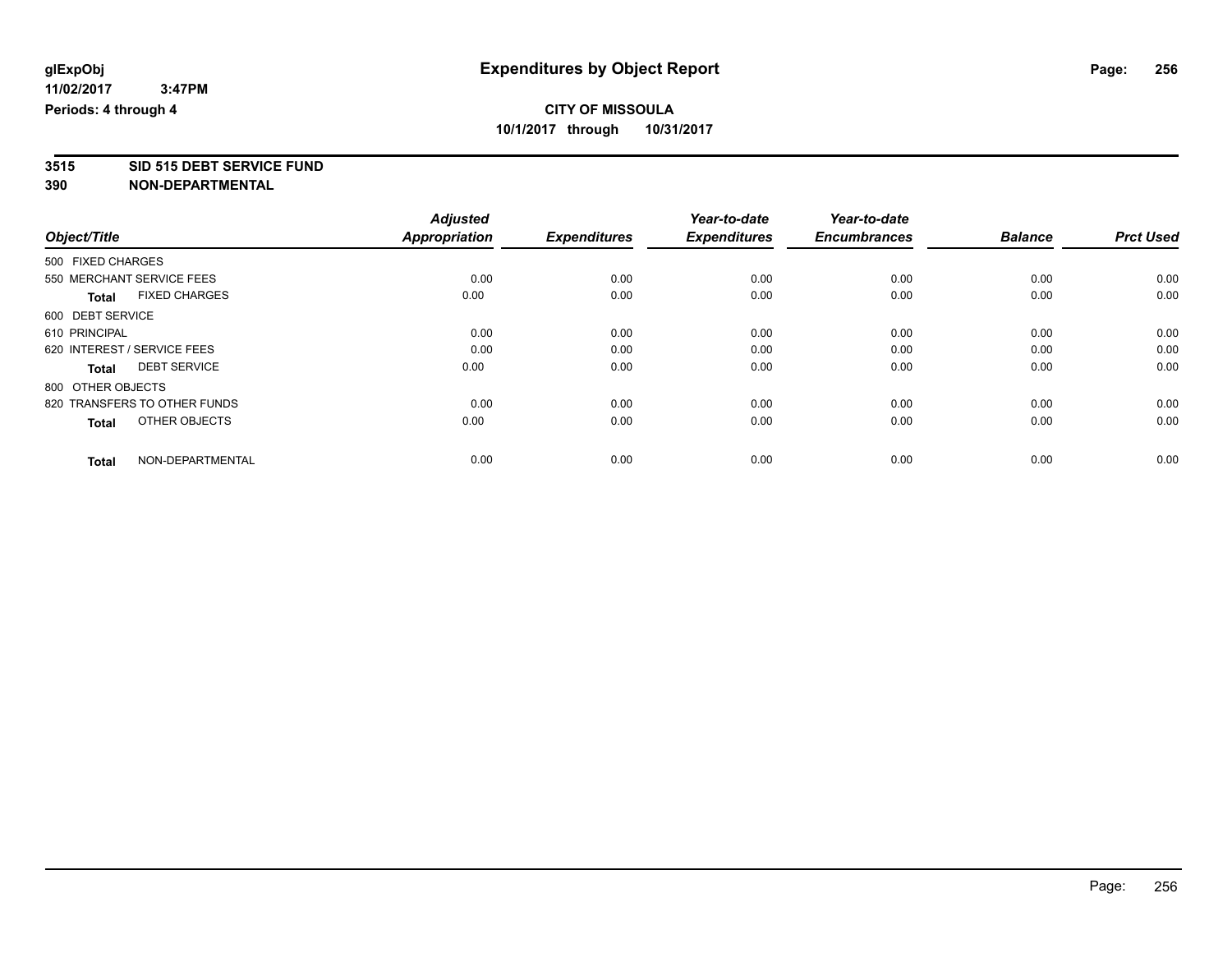glExpObj
11/02/2017 3:47PM
Periods: 4 through 4

# Expenditures by Object Report

**CITY OF MISSOULA**
**10/1/2017 through 10/31/2017**

**3515 SID 515 DEBT SERVICE FUND**
**390 NON-DEPARTMENTAL**

| Object/Title | Adjusted Appropriation | Expenditures | Year-to-date Expenditures | Year-to-date Encumbrances | Balance | Prct Used |
|---|---|---|---|---|---|---|
| 500 FIXED CHARGES | | | | | | |
| 550 MERCHANT SERVICE FEES | 0.00 | 0.00 | 0.00 | 0.00 | 0.00 | 0.00 |
| **Total** FIXED CHARGES | 0.00 | 0.00 | 0.00 | 0.00 | 0.00 | 0.00 |
| 600 DEBT SERVICE | | | | | | |
| 610 PRINCIPAL | 0.00 | 0.00 | 0.00 | 0.00 | 0.00 | 0.00 |
| 620 INTEREST / SERVICE FEES | 0.00 | 0.00 | 0.00 | 0.00 | 0.00 | 0.00 |
| **Total** DEBT SERVICE | 0.00 | 0.00 | 0.00 | 0.00 | 0.00 | 0.00 |
| 800 OTHER OBJECTS | | | | | | |
| 820 TRANSFERS TO OTHER FUNDS | 0.00 | 0.00 | 0.00 | 0.00 | 0.00 | 0.00 |
| **Total** OTHER OBJECTS | 0.00 | 0.00 | 0.00 | 0.00 | 0.00 | 0.00 |
| **Total** NON-DEPARTMENTAL | 0.00 | 0.00 | 0.00 | 0.00 | 0.00 | 0.00 |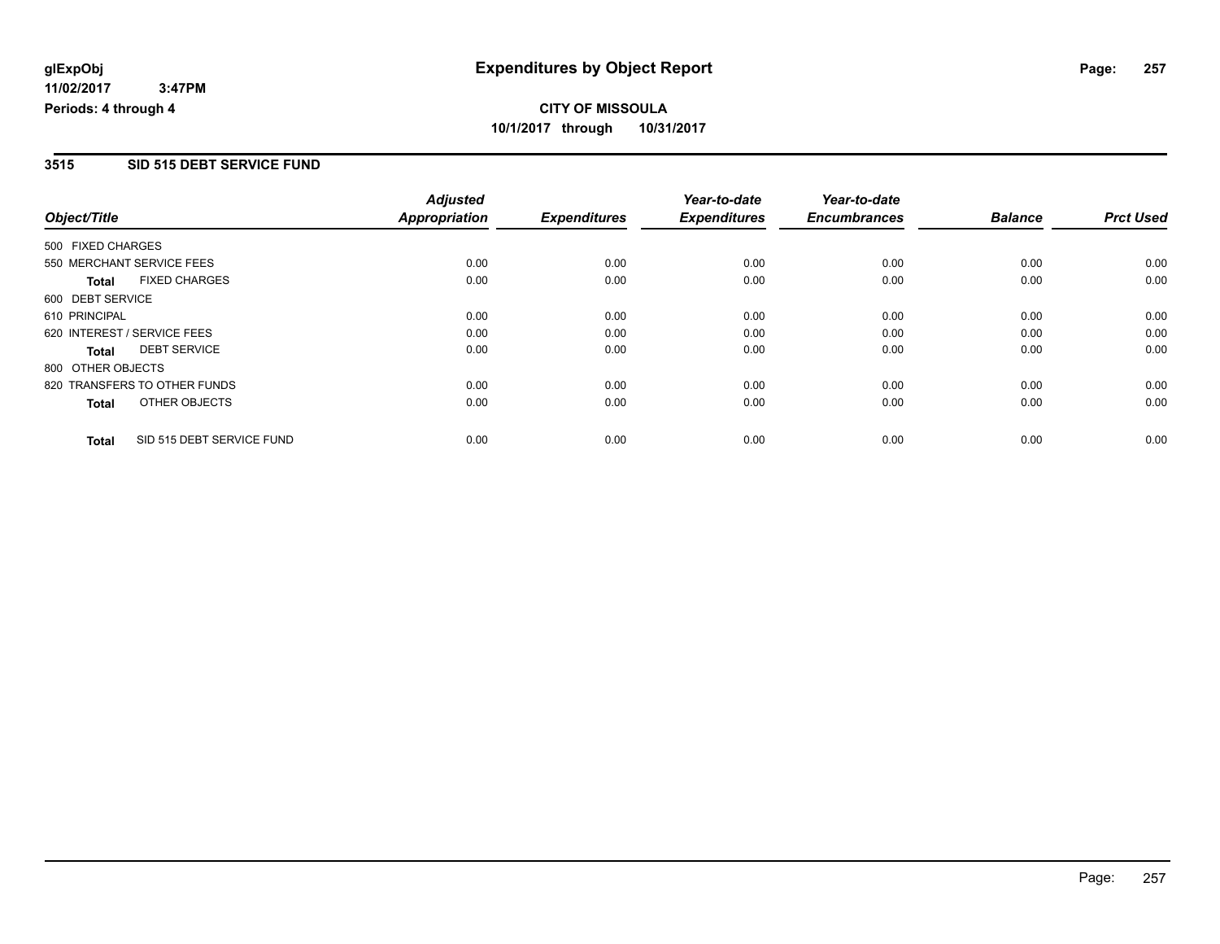**glExpObj** **Expenditures by Object Report**

**11/02/2017 3:47PM**

**Periods: 4 through 4**

**CITY OF MISSOULA**

**10/1/2017 through 10/31/2017**

## 3515 SID 515 DEBT SERVICE FUND

| Object/Title | Adjusted Appropriation | Expenditures | Year-to-date Expenditures | Year-to-date Encumbrances | Balance | Prct Used |
|---|---|---|---|---|---|---|
| 500 FIXED CHARGES | | | | | | |
| 550 MERCHANT SERVICE FEES | 0.00 | 0.00 | 0.00 | 0.00 | 0.00 | 0.00 |
| **Total** FIXED CHARGES | 0.00 | 0.00 | 0.00 | 0.00 | 0.00 | 0.00 |
| 600 DEBT SERVICE | | | | | | |
| 610 PRINCIPAL | 0.00 | 0.00 | 0.00 | 0.00 | 0.00 | 0.00 |
| 620 INTEREST / SERVICE FEES | 0.00 | 0.00 | 0.00 | 0.00 | 0.00 | 0.00 |
| **Total** DEBT SERVICE | 0.00 | 0.00 | 0.00 | 0.00 | 0.00 | 0.00 |
| 800 OTHER OBJECTS | | | | | | |
| 820 TRANSFERS TO OTHER FUNDS | 0.00 | 0.00 | 0.00 | 0.00 | 0.00 | 0.00 |
| **Total** OTHER OBJECTS | 0.00 | 0.00 | 0.00 | 0.00 | 0.00 | 0.00 |
| **Total** SID 515 DEBT SERVICE FUND | 0.00 | 0.00 | 0.00 | 0.00 | 0.00 | 0.00 |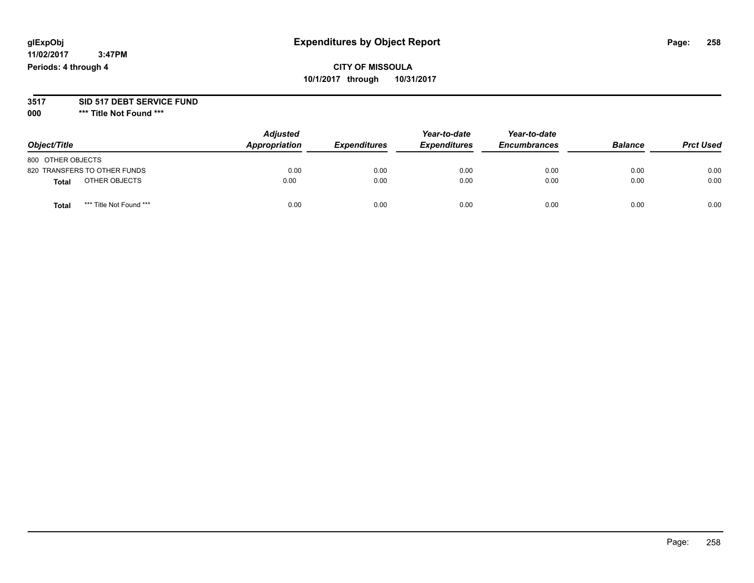**glExpObj** **Expenditures by Object Report**

**11/02/2017 3:47PM**

**Periods: 4 through 4**

**CITY OF MISSOULA**

**10/1/2017 through 10/31/2017**

**3517 SID 517 DEBT SERVICE FUND**

**000 \*\*\* Title Not Found \*\*\***

| Object/Title | Adjusted Appropriation | Expenditures | Year-to-date Expenditures | Year-to-date Encumbrances | Balance | Prct Used |
|---|---|---|---|---|---|---|
| 800 OTHER OBJECTS | | | | | | |
| 820 TRANSFERS TO OTHER FUNDS | 0.00 | 0.00 | 0.00 | 0.00 | 0.00 | 0.00 |
| **Total** OTHER OBJECTS | 0.00 | 0.00 | 0.00 | 0.00 | 0.00 | 0.00 |
| **Total** \*\*\* Title Not Found \*\*\* | 0.00 | 0.00 | 0.00 | 0.00 | 0.00 | 0.00 |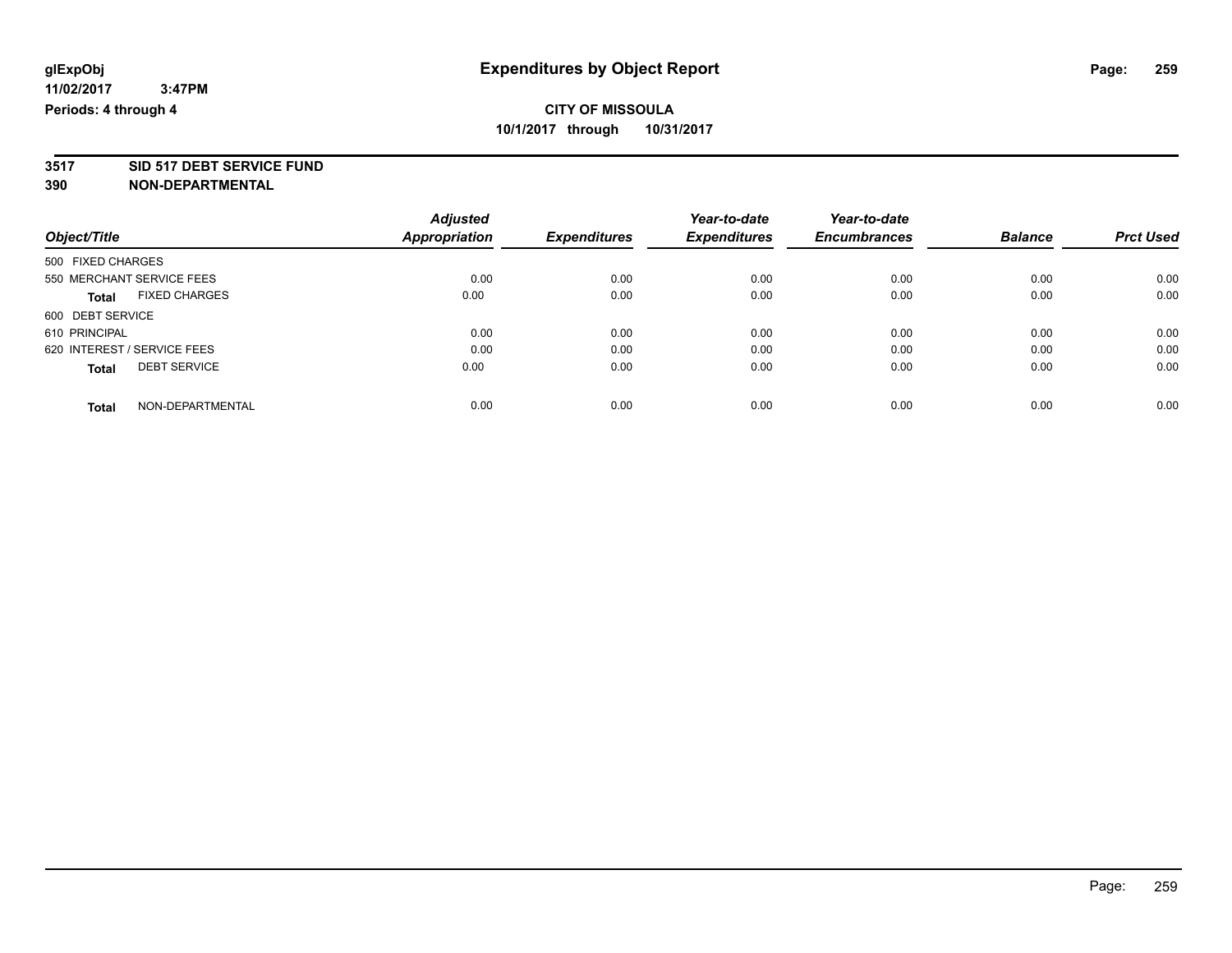**glExpObj**
**11/02/2017 3:47PM**
**Periods: 4 through 4**

# Expenditures by Object Report

**CITY OF MISSOULA**
**10/1/2017 through 10/31/2017**

**3517 SID 517 DEBT SERVICE FUND**
**390 NON-DEPARTMENTAL**

| Object/Title | Adjusted Appropriation | Expenditures | Year-to-date Expenditures | Year-to-date Encumbrances | Balance | Prct Used |
|---|---|---|---|---|---|---|
| 500 FIXED CHARGES | | | | | | |
| 550 MERCHANT SERVICE FEES | 0.00 | 0.00 | 0.00 | 0.00 | 0.00 | 0.00 |
| **Total** FIXED CHARGES | 0.00 | 0.00 | 0.00 | 0.00 | 0.00 | 0.00 |
| 600 DEBT SERVICE | | | | | | |
| 610 PRINCIPAL | 0.00 | 0.00 | 0.00 | 0.00 | 0.00 | 0.00 |
| 620 INTEREST / SERVICE FEES | 0.00 | 0.00 | 0.00 | 0.00 | 0.00 | 0.00 |
| **Total** DEBT SERVICE | 0.00 | 0.00 | 0.00 | 0.00 | 0.00 | 0.00 |
| **Total** NON-DEPARTMENTAL | 0.00 | 0.00 | 0.00 | 0.00 | 0.00 | 0.00 |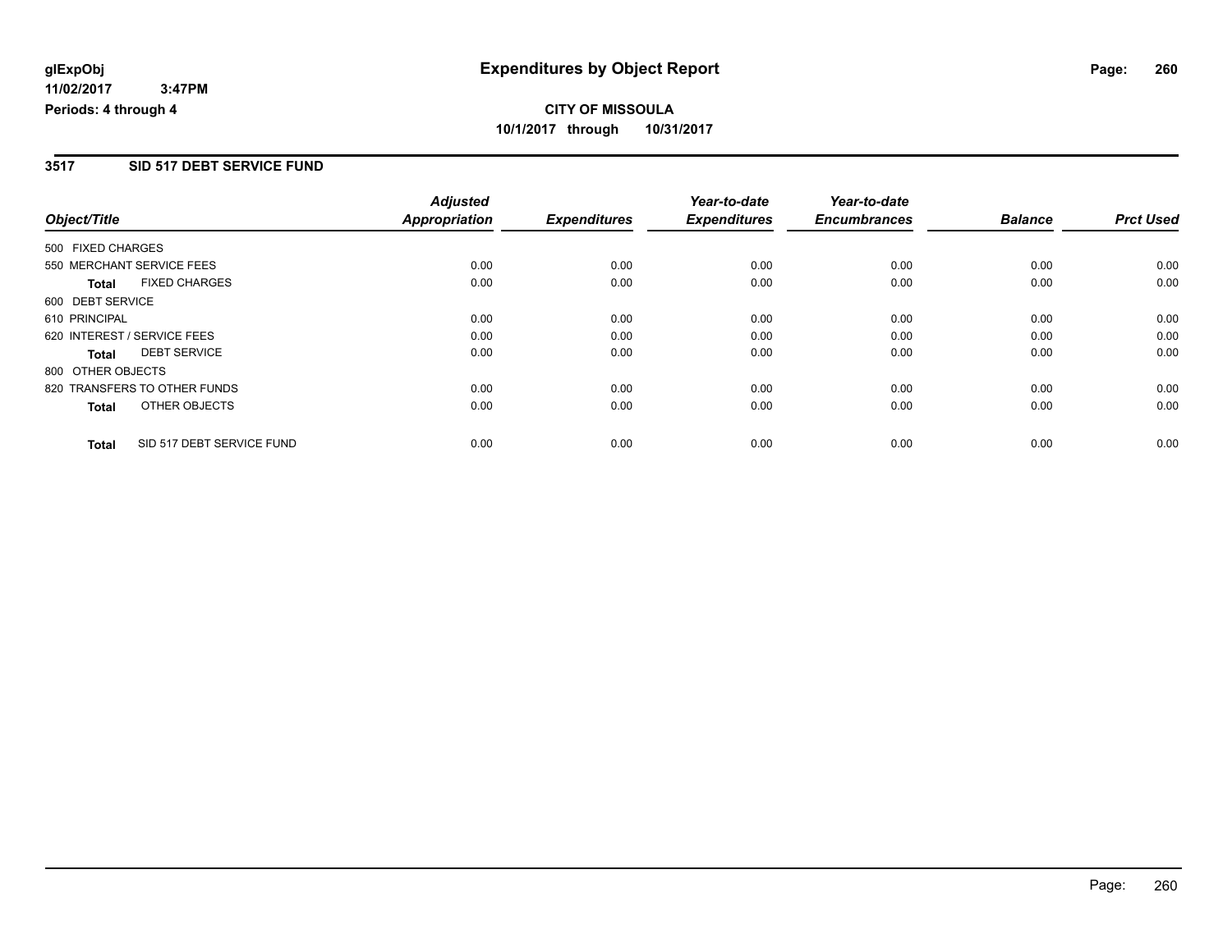**glExpObj**
**11/02/2017 3:47PM**
**Periods: 4 through 4**

# Expenditures by Object Report

**CITY OF MISSOULA**
**10/1/2017 through 10/31/2017**

## 3517 SID 517 DEBT SERVICE FUND

| Object/Title | Adjusted Appropriation | Expenditures | Year-to-date Expenditures | Year-to-date Encumbrances | Balance | Prct Used |
|---|---|---|---|---|---|---|
| 500 FIXED CHARGES | | | | | | |
| 550 MERCHANT SERVICE FEES | 0.00 | 0.00 | 0.00 | 0.00 | 0.00 | 0.00 |
| **Total** FIXED CHARGES | 0.00 | 0.00 | 0.00 | 0.00 | 0.00 | 0.00 |
| 600 DEBT SERVICE | | | | | | |
| 610 PRINCIPAL | 0.00 | 0.00 | 0.00 | 0.00 | 0.00 | 0.00 |
| 620 INTEREST / SERVICE FEES | 0.00 | 0.00 | 0.00 | 0.00 | 0.00 | 0.00 |
| **Total** DEBT SERVICE | 0.00 | 0.00 | 0.00 | 0.00 | 0.00 | 0.00 |
| 800 OTHER OBJECTS | | | | | | |
| 820 TRANSFERS TO OTHER FUNDS | 0.00 | 0.00 | 0.00 | 0.00 | 0.00 | 0.00 |
| **Total** OTHER OBJECTS | 0.00 | 0.00 | 0.00 | 0.00 | 0.00 | 0.00 |
| **Total** SID 517 DEBT SERVICE FUND | 0.00 | 0.00 | 0.00 | 0.00 | 0.00 | 0.00 |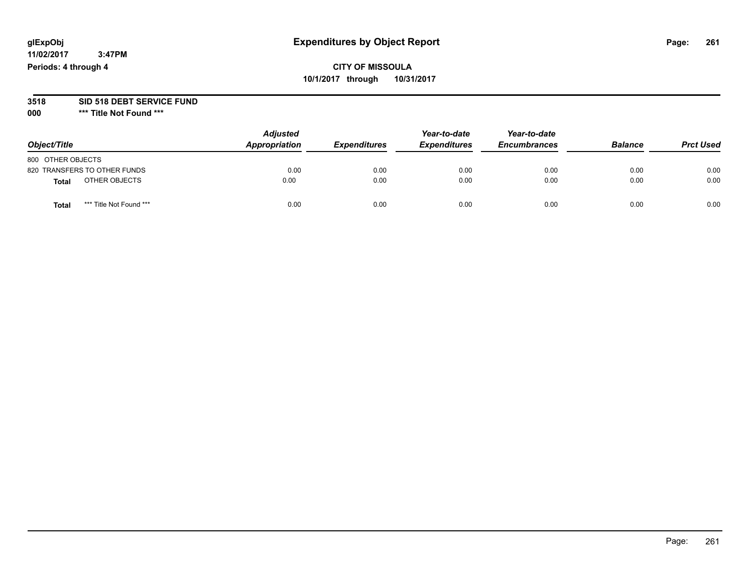glExpObj
11/02/2017 3:47PM
Periods: 4 through 4

# Expenditures by Object Report

**CITY OF MISSOULA**
**10/1/2017 through 10/31/2017**

**3518 SID 518 DEBT SERVICE FUND**
**000 *** Title Not Found *****

| Object/Title | Adjusted Appropriation | Expenditures | Year-to-date Expenditures | Year-to-date Encumbrances | Balance | Prct Used |
|---|---|---|---|---|---|---|
| 800 OTHER OBJECTS | | | | | | |
| 820 TRANSFERS TO OTHER FUNDS | 0.00 | 0.00 | 0.00 | 0.00 | 0.00 | 0.00 |
| **Total** OTHER OBJECTS | 0.00 | 0.00 | 0.00 | 0.00 | 0.00 | 0.00 |
| **Total** *** Title Not Found *** | 0.00 | 0.00 | 0.00 | 0.00 | 0.00 | 0.00 |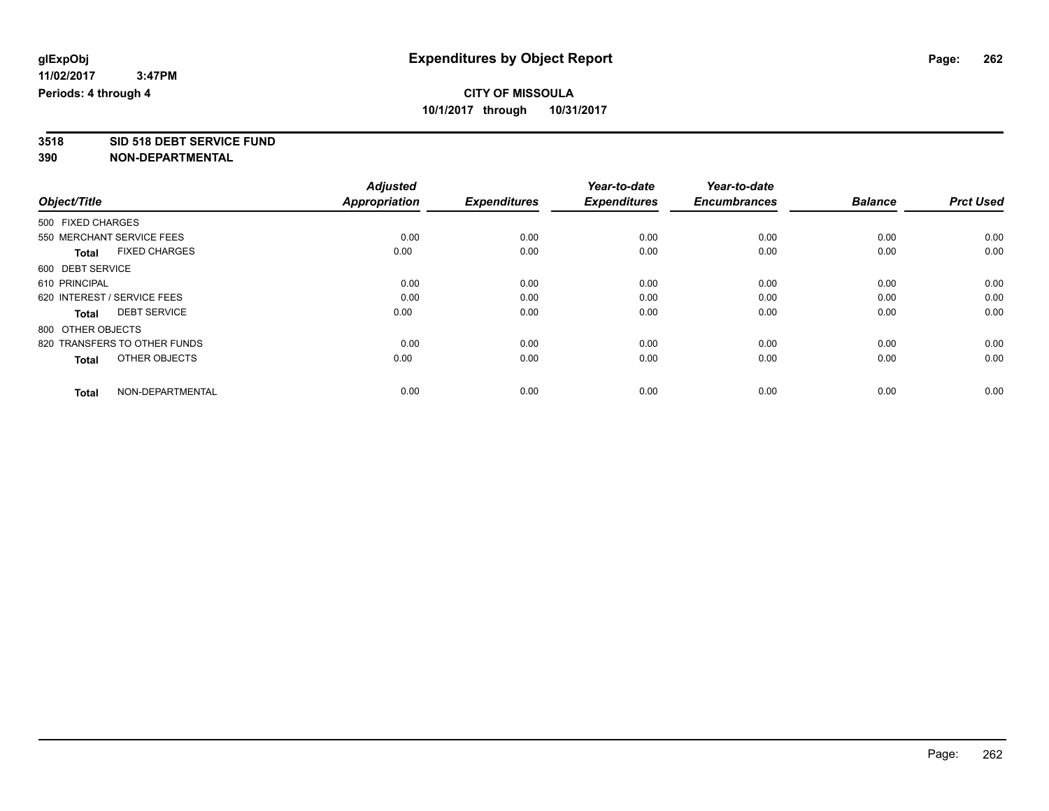**glExpObj** **Expenditures by Object Report**

**11/02/2017 3:47PM**

**Periods: 4 through 4**

**CITY OF MISSOULA**

**10/1/2017 through 10/31/2017**

**3518 SID 518 DEBT SERVICE FUND**

**390 NON-DEPARTMENTAL**

| Object/Title | Adjusted Appropriation | Expenditures | Year-to-date Expenditures | Year-to-date Encumbrances | Balance | Prct Used |
|---|---|---|---|---|---|---|
| 500 FIXED CHARGES | | | | | | |
| 550 MERCHANT SERVICE FEES | 0.00 | 0.00 | 0.00 | 0.00 | 0.00 | 0.00 |
| **Total** FIXED CHARGES | 0.00 | 0.00 | 0.00 | 0.00 | 0.00 | 0.00 |
| 600 DEBT SERVICE | | | | | | |
| 610 PRINCIPAL | 0.00 | 0.00 | 0.00 | 0.00 | 0.00 | 0.00 |
| 620 INTEREST / SERVICE FEES | 0.00 | 0.00 | 0.00 | 0.00 | 0.00 | 0.00 |
| **Total** DEBT SERVICE | 0.00 | 0.00 | 0.00 | 0.00 | 0.00 | 0.00 |
| 800 OTHER OBJECTS | | | | | | |
| 820 TRANSFERS TO OTHER FUNDS | 0.00 | 0.00 | 0.00 | 0.00 | 0.00 | 0.00 |
| **Total** OTHER OBJECTS | 0.00 | 0.00 | 0.00 | 0.00 | 0.00 | 0.00 |
| **Total** NON-DEPARTMENTAL | 0.00 | 0.00 | 0.00 | 0.00 | 0.00 | 0.00 |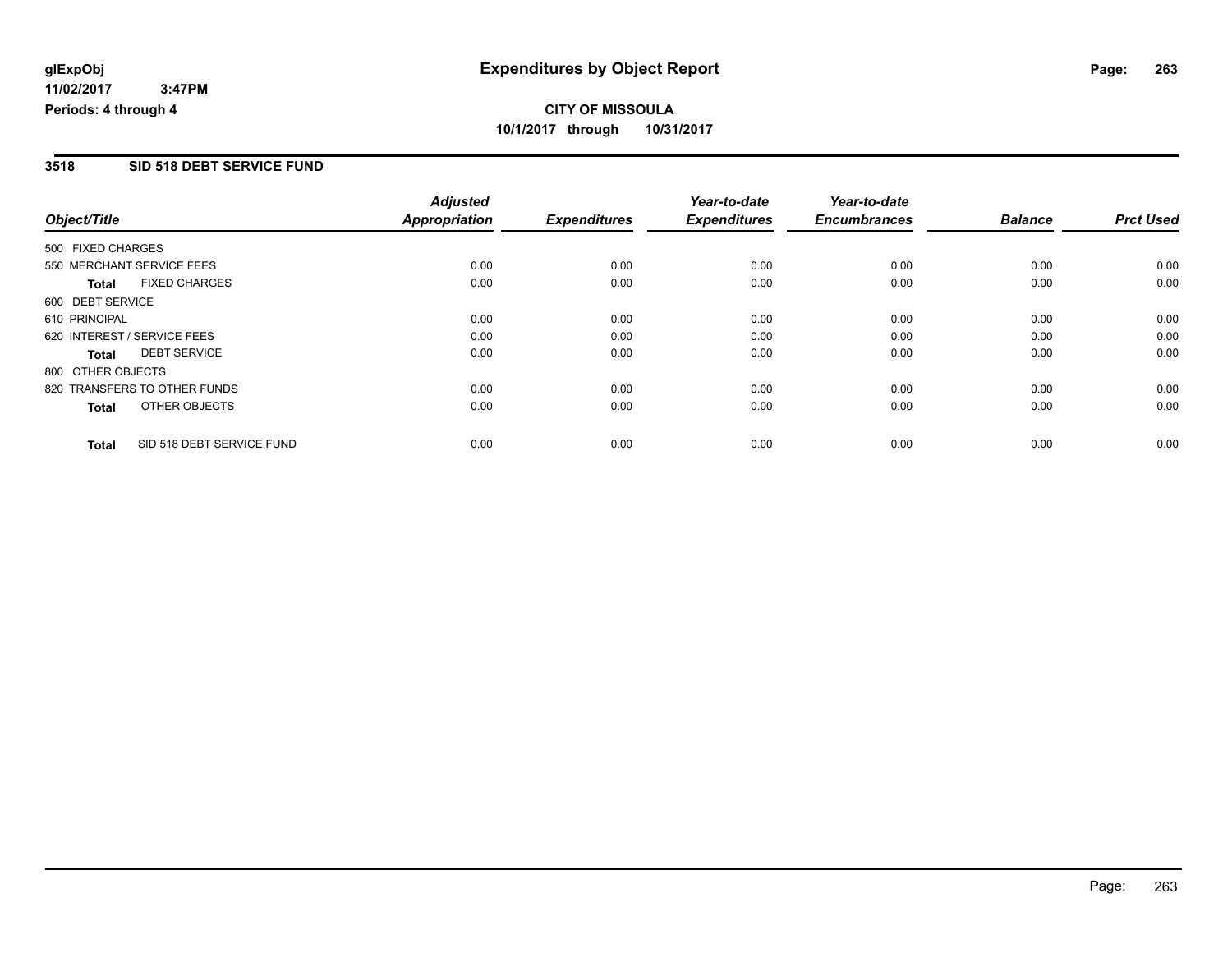glExpObj
11/02/2017 3:47PM
Periods: 4 through 4

# Expenditures by Object Report

**CITY OF MISSOULA**
**10/1/2017 through 10/31/2017**

## 3518 SID 518 DEBT SERVICE FUND

| Object/Title | | Adjusted Appropriation | Expenditures | Year-to-date Expenditures | Year-to-date Encumbrances | Balance | Prct Used |
|---|---|---|---|---|---|---|---|
| 500 FIXED CHARGES | | | | | | | |
| 550 MERCHANT SERVICE FEES | | 0.00 | 0.00 | 0.00 | 0.00 | 0.00 | 0.00 |
| **Total** | FIXED CHARGES | 0.00 | 0.00 | 0.00 | 0.00 | 0.00 | 0.00 |
| 600 DEBT SERVICE | | | | | | | |
| 610 PRINCIPAL | | 0.00 | 0.00 | 0.00 | 0.00 | 0.00 | 0.00 |
| 620 INTEREST / SERVICE FEES | | 0.00 | 0.00 | 0.00 | 0.00 | 0.00 | 0.00 |
| **Total** | DEBT SERVICE | 0.00 | 0.00 | 0.00 | 0.00 | 0.00 | 0.00 |
| 800 OTHER OBJECTS | | | | | | | |
| 820 TRANSFERS TO OTHER FUNDS | | 0.00 | 0.00 | 0.00 | 0.00 | 0.00 | 0.00 |
| **Total** | OTHER OBJECTS | 0.00 | 0.00 | 0.00 | 0.00 | 0.00 | 0.00 |
| **Total** | SID 518 DEBT SERVICE FUND | 0.00 | 0.00 | 0.00 | 0.00 | 0.00 | 0.00 |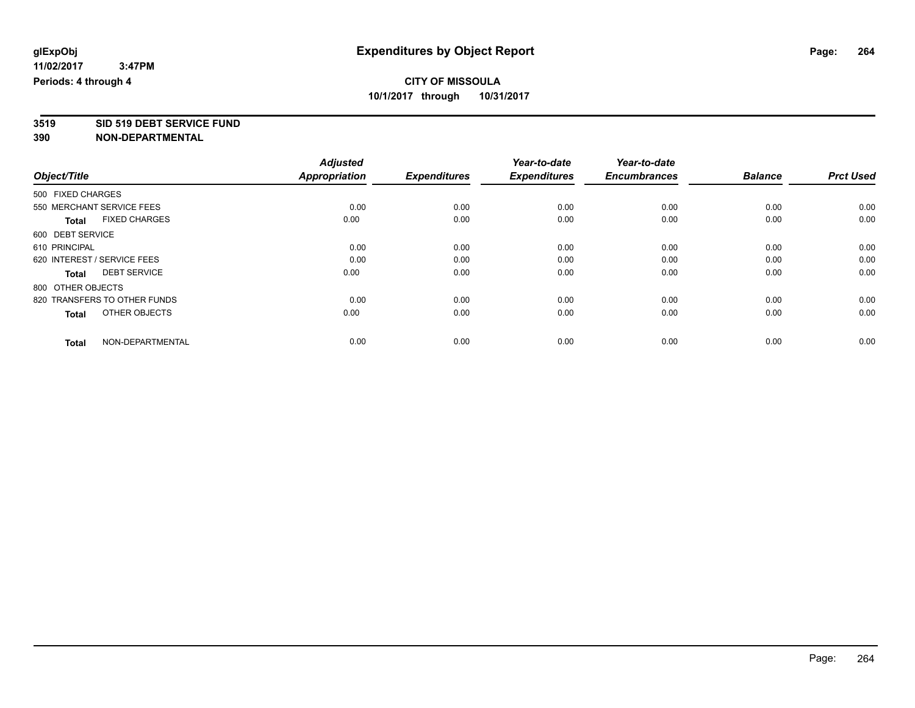**glExpObj**
**11/02/2017 3:47PM**
**Periods: 4 through 4**

# Expenditures by Object Report

**CITY OF MISSOULA**
**10/1/2017 through 10/31/2017**

**3519 SID 519 DEBT SERVICE FUND**
**390 NON-DEPARTMENTAL**

| Object/Title | Adjusted Appropriation | Expenditures | Year-to-date Expenditures | Year-to-date Encumbrances | Balance | Prct Used |
|---|---|---|---|---|---|---|
| 500 FIXED CHARGES | | | | | | |
| 550 MERCHANT SERVICE FEES | 0.00 | 0.00 | 0.00 | 0.00 | 0.00 | 0.00 |
| **Total** FIXED CHARGES | 0.00 | 0.00 | 0.00 | 0.00 | 0.00 | 0.00 |
| 600 DEBT SERVICE | | | | | | |
| 610 PRINCIPAL | 0.00 | 0.00 | 0.00 | 0.00 | 0.00 | 0.00 |
| 620 INTEREST / SERVICE FEES | 0.00 | 0.00 | 0.00 | 0.00 | 0.00 | 0.00 |
| **Total** DEBT SERVICE | 0.00 | 0.00 | 0.00 | 0.00 | 0.00 | 0.00 |
| 800 OTHER OBJECTS | | | | | | |
| 820 TRANSFERS TO OTHER FUNDS | 0.00 | 0.00 | 0.00 | 0.00 | 0.00 | 0.00 |
| **Total** OTHER OBJECTS | 0.00 | 0.00 | 0.00 | 0.00 | 0.00 | 0.00 |
| **Total** NON-DEPARTMENTAL | 0.00 | 0.00 | 0.00 | 0.00 | 0.00 | 0.00 |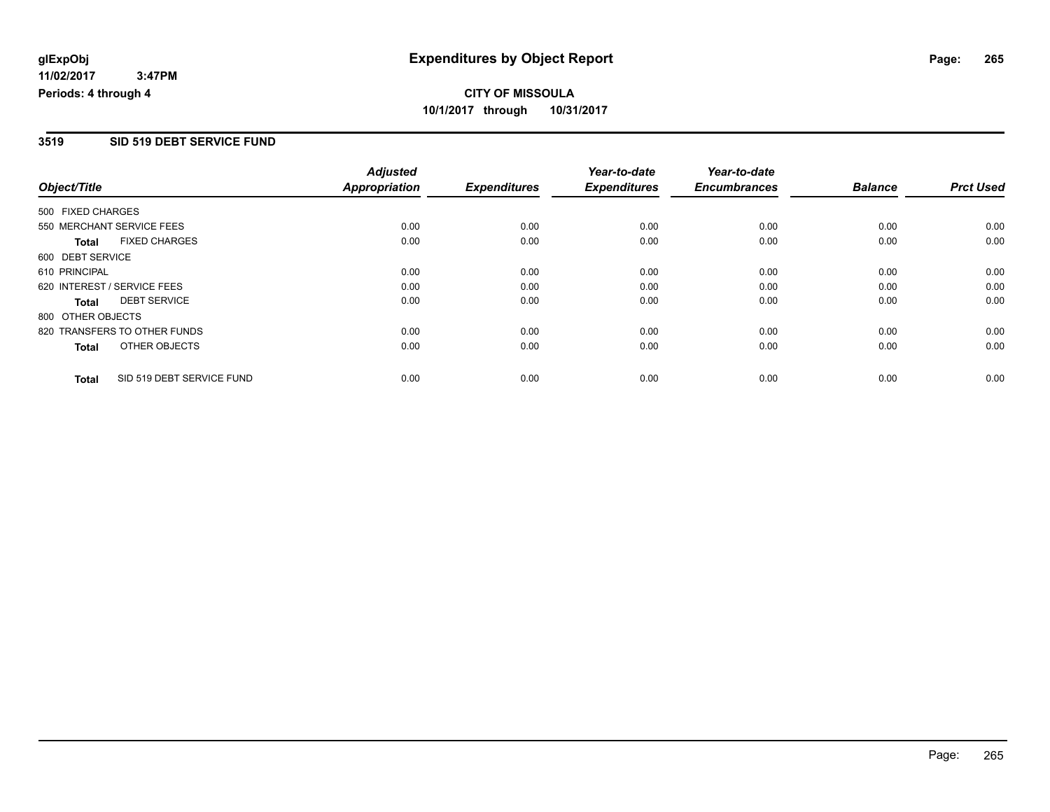# Expenditures by Object Report

**CITY OF MISSOULA**

**10/1/2017 through 10/31/2017**

glExpObj
11/02/2017 3:47PM
Periods: 4 through 4

## 3519 SID 519 DEBT SERVICE FUND

| Object/Title | | Adjusted Appropriation | Expenditures | Year-to-date Expenditures | Year-to-date Encumbrances | Balance | Prct Used |
|---|---|---|---|---|---|---|---|
| 500 FIXED CHARGES | | | | | | | |
| 550 MERCHANT SERVICE FEES | | 0.00 | 0.00 | 0.00 | 0.00 | 0.00 | 0.00 |
| **Total** | FIXED CHARGES | 0.00 | 0.00 | 0.00 | 0.00 | 0.00 | 0.00 |
| 600 DEBT SERVICE | | | | | | | |
| 610 PRINCIPAL | | 0.00 | 0.00 | 0.00 | 0.00 | 0.00 | 0.00 |
| 620 INTEREST / SERVICE FEES | | 0.00 | 0.00 | 0.00 | 0.00 | 0.00 | 0.00 |
| **Total** | DEBT SERVICE | 0.00 | 0.00 | 0.00 | 0.00 | 0.00 | 0.00 |
| 800 OTHER OBJECTS | | | | | | | |
| 820 TRANSFERS TO OTHER FUNDS | | 0.00 | 0.00 | 0.00 | 0.00 | 0.00 | 0.00 |
| **Total** | OTHER OBJECTS | 0.00 | 0.00 | 0.00 | 0.00 | 0.00 | 0.00 |
| **Total** | SID 519 DEBT SERVICE FUND | 0.00 | 0.00 | 0.00 | 0.00 | 0.00 | 0.00 |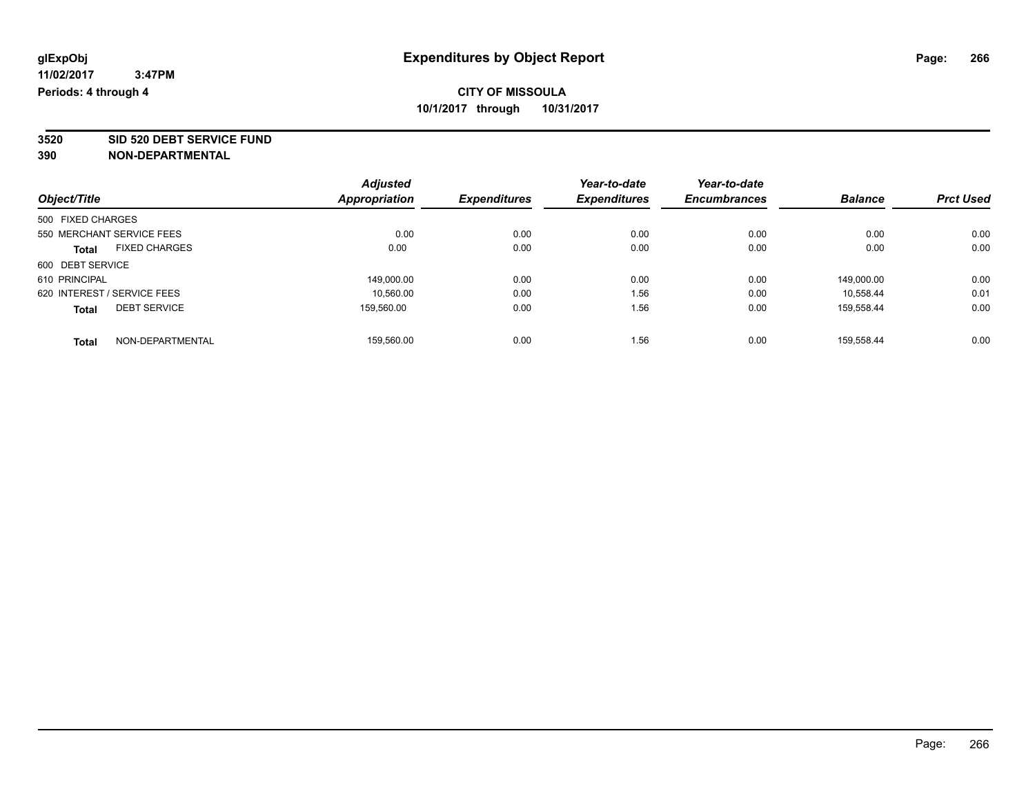**glExpObj** — **Expenditures by Object Report**

**11/02/2017 3:47PM**

**Periods: 4 through 4**

**CITY OF MISSOULA**

**10/1/2017 through 10/31/2017**

**3520 SID 520 DEBT SERVICE FUND**

**390 NON-DEPARTMENTAL**

| Object/Title | Adjusted Appropriation | Expenditures | Year-to-date Expenditures | Year-to-date Encumbrances | Balance | Prct Used |
|---|---|---|---|---|---|---|
| 500 FIXED CHARGES | | | | | | |
| 550 MERCHANT SERVICE FEES | 0.00 | 0.00 | 0.00 | 0.00 | 0.00 | 0.00 |
| **Total** FIXED CHARGES | 0.00 | 0.00 | 0.00 | 0.00 | 0.00 | 0.00 |
| 600 DEBT SERVICE | | | | | | |
| 610 PRINCIPAL | 149,000.00 | 0.00 | 0.00 | 0.00 | 149,000.00 | 0.00 |
| 620 INTEREST / SERVICE FEES | 10,560.00 | 0.00 | 1.56 | 0.00 | 10,558.44 | 0.01 |
| **Total** DEBT SERVICE | 159,560.00 | 0.00 | 1.56 | 0.00 | 159,558.44 | 0.00 |
| **Total** NON-DEPARTMENTAL | 159,560.00 | 0.00 | 1.56 | 0.00 | 159,558.44 | 0.00 |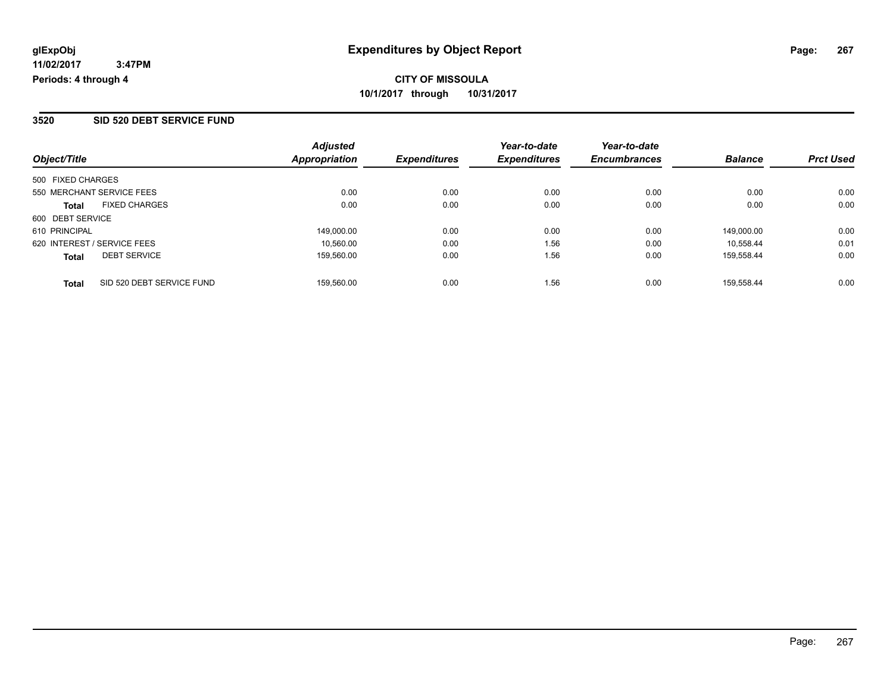**glExpObj** **Expenditures by Object Report**
**11/02/2017 3:47PM**
**Periods: 4 through 4**

**CITY OF MISSOULA**
**10/1/2017 through 10/31/2017**

## 3520 SID 520 DEBT SERVICE FUND

| Object/Title | | Adjusted Appropriation | Expenditures | Year-to-date Expenditures | Year-to-date Encumbrances | Balance | Prct Used |
|---|---|---|---|---|---|---|---|
| 500 FIXED CHARGES | | | | | | | |
| 550 MERCHANT SERVICE FEES | | 0.00 | 0.00 | 0.00 | 0.00 | 0.00 | 0.00 |
| **Total** | FIXED CHARGES | 0.00 | 0.00 | 0.00 | 0.00 | 0.00 | 0.00 |
| 600 DEBT SERVICE | | | | | | | |
| 610 PRINCIPAL | | 149,000.00 | 0.00 | 0.00 | 0.00 | 149,000.00 | 0.00 |
| 620 INTEREST / SERVICE FEES | | 10,560.00 | 0.00 | 1.56 | 0.00 | 10,558.44 | 0.01 |
| **Total** | DEBT SERVICE | 159,560.00 | 0.00 | 1.56 | 0.00 | 159,558.44 | 0.00 |
| **Total** | SID 520 DEBT SERVICE FUND | 159,560.00 | 0.00 | 1.56 | 0.00 | 159,558.44 | 0.00 |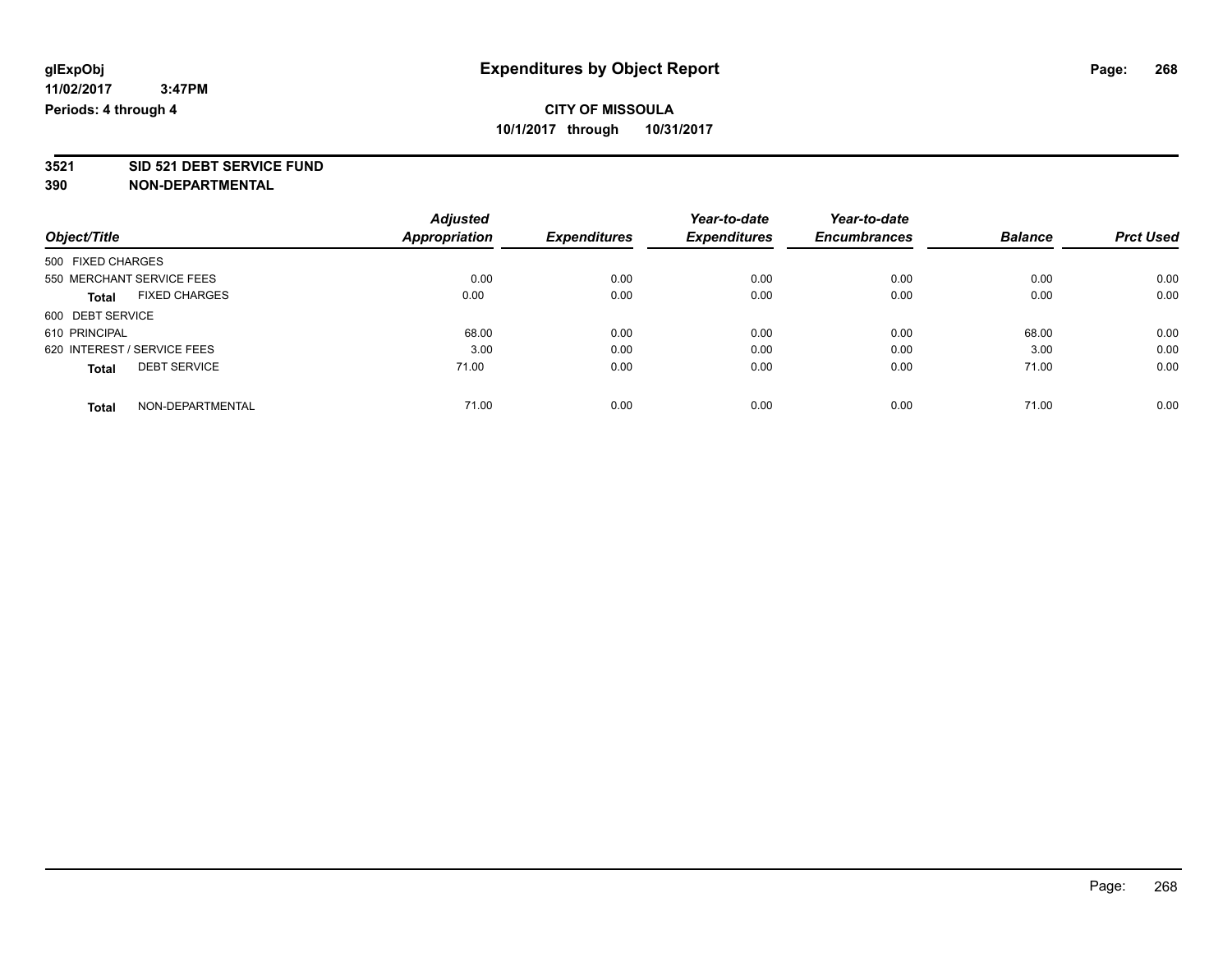**glExpObj**
**11/02/2017 3:47PM**
**Periods: 4 through 4**

# Expenditures by Object Report

**CITY OF MISSOULA**
**10/1/2017 through 10/31/2017**

**3521 SID 521 DEBT SERVICE FUND**
**390 NON-DEPARTMENTAL**

| Object/Title | Adjusted Appropriation | Expenditures | Year-to-date Expenditures | Year-to-date Encumbrances | Balance | Prct Used |
|---|---|---|---|---|---|---|
| 500 FIXED CHARGES | | | | | | |
| 550 MERCHANT SERVICE FEES | 0.00 | 0.00 | 0.00 | 0.00 | 0.00 | 0.00 |
| **Total** FIXED CHARGES | 0.00 | 0.00 | 0.00 | 0.00 | 0.00 | 0.00 |
| 600 DEBT SERVICE | | | | | | |
| 610 PRINCIPAL | 68.00 | 0.00 | 0.00 | 0.00 | 68.00 | 0.00 |
| 620 INTEREST / SERVICE FEES | 3.00 | 0.00 | 0.00 | 0.00 | 3.00 | 0.00 |
| **Total** DEBT SERVICE | 71.00 | 0.00 | 0.00 | 0.00 | 71.00 | 0.00 |
| **Total** NON-DEPARTMENTAL | 71.00 | 0.00 | 0.00 | 0.00 | 71.00 | 0.00 |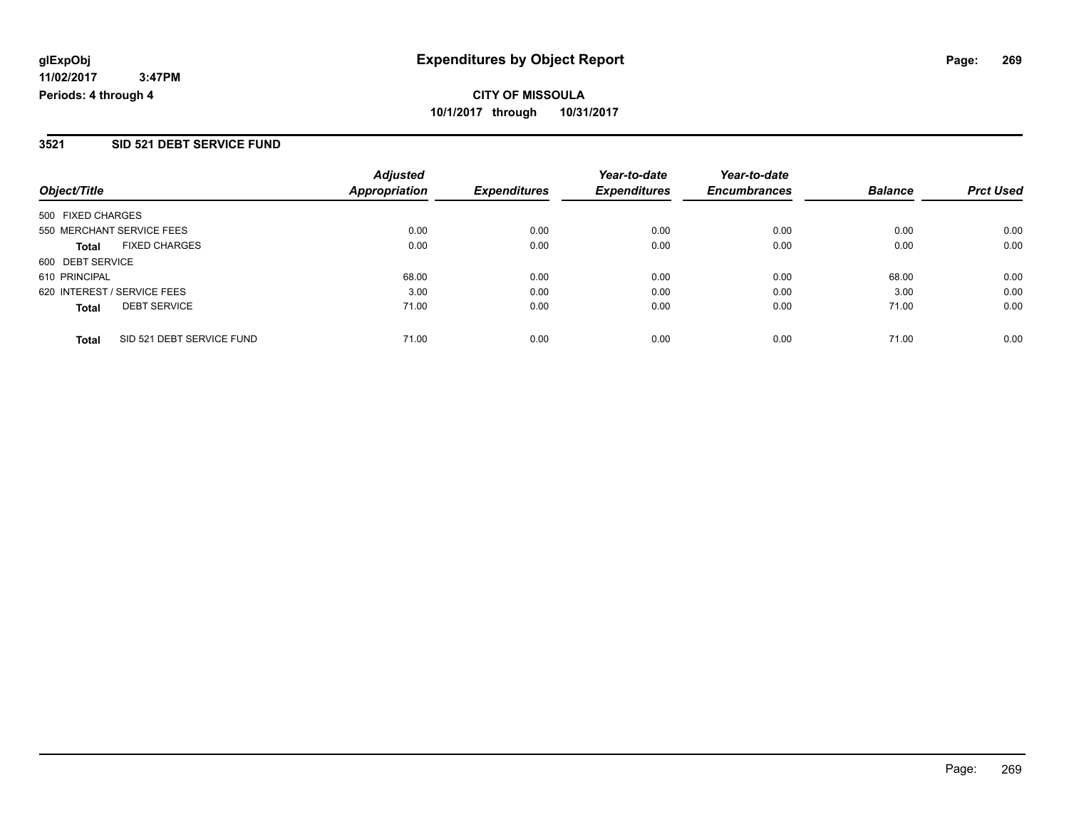# Expenditures by Object Report

glExpObj
11/02/2017 3:47PM
Periods: 4 through 4

**CITY OF MISSOULA**
**10/1/2017 through 10/31/2017**

## 3521 SID 521 DEBT SERVICE FUND

| Object/Title | Adjusted Appropriation | Expenditures | Year-to-date Expenditures | Year-to-date Encumbrances | Balance | Prct Used |
|---|---|---|---|---|---|---|
| 500 FIXED CHARGES | | | | | | |
| 550 MERCHANT SERVICE FEES | 0.00 | 0.00 | 0.00 | 0.00 | 0.00 | 0.00 |
| **Total** FIXED CHARGES | 0.00 | 0.00 | 0.00 | 0.00 | 0.00 | 0.00 |
| 600 DEBT SERVICE | | | | | | |
| 610 PRINCIPAL | 68.00 | 0.00 | 0.00 | 0.00 | 68.00 | 0.00 |
| 620 INTEREST / SERVICE FEES | 3.00 | 0.00 | 0.00 | 0.00 | 3.00 | 0.00 |
| **Total** DEBT SERVICE | 71.00 | 0.00 | 0.00 | 0.00 | 71.00 | 0.00 |
| **Total** SID 521 DEBT SERVICE FUND | 71.00 | 0.00 | 0.00 | 0.00 | 71.00 | 0.00 |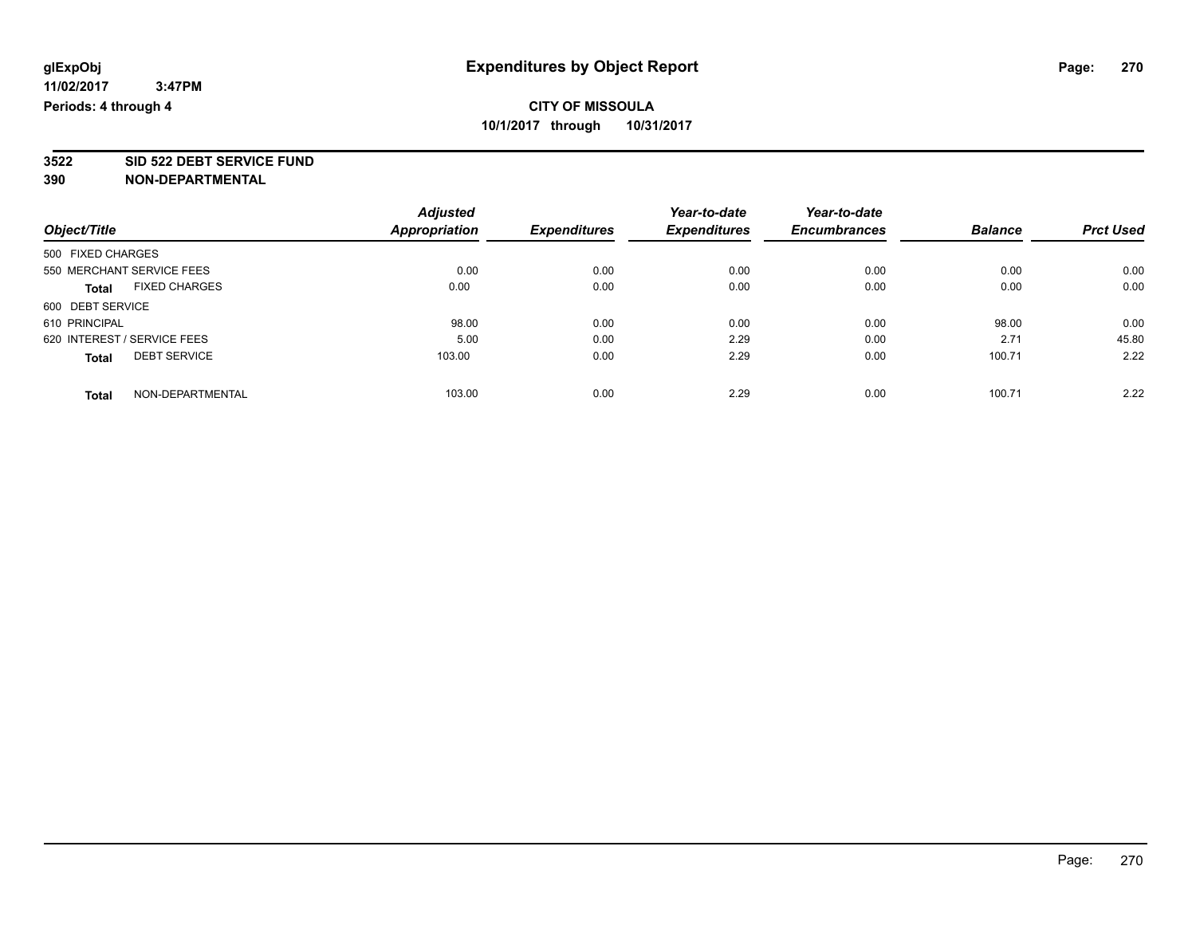# Expenditures by Object Report

glExpObj
11/02/2017 3:47PM
Periods: 4 through 4

**CITY OF MISSOULA**
**10/1/2017 through 10/31/2017**

**3522 SID 522 DEBT SERVICE FUND**
**390 NON-DEPARTMENTAL**

| Object/Title | Adjusted Appropriation | Expenditures | Year-to-date Expenditures | Year-to-date Encumbrances | Balance | Prct Used |
|---|---|---|---|---|---|---|
| 500 FIXED CHARGES | | | | | | |
| 550 MERCHANT SERVICE FEES | 0.00 | 0.00 | 0.00 | 0.00 | 0.00 | 0.00 |
| **Total** FIXED CHARGES | 0.00 | 0.00 | 0.00 | 0.00 | 0.00 | 0.00 |
| 600 DEBT SERVICE | | | | | | |
| 610 PRINCIPAL | 98.00 | 0.00 | 0.00 | 0.00 | 98.00 | 0.00 |
| 620 INTEREST / SERVICE FEES | 5.00 | 0.00 | 2.29 | 0.00 | 2.71 | 45.80 |
| **Total** DEBT SERVICE | 103.00 | 0.00 | 2.29 | 0.00 | 100.71 | 2.22 |
| **Total** NON-DEPARTMENTAL | 103.00 | 0.00 | 2.29 | 0.00 | 100.71 | 2.22 |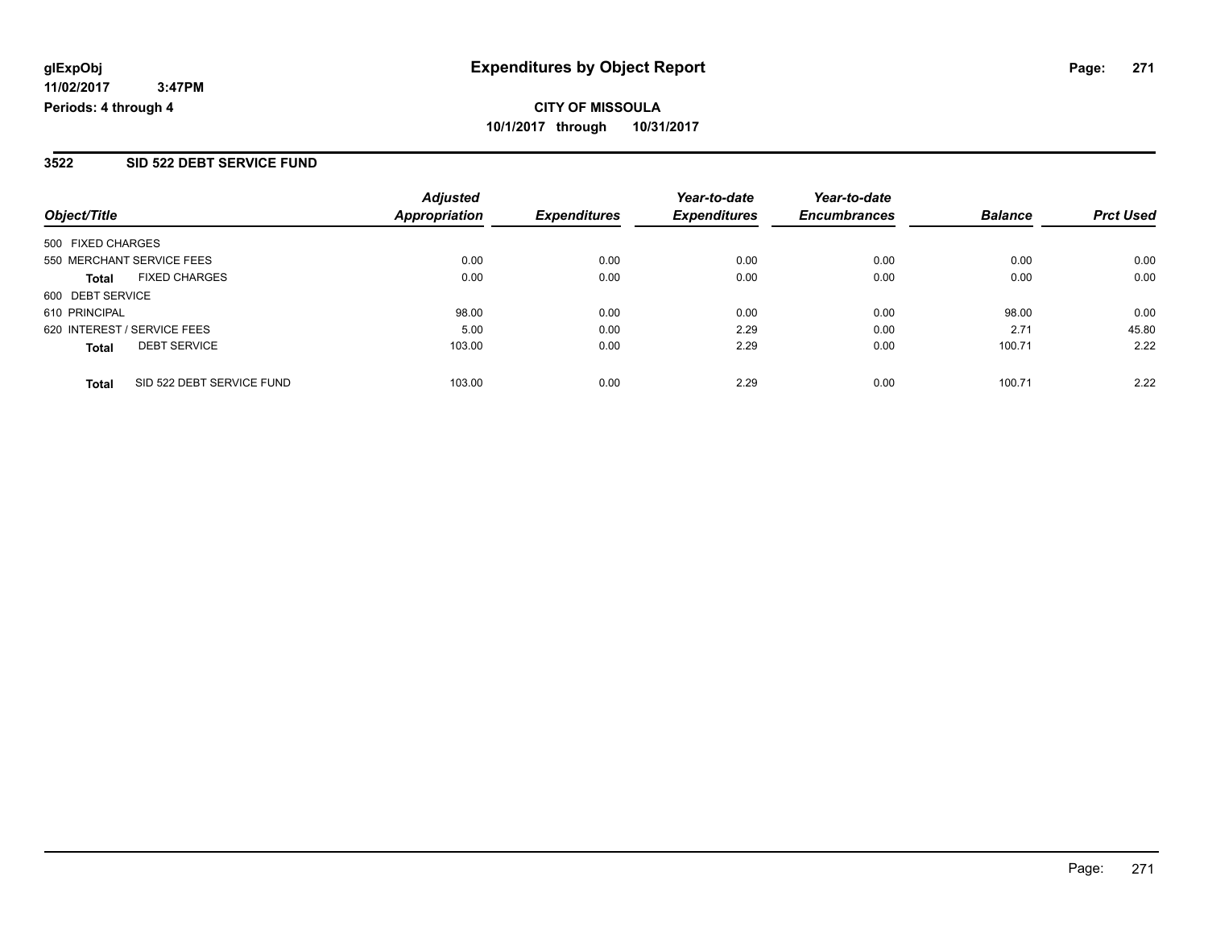**glExpObj**
**11/02/2017 3:47PM**
**Periods: 4 through 4**

# Expenditures by Object Report

**CITY OF MISSOULA**
**10/1/2017 through 10/31/2017**

## 3522 SID 522 DEBT SERVICE FUND

| Object/Title | | Adjusted Appropriation | Expenditures | Year-to-date Expenditures | Year-to-date Encumbrances | Balance | Prct Used |
|---|---|---|---|---|---|---|---|
| 500 FIXED CHARGES | | | | | | | |
| 550 MERCHANT SERVICE FEES | | 0.00 | 0.00 | 0.00 | 0.00 | 0.00 | 0.00 |
| **Total** | FIXED CHARGES | 0.00 | 0.00 | 0.00 | 0.00 | 0.00 | 0.00 |
| 600 DEBT SERVICE | | | | | | | |
| 610 PRINCIPAL | | 98.00 | 0.00 | 0.00 | 0.00 | 98.00 | 0.00 |
| 620 INTEREST / SERVICE FEES | | 5.00 | 0.00 | 2.29 | 0.00 | 2.71 | 45.80 |
| **Total** | DEBT SERVICE | 103.00 | 0.00 | 2.29 | 0.00 | 100.71 | 2.22 |
| **Total** | SID 522 DEBT SERVICE FUND | 103.00 | 0.00 | 2.29 | 0.00 | 100.71 | 2.22 |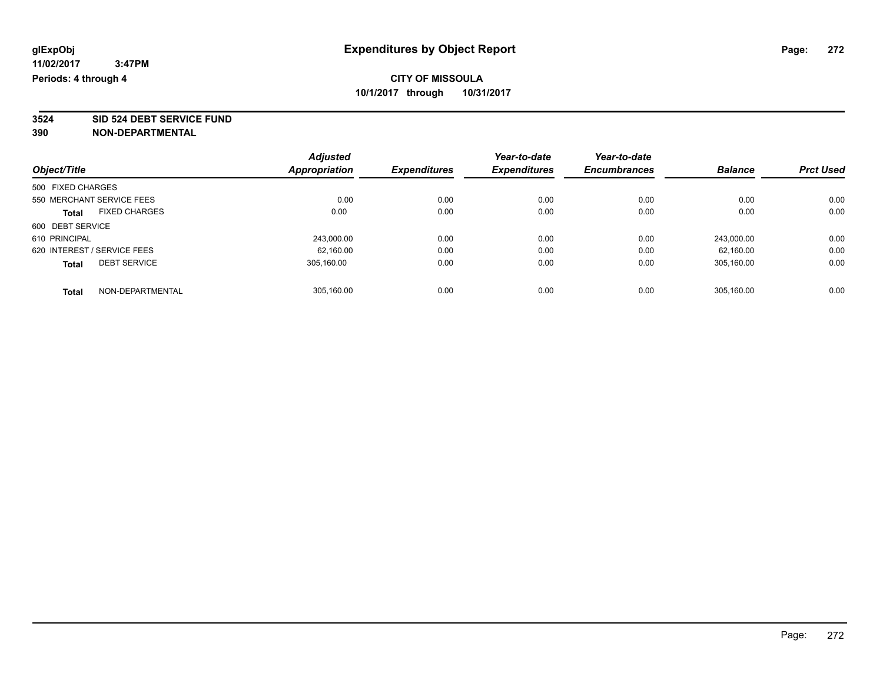glExpObj
11/02/2017 3:47PM
Periods: 4 through 4

# Expenditures by Object Report

**CITY OF MISSOULA**
**10/1/2017 through 10/31/2017**

**3524 SID 524 DEBT SERVICE FUND**
**390 NON-DEPARTMENTAL**

| Object/Title | | Adjusted Appropriation | Expenditures | Year-to-date Expenditures | Year-to-date Encumbrances | Balance | Prct Used |
|---|---|---|---|---|---|---|---|
| 500 FIXED CHARGES | | | | | | | |
| 550 MERCHANT SERVICE FEES | | 0.00 | 0.00 | 0.00 | 0.00 | 0.00 | 0.00 |
| **Total** | FIXED CHARGES | 0.00 | 0.00 | 0.00 | 0.00 | 0.00 | 0.00 |
| 600 DEBT SERVICE | | | | | | | |
| 610 PRINCIPAL | | 243,000.00 | 0.00 | 0.00 | 0.00 | 243,000.00 | 0.00 |
| 620 INTEREST / SERVICE FEES | | 62,160.00 | 0.00 | 0.00 | 0.00 | 62,160.00 | 0.00 |
| **Total** | DEBT SERVICE | 305,160.00 | 0.00 | 0.00 | 0.00 | 305,160.00 | 0.00 |
| **Total** | NON-DEPARTMENTAL | 305,160.00 | 0.00 | 0.00 | 0.00 | 305,160.00 | 0.00 |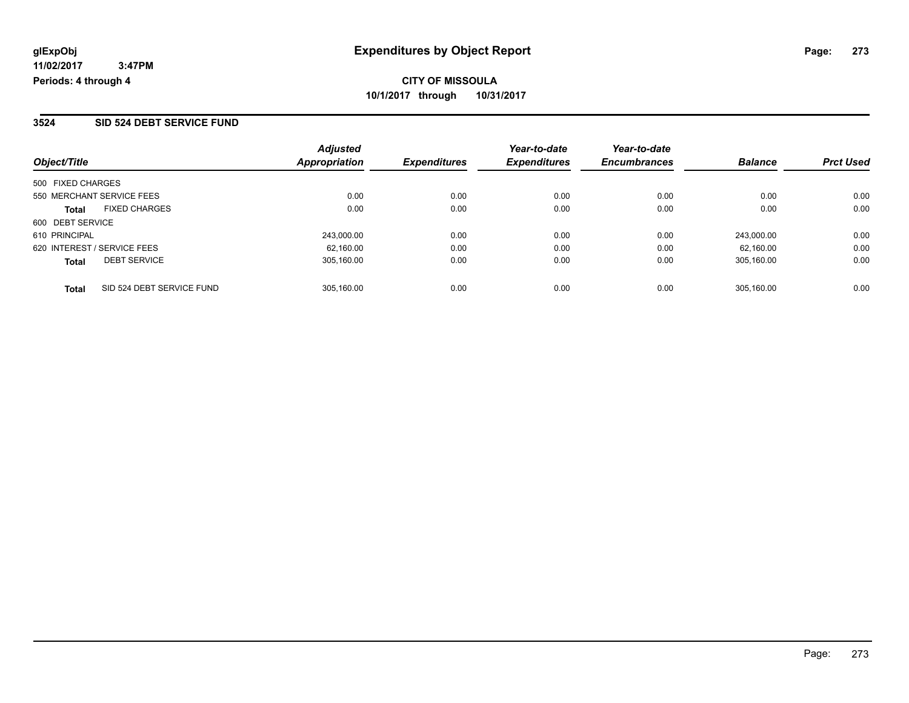**glExpObj**
**11/02/2017 3:47PM**
**Periods: 4 through 4**

# Expenditures by Object Report

**CITY OF MISSOULA**
**10/1/2017 through 10/31/2017**

## 3524 SID 524 DEBT SERVICE FUND

| Object/Title | | Adjusted Appropriation | Expenditures | Year-to-date Expenditures | Year-to-date Encumbrances | Balance | Prct Used |
|---|---|---|---|---|---|---|---|
| 500 FIXED CHARGES | | | | | | | |
| 550 MERCHANT SERVICE FEES | | 0.00 | 0.00 | 0.00 | 0.00 | 0.00 | 0.00 |
| **Total** | FIXED CHARGES | 0.00 | 0.00 | 0.00 | 0.00 | 0.00 | 0.00 |
| 600 DEBT SERVICE | | | | | | | |
| 610 PRINCIPAL | | 243,000.00 | 0.00 | 0.00 | 0.00 | 243,000.00 | 0.00 |
| 620 INTEREST / SERVICE FEES | | 62,160.00 | 0.00 | 0.00 | 0.00 | 62,160.00 | 0.00 |
| **Total** | DEBT SERVICE | 305,160.00 | 0.00 | 0.00 | 0.00 | 305,160.00 | 0.00 |
| **Total** | SID 524 DEBT SERVICE FUND | 305,160.00 | 0.00 | 0.00 | 0.00 | 305,160.00 | 0.00 |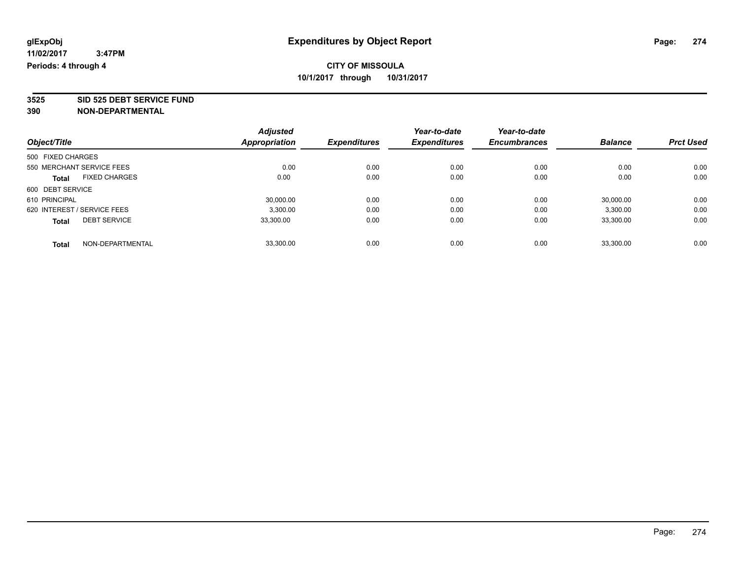**glExpObj**
**11/02/2017 3:47PM**
**Periods: 4 through 4**

# Expenditures by Object Report

**CITY OF MISSOULA**
**10/1/2017 through 10/31/2017**

**3525 SID 525 DEBT SERVICE FUND**
**390 NON-DEPARTMENTAL**

| Object/Title | | Adjusted Appropriation | Expenditures | Year-to-date Expenditures | Year-to-date Encumbrances | Balance | Prct Used |
|---|---|---|---|---|---|---|---|
| 500 FIXED CHARGES | | | | | | | |
| 550 MERCHANT SERVICE FEES | | 0.00 | 0.00 | 0.00 | 0.00 | 0.00 | 0.00 |
| **Total** | FIXED CHARGES | 0.00 | 0.00 | 0.00 | 0.00 | 0.00 | 0.00 |
| 600 DEBT SERVICE | | | | | | | |
| 610 PRINCIPAL | | 30,000.00 | 0.00 | 0.00 | 0.00 | 30,000.00 | 0.00 |
| 620 INTEREST / SERVICE FEES | | 3,300.00 | 0.00 | 0.00 | 0.00 | 3,300.00 | 0.00 |
| **Total** | DEBT SERVICE | 33,300.00 | 0.00 | 0.00 | 0.00 | 33,300.00 | 0.00 |
| **Total** | NON-DEPARTMENTAL | 33,300.00 | 0.00 | 0.00 | 0.00 | 33,300.00 | 0.00 |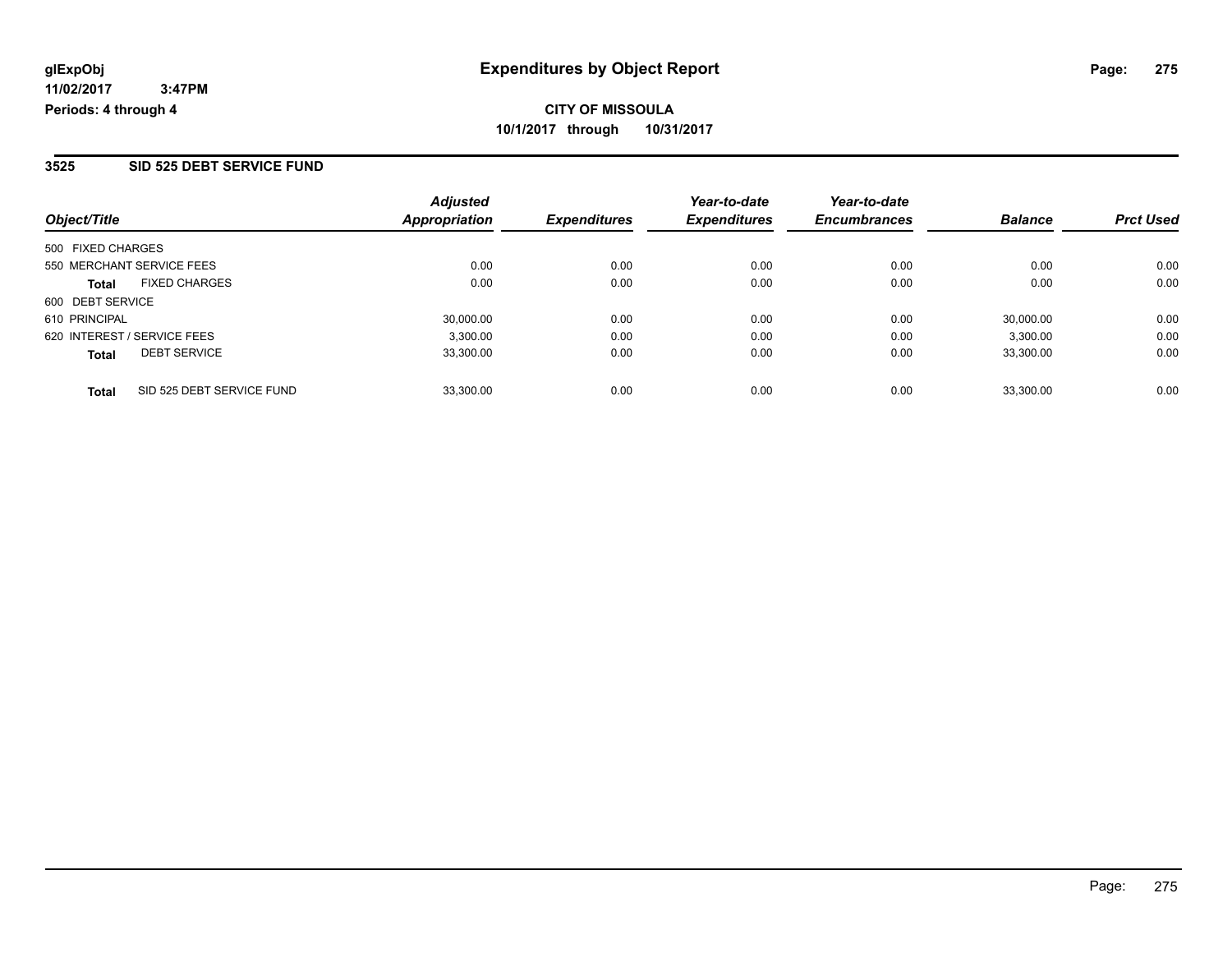**glExpObj** **Expenditures by Object Report**

**11/02/2017 3:47PM**

**Periods: 4 through 4**

**CITY OF MISSOULA**

**10/1/2017 through 10/31/2017**

## 3525 SID 525 DEBT SERVICE FUND

| Object/Title | | Adjusted Appropriation | Expenditures | Year-to-date Expenditures | Year-to-date Encumbrances | Balance | Prct Used |
|---|---|---|---|---|---|---|---|
| 500 FIXED CHARGES | | | | | | | |
| 550 MERCHANT SERVICE FEES | | 0.00 | 0.00 | 0.00 | 0.00 | 0.00 | 0.00 |
| **Total** | FIXED CHARGES | 0.00 | 0.00 | 0.00 | 0.00 | 0.00 | 0.00 |
| 600 DEBT SERVICE | | | | | | | |
| 610 PRINCIPAL | | 30,000.00 | 0.00 | 0.00 | 0.00 | 30,000.00 | 0.00 |
| 620 INTEREST / SERVICE FEES | | 3,300.00 | 0.00 | 0.00 | 0.00 | 3,300.00 | 0.00 |
| **Total** | DEBT SERVICE | 33,300.00 | 0.00 | 0.00 | 0.00 | 33,300.00 | 0.00 |
| **Total** | SID 525 DEBT SERVICE FUND | 33,300.00 | 0.00 | 0.00 | 0.00 | 33,300.00 | 0.00 |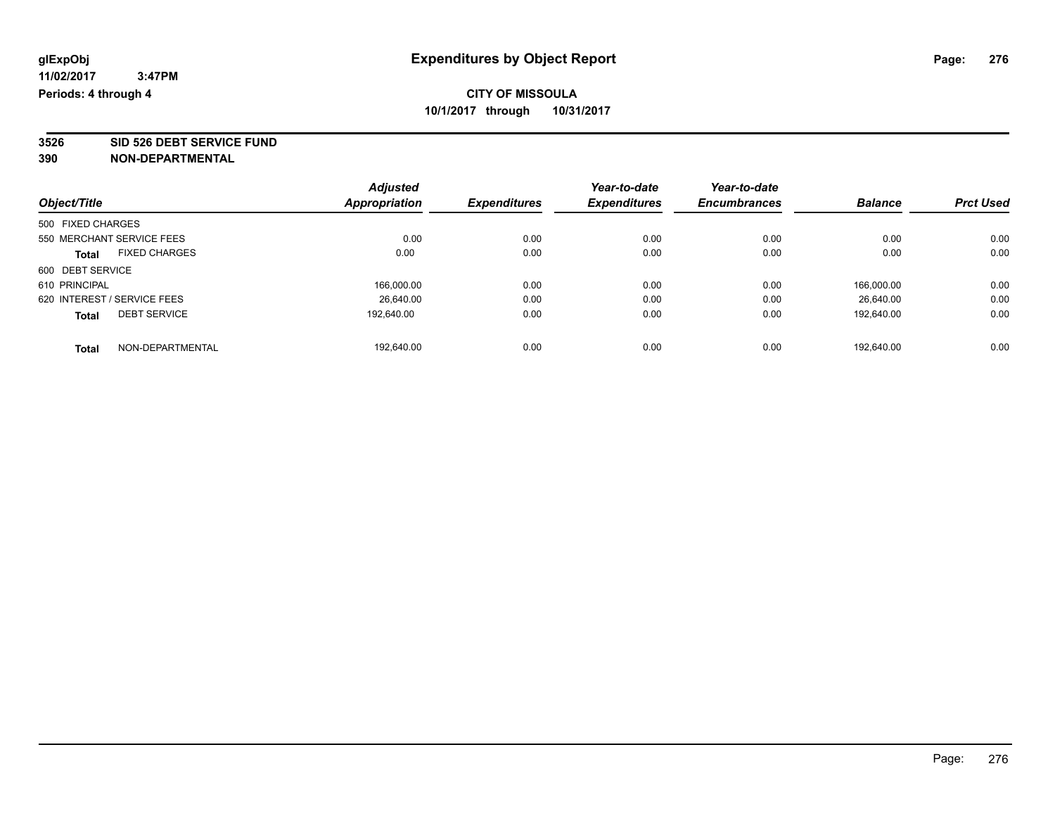**glExpObj**
**11/02/2017 3:47PM**
**Periods: 4 through 4**

# Expenditures by Object Report

**CITY OF MISSOULA**
**10/1/2017 through 10/31/2017**

**3526 SID 526 DEBT SERVICE FUND**
**390 NON-DEPARTMENTAL**

| Object/Title | Adjusted Appropriation | Expenditures | Year-to-date Expenditures | Year-to-date Encumbrances | Balance | Prct Used |
|---|---|---|---|---|---|---|
| 500 FIXED CHARGES | | | | | | |
| 550 MERCHANT SERVICE FEES | 0.00 | 0.00 | 0.00 | 0.00 | 0.00 | 0.00 |
| **Total** FIXED CHARGES | 0.00 | 0.00 | 0.00 | 0.00 | 0.00 | 0.00 |
| 600 DEBT SERVICE | | | | | | |
| 610 PRINCIPAL | 166,000.00 | 0.00 | 0.00 | 0.00 | 166,000.00 | 0.00 |
| 620 INTEREST / SERVICE FEES | 26,640.00 | 0.00 | 0.00 | 0.00 | 26,640.00 | 0.00 |
| **Total** DEBT SERVICE | 192,640.00 | 0.00 | 0.00 | 0.00 | 192,640.00 | 0.00 |
| **Total** NON-DEPARTMENTAL | 192,640.00 | 0.00 | 0.00 | 0.00 | 192,640.00 | 0.00 |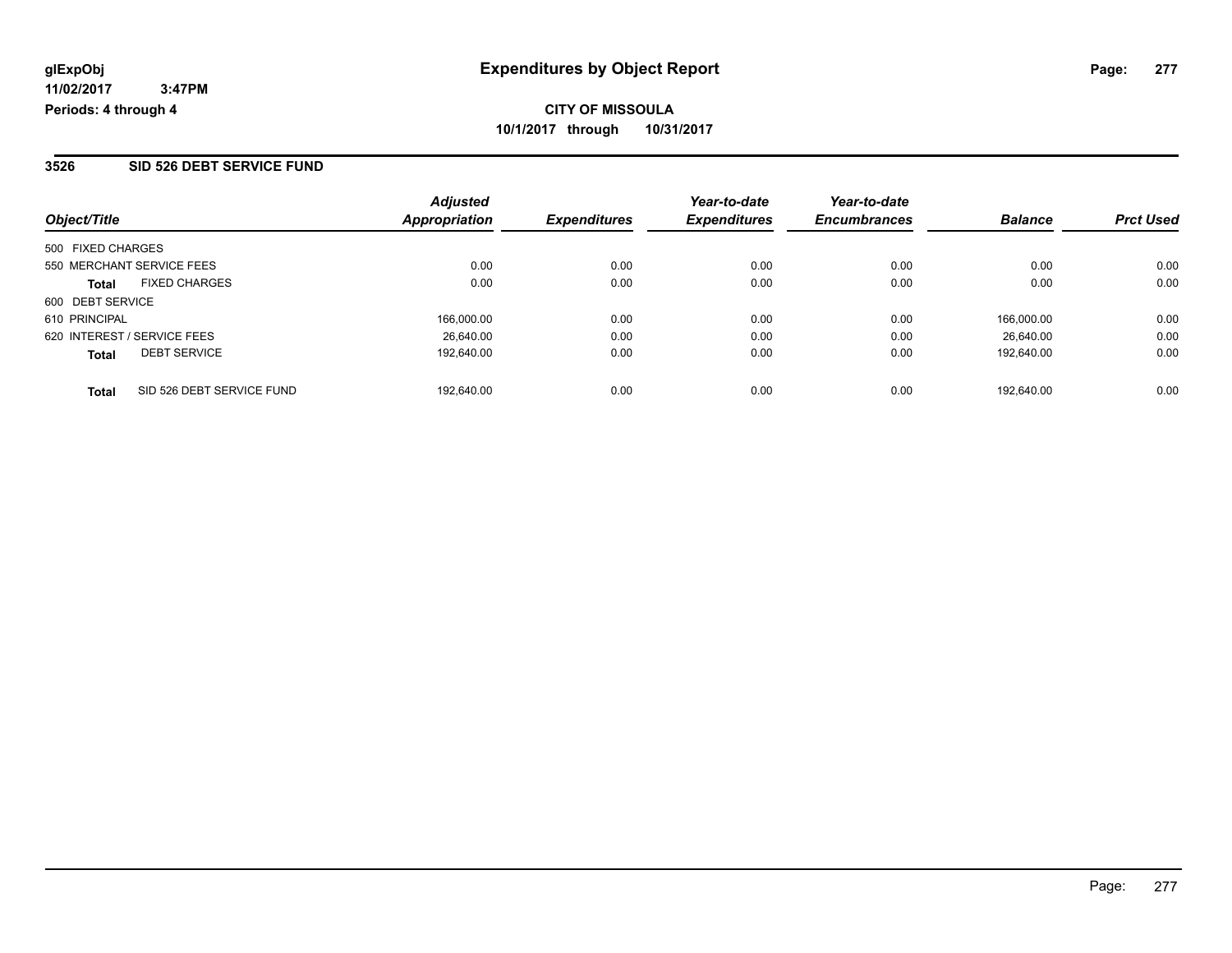**glExpObj** **Expenditures by Object Report**

**11/02/2017 3:47PM**

**Periods: 4 through 4**

**CITY OF MISSOULA**

**10/1/2017 through 10/31/2017**

## 3526 SID 526 DEBT SERVICE FUND

| Object/Title | | Adjusted Appropriation | Expenditures | Year-to-date Expenditures | Year-to-date Encumbrances | Balance | Prct Used |
|---|---|---|---|---|---|---|---|
| 500 FIXED CHARGES | | | | | | | |
| 550 MERCHANT SERVICE FEES | | 0.00 | 0.00 | 0.00 | 0.00 | 0.00 | 0.00 |
| **Total** | FIXED CHARGES | 0.00 | 0.00 | 0.00 | 0.00 | 0.00 | 0.00 |
| 600 DEBT SERVICE | | | | | | | |
| 610 PRINCIPAL | | 166,000.00 | 0.00 | 0.00 | 0.00 | 166,000.00 | 0.00 |
| 620 INTEREST / SERVICE FEES | | 26,640.00 | 0.00 | 0.00 | 0.00 | 26,640.00 | 0.00 |
| **Total** | DEBT SERVICE | 192,640.00 | 0.00 | 0.00 | 0.00 | 192,640.00 | 0.00 |
| **Total** | SID 526 DEBT SERVICE FUND | 192,640.00 | 0.00 | 0.00 | 0.00 | 192,640.00 | 0.00 |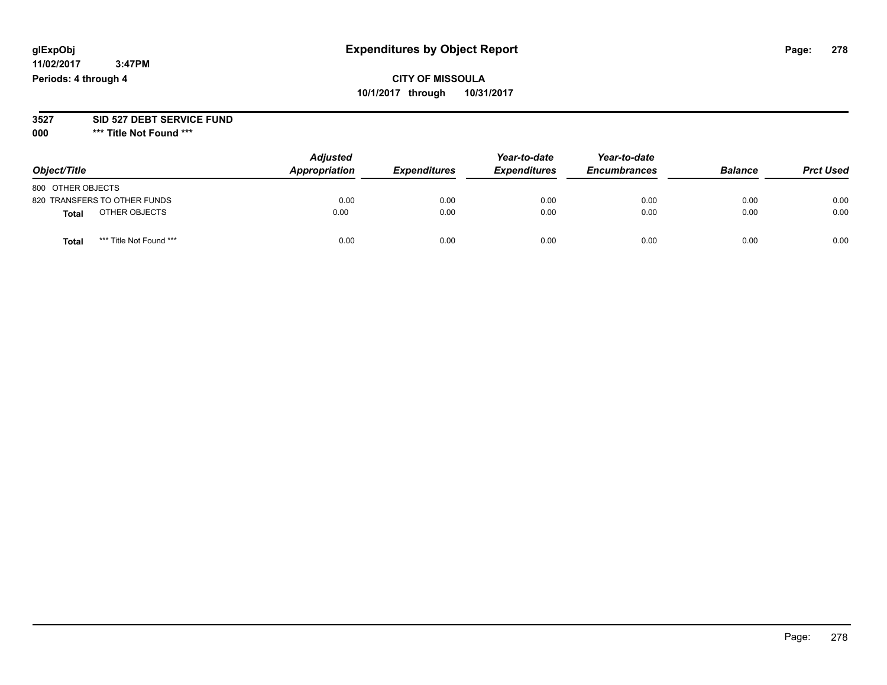# Expenditures by Object Report

glExpObj
11/02/2017 3:47PM
Periods: 4 through 4

**CITY OF MISSOULA**
**10/1/2017 through 10/31/2017**

**3527 SID 527 DEBT SERVICE FUND**
**000 \*\*\* Title Not Found \*\*\***

| Object/Title | Adjusted Appropriation | Expenditures | Year-to-date Expenditures | Year-to-date Encumbrances | Balance | Prct Used |
|---|---|---|---|---|---|---|
| 800 OTHER OBJECTS | | | | | | |
| 820 TRANSFERS TO OTHER FUNDS | 0.00 | 0.00 | 0.00 | 0.00 | 0.00 | 0.00 |
| **Total** OTHER OBJECTS | 0.00 | 0.00 | 0.00 | 0.00 | 0.00 | 0.00 |
| **Total** *** Title Not Found *** | 0.00 | 0.00 | 0.00 | 0.00 | 0.00 | 0.00 |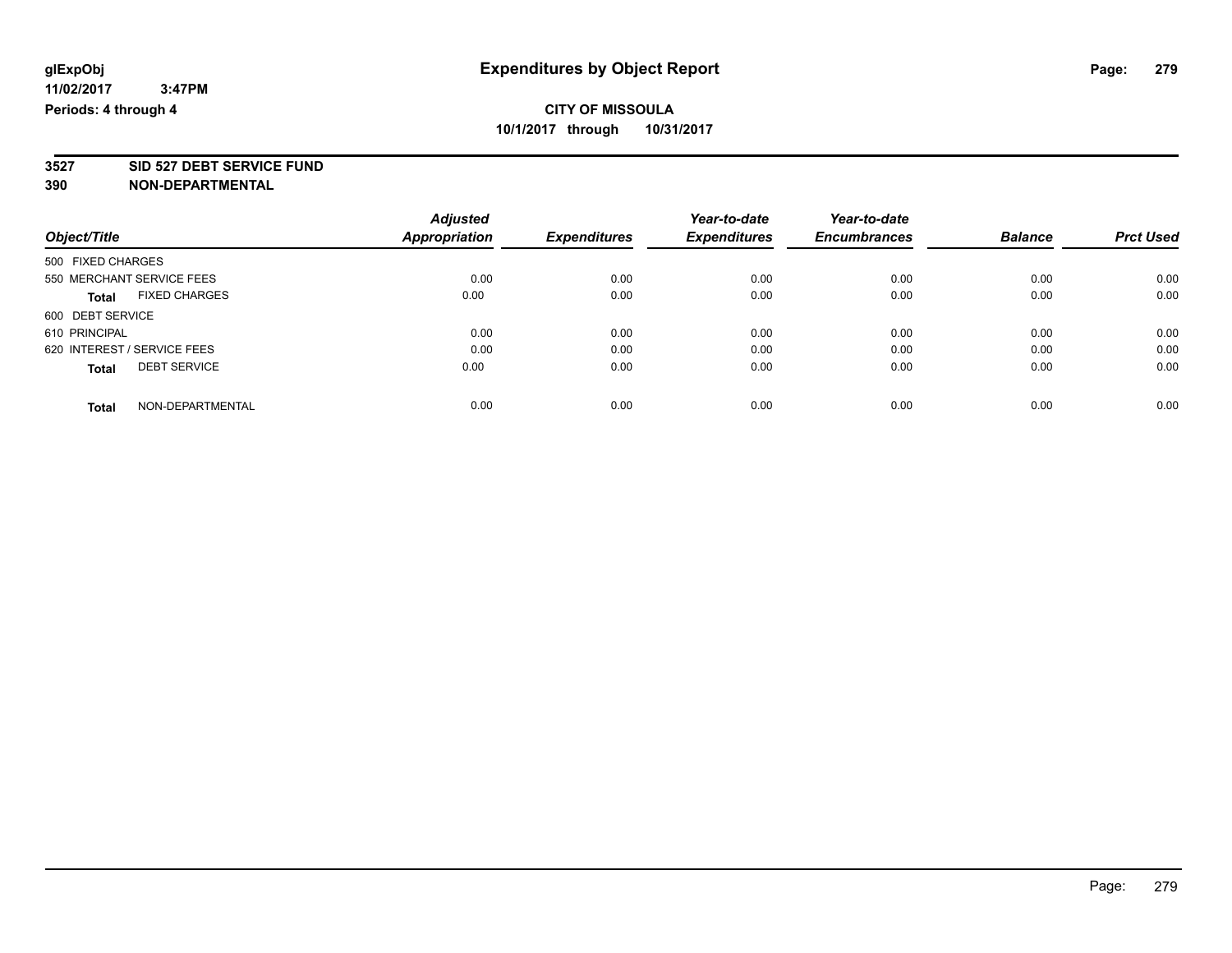glExpObj
11/02/2017 3:47PM
Periods: 4 through 4

# Expenditures by Object Report

**CITY OF MISSOULA**
**10/1/2017 through 10/31/2017**

**3527 SID 527 DEBT SERVICE FUND**
**390 NON-DEPARTMENTAL**

| Object/Title | Adjusted Appropriation | Expenditures | Year-to-date Expenditures | Year-to-date Encumbrances | Balance | Prct Used |
|---|---|---|---|---|---|---|
| 500 FIXED CHARGES | | | | | | |
| 550 MERCHANT SERVICE FEES | 0.00 | 0.00 | 0.00 | 0.00 | 0.00 | 0.00 |
| **Total** FIXED CHARGES | 0.00 | 0.00 | 0.00 | 0.00 | 0.00 | 0.00 |
| 600 DEBT SERVICE | | | | | | |
| 610 PRINCIPAL | 0.00 | 0.00 | 0.00 | 0.00 | 0.00 | 0.00 |
| 620 INTEREST / SERVICE FEES | 0.00 | 0.00 | 0.00 | 0.00 | 0.00 | 0.00 |
| **Total** DEBT SERVICE | 0.00 | 0.00 | 0.00 | 0.00 | 0.00 | 0.00 |
| **Total** NON-DEPARTMENTAL | 0.00 | 0.00 | 0.00 | 0.00 | 0.00 | 0.00 |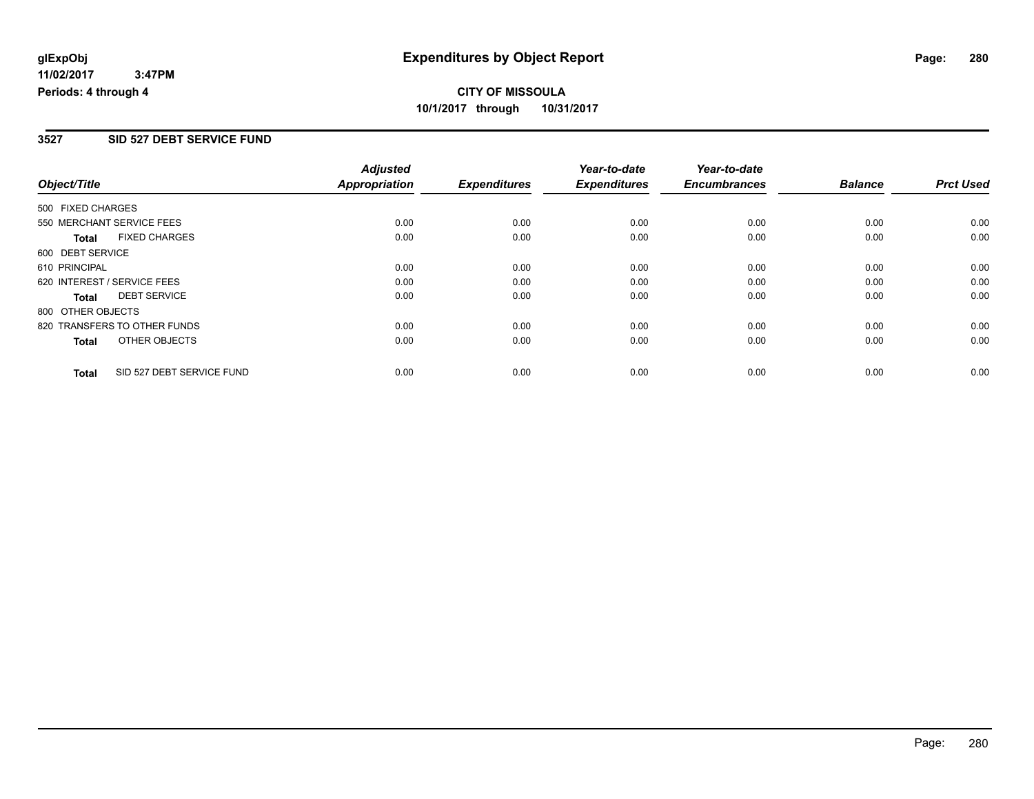**glExpObj** **Expenditures by Object Report**

**11/02/2017 3:47PM**

**Periods: 4 through 4**

**CITY OF MISSOULA**

**10/1/2017 through 10/31/2017**

## 3527 SID 527 DEBT SERVICE FUND

| Object/Title | Adjusted Appropriation | Expenditures | Year-to-date Expenditures | Year-to-date Encumbrances | Balance | Prct Used |
|---|---|---|---|---|---|---|
| 500 FIXED CHARGES | | | | | | |
| 550 MERCHANT SERVICE FEES | 0.00 | 0.00 | 0.00 | 0.00 | 0.00 | 0.00 |
| **Total** FIXED CHARGES | 0.00 | 0.00 | 0.00 | 0.00 | 0.00 | 0.00 |
| 600 DEBT SERVICE | | | | | | |
| 610 PRINCIPAL | 0.00 | 0.00 | 0.00 | 0.00 | 0.00 | 0.00 |
| 620 INTEREST / SERVICE FEES | 0.00 | 0.00 | 0.00 | 0.00 | 0.00 | 0.00 |
| **Total** DEBT SERVICE | 0.00 | 0.00 | 0.00 | 0.00 | 0.00 | 0.00 |
| 800 OTHER OBJECTS | | | | | | |
| 820 TRANSFERS TO OTHER FUNDS | 0.00 | 0.00 | 0.00 | 0.00 | 0.00 | 0.00 |
| **Total** OTHER OBJECTS | 0.00 | 0.00 | 0.00 | 0.00 | 0.00 | 0.00 |
| **Total** SID 527 DEBT SERVICE FUND | 0.00 | 0.00 | 0.00 | 0.00 | 0.00 | 0.00 |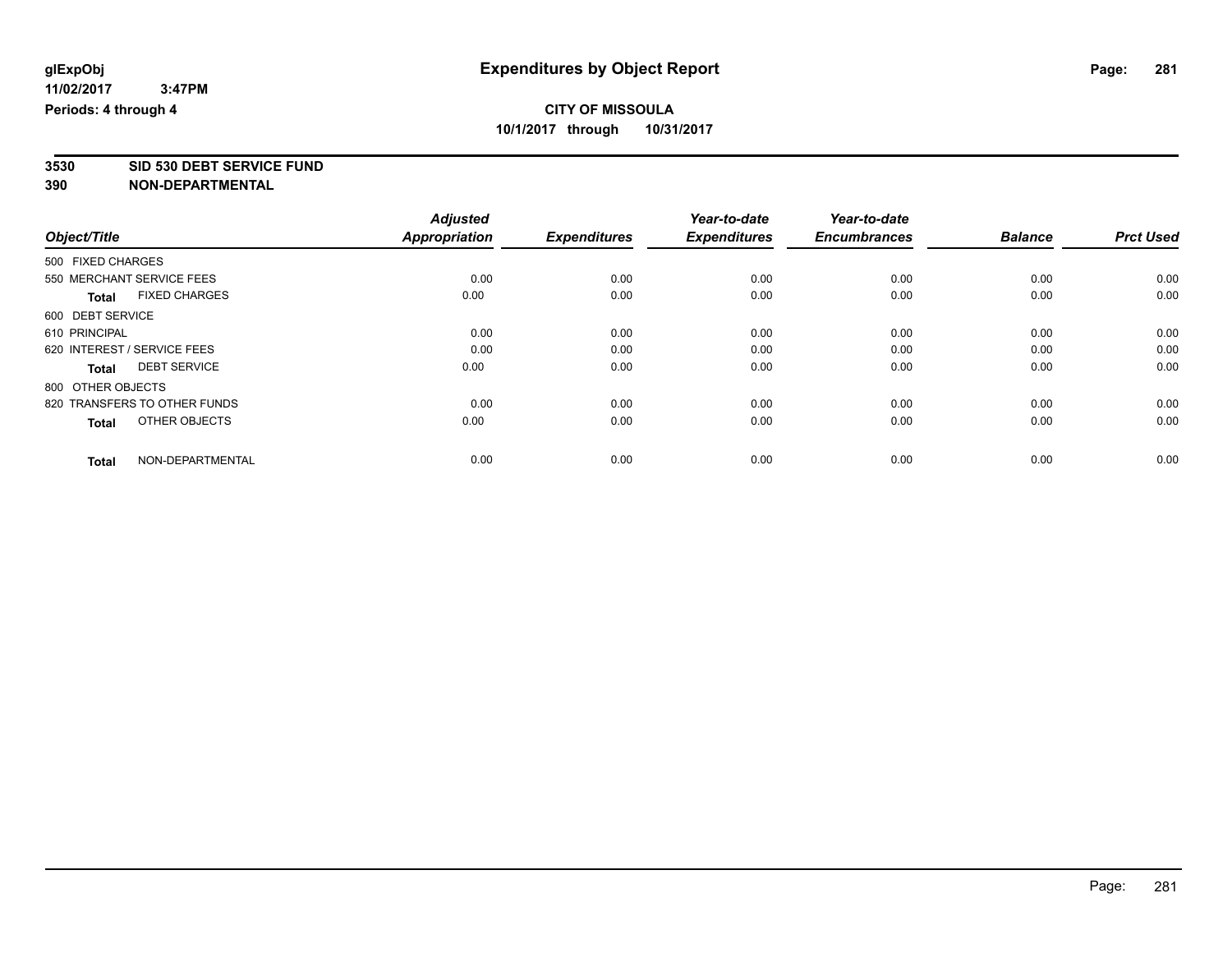**glExpObj**
**11/02/2017 3:47PM**
**Periods: 4 through 4**

# Expenditures by Object Report

**CITY OF MISSOULA**
**10/1/2017 through 10/31/2017**

**3530 SID 530 DEBT SERVICE FUND**
**390 NON-DEPARTMENTAL**

| Object/Title | Adjusted Appropriation | Expenditures | Year-to-date Expenditures | Year-to-date Encumbrances | Balance | Prct Used |
|---|---|---|---|---|---|---|
| 500 FIXED CHARGES | | | | | | |
| 550 MERCHANT SERVICE FEES | 0.00 | 0.00 | 0.00 | 0.00 | 0.00 | 0.00 |
| **Total** FIXED CHARGES | 0.00 | 0.00 | 0.00 | 0.00 | 0.00 | 0.00 |
| 600 DEBT SERVICE | | | | | | |
| 610 PRINCIPAL | 0.00 | 0.00 | 0.00 | 0.00 | 0.00 | 0.00 |
| 620 INTEREST / SERVICE FEES | 0.00 | 0.00 | 0.00 | 0.00 | 0.00 | 0.00 |
| **Total** DEBT SERVICE | 0.00 | 0.00 | 0.00 | 0.00 | 0.00 | 0.00 |
| 800 OTHER OBJECTS | | | | | | |
| 820 TRANSFERS TO OTHER FUNDS | 0.00 | 0.00 | 0.00 | 0.00 | 0.00 | 0.00 |
| **Total** OTHER OBJECTS | 0.00 | 0.00 | 0.00 | 0.00 | 0.00 | 0.00 |
| **Total** NON-DEPARTMENTAL | 0.00 | 0.00 | 0.00 | 0.00 | 0.00 | 0.00 |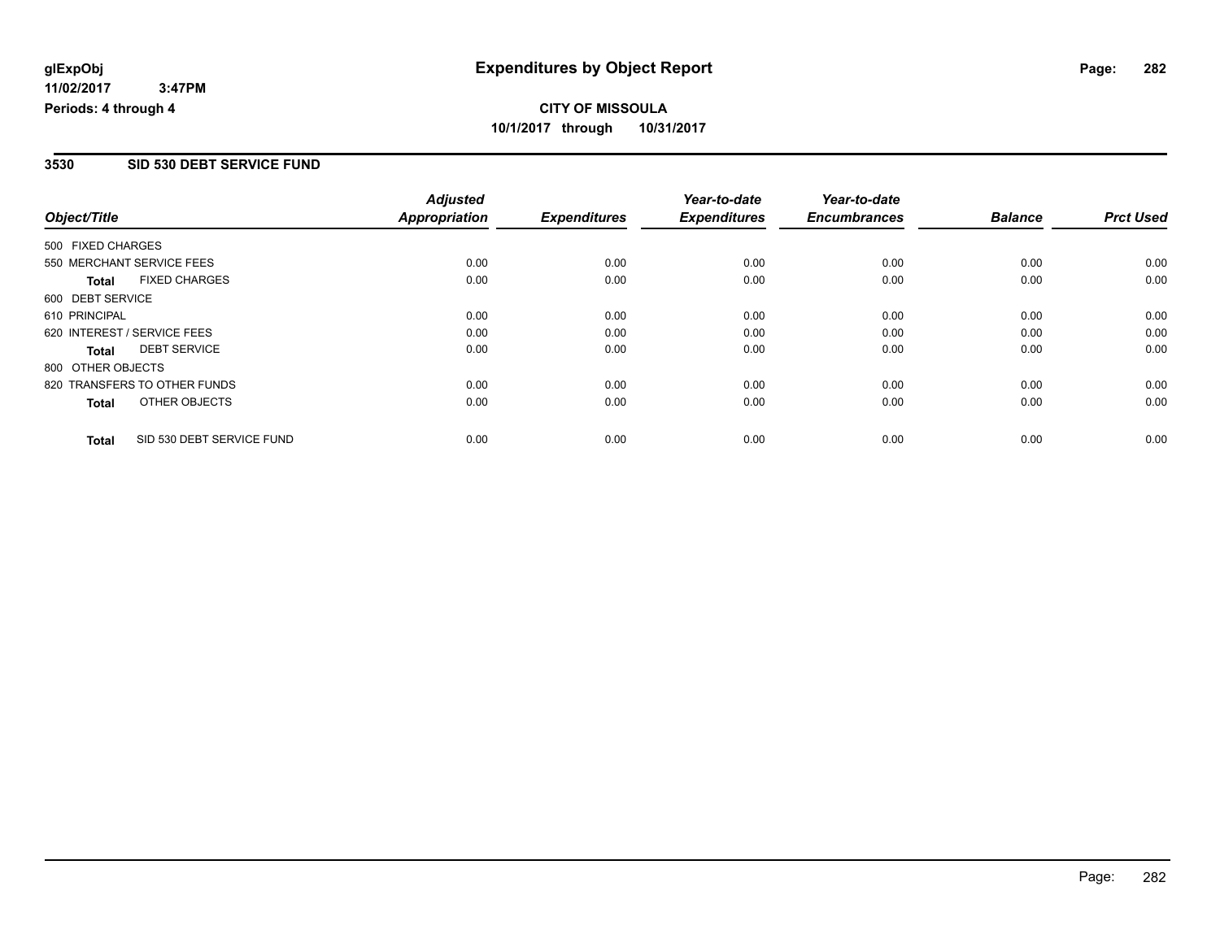**glExpObj**
**11/02/2017 3:47PM**
**Periods: 4 through 4**

# Expenditures by Object Report

**CITY OF MISSOULA**
**10/1/2017 through 10/31/2017**

## 3530 SID 530 DEBT SERVICE FUND

| Object/Title | Adjusted Appropriation | Expenditures | Year-to-date Expenditures | Year-to-date Encumbrances | Balance | Prct Used |
|---|---|---|---|---|---|---|
| 500 FIXED CHARGES | | | | | | |
| 550 MERCHANT SERVICE FEES | 0.00 | 0.00 | 0.00 | 0.00 | 0.00 | 0.00 |
| **Total** FIXED CHARGES | 0.00 | 0.00 | 0.00 | 0.00 | 0.00 | 0.00 |
| 600 DEBT SERVICE | | | | | | |
| 610 PRINCIPAL | 0.00 | 0.00 | 0.00 | 0.00 | 0.00 | 0.00 |
| 620 INTEREST / SERVICE FEES | 0.00 | 0.00 | 0.00 | 0.00 | 0.00 | 0.00 |
| **Total** DEBT SERVICE | 0.00 | 0.00 | 0.00 | 0.00 | 0.00 | 0.00 |
| 800 OTHER OBJECTS | | | | | | |
| 820 TRANSFERS TO OTHER FUNDS | 0.00 | 0.00 | 0.00 | 0.00 | 0.00 | 0.00 |
| **Total** OTHER OBJECTS | 0.00 | 0.00 | 0.00 | 0.00 | 0.00 | 0.00 |
| **Total** SID 530 DEBT SERVICE FUND | 0.00 | 0.00 | 0.00 | 0.00 | 0.00 | 0.00 |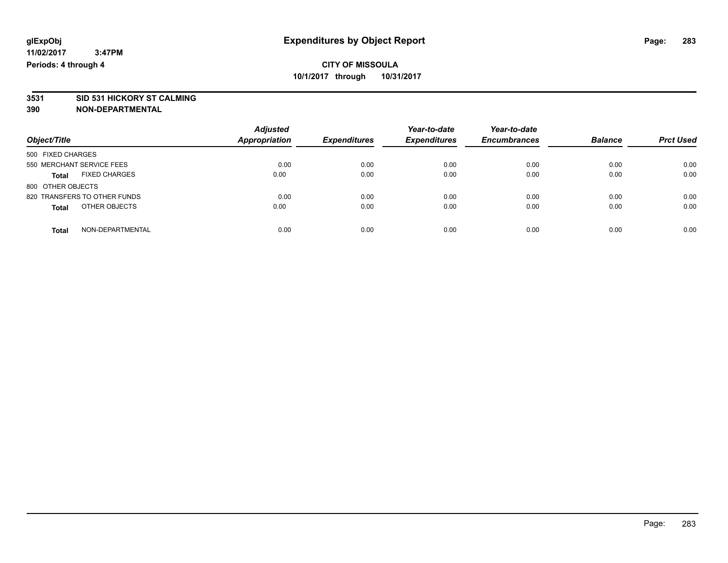glExpObj
11/02/2017 3:47PM
Periods: 4 through 4

# Expenditures by Object Report

**CITY OF MISSOULA**
**10/1/2017 through 10/31/2017**

**3531 SID 531 HICKORY ST CALMING**
**390 NON-DEPARTMENTAL**

| Object/Title | Adjusted Appropriation | Expenditures | Year-to-date Expenditures | Year-to-date Encumbrances | Balance | Prct Used |
|---|---|---|---|---|---|---|
| 500 FIXED CHARGES | | | | | | |
| 550 MERCHANT SERVICE FEES | 0.00 | 0.00 | 0.00 | 0.00 | 0.00 | 0.00 |
| **Total** FIXED CHARGES | 0.00 | 0.00 | 0.00 | 0.00 | 0.00 | 0.00 |
| 800 OTHER OBJECTS | | | | | | |
| 820 TRANSFERS TO OTHER FUNDS | 0.00 | 0.00 | 0.00 | 0.00 | 0.00 | 0.00 |
| **Total** OTHER OBJECTS | 0.00 | 0.00 | 0.00 | 0.00 | 0.00 | 0.00 |
| **Total** NON-DEPARTMENTAL | 0.00 | 0.00 | 0.00 | 0.00 | 0.00 | 0.00 |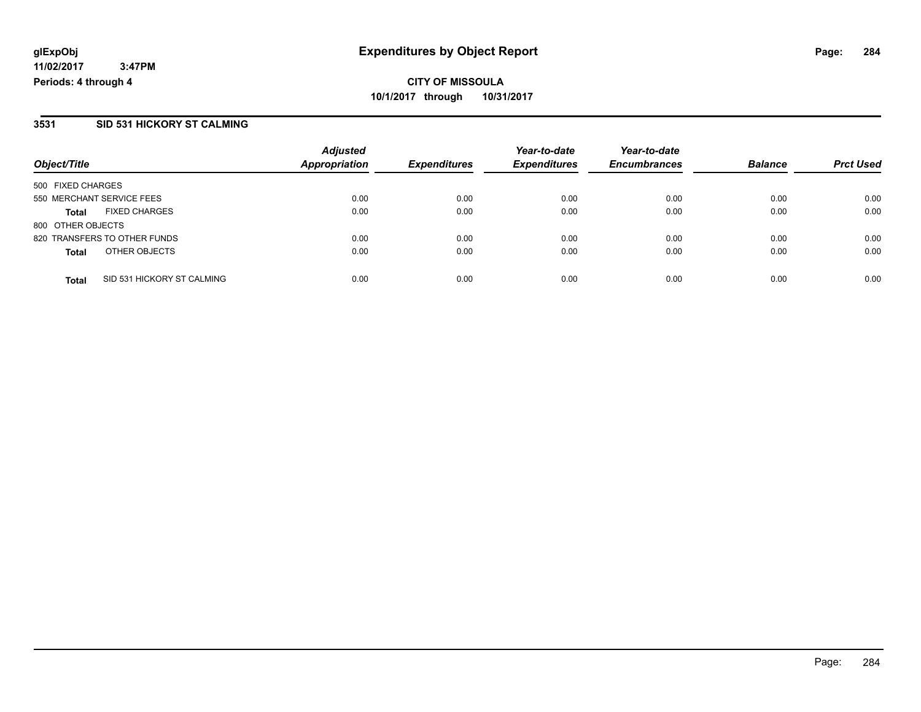**glExpObj**
**11/02/2017 3:47PM**
**Periods: 4 through 4**

# Expenditures by Object Report

**CITY OF MISSOULA**
**10/1/2017 through 10/31/2017**

## 3531 SID 531 HICKORY ST CALMING

| Object/Title | | Adjusted Appropriation | Expenditures | Year-to-date Expenditures | Year-to-date Encumbrances | Balance | Prct Used |
|---|---|---|---|---|---|---|---|
| 500 FIXED CHARGES | | | | | | | |
| 550 MERCHANT SERVICE FEES | | 0.00 | 0.00 | 0.00 | 0.00 | 0.00 | 0.00 |
| **Total** | FIXED CHARGES | 0.00 | 0.00 | 0.00 | 0.00 | 0.00 | 0.00 |
| 800 OTHER OBJECTS | | | | | | | |
| 820 TRANSFERS TO OTHER FUNDS | | 0.00 | 0.00 | 0.00 | 0.00 | 0.00 | 0.00 |
| **Total** | OTHER OBJECTS | 0.00 | 0.00 | 0.00 | 0.00 | 0.00 | 0.00 |
| **Total** | SID 531 HICKORY ST CALMING | 0.00 | 0.00 | 0.00 | 0.00 | 0.00 | 0.00 |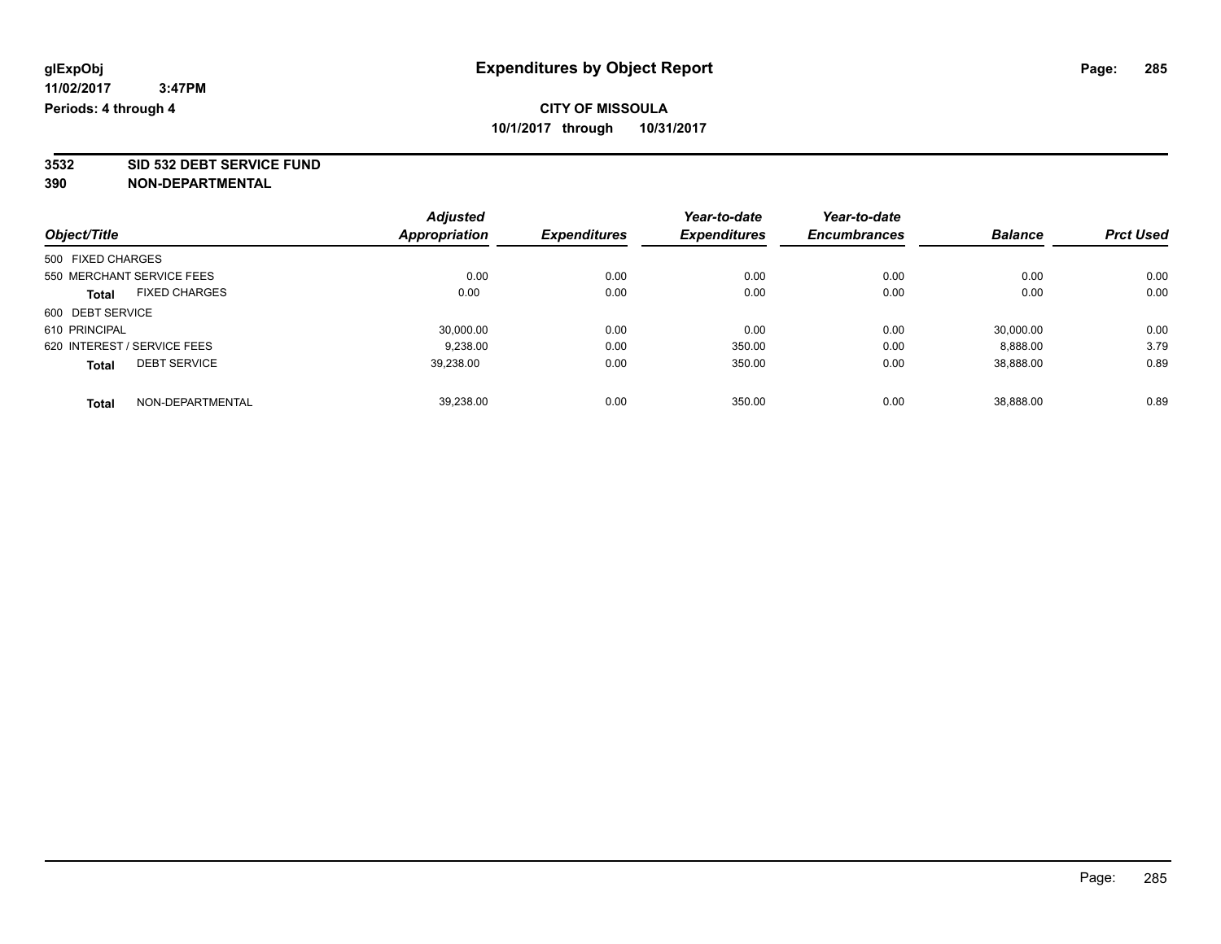glExpObj
11/02/2017 3:47PM
Periods: 4 through 4

# Expenditures by Object Report

**CITY OF MISSOULA**
**10/1/2017 through 10/31/2017**

**3532 SID 532 DEBT SERVICE FUND**
**390 NON-DEPARTMENTAL**

| Object/Title | Adjusted Appropriation | Expenditures | Year-to-date Expenditures | Year-to-date Encumbrances | Balance | Prct Used |
|---|---|---|---|---|---|---|
| 500 FIXED CHARGES | | | | | | |
| 550 MERCHANT SERVICE FEES | 0.00 | 0.00 | 0.00 | 0.00 | 0.00 | 0.00 |
| **Total** FIXED CHARGES | 0.00 | 0.00 | 0.00 | 0.00 | 0.00 | 0.00 |
| 600 DEBT SERVICE | | | | | | |
| 610 PRINCIPAL | 30,000.00 | 0.00 | 0.00 | 0.00 | 30,000.00 | 0.00 |
| 620 INTEREST / SERVICE FEES | 9,238.00 | 0.00 | 350.00 | 0.00 | 8,888.00 | 3.79 |
| **Total** DEBT SERVICE | 39,238.00 | 0.00 | 350.00 | 0.00 | 38,888.00 | 0.89 |
| **Total** NON-DEPARTMENTAL | 39,238.00 | 0.00 | 350.00 | 0.00 | 38,888.00 | 0.89 |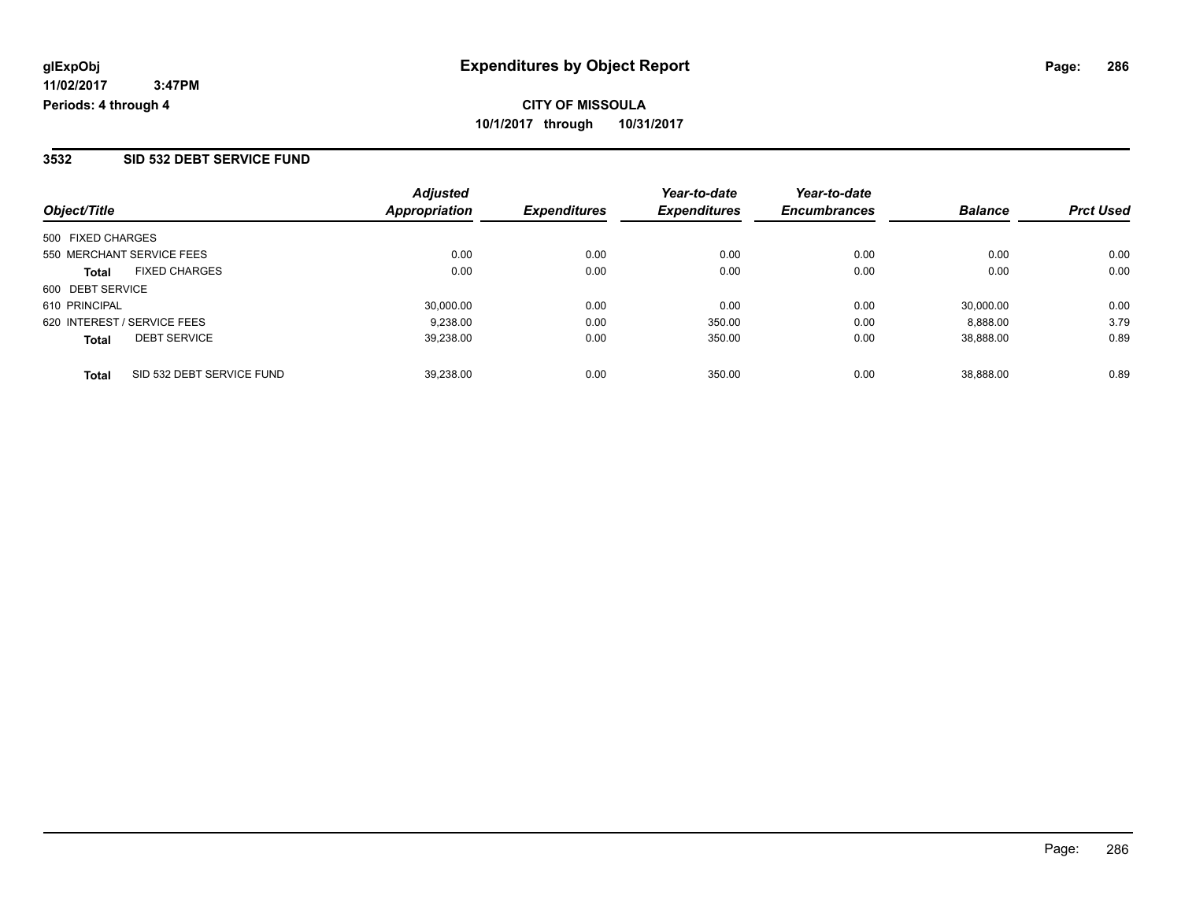# Expenditures by Object Report

glExpObj
11/02/2017 3:47PM
Periods: 4 through 4

**CITY OF MISSOULA**
**10/1/2017 through 10/31/2017**

## 3532 SID 532 DEBT SERVICE FUND

| Object/Title | | Adjusted Appropriation | Expenditures | Year-to-date Expenditures | Year-to-date Encumbrances | Balance | Prct Used |
|---|---|---|---|---|---|---|---|
| 500 FIXED CHARGES | | | | | | | |
| 550 MERCHANT SERVICE FEES | | 0.00 | 0.00 | 0.00 | 0.00 | 0.00 | 0.00 |
| **Total** | FIXED CHARGES | 0.00 | 0.00 | 0.00 | 0.00 | 0.00 | 0.00 |
| 600 DEBT SERVICE | | | | | | | |
| 610 PRINCIPAL | | 30,000.00 | 0.00 | 0.00 | 0.00 | 30,000.00 | 0.00 |
| 620 INTEREST / SERVICE FEES | | 9,238.00 | 0.00 | 350.00 | 0.00 | 8,888.00 | 3.79 |
| **Total** | DEBT SERVICE | 39,238.00 | 0.00 | 350.00 | 0.00 | 38,888.00 | 0.89 |
| **Total** | SID 532 DEBT SERVICE FUND | 39,238.00 | 0.00 | 350.00 | 0.00 | 38,888.00 | 0.89 |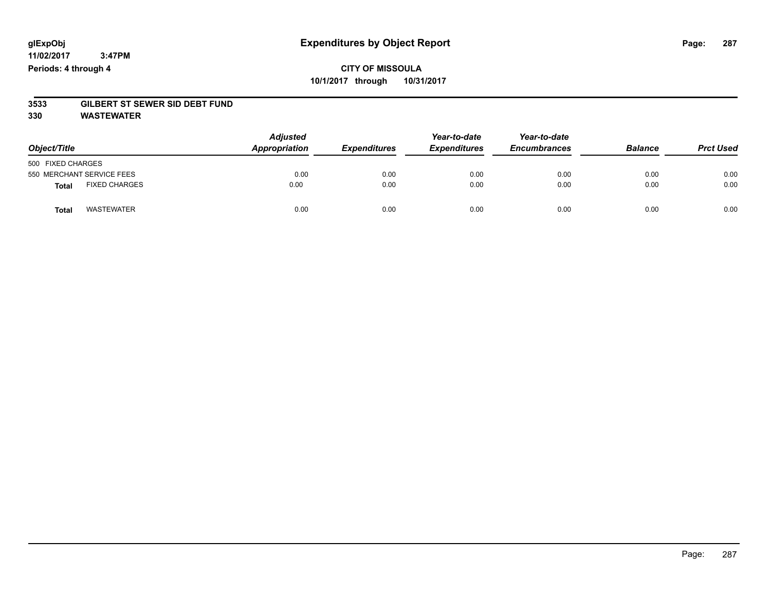# Expenditures by Object Report

glExpObj
11/02/2017 3:47PM
Periods: 4 through 4

**CITY OF MISSOULA**
**10/1/2017 through 10/31/2017**

## 3533 GILBERT ST SEWER SID DEBT FUND
## 330 WASTEWATER

| Object/Title | Adjusted Appropriation | Expenditures | Year-to-date Expenditures | Year-to-date Encumbrances | Balance | Prct Used |
|---|---|---|---|---|---|---|
| 500 FIXED CHARGES | | | | | | |
| 550 MERCHANT SERVICE FEES | 0.00 | 0.00 | 0.00 | 0.00 | 0.00 | 0.00 |
| **Total** FIXED CHARGES | 0.00 | 0.00 | 0.00 | 0.00 | 0.00 | 0.00 |
| **Total** WASTEWATER | 0.00 | 0.00 | 0.00 | 0.00 | 0.00 | 0.00 |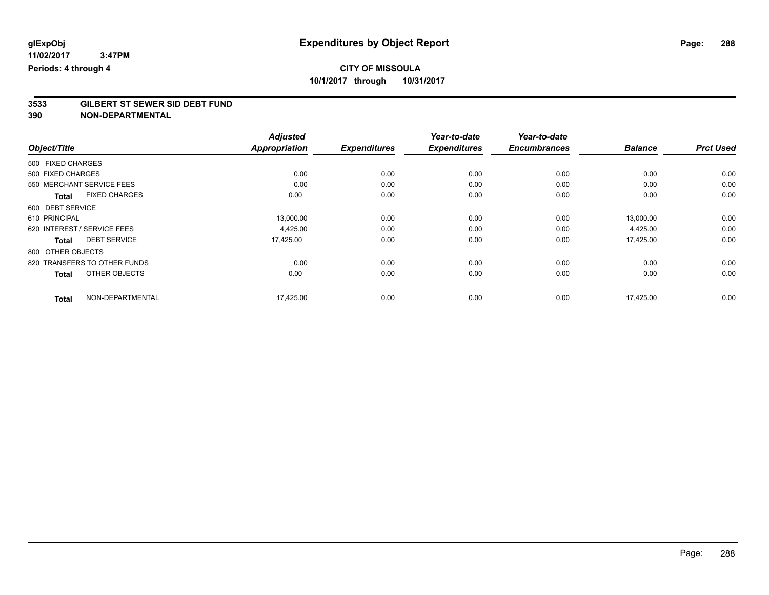# Expenditures by Object Report

glExpObj
11/02/2017 3:47PM
Periods: 4 through 4

**CITY OF MISSOULA**
**10/1/2017 through 10/31/2017**

## 3533 GILBERT ST SEWER SID DEBT FUND
## 390 NON-DEPARTMENTAL

| Object/Title | Adjusted Appropriation | Expenditures | Year-to-date Expenditures | Year-to-date Encumbrances | Balance | Prct Used |
|---|---|---|---|---|---|---|
| 500 FIXED CHARGES | | | | | | |
| 500 FIXED CHARGES | 0.00 | 0.00 | 0.00 | 0.00 | 0.00 | 0.00 |
| 550 MERCHANT SERVICE FEES | 0.00 | 0.00 | 0.00 | 0.00 | 0.00 | 0.00 |
| **Total** FIXED CHARGES | 0.00 | 0.00 | 0.00 | 0.00 | 0.00 | 0.00 |
| 600 DEBT SERVICE | | | | | | |
| 610 PRINCIPAL | 13,000.00 | 0.00 | 0.00 | 0.00 | 13,000.00 | 0.00 |
| 620 INTEREST / SERVICE FEES | 4,425.00 | 0.00 | 0.00 | 0.00 | 4,425.00 | 0.00 |
| **Total** DEBT SERVICE | 17,425.00 | 0.00 | 0.00 | 0.00 | 17,425.00 | 0.00 |
| 800 OTHER OBJECTS | | | | | | |
| 820 TRANSFERS TO OTHER FUNDS | 0.00 | 0.00 | 0.00 | 0.00 | 0.00 | 0.00 |
| **Total** OTHER OBJECTS | 0.00 | 0.00 | 0.00 | 0.00 | 0.00 | 0.00 |
| **Total** NON-DEPARTMENTAL | 17,425.00 | 0.00 | 0.00 | 0.00 | 17,425.00 | 0.00 |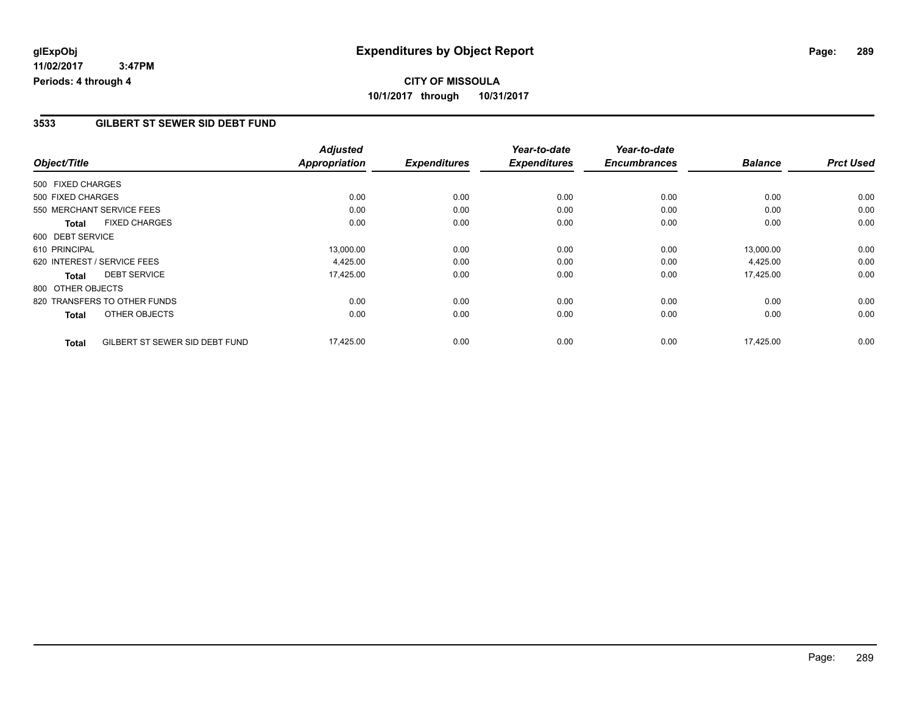glExpObj
11/02/2017 3:47PM
Periods: 4 through 4

# Expenditures by Object Report

**CITY OF MISSOULA**
**10/1/2017 through 10/31/2017**

## 3533 GILBERT ST SEWER SID DEBT FUND

| Object/Title | Adjusted Appropriation | Expenditures | Year-to-date Expenditures | Year-to-date Encumbrances | Balance | Prct Used |
|---|---|---|---|---|---|---|
| 500 FIXED CHARGES | | | | | | |
| 500 FIXED CHARGES | 0.00 | 0.00 | 0.00 | 0.00 | 0.00 | 0.00 |
| 550 MERCHANT SERVICE FEES | 0.00 | 0.00 | 0.00 | 0.00 | 0.00 | 0.00 |
| **Total** FIXED CHARGES | 0.00 | 0.00 | 0.00 | 0.00 | 0.00 | 0.00 |
| 600 DEBT SERVICE | | | | | | |
| 610 PRINCIPAL | 13,000.00 | 0.00 | 0.00 | 0.00 | 13,000.00 | 0.00 |
| 620 INTEREST / SERVICE FEES | 4,425.00 | 0.00 | 0.00 | 0.00 | 4,425.00 | 0.00 |
| **Total** DEBT SERVICE | 17,425.00 | 0.00 | 0.00 | 0.00 | 17,425.00 | 0.00 |
| 800 OTHER OBJECTS | | | | | | |
| 820 TRANSFERS TO OTHER FUNDS | 0.00 | 0.00 | 0.00 | 0.00 | 0.00 | 0.00 |
| **Total** OTHER OBJECTS | 0.00 | 0.00 | 0.00 | 0.00 | 0.00 | 0.00 |
| **Total** GILBERT ST SEWER SID DEBT FUND | 17,425.00 | 0.00 | 0.00 | 0.00 | 17,425.00 | 0.00 |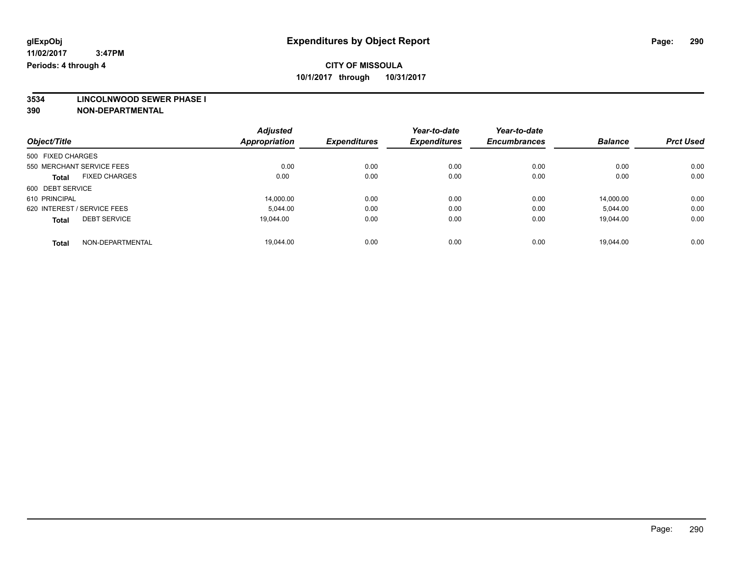glExpObj
11/02/2017 3:47PM
Periods: 4 through 4

# Expenditures by Object Report

**CITY OF MISSOULA**
**10/1/2017 through 10/31/2017**

**3534 LINCOLNWOOD SEWER PHASE I**
**390 NON-DEPARTMENTAL**

| Object/Title | | Adjusted Appropriation | Expenditures | Year-to-date Expenditures | Year-to-date Encumbrances | Balance | Prct Used |
|---|---|---|---|---|---|---|---|
| 500 FIXED CHARGES | | | | | | | |
| 550 MERCHANT SERVICE FEES | | 0.00 | 0.00 | 0.00 | 0.00 | 0.00 | 0.00 |
| **Total** | FIXED CHARGES | 0.00 | 0.00 | 0.00 | 0.00 | 0.00 | 0.00 |
| 600 DEBT SERVICE | | | | | | | |
| 610 PRINCIPAL | | 14,000.00 | 0.00 | 0.00 | 0.00 | 14,000.00 | 0.00 |
| 620 INTEREST / SERVICE FEES | | 5,044.00 | 0.00 | 0.00 | 0.00 | 5,044.00 | 0.00 |
| **Total** | DEBT SERVICE | 19,044.00 | 0.00 | 0.00 | 0.00 | 19,044.00 | 0.00 |
| **Total** | NON-DEPARTMENTAL | 19,044.00 | 0.00 | 0.00 | 0.00 | 19,044.00 | 0.00 |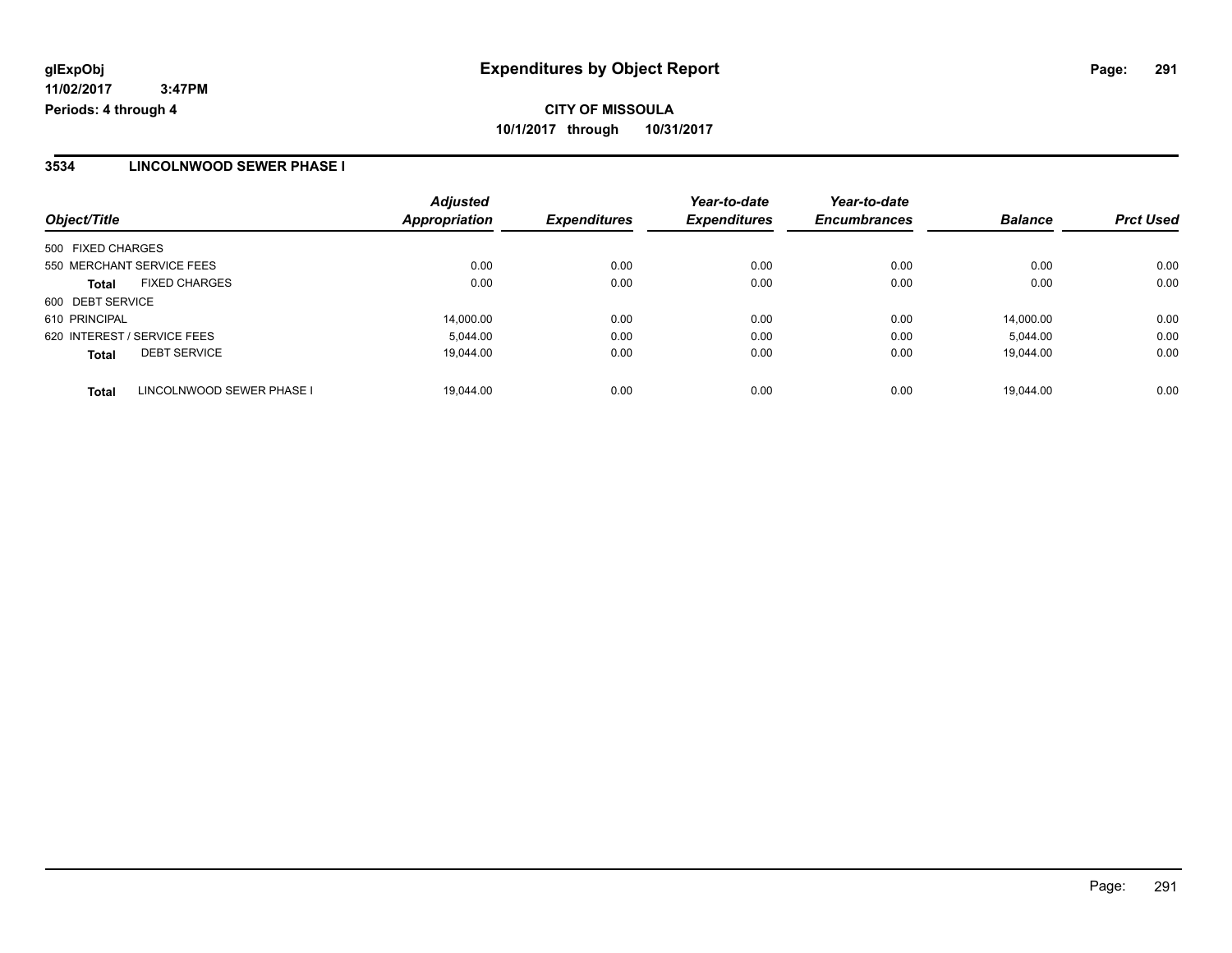# Expenditures by Object Report

**CITY OF MISSOULA**

**10/1/2017 through 10/31/2017**

glExpObj
11/02/2017 3:47PM
Periods: 4 through 4

## 3534 LINCOLNWOOD SEWER PHASE I

| Object/Title | Adjusted Appropriation | Expenditures | Year-to-date Expenditures | Year-to-date Encumbrances | Balance | Prct Used |
|---|---|---|---|---|---|---|
| 500 FIXED CHARGES | | | | | | |
| 550 MERCHANT SERVICE FEES | 0.00 | 0.00 | 0.00 | 0.00 | 0.00 | 0.00 |
| **Total** FIXED CHARGES | 0.00 | 0.00 | 0.00 | 0.00 | 0.00 | 0.00 |
| 600 DEBT SERVICE | | | | | | |
| 610 PRINCIPAL | 14,000.00 | 0.00 | 0.00 | 0.00 | 14,000.00 | 0.00 |
| 620 INTEREST / SERVICE FEES | 5,044.00 | 0.00 | 0.00 | 0.00 | 5,044.00 | 0.00 |
| **Total** DEBT SERVICE | 19,044.00 | 0.00 | 0.00 | 0.00 | 19,044.00 | 0.00 |
| **Total** LINCOLNWOOD SEWER PHASE I | 19,044.00 | 0.00 | 0.00 | 0.00 | 19,044.00 | 0.00 |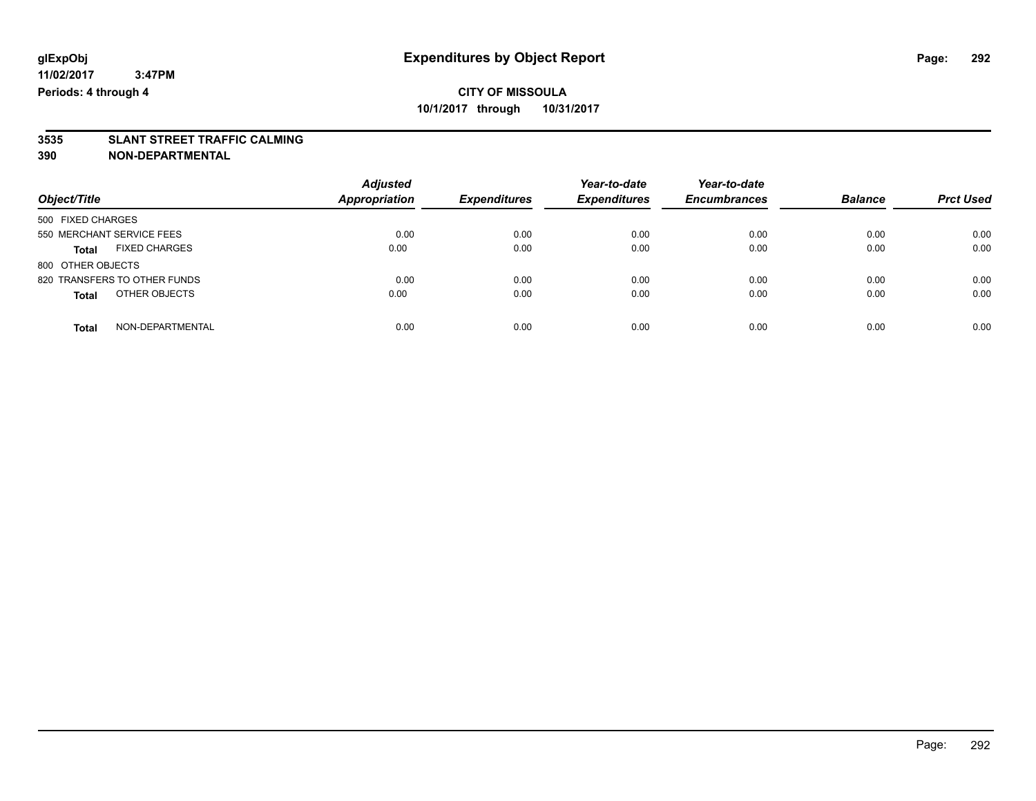# Expenditures by Object Report

**glExpObj**
**11/02/2017 3:47PM**
**Periods: 4 through 4**

**CITY OF MISSOULA**
**10/1/2017 through 10/31/2017**

## 3535 SLANT STREET TRAFFIC CALMING
## 390 NON-DEPARTMENTAL

| Object/Title | Adjusted Appropriation | Expenditures | Year-to-date Expenditures | Year-to-date Encumbrances | Balance | Prct Used |
|---|---|---|---|---|---|---|
| 500 FIXED CHARGES | | | | | | |
| 550 MERCHANT SERVICE FEES | 0.00 | 0.00 | 0.00 | 0.00 | 0.00 | 0.00 |
| **Total** FIXED CHARGES | 0.00 | 0.00 | 0.00 | 0.00 | 0.00 | 0.00 |
| 800 OTHER OBJECTS | | | | | | |
| 820 TRANSFERS TO OTHER FUNDS | 0.00 | 0.00 | 0.00 | 0.00 | 0.00 | 0.00 |
| **Total** OTHER OBJECTS | 0.00 | 0.00 | 0.00 | 0.00 | 0.00 | 0.00 |
| **Total** NON-DEPARTMENTAL | 0.00 | 0.00 | 0.00 | 0.00 | 0.00 | 0.00 |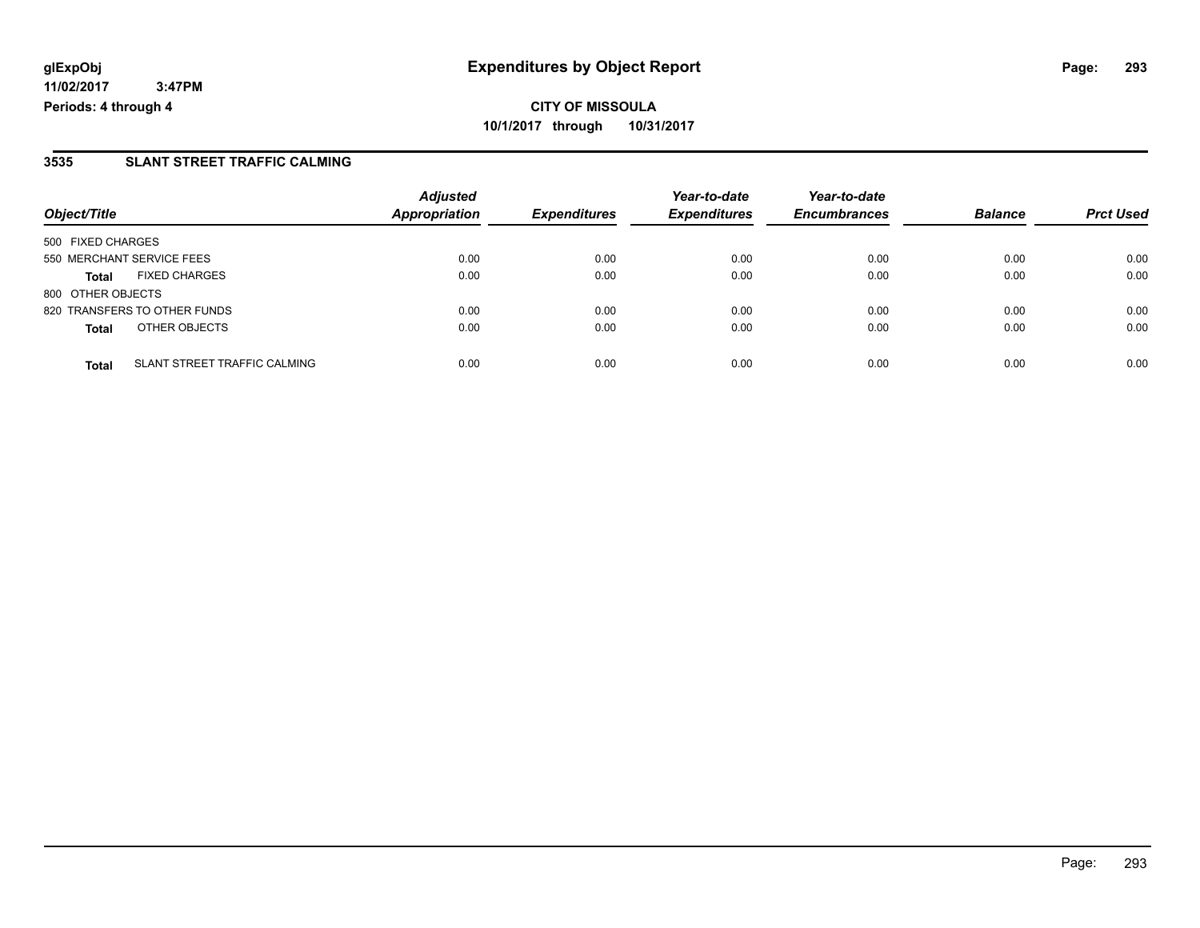# Expenditures by Object Report

glExpObj
11/02/2017 3:47PM
Periods: 4 through 4

**CITY OF MISSOULA**
**10/1/2017 through 10/31/2017**

## 3535 SLANT STREET TRAFFIC CALMING

| Object/Title | | Adjusted Appropriation | Expenditures | Year-to-date Expenditures | Year-to-date Encumbrances | Balance | Prct Used |
|---|---|---|---|---|---|---|---|
| 500 FIXED CHARGES | | | | | | | |
| 550 MERCHANT SERVICE FEES | | 0.00 | 0.00 | 0.00 | 0.00 | 0.00 | 0.00 |
| **Total** | FIXED CHARGES | 0.00 | 0.00 | 0.00 | 0.00 | 0.00 | 0.00 |
| 800 OTHER OBJECTS | | | | | | | |
| 820 TRANSFERS TO OTHER FUNDS | | 0.00 | 0.00 | 0.00 | 0.00 | 0.00 | 0.00 |
| **Total** | OTHER OBJECTS | 0.00 | 0.00 | 0.00 | 0.00 | 0.00 | 0.00 |
| **Total** | SLANT STREET TRAFFIC CALMING | 0.00 | 0.00 | 0.00 | 0.00 | 0.00 | 0.00 |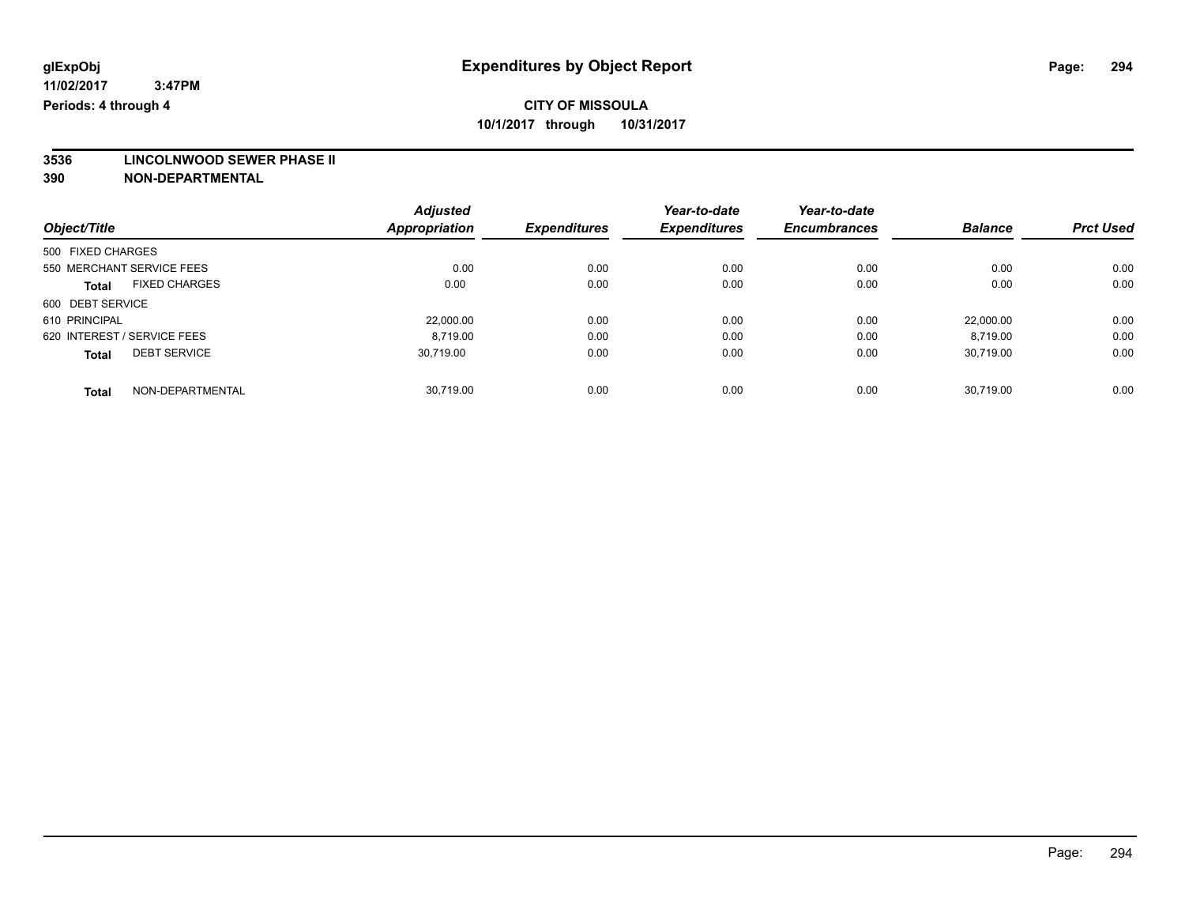# Expenditures by Object Report

glExpObj
11/02/2017 3:47PM
Periods: 4 through 4

**CITY OF MISSOULA**
**10/1/2017 through 10/31/2017**

**3536 LINCOLNWOOD SEWER PHASE II**
**390 NON-DEPARTMENTAL**

| Object/Title | Adjusted Appropriation | Expenditures | Year-to-date Expenditures | Year-to-date Encumbrances | Balance | Prct Used |
|---|---|---|---|---|---|---|
| 500 FIXED CHARGES | | | | | | |
| 550 MERCHANT SERVICE FEES | 0.00 | 0.00 | 0.00 | 0.00 | 0.00 | 0.00 |
| **Total** FIXED CHARGES | 0.00 | 0.00 | 0.00 | 0.00 | 0.00 | 0.00 |
| 600 DEBT SERVICE | | | | | | |
| 610 PRINCIPAL | 22,000.00 | 0.00 | 0.00 | 0.00 | 22,000.00 | 0.00 |
| 620 INTEREST / SERVICE FEES | 8,719.00 | 0.00 | 0.00 | 0.00 | 8,719.00 | 0.00 |
| **Total** DEBT SERVICE | 30,719.00 | 0.00 | 0.00 | 0.00 | 30,719.00 | 0.00 |
| **Total** NON-DEPARTMENTAL | 30,719.00 | 0.00 | 0.00 | 0.00 | 30,719.00 | 0.00 |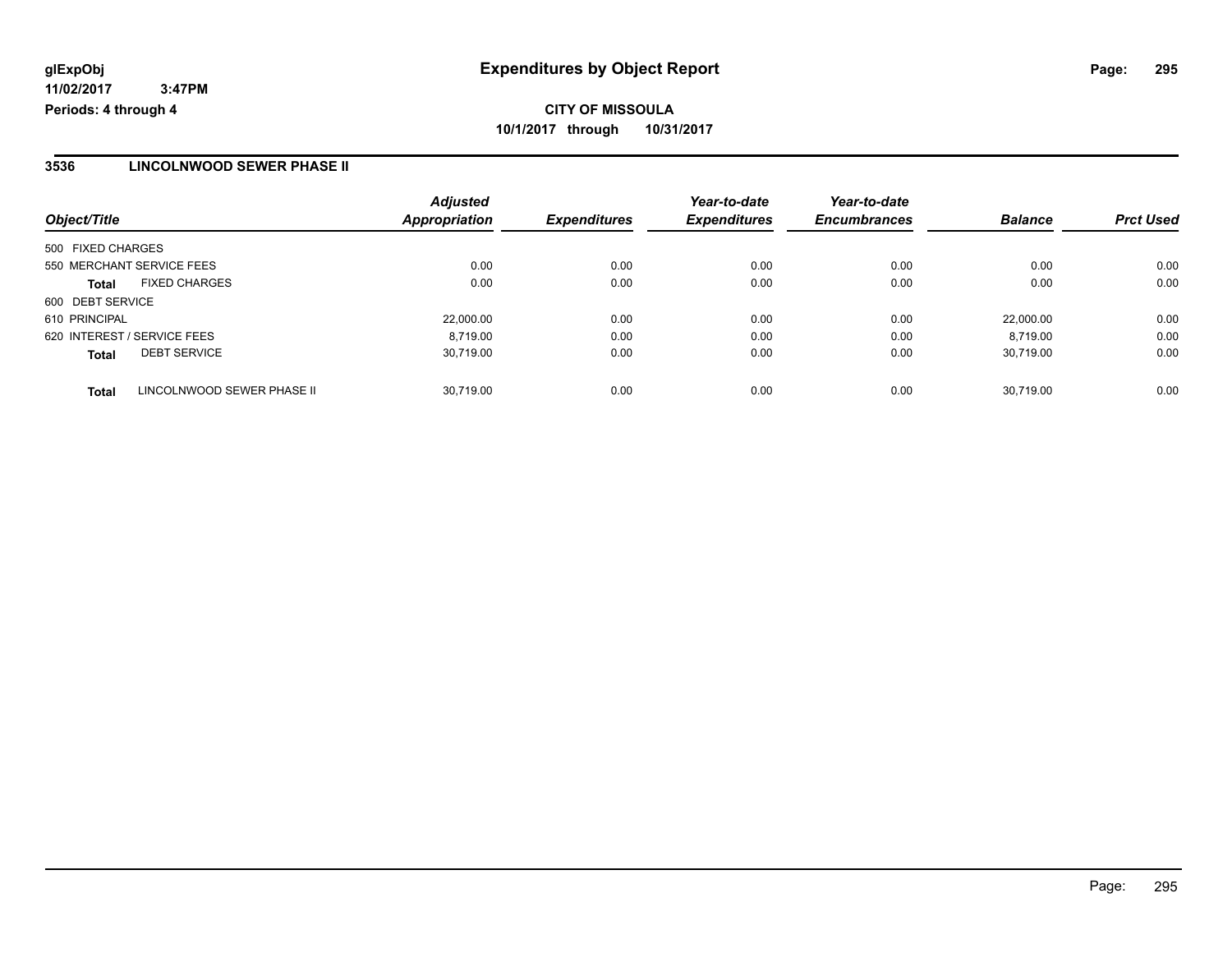**glExpObj** | **Expenditures by Object Report**

**11/02/2017 3:47PM**

**Periods: 4 through 4**

**CITY OF MISSOULA**

**10/1/2017 through 10/31/2017**

## 3536 LINCOLNWOOD SEWER PHASE II

| Object/Title | | *Adjusted Appropriation* | *Expenditures* | *Year-to-date Expenditures* | *Year-to-date Encumbrances* | *Balance* | *Prct Used* |
|---|---|---|---|---|---|---|---|
| 500 FIXED CHARGES | | | | | | | |
| 550 MERCHANT SERVICE FEES | | 0.00 | 0.00 | 0.00 | 0.00 | 0.00 | 0.00 |
| **Total** | FIXED CHARGES | 0.00 | 0.00 | 0.00 | 0.00 | 0.00 | 0.00 |
| 600 DEBT SERVICE | | | | | | | |
| 610 PRINCIPAL | | 22,000.00 | 0.00 | 0.00 | 0.00 | 22,000.00 | 0.00 |
| 620 INTEREST / SERVICE FEES | | 8,719.00 | 0.00 | 0.00 | 0.00 | 8,719.00 | 0.00 |
| **Total** | DEBT SERVICE | 30,719.00 | 0.00 | 0.00 | 0.00 | 30,719.00 | 0.00 |
| **Total** | LINCOLNWOOD SEWER PHASE II | 30,719.00 | 0.00 | 0.00 | 0.00 | 30,719.00 | 0.00 |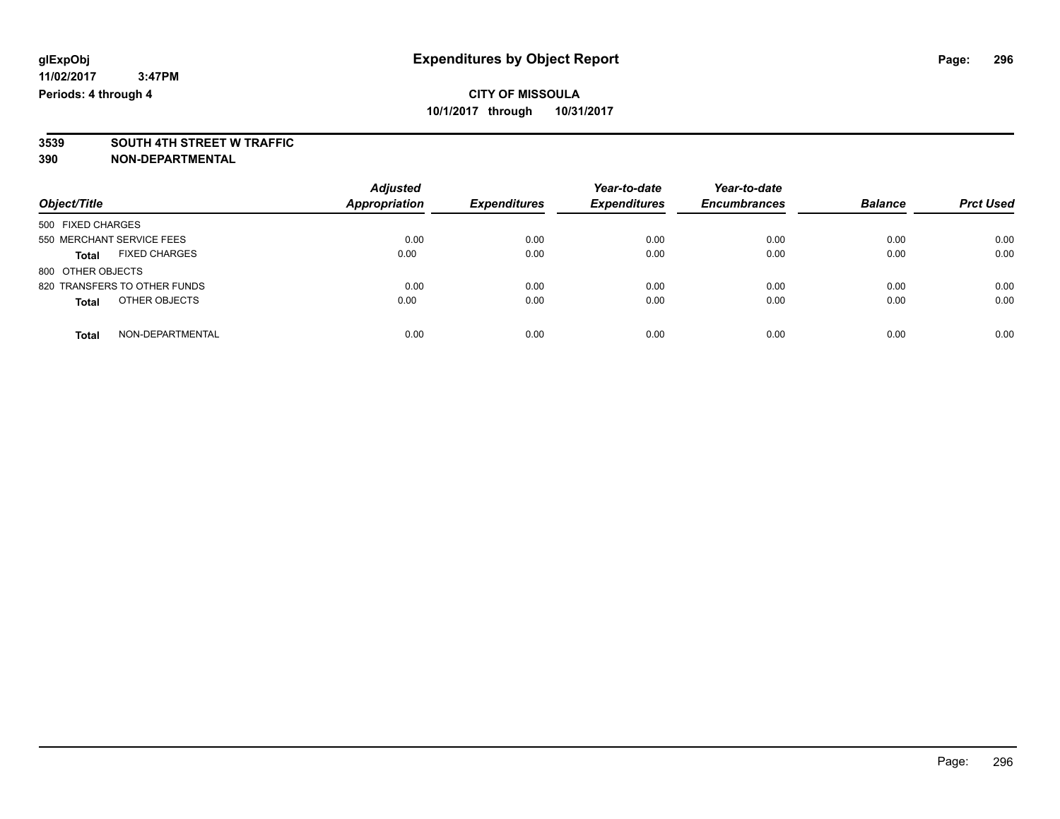glExpObj
11/02/2017 3:47PM
Periods: 4 through 4

# Expenditures by Object Report

**CITY OF MISSOULA**
**10/1/2017 through 10/31/2017**

**3539 SOUTH 4TH STREET W TRAFFIC**
**390 NON-DEPARTMENTAL**

| Object/Title | Adjusted Appropriation | Expenditures | Year-to-date Expenditures | Year-to-date Encumbrances | Balance | Prct Used |
|---|---|---|---|---|---|---|
| 500 FIXED CHARGES | | | | | | |
| 550 MERCHANT SERVICE FEES | 0.00 | 0.00 | 0.00 | 0.00 | 0.00 | 0.00 |
| **Total** FIXED CHARGES | 0.00 | 0.00 | 0.00 | 0.00 | 0.00 | 0.00 |
| 800 OTHER OBJECTS | | | | | | |
| 820 TRANSFERS TO OTHER FUNDS | 0.00 | 0.00 | 0.00 | 0.00 | 0.00 | 0.00 |
| **Total** OTHER OBJECTS | 0.00 | 0.00 | 0.00 | 0.00 | 0.00 | 0.00 |
| **Total** NON-DEPARTMENTAL | 0.00 | 0.00 | 0.00 | 0.00 | 0.00 | 0.00 |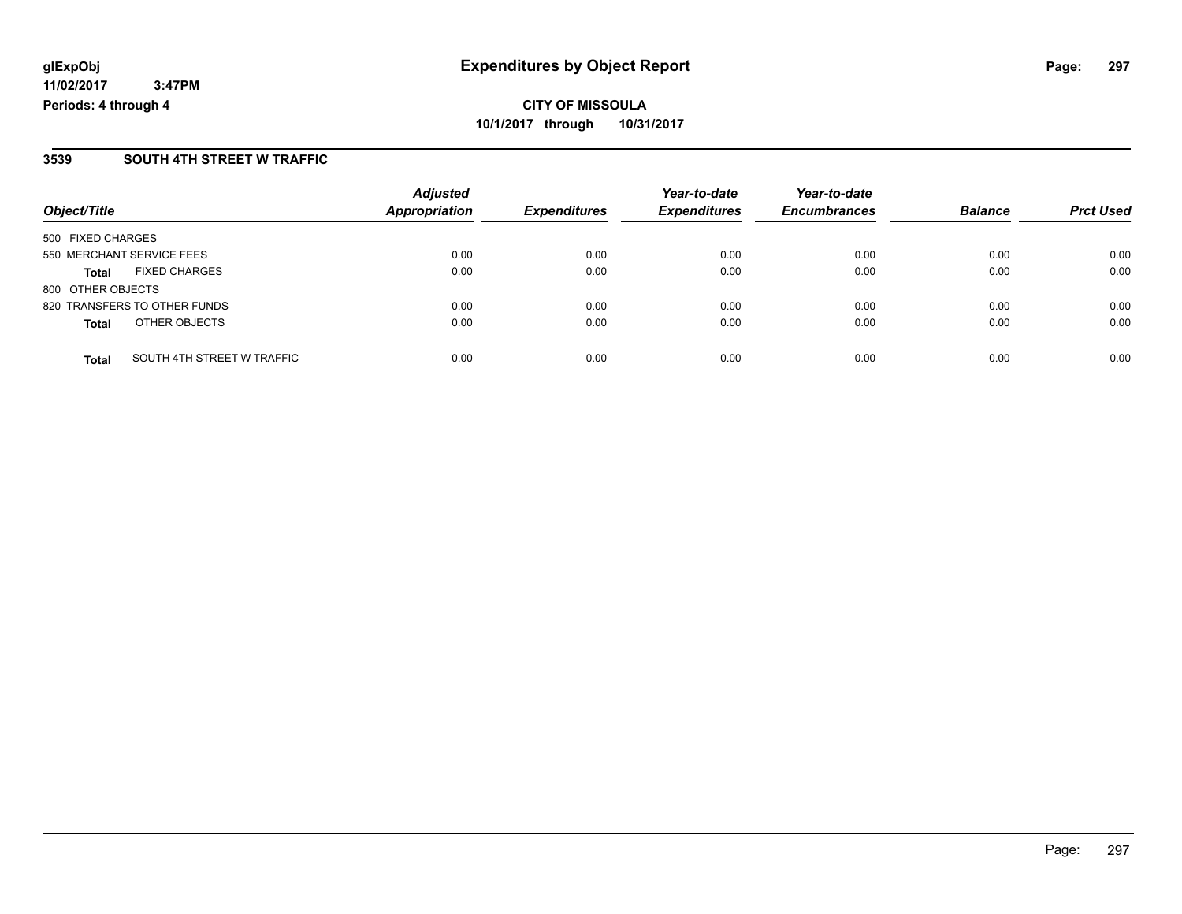**glExpObj** **Expenditures by Object Report**

**11/02/2017 3:47PM**

**Periods: 4 through 4**

**CITY OF MISSOULA**

**10/1/2017 through 10/31/2017**

### 3539 SOUTH 4TH STREET W TRAFFIC

| Object/Title | Adjusted Appropriation | Expenditures | Year-to-date Expenditures | Year-to-date Encumbrances | Balance | Prct Used |
|---|---|---|---|---|---|---|
| 500 FIXED CHARGES | | | | | | |
| 550 MERCHANT SERVICE FEES | 0.00 | 0.00 | 0.00 | 0.00 | 0.00 | 0.00 |
| **Total** FIXED CHARGES | 0.00 | 0.00 | 0.00 | 0.00 | 0.00 | 0.00 |
| 800 OTHER OBJECTS | | | | | | |
| 820 TRANSFERS TO OTHER FUNDS | 0.00 | 0.00 | 0.00 | 0.00 | 0.00 | 0.00 |
| **Total** OTHER OBJECTS | 0.00 | 0.00 | 0.00 | 0.00 | 0.00 | 0.00 |
| **Total** SOUTH 4TH STREET W TRAFFIC | 0.00 | 0.00 | 0.00 | 0.00 | 0.00 | 0.00 |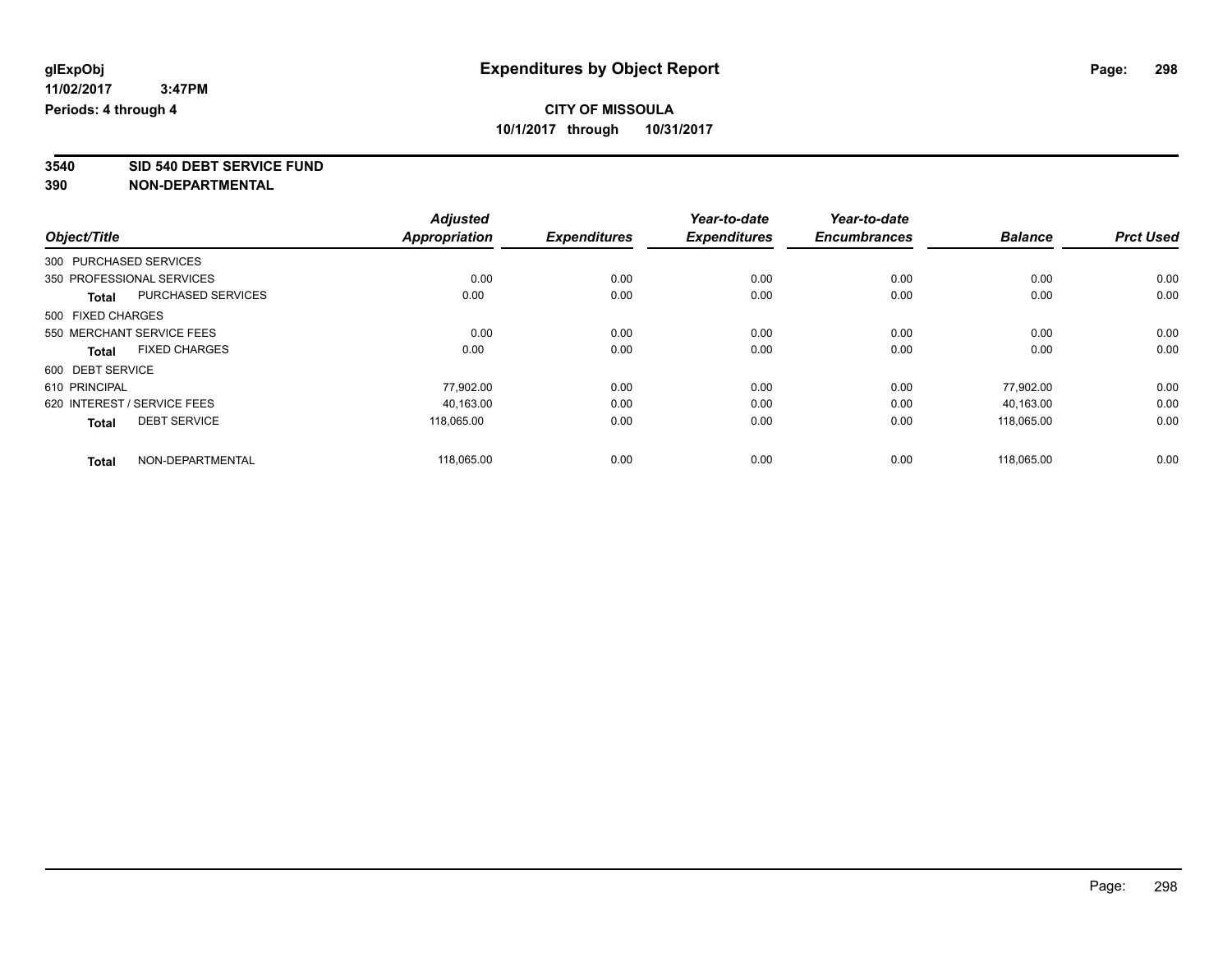glExpObj
11/02/2017 3:47PM
Periods: 4 through 4

# Expenditures by Object Report

**CITY OF MISSOULA**
**10/1/2017 through 10/31/2017**

## 3540 SID 540 DEBT SERVICE FUND
## 390 NON-DEPARTMENTAL

| Object/Title | | Adjusted Appropriation | Expenditures | Year-to-date Expenditures | Year-to-date Encumbrances | Balance | Prct Used |
|---|---|---|---|---|---|---|---|
| 300 PURCHASED SERVICES | | | | | | | |
| 350 PROFESSIONAL SERVICES | | 0.00 | 0.00 | 0.00 | 0.00 | 0.00 | 0.00 |
| **Total** | PURCHASED SERVICES | 0.00 | 0.00 | 0.00 | 0.00 | 0.00 | 0.00 |
| 500 FIXED CHARGES | | | | | | | |
| 550 MERCHANT SERVICE FEES | | 0.00 | 0.00 | 0.00 | 0.00 | 0.00 | 0.00 |
| **Total** | FIXED CHARGES | 0.00 | 0.00 | 0.00 | 0.00 | 0.00 | 0.00 |
| 600 DEBT SERVICE | | | | | | | |
| 610 PRINCIPAL | | 77,902.00 | 0.00 | 0.00 | 0.00 | 77,902.00 | 0.00 |
| 620 INTEREST / SERVICE FEES | | 40,163.00 | 0.00 | 0.00 | 0.00 | 40,163.00 | 0.00 |
| **Total** | DEBT SERVICE | 118,065.00 | 0.00 | 0.00 | 0.00 | 118,065.00 | 0.00 |
| **Total** | NON-DEPARTMENTAL | 118,065.00 | 0.00 | 0.00 | 0.00 | 118,065.00 | 0.00 |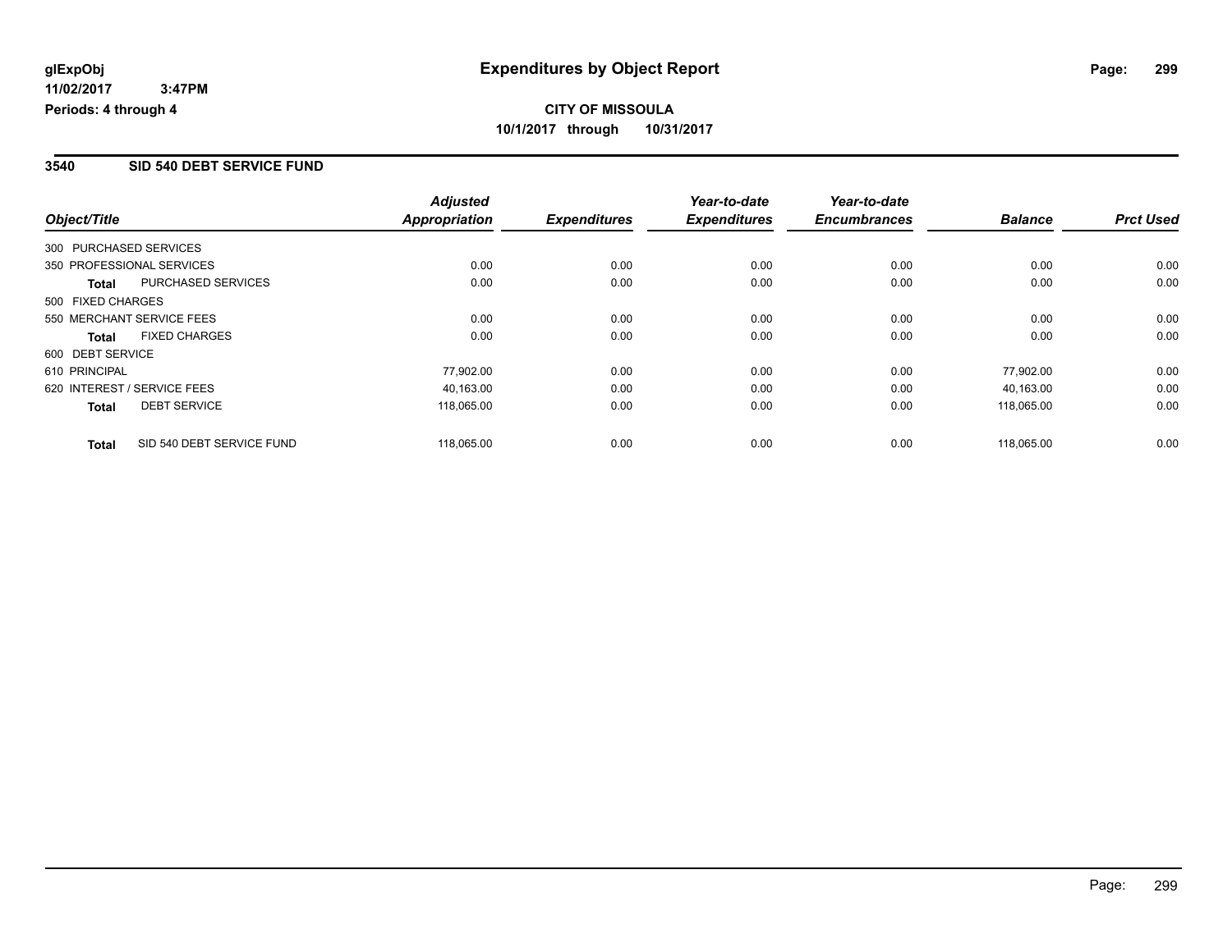**glExpObj**
**11/02/2017 3:47PM**
**Periods: 4 through 4**

# Expenditures by Object Report

**CITY OF MISSOULA**
**10/1/2017 through 10/31/2017**

## 3540 SID 540 DEBT SERVICE FUND

| Object/Title | Adjusted Appropriation | Expenditures | Year-to-date Expenditures | Year-to-date Encumbrances | Balance | Prct Used |
|---|---|---|---|---|---|---|
| 300 PURCHASED SERVICES | | | | | | |
| 350 PROFESSIONAL SERVICES | 0.00 | 0.00 | 0.00 | 0.00 | 0.00 | 0.00 |
| **Total** PURCHASED SERVICES | 0.00 | 0.00 | 0.00 | 0.00 | 0.00 | 0.00 |
| 500 FIXED CHARGES | | | | | | |
| 550 MERCHANT SERVICE FEES | 0.00 | 0.00 | 0.00 | 0.00 | 0.00 | 0.00 |
| **Total** FIXED CHARGES | 0.00 | 0.00 | 0.00 | 0.00 | 0.00 | 0.00 |
| 600 DEBT SERVICE | | | | | | |
| 610 PRINCIPAL | 77,902.00 | 0.00 | 0.00 | 0.00 | 77,902.00 | 0.00 |
| 620 INTEREST / SERVICE FEES | 40,163.00 | 0.00 | 0.00 | 0.00 | 40,163.00 | 0.00 |
| **Total** DEBT SERVICE | 118,065.00 | 0.00 | 0.00 | 0.00 | 118,065.00 | 0.00 |
| **Total** SID 540 DEBT SERVICE FUND | 118,065.00 | 0.00 | 0.00 | 0.00 | 118,065.00 | 0.00 |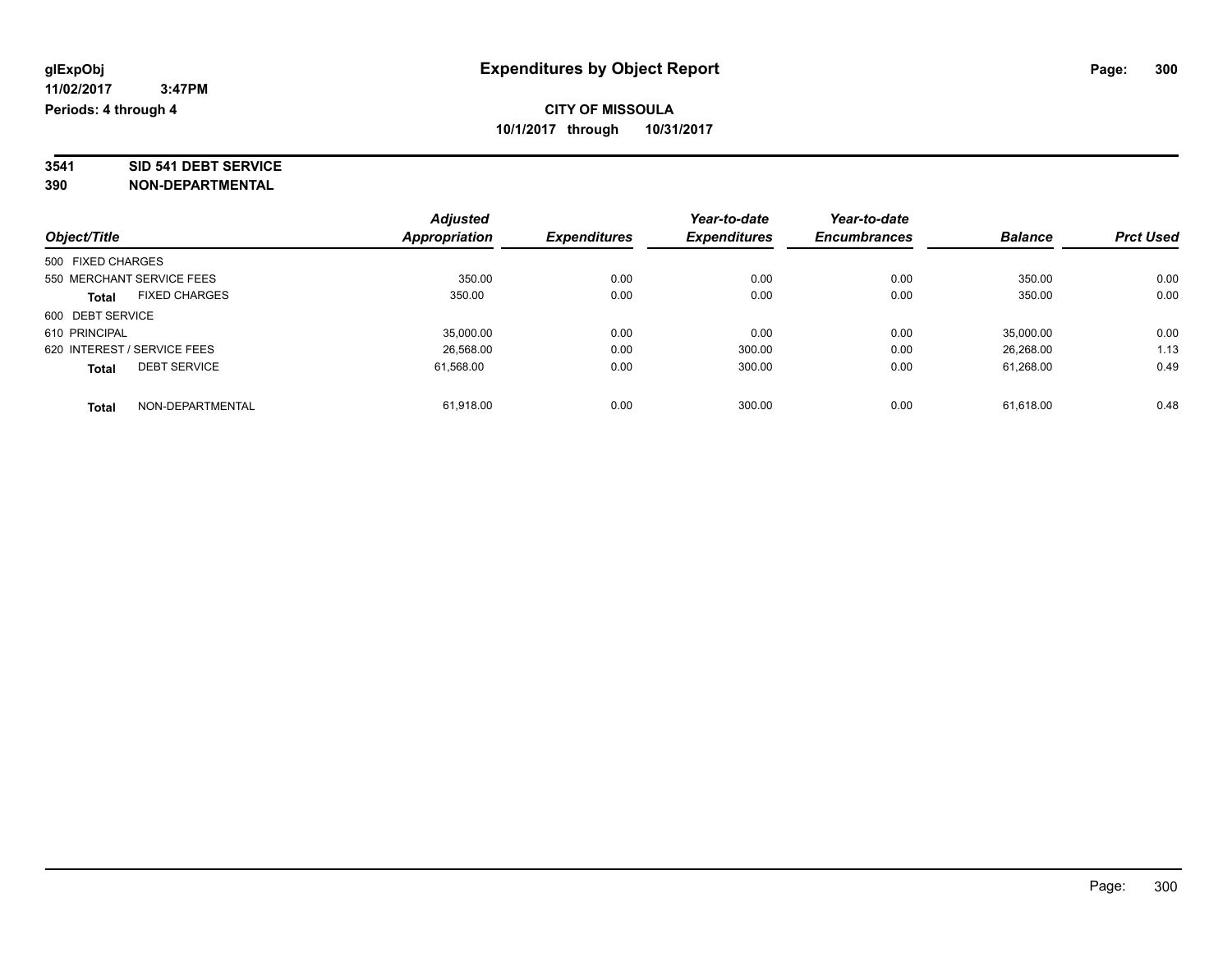glExpObj
11/02/2017 3:47PM
Periods: 4 through 4

# Expenditures by Object Report

**CITY OF MISSOULA**
**10/1/2017 through 10/31/2017**

**3541 SID 541 DEBT SERVICE**
**390 NON-DEPARTMENTAL**

| Object/Title | Adjusted Appropriation | Expenditures | Year-to-date Expenditures | Year-to-date Encumbrances | Balance | Prct Used |
|---|---|---|---|---|---|---|
| 500 FIXED CHARGES | | | | | | |
| 550 MERCHANT SERVICE FEES | 350.00 | 0.00 | 0.00 | 0.00 | 350.00 | 0.00 |
| **Total** FIXED CHARGES | 350.00 | 0.00 | 0.00 | 0.00 | 350.00 | 0.00 |
| 600 DEBT SERVICE | | | | | | |
| 610 PRINCIPAL | 35,000.00 | 0.00 | 0.00 | 0.00 | 35,000.00 | 0.00 |
| 620 INTEREST / SERVICE FEES | 26,568.00 | 0.00 | 300.00 | 0.00 | 26,268.00 | 1.13 |
| **Total** DEBT SERVICE | 61,568.00 | 0.00 | 300.00 | 0.00 | 61,268.00 | 0.49 |
| **Total** NON-DEPARTMENTAL | 61,918.00 | 0.00 | 300.00 | 0.00 | 61,618.00 | 0.48 |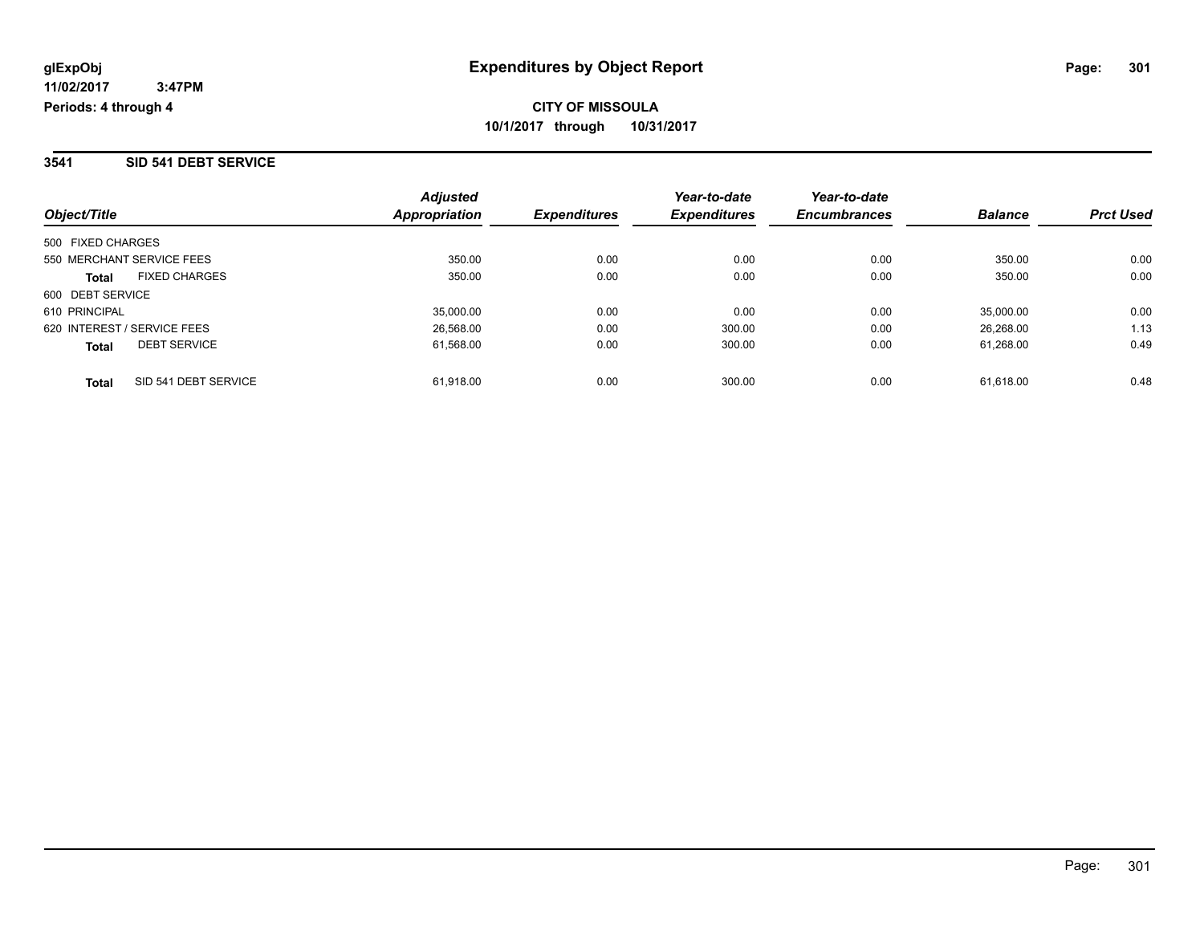# Expenditures by Object Report

glExpObj
11/02/2017 3:47PM
Periods: 4 through 4

**CITY OF MISSOULA**
**10/1/2017 through 10/31/2017**

## 3541 SID 541 DEBT SERVICE

| Object/Title | Adjusted Appropriation | Expenditures | Year-to-date Expenditures | Year-to-date Encumbrances | Balance | Prct Used |
|---|---|---|---|---|---|---|
| 500 FIXED CHARGES | | | | | | |
| 550 MERCHANT SERVICE FEES | 350.00 | 0.00 | 0.00 | 0.00 | 350.00 | 0.00 |
| **Total** FIXED CHARGES | 350.00 | 0.00 | 0.00 | 0.00 | 350.00 | 0.00 |
| 600 DEBT SERVICE | | | | | | |
| 610 PRINCIPAL | 35,000.00 | 0.00 | 0.00 | 0.00 | 35,000.00 | 0.00 |
| 620 INTEREST / SERVICE FEES | 26,568.00 | 0.00 | 300.00 | 0.00 | 26,268.00 | 1.13 |
| **Total** DEBT SERVICE | 61,568.00 | 0.00 | 300.00 | 0.00 | 61,268.00 | 0.49 |
| **Total** SID 541 DEBT SERVICE | 61,918.00 | 0.00 | 300.00 | 0.00 | 61,618.00 | 0.48 |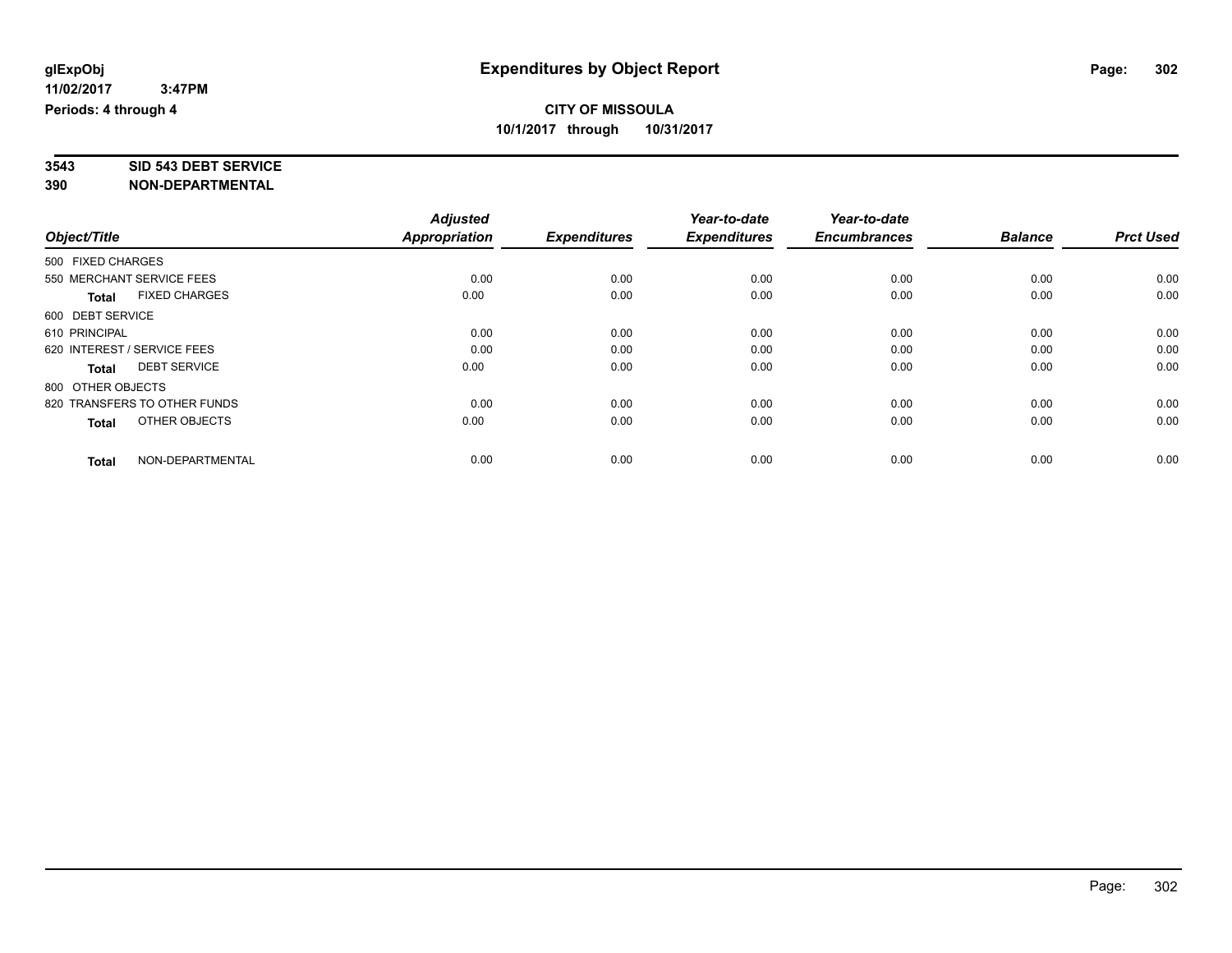**glExpObj**
**11/02/2017 3:47PM**
**Periods: 4 through 4**

# Expenditures by Object Report

**CITY OF MISSOULA**
**10/1/2017 through 10/31/2017**

**3543 SID 543 DEBT SERVICE**
**390 NON-DEPARTMENTAL**

| Object/Title | Adjusted Appropriation | Expenditures | Year-to-date Expenditures | Year-to-date Encumbrances | Balance | Prct Used |
|---|---|---|---|---|---|---|
| 500 FIXED CHARGES | | | | | | |
| 550 MERCHANT SERVICE FEES | 0.00 | 0.00 | 0.00 | 0.00 | 0.00 | 0.00 |
| **Total** FIXED CHARGES | 0.00 | 0.00 | 0.00 | 0.00 | 0.00 | 0.00 |
| 600 DEBT SERVICE | | | | | | |
| 610 PRINCIPAL | 0.00 | 0.00 | 0.00 | 0.00 | 0.00 | 0.00 |
| 620 INTEREST / SERVICE FEES | 0.00 | 0.00 | 0.00 | 0.00 | 0.00 | 0.00 |
| **Total** DEBT SERVICE | 0.00 | 0.00 | 0.00 | 0.00 | 0.00 | 0.00 |
| 800 OTHER OBJECTS | | | | | | |
| 820 TRANSFERS TO OTHER FUNDS | 0.00 | 0.00 | 0.00 | 0.00 | 0.00 | 0.00 |
| **Total** OTHER OBJECTS | 0.00 | 0.00 | 0.00 | 0.00 | 0.00 | 0.00 |
| **Total** NON-DEPARTMENTAL | 0.00 | 0.00 | 0.00 | 0.00 | 0.00 | 0.00 |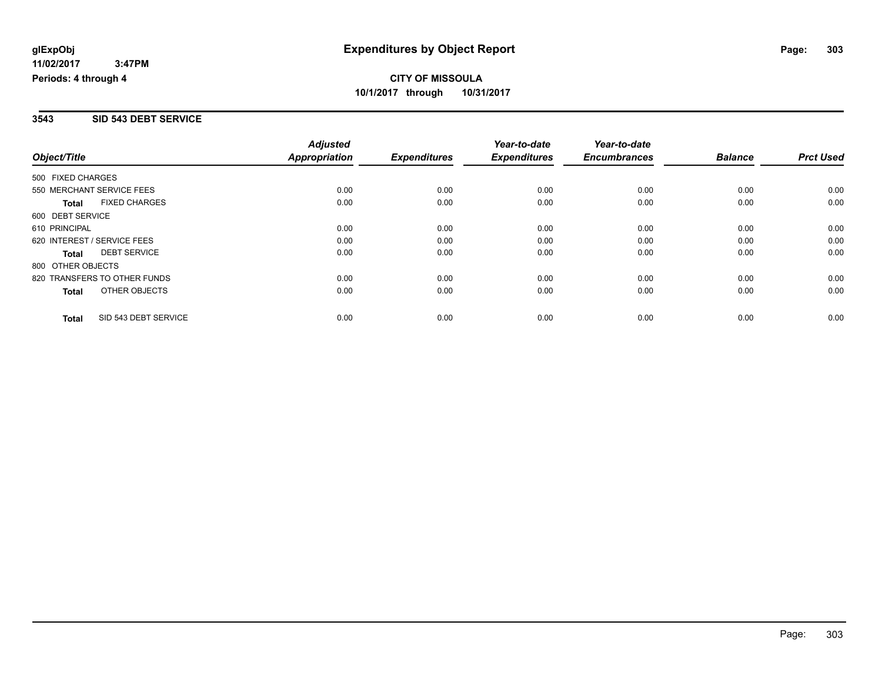# Expenditures by Object Report

**glExpObj**
**11/02/2017 3:47PM**
**Periods: 4 through 4**

**CITY OF MISSOULA**
**10/1/2017 through 10/31/2017**

## 3543 SID 543 DEBT SERVICE

| Object/Title | Adjusted Appropriation | Expenditures | Year-to-date Expenditures | Year-to-date Encumbrances | Balance | Prct Used |
|---|---|---|---|---|---|---|
| 500 FIXED CHARGES | | | | | | |
| 550 MERCHANT SERVICE FEES | 0.00 | 0.00 | 0.00 | 0.00 | 0.00 | 0.00 |
| **Total** FIXED CHARGES | 0.00 | 0.00 | 0.00 | 0.00 | 0.00 | 0.00 |
| 600 DEBT SERVICE | | | | | | |
| 610 PRINCIPAL | 0.00 | 0.00 | 0.00 | 0.00 | 0.00 | 0.00 |
| 620 INTEREST / SERVICE FEES | 0.00 | 0.00 | 0.00 | 0.00 | 0.00 | 0.00 |
| **Total** DEBT SERVICE | 0.00 | 0.00 | 0.00 | 0.00 | 0.00 | 0.00 |
| 800 OTHER OBJECTS | | | | | | |
| 820 TRANSFERS TO OTHER FUNDS | 0.00 | 0.00 | 0.00 | 0.00 | 0.00 | 0.00 |
| **Total** OTHER OBJECTS | 0.00 | 0.00 | 0.00 | 0.00 | 0.00 | 0.00 |
| **Total** SID 543 DEBT SERVICE | 0.00 | 0.00 | 0.00 | 0.00 | 0.00 | 0.00 |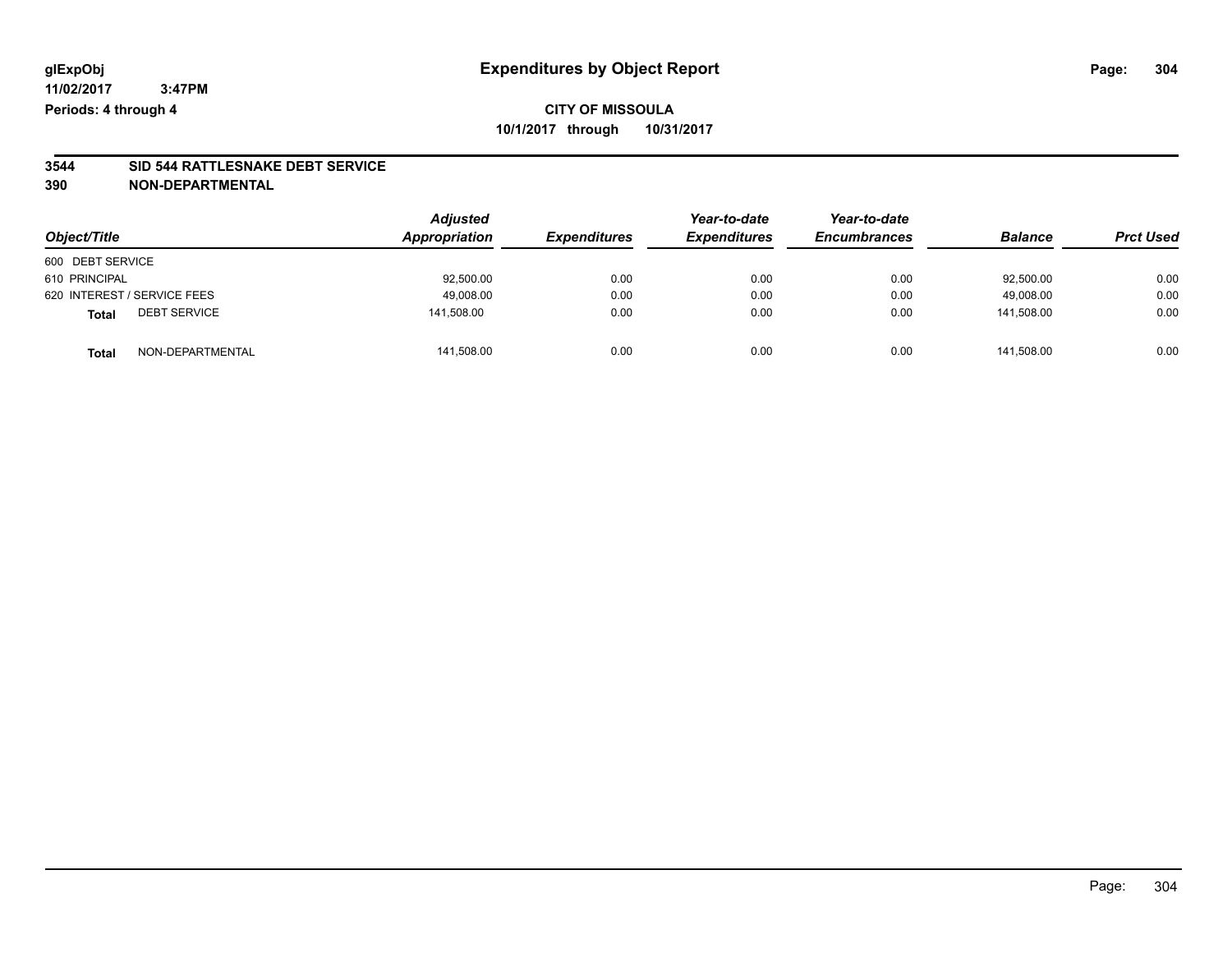# Expenditures by Object Report

glExpObj
11/02/2017 3:47PM
Periods: 4 through 4

**CITY OF MISSOULA**
**10/1/2017 through 10/31/2017**

**3544 SID 544 RATTLESNAKE DEBT SERVICE**
**390 NON-DEPARTMENTAL**

| Object/Title | Adjusted Appropriation | Expenditures | Year-to-date Expenditures | Year-to-date Encumbrances | Balance | Prct Used |
|---|---|---|---|---|---|---|
| 600 DEBT SERVICE | | | | | | |
| 610 PRINCIPAL | 92,500.00 | 0.00 | 0.00 | 0.00 | 92,500.00 | 0.00 |
| 620 INTEREST / SERVICE FEES | 49,008.00 | 0.00 | 0.00 | 0.00 | 49,008.00 | 0.00 |
| **Total** DEBT SERVICE | 141,508.00 | 0.00 | 0.00 | 0.00 | 141,508.00 | 0.00 |
| **Total** NON-DEPARTMENTAL | 141,508.00 | 0.00 | 0.00 | 0.00 | 141,508.00 | 0.00 |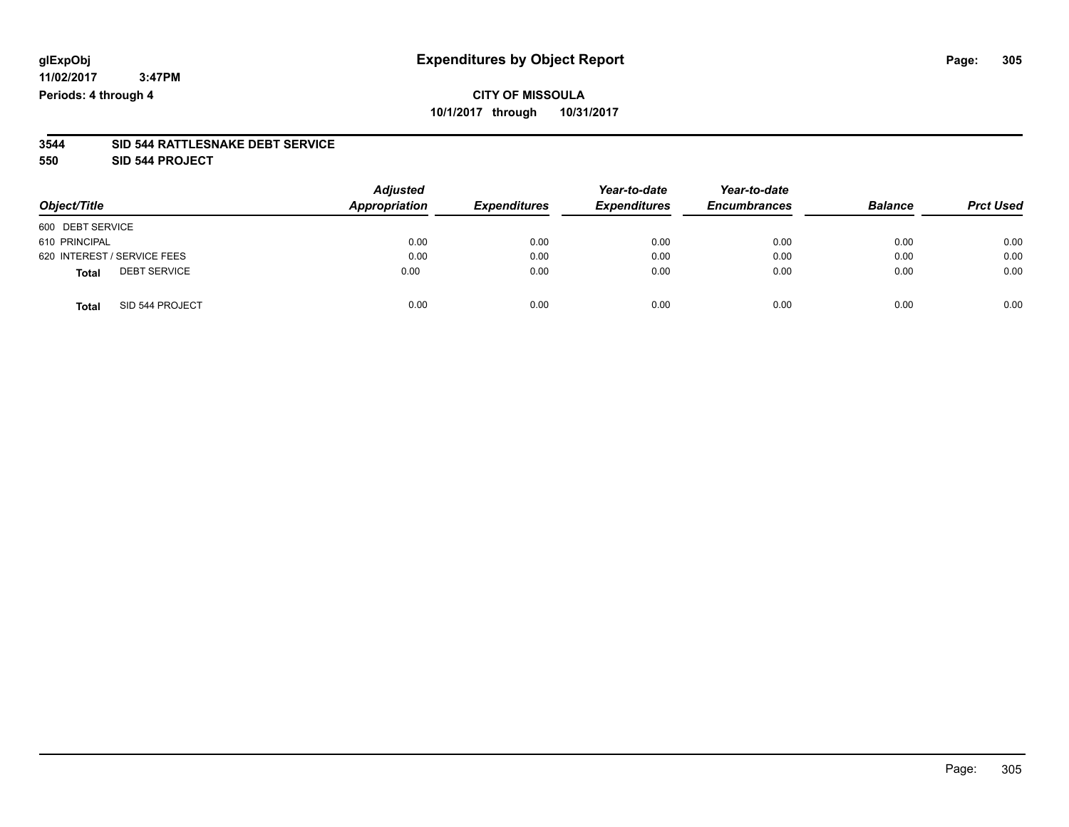glExpObj
11/02/2017 3:47PM
Periods: 4 through 4

# Expenditures by Object Report

**CITY OF MISSOULA**
**10/1/2017 through 10/31/2017**

**3544 SID 544 RATTLESNAKE DEBT SERVICE**
**550 SID 544 PROJECT**

| Object/Title | Adjusted Appropriation | Expenditures | Year-to-date Expenditures | Year-to-date Encumbrances | Balance | Prct Used |
|---|---|---|---|---|---|---|
| 600 DEBT SERVICE | | | | | | |
| 610 PRINCIPAL | 0.00 | 0.00 | 0.00 | 0.00 | 0.00 | 0.00 |
| 620 INTEREST / SERVICE FEES | 0.00 | 0.00 | 0.00 | 0.00 | 0.00 | 0.00 |
| **Total** DEBT SERVICE | 0.00 | 0.00 | 0.00 | 0.00 | 0.00 | 0.00 |
| **Total** SID 544 PROJECT | 0.00 | 0.00 | 0.00 | 0.00 | 0.00 | 0.00 |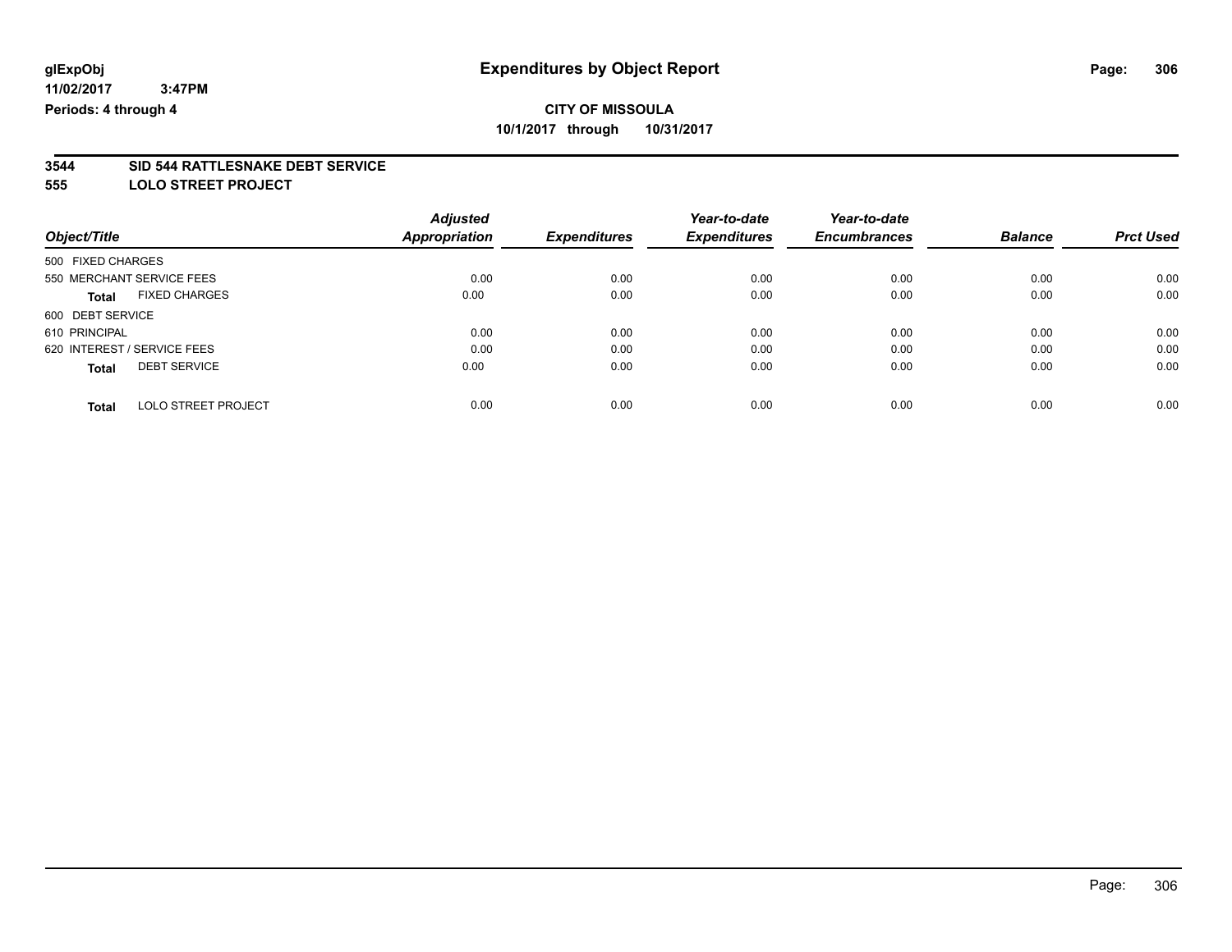glExpObj
11/02/2017 3:47PM
Periods: 4 through 4

# Expenditures by Object Report

**CITY OF MISSOULA**
**10/1/2017 through 10/31/2017**

**3544 SID 544 RATTLESNAKE DEBT SERVICE**
**555 LOLO STREET PROJECT**

| Object/Title | Adjusted Appropriation | Expenditures | Year-to-date Expenditures | Year-to-date Encumbrances | Balance | Prct Used |
|---|---|---|---|---|---|---|
| 500 FIXED CHARGES | | | | | | |
| 550 MERCHANT SERVICE FEES | 0.00 | 0.00 | 0.00 | 0.00 | 0.00 | 0.00 |
| **Total** FIXED CHARGES | 0.00 | 0.00 | 0.00 | 0.00 | 0.00 | 0.00 |
| 600 DEBT SERVICE | | | | | | |
| 610 PRINCIPAL | 0.00 | 0.00 | 0.00 | 0.00 | 0.00 | 0.00 |
| 620 INTEREST / SERVICE FEES | 0.00 | 0.00 | 0.00 | 0.00 | 0.00 | 0.00 |
| **Total** DEBT SERVICE | 0.00 | 0.00 | 0.00 | 0.00 | 0.00 | 0.00 |
| **Total** LOLO STREET PROJECT | 0.00 | 0.00 | 0.00 | 0.00 | 0.00 | 0.00 |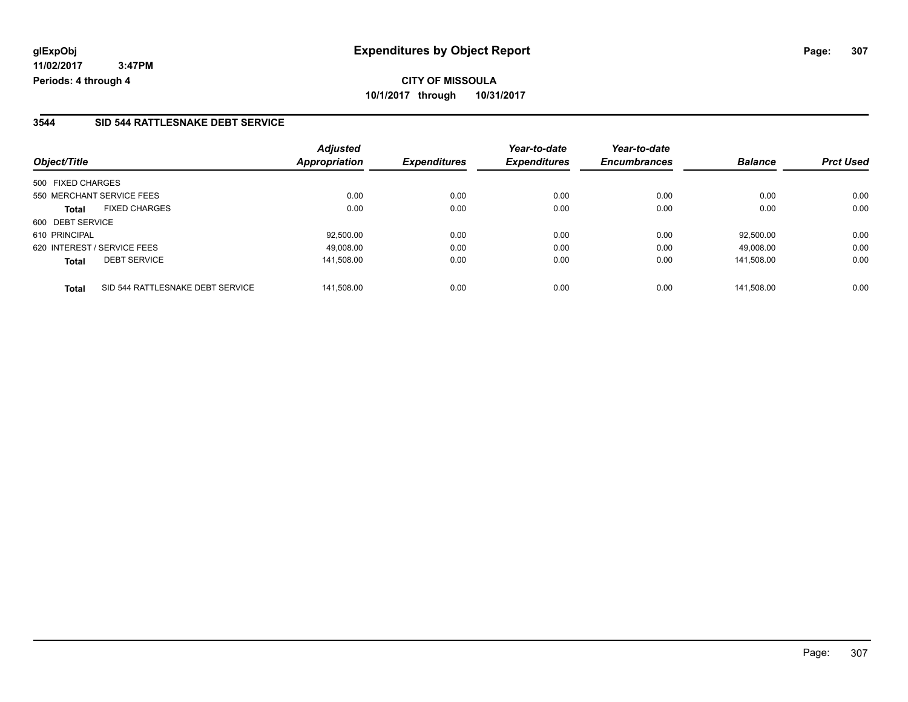glExpObj
11/02/2017 3:47PM
Periods: 4 through 4

# Expenditures by Object Report

**CITY OF MISSOULA**
**10/1/2017 through 10/31/2017**

## 3544 SID 544 RATTLESNAKE DEBT SERVICE

| Object/Title | Adjusted Appropriation | Expenditures | Year-to-date Expenditures | Year-to-date Encumbrances | Balance | Prct Used |
|---|---|---|---|---|---|---|
| 500 FIXED CHARGES | | | | | | |
| 550 MERCHANT SERVICE FEES | 0.00 | 0.00 | 0.00 | 0.00 | 0.00 | 0.00 |
| **Total** FIXED CHARGES | 0.00 | 0.00 | 0.00 | 0.00 | 0.00 | 0.00 |
| 600 DEBT SERVICE | | | | | | |
| 610 PRINCIPAL | 92,500.00 | 0.00 | 0.00 | 0.00 | 92,500.00 | 0.00 |
| 620 INTEREST / SERVICE FEES | 49,008.00 | 0.00 | 0.00 | 0.00 | 49,008.00 | 0.00 |
| **Total** DEBT SERVICE | 141,508.00 | 0.00 | 0.00 | 0.00 | 141,508.00 | 0.00 |
| **Total** SID 544 RATTLESNAKE DEBT SERVICE | 141,508.00 | 0.00 | 0.00 | 0.00 | 141,508.00 | 0.00 |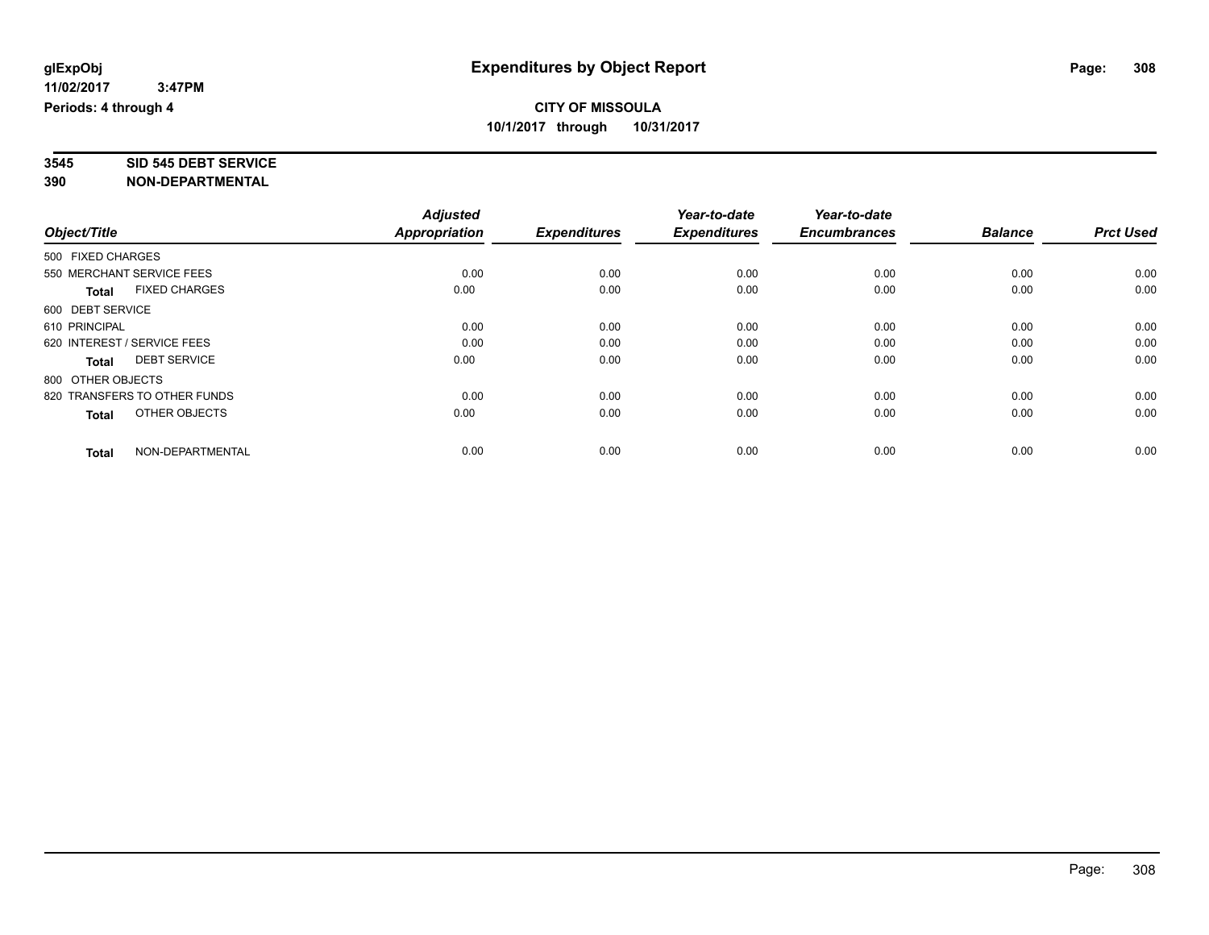**glExpObj**
**11/02/2017 3:47PM**
**Periods: 4 through 4**

# Expenditures by Object Report

**CITY OF MISSOULA**
**10/1/2017 through 10/31/2017**

**3545 SID 545 DEBT SERVICE**
**390 NON-DEPARTMENTAL**

| Object/Title | Adjusted Appropriation | Expenditures | Year-to-date Expenditures | Year-to-date Encumbrances | Balance | Prct Used |
|---|---|---|---|---|---|---|
| 500 FIXED CHARGES | | | | | | |
| 550 MERCHANT SERVICE FEES | 0.00 | 0.00 | 0.00 | 0.00 | 0.00 | 0.00 |
| **Total** FIXED CHARGES | 0.00 | 0.00 | 0.00 | 0.00 | 0.00 | 0.00 |
| 600 DEBT SERVICE | | | | | | |
| 610 PRINCIPAL | 0.00 | 0.00 | 0.00 | 0.00 | 0.00 | 0.00 |
| 620 INTEREST / SERVICE FEES | 0.00 | 0.00 | 0.00 | 0.00 | 0.00 | 0.00 |
| **Total** DEBT SERVICE | 0.00 | 0.00 | 0.00 | 0.00 | 0.00 | 0.00 |
| 800 OTHER OBJECTS | | | | | | |
| 820 TRANSFERS TO OTHER FUNDS | 0.00 | 0.00 | 0.00 | 0.00 | 0.00 | 0.00 |
| **Total** OTHER OBJECTS | 0.00 | 0.00 | 0.00 | 0.00 | 0.00 | 0.00 |
| **Total** NON-DEPARTMENTAL | 0.00 | 0.00 | 0.00 | 0.00 | 0.00 | 0.00 |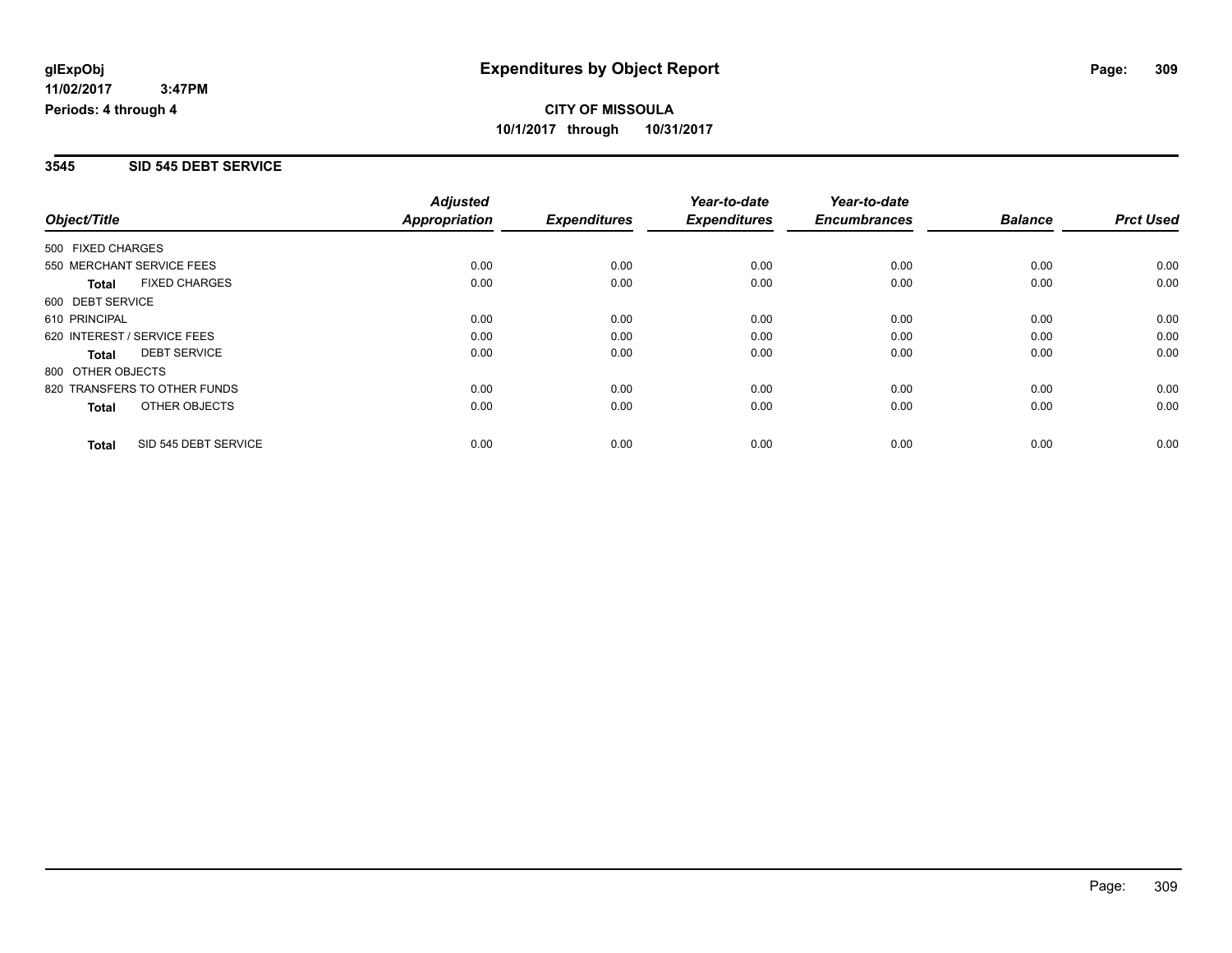**CITY OF MISSOULA**

**10/1/2017 through 10/31/2017**

## 3545 SID 545 DEBT SERVICE

| Object/Title | Adjusted Appropriation | Expenditures | Year-to-date Expenditures | Year-to-date Encumbrances | Balance | Prct Used |
|---|---|---|---|---|---|---|
| 500 FIXED CHARGES | | | | | | |
| 550 MERCHANT SERVICE FEES | 0.00 | 0.00 | 0.00 | 0.00 | 0.00 | 0.00 |
| **Total** FIXED CHARGES | 0.00 | 0.00 | 0.00 | 0.00 | 0.00 | 0.00 |
| 600 DEBT SERVICE | | | | | | |
| 610 PRINCIPAL | 0.00 | 0.00 | 0.00 | 0.00 | 0.00 | 0.00 |
| 620 INTEREST / SERVICE FEES | 0.00 | 0.00 | 0.00 | 0.00 | 0.00 | 0.00 |
| **Total** DEBT SERVICE | 0.00 | 0.00 | 0.00 | 0.00 | 0.00 | 0.00 |
| 800 OTHER OBJECTS | | | | | | |
| 820 TRANSFERS TO OTHER FUNDS | 0.00 | 0.00 | 0.00 | 0.00 | 0.00 | 0.00 |
| **Total** OTHER OBJECTS | 0.00 | 0.00 | 0.00 | 0.00 | 0.00 | 0.00 |
| **Total** SID 545 DEBT SERVICE | 0.00 | 0.00 | 0.00 | 0.00 | 0.00 | 0.00 |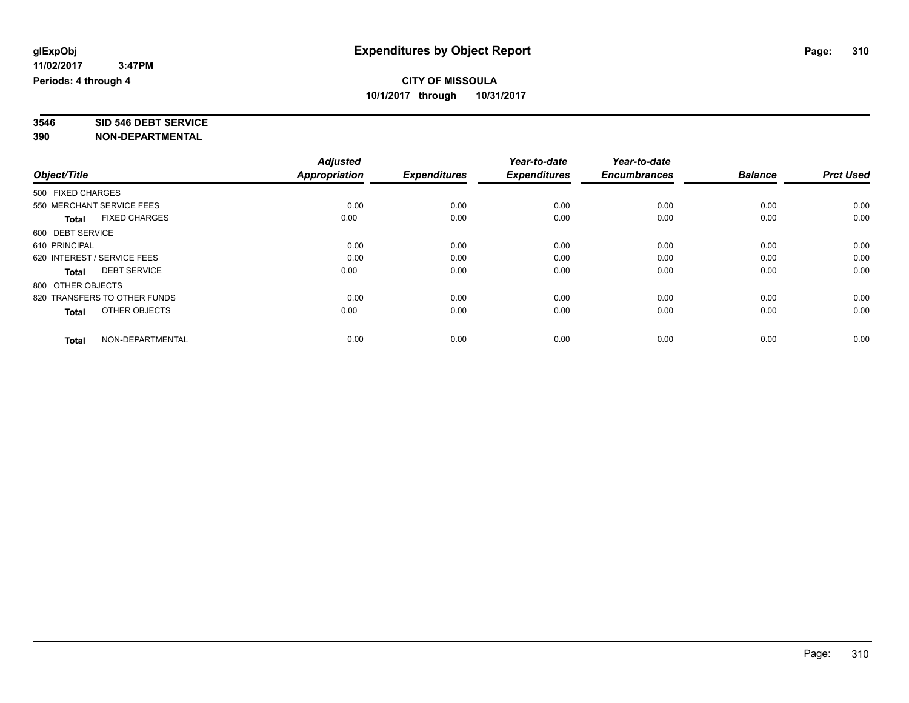glExpObj
11/02/2017 3:47PM
Periods: 4 through 4

# Expenditures by Object Report

**CITY OF MISSOULA**
**10/1/2017 through 10/31/2017**

**3546 SID 546 DEBT SERVICE**
**390 NON-DEPARTMENTAL**

| Object/Title | Adjusted Appropriation | Expenditures | Year-to-date Expenditures | Year-to-date Encumbrances | Balance | Prct Used |
|---|---|---|---|---|---|---|
| 500 FIXED CHARGES | | | | | | |
| 550 MERCHANT SERVICE FEES | 0.00 | 0.00 | 0.00 | 0.00 | 0.00 | 0.00 |
| **Total** FIXED CHARGES | 0.00 | 0.00 | 0.00 | 0.00 | 0.00 | 0.00 |
| 600 DEBT SERVICE | | | | | | |
| 610 PRINCIPAL | 0.00 | 0.00 | 0.00 | 0.00 | 0.00 | 0.00 |
| 620 INTEREST / SERVICE FEES | 0.00 | 0.00 | 0.00 | 0.00 | 0.00 | 0.00 |
| **Total** DEBT SERVICE | 0.00 | 0.00 | 0.00 | 0.00 | 0.00 | 0.00 |
| 800 OTHER OBJECTS | | | | | | |
| 820 TRANSFERS TO OTHER FUNDS | 0.00 | 0.00 | 0.00 | 0.00 | 0.00 | 0.00 |
| **Total** OTHER OBJECTS | 0.00 | 0.00 | 0.00 | 0.00 | 0.00 | 0.00 |
| **Total** NON-DEPARTMENTAL | 0.00 | 0.00 | 0.00 | 0.00 | 0.00 | 0.00 |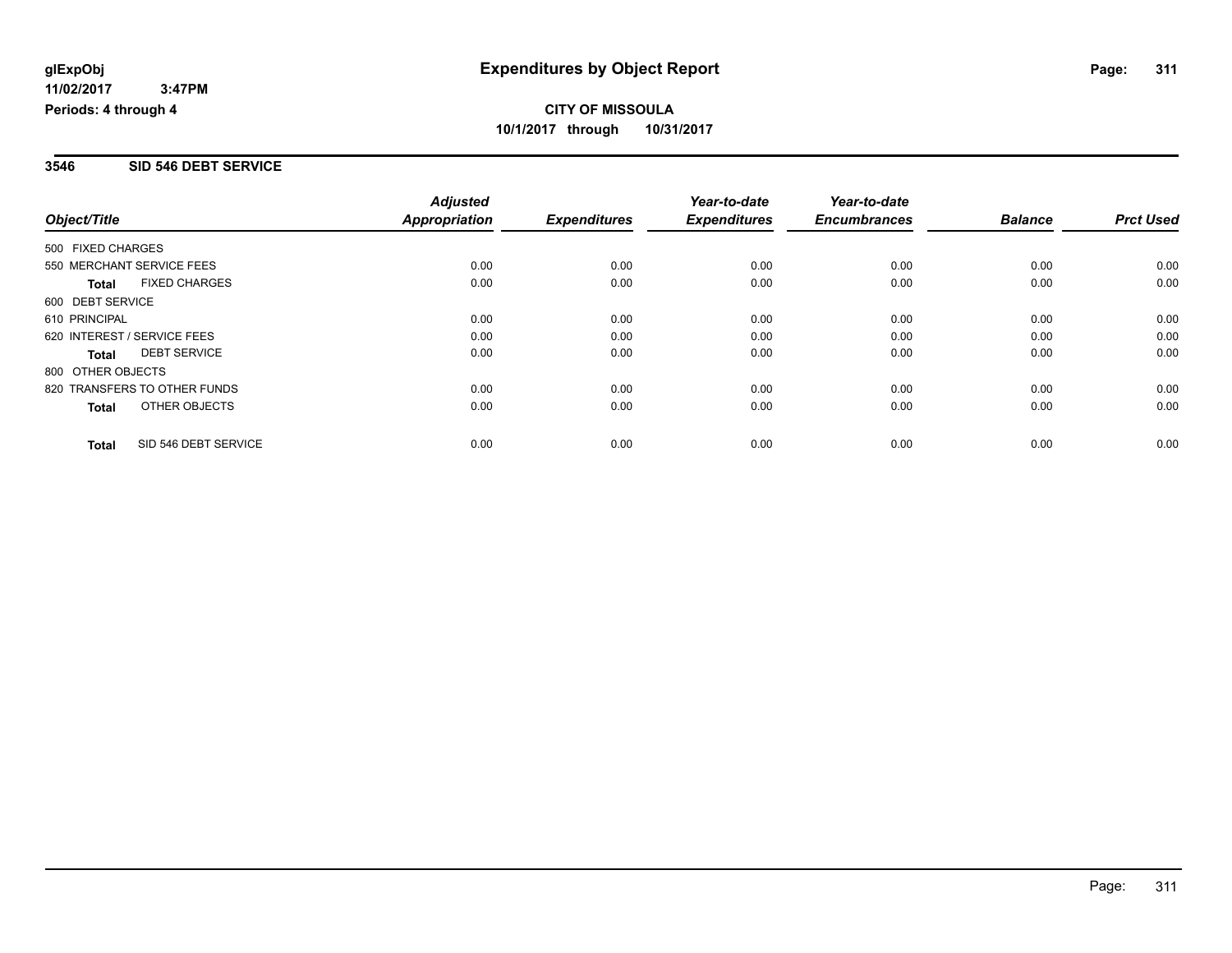# Expenditures by Object Report

glExpObj
11/02/2017 3:47PM
Periods: 4 through 4

**CITY OF MISSOULA**
**10/1/2017 through 10/31/2017**

## 3546 SID 546 DEBT SERVICE

| Object/Title | Adjusted Appropriation | Expenditures | Year-to-date Expenditures | Year-to-date Encumbrances | Balance | Prct Used |
|---|---|---|---|---|---|---|
| 500 FIXED CHARGES | | | | | | |
| 550 MERCHANT SERVICE FEES | 0.00 | 0.00 | 0.00 | 0.00 | 0.00 | 0.00 |
| **Total** FIXED CHARGES | 0.00 | 0.00 | 0.00 | 0.00 | 0.00 | 0.00 |
| 600 DEBT SERVICE | | | | | | |
| 610 PRINCIPAL | 0.00 | 0.00 | 0.00 | 0.00 | 0.00 | 0.00 |
| 620 INTEREST / SERVICE FEES | 0.00 | 0.00 | 0.00 | 0.00 | 0.00 | 0.00 |
| **Total** DEBT SERVICE | 0.00 | 0.00 | 0.00 | 0.00 | 0.00 | 0.00 |
| 800 OTHER OBJECTS | | | | | | |
| 820 TRANSFERS TO OTHER FUNDS | 0.00 | 0.00 | 0.00 | 0.00 | 0.00 | 0.00 |
| **Total** OTHER OBJECTS | 0.00 | 0.00 | 0.00 | 0.00 | 0.00 | 0.00 |
| **Total** SID 546 DEBT SERVICE | 0.00 | 0.00 | 0.00 | 0.00 | 0.00 | 0.00 |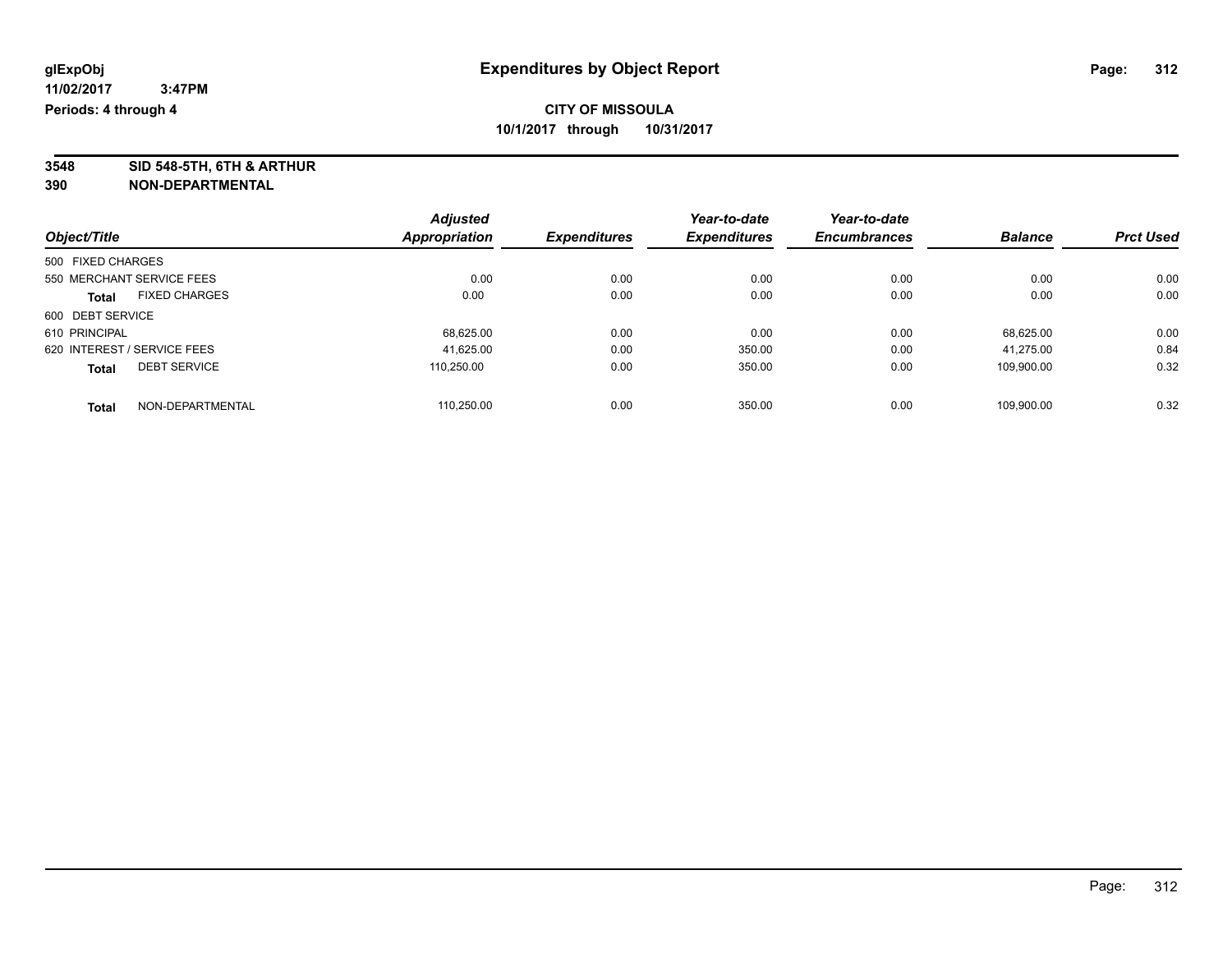**glExpObj** **Expenditures by Object Report**

**11/02/2017 3:47PM**

**Periods: 4 through 4**

**CITY OF MISSOULA**

**10/1/2017 through 10/31/2017**

**3548 SID 548-5TH, 6TH & ARTHUR**

**390 NON-DEPARTMENTAL**

| Object/Title | Adjusted Appropriation | Expenditures | Year-to-date Expenditures | Year-to-date Encumbrances | Balance | Prct Used |
|---|---|---|---|---|---|---|
| 500 FIXED CHARGES | | | | | | |
| 550 MERCHANT SERVICE FEES | 0.00 | 0.00 | 0.00 | 0.00 | 0.00 | 0.00 |
| **Total** FIXED CHARGES | 0.00 | 0.00 | 0.00 | 0.00 | 0.00 | 0.00 |
| 600 DEBT SERVICE | | | | | | |
| 610 PRINCIPAL | 68,625.00 | 0.00 | 0.00 | 0.00 | 68,625.00 | 0.00 |
| 620 INTEREST / SERVICE FEES | 41,625.00 | 0.00 | 350.00 | 0.00 | 41,275.00 | 0.84 |
| **Total** DEBT SERVICE | 110,250.00 | 0.00 | 350.00 | 0.00 | 109,900.00 | 0.32 |
| **Total** NON-DEPARTMENTAL | 110,250.00 | 0.00 | 350.00 | 0.00 | 109,900.00 | 0.32 |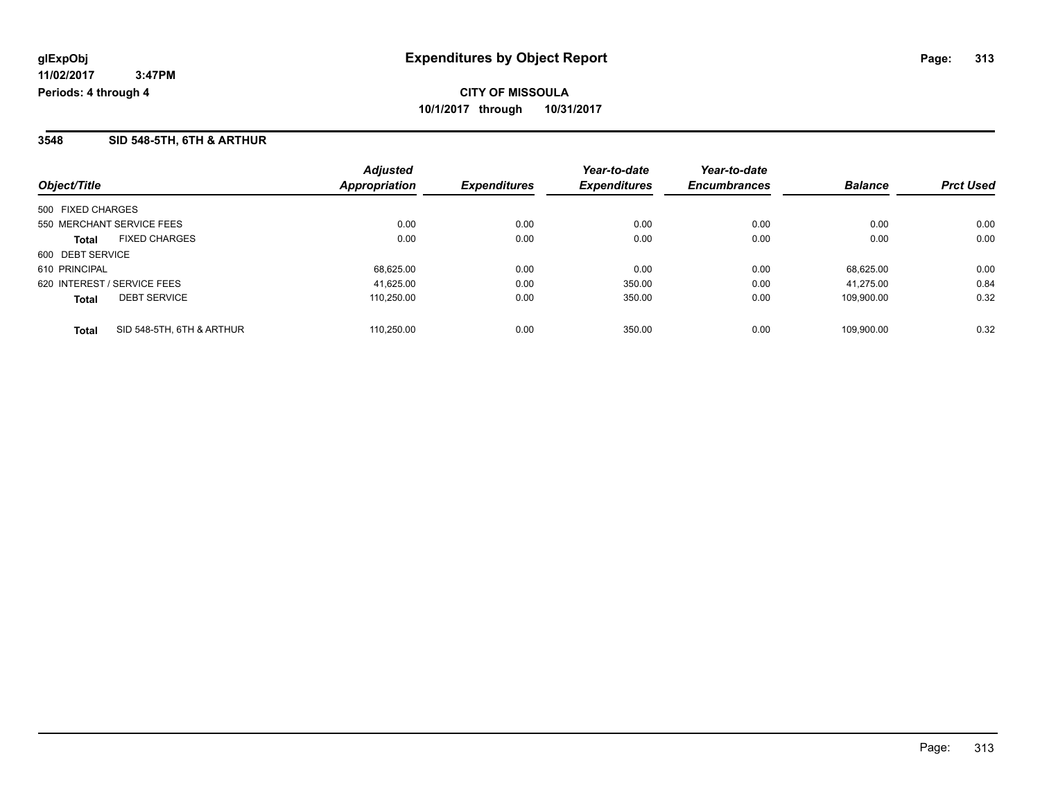# Expenditures by Object Report

glExpObj
11/02/2017 3:47PM
Periods: 4 through 4

**CITY OF MISSOULA**
**10/1/2017 through 10/31/2017**

## 3548 SID 548-5TH, 6TH & ARTHUR

| Object/Title | | Adjusted Appropriation | Expenditures | Year-to-date Expenditures | Year-to-date Encumbrances | Balance | Prct Used |
|---|---|---|---|---|---|---|---|
| 500 FIXED CHARGES | | | | | | | |
| 550 MERCHANT SERVICE FEES | | 0.00 | 0.00 | 0.00 | 0.00 | 0.00 | 0.00 |
| **Total** | FIXED CHARGES | 0.00 | 0.00 | 0.00 | 0.00 | 0.00 | 0.00 |
| 600 DEBT SERVICE | | | | | | | |
| 610 PRINCIPAL | | 68,625.00 | 0.00 | 0.00 | 0.00 | 68,625.00 | 0.00 |
| 620 INTEREST / SERVICE FEES | | 41,625.00 | 0.00 | 350.00 | 0.00 | 41,275.00 | 0.84 |
| **Total** | DEBT SERVICE | 110,250.00 | 0.00 | 350.00 | 0.00 | 109,900.00 | 0.32 |
| **Total** | SID 548-5TH, 6TH & ARTHUR | 110,250.00 | 0.00 | 350.00 | 0.00 | 109,900.00 | 0.32 |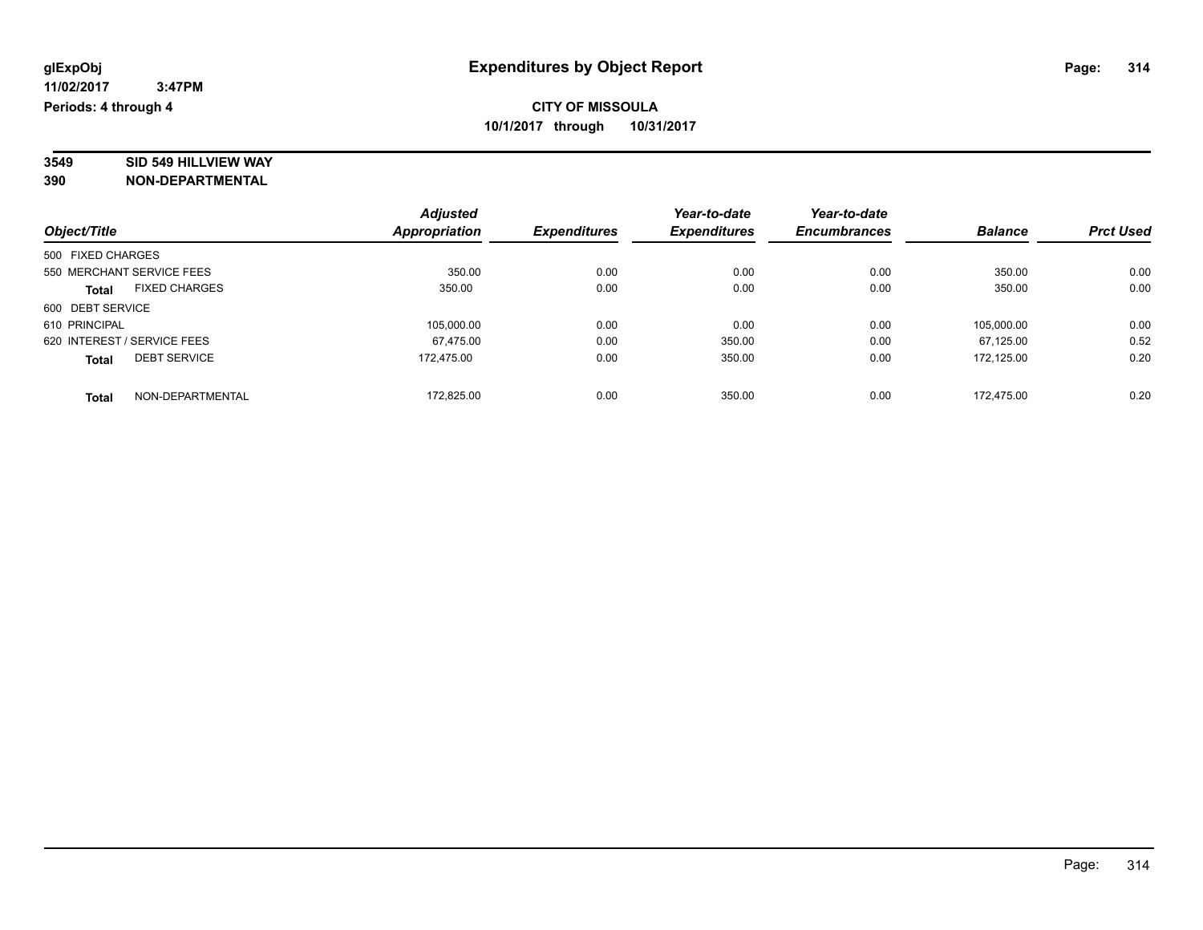glExpObj
11/02/2017 3:47PM
Periods: 4 through 4

# Expenditures by Object Report

**CITY OF MISSOULA**
**10/1/2017 through 10/31/2017**

**3549 SID 549 HILLVIEW WAY**
**390 NON-DEPARTMENTAL**

| Object/Title | Adjusted Appropriation | Expenditures | Year-to-date Expenditures | Year-to-date Encumbrances | Balance | Prct Used |
|---|---|---|---|---|---|---|
| 500 FIXED CHARGES | | | | | | |
| 550 MERCHANT SERVICE FEES | 350.00 | 0.00 | 0.00 | 0.00 | 350.00 | 0.00 |
| **Total** FIXED CHARGES | 350.00 | 0.00 | 0.00 | 0.00 | 350.00 | 0.00 |
| 600 DEBT SERVICE | | | | | | |
| 610 PRINCIPAL | 105,000.00 | 0.00 | 0.00 | 0.00 | 105,000.00 | 0.00 |
| 620 INTEREST / SERVICE FEES | 67,475.00 | 0.00 | 350.00 | 0.00 | 67,125.00 | 0.52 |
| **Total** DEBT SERVICE | 172,475.00 | 0.00 | 350.00 | 0.00 | 172,125.00 | 0.20 |
| **Total** NON-DEPARTMENTAL | 172,825.00 | 0.00 | 350.00 | 0.00 | 172,475.00 | 0.20 |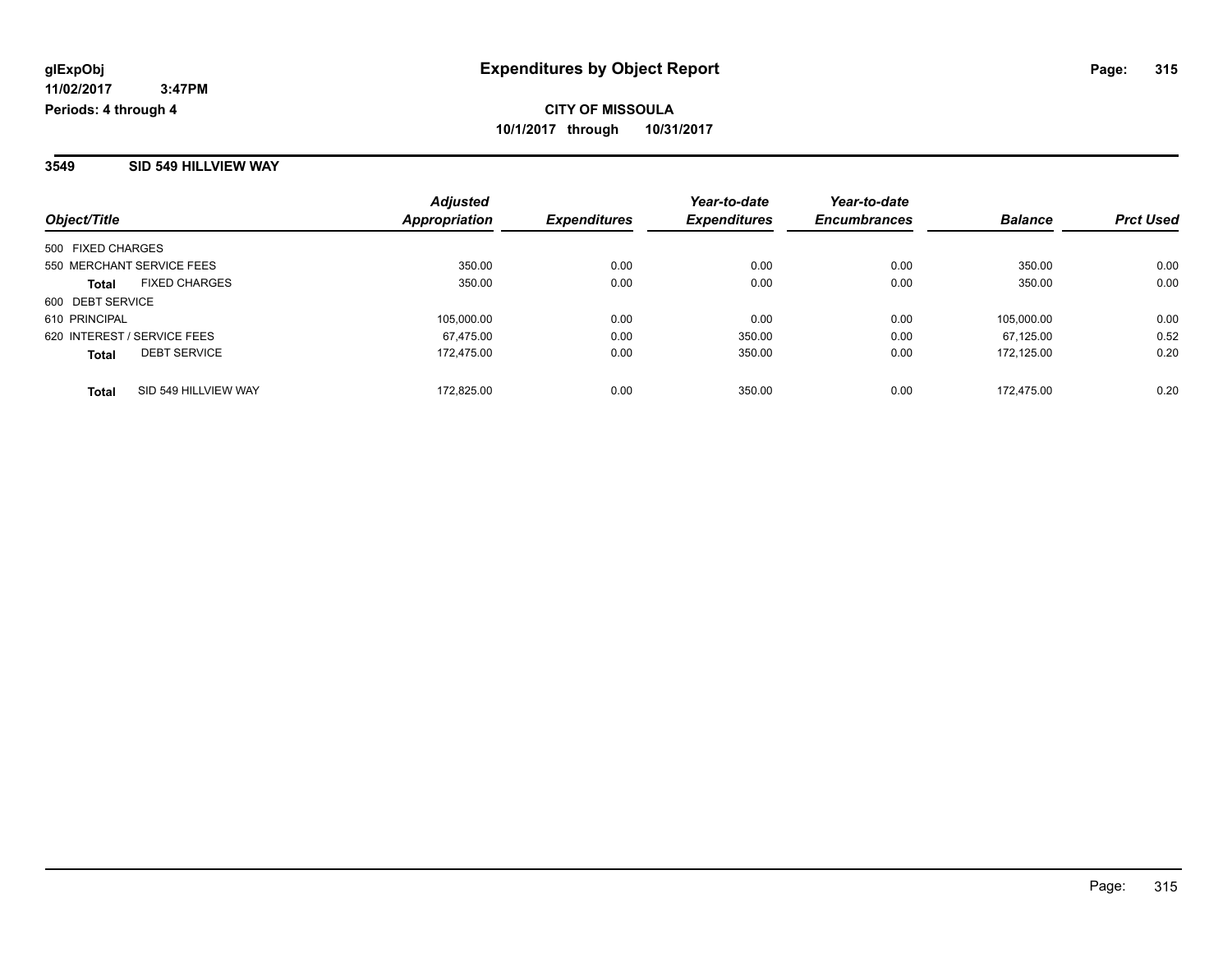**glExpObj**
**11/02/2017 3:47PM**
**Periods: 4 through 4**

# Expenditures by Object Report

**CITY OF MISSOULA**
**10/1/2017 through 10/31/2017**

## 3549 SID 549 HILLVIEW WAY

| Object/Title | Adjusted Appropriation | Expenditures | Year-to-date Expenditures | Year-to-date Encumbrances | Balance | Prct Used |
|---|---|---|---|---|---|---|
| 500 FIXED CHARGES | | | | | | |
| 550 MERCHANT SERVICE FEES | 350.00 | 0.00 | 0.00 | 0.00 | 350.00 | 0.00 |
| **Total** FIXED CHARGES | 350.00 | 0.00 | 0.00 | 0.00 | 350.00 | 0.00 |
| 600 DEBT SERVICE | | | | | | |
| 610 PRINCIPAL | 105,000.00 | 0.00 | 0.00 | 0.00 | 105,000.00 | 0.00 |
| 620 INTEREST / SERVICE FEES | 67,475.00 | 0.00 | 350.00 | 0.00 | 67,125.00 | 0.52 |
| **Total** DEBT SERVICE | 172,475.00 | 0.00 | 350.00 | 0.00 | 172,125.00 | 0.20 |
| **Total** SID 549 HILLVIEW WAY | 172,825.00 | 0.00 | 350.00 | 0.00 | 172,475.00 | 0.20 |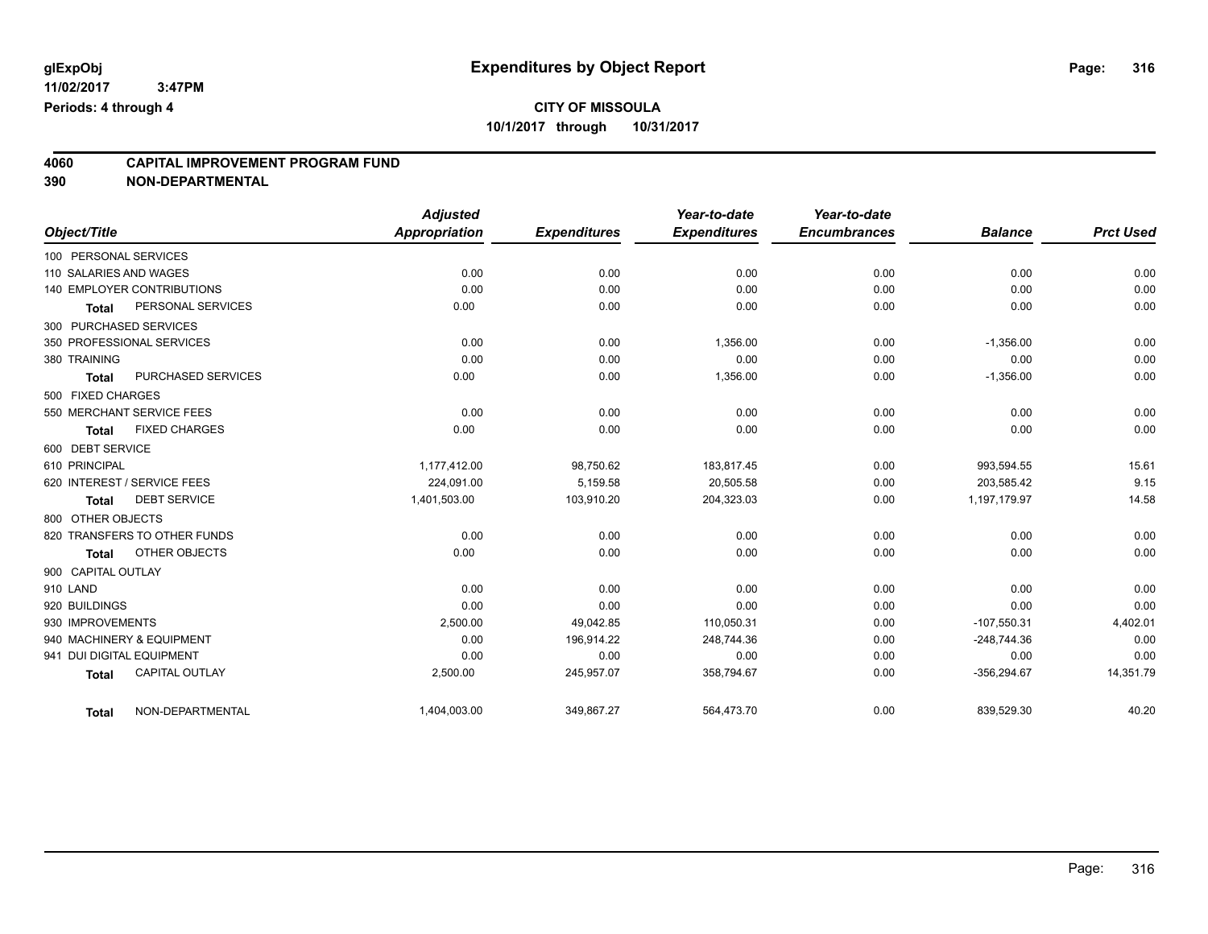glExpObj
11/02/2017 3:47PM
Periods: 4 through 4

# Expenditures by Object Report

**CITY OF MISSOULA**

**10/1/2017 through 10/31/2017**

## 4060 CAPITAL IMPROVEMENT PROGRAM FUND
## 390 NON-DEPARTMENTAL

| Object/Title | Adjusted Appropriation | Expenditures | Year-to-date Expenditures | Year-to-date Encumbrances | Balance | Prct Used |
|---|---|---|---|---|---|---|
| 100 PERSONAL SERVICES | | | | | | |
| 110 SALARIES AND WAGES | 0.00 | 0.00 | 0.00 | 0.00 | 0.00 | 0.00 |
| 140 EMPLOYER CONTRIBUTIONS | 0.00 | 0.00 | 0.00 | 0.00 | 0.00 | 0.00 |
| **Total** PERSONAL SERVICES | 0.00 | 0.00 | 0.00 | 0.00 | 0.00 | 0.00 |
| 300 PURCHASED SERVICES | | | | | | |
| 350 PROFESSIONAL SERVICES | 0.00 | 0.00 | 1,356.00 | 0.00 | -1,356.00 | 0.00 |
| 380 TRAINING | 0.00 | 0.00 | 0.00 | 0.00 | 0.00 | 0.00 |
| **Total** PURCHASED SERVICES | 0.00 | 0.00 | 1,356.00 | 0.00 | -1,356.00 | 0.00 |
| 500 FIXED CHARGES | | | | | | |
| 550 MERCHANT SERVICE FEES | 0.00 | 0.00 | 0.00 | 0.00 | 0.00 | 0.00 |
| **Total** FIXED CHARGES | 0.00 | 0.00 | 0.00 | 0.00 | 0.00 | 0.00 |
| 600 DEBT SERVICE | | | | | | |
| 610 PRINCIPAL | 1,177,412.00 | 98,750.62 | 183,817.45 | 0.00 | 993,594.55 | 15.61 |
| 620 INTEREST / SERVICE FEES | 224,091.00 | 5,159.58 | 20,505.58 | 0.00 | 203,585.42 | 9.15 |
| **Total** DEBT SERVICE | 1,401,503.00 | 103,910.20 | 204,323.03 | 0.00 | 1,197,179.97 | 14.58 |
| 800 OTHER OBJECTS | | | | | | |
| 820 TRANSFERS TO OTHER FUNDS | 0.00 | 0.00 | 0.00 | 0.00 | 0.00 | 0.00 |
| **Total** OTHER OBJECTS | 0.00 | 0.00 | 0.00 | 0.00 | 0.00 | 0.00 |
| 900 CAPITAL OUTLAY | | | | | | |
| 910 LAND | 0.00 | 0.00 | 0.00 | 0.00 | 0.00 | 0.00 |
| 920 BUILDINGS | 0.00 | 0.00 | 0.00 | 0.00 | 0.00 | 0.00 |
| 930 IMPROVEMENTS | 2,500.00 | 49,042.85 | 110,050.31 | 0.00 | -107,550.31 | 4,402.01 |
| 940 MACHINERY & EQUIPMENT | 0.00 | 196,914.22 | 248,744.36 | 0.00 | -248,744.36 | 0.00 |
| 941 DUI DIGITAL EQUIPMENT | 0.00 | 0.00 | 0.00 | 0.00 | 0.00 | 0.00 |
| **Total** CAPITAL OUTLAY | 2,500.00 | 245,957.07 | 358,794.67 | 0.00 | -356,294.67 | 14,351.79 |
| **Total** NON-DEPARTMENTAL | 1,404,003.00 | 349,867.27 | 564,473.70 | 0.00 | 839,529.30 | 40.20 |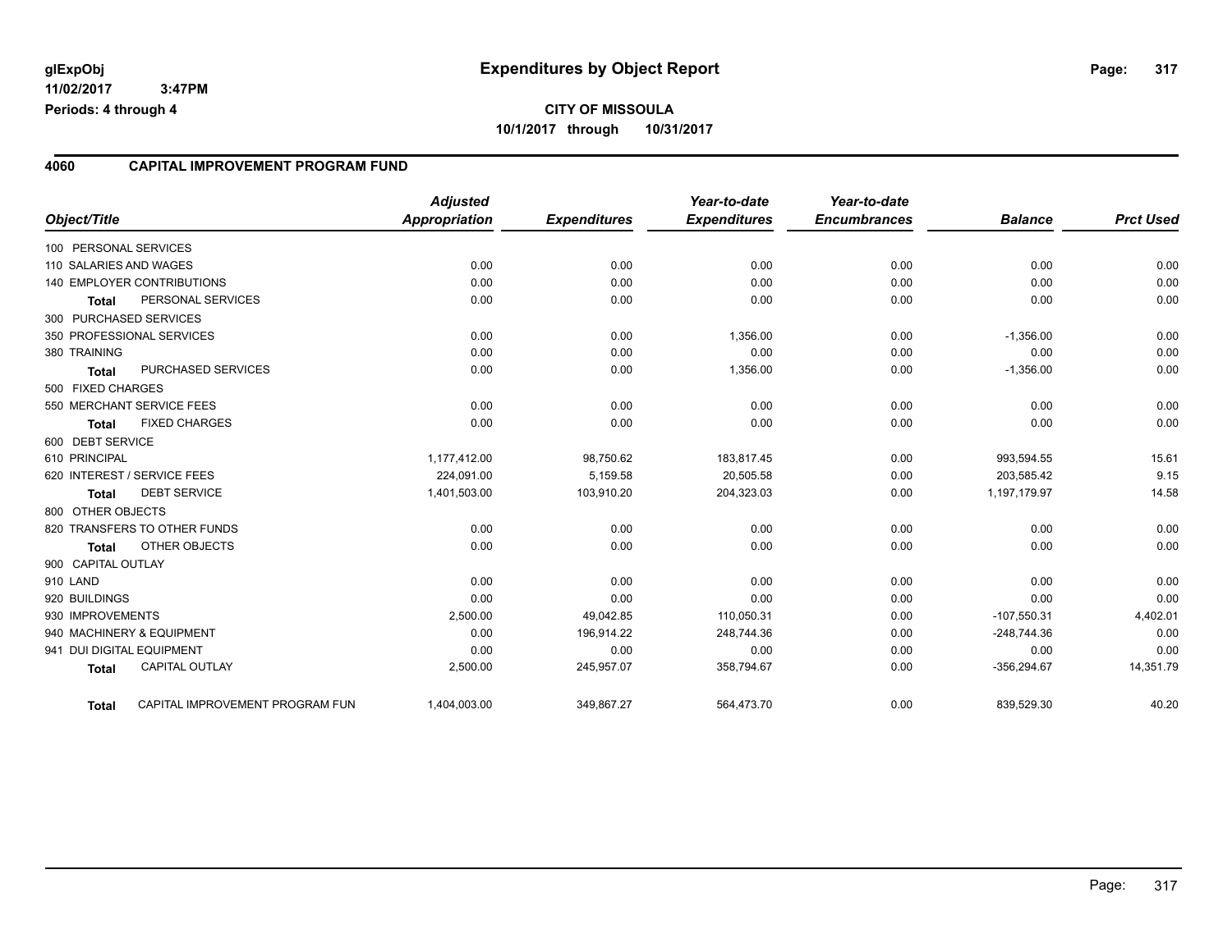glExpObj
11/02/2017 3:47PM
Periods: 4 through 4

# Expenditures by Object Report

**CITY OF MISSOULA**
**10/1/2017 through 10/31/2017**

## 4060 CAPITAL IMPROVEMENT PROGRAM FUND

| Object/Title | Adjusted Appropriation | Expenditures | Year-to-date Expenditures | Year-to-date Encumbrances | Balance | Prct Used |
|---|---|---|---|---|---|---|
| 100 PERSONAL SERVICES | | | | | | |
| 110 SALARIES AND WAGES | 0.00 | 0.00 | 0.00 | 0.00 | 0.00 | 0.00 |
| 140 EMPLOYER CONTRIBUTIONS | 0.00 | 0.00 | 0.00 | 0.00 | 0.00 | 0.00 |
| **Total** PERSONAL SERVICES | 0.00 | 0.00 | 0.00 | 0.00 | 0.00 | 0.00 |
| 300 PURCHASED SERVICES | | | | | | |
| 350 PROFESSIONAL SERVICES | 0.00 | 0.00 | 1,356.00 | 0.00 | -1,356.00 | 0.00 |
| 380 TRAINING | 0.00 | 0.00 | 0.00 | 0.00 | 0.00 | 0.00 |
| **Total** PURCHASED SERVICES | 0.00 | 0.00 | 1,356.00 | 0.00 | -1,356.00 | 0.00 |
| 500 FIXED CHARGES | | | | | | |
| 550 MERCHANT SERVICE FEES | 0.00 | 0.00 | 0.00 | 0.00 | 0.00 | 0.00 |
| **Total** FIXED CHARGES | 0.00 | 0.00 | 0.00 | 0.00 | 0.00 | 0.00 |
| 600 DEBT SERVICE | | | | | | |
| 610 PRINCIPAL | 1,177,412.00 | 98,750.62 | 183,817.45 | 0.00 | 993,594.55 | 15.61 |
| 620 INTEREST / SERVICE FEES | 224,091.00 | 5,159.58 | 20,505.58 | 0.00 | 203,585.42 | 9.15 |
| **Total** DEBT SERVICE | 1,401,503.00 | 103,910.20 | 204,323.03 | 0.00 | 1,197,179.97 | 14.58 |
| 800 OTHER OBJECTS | | | | | | |
| 820 TRANSFERS TO OTHER FUNDS | 0.00 | 0.00 | 0.00 | 0.00 | 0.00 | 0.00 |
| **Total** OTHER OBJECTS | 0.00 | 0.00 | 0.00 | 0.00 | 0.00 | 0.00 |
| 900 CAPITAL OUTLAY | | | | | | |
| 910 LAND | 0.00 | 0.00 | 0.00 | 0.00 | 0.00 | 0.00 |
| 920 BUILDINGS | 0.00 | 0.00 | 0.00 | 0.00 | 0.00 | 0.00 |
| 930 IMPROVEMENTS | 2,500.00 | 49,042.85 | 110,050.31 | 0.00 | -107,550.31 | 4,402.01 |
| 940 MACHINERY & EQUIPMENT | 0.00 | 196,914.22 | 248,744.36 | 0.00 | -248,744.36 | 0.00 |
| 941 DUI DIGITAL EQUIPMENT | 0.00 | 0.00 | 0.00 | 0.00 | 0.00 | 0.00 |
| **Total** CAPITAL OUTLAY | 2,500.00 | 245,957.07 | 358,794.67 | 0.00 | -356,294.67 | 14,351.79 |
| **Total** CAPITAL IMPROVEMENT PROGRAM FUN | 1,404,003.00 | 349,867.27 | 564,473.70 | 0.00 | 839,529.30 | 40.20 |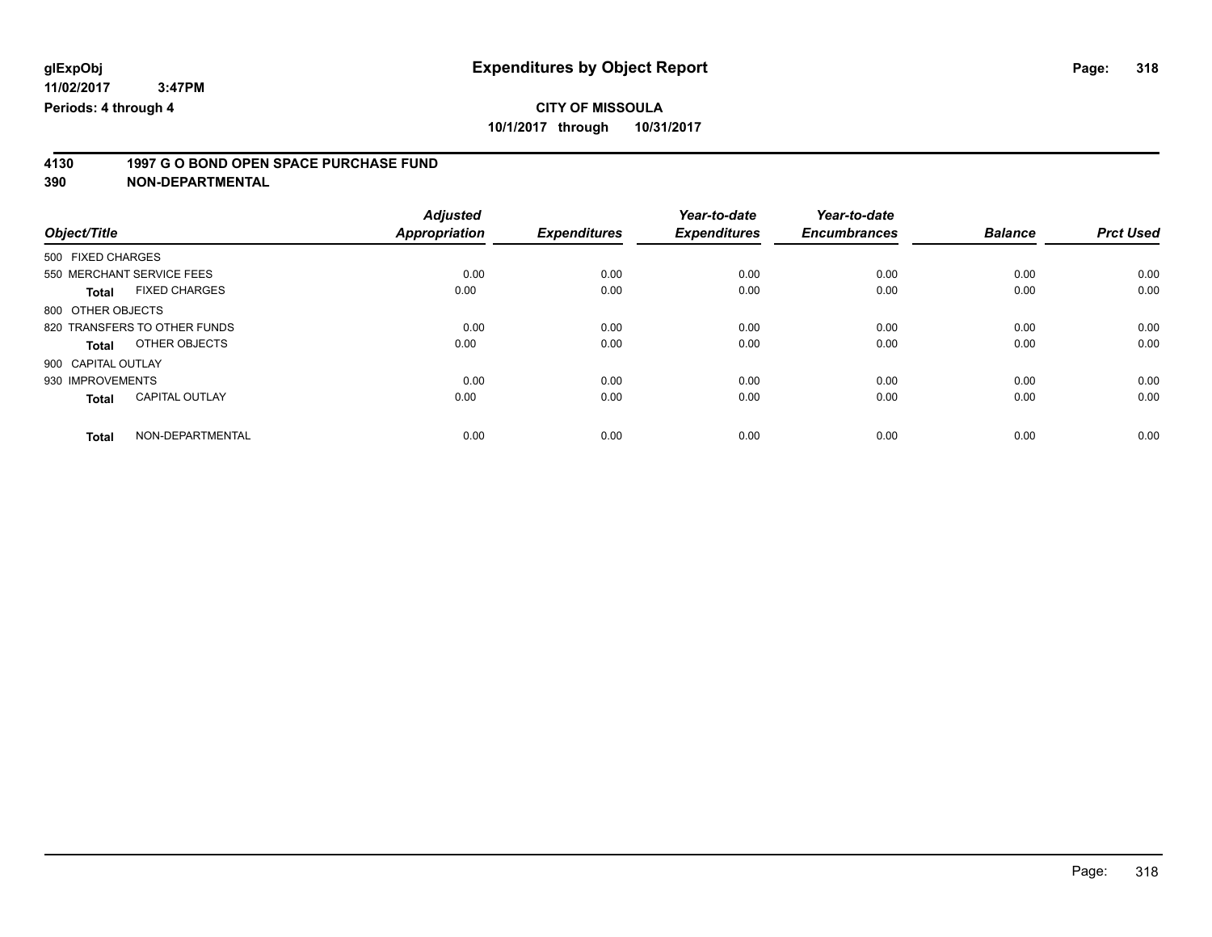glExpObj
11/02/2017 3:47PM
Periods: 4 through 4

# Expenditures by Object Report

**CITY OF MISSOULA**
**10/1/2017 through 10/31/2017**

**4130 1997 G O BOND OPEN SPACE PURCHASE FUND**
**390 NON-DEPARTMENTAL**

| Object/Title | | Adjusted Appropriation | Expenditures | Year-to-date Expenditures | Year-to-date Encumbrances | Balance | Prct Used |
|---|---|---|---|---|---|---|---|
| 500 FIXED CHARGES | | | | | | | |
| 550 MERCHANT SERVICE FEES | | 0.00 | 0.00 | 0.00 | 0.00 | 0.00 | 0.00 |
| **Total** | FIXED CHARGES | 0.00 | 0.00 | 0.00 | 0.00 | 0.00 | 0.00 |
| 800 OTHER OBJECTS | | | | | | | |
| 820 TRANSFERS TO OTHER FUNDS | | 0.00 | 0.00 | 0.00 | 0.00 | 0.00 | 0.00 |
| **Total** | OTHER OBJECTS | 0.00 | 0.00 | 0.00 | 0.00 | 0.00 | 0.00 |
| 900 CAPITAL OUTLAY | | | | | | | |
| 930 IMPROVEMENTS | | 0.00 | 0.00 | 0.00 | 0.00 | 0.00 | 0.00 |
| **Total** | CAPITAL OUTLAY | 0.00 | 0.00 | 0.00 | 0.00 | 0.00 | 0.00 |
| **Total** | NON-DEPARTMENTAL | 0.00 | 0.00 | 0.00 | 0.00 | 0.00 | 0.00 |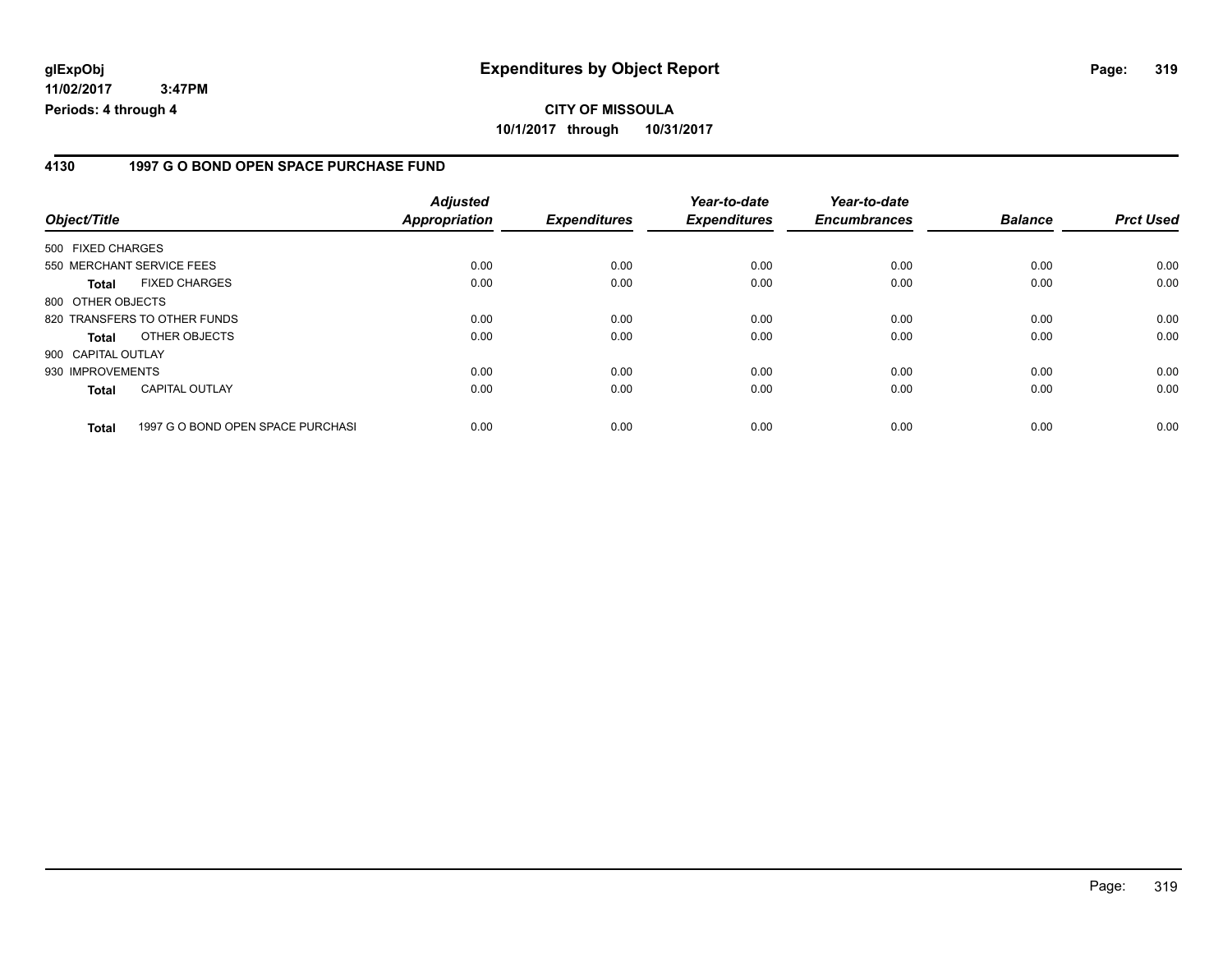**CITY OF MISSOULA**
**10/1/2017 through 10/31/2017**

## 4130 1997 G O BOND OPEN SPACE PURCHASE FUND

| Object/Title | | Adjusted Appropriation | Expenditures | Year-to-date Expenditures | Year-to-date Encumbrances | Balance | Prct Used |
|---|---|---|---|---|---|---|---|
| 500 FIXED CHARGES | | | | | | | |
| 550 MERCHANT SERVICE FEES | | 0.00 | 0.00 | 0.00 | 0.00 | 0.00 | 0.00 |
| **Total** | FIXED CHARGES | 0.00 | 0.00 | 0.00 | 0.00 | 0.00 | 0.00 |
| 800 OTHER OBJECTS | | | | | | | |
| 820 TRANSFERS TO OTHER FUNDS | | 0.00 | 0.00 | 0.00 | 0.00 | 0.00 | 0.00 |
| **Total** | OTHER OBJECTS | 0.00 | 0.00 | 0.00 | 0.00 | 0.00 | 0.00 |
| 900 CAPITAL OUTLAY | | | | | | | |
| 930 IMPROVEMENTS | | 0.00 | 0.00 | 0.00 | 0.00 | 0.00 | 0.00 |
| **Total** | CAPITAL OUTLAY | 0.00 | 0.00 | 0.00 | 0.00 | 0.00 | 0.00 |
| **Total** | 1997 G O BOND OPEN SPACE PURCHASI | 0.00 | 0.00 | 0.00 | 0.00 | 0.00 | 0.00 |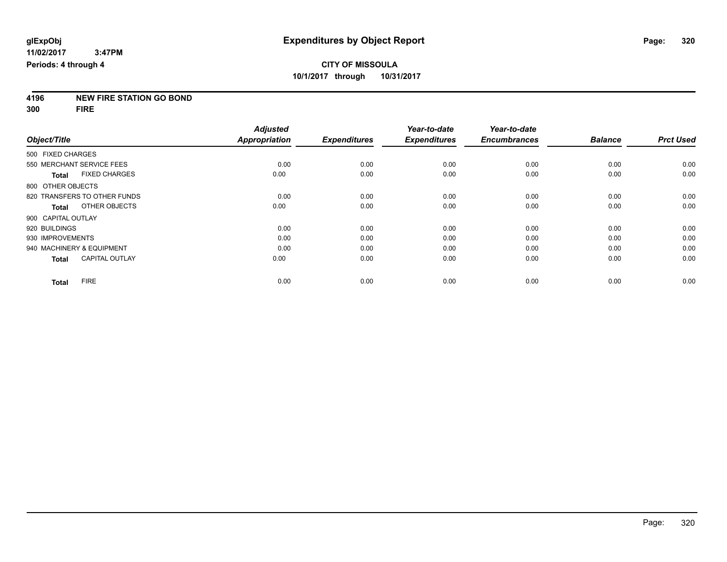# Expenditures by Object Report

glExpObj
11/02/2017 3:47PM
Periods: 4 through 4

**CITY OF MISSOULA**
**10/1/2017 through 10/31/2017**

**4196 NEW FIRE STATION GO BOND**
**300 FIRE**

| Object/Title | Adjusted Appropriation | Expenditures | Year-to-date Expenditures | Year-to-date Encumbrances | Balance | Prct Used |
|---|---|---|---|---|---|---|
| 500 FIXED CHARGES | | | | | | |
| 550 MERCHANT SERVICE FEES | 0.00 | 0.00 | 0.00 | 0.00 | 0.00 | 0.00 |
| **Total** FIXED CHARGES | 0.00 | 0.00 | 0.00 | 0.00 | 0.00 | 0.00 |
| 800 OTHER OBJECTS | | | | | | |
| 820 TRANSFERS TO OTHER FUNDS | 0.00 | 0.00 | 0.00 | 0.00 | 0.00 | 0.00 |
| **Total** OTHER OBJECTS | 0.00 | 0.00 | 0.00 | 0.00 | 0.00 | 0.00 |
| 900 CAPITAL OUTLAY | | | | | | |
| 920 BUILDINGS | 0.00 | 0.00 | 0.00 | 0.00 | 0.00 | 0.00 |
| 930 IMPROVEMENTS | 0.00 | 0.00 | 0.00 | 0.00 | 0.00 | 0.00 |
| 940 MACHINERY & EQUIPMENT | 0.00 | 0.00 | 0.00 | 0.00 | 0.00 | 0.00 |
| **Total** CAPITAL OUTLAY | 0.00 | 0.00 | 0.00 | 0.00 | 0.00 | 0.00 |
| **Total** FIRE | 0.00 | 0.00 | 0.00 | 0.00 | 0.00 | 0.00 |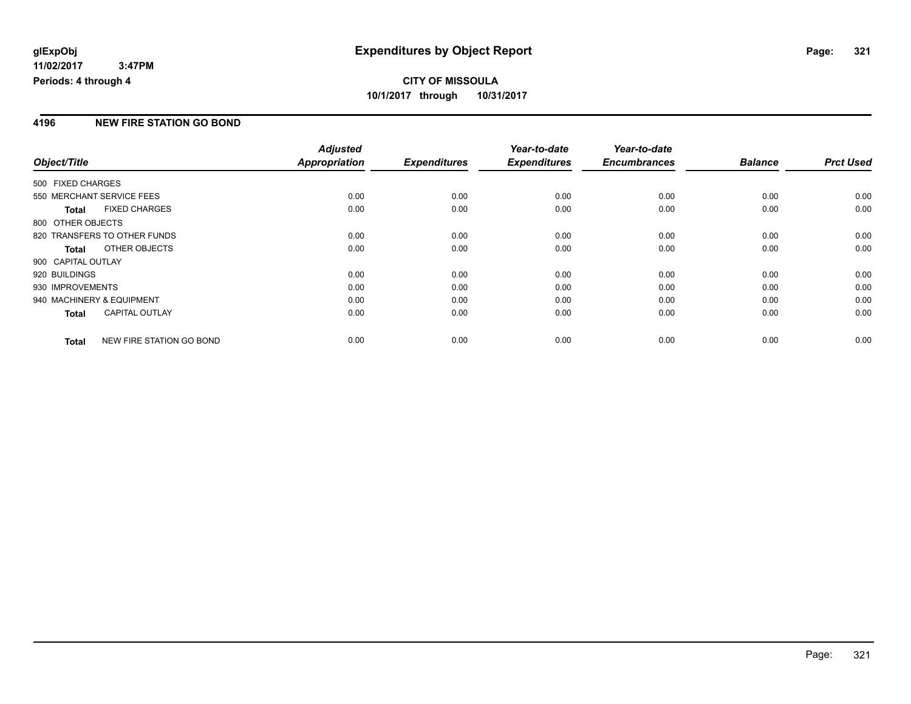# Expenditures by Object Report

glExpObj
11/02/2017 3:47PM
Periods: 4 through 4

**CITY OF MISSOULA**
**10/1/2017 through 10/31/2017**

## 4196 NEW FIRE STATION GO BOND

| Object/Title | Adjusted Appropriation | Expenditures | Year-to-date Expenditures | Year-to-date Encumbrances | Balance | Prct Used |
|---|---|---|---|---|---|---|
| 500 FIXED CHARGES | | | | | | |
| 550 MERCHANT SERVICE FEES | 0.00 | 0.00 | 0.00 | 0.00 | 0.00 | 0.00 |
| **Total** FIXED CHARGES | 0.00 | 0.00 | 0.00 | 0.00 | 0.00 | 0.00 |
| 800 OTHER OBJECTS | | | | | | |
| 820 TRANSFERS TO OTHER FUNDS | 0.00 | 0.00 | 0.00 | 0.00 | 0.00 | 0.00 |
| **Total** OTHER OBJECTS | 0.00 | 0.00 | 0.00 | 0.00 | 0.00 | 0.00 |
| 900 CAPITAL OUTLAY | | | | | | |
| 920 BUILDINGS | 0.00 | 0.00 | 0.00 | 0.00 | 0.00 | 0.00 |
| 930 IMPROVEMENTS | 0.00 | 0.00 | 0.00 | 0.00 | 0.00 | 0.00 |
| 940 MACHINERY & EQUIPMENT | 0.00 | 0.00 | 0.00 | 0.00 | 0.00 | 0.00 |
| **Total** CAPITAL OUTLAY | 0.00 | 0.00 | 0.00 | 0.00 | 0.00 | 0.00 |
| **Total** NEW FIRE STATION GO BOND | 0.00 | 0.00 | 0.00 | 0.00 | 0.00 | 0.00 |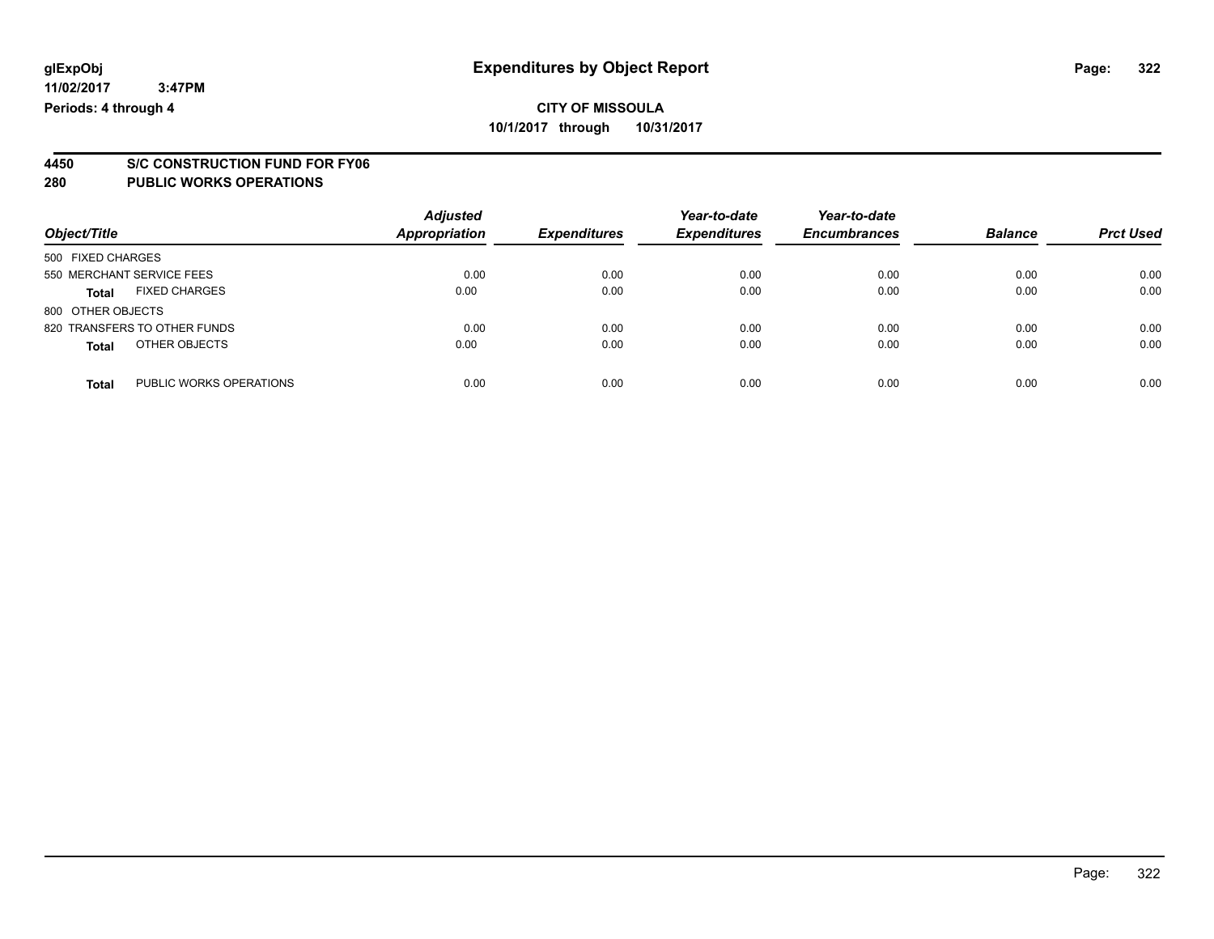**glExpObj** **Expenditures by Object Report**

**11/02/2017 3:47PM**

**Periods: 4 through 4**

**CITY OF MISSOULA**

**10/1/2017 through 10/31/2017**

## 4450 S/C CONSTRUCTION FUND FOR FY06

## 280 PUBLIC WORKS OPERATIONS

| Object/Title | Adjusted Appropriation | Expenditures | Year-to-date Expenditures | Year-to-date Encumbrances | Balance | Prct Used |
|---|---|---|---|---|---|---|
| 500 FIXED CHARGES | | | | | | |
| 550 MERCHANT SERVICE FEES | 0.00 | 0.00 | 0.00 | 0.00 | 0.00 | 0.00 |
| **Total** FIXED CHARGES | 0.00 | 0.00 | 0.00 | 0.00 | 0.00 | 0.00 |
| 800 OTHER OBJECTS | | | | | | |
| 820 TRANSFERS TO OTHER FUNDS | 0.00 | 0.00 | 0.00 | 0.00 | 0.00 | 0.00 |
| **Total** OTHER OBJECTS | 0.00 | 0.00 | 0.00 | 0.00 | 0.00 | 0.00 |
| **Total** PUBLIC WORKS OPERATIONS | 0.00 | 0.00 | 0.00 | 0.00 | 0.00 | 0.00 |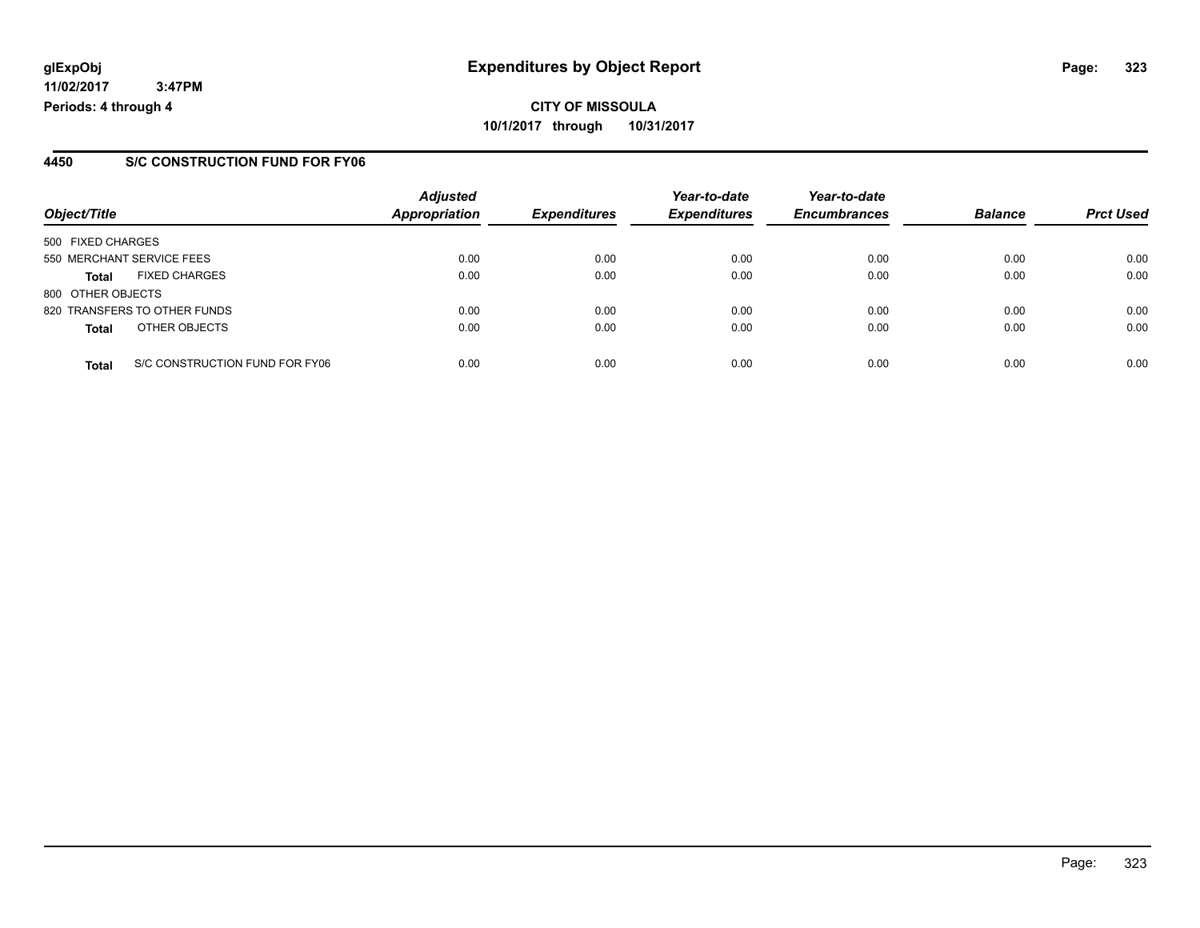**CITY OF MISSOULA**

**10/1/2017 through 10/31/2017**

## 4450 S/C CONSTRUCTION FUND FOR FY06

| Object/Title | | Adjusted Appropriation | Expenditures | Year-to-date Expenditures | Year-to-date Encumbrances | Balance | Prct Used |
|---|---|---|---|---|---|---|---|
| 500 FIXED CHARGES | | | | | | | |
| 550 MERCHANT SERVICE FEES | | 0.00 | 0.00 | 0.00 | 0.00 | 0.00 | 0.00 |
| **Total** | FIXED CHARGES | 0.00 | 0.00 | 0.00 | 0.00 | 0.00 | 0.00 |
| 800 OTHER OBJECTS | | | | | | | |
| 820 TRANSFERS TO OTHER FUNDS | | 0.00 | 0.00 | 0.00 | 0.00 | 0.00 | 0.00 |
| **Total** | OTHER OBJECTS | 0.00 | 0.00 | 0.00 | 0.00 | 0.00 | 0.00 |
| **Total** | S/C CONSTRUCTION FUND FOR FY06 | 0.00 | 0.00 | 0.00 | 0.00 | 0.00 | 0.00 |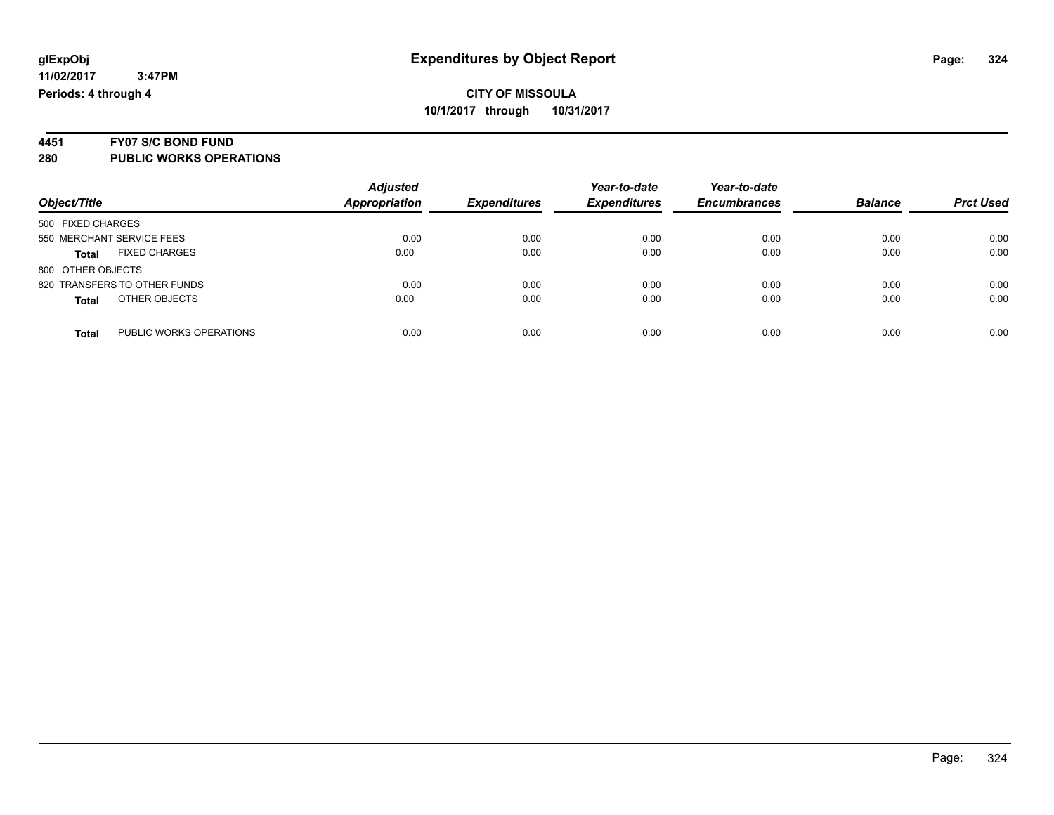# Expenditures by Object Report

glExpObj
11/02/2017 3:47PM
Periods: 4 through 4

**CITY OF MISSOULA**
**10/1/2017 through 10/31/2017**

## 4451 FY07 S/C BOND FUND
## 280 PUBLIC WORKS OPERATIONS

| Object/Title | Adjusted Appropriation | Expenditures | Year-to-date Expenditures | Year-to-date Encumbrances | Balance | Prct Used |
|---|---|---|---|---|---|---|
| 500 FIXED CHARGES | | | | | | |
| 550 MERCHANT SERVICE FEES | 0.00 | 0.00 | 0.00 | 0.00 | 0.00 | 0.00 |
| **Total** FIXED CHARGES | 0.00 | 0.00 | 0.00 | 0.00 | 0.00 | 0.00 |
| 800 OTHER OBJECTS | | | | | | |
| 820 TRANSFERS TO OTHER FUNDS | 0.00 | 0.00 | 0.00 | 0.00 | 0.00 | 0.00 |
| **Total** OTHER OBJECTS | 0.00 | 0.00 | 0.00 | 0.00 | 0.00 | 0.00 |
| **Total** PUBLIC WORKS OPERATIONS | 0.00 | 0.00 | 0.00 | 0.00 | 0.00 | 0.00 |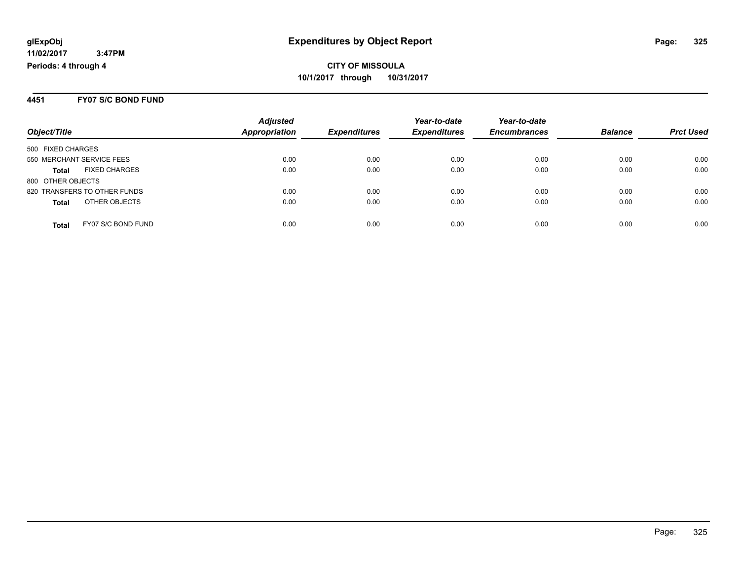**glExpObj** **Expenditures by Object Report**
**11/02/2017 3:47PM**
**Periods: 4 through 4**

**CITY OF MISSOULA**
**10/1/2017 through 10/31/2017**

## 4451 FY07 S/C BOND FUND

| Object/Title | | *Adjusted Appropriation* | *Expenditures* | *Year-to-date Expenditures* | *Year-to-date Encumbrances* | *Balance* | *Prct Used* |
|---|---|---|---|---|---|---|---|
| 500 FIXED CHARGES | | | | | | | |
| 550 MERCHANT SERVICE FEES | | 0.00 | 0.00 | 0.00 | 0.00 | 0.00 | 0.00 |
| **Total** | FIXED CHARGES | 0.00 | 0.00 | 0.00 | 0.00 | 0.00 | 0.00 |
| 800 OTHER OBJECTS | | | | | | | |
| 820 TRANSFERS TO OTHER FUNDS | | 0.00 | 0.00 | 0.00 | 0.00 | 0.00 | 0.00 |
| **Total** | OTHER OBJECTS | 0.00 | 0.00 | 0.00 | 0.00 | 0.00 | 0.00 |
| **Total** | FY07 S/C BOND FUND | 0.00 | 0.00 | 0.00 | 0.00 | 0.00 | 0.00 |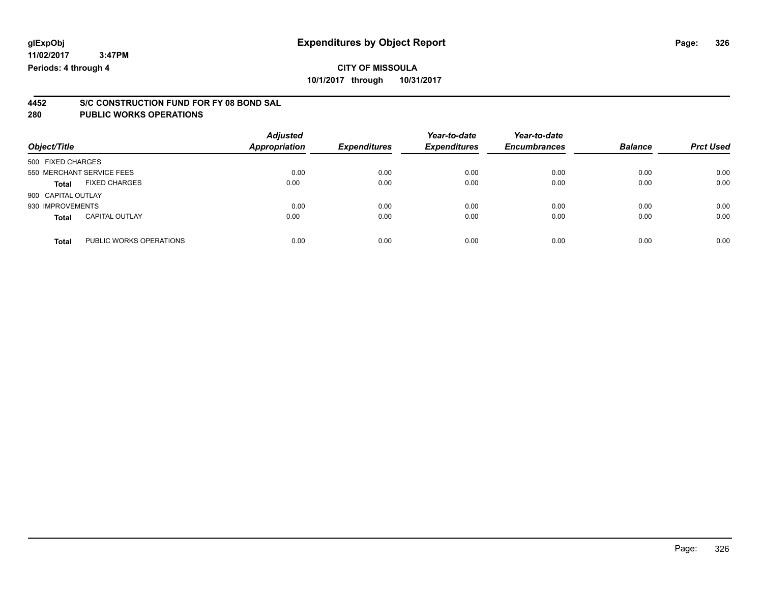glExpObj
11/02/2017 3:47PM
Periods: 4 through 4

# Expenditures by Object Report

**CITY OF MISSOULA**
**10/1/2017 through 10/31/2017**

## 4452 S/C CONSTRUCTION FUND FOR FY 08 BOND SAL
## 280 PUBLIC WORKS OPERATIONS

| Object/Title | Adjusted Appropriation | Expenditures | Year-to-date Expenditures | Year-to-date Encumbrances | Balance | Prct Used |
|---|---|---|---|---|---|---|
| 500 FIXED CHARGES | | | | | | |
| 550 MERCHANT SERVICE FEES | 0.00 | 0.00 | 0.00 | 0.00 | 0.00 | 0.00 |
| **Total** FIXED CHARGES | 0.00 | 0.00 | 0.00 | 0.00 | 0.00 | 0.00 |
| 900 CAPITAL OUTLAY | | | | | | |
| 930 IMPROVEMENTS | 0.00 | 0.00 | 0.00 | 0.00 | 0.00 | 0.00 |
| **Total** CAPITAL OUTLAY | 0.00 | 0.00 | 0.00 | 0.00 | 0.00 | 0.00 |
| **Total** PUBLIC WORKS OPERATIONS | 0.00 | 0.00 | 0.00 | 0.00 | 0.00 | 0.00 |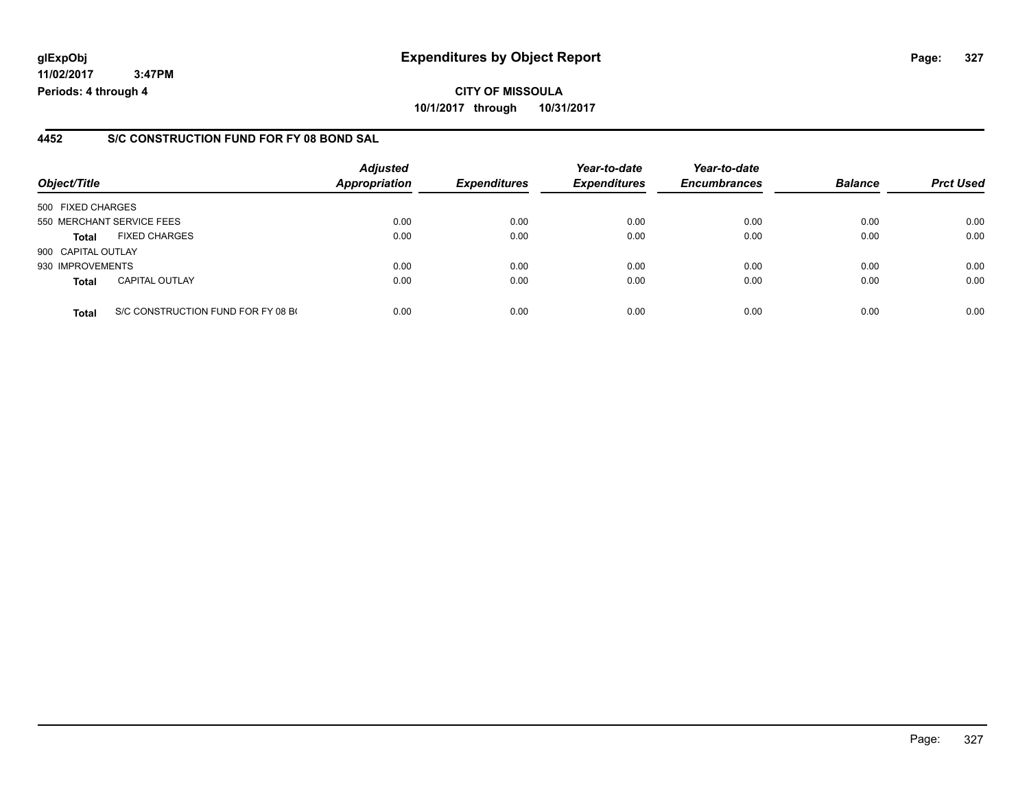**glExpObj** **Expenditures by Object Report**

**11/02/2017 3:47PM**

**Periods: 4 through 4**

**CITY OF MISSOULA**

**10/1/2017 through 10/31/2017**

## 4452 S/C CONSTRUCTION FUND FOR FY 08 BOND SAL

| Object/Title | | Adjusted Appropriation | Expenditures | Year-to-date Expenditures | Year-to-date Encumbrances | Balance | Prct Used |
|---|---|---|---|---|---|---|---|
| 500 FIXED CHARGES | | | | | | | |
| 550 MERCHANT SERVICE FEES | | 0.00 | 0.00 | 0.00 | 0.00 | 0.00 | 0.00 |
| **Total** | FIXED CHARGES | 0.00 | 0.00 | 0.00 | 0.00 | 0.00 | 0.00 |
| 900 CAPITAL OUTLAY | | | | | | | |
| 930 IMPROVEMENTS | | 0.00 | 0.00 | 0.00 | 0.00 | 0.00 | 0.00 |
| **Total** | CAPITAL OUTLAY | 0.00 | 0.00 | 0.00 | 0.00 | 0.00 | 0.00 |
| **Total** | S/C CONSTRUCTION FUND FOR FY 08 B( | 0.00 | 0.00 | 0.00 | 0.00 | 0.00 | 0.00 |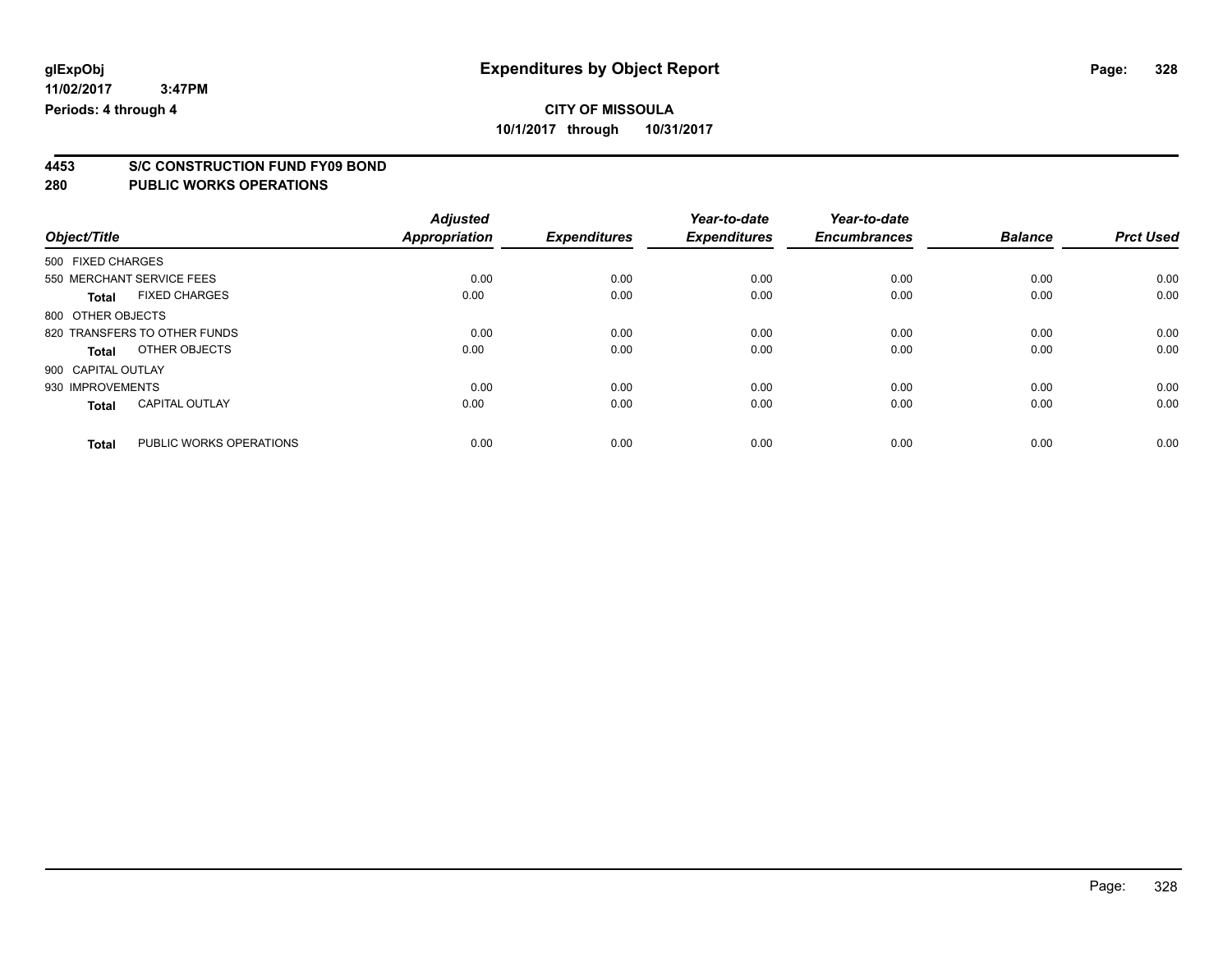**glExpObj**
**11/02/2017 3:47PM**
**Periods: 4 through 4**

# Expenditures by Object Report

**CITY OF MISSOULA**
**10/1/2017 through 10/31/2017**

## 4453 S/C CONSTRUCTION FUND FY09 BOND
## 280 PUBLIC WORKS OPERATIONS

| Object/Title | | Adjusted Appropriation | Expenditures | Year-to-date Expenditures | Year-to-date Encumbrances | Balance | Prct Used |
|---|---|---|---|---|---|---|---|
| 500 FIXED CHARGES | | | | | | | |
| 550 MERCHANT SERVICE FEES | | 0.00 | 0.00 | 0.00 | 0.00 | 0.00 | 0.00 |
| **Total** | FIXED CHARGES | 0.00 | 0.00 | 0.00 | 0.00 | 0.00 | 0.00 |
| 800 OTHER OBJECTS | | | | | | | |
| 820 TRANSFERS TO OTHER FUNDS | | 0.00 | 0.00 | 0.00 | 0.00 | 0.00 | 0.00 |
| **Total** | OTHER OBJECTS | 0.00 | 0.00 | 0.00 | 0.00 | 0.00 | 0.00 |
| 900 CAPITAL OUTLAY | | | | | | | |
| 930 IMPROVEMENTS | | 0.00 | 0.00 | 0.00 | 0.00 | 0.00 | 0.00 |
| **Total** | CAPITAL OUTLAY | 0.00 | 0.00 | 0.00 | 0.00 | 0.00 | 0.00 |
| **Total** | PUBLIC WORKS OPERATIONS | 0.00 | 0.00 | 0.00 | 0.00 | 0.00 | 0.00 |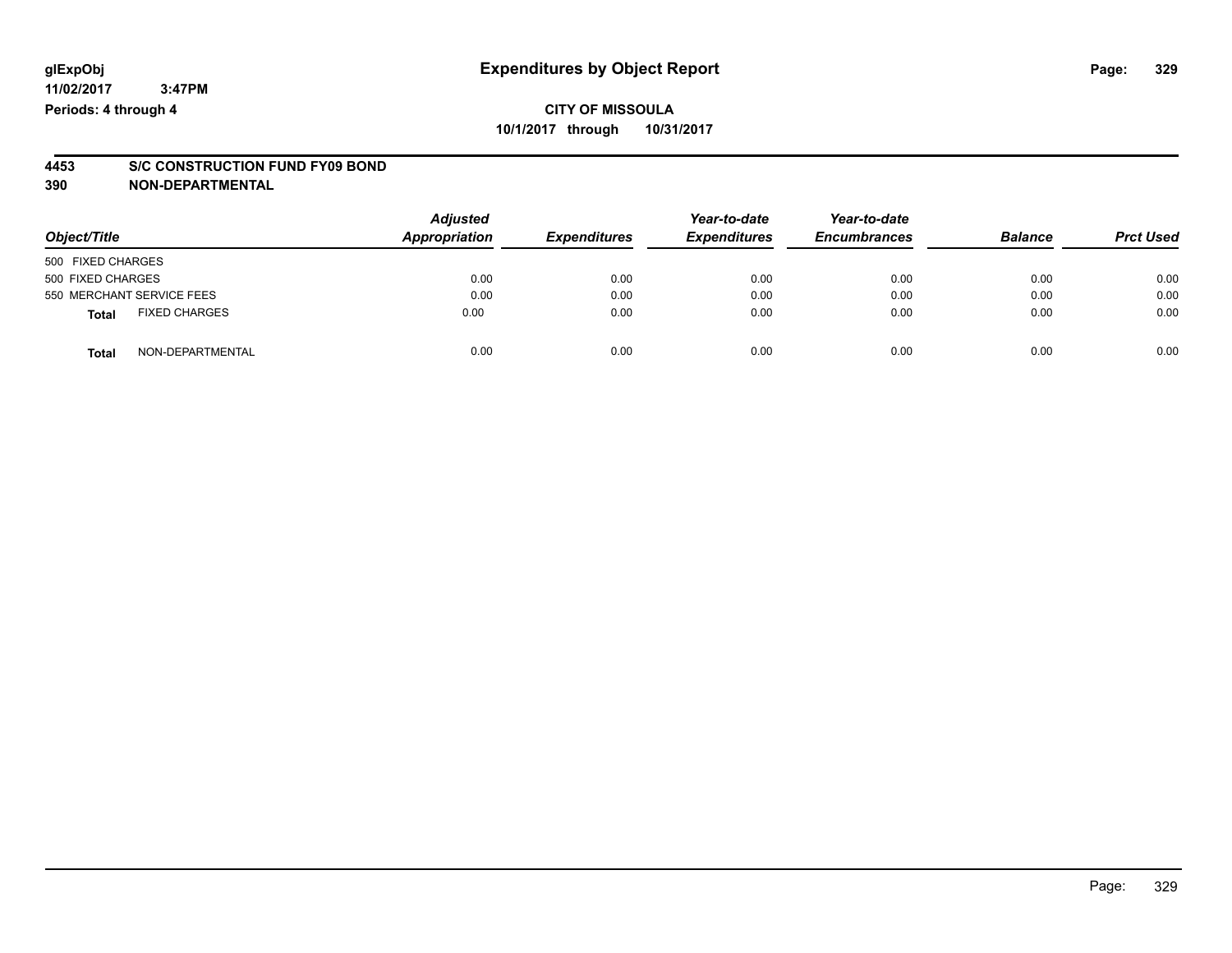**glExpObj** **Expenditures by Object Report**

**11/02/2017 3:47PM**

**Periods: 4 through 4**

**CITY OF MISSOULA**

**10/1/2017 through 10/31/2017**

## 4453 S/C CONSTRUCTION FUND FY09 BOND

## 390 NON-DEPARTMENTAL

| Object/Title | Adjusted Appropriation | Expenditures | Year-to-date Expenditures | Year-to-date Encumbrances | Balance | Prct Used |
|---|---|---|---|---|---|---|
| 500 FIXED CHARGES | | | | | | |
| 500 FIXED CHARGES | 0.00 | 0.00 | 0.00 | 0.00 | 0.00 | 0.00 |
| 550 MERCHANT SERVICE FEES | 0.00 | 0.00 | 0.00 | 0.00 | 0.00 | 0.00 |
| **Total** FIXED CHARGES | 0.00 | 0.00 | 0.00 | 0.00 | 0.00 | 0.00 |
| **Total** NON-DEPARTMENTAL | 0.00 | 0.00 | 0.00 | 0.00 | 0.00 | 0.00 |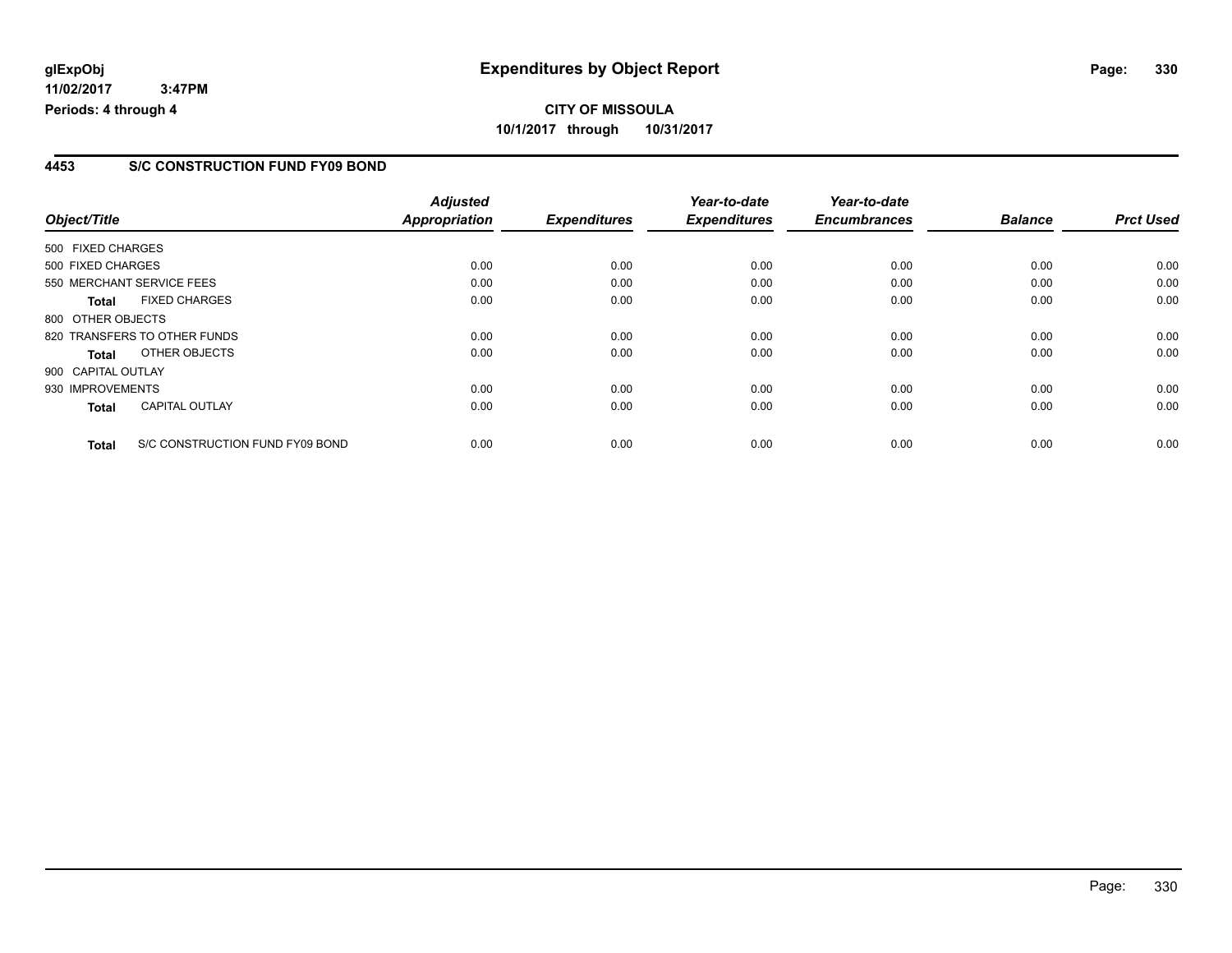**glExpObj**
**11/02/2017 3:47PM**
**Periods: 4 through 4**

# Expenditures by Object Report

**CITY OF MISSOULA**
**10/1/2017 through 10/31/2017**

## 4453 S/C CONSTRUCTION FUND FY09 BOND

| Object/Title | Adjusted Appropriation | Expenditures | Year-to-date Expenditures | Year-to-date Encumbrances | Balance | Prct Used |
|---|---|---|---|---|---|---|
| 500 FIXED CHARGES | | | | | | |
| 500 FIXED CHARGES | 0.00 | 0.00 | 0.00 | 0.00 | 0.00 | 0.00 |
| 550 MERCHANT SERVICE FEES | 0.00 | 0.00 | 0.00 | 0.00 | 0.00 | 0.00 |
| **Total** FIXED CHARGES | 0.00 | 0.00 | 0.00 | 0.00 | 0.00 | 0.00 |
| 800 OTHER OBJECTS | | | | | | |
| 820 TRANSFERS TO OTHER FUNDS | 0.00 | 0.00 | 0.00 | 0.00 | 0.00 | 0.00 |
| **Total** OTHER OBJECTS | 0.00 | 0.00 | 0.00 | 0.00 | 0.00 | 0.00 |
| 900 CAPITAL OUTLAY | | | | | | |
| 930 IMPROVEMENTS | 0.00 | 0.00 | 0.00 | 0.00 | 0.00 | 0.00 |
| **Total** CAPITAL OUTLAY | 0.00 | 0.00 | 0.00 | 0.00 | 0.00 | 0.00 |
| **Total** S/C CONSTRUCTION FUND FY09 BOND | 0.00 | 0.00 | 0.00 | 0.00 | 0.00 | 0.00 |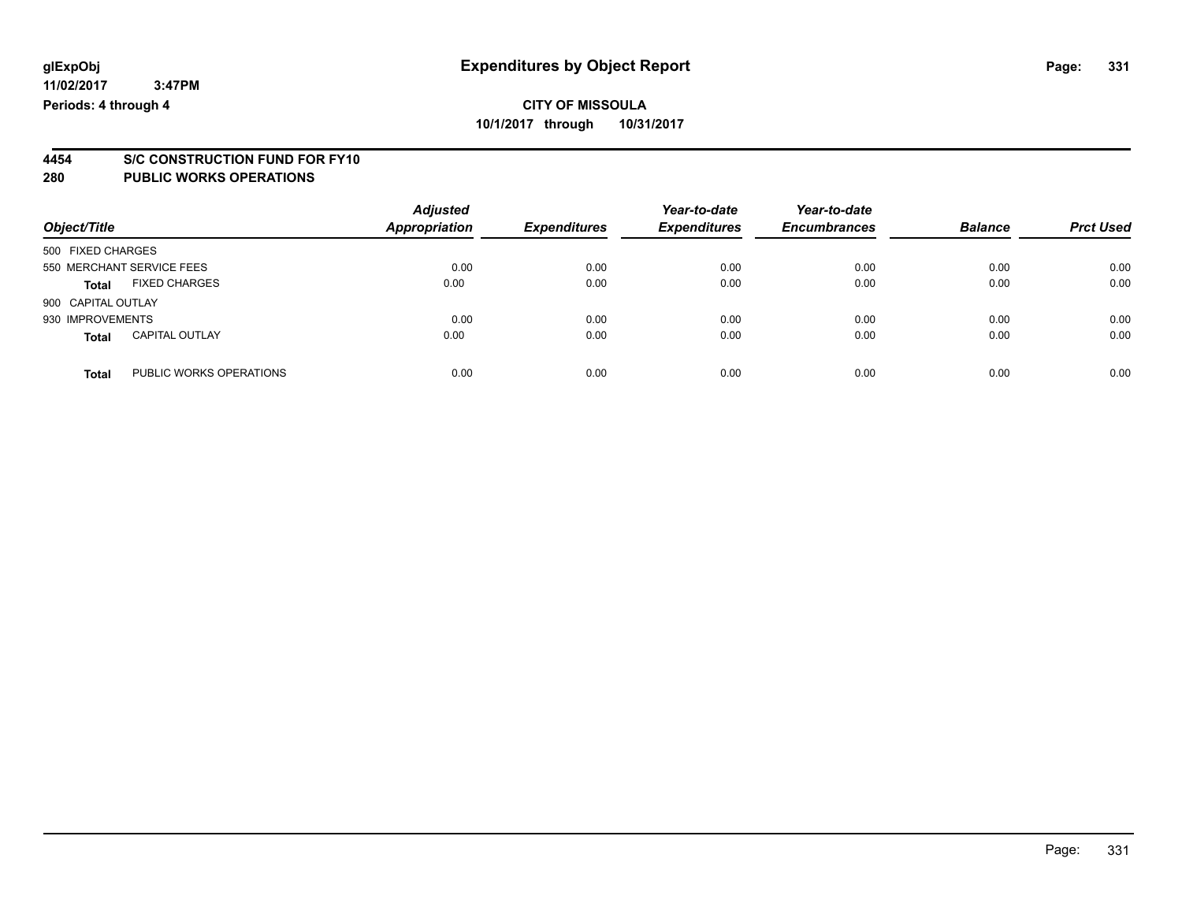glExpObj
11/02/2017 3:47PM
Periods: 4 through 4

# Expenditures by Object Report

**CITY OF MISSOULA**
**10/1/2017 through 10/31/2017**

## 4454 S/C CONSTRUCTION FUND FOR FY10
## 280 PUBLIC WORKS OPERATIONS

| Object/Title | Adjusted Appropriation | Expenditures | Year-to-date Expenditures | Year-to-date Encumbrances | Balance | Prct Used |
|---|---|---|---|---|---|---|
| 500 FIXED CHARGES | | | | | | |
| 550 MERCHANT SERVICE FEES | 0.00 | 0.00 | 0.00 | 0.00 | 0.00 | 0.00 |
| **Total** FIXED CHARGES | 0.00 | 0.00 | 0.00 | 0.00 | 0.00 | 0.00 |
| 900 CAPITAL OUTLAY | | | | | | |
| 930 IMPROVEMENTS | 0.00 | 0.00 | 0.00 | 0.00 | 0.00 | 0.00 |
| **Total** CAPITAL OUTLAY | 0.00 | 0.00 | 0.00 | 0.00 | 0.00 | 0.00 |
| **Total** PUBLIC WORKS OPERATIONS | 0.00 | 0.00 | 0.00 | 0.00 | 0.00 | 0.00 |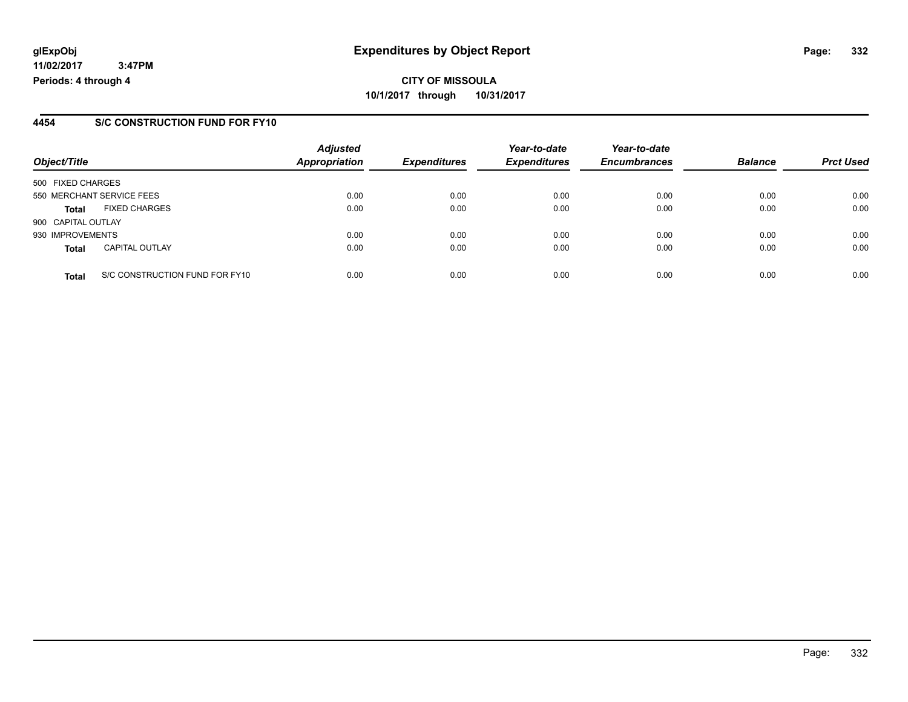# Expenditures by Object Report

glExpObj
11/02/2017 3:47PM
Periods: 4 through 4

**CITY OF MISSOULA**
**10/1/2017 through 10/31/2017**

## 4454 S/C CONSTRUCTION FUND FOR FY10

| Object/Title | Adjusted Appropriation | Expenditures | Year-to-date Expenditures | Year-to-date Encumbrances | Balance | Prct Used |
|---|---|---|---|---|---|---|
| 500 FIXED CHARGES | | | | | | |
| 550 MERCHANT SERVICE FEES | 0.00 | 0.00 | 0.00 | 0.00 | 0.00 | 0.00 |
| **Total** FIXED CHARGES | 0.00 | 0.00 | 0.00 | 0.00 | 0.00 | 0.00 |
| 900 CAPITAL OUTLAY | | | | | | |
| 930 IMPROVEMENTS | 0.00 | 0.00 | 0.00 | 0.00 | 0.00 | 0.00 |
| **Total** CAPITAL OUTLAY | 0.00 | 0.00 | 0.00 | 0.00 | 0.00 | 0.00 |
| **Total** S/C CONSTRUCTION FUND FOR FY10 | 0.00 | 0.00 | 0.00 | 0.00 | 0.00 | 0.00 |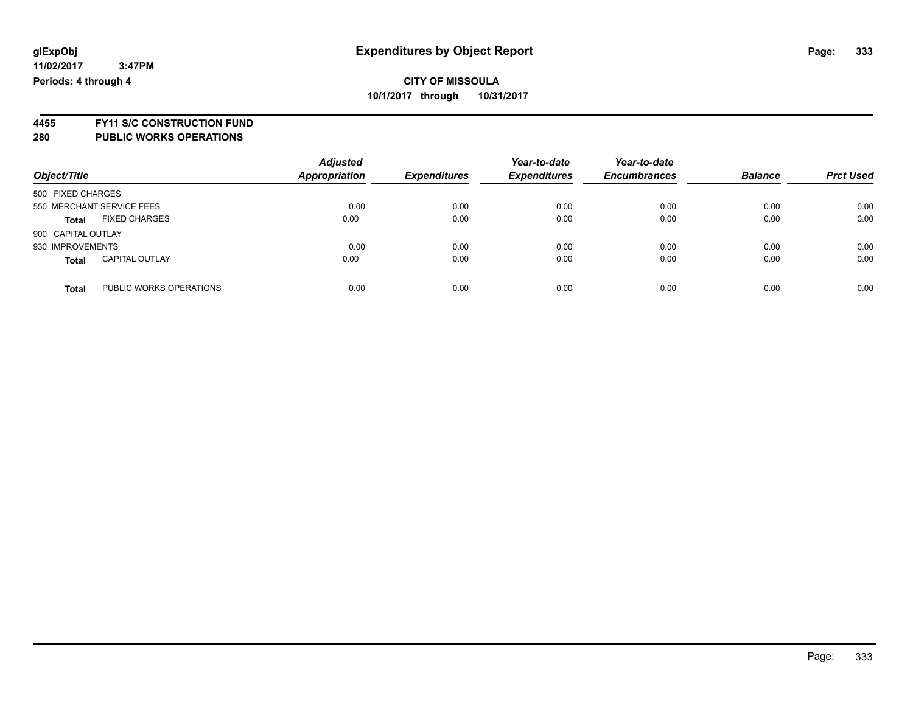# Expenditures by Object Report

glExpObj
11/02/2017 3:47PM
Periods: 4 through 4

**CITY OF MISSOULA**
**10/1/2017 through 10/31/2017**

**4455 FY11 S/C CONSTRUCTION FUND**
**280 PUBLIC WORKS OPERATIONS**

| Object/Title | Adjusted Appropriation | Expenditures | Year-to-date Expenditures | Year-to-date Encumbrances | Balance | Prct Used |
|---|---|---|---|---|---|---|
| 500 FIXED CHARGES | | | | | | |
| 550 MERCHANT SERVICE FEES | 0.00 | 0.00 | 0.00 | 0.00 | 0.00 | 0.00 |
| **Total** FIXED CHARGES | 0.00 | 0.00 | 0.00 | 0.00 | 0.00 | 0.00 |
| 900 CAPITAL OUTLAY | | | | | | |
| 930 IMPROVEMENTS | 0.00 | 0.00 | 0.00 | 0.00 | 0.00 | 0.00 |
| **Total** CAPITAL OUTLAY | 0.00 | 0.00 | 0.00 | 0.00 | 0.00 | 0.00 |
| **Total** PUBLIC WORKS OPERATIONS | 0.00 | 0.00 | 0.00 | 0.00 | 0.00 | 0.00 |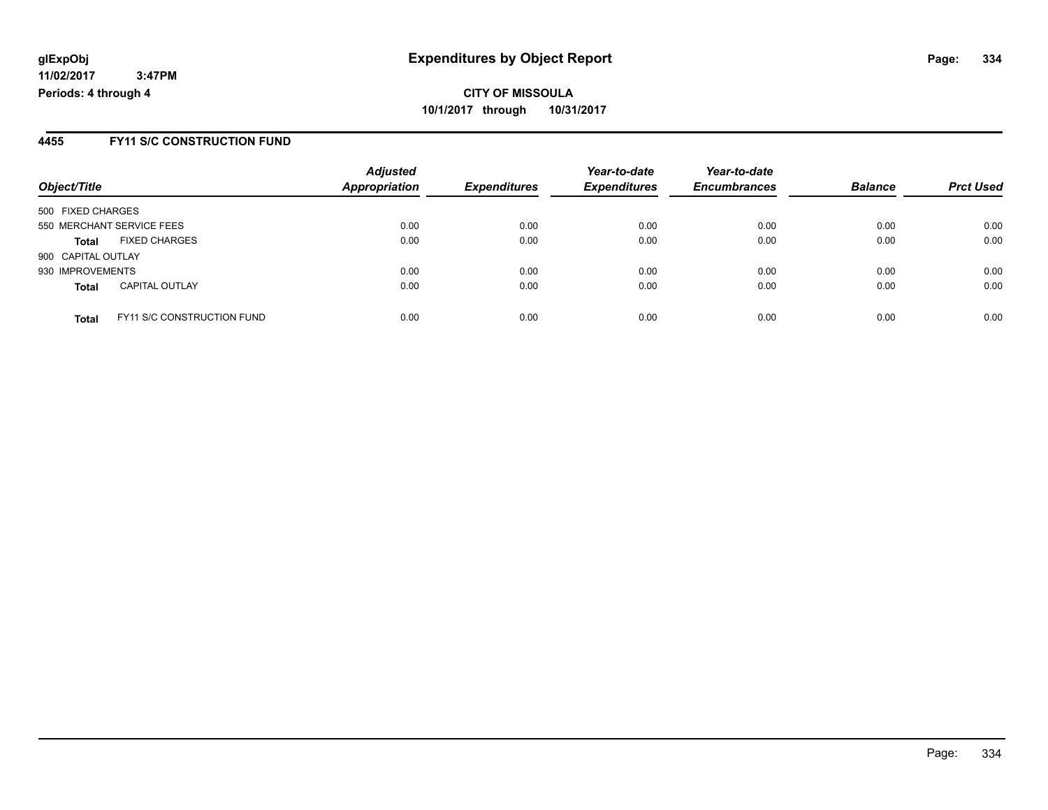**glExpObj** **Expenditures by Object Report**
**11/02/2017 3:47PM**
**Periods: 4 through 4**

**CITY OF MISSOULA**
**10/1/2017 through 10/31/2017**

## 4455 FY11 S/C CONSTRUCTION FUND

| Object/Title | | Adjusted Appropriation | Expenditures | Year-to-date Expenditures | Year-to-date Encumbrances | Balance | Prct Used |
|---|---|---|---|---|---|---|---|
| 500 FIXED CHARGES | | | | | | | |
| 550 MERCHANT SERVICE FEES | | 0.00 | 0.00 | 0.00 | 0.00 | 0.00 | 0.00 |
| **Total** | FIXED CHARGES | 0.00 | 0.00 | 0.00 | 0.00 | 0.00 | 0.00 |
| 900 CAPITAL OUTLAY | | | | | | | |
| 930 IMPROVEMENTS | | 0.00 | 0.00 | 0.00 | 0.00 | 0.00 | 0.00 |
| **Total** | CAPITAL OUTLAY | 0.00 | 0.00 | 0.00 | 0.00 | 0.00 | 0.00 |
| **Total** | FY11 S/C CONSTRUCTION FUND | 0.00 | 0.00 | 0.00 | 0.00 | 0.00 | 0.00 |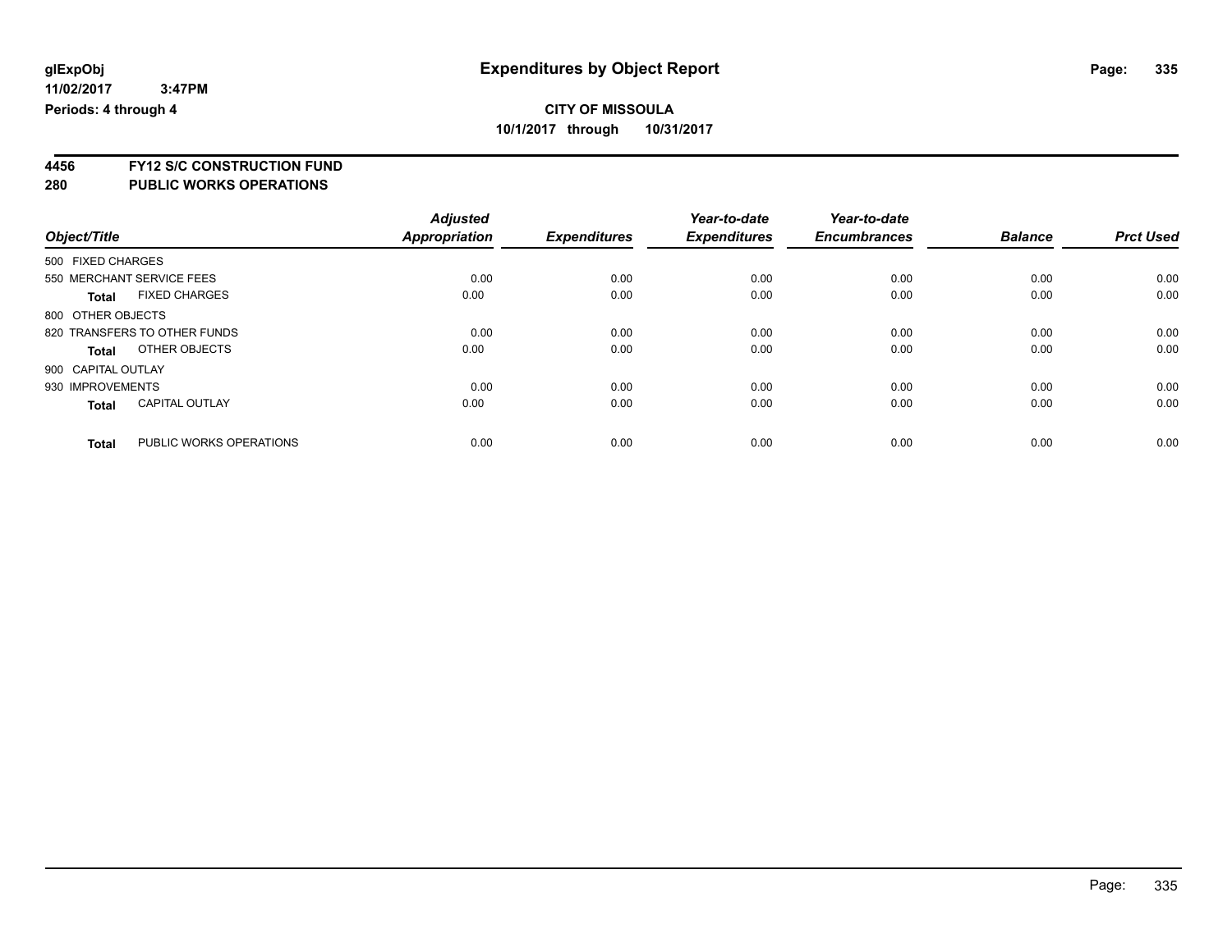glExpObj
11/02/2017 3:47PM
Periods: 4 through 4

# Expenditures by Object Report

**CITY OF MISSOULA**
**10/1/2017 through 10/31/2017**

**4456 FY12 S/C CONSTRUCTION FUND**
**280 PUBLIC WORKS OPERATIONS**

| Object/Title | | Adjusted Appropriation | Expenditures | Year-to-date Expenditures | Year-to-date Encumbrances | Balance | Prct Used |
|---|---|---|---|---|---|---|---|
| 500 FIXED CHARGES | | | | | | | |
| 550 MERCHANT SERVICE FEES | | 0.00 | 0.00 | 0.00 | 0.00 | 0.00 | 0.00 |
| **Total** | FIXED CHARGES | 0.00 | 0.00 | 0.00 | 0.00 | 0.00 | 0.00 |
| 800 OTHER OBJECTS | | | | | | | |
| 820 TRANSFERS TO OTHER FUNDS | | 0.00 | 0.00 | 0.00 | 0.00 | 0.00 | 0.00 |
| **Total** | OTHER OBJECTS | 0.00 | 0.00 | 0.00 | 0.00 | 0.00 | 0.00 |
| 900 CAPITAL OUTLAY | | | | | | | |
| 930 IMPROVEMENTS | | 0.00 | 0.00 | 0.00 | 0.00 | 0.00 | 0.00 |
| **Total** | CAPITAL OUTLAY | 0.00 | 0.00 | 0.00 | 0.00 | 0.00 | 0.00 |
| **Total** | PUBLIC WORKS OPERATIONS | 0.00 | 0.00 | 0.00 | 0.00 | 0.00 | 0.00 |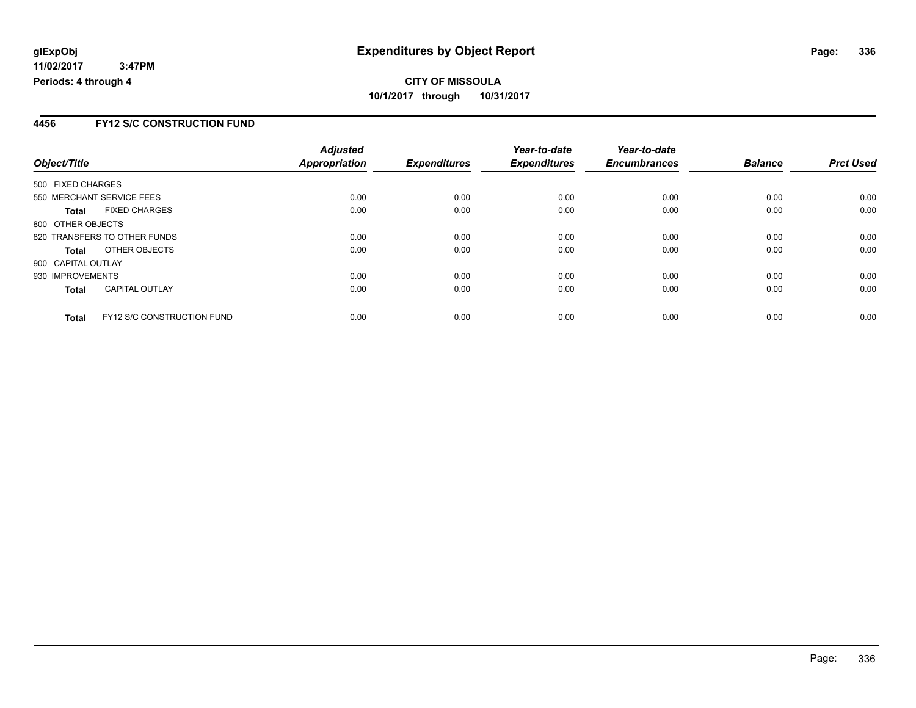**glExpObj**
**11/02/2017 3:47PM**
**Periods: 4 through 4**

# Expenditures by Object Report

**CITY OF MISSOULA**
**10/1/2017 through 10/31/2017**

## 4456 FY12 S/C CONSTRUCTION FUND

| Object/Title | | Adjusted Appropriation | Expenditures | Year-to-date Expenditures | Year-to-date Encumbrances | Balance | Prct Used |
|---|---|---|---|---|---|---|---|
| 500 FIXED CHARGES | | | | | | | |
| 550 MERCHANT SERVICE FEES | | 0.00 | 0.00 | 0.00 | 0.00 | 0.00 | 0.00 |
| **Total** | FIXED CHARGES | 0.00 | 0.00 | 0.00 | 0.00 | 0.00 | 0.00 |
| 800 OTHER OBJECTS | | | | | | | |
| 820 TRANSFERS TO OTHER FUNDS | | 0.00 | 0.00 | 0.00 | 0.00 | 0.00 | 0.00 |
| **Total** | OTHER OBJECTS | 0.00 | 0.00 | 0.00 | 0.00 | 0.00 | 0.00 |
| 900 CAPITAL OUTLAY | | | | | | | |
| 930 IMPROVEMENTS | | 0.00 | 0.00 | 0.00 | 0.00 | 0.00 | 0.00 |
| **Total** | CAPITAL OUTLAY | 0.00 | 0.00 | 0.00 | 0.00 | 0.00 | 0.00 |
| **Total** | FY12 S/C CONSTRUCTION FUND | 0.00 | 0.00 | 0.00 | 0.00 | 0.00 | 0.00 |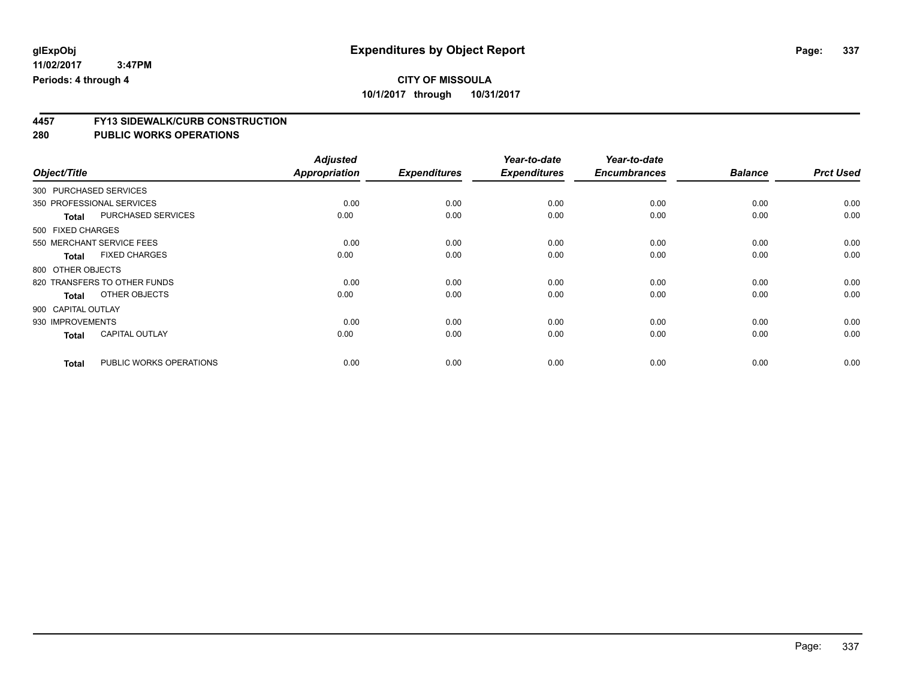**glExpObj**
**11/02/2017 3:47PM**
**Periods: 4 through 4**

# Expenditures by Object Report

**CITY OF MISSOULA**
**10/1/2017 through 10/31/2017**

## 4457 FY13 SIDEWALK/CURB CONSTRUCTION
## 280 PUBLIC WORKS OPERATIONS

| Object/Title | | Adjusted Appropriation | Expenditures | Year-to-date Expenditures | Year-to-date Encumbrances | Balance | Prct Used |
|---|---|---|---|---|---|---|---|
| 300 PURCHASED SERVICES | | | | | | | |
| 350 PROFESSIONAL SERVICES | | 0.00 | 0.00 | 0.00 | 0.00 | 0.00 | 0.00 |
| **Total** | PURCHASED SERVICES | 0.00 | 0.00 | 0.00 | 0.00 | 0.00 | 0.00 |
| 500 FIXED CHARGES | | | | | | | |
| 550 MERCHANT SERVICE FEES | | 0.00 | 0.00 | 0.00 | 0.00 | 0.00 | 0.00 |
| **Total** | FIXED CHARGES | 0.00 | 0.00 | 0.00 | 0.00 | 0.00 | 0.00 |
| 800 OTHER OBJECTS | | | | | | | |
| 820 TRANSFERS TO OTHER FUNDS | | 0.00 | 0.00 | 0.00 | 0.00 | 0.00 | 0.00 |
| **Total** | OTHER OBJECTS | 0.00 | 0.00 | 0.00 | 0.00 | 0.00 | 0.00 |
| 900 CAPITAL OUTLAY | | | | | | | |
| 930 IMPROVEMENTS | | 0.00 | 0.00 | 0.00 | 0.00 | 0.00 | 0.00 |
| **Total** | CAPITAL OUTLAY | 0.00 | 0.00 | 0.00 | 0.00 | 0.00 | 0.00 |
| **Total** | PUBLIC WORKS OPERATIONS | 0.00 | 0.00 | 0.00 | 0.00 | 0.00 | 0.00 |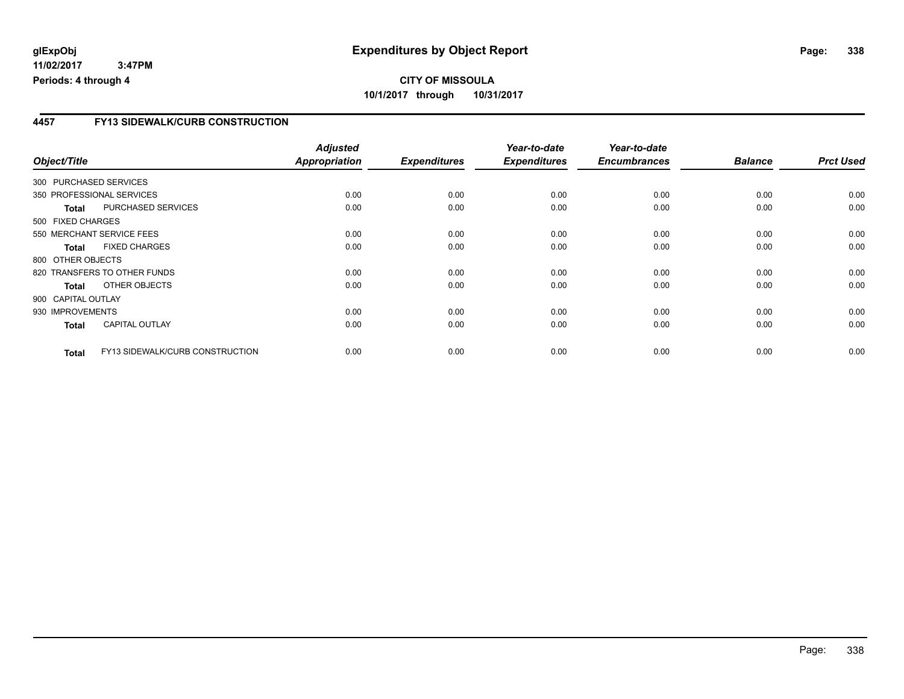# Expenditures by Object Report

**glExpObj**
**11/02/2017 3:47PM**
**Periods: 4 through 4**

**CITY OF MISSOULA**
**10/1/2017 through 10/31/2017**

## 4457 FY13 SIDEWALK/CURB CONSTRUCTION

| Object/Title | Adjusted Appropriation | Expenditures | Year-to-date Expenditures | Year-to-date Encumbrances | Balance | Prct Used |
|---|---|---|---|---|---|---|
| 300 PURCHASED SERVICES | | | | | | |
| 350 PROFESSIONAL SERVICES | 0.00 | 0.00 | 0.00 | 0.00 | 0.00 | 0.00 |
| **Total** PURCHASED SERVICES | 0.00 | 0.00 | 0.00 | 0.00 | 0.00 | 0.00 |
| 500 FIXED CHARGES | | | | | | |
| 550 MERCHANT SERVICE FEES | 0.00 | 0.00 | 0.00 | 0.00 | 0.00 | 0.00 |
| **Total** FIXED CHARGES | 0.00 | 0.00 | 0.00 | 0.00 | 0.00 | 0.00 |
| 800 OTHER OBJECTS | | | | | | |
| 820 TRANSFERS TO OTHER FUNDS | 0.00 | 0.00 | 0.00 | 0.00 | 0.00 | 0.00 |
| **Total** OTHER OBJECTS | 0.00 | 0.00 | 0.00 | 0.00 | 0.00 | 0.00 |
| 900 CAPITAL OUTLAY | | | | | | |
| 930 IMPROVEMENTS | 0.00 | 0.00 | 0.00 | 0.00 | 0.00 | 0.00 |
| **Total** CAPITAL OUTLAY | 0.00 | 0.00 | 0.00 | 0.00 | 0.00 | 0.00 |
| **Total** FY13 SIDEWALK/CURB CONSTRUCTION | 0.00 | 0.00 | 0.00 | 0.00 | 0.00 | 0.00 |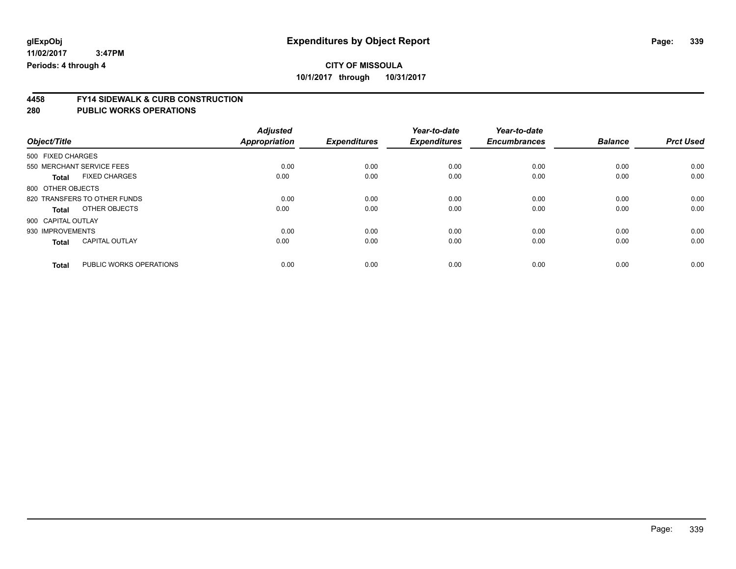glExpObj
11/02/2017 3:47PM
Periods: 4 through 4

# Expenditures by Object Report

**CITY OF MISSOULA**
**10/1/2017 through 10/31/2017**

## 4458 FY14 SIDEWALK & CURB CONSTRUCTION
## 280 PUBLIC WORKS OPERATIONS

| Object/Title | | Adjusted Appropriation | Expenditures | Year-to-date Expenditures | Year-to-date Encumbrances | Balance | Prct Used |
|---|---|---|---|---|---|---|---|
| 500 FIXED CHARGES | | | | | | | |
| 550 MERCHANT SERVICE FEES | | 0.00 | 0.00 | 0.00 | 0.00 | 0.00 | 0.00 |
| **Total** | FIXED CHARGES | 0.00 | 0.00 | 0.00 | 0.00 | 0.00 | 0.00 |
| 800 OTHER OBJECTS | | | | | | | |
| 820 TRANSFERS TO OTHER FUNDS | | 0.00 | 0.00 | 0.00 | 0.00 | 0.00 | 0.00 |
| **Total** | OTHER OBJECTS | 0.00 | 0.00 | 0.00 | 0.00 | 0.00 | 0.00 |
| 900 CAPITAL OUTLAY | | | | | | | |
| 930 IMPROVEMENTS | | 0.00 | 0.00 | 0.00 | 0.00 | 0.00 | 0.00 |
| **Total** | CAPITAL OUTLAY | 0.00 | 0.00 | 0.00 | 0.00 | 0.00 | 0.00 |
| **Total** | PUBLIC WORKS OPERATIONS | 0.00 | 0.00 | 0.00 | 0.00 | 0.00 | 0.00 |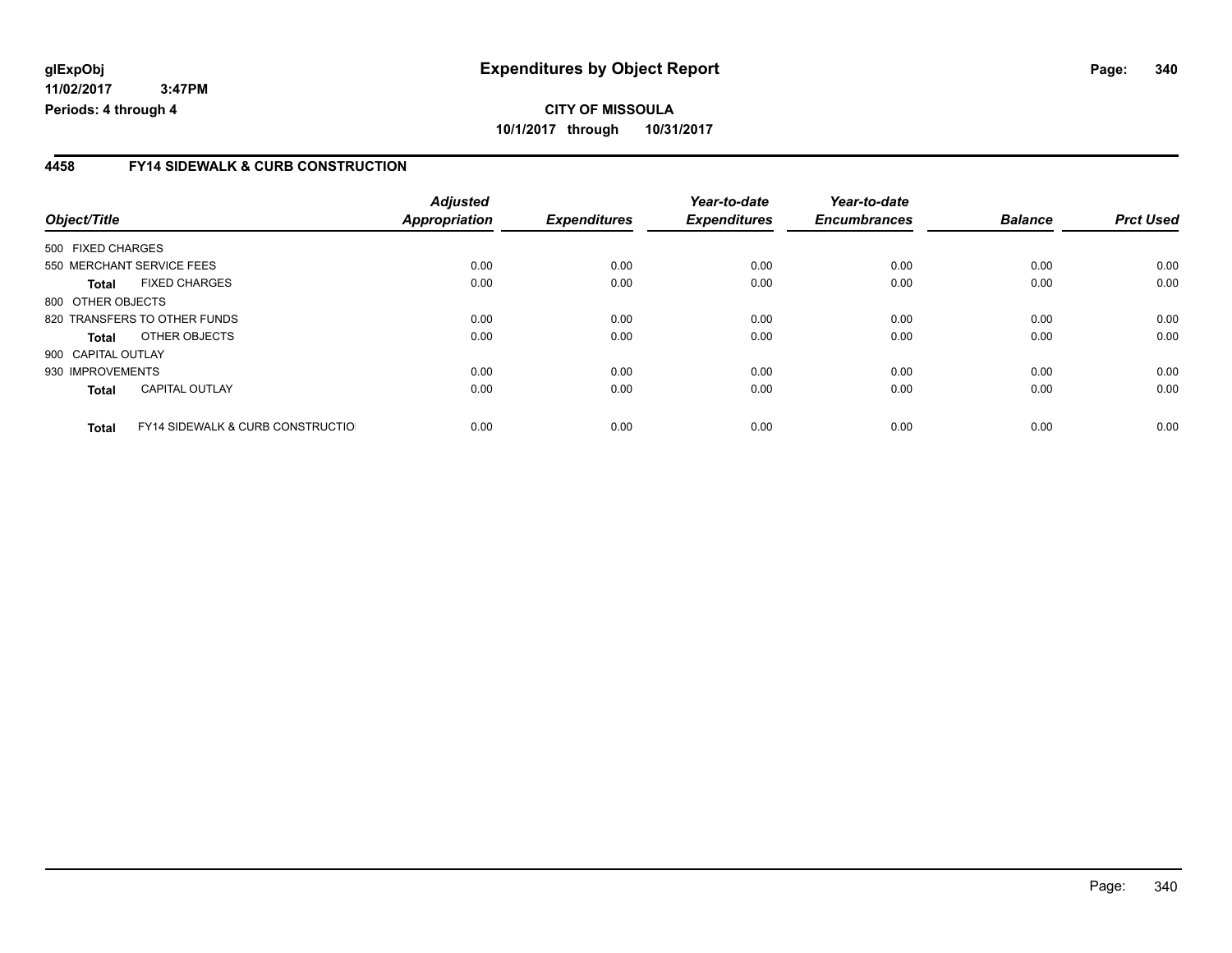# Expenditures by Object Report

**glExpObj**
**11/02/2017 3:47PM**
**Periods: 4 through 4**

**CITY OF MISSOULA**
**10/1/2017 through 10/31/2017**

## 4458 FY14 SIDEWALK & CURB CONSTRUCTION

| Object/Title | | Adjusted Appropriation | Expenditures | Year-to-date Expenditures | Year-to-date Encumbrances | Balance | Prct Used |
|---|---|---|---|---|---|---|---|
| 500 FIXED CHARGES | | | | | | | |
| 550 MERCHANT SERVICE FEES | | 0.00 | 0.00 | 0.00 | 0.00 | 0.00 | 0.00 |
| **Total** | FIXED CHARGES | 0.00 | 0.00 | 0.00 | 0.00 | 0.00 | 0.00 |
| 800 OTHER OBJECTS | | | | | | | |
| 820 TRANSFERS TO OTHER FUNDS | | 0.00 | 0.00 | 0.00 | 0.00 | 0.00 | 0.00 |
| **Total** | OTHER OBJECTS | 0.00 | 0.00 | 0.00 | 0.00 | 0.00 | 0.00 |
| 900 CAPITAL OUTLAY | | | | | | | |
| 930 IMPROVEMENTS | | 0.00 | 0.00 | 0.00 | 0.00 | 0.00 | 0.00 |
| **Total** | CAPITAL OUTLAY | 0.00 | 0.00 | 0.00 | 0.00 | 0.00 | 0.00 |
| **Total** | FY14 SIDEWALK & CURB CONSTRUCTIO | 0.00 | 0.00 | 0.00 | 0.00 | 0.00 | 0.00 |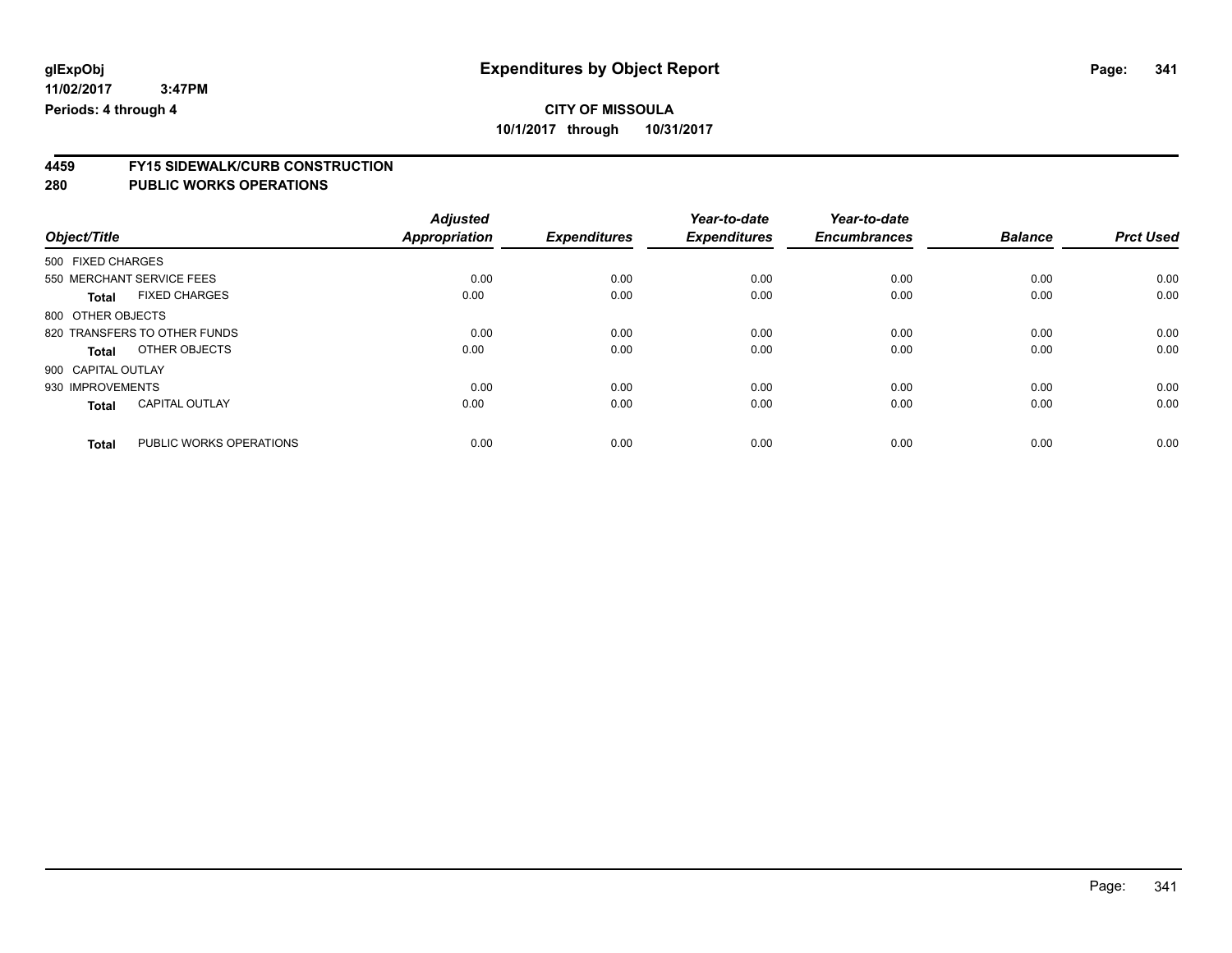glExpObj
11/02/2017 3:47PM
Periods: 4 through 4

# Expenditures by Object Report

**CITY OF MISSOULA**
**10/1/2017 through 10/31/2017**

## 4459 FY15 SIDEWALK/CURB CONSTRUCTION
## 280 PUBLIC WORKS OPERATIONS

| Object/Title | | Adjusted Appropriation | Expenditures | Year-to-date Expenditures | Year-to-date Encumbrances | Balance | Prct Used |
|---|---|---|---|---|---|---|---|
| 500 FIXED CHARGES | | | | | | | |
| 550 MERCHANT SERVICE FEES | | 0.00 | 0.00 | 0.00 | 0.00 | 0.00 | 0.00 |
| **Total** | FIXED CHARGES | 0.00 | 0.00 | 0.00 | 0.00 | 0.00 | 0.00 |
| 800 OTHER OBJECTS | | | | | | | |
| 820 TRANSFERS TO OTHER FUNDS | | 0.00 | 0.00 | 0.00 | 0.00 | 0.00 | 0.00 |
| **Total** | OTHER OBJECTS | 0.00 | 0.00 | 0.00 | 0.00 | 0.00 | 0.00 |
| 900 CAPITAL OUTLAY | | | | | | | |
| 930 IMPROVEMENTS | | 0.00 | 0.00 | 0.00 | 0.00 | 0.00 | 0.00 |
| **Total** | CAPITAL OUTLAY | 0.00 | 0.00 | 0.00 | 0.00 | 0.00 | 0.00 |
| **Total** | PUBLIC WORKS OPERATIONS | 0.00 | 0.00 | 0.00 | 0.00 | 0.00 | 0.00 |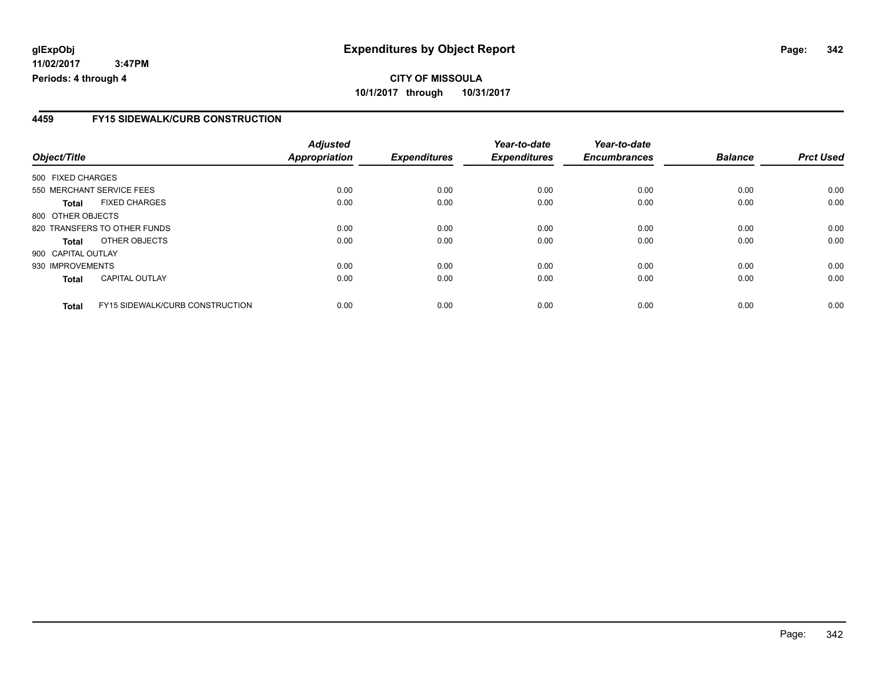# Expenditures by Object Report

glExpObj
11/02/2017 3:47PM
Periods: 4 through 4

**CITY OF MISSOULA**
**10/1/2017 through 10/31/2017**

## 4459 FY15 SIDEWALK/CURB CONSTRUCTION

| Object/Title | | Adjusted Appropriation | Expenditures | Year-to-date Expenditures | Year-to-date Encumbrances | Balance | Prct Used |
|---|---|---|---|---|---|---|---|
| 500 FIXED CHARGES | | | | | | | |
| 550 MERCHANT SERVICE FEES | | 0.00 | 0.00 | 0.00 | 0.00 | 0.00 | 0.00 |
| **Total** | FIXED CHARGES | 0.00 | 0.00 | 0.00 | 0.00 | 0.00 | 0.00 |
| 800 OTHER OBJECTS | | | | | | | |
| 820 TRANSFERS TO OTHER FUNDS | | 0.00 | 0.00 | 0.00 | 0.00 | 0.00 | 0.00 |
| **Total** | OTHER OBJECTS | 0.00 | 0.00 | 0.00 | 0.00 | 0.00 | 0.00 |
| 900 CAPITAL OUTLAY | | | | | | | |
| 930 IMPROVEMENTS | | 0.00 | 0.00 | 0.00 | 0.00 | 0.00 | 0.00 |
| **Total** | CAPITAL OUTLAY | 0.00 | 0.00 | 0.00 | 0.00 | 0.00 | 0.00 |
| **Total** | FY15 SIDEWALK/CURB CONSTRUCTION | 0.00 | 0.00 | 0.00 | 0.00 | 0.00 | 0.00 |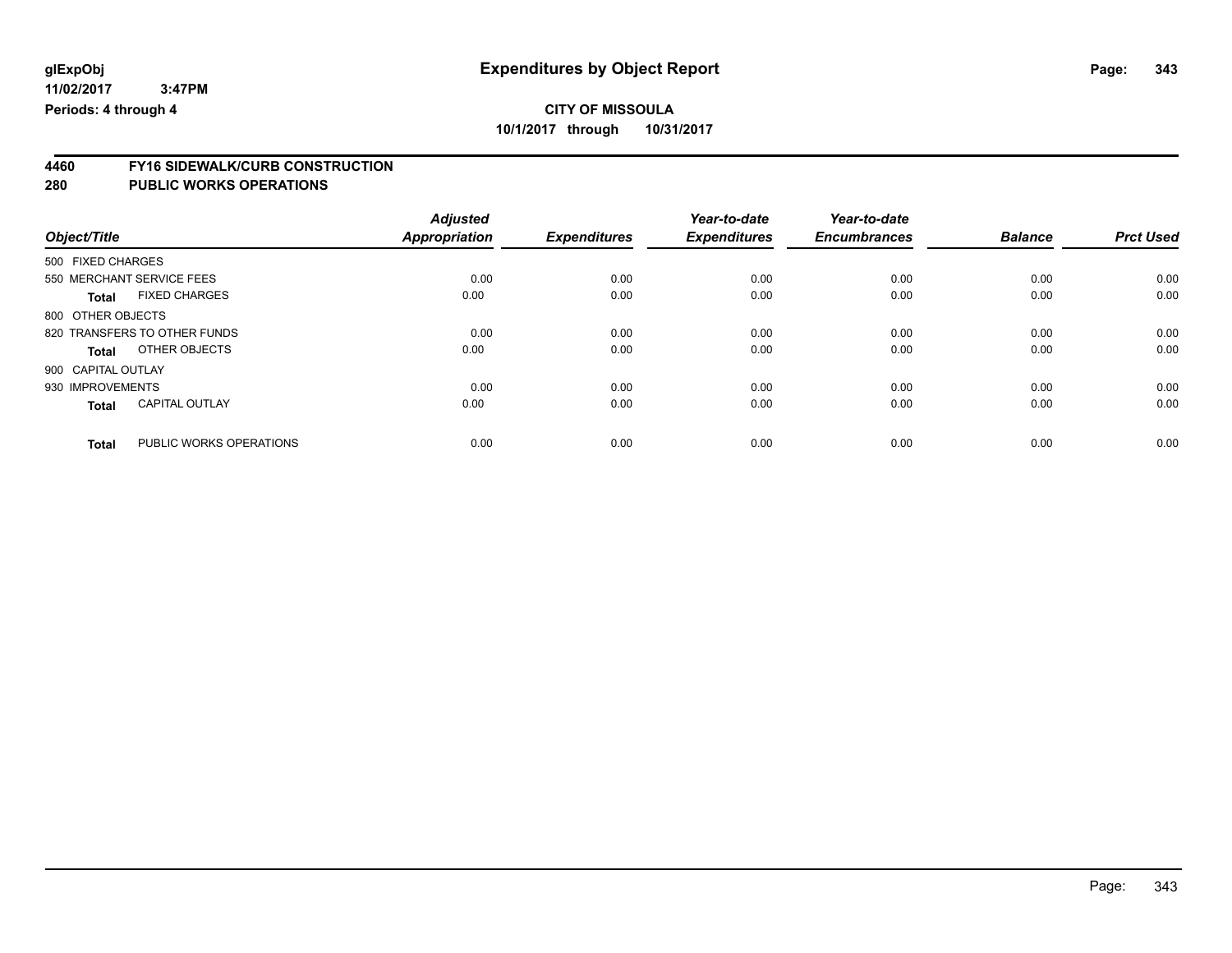**glExpObj** **Expenditures by Object Report**

**11/02/2017 3:47PM**

**Periods: 4 through 4**

**CITY OF MISSOULA**

**10/1/2017 through 10/31/2017**

## 4460 FY16 SIDEWALK/CURB CONSTRUCTION

## 280 PUBLIC WORKS OPERATIONS

| Object/Title | | Adjusted Appropriation | Expenditures | Year-to-date Expenditures | Year-to-date Encumbrances | Balance | Prct Used |
|---|---|---|---|---|---|---|---|
| 500 FIXED CHARGES | | | | | | | |
| 550 MERCHANT SERVICE FEES | | 0.00 | 0.00 | 0.00 | 0.00 | 0.00 | 0.00 |
| **Total** | FIXED CHARGES | 0.00 | 0.00 | 0.00 | 0.00 | 0.00 | 0.00 |
| 800 OTHER OBJECTS | | | | | | | |
| 820 TRANSFERS TO OTHER FUNDS | | 0.00 | 0.00 | 0.00 | 0.00 | 0.00 | 0.00 |
| **Total** | OTHER OBJECTS | 0.00 | 0.00 | 0.00 | 0.00 | 0.00 | 0.00 |
| 900 CAPITAL OUTLAY | | | | | | | |
| 930 IMPROVEMENTS | | 0.00 | 0.00 | 0.00 | 0.00 | 0.00 | 0.00 |
| **Total** | CAPITAL OUTLAY | 0.00 | 0.00 | 0.00 | 0.00 | 0.00 | 0.00 |
| **Total** | PUBLIC WORKS OPERATIONS | 0.00 | 0.00 | 0.00 | 0.00 | 0.00 | 0.00 |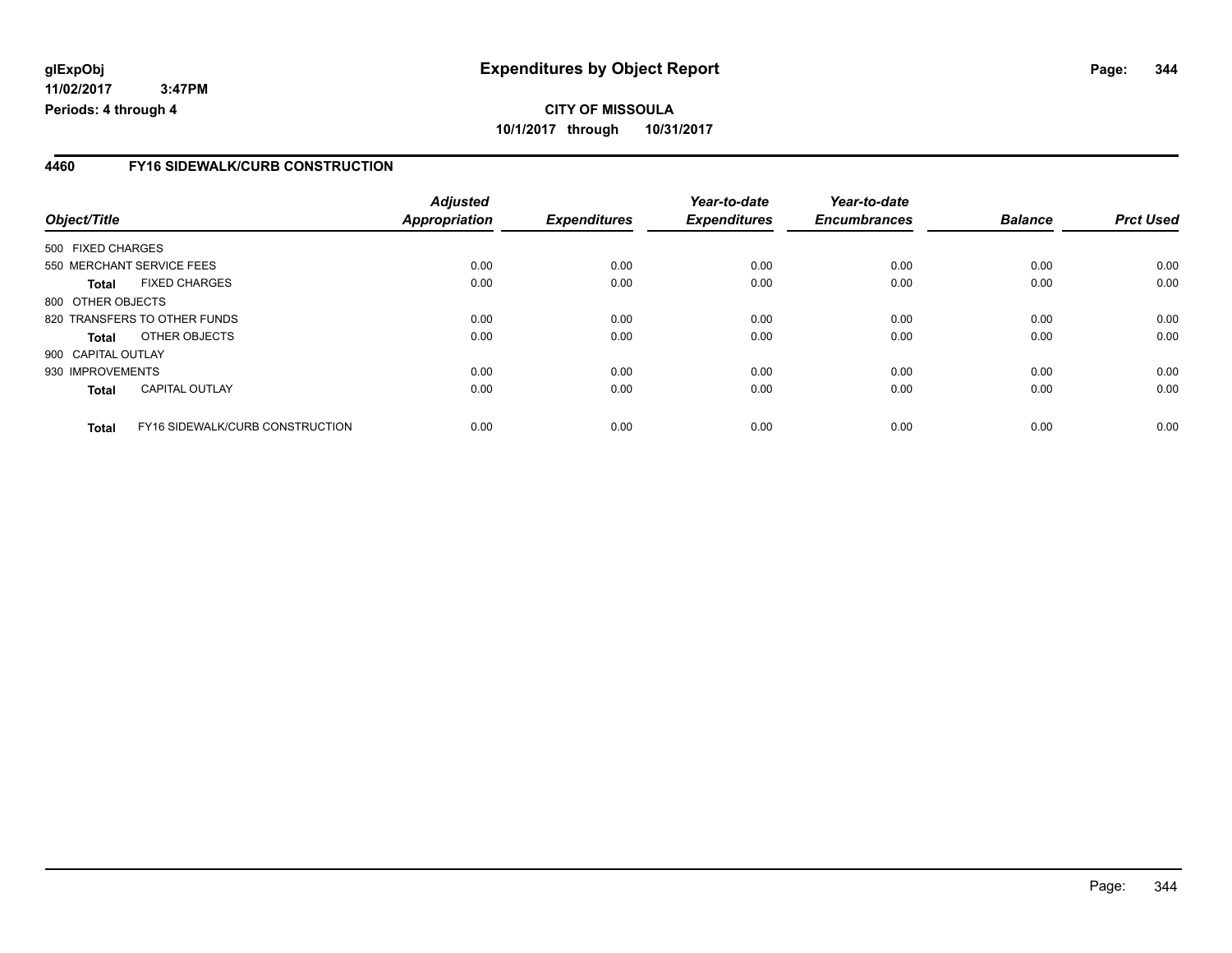**CITY OF MISSOULA**

**10/1/2017 through 10/31/2017**

**Expenditures by Object Report**

glExpObj
11/02/2017 3:47PM
Periods: 4 through 4

## 4460 FY16 SIDEWALK/CURB CONSTRUCTION

| Object/Title | Adjusted Appropriation | Expenditures | Year-to-date Expenditures | Year-to-date Encumbrances | Balance | Prct Used |
|---|---|---|---|---|---|---|
| 500 FIXED CHARGES | | | | | | |
| 550 MERCHANT SERVICE FEES | 0.00 | 0.00 | 0.00 | 0.00 | 0.00 | 0.00 |
| **Total** FIXED CHARGES | 0.00 | 0.00 | 0.00 | 0.00 | 0.00 | 0.00 |
| 800 OTHER OBJECTS | | | | | | |
| 820 TRANSFERS TO OTHER FUNDS | 0.00 | 0.00 | 0.00 | 0.00 | 0.00 | 0.00 |
| **Total** OTHER OBJECTS | 0.00 | 0.00 | 0.00 | 0.00 | 0.00 | 0.00 |
| 900 CAPITAL OUTLAY | | | | | | |
| 930 IMPROVEMENTS | 0.00 | 0.00 | 0.00 | 0.00 | 0.00 | 0.00 |
| **Total** CAPITAL OUTLAY | 0.00 | 0.00 | 0.00 | 0.00 | 0.00 | 0.00 |
| **Total** FY16 SIDEWALK/CURB CONSTRUCTION | 0.00 | 0.00 | 0.00 | 0.00 | 0.00 | 0.00 |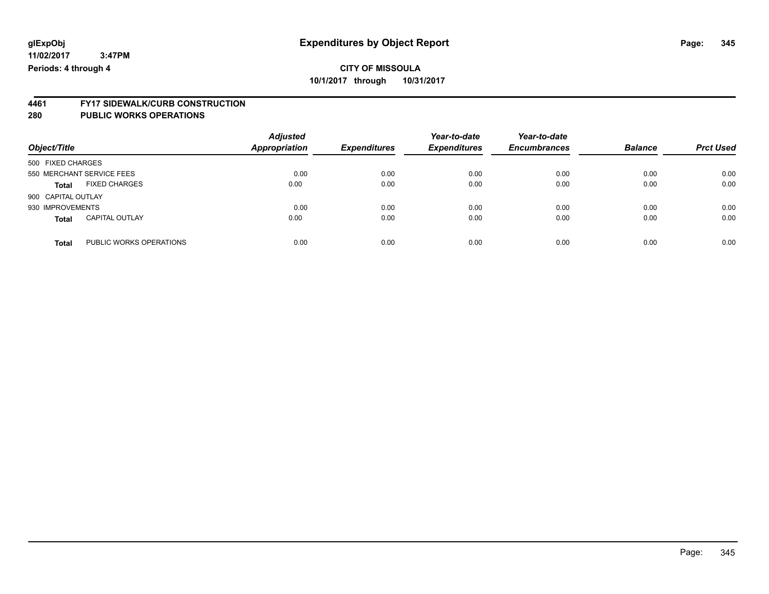# Expenditures by Object Report

glExpObj
11/02/2017 3:47PM
Periods: 4 through 4

**CITY OF MISSOULA**
**10/1/2017 through 10/31/2017**

## 4461 FY17 SIDEWALK/CURB CONSTRUCTION
## 280 PUBLIC WORKS OPERATIONS

| Object/Title | Adjusted Appropriation | Expenditures | Year-to-date Expenditures | Year-to-date Encumbrances | Balance | Prct Used |
|---|---|---|---|---|---|---|
| 500 FIXED CHARGES | | | | | | |
| 550 MERCHANT SERVICE FEES | 0.00 | 0.00 | 0.00 | 0.00 | 0.00 | 0.00 |
| **Total** FIXED CHARGES | 0.00 | 0.00 | 0.00 | 0.00 | 0.00 | 0.00 |
| 900 CAPITAL OUTLAY | | | | | | |
| 930 IMPROVEMENTS | 0.00 | 0.00 | 0.00 | 0.00 | 0.00 | 0.00 |
| **Total** CAPITAL OUTLAY | 0.00 | 0.00 | 0.00 | 0.00 | 0.00 | 0.00 |
| **Total** PUBLIC WORKS OPERATIONS | 0.00 | 0.00 | 0.00 | 0.00 | 0.00 | 0.00 |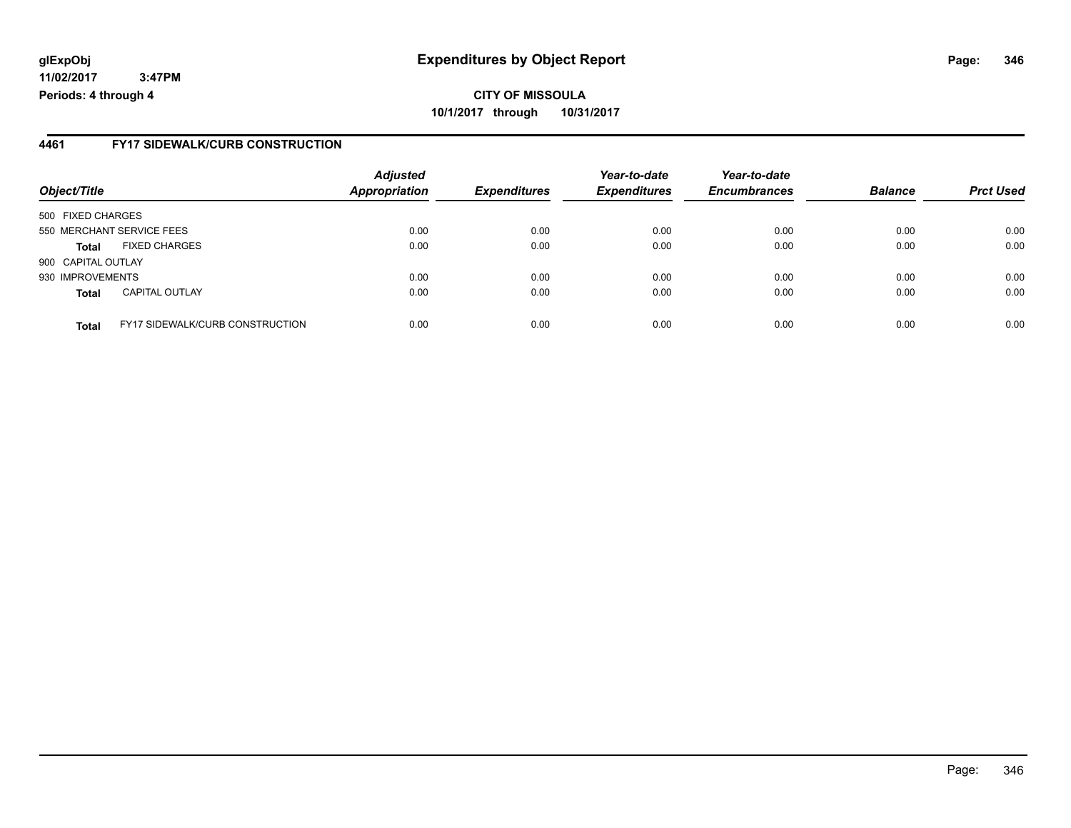**glExpObj**
**11/02/2017 3:47PM**
**Periods: 4 through 4**

# Expenditures by Object Report

**CITY OF MISSOULA**
**10/1/2017 through 10/31/2017**

## 4461 FY17 SIDEWALK/CURB CONSTRUCTION

| Object/Title | | *Adjusted Appropriation* | *Expenditures* | *Year-to-date Expenditures* | *Year-to-date Encumbrances* | *Balance* | *Prct Used* |
|---|---|---|---|---|---|---|---|
| 500 FIXED CHARGES | | | | | | | |
| 550 MERCHANT SERVICE FEES | | 0.00 | 0.00 | 0.00 | 0.00 | 0.00 | 0.00 |
| **Total** | FIXED CHARGES | 0.00 | 0.00 | 0.00 | 0.00 | 0.00 | 0.00 |
| 900 CAPITAL OUTLAY | | | | | | | |
| 930 IMPROVEMENTS | | 0.00 | 0.00 | 0.00 | 0.00 | 0.00 | 0.00 |
| **Total** | CAPITAL OUTLAY | 0.00 | 0.00 | 0.00 | 0.00 | 0.00 | 0.00 |
| **Total** | FY17 SIDEWALK/CURB CONSTRUCTION | 0.00 | 0.00 | 0.00 | 0.00 | 0.00 | 0.00 |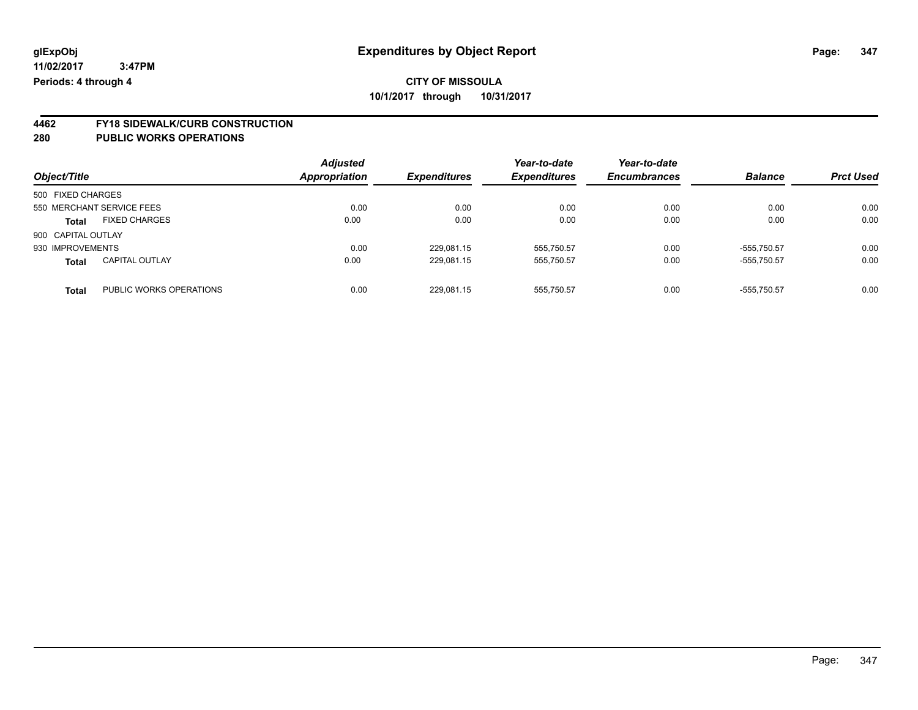glExpObj
11/02/2017 3:47PM
Periods: 4 through 4

# Expenditures by Object Report

**CITY OF MISSOULA**
**10/1/2017 through 10/31/2017**

## 4462 FY18 SIDEWALK/CURB CONSTRUCTION
## 280 PUBLIC WORKS OPERATIONS

| Object/Title | | Adjusted Appropriation | Expenditures | Year-to-date Expenditures | Year-to-date Encumbrances | Balance | Prct Used |
|---|---|---|---|---|---|---|---|
| 500 FIXED CHARGES | | | | | | | |
| 550 MERCHANT SERVICE FEES | | 0.00 | 0.00 | 0.00 | 0.00 | 0.00 | 0.00 |
| **Total** | FIXED CHARGES | 0.00 | 0.00 | 0.00 | 0.00 | 0.00 | 0.00 |
| 900 CAPITAL OUTLAY | | | | | | | |
| 930 IMPROVEMENTS | | 0.00 | 229,081.15 | 555,750.57 | 0.00 | -555,750.57 | 0.00 |
| **Total** | CAPITAL OUTLAY | 0.00 | 229,081.15 | 555,750.57 | 0.00 | -555,750.57 | 0.00 |
| **Total** | PUBLIC WORKS OPERATIONS | 0.00 | 229,081.15 | 555,750.57 | 0.00 | -555,750.57 | 0.00 |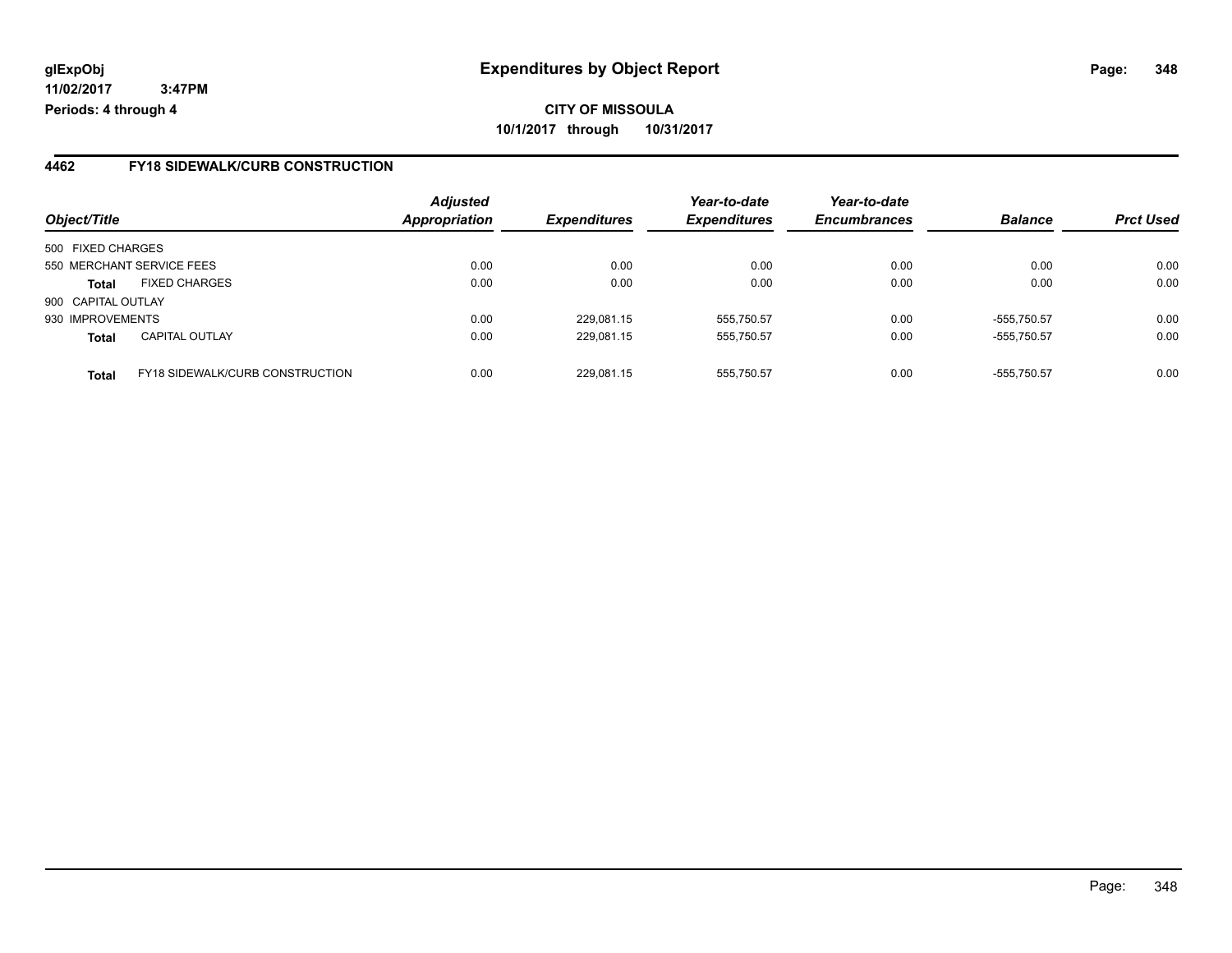**CITY OF MISSOULA**

**10/1/2017 through 10/31/2017**

## 4462 FY18 SIDEWALK/CURB CONSTRUCTION

| Object/Title | | Adjusted Appropriation | Expenditures | Year-to-date Expenditures | Year-to-date Encumbrances | Balance | Prct Used |
|---|---|---|---|---|---|---|---|
| 500 FIXED CHARGES | | | | | | | |
| 550 MERCHANT SERVICE FEES | | 0.00 | 0.00 | 0.00 | 0.00 | 0.00 | 0.00 |
| **Total** | FIXED CHARGES | 0.00 | 0.00 | 0.00 | 0.00 | 0.00 | 0.00 |
| 900 CAPITAL OUTLAY | | | | | | | |
| 930 IMPROVEMENTS | | 0.00 | 229,081.15 | 555,750.57 | 0.00 | -555,750.57 | 0.00 |
| **Total** | CAPITAL OUTLAY | 0.00 | 229,081.15 | 555,750.57 | 0.00 | -555,750.57 | 0.00 |
| **Total** | FY18 SIDEWALK/CURB CONSTRUCTION | 0.00 | 229,081.15 | 555,750.57 | 0.00 | -555,750.57 | 0.00 |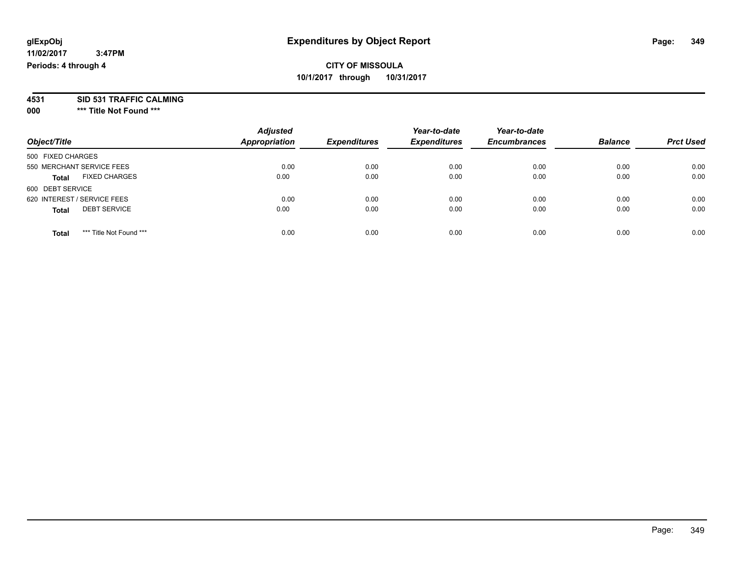# Expenditures by Object Report

glExpObj
11/02/2017 3:47PM
Periods: 4 through 4

**CITY OF MISSOULA**
**10/1/2017 through 10/31/2017**

**4531 SID 531 TRAFFIC CALMING**
**000 *** Title Not Found *****

| Object/Title | Adjusted Appropriation | Expenditures | Year-to-date Expenditures | Year-to-date Encumbrances | Balance | Prct Used |
|---|---|---|---|---|---|---|
| 500 FIXED CHARGES | | | | | | |
| 550 MERCHANT SERVICE FEES | 0.00 | 0.00 | 0.00 | 0.00 | 0.00 | 0.00 |
| **Total** FIXED CHARGES | 0.00 | 0.00 | 0.00 | 0.00 | 0.00 | 0.00 |
| 600 DEBT SERVICE | | | | | | |
| 620 INTEREST / SERVICE FEES | 0.00 | 0.00 | 0.00 | 0.00 | 0.00 | 0.00 |
| **Total** DEBT SERVICE | 0.00 | 0.00 | 0.00 | 0.00 | 0.00 | 0.00 |
| **Total** *** Title Not Found *** | 0.00 | 0.00 | 0.00 | 0.00 | 0.00 | 0.00 |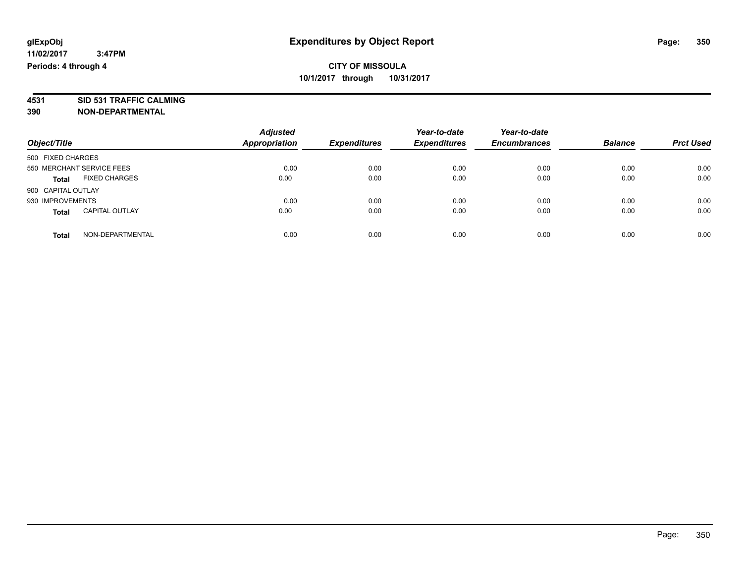**glExpObj**
**11/02/2017 3:47PM**
**Periods: 4 through 4**

# Expenditures by Object Report

**CITY OF MISSOULA**
**10/1/2017 through 10/31/2017**

**4531 SID 531 TRAFFIC CALMING**
**390 NON-DEPARTMENTAL**

| Object/Title | | Adjusted Appropriation | Expenditures | Year-to-date Expenditures | Year-to-date Encumbrances | Balance | Prct Used |
|---|---|---|---|---|---|---|---|
| 500 FIXED CHARGES | | | | | | | |
| 550 MERCHANT SERVICE FEES | | 0.00 | 0.00 | 0.00 | 0.00 | 0.00 | 0.00 |
| **Total** | FIXED CHARGES | 0.00 | 0.00 | 0.00 | 0.00 | 0.00 | 0.00 |
| 900 CAPITAL OUTLAY | | | | | | | |
| 930 IMPROVEMENTS | | 0.00 | 0.00 | 0.00 | 0.00 | 0.00 | 0.00 |
| **Total** | CAPITAL OUTLAY | 0.00 | 0.00 | 0.00 | 0.00 | 0.00 | 0.00 |
| **Total** | NON-DEPARTMENTAL | 0.00 | 0.00 | 0.00 | 0.00 | 0.00 | 0.00 |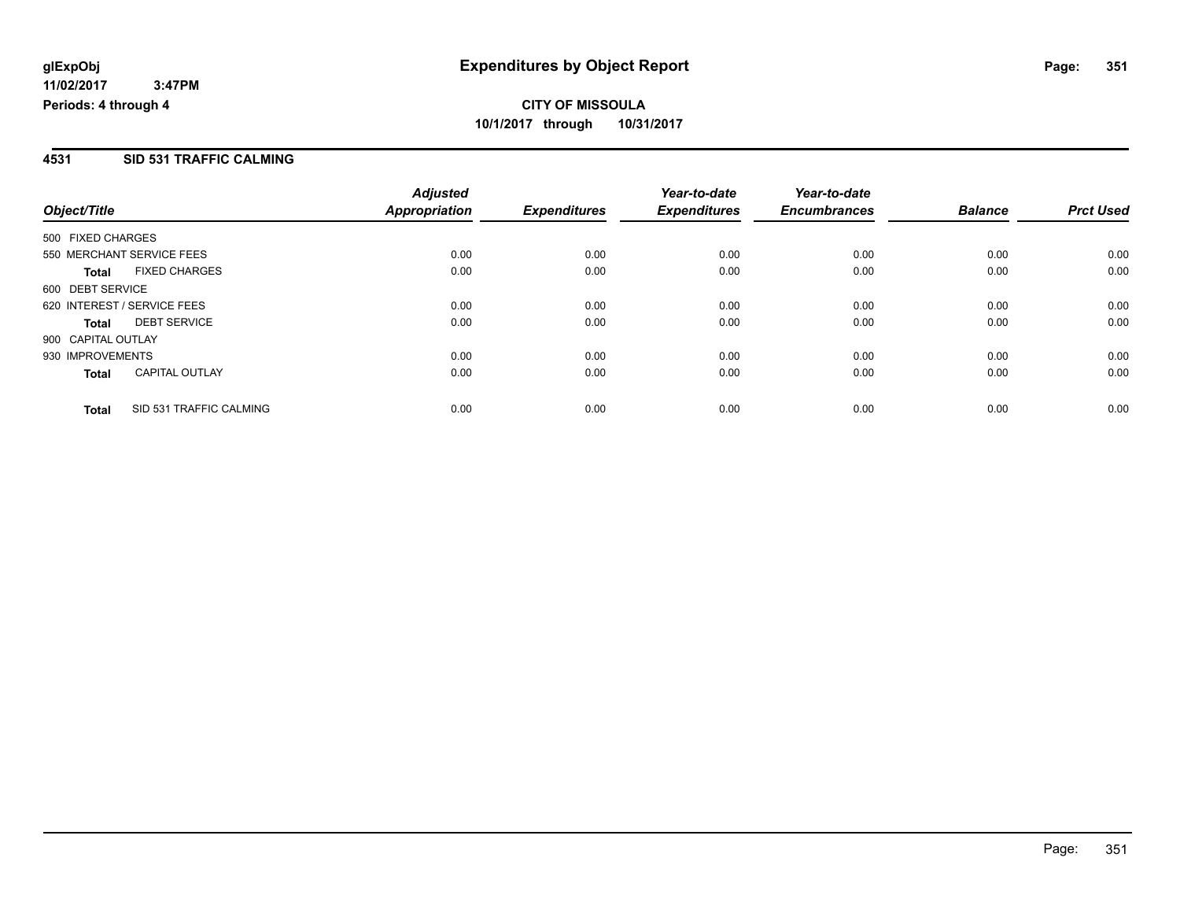**glExpObj** **Expenditures by Object Report**

**11/02/2017 3:47PM**

**Periods: 4 through 4**

**CITY OF MISSOULA**

**10/1/2017 through 10/31/2017**

## 4531 SID 531 TRAFFIC CALMING

| Object/Title | Adjusted Appropriation | Expenditures | Year-to-date Expenditures | Year-to-date Encumbrances | Balance | Prct Used |
|---|---|---|---|---|---|---|
| 500 FIXED CHARGES | | | | | | |
| 550 MERCHANT SERVICE FEES | 0.00 | 0.00 | 0.00 | 0.00 | 0.00 | 0.00 |
| **Total** FIXED CHARGES | 0.00 | 0.00 | 0.00 | 0.00 | 0.00 | 0.00 |
| 600 DEBT SERVICE | | | | | | |
| 620 INTEREST / SERVICE FEES | 0.00 | 0.00 | 0.00 | 0.00 | 0.00 | 0.00 |
| **Total** DEBT SERVICE | 0.00 | 0.00 | 0.00 | 0.00 | 0.00 | 0.00 |
| 900 CAPITAL OUTLAY | | | | | | |
| 930 IMPROVEMENTS | 0.00 | 0.00 | 0.00 | 0.00 | 0.00 | 0.00 |
| **Total** CAPITAL OUTLAY | 0.00 | 0.00 | 0.00 | 0.00 | 0.00 | 0.00 |
| **Total** SID 531 TRAFFIC CALMING | 0.00 | 0.00 | 0.00 | 0.00 | 0.00 | 0.00 |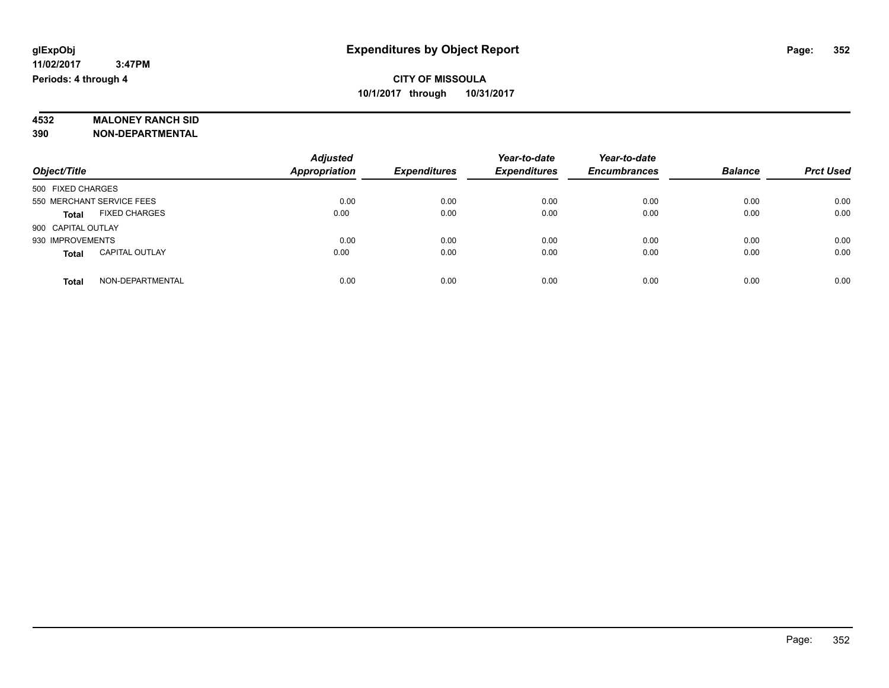glExpObj
11/02/2017 3:47PM
Periods: 4 through 4

# Expenditures by Object Report

**CITY OF MISSOULA**
**10/1/2017 through 10/31/2017**

**4532 MALONEY RANCH SID**
**390 NON-DEPARTMENTAL**

| Object/Title | | Adjusted Appropriation | Expenditures | Year-to-date Expenditures | Year-to-date Encumbrances | Balance | Prct Used |
|---|---|---|---|---|---|---|---|
| 500 FIXED CHARGES | | | | | | | |
| 550 MERCHANT SERVICE FEES | | 0.00 | 0.00 | 0.00 | 0.00 | 0.00 | 0.00 |
| **Total** | FIXED CHARGES | 0.00 | 0.00 | 0.00 | 0.00 | 0.00 | 0.00 |
| 900 CAPITAL OUTLAY | | | | | | | |
| 930 IMPROVEMENTS | | 0.00 | 0.00 | 0.00 | 0.00 | 0.00 | 0.00 |
| **Total** | CAPITAL OUTLAY | 0.00 | 0.00 | 0.00 | 0.00 | 0.00 | 0.00 |
| **Total** | NON-DEPARTMENTAL | 0.00 | 0.00 | 0.00 | 0.00 | 0.00 | 0.00 |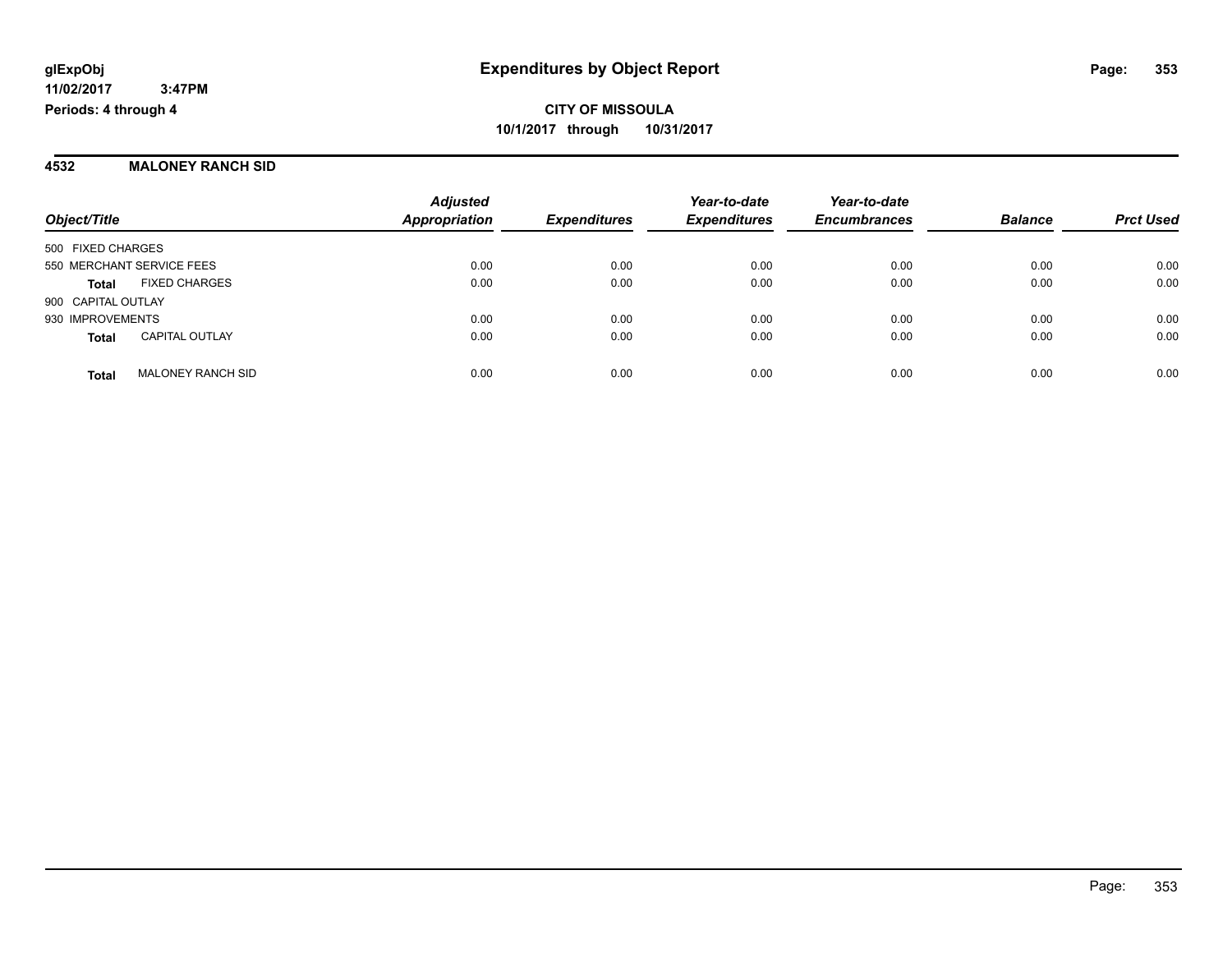**glExpObj**
**11/02/2017 3:47PM**
**Periods: 4 through 4**

# Expenditures by Object Report

**CITY OF MISSOULA**
**10/1/2017 through 10/31/2017**

## 4532 MALONEY RANCH SID

| Object/Title | | Adjusted Appropriation | Expenditures | Year-to-date Expenditures | Year-to-date Encumbrances | Balance | Prct Used |
|---|---|---|---|---|---|---|---|
| 500 FIXED CHARGES | | | | | | | |
| 550 MERCHANT SERVICE FEES | | 0.00 | 0.00 | 0.00 | 0.00 | 0.00 | 0.00 |
| **Total** | FIXED CHARGES | 0.00 | 0.00 | 0.00 | 0.00 | 0.00 | 0.00 |
| 900 CAPITAL OUTLAY | | | | | | | |
| 930 IMPROVEMENTS | | 0.00 | 0.00 | 0.00 | 0.00 | 0.00 | 0.00 |
| **Total** | CAPITAL OUTLAY | 0.00 | 0.00 | 0.00 | 0.00 | 0.00 | 0.00 |
| **Total** | MALONEY RANCH SID | 0.00 | 0.00 | 0.00 | 0.00 | 0.00 | 0.00 |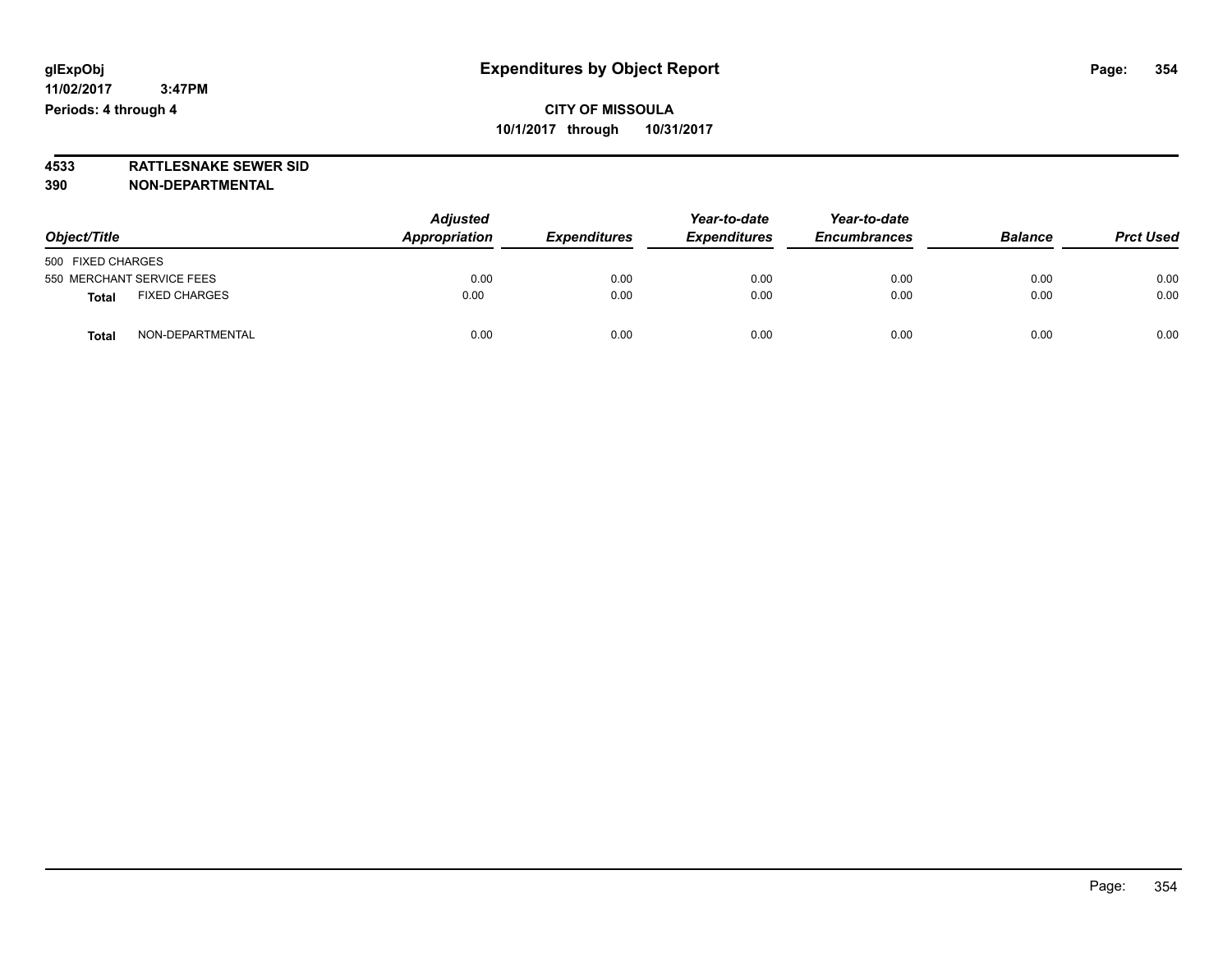**glExpObj**
**11/02/2017 3:47PM**
**Periods: 4 through 4**

# Expenditures by Object Report

**CITY OF MISSOULA**
**10/1/2017 through 10/31/2017**

**4533 RATTLESNAKE SEWER SID**
**390 NON-DEPARTMENTAL**

| Object/Title | | Adjusted Appropriation | Expenditures | Year-to-date Expenditures | Year-to-date Encumbrances | Balance | Prct Used |
|---|---|---|---|---|---|---|---|
| 500 FIXED CHARGES | | | | | | | |
| 550 MERCHANT SERVICE FEES | | 0.00 | 0.00 | 0.00 | 0.00 | 0.00 | 0.00 |
| **Total** | FIXED CHARGES | 0.00 | 0.00 | 0.00 | 0.00 | 0.00 | 0.00 |
| **Total** | NON-DEPARTMENTAL | 0.00 | 0.00 | 0.00 | 0.00 | 0.00 | 0.00 |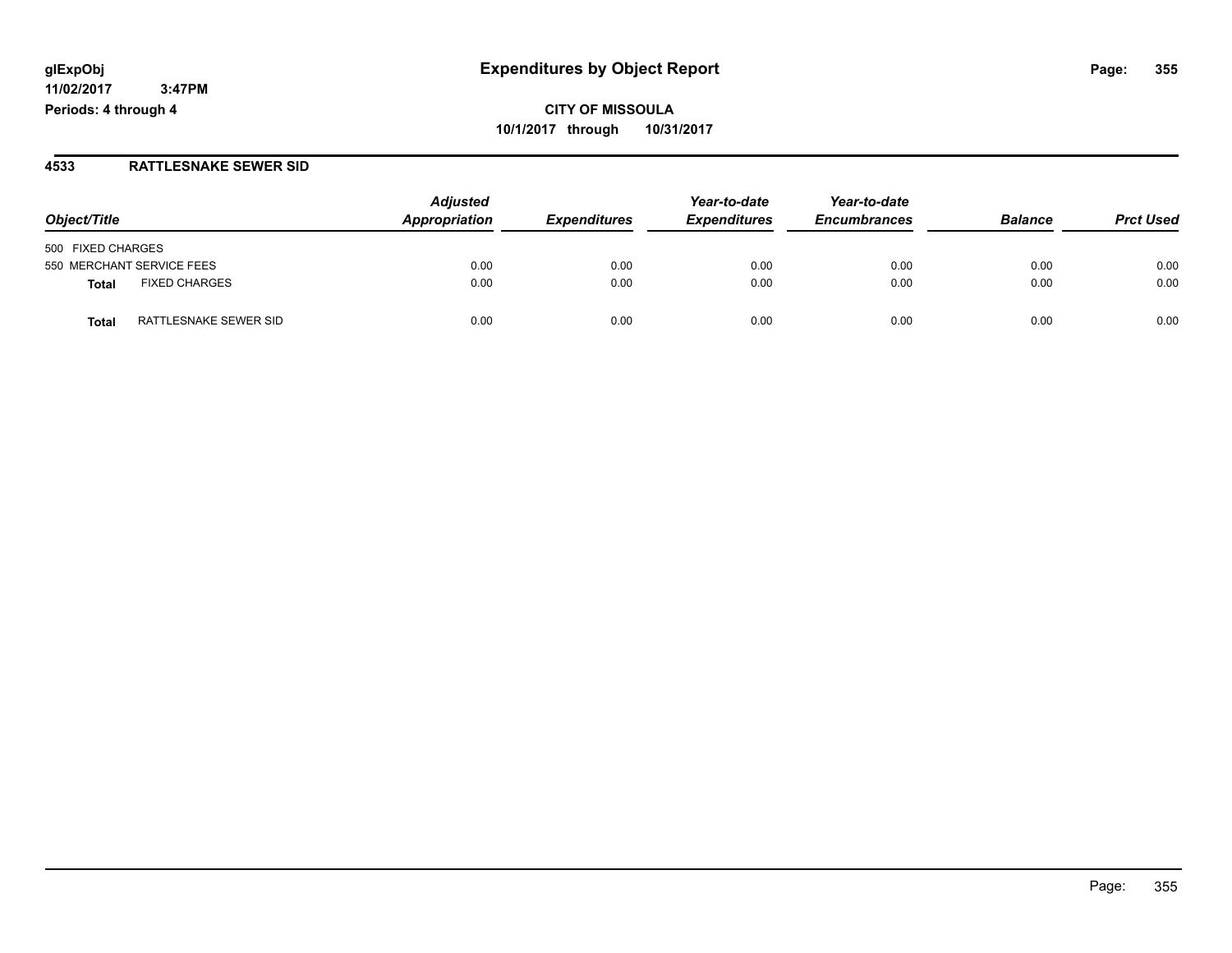glExpObj
11/02/2017 3:47PM
Periods: 4 through 4

# Expenditures by Object Report

**CITY OF MISSOULA**
**10/1/2017 through 10/31/2017**

## 4533 RATTLESNAKE SEWER SID

| Object/Title | | Adjusted Appropriation | Expenditures | Year-to-date Expenditures | Year-to-date Encumbrances | Balance | Prct Used |
|---|---|---|---|---|---|---|---|
| 500 FIXED CHARGES | | | | | | | |
| 550 MERCHANT SERVICE FEES | | 0.00 | 0.00 | 0.00 | 0.00 | 0.00 | 0.00 |
| **Total** | FIXED CHARGES | 0.00 | 0.00 | 0.00 | 0.00 | 0.00 | 0.00 |
| **Total** | RATTLESNAKE SEWER SID | 0.00 | 0.00 | 0.00 | 0.00 | 0.00 | 0.00 |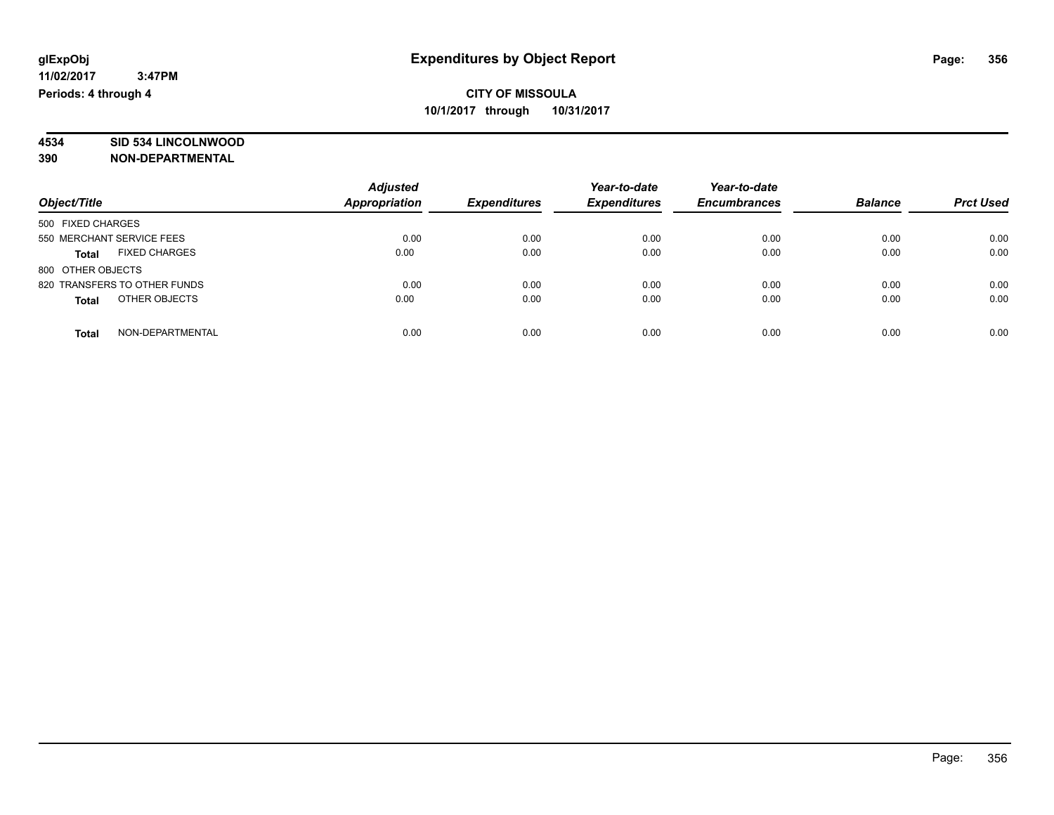**glExpObj** **Expenditures by Object Report**
**11/02/2017 3:47PM**
**Periods: 4 through 4**

**CITY OF MISSOULA**
**10/1/2017 through 10/31/2017**

**4534 SID 534 LINCOLNWOOD**
**390 NON-DEPARTMENTAL**

| Object/Title | Adjusted Appropriation | Expenditures | Year-to-date Expenditures | Year-to-date Encumbrances | Balance | Prct Used |
|---|---|---|---|---|---|---|
| 500 FIXED CHARGES | | | | | | |
| 550 MERCHANT SERVICE FEES | 0.00 | 0.00 | 0.00 | 0.00 | 0.00 | 0.00 |
| **Total** FIXED CHARGES | 0.00 | 0.00 | 0.00 | 0.00 | 0.00 | 0.00 |
| 800 OTHER OBJECTS | | | | | | |
| 820 TRANSFERS TO OTHER FUNDS | 0.00 | 0.00 | 0.00 | 0.00 | 0.00 | 0.00 |
| **Total** OTHER OBJECTS | 0.00 | 0.00 | 0.00 | 0.00 | 0.00 | 0.00 |
| **Total** NON-DEPARTMENTAL | 0.00 | 0.00 | 0.00 | 0.00 | 0.00 | 0.00 |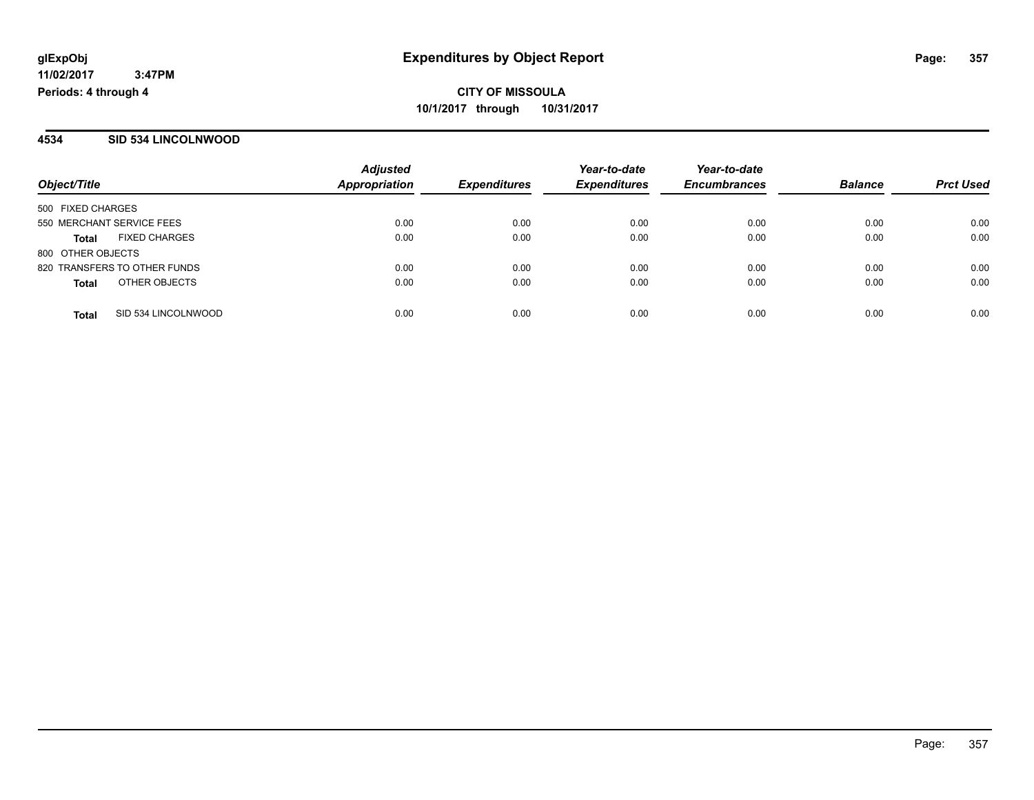# Expenditures by Object Report

## CITY OF MISSOULA

**10/1/2017 through 10/31/2017**

glExpObj
11/02/2017 3:47PM
Periods: 4 through 4

### 4534 SID 534 LINCOLNWOOD

| Object/Title | Adjusted Appropriation | Expenditures | Year-to-date Expenditures | Year-to-date Encumbrances | Balance | Prct Used |
|---|---|---|---|---|---|---|
| 500 FIXED CHARGES | | | | | | |
| 550 MERCHANT SERVICE FEES | 0.00 | 0.00 | 0.00 | 0.00 | 0.00 | 0.00 |
| **Total** FIXED CHARGES | 0.00 | 0.00 | 0.00 | 0.00 | 0.00 | 0.00 |
| 800 OTHER OBJECTS | | | | | | |
| 820 TRANSFERS TO OTHER FUNDS | 0.00 | 0.00 | 0.00 | 0.00 | 0.00 | 0.00 |
| **Total** OTHER OBJECTS | 0.00 | 0.00 | 0.00 | 0.00 | 0.00 | 0.00 |
| **Total** SID 534 LINCOLNWOOD | 0.00 | 0.00 | 0.00 | 0.00 | 0.00 | 0.00 |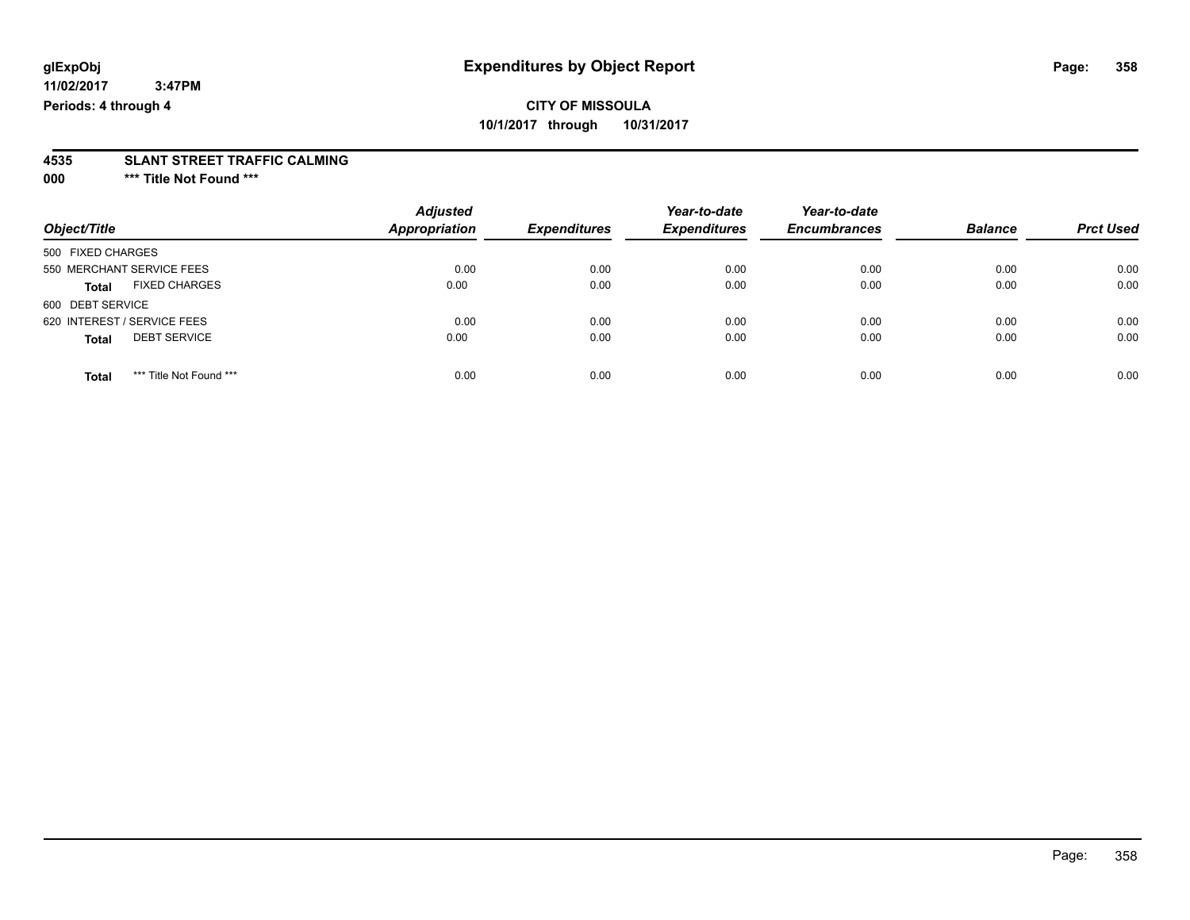glExpObj
11/02/2017 3:47PM
Periods: 4 through 4

# Expenditures by Object Report

**CITY OF MISSOULA**
**10/1/2017 through 10/31/2017**

**4535 SLANT STREET TRAFFIC CALMING**
**000 \*\*\* Title Not Found \*\*\***

| Object/Title | Adjusted Appropriation | Expenditures | Year-to-date Expenditures | Year-to-date Encumbrances | Balance | Prct Used |
|---|---|---|---|---|---|---|
| 500 FIXED CHARGES | | | | | | |
| 550 MERCHANT SERVICE FEES | 0.00 | 0.00 | 0.00 | 0.00 | 0.00 | 0.00 |
| **Total** FIXED CHARGES | 0.00 | 0.00 | 0.00 | 0.00 | 0.00 | 0.00 |
| 600 DEBT SERVICE | | | | | | |
| 620 INTEREST / SERVICE FEES | 0.00 | 0.00 | 0.00 | 0.00 | 0.00 | 0.00 |
| **Total** DEBT SERVICE | 0.00 | 0.00 | 0.00 | 0.00 | 0.00 | 0.00 |
| **Total** *** Title Not Found *** | 0.00 | 0.00 | 0.00 | 0.00 | 0.00 | 0.00 |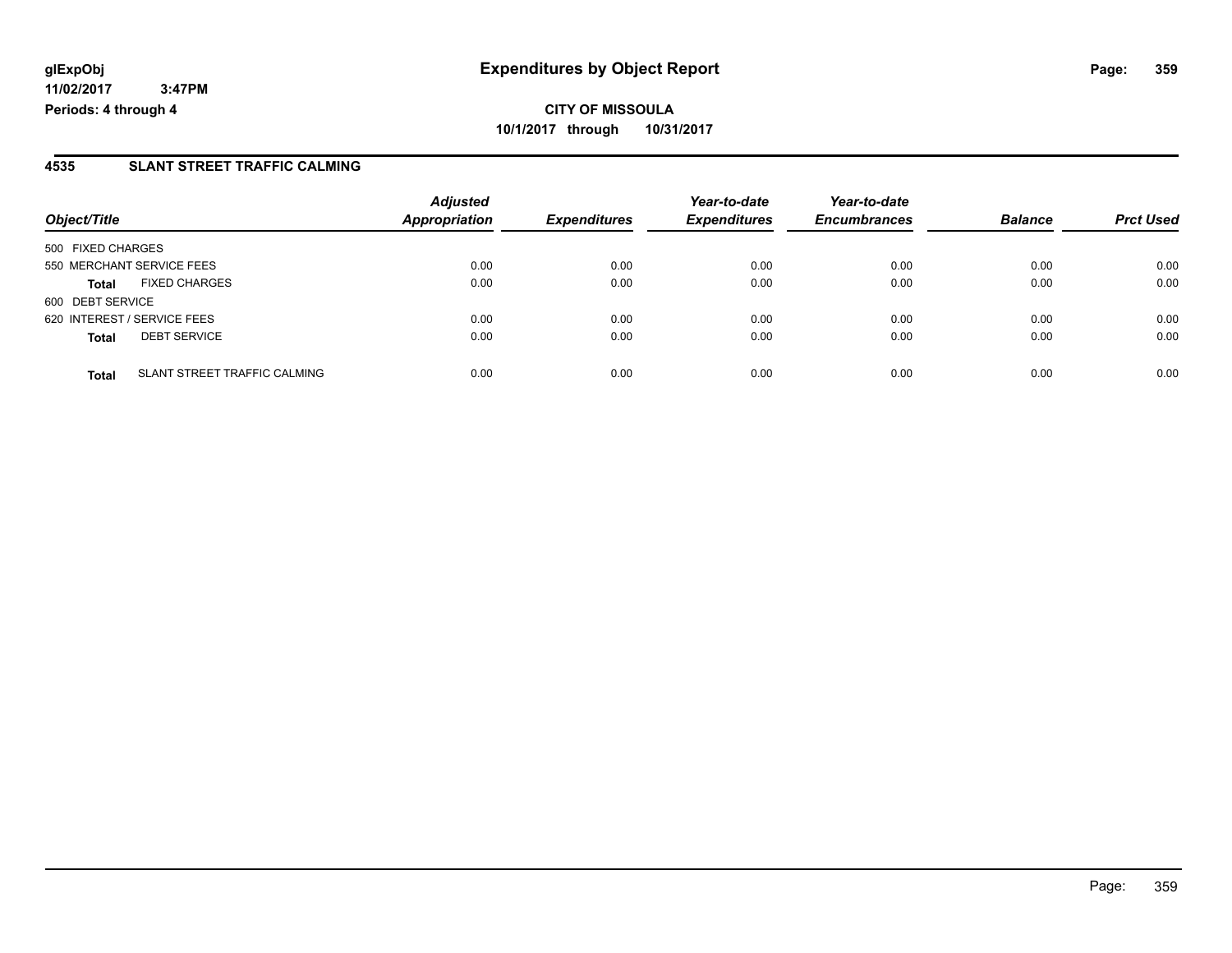**CITY OF MISSOULA**

**10/1/2017 through 10/31/2017**

## 4535 SLANT STREET TRAFFIC CALMING

| Object/Title | | Adjusted Appropriation | Expenditures | Year-to-date Expenditures | Year-to-date Encumbrances | Balance | Prct Used |
|---|---|---|---|---|---|---|---|
| 500 FIXED CHARGES | | | | | | | |
| 550 MERCHANT SERVICE FEES | | 0.00 | 0.00 | 0.00 | 0.00 | 0.00 | 0.00 |
| **Total** | FIXED CHARGES | 0.00 | 0.00 | 0.00 | 0.00 | 0.00 | 0.00 |
| 600 DEBT SERVICE | | | | | | | |
| 620 INTEREST / SERVICE FEES | | 0.00 | 0.00 | 0.00 | 0.00 | 0.00 | 0.00 |
| **Total** | DEBT SERVICE | 0.00 | 0.00 | 0.00 | 0.00 | 0.00 | 0.00 |
| **Total** | SLANT STREET TRAFFIC CALMING | 0.00 | 0.00 | 0.00 | 0.00 | 0.00 | 0.00 |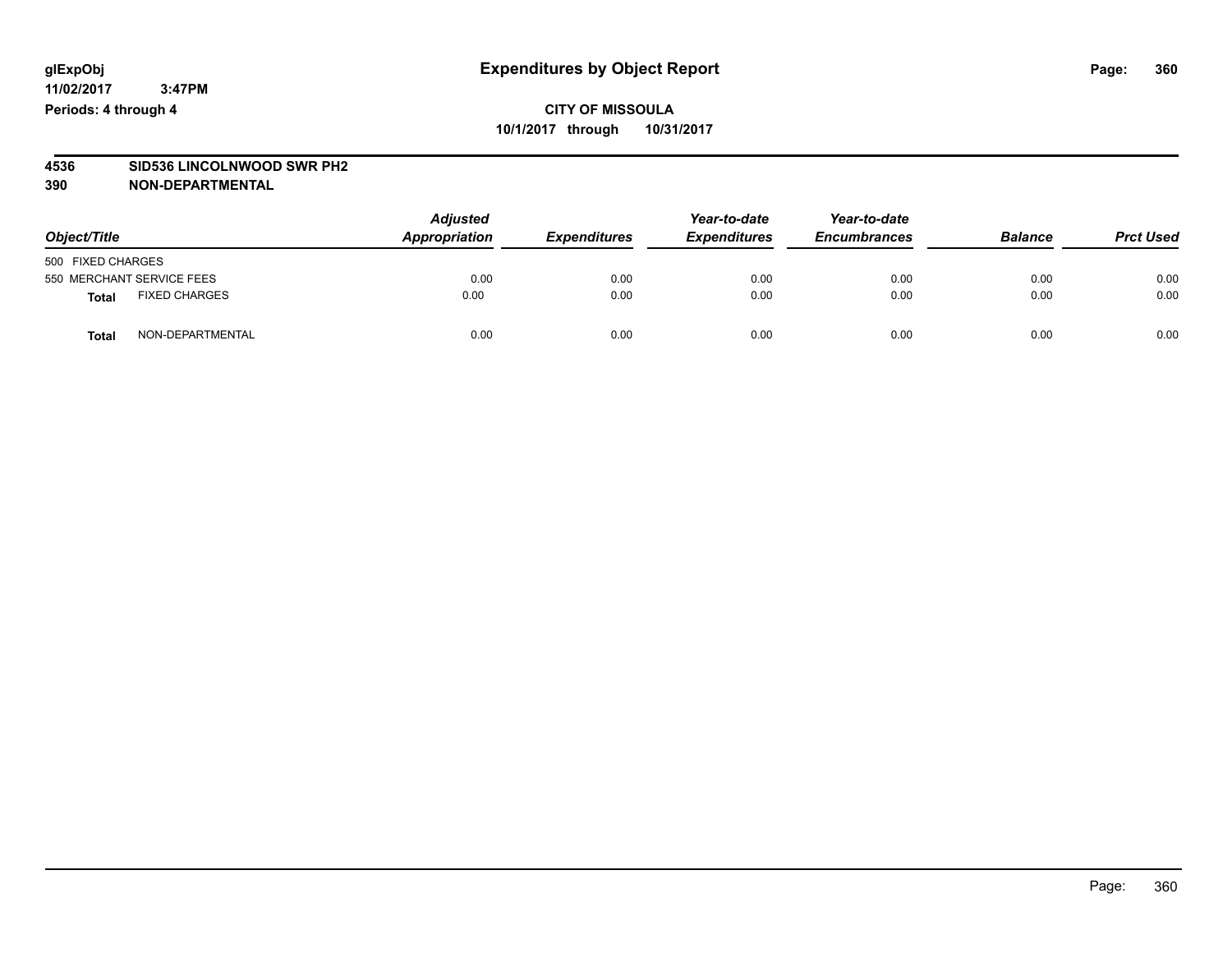**CITY OF MISSOULA**
**10/1/2017 through 10/31/2017**

**4536 SID536 LINCOLNWOOD SWR PH2**
**390 NON-DEPARTMENTAL**

| Object/Title | | Adjusted Appropriation | Expenditures | Year-to-date Expenditures | Year-to-date Encumbrances | Balance | Prct Used |
|---|---|---|---|---|---|---|---|
| 500 FIXED CHARGES | | | | | | | |
| 550 MERCHANT SERVICE FEES | | 0.00 | 0.00 | 0.00 | 0.00 | 0.00 | 0.00 |
| **Total** | FIXED CHARGES | 0.00 | 0.00 | 0.00 | 0.00 | 0.00 | 0.00 |
| **Total** | NON-DEPARTMENTAL | 0.00 | 0.00 | 0.00 | 0.00 | 0.00 | 0.00 |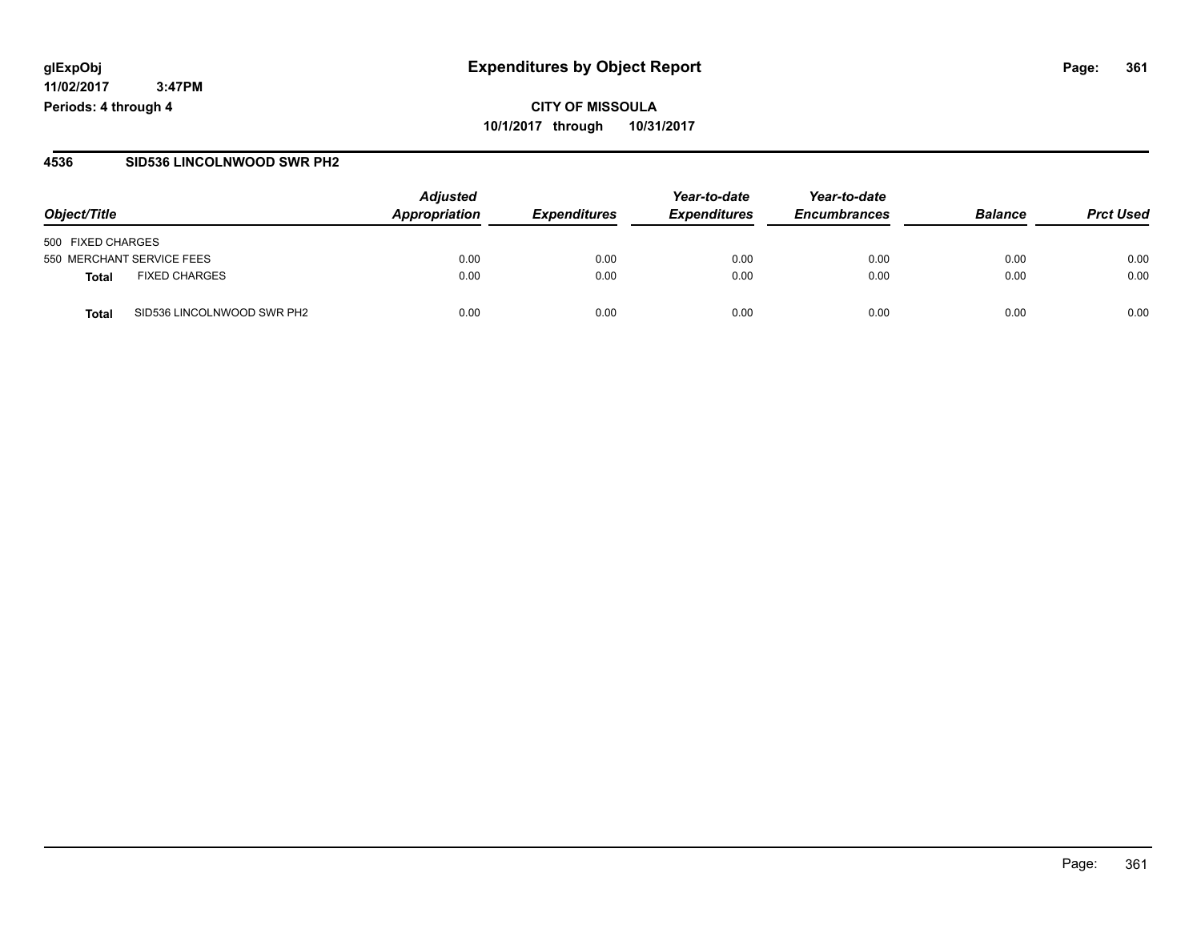glExpObj
11/02/2017 3:47PM
Periods: 4 through 4

# Expenditures by Object Report

CITY OF MISSOULA
10/1/2017 through 10/31/2017

## 4536 SID536 LINCOLNWOOD SWR PH2

| Object/Title | | Adjusted Appropriation | Expenditures | Year-to-date Expenditures | Year-to-date Encumbrances | Balance | Prct Used |
|---|---|---|---|---|---|---|---|
| 500 FIXED CHARGES | | | | | | | |
| 550 MERCHANT SERVICE FEES | | 0.00 | 0.00 | 0.00 | 0.00 | 0.00 | 0.00 |
| **Total** | FIXED CHARGES | 0.00 | 0.00 | 0.00 | 0.00 | 0.00 | 0.00 |
| **Total** | SID536 LINCOLNWOOD SWR PH2 | 0.00 | 0.00 | 0.00 | 0.00 | 0.00 | 0.00 |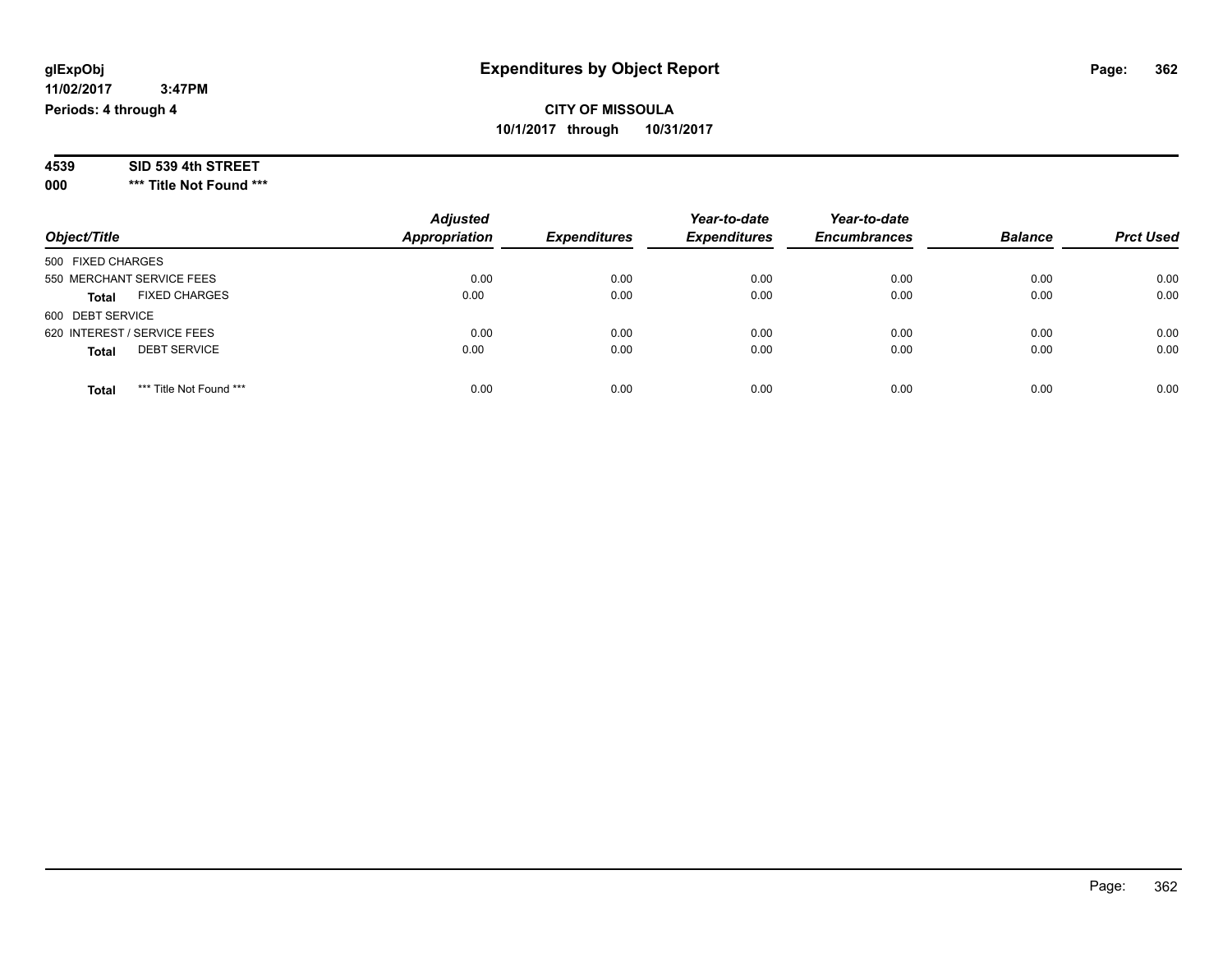glExpObj
11/02/2017 3:47PM
Periods: 4 through 4

# Expenditures by Object Report

**CITY OF MISSOULA**
**10/1/2017 through 10/31/2017**

**4539 SID 539 4th STREET**
**000 \*** Title Not Found \*****

| Object/Title | Adjusted Appropriation | Expenditures | Year-to-date Expenditures | Year-to-date Encumbrances | Balance | Prct Used |
|---|---|---|---|---|---|---|
| 500 FIXED CHARGES | | | | | | |
| 550 MERCHANT SERVICE FEES | 0.00 | 0.00 | 0.00 | 0.00 | 0.00 | 0.00 |
| **Total** FIXED CHARGES | 0.00 | 0.00 | 0.00 | 0.00 | 0.00 | 0.00 |
| 600 DEBT SERVICE | | | | | | |
| 620 INTEREST / SERVICE FEES | 0.00 | 0.00 | 0.00 | 0.00 | 0.00 | 0.00 |
| **Total** DEBT SERVICE | 0.00 | 0.00 | 0.00 | 0.00 | 0.00 | 0.00 |
| **Total** *** Title Not Found *** | 0.00 | 0.00 | 0.00 | 0.00 | 0.00 | 0.00 |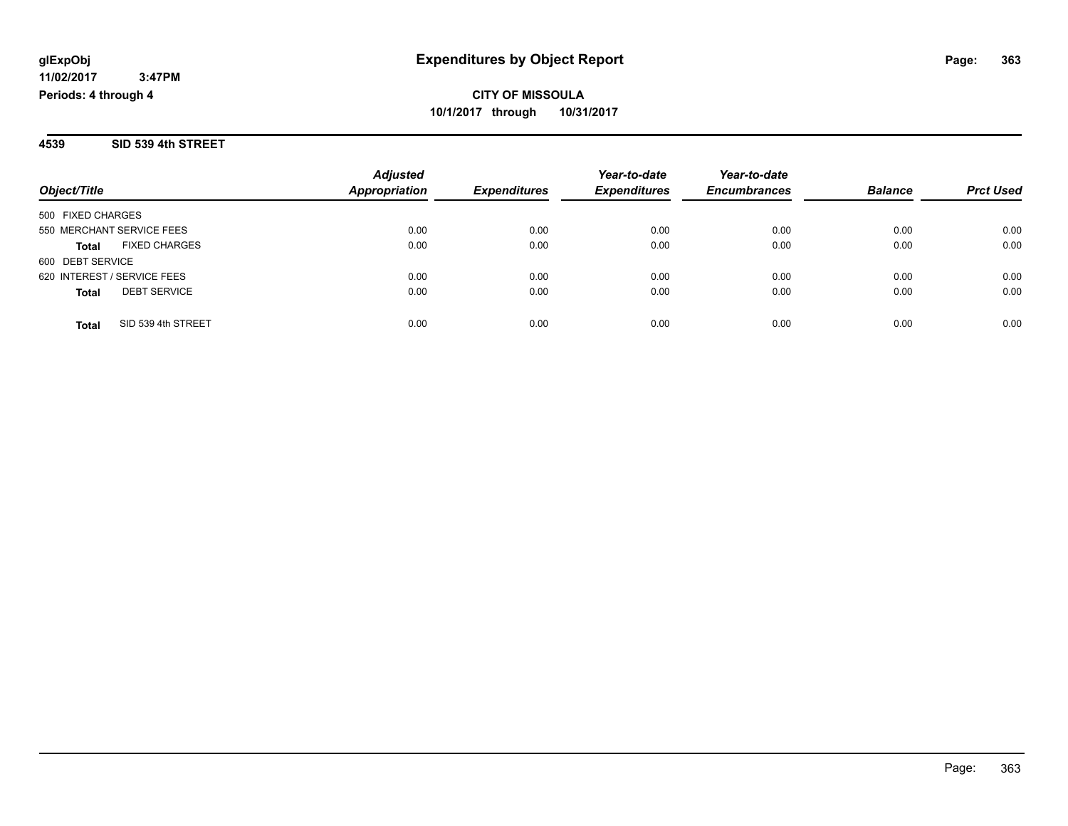# Expenditures by Object Report

**CITY OF MISSOULA**

**10/1/2017 through 10/31/2017**

glExpObj
11/02/2017 3:47PM
Periods: 4 through 4

## 4539 SID 539 4th STREET

| Object/Title | | Adjusted Appropriation | Expenditures | Year-to-date Expenditures | Year-to-date Encumbrances | Balance | Prct Used |
|---|---|---|---|---|---|---|---|
| 500 FIXED CHARGES | | | | | | | |
| 550 MERCHANT SERVICE FEES | | 0.00 | 0.00 | 0.00 | 0.00 | 0.00 | 0.00 |
| **Total** | FIXED CHARGES | 0.00 | 0.00 | 0.00 | 0.00 | 0.00 | 0.00 |
| 600 DEBT SERVICE | | | | | | | |
| 620 INTEREST / SERVICE FEES | | 0.00 | 0.00 | 0.00 | 0.00 | 0.00 | 0.00 |
| **Total** | DEBT SERVICE | 0.00 | 0.00 | 0.00 | 0.00 | 0.00 | 0.00 |
| **Total** | SID 539 4th STREET | 0.00 | 0.00 | 0.00 | 0.00 | 0.00 | 0.00 |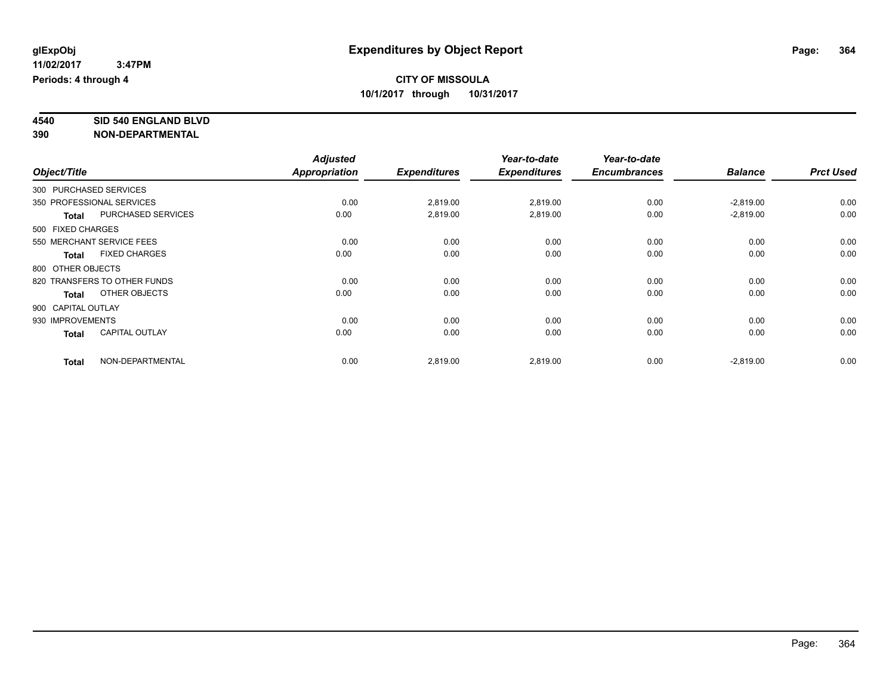# Expenditures by Object Report

glExpObj
11/02/2017 3:47PM
Periods: 4 through 4

**CITY OF MISSOULA**
**10/1/2017 through 10/31/2017**

**4540 SID 540 ENGLAND BLVD**
**390 NON-DEPARTMENTAL**

| Object/Title | Adjusted Appropriation | Expenditures | Year-to-date Expenditures | Year-to-date Encumbrances | Balance | Prct Used |
|---|---|---|---|---|---|---|
| 300 PURCHASED SERVICES | | | | | | |
| 350 PROFESSIONAL SERVICES | 0.00 | 2,819.00 | 2,819.00 | 0.00 | -2,819.00 | 0.00 |
| **Total** PURCHASED SERVICES | 0.00 | 2,819.00 | 2,819.00 | 0.00 | -2,819.00 | 0.00 |
| 500 FIXED CHARGES | | | | | | |
| 550 MERCHANT SERVICE FEES | 0.00 | 0.00 | 0.00 | 0.00 | 0.00 | 0.00 |
| **Total** FIXED CHARGES | 0.00 | 0.00 | 0.00 | 0.00 | 0.00 | 0.00 |
| 800 OTHER OBJECTS | | | | | | |
| 820 TRANSFERS TO OTHER FUNDS | 0.00 | 0.00 | 0.00 | 0.00 | 0.00 | 0.00 |
| **Total** OTHER OBJECTS | 0.00 | 0.00 | 0.00 | 0.00 | 0.00 | 0.00 |
| 900 CAPITAL OUTLAY | | | | | | |
| 930 IMPROVEMENTS | 0.00 | 0.00 | 0.00 | 0.00 | 0.00 | 0.00 |
| **Total** CAPITAL OUTLAY | 0.00 | 0.00 | 0.00 | 0.00 | 0.00 | 0.00 |
| **Total** NON-DEPARTMENTAL | 0.00 | 2,819.00 | 2,819.00 | 0.00 | -2,819.00 | 0.00 |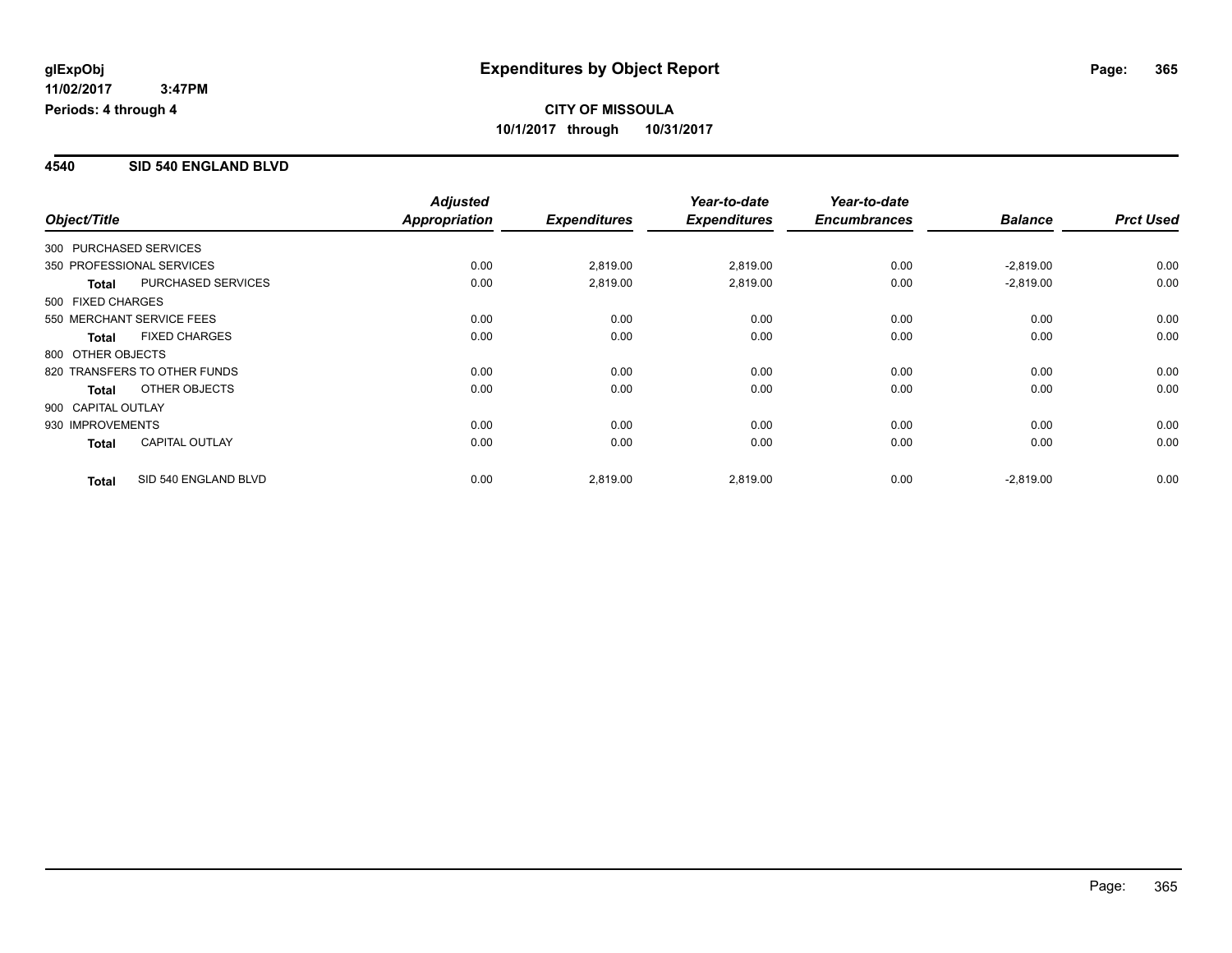**glExpObj** 11/02/2017 3:47PM
**Periods: 4 through 4**

# Expenditures by Object Report

**CITY OF MISSOULA**
**10/1/2017 through 10/31/2017**

## 4540 SID 540 ENGLAND BLVD

| Object/Title | | Adjusted Appropriation | Expenditures | Year-to-date Expenditures | Year-to-date Encumbrances | Balance | Prct Used |
|---|---|---|---|---|---|---|---|
| 300 PURCHASED SERVICES | | | | | | | |
| 350 PROFESSIONAL SERVICES | | 0.00 | 2,819.00 | 2,819.00 | 0.00 | -2,819.00 | 0.00 |
| **Total** | PURCHASED SERVICES | 0.00 | 2,819.00 | 2,819.00 | 0.00 | -2,819.00 | 0.00 |
| 500 FIXED CHARGES | | | | | | | |
| 550 MERCHANT SERVICE FEES | | 0.00 | 0.00 | 0.00 | 0.00 | 0.00 | 0.00 |
| **Total** | FIXED CHARGES | 0.00 | 0.00 | 0.00 | 0.00 | 0.00 | 0.00 |
| 800 OTHER OBJECTS | | | | | | | |
| 820 TRANSFERS TO OTHER FUNDS | | 0.00 | 0.00 | 0.00 | 0.00 | 0.00 | 0.00 |
| **Total** | OTHER OBJECTS | 0.00 | 0.00 | 0.00 | 0.00 | 0.00 | 0.00 |
| 900 CAPITAL OUTLAY | | | | | | | |
| 930 IMPROVEMENTS | | 0.00 | 0.00 | 0.00 | 0.00 | 0.00 | 0.00 |
| **Total** | CAPITAL OUTLAY | 0.00 | 0.00 | 0.00 | 0.00 | 0.00 | 0.00 |
| **Total** | SID 540 ENGLAND BLVD | 0.00 | 2,819.00 | 2,819.00 | 0.00 | -2,819.00 | 0.00 |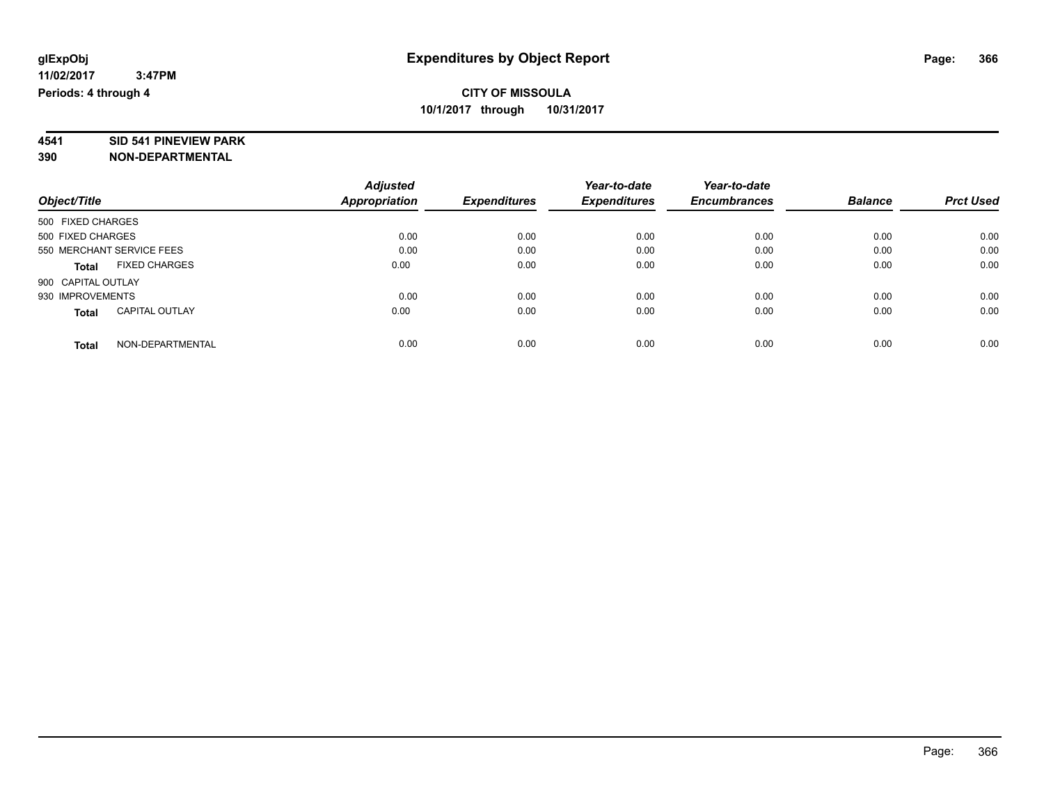# Expenditures by Object Report

glExpObj
11/02/2017 3:47PM
Periods: 4 through 4

**CITY OF MISSOULA**
**10/1/2017 through 10/31/2017**

**4541 SID 541 PINEVIEW PARK**
**390 NON-DEPARTMENTAL**

| Object/Title | Adjusted Appropriation | Expenditures | Year-to-date Expenditures | Year-to-date Encumbrances | Balance | Prct Used |
|---|---|---|---|---|---|---|
| 500 FIXED CHARGES | | | | | | |
| 500 FIXED CHARGES | 0.00 | 0.00 | 0.00 | 0.00 | 0.00 | 0.00 |
| 550 MERCHANT SERVICE FEES | 0.00 | 0.00 | 0.00 | 0.00 | 0.00 | 0.00 |
| **Total** FIXED CHARGES | 0.00 | 0.00 | 0.00 | 0.00 | 0.00 | 0.00 |
| 900 CAPITAL OUTLAY | | | | | | |
| 930 IMPROVEMENTS | 0.00 | 0.00 | 0.00 | 0.00 | 0.00 | 0.00 |
| **Total** CAPITAL OUTLAY | 0.00 | 0.00 | 0.00 | 0.00 | 0.00 | 0.00 |
| **Total** NON-DEPARTMENTAL | 0.00 | 0.00 | 0.00 | 0.00 | 0.00 | 0.00 |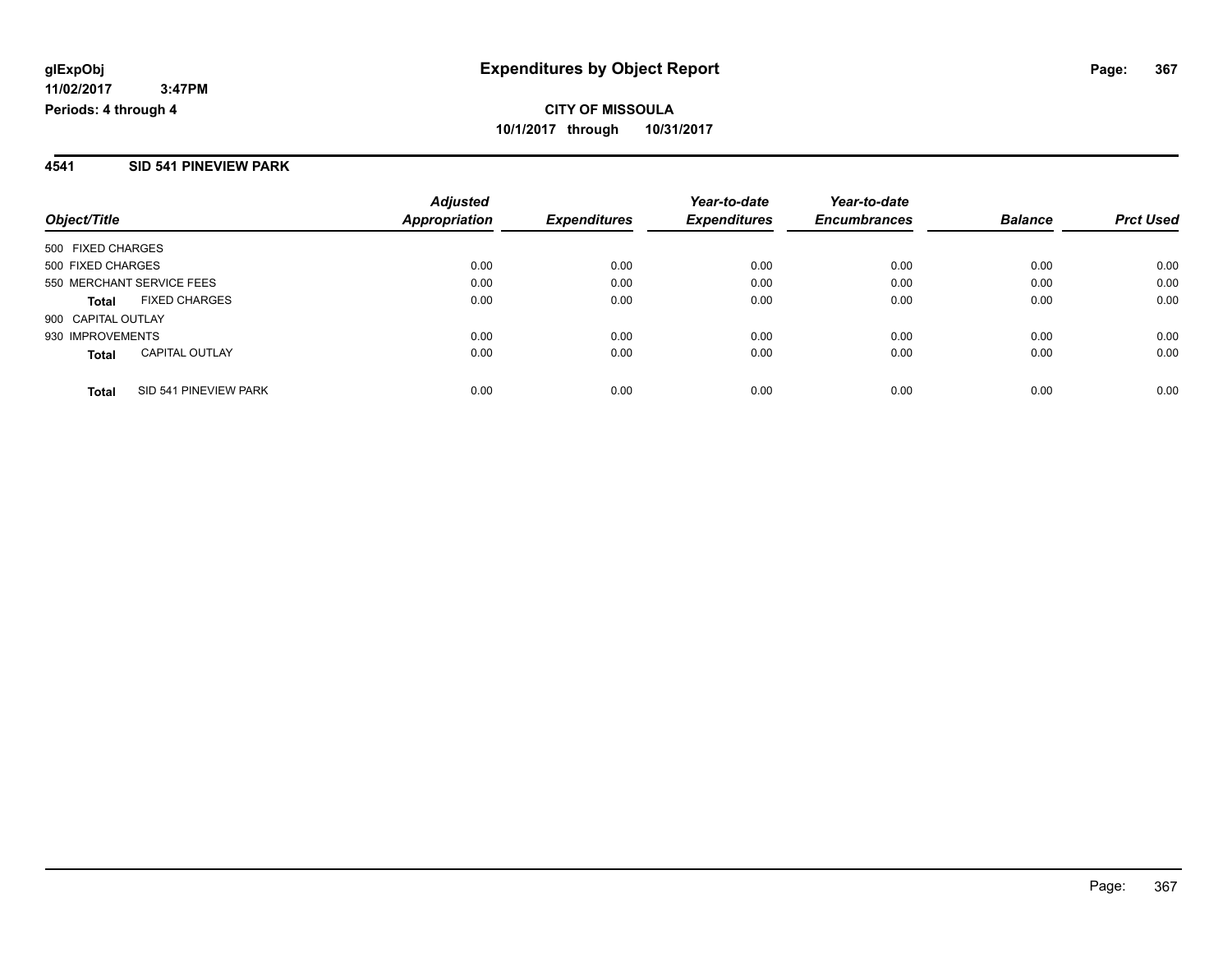**glExpObj**
**11/02/2017 3:47PM**
**Periods: 4 through 4**

# Expenditures by Object Report

**CITY OF MISSOULA**
**10/1/2017 through 10/31/2017**

## 4541 SID 541 PINEVIEW PARK

| Object/Title | *Adjusted Appropriation* | *Expenditures* | *Year-to-date Expenditures* | *Year-to-date Encumbrances* | *Balance* | *Prct Used* |
|---|---|---|---|---|---|---|
| 500 FIXED CHARGES | | | | | | |
| 500 FIXED CHARGES | 0.00 | 0.00 | 0.00 | 0.00 | 0.00 | 0.00 |
| 550 MERCHANT SERVICE FEES | 0.00 | 0.00 | 0.00 | 0.00 | 0.00 | 0.00 |
| **Total** FIXED CHARGES | 0.00 | 0.00 | 0.00 | 0.00 | 0.00 | 0.00 |
| 900 CAPITAL OUTLAY | | | | | | |
| 930 IMPROVEMENTS | 0.00 | 0.00 | 0.00 | 0.00 | 0.00 | 0.00 |
| **Total** CAPITAL OUTLAY | 0.00 | 0.00 | 0.00 | 0.00 | 0.00 | 0.00 |
| **Total** SID 541 PINEVIEW PARK | 0.00 | 0.00 | 0.00 | 0.00 | 0.00 | 0.00 |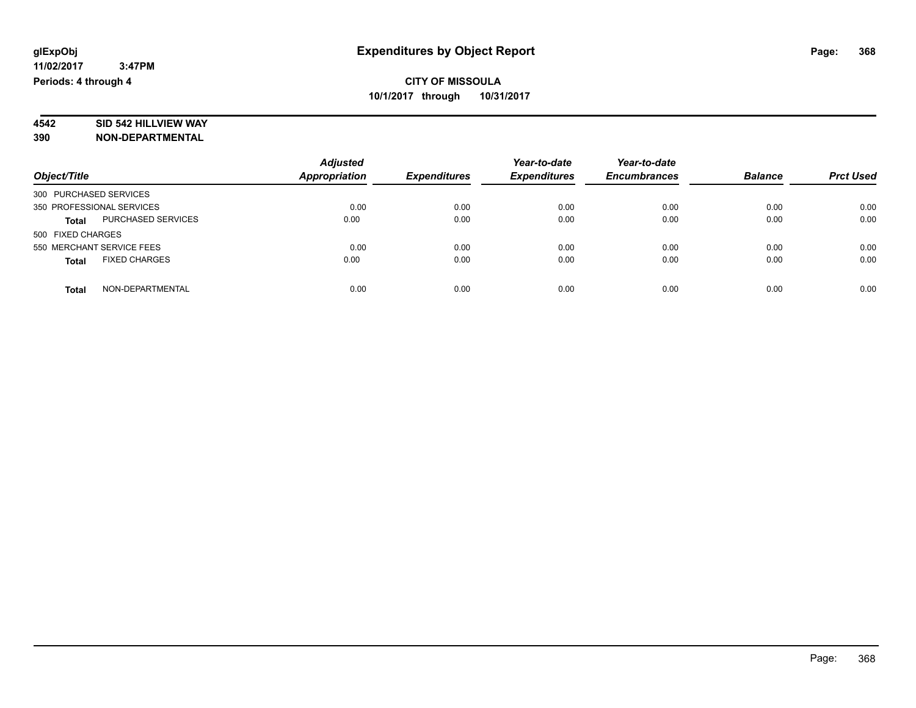# Expenditures by Object Report

glExpObj
11/02/2017 3:47PM
Periods: 4 through 4

**CITY OF MISSOULA**
**10/1/2017 through 10/31/2017**

**4542 SID 542 HILLVIEW WAY**
**390 NON-DEPARTMENTAL**

| Object/Title | Adjusted Appropriation | Expenditures | Year-to-date Expenditures | Year-to-date Encumbrances | Balance | Prct Used |
|---|---|---|---|---|---|---|
| 300 PURCHASED SERVICES | | | | | | |
| 350 PROFESSIONAL SERVICES | 0.00 | 0.00 | 0.00 | 0.00 | 0.00 | 0.00 |
| **Total** PURCHASED SERVICES | 0.00 | 0.00 | 0.00 | 0.00 | 0.00 | 0.00 |
| 500 FIXED CHARGES | | | | | | |
| 550 MERCHANT SERVICE FEES | 0.00 | 0.00 | 0.00 | 0.00 | 0.00 | 0.00 |
| **Total** FIXED CHARGES | 0.00 | 0.00 | 0.00 | 0.00 | 0.00 | 0.00 |
| **Total** NON-DEPARTMENTAL | 0.00 | 0.00 | 0.00 | 0.00 | 0.00 | 0.00 |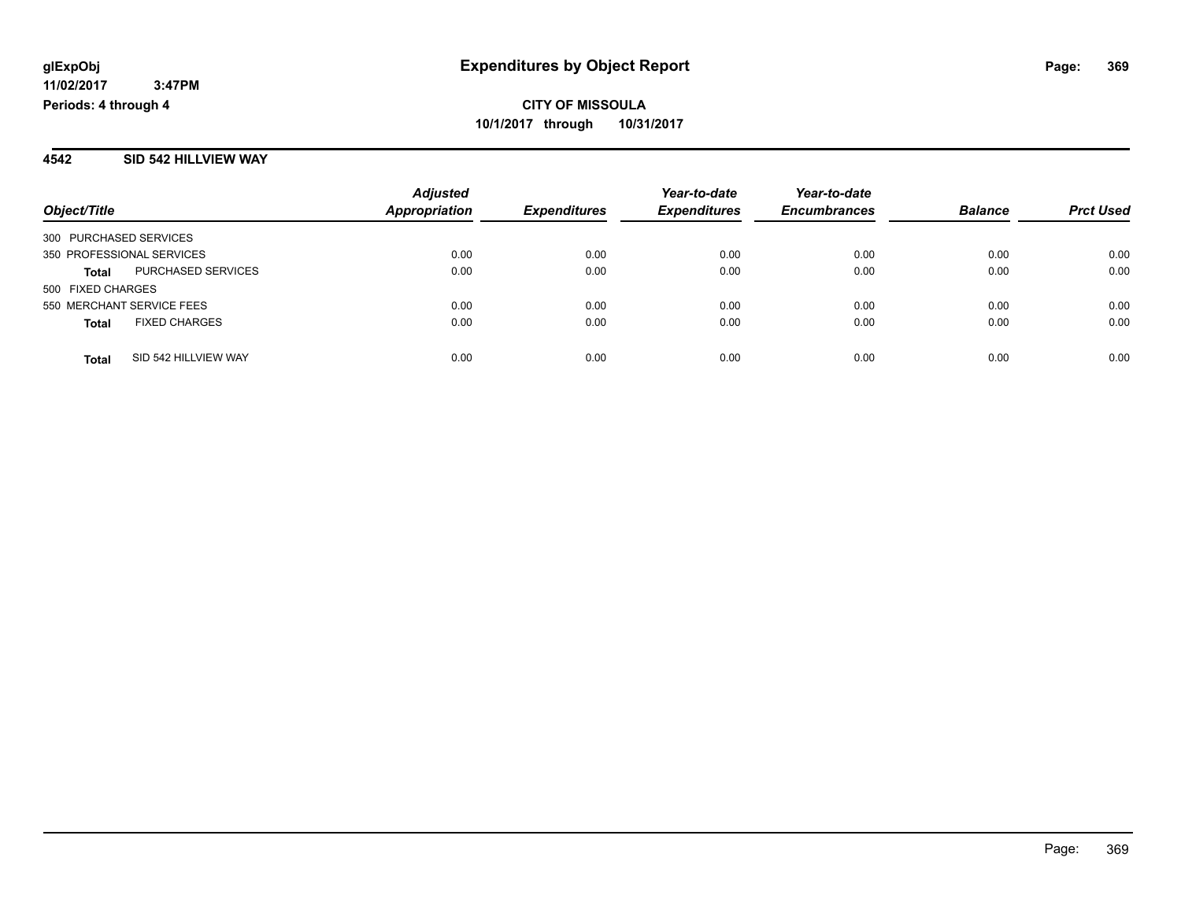**glExpObj** **Expenditures by Object Report**

**11/02/2017 3:47PM**

**Periods: 4 through 4**

**CITY OF MISSOULA**

**10/1/2017 through 10/31/2017**

## 4542 SID 542 HILLVIEW WAY

| Object/Title | | Adjusted Appropriation | Expenditures | Year-to-date Expenditures | Year-to-date Encumbrances | Balance | Prct Used |
|---|---|---|---|---|---|---|---|
| 300 PURCHASED SERVICES | | | | | | | |
| 350 PROFESSIONAL SERVICES | | 0.00 | 0.00 | 0.00 | 0.00 | 0.00 | 0.00 |
| **Total** | PURCHASED SERVICES | 0.00 | 0.00 | 0.00 | 0.00 | 0.00 | 0.00 |
| 500 FIXED CHARGES | | | | | | | |
| 550 MERCHANT SERVICE FEES | | 0.00 | 0.00 | 0.00 | 0.00 | 0.00 | 0.00 |
| **Total** | FIXED CHARGES | 0.00 | 0.00 | 0.00 | 0.00 | 0.00 | 0.00 |
| **Total** | SID 542 HILLVIEW WAY | 0.00 | 0.00 | 0.00 | 0.00 | 0.00 | 0.00 |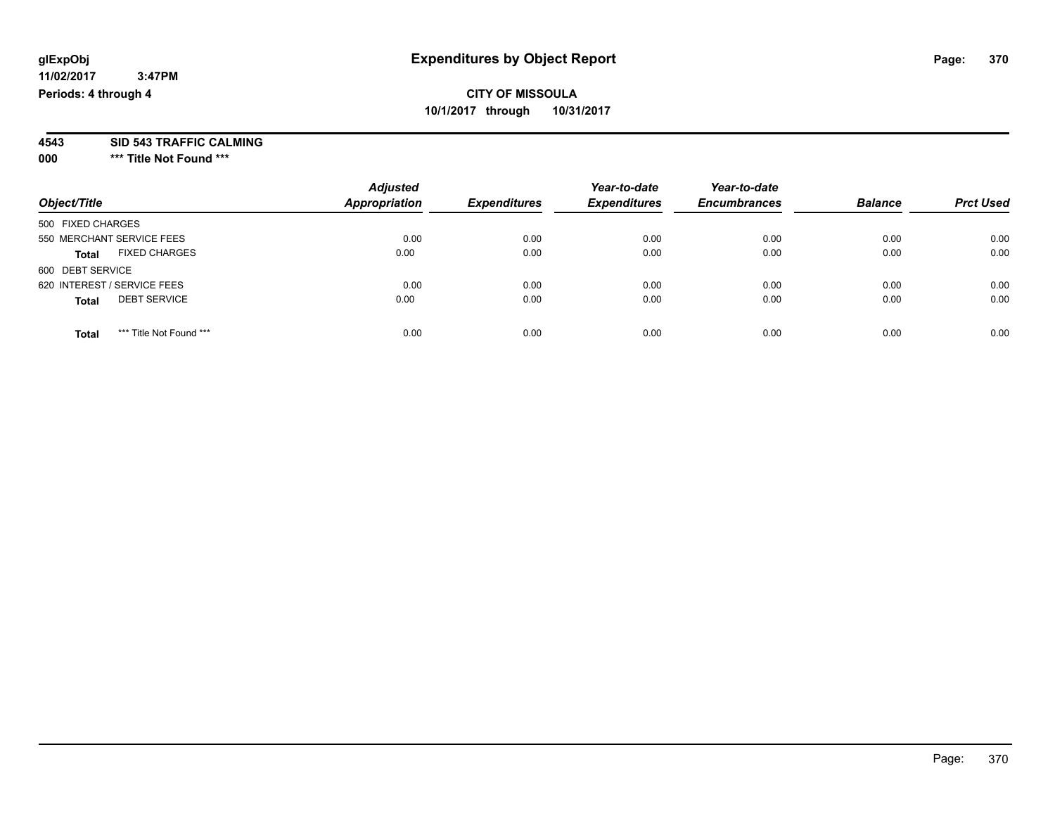glExpObj
11/02/2017 3:47PM
Periods: 4 through 4

# Expenditures by Object Report

**CITY OF MISSOULA**
**10/1/2017 through 10/31/2017**

**4543 SID 543 TRAFFIC CALMING**
**000 \*\*\* Title Not Found \*\*\***

| Object/Title | Adjusted Appropriation | Expenditures | Year-to-date Expenditures | Year-to-date Encumbrances | Balance | Prct Used |
|---|---|---|---|---|---|---|
| 500 FIXED CHARGES | | | | | | |
| 550 MERCHANT SERVICE FEES | 0.00 | 0.00 | 0.00 | 0.00 | 0.00 | 0.00 |
| **Total** FIXED CHARGES | 0.00 | 0.00 | 0.00 | 0.00 | 0.00 | 0.00 |
| 600 DEBT SERVICE | | | | | | |
| 620 INTEREST / SERVICE FEES | 0.00 | 0.00 | 0.00 | 0.00 | 0.00 | 0.00 |
| **Total** DEBT SERVICE | 0.00 | 0.00 | 0.00 | 0.00 | 0.00 | 0.00 |
| **Total** *** Title Not Found *** | 0.00 | 0.00 | 0.00 | 0.00 | 0.00 | 0.00 |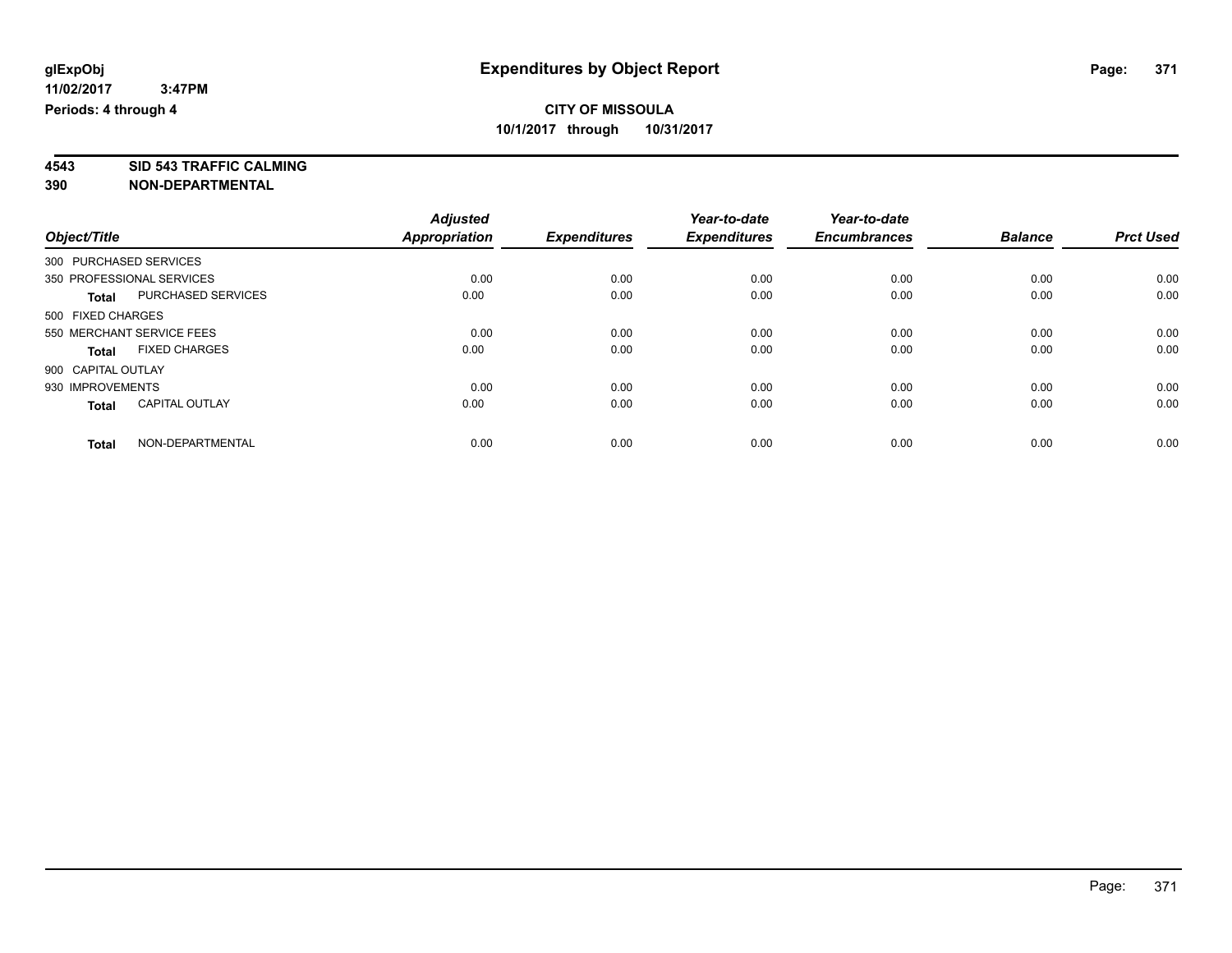glExpObj
11/02/2017 3:47PM
Periods: 4 through 4

# Expenditures by Object Report

**CITY OF MISSOULA**
**10/1/2017 through 10/31/2017**

**4543 SID 543 TRAFFIC CALMING**
**390 NON-DEPARTMENTAL**

| Object/Title | | *Adjusted Appropriation* | *Expenditures* | *Year-to-date Expenditures* | *Year-to-date Encumbrances* | *Balance* | *Prct Used* |
|---|---|---|---|---|---|---|---|
| 300 PURCHASED SERVICES | | | | | | | |
| 350 PROFESSIONAL SERVICES | | 0.00 | 0.00 | 0.00 | 0.00 | 0.00 | 0.00 |
| **Total** | PURCHASED SERVICES | 0.00 | 0.00 | 0.00 | 0.00 | 0.00 | 0.00 |
| 500 FIXED CHARGES | | | | | | | |
| 550 MERCHANT SERVICE FEES | | 0.00 | 0.00 | 0.00 | 0.00 | 0.00 | 0.00 |
| **Total** | FIXED CHARGES | 0.00 | 0.00 | 0.00 | 0.00 | 0.00 | 0.00 |
| 900 CAPITAL OUTLAY | | | | | | | |
| 930 IMPROVEMENTS | | 0.00 | 0.00 | 0.00 | 0.00 | 0.00 | 0.00 |
| **Total** | CAPITAL OUTLAY | 0.00 | 0.00 | 0.00 | 0.00 | 0.00 | 0.00 |
| **Total** | NON-DEPARTMENTAL | 0.00 | 0.00 | 0.00 | 0.00 | 0.00 | 0.00 |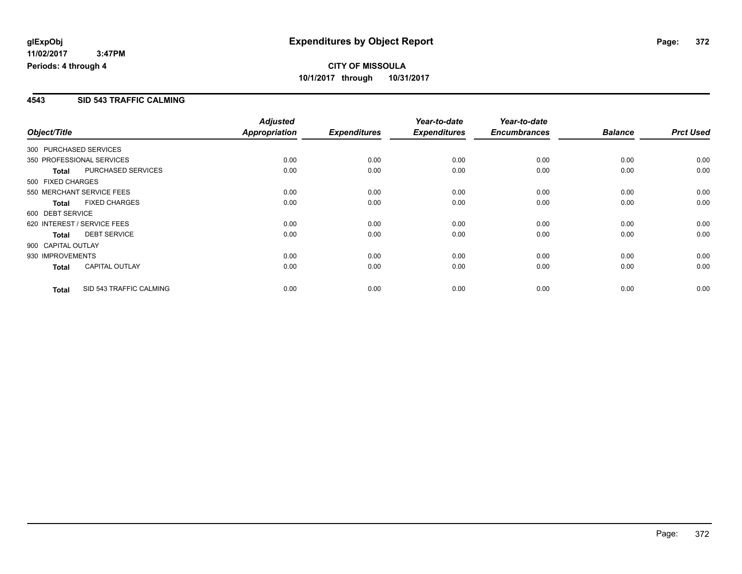# Expenditures by Object Report

glExpObj
11/02/2017 3:47PM
Periods: 4 through 4

**CITY OF MISSOULA**
**10/1/2017 through 10/31/2017**

## 4543 SID 543 TRAFFIC CALMING

| Object/Title | | Adjusted Appropriation | Expenditures | Year-to-date Expenditures | Year-to-date Encumbrances | Balance | Prct Used |
|---|---|---|---|---|---|---|---|
| 300 PURCHASED SERVICES | | | | | | | |
| 350 PROFESSIONAL SERVICES | | 0.00 | 0.00 | 0.00 | 0.00 | 0.00 | 0.00 |
| **Total** | PURCHASED SERVICES | 0.00 | 0.00 | 0.00 | 0.00 | 0.00 | 0.00 |
| 500 FIXED CHARGES | | | | | | | |
| 550 MERCHANT SERVICE FEES | | 0.00 | 0.00 | 0.00 | 0.00 | 0.00 | 0.00 |
| **Total** | FIXED CHARGES | 0.00 | 0.00 | 0.00 | 0.00 | 0.00 | 0.00 |
| 600 DEBT SERVICE | | | | | | | |
| 620 INTEREST / SERVICE FEES | | 0.00 | 0.00 | 0.00 | 0.00 | 0.00 | 0.00 |
| **Total** | DEBT SERVICE | 0.00 | 0.00 | 0.00 | 0.00 | 0.00 | 0.00 |
| 900 CAPITAL OUTLAY | | | | | | | |
| 930 IMPROVEMENTS | | 0.00 | 0.00 | 0.00 | 0.00 | 0.00 | 0.00 |
| **Total** | CAPITAL OUTLAY | 0.00 | 0.00 | 0.00 | 0.00 | 0.00 | 0.00 |
| **Total** | SID 543 TRAFFIC CALMING | 0.00 | 0.00 | 0.00 | 0.00 | 0.00 | 0.00 |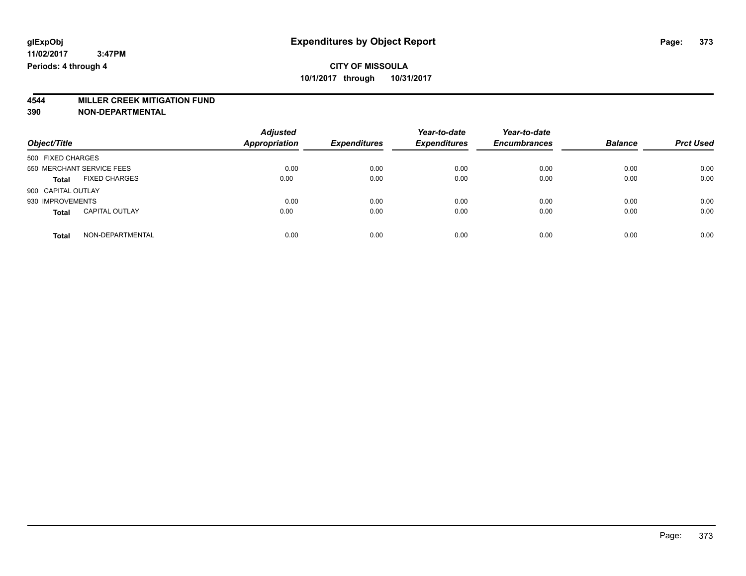**glExpObj**
**11/02/2017 3:47PM**
**Periods: 4 through 4**

# Expenditures by Object Report

**CITY OF MISSOULA**
**10/1/2017 through 10/31/2017**

## 4544 MILLER CREEK MITIGATION FUND
## 390 NON-DEPARTMENTAL

| Object/Title | Adjusted Appropriation | Expenditures | Year-to-date Expenditures | Year-to-date Encumbrances | Balance | Prct Used |
|---|---|---|---|---|---|---|
| 500 FIXED CHARGES | | | | | | |
| 550 MERCHANT SERVICE FEES | 0.00 | 0.00 | 0.00 | 0.00 | 0.00 | 0.00 |
| **Total** FIXED CHARGES | 0.00 | 0.00 | 0.00 | 0.00 | 0.00 | 0.00 |
| 900 CAPITAL OUTLAY | | | | | | |
| 930 IMPROVEMENTS | 0.00 | 0.00 | 0.00 | 0.00 | 0.00 | 0.00 |
| **Total** CAPITAL OUTLAY | 0.00 | 0.00 | 0.00 | 0.00 | 0.00 | 0.00 |
| **Total** NON-DEPARTMENTAL | 0.00 | 0.00 | 0.00 | 0.00 | 0.00 | 0.00 |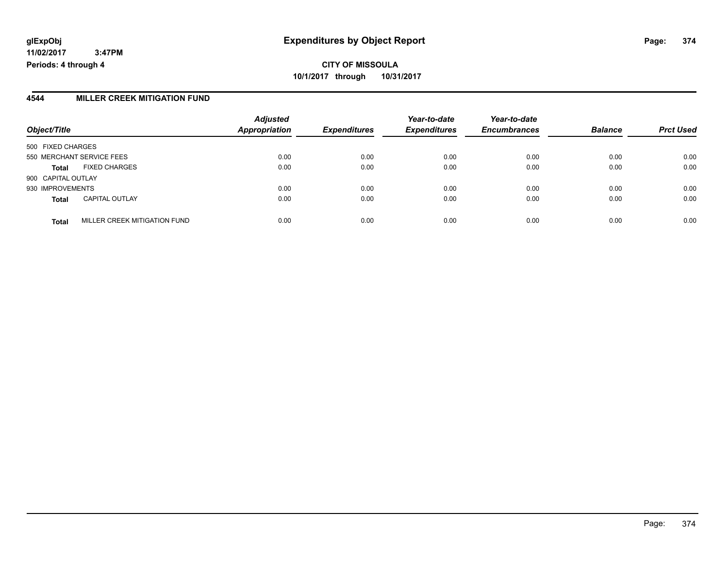**CITY OF MISSOULA**

**10/1/2017 through 10/31/2017**

## Expenditures by Object Report

glExpObj
11/02/2017 3:47PM
Periods: 4 through 4

### 4544 MILLER CREEK MITIGATION FUND

| Object/Title | Adjusted Appropriation | Expenditures | Year-to-date Expenditures | Year-to-date Encumbrances | Balance | Prct Used |
|---|---|---|---|---|---|---|
| 500 FIXED CHARGES | | | | | | |
| 550 MERCHANT SERVICE FEES | 0.00 | 0.00 | 0.00 | 0.00 | 0.00 | 0.00 |
| **Total** FIXED CHARGES | 0.00 | 0.00 | 0.00 | 0.00 | 0.00 | 0.00 |
| 900 CAPITAL OUTLAY | | | | | | |
| 930 IMPROVEMENTS | 0.00 | 0.00 | 0.00 | 0.00 | 0.00 | 0.00 |
| **Total** CAPITAL OUTLAY | 0.00 | 0.00 | 0.00 | 0.00 | 0.00 | 0.00 |
| **Total** MILLER CREEK MITIGATION FUND | 0.00 | 0.00 | 0.00 | 0.00 | 0.00 | 0.00 |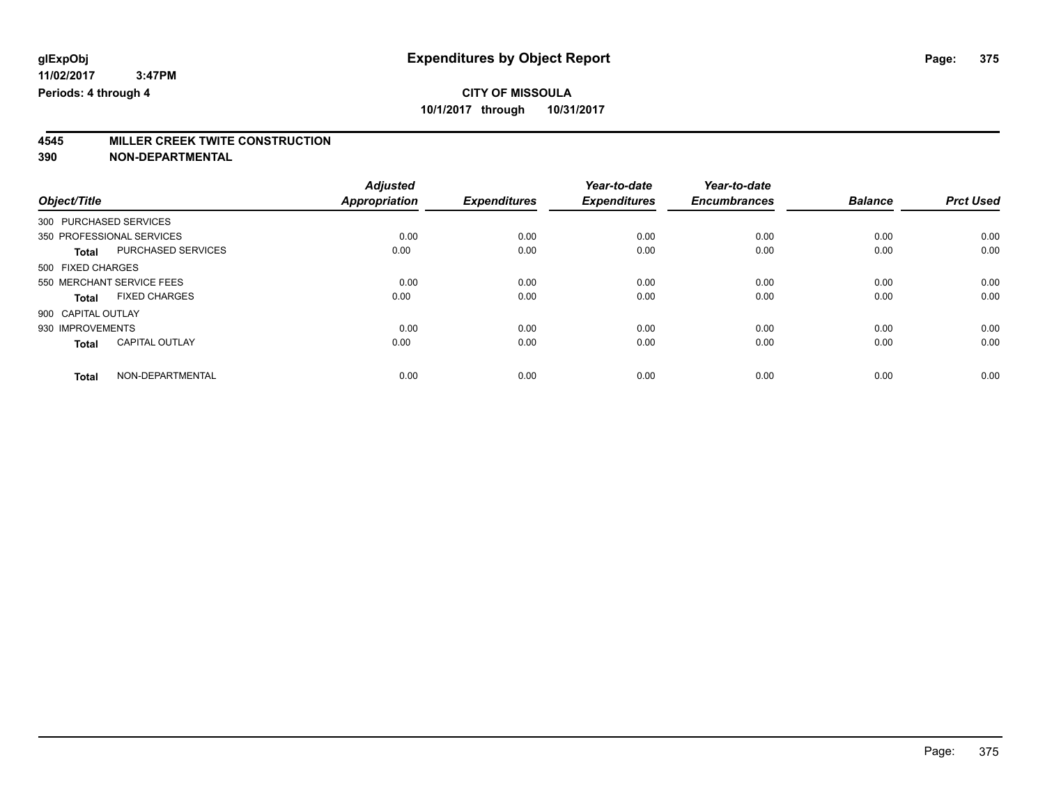# Expenditures by Object Report

glExpObj
11/02/2017 3:47PM
Periods: 4 through 4

**CITY OF MISSOULA**
**10/1/2017 through 10/31/2017**

## 4545 MILLER CREEK TWITE CONSTRUCTION
## 390 NON-DEPARTMENTAL

| Object/Title | Adjusted Appropriation | Expenditures | Year-to-date Expenditures | Year-to-date Encumbrances | Balance | Prct Used |
|---|---|---|---|---|---|---|
| 300 PURCHASED SERVICES | | | | | | |
| 350 PROFESSIONAL SERVICES | 0.00 | 0.00 | 0.00 | 0.00 | 0.00 | 0.00 |
| **Total** PURCHASED SERVICES | 0.00 | 0.00 | 0.00 | 0.00 | 0.00 | 0.00 |
| 500 FIXED CHARGES | | | | | | |
| 550 MERCHANT SERVICE FEES | 0.00 | 0.00 | 0.00 | 0.00 | 0.00 | 0.00 |
| **Total** FIXED CHARGES | 0.00 | 0.00 | 0.00 | 0.00 | 0.00 | 0.00 |
| 900 CAPITAL OUTLAY | | | | | | |
| 930 IMPROVEMENTS | 0.00 | 0.00 | 0.00 | 0.00 | 0.00 | 0.00 |
| **Total** CAPITAL OUTLAY | 0.00 | 0.00 | 0.00 | 0.00 | 0.00 | 0.00 |
| **Total** NON-DEPARTMENTAL | 0.00 | 0.00 | 0.00 | 0.00 | 0.00 | 0.00 |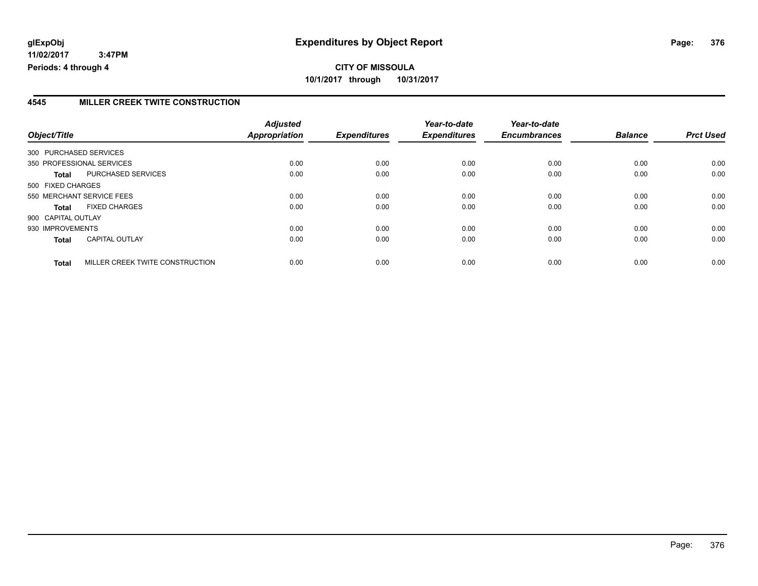## CITY OF MISSOULA

**10/1/2017 through 10/31/2017**

### 4545 MILLER CREEK TWITE CONSTRUCTION

| Object/Title | | Adjusted Appropriation | Expenditures | Year-to-date Expenditures | Year-to-date Encumbrances | Balance | Prct Used |
|---|---|---|---|---|---|---|---|
| 300 PURCHASED SERVICES | | | | | | | |
| 350 PROFESSIONAL SERVICES | | 0.00 | 0.00 | 0.00 | 0.00 | 0.00 | 0.00 |
| **Total** | PURCHASED SERVICES | 0.00 | 0.00 | 0.00 | 0.00 | 0.00 | 0.00 |
| 500 FIXED CHARGES | | | | | | | |
| 550 MERCHANT SERVICE FEES | | 0.00 | 0.00 | 0.00 | 0.00 | 0.00 | 0.00 |
| **Total** | FIXED CHARGES | 0.00 | 0.00 | 0.00 | 0.00 | 0.00 | 0.00 |
| 900 CAPITAL OUTLAY | | | | | | | |
| 930 IMPROVEMENTS | | 0.00 | 0.00 | 0.00 | 0.00 | 0.00 | 0.00 |
| **Total** | CAPITAL OUTLAY | 0.00 | 0.00 | 0.00 | 0.00 | 0.00 | 0.00 |
| **Total** | MILLER CREEK TWITE CONSTRUCTION | 0.00 | 0.00 | 0.00 | 0.00 | 0.00 | 0.00 |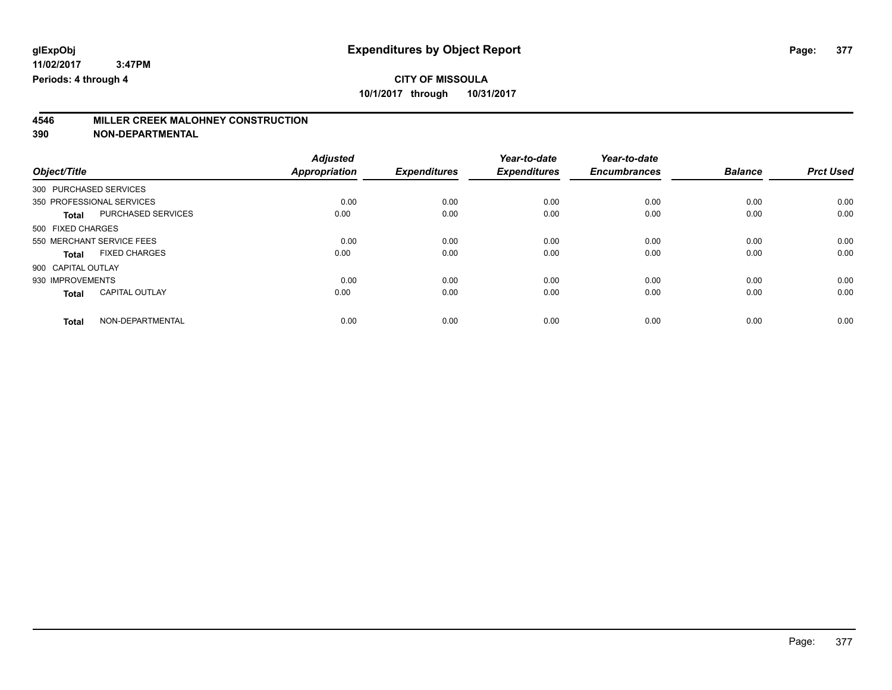# Expenditures by Object Report

glExpObj
11/02/2017 3:47PM
Periods: 4 through 4

**CITY OF MISSOULA**
**10/1/2017 through 10/31/2017**

## 4546 MILLER CREEK MALOHNEY CONSTRUCTION
## 390 NON-DEPARTMENTAL

| Object/Title | | Adjusted Appropriation | Expenditures | Year-to-date Expenditures | Year-to-date Encumbrances | Balance | Prct Used |
|---|---|---|---|---|---|---|---|
| 300 PURCHASED SERVICES | | | | | | | |
| 350 PROFESSIONAL SERVICES | | 0.00 | 0.00 | 0.00 | 0.00 | 0.00 | 0.00 |
| **Total** | PURCHASED SERVICES | 0.00 | 0.00 | 0.00 | 0.00 | 0.00 | 0.00 |
| 500 FIXED CHARGES | | | | | | | |
| 550 MERCHANT SERVICE FEES | | 0.00 | 0.00 | 0.00 | 0.00 | 0.00 | 0.00 |
| **Total** | FIXED CHARGES | 0.00 | 0.00 | 0.00 | 0.00 | 0.00 | 0.00 |
| 900 CAPITAL OUTLAY | | | | | | | |
| 930 IMPROVEMENTS | | 0.00 | 0.00 | 0.00 | 0.00 | 0.00 | 0.00 |
| **Total** | CAPITAL OUTLAY | 0.00 | 0.00 | 0.00 | 0.00 | 0.00 | 0.00 |
| **Total** | NON-DEPARTMENTAL | 0.00 | 0.00 | 0.00 | 0.00 | 0.00 | 0.00 |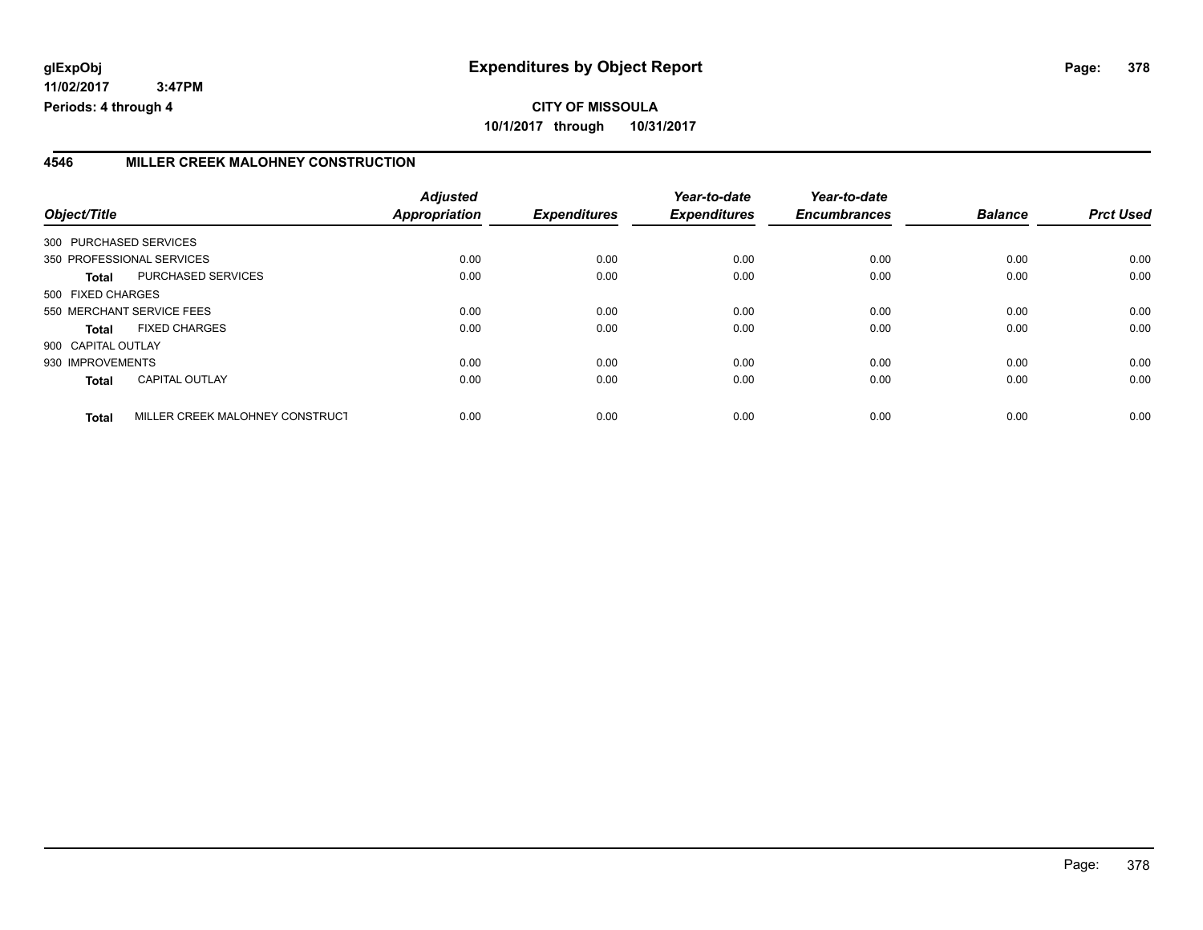**glExpObj** 
**11/02/2017 3:47PM** 
**Periods: 4 through 4**

# Expenditures by Object Report

**CITY OF MISSOULA** 
**10/1/2017 through 10/31/2017**

## 4546 MILLER CREEK MALOHNEY CONSTRUCTION

| Object/Title | | Adjusted Appropriation | Expenditures | Year-to-date Expenditures | Year-to-date Encumbrances | Balance | Prct Used |
|---|---|---|---|---|---|---|---|
| 300 PURCHASED SERVICES | | | | | | | |
| 350 PROFESSIONAL SERVICES | | 0.00 | 0.00 | 0.00 | 0.00 | 0.00 | 0.00 |
| **Total** | PURCHASED SERVICES | 0.00 | 0.00 | 0.00 | 0.00 | 0.00 | 0.00 |
| 500 FIXED CHARGES | | | | | | | |
| 550 MERCHANT SERVICE FEES | | 0.00 | 0.00 | 0.00 | 0.00 | 0.00 | 0.00 |
| **Total** | FIXED CHARGES | 0.00 | 0.00 | 0.00 | 0.00 | 0.00 | 0.00 |
| 900 CAPITAL OUTLAY | | | | | | | |
| 930 IMPROVEMENTS | | 0.00 | 0.00 | 0.00 | 0.00 | 0.00 | 0.00 |
| **Total** | CAPITAL OUTLAY | 0.00 | 0.00 | 0.00 | 0.00 | 0.00 | 0.00 |
| **Total** | MILLER CREEK MALOHNEY CONSTRUCT | 0.00 | 0.00 | 0.00 | 0.00 | 0.00 | 0.00 |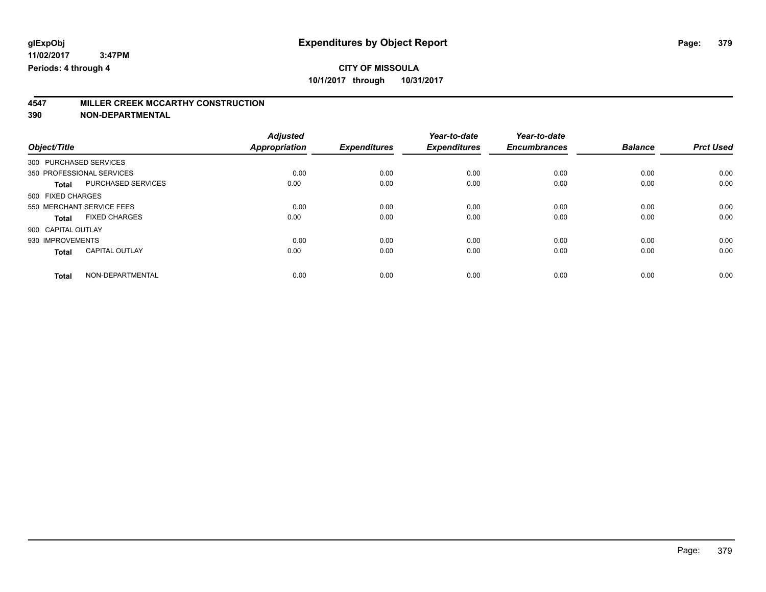# Expenditures by Object Report

glExpObj
11/02/2017 3:47PM
Periods: 4 through 4

**CITY OF MISSOULA**
**10/1/2017 through 10/31/2017**

## 4547 MILLER CREEK MCCARTHY CONSTRUCTION
## 390 NON-DEPARTMENTAL

| Object/Title | | Adjusted Appropriation | Expenditures | Year-to-date Expenditures | Year-to-date Encumbrances | Balance | Prct Used |
|---|---|---|---|---|---|---|---|
| 300 PURCHASED SERVICES | | | | | | | |
| 350 PROFESSIONAL SERVICES | | 0.00 | 0.00 | 0.00 | 0.00 | 0.00 | 0.00 |
| **Total** | PURCHASED SERVICES | 0.00 | 0.00 | 0.00 | 0.00 | 0.00 | 0.00 |
| 500 FIXED CHARGES | | | | | | | |
| 550 MERCHANT SERVICE FEES | | 0.00 | 0.00 | 0.00 | 0.00 | 0.00 | 0.00 |
| **Total** | FIXED CHARGES | 0.00 | 0.00 | 0.00 | 0.00 | 0.00 | 0.00 |
| 900 CAPITAL OUTLAY | | | | | | | |
| 930 IMPROVEMENTS | | 0.00 | 0.00 | 0.00 | 0.00 | 0.00 | 0.00 |
| **Total** | CAPITAL OUTLAY | 0.00 | 0.00 | 0.00 | 0.00 | 0.00 | 0.00 |
| **Total** | NON-DEPARTMENTAL | 0.00 | 0.00 | 0.00 | 0.00 | 0.00 | 0.00 |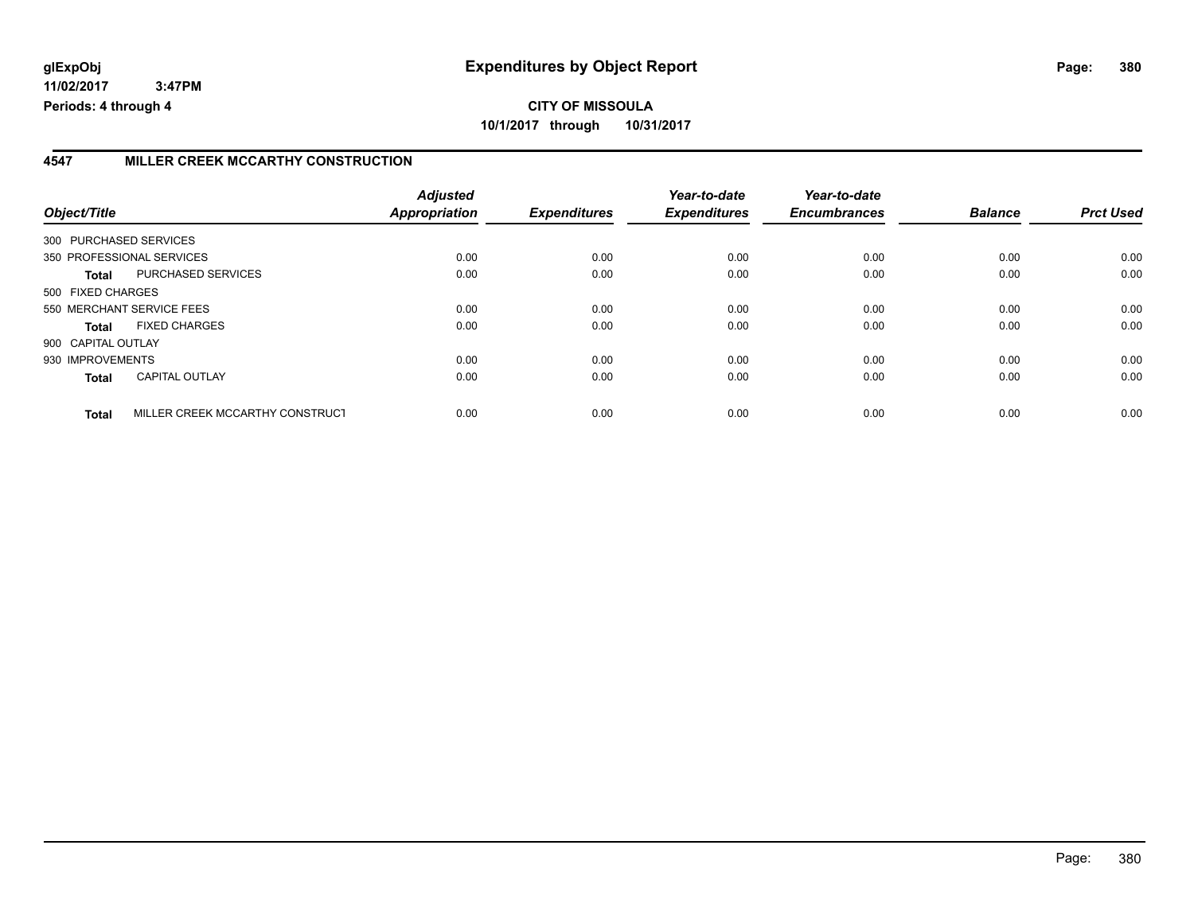# Expenditures by Object Report

glExpObj
11/02/2017 3:47PM
Periods: 4 through 4

## CITY OF MISSOULA

10/1/2017 through 10/31/2017

### 4547 MILLER CREEK MCCARTHY CONSTRUCTION

| Object/Title | | Adjusted Appropriation | Expenditures | Year-to-date Expenditures | Year-to-date Encumbrances | Balance | Prct Used |
|---|---|---|---|---|---|---|---|
| 300 PURCHASED SERVICES | | | | | | | |
| 350 PROFESSIONAL SERVICES | | 0.00 | 0.00 | 0.00 | 0.00 | 0.00 | 0.00 |
| **Total** | PURCHASED SERVICES | 0.00 | 0.00 | 0.00 | 0.00 | 0.00 | 0.00 |
| 500 FIXED CHARGES | | | | | | | |
| 550 MERCHANT SERVICE FEES | | 0.00 | 0.00 | 0.00 | 0.00 | 0.00 | 0.00 |
| **Total** | FIXED CHARGES | 0.00 | 0.00 | 0.00 | 0.00 | 0.00 | 0.00 |
| 900 CAPITAL OUTLAY | | | | | | | |
| 930 IMPROVEMENTS | | 0.00 | 0.00 | 0.00 | 0.00 | 0.00 | 0.00 |
| **Total** | CAPITAL OUTLAY | 0.00 | 0.00 | 0.00 | 0.00 | 0.00 | 0.00 |
| **Total** | MILLER CREEK MCCARTHY CONSTRUCT | 0.00 | 0.00 | 0.00 | 0.00 | 0.00 | 0.00 |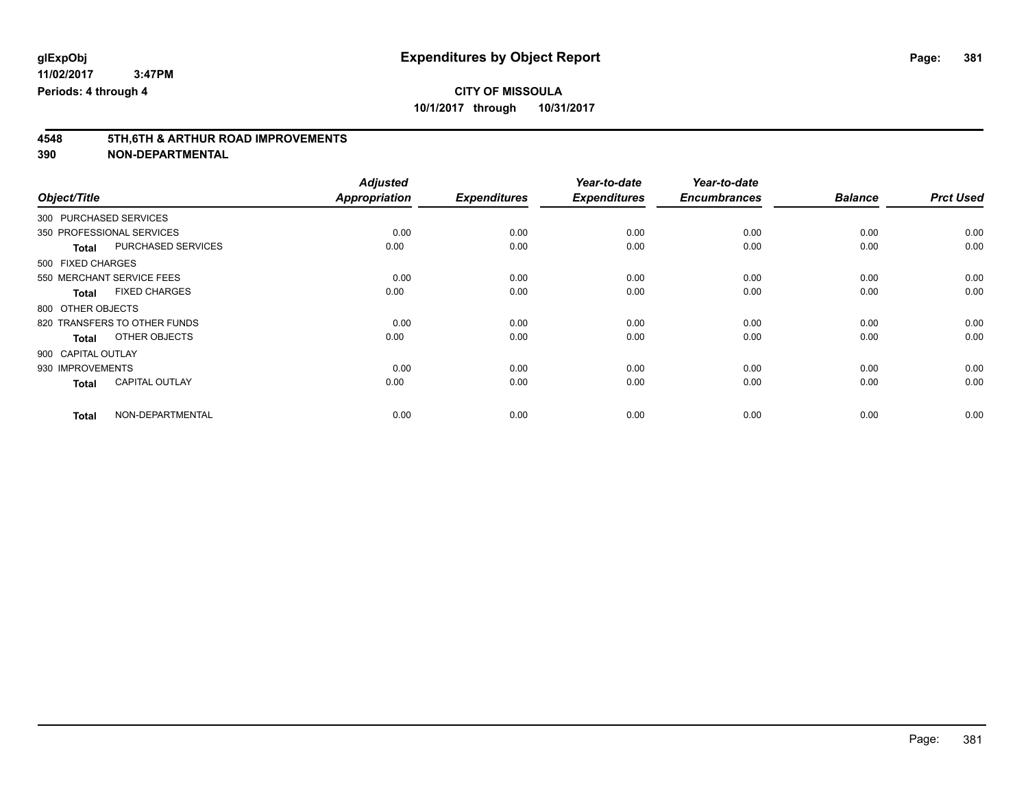**glExpObj**
**11/02/2017 3:47PM**
**Periods: 4 through 4**

# Expenditures by Object Report

**CITY OF MISSOULA**
**10/1/2017 through 10/31/2017**

## 4548 5TH,6TH & ARTHUR ROAD IMPROVEMENTS
## 390 NON-DEPARTMENTAL

| Object/Title | Adjusted Appropriation | Expenditures | Year-to-date Expenditures | Year-to-date Encumbrances | Balance | Prct Used |
|---|---|---|---|---|---|---|
| 300 PURCHASED SERVICES | | | | | | |
| 350 PROFESSIONAL SERVICES | 0.00 | 0.00 | 0.00 | 0.00 | 0.00 | 0.00 |
| **Total** PURCHASED SERVICES | 0.00 | 0.00 | 0.00 | 0.00 | 0.00 | 0.00 |
| 500 FIXED CHARGES | | | | | | |
| 550 MERCHANT SERVICE FEES | 0.00 | 0.00 | 0.00 | 0.00 | 0.00 | 0.00 |
| **Total** FIXED CHARGES | 0.00 | 0.00 | 0.00 | 0.00 | 0.00 | 0.00 |
| 800 OTHER OBJECTS | | | | | | |
| 820 TRANSFERS TO OTHER FUNDS | 0.00 | 0.00 | 0.00 | 0.00 | 0.00 | 0.00 |
| **Total** OTHER OBJECTS | 0.00 | 0.00 | 0.00 | 0.00 | 0.00 | 0.00 |
| 900 CAPITAL OUTLAY | | | | | | |
| 930 IMPROVEMENTS | 0.00 | 0.00 | 0.00 | 0.00 | 0.00 | 0.00 |
| **Total** CAPITAL OUTLAY | 0.00 | 0.00 | 0.00 | 0.00 | 0.00 | 0.00 |
| **Total** NON-DEPARTMENTAL | 0.00 | 0.00 | 0.00 | 0.00 | 0.00 | 0.00 |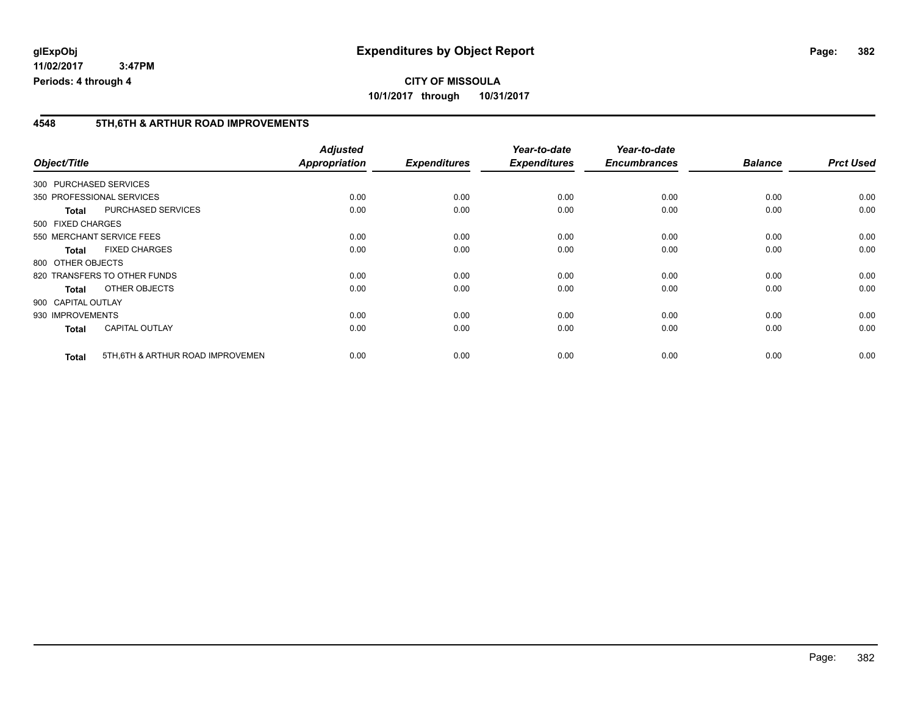# Expenditures by Object Report

glExpObj
11/02/2017 3:47PM
Periods: 4 through 4

**CITY OF MISSOULA**
**10/1/2017 through 10/31/2017**

## 4548 5TH,6TH & ARTHUR ROAD IMPROVEMENTS

| Object/Title | | Adjusted Appropriation | Expenditures | Year-to-date Expenditures | Year-to-date Encumbrances | Balance | Prct Used |
|---|---|---|---|---|---|---|---|
| 300 PURCHASED SERVICES | | | | | | | |
| 350 PROFESSIONAL SERVICES | | 0.00 | 0.00 | 0.00 | 0.00 | 0.00 | 0.00 |
| **Total** | PURCHASED SERVICES | 0.00 | 0.00 | 0.00 | 0.00 | 0.00 | 0.00 |
| 500 FIXED CHARGES | | | | | | | |
| 550 MERCHANT SERVICE FEES | | 0.00 | 0.00 | 0.00 | 0.00 | 0.00 | 0.00 |
| **Total** | FIXED CHARGES | 0.00 | 0.00 | 0.00 | 0.00 | 0.00 | 0.00 |
| 800 OTHER OBJECTS | | | | | | | |
| 820 TRANSFERS TO OTHER FUNDS | | 0.00 | 0.00 | 0.00 | 0.00 | 0.00 | 0.00 |
| **Total** | OTHER OBJECTS | 0.00 | 0.00 | 0.00 | 0.00 | 0.00 | 0.00 |
| 900 CAPITAL OUTLAY | | | | | | | |
| 930 IMPROVEMENTS | | 0.00 | 0.00 | 0.00 | 0.00 | 0.00 | 0.00 |
| **Total** | CAPITAL OUTLAY | 0.00 | 0.00 | 0.00 | 0.00 | 0.00 | 0.00 |
| **Total** | 5TH,6TH & ARTHUR ROAD IMPROVEMEN | 0.00 | 0.00 | 0.00 | 0.00 | 0.00 | 0.00 |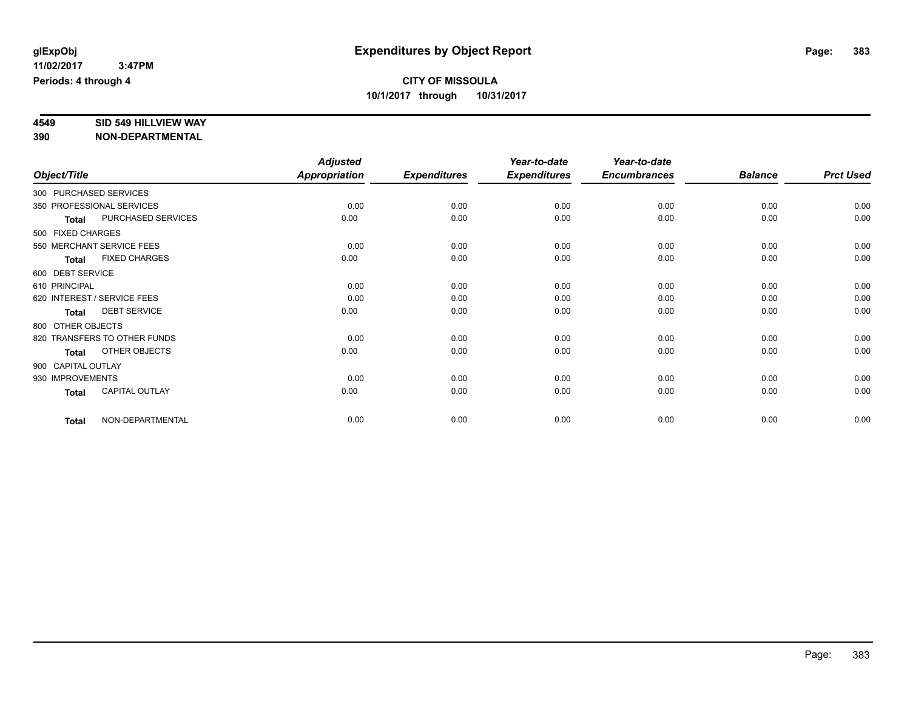# Expenditures by Object Report

glExpObj
11/02/2017 3:47PM
Periods: 4 through 4

**CITY OF MISSOULA**
**10/1/2017 through 10/31/2017**

**4549 SID 549 HILLVIEW WAY**
**390 NON-DEPARTMENTAL**

| Object/Title | Adjusted Appropriation | Expenditures | Year-to-date Expenditures | Year-to-date Encumbrances | Balance | Prct Used |
|---|---|---|---|---|---|---|
| 300 PURCHASED SERVICES | | | | | | |
| 350 PROFESSIONAL SERVICES | 0.00 | 0.00 | 0.00 | 0.00 | 0.00 | 0.00 |
| **Total** PURCHASED SERVICES | 0.00 | 0.00 | 0.00 | 0.00 | 0.00 | 0.00 |
| 500 FIXED CHARGES | | | | | | |
| 550 MERCHANT SERVICE FEES | 0.00 | 0.00 | 0.00 | 0.00 | 0.00 | 0.00 |
| **Total** FIXED CHARGES | 0.00 | 0.00 | 0.00 | 0.00 | 0.00 | 0.00 |
| 600 DEBT SERVICE | | | | | | |
| 610 PRINCIPAL | 0.00 | 0.00 | 0.00 | 0.00 | 0.00 | 0.00 |
| 620 INTEREST / SERVICE FEES | 0.00 | 0.00 | 0.00 | 0.00 | 0.00 | 0.00 |
| **Total** DEBT SERVICE | 0.00 | 0.00 | 0.00 | 0.00 | 0.00 | 0.00 |
| 800 OTHER OBJECTS | | | | | | |
| 820 TRANSFERS TO OTHER FUNDS | 0.00 | 0.00 | 0.00 | 0.00 | 0.00 | 0.00 |
| **Total** OTHER OBJECTS | 0.00 | 0.00 | 0.00 | 0.00 | 0.00 | 0.00 |
| 900 CAPITAL OUTLAY | | | | | | |
| 930 IMPROVEMENTS | 0.00 | 0.00 | 0.00 | 0.00 | 0.00 | 0.00 |
| **Total** CAPITAL OUTLAY | 0.00 | 0.00 | 0.00 | 0.00 | 0.00 | 0.00 |
| **Total** NON-DEPARTMENTAL | 0.00 | 0.00 | 0.00 | 0.00 | 0.00 | 0.00 |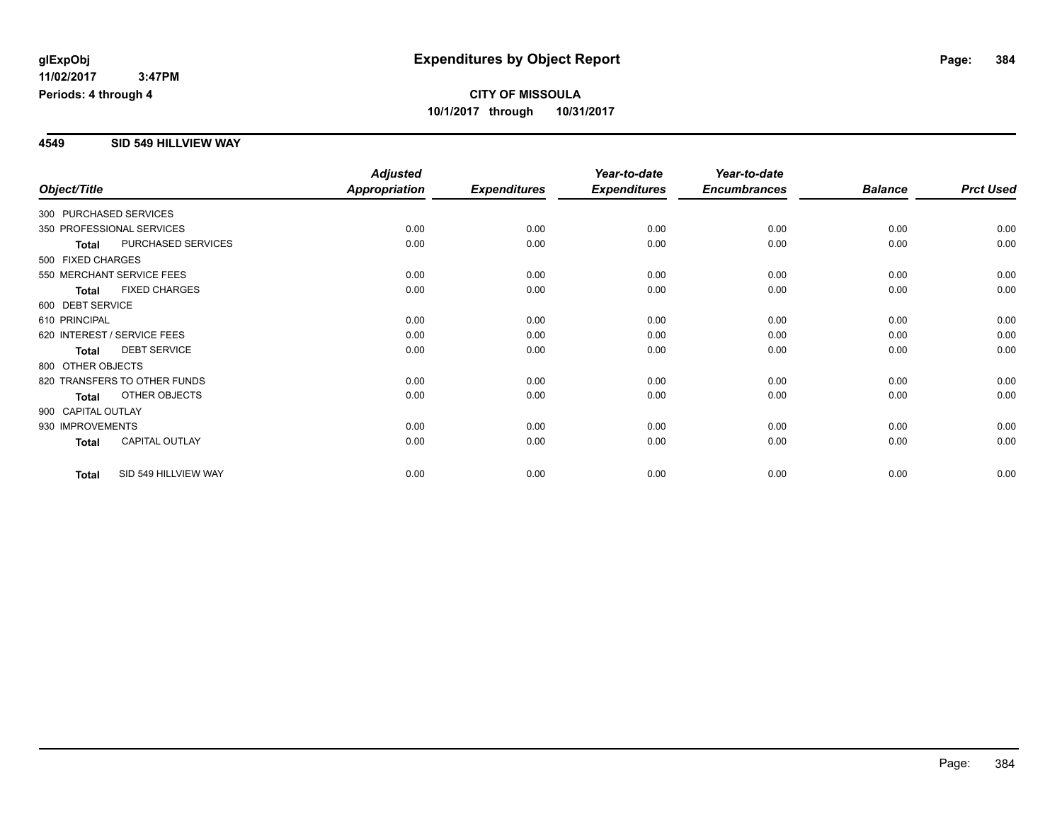# Expenditures by Object Report

glExpObj
11/02/2017 3:47PM
Periods: 4 through 4

**CITY OF MISSOULA**
**10/1/2017 through 10/31/2017**

## 4549 SID 549 HILLVIEW WAY

| Object/Title | | Adjusted Appropriation | Expenditures | Year-to-date Expenditures | Year-to-date Encumbrances | Balance | Prct Used |
|---|---|---|---|---|---|---|---|
| 300 PURCHASED SERVICES | | | | | | | |
| 350 PROFESSIONAL SERVICES | | 0.00 | 0.00 | 0.00 | 0.00 | 0.00 | 0.00 |
| **Total** | PURCHASED SERVICES | 0.00 | 0.00 | 0.00 | 0.00 | 0.00 | 0.00 |
| 500 FIXED CHARGES | | | | | | | |
| 550 MERCHANT SERVICE FEES | | 0.00 | 0.00 | 0.00 | 0.00 | 0.00 | 0.00 |
| **Total** | FIXED CHARGES | 0.00 | 0.00 | 0.00 | 0.00 | 0.00 | 0.00 |
| 600 DEBT SERVICE | | | | | | | |
| 610 PRINCIPAL | | 0.00 | 0.00 | 0.00 | 0.00 | 0.00 | 0.00 |
| 620 INTEREST / SERVICE FEES | | 0.00 | 0.00 | 0.00 | 0.00 | 0.00 | 0.00 |
| **Total** | DEBT SERVICE | 0.00 | 0.00 | 0.00 | 0.00 | 0.00 | 0.00 |
| 800 OTHER OBJECTS | | | | | | | |
| 820 TRANSFERS TO OTHER FUNDS | | 0.00 | 0.00 | 0.00 | 0.00 | 0.00 | 0.00 |
| **Total** | OTHER OBJECTS | 0.00 | 0.00 | 0.00 | 0.00 | 0.00 | 0.00 |
| 900 CAPITAL OUTLAY | | | | | | | |
| 930 IMPROVEMENTS | | 0.00 | 0.00 | 0.00 | 0.00 | 0.00 | 0.00 |
| **Total** | CAPITAL OUTLAY | 0.00 | 0.00 | 0.00 | 0.00 | 0.00 | 0.00 |
| **Total** | SID 549 HILLVIEW WAY | 0.00 | 0.00 | 0.00 | 0.00 | 0.00 | 0.00 |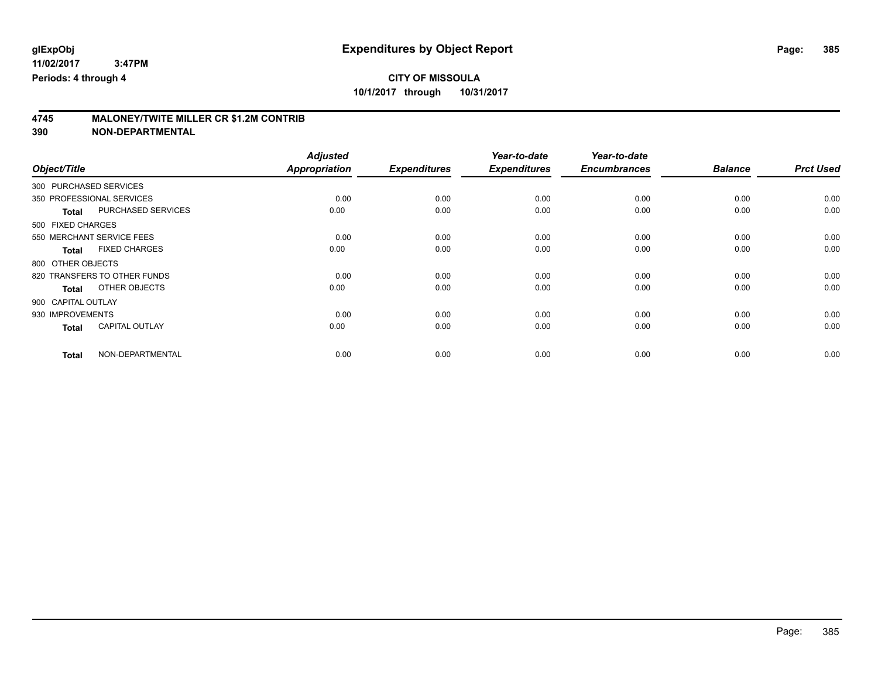**glExpObj** **Expenditures by Object Report**

**11/02/2017 3:47PM**

**Periods: 4 through 4**

**CITY OF MISSOULA**

**10/1/2017 through 10/31/2017**

## 4745 MALONEY/TWITE MILLER CR $1.2M CONTRIB

## 390 NON-DEPARTMENTAL

| Object/Title | Adjusted Appropriation | Expenditures | Year-to-date Expenditures | Year-to-date Encumbrances | Balance | Prct Used |
|---|---|---|---|---|---|---|
| 300 PURCHASED SERVICES | | | | | | |
| 350 PROFESSIONAL SERVICES | 0.00 | 0.00 | 0.00 | 0.00 | 0.00 | 0.00 |
| **Total** PURCHASED SERVICES | 0.00 | 0.00 | 0.00 | 0.00 | 0.00 | 0.00 |
| 500 FIXED CHARGES | | | | | | |
| 550 MERCHANT SERVICE FEES | 0.00 | 0.00 | 0.00 | 0.00 | 0.00 | 0.00 |
| **Total** FIXED CHARGES | 0.00 | 0.00 | 0.00 | 0.00 | 0.00 | 0.00 |
| 800 OTHER OBJECTS | | | | | | |
| 820 TRANSFERS TO OTHER FUNDS | 0.00 | 0.00 | 0.00 | 0.00 | 0.00 | 0.00 |
| **Total** OTHER OBJECTS | 0.00 | 0.00 | 0.00 | 0.00 | 0.00 | 0.00 |
| 900 CAPITAL OUTLAY | | | | | | |
| 930 IMPROVEMENTS | 0.00 | 0.00 | 0.00 | 0.00 | 0.00 | 0.00 |
| **Total** CAPITAL OUTLAY | 0.00 | 0.00 | 0.00 | 0.00 | 0.00 | 0.00 |
| **Total** NON-DEPARTMENTAL | 0.00 | 0.00 | 0.00 | 0.00 | 0.00 | 0.00 |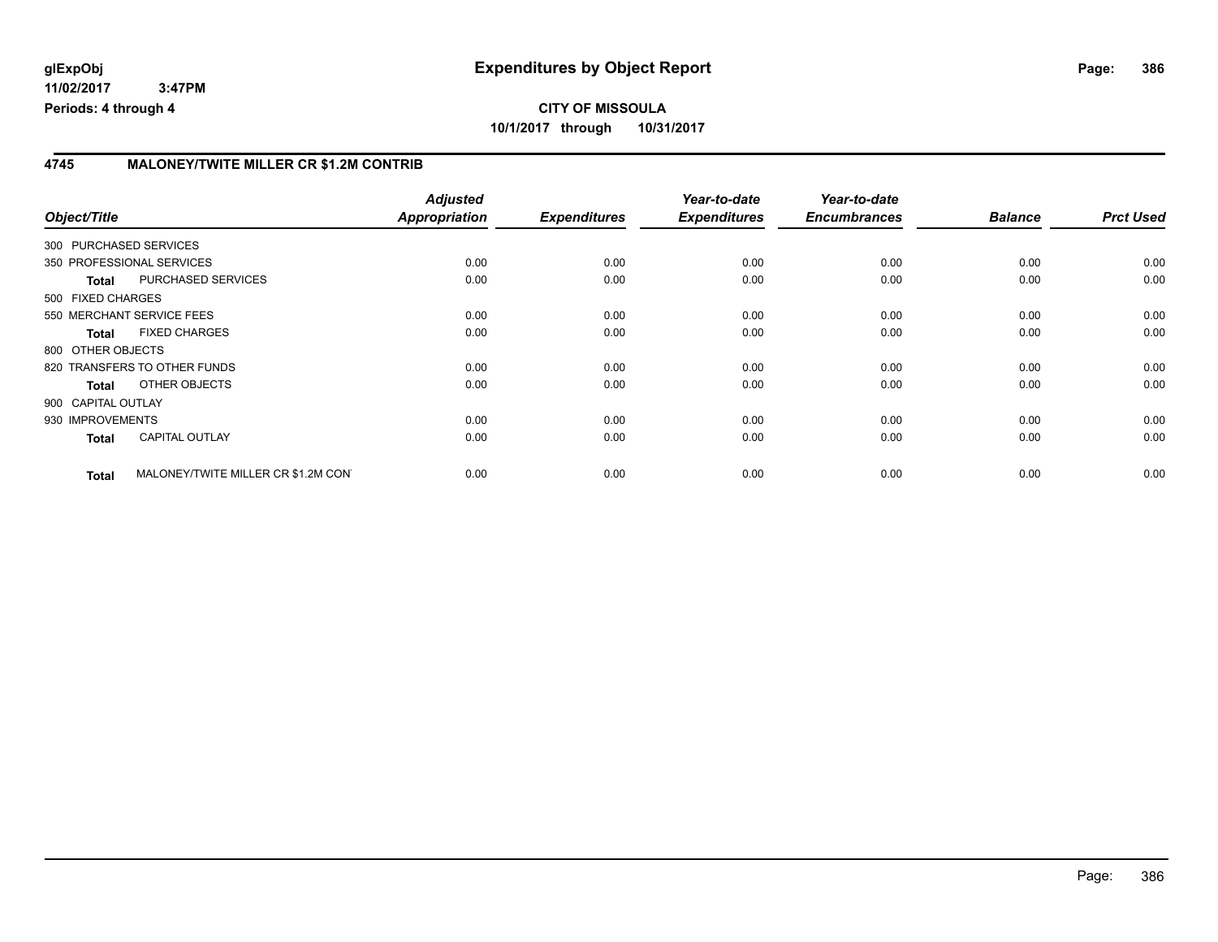**CITY OF MISSOULA**

**10/1/2017 through 10/31/2017**

## 4745 MALONEY/TWITE MILLER CR $1.2M CONTRIB

| Object/Title | | Adjusted Appropriation | Expenditures | Year-to-date Expenditures | Year-to-date Encumbrances | Balance | Prct Used |
|---|---|---|---|---|---|---|---|
| 300 PURCHASED SERVICES | | | | | | | |
| 350 PROFESSIONAL SERVICES | | 0.00 | 0.00 | 0.00 | 0.00 | 0.00 | 0.00 |
| **Total** | PURCHASED SERVICES | 0.00 | 0.00 | 0.00 | 0.00 | 0.00 | 0.00 |
| 500 FIXED CHARGES | | | | | | | |
| 550 MERCHANT SERVICE FEES | | 0.00 | 0.00 | 0.00 | 0.00 | 0.00 | 0.00 |
| **Total** | FIXED CHARGES | 0.00 | 0.00 | 0.00 | 0.00 | 0.00 | 0.00 |
| 800 OTHER OBJECTS | | | | | | | |
| 820 TRANSFERS TO OTHER FUNDS | | 0.00 | 0.00 | 0.00 | 0.00 | 0.00 | 0.00 |
| **Total** | OTHER OBJECTS | 0.00 | 0.00 | 0.00 | 0.00 | 0.00 | 0.00 |
| 900 CAPITAL OUTLAY | | | | | | | |
| 930 IMPROVEMENTS | | 0.00 | 0.00 | 0.00 | 0.00 | 0.00 | 0.00 |
| **Total** | CAPITAL OUTLAY | 0.00 | 0.00 | 0.00 | 0.00 | 0.00 | 0.00 |
| **Total** | MALONEY/TWITE MILLER CR $1.2M CON | 0.00 | 0.00 | 0.00 | 0.00 | 0.00 | 0.00 |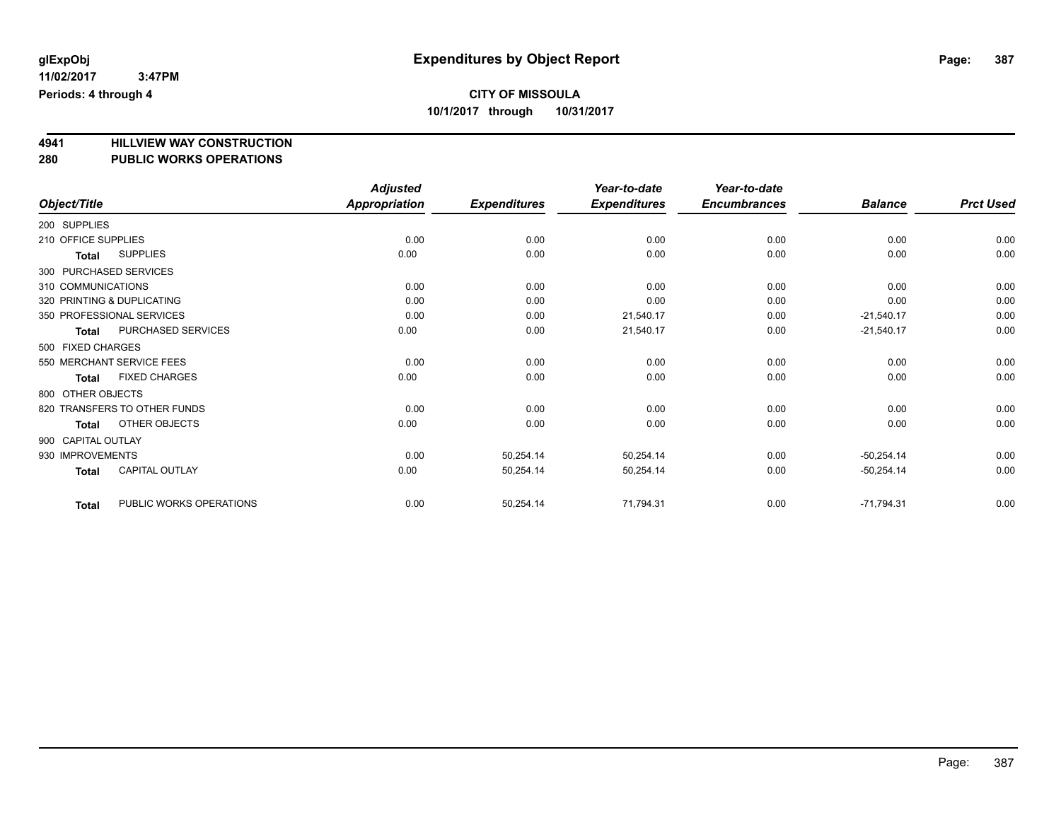**glExpObj**
**11/02/2017 3:47PM**
**Periods: 4 through 4**

# Expenditures by Object Report

**CITY OF MISSOULA**
**10/1/2017 through 10/31/2017**

## 4941 HILLVIEW WAY CONSTRUCTION
## 280 PUBLIC WORKS OPERATIONS

| Object/Title | | *Adjusted Appropriation* | *Expenditures* | *Year-to-date Expenditures* | *Year-to-date Encumbrances* | *Balance* | *Prct Used* |
|---|---|---|---|---|---|---|---|
| 200 SUPPLIES | | | | | | | |
| 210 OFFICE SUPPLIES | | 0.00 | 0.00 | 0.00 | 0.00 | 0.00 | 0.00 |
| **Total** | SUPPLIES | 0.00 | 0.00 | 0.00 | 0.00 | 0.00 | 0.00 |
| 300 PURCHASED SERVICES | | | | | | | |
| 310 COMMUNICATIONS | | 0.00 | 0.00 | 0.00 | 0.00 | 0.00 | 0.00 |
| 320 PRINTING & DUPLICATING | | 0.00 | 0.00 | 0.00 | 0.00 | 0.00 | 0.00 |
| 350 PROFESSIONAL SERVICES | | 0.00 | 0.00 | 21,540.17 | 0.00 | -21,540.17 | 0.00 |
| **Total** | PURCHASED SERVICES | 0.00 | 0.00 | 21,540.17 | 0.00 | -21,540.17 | 0.00 |
| 500 FIXED CHARGES | | | | | | | |
| 550 MERCHANT SERVICE FEES | | 0.00 | 0.00 | 0.00 | 0.00 | 0.00 | 0.00 |
| **Total** | FIXED CHARGES | 0.00 | 0.00 | 0.00 | 0.00 | 0.00 | 0.00 |
| 800 OTHER OBJECTS | | | | | | | |
| 820 TRANSFERS TO OTHER FUNDS | | 0.00 | 0.00 | 0.00 | 0.00 | 0.00 | 0.00 |
| **Total** | OTHER OBJECTS | 0.00 | 0.00 | 0.00 | 0.00 | 0.00 | 0.00 |
| 900 CAPITAL OUTLAY | | | | | | | |
| 930 IMPROVEMENTS | | 0.00 | 50,254.14 | 50,254.14 | 0.00 | -50,254.14 | 0.00 |
| **Total** | CAPITAL OUTLAY | 0.00 | 50,254.14 | 50,254.14 | 0.00 | -50,254.14 | 0.00 |
| **Total** | PUBLIC WORKS OPERATIONS | 0.00 | 50,254.14 | 71,794.31 | 0.00 | -71,794.31 | 0.00 |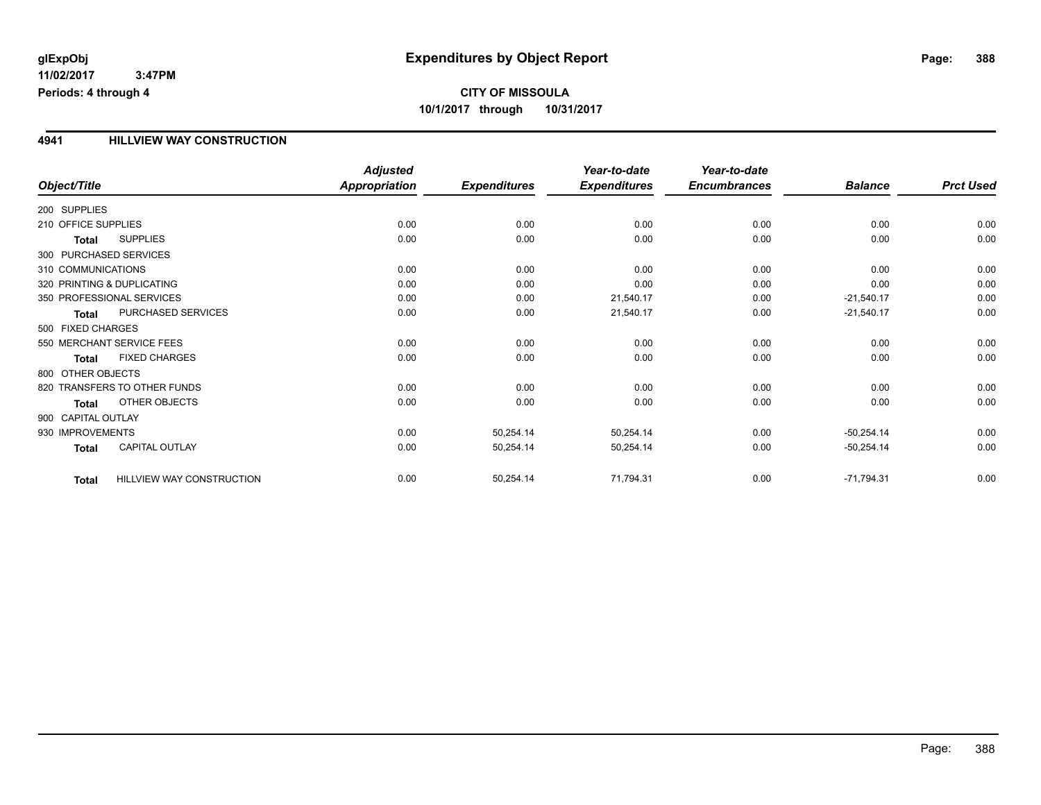**glExpObj** **Expenditures by Object Report**

**11/02/2017 3:47PM**

**Periods: 4 through 4**

**CITY OF MISSOULA**

**10/1/2017 through 10/31/2017**

## 4941 HILLVIEW WAY CONSTRUCTION

| Object/Title | Adjusted Appropriation | Expenditures | Year-to-date Expenditures | Year-to-date Encumbrances | Balance | Prct Used |
|---|---|---|---|---|---|---|
| 200 SUPPLIES | | | | | | |
| 210 OFFICE SUPPLIES | 0.00 | 0.00 | 0.00 | 0.00 | 0.00 | 0.00 |
| **Total** SUPPLIES | 0.00 | 0.00 | 0.00 | 0.00 | 0.00 | 0.00 |
| 300 PURCHASED SERVICES | | | | | | |
| 310 COMMUNICATIONS | 0.00 | 0.00 | 0.00 | 0.00 | 0.00 | 0.00 |
| 320 PRINTING & DUPLICATING | 0.00 | 0.00 | 0.00 | 0.00 | 0.00 | 0.00 |
| 350 PROFESSIONAL SERVICES | 0.00 | 0.00 | 21,540.17 | 0.00 | -21,540.17 | 0.00 |
| **Total** PURCHASED SERVICES | 0.00 | 0.00 | 21,540.17 | 0.00 | -21,540.17 | 0.00 |
| 500 FIXED CHARGES | | | | | | |
| 550 MERCHANT SERVICE FEES | 0.00 | 0.00 | 0.00 | 0.00 | 0.00 | 0.00 |
| **Total** FIXED CHARGES | 0.00 | 0.00 | 0.00 | 0.00 | 0.00 | 0.00 |
| 800 OTHER OBJECTS | | | | | | |
| 820 TRANSFERS TO OTHER FUNDS | 0.00 | 0.00 | 0.00 | 0.00 | 0.00 | 0.00 |
| **Total** OTHER OBJECTS | 0.00 | 0.00 | 0.00 | 0.00 | 0.00 | 0.00 |
| 900 CAPITAL OUTLAY | | | | | | |
| 930 IMPROVEMENTS | 0.00 | 50,254.14 | 50,254.14 | 0.00 | -50,254.14 | 0.00 |
| **Total** CAPITAL OUTLAY | 0.00 | 50,254.14 | 50,254.14 | 0.00 | -50,254.14 | 0.00 |
| **Total** HILLVIEW WAY CONSTRUCTION | 0.00 | 50,254.14 | 71,794.31 | 0.00 | -71,794.31 | 0.00 |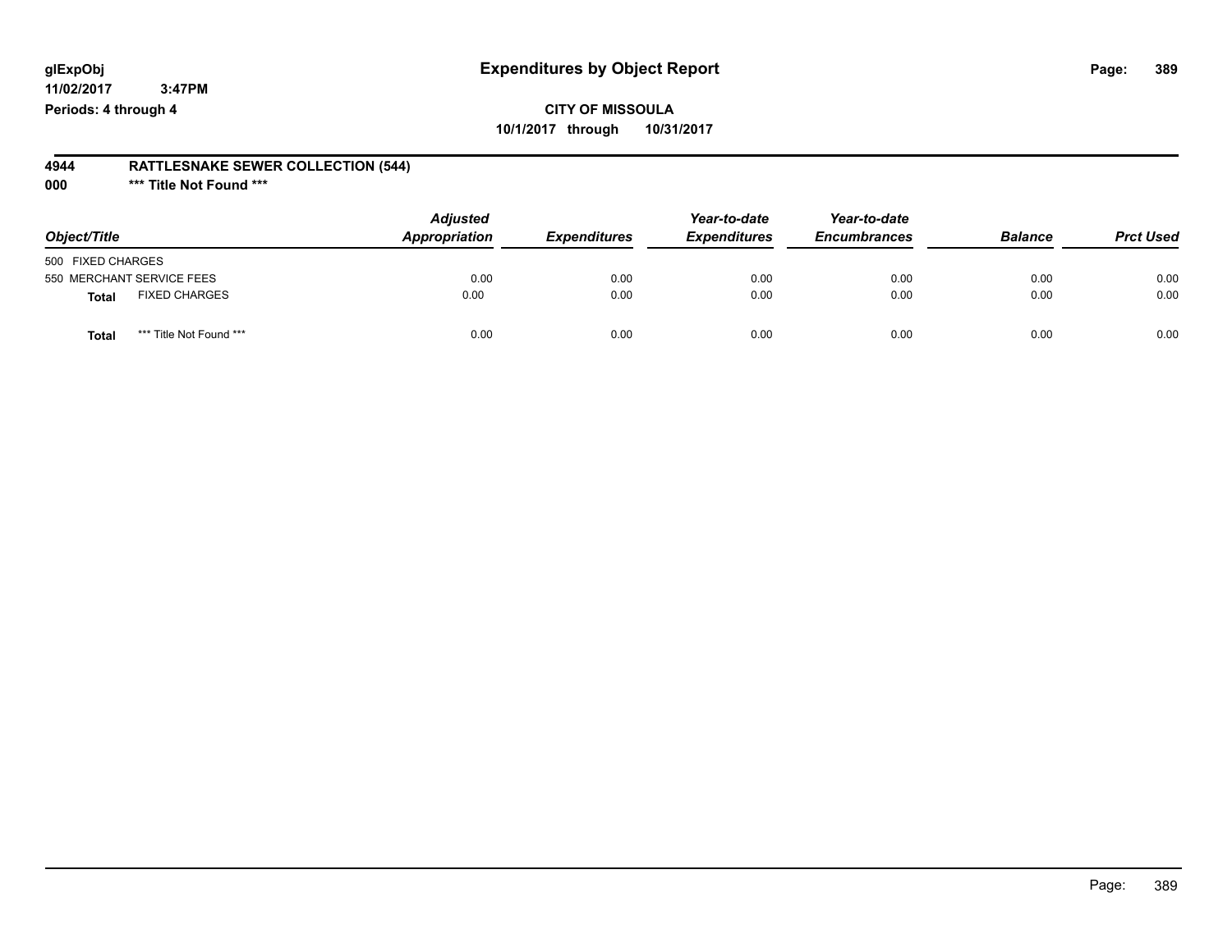**glExpObj** **Expenditures by Object Report**

**11/02/2017 3:47PM**

**Periods: 4 through 4**

**CITY OF MISSOULA**

**10/1/2017 through 10/31/2017**

## 4944 RATTLESNAKE SEWER COLLECTION (544)

### 000 *** Title Not Found ***

| *Object/Title* | *Adjusted Appropriation* | *Expenditures* | *Year-to-date Expenditures* | *Year-to-date Encumbrances* | *Balance* | *Prct Used* |
|---|---|---|---|---|---|---|
| 500 FIXED CHARGES | | | | | | |
| 550 MERCHANT SERVICE FEES | 0.00 | 0.00 | 0.00 | 0.00 | 0.00 | 0.00 |
| **Total** FIXED CHARGES | 0.00 | 0.00 | 0.00 | 0.00 | 0.00 | 0.00 |
| **Total** *** Title Not Found *** | 0.00 | 0.00 | 0.00 | 0.00 | 0.00 | 0.00 |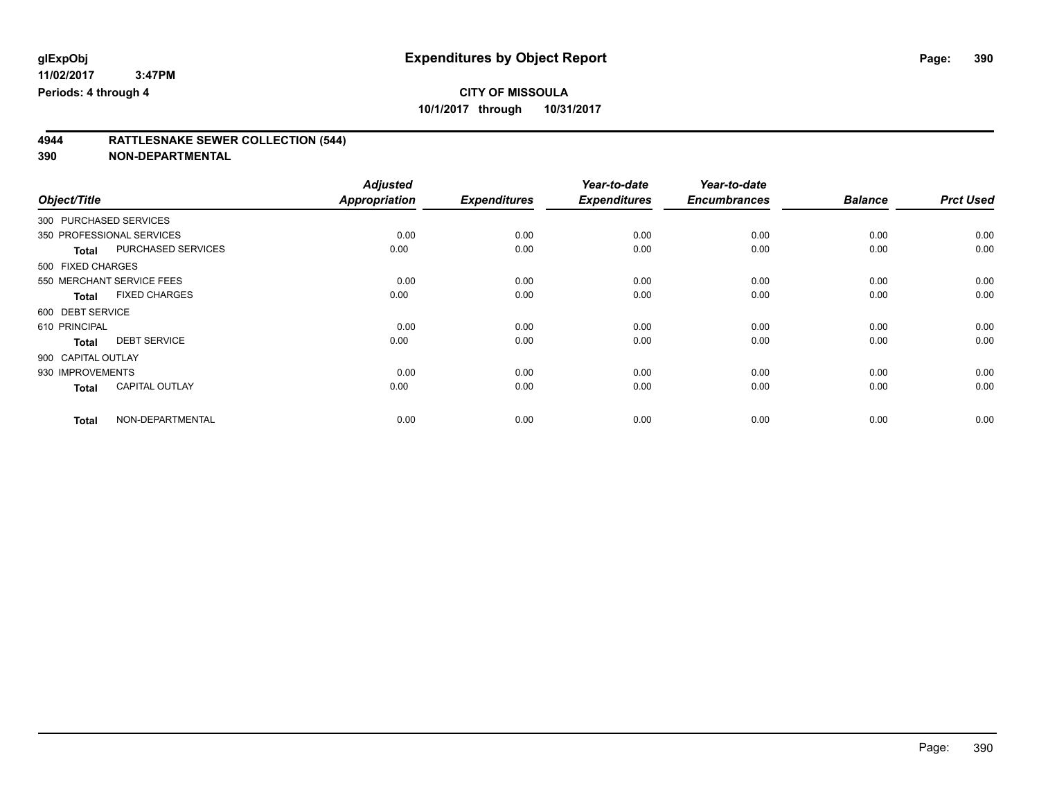# Expenditures by Object Report

glExpObj
11/02/2017 3:47PM
Periods: 4 through 4

**CITY OF MISSOULA**
**10/1/2017 through 10/31/2017**

## 4944 RATTLESNAKE SEWER COLLECTION (544)
## 390 NON-DEPARTMENTAL

| Object/Title | Adjusted Appropriation | Expenditures | Year-to-date Expenditures | Year-to-date Encumbrances | Balance | Prct Used |
|---|---|---|---|---|---|---|
| 300 PURCHASED SERVICES | | | | | | |
| 350 PROFESSIONAL SERVICES | 0.00 | 0.00 | 0.00 | 0.00 | 0.00 | 0.00 |
| **Total** PURCHASED SERVICES | 0.00 | 0.00 | 0.00 | 0.00 | 0.00 | 0.00 |
| 500 FIXED CHARGES | | | | | | |
| 550 MERCHANT SERVICE FEES | 0.00 | 0.00 | 0.00 | 0.00 | 0.00 | 0.00 |
| **Total** FIXED CHARGES | 0.00 | 0.00 | 0.00 | 0.00 | 0.00 | 0.00 |
| 600 DEBT SERVICE | | | | | | |
| 610 PRINCIPAL | 0.00 | 0.00 | 0.00 | 0.00 | 0.00 | 0.00 |
| **Total** DEBT SERVICE | 0.00 | 0.00 | 0.00 | 0.00 | 0.00 | 0.00 |
| 900 CAPITAL OUTLAY | | | | | | |
| 930 IMPROVEMENTS | 0.00 | 0.00 | 0.00 | 0.00 | 0.00 | 0.00 |
| **Total** CAPITAL OUTLAY | 0.00 | 0.00 | 0.00 | 0.00 | 0.00 | 0.00 |
| **Total** NON-DEPARTMENTAL | 0.00 | 0.00 | 0.00 | 0.00 | 0.00 | 0.00 |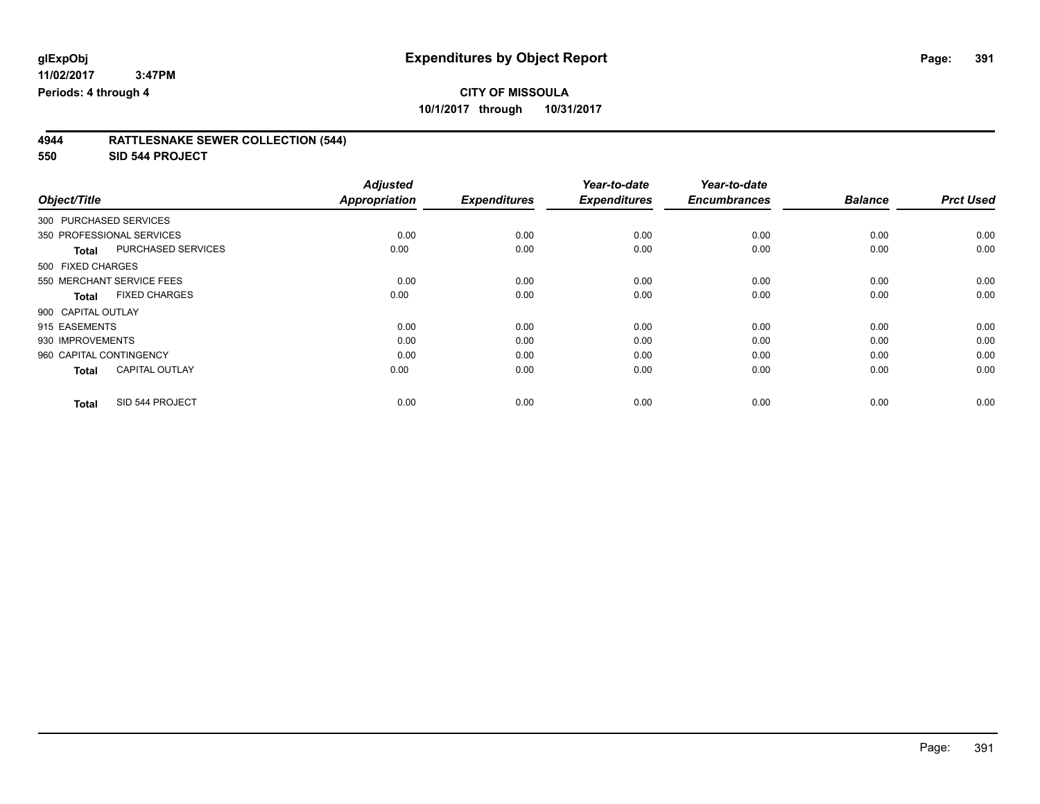**glExpObj** **Expenditures by Object Report**

**11/02/2017 3:47PM**

**Periods: 4 through 4**

**CITY OF MISSOULA**

**10/1/2017 through 10/31/2017**

## 4944 RATTLESNAKE SEWER COLLECTION (544)

## 550 SID 544 PROJECT

| Object/Title | Adjusted Appropriation | Expenditures | Year-to-date Expenditures | Year-to-date Encumbrances | Balance | Prct Used |
|---|---|---|---|---|---|---|
| 300 PURCHASED SERVICES | | | | | | |
| 350 PROFESSIONAL SERVICES | 0.00 | 0.00 | 0.00 | 0.00 | 0.00 | 0.00 |
| **Total** PURCHASED SERVICES | 0.00 | 0.00 | 0.00 | 0.00 | 0.00 | 0.00 |
| 500 FIXED CHARGES | | | | | | |
| 550 MERCHANT SERVICE FEES | 0.00 | 0.00 | 0.00 | 0.00 | 0.00 | 0.00 |
| **Total** FIXED CHARGES | 0.00 | 0.00 | 0.00 | 0.00 | 0.00 | 0.00 |
| 900 CAPITAL OUTLAY | | | | | | |
| 915 EASEMENTS | 0.00 | 0.00 | 0.00 | 0.00 | 0.00 | 0.00 |
| 930 IMPROVEMENTS | 0.00 | 0.00 | 0.00 | 0.00 | 0.00 | 0.00 |
| 960 CAPITAL CONTINGENCY | 0.00 | 0.00 | 0.00 | 0.00 | 0.00 | 0.00 |
| **Total** CAPITAL OUTLAY | 0.00 | 0.00 | 0.00 | 0.00 | 0.00 | 0.00 |
| **Total** SID 544 PROJECT | 0.00 | 0.00 | 0.00 | 0.00 | 0.00 | 0.00 |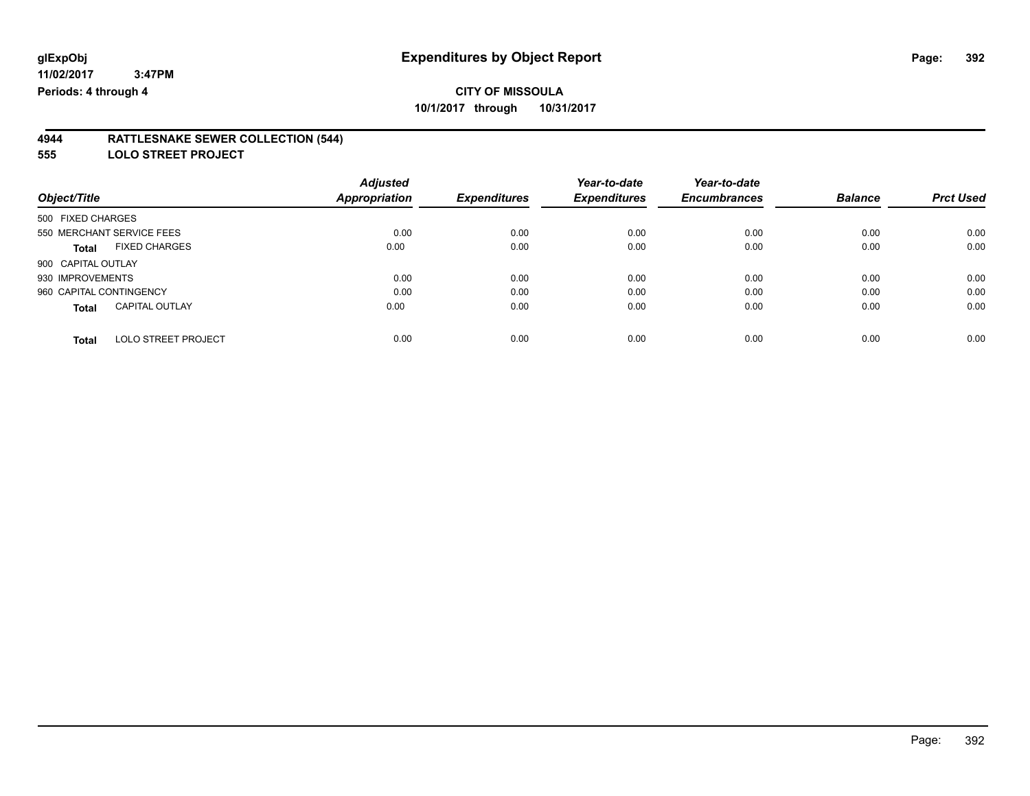glExpObj
11/02/2017 3:47PM
Periods: 4 through 4

# Expenditures by Object Report

**CITY OF MISSOULA**
**10/1/2017 through 10/31/2017**

## 4944 RATTLESNAKE SEWER COLLECTION (544)
## 555 LOLO STREET PROJECT

| Object/Title | | Adjusted Appropriation | Expenditures | Year-to-date Expenditures | Year-to-date Encumbrances | Balance | Prct Used |
|---|---|---|---|---|---|---|---|
| 500 FIXED CHARGES | | | | | | | |
| 550 MERCHANT SERVICE FEES | | 0.00 | 0.00 | 0.00 | 0.00 | 0.00 | 0.00 |
| **Total** | FIXED CHARGES | 0.00 | 0.00 | 0.00 | 0.00 | 0.00 | 0.00 |
| 900 CAPITAL OUTLAY | | | | | | | |
| 930 IMPROVEMENTS | | 0.00 | 0.00 | 0.00 | 0.00 | 0.00 | 0.00 |
| 960 CAPITAL CONTINGENCY | | 0.00 | 0.00 | 0.00 | 0.00 | 0.00 | 0.00 |
| **Total** | CAPITAL OUTLAY | 0.00 | 0.00 | 0.00 | 0.00 | 0.00 | 0.00 |
| **Total** | LOLO STREET PROJECT | 0.00 | 0.00 | 0.00 | 0.00 | 0.00 | 0.00 |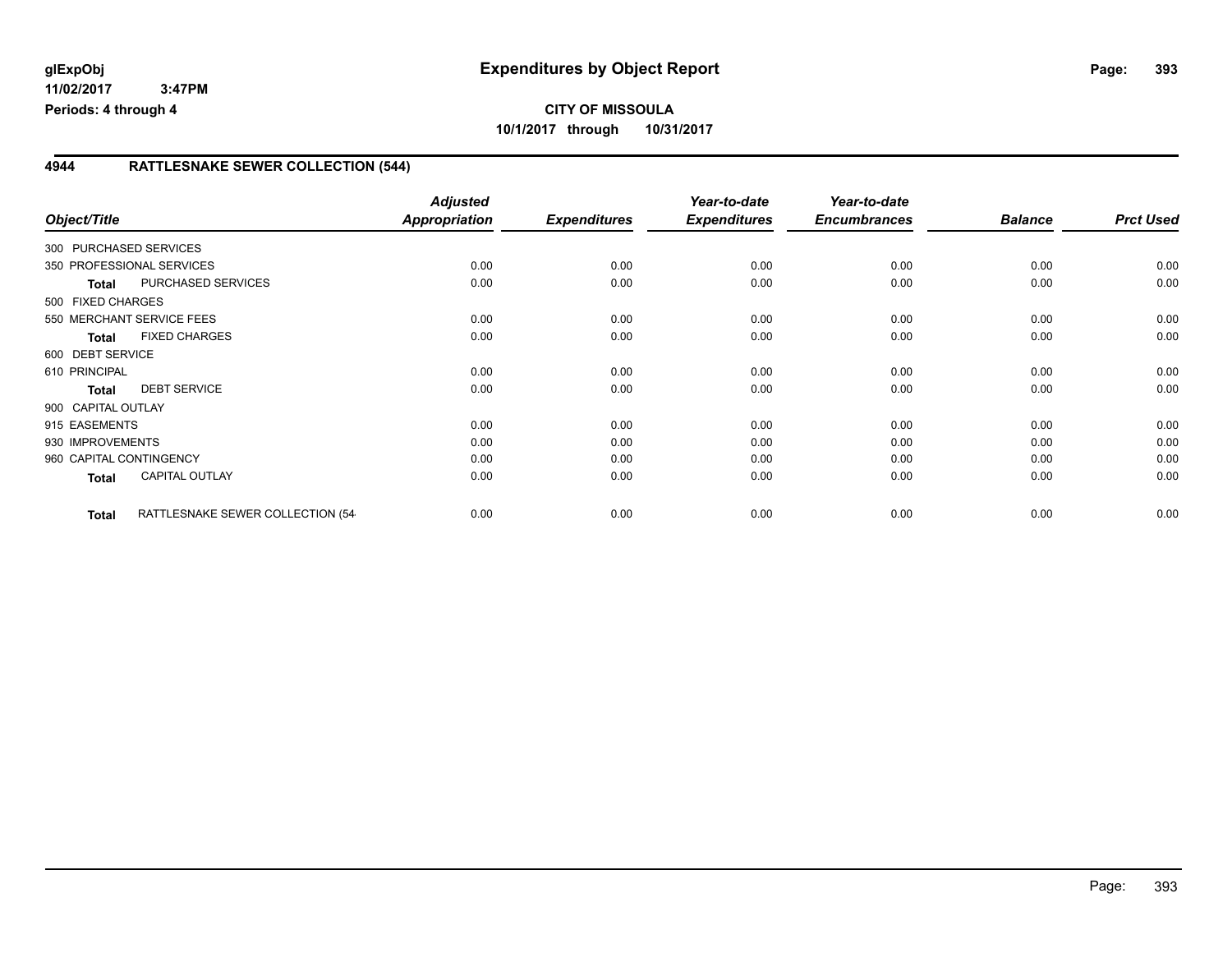**glExpObj**
**11/02/2017 3:47PM**
**Periods: 4 through 4**

# Expenditures by Object Report

**CITY OF MISSOULA**
**10/1/2017 through 10/31/2017**

## 4944 RATTLESNAKE SEWER COLLECTION (544)

| Object/Title | Adjusted Appropriation | Expenditures | Year-to-date Expenditures | Year-to-date Encumbrances | Balance | Prct Used |
|---|---|---|---|---|---|---|
| 300 PURCHASED SERVICES | | | | | | |
| 350 PROFESSIONAL SERVICES | 0.00 | 0.00 | 0.00 | 0.00 | 0.00 | 0.00 |
| **Total** PURCHASED SERVICES | 0.00 | 0.00 | 0.00 | 0.00 | 0.00 | 0.00 |
| 500 FIXED CHARGES | | | | | | |
| 550 MERCHANT SERVICE FEES | 0.00 | 0.00 | 0.00 | 0.00 | 0.00 | 0.00 |
| **Total** FIXED CHARGES | 0.00 | 0.00 | 0.00 | 0.00 | 0.00 | 0.00 |
| 600 DEBT SERVICE | | | | | | |
| 610 PRINCIPAL | 0.00 | 0.00 | 0.00 | 0.00 | 0.00 | 0.00 |
| **Total** DEBT SERVICE | 0.00 | 0.00 | 0.00 | 0.00 | 0.00 | 0.00 |
| 900 CAPITAL OUTLAY | | | | | | |
| 915 EASEMENTS | 0.00 | 0.00 | 0.00 | 0.00 | 0.00 | 0.00 |
| 930 IMPROVEMENTS | 0.00 | 0.00 | 0.00 | 0.00 | 0.00 | 0.00 |
| 960 CAPITAL CONTINGENCY | 0.00 | 0.00 | 0.00 | 0.00 | 0.00 | 0.00 |
| **Total** CAPITAL OUTLAY | 0.00 | 0.00 | 0.00 | 0.00 | 0.00 | 0.00 |
| **Total** RATTLESNAKE SEWER COLLECTION (54 | 0.00 | 0.00 | 0.00 | 0.00 | 0.00 | 0.00 |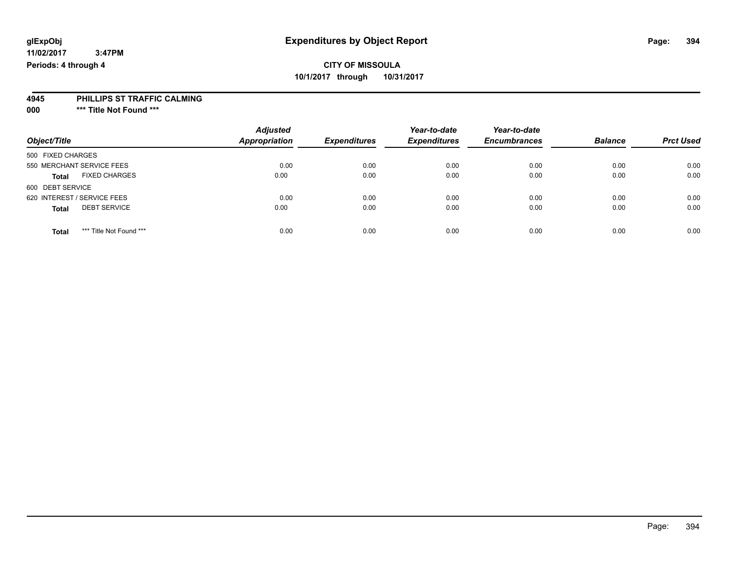glExpObj
11/02/2017 3:47PM
Periods: 4 through 4

# Expenditures by Object Report

**CITY OF MISSOULA**
**10/1/2017 through 10/31/2017**

**4945 PHILLIPS ST TRAFFIC CALMING**
**000 *** Title Not Found *****

| Object/Title | Adjusted Appropriation | Expenditures | Year-to-date Expenditures | Year-to-date Encumbrances | Balance | Prct Used |
|---|---|---|---|---|---|---|
| 500 FIXED CHARGES | | | | | | |
| 550 MERCHANT SERVICE FEES | 0.00 | 0.00 | 0.00 | 0.00 | 0.00 | 0.00 |
| **Total** FIXED CHARGES | 0.00 | 0.00 | 0.00 | 0.00 | 0.00 | 0.00 |
| 600 DEBT SERVICE | | | | | | |
| 620 INTEREST / SERVICE FEES | 0.00 | 0.00 | 0.00 | 0.00 | 0.00 | 0.00 |
| **Total** DEBT SERVICE | 0.00 | 0.00 | 0.00 | 0.00 | 0.00 | 0.00 |
| **Total** *** Title Not Found *** | 0.00 | 0.00 | 0.00 | 0.00 | 0.00 | 0.00 |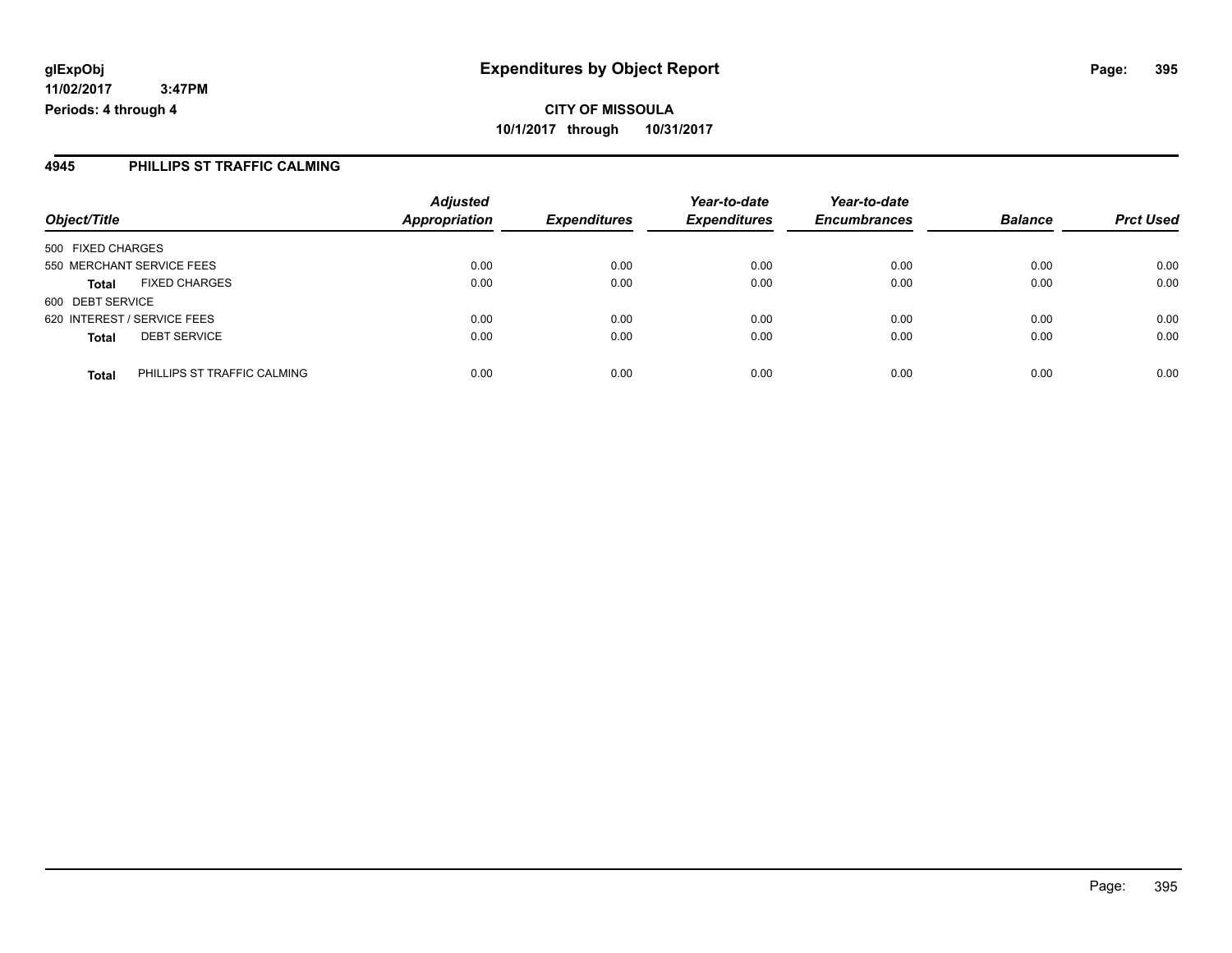**CITY OF MISSOULA**

**10/1/2017 through 10/31/2017**

glExpObj
11/02/2017 3:47PM
Periods: 4 through 4

# Expenditures by Object Report

## 4945 PHILLIPS ST TRAFFIC CALMING

| Object/Title | | Adjusted Appropriation | Expenditures | Year-to-date Expenditures | Year-to-date Encumbrances | Balance | Prct Used |
|---|---|---|---|---|---|---|---|
| 500 FIXED CHARGES | | | | | | | |
| 550 MERCHANT SERVICE FEES | | 0.00 | 0.00 | 0.00 | 0.00 | 0.00 | 0.00 |
| **Total** | FIXED CHARGES | 0.00 | 0.00 | 0.00 | 0.00 | 0.00 | 0.00 |
| 600 DEBT SERVICE | | | | | | | |
| 620 INTEREST / SERVICE FEES | | 0.00 | 0.00 | 0.00 | 0.00 | 0.00 | 0.00 |
| **Total** | DEBT SERVICE | 0.00 | 0.00 | 0.00 | 0.00 | 0.00 | 0.00 |
| **Total** | PHILLIPS ST TRAFFIC CALMING | 0.00 | 0.00 | 0.00 | 0.00 | 0.00 | 0.00 |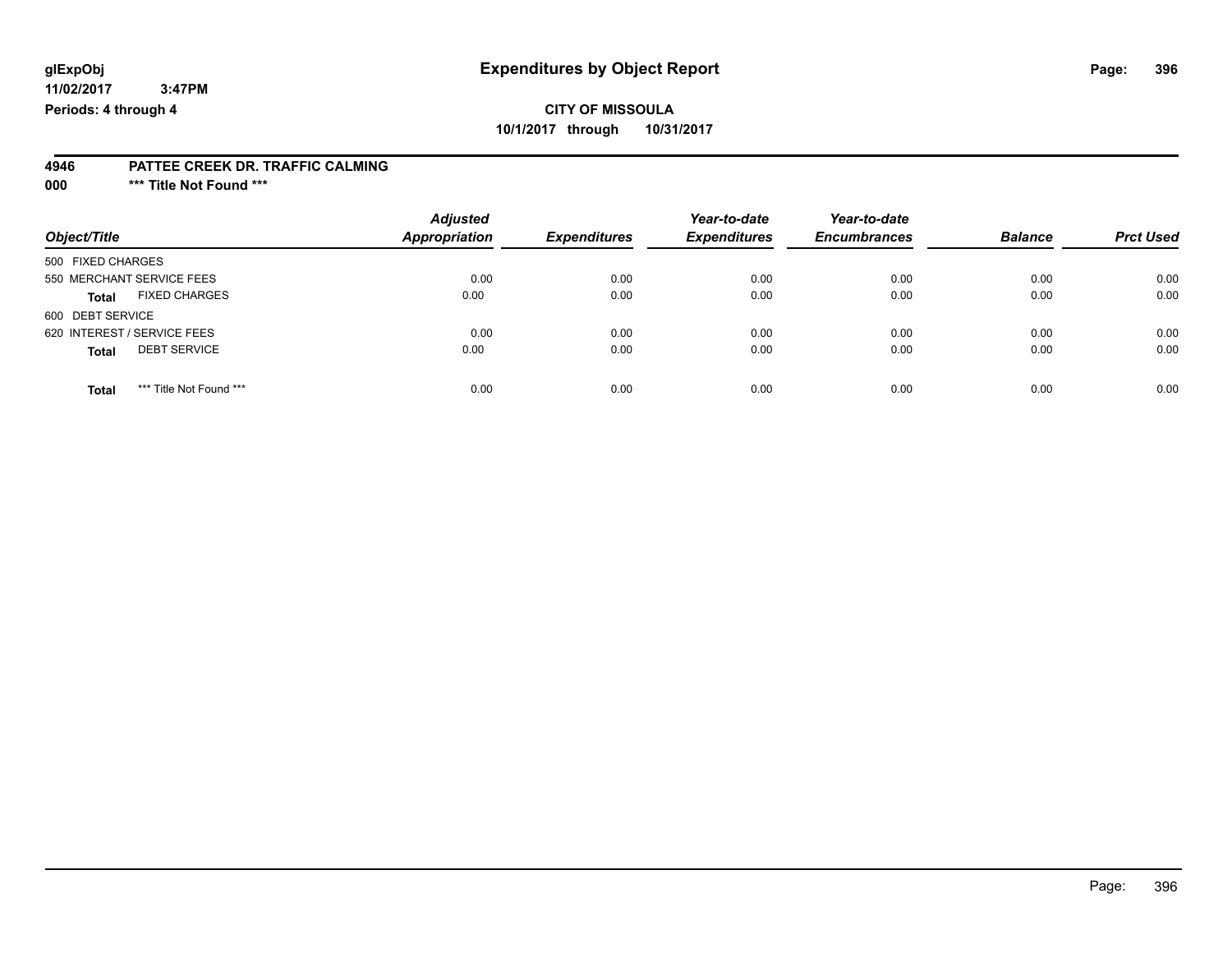**glExpObj** **Expenditures by Object Report**

**11/02/2017 3:47PM**

**Periods: 4 through 4**

**CITY OF MISSOULA**

**10/1/2017 through 10/31/2017**

**4946 PATTEE CREEK DR. TRAFFIC CALMING**

**000 \*\*\* Title Not Found \*\*\***

| Object/Title | Adjusted Appropriation | Expenditures | Year-to-date Expenditures | Year-to-date Encumbrances | Balance | Prct Used |
|---|---|---|---|---|---|---|
| 500 FIXED CHARGES | | | | | | |
| 550 MERCHANT SERVICE FEES | 0.00 | 0.00 | 0.00 | 0.00 | 0.00 | 0.00 |
| **Total** FIXED CHARGES | 0.00 | 0.00 | 0.00 | 0.00 | 0.00 | 0.00 |
| 600 DEBT SERVICE | | | | | | |
| 620 INTEREST / SERVICE FEES | 0.00 | 0.00 | 0.00 | 0.00 | 0.00 | 0.00 |
| **Total** DEBT SERVICE | 0.00 | 0.00 | 0.00 | 0.00 | 0.00 | 0.00 |
| **Total** \*\*\* Title Not Found \*\*\* | 0.00 | 0.00 | 0.00 | 0.00 | 0.00 | 0.00 |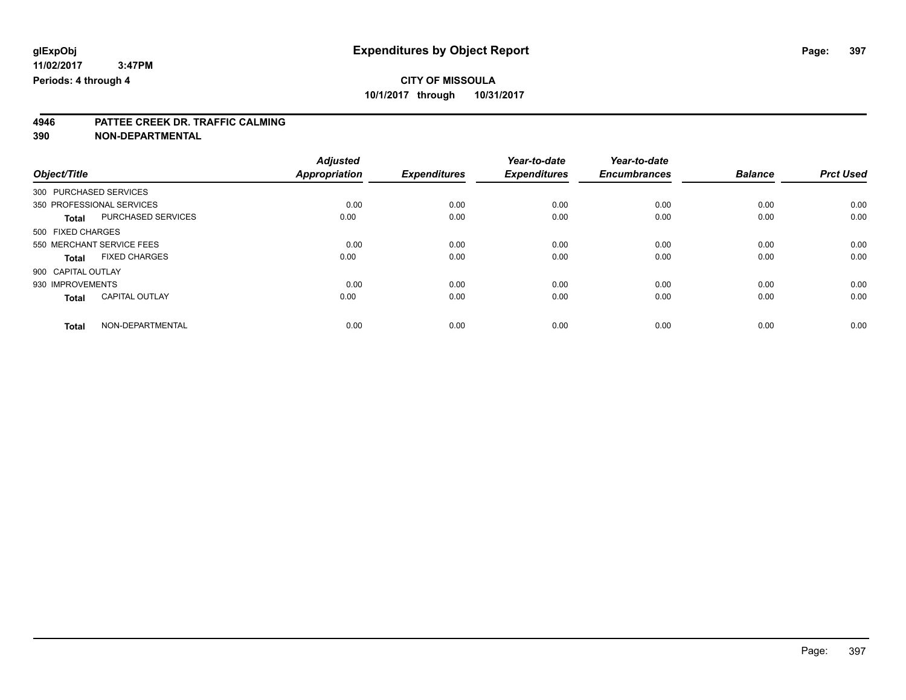# Expenditures by Object Report

glExpObj
11/02/2017 3:47PM
Periods: 4 through 4

**CITY OF MISSOULA**
**10/1/2017 through 10/31/2017**

**4946 PATTEE CREEK DR. TRAFFIC CALMING**
**390 NON-DEPARTMENTAL**

| Object/Title | | Adjusted Appropriation | Expenditures | Year-to-date Expenditures | Year-to-date Encumbrances | Balance | Prct Used |
|---|---|---|---|---|---|---|---|
| 300 PURCHASED SERVICES | | | | | | | |
| 350 PROFESSIONAL SERVICES | | 0.00 | 0.00 | 0.00 | 0.00 | 0.00 | 0.00 |
| **Total** | PURCHASED SERVICES | 0.00 | 0.00 | 0.00 | 0.00 | 0.00 | 0.00 |
| 500 FIXED CHARGES | | | | | | | |
| 550 MERCHANT SERVICE FEES | | 0.00 | 0.00 | 0.00 | 0.00 | 0.00 | 0.00 |
| **Total** | FIXED CHARGES | 0.00 | 0.00 | 0.00 | 0.00 | 0.00 | 0.00 |
| 900 CAPITAL OUTLAY | | | | | | | |
| 930 IMPROVEMENTS | | 0.00 | 0.00 | 0.00 | 0.00 | 0.00 | 0.00 |
| **Total** | CAPITAL OUTLAY | 0.00 | 0.00 | 0.00 | 0.00 | 0.00 | 0.00 |
| **Total** | NON-DEPARTMENTAL | 0.00 | 0.00 | 0.00 | 0.00 | 0.00 | 0.00 |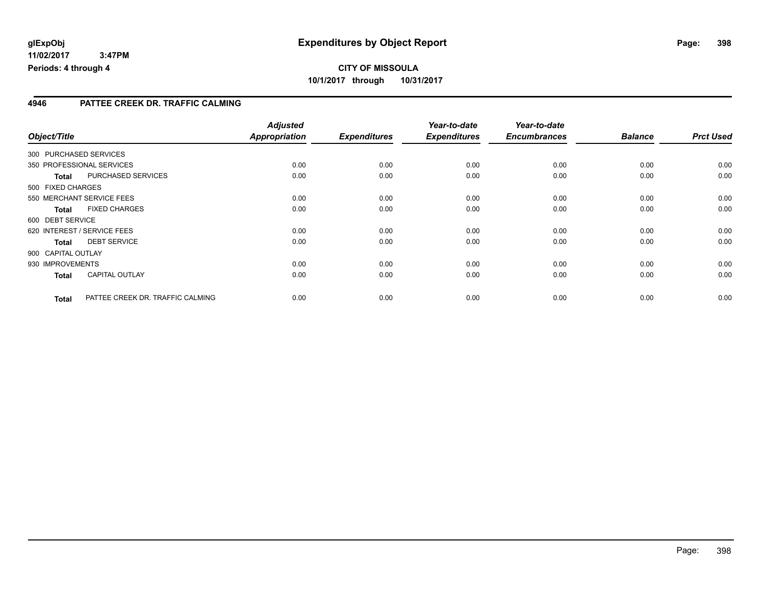# Expenditures by Object Report

glExpObj
11/02/2017 3:47PM
Periods: 4 through 4

**CITY OF MISSOULA**
**10/1/2017 through 10/31/2017**

## 4946 PATTEE CREEK DR. TRAFFIC CALMING

| Object/Title | | Adjusted Appropriation | Expenditures | Year-to-date Expenditures | Year-to-date Encumbrances | Balance | Prct Used |
|---|---|---|---|---|---|---|---|
| 300 PURCHASED SERVICES | | | | | | | |
| 350 PROFESSIONAL SERVICES | | 0.00 | 0.00 | 0.00 | 0.00 | 0.00 | 0.00 |
| **Total** | PURCHASED SERVICES | 0.00 | 0.00 | 0.00 | 0.00 | 0.00 | 0.00 |
| 500 FIXED CHARGES | | | | | | | |
| 550 MERCHANT SERVICE FEES | | 0.00 | 0.00 | 0.00 | 0.00 | 0.00 | 0.00 |
| **Total** | FIXED CHARGES | 0.00 | 0.00 | 0.00 | 0.00 | 0.00 | 0.00 |
| 600 DEBT SERVICE | | | | | | | |
| 620 INTEREST / SERVICE FEES | | 0.00 | 0.00 | 0.00 | 0.00 | 0.00 | 0.00 |
| **Total** | DEBT SERVICE | 0.00 | 0.00 | 0.00 | 0.00 | 0.00 | 0.00 |
| 900 CAPITAL OUTLAY | | | | | | | |
| 930 IMPROVEMENTS | | 0.00 | 0.00 | 0.00 | 0.00 | 0.00 | 0.00 |
| **Total** | CAPITAL OUTLAY | 0.00 | 0.00 | 0.00 | 0.00 | 0.00 | 0.00 |
| **Total** | PATTEE CREEK DR. TRAFFIC CALMING | 0.00 | 0.00 | 0.00 | 0.00 | 0.00 | 0.00 |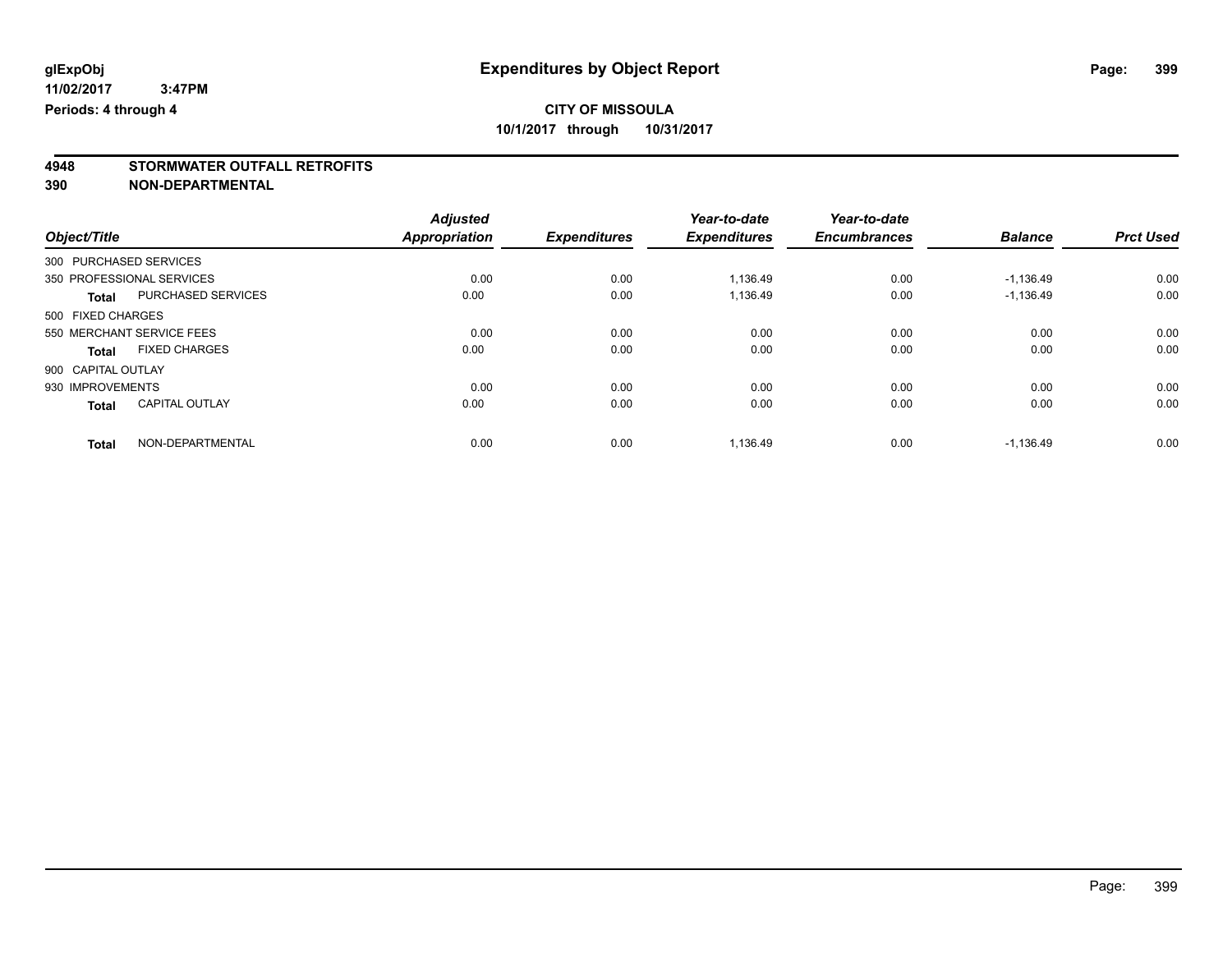# Expenditures by Object Report

glExpObj
11/02/2017 3:47PM
Periods: 4 through 4

**CITY OF MISSOULA**
**10/1/2017 through 10/31/2017**

**4948 STORMWATER OUTFALL RETROFITS**
**390 NON-DEPARTMENTAL**

| Object/Title | Adjusted Appropriation | Expenditures | Year-to-date Expenditures | Year-to-date Encumbrances | Balance | Prct Used |
|---|---|---|---|---|---|---|
| 300 PURCHASED SERVICES | | | | | | |
| 350 PROFESSIONAL SERVICES | 0.00 | 0.00 | 1,136.49 | 0.00 | -1,136.49 | 0.00 |
| **Total** PURCHASED SERVICES | 0.00 | 0.00 | 1,136.49 | 0.00 | -1,136.49 | 0.00 |
| 500 FIXED CHARGES | | | | | | |
| 550 MERCHANT SERVICE FEES | 0.00 | 0.00 | 0.00 | 0.00 | 0.00 | 0.00 |
| **Total** FIXED CHARGES | 0.00 | 0.00 | 0.00 | 0.00 | 0.00 | 0.00 |
| 900 CAPITAL OUTLAY | | | | | | |
| 930 IMPROVEMENTS | 0.00 | 0.00 | 0.00 | 0.00 | 0.00 | 0.00 |
| **Total** CAPITAL OUTLAY | 0.00 | 0.00 | 0.00 | 0.00 | 0.00 | 0.00 |
| **Total** NON-DEPARTMENTAL | 0.00 | 0.00 | 1,136.49 | 0.00 | -1,136.49 | 0.00 |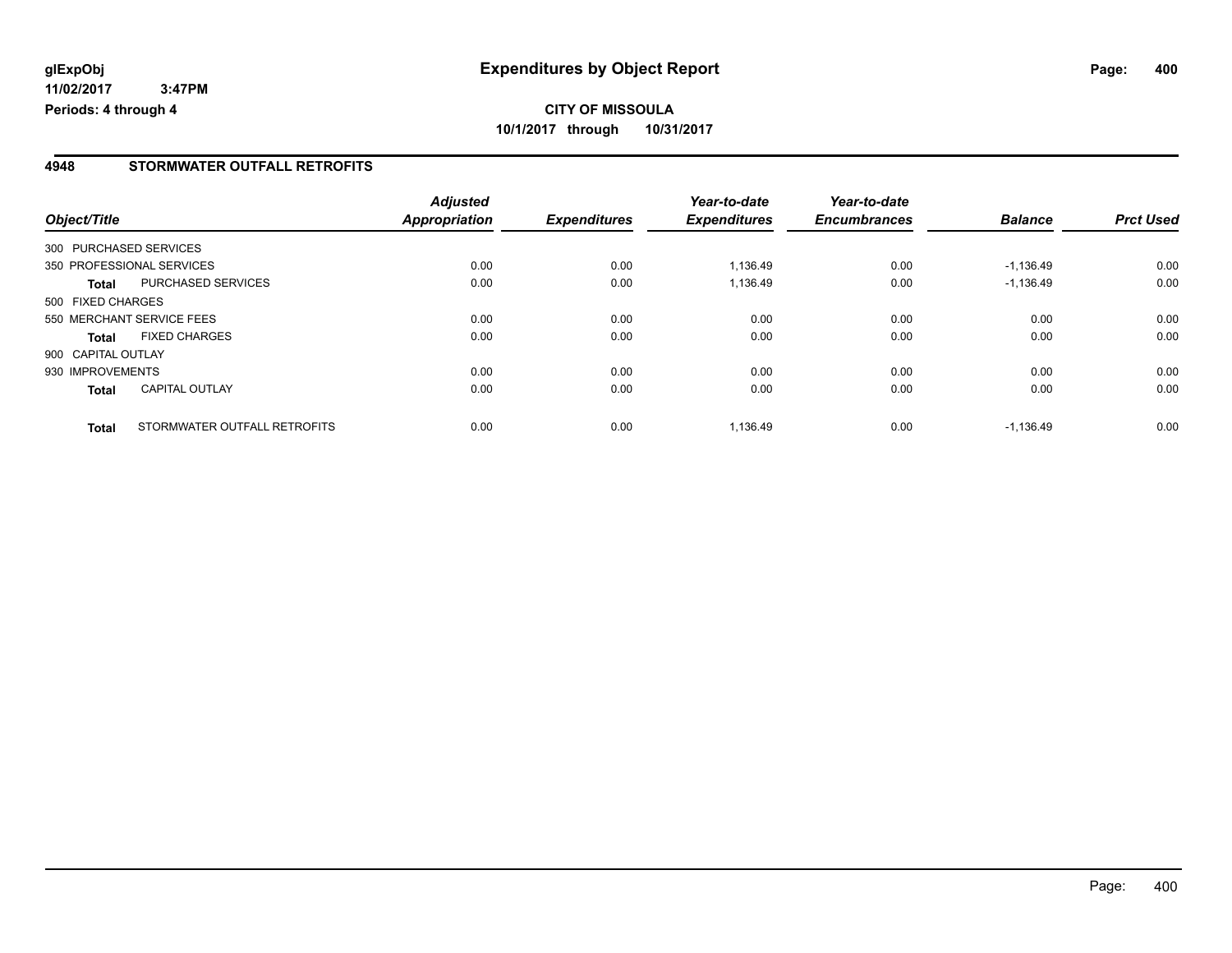# Expenditures by Object Report

glExpObj
11/02/2017 3:47PM
Periods: 4 through 4

**CITY OF MISSOULA**
**10/1/2017 through 10/31/2017**

## 4948 STORMWATER OUTFALL RETROFITS

| Object/Title | | Adjusted Appropriation | Expenditures | Year-to-date Expenditures | Year-to-date Encumbrances | Balance | Prct Used |
|---|---|---|---|---|---|---|---|
| 300 PURCHASED SERVICES | | | | | | | |
| 350 PROFESSIONAL SERVICES | | 0.00 | 0.00 | 1,136.49 | 0.00 | -1,136.49 | 0.00 |
| **Total** | PURCHASED SERVICES | 0.00 | 0.00 | 1,136.49 | 0.00 | -1,136.49 | 0.00 |
| 500 FIXED CHARGES | | | | | | | |
| 550 MERCHANT SERVICE FEES | | 0.00 | 0.00 | 0.00 | 0.00 | 0.00 | 0.00 |
| **Total** | FIXED CHARGES | 0.00 | 0.00 | 0.00 | 0.00 | 0.00 | 0.00 |
| 900 CAPITAL OUTLAY | | | | | | | |
| 930 IMPROVEMENTS | | 0.00 | 0.00 | 0.00 | 0.00 | 0.00 | 0.00 |
| **Total** | CAPITAL OUTLAY | 0.00 | 0.00 | 0.00 | 0.00 | 0.00 | 0.00 |
| **Total** | STORMWATER OUTFALL RETROFITS | 0.00 | 0.00 | 1,136.49 | 0.00 | -1,136.49 | 0.00 |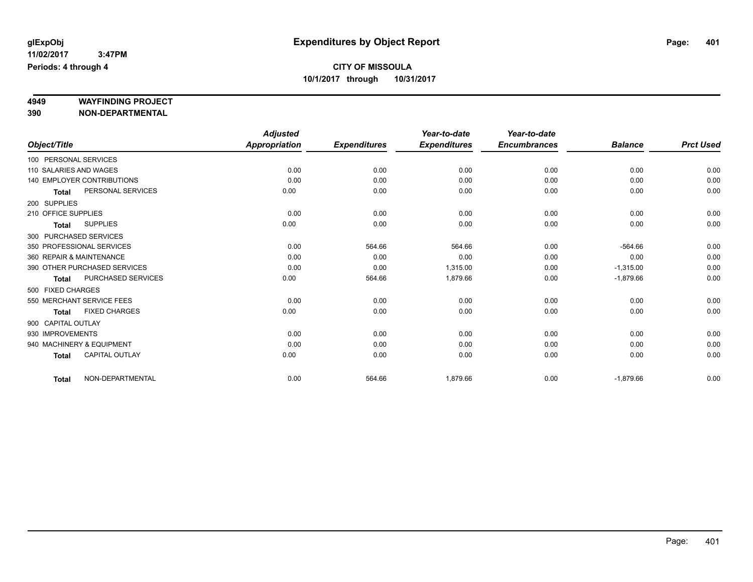glExpObj
11/02/2017 3:47PM
Periods: 4 through 4

# Expenditures by Object Report

**CITY OF MISSOULA**
**10/1/2017 through 10/31/2017**

**4949 WAYFINDING PROJECT**
**390 NON-DEPARTMENTAL**

| Object/Title | Adjusted Appropriation | Expenditures | Year-to-date Expenditures | Year-to-date Encumbrances | Balance | Prct Used |
|---|---|---|---|---|---|---|
| 100 PERSONAL SERVICES | | | | | | |
| 110 SALARIES AND WAGES | 0.00 | 0.00 | 0.00 | 0.00 | 0.00 | 0.00 |
| 140 EMPLOYER CONTRIBUTIONS | 0.00 | 0.00 | 0.00 | 0.00 | 0.00 | 0.00 |
| **Total** PERSONAL SERVICES | 0.00 | 0.00 | 0.00 | 0.00 | 0.00 | 0.00 |
| 200 SUPPLIES | | | | | | |
| 210 OFFICE SUPPLIES | 0.00 | 0.00 | 0.00 | 0.00 | 0.00 | 0.00 |
| **Total** SUPPLIES | 0.00 | 0.00 | 0.00 | 0.00 | 0.00 | 0.00 |
| 300 PURCHASED SERVICES | | | | | | |
| 350 PROFESSIONAL SERVICES | 0.00 | 564.66 | 564.66 | 0.00 | -564.66 | 0.00 |
| 360 REPAIR & MAINTENANCE | 0.00 | 0.00 | 0.00 | 0.00 | 0.00 | 0.00 |
| 390 OTHER PURCHASED SERVICES | 0.00 | 0.00 | 1,315.00 | 0.00 | -1,315.00 | 0.00 |
| **Total** PURCHASED SERVICES | 0.00 | 564.66 | 1,879.66 | 0.00 | -1,879.66 | 0.00 |
| 500 FIXED CHARGES | | | | | | |
| 550 MERCHANT SERVICE FEES | 0.00 | 0.00 | 0.00 | 0.00 | 0.00 | 0.00 |
| **Total** FIXED CHARGES | 0.00 | 0.00 | 0.00 | 0.00 | 0.00 | 0.00 |
| 900 CAPITAL OUTLAY | | | | | | |
| 930 IMPROVEMENTS | 0.00 | 0.00 | 0.00 | 0.00 | 0.00 | 0.00 |
| 940 MACHINERY & EQUIPMENT | 0.00 | 0.00 | 0.00 | 0.00 | 0.00 | 0.00 |
| **Total** CAPITAL OUTLAY | 0.00 | 0.00 | 0.00 | 0.00 | 0.00 | 0.00 |
| **Total** NON-DEPARTMENTAL | 0.00 | 564.66 | 1,879.66 | 0.00 | -1,879.66 | 0.00 |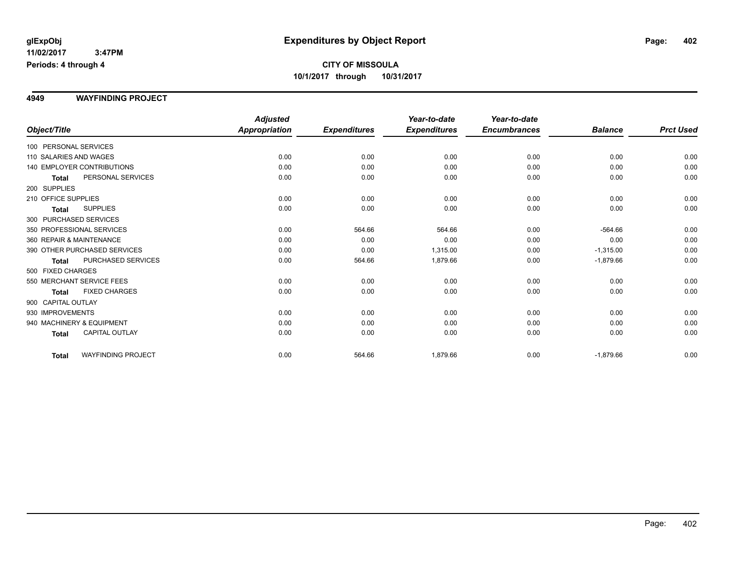**glExpObj** **Expenditures by Object Report**

**11/02/2017 3:47PM**

**Periods: 4 through 4**

**CITY OF MISSOULA**

**10/1/2017 through 10/31/2017**

## 4949 WAYFINDING PROJECT

| Object/Title | Adjusted Appropriation | Expenditures | Year-to-date Expenditures | Year-to-date Encumbrances | Balance | Prct Used |
|---|---|---|---|---|---|---|
| 100 PERSONAL SERVICES | | | | | | |
| 110 SALARIES AND WAGES | 0.00 | 0.00 | 0.00 | 0.00 | 0.00 | 0.00 |
| 140 EMPLOYER CONTRIBUTIONS | 0.00 | 0.00 | 0.00 | 0.00 | 0.00 | 0.00 |
| **Total** PERSONAL SERVICES | 0.00 | 0.00 | 0.00 | 0.00 | 0.00 | 0.00 |
| 200 SUPPLIES | | | | | | |
| 210 OFFICE SUPPLIES | 0.00 | 0.00 | 0.00 | 0.00 | 0.00 | 0.00 |
| **Total** SUPPLIES | 0.00 | 0.00 | 0.00 | 0.00 | 0.00 | 0.00 |
| 300 PURCHASED SERVICES | | | | | | |
| 350 PROFESSIONAL SERVICES | 0.00 | 564.66 | 564.66 | 0.00 | -564.66 | 0.00 |
| 360 REPAIR & MAINTENANCE | 0.00 | 0.00 | 0.00 | 0.00 | 0.00 | 0.00 |
| 390 OTHER PURCHASED SERVICES | 0.00 | 0.00 | 1,315.00 | 0.00 | -1,315.00 | 0.00 |
| **Total** PURCHASED SERVICES | 0.00 | 564.66 | 1,879.66 | 0.00 | -1,879.66 | 0.00 |
| 500 FIXED CHARGES | | | | | | |
| 550 MERCHANT SERVICE FEES | 0.00 | 0.00 | 0.00 | 0.00 | 0.00 | 0.00 |
| **Total** FIXED CHARGES | 0.00 | 0.00 | 0.00 | 0.00 | 0.00 | 0.00 |
| 900 CAPITAL OUTLAY | | | | | | |
| 930 IMPROVEMENTS | 0.00 | 0.00 | 0.00 | 0.00 | 0.00 | 0.00 |
| 940 MACHINERY & EQUIPMENT | 0.00 | 0.00 | 0.00 | 0.00 | 0.00 | 0.00 |
| **Total** CAPITAL OUTLAY | 0.00 | 0.00 | 0.00 | 0.00 | 0.00 | 0.00 |
| **Total** WAYFINDING PROJECT | 0.00 | 564.66 | 1,879.66 | 0.00 | -1,879.66 | 0.00 |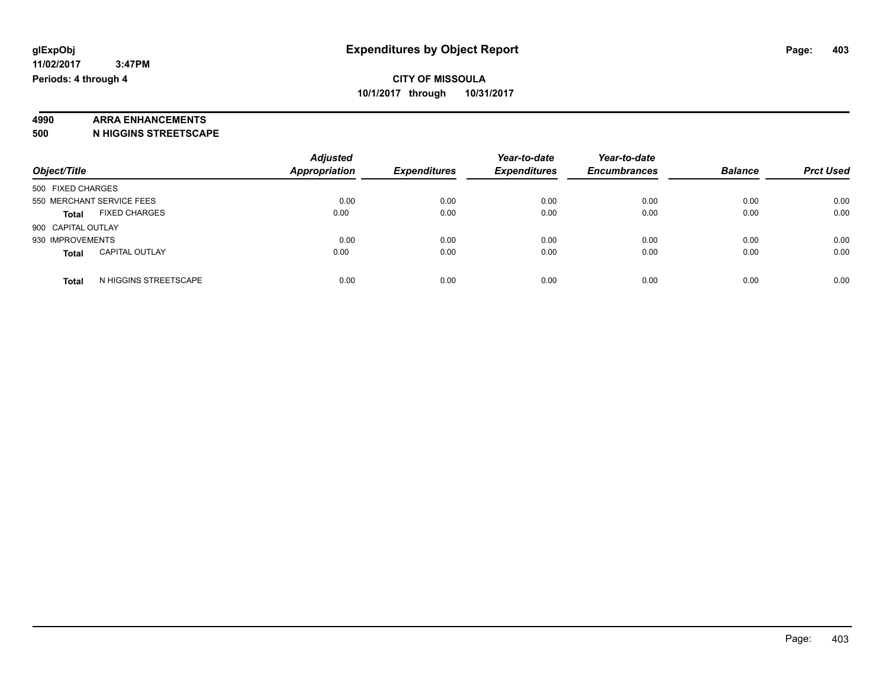**glExpObj** **Expenditures by Object Report**

**11/02/2017 3:47PM**

**Periods: 4 through 4**

**CITY OF MISSOULA**

**10/1/2017 through 10/31/2017**

**4990 ARRA ENHANCEMENTS**

**500 N HIGGINS STREETSCAPE**

| Object/Title | Adjusted Appropriation | Expenditures | Year-to-date Expenditures | Year-to-date Encumbrances | Balance | Prct Used |
|---|---|---|---|---|---|---|
| 500 FIXED CHARGES | | | | | | |
| 550 MERCHANT SERVICE FEES | 0.00 | 0.00 | 0.00 | 0.00 | 0.00 | 0.00 |
| **Total** FIXED CHARGES | 0.00 | 0.00 | 0.00 | 0.00 | 0.00 | 0.00 |
| 900 CAPITAL OUTLAY | | | | | | |
| 930 IMPROVEMENTS | 0.00 | 0.00 | 0.00 | 0.00 | 0.00 | 0.00 |
| **Total** CAPITAL OUTLAY | 0.00 | 0.00 | 0.00 | 0.00 | 0.00 | 0.00 |
| **Total** N HIGGINS STREETSCAPE | 0.00 | 0.00 | 0.00 | 0.00 | 0.00 | 0.00 |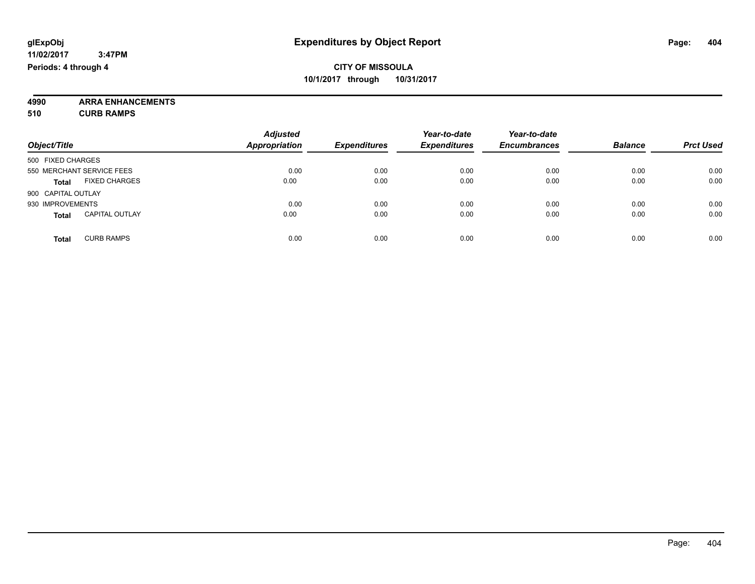**glExpObj**
**11/02/2017 3:47PM**
**Periods: 4 through 4**

# Expenditures by Object Report

**CITY OF MISSOULA**
**10/1/2017 through 10/31/2017**

**4990 ARRA ENHANCEMENTS**
**510 CURB RAMPS**

| Object/Title | | Adjusted Appropriation | Expenditures | Year-to-date Expenditures | Year-to-date Encumbrances | Balance | Prct Used |
|---|---|---|---|---|---|---|---|
| 500 FIXED CHARGES | | | | | | | |
| 550 MERCHANT SERVICE FEES | | 0.00 | 0.00 | 0.00 | 0.00 | 0.00 | 0.00 |
| **Total** | FIXED CHARGES | 0.00 | 0.00 | 0.00 | 0.00 | 0.00 | 0.00 |
| 900 CAPITAL OUTLAY | | | | | | | |
| 930 IMPROVEMENTS | | 0.00 | 0.00 | 0.00 | 0.00 | 0.00 | 0.00 |
| **Total** | CAPITAL OUTLAY | 0.00 | 0.00 | 0.00 | 0.00 | 0.00 | 0.00 |
| **Total** | CURB RAMPS | 0.00 | 0.00 | 0.00 | 0.00 | 0.00 | 0.00 |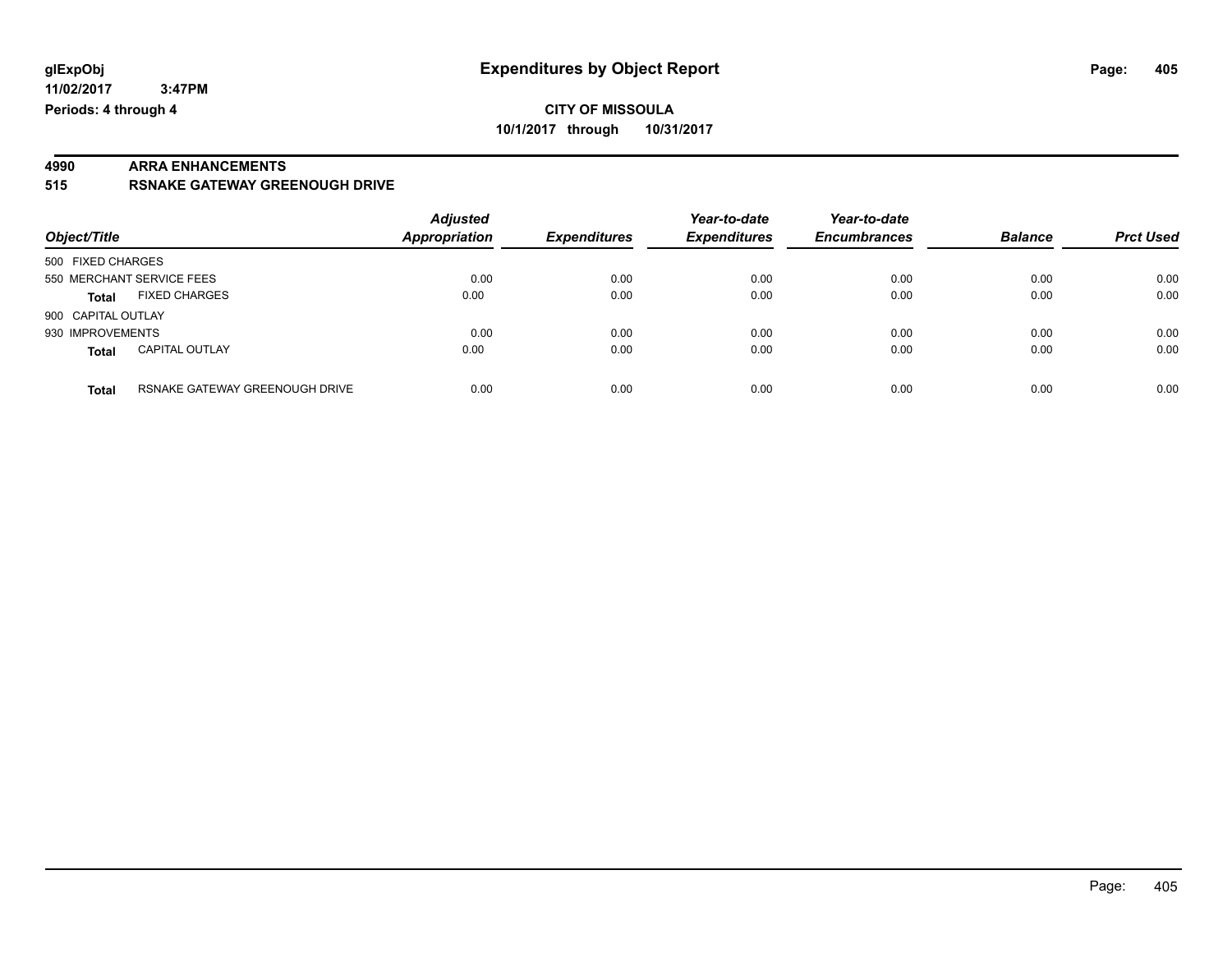**glExpObj** **Expenditures by Object Report**

**11/02/2017 3:47PM**

**Periods: 4 through 4**

**CITY OF MISSOULA**

**10/1/2017 through 10/31/2017**

**4990 ARRA ENHANCEMENTS**

**515 RSNAKE GATEWAY GREENOUGH DRIVE**

| Object/Title | | Adjusted Appropriation | Expenditures | Year-to-date Expenditures | Year-to-date Encumbrances | Balance | Prct Used |
|---|---|---|---|---|---|---|---|
| 500 FIXED CHARGES | | | | | | | |
| 550 MERCHANT SERVICE FEES | | 0.00 | 0.00 | 0.00 | 0.00 | 0.00 | 0.00 |
| **Total** | FIXED CHARGES | 0.00 | 0.00 | 0.00 | 0.00 | 0.00 | 0.00 |
| 900 CAPITAL OUTLAY | | | | | | | |
| 930 IMPROVEMENTS | | 0.00 | 0.00 | 0.00 | 0.00 | 0.00 | 0.00 |
| **Total** | CAPITAL OUTLAY | 0.00 | 0.00 | 0.00 | 0.00 | 0.00 | 0.00 |
| **Total** | RSNAKE GATEWAY GREENOUGH DRIVE | 0.00 | 0.00 | 0.00 | 0.00 | 0.00 | 0.00 |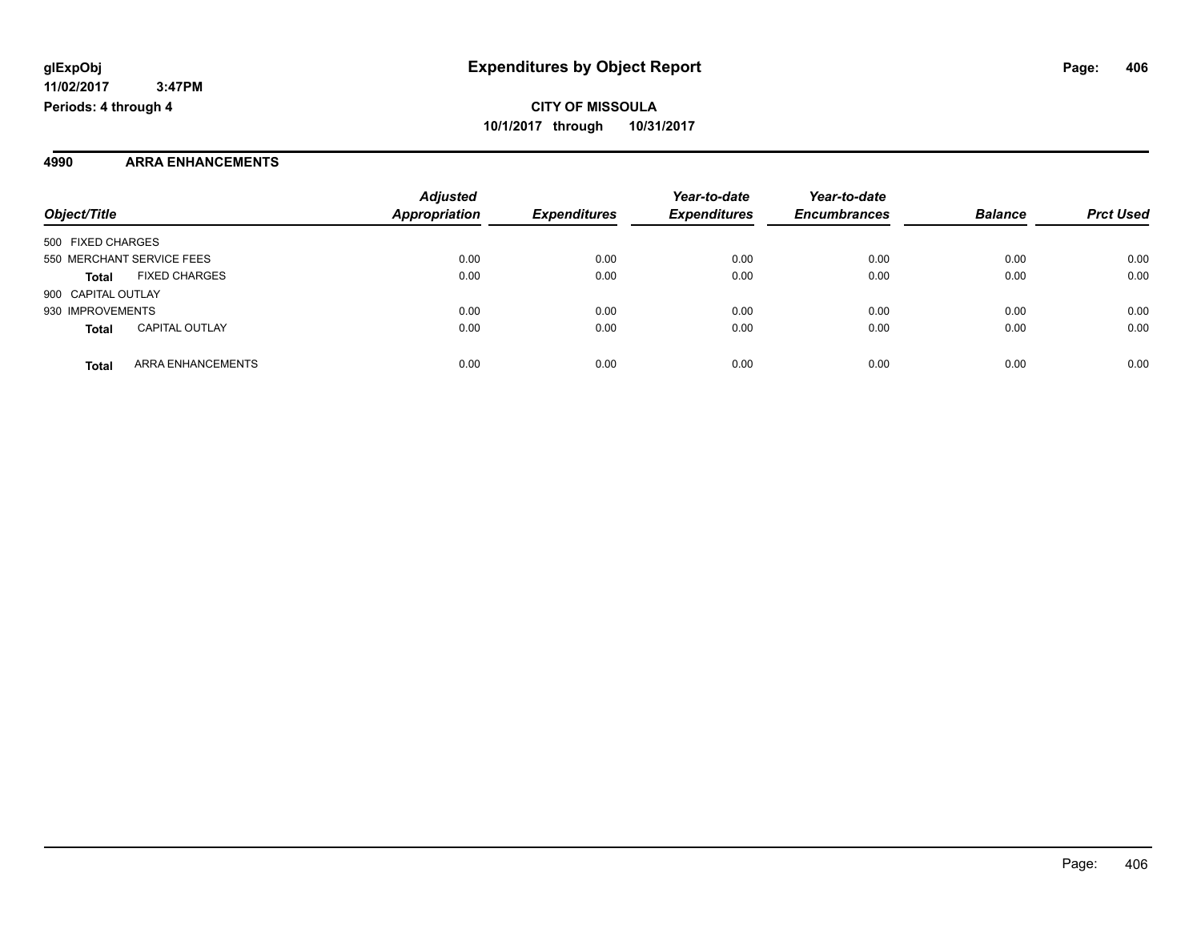**glExpObj** **Expenditures by Object Report**
**11/02/2017 3:47PM**
**Periods: 4 through 4**

**CITY OF MISSOULA**
**10/1/2017 through 10/31/2017**

## 4990 ARRA ENHANCEMENTS

| Object/Title | Adjusted Appropriation | Expenditures | Year-to-date Expenditures | Year-to-date Encumbrances | Balance | Prct Used |
|---|---|---|---|---|---|---|
| 500 FIXED CHARGES | | | | | | |
| 550 MERCHANT SERVICE FEES | 0.00 | 0.00 | 0.00 | 0.00 | 0.00 | 0.00 |
| **Total** FIXED CHARGES | 0.00 | 0.00 | 0.00 | 0.00 | 0.00 | 0.00 |
| 900 CAPITAL OUTLAY | | | | | | |
| 930 IMPROVEMENTS | 0.00 | 0.00 | 0.00 | 0.00 | 0.00 | 0.00 |
| **Total** CAPITAL OUTLAY | 0.00 | 0.00 | 0.00 | 0.00 | 0.00 | 0.00 |
| **Total** ARRA ENHANCEMENTS | 0.00 | 0.00 | 0.00 | 0.00 | 0.00 | 0.00 |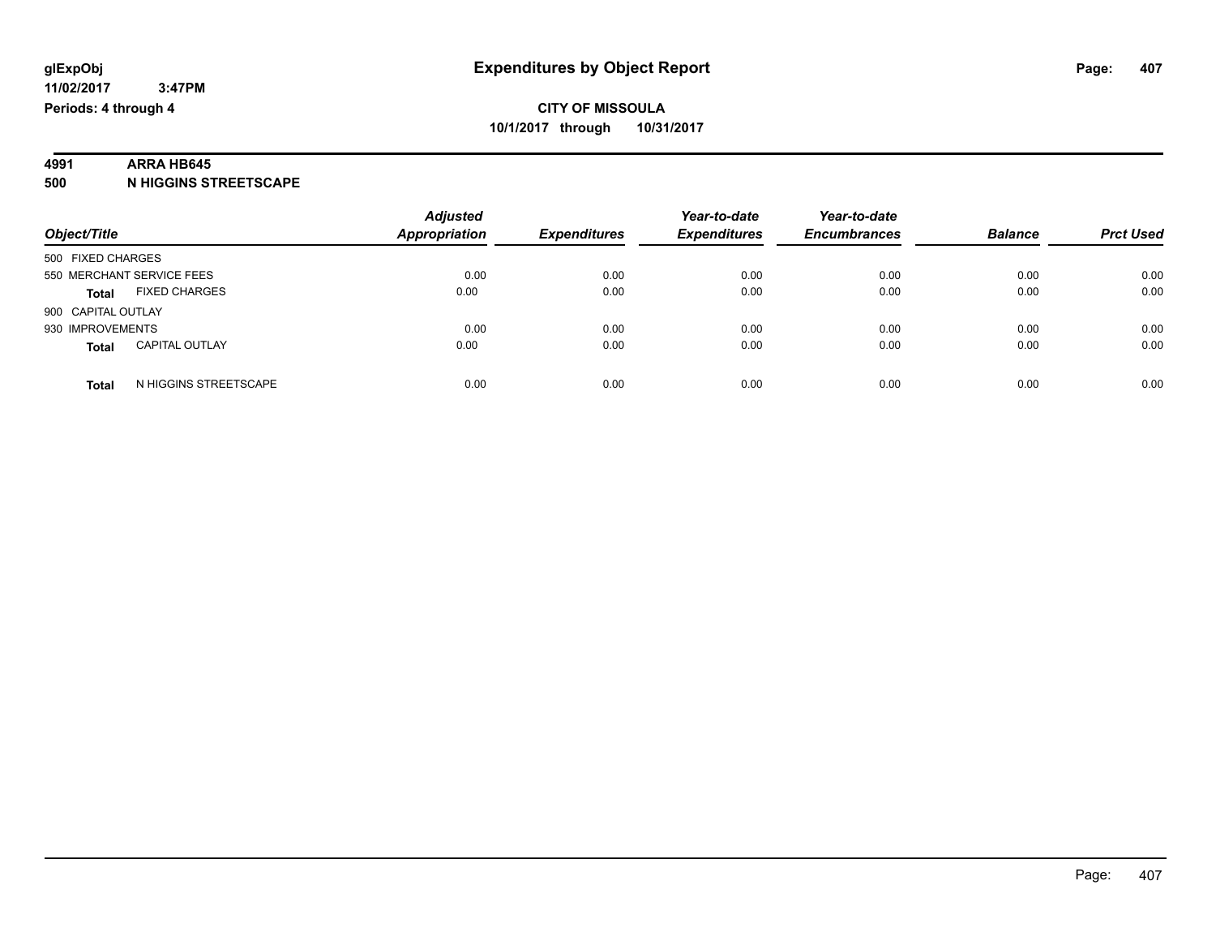**glExpObj** **Expenditures by Object Report**

**11/02/2017 3:47PM**

**Periods: 4 through 4**

**CITY OF MISSOULA**

**10/1/2017 through 10/31/2017**

**4991 ARRA HB645**

**500 N HIGGINS STREETSCAPE**

| Object/Title | Adjusted Appropriation | Expenditures | Year-to-date Expenditures | Year-to-date Encumbrances | Balance | Prct Used |
|---|---|---|---|---|---|---|
| 500 FIXED CHARGES | | | | | | |
| 550 MERCHANT SERVICE FEES | 0.00 | 0.00 | 0.00 | 0.00 | 0.00 | 0.00 |
| **Total** FIXED CHARGES | 0.00 | 0.00 | 0.00 | 0.00 | 0.00 | 0.00 |
| 900 CAPITAL OUTLAY | | | | | | |
| 930 IMPROVEMENTS | 0.00 | 0.00 | 0.00 | 0.00 | 0.00 | 0.00 |
| **Total** CAPITAL OUTLAY | 0.00 | 0.00 | 0.00 | 0.00 | 0.00 | 0.00 |
| **Total** N HIGGINS STREETSCAPE | 0.00 | 0.00 | 0.00 | 0.00 | 0.00 | 0.00 |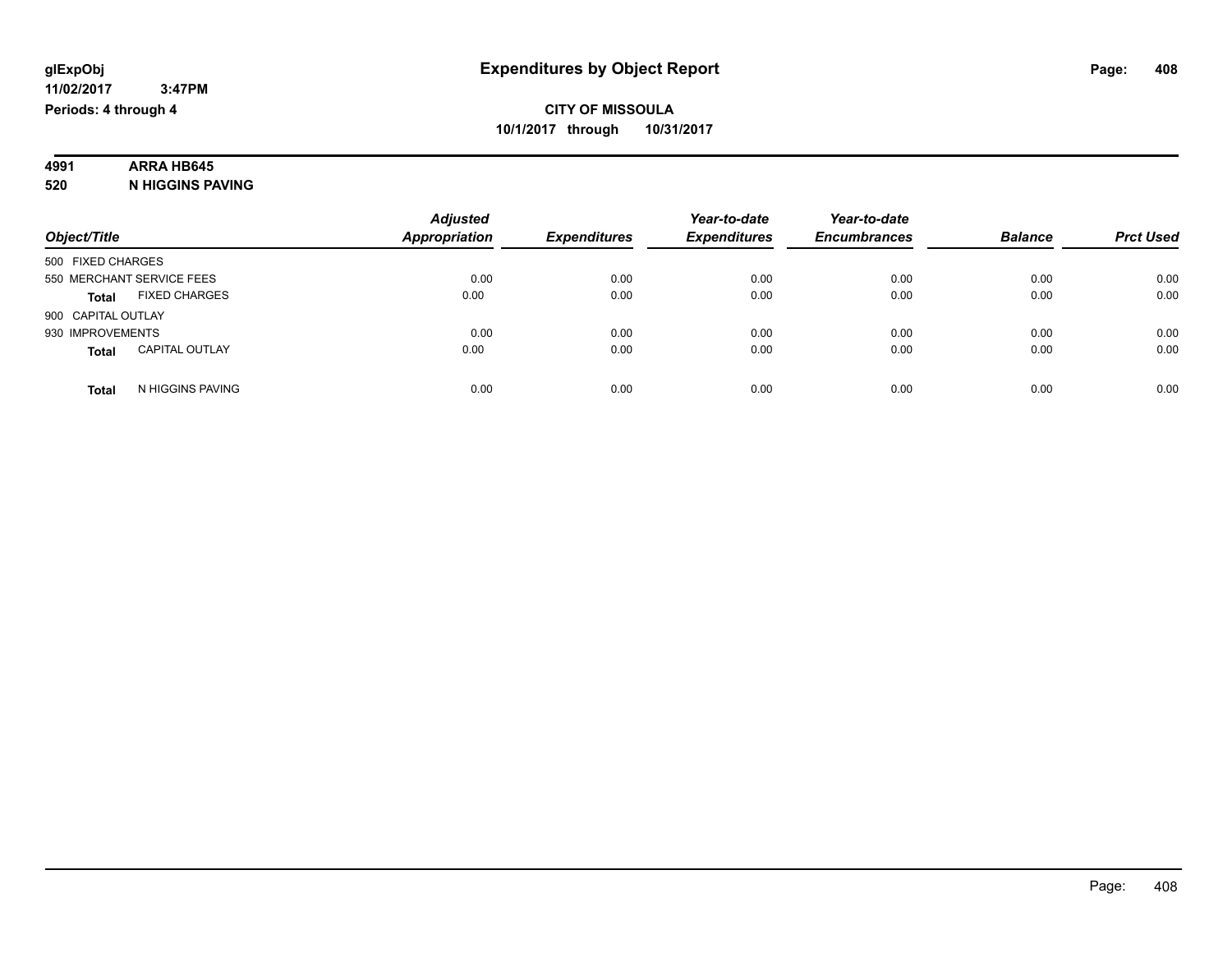# Expenditures by Object Report

glExpObj
11/02/2017 3:47PM
Periods: 4 through 4

**CITY OF MISSOULA**
**10/1/2017 through 10/31/2017**

**4991 ARRA HB645**
**520 N HIGGINS PAVING**

| Object/Title | Adjusted Appropriation | Expenditures | Year-to-date Expenditures | Year-to-date Encumbrances | Balance | Prct Used |
|---|---|---|---|---|---|---|
| 500 FIXED CHARGES | | | | | | |
| 550 MERCHANT SERVICE FEES | 0.00 | 0.00 | 0.00 | 0.00 | 0.00 | 0.00 |
| **Total** FIXED CHARGES | 0.00 | 0.00 | 0.00 | 0.00 | 0.00 | 0.00 |
| 900 CAPITAL OUTLAY | | | | | | |
| 930 IMPROVEMENTS | 0.00 | 0.00 | 0.00 | 0.00 | 0.00 | 0.00 |
| **Total** CAPITAL OUTLAY | 0.00 | 0.00 | 0.00 | 0.00 | 0.00 | 0.00 |
| **Total** N HIGGINS PAVING | 0.00 | 0.00 | 0.00 | 0.00 | 0.00 | 0.00 |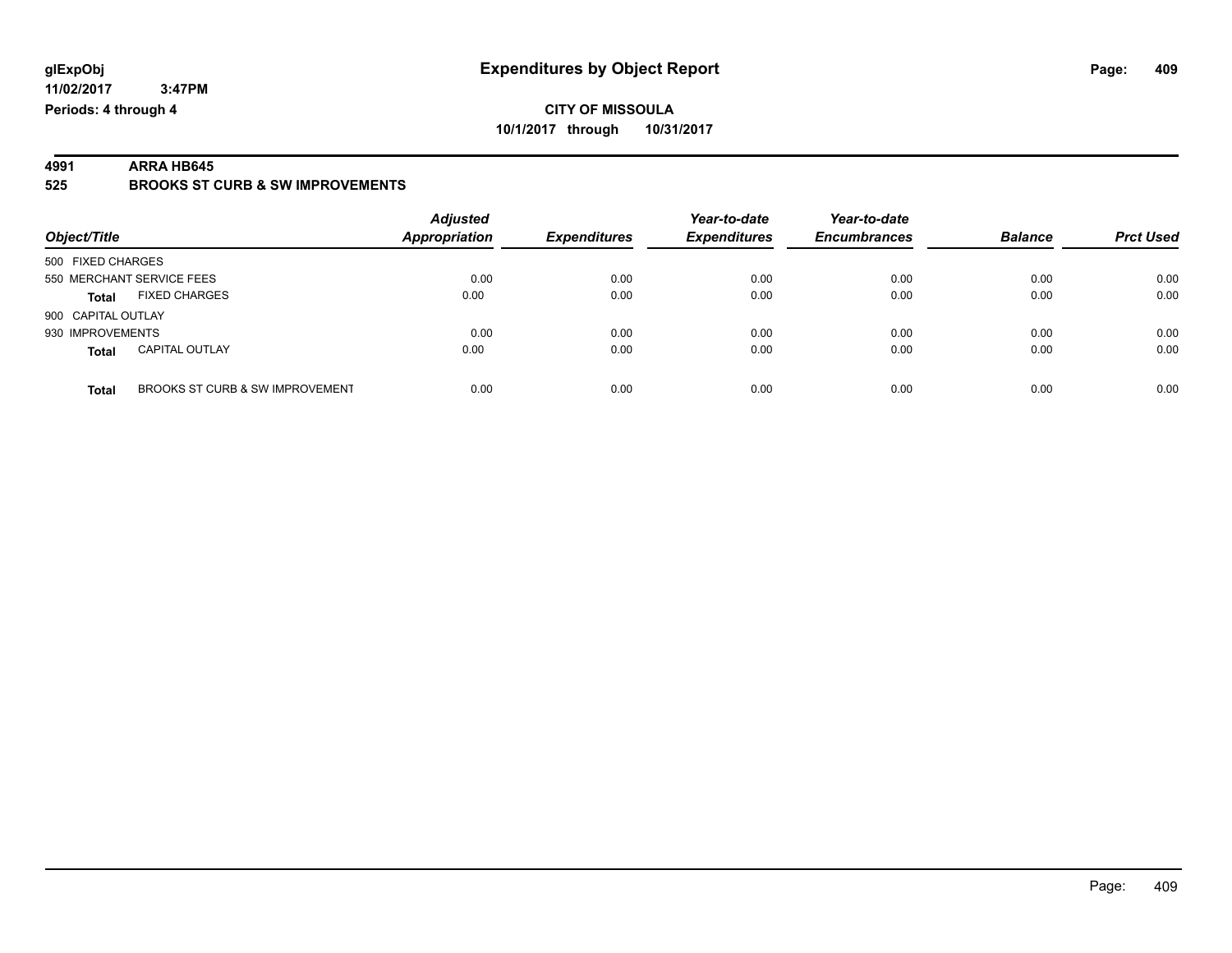**glExpObj** **Expenditures by Object Report**

**11/02/2017 3:47PM**

**Periods: 4 through 4**

**CITY OF MISSOULA**

**10/1/2017 through 10/31/2017**

**4991 ARRA HB645**

**525 BROOKS ST CURB & SW IMPROVEMENTS**

| Object/Title | | Adjusted Appropriation | Expenditures | Year-to-date Expenditures | Year-to-date Encumbrances | Balance | Prct Used |
|---|---|---|---|---|---|---|---|
| 500 FIXED CHARGES | | | | | | | |
| 550 MERCHANT SERVICE FEES | | 0.00 | 0.00 | 0.00 | 0.00 | 0.00 | 0.00 |
| **Total** | FIXED CHARGES | 0.00 | 0.00 | 0.00 | 0.00 | 0.00 | 0.00 |
| 900 CAPITAL OUTLAY | | | | | | | |
| 930 IMPROVEMENTS | | 0.00 | 0.00 | 0.00 | 0.00 | 0.00 | 0.00 |
| **Total** | CAPITAL OUTLAY | 0.00 | 0.00 | 0.00 | 0.00 | 0.00 | 0.00 |
| **Total** | BROOKS ST CURB & SW IMPROVEMENT | 0.00 | 0.00 | 0.00 | 0.00 | 0.00 | 0.00 |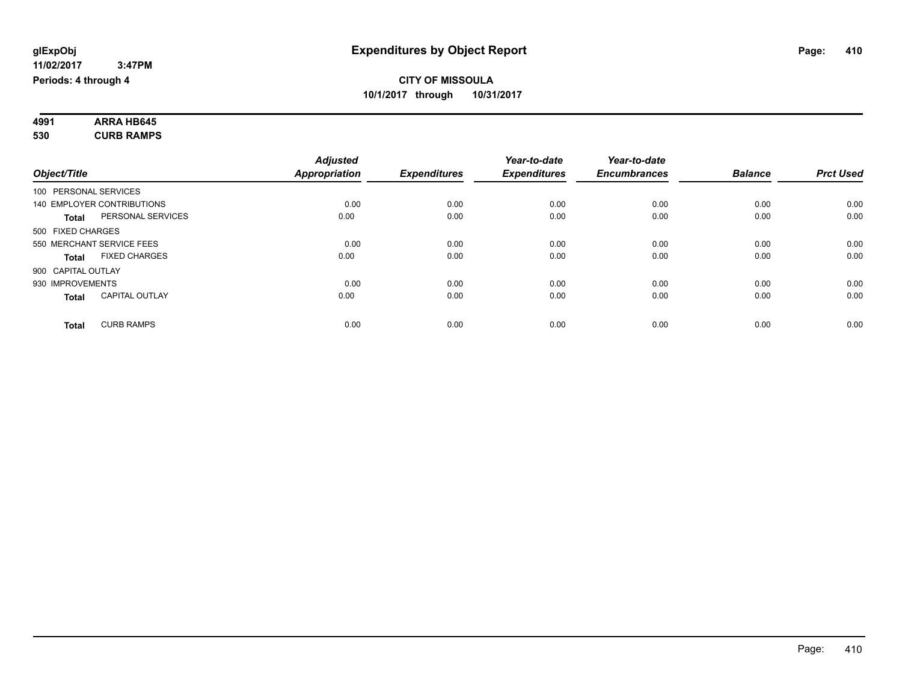# Expenditures by Object Report

glExpObj
11/02/2017 3:47PM
Periods: 4 through 4

**CITY OF MISSOULA**
**10/1/2017 through 10/31/2017**

**4991 ARRA HB645**
**530 CURB RAMPS**

| Object/Title | Adjusted Appropriation | Expenditures | Year-to-date Expenditures | Year-to-date Encumbrances | Balance | Prct Used |
|---|---|---|---|---|---|---|
| 100 PERSONAL SERVICES | | | | | | |
| 140 EMPLOYER CONTRIBUTIONS | 0.00 | 0.00 | 0.00 | 0.00 | 0.00 | 0.00 |
| **Total** PERSONAL SERVICES | 0.00 | 0.00 | 0.00 | 0.00 | 0.00 | 0.00 |
| 500 FIXED CHARGES | | | | | | |
| 550 MERCHANT SERVICE FEES | 0.00 | 0.00 | 0.00 | 0.00 | 0.00 | 0.00 |
| **Total** FIXED CHARGES | 0.00 | 0.00 | 0.00 | 0.00 | 0.00 | 0.00 |
| 900 CAPITAL OUTLAY | | | | | | |
| 930 IMPROVEMENTS | 0.00 | 0.00 | 0.00 | 0.00 | 0.00 | 0.00 |
| **Total** CAPITAL OUTLAY | 0.00 | 0.00 | 0.00 | 0.00 | 0.00 | 0.00 |
| **Total** CURB RAMPS | 0.00 | 0.00 | 0.00 | 0.00 | 0.00 | 0.00 |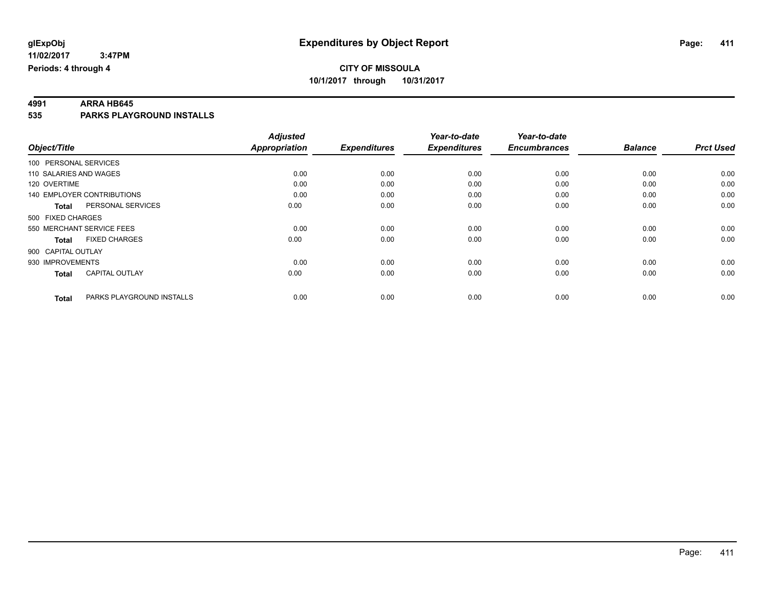# Expenditures by Object Report

glExpObj
11/02/2017 3:47PM
Periods: 4 through 4

**CITY OF MISSOULA**
**10/1/2017 through 10/31/2017**

## 4991 ARRA HB645
## 535 PARKS PLAYGROUND INSTALLS

| Object/Title | Adjusted Appropriation | Expenditures | Year-to-date Expenditures | Year-to-date Encumbrances | Balance | Prct Used |
|---|---|---|---|---|---|---|
| 100 PERSONAL SERVICES | | | | | | |
| 110 SALARIES AND WAGES | 0.00 | 0.00 | 0.00 | 0.00 | 0.00 | 0.00 |
| 120 OVERTIME | 0.00 | 0.00 | 0.00 | 0.00 | 0.00 | 0.00 |
| 140 EMPLOYER CONTRIBUTIONS | 0.00 | 0.00 | 0.00 | 0.00 | 0.00 | 0.00 |
| **Total** PERSONAL SERVICES | 0.00 | 0.00 | 0.00 | 0.00 | 0.00 | 0.00 |
| 500 FIXED CHARGES | | | | | | |
| 550 MERCHANT SERVICE FEES | 0.00 | 0.00 | 0.00 | 0.00 | 0.00 | 0.00 |
| **Total** FIXED CHARGES | 0.00 | 0.00 | 0.00 | 0.00 | 0.00 | 0.00 |
| 900 CAPITAL OUTLAY | | | | | | |
| 930 IMPROVEMENTS | 0.00 | 0.00 | 0.00 | 0.00 | 0.00 | 0.00 |
| **Total** CAPITAL OUTLAY | 0.00 | 0.00 | 0.00 | 0.00 | 0.00 | 0.00 |
| **Total** PARKS PLAYGROUND INSTALLS | 0.00 | 0.00 | 0.00 | 0.00 | 0.00 | 0.00 |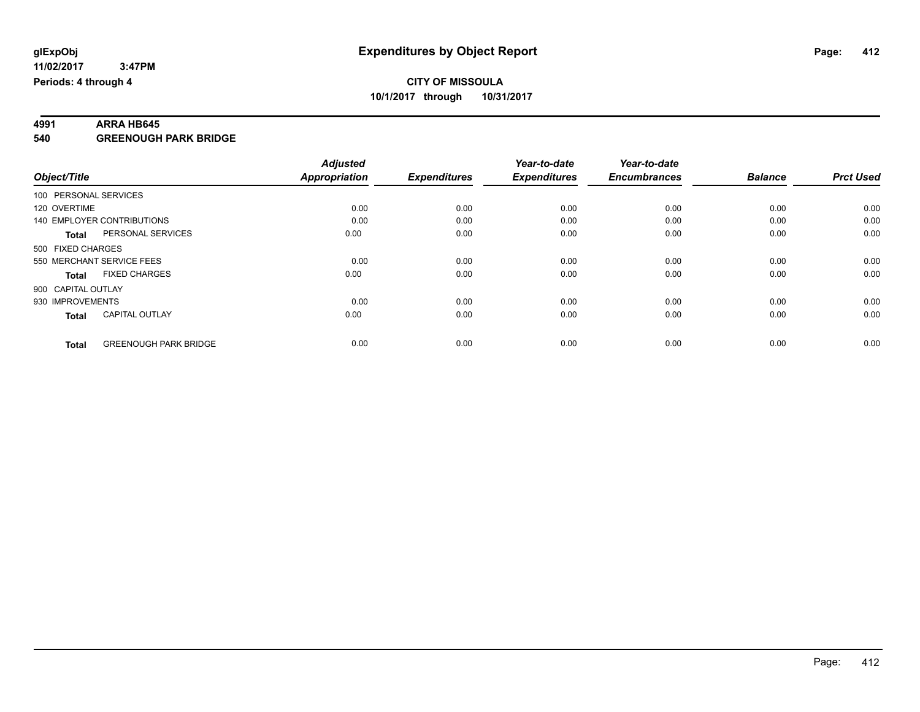# Expenditures by Object Report

**glExpObj**
**11/02/2017 3:47PM**
**Periods: 4 through 4**

**CITY OF MISSOULA**
**10/1/2017 through 10/31/2017**

**4991 ARRA HB645**
**540 GREENOUGH PARK BRIDGE**

| Object/Title | Adjusted Appropriation | Expenditures | Year-to-date Expenditures | Year-to-date Encumbrances | Balance | Prct Used |
|---|---|---|---|---|---|---|
| 100 PERSONAL SERVICES | | | | | | |
| 120 OVERTIME | 0.00 | 0.00 | 0.00 | 0.00 | 0.00 | 0.00 |
| 140 EMPLOYER CONTRIBUTIONS | 0.00 | 0.00 | 0.00 | 0.00 | 0.00 | 0.00 |
| **Total** PERSONAL SERVICES | 0.00 | 0.00 | 0.00 | 0.00 | 0.00 | 0.00 |
| 500 FIXED CHARGES | | | | | | |
| 550 MERCHANT SERVICE FEES | 0.00 | 0.00 | 0.00 | 0.00 | 0.00 | 0.00 |
| **Total** FIXED CHARGES | 0.00 | 0.00 | 0.00 | 0.00 | 0.00 | 0.00 |
| 900 CAPITAL OUTLAY | | | | | | |
| 930 IMPROVEMENTS | 0.00 | 0.00 | 0.00 | 0.00 | 0.00 | 0.00 |
| **Total** CAPITAL OUTLAY | 0.00 | 0.00 | 0.00 | 0.00 | 0.00 | 0.00 |
| **Total** GREENOUGH PARK BRIDGE | 0.00 | 0.00 | 0.00 | 0.00 | 0.00 | 0.00 |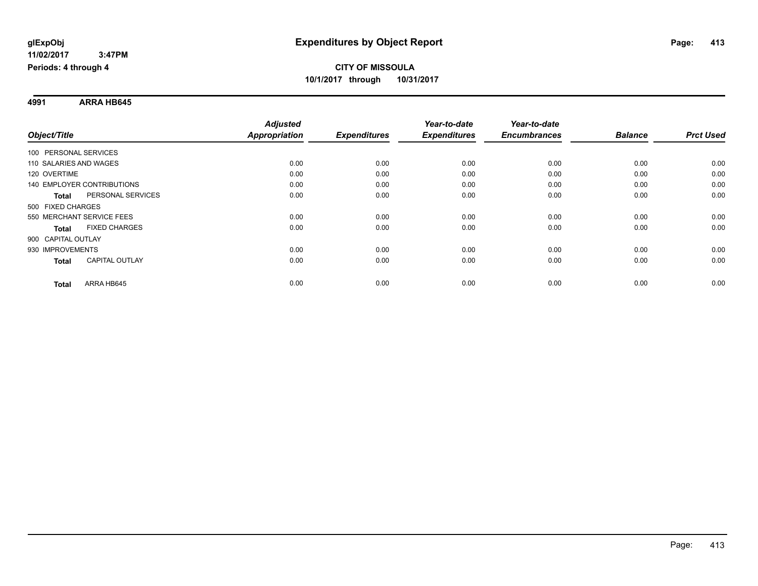glExpObj
11/02/2017 3:47PM
Periods: 4 through 4

# Expenditures by Object Report

**CITY OF MISSOULA**
**10/1/2017 through 10/31/2017**

**4991 ARRA HB645**

| Object/Title | | Adjusted Appropriation | Expenditures | Year-to-date Expenditures | Year-to-date Encumbrances | Balance | Prct Used |
|---|---|---|---|---|---|---|---|
| 100 PERSONAL SERVICES | | | | | | | |
| 110 SALARIES AND WAGES | | 0.00 | 0.00 | 0.00 | 0.00 | 0.00 | 0.00 |
| 120 OVERTIME | | 0.00 | 0.00 | 0.00 | 0.00 | 0.00 | 0.00 |
| 140 EMPLOYER CONTRIBUTIONS | | 0.00 | 0.00 | 0.00 | 0.00 | 0.00 | 0.00 |
| **Total** | PERSONAL SERVICES | 0.00 | 0.00 | 0.00 | 0.00 | 0.00 | 0.00 |
| 500 FIXED CHARGES | | | | | | | |
| 550 MERCHANT SERVICE FEES | | 0.00 | 0.00 | 0.00 | 0.00 | 0.00 | 0.00 |
| **Total** | FIXED CHARGES | 0.00 | 0.00 | 0.00 | 0.00 | 0.00 | 0.00 |
| 900 CAPITAL OUTLAY | | | | | | | |
| 930 IMPROVEMENTS | | 0.00 | 0.00 | 0.00 | 0.00 | 0.00 | 0.00 |
| **Total** | CAPITAL OUTLAY | 0.00 | 0.00 | 0.00 | 0.00 | 0.00 | 0.00 |
| **Total** | ARRA HB645 | 0.00 | 0.00 | 0.00 | 0.00 | 0.00 | 0.00 |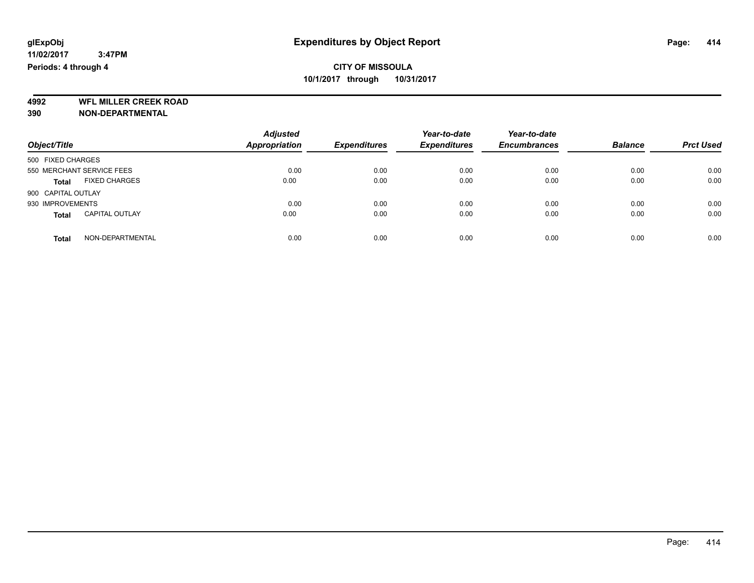**glExpObj** **Expenditures by Object Report**

**11/02/2017 3:47PM**

**Periods: 4 through 4**

**CITY OF MISSOULA**

**10/1/2017 through 10/31/2017**

**4992 WFL MILLER CREEK ROAD**

**390 NON-DEPARTMENTAL**

| Object/Title | Adjusted Appropriation | Expenditures | Year-to-date Expenditures | Year-to-date Encumbrances | Balance | Prct Used |
|---|---|---|---|---|---|---|
| 500 FIXED CHARGES | | | | | | |
| 550 MERCHANT SERVICE FEES | 0.00 | 0.00 | 0.00 | 0.00 | 0.00 | 0.00 |
| **Total** FIXED CHARGES | 0.00 | 0.00 | 0.00 | 0.00 | 0.00 | 0.00 |
| 900 CAPITAL OUTLAY | | | | | | |
| 930 IMPROVEMENTS | 0.00 | 0.00 | 0.00 | 0.00 | 0.00 | 0.00 |
| **Total** CAPITAL OUTLAY | 0.00 | 0.00 | 0.00 | 0.00 | 0.00 | 0.00 |
| **Total** NON-DEPARTMENTAL | 0.00 | 0.00 | 0.00 | 0.00 | 0.00 | 0.00 |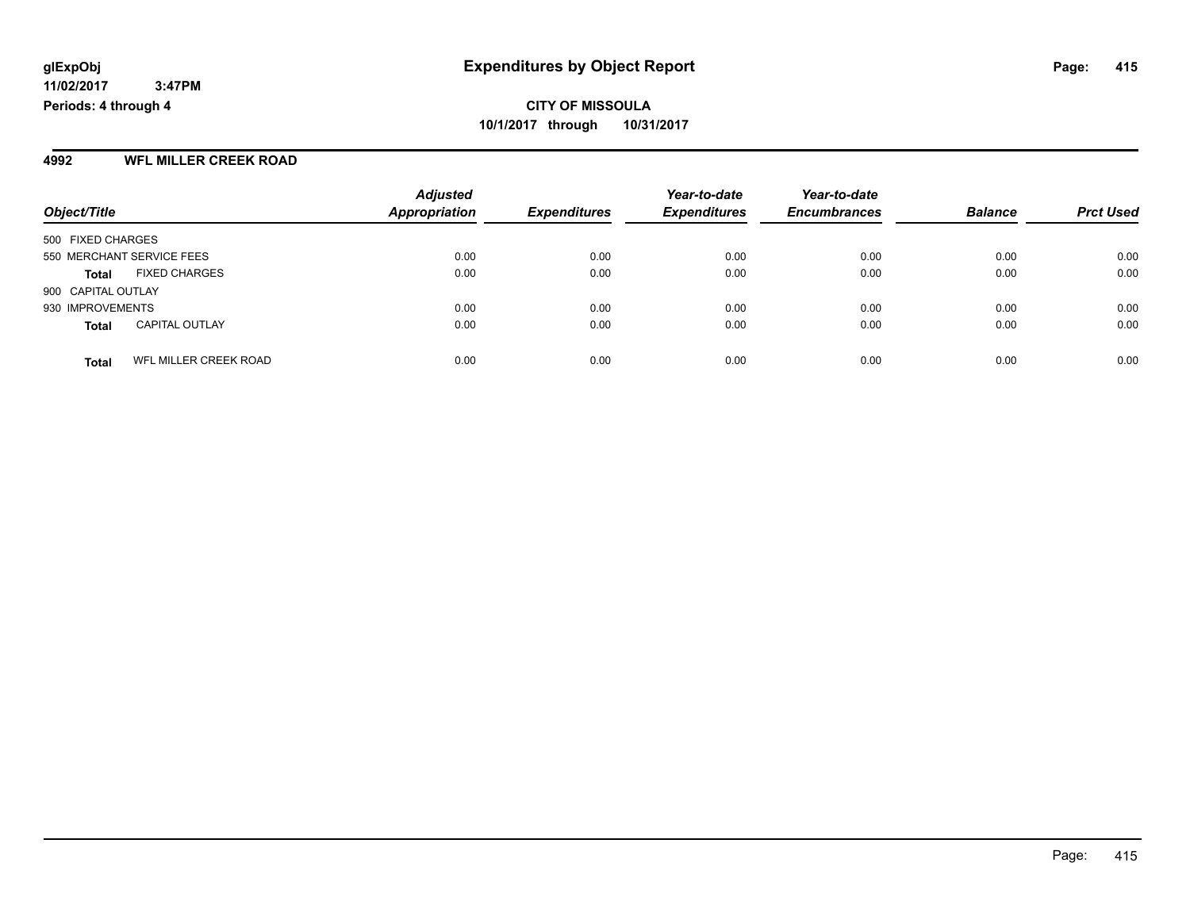**glExpObj** **Expenditures by Object Report**

**11/02/2017 3:47PM**

**Periods: 4 through 4**

**CITY OF MISSOULA**

**10/1/2017 through 10/31/2017**

## 4992 WFL MILLER CREEK ROAD

| Object/Title | | *Adjusted Appropriation* | *Expenditures* | *Year-to-date Expenditures* | *Year-to-date Encumbrances* | *Balance* | *Prct Used* |
|---|---|---|---|---|---|---|---|
| 500 FIXED CHARGES | | | | | | | |
| 550 MERCHANT SERVICE FEES | | 0.00 | 0.00 | 0.00 | 0.00 | 0.00 | 0.00 |
| **Total** | FIXED CHARGES | 0.00 | 0.00 | 0.00 | 0.00 | 0.00 | 0.00 |
| 900 CAPITAL OUTLAY | | | | | | | |
| 930 IMPROVEMENTS | | 0.00 | 0.00 | 0.00 | 0.00 | 0.00 | 0.00 |
| **Total** | CAPITAL OUTLAY | 0.00 | 0.00 | 0.00 | 0.00 | 0.00 | 0.00 |
| **Total** | WFL MILLER CREEK ROAD | 0.00 | 0.00 | 0.00 | 0.00 | 0.00 | 0.00 |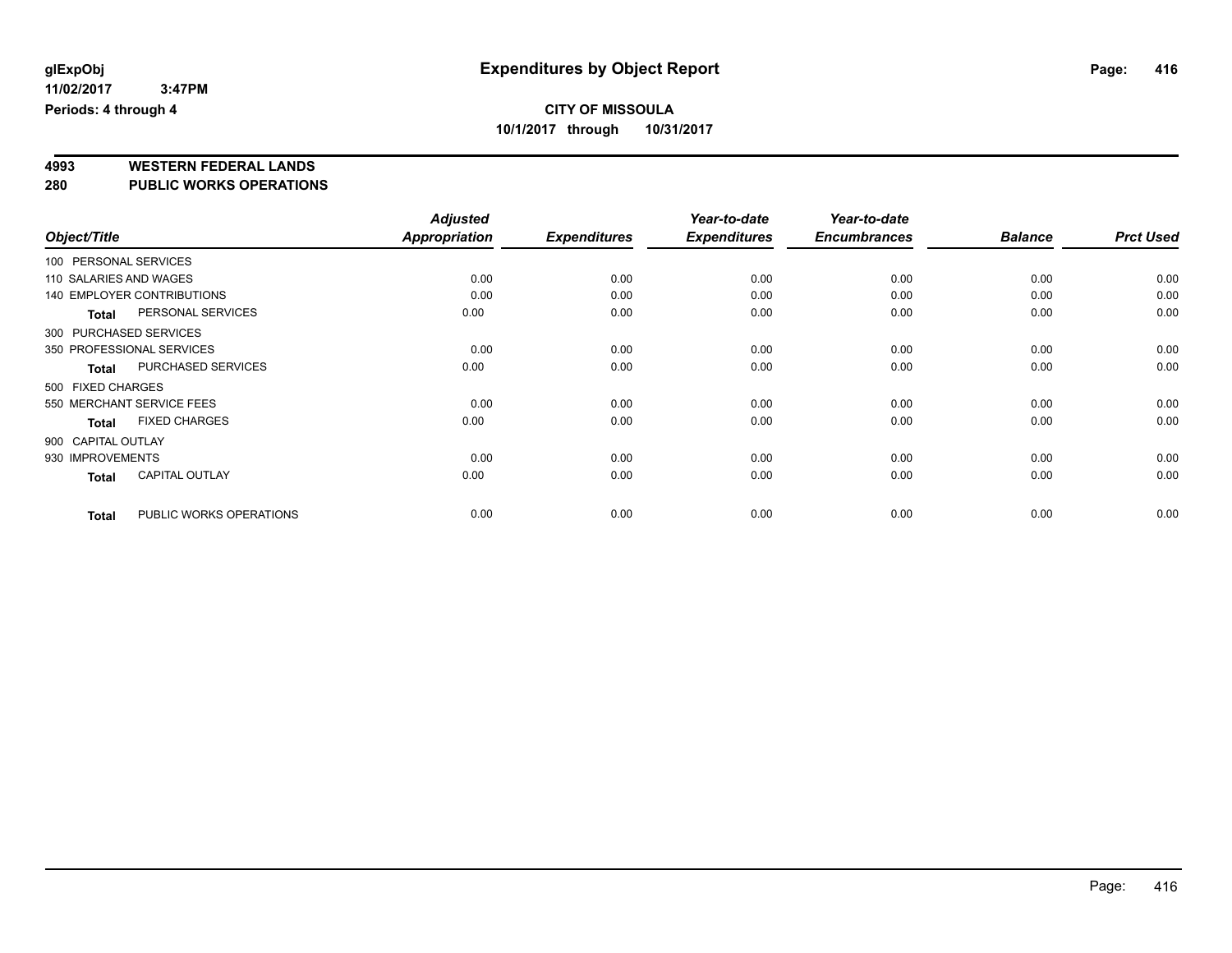**glExpObj** **Expenditures by Object Report**

**11/02/2017 3:47PM**

**Periods: 4 through 4**

**CITY OF MISSOULA**

**10/1/2017 through 10/31/2017**

## 4993 WESTERN FEDERAL LANDS
## 280 PUBLIC WORKS OPERATIONS

| Object/Title | | Adjusted Appropriation | Expenditures | Year-to-date Expenditures | Year-to-date Encumbrances | Balance | Prct Used |
|---|---|---|---|---|---|---|---|
| 100 PERSONAL SERVICES | | | | | | | |
| 110 SALARIES AND WAGES | | 0.00 | 0.00 | 0.00 | 0.00 | 0.00 | 0.00 |
| 140 EMPLOYER CONTRIBUTIONS | | 0.00 | 0.00 | 0.00 | 0.00 | 0.00 | 0.00 |
| **Total** | PERSONAL SERVICES | 0.00 | 0.00 | 0.00 | 0.00 | 0.00 | 0.00 |
| 300 PURCHASED SERVICES | | | | | | | |
| 350 PROFESSIONAL SERVICES | | 0.00 | 0.00 | 0.00 | 0.00 | 0.00 | 0.00 |
| **Total** | PURCHASED SERVICES | 0.00 | 0.00 | 0.00 | 0.00 | 0.00 | 0.00 |
| 500 FIXED CHARGES | | | | | | | |
| 550 MERCHANT SERVICE FEES | | 0.00 | 0.00 | 0.00 | 0.00 | 0.00 | 0.00 |
| **Total** | FIXED CHARGES | 0.00 | 0.00 | 0.00 | 0.00 | 0.00 | 0.00 |
| 900 CAPITAL OUTLAY | | | | | | | |
| 930 IMPROVEMENTS | | 0.00 | 0.00 | 0.00 | 0.00 | 0.00 | 0.00 |
| **Total** | CAPITAL OUTLAY | 0.00 | 0.00 | 0.00 | 0.00 | 0.00 | 0.00 |
| **Total** | PUBLIC WORKS OPERATIONS | 0.00 | 0.00 | 0.00 | 0.00 | 0.00 | 0.00 |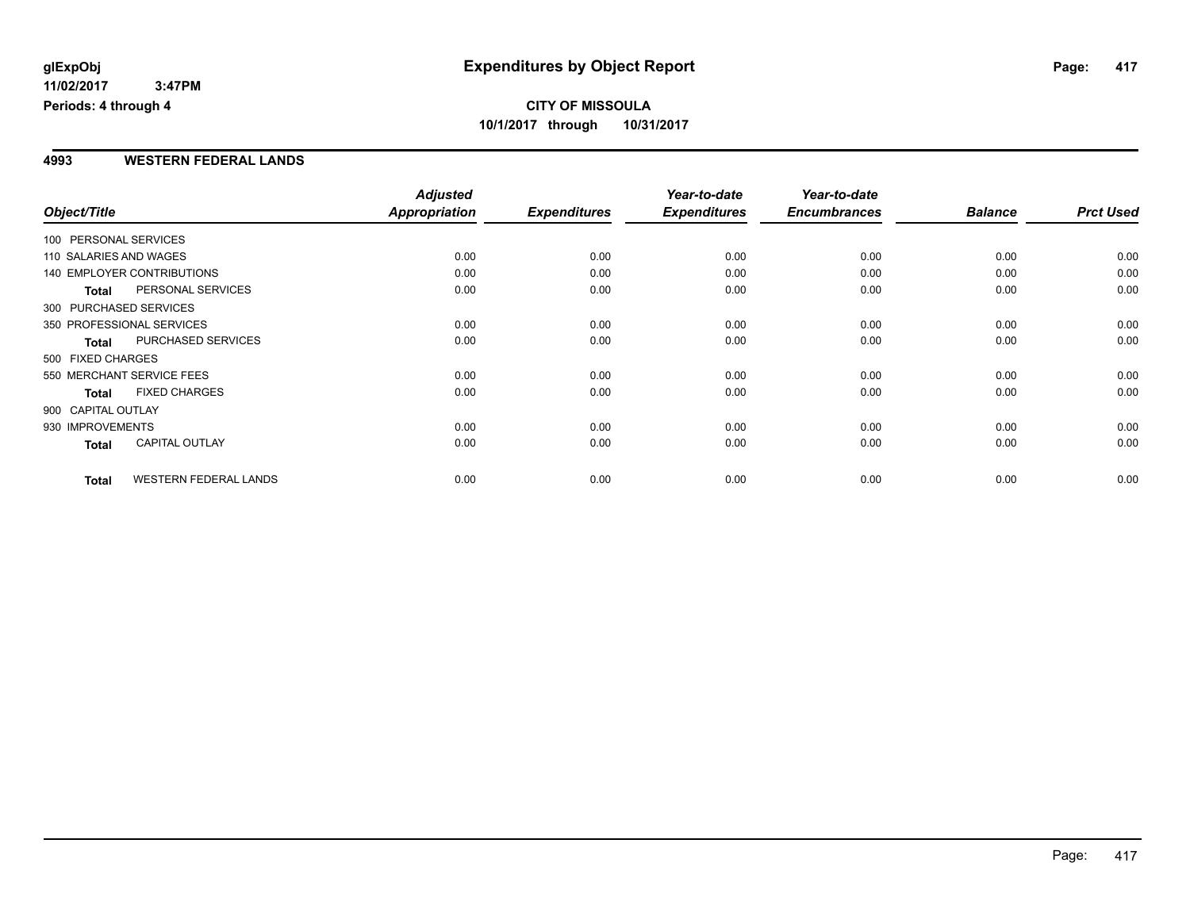# Expenditures by Object Report

**glExpObj**
**11/02/2017 3:47PM**
**Periods: 4 through 4**

**CITY OF MISSOULA**
**10/1/2017 through 10/31/2017**

## 4993 WESTERN FEDERAL LANDS

| Object/Title | | *Adjusted Appropriation* | *Expenditures* | *Year-to-date Expenditures* | *Year-to-date Encumbrances* | *Balance* | *Prct Used* |
|---|---|---|---|---|---|---|---|
| 100 PERSONAL SERVICES | | | | | | | |
| 110 SALARIES AND WAGES | | 0.00 | 0.00 | 0.00 | 0.00 | 0.00 | 0.00 |
| 140 EMPLOYER CONTRIBUTIONS | | 0.00 | 0.00 | 0.00 | 0.00 | 0.00 | 0.00 |
| **Total** | PERSONAL SERVICES | 0.00 | 0.00 | 0.00 | 0.00 | 0.00 | 0.00 |
| 300 PURCHASED SERVICES | | | | | | | |
| 350 PROFESSIONAL SERVICES | | 0.00 | 0.00 | 0.00 | 0.00 | 0.00 | 0.00 |
| **Total** | PURCHASED SERVICES | 0.00 | 0.00 | 0.00 | 0.00 | 0.00 | 0.00 |
| 500 FIXED CHARGES | | | | | | | |
| 550 MERCHANT SERVICE FEES | | 0.00 | 0.00 | 0.00 | 0.00 | 0.00 | 0.00 |
| **Total** | FIXED CHARGES | 0.00 | 0.00 | 0.00 | 0.00 | 0.00 | 0.00 |
| 900 CAPITAL OUTLAY | | | | | | | |
| 930 IMPROVEMENTS | | 0.00 | 0.00 | 0.00 | 0.00 | 0.00 | 0.00 |
| **Total** | CAPITAL OUTLAY | 0.00 | 0.00 | 0.00 | 0.00 | 0.00 | 0.00 |
| **Total** | WESTERN FEDERAL LANDS | 0.00 | 0.00 | 0.00 | 0.00 | 0.00 | 0.00 |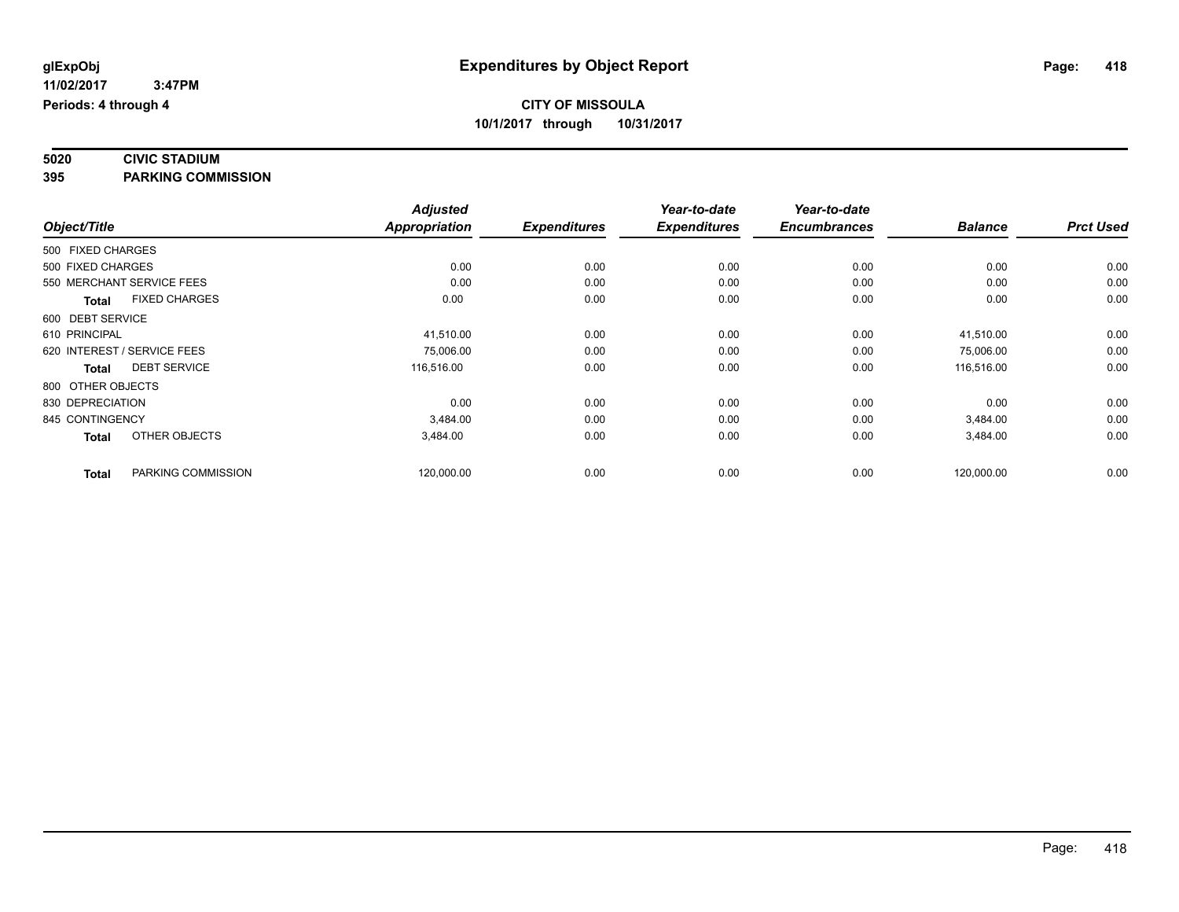**glExpObj** **Expenditures by Object Report**

**11/02/2017 3:47PM**

**Periods: 4 through 4**

**CITY OF MISSOULA**

**10/1/2017 through 10/31/2017**

**5020 CIVIC STADIUM**

**395 PARKING COMMISSION**

| Object/Title | Adjusted Appropriation | Expenditures | Year-to-date Expenditures | Year-to-date Encumbrances | Balance | Prct Used |
|---|---|---|---|---|---|---|
| 500 FIXED CHARGES | | | | | | |
| 500 FIXED CHARGES | 0.00 | 0.00 | 0.00 | 0.00 | 0.00 | 0.00 |
| 550 MERCHANT SERVICE FEES | 0.00 | 0.00 | 0.00 | 0.00 | 0.00 | 0.00 |
| **Total** FIXED CHARGES | 0.00 | 0.00 | 0.00 | 0.00 | 0.00 | 0.00 |
| 600 DEBT SERVICE | | | | | | |
| 610 PRINCIPAL | 41,510.00 | 0.00 | 0.00 | 0.00 | 41,510.00 | 0.00 |
| 620 INTEREST / SERVICE FEES | 75,006.00 | 0.00 | 0.00 | 0.00 | 75,006.00 | 0.00 |
| **Total** DEBT SERVICE | 116,516.00 | 0.00 | 0.00 | 0.00 | 116,516.00 | 0.00 |
| 800 OTHER OBJECTS | | | | | | |
| 830 DEPRECIATION | 0.00 | 0.00 | 0.00 | 0.00 | 0.00 | 0.00 |
| 845 CONTINGENCY | 3,484.00 | 0.00 | 0.00 | 0.00 | 3,484.00 | 0.00 |
| **Total** OTHER OBJECTS | 3,484.00 | 0.00 | 0.00 | 0.00 | 3,484.00 | 0.00 |
| **Total** PARKING COMMISSION | 120,000.00 | 0.00 | 0.00 | 0.00 | 120,000.00 | 0.00 |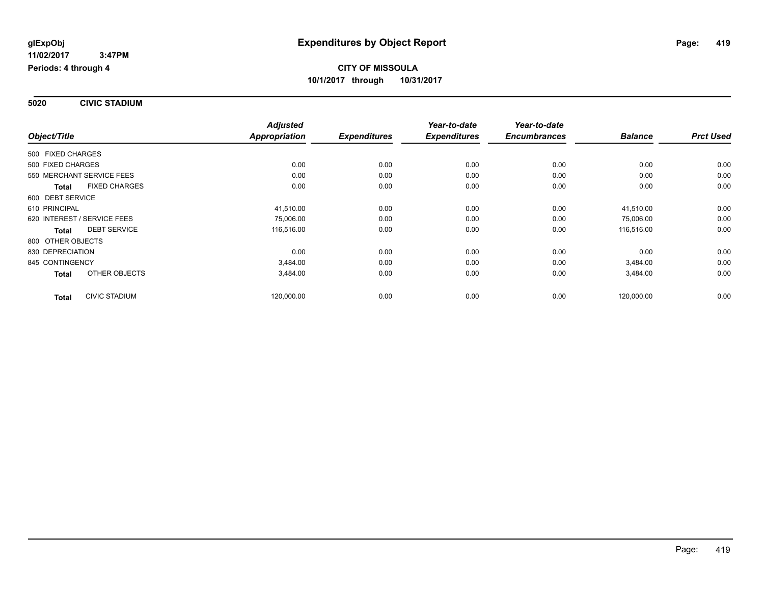**glExpObj**
**11/02/2017 3:47PM**
**Periods: 4 through 4**

# Expenditures by Object Report

**CITY OF MISSOULA**
**10/1/2017 through 10/31/2017**

**5020 CIVIC STADIUM**

| Object/Title | | Adjusted Appropriation | Expenditures | Year-to-date Expenditures | Year-to-date Encumbrances | Balance | Prct Used |
|---|---|---|---|---|---|---|---|
| 500 FIXED CHARGES | | | | | | | |
| 500 FIXED CHARGES | | 0.00 | 0.00 | 0.00 | 0.00 | 0.00 | 0.00 |
| 550 MERCHANT SERVICE FEES | | 0.00 | 0.00 | 0.00 | 0.00 | 0.00 | 0.00 |
| **Total** | FIXED CHARGES | 0.00 | 0.00 | 0.00 | 0.00 | 0.00 | 0.00 |
| 600 DEBT SERVICE | | | | | | | |
| 610 PRINCIPAL | | 41,510.00 | 0.00 | 0.00 | 0.00 | 41,510.00 | 0.00 |
| 620 INTEREST / SERVICE FEES | | 75,006.00 | 0.00 | 0.00 | 0.00 | 75,006.00 | 0.00 |
| **Total** | DEBT SERVICE | 116,516.00 | 0.00 | 0.00 | 0.00 | 116,516.00 | 0.00 |
| 800 OTHER OBJECTS | | | | | | | |
| 830 DEPRECIATION | | 0.00 | 0.00 | 0.00 | 0.00 | 0.00 | 0.00 |
| 845 CONTINGENCY | | 3,484.00 | 0.00 | 0.00 | 0.00 | 3,484.00 | 0.00 |
| **Total** | OTHER OBJECTS | 3,484.00 | 0.00 | 0.00 | 0.00 | 3,484.00 | 0.00 |
| **Total** | CIVIC STADIUM | 120,000.00 | 0.00 | 0.00 | 0.00 | 120,000.00 | 0.00 |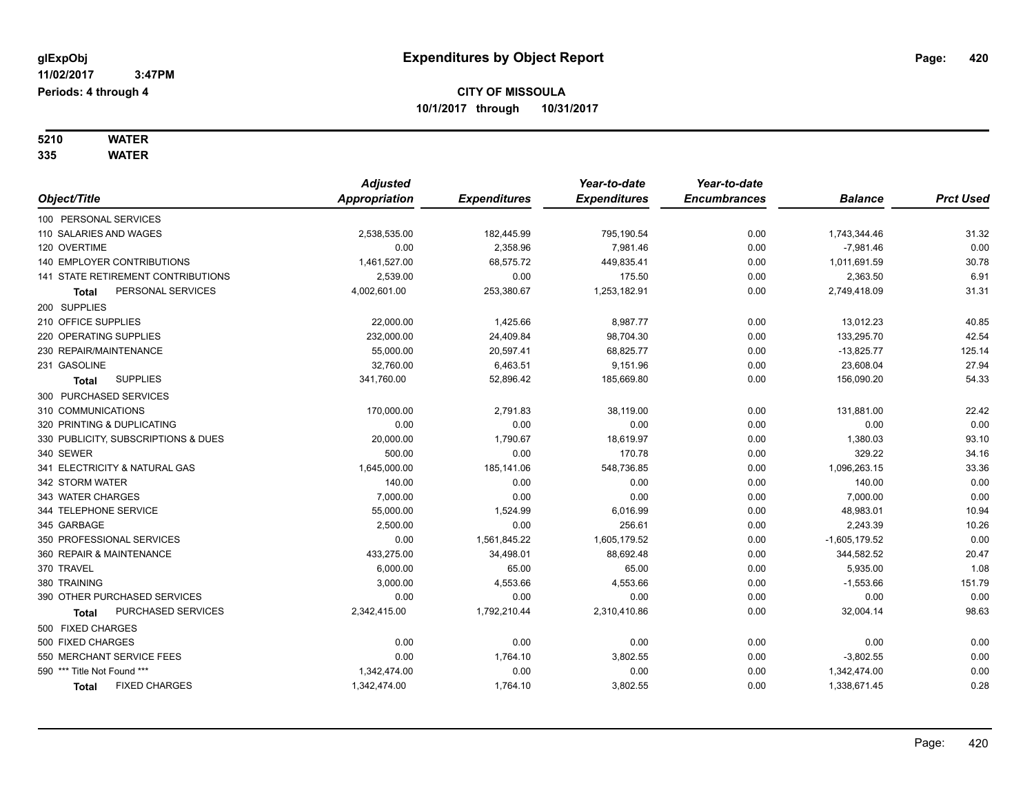# Expenditures by Object Report

glExpObj
11/02/2017 3:47PM
Periods: 4 through 4

**CITY OF MISSOULA**
**10/1/2017 through 10/31/2017**

**5210 WATER**
**335 WATER**

| Object/Title | Adjusted Appropriation | Expenditures | Year-to-date Expenditures | Year-to-date Encumbrances | Balance | Prct Used |
|---|---|---|---|---|---|---|
| 100 PERSONAL SERVICES | | | | | | |
| 110 SALARIES AND WAGES | 2,538,535.00 | 182,445.99 | 795,190.54 | 0.00 | 1,743,344.46 | 31.32 |
| 120 OVERTIME | 0.00 | 2,358.96 | 7,981.46 | 0.00 | -7,981.46 | 0.00 |
| 140 EMPLOYER CONTRIBUTIONS | 1,461,527.00 | 68,575.72 | 449,835.41 | 0.00 | 1,011,691.59 | 30.78 |
| 141 STATE RETIREMENT CONTRIBUTIONS | 2,539.00 | 0.00 | 175.50 | 0.00 | 2,363.50 | 6.91 |
| **Total** PERSONAL SERVICES | 4,002,601.00 | 253,380.67 | 1,253,182.91 | 0.00 | 2,749,418.09 | 31.31 |
| 200 SUPPLIES | | | | | | |
| 210 OFFICE SUPPLIES | 22,000.00 | 1,425.66 | 8,987.77 | 0.00 | 13,012.23 | 40.85 |
| 220 OPERATING SUPPLIES | 232,000.00 | 24,409.84 | 98,704.30 | 0.00 | 133,295.70 | 42.54 |
| 230 REPAIR/MAINTENANCE | 55,000.00 | 20,597.41 | 68,825.77 | 0.00 | -13,825.77 | 125.14 |
| 231 GASOLINE | 32,760.00 | 6,463.51 | 9,151.96 | 0.00 | 23,608.04 | 27.94 |
| **Total** SUPPLIES | 341,760.00 | 52,896.42 | 185,669.80 | 0.00 | 156,090.20 | 54.33 |
| 300 PURCHASED SERVICES | | | | | | |
| 310 COMMUNICATIONS | 170,000.00 | 2,791.83 | 38,119.00 | 0.00 | 131,881.00 | 22.42 |
| 320 PRINTING & DUPLICATING | 0.00 | 0.00 | 0.00 | 0.00 | 0.00 | 0.00 |
| 330 PUBLICITY, SUBSCRIPTIONS & DUES | 20,000.00 | 1,790.67 | 18,619.97 | 0.00 | 1,380.03 | 93.10 |
| 340 SEWER | 500.00 | 0.00 | 170.78 | 0.00 | 329.22 | 34.16 |
| 341 ELECTRICITY & NATURAL GAS | 1,645,000.00 | 185,141.06 | 548,736.85 | 0.00 | 1,096,263.15 | 33.36 |
| 342 STORM WATER | 140.00 | 0.00 | 0.00 | 0.00 | 140.00 | 0.00 |
| 343 WATER CHARGES | 7,000.00 | 0.00 | 0.00 | 0.00 | 7,000.00 | 0.00 |
| 344 TELEPHONE SERVICE | 55,000.00 | 1,524.99 | 6,016.99 | 0.00 | 48,983.01 | 10.94 |
| 345 GARBAGE | 2,500.00 | 0.00 | 256.61 | 0.00 | 2,243.39 | 10.26 |
| 350 PROFESSIONAL SERVICES | 0.00 | 1,561,845.22 | 1,605,179.52 | 0.00 | -1,605,179.52 | 0.00 |
| 360 REPAIR & MAINTENANCE | 433,275.00 | 34,498.01 | 88,692.48 | 0.00 | 344,582.52 | 20.47 |
| 370 TRAVEL | 6,000.00 | 65.00 | 65.00 | 0.00 | 5,935.00 | 1.08 |
| 380 TRAINING | 3,000.00 | 4,553.66 | 4,553.66 | 0.00 | -1,553.66 | 151.79 |
| 390 OTHER PURCHASED SERVICES | 0.00 | 0.00 | 0.00 | 0.00 | 0.00 | 0.00 |
| **Total** PURCHASED SERVICES | 2,342,415.00 | 1,792,210.44 | 2,310,410.86 | 0.00 | 32,004.14 | 98.63 |
| 500 FIXED CHARGES | | | | | | |
| 500 FIXED CHARGES | 0.00 | 0.00 | 0.00 | 0.00 | 0.00 | 0.00 |
| 550 MERCHANT SERVICE FEES | 0.00 | 1,764.10 | 3,802.55 | 0.00 | -3,802.55 | 0.00 |
| 590 *** Title Not Found *** | 1,342,474.00 | 0.00 | 0.00 | 0.00 | 1,342,474.00 | 0.00 |
| **Total** FIXED CHARGES | 1,342,474.00 | 1,764.10 | 3,802.55 | 0.00 | 1,338,671.45 | 0.28 |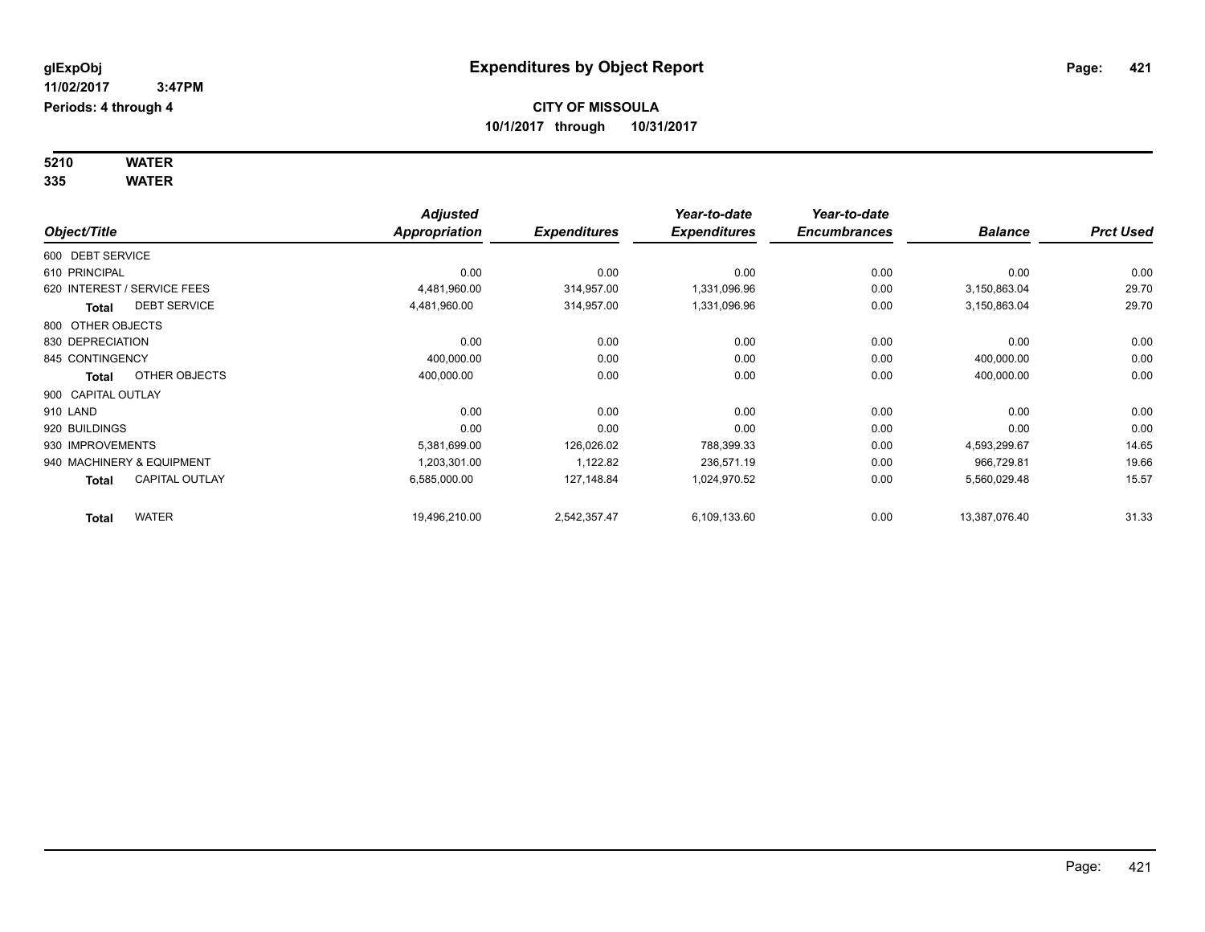glExpObj
11/02/2017 3:47PM
Periods: 4 through 4

# Expenditures by Object Report

**CITY OF MISSOULA**
**10/1/2017 through 10/31/2017**

**5210 WATER**
**335 WATER**

| Object/Title | | Adjusted Appropriation | Expenditures | Year-to-date Expenditures | Year-to-date Encumbrances | Balance | Prct Used |
|---|---|---|---|---|---|---|---|
| 600 DEBT SERVICE | | | | | | | |
| 610 PRINCIPAL | | 0.00 | 0.00 | 0.00 | 0.00 | 0.00 | 0.00 |
| 620 INTEREST / SERVICE FEES | | 4,481,960.00 | 314,957.00 | 1,331,096.96 | 0.00 | 3,150,863.04 | 29.70 |
| **Total** | DEBT SERVICE | 4,481,960.00 | 314,957.00 | 1,331,096.96 | 0.00 | 3,150,863.04 | 29.70 |
| 800 OTHER OBJECTS | | | | | | | |
| 830 DEPRECIATION | | 0.00 | 0.00 | 0.00 | 0.00 | 0.00 | 0.00 |
| 845 CONTINGENCY | | 400,000.00 | 0.00 | 0.00 | 0.00 | 400,000.00 | 0.00 |
| **Total** | OTHER OBJECTS | 400,000.00 | 0.00 | 0.00 | 0.00 | 400,000.00 | 0.00 |
| 900 CAPITAL OUTLAY | | | | | | | |
| 910 LAND | | 0.00 | 0.00 | 0.00 | 0.00 | 0.00 | 0.00 |
| 920 BUILDINGS | | 0.00 | 0.00 | 0.00 | 0.00 | 0.00 | 0.00 |
| 930 IMPROVEMENTS | | 5,381,699.00 | 126,026.02 | 788,399.33 | 0.00 | 4,593,299.67 | 14.65 |
| 940 MACHINERY & EQUIPMENT | | 1,203,301.00 | 1,122.82 | 236,571.19 | 0.00 | 966,729.81 | 19.66 |
| **Total** | CAPITAL OUTLAY | 6,585,000.00 | 127,148.84 | 1,024,970.52 | 0.00 | 5,560,029.48 | 15.57 |
| **Total** | WATER | 19,496,210.00 | 2,542,357.47 | 6,109,133.60 | 0.00 | 13,387,076.40 | 31.33 |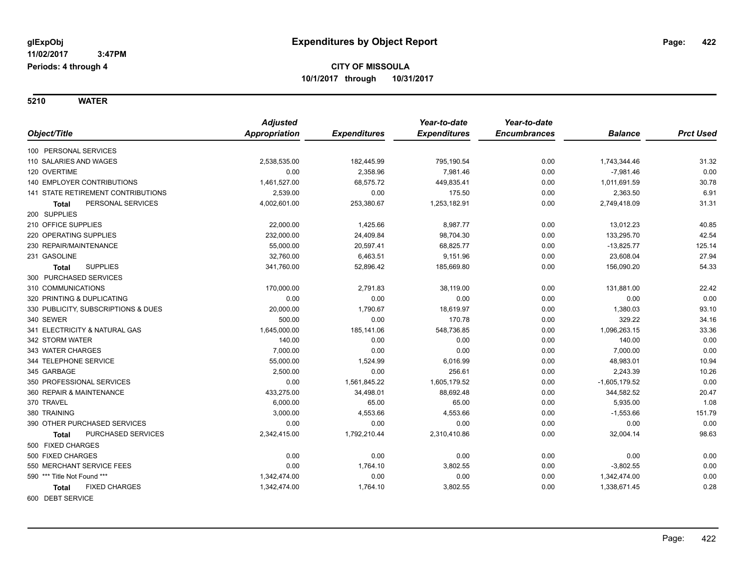# Expenditures by Object Report

glExpObj
11/02/2017 3:47PM
Periods: 4 through 4

**CITY OF MISSOULA**
**10/1/2017 through 10/31/2017**

## 5210 WATER

| Object/Title | Adjusted Appropriation | Expenditures | Year-to-date Expenditures | Year-to-date Encumbrances | Balance | Prct Used |
|---|---|---|---|---|---|---|
| 100 PERSONAL SERVICES | | | | | | |
| 110 SALARIES AND WAGES | 2,538,535.00 | 182,445.99 | 795,190.54 | 0.00 | 1,743,344.46 | 31.32 |
| 120 OVERTIME | 0.00 | 2,358.96 | 7,981.46 | 0.00 | -7,981.46 | 0.00 |
| 140 EMPLOYER CONTRIBUTIONS | 1,461,527.00 | 68,575.72 | 449,835.41 | 0.00 | 1,011,691.59 | 30.78 |
| 141 STATE RETIREMENT CONTRIBUTIONS | 2,539.00 | 0.00 | 175.50 | 0.00 | 2,363.50 | 6.91 |
| **Total** PERSONAL SERVICES | 4,002,601.00 | 253,380.67 | 1,253,182.91 | 0.00 | 2,749,418.09 | 31.31 |
| 200 SUPPLIES | | | | | | |
| 210 OFFICE SUPPLIES | 22,000.00 | 1,425.66 | 8,987.77 | 0.00 | 13,012.23 | 40.85 |
| 220 OPERATING SUPPLIES | 232,000.00 | 24,409.84 | 98,704.30 | 0.00 | 133,295.70 | 42.54 |
| 230 REPAIR/MAINTENANCE | 55,000.00 | 20,597.41 | 68,825.77 | 0.00 | -13,825.77 | 125.14 |
| 231 GASOLINE | 32,760.00 | 6,463.51 | 9,151.96 | 0.00 | 23,608.04 | 27.94 |
| **Total** SUPPLIES | 341,760.00 | 52,896.42 | 185,669.80 | 0.00 | 156,090.20 | 54.33 |
| 300 PURCHASED SERVICES | | | | | | |
| 310 COMMUNICATIONS | 170,000.00 | 2,791.83 | 38,119.00 | 0.00 | 131,881.00 | 22.42 |
| 320 PRINTING & DUPLICATING | 0.00 | 0.00 | 0.00 | 0.00 | 0.00 | 0.00 |
| 330 PUBLICITY, SUBSCRIPTIONS & DUES | 20,000.00 | 1,790.67 | 18,619.97 | 0.00 | 1,380.03 | 93.10 |
| 340 SEWER | 500.00 | 0.00 | 170.78 | 0.00 | 329.22 | 34.16 |
| 341 ELECTRICITY & NATURAL GAS | 1,645,000.00 | 185,141.06 | 548,736.85 | 0.00 | 1,096,263.15 | 33.36 |
| 342 STORM WATER | 140.00 | 0.00 | 0.00 | 0.00 | 140.00 | 0.00 |
| 343 WATER CHARGES | 7,000.00 | 0.00 | 0.00 | 0.00 | 7,000.00 | 0.00 |
| 344 TELEPHONE SERVICE | 55,000.00 | 1,524.99 | 6,016.99 | 0.00 | 48,983.01 | 10.94 |
| 345 GARBAGE | 2,500.00 | 0.00 | 256.61 | 0.00 | 2,243.39 | 10.26 |
| 350 PROFESSIONAL SERVICES | 0.00 | 1,561,845.22 | 1,605,179.52 | 0.00 | -1,605,179.52 | 0.00 |
| 360 REPAIR & MAINTENANCE | 433,275.00 | 34,498.01 | 88,692.48 | 0.00 | 344,582.52 | 20.47 |
| 370 TRAVEL | 6,000.00 | 65.00 | 65.00 | 0.00 | 5,935.00 | 1.08 |
| 380 TRAINING | 3,000.00 | 4,553.66 | 4,553.66 | 0.00 | -1,553.66 | 151.79 |
| 390 OTHER PURCHASED SERVICES | 0.00 | 0.00 | 0.00 | 0.00 | 0.00 | 0.00 |
| **Total** PURCHASED SERVICES | 2,342,415.00 | 1,792,210.44 | 2,310,410.86 | 0.00 | 32,004.14 | 98.63 |
| 500 FIXED CHARGES | | | | | | |
| 500 FIXED CHARGES | 0.00 | 0.00 | 0.00 | 0.00 | 0.00 | 0.00 |
| 550 MERCHANT SERVICE FEES | 0.00 | 1,764.10 | 3,802.55 | 0.00 | -3,802.55 | 0.00 |
| 590 *** Title Not Found *** | 1,342,474.00 | 0.00 | 0.00 | 0.00 | 1,342,474.00 | 0.00 |
| **Total** FIXED CHARGES | 1,342,474.00 | 1,764.10 | 3,802.55 | 0.00 | 1,338,671.45 | 0.28 |
| 600 DEBT SERVICE | | | | | | |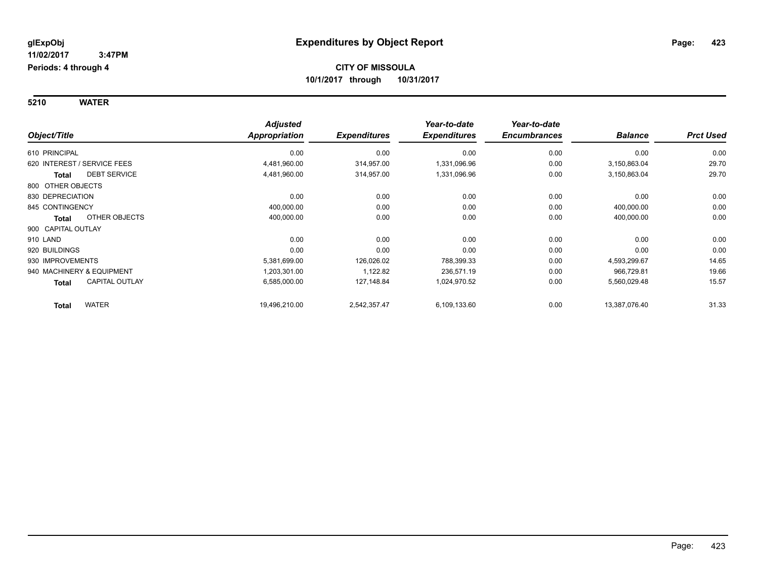# Expenditures by Object Report

glExpObj
11/02/2017 3:47PM
Periods: 4 through 4

**CITY OF MISSOULA**
**10/1/2017 through 10/31/2017**

**5210 WATER**

| Object/Title | Adjusted Appropriation | Expenditures | Year-to-date Expenditures | Year-to-date Encumbrances | Balance | Prct Used |
|---|---|---|---|---|---|---|
| 610 PRINCIPAL | 0.00 | 0.00 | 0.00 | 0.00 | 0.00 | 0.00 |
| 620 INTEREST / SERVICE FEES | 4,481,960.00 | 314,957.00 | 1,331,096.96 | 0.00 | 3,150,863.04 | 29.70 |
| **Total** DEBT SERVICE | 4,481,960.00 | 314,957.00 | 1,331,096.96 | 0.00 | 3,150,863.04 | 29.70 |
| 800 OTHER OBJECTS | | | | | | |
| 830 DEPRECIATION | 0.00 | 0.00 | 0.00 | 0.00 | 0.00 | 0.00 |
| 845 CONTINGENCY | 400,000.00 | 0.00 | 0.00 | 0.00 | 400,000.00 | 0.00 |
| **Total** OTHER OBJECTS | 400,000.00 | 0.00 | 0.00 | 0.00 | 400,000.00 | 0.00 |
| 900 CAPITAL OUTLAY | | | | | | |
| 910 LAND | 0.00 | 0.00 | 0.00 | 0.00 | 0.00 | 0.00 |
| 920 BUILDINGS | 0.00 | 0.00 | 0.00 | 0.00 | 0.00 | 0.00 |
| 930 IMPROVEMENTS | 5,381,699.00 | 126,026.02 | 788,399.33 | 0.00 | 4,593,299.67 | 14.65 |
| 940 MACHINERY & EQUIPMENT | 1,203,301.00 | 1,122.82 | 236,571.19 | 0.00 | 966,729.81 | 19.66 |
| **Total** CAPITAL OUTLAY | 6,585,000.00 | 127,148.84 | 1,024,970.52 | 0.00 | 5,560,029.48 | 15.57 |
| **Total** WATER | 19,496,210.00 | 2,542,357.47 | 6,109,133.60 | 0.00 | 13,387,076.40 | 31.33 |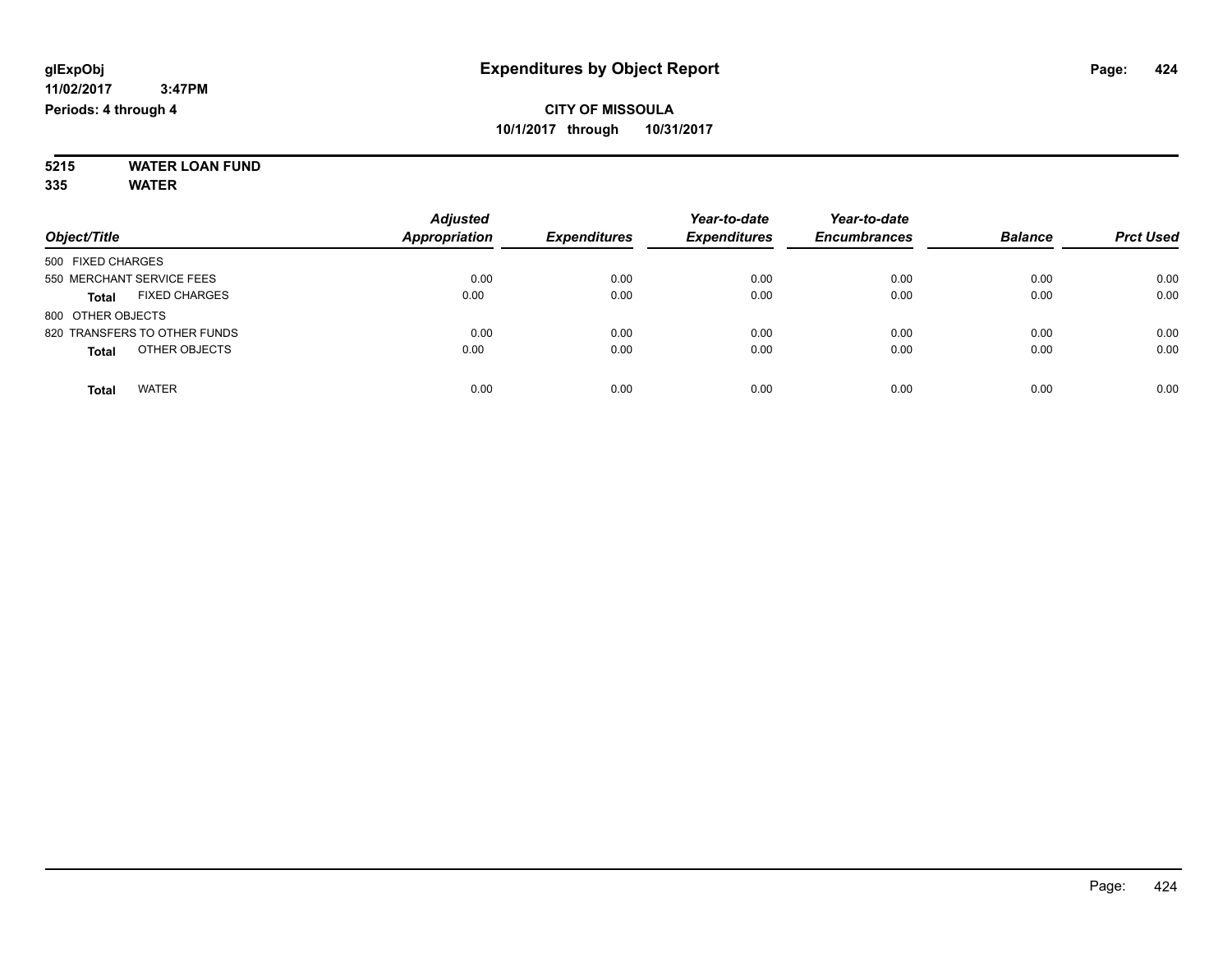**glExpObj**
**11/02/2017 3:47PM**
**Periods: 4 through 4**

# Expenditures by Object Report

**CITY OF MISSOULA**
**10/1/2017 through 10/31/2017**

**5215 WATER LOAN FUND**
**335 WATER**

| Object/Title | Adjusted Appropriation | Expenditures | Year-to-date Expenditures | Year-to-date Encumbrances | Balance | Prct Used |
|---|---|---|---|---|---|---|
| 500 FIXED CHARGES | | | | | | |
| 550 MERCHANT SERVICE FEES | 0.00 | 0.00 | 0.00 | 0.00 | 0.00 | 0.00 |
| **Total** FIXED CHARGES | 0.00 | 0.00 | 0.00 | 0.00 | 0.00 | 0.00 |
| 800 OTHER OBJECTS | | | | | | |
| 820 TRANSFERS TO OTHER FUNDS | 0.00 | 0.00 | 0.00 | 0.00 | 0.00 | 0.00 |
| **Total** OTHER OBJECTS | 0.00 | 0.00 | 0.00 | 0.00 | 0.00 | 0.00 |
| **Total** WATER | 0.00 | 0.00 | 0.00 | 0.00 | 0.00 | 0.00 |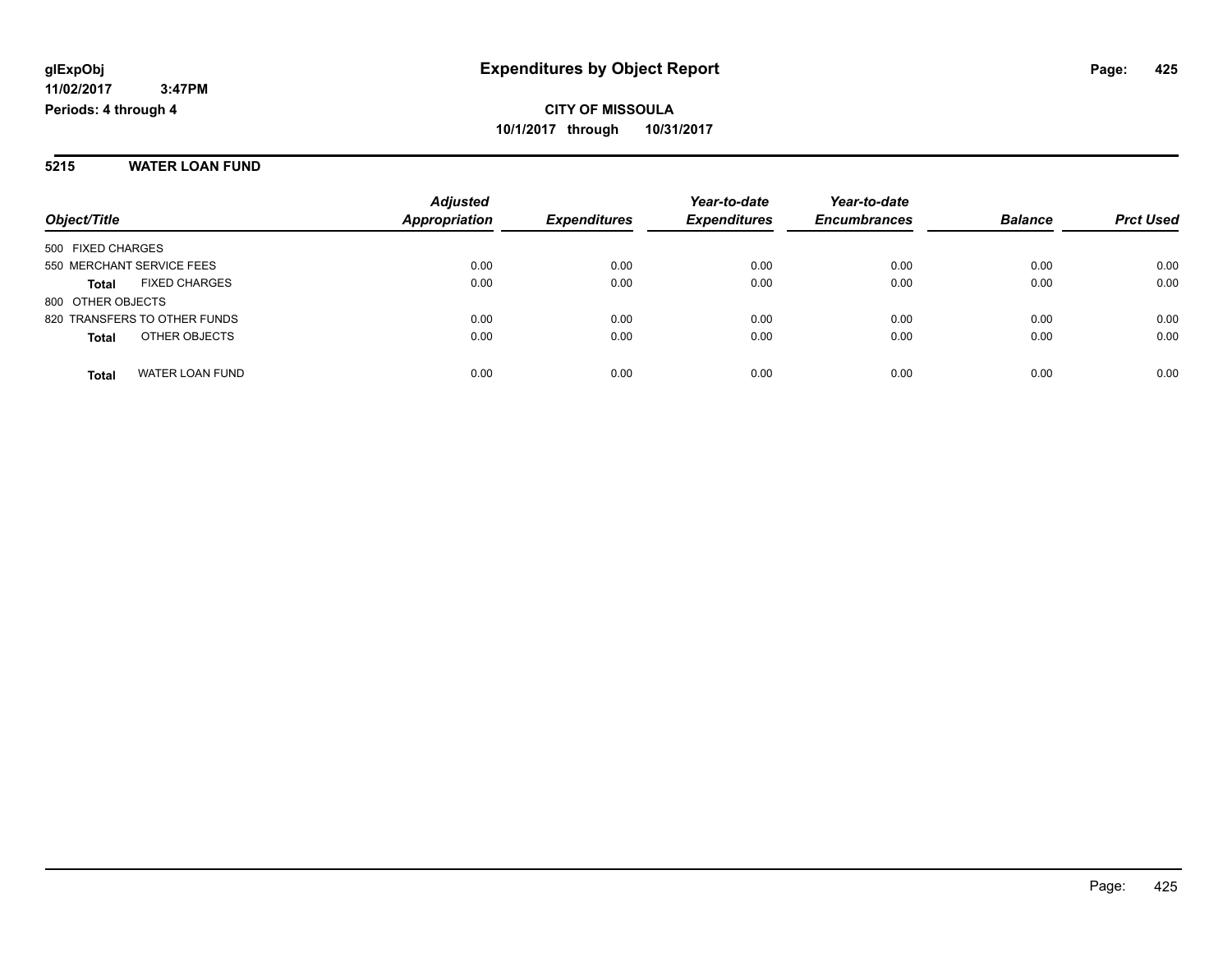**CITY OF MISSOULA**

**10/1/2017 through 10/31/2017**

**glExpObj**
**11/02/2017 3:47PM**
**Periods: 4 through 4**

# Expenditures by Object Report

## 5215 WATER LOAN FUND

| Object/Title | | Adjusted Appropriation | Expenditures | Year-to-date Expenditures | Year-to-date Encumbrances | Balance | Prct Used |
|---|---|---|---|---|---|---|---|
| 500 FIXED CHARGES | | | | | | | |
| 550 MERCHANT SERVICE FEES | | 0.00 | 0.00 | 0.00 | 0.00 | 0.00 | 0.00 |
| **Total** | FIXED CHARGES | 0.00 | 0.00 | 0.00 | 0.00 | 0.00 | 0.00 |
| 800 OTHER OBJECTS | | | | | | | |
| 820 TRANSFERS TO OTHER FUNDS | | 0.00 | 0.00 | 0.00 | 0.00 | 0.00 | 0.00 |
| **Total** | OTHER OBJECTS | 0.00 | 0.00 | 0.00 | 0.00 | 0.00 | 0.00 |
| **Total** | WATER LOAN FUND | 0.00 | 0.00 | 0.00 | 0.00 | 0.00 | 0.00 |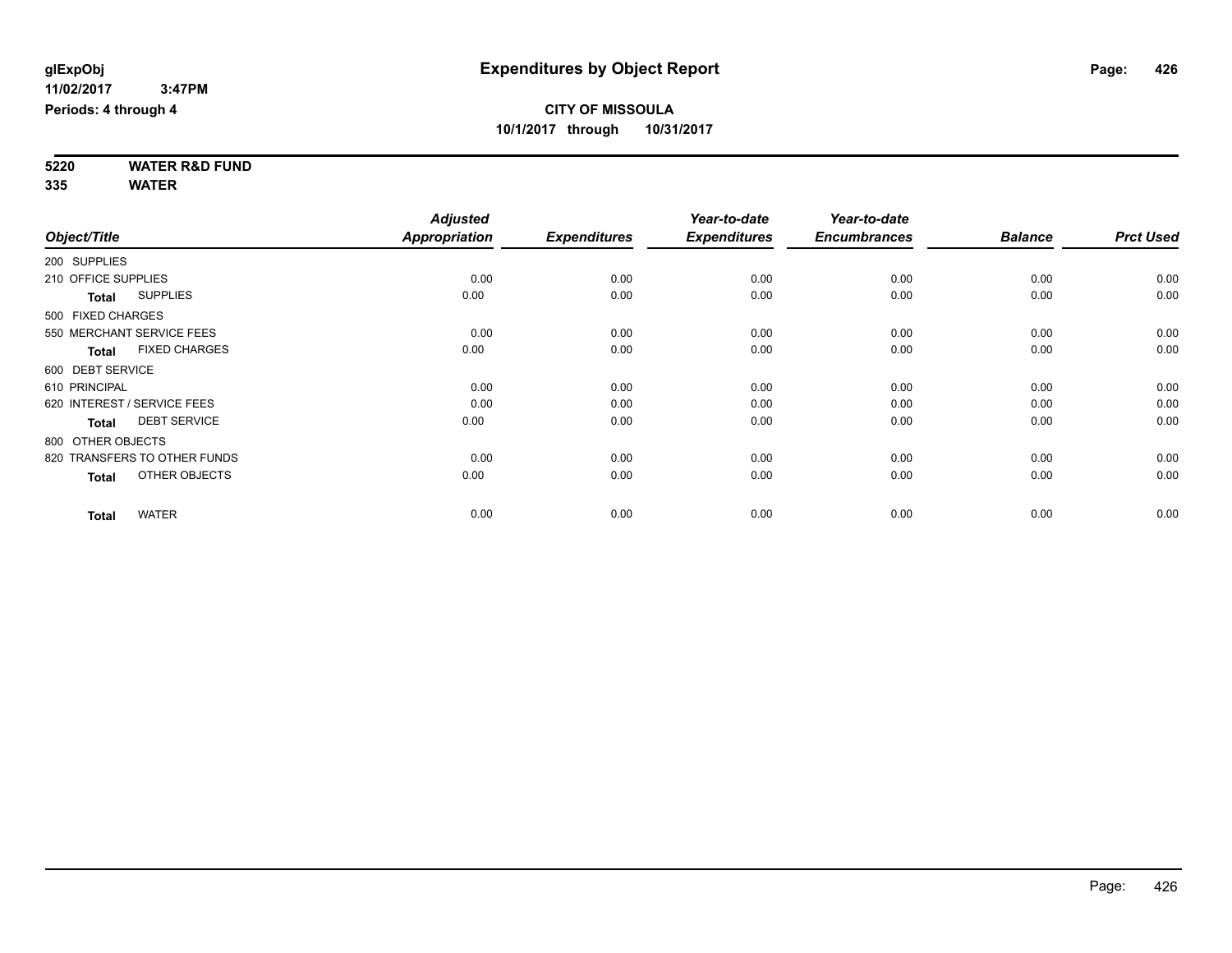**glExpObj** **Expenditures by Object Report**

**11/02/2017 3:47PM**

**Periods: 4 through 4**

**CITY OF MISSOULA**

**10/1/2017 through 10/31/2017**

**5220 WATER R&D FUND**

**335 WATER**

| Object/Title | Adjusted Appropriation | Expenditures | Year-to-date Expenditures | Year-to-date Encumbrances | Balance | Prct Used |
|---|---|---|---|---|---|---|
| 200 SUPPLIES | | | | | | |
| 210 OFFICE SUPPLIES | 0.00 | 0.00 | 0.00 | 0.00 | 0.00 | 0.00 |
| **Total** SUPPLIES | 0.00 | 0.00 | 0.00 | 0.00 | 0.00 | 0.00 |
| 500 FIXED CHARGES | | | | | | |
| 550 MERCHANT SERVICE FEES | 0.00 | 0.00 | 0.00 | 0.00 | 0.00 | 0.00 |
| **Total** FIXED CHARGES | 0.00 | 0.00 | 0.00 | 0.00 | 0.00 | 0.00 |
| 600 DEBT SERVICE | | | | | | |
| 610 PRINCIPAL | 0.00 | 0.00 | 0.00 | 0.00 | 0.00 | 0.00 |
| 620 INTEREST / SERVICE FEES | 0.00 | 0.00 | 0.00 | 0.00 | 0.00 | 0.00 |
| **Total** DEBT SERVICE | 0.00 | 0.00 | 0.00 | 0.00 | 0.00 | 0.00 |
| 800 OTHER OBJECTS | | | | | | |
| 820 TRANSFERS TO OTHER FUNDS | 0.00 | 0.00 | 0.00 | 0.00 | 0.00 | 0.00 |
| **Total** OTHER OBJECTS | 0.00 | 0.00 | 0.00 | 0.00 | 0.00 | 0.00 |
| **Total** WATER | 0.00 | 0.00 | 0.00 | 0.00 | 0.00 | 0.00 |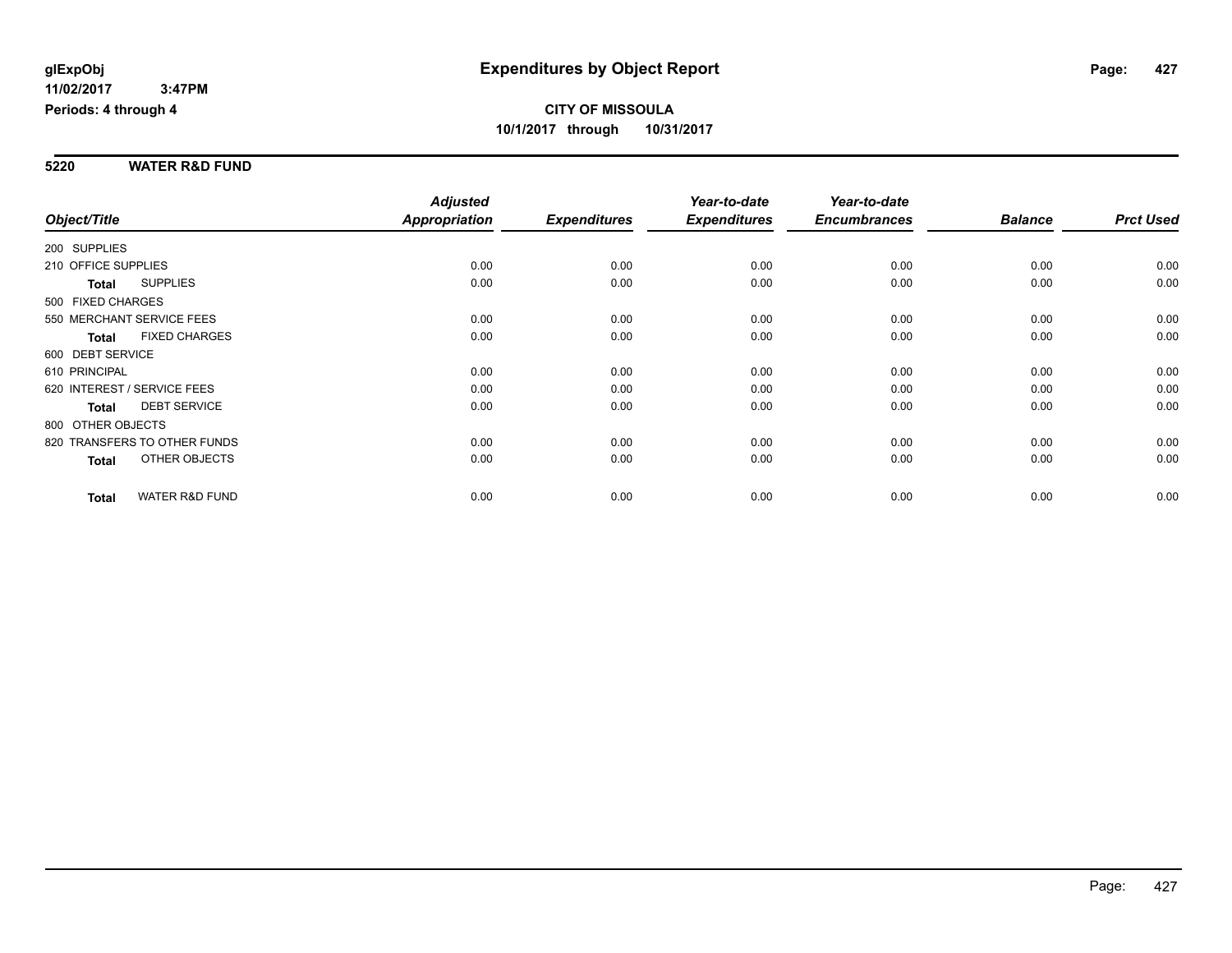# Expenditures by Object Report

glExpObj
11/02/2017 3:47PM
Periods: 4 through 4

**CITY OF MISSOULA**
**10/1/2017 through 10/31/2017**

## 5220 WATER R&D FUND

| Object/Title | Adjusted Appropriation | Expenditures | Year-to-date Expenditures | Year-to-date Encumbrances | Balance | Prct Used |
|---|---|---|---|---|---|---|
| 200 SUPPLIES | | | | | | |
| 210 OFFICE SUPPLIES | 0.00 | 0.00 | 0.00 | 0.00 | 0.00 | 0.00 |
| **Total** SUPPLIES | 0.00 | 0.00 | 0.00 | 0.00 | 0.00 | 0.00 |
| 500 FIXED CHARGES | | | | | | |
| 550 MERCHANT SERVICE FEES | 0.00 | 0.00 | 0.00 | 0.00 | 0.00 | 0.00 |
| **Total** FIXED CHARGES | 0.00 | 0.00 | 0.00 | 0.00 | 0.00 | 0.00 |
| 600 DEBT SERVICE | | | | | | |
| 610 PRINCIPAL | 0.00 | 0.00 | 0.00 | 0.00 | 0.00 | 0.00 |
| 620 INTEREST / SERVICE FEES | 0.00 | 0.00 | 0.00 | 0.00 | 0.00 | 0.00 |
| **Total** DEBT SERVICE | 0.00 | 0.00 | 0.00 | 0.00 | 0.00 | 0.00 |
| 800 OTHER OBJECTS | | | | | | |
| 820 TRANSFERS TO OTHER FUNDS | 0.00 | 0.00 | 0.00 | 0.00 | 0.00 | 0.00 |
| **Total** OTHER OBJECTS | 0.00 | 0.00 | 0.00 | 0.00 | 0.00 | 0.00 |
| **Total** WATER R&D FUND | 0.00 | 0.00 | 0.00 | 0.00 | 0.00 | 0.00 |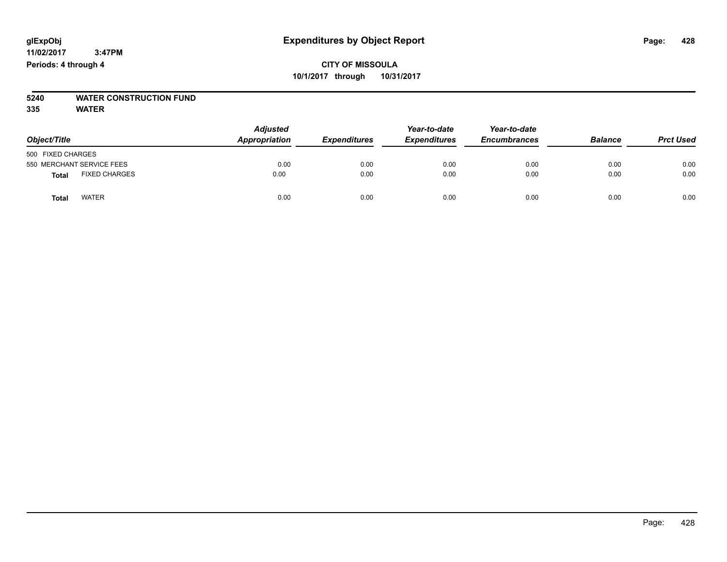# Expenditures by Object Report

glExpObj
11/02/2017 3:47PM
Periods: 4 through 4

**CITY OF MISSOULA**
**10/1/2017 through 10/31/2017**

**5240 WATER CONSTRUCTION FUND**
**335 WATER**

| Object/Title | Adjusted Appropriation | Expenditures | Year-to-date Expenditures | Year-to-date Encumbrances | Balance | Prct Used |
|---|---|---|---|---|---|---|
| 500 FIXED CHARGES | | | | | | |
| 550 MERCHANT SERVICE FEES | 0.00 | 0.00 | 0.00 | 0.00 | 0.00 | 0.00 |
| **Total** FIXED CHARGES | 0.00 | 0.00 | 0.00 | 0.00 | 0.00 | 0.00 |
| **Total** WATER | 0.00 | 0.00 | 0.00 | 0.00 | 0.00 | 0.00 |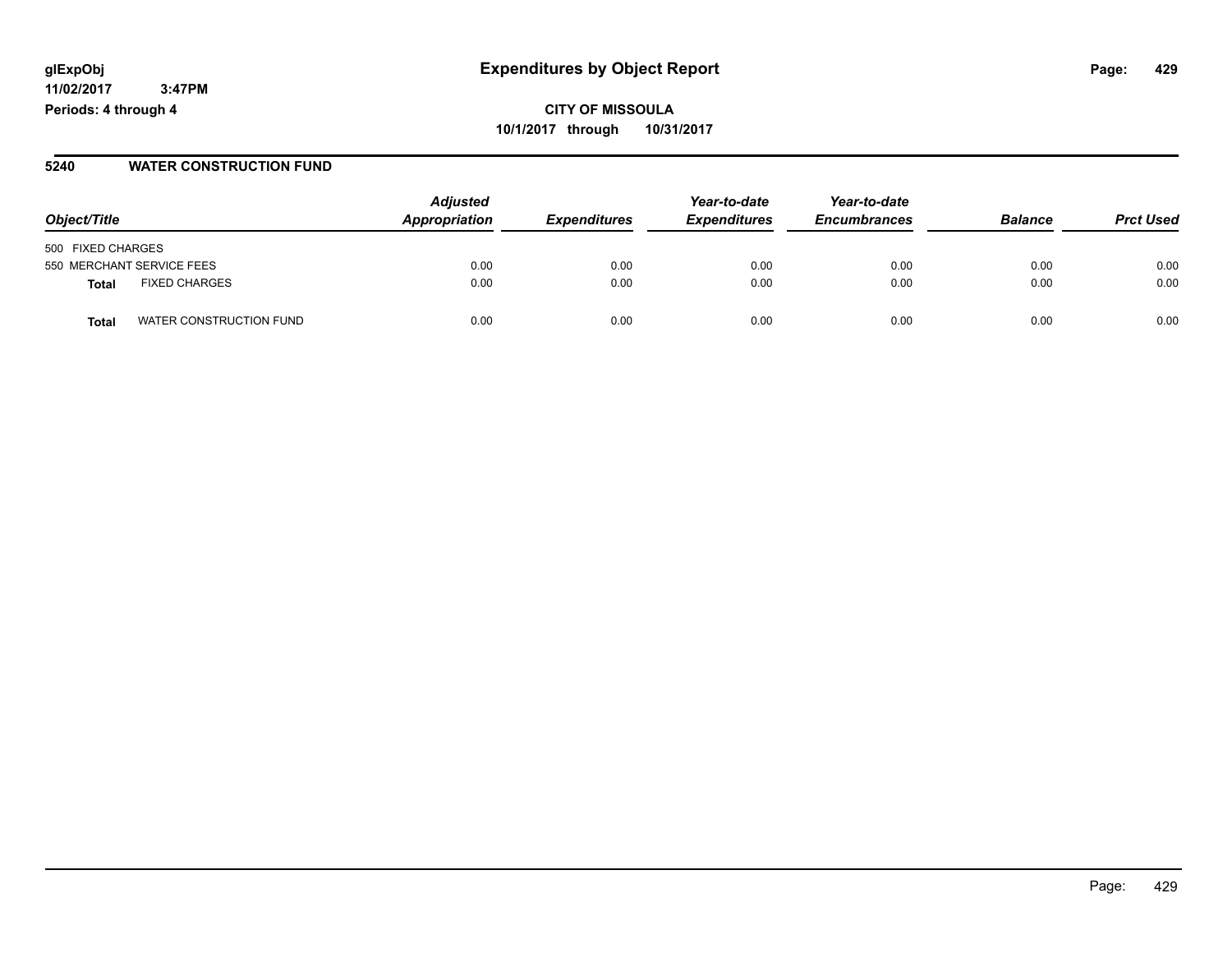glExpObj
11/02/2017 3:47PM
Periods: 4 through 4

# Expenditures by Object Report

**CITY OF MISSOULA**
**10/1/2017 through 10/31/2017**

## 5240 WATER CONSTRUCTION FUND

| Object/Title | | Adjusted Appropriation | Expenditures | Year-to-date Expenditures | Year-to-date Encumbrances | Balance | Prct Used |
|---|---|---|---|---|---|---|---|
| 500 FIXED CHARGES | | | | | | | |
| 550 MERCHANT SERVICE FEES | | 0.00 | 0.00 | 0.00 | 0.00 | 0.00 | 0.00 |
| **Total** | FIXED CHARGES | 0.00 | 0.00 | 0.00 | 0.00 | 0.00 | 0.00 |
| **Total** | WATER CONSTRUCTION FUND | 0.00 | 0.00 | 0.00 | 0.00 | 0.00 | 0.00 |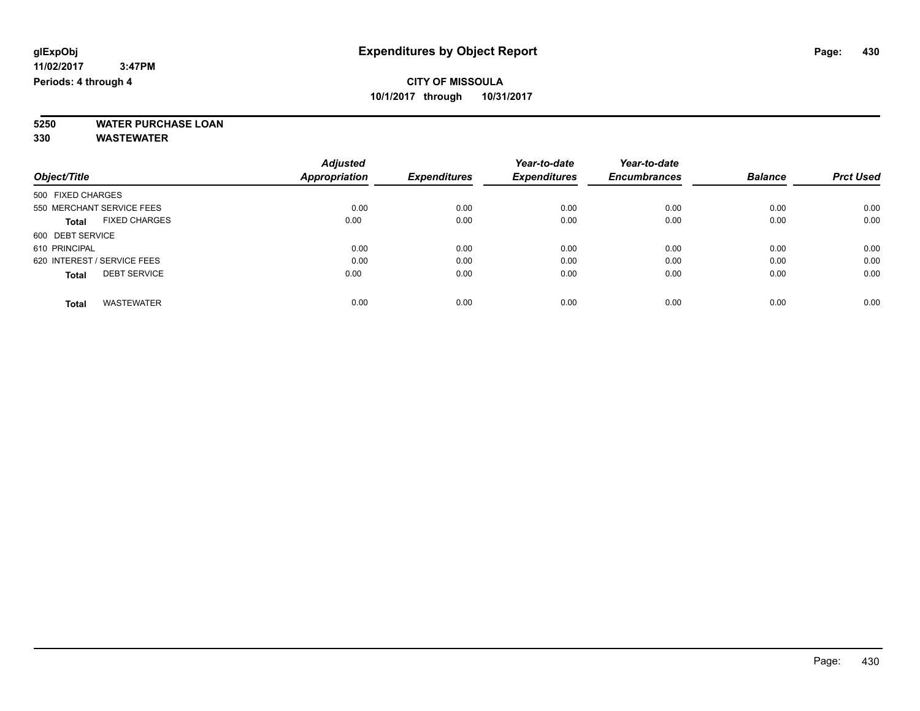**glExpObj** **Expenditures by Object Report**

**11/02/2017 3:47PM**

**Periods: 4 through 4**

**CITY OF MISSOULA**

**10/1/2017 through 10/31/2017**

**5250 WATER PURCHASE LOAN**

**330 WASTEWATER**

| Object/Title | Adjusted Appropriation | Expenditures | Year-to-date Expenditures | Year-to-date Encumbrances | Balance | Prct Used |
|---|---|---|---|---|---|---|
| 500 FIXED CHARGES | | | | | | |
| 550 MERCHANT SERVICE FEES | 0.00 | 0.00 | 0.00 | 0.00 | 0.00 | 0.00 |
| **Total** FIXED CHARGES | 0.00 | 0.00 | 0.00 | 0.00 | 0.00 | 0.00 |
| 600 DEBT SERVICE | | | | | | |
| 610 PRINCIPAL | 0.00 | 0.00 | 0.00 | 0.00 | 0.00 | 0.00 |
| 620 INTEREST / SERVICE FEES | 0.00 | 0.00 | 0.00 | 0.00 | 0.00 | 0.00 |
| **Total** DEBT SERVICE | 0.00 | 0.00 | 0.00 | 0.00 | 0.00 | 0.00 |
| **Total** WASTEWATER | 0.00 | 0.00 | 0.00 | 0.00 | 0.00 | 0.00 |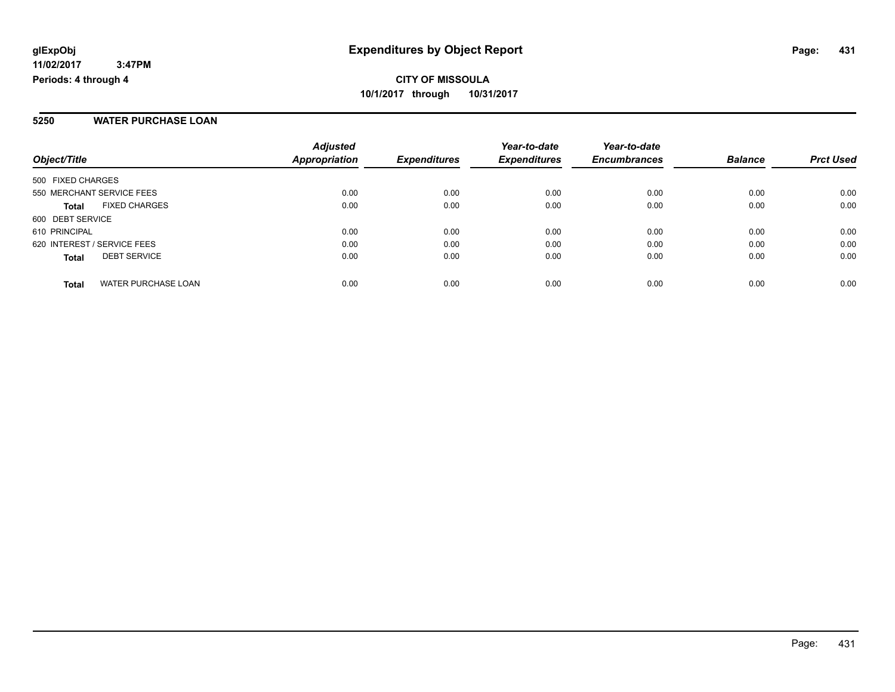glExpObj
11/02/2017 3:47PM
Periods: 4 through 4

# Expenditures by Object Report

**CITY OF MISSOULA**
**10/1/2017 through 10/31/2017**

## 5250 WATER PURCHASE LOAN

| Object/Title | | Adjusted Appropriation | Expenditures | Year-to-date Expenditures | Year-to-date Encumbrances | Balance | Prct Used |
|---|---|---|---|---|---|---|---|
| 500 FIXED CHARGES | | | | | | | |
| 550 MERCHANT SERVICE FEES | | 0.00 | 0.00 | 0.00 | 0.00 | 0.00 | 0.00 |
| **Total** | FIXED CHARGES | 0.00 | 0.00 | 0.00 | 0.00 | 0.00 | 0.00 |
| 600 DEBT SERVICE | | | | | | | |
| 610 PRINCIPAL | | 0.00 | 0.00 | 0.00 | 0.00 | 0.00 | 0.00 |
| 620 INTEREST / SERVICE FEES | | 0.00 | 0.00 | 0.00 | 0.00 | 0.00 | 0.00 |
| **Total** | DEBT SERVICE | 0.00 | 0.00 | 0.00 | 0.00 | 0.00 | 0.00 |
| **Total** | WATER PURCHASE LOAN | 0.00 | 0.00 | 0.00 | 0.00 | 0.00 | 0.00 |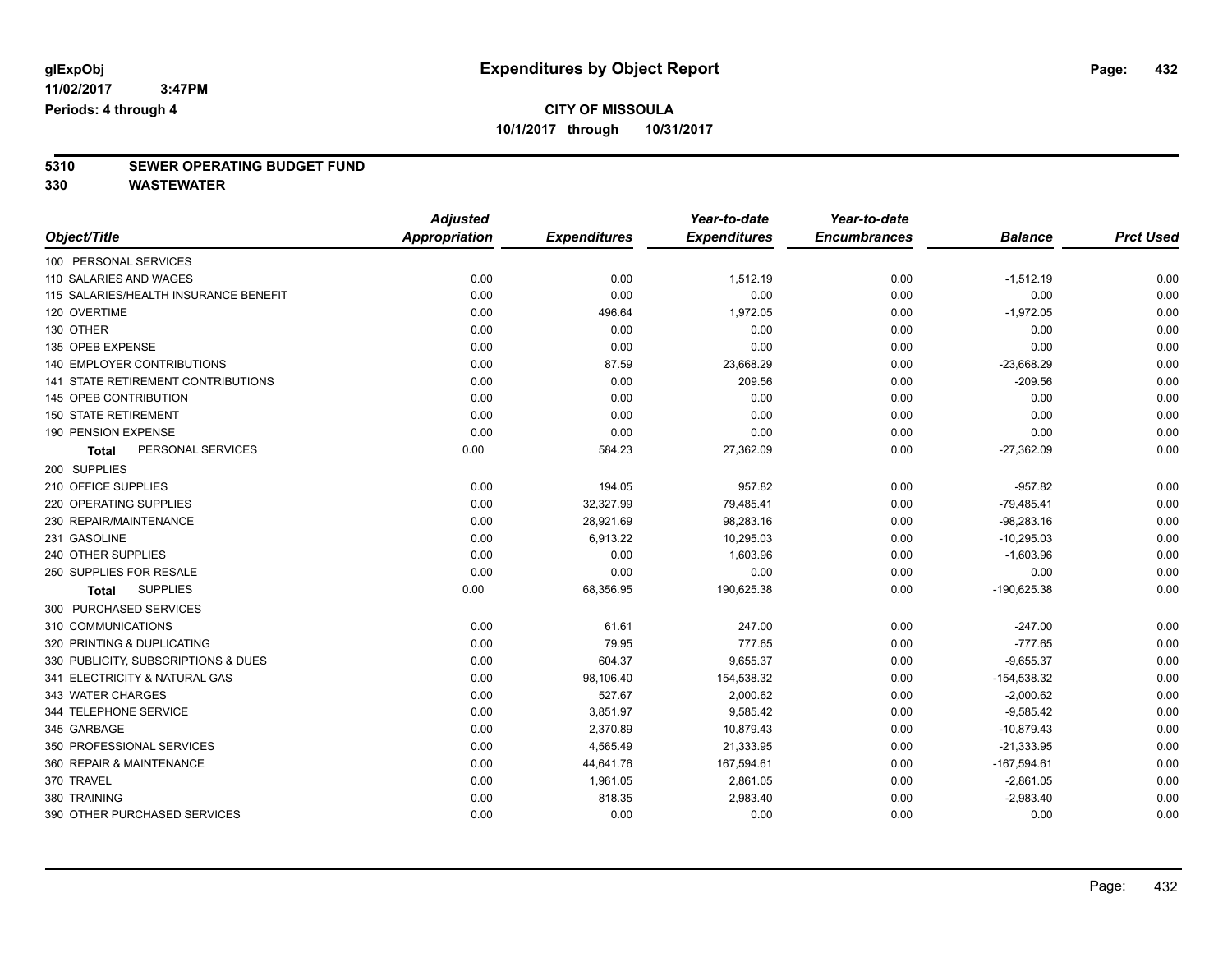# Expenditures by Object Report

glExpObj
11/02/2017 3:47PM
Periods: 4 through 4

**CITY OF MISSOULA**
**10/1/2017 through 10/31/2017**

**5310 SEWER OPERATING BUDGET FUND**
**330 WASTEWATER**

| Object/Title | Adjusted Appropriation | Expenditures | Year-to-date Expenditures | Year-to-date Encumbrances | Balance | Prct Used |
|---|---|---|---|---|---|---|
| 100 PERSONAL SERVICES | | | | | | |
| 110 SALARIES AND WAGES | 0.00 | 0.00 | 1,512.19 | 0.00 | -1,512.19 | 0.00 |
| 115 SALARIES/HEALTH INSURANCE BENEFIT | 0.00 | 0.00 | 0.00 | 0.00 | 0.00 | 0.00 |
| 120 OVERTIME | 0.00 | 496.64 | 1,972.05 | 0.00 | -1,972.05 | 0.00 |
| 130 OTHER | 0.00 | 0.00 | 0.00 | 0.00 | 0.00 | 0.00 |
| 135 OPEB EXPENSE | 0.00 | 0.00 | 0.00 | 0.00 | 0.00 | 0.00 |
| 140 EMPLOYER CONTRIBUTIONS | 0.00 | 87.59 | 23,668.29 | 0.00 | -23,668.29 | 0.00 |
| 141 STATE RETIREMENT CONTRIBUTIONS | 0.00 | 0.00 | 209.56 | 0.00 | -209.56 | 0.00 |
| 145 OPEB CONTRIBUTION | 0.00 | 0.00 | 0.00 | 0.00 | 0.00 | 0.00 |
| 150 STATE RETIREMENT | 0.00 | 0.00 | 0.00 | 0.00 | 0.00 | 0.00 |
| 190 PENSION EXPENSE | 0.00 | 0.00 | 0.00 | 0.00 | 0.00 | 0.00 |
| **Total** PERSONAL SERVICES | 0.00 | 584.23 | 27,362.09 | 0.00 | -27,362.09 | 0.00 |
| 200 SUPPLIES | | | | | | |
| 210 OFFICE SUPPLIES | 0.00 | 194.05 | 957.82 | 0.00 | -957.82 | 0.00 |
| 220 OPERATING SUPPLIES | 0.00 | 32,327.99 | 79,485.41 | 0.00 | -79,485.41 | 0.00 |
| 230 REPAIR/MAINTENANCE | 0.00 | 28,921.69 | 98,283.16 | 0.00 | -98,283.16 | 0.00 |
| 231 GASOLINE | 0.00 | 6,913.22 | 10,295.03 | 0.00 | -10,295.03 | 0.00 |
| 240 OTHER SUPPLIES | 0.00 | 0.00 | 1,603.96 | 0.00 | -1,603.96 | 0.00 |
| 250 SUPPLIES FOR RESALE | 0.00 | 0.00 | 0.00 | 0.00 | 0.00 | 0.00 |
| **Total** SUPPLIES | 0.00 | 68,356.95 | 190,625.38 | 0.00 | -190,625.38 | 0.00 |
| 300 PURCHASED SERVICES | | | | | | |
| 310 COMMUNICATIONS | 0.00 | 61.61 | 247.00 | 0.00 | -247.00 | 0.00 |
| 320 PRINTING & DUPLICATING | 0.00 | 79.95 | 777.65 | 0.00 | -777.65 | 0.00 |
| 330 PUBLICITY, SUBSCRIPTIONS & DUES | 0.00 | 604.37 | 9,655.37 | 0.00 | -9,655.37 | 0.00 |
| 341 ELECTRICITY & NATURAL GAS | 0.00 | 98,106.40 | 154,538.32 | 0.00 | -154,538.32 | 0.00 |
| 343 WATER CHARGES | 0.00 | 527.67 | 2,000.62 | 0.00 | -2,000.62 | 0.00 |
| 344 TELEPHONE SERVICE | 0.00 | 3,851.97 | 9,585.42 | 0.00 | -9,585.42 | 0.00 |
| 345 GARBAGE | 0.00 | 2,370.89 | 10,879.43 | 0.00 | -10,879.43 | 0.00 |
| 350 PROFESSIONAL SERVICES | 0.00 | 4,565.49 | 21,333.95 | 0.00 | -21,333.95 | 0.00 |
| 360 REPAIR & MAINTENANCE | 0.00 | 44,641.76 | 167,594.61 | 0.00 | -167,594.61 | 0.00 |
| 370 TRAVEL | 0.00 | 1,961.05 | 2,861.05 | 0.00 | -2,861.05 | 0.00 |
| 380 TRAINING | 0.00 | 818.35 | 2,983.40 | 0.00 | -2,983.40 | 0.00 |
| 390 OTHER PURCHASED SERVICES | 0.00 | 0.00 | 0.00 | 0.00 | 0.00 | 0.00 |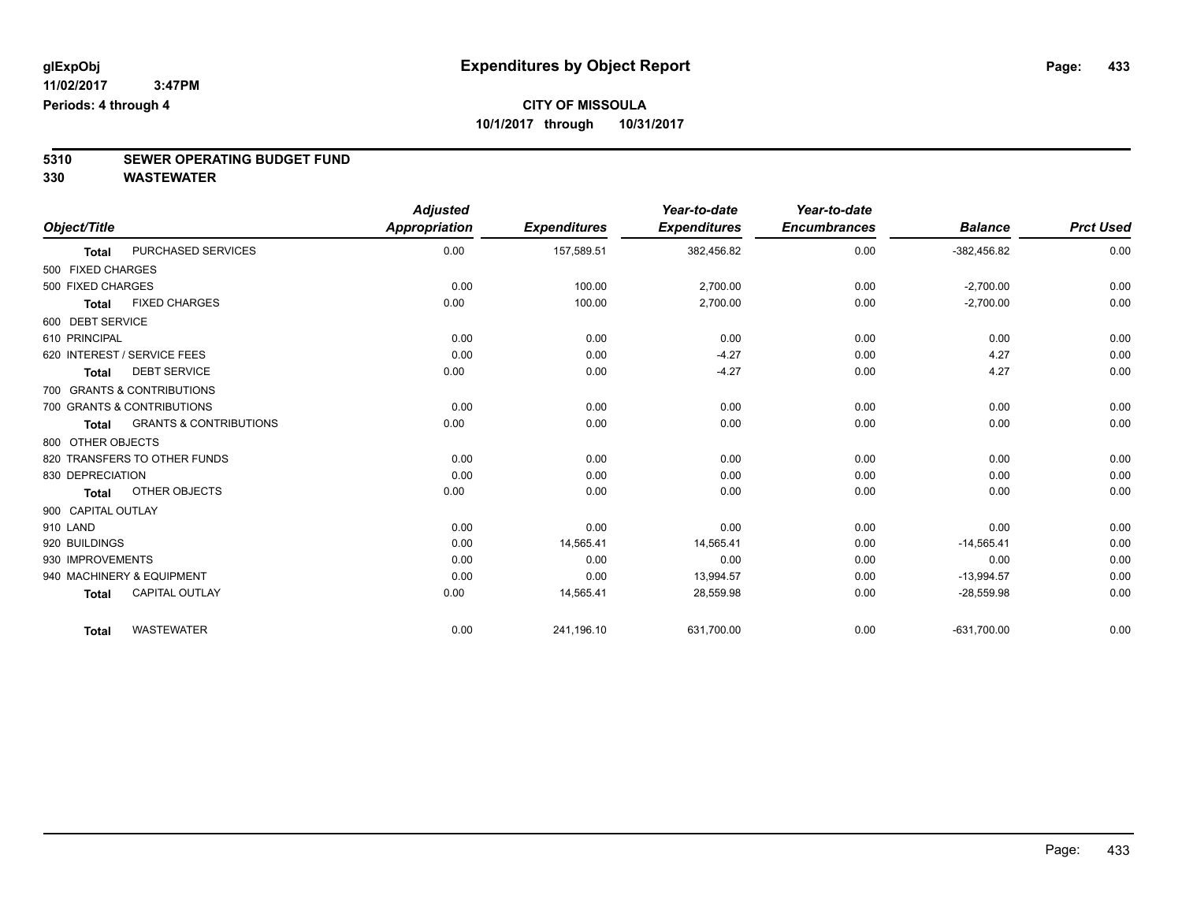# Expenditures by Object Report

glExpObj
11/02/2017 3:47PM
Periods: 4 through 4

**CITY OF MISSOULA**
**10/1/2017 through 10/31/2017**

## 5310 SEWER OPERATING BUDGET FUND
## 330 WASTEWATER

| Object/Title | | Adjusted Appropriation | Expenditures | Year-to-date Expenditures | Year-to-date Encumbrances | Balance | Prct Used |
|---|---|---|---|---|---|---|---|
| **Total** | PURCHASED SERVICES | 0.00 | 157,589.51 | 382,456.82 | 0.00 | -382,456.82 | 0.00 |
| 500 FIXED CHARGES | | | | | | | |
| 500 FIXED CHARGES | | 0.00 | 100.00 | 2,700.00 | 0.00 | -2,700.00 | 0.00 |
| **Total** | FIXED CHARGES | 0.00 | 100.00 | 2,700.00 | 0.00 | -2,700.00 | 0.00 |
| 600 DEBT SERVICE | | | | | | | |
| 610 PRINCIPAL | | 0.00 | 0.00 | 0.00 | 0.00 | 0.00 | 0.00 |
| 620 INTEREST / SERVICE FEES | | 0.00 | 0.00 | -4.27 | 0.00 | 4.27 | 0.00 |
| **Total** | DEBT SERVICE | 0.00 | 0.00 | -4.27 | 0.00 | 4.27 | 0.00 |
| 700 GRANTS & CONTRIBUTIONS | | | | | | | |
| 700 GRANTS & CONTRIBUTIONS | | 0.00 | 0.00 | 0.00 | 0.00 | 0.00 | 0.00 |
| **Total** | GRANTS & CONTRIBUTIONS | 0.00 | 0.00 | 0.00 | 0.00 | 0.00 | 0.00 |
| 800 OTHER OBJECTS | | | | | | | |
| 820 TRANSFERS TO OTHER FUNDS | | 0.00 | 0.00 | 0.00 | 0.00 | 0.00 | 0.00 |
| 830 DEPRECIATION | | 0.00 | 0.00 | 0.00 | 0.00 | 0.00 | 0.00 |
| **Total** | OTHER OBJECTS | 0.00 | 0.00 | 0.00 | 0.00 | 0.00 | 0.00 |
| 900 CAPITAL OUTLAY | | | | | | | |
| 910 LAND | | 0.00 | 0.00 | 0.00 | 0.00 | 0.00 | 0.00 |
| 920 BUILDINGS | | 0.00 | 14,565.41 | 14,565.41 | 0.00 | -14,565.41 | 0.00 |
| 930 IMPROVEMENTS | | 0.00 | 0.00 | 0.00 | 0.00 | 0.00 | 0.00 |
| 940 MACHINERY & EQUIPMENT | | 0.00 | 0.00 | 13,994.57 | 0.00 | -13,994.57 | 0.00 |
| **Total** | CAPITAL OUTLAY | 0.00 | 14,565.41 | 28,559.98 | 0.00 | -28,559.98 | 0.00 |
| **Total** | WASTEWATER | 0.00 | 241,196.10 | 631,700.00 | 0.00 | -631,700.00 | 0.00 |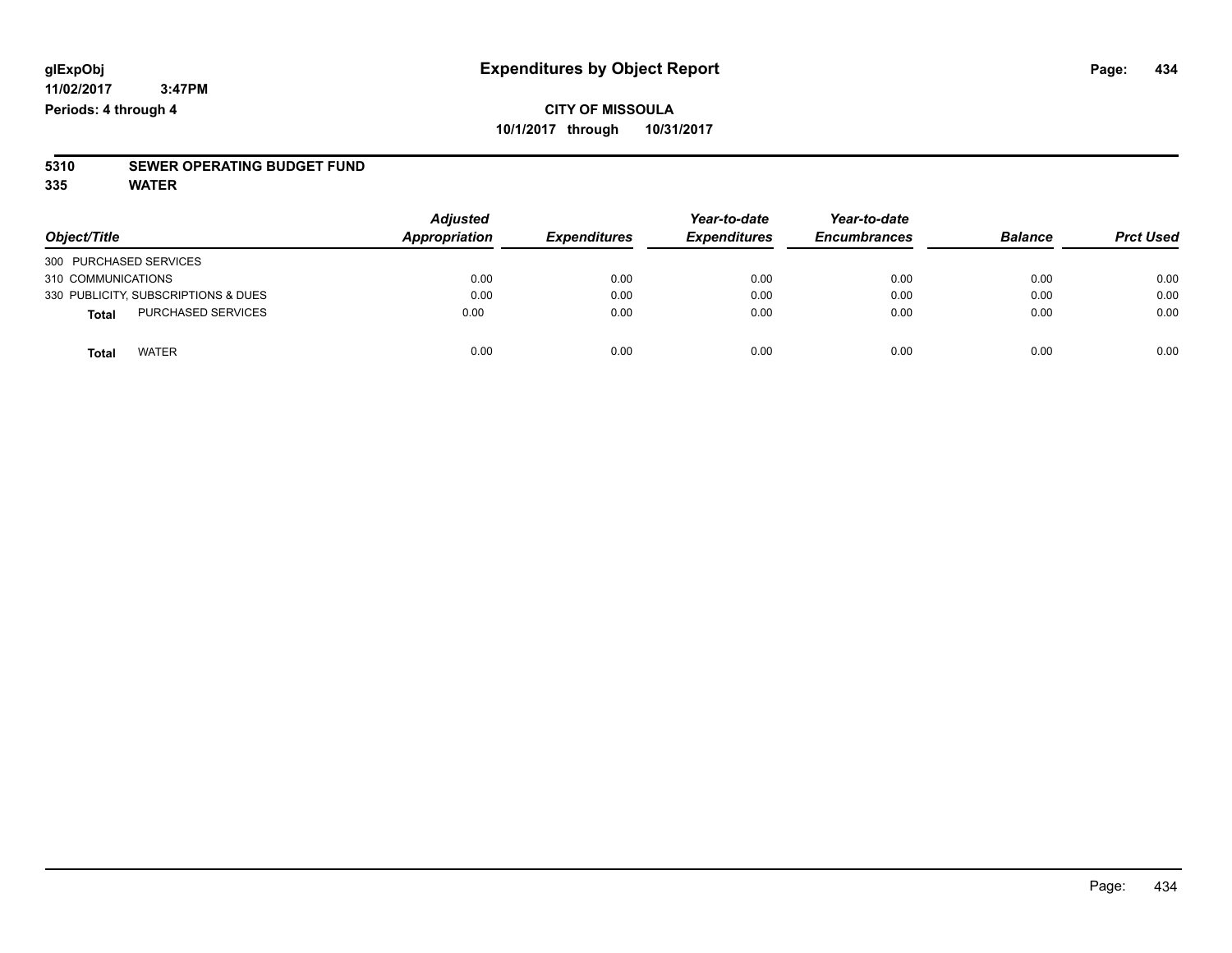**glExpObj** **Expenditures by Object Report**

**11/02/2017 3:47PM**

**Periods: 4 through 4**

**CITY OF MISSOULA**

**10/1/2017 through 10/31/2017**

**5310 SEWER OPERATING BUDGET FUND**

**335 WATER**

| Object/Title | Adjusted Appropriation | Expenditures | Year-to-date Expenditures | Year-to-date Encumbrances | Balance | Prct Used |
|---|---|---|---|---|---|---|
| 300 PURCHASED SERVICES | | | | | | |
| 310 COMMUNICATIONS | 0.00 | 0.00 | 0.00 | 0.00 | 0.00 | 0.00 |
| 330 PUBLICITY, SUBSCRIPTIONS & DUES | 0.00 | 0.00 | 0.00 | 0.00 | 0.00 | 0.00 |
| **Total** PURCHASED SERVICES | 0.00 | 0.00 | 0.00 | 0.00 | 0.00 | 0.00 |
| **Total** WATER | 0.00 | 0.00 | 0.00 | 0.00 | 0.00 | 0.00 |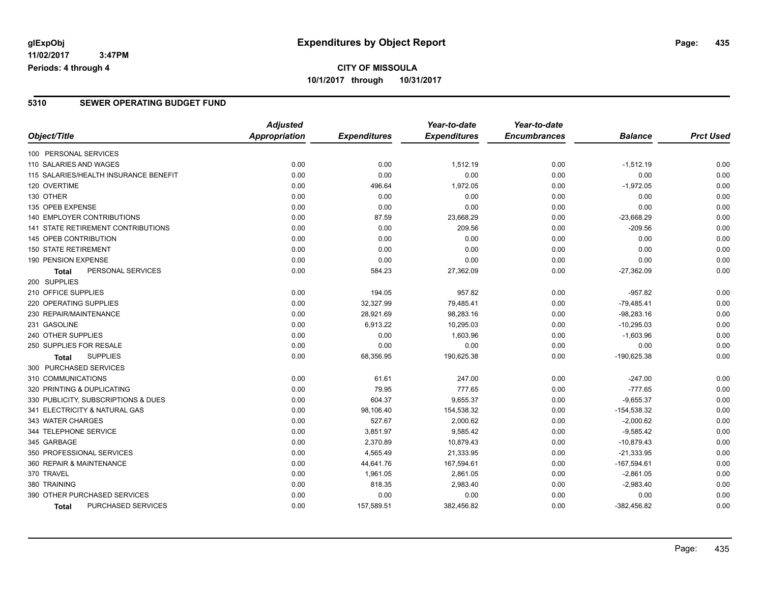glExpObj
11/02/2017 3:47PM
Periods: 4 through 4

# Expenditures by Object Report

**CITY OF MISSOULA**
**10/1/2017 through 10/31/2017**

## 5310 SEWER OPERATING BUDGET FUND

| Object/Title | Adjusted Appropriation | Expenditures | Year-to-date Expenditures | Year-to-date Encumbrances | Balance | Prct Used |
|---|---|---|---|---|---|---|
| 100 PERSONAL SERVICES | | | | | | |
| 110 SALARIES AND WAGES | 0.00 | 0.00 | 1,512.19 | 0.00 | -1,512.19 | 0.00 |
| 115 SALARIES/HEALTH INSURANCE BENEFIT | 0.00 | 0.00 | 0.00 | 0.00 | 0.00 | 0.00 |
| 120 OVERTIME | 0.00 | 496.64 | 1,972.05 | 0.00 | -1,972.05 | 0.00 |
| 130 OTHER | 0.00 | 0.00 | 0.00 | 0.00 | 0.00 | 0.00 |
| 135 OPEB EXPENSE | 0.00 | 0.00 | 0.00 | 0.00 | 0.00 | 0.00 |
| 140 EMPLOYER CONTRIBUTIONS | 0.00 | 87.59 | 23,668.29 | 0.00 | -23,668.29 | 0.00 |
| 141 STATE RETIREMENT CONTRIBUTIONS | 0.00 | 0.00 | 209.56 | 0.00 | -209.56 | 0.00 |
| 145 OPEB CONTRIBUTION | 0.00 | 0.00 | 0.00 | 0.00 | 0.00 | 0.00 |
| 150 STATE RETIREMENT | 0.00 | 0.00 | 0.00 | 0.00 | 0.00 | 0.00 |
| 190 PENSION EXPENSE | 0.00 | 0.00 | 0.00 | 0.00 | 0.00 | 0.00 |
| **Total** PERSONAL SERVICES | 0.00 | 584.23 | 27,362.09 | 0.00 | -27,362.09 | 0.00 |
| 200 SUPPLIES | | | | | | |
| 210 OFFICE SUPPLIES | 0.00 | 194.05 | 957.82 | 0.00 | -957.82 | 0.00 |
| 220 OPERATING SUPPLIES | 0.00 | 32,327.99 | 79,485.41 | 0.00 | -79,485.41 | 0.00 |
| 230 REPAIR/MAINTENANCE | 0.00 | 28,921.69 | 98,283.16 | 0.00 | -98,283.16 | 0.00 |
| 231 GASOLINE | 0.00 | 6,913.22 | 10,295.03 | 0.00 | -10,295.03 | 0.00 |
| 240 OTHER SUPPLIES | 0.00 | 0.00 | 1,603.96 | 0.00 | -1,603.96 | 0.00 |
| 250 SUPPLIES FOR RESALE | 0.00 | 0.00 | 0.00 | 0.00 | 0.00 | 0.00 |
| **Total** SUPPLIES | 0.00 | 68,356.95 | 190,625.38 | 0.00 | -190,625.38 | 0.00 |
| 300 PURCHASED SERVICES | | | | | | |
| 310 COMMUNICATIONS | 0.00 | 61.61 | 247.00 | 0.00 | -247.00 | 0.00 |
| 320 PRINTING & DUPLICATING | 0.00 | 79.95 | 777.65 | 0.00 | -777.65 | 0.00 |
| 330 PUBLICITY, SUBSCRIPTIONS & DUES | 0.00 | 604.37 | 9,655.37 | 0.00 | -9,655.37 | 0.00 |
| 341 ELECTRICITY & NATURAL GAS | 0.00 | 98,106.40 | 154,538.32 | 0.00 | -154,538.32 | 0.00 |
| 343 WATER CHARGES | 0.00 | 527.67 | 2,000.62 | 0.00 | -2,000.62 | 0.00 |
| 344 TELEPHONE SERVICE | 0.00 | 3,851.97 | 9,585.42 | 0.00 | -9,585.42 | 0.00 |
| 345 GARBAGE | 0.00 | 2,370.89 | 10,879.43 | 0.00 | -10,879.43 | 0.00 |
| 350 PROFESSIONAL SERVICES | 0.00 | 4,565.49 | 21,333.95 | 0.00 | -21,333.95 | 0.00 |
| 360 REPAIR & MAINTENANCE | 0.00 | 44,641.76 | 167,594.61 | 0.00 | -167,594.61 | 0.00 |
| 370 TRAVEL | 0.00 | 1,961.05 | 2,861.05 | 0.00 | -2,861.05 | 0.00 |
| 380 TRAINING | 0.00 | 818.35 | 2,983.40 | 0.00 | -2,983.40 | 0.00 |
| 390 OTHER PURCHASED SERVICES | 0.00 | 0.00 | 0.00 | 0.00 | 0.00 | 0.00 |
| **Total** PURCHASED SERVICES | 0.00 | 157,589.51 | 382,456.82 | 0.00 | -382,456.82 | 0.00 |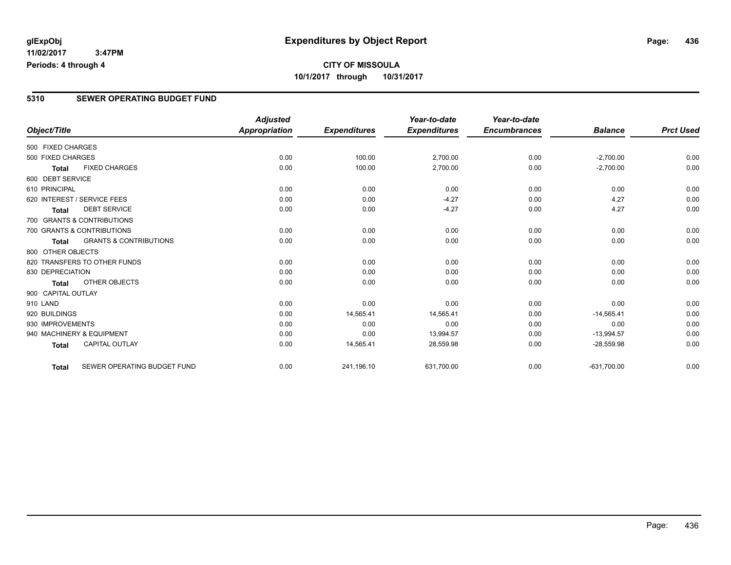# Expenditures by Object Report

glExpObj
11/02/2017 3:47PM
Periods: 4 through 4

**CITY OF MISSOULA**
**10/1/2017 through 10/31/2017**

## 5310 SEWER OPERATING BUDGET FUND

| Object/Title | Adjusted Appropriation | Expenditures | Year-to-date Expenditures | Year-to-date Encumbrances | Balance | Prct Used |
|---|---|---|---|---|---|---|
| 500 FIXED CHARGES | | | | | | |
| 500 FIXED CHARGES | 0.00 | 100.00 | 2,700.00 | 0.00 | -2,700.00 | 0.00 |
| **Total** FIXED CHARGES | 0.00 | 100.00 | 2,700.00 | 0.00 | -2,700.00 | 0.00 |
| 600 DEBT SERVICE | | | | | | |
| 610 PRINCIPAL | 0.00 | 0.00 | 0.00 | 0.00 | 0.00 | 0.00 |
| 620 INTEREST / SERVICE FEES | 0.00 | 0.00 | -4.27 | 0.00 | 4.27 | 0.00 |
| **Total** DEBT SERVICE | 0.00 | 0.00 | -4.27 | 0.00 | 4.27 | 0.00 |
| 700 GRANTS & CONTRIBUTIONS | | | | | | |
| 700 GRANTS & CONTRIBUTIONS | 0.00 | 0.00 | 0.00 | 0.00 | 0.00 | 0.00 |
| **Total** GRANTS & CONTRIBUTIONS | 0.00 | 0.00 | 0.00 | 0.00 | 0.00 | 0.00 |
| 800 OTHER OBJECTS | | | | | | |
| 820 TRANSFERS TO OTHER FUNDS | 0.00 | 0.00 | 0.00 | 0.00 | 0.00 | 0.00 |
| 830 DEPRECIATION | 0.00 | 0.00 | 0.00 | 0.00 | 0.00 | 0.00 |
| **Total** OTHER OBJECTS | 0.00 | 0.00 | 0.00 | 0.00 | 0.00 | 0.00 |
| 900 CAPITAL OUTLAY | | | | | | |
| 910 LAND | 0.00 | 0.00 | 0.00 | 0.00 | 0.00 | 0.00 |
| 920 BUILDINGS | 0.00 | 14,565.41 | 14,565.41 | 0.00 | -14,565.41 | 0.00 |
| 930 IMPROVEMENTS | 0.00 | 0.00 | 0.00 | 0.00 | 0.00 | 0.00 |
| 940 MACHINERY & EQUIPMENT | 0.00 | 0.00 | 13,994.57 | 0.00 | -13,994.57 | 0.00 |
| **Total** CAPITAL OUTLAY | 0.00 | 14,565.41 | 28,559.98 | 0.00 | -28,559.98 | 0.00 |
| **Total** SEWER OPERATING BUDGET FUND | 0.00 | 241,196.10 | 631,700.00 | 0.00 | -631,700.00 | 0.00 |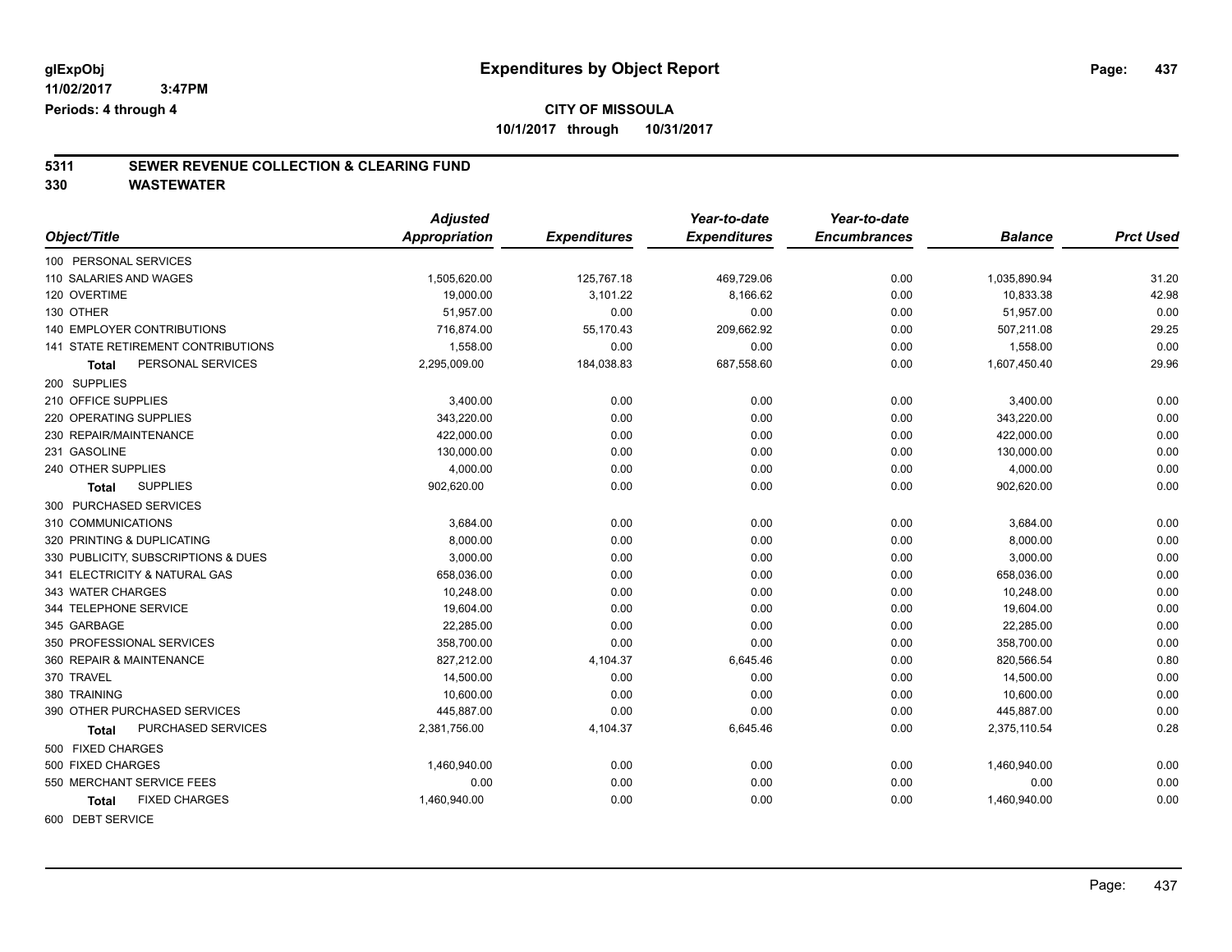glExpObj

11/02/2017 3:47PM

Periods: 4 through 4

# Expenditures by Object Report

**CITY OF MISSOULA**

**10/1/2017 through 10/31/2017**

## 5311 SEWER REVENUE COLLECTION & CLEARING FUND

## 330 WASTEWATER

| Object/Title | Adjusted Appropriation | Expenditures | Year-to-date Expenditures | Year-to-date Encumbrances | Balance | Prct Used |
|---|---|---|---|---|---|---|
| 100 PERSONAL SERVICES | | | | | | |
| 110 SALARIES AND WAGES | 1,505,620.00 | 125,767.18 | 469,729.06 | 0.00 | 1,035,890.94 | 31.20 |
| 120 OVERTIME | 19,000.00 | 3,101.22 | 8,166.62 | 0.00 | 10,833.38 | 42.98 |
| 130 OTHER | 51,957.00 | 0.00 | 0.00 | 0.00 | 51,957.00 | 0.00 |
| 140 EMPLOYER CONTRIBUTIONS | 716,874.00 | 55,170.43 | 209,662.92 | 0.00 | 507,211.08 | 29.25 |
| 141 STATE RETIREMENT CONTRIBUTIONS | 1,558.00 | 0.00 | 0.00 | 0.00 | 1,558.00 | 0.00 |
| **Total** PERSONAL SERVICES | 2,295,009.00 | 184,038.83 | 687,558.60 | 0.00 | 1,607,450.40 | 29.96 |
| 200 SUPPLIES | | | | | | |
| 210 OFFICE SUPPLIES | 3,400.00 | 0.00 | 0.00 | 0.00 | 3,400.00 | 0.00 |
| 220 OPERATING SUPPLIES | 343,220.00 | 0.00 | 0.00 | 0.00 | 343,220.00 | 0.00 |
| 230 REPAIR/MAINTENANCE | 422,000.00 | 0.00 | 0.00 | 0.00 | 422,000.00 | 0.00 |
| 231 GASOLINE | 130,000.00 | 0.00 | 0.00 | 0.00 | 130,000.00 | 0.00 |
| 240 OTHER SUPPLIES | 4,000.00 | 0.00 | 0.00 | 0.00 | 4,000.00 | 0.00 |
| **Total** SUPPLIES | 902,620.00 | 0.00 | 0.00 | 0.00 | 902,620.00 | 0.00 |
| 300 PURCHASED SERVICES | | | | | | |
| 310 COMMUNICATIONS | 3,684.00 | 0.00 | 0.00 | 0.00 | 3,684.00 | 0.00 |
| 320 PRINTING & DUPLICATING | 8,000.00 | 0.00 | 0.00 | 0.00 | 8,000.00 | 0.00 |
| 330 PUBLICITY, SUBSCRIPTIONS & DUES | 3,000.00 | 0.00 | 0.00 | 0.00 | 3,000.00 | 0.00 |
| 341 ELECTRICITY & NATURAL GAS | 658,036.00 | 0.00 | 0.00 | 0.00 | 658,036.00 | 0.00 |
| 343 WATER CHARGES | 10,248.00 | 0.00 | 0.00 | 0.00 | 10,248.00 | 0.00 |
| 344 TELEPHONE SERVICE | 19,604.00 | 0.00 | 0.00 | 0.00 | 19,604.00 | 0.00 |
| 345 GARBAGE | 22,285.00 | 0.00 | 0.00 | 0.00 | 22,285.00 | 0.00 |
| 350 PROFESSIONAL SERVICES | 358,700.00 | 0.00 | 0.00 | 0.00 | 358,700.00 | 0.00 |
| 360 REPAIR & MAINTENANCE | 827,212.00 | 4,104.37 | 6,645.46 | 0.00 | 820,566.54 | 0.80 |
| 370 TRAVEL | 14,500.00 | 0.00 | 0.00 | 0.00 | 14,500.00 | 0.00 |
| 380 TRAINING | 10,600.00 | 0.00 | 0.00 | 0.00 | 10,600.00 | 0.00 |
| 390 OTHER PURCHASED SERVICES | 445,887.00 | 0.00 | 0.00 | 0.00 | 445,887.00 | 0.00 |
| **Total** PURCHASED SERVICES | 2,381,756.00 | 4,104.37 | 6,645.46 | 0.00 | 2,375,110.54 | 0.28 |
| 500 FIXED CHARGES | | | | | | |
| 500 FIXED CHARGES | 1,460,940.00 | 0.00 | 0.00 | 0.00 | 1,460,940.00 | 0.00 |
| 550 MERCHANT SERVICE FEES | 0.00 | 0.00 | 0.00 | 0.00 | 0.00 | 0.00 |
| **Total** FIXED CHARGES | 1,460,940.00 | 0.00 | 0.00 | 0.00 | 1,460,940.00 | 0.00 |
| 600 DEBT SERVICE | | | | | | |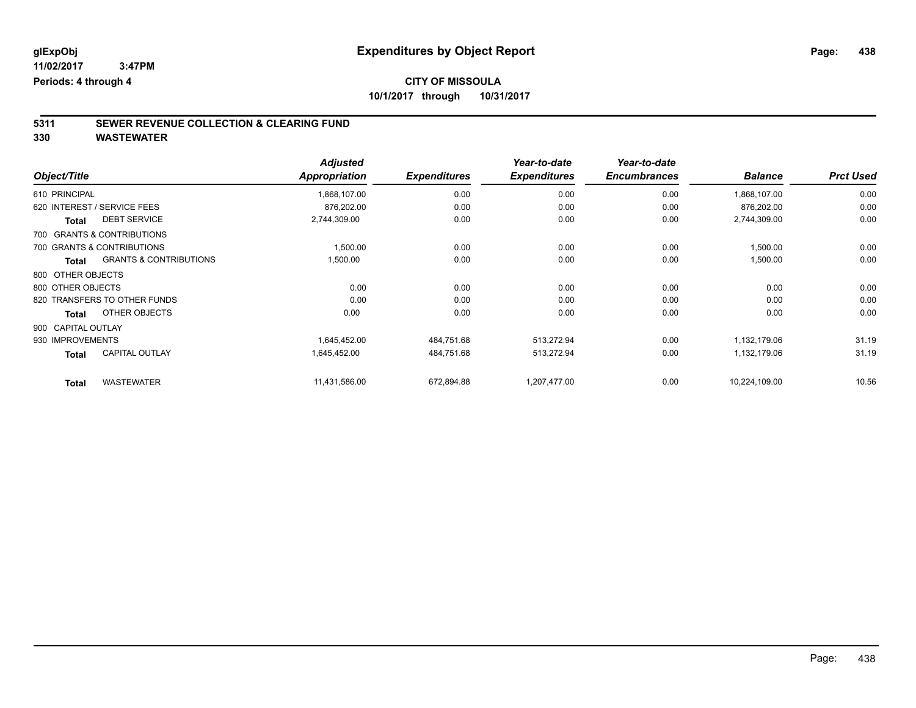# Expenditures by Object Report

glExpObj
11/02/2017 3:47PM
Periods: 4 through 4

**CITY OF MISSOULA**
**10/1/2017 through 10/31/2017**

## 5311 SEWER REVENUE COLLECTION & CLEARING FUND
## 330 WASTEWATER

| Object/Title | | Adjusted Appropriation | Expenditures | Year-to-date Expenditures | Year-to-date Encumbrances | Balance | Prct Used |
|---|---|---|---|---|---|---|---|
| 610 PRINCIPAL | | 1,868,107.00 | 0.00 | 0.00 | 0.00 | 1,868,107.00 | 0.00 |
| 620 INTEREST / SERVICE FEES | | 876,202.00 | 0.00 | 0.00 | 0.00 | 876,202.00 | 0.00 |
| **Total** | DEBT SERVICE | 2,744,309.00 | 0.00 | 0.00 | 0.00 | 2,744,309.00 | 0.00 |
| 700 GRANTS & CONTRIBUTIONS | | | | | | | |
| 700 GRANTS & CONTRIBUTIONS | | 1,500.00 | 0.00 | 0.00 | 0.00 | 1,500.00 | 0.00 |
| **Total** | GRANTS & CONTRIBUTIONS | 1,500.00 | 0.00 | 0.00 | 0.00 | 1,500.00 | 0.00 |
| 800 OTHER OBJECTS | | | | | | | |
| 800 OTHER OBJECTS | | 0.00 | 0.00 | 0.00 | 0.00 | 0.00 | 0.00 |
| 820 TRANSFERS TO OTHER FUNDS | | 0.00 | 0.00 | 0.00 | 0.00 | 0.00 | 0.00 |
| **Total** | OTHER OBJECTS | 0.00 | 0.00 | 0.00 | 0.00 | 0.00 | 0.00 |
| 900 CAPITAL OUTLAY | | | | | | | |
| 930 IMPROVEMENTS | | 1,645,452.00 | 484,751.68 | 513,272.94 | 0.00 | 1,132,179.06 | 31.19 |
| **Total** | CAPITAL OUTLAY | 1,645,452.00 | 484,751.68 | 513,272.94 | 0.00 | 1,132,179.06 | 31.19 |
| **Total** | WASTEWATER | 11,431,586.00 | 672,894.88 | 1,207,477.00 | 0.00 | 10,224,109.00 | 10.56 |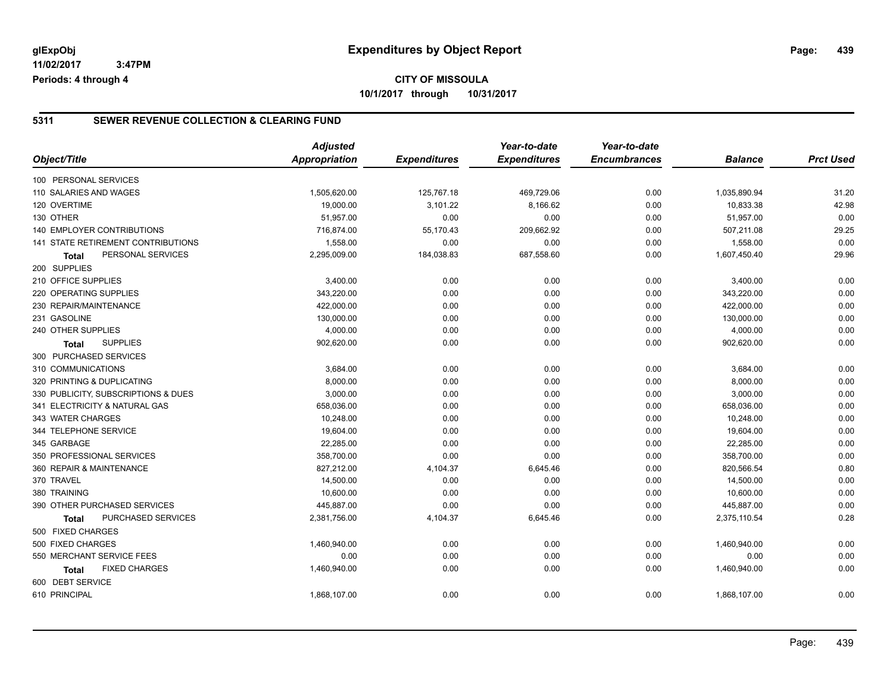# Expenditures by Object Report

glExpObj
11/02/2017 3:47PM
Periods: 4 through 4

**CITY OF MISSOULA**
**10/1/2017 through 10/31/2017**

## 5311 SEWER REVENUE COLLECTION & CLEARING FUND

| Object/Title | Adjusted Appropriation | Expenditures | Year-to-date Expenditures | Year-to-date Encumbrances | Balance | Prct Used |
|---|---|---|---|---|---|---|
| 100 PERSONAL SERVICES | | | | | | |
| 110 SALARIES AND WAGES | 1,505,620.00 | 125,767.18 | 469,729.06 | 0.00 | 1,035,890.94 | 31.20 |
| 120 OVERTIME | 19,000.00 | 3,101.22 | 8,166.62 | 0.00 | 10,833.38 | 42.98 |
| 130 OTHER | 51,957.00 | 0.00 | 0.00 | 0.00 | 51,957.00 | 0.00 |
| 140 EMPLOYER CONTRIBUTIONS | 716,874.00 | 55,170.43 | 209,662.92 | 0.00 | 507,211.08 | 29.25 |
| 141 STATE RETIREMENT CONTRIBUTIONS | 1,558.00 | 0.00 | 0.00 | 0.00 | 1,558.00 | 0.00 |
| **Total** PERSONAL SERVICES | 2,295,009.00 | 184,038.83 | 687,558.60 | 0.00 | 1,607,450.40 | 29.96 |
| 200 SUPPLIES | | | | | | |
| 210 OFFICE SUPPLIES | 3,400.00 | 0.00 | 0.00 | 0.00 | 3,400.00 | 0.00 |
| 220 OPERATING SUPPLIES | 343,220.00 | 0.00 | 0.00 | 0.00 | 343,220.00 | 0.00 |
| 230 REPAIR/MAINTENANCE | 422,000.00 | 0.00 | 0.00 | 0.00 | 422,000.00 | 0.00 |
| 231 GASOLINE | 130,000.00 | 0.00 | 0.00 | 0.00 | 130,000.00 | 0.00 |
| 240 OTHER SUPPLIES | 4,000.00 | 0.00 | 0.00 | 0.00 | 4,000.00 | 0.00 |
| **Total** SUPPLIES | 902,620.00 | 0.00 | 0.00 | 0.00 | 902,620.00 | 0.00 |
| 300 PURCHASED SERVICES | | | | | | |
| 310 COMMUNICATIONS | 3,684.00 | 0.00 | 0.00 | 0.00 | 3,684.00 | 0.00 |
| 320 PRINTING & DUPLICATING | 8,000.00 | 0.00 | 0.00 | 0.00 | 8,000.00 | 0.00 |
| 330 PUBLICITY, SUBSCRIPTIONS & DUES | 3,000.00 | 0.00 | 0.00 | 0.00 | 3,000.00 | 0.00 |
| 341 ELECTRICITY & NATURAL GAS | 658,036.00 | 0.00 | 0.00 | 0.00 | 658,036.00 | 0.00 |
| 343 WATER CHARGES | 10,248.00 | 0.00 | 0.00 | 0.00 | 10,248.00 | 0.00 |
| 344 TELEPHONE SERVICE | 19,604.00 | 0.00 | 0.00 | 0.00 | 19,604.00 | 0.00 |
| 345 GARBAGE | 22,285.00 | 0.00 | 0.00 | 0.00 | 22,285.00 | 0.00 |
| 350 PROFESSIONAL SERVICES | 358,700.00 | 0.00 | 0.00 | 0.00 | 358,700.00 | 0.00 |
| 360 REPAIR & MAINTENANCE | 827,212.00 | 4,104.37 | 6,645.46 | 0.00 | 820,566.54 | 0.80 |
| 370 TRAVEL | 14,500.00 | 0.00 | 0.00 | 0.00 | 14,500.00 | 0.00 |
| 380 TRAINING | 10,600.00 | 0.00 | 0.00 | 0.00 | 10,600.00 | 0.00 |
| 390 OTHER PURCHASED SERVICES | 445,887.00 | 0.00 | 0.00 | 0.00 | 445,887.00 | 0.00 |
| **Total** PURCHASED SERVICES | 2,381,756.00 | 4,104.37 | 6,645.46 | 0.00 | 2,375,110.54 | 0.28 |
| 500 FIXED CHARGES | | | | | | |
| 500 FIXED CHARGES | 1,460,940.00 | 0.00 | 0.00 | 0.00 | 1,460,940.00 | 0.00 |
| 550 MERCHANT SERVICE FEES | 0.00 | 0.00 | 0.00 | 0.00 | 0.00 | 0.00 |
| **Total** FIXED CHARGES | 1,460,940.00 | 0.00 | 0.00 | 0.00 | 1,460,940.00 | 0.00 |
| 600 DEBT SERVICE | | | | | | |
| 610 PRINCIPAL | 1,868,107.00 | 0.00 | 0.00 | 0.00 | 1,868,107.00 | 0.00 |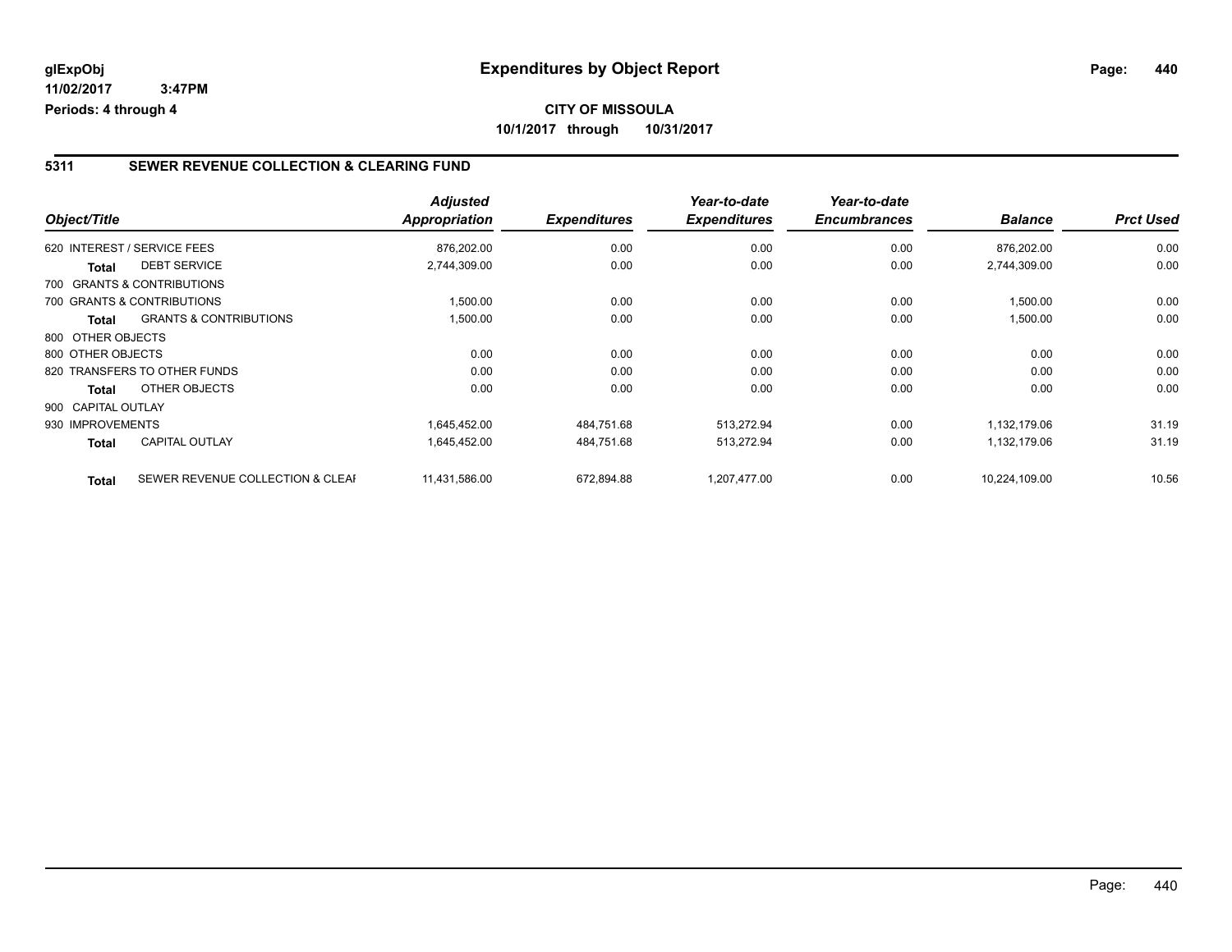**glExpObj**
**11/02/2017 3:47PM**
**Periods: 4 through 4**

# Expenditures by Object Report

**CITY OF MISSOULA**
**10/1/2017 through 10/31/2017**

## 5311 SEWER REVENUE COLLECTION & CLEARING FUND

| Object/Title | | Adjusted Appropriation | Expenditures | Year-to-date Expenditures | Year-to-date Encumbrances | Balance | Prct Used |
|---|---|---|---|---|---|---|---|
| 620 INTEREST / SERVICE FEES | | 876,202.00 | 0.00 | 0.00 | 0.00 | 876,202.00 | 0.00 |
| **Total** | DEBT SERVICE | 2,744,309.00 | 0.00 | 0.00 | 0.00 | 2,744,309.00 | 0.00 |
| 700 GRANTS & CONTRIBUTIONS | | | | | | | |
| 700 GRANTS & CONTRIBUTIONS | | 1,500.00 | 0.00 | 0.00 | 0.00 | 1,500.00 | 0.00 |
| **Total** | GRANTS & CONTRIBUTIONS | 1,500.00 | 0.00 | 0.00 | 0.00 | 1,500.00 | 0.00 |
| 800 OTHER OBJECTS | | | | | | | |
| 800 OTHER OBJECTS | | 0.00 | 0.00 | 0.00 | 0.00 | 0.00 | 0.00 |
| 820 TRANSFERS TO OTHER FUNDS | | 0.00 | 0.00 | 0.00 | 0.00 | 0.00 | 0.00 |
| **Total** | OTHER OBJECTS | 0.00 | 0.00 | 0.00 | 0.00 | 0.00 | 0.00 |
| 900 CAPITAL OUTLAY | | | | | | | |
| 930 IMPROVEMENTS | | 1,645,452.00 | 484,751.68 | 513,272.94 | 0.00 | 1,132,179.06 | 31.19 |
| **Total** | CAPITAL OUTLAY | 1,645,452.00 | 484,751.68 | 513,272.94 | 0.00 | 1,132,179.06 | 31.19 |
| **Total** | SEWER REVENUE COLLECTION & CLEAI | 11,431,586.00 | 672,894.88 | 1,207,477.00 | 0.00 | 10,224,109.00 | 10.56 |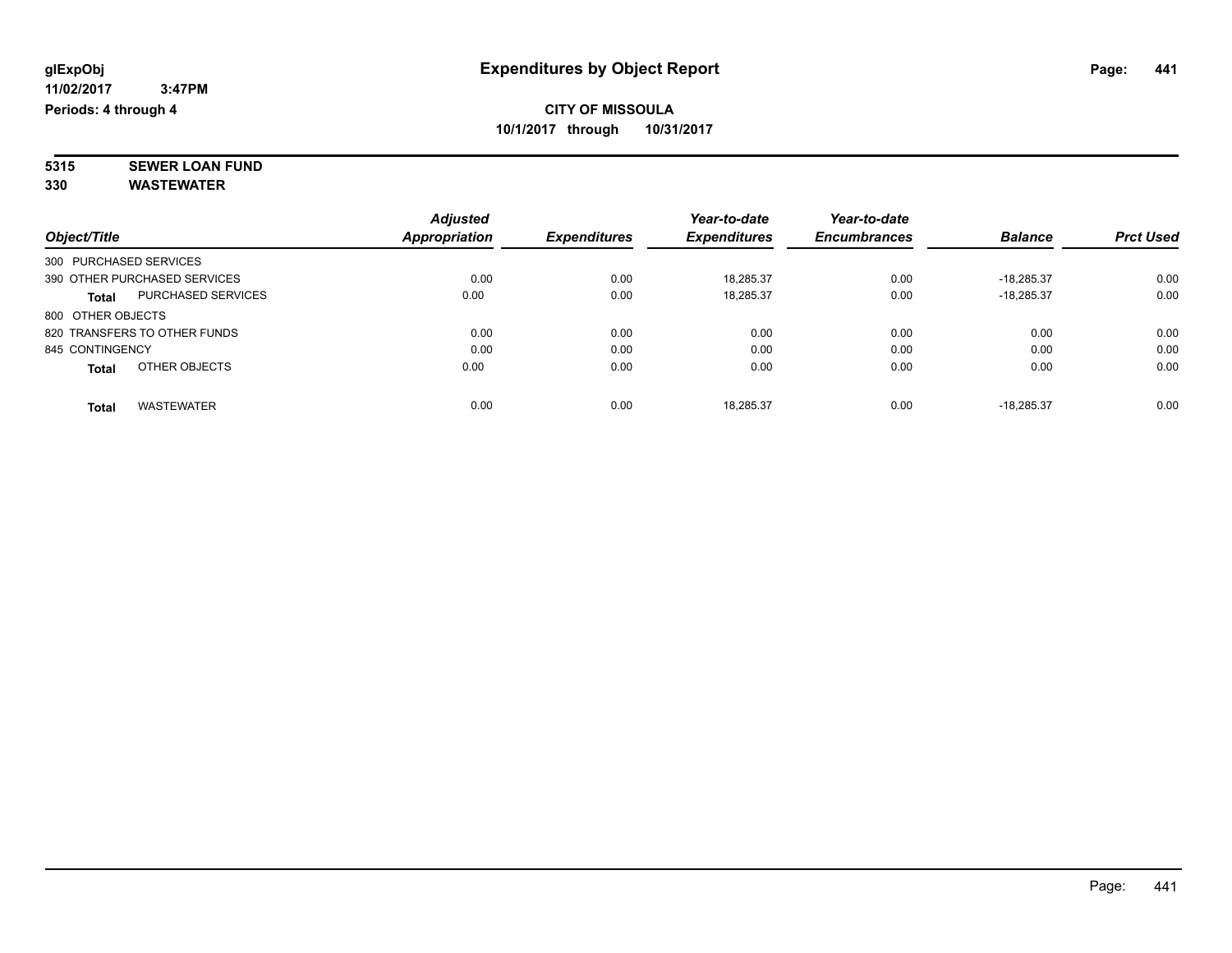**glExpObj**
**11/02/2017 3:47PM**
**Periods: 4 through 4**

# Expenditures by Object Report

**CITY OF MISSOULA**
**10/1/2017 through 10/31/2017**

**5315 SEWER LOAN FUND**
**330 WASTEWATER**

| Object/Title | | Adjusted Appropriation | Expenditures | Year-to-date Expenditures | Year-to-date Encumbrances | Balance | Prct Used |
|---|---|---|---|---|---|---|---|
| 300 PURCHASED SERVICES | | | | | | | |
| 390 OTHER PURCHASED SERVICES | | 0.00 | 0.00 | 18,285.37 | 0.00 | -18,285.37 | 0.00 |
| **Total** | PURCHASED SERVICES | 0.00 | 0.00 | 18,285.37 | 0.00 | -18,285.37 | 0.00 |
| 800 OTHER OBJECTS | | | | | | | |
| 820 TRANSFERS TO OTHER FUNDS | | 0.00 | 0.00 | 0.00 | 0.00 | 0.00 | 0.00 |
| 845 CONTINGENCY | | 0.00 | 0.00 | 0.00 | 0.00 | 0.00 | 0.00 |
| **Total** | OTHER OBJECTS | 0.00 | 0.00 | 0.00 | 0.00 | 0.00 | 0.00 |
| **Total** | WASTEWATER | 0.00 | 0.00 | 18,285.37 | 0.00 | -18,285.37 | 0.00 |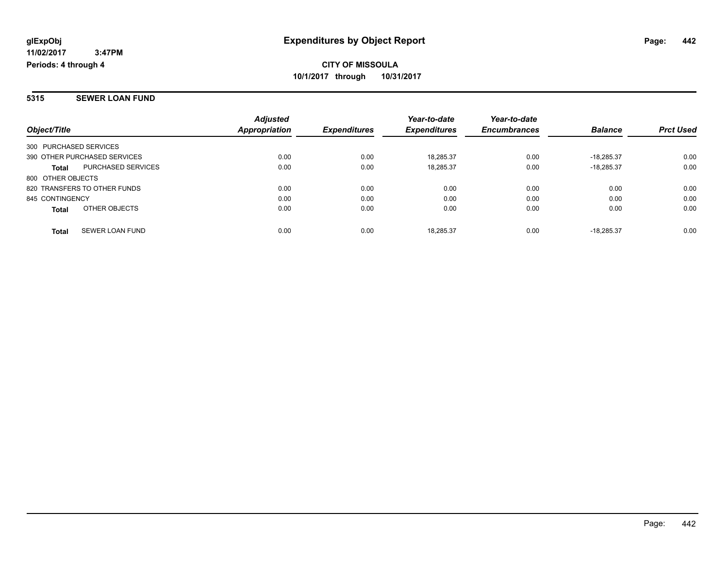# Expenditures by Object Report

glExpObj
11/02/2017 3:47PM
Periods: 4 through 4

**CITY OF MISSOULA**
**10/1/2017 through 10/31/2017**

## 5315 SEWER LOAN FUND

| Object/Title | Adjusted Appropriation | Expenditures | Year-to-date Expenditures | Year-to-date Encumbrances | Balance | Prct Used |
|---|---|---|---|---|---|---|
| 300 PURCHASED SERVICES | | | | | | |
| 390 OTHER PURCHASED SERVICES | 0.00 | 0.00 | 18,285.37 | 0.00 | -18,285.37 | 0.00 |
| **Total** PURCHASED SERVICES | 0.00 | 0.00 | 18,285.37 | 0.00 | -18,285.37 | 0.00 |
| 800 OTHER OBJECTS | | | | | | |
| 820 TRANSFERS TO OTHER FUNDS | 0.00 | 0.00 | 0.00 | 0.00 | 0.00 | 0.00 |
| 845 CONTINGENCY | 0.00 | 0.00 | 0.00 | 0.00 | 0.00 | 0.00 |
| **Total** OTHER OBJECTS | 0.00 | 0.00 | 0.00 | 0.00 | 0.00 | 0.00 |
| **Total** SEWER LOAN FUND | 0.00 | 0.00 | 18,285.37 | 0.00 | -18,285.37 | 0.00 |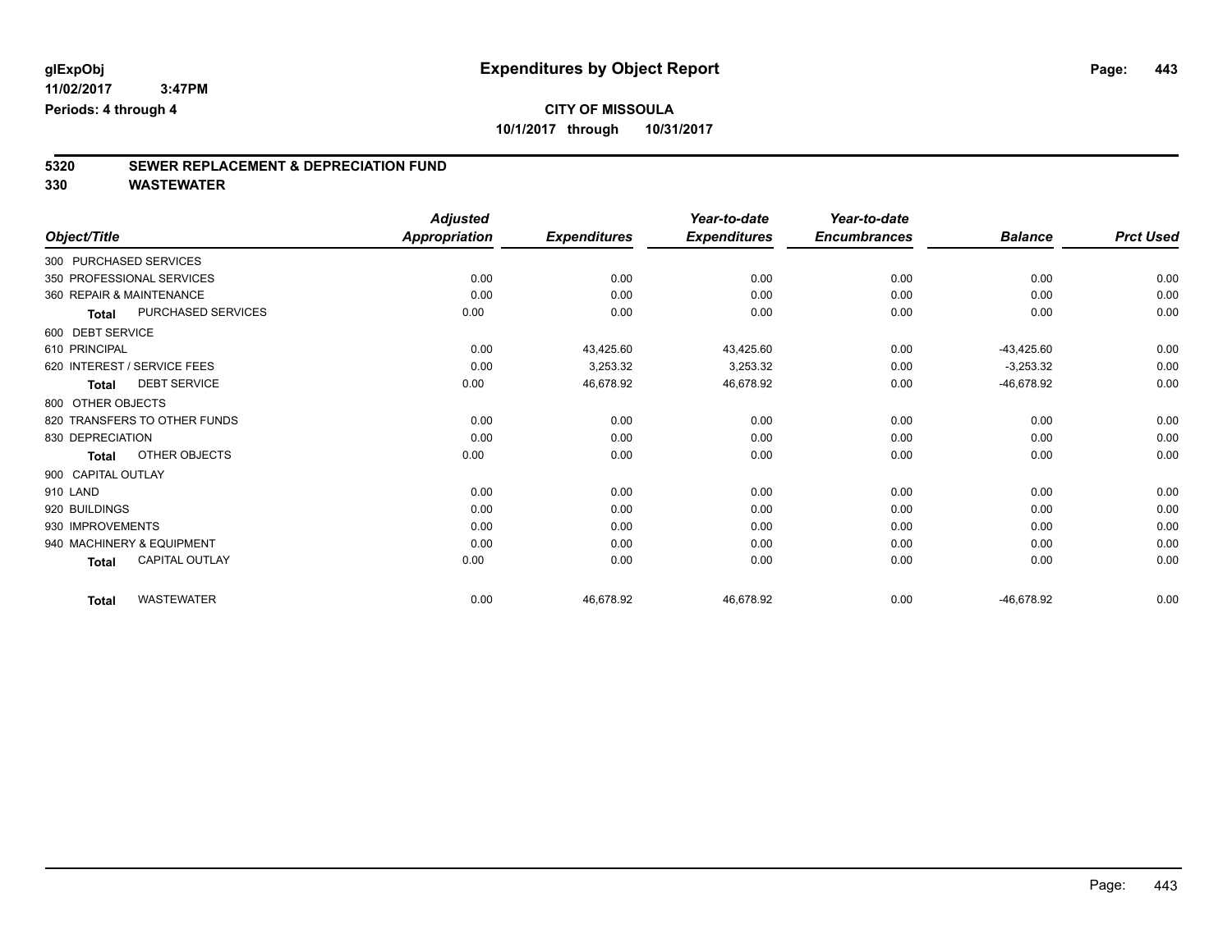**glExpObj** **Expenditures by Object Report**

**11/02/2017 3:47PM**

**Periods: 4 through 4**

**CITY OF MISSOULA**

**10/1/2017 through 10/31/2017**

## 5320 SEWER REPLACEMENT & DEPRECIATION FUND

## 330 WASTEWATER

| Object/Title | | Adjusted Appropriation | Expenditures | Year-to-date Expenditures | Year-to-date Encumbrances | Balance | Prct Used |
|---|---|---|---|---|---|---|---|
| 300 PURCHASED SERVICES | | | | | | | |
| 350 PROFESSIONAL SERVICES | | 0.00 | 0.00 | 0.00 | 0.00 | 0.00 | 0.00 |
| 360 REPAIR & MAINTENANCE | | 0.00 | 0.00 | 0.00 | 0.00 | 0.00 | 0.00 |
| **Total** | PURCHASED SERVICES | 0.00 | 0.00 | 0.00 | 0.00 | 0.00 | 0.00 |
| 600 DEBT SERVICE | | | | | | | |
| 610 PRINCIPAL | | 0.00 | 43,425.60 | 43,425.60 | 0.00 | -43,425.60 | 0.00 |
| 620 INTEREST / SERVICE FEES | | 0.00 | 3,253.32 | 3,253.32 | 0.00 | -3,253.32 | 0.00 |
| **Total** | DEBT SERVICE | 0.00 | 46,678.92 | 46,678.92 | 0.00 | -46,678.92 | 0.00 |
| 800 OTHER OBJECTS | | | | | | | |
| 820 TRANSFERS TO OTHER FUNDS | | 0.00 | 0.00 | 0.00 | 0.00 | 0.00 | 0.00 |
| 830 DEPRECIATION | | 0.00 | 0.00 | 0.00 | 0.00 | 0.00 | 0.00 |
| **Total** | OTHER OBJECTS | 0.00 | 0.00 | 0.00 | 0.00 | 0.00 | 0.00 |
| 900 CAPITAL OUTLAY | | | | | | | |
| 910 LAND | | 0.00 | 0.00 | 0.00 | 0.00 | 0.00 | 0.00 |
| 920 BUILDINGS | | 0.00 | 0.00 | 0.00 | 0.00 | 0.00 | 0.00 |
| 930 IMPROVEMENTS | | 0.00 | 0.00 | 0.00 | 0.00 | 0.00 | 0.00 |
| 940 MACHINERY & EQUIPMENT | | 0.00 | 0.00 | 0.00 | 0.00 | 0.00 | 0.00 |
| **Total** | CAPITAL OUTLAY | 0.00 | 0.00 | 0.00 | 0.00 | 0.00 | 0.00 |
| **Total** | WASTEWATER | 0.00 | 46,678.92 | 46,678.92 | 0.00 | -46,678.92 | 0.00 |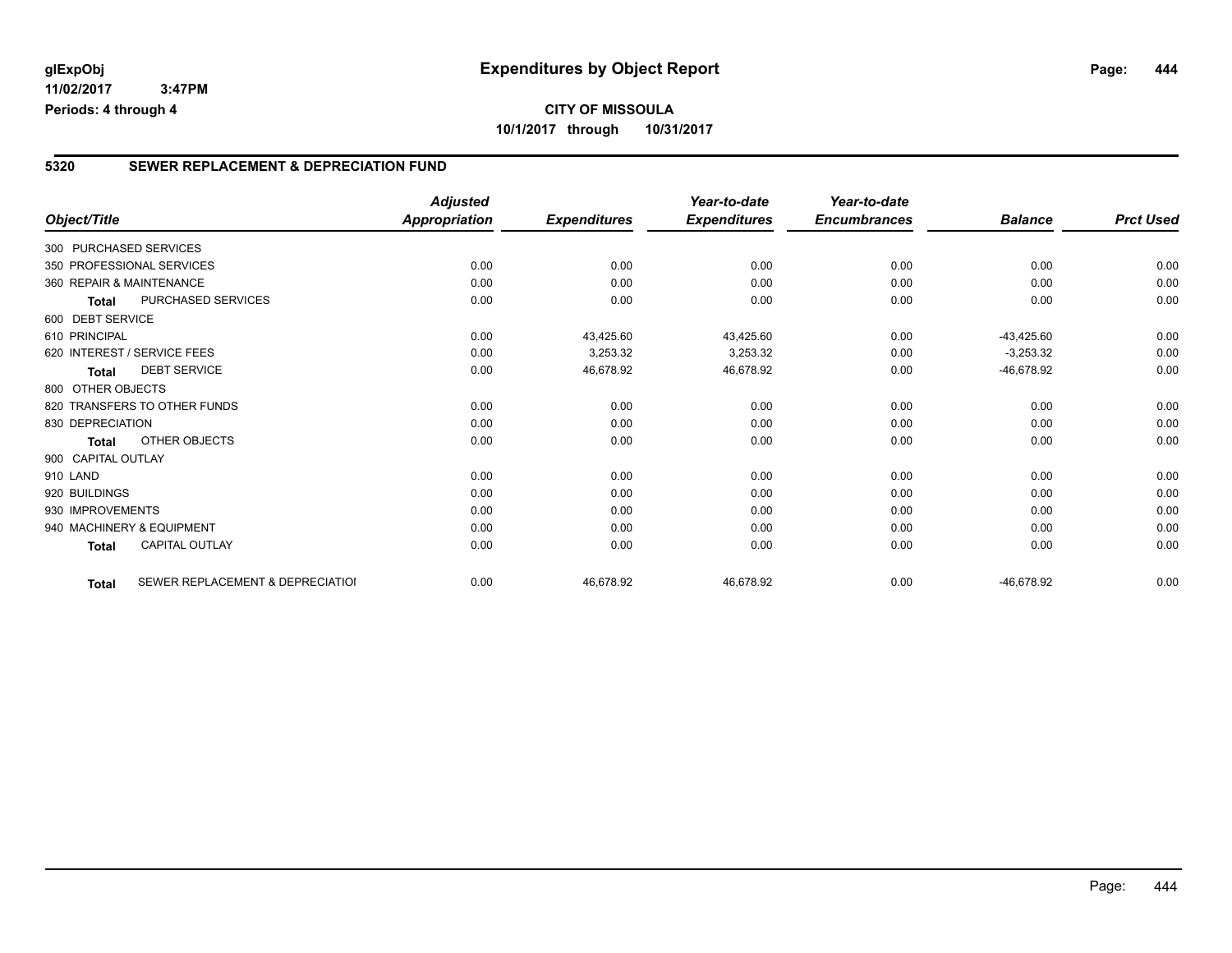**CITY OF MISSOULA**

**10/1/2017 through 10/31/2017**

## 5320 SEWER REPLACEMENT & DEPRECIATION FUND

| Object/Title | | Adjusted Appropriation | Expenditures | Year-to-date Expenditures | Year-to-date Encumbrances | Balance | Prct Used |
|---|---|---|---|---|---|---|---|
| 300 PURCHASED SERVICES | | | | | | | |
| 350 PROFESSIONAL SERVICES | | 0.00 | 0.00 | 0.00 | 0.00 | 0.00 | 0.00 |
| 360 REPAIR & MAINTENANCE | | 0.00 | 0.00 | 0.00 | 0.00 | 0.00 | 0.00 |
| **Total** | PURCHASED SERVICES | 0.00 | 0.00 | 0.00 | 0.00 | 0.00 | 0.00 |
| 600 DEBT SERVICE | | | | | | | |
| 610 PRINCIPAL | | 0.00 | 43,425.60 | 43,425.60 | 0.00 | -43,425.60 | 0.00 |
| 620 INTEREST / SERVICE FEES | | 0.00 | 3,253.32 | 3,253.32 | 0.00 | -3,253.32 | 0.00 |
| **Total** | DEBT SERVICE | 0.00 | 46,678.92 | 46,678.92 | 0.00 | -46,678.92 | 0.00 |
| 800 OTHER OBJECTS | | | | | | | |
| 820 TRANSFERS TO OTHER FUNDS | | 0.00 | 0.00 | 0.00 | 0.00 | 0.00 | 0.00 |
| 830 DEPRECIATION | | 0.00 | 0.00 | 0.00 | 0.00 | 0.00 | 0.00 |
| **Total** | OTHER OBJECTS | 0.00 | 0.00 | 0.00 | 0.00 | 0.00 | 0.00 |
| 900 CAPITAL OUTLAY | | | | | | | |
| 910 LAND | | 0.00 | 0.00 | 0.00 | 0.00 | 0.00 | 0.00 |
| 920 BUILDINGS | | 0.00 | 0.00 | 0.00 | 0.00 | 0.00 | 0.00 |
| 930 IMPROVEMENTS | | 0.00 | 0.00 | 0.00 | 0.00 | 0.00 | 0.00 |
| 940 MACHINERY & EQUIPMENT | | 0.00 | 0.00 | 0.00 | 0.00 | 0.00 | 0.00 |
| **Total** | CAPITAL OUTLAY | 0.00 | 0.00 | 0.00 | 0.00 | 0.00 | 0.00 |
| **Total** | SEWER REPLACEMENT & DEPRECIATIOI | 0.00 | 46,678.92 | 46,678.92 | 0.00 | -46,678.92 | 0.00 |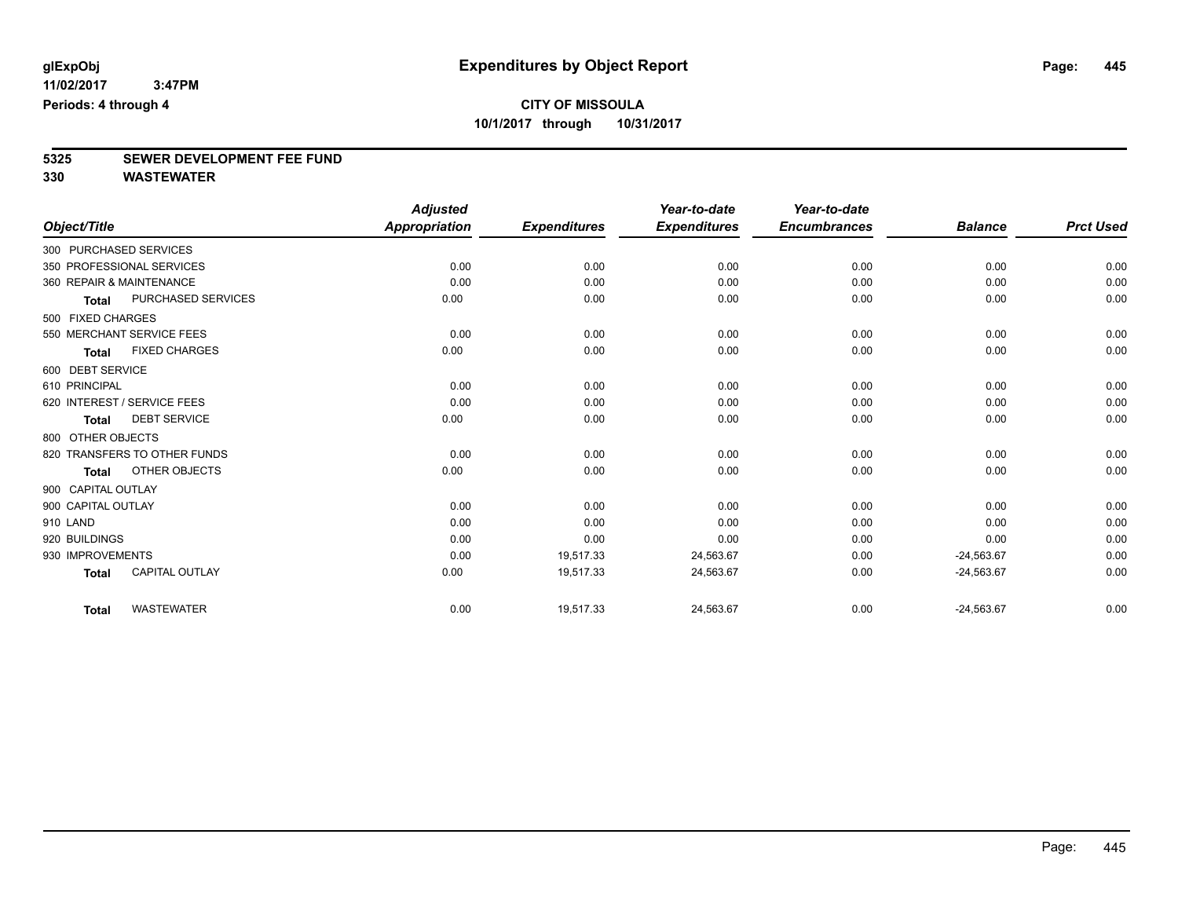**glExpObj**
**11/02/2017 3:47PM**
**Periods: 4 through 4**

# Expenditures by Object Report

**CITY OF MISSOULA**
**10/1/2017 through 10/31/2017**

## 5325 SEWER DEVELOPMENT FEE FUND
## 330 WASTEWATER

| Object/Title | Adjusted Appropriation | Expenditures | Year-to-date Expenditures | Year-to-date Encumbrances | Balance | Prct Used |
|---|---|---|---|---|---|---|
| 300 PURCHASED SERVICES | | | | | | |
| 350 PROFESSIONAL SERVICES | 0.00 | 0.00 | 0.00 | 0.00 | 0.00 | 0.00 |
| 360 REPAIR & MAINTENANCE | 0.00 | 0.00 | 0.00 | 0.00 | 0.00 | 0.00 |
| **Total** PURCHASED SERVICES | 0.00 | 0.00 | 0.00 | 0.00 | 0.00 | 0.00 |
| 500 FIXED CHARGES | | | | | | |
| 550 MERCHANT SERVICE FEES | 0.00 | 0.00 | 0.00 | 0.00 | 0.00 | 0.00 |
| **Total** FIXED CHARGES | 0.00 | 0.00 | 0.00 | 0.00 | 0.00 | 0.00 |
| 600 DEBT SERVICE | | | | | | |
| 610 PRINCIPAL | 0.00 | 0.00 | 0.00 | 0.00 | 0.00 | 0.00 |
| 620 INTEREST / SERVICE FEES | 0.00 | 0.00 | 0.00 | 0.00 | 0.00 | 0.00 |
| **Total** DEBT SERVICE | 0.00 | 0.00 | 0.00 | 0.00 | 0.00 | 0.00 |
| 800 OTHER OBJECTS | | | | | | |
| 820 TRANSFERS TO OTHER FUNDS | 0.00 | 0.00 | 0.00 | 0.00 | 0.00 | 0.00 |
| **Total** OTHER OBJECTS | 0.00 | 0.00 | 0.00 | 0.00 | 0.00 | 0.00 |
| 900 CAPITAL OUTLAY | | | | | | |
| 900 CAPITAL OUTLAY | 0.00 | 0.00 | 0.00 | 0.00 | 0.00 | 0.00 |
| 910 LAND | 0.00 | 0.00 | 0.00 | 0.00 | 0.00 | 0.00 |
| 920 BUILDINGS | 0.00 | 0.00 | 0.00 | 0.00 | 0.00 | 0.00 |
| 930 IMPROVEMENTS | 0.00 | 19,517.33 | 24,563.67 | 0.00 | -24,563.67 | 0.00 |
| **Total** CAPITAL OUTLAY | 0.00 | 19,517.33 | 24,563.67 | 0.00 | -24,563.67 | 0.00 |
| **Total** WASTEWATER | 0.00 | 19,517.33 | 24,563.67 | 0.00 | -24,563.67 | 0.00 |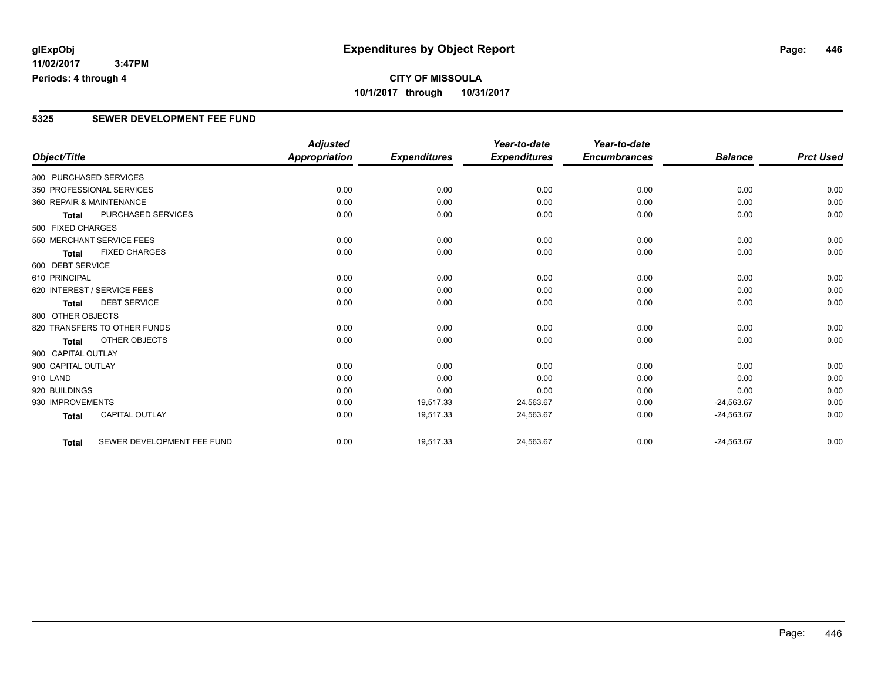glExpObj
11/02/2017 3:47PM
Periods: 4 through 4

# Expenditures by Object Report

**CITY OF MISSOULA**
**10/1/2017 through 10/31/2017**

## 5325 SEWER DEVELOPMENT FEE FUND

| Object/Title | | Adjusted Appropriation | Expenditures | Year-to-date Expenditures | Year-to-date Encumbrances | Balance | Prct Used |
|---|---|---|---|---|---|---|---|
| 300 PURCHASED SERVICES | | | | | | | |
| 350 PROFESSIONAL SERVICES | | 0.00 | 0.00 | 0.00 | 0.00 | 0.00 | 0.00 |
| 360 REPAIR & MAINTENANCE | | 0.00 | 0.00 | 0.00 | 0.00 | 0.00 | 0.00 |
| **Total** | PURCHASED SERVICES | 0.00 | 0.00 | 0.00 | 0.00 | 0.00 | 0.00 |
| 500 FIXED CHARGES | | | | | | | |
| 550 MERCHANT SERVICE FEES | | 0.00 | 0.00 | 0.00 | 0.00 | 0.00 | 0.00 |
| **Total** | FIXED CHARGES | 0.00 | 0.00 | 0.00 | 0.00 | 0.00 | 0.00 |
| 600 DEBT SERVICE | | | | | | | |
| 610 PRINCIPAL | | 0.00 | 0.00 | 0.00 | 0.00 | 0.00 | 0.00 |
| 620 INTEREST / SERVICE FEES | | 0.00 | 0.00 | 0.00 | 0.00 | 0.00 | 0.00 |
| **Total** | DEBT SERVICE | 0.00 | 0.00 | 0.00 | 0.00 | 0.00 | 0.00 |
| 800 OTHER OBJECTS | | | | | | | |
| 820 TRANSFERS TO OTHER FUNDS | | 0.00 | 0.00 | 0.00 | 0.00 | 0.00 | 0.00 |
| **Total** | OTHER OBJECTS | 0.00 | 0.00 | 0.00 | 0.00 | 0.00 | 0.00 |
| 900 CAPITAL OUTLAY | | | | | | | |
| 900 CAPITAL OUTLAY | | 0.00 | 0.00 | 0.00 | 0.00 | 0.00 | 0.00 |
| 910 LAND | | 0.00 | 0.00 | 0.00 | 0.00 | 0.00 | 0.00 |
| 920 BUILDINGS | | 0.00 | 0.00 | 0.00 | 0.00 | 0.00 | 0.00 |
| 930 IMPROVEMENTS | | 0.00 | 19,517.33 | 24,563.67 | 0.00 | -24,563.67 | 0.00 |
| **Total** | CAPITAL OUTLAY | 0.00 | 19,517.33 | 24,563.67 | 0.00 | -24,563.67 | 0.00 |
| **Total** | SEWER DEVELOPMENT FEE FUND | 0.00 | 19,517.33 | 24,563.67 | 0.00 | -24,563.67 | 0.00 |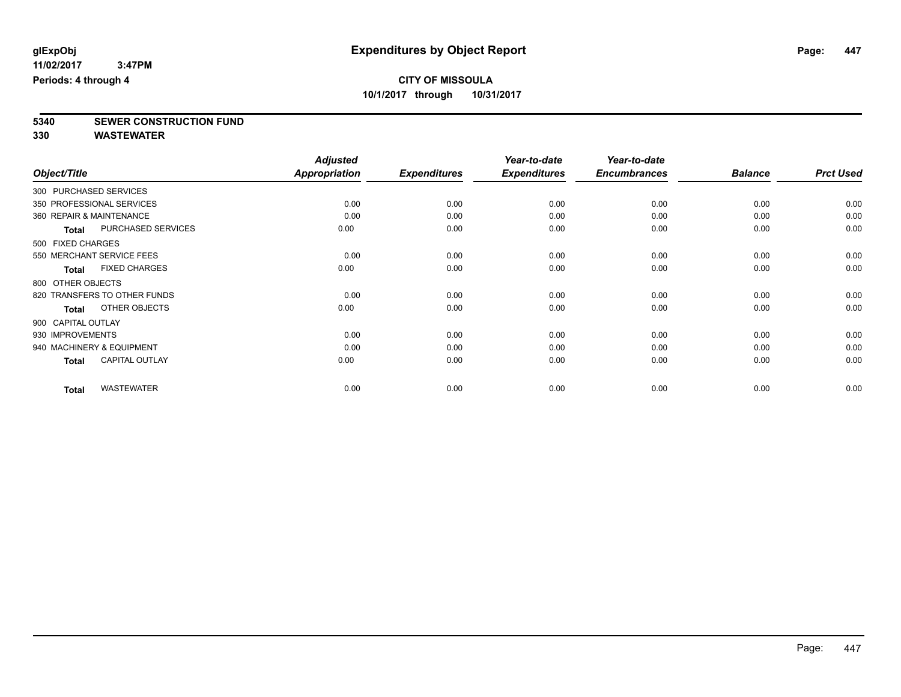# Expenditures by Object Report

glExpObj
11/02/2017 3:47PM
Periods: 4 through 4

**CITY OF MISSOULA**
**10/1/2017 through 10/31/2017**

## 5340 SEWER CONSTRUCTION FUND
## 330 WASTEWATER

| Object/Title | Adjusted Appropriation | Expenditures | Year-to-date Expenditures | Year-to-date Encumbrances | Balance | Prct Used |
|---|---|---|---|---|---|---|
| 300 PURCHASED SERVICES | | | | | | |
| 350 PROFESSIONAL SERVICES | 0.00 | 0.00 | 0.00 | 0.00 | 0.00 | 0.00 |
| 360 REPAIR & MAINTENANCE | 0.00 | 0.00 | 0.00 | 0.00 | 0.00 | 0.00 |
| **Total** PURCHASED SERVICES | 0.00 | 0.00 | 0.00 | 0.00 | 0.00 | 0.00 |
| 500 FIXED CHARGES | | | | | | |
| 550 MERCHANT SERVICE FEES | 0.00 | 0.00 | 0.00 | 0.00 | 0.00 | 0.00 |
| **Total** FIXED CHARGES | 0.00 | 0.00 | 0.00 | 0.00 | 0.00 | 0.00 |
| 800 OTHER OBJECTS | | | | | | |
| 820 TRANSFERS TO OTHER FUNDS | 0.00 | 0.00 | 0.00 | 0.00 | 0.00 | 0.00 |
| **Total** OTHER OBJECTS | 0.00 | 0.00 | 0.00 | 0.00 | 0.00 | 0.00 |
| 900 CAPITAL OUTLAY | | | | | | |
| 930 IMPROVEMENTS | 0.00 | 0.00 | 0.00 | 0.00 | 0.00 | 0.00 |
| 940 MACHINERY & EQUIPMENT | 0.00 | 0.00 | 0.00 | 0.00 | 0.00 | 0.00 |
| **Total** CAPITAL OUTLAY | 0.00 | 0.00 | 0.00 | 0.00 | 0.00 | 0.00 |
| **Total** WASTEWATER | 0.00 | 0.00 | 0.00 | 0.00 | 0.00 | 0.00 |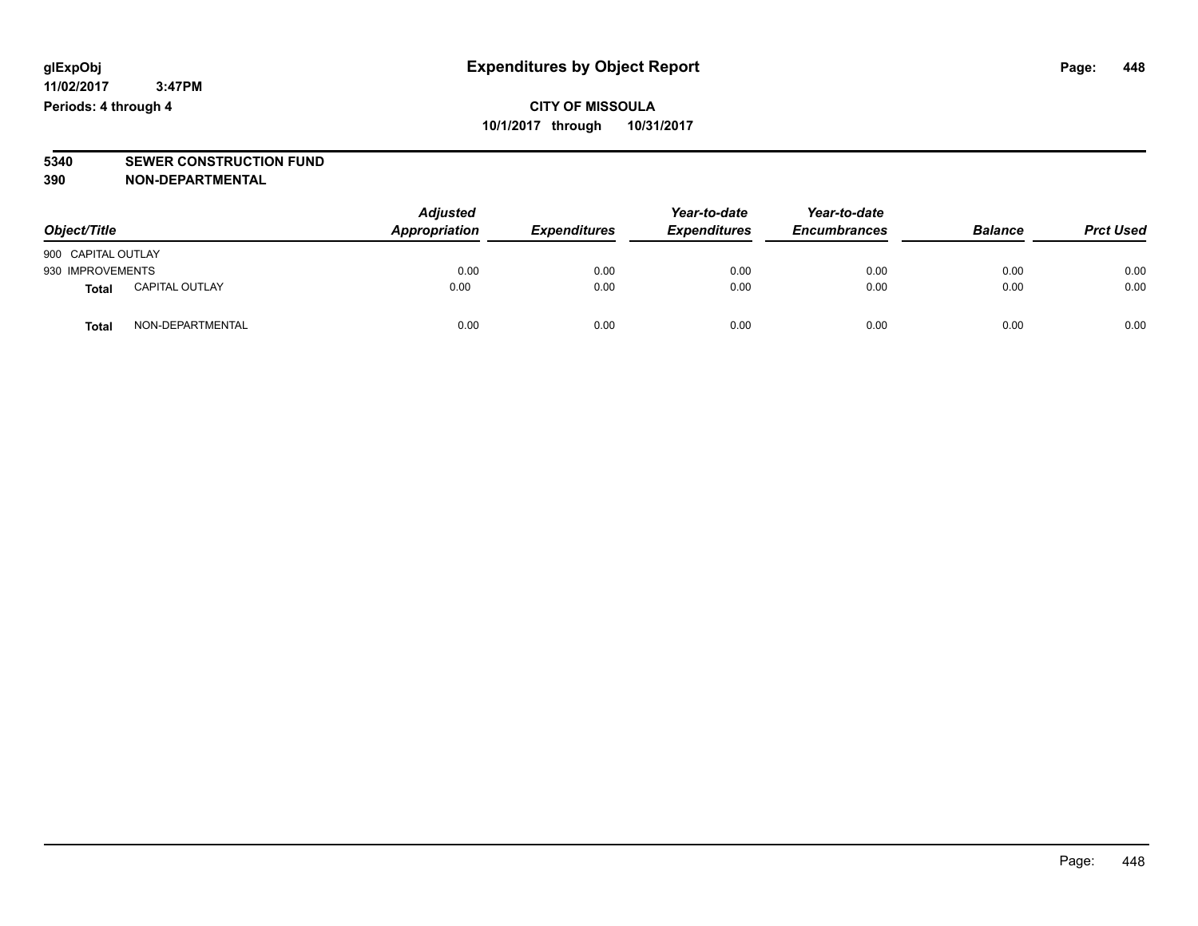# Expenditures by Object Report

glExpObj
11/02/2017 3:47PM
Periods: 4 through 4

**CITY OF MISSOULA**
**10/1/2017 through 10/31/2017**

**5340 SEWER CONSTRUCTION FUND**
**390 NON-DEPARTMENTAL**

| Object/Title | | Adjusted Appropriation | Expenditures | Year-to-date Expenditures | Year-to-date Encumbrances | Balance | Prct Used |
|---|---|---|---|---|---|---|---|
| 900 CAPITAL OUTLAY | | | | | | | |
| 930 IMPROVEMENTS | | 0.00 | 0.00 | 0.00 | 0.00 | 0.00 | 0.00 |
| **Total** | CAPITAL OUTLAY | 0.00 | 0.00 | 0.00 | 0.00 | 0.00 | 0.00 |
| **Total** | NON-DEPARTMENTAL | 0.00 | 0.00 | 0.00 | 0.00 | 0.00 | 0.00 |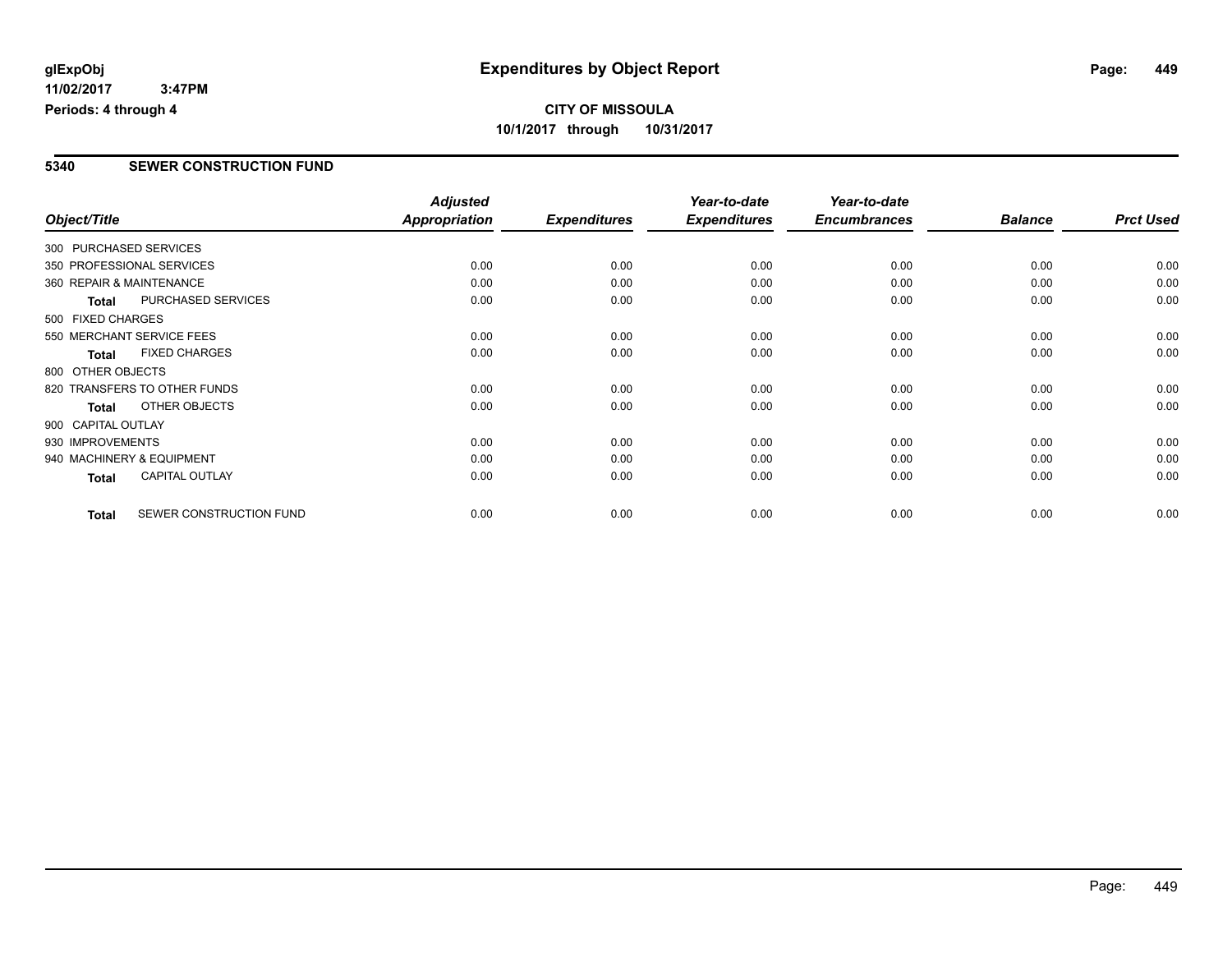# Expenditures by Object Report

glExpObj
11/02/2017 3:47PM
Periods: 4 through 4

**CITY OF MISSOULA**
**10/1/2017 through 10/31/2017**

## 5340 SEWER CONSTRUCTION FUND

| Object/Title | | Adjusted Appropriation | Expenditures | Year-to-date Expenditures | Year-to-date Encumbrances | Balance | Prct Used |
|---|---|---|---|---|---|---|---|
| 300 PURCHASED SERVICES | | | | | | | |
| 350 PROFESSIONAL SERVICES | | 0.00 | 0.00 | 0.00 | 0.00 | 0.00 | 0.00 |
| 360 REPAIR & MAINTENANCE | | 0.00 | 0.00 | 0.00 | 0.00 | 0.00 | 0.00 |
| **Total** | PURCHASED SERVICES | 0.00 | 0.00 | 0.00 | 0.00 | 0.00 | 0.00 |
| 500 FIXED CHARGES | | | | | | | |
| 550 MERCHANT SERVICE FEES | | 0.00 | 0.00 | 0.00 | 0.00 | 0.00 | 0.00 |
| **Total** | FIXED CHARGES | 0.00 | 0.00 | 0.00 | 0.00 | 0.00 | 0.00 |
| 800 OTHER OBJECTS | | | | | | | |
| 820 TRANSFERS TO OTHER FUNDS | | 0.00 | 0.00 | 0.00 | 0.00 | 0.00 | 0.00 |
| **Total** | OTHER OBJECTS | 0.00 | 0.00 | 0.00 | 0.00 | 0.00 | 0.00 |
| 900 CAPITAL OUTLAY | | | | | | | |
| 930 IMPROVEMENTS | | 0.00 | 0.00 | 0.00 | 0.00 | 0.00 | 0.00 |
| 940 MACHINERY & EQUIPMENT | | 0.00 | 0.00 | 0.00 | 0.00 | 0.00 | 0.00 |
| **Total** | CAPITAL OUTLAY | 0.00 | 0.00 | 0.00 | 0.00 | 0.00 | 0.00 |
| **Total** | SEWER CONSTRUCTION FUND | 0.00 | 0.00 | 0.00 | 0.00 | 0.00 | 0.00 |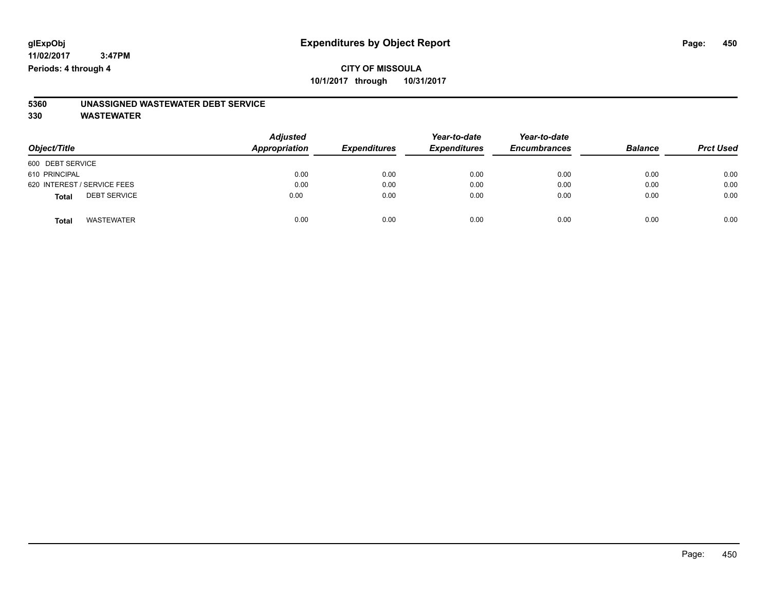# Expenditures by Object Report

glExpObj
11/02/2017 3:47PM
Periods: 4 through 4

**CITY OF MISSOULA**
**10/1/2017 through 10/31/2017**

## 5360 UNASSIGNED WASTEWATER DEBT SERVICE
## 330 WASTEWATER

| Object/Title | Adjusted Appropriation | Expenditures | Year-to-date Expenditures | Year-to-date Encumbrances | Balance | Prct Used |
|---|---|---|---|---|---|---|
| 600 DEBT SERVICE | | | | | | |
| 610 PRINCIPAL | 0.00 | 0.00 | 0.00 | 0.00 | 0.00 | 0.00 |
| 620 INTEREST / SERVICE FEES | 0.00 | 0.00 | 0.00 | 0.00 | 0.00 | 0.00 |
| **Total** DEBT SERVICE | 0.00 | 0.00 | 0.00 | 0.00 | 0.00 | 0.00 |
| **Total** WASTEWATER | 0.00 | 0.00 | 0.00 | 0.00 | 0.00 | 0.00 |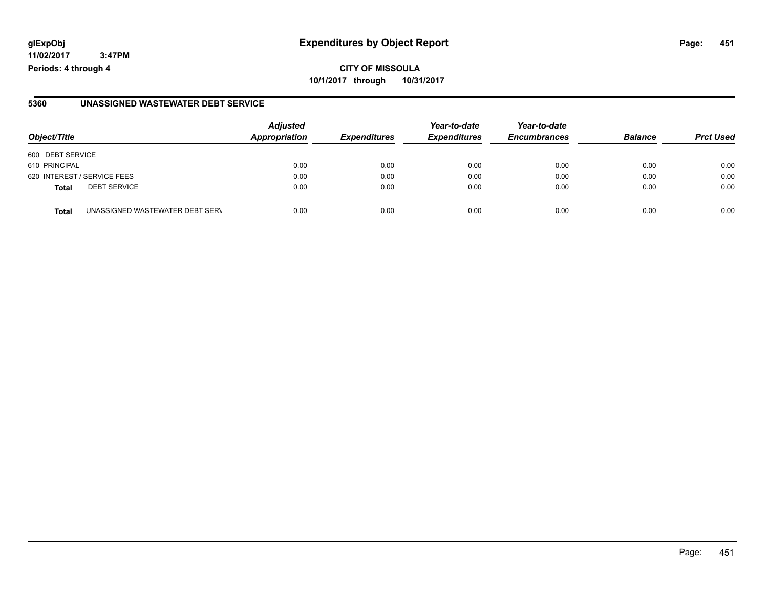**glExpObj** **Expenditures by Object Report**

**11/02/2017 3:47PM**

**Periods: 4 through 4**

**CITY OF MISSOULA**

**10/1/2017 through 10/31/2017**

## 5360 UNASSIGNED WASTEWATER DEBT SERVICE

| Object/Title | | Adjusted Appropriation | Expenditures | Year-to-date Expenditures | Year-to-date Encumbrances | Balance | Prct Used |
|---|---|---|---|---|---|---|---|
| 600 DEBT SERVICE | | | | | | | |
| 610 PRINCIPAL | | 0.00 | 0.00 | 0.00 | 0.00 | 0.00 | 0.00 |
| 620 INTEREST / SERVICE FEES | | 0.00 | 0.00 | 0.00 | 0.00 | 0.00 | 0.00 |
| **Total** | DEBT SERVICE | 0.00 | 0.00 | 0.00 | 0.00 | 0.00 | 0.00 |
| **Total** | UNASSIGNED WASTEWATER DEBT SERV | 0.00 | 0.00 | 0.00 | 0.00 | 0.00 | 0.00 |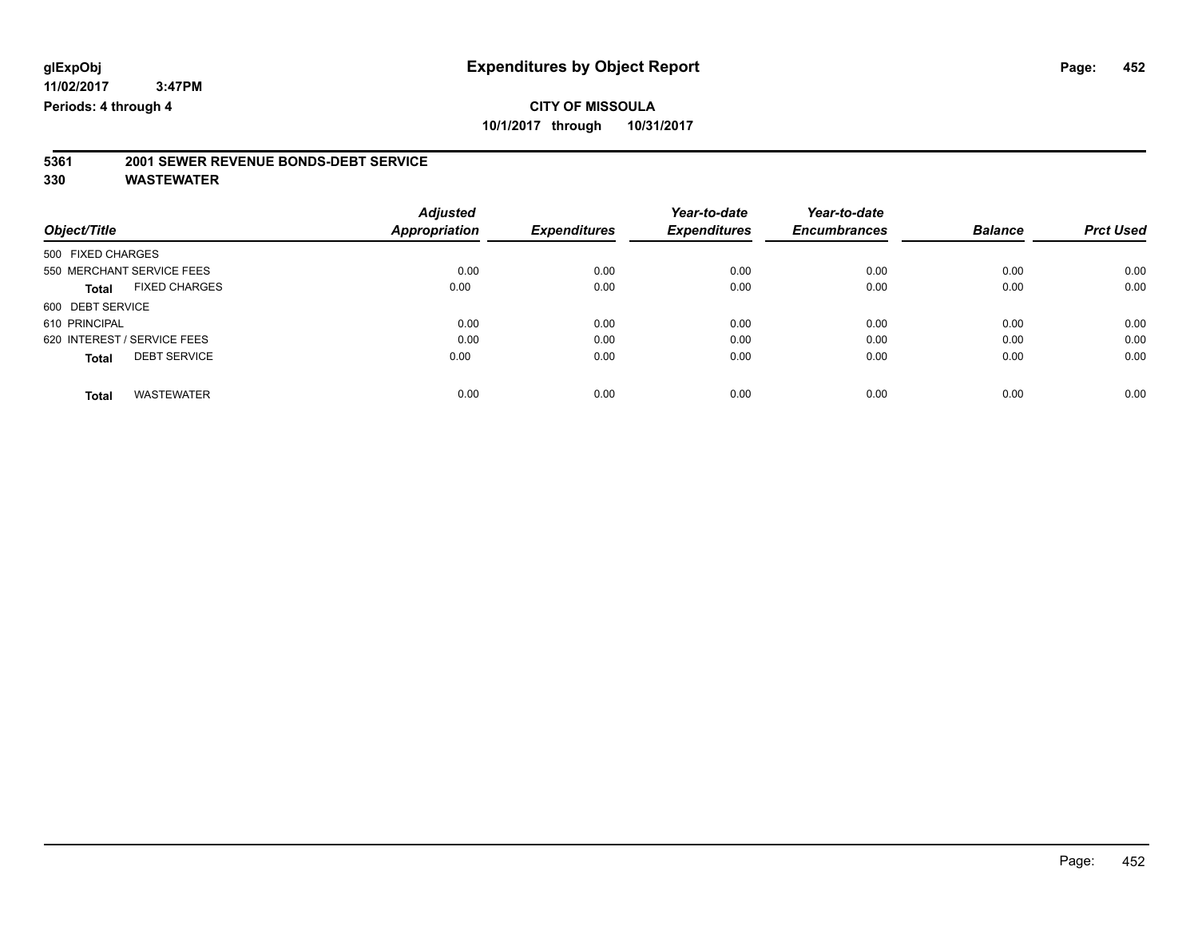**glExpObj**
**11/02/2017 3:47PM**
**Periods: 4 through 4**

# Expenditures by Object Report

**CITY OF MISSOULA**
**10/1/2017 through 10/31/2017**

## 5361 2001 SEWER REVENUE BONDS-DEBT SERVICE
## 330 WASTEWATER

| Object/Title | Adjusted Appropriation | Expenditures | Year-to-date Expenditures | Year-to-date Encumbrances | Balance | Prct Used |
|---|---|---|---|---|---|---|
| 500 FIXED CHARGES | | | | | | |
| 550 MERCHANT SERVICE FEES | 0.00 | 0.00 | 0.00 | 0.00 | 0.00 | 0.00 |
| **Total** FIXED CHARGES | 0.00 | 0.00 | 0.00 | 0.00 | 0.00 | 0.00 |
| 600 DEBT SERVICE | | | | | | |
| 610 PRINCIPAL | 0.00 | 0.00 | 0.00 | 0.00 | 0.00 | 0.00 |
| 620 INTEREST / SERVICE FEES | 0.00 | 0.00 | 0.00 | 0.00 | 0.00 | 0.00 |
| **Total** DEBT SERVICE | 0.00 | 0.00 | 0.00 | 0.00 | 0.00 | 0.00 |
| **Total** WASTEWATER | 0.00 | 0.00 | 0.00 | 0.00 | 0.00 | 0.00 |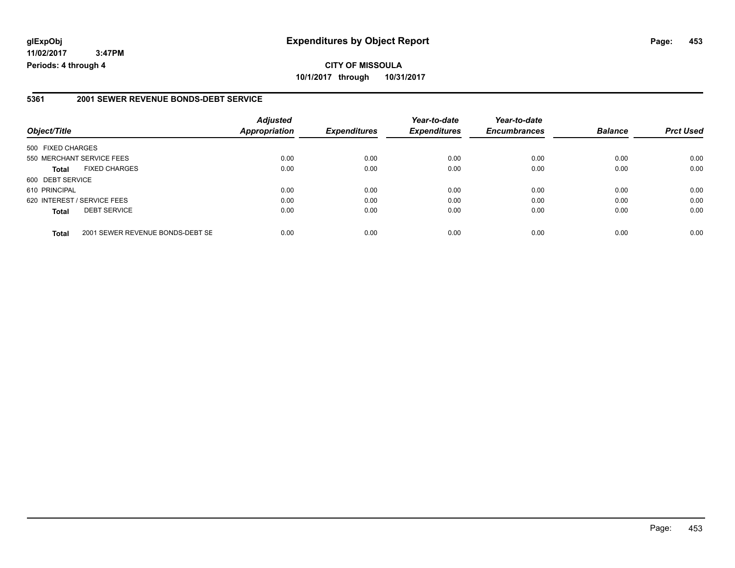# Expenditures by Object Report

glExpObj
11/02/2017 3:47PM
Periods: 4 through 4

**CITY OF MISSOULA**
**10/1/2017 through 10/31/2017**

## 5361 2001 SEWER REVENUE BONDS-DEBT SERVICE

| Object/Title | | Adjusted Appropriation | Expenditures | Year-to-date Expenditures | Year-to-date Encumbrances | Balance | Prct Used |
|---|---|---|---|---|---|---|---|
| 500 FIXED CHARGES | | | | | | | |
| 550 MERCHANT SERVICE FEES | | 0.00 | 0.00 | 0.00 | 0.00 | 0.00 | 0.00 |
| **Total** | FIXED CHARGES | 0.00 | 0.00 | 0.00 | 0.00 | 0.00 | 0.00 |
| 600 DEBT SERVICE | | | | | | | |
| 610 PRINCIPAL | | 0.00 | 0.00 | 0.00 | 0.00 | 0.00 | 0.00 |
| 620 INTEREST / SERVICE FEES | | 0.00 | 0.00 | 0.00 | 0.00 | 0.00 | 0.00 |
| **Total** | DEBT SERVICE | 0.00 | 0.00 | 0.00 | 0.00 | 0.00 | 0.00 |
| **Total** | 2001 SEWER REVENUE BONDS-DEBT SE | 0.00 | 0.00 | 0.00 | 0.00 | 0.00 | 0.00 |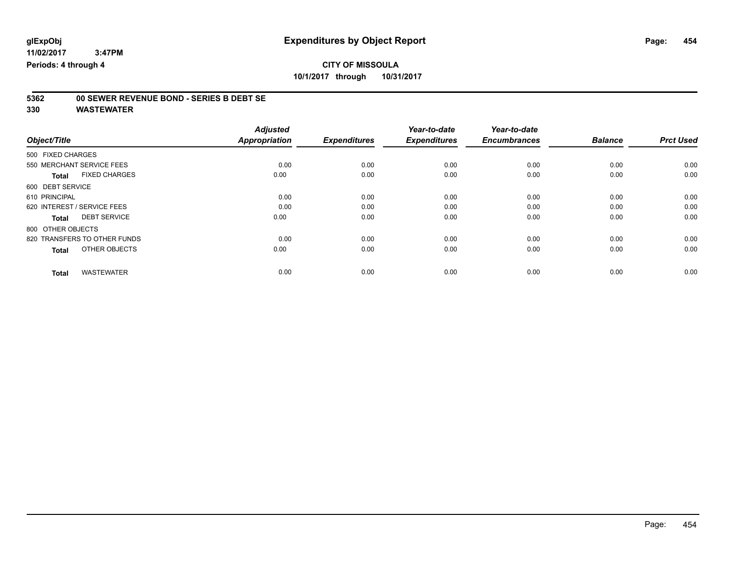# Expenditures by Object Report

**glExpObj**
**11/02/2017 3:47PM**
**Periods: 4 through 4**

**CITY OF MISSOULA**
**10/1/2017 through 10/31/2017**

## 5362 00 SEWER REVENUE BOND - SERIES B DEBT SE
## 330 WASTEWATER

| Object/Title | Adjusted Appropriation | Expenditures | Year-to-date Expenditures | Year-to-date Encumbrances | Balance | Prct Used |
|---|---|---|---|---|---|---|
| 500 FIXED CHARGES | | | | | | |
| 550 MERCHANT SERVICE FEES | 0.00 | 0.00 | 0.00 | 0.00 | 0.00 | 0.00 |
| **Total** FIXED CHARGES | 0.00 | 0.00 | 0.00 | 0.00 | 0.00 | 0.00 |
| 600 DEBT SERVICE | | | | | | |
| 610 PRINCIPAL | 0.00 | 0.00 | 0.00 | 0.00 | 0.00 | 0.00 |
| 620 INTEREST / SERVICE FEES | 0.00 | 0.00 | 0.00 | 0.00 | 0.00 | 0.00 |
| **Total** DEBT SERVICE | 0.00 | 0.00 | 0.00 | 0.00 | 0.00 | 0.00 |
| 800 OTHER OBJECTS | | | | | | |
| 820 TRANSFERS TO OTHER FUNDS | 0.00 | 0.00 | 0.00 | 0.00 | 0.00 | 0.00 |
| **Total** OTHER OBJECTS | 0.00 | 0.00 | 0.00 | 0.00 | 0.00 | 0.00 |
| **Total** WASTEWATER | 0.00 | 0.00 | 0.00 | 0.00 | 0.00 | 0.00 |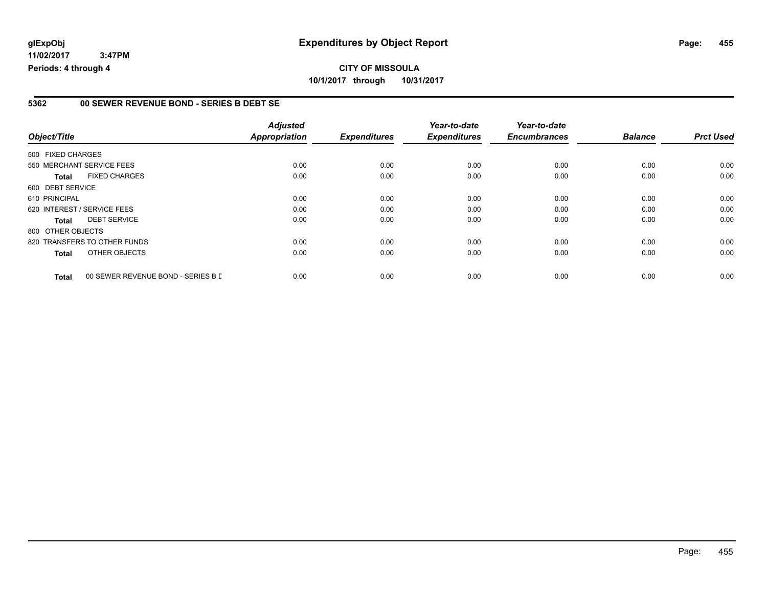**glExpObj**
**11/02/2017 3:47PM**
**Periods: 4 through 4**

# Expenditures by Object Report

**CITY OF MISSOULA**
**10/1/2017 through 10/31/2017**

## 5362 00 SEWER REVENUE BOND - SERIES B DEBT SE

| Object/Title | Adjusted Appropriation | Expenditures | Year-to-date Expenditures | Year-to-date Encumbrances | Balance | Prct Used |
|---|---|---|---|---|---|---|
| 500 FIXED CHARGES | | | | | | |
| 550 MERCHANT SERVICE FEES | 0.00 | 0.00 | 0.00 | 0.00 | 0.00 | 0.00 |
| **Total** FIXED CHARGES | 0.00 | 0.00 | 0.00 | 0.00 | 0.00 | 0.00 |
| 600 DEBT SERVICE | | | | | | |
| 610 PRINCIPAL | 0.00 | 0.00 | 0.00 | 0.00 | 0.00 | 0.00 |
| 620 INTEREST / SERVICE FEES | 0.00 | 0.00 | 0.00 | 0.00 | 0.00 | 0.00 |
| **Total** DEBT SERVICE | 0.00 | 0.00 | 0.00 | 0.00 | 0.00 | 0.00 |
| 800 OTHER OBJECTS | | | | | | |
| 820 TRANSFERS TO OTHER FUNDS | 0.00 | 0.00 | 0.00 | 0.00 | 0.00 | 0.00 |
| **Total** OTHER OBJECTS | 0.00 | 0.00 | 0.00 | 0.00 | 0.00 | 0.00 |
| **Total** 00 SEWER REVENUE BOND - SERIES B D | 0.00 | 0.00 | 0.00 | 0.00 | 0.00 | 0.00 |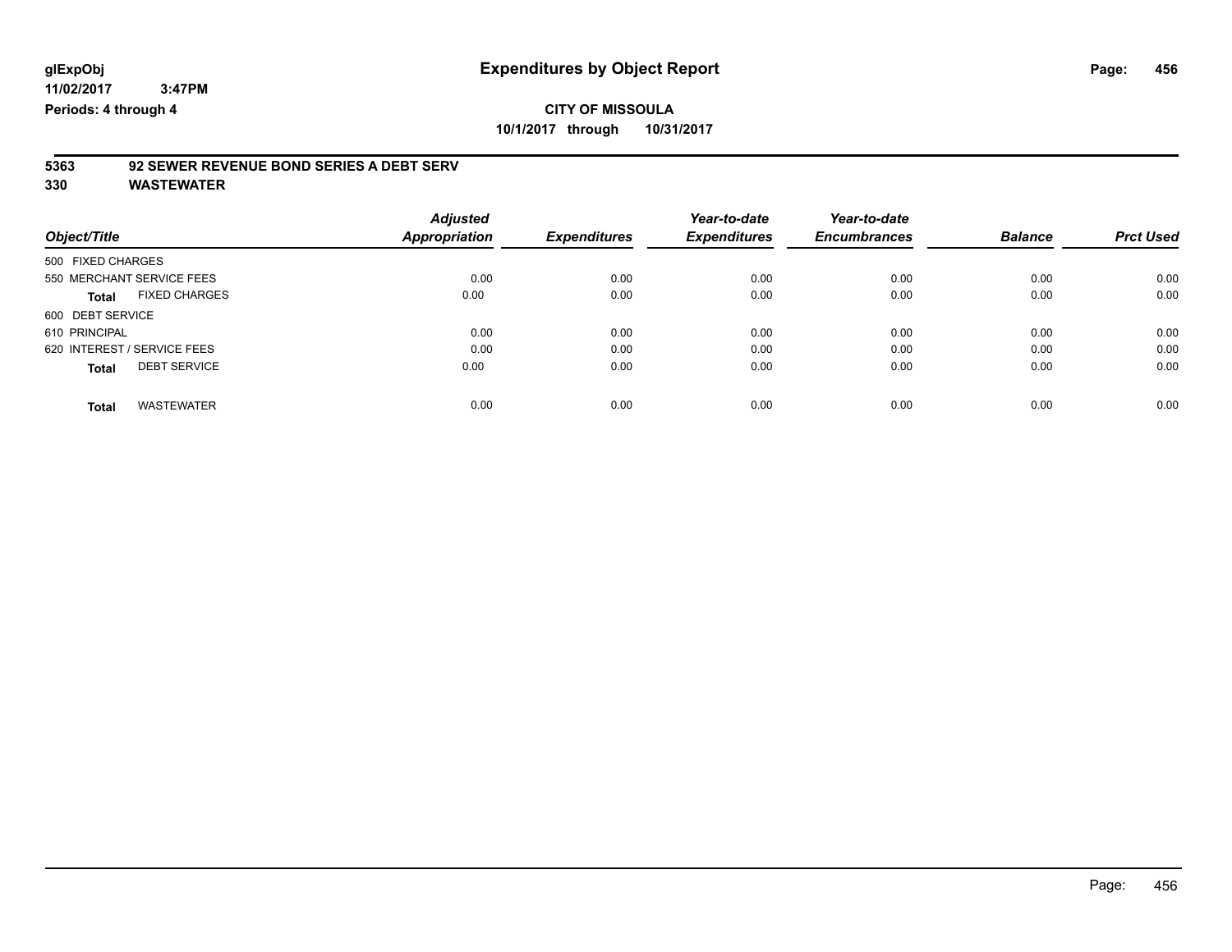glExpObj
11/02/2017 3:47PM
Periods: 4 through 4

# Expenditures by Object Report

**CITY OF MISSOULA**
**10/1/2017 through 10/31/2017**

## 5363 92 SEWER REVENUE BOND SERIES A DEBT SERV
## 330 WASTEWATER

| Object/Title | Adjusted Appropriation | Expenditures | Year-to-date Expenditures | Year-to-date Encumbrances | Balance | Prct Used |
|---|---|---|---|---|---|---|
| 500 FIXED CHARGES | | | | | | |
| 550 MERCHANT SERVICE FEES | 0.00 | 0.00 | 0.00 | 0.00 | 0.00 | 0.00 |
| **Total** FIXED CHARGES | 0.00 | 0.00 | 0.00 | 0.00 | 0.00 | 0.00 |
| 600 DEBT SERVICE | | | | | | |
| 610 PRINCIPAL | 0.00 | 0.00 | 0.00 | 0.00 | 0.00 | 0.00 |
| 620 INTEREST / SERVICE FEES | 0.00 | 0.00 | 0.00 | 0.00 | 0.00 | 0.00 |
| **Total** DEBT SERVICE | 0.00 | 0.00 | 0.00 | 0.00 | 0.00 | 0.00 |
| **Total** WASTEWATER | 0.00 | 0.00 | 0.00 | 0.00 | 0.00 | 0.00 |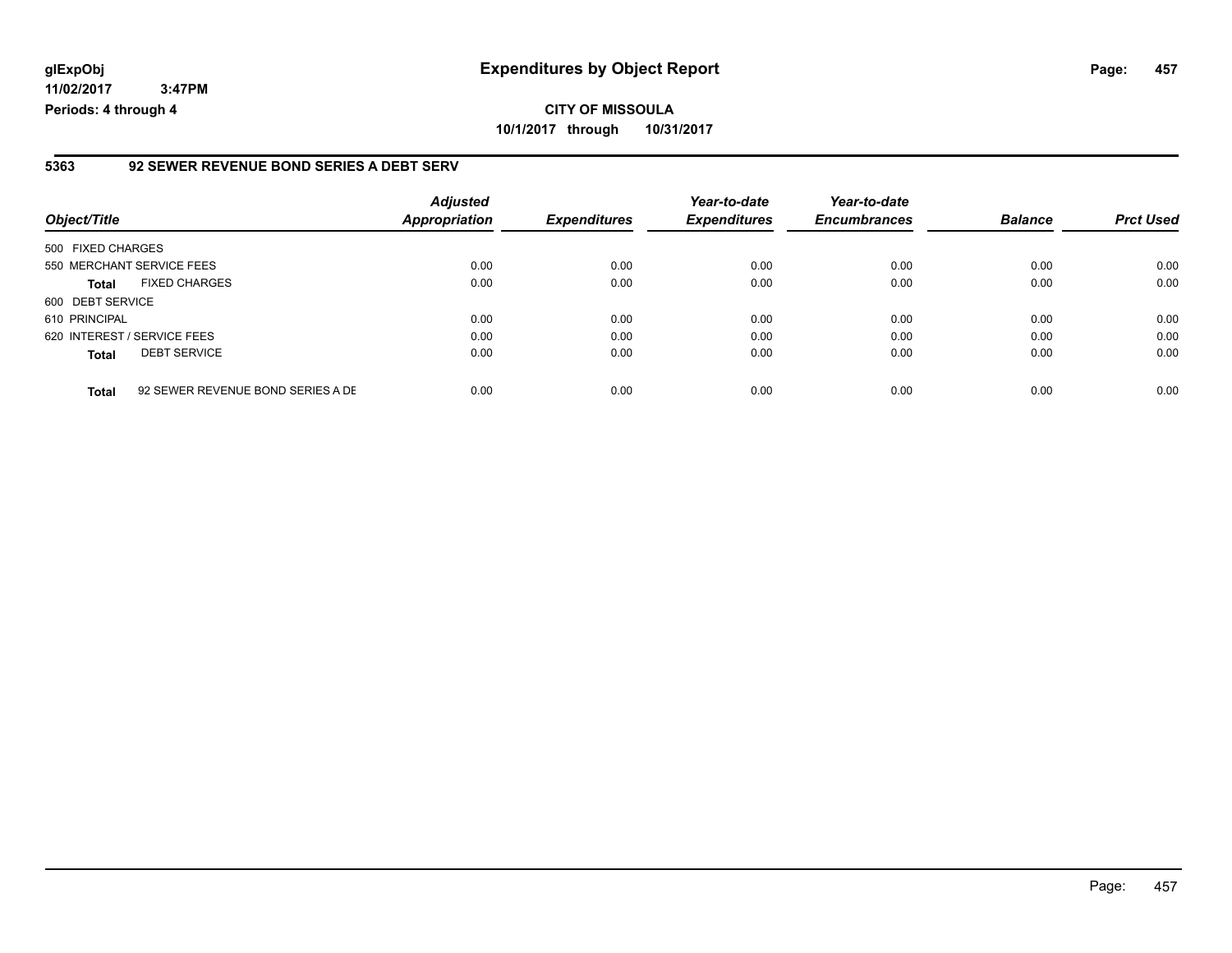**glExpObj**
**11/02/2017 3:47PM**
**Periods: 4 through 4**

# Expenditures by Object Report

**CITY OF MISSOULA**
**10/1/2017 through 10/31/2017**

## 5363 92 SEWER REVENUE BOND SERIES A DEBT SERV

| Object/Title | | Adjusted Appropriation | Expenditures | Year-to-date Expenditures | Year-to-date Encumbrances | Balance | Prct Used |
|---|---|---|---|---|---|---|---|
| 500 FIXED CHARGES | | | | | | | |
| 550 MERCHANT SERVICE FEES | | 0.00 | 0.00 | 0.00 | 0.00 | 0.00 | 0.00 |
| **Total** | FIXED CHARGES | 0.00 | 0.00 | 0.00 | 0.00 | 0.00 | 0.00 |
| 600 DEBT SERVICE | | | | | | | |
| 610 PRINCIPAL | | 0.00 | 0.00 | 0.00 | 0.00 | 0.00 | 0.00 |
| 620 INTEREST / SERVICE FEES | | 0.00 | 0.00 | 0.00 | 0.00 | 0.00 | 0.00 |
| **Total** | DEBT SERVICE | 0.00 | 0.00 | 0.00 | 0.00 | 0.00 | 0.00 |
| **Total** | 92 SEWER REVENUE BOND SERIES A DE | 0.00 | 0.00 | 0.00 | 0.00 | 0.00 | 0.00 |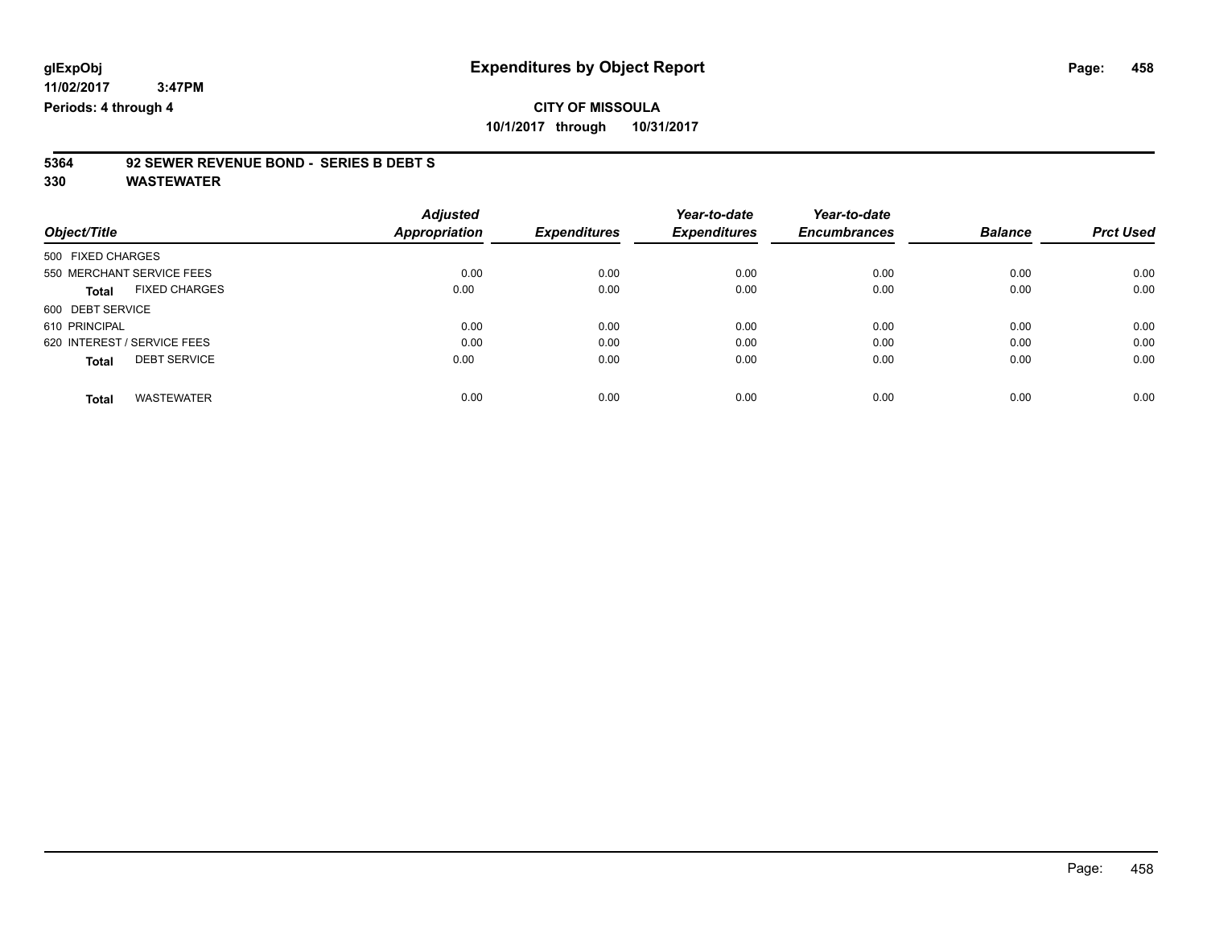**glExpObj** **Expenditures by Object Report**

**11/02/2017 3:47PM**

**Periods: 4 through 4**

**CITY OF MISSOULA**

**10/1/2017 through 10/31/2017**

## 5364 92 SEWER REVENUE BOND - SERIES B DEBT S

## 330 WASTEWATER

| Object/Title | | Adjusted Appropriation | Expenditures | Year-to-date Expenditures | Year-to-date Encumbrances | Balance | Prct Used |
|---|---|---|---|---|---|---|---|
| 500 FIXED CHARGES | | | | | | | |
| 550 MERCHANT SERVICE FEES | | 0.00 | 0.00 | 0.00 | 0.00 | 0.00 | 0.00 |
| **Total** | FIXED CHARGES | 0.00 | 0.00 | 0.00 | 0.00 | 0.00 | 0.00 |
| 600 DEBT SERVICE | | | | | | | |
| 610 PRINCIPAL | | 0.00 | 0.00 | 0.00 | 0.00 | 0.00 | 0.00 |
| 620 INTEREST / SERVICE FEES | | 0.00 | 0.00 | 0.00 | 0.00 | 0.00 | 0.00 |
| **Total** | DEBT SERVICE | 0.00 | 0.00 | 0.00 | 0.00 | 0.00 | 0.00 |
| **Total** | WASTEWATER | 0.00 | 0.00 | 0.00 | 0.00 | 0.00 | 0.00 |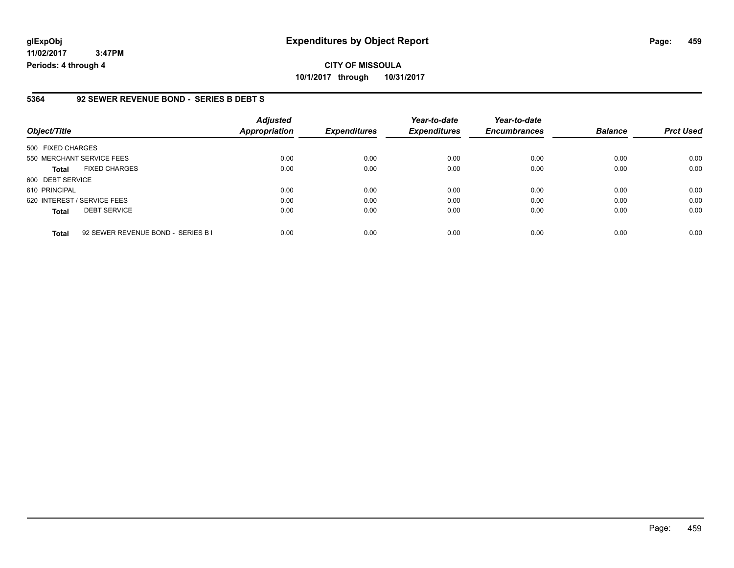**glExpObj**
**11/02/2017 3:47PM**
**Periods: 4 through 4**

# Expenditures by Object Report

**CITY OF MISSOULA**
**10/1/2017 through 10/31/2017**

## 5364 92 SEWER REVENUE BOND - SERIES B DEBT S

| Object/Title | | Adjusted Appropriation | Expenditures | Year-to-date Expenditures | Year-to-date Encumbrances | Balance | Prct Used |
|---|---|---|---|---|---|---|---|
| 500 FIXED CHARGES | | | | | | | |
| 550 MERCHANT SERVICE FEES | | 0.00 | 0.00 | 0.00 | 0.00 | 0.00 | 0.00 |
| **Total** | FIXED CHARGES | 0.00 | 0.00 | 0.00 | 0.00 | 0.00 | 0.00 |
| 600 DEBT SERVICE | | | | | | | |
| 610 PRINCIPAL | | 0.00 | 0.00 | 0.00 | 0.00 | 0.00 | 0.00 |
| 620 INTEREST / SERVICE FEES | | 0.00 | 0.00 | 0.00 | 0.00 | 0.00 | 0.00 |
| **Total** | DEBT SERVICE | 0.00 | 0.00 | 0.00 | 0.00 | 0.00 | 0.00 |
| **Total** | 92 SEWER REVENUE BOND - SERIES B I | 0.00 | 0.00 | 0.00 | 0.00 | 0.00 | 0.00 |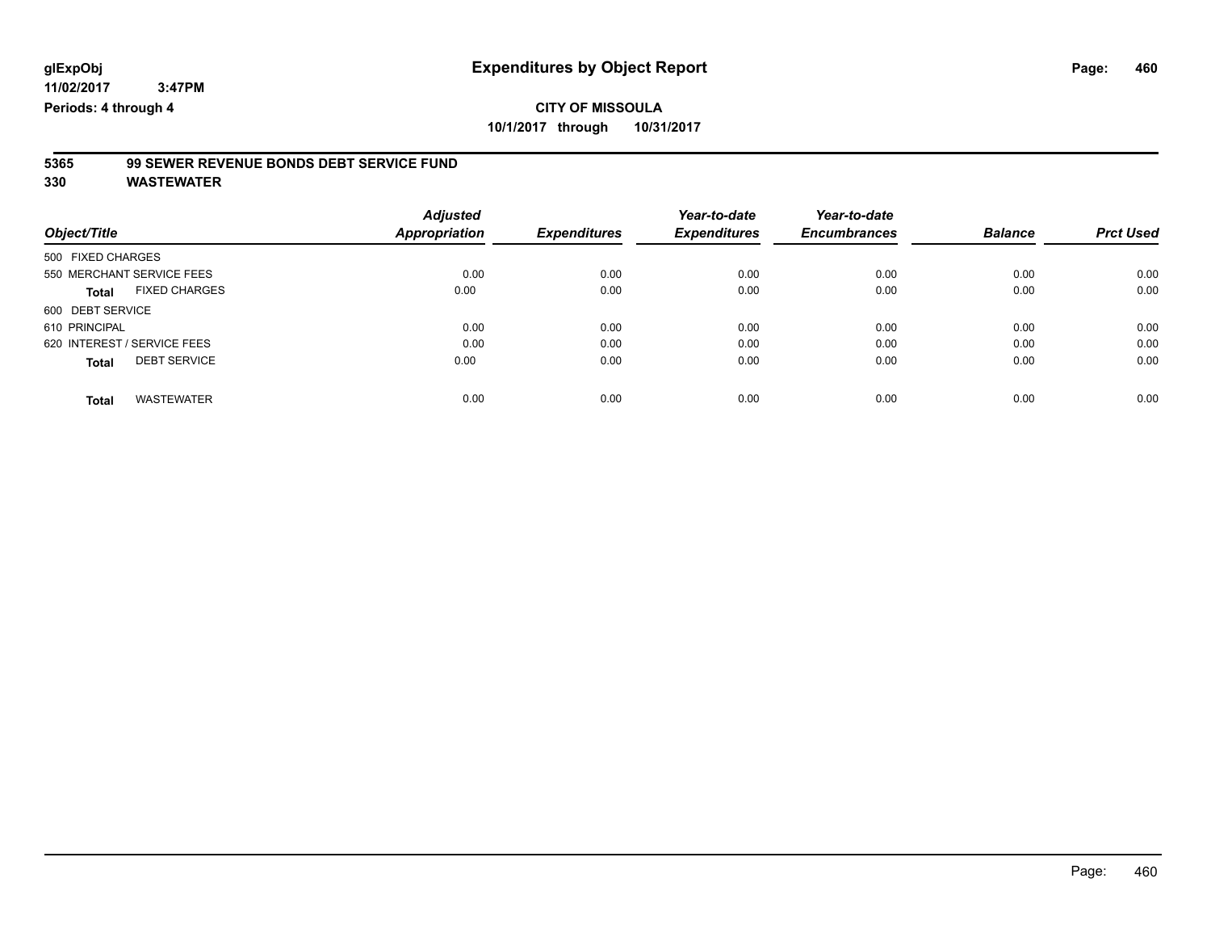**glExpObj** **Expenditures by Object Report**

**11/02/2017 3:47PM**

**Periods: 4 through 4**

**CITY OF MISSOULA**

**10/1/2017 through 10/31/2017**

**5365 99 SEWER REVENUE BONDS DEBT SERVICE FUND**

**330 WASTEWATER**

| Object/Title | Adjusted Appropriation | Expenditures | Year-to-date Expenditures | Year-to-date Encumbrances | Balance | Prct Used |
|---|---|---|---|---|---|---|
| 500 FIXED CHARGES | | | | | | |
| 550 MERCHANT SERVICE FEES | 0.00 | 0.00 | 0.00 | 0.00 | 0.00 | 0.00 |
| **Total** FIXED CHARGES | 0.00 | 0.00 | 0.00 | 0.00 | 0.00 | 0.00 |
| 600 DEBT SERVICE | | | | | | |
| 610 PRINCIPAL | 0.00 | 0.00 | 0.00 | 0.00 | 0.00 | 0.00 |
| 620 INTEREST / SERVICE FEES | 0.00 | 0.00 | 0.00 | 0.00 | 0.00 | 0.00 |
| **Total** DEBT SERVICE | 0.00 | 0.00 | 0.00 | 0.00 | 0.00 | 0.00 |
| **Total** WASTEWATER | 0.00 | 0.00 | 0.00 | 0.00 | 0.00 | 0.00 |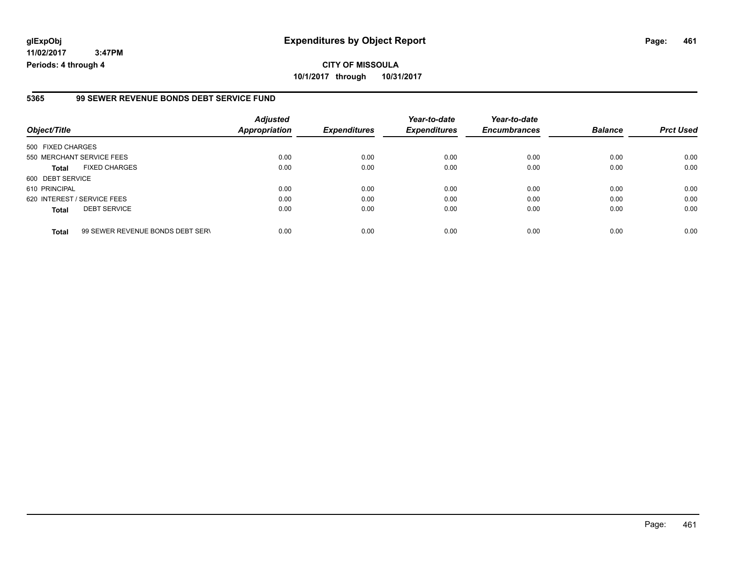**glExpObj** **Expenditures by Object Report**

**11/02/2017 3:47PM**

**Periods: 4 through 4**

**CITY OF MISSOULA**

**10/1/2017 through 10/31/2017**

## 5365 99 SEWER REVENUE BONDS DEBT SERVICE FUND

| Object/Title | | Adjusted Appropriation | Expenditures | Year-to-date Expenditures | Year-to-date Encumbrances | Balance | Prct Used |
|---|---|---|---|---|---|---|---|
| 500 FIXED CHARGES | | | | | | | |
| 550 MERCHANT SERVICE FEES | | 0.00 | 0.00 | 0.00 | 0.00 | 0.00 | 0.00 |
| **Total** | FIXED CHARGES | 0.00 | 0.00 | 0.00 | 0.00 | 0.00 | 0.00 |
| 600 DEBT SERVICE | | | | | | | |
| 610 PRINCIPAL | | 0.00 | 0.00 | 0.00 | 0.00 | 0.00 | 0.00 |
| 620 INTEREST / SERVICE FEES | | 0.00 | 0.00 | 0.00 | 0.00 | 0.00 | 0.00 |
| **Total** | DEBT SERVICE | 0.00 | 0.00 | 0.00 | 0.00 | 0.00 | 0.00 |
| **Total** | 99 SEWER REVENUE BONDS DEBT SERV | 0.00 | 0.00 | 0.00 | 0.00 | 0.00 | 0.00 |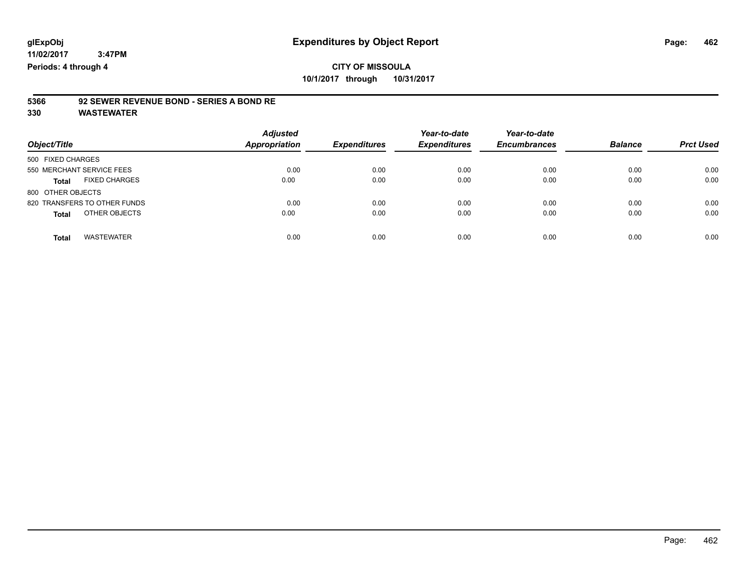glExpObj
11/02/2017 3:47PM
Periods: 4 through 4

# Expenditures by Object Report

**CITY OF MISSOULA**
**10/1/2017 through 10/31/2017**

**5366 92 SEWER REVENUE BOND - SERIES A BOND RE**
**330 WASTEWATER**

| Object/Title | Adjusted Appropriation | Expenditures | Year-to-date Expenditures | Year-to-date Encumbrances | Balance | Prct Used |
|---|---|---|---|---|---|---|
| 500 FIXED CHARGES | | | | | | |
| 550 MERCHANT SERVICE FEES | 0.00 | 0.00 | 0.00 | 0.00 | 0.00 | 0.00 |
| **Total** FIXED CHARGES | 0.00 | 0.00 | 0.00 | 0.00 | 0.00 | 0.00 |
| 800 OTHER OBJECTS | | | | | | |
| 820 TRANSFERS TO OTHER FUNDS | 0.00 | 0.00 | 0.00 | 0.00 | 0.00 | 0.00 |
| **Total** OTHER OBJECTS | 0.00 | 0.00 | 0.00 | 0.00 | 0.00 | 0.00 |
| **Total** WASTEWATER | 0.00 | 0.00 | 0.00 | 0.00 | 0.00 | 0.00 |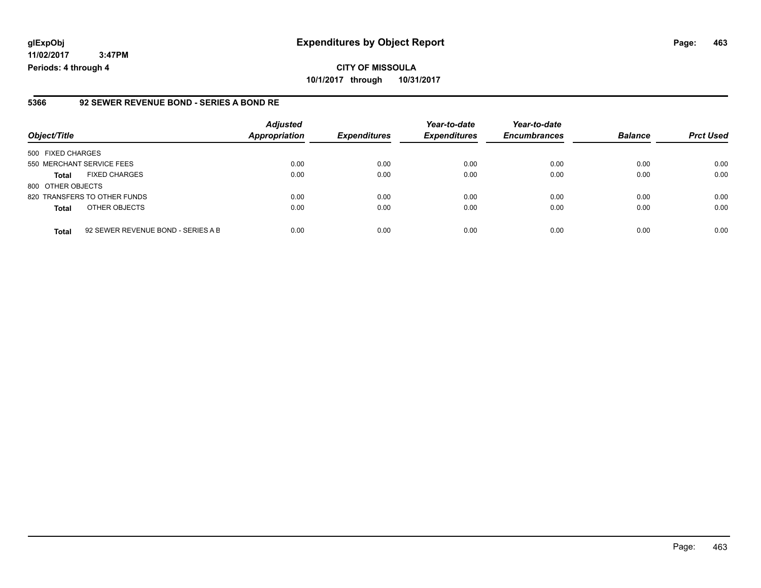**glExpObj**
**11/02/2017 3:47PM**
**Periods: 4 through 4**

# Expenditures by Object Report

**CITY OF MISSOULA**
**10/1/2017 through 10/31/2017**

## 5366 92 SEWER REVENUE BOND - SERIES A BOND RE

| Object/Title | | Adjusted Appropriation | Expenditures | Year-to-date Expenditures | Year-to-date Encumbrances | Balance | Prct Used |
|---|---|---|---|---|---|---|---|
| 500 FIXED CHARGES | | | | | | | |
| 550 MERCHANT SERVICE FEES | | 0.00 | 0.00 | 0.00 | 0.00 | 0.00 | 0.00 |
| **Total** | FIXED CHARGES | 0.00 | 0.00 | 0.00 | 0.00 | 0.00 | 0.00 |
| 800 OTHER OBJECTS | | | | | | | |
| 820 TRANSFERS TO OTHER FUNDS | | 0.00 | 0.00 | 0.00 | 0.00 | 0.00 | 0.00 |
| **Total** | OTHER OBJECTS | 0.00 | 0.00 | 0.00 | 0.00 | 0.00 | 0.00 |
| **Total** | 92 SEWER REVENUE BOND - SERIES A B | 0.00 | 0.00 | 0.00 | 0.00 | 0.00 | 0.00 |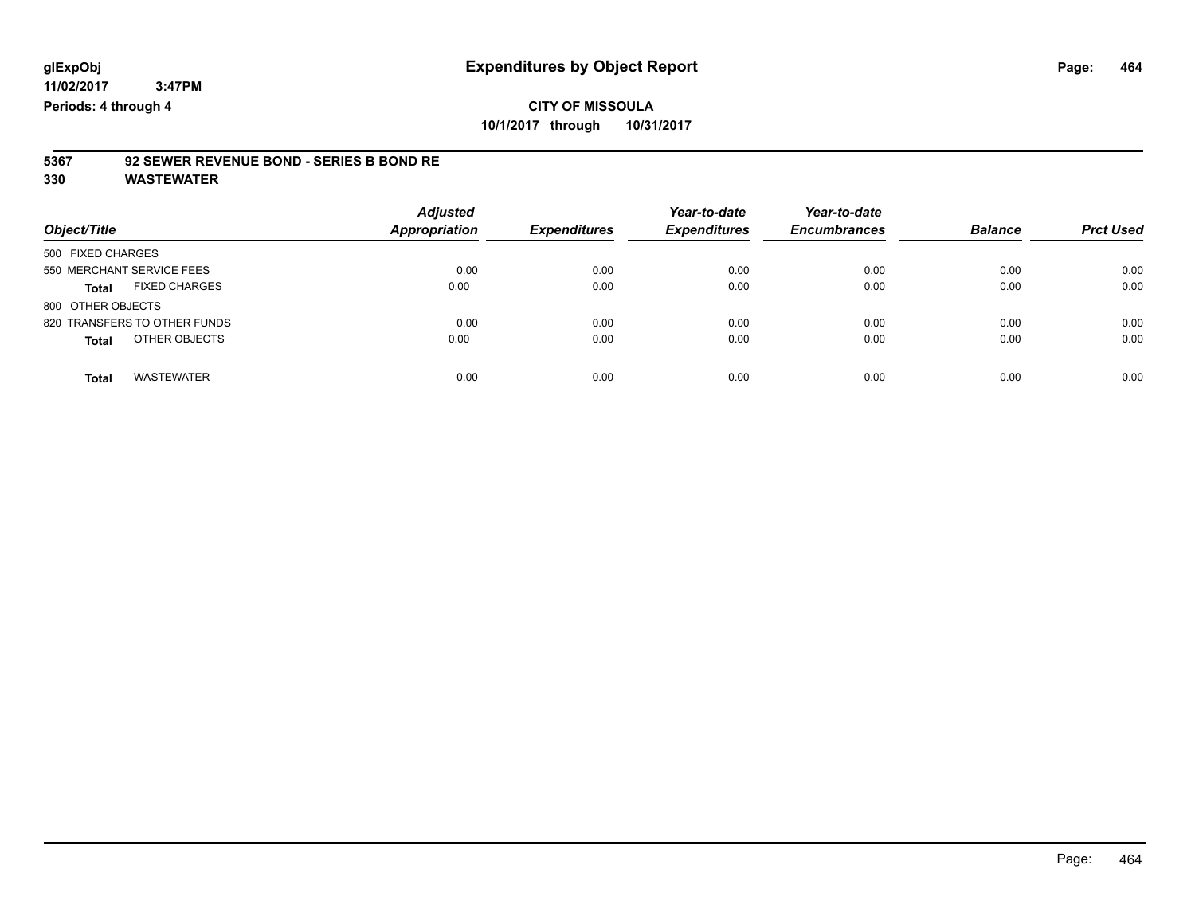glExpObj
11/02/2017 3:47PM
Periods: 4 through 4

# Expenditures by Object Report

**CITY OF MISSOULA**
**10/1/2017 through 10/31/2017**

**5367 92 SEWER REVENUE BOND - SERIES B BOND RE**
**330 WASTEWATER**

| Object/Title | Adjusted Appropriation | Expenditures | Year-to-date Expenditures | Year-to-date Encumbrances | Balance | Prct Used |
|---|---|---|---|---|---|---|
| 500 FIXED CHARGES | | | | | | |
| 550 MERCHANT SERVICE FEES | 0.00 | 0.00 | 0.00 | 0.00 | 0.00 | 0.00 |
| **Total** FIXED CHARGES | 0.00 | 0.00 | 0.00 | 0.00 | 0.00 | 0.00 |
| 800 OTHER OBJECTS | | | | | | |
| 820 TRANSFERS TO OTHER FUNDS | 0.00 | 0.00 | 0.00 | 0.00 | 0.00 | 0.00 |
| **Total** OTHER OBJECTS | 0.00 | 0.00 | 0.00 | 0.00 | 0.00 | 0.00 |
| **Total** WASTEWATER | 0.00 | 0.00 | 0.00 | 0.00 | 0.00 | 0.00 |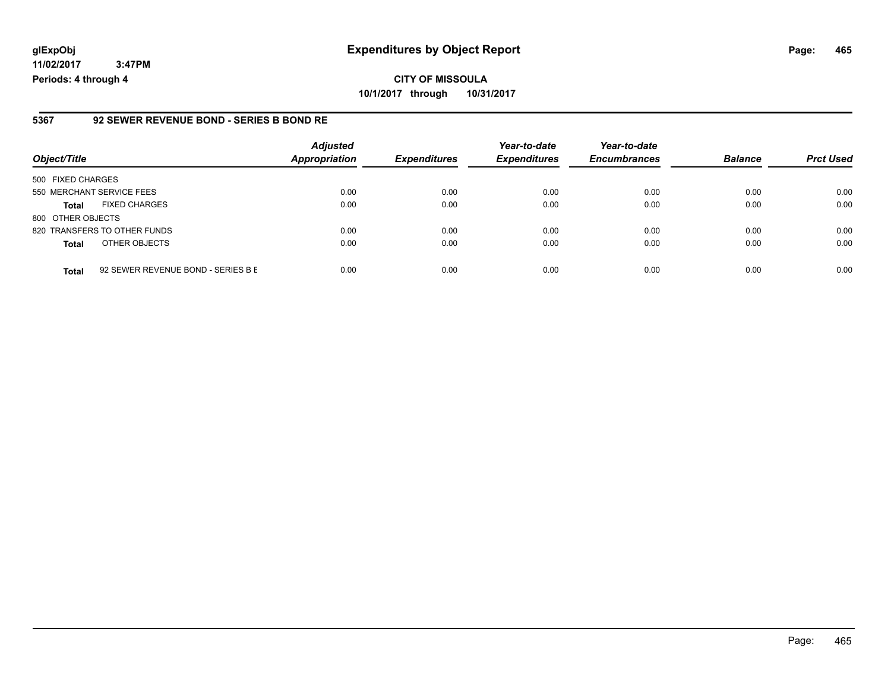**glExpObj**
**11/02/2017 3:47PM**
**Periods: 4 through 4**

# Expenditures by Object Report

**CITY OF MISSOULA**
**10/1/2017 through 10/31/2017**

## 5367 92 SEWER REVENUE BOND - SERIES B BOND RE

| Object/Title | | Adjusted Appropriation | Expenditures | Year-to-date Expenditures | Year-to-date Encumbrances | Balance | Prct Used |
|---|---|---|---|---|---|---|---|
| 500 FIXED CHARGES | | | | | | | |
| 550 MERCHANT SERVICE FEES | | 0.00 | 0.00 | 0.00 | 0.00 | 0.00 | 0.00 |
| **Total** | FIXED CHARGES | 0.00 | 0.00 | 0.00 | 0.00 | 0.00 | 0.00 |
| 800 OTHER OBJECTS | | | | | | | |
| 820 TRANSFERS TO OTHER FUNDS | | 0.00 | 0.00 | 0.00 | 0.00 | 0.00 | 0.00 |
| **Total** | OTHER OBJECTS | 0.00 | 0.00 | 0.00 | 0.00 | 0.00 | 0.00 |
| **Total** | 92 SEWER REVENUE BOND - SERIES B E | 0.00 | 0.00 | 0.00 | 0.00 | 0.00 | 0.00 |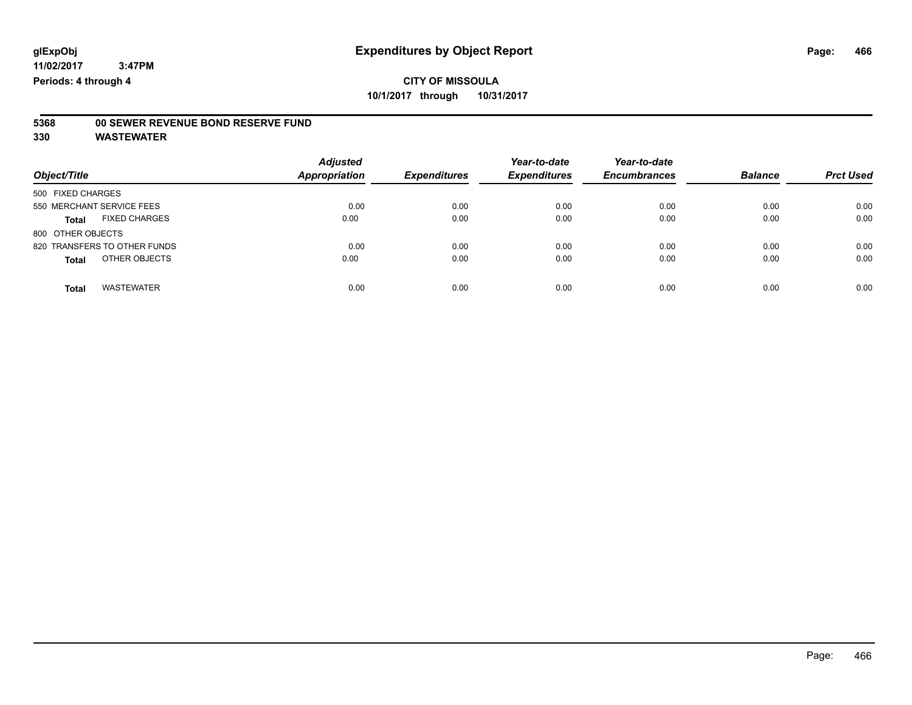**CITY OF MISSOULA**

**10/1/2017 through 10/31/2017**

**Expenditures by Object Report**

glExpObj
11/02/2017 3:47PM
Periods: 4 through 4

**5368 00 SEWER REVENUE BOND RESERVE FUND**

**330 WASTEWATER**

| Object/Title | Adjusted Appropriation | Expenditures | Year-to-date Expenditures | Year-to-date Encumbrances | Balance | Prct Used |
|---|---|---|---|---|---|---|
| 500 FIXED CHARGES | | | | | | |
| 550 MERCHANT SERVICE FEES | 0.00 | 0.00 | 0.00 | 0.00 | 0.00 | 0.00 |
| **Total** FIXED CHARGES | 0.00 | 0.00 | 0.00 | 0.00 | 0.00 | 0.00 |
| 800 OTHER OBJECTS | | | | | | |
| 820 TRANSFERS TO OTHER FUNDS | 0.00 | 0.00 | 0.00 | 0.00 | 0.00 | 0.00 |
| **Total** OTHER OBJECTS | 0.00 | 0.00 | 0.00 | 0.00 | 0.00 | 0.00 |
| **Total** WASTEWATER | 0.00 | 0.00 | 0.00 | 0.00 | 0.00 | 0.00 |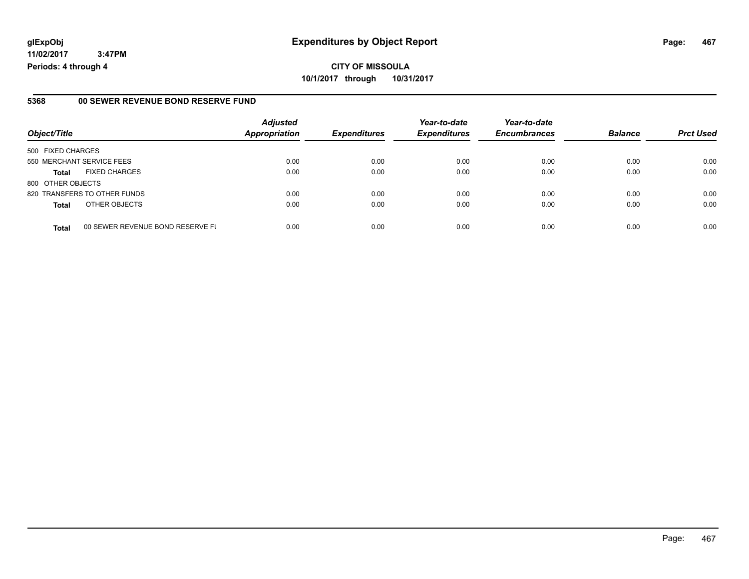**glExpObj**
**11/02/2017 3:47PM**
**Periods: 4 through 4**

# Expenditures by Object Report

**CITY OF MISSOULA**
**10/1/2017 through 10/31/2017**

## 5368 00 SEWER REVENUE BOND RESERVE FUND

| Object/Title | | *Adjusted Appropriation* | *Expenditures* | *Year-to-date Expenditures* | *Year-to-date Encumbrances* | *Balance* | *Prct Used* |
|---|---|---|---|---|---|---|---|
| 500 FIXED CHARGES | | | | | | | |
| 550 MERCHANT SERVICE FEES | | 0.00 | 0.00 | 0.00 | 0.00 | 0.00 | 0.00 |
| **Total** | FIXED CHARGES | 0.00 | 0.00 | 0.00 | 0.00 | 0.00 | 0.00 |
| 800 OTHER OBJECTS | | | | | | | |
| 820 TRANSFERS TO OTHER FUNDS | | 0.00 | 0.00 | 0.00 | 0.00 | 0.00 | 0.00 |
| **Total** | OTHER OBJECTS | 0.00 | 0.00 | 0.00 | 0.00 | 0.00 | 0.00 |
| **Total** | 00 SEWER REVENUE BOND RESERVE FU | 0.00 | 0.00 | 0.00 | 0.00 | 0.00 | 0.00 |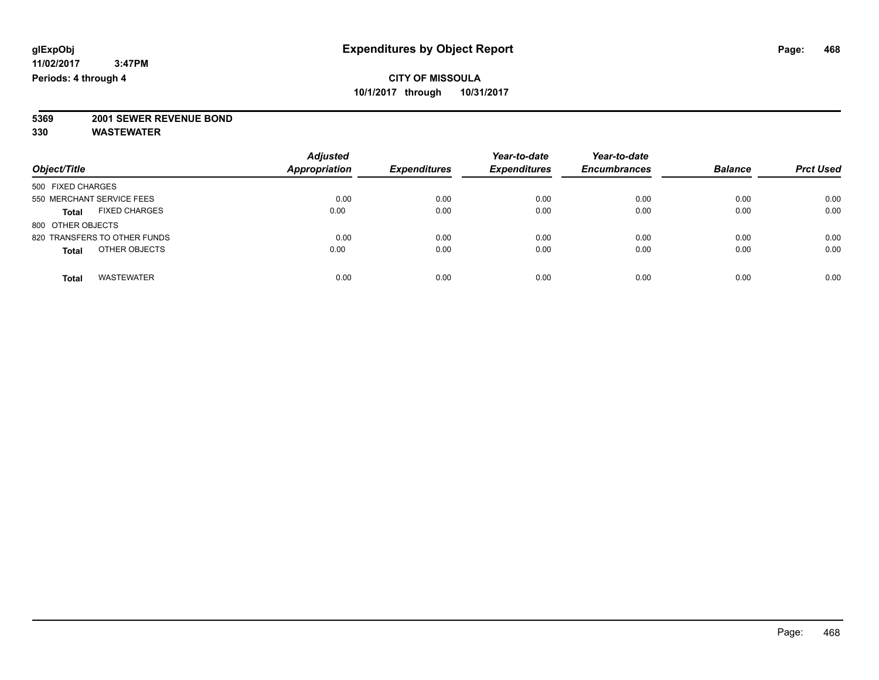# Expenditures by Object Report

glExpObj
11/02/2017 3:47PM
Periods: 4 through 4

**CITY OF MISSOULA**
**10/1/2017 through 10/31/2017**

**5369 2001 SEWER REVENUE BOND**
**330 WASTEWATER**

| Object/Title | Adjusted Appropriation | Expenditures | Year-to-date Expenditures | Year-to-date Encumbrances | Balance | Prct Used |
|---|---|---|---|---|---|---|
| 500 FIXED CHARGES | | | | | | |
| 550 MERCHANT SERVICE FEES | 0.00 | 0.00 | 0.00 | 0.00 | 0.00 | 0.00 |
| **Total** FIXED CHARGES | 0.00 | 0.00 | 0.00 | 0.00 | 0.00 | 0.00 |
| 800 OTHER OBJECTS | | | | | | |
| 820 TRANSFERS TO OTHER FUNDS | 0.00 | 0.00 | 0.00 | 0.00 | 0.00 | 0.00 |
| **Total** OTHER OBJECTS | 0.00 | 0.00 | 0.00 | 0.00 | 0.00 | 0.00 |
| **Total** WASTEWATER | 0.00 | 0.00 | 0.00 | 0.00 | 0.00 | 0.00 |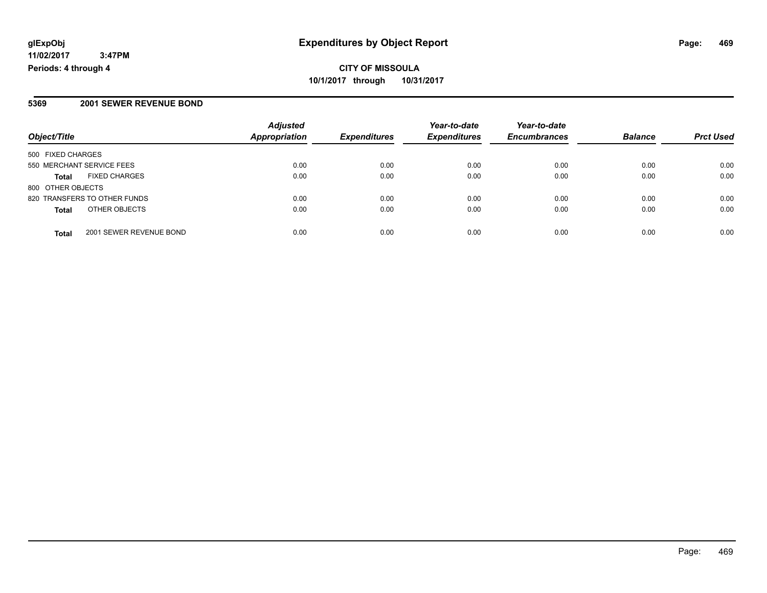**glExpObj**
**11/02/2017 3:47PM**
**Periods: 4 through 4**

# Expenditures by Object Report

**CITY OF MISSOULA**
**10/1/2017 through 10/31/2017**

## 5369 2001 SEWER REVENUE BOND

| Object/Title | | Adjusted Appropriation | Expenditures | Year-to-date Expenditures | Year-to-date Encumbrances | Balance | Prct Used |
|---|---|---|---|---|---|---|---|
| 500 FIXED CHARGES | | | | | | | |
| 550 MERCHANT SERVICE FEES | | 0.00 | 0.00 | 0.00 | 0.00 | 0.00 | 0.00 |
| **Total** | FIXED CHARGES | 0.00 | 0.00 | 0.00 | 0.00 | 0.00 | 0.00 |
| 800 OTHER OBJECTS | | | | | | | |
| 820 TRANSFERS TO OTHER FUNDS | | 0.00 | 0.00 | 0.00 | 0.00 | 0.00 | 0.00 |
| **Total** | OTHER OBJECTS | 0.00 | 0.00 | 0.00 | 0.00 | 0.00 | 0.00 |
| **Total** | 2001 SEWER REVENUE BOND | 0.00 | 0.00 | 0.00 | 0.00 | 0.00 | 0.00 |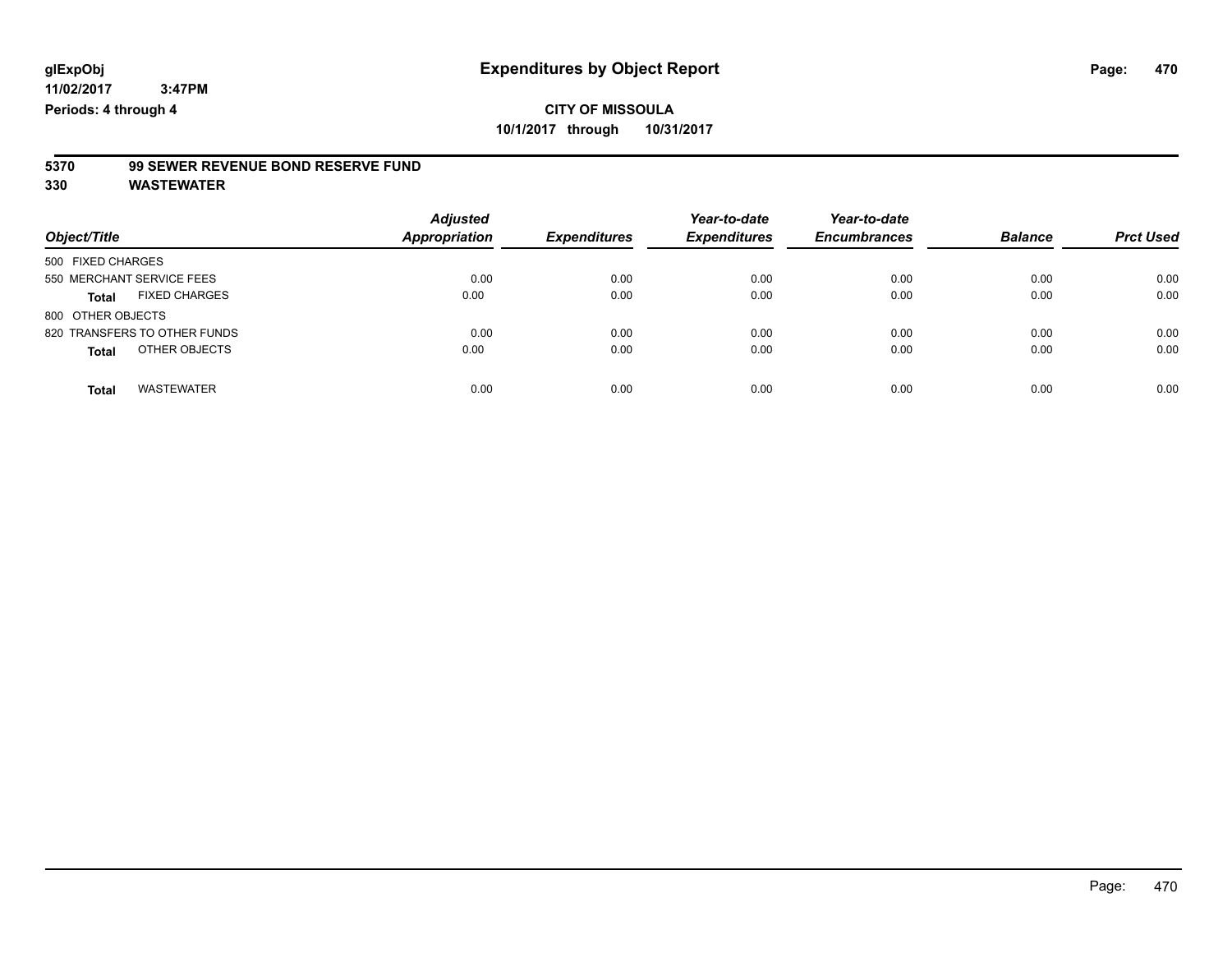**glExpObj**
**11/02/2017 3:47PM**
**Periods: 4 through 4**

# Expenditures by Object Report

**CITY OF MISSOULA**
**10/1/2017 through 10/31/2017**

**5370 99 SEWER REVENUE BOND RESERVE FUND**
**330 WASTEWATER**

| Object/Title | Adjusted Appropriation | Expenditures | Year-to-date Expenditures | Year-to-date Encumbrances | Balance | Prct Used |
|---|---|---|---|---|---|---|
| 500 FIXED CHARGES | | | | | | |
| 550 MERCHANT SERVICE FEES | 0.00 | 0.00 | 0.00 | 0.00 | 0.00 | 0.00 |
| **Total** FIXED CHARGES | 0.00 | 0.00 | 0.00 | 0.00 | 0.00 | 0.00 |
| 800 OTHER OBJECTS | | | | | | |
| 820 TRANSFERS TO OTHER FUNDS | 0.00 | 0.00 | 0.00 | 0.00 | 0.00 | 0.00 |
| **Total** OTHER OBJECTS | 0.00 | 0.00 | 0.00 | 0.00 | 0.00 | 0.00 |
| **Total** WASTEWATER | 0.00 | 0.00 | 0.00 | 0.00 | 0.00 | 0.00 |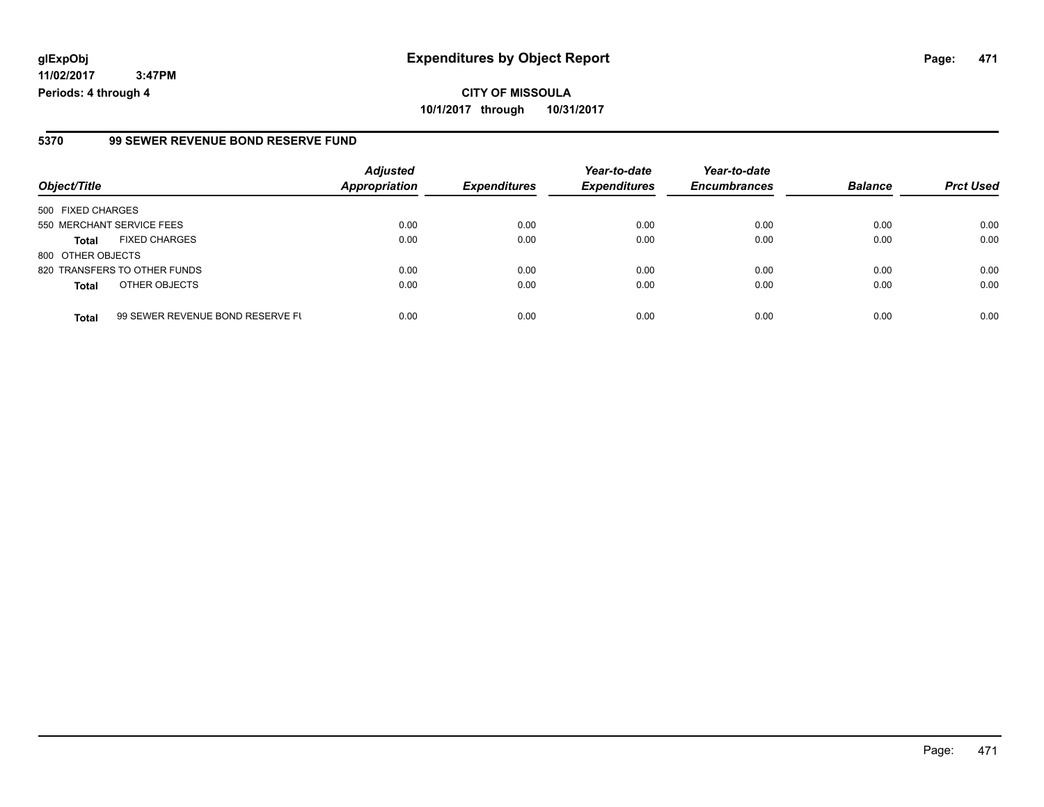# Expenditures by Object Report

glExpObj
11/02/2017 3:47PM
Periods: 4 through 4

**CITY OF MISSOULA**
**10/1/2017 through 10/31/2017**

## 5370 99 SEWER REVENUE BOND RESERVE FUND

| Object/Title | | Adjusted Appropriation | Expenditures | Year-to-date Expenditures | Year-to-date Encumbrances | Balance | Prct Used |
|---|---|---|---|---|---|---|---|
| 500 FIXED CHARGES | | | | | | | |
| 550 MERCHANT SERVICE FEES | | 0.00 | 0.00 | 0.00 | 0.00 | 0.00 | 0.00 |
| **Total** | FIXED CHARGES | 0.00 | 0.00 | 0.00 | 0.00 | 0.00 | 0.00 |
| 800 OTHER OBJECTS | | | | | | | |
| 820 TRANSFERS TO OTHER FUNDS | | 0.00 | 0.00 | 0.00 | 0.00 | 0.00 | 0.00 |
| **Total** | OTHER OBJECTS | 0.00 | 0.00 | 0.00 | 0.00 | 0.00 | 0.00 |
| **Total** | 99 SEWER REVENUE BOND RESERVE FU | 0.00 | 0.00 | 0.00 | 0.00 | 0.00 | 0.00 |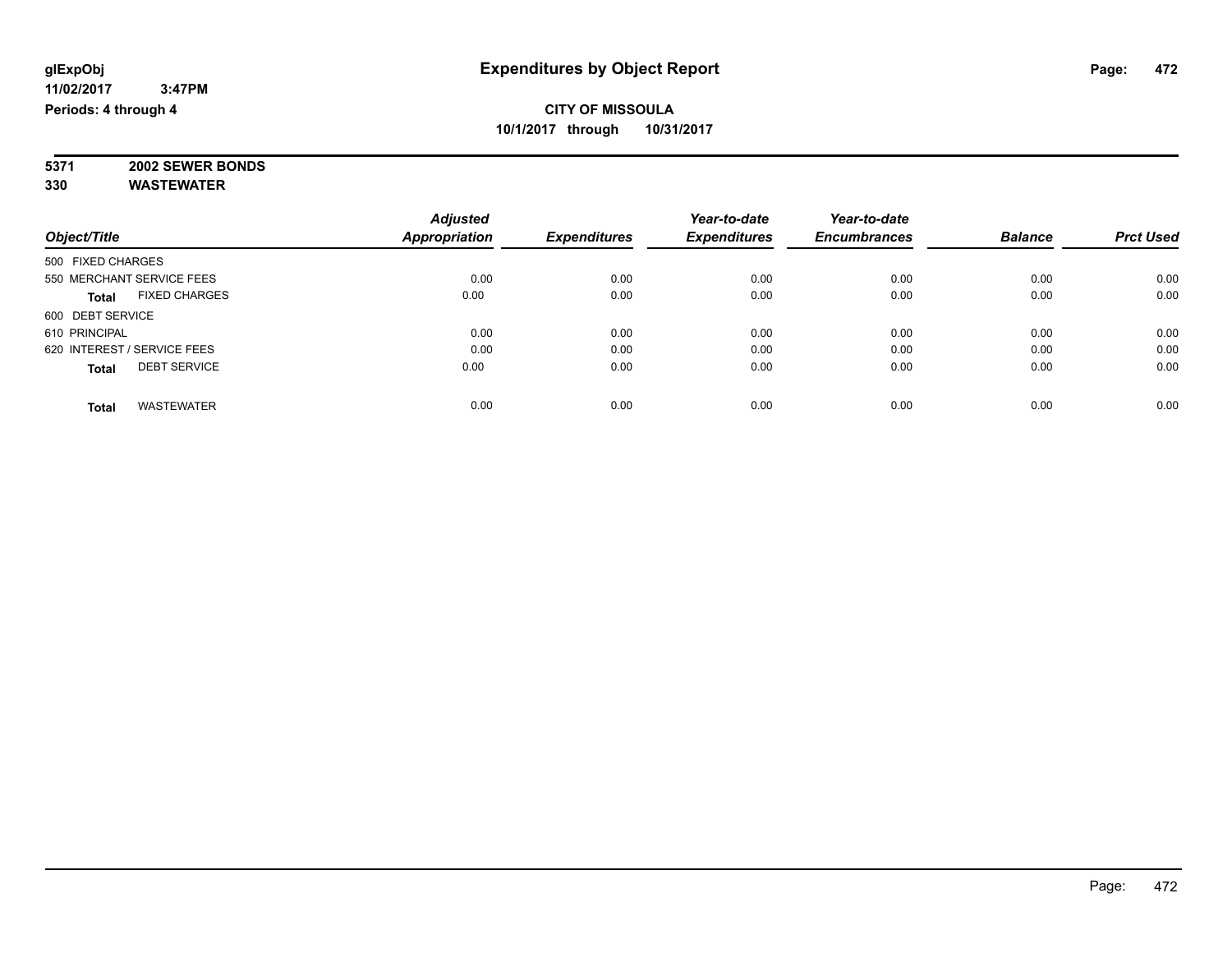**glExpObj** **Expenditures by Object Report**

**11/02/2017 3:47PM**

**Periods: 4 through 4**

**CITY OF MISSOULA**

**10/1/2017 through 10/31/2017**

**5371 2002 SEWER BONDS**

**330 WASTEWATER**

| Object/Title | Adjusted Appropriation | Expenditures | Year-to-date Expenditures | Year-to-date Encumbrances | Balance | Prct Used |
|---|---|---|---|---|---|---|
| 500 FIXED CHARGES | | | | | | |
| 550 MERCHANT SERVICE FEES | 0.00 | 0.00 | 0.00 | 0.00 | 0.00 | 0.00 |
| **Total** FIXED CHARGES | 0.00 | 0.00 | 0.00 | 0.00 | 0.00 | 0.00 |
| 600 DEBT SERVICE | | | | | | |
| 610 PRINCIPAL | 0.00 | 0.00 | 0.00 | 0.00 | 0.00 | 0.00 |
| 620 INTEREST / SERVICE FEES | 0.00 | 0.00 | 0.00 | 0.00 | 0.00 | 0.00 |
| **Total** DEBT SERVICE | 0.00 | 0.00 | 0.00 | 0.00 | 0.00 | 0.00 |
| **Total** WASTEWATER | 0.00 | 0.00 | 0.00 | 0.00 | 0.00 | 0.00 |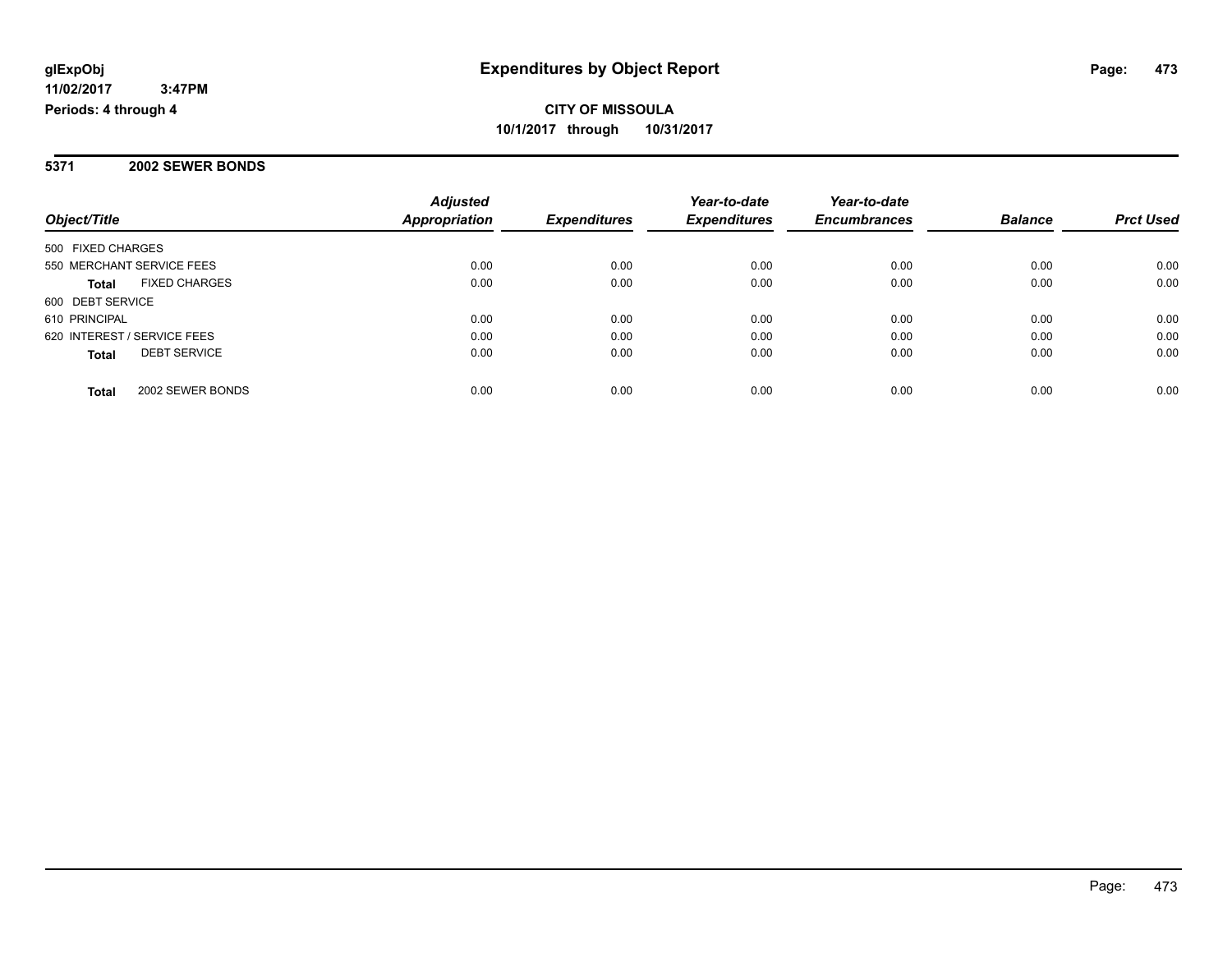**glExpObj** **Expenditures by Object Report**

**11/02/2017 3:47PM**

**Periods: 4 through 4**

**CITY OF MISSOULA**

**10/1/2017 through 10/31/2017**

## 5371 2002 SEWER BONDS

| Object/Title | Adjusted Appropriation | Expenditures | Year-to-date Expenditures | Year-to-date Encumbrances | Balance | Prct Used |
|---|---|---|---|---|---|---|
| 500 FIXED CHARGES | | | | | | |
| 550 MERCHANT SERVICE FEES | 0.00 | 0.00 | 0.00 | 0.00 | 0.00 | 0.00 |
| **Total** FIXED CHARGES | 0.00 | 0.00 | 0.00 | 0.00 | 0.00 | 0.00 |
| 600 DEBT SERVICE | | | | | | |
| 610 PRINCIPAL | 0.00 | 0.00 | 0.00 | 0.00 | 0.00 | 0.00 |
| 620 INTEREST / SERVICE FEES | 0.00 | 0.00 | 0.00 | 0.00 | 0.00 | 0.00 |
| **Total** DEBT SERVICE | 0.00 | 0.00 | 0.00 | 0.00 | 0.00 | 0.00 |
| **Total** 2002 SEWER BONDS | 0.00 | 0.00 | 0.00 | 0.00 | 0.00 | 0.00 |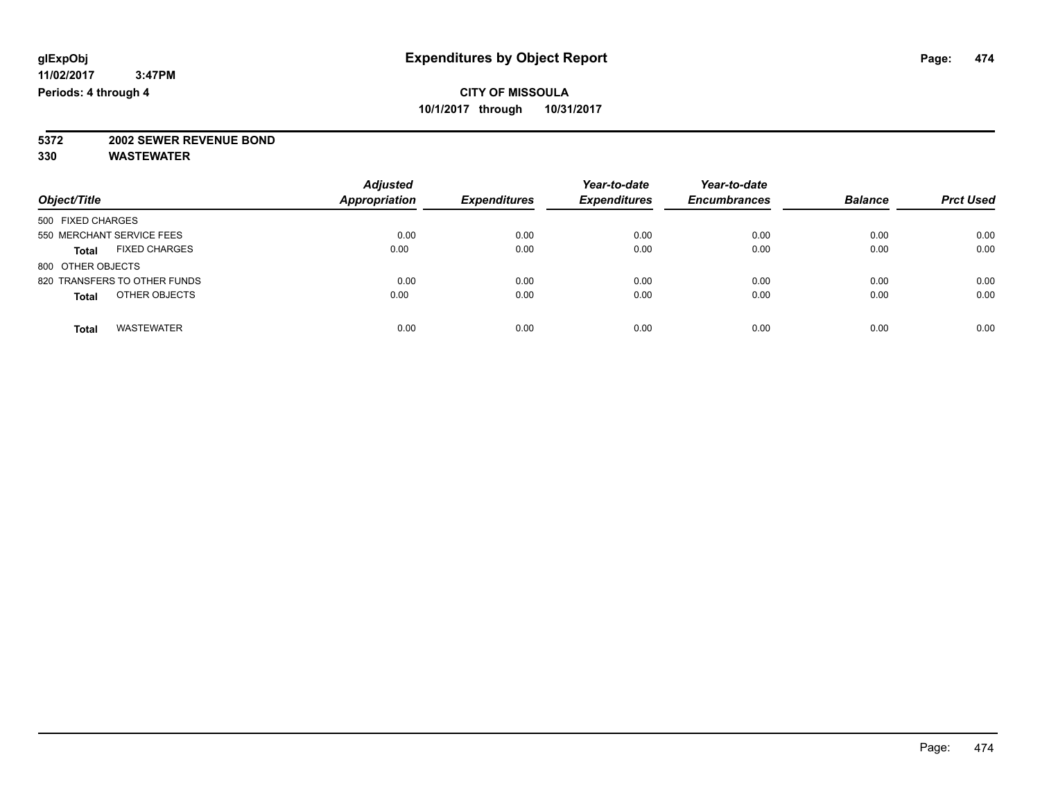**glExpObj** **Expenditures by Object Report**

**11/02/2017 3:47PM**

**Periods: 4 through 4**

**CITY OF MISSOULA**

**10/1/2017 through 10/31/2017**

**5372 2002 SEWER REVENUE BOND**

**330 WASTEWATER**

| Object/Title | Adjusted Appropriation | Expenditures | Year-to-date Expenditures | Year-to-date Encumbrances | Balance | Prct Used |
|---|---|---|---|---|---|---|
| 500 FIXED CHARGES | | | | | | |
| 550 MERCHANT SERVICE FEES | 0.00 | 0.00 | 0.00 | 0.00 | 0.00 | 0.00 |
| **Total** FIXED CHARGES | 0.00 | 0.00 | 0.00 | 0.00 | 0.00 | 0.00 |
| 800 OTHER OBJECTS | | | | | | |
| 820 TRANSFERS TO OTHER FUNDS | 0.00 | 0.00 | 0.00 | 0.00 | 0.00 | 0.00 |
| **Total** OTHER OBJECTS | 0.00 | 0.00 | 0.00 | 0.00 | 0.00 | 0.00 |
| **Total** WASTEWATER | 0.00 | 0.00 | 0.00 | 0.00 | 0.00 | 0.00 |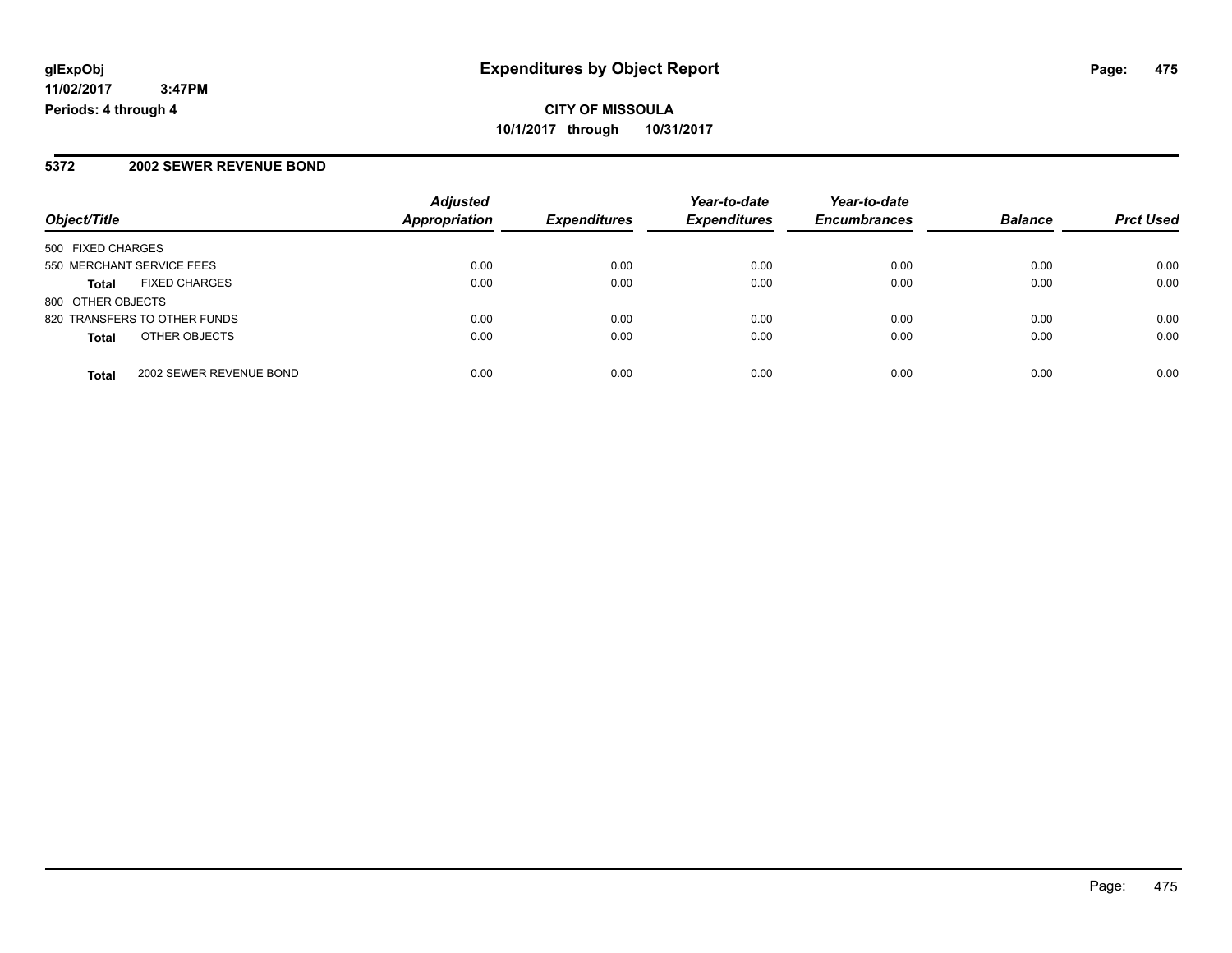**glExpObj**
**11/02/2017 3:47PM**
**Periods: 4 through 4**

# Expenditures by Object Report

**CITY OF MISSOULA**
**10/1/2017 through 10/31/2017**

## 5372 2002 SEWER REVENUE BOND

| Object/Title | | Adjusted Appropriation | Expenditures | Year-to-date Expenditures | Year-to-date Encumbrances | Balance | Prct Used |
|---|---|---|---|---|---|---|---|
| 500 FIXED CHARGES | | | | | | | |
| 550 MERCHANT SERVICE FEES | | 0.00 | 0.00 | 0.00 | 0.00 | 0.00 | 0.00 |
| **Total** | FIXED CHARGES | 0.00 | 0.00 | 0.00 | 0.00 | 0.00 | 0.00 |
| 800 OTHER OBJECTS | | | | | | | |
| 820 TRANSFERS TO OTHER FUNDS | | 0.00 | 0.00 | 0.00 | 0.00 | 0.00 | 0.00 |
| **Total** | OTHER OBJECTS | 0.00 | 0.00 | 0.00 | 0.00 | 0.00 | 0.00 |
| **Total** | 2002 SEWER REVENUE BOND | 0.00 | 0.00 | 0.00 | 0.00 | 0.00 | 0.00 |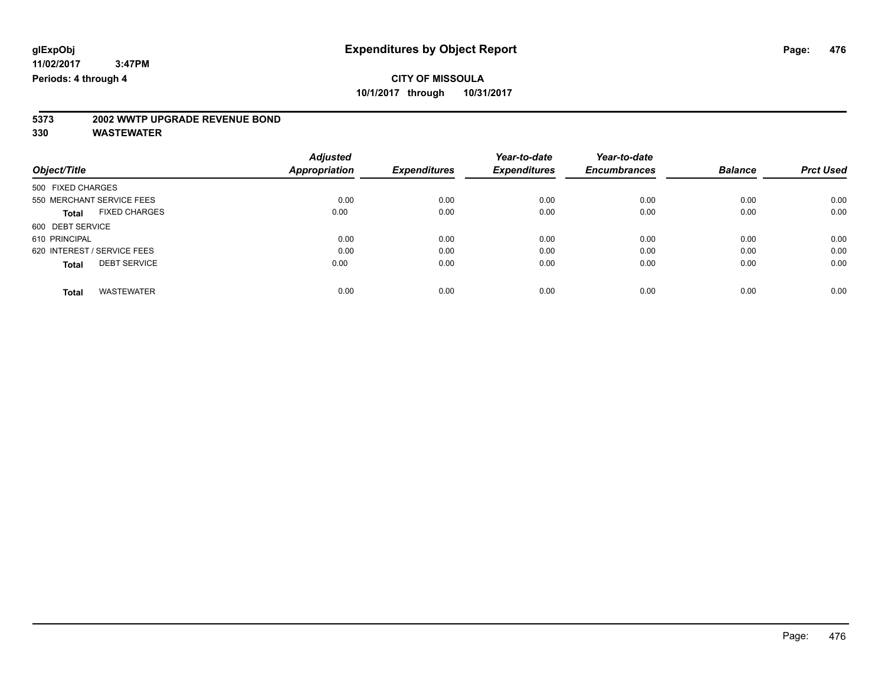**glExpObj**
**11/02/2017 3:47PM**
**Periods: 4 through 4**

# Expenditures by Object Report

**CITY OF MISSOULA**
**10/1/2017 through 10/31/2017**

**5373 2002 WWTP UPGRADE REVENUE BOND**
**330 WASTEWATER**

| Object/Title | Adjusted Appropriation | Expenditures | Year-to-date Expenditures | Year-to-date Encumbrances | Balance | Prct Used |
|---|---|---|---|---|---|---|
| 500 FIXED CHARGES | | | | | | |
| 550 MERCHANT SERVICE FEES | 0.00 | 0.00 | 0.00 | 0.00 | 0.00 | 0.00 |
| **Total** FIXED CHARGES | 0.00 | 0.00 | 0.00 | 0.00 | 0.00 | 0.00 |
| 600 DEBT SERVICE | | | | | | |
| 610 PRINCIPAL | 0.00 | 0.00 | 0.00 | 0.00 | 0.00 | 0.00 |
| 620 INTEREST / SERVICE FEES | 0.00 | 0.00 | 0.00 | 0.00 | 0.00 | 0.00 |
| **Total** DEBT SERVICE | 0.00 | 0.00 | 0.00 | 0.00 | 0.00 | 0.00 |
| **Total** WASTEWATER | 0.00 | 0.00 | 0.00 | 0.00 | 0.00 | 0.00 |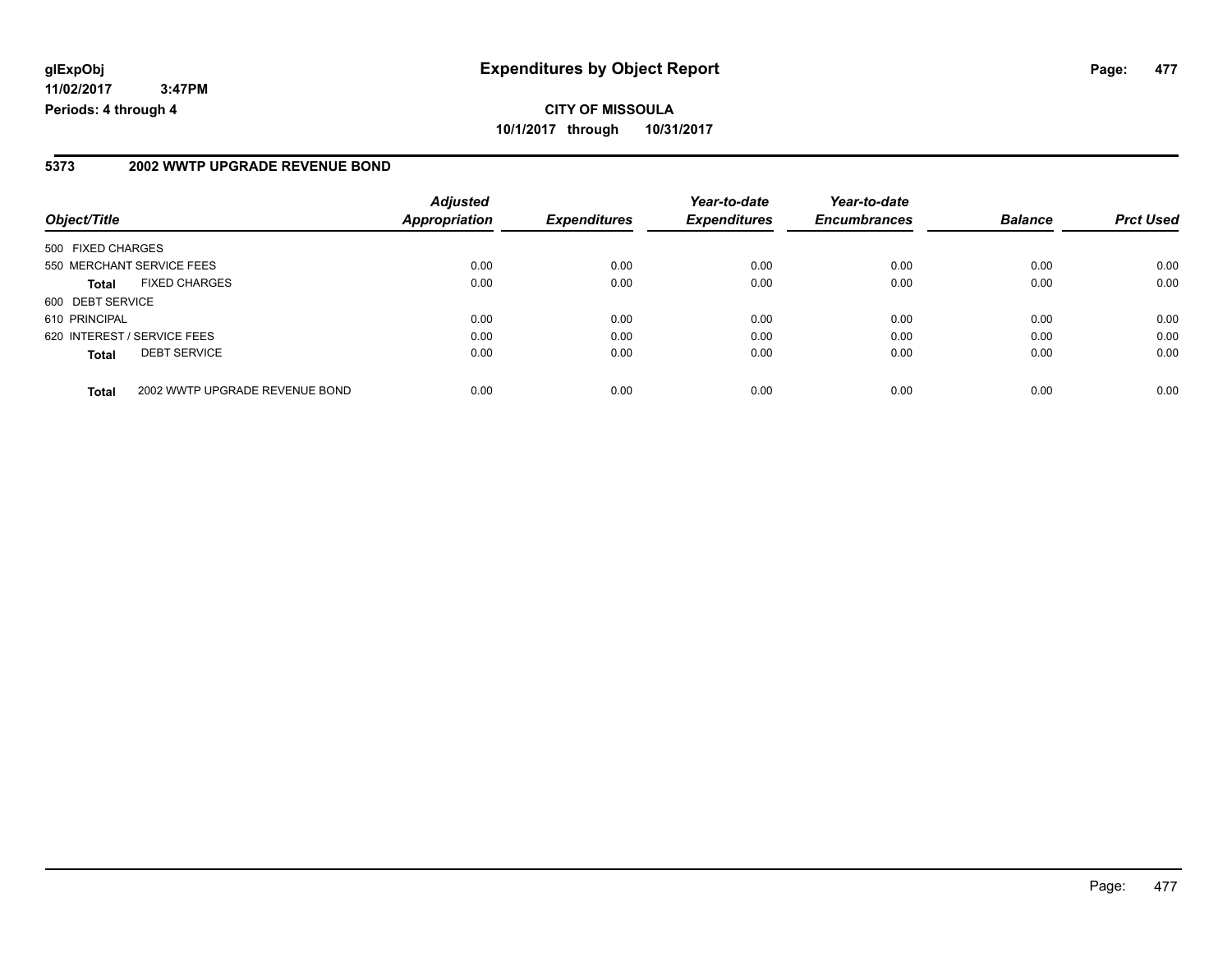glExpObj
11/02/2017 3:47PM
Periods: 4 through 4

# Expenditures by Object Report

**CITY OF MISSOULA**
**10/1/2017 through 10/31/2017**

## 5373 2002 WWTP UPGRADE REVENUE BOND

| Object/Title | | Adjusted Appropriation | Expenditures | Year-to-date Expenditures | Year-to-date Encumbrances | Balance | Prct Used |
|---|---|---|---|---|---|---|---|
| 500 FIXED CHARGES | | | | | | | |
| 550 MERCHANT SERVICE FEES | | 0.00 | 0.00 | 0.00 | 0.00 | 0.00 | 0.00 |
| **Total** | FIXED CHARGES | 0.00 | 0.00 | 0.00 | 0.00 | 0.00 | 0.00 |
| 600 DEBT SERVICE | | | | | | | |
| 610 PRINCIPAL | | 0.00 | 0.00 | 0.00 | 0.00 | 0.00 | 0.00 |
| 620 INTEREST / SERVICE FEES | | 0.00 | 0.00 | 0.00 | 0.00 | 0.00 | 0.00 |
| **Total** | DEBT SERVICE | 0.00 | 0.00 | 0.00 | 0.00 | 0.00 | 0.00 |
| **Total** | 2002 WWTP UPGRADE REVENUE BOND | 0.00 | 0.00 | 0.00 | 0.00 | 0.00 | 0.00 |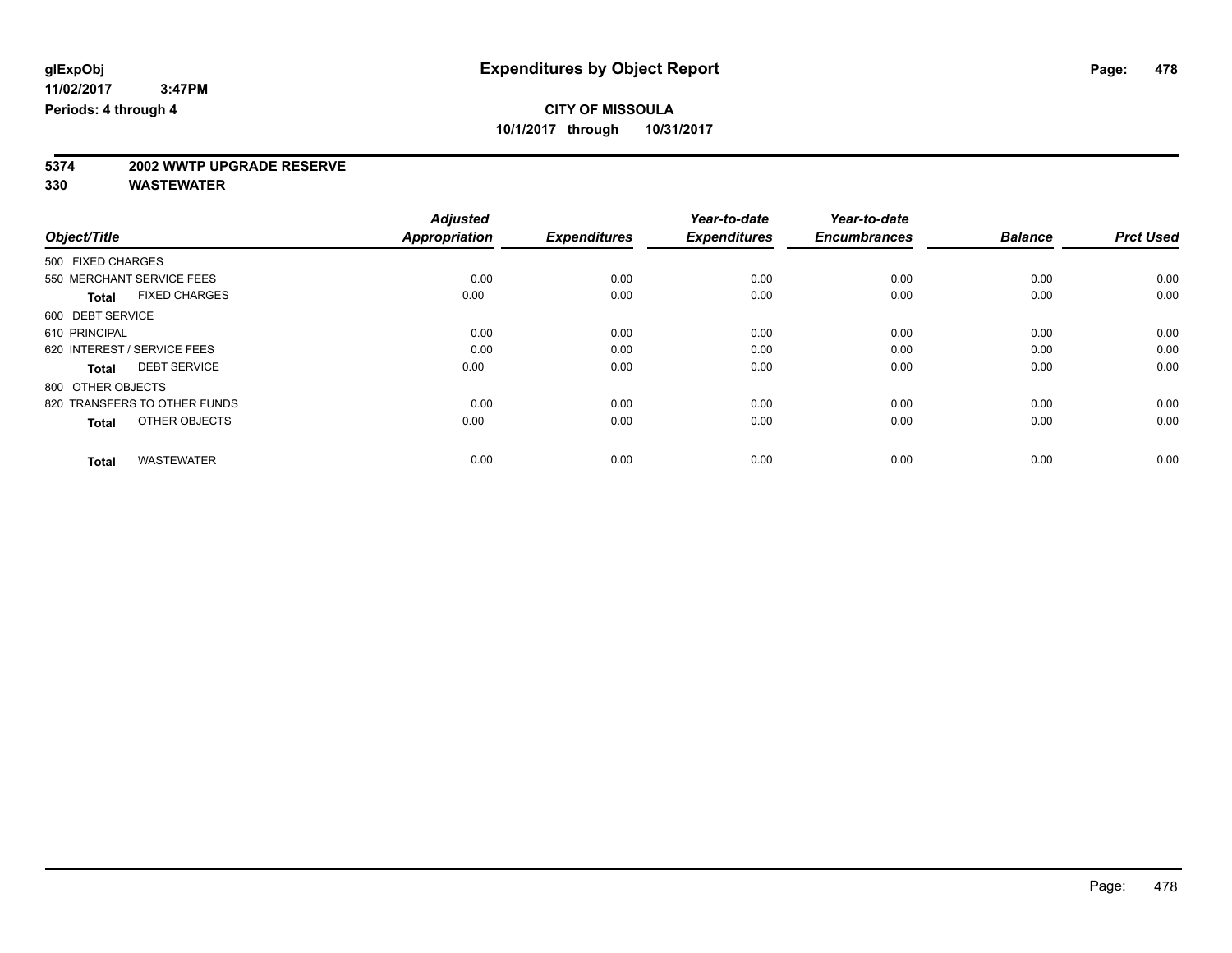**glExpObj**
**11/02/2017 3:47PM**
**Periods: 4 through 4**

# Expenditures by Object Report

**CITY OF MISSOULA**
**10/1/2017 through 10/31/2017**

**5374 2002 WWTP UPGRADE RESERVE**
**330 WASTEWATER**

| Object/Title | Adjusted Appropriation | Expenditures | Year-to-date Expenditures | Year-to-date Encumbrances | Balance | Prct Used |
|---|---|---|---|---|---|---|
| 500 FIXED CHARGES | | | | | | |
| 550 MERCHANT SERVICE FEES | 0.00 | 0.00 | 0.00 | 0.00 | 0.00 | 0.00 |
| **Total** FIXED CHARGES | 0.00 | 0.00 | 0.00 | 0.00 | 0.00 | 0.00 |
| 600 DEBT SERVICE | | | | | | |
| 610 PRINCIPAL | 0.00 | 0.00 | 0.00 | 0.00 | 0.00 | 0.00 |
| 620 INTEREST / SERVICE FEES | 0.00 | 0.00 | 0.00 | 0.00 | 0.00 | 0.00 |
| **Total** DEBT SERVICE | 0.00 | 0.00 | 0.00 | 0.00 | 0.00 | 0.00 |
| 800 OTHER OBJECTS | | | | | | |
| 820 TRANSFERS TO OTHER FUNDS | 0.00 | 0.00 | 0.00 | 0.00 | 0.00 | 0.00 |
| **Total** OTHER OBJECTS | 0.00 | 0.00 | 0.00 | 0.00 | 0.00 | 0.00 |
| **Total** WASTEWATER | 0.00 | 0.00 | 0.00 | 0.00 | 0.00 | 0.00 |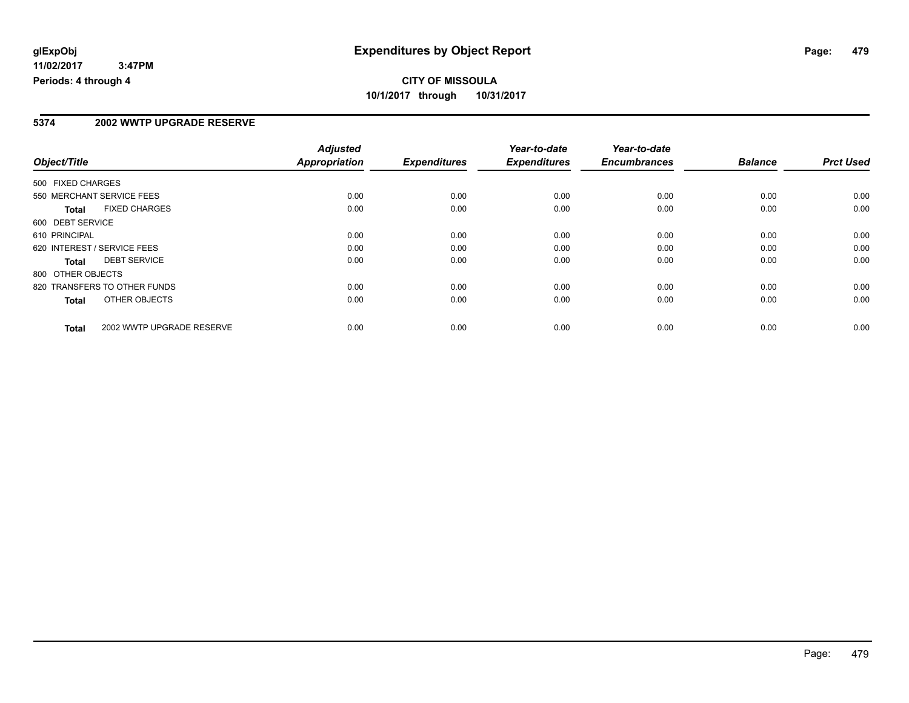**glExpObj**
**11/02/2017 3:47PM**
**Periods: 4 through 4**

# Expenditures by Object Report

**CITY OF MISSOULA**
**10/1/2017 through 10/31/2017**

## 5374 2002 WWTP UPGRADE RESERVE

| Object/Title | | Adjusted Appropriation | Expenditures | Year-to-date Expenditures | Year-to-date Encumbrances | Balance | Prct Used |
|---|---|---|---|---|---|---|---|
| 500 FIXED CHARGES | | | | | | | |
| 550 MERCHANT SERVICE FEES | | 0.00 | 0.00 | 0.00 | 0.00 | 0.00 | 0.00 |
| **Total** | FIXED CHARGES | 0.00 | 0.00 | 0.00 | 0.00 | 0.00 | 0.00 |
| 600 DEBT SERVICE | | | | | | | |
| 610 PRINCIPAL | | 0.00 | 0.00 | 0.00 | 0.00 | 0.00 | 0.00 |
| 620 INTEREST / SERVICE FEES | | 0.00 | 0.00 | 0.00 | 0.00 | 0.00 | 0.00 |
| **Total** | DEBT SERVICE | 0.00 | 0.00 | 0.00 | 0.00 | 0.00 | 0.00 |
| 800 OTHER OBJECTS | | | | | | | |
| 820 TRANSFERS TO OTHER FUNDS | | 0.00 | 0.00 | 0.00 | 0.00 | 0.00 | 0.00 |
| **Total** | OTHER OBJECTS | 0.00 | 0.00 | 0.00 | 0.00 | 0.00 | 0.00 |
| **Total** | 2002 WWTP UPGRADE RESERVE | 0.00 | 0.00 | 0.00 | 0.00 | 0.00 | 0.00 |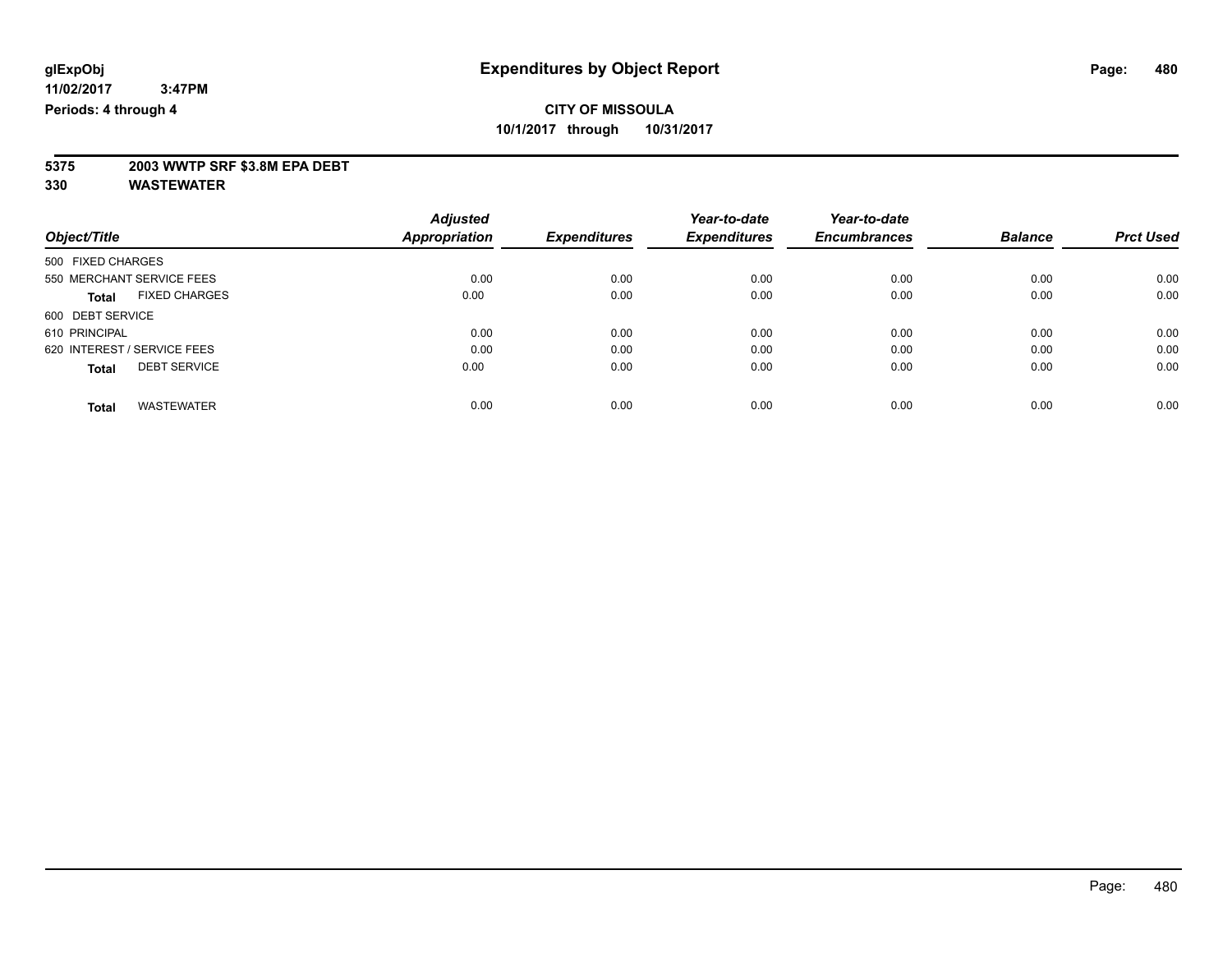**glExpObj** **Expenditures by Object Report**

**11/02/2017 3:47PM**

**Periods: 4 through 4**

**CITY OF MISSOULA**

**10/1/2017 through 10/31/2017**

**5375 2003 WWTP SRF $3.8M EPA DEBT**

**330 WASTEWATER**

| Object/Title | Adjusted Appropriation | Expenditures | Year-to-date Expenditures | Year-to-date Encumbrances | Balance | Prct Used |
|---|---|---|---|---|---|---|
| 500 FIXED CHARGES | | | | | | |
| 550 MERCHANT SERVICE FEES | 0.00 | 0.00 | 0.00 | 0.00 | 0.00 | 0.00 |
| **Total** FIXED CHARGES | 0.00 | 0.00 | 0.00 | 0.00 | 0.00 | 0.00 |
| 600 DEBT SERVICE | | | | | | |
| 610 PRINCIPAL | 0.00 | 0.00 | 0.00 | 0.00 | 0.00 | 0.00 |
| 620 INTEREST / SERVICE FEES | 0.00 | 0.00 | 0.00 | 0.00 | 0.00 | 0.00 |
| **Total** DEBT SERVICE | 0.00 | 0.00 | 0.00 | 0.00 | 0.00 | 0.00 |
| **Total** WASTEWATER | 0.00 | 0.00 | 0.00 | 0.00 | 0.00 | 0.00 |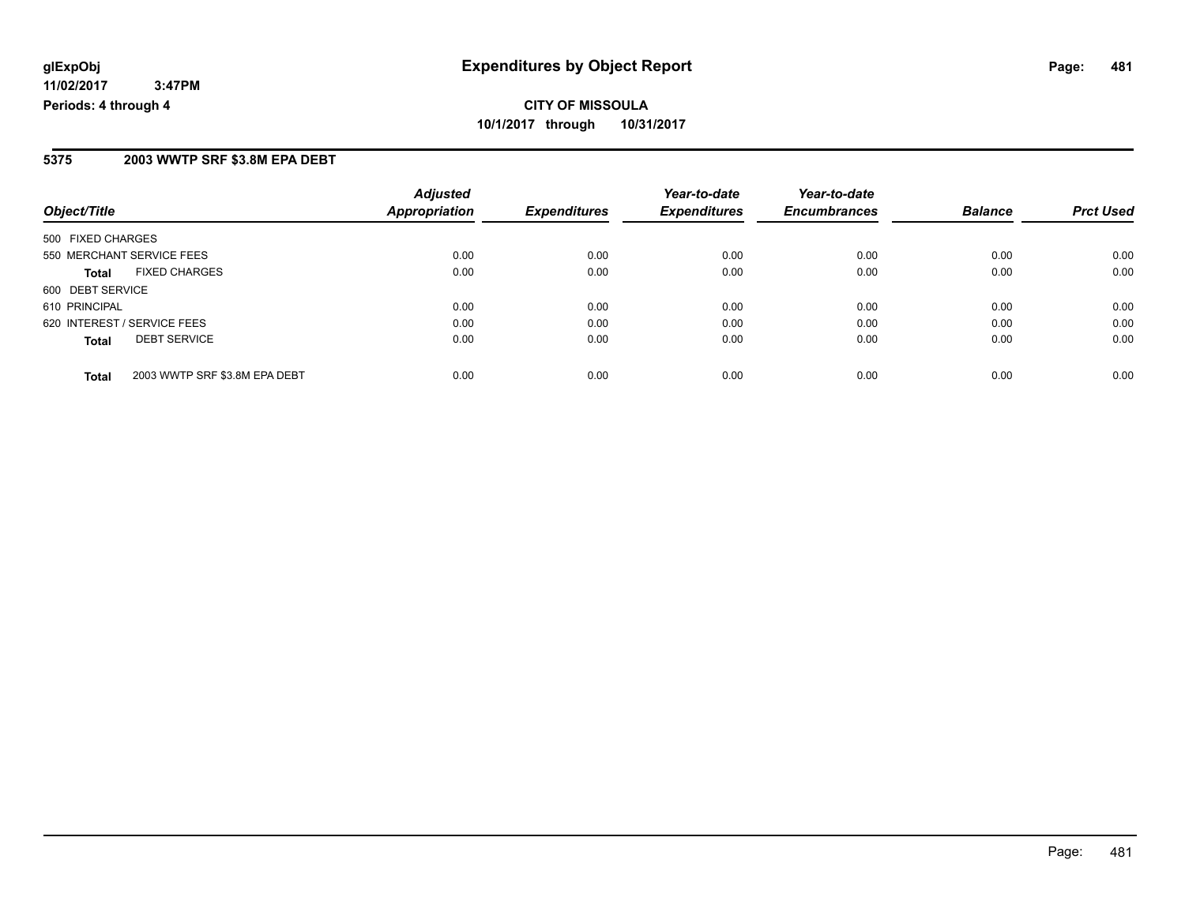**glExpObj** **Expenditures by Object Report**

**11/02/2017 3:47PM**

**Periods: 4 through 4**

**CITY OF MISSOULA**

**10/1/2017 through 10/31/2017**

## 5375 2003 WWTP SRF $3.8M EPA DEBT

| Object/Title | | Adjusted Appropriation | Expenditures | Year-to-date Expenditures | Year-to-date Encumbrances | Balance | Prct Used |
|---|---|---|---|---|---|---|---|
| 500 FIXED CHARGES | | | | | | | |
| 550 MERCHANT SERVICE FEES | | 0.00 | 0.00 | 0.00 | 0.00 | 0.00 | 0.00 |
| **Total** | FIXED CHARGES | 0.00 | 0.00 | 0.00 | 0.00 | 0.00 | 0.00 |
| 600 DEBT SERVICE | | | | | | | |
| 610 PRINCIPAL | | 0.00 | 0.00 | 0.00 | 0.00 | 0.00 | 0.00 |
| 620 INTEREST / SERVICE FEES | | 0.00 | 0.00 | 0.00 | 0.00 | 0.00 | 0.00 |
| **Total** | DEBT SERVICE | 0.00 | 0.00 | 0.00 | 0.00 | 0.00 | 0.00 |
| **Total** | 2003 WWTP SRF $3.8M EPA DEBT | 0.00 | 0.00 | 0.00 | 0.00 | 0.00 | 0.00 |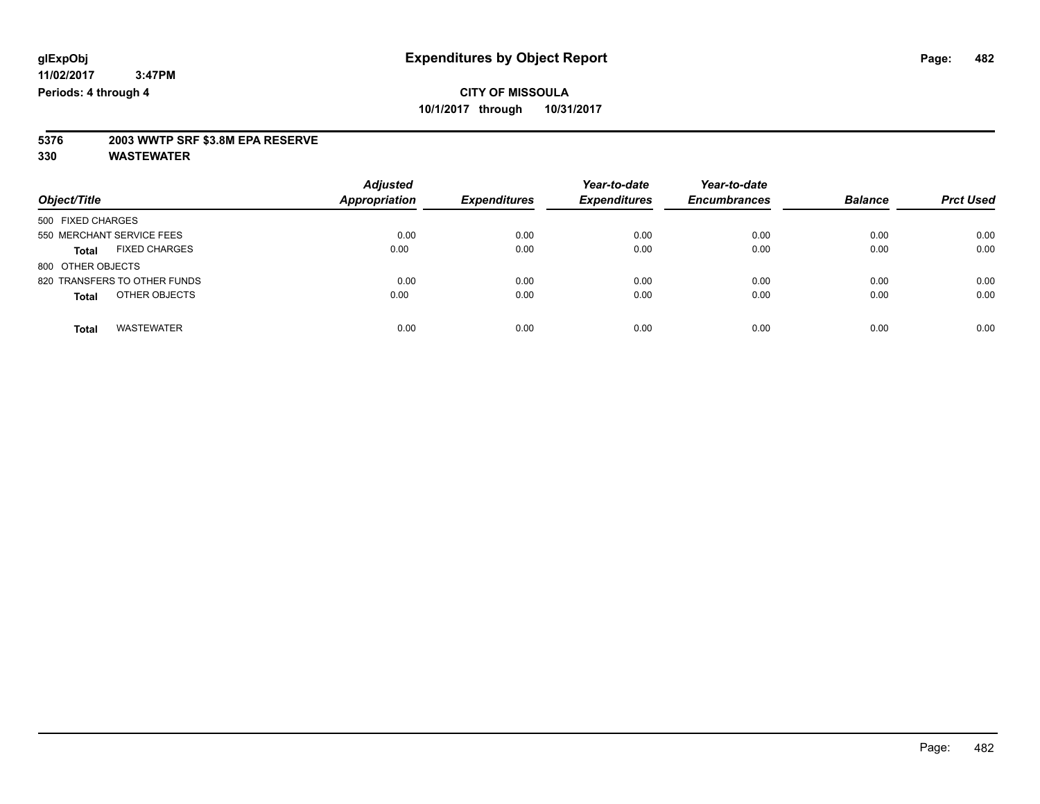# Expenditures by Object Report

glExpObj
11/02/2017 3:47PM
Periods: 4 through 4

**CITY OF MISSOULA**
**10/1/2017 through 10/31/2017**

**5376 2003 WWTP SRF $3.8M EPA RESERVE**
**330 WASTEWATER**

| Object/Title | Adjusted Appropriation | Expenditures | Year-to-date Expenditures | Year-to-date Encumbrances | Balance | Prct Used |
|---|---|---|---|---|---|---|
| 500 FIXED CHARGES | | | | | | |
| 550 MERCHANT SERVICE FEES | 0.00 | 0.00 | 0.00 | 0.00 | 0.00 | 0.00 |
| **Total** FIXED CHARGES | 0.00 | 0.00 | 0.00 | 0.00 | 0.00 | 0.00 |
| 800 OTHER OBJECTS | | | | | | |
| 820 TRANSFERS TO OTHER FUNDS | 0.00 | 0.00 | 0.00 | 0.00 | 0.00 | 0.00 |
| **Total** OTHER OBJECTS | 0.00 | 0.00 | 0.00 | 0.00 | 0.00 | 0.00 |
| **Total** WASTEWATER | 0.00 | 0.00 | 0.00 | 0.00 | 0.00 | 0.00 |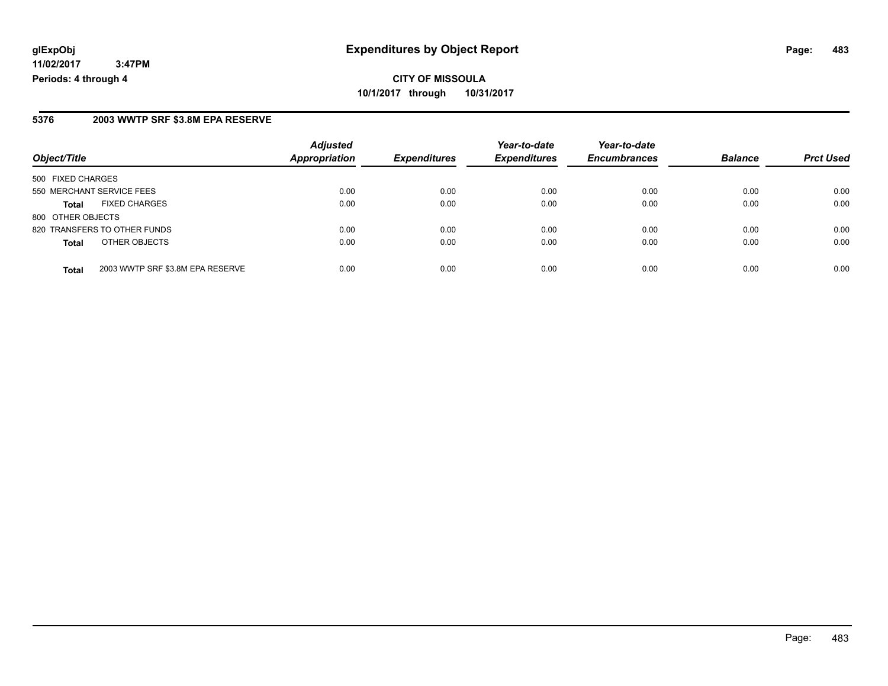**glExpObj**
**11/02/2017 3:47PM**
**Periods: 4 through 4**

# Expenditures by Object Report

**CITY OF MISSOULA**
**10/1/2017 through 10/31/2017**

## 5376 2003 WWTP SRF $3.8M EPA RESERVE

| Object/Title | Adjusted Appropriation | Expenditures | Year-to-date Expenditures | Year-to-date Encumbrances | Balance | Prct Used |
|---|---|---|---|---|---|---|
| 500 FIXED CHARGES | | | | | | |
| 550 MERCHANT SERVICE FEES | 0.00 | 0.00 | 0.00 | 0.00 | 0.00 | 0.00 |
| **Total** FIXED CHARGES | 0.00 | 0.00 | 0.00 | 0.00 | 0.00 | 0.00 |
| 800 OTHER OBJECTS | | | | | | |
| 820 TRANSFERS TO OTHER FUNDS | 0.00 | 0.00 | 0.00 | 0.00 | 0.00 | 0.00 |
| **Total** OTHER OBJECTS | 0.00 | 0.00 | 0.00 | 0.00 | 0.00 | 0.00 |
| **Total** 2003 WWTP SRF $3.8M EPA RESERVE | 0.00 | 0.00 | 0.00 | 0.00 | 0.00 | 0.00 |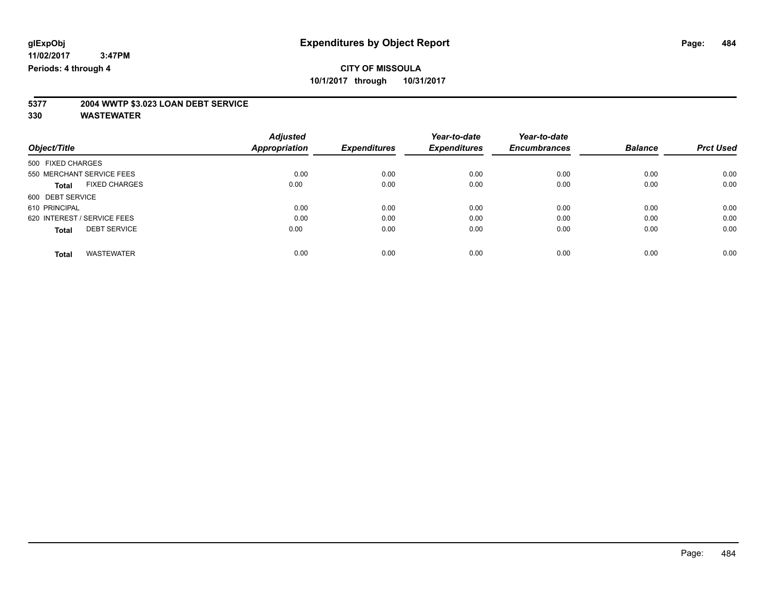# Expenditures by Object Report

glExpObj
11/02/2017 3:47PM
Periods: 4 through 4

**CITY OF MISSOULA**
**10/1/2017 through 10/31/2017**

## 5377 2004 WWTP $3.023 LOAN DEBT SERVICE
## 330 WASTEWATER

| Object/Title | Adjusted Appropriation | Expenditures | Year-to-date Expenditures | Year-to-date Encumbrances | Balance | Prct Used |
|---|---|---|---|---|---|---|
| 500 FIXED CHARGES | | | | | | |
| 550 MERCHANT SERVICE FEES | 0.00 | 0.00 | 0.00 | 0.00 | 0.00 | 0.00 |
| **Total** FIXED CHARGES | 0.00 | 0.00 | 0.00 | 0.00 | 0.00 | 0.00 |
| 600 DEBT SERVICE | | | | | | |
| 610 PRINCIPAL | 0.00 | 0.00 | 0.00 | 0.00 | 0.00 | 0.00 |
| 620 INTEREST / SERVICE FEES | 0.00 | 0.00 | 0.00 | 0.00 | 0.00 | 0.00 |
| **Total** DEBT SERVICE | 0.00 | 0.00 | 0.00 | 0.00 | 0.00 | 0.00 |
| **Total** WASTEWATER | 0.00 | 0.00 | 0.00 | 0.00 | 0.00 | 0.00 |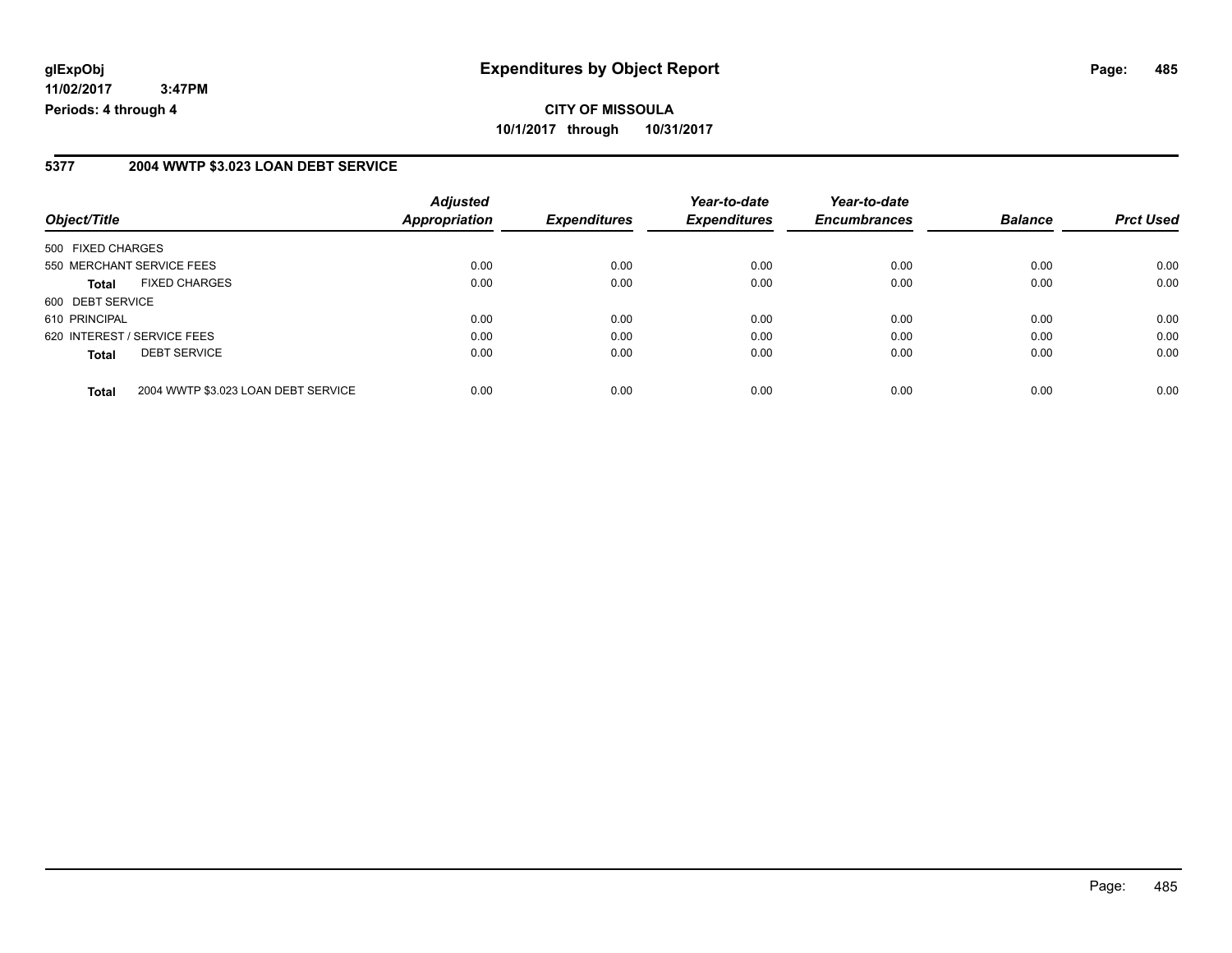**CITY OF MISSOULA**

**10/1/2017 through 10/31/2017**

**Expenditures by Object Report**

glExpObj
11/02/2017 3:47PM
Periods: 4 through 4

## 5377 2004 WWTP $3.023 LOAN DEBT SERVICE

| Object/Title | | Adjusted Appropriation | Expenditures | Year-to-date Expenditures | Year-to-date Encumbrances | Balance | Prct Used |
|---|---|---|---|---|---|---|---|
| 500 FIXED CHARGES | | | | | | | |
| 550 MERCHANT SERVICE FEES | | 0.00 | 0.00 | 0.00 | 0.00 | 0.00 | 0.00 |
| **Total** | FIXED CHARGES | 0.00 | 0.00 | 0.00 | 0.00 | 0.00 | 0.00 |
| 600 DEBT SERVICE | | | | | | | |
| 610 PRINCIPAL | | 0.00 | 0.00 | 0.00 | 0.00 | 0.00 | 0.00 |
| 620 INTEREST / SERVICE FEES | | 0.00 | 0.00 | 0.00 | 0.00 | 0.00 | 0.00 |
| **Total** | DEBT SERVICE | 0.00 | 0.00 | 0.00 | 0.00 | 0.00 | 0.00 |
| **Total** | 2004 WWTP $3.023 LOAN DEBT SERVICE | 0.00 | 0.00 | 0.00 | 0.00 | 0.00 | 0.00 |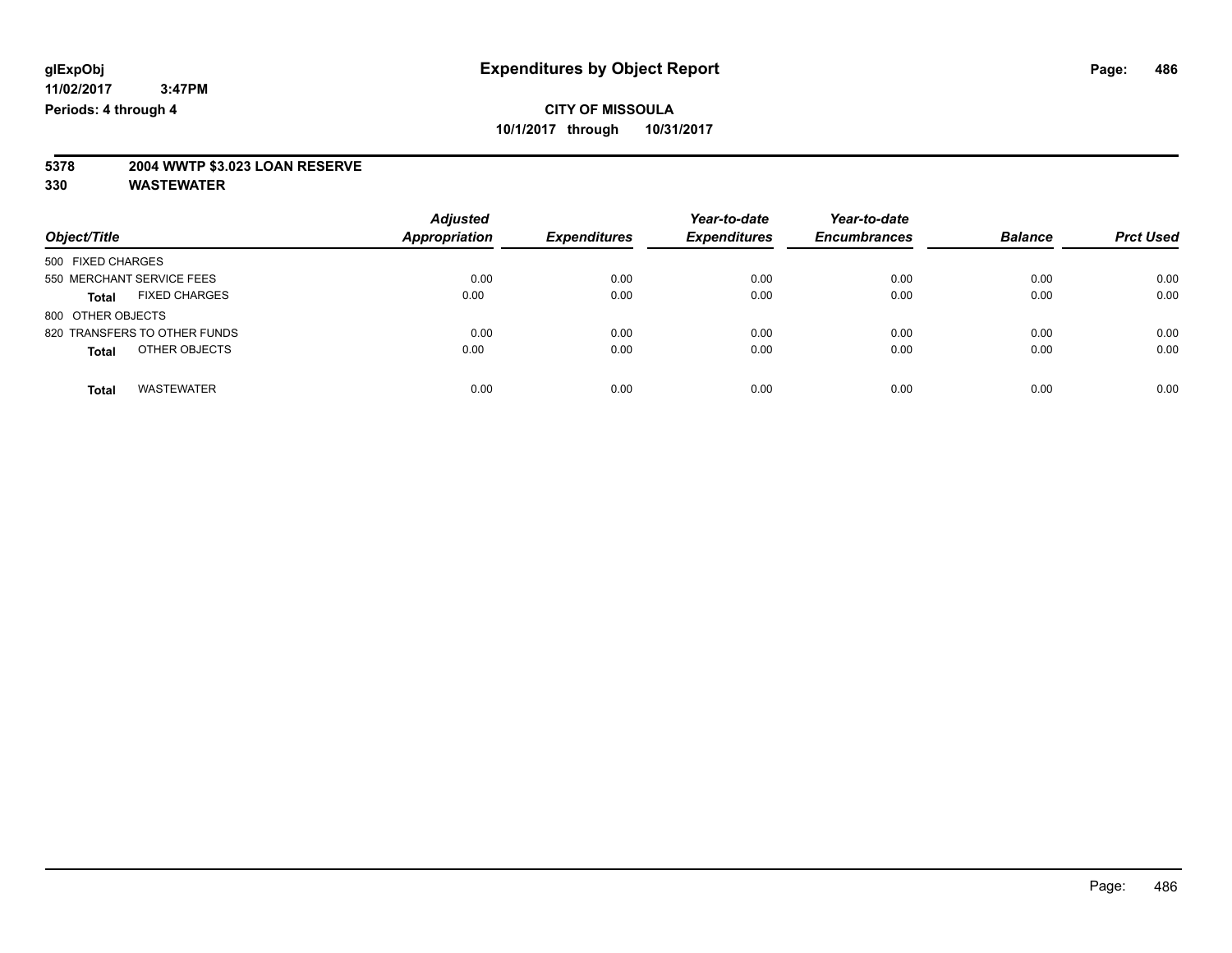glExpObj
11/02/2017 3:47PM
Periods: 4 through 4

# Expenditures by Object Report

**CITY OF MISSOULA**
**10/1/2017 through 10/31/2017**

**5378 2004 WWTP $3.023 LOAN RESERVE**
**330 WASTEWATER**

| Object/Title | Adjusted Appropriation | Expenditures | Year-to-date Expenditures | Year-to-date Encumbrances | Balance | Prct Used |
|---|---|---|---|---|---|---|
| 500 FIXED CHARGES | | | | | | |
| 550 MERCHANT SERVICE FEES | 0.00 | 0.00 | 0.00 | 0.00 | 0.00 | 0.00 |
| **Total** FIXED CHARGES | 0.00 | 0.00 | 0.00 | 0.00 | 0.00 | 0.00 |
| 800 OTHER OBJECTS | | | | | | |
| 820 TRANSFERS TO OTHER FUNDS | 0.00 | 0.00 | 0.00 | 0.00 | 0.00 | 0.00 |
| **Total** OTHER OBJECTS | 0.00 | 0.00 | 0.00 | 0.00 | 0.00 | 0.00 |
| **Total** WASTEWATER | 0.00 | 0.00 | 0.00 | 0.00 | 0.00 | 0.00 |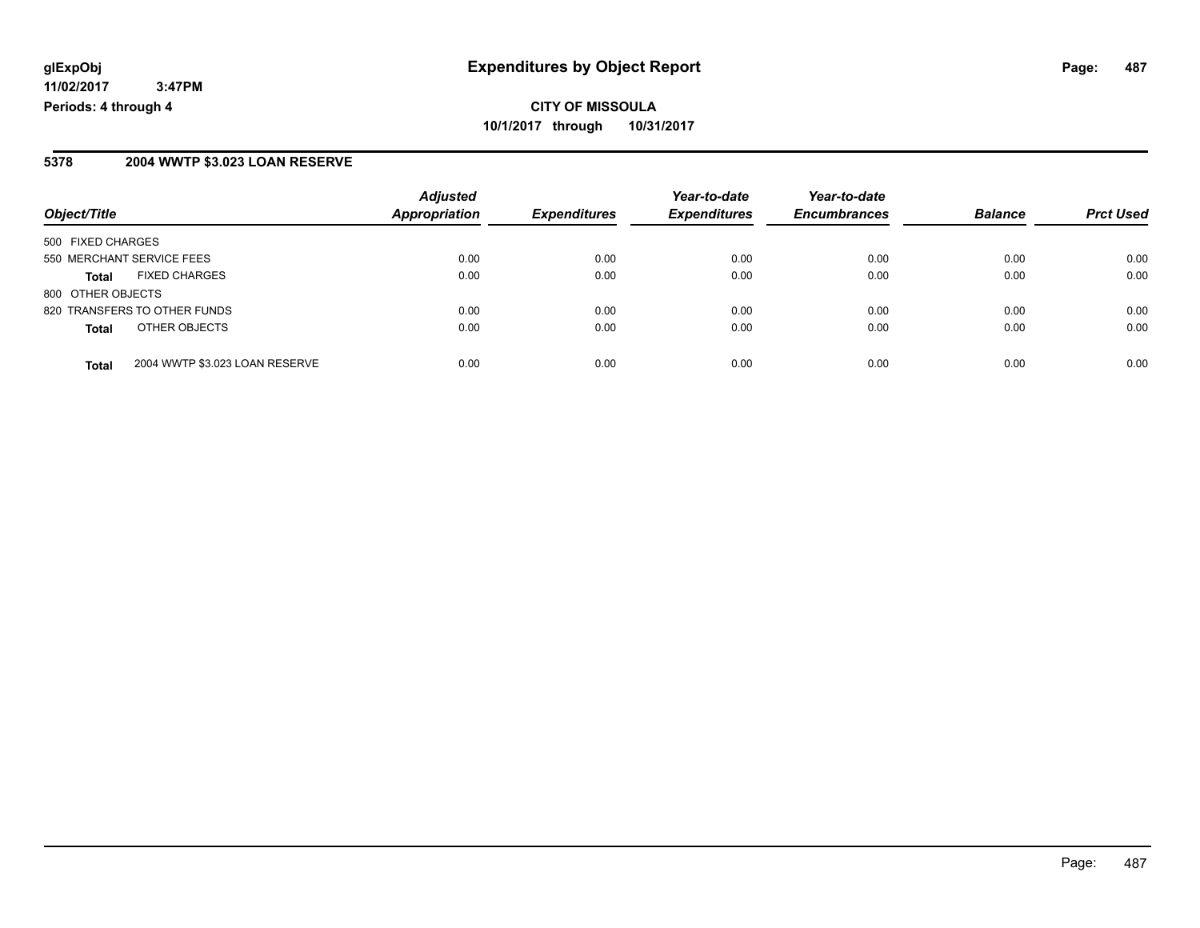**CITY OF MISSOULA**

**10/1/2017 through 10/31/2017**

## 5378 2004 WWTP $3.023 LOAN RESERVE

| Object/Title | | Adjusted Appropriation | Expenditures | Year-to-date Expenditures | Year-to-date Encumbrances | Balance | Prct Used |
|---|---|---|---|---|---|---|---|
| 500 FIXED CHARGES | | | | | | | |
| 550 MERCHANT SERVICE FEES | | 0.00 | 0.00 | 0.00 | 0.00 | 0.00 | 0.00 |
| **Total** | FIXED CHARGES | 0.00 | 0.00 | 0.00 | 0.00 | 0.00 | 0.00 |
| 800 OTHER OBJECTS | | | | | | | |
| 820 TRANSFERS TO OTHER FUNDS | | 0.00 | 0.00 | 0.00 | 0.00 | 0.00 | 0.00 |
| **Total** | OTHER OBJECTS | 0.00 | 0.00 | 0.00 | 0.00 | 0.00 | 0.00 |
| **Total** | 2004 WWTP $3.023 LOAN RESERVE | 0.00 | 0.00 | 0.00 | 0.00 | 0.00 | 0.00 |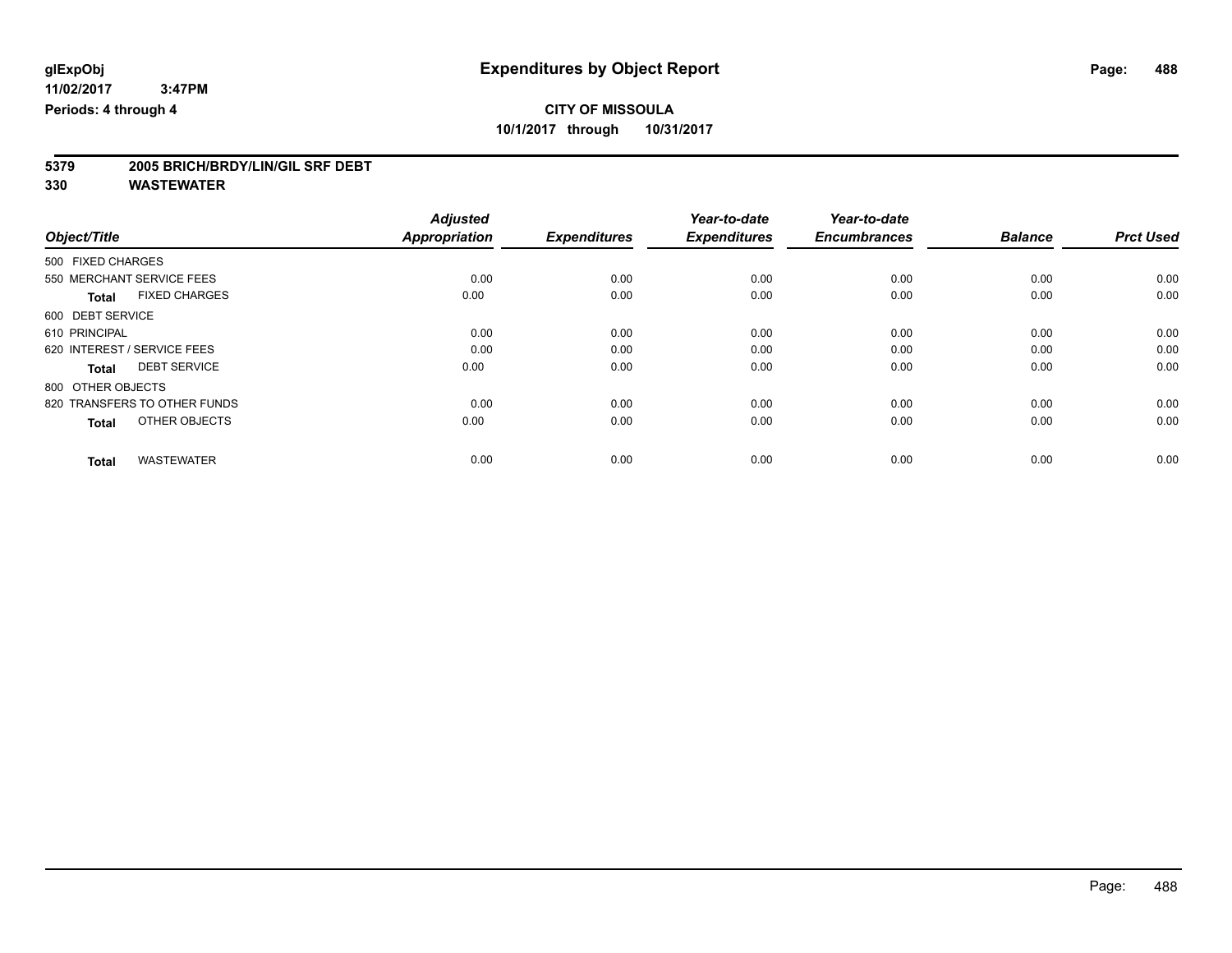**glExpObj**
**11/02/2017 3:47PM**
**Periods: 4 through 4**

# Expenditures by Object Report

**CITY OF MISSOULA**
**10/1/2017 through 10/31/2017**

**5379 2005 BRICH/BRDY/LIN/GIL SRF DEBT**
**330 WASTEWATER**

| Object/Title | Adjusted Appropriation | Expenditures | Year-to-date Expenditures | Year-to-date Encumbrances | Balance | Prct Used |
|---|---|---|---|---|---|---|
| 500 FIXED CHARGES | | | | | | |
| 550 MERCHANT SERVICE FEES | 0.00 | 0.00 | 0.00 | 0.00 | 0.00 | 0.00 |
| **Total** FIXED CHARGES | 0.00 | 0.00 | 0.00 | 0.00 | 0.00 | 0.00 |
| 600 DEBT SERVICE | | | | | | |
| 610 PRINCIPAL | 0.00 | 0.00 | 0.00 | 0.00 | 0.00 | 0.00 |
| 620 INTEREST / SERVICE FEES | 0.00 | 0.00 | 0.00 | 0.00 | 0.00 | 0.00 |
| **Total** DEBT SERVICE | 0.00 | 0.00 | 0.00 | 0.00 | 0.00 | 0.00 |
| 800 OTHER OBJECTS | | | | | | |
| 820 TRANSFERS TO OTHER FUNDS | 0.00 | 0.00 | 0.00 | 0.00 | 0.00 | 0.00 |
| **Total** OTHER OBJECTS | 0.00 | 0.00 | 0.00 | 0.00 | 0.00 | 0.00 |
| **Total** WASTEWATER | 0.00 | 0.00 | 0.00 | 0.00 | 0.00 | 0.00 |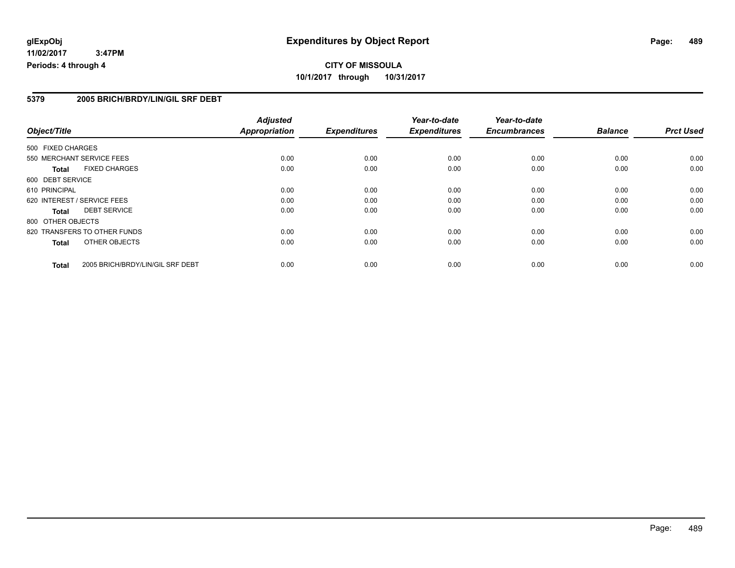**CITY OF MISSOULA**

**10/1/2017 through 10/31/2017**

**5379 2005 BRICH/BRDY/LIN/GIL SRF DEBT**

| Object/Title | | Adjusted Appropriation | Expenditures | Year-to-date Expenditures | Year-to-date Encumbrances | Balance | Prct Used |
|---|---|---|---|---|---|---|---|
| 500 FIXED CHARGES | | | | | | | |
| 550 MERCHANT SERVICE FEES | | 0.00 | 0.00 | 0.00 | 0.00 | 0.00 | 0.00 |
| **Total** | FIXED CHARGES | 0.00 | 0.00 | 0.00 | 0.00 | 0.00 | 0.00 |
| 600 DEBT SERVICE | | | | | | | |
| 610 PRINCIPAL | | 0.00 | 0.00 | 0.00 | 0.00 | 0.00 | 0.00 |
| 620 INTEREST / SERVICE FEES | | 0.00 | 0.00 | 0.00 | 0.00 | 0.00 | 0.00 |
| **Total** | DEBT SERVICE | 0.00 | 0.00 | 0.00 | 0.00 | 0.00 | 0.00 |
| 800 OTHER OBJECTS | | | | | | | |
| 820 TRANSFERS TO OTHER FUNDS | | 0.00 | 0.00 | 0.00 | 0.00 | 0.00 | 0.00 |
| **Total** | OTHER OBJECTS | 0.00 | 0.00 | 0.00 | 0.00 | 0.00 | 0.00 |
| **Total** | 2005 BRICH/BRDY/LIN/GIL SRF DEBT | 0.00 | 0.00 | 0.00 | 0.00 | 0.00 | 0.00 |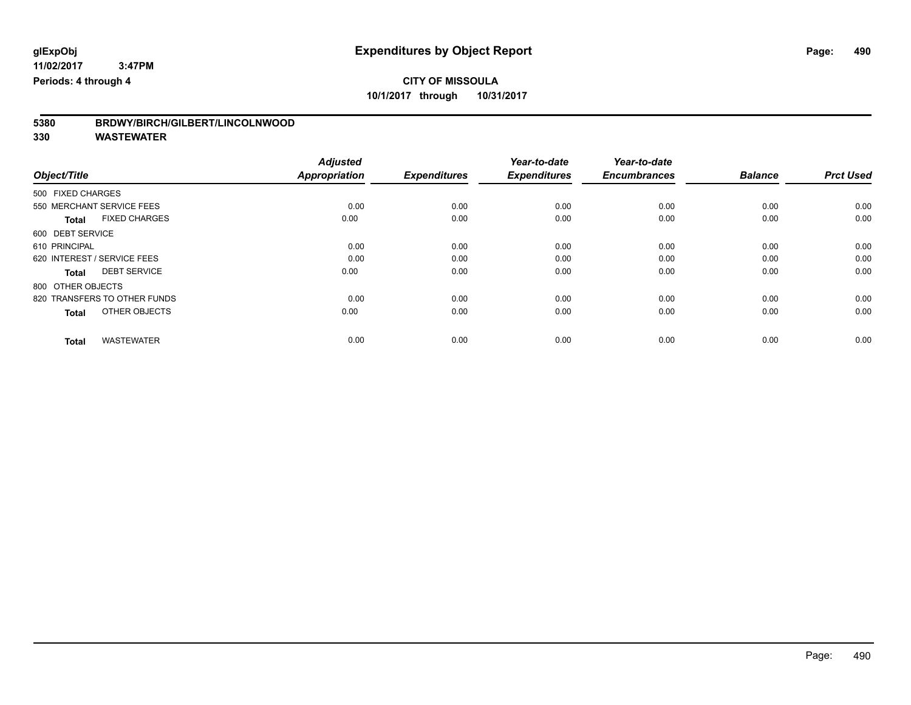**CITY OF MISSOULA**

**10/1/2017 through 10/31/2017**

**glExpObj**
**11/02/2017 3:47PM**
**Periods: 4 through 4**

# Expenditures by Object Report

**5380 BRDWY/BIRCH/GILBERT/LINCOLNWOOD**
**330 WASTEWATER**

| Object/Title | Adjusted Appropriation | Expenditures | Year-to-date Expenditures | Year-to-date Encumbrances | Balance | Prct Used |
|---|---|---|---|---|---|---|
| 500 FIXED CHARGES | | | | | | |
| 550 MERCHANT SERVICE FEES | 0.00 | 0.00 | 0.00 | 0.00 | 0.00 | 0.00 |
| **Total** FIXED CHARGES | 0.00 | 0.00 | 0.00 | 0.00 | 0.00 | 0.00 |
| 600 DEBT SERVICE | | | | | | |
| 610 PRINCIPAL | 0.00 | 0.00 | 0.00 | 0.00 | 0.00 | 0.00 |
| 620 INTEREST / SERVICE FEES | 0.00 | 0.00 | 0.00 | 0.00 | 0.00 | 0.00 |
| **Total** DEBT SERVICE | 0.00 | 0.00 | 0.00 | 0.00 | 0.00 | 0.00 |
| 800 OTHER OBJECTS | | | | | | |
| 820 TRANSFERS TO OTHER FUNDS | 0.00 | 0.00 | 0.00 | 0.00 | 0.00 | 0.00 |
| **Total** OTHER OBJECTS | 0.00 | 0.00 | 0.00 | 0.00 | 0.00 | 0.00 |
| **Total** WASTEWATER | 0.00 | 0.00 | 0.00 | 0.00 | 0.00 | 0.00 |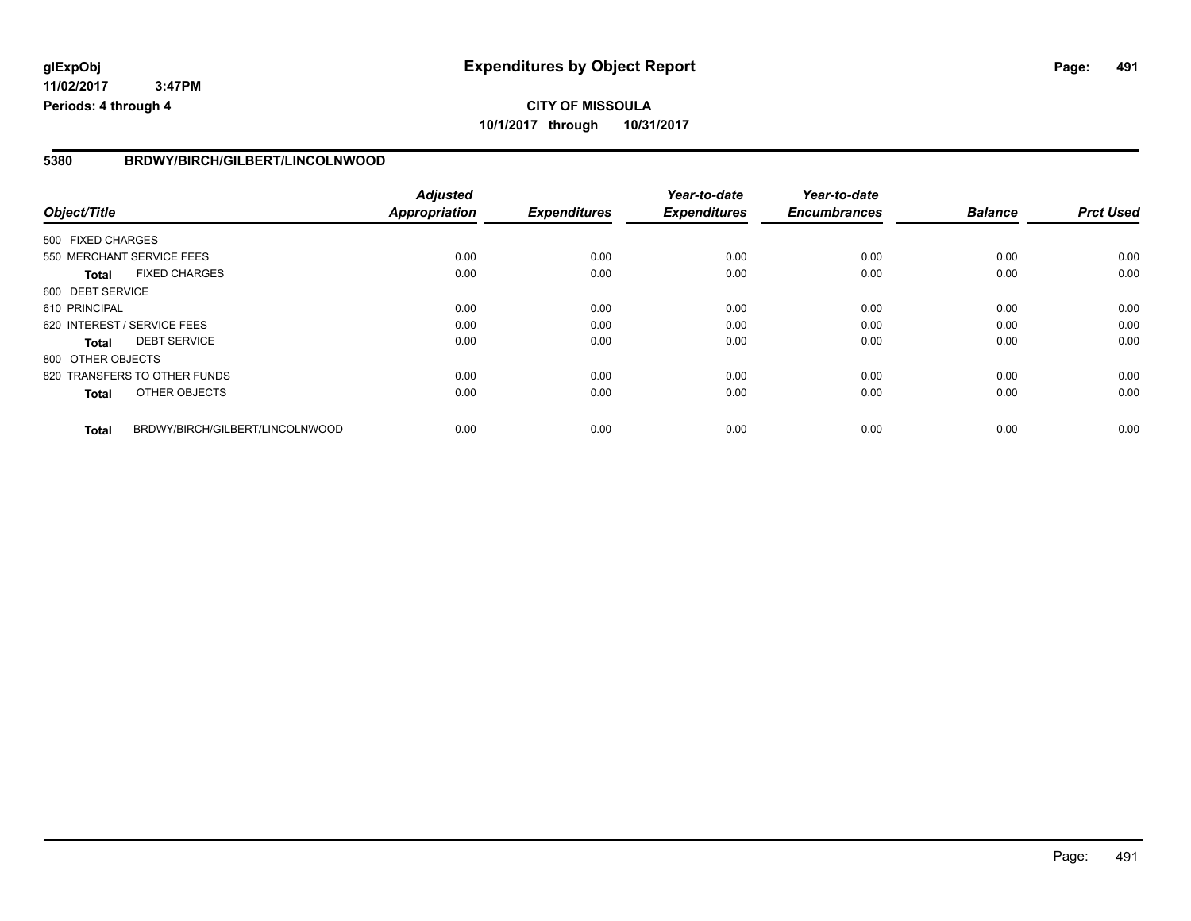**glExpObj**
**11/02/2017 3:47PM**
**Periods: 4 through 4**

# Expenditures by Object Report

**CITY OF MISSOULA**
**10/1/2017 through 10/31/2017**

## 5380 BRDWY/BIRCH/GILBERT/LINCOLNWOOD

| Object/Title | | Adjusted Appropriation | Expenditures | Year-to-date Expenditures | Year-to-date Encumbrances | Balance | Prct Used |
|---|---|---|---|---|---|---|---|
| 500 FIXED CHARGES | | | | | | | |
| 550 MERCHANT SERVICE FEES | | 0.00 | 0.00 | 0.00 | 0.00 | 0.00 | 0.00 |
| **Total** | FIXED CHARGES | 0.00 | 0.00 | 0.00 | 0.00 | 0.00 | 0.00 |
| 600 DEBT SERVICE | | | | | | | |
| 610 PRINCIPAL | | 0.00 | 0.00 | 0.00 | 0.00 | 0.00 | 0.00 |
| 620 INTEREST / SERVICE FEES | | 0.00 | 0.00 | 0.00 | 0.00 | 0.00 | 0.00 |
| **Total** | DEBT SERVICE | 0.00 | 0.00 | 0.00 | 0.00 | 0.00 | 0.00 |
| 800 OTHER OBJECTS | | | | | | | |
| 820 TRANSFERS TO OTHER FUNDS | | 0.00 | 0.00 | 0.00 | 0.00 | 0.00 | 0.00 |
| **Total** | OTHER OBJECTS | 0.00 | 0.00 | 0.00 | 0.00 | 0.00 | 0.00 |
| **Total** | BRDWY/BIRCH/GILBERT/LINCOLNWOOD | 0.00 | 0.00 | 0.00 | 0.00 | 0.00 | 0.00 |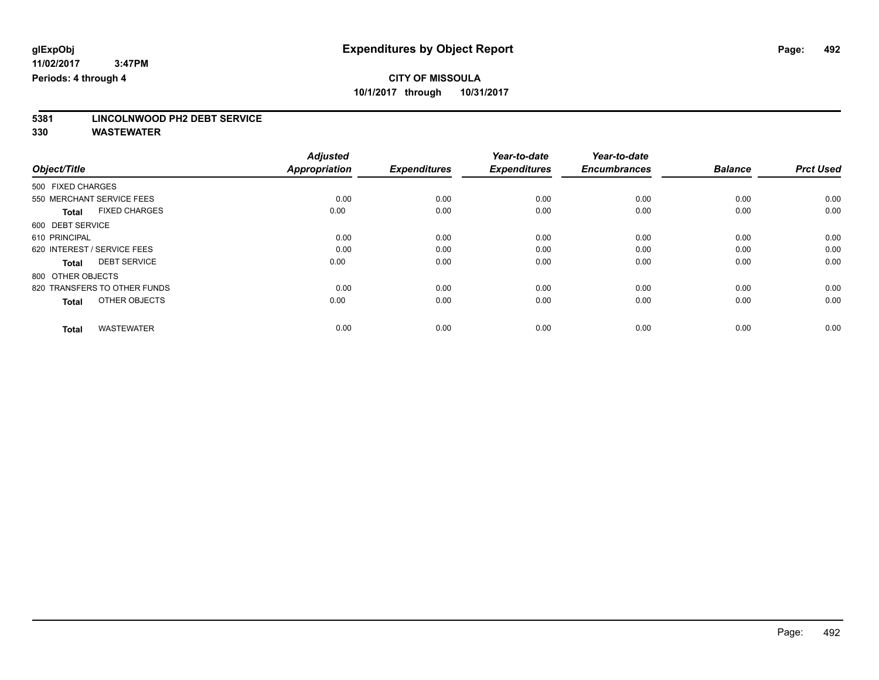**glExpObj** **Expenditures by Object Report**

**11/02/2017 3:47PM**

**Periods: 4 through 4**

**CITY OF MISSOULA**

**10/1/2017 through 10/31/2017**

## 5381 LINCOLNWOOD PH2 DEBT SERVICE

## 330 WASTEWATER

| Object/Title | Adjusted Appropriation | Expenditures | Year-to-date Expenditures | Year-to-date Encumbrances | Balance | Prct Used |
|---|---|---|---|---|---|---|
| 500 FIXED CHARGES | | | | | | |
| 550 MERCHANT SERVICE FEES | 0.00 | 0.00 | 0.00 | 0.00 | 0.00 | 0.00 |
| **Total** FIXED CHARGES | 0.00 | 0.00 | 0.00 | 0.00 | 0.00 | 0.00 |
| 600 DEBT SERVICE | | | | | | |
| 610 PRINCIPAL | 0.00 | 0.00 | 0.00 | 0.00 | 0.00 | 0.00 |
| 620 INTEREST / SERVICE FEES | 0.00 | 0.00 | 0.00 | 0.00 | 0.00 | 0.00 |
| **Total** DEBT SERVICE | 0.00 | 0.00 | 0.00 | 0.00 | 0.00 | 0.00 |
| 800 OTHER OBJECTS | | | | | | |
| 820 TRANSFERS TO OTHER FUNDS | 0.00 | 0.00 | 0.00 | 0.00 | 0.00 | 0.00 |
| **Total** OTHER OBJECTS | 0.00 | 0.00 | 0.00 | 0.00 | 0.00 | 0.00 |
| **Total** WASTEWATER | 0.00 | 0.00 | 0.00 | 0.00 | 0.00 | 0.00 |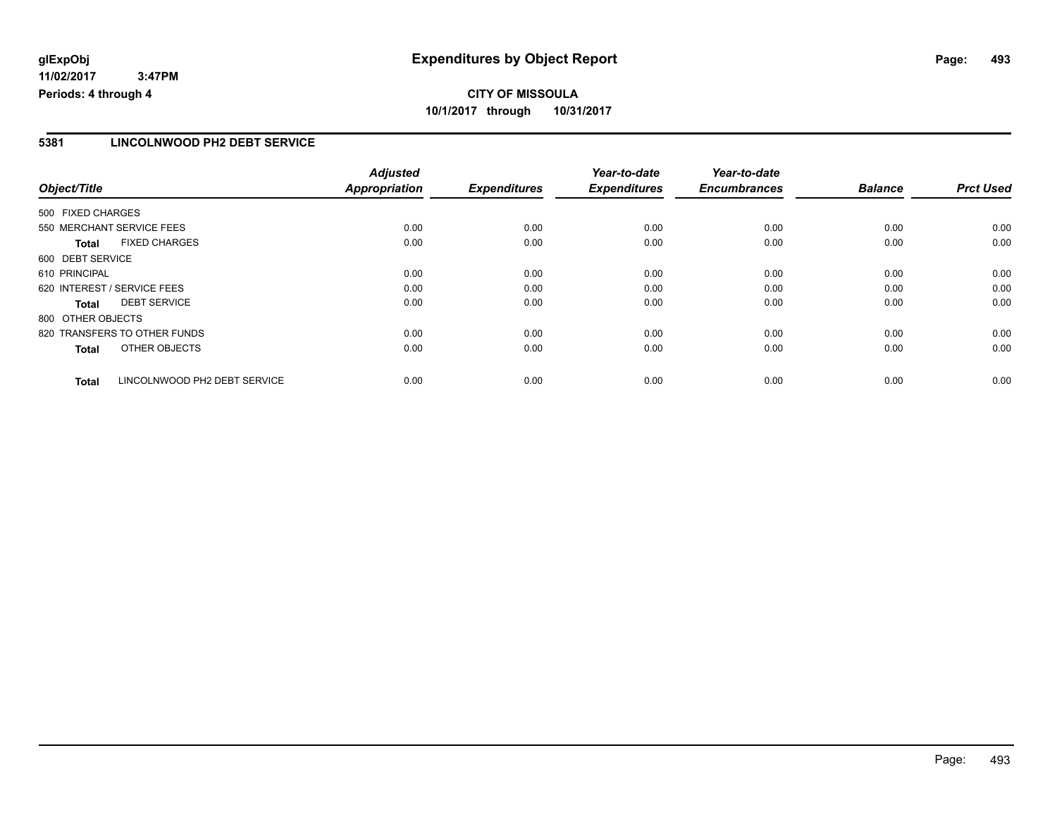**glExpObj**
**11/02/2017 3:47PM**
**Periods: 4 through 4**

# Expenditures by Object Report

**CITY OF MISSOULA**
**10/1/2017 through 10/31/2017**

## 5381 LINCOLNWOOD PH2 DEBT SERVICE

| Object/Title | Adjusted Appropriation | Expenditures | Year-to-date Expenditures | Year-to-date Encumbrances | Balance | Prct Used |
|---|---|---|---|---|---|---|
| 500 FIXED CHARGES | | | | | | |
| 550 MERCHANT SERVICE FEES | 0.00 | 0.00 | 0.00 | 0.00 | 0.00 | 0.00 |
| **Total** FIXED CHARGES | 0.00 | 0.00 | 0.00 | 0.00 | 0.00 | 0.00 |
| 600 DEBT SERVICE | | | | | | |
| 610 PRINCIPAL | 0.00 | 0.00 | 0.00 | 0.00 | 0.00 | 0.00 |
| 620 INTEREST / SERVICE FEES | 0.00 | 0.00 | 0.00 | 0.00 | 0.00 | 0.00 |
| **Total** DEBT SERVICE | 0.00 | 0.00 | 0.00 | 0.00 | 0.00 | 0.00 |
| 800 OTHER OBJECTS | | | | | | |
| 820 TRANSFERS TO OTHER FUNDS | 0.00 | 0.00 | 0.00 | 0.00 | 0.00 | 0.00 |
| **Total** OTHER OBJECTS | 0.00 | 0.00 | 0.00 | 0.00 | 0.00 | 0.00 |
| **Total** LINCOLNWOOD PH2 DEBT SERVICE | 0.00 | 0.00 | 0.00 | 0.00 | 0.00 | 0.00 |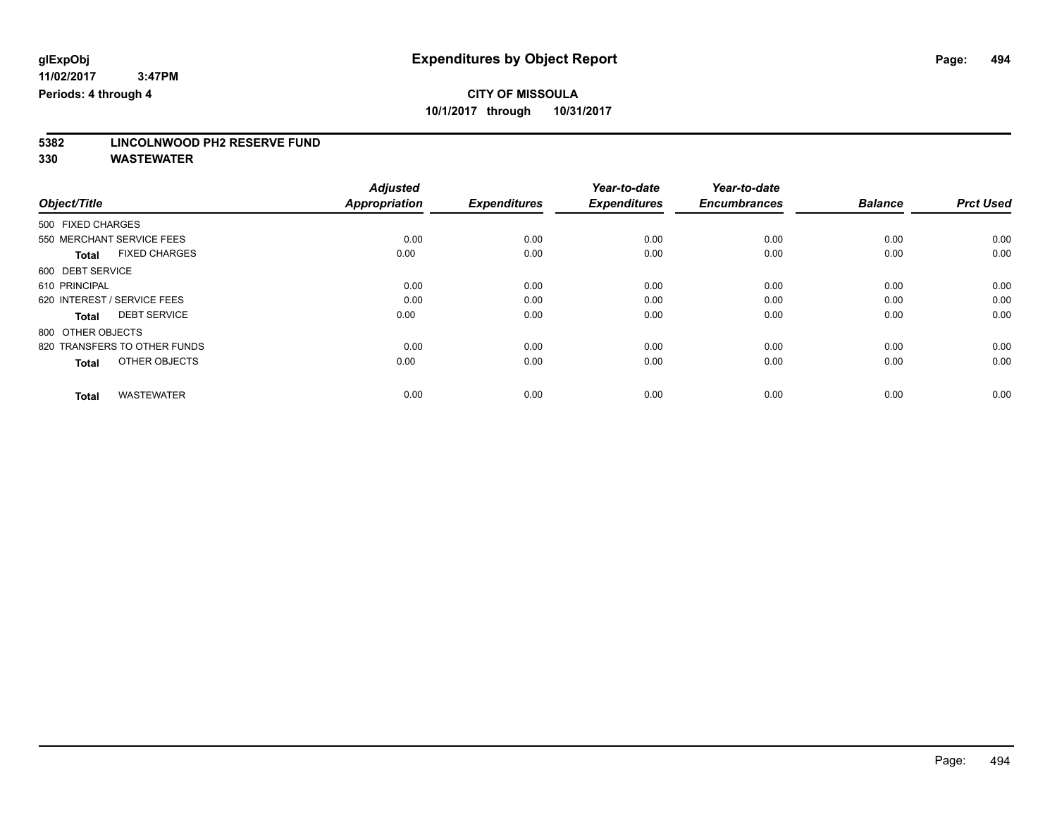glExpObj
11/02/2017 3:47PM
Periods: 4 through 4

# Expenditures by Object Report

**CITY OF MISSOULA**
**10/1/2017 through 10/31/2017**

**5382 LINCOLNWOOD PH2 RESERVE FUND**
**330 WASTEWATER**

| Object/Title | Adjusted Appropriation | Expenditures | Year-to-date Expenditures | Year-to-date Encumbrances | Balance | Prct Used |
|---|---|---|---|---|---|---|
| 500 FIXED CHARGES | | | | | | |
| 550 MERCHANT SERVICE FEES | 0.00 | 0.00 | 0.00 | 0.00 | 0.00 | 0.00 |
| **Total** FIXED CHARGES | 0.00 | 0.00 | 0.00 | 0.00 | 0.00 | 0.00 |
| 600 DEBT SERVICE | | | | | | |
| 610 PRINCIPAL | 0.00 | 0.00 | 0.00 | 0.00 | 0.00 | 0.00 |
| 620 INTEREST / SERVICE FEES | 0.00 | 0.00 | 0.00 | 0.00 | 0.00 | 0.00 |
| **Total** DEBT SERVICE | 0.00 | 0.00 | 0.00 | 0.00 | 0.00 | 0.00 |
| 800 OTHER OBJECTS | | | | | | |
| 820 TRANSFERS TO OTHER FUNDS | 0.00 | 0.00 | 0.00 | 0.00 | 0.00 | 0.00 |
| **Total** OTHER OBJECTS | 0.00 | 0.00 | 0.00 | 0.00 | 0.00 | 0.00 |
| **Total** WASTEWATER | 0.00 | 0.00 | 0.00 | 0.00 | 0.00 | 0.00 |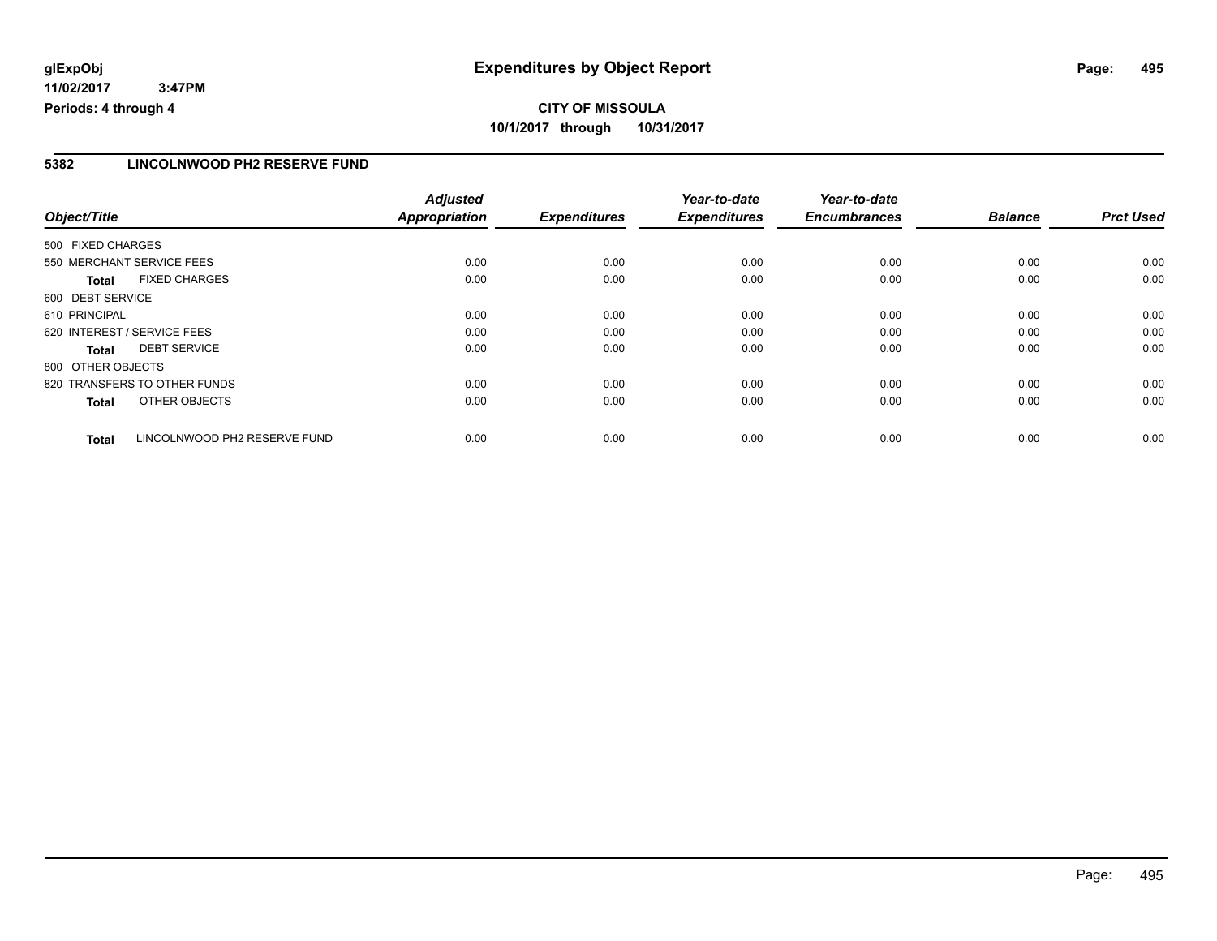**glExpObj** **Expenditures by Object Report**

**11/02/2017 3:47PM**

**Periods: 4 through 4**

**CITY OF MISSOULA**

**10/1/2017 through 10/31/2017**

## 5382 LINCOLNWOOD PH2 RESERVE FUND

| Object/Title | | Adjusted Appropriation | Expenditures | Year-to-date Expenditures | Year-to-date Encumbrances | Balance | Prct Used |
|---|---|---|---|---|---|---|---|
| 500 FIXED CHARGES | | | | | | | |
| 550 MERCHANT SERVICE FEES | | 0.00 | 0.00 | 0.00 | 0.00 | 0.00 | 0.00 |
| **Total** | FIXED CHARGES | 0.00 | 0.00 | 0.00 | 0.00 | 0.00 | 0.00 |
| 600 DEBT SERVICE | | | | | | | |
| 610 PRINCIPAL | | 0.00 | 0.00 | 0.00 | 0.00 | 0.00 | 0.00 |
| 620 INTEREST / SERVICE FEES | | 0.00 | 0.00 | 0.00 | 0.00 | 0.00 | 0.00 |
| **Total** | DEBT SERVICE | 0.00 | 0.00 | 0.00 | 0.00 | 0.00 | 0.00 |
| 800 OTHER OBJECTS | | | | | | | |
| 820 TRANSFERS TO OTHER FUNDS | | 0.00 | 0.00 | 0.00 | 0.00 | 0.00 | 0.00 |
| **Total** | OTHER OBJECTS | 0.00 | 0.00 | 0.00 | 0.00 | 0.00 | 0.00 |
| **Total** | LINCOLNWOOD PH2 RESERVE FUND | 0.00 | 0.00 | 0.00 | 0.00 | 0.00 | 0.00 |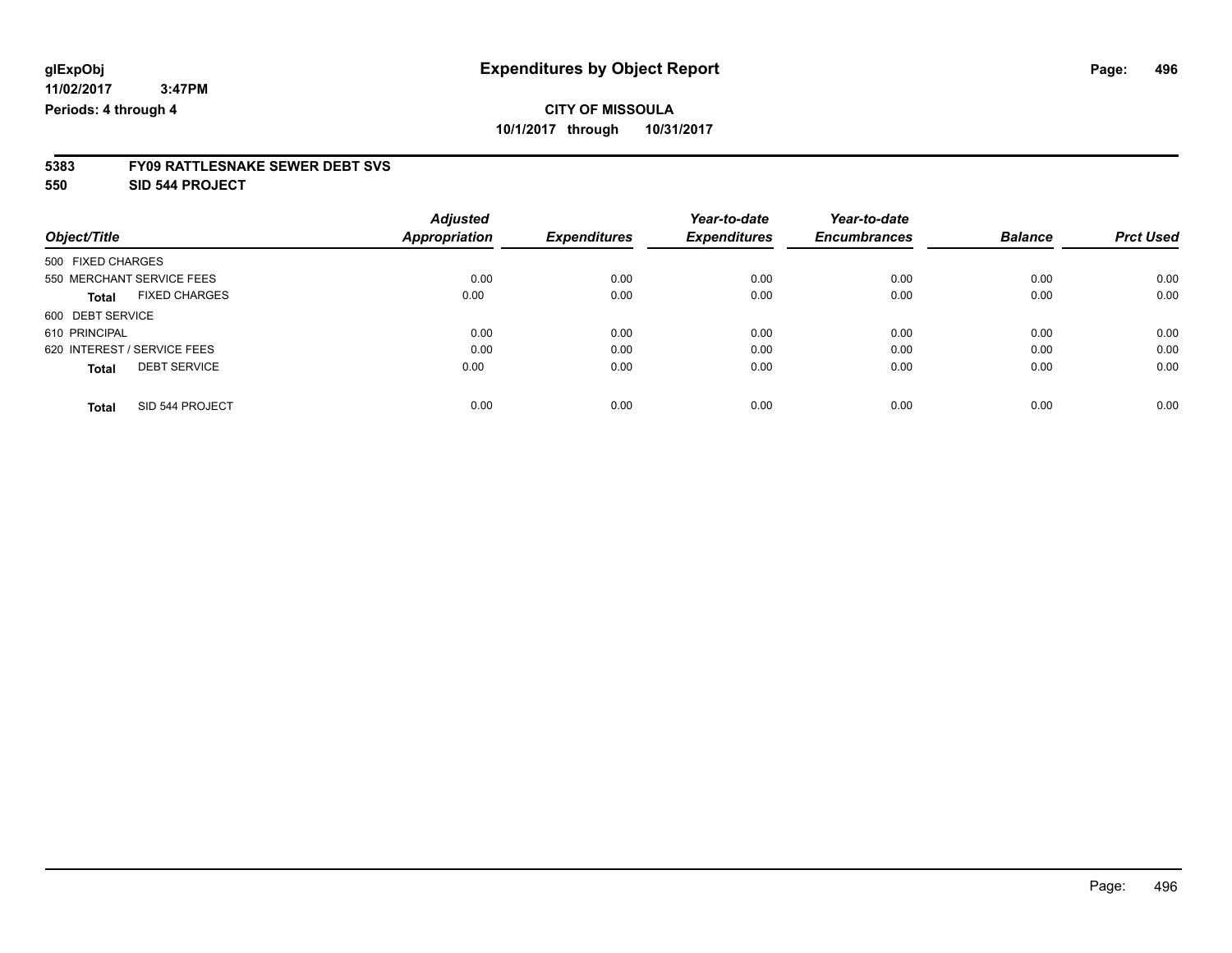**glExpObj** **Expenditures by Object Report**

**11/02/2017 3:47PM**

**Periods: 4 through 4**

**CITY OF MISSOULA**

**10/1/2017 through 10/31/2017**

**5383 FY09 RATTLESNAKE SEWER DEBT SVS**

**550 SID 544 PROJECT**

| Object/Title | Adjusted Appropriation | Expenditures | Year-to-date Expenditures | Year-to-date Encumbrances | Balance | Prct Used |
|---|---|---|---|---|---|---|
| 500 FIXED CHARGES | | | | | | |
| 550 MERCHANT SERVICE FEES | 0.00 | 0.00 | 0.00 | 0.00 | 0.00 | 0.00 |
| **Total** FIXED CHARGES | 0.00 | 0.00 | 0.00 | 0.00 | 0.00 | 0.00 |
| 600 DEBT SERVICE | | | | | | |
| 610 PRINCIPAL | 0.00 | 0.00 | 0.00 | 0.00 | 0.00 | 0.00 |
| 620 INTEREST / SERVICE FEES | 0.00 | 0.00 | 0.00 | 0.00 | 0.00 | 0.00 |
| **Total** DEBT SERVICE | 0.00 | 0.00 | 0.00 | 0.00 | 0.00 | 0.00 |
| **Total** SID 544 PROJECT | 0.00 | 0.00 | 0.00 | 0.00 | 0.00 | 0.00 |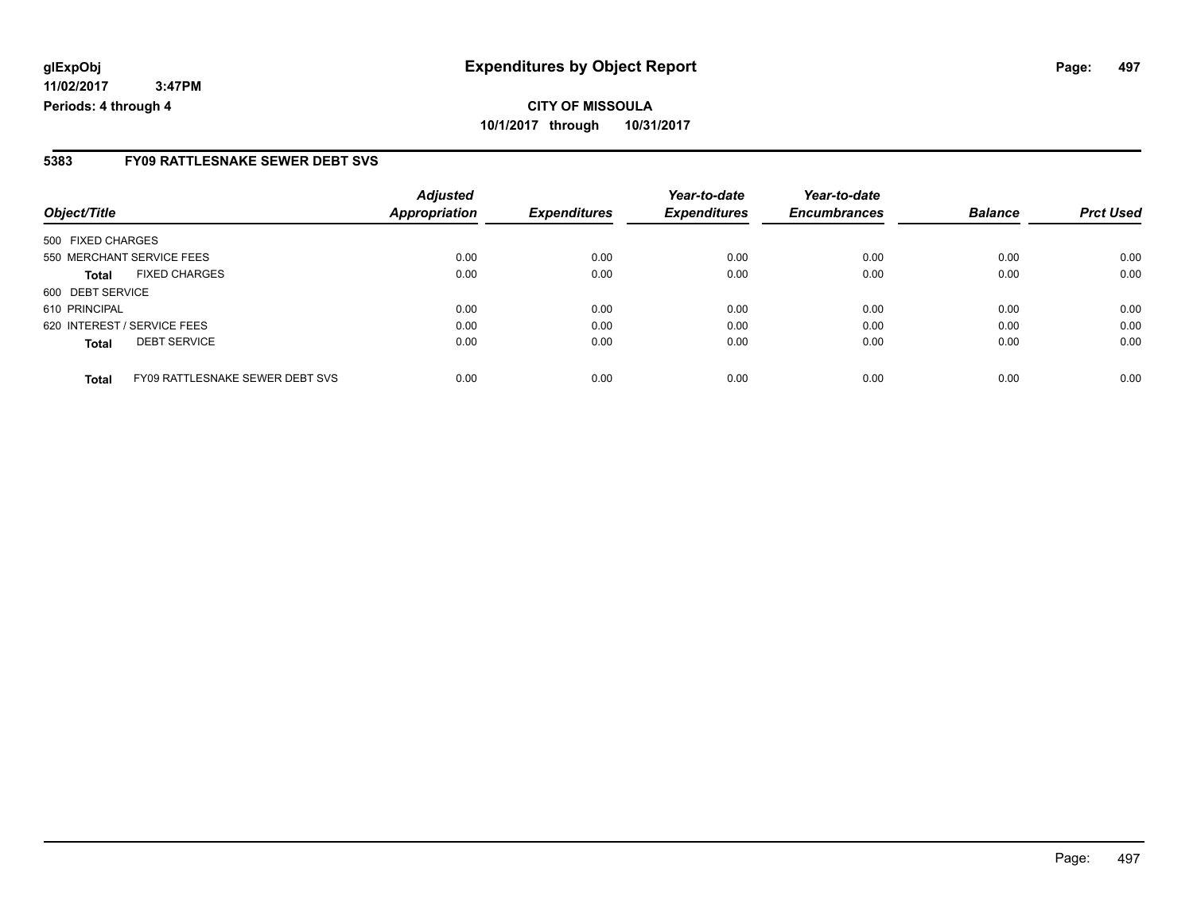**glExpObj** **Expenditures by Object Report**

**11/02/2017 3:47PM**

**Periods: 4 through 4**

**CITY OF MISSOULA**

**10/1/2017 through 10/31/2017**

## 5383 FY09 RATTLESNAKE SEWER DEBT SVS

| Object/Title | Adjusted Appropriation | Expenditures | Year-to-date Expenditures | Year-to-date Encumbrances | Balance | Prct Used |
|---|---|---|---|---|---|---|
| 500 FIXED CHARGES | | | | | | |
| 550 MERCHANT SERVICE FEES | 0.00 | 0.00 | 0.00 | 0.00 | 0.00 | 0.00 |
| **Total** FIXED CHARGES | 0.00 | 0.00 | 0.00 | 0.00 | 0.00 | 0.00 |
| 600 DEBT SERVICE | | | | | | |
| 610 PRINCIPAL | 0.00 | 0.00 | 0.00 | 0.00 | 0.00 | 0.00 |
| 620 INTEREST / SERVICE FEES | 0.00 | 0.00 | 0.00 | 0.00 | 0.00 | 0.00 |
| **Total** DEBT SERVICE | 0.00 | 0.00 | 0.00 | 0.00 | 0.00 | 0.00 |
| **Total** FY09 RATTLESNAKE SEWER DEBT SVS | 0.00 | 0.00 | 0.00 | 0.00 | 0.00 | 0.00 |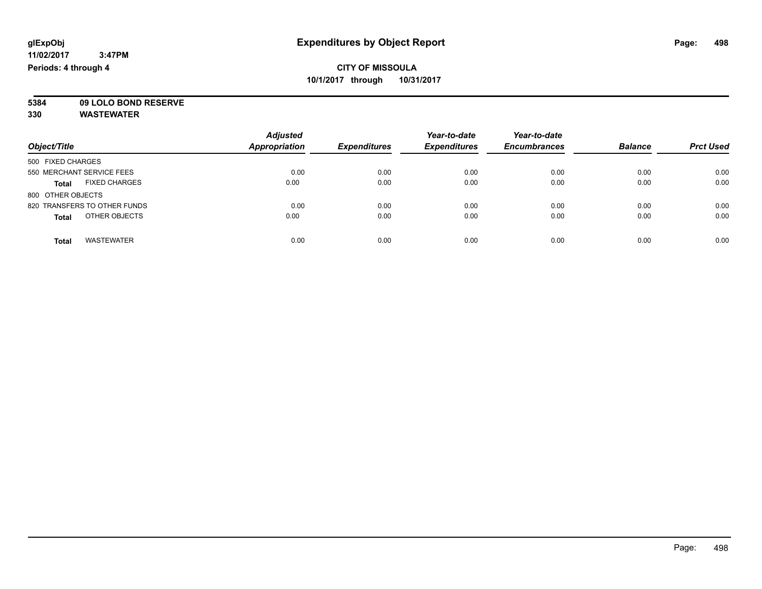**glExpObj**
**11/02/2017 3:47PM**
**Periods: 4 through 4**

# Expenditures by Object Report

**CITY OF MISSOULA**
**10/1/2017 through 10/31/2017**

**5384 09 LOLO BOND RESERVE**
**330 WASTEWATER**

| Object/Title | Adjusted Appropriation | Expenditures | Year-to-date Expenditures | Year-to-date Encumbrances | Balance | Prct Used |
|---|---|---|---|---|---|---|
| 500 FIXED CHARGES | | | | | | |
| 550 MERCHANT SERVICE FEES | 0.00 | 0.00 | 0.00 | 0.00 | 0.00 | 0.00 |
| **Total** FIXED CHARGES | 0.00 | 0.00 | 0.00 | 0.00 | 0.00 | 0.00 |
| 800 OTHER OBJECTS | | | | | | |
| 820 TRANSFERS TO OTHER FUNDS | 0.00 | 0.00 | 0.00 | 0.00 | 0.00 | 0.00 |
| **Total** OTHER OBJECTS | 0.00 | 0.00 | 0.00 | 0.00 | 0.00 | 0.00 |
| **Total** WASTEWATER | 0.00 | 0.00 | 0.00 | 0.00 | 0.00 | 0.00 |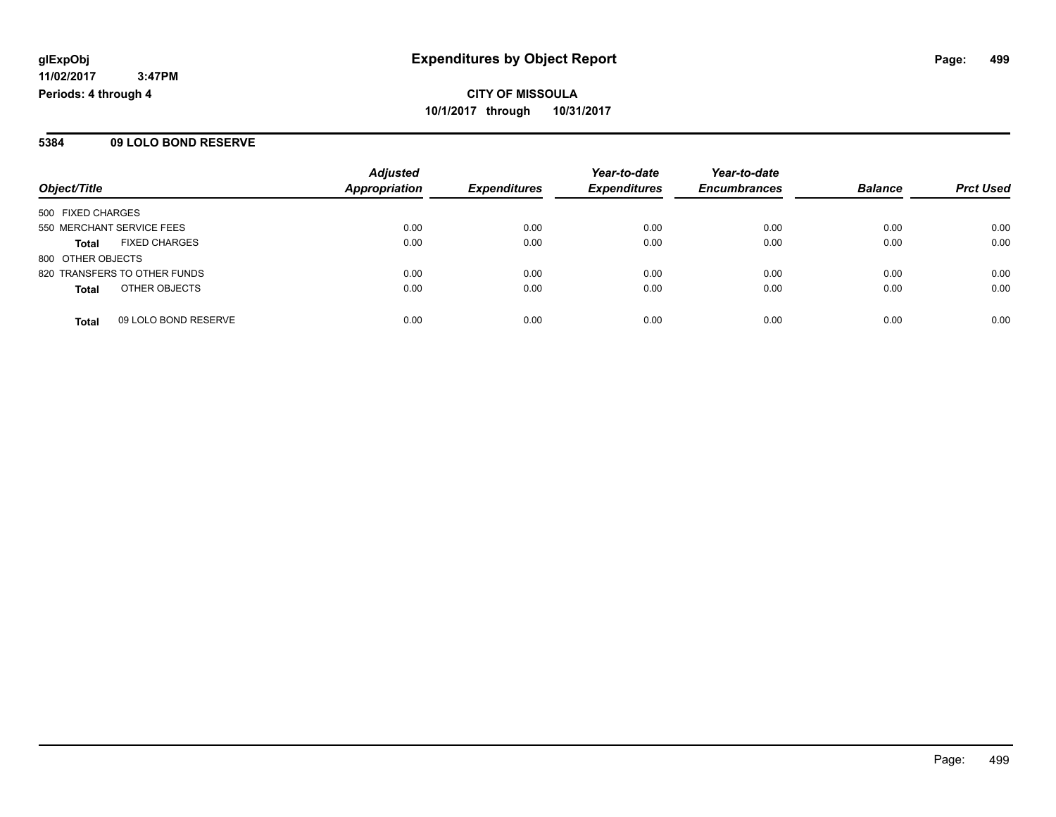# Expenditures by Object Report

**CITY OF MISSOULA**

**10/1/2017 through 10/31/2017**

glExpObj
11/02/2017 3:47PM
Periods: 4 through 4

## 5384 09 LOLO BOND RESERVE

| Object/Title | | Adjusted Appropriation | Expenditures | Year-to-date Expenditures | Year-to-date Encumbrances | Balance | Prct Used |
|---|---|---|---|---|---|---|---|
| 500 FIXED CHARGES | | | | | | | |
| 550 MERCHANT SERVICE FEES | | 0.00 | 0.00 | 0.00 | 0.00 | 0.00 | 0.00 |
| **Total** | FIXED CHARGES | 0.00 | 0.00 | 0.00 | 0.00 | 0.00 | 0.00 |
| 800 OTHER OBJECTS | | | | | | | |
| 820 TRANSFERS TO OTHER FUNDS | | 0.00 | 0.00 | 0.00 | 0.00 | 0.00 | 0.00 |
| **Total** | OTHER OBJECTS | 0.00 | 0.00 | 0.00 | 0.00 | 0.00 | 0.00 |
| **Total** | 09 LOLO BOND RESERVE | 0.00 | 0.00 | 0.00 | 0.00 | 0.00 | 0.00 |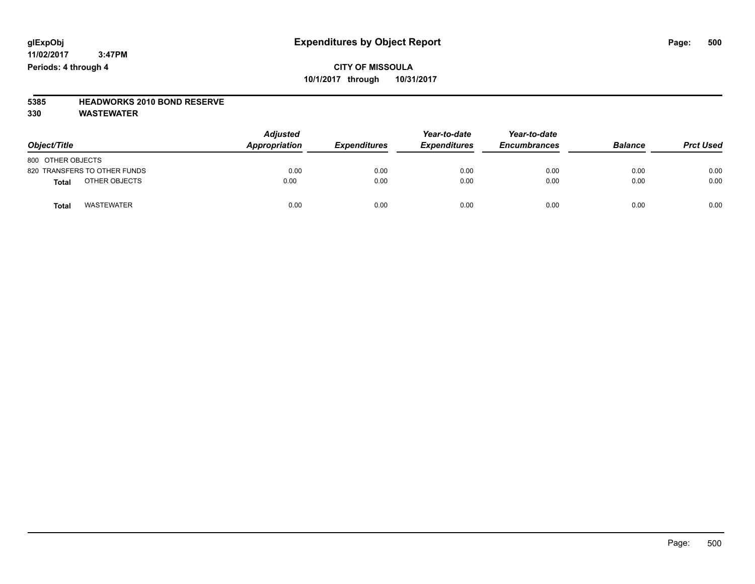glExpObj
11/02/2017 3:47PM
Periods: 4 through 4

# Expenditures by Object Report

**CITY OF MISSOULA**
**10/1/2017 through 10/31/2017**

**5385 HEADWORKS 2010 BOND RESERVE**
**330 WASTEWATER**

| Object/Title | Adjusted Appropriation | Expenditures | Year-to-date Expenditures | Year-to-date Encumbrances | Balance | Prct Used |
|---|---|---|---|---|---|---|
| 800 OTHER OBJECTS | | | | | | |
| 820 TRANSFERS TO OTHER FUNDS | 0.00 | 0.00 | 0.00 | 0.00 | 0.00 | 0.00 |
| **Total** OTHER OBJECTS | 0.00 | 0.00 | 0.00 | 0.00 | 0.00 | 0.00 |
| **Total** WASTEWATER | 0.00 | 0.00 | 0.00 | 0.00 | 0.00 | 0.00 |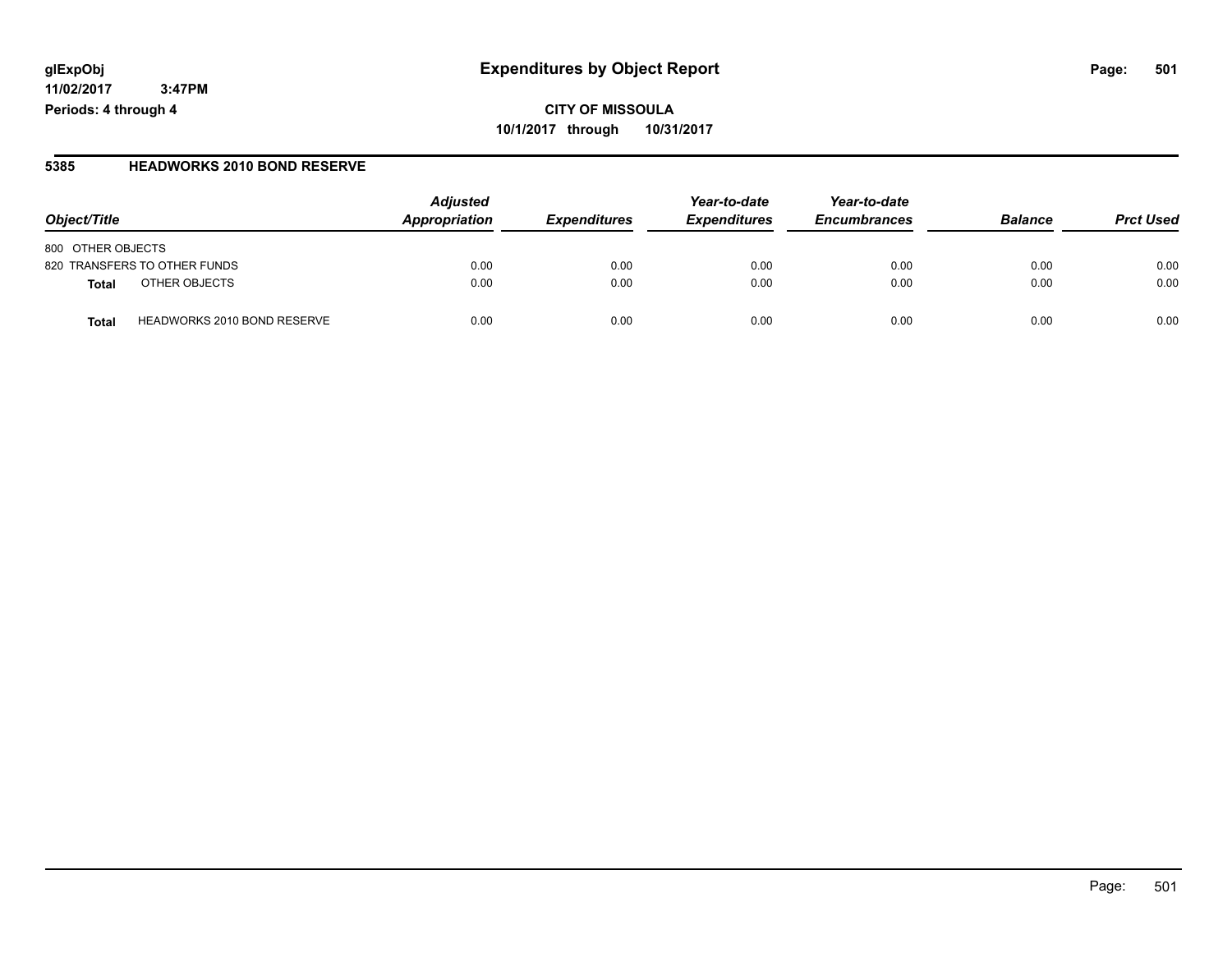# Expenditures by Object Report

glExpObj
11/02/2017 3:47PM
Periods: 4 through 4

**CITY OF MISSOULA**
**10/1/2017 through 10/31/2017**

## 5385 HEADWORKS 2010 BOND RESERVE

| Object/Title | Adjusted Appropriation | Expenditures | Year-to-date Expenditures | Year-to-date Encumbrances | Balance | Prct Used |
|---|---|---|---|---|---|---|
| 800 OTHER OBJECTS | | | | | | |
| 820 TRANSFERS TO OTHER FUNDS | 0.00 | 0.00 | 0.00 | 0.00 | 0.00 | 0.00 |
| **Total** OTHER OBJECTS | 0.00 | 0.00 | 0.00 | 0.00 | 0.00 | 0.00 |
| **Total** HEADWORKS 2010 BOND RESERVE | 0.00 | 0.00 | 0.00 | 0.00 | 0.00 | 0.00 |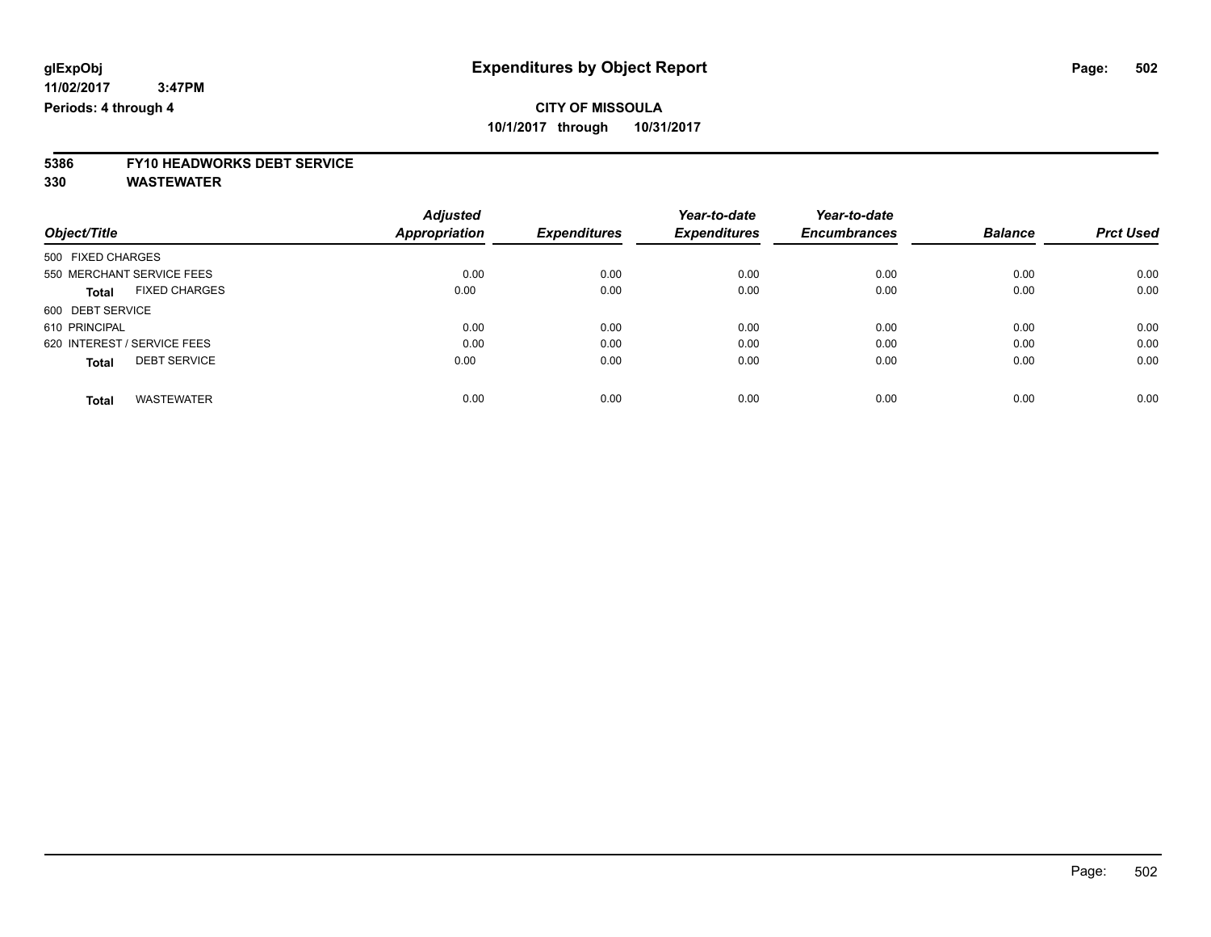glExpObj
11/02/2017 3:47PM
Periods: 4 through 4

# Expenditures by Object Report

**CITY OF MISSOULA**
**10/1/2017 through 10/31/2017**

**5386 FY10 HEADWORKS DEBT SERVICE**
**330 WASTEWATER**

| Object/Title | Adjusted Appropriation | Expenditures | Year-to-date Expenditures | Year-to-date Encumbrances | Balance | Prct Used |
|---|---|---|---|---|---|---|
| 500 FIXED CHARGES | | | | | | |
| 550 MERCHANT SERVICE FEES | 0.00 | 0.00 | 0.00 | 0.00 | 0.00 | 0.00 |
| **Total** FIXED CHARGES | 0.00 | 0.00 | 0.00 | 0.00 | 0.00 | 0.00 |
| 600 DEBT SERVICE | | | | | | |
| 610 PRINCIPAL | 0.00 | 0.00 | 0.00 | 0.00 | 0.00 | 0.00 |
| 620 INTEREST / SERVICE FEES | 0.00 | 0.00 | 0.00 | 0.00 | 0.00 | 0.00 |
| **Total** DEBT SERVICE | 0.00 | 0.00 | 0.00 | 0.00 | 0.00 | 0.00 |
| **Total** WASTEWATER | 0.00 | 0.00 | 0.00 | 0.00 | 0.00 | 0.00 |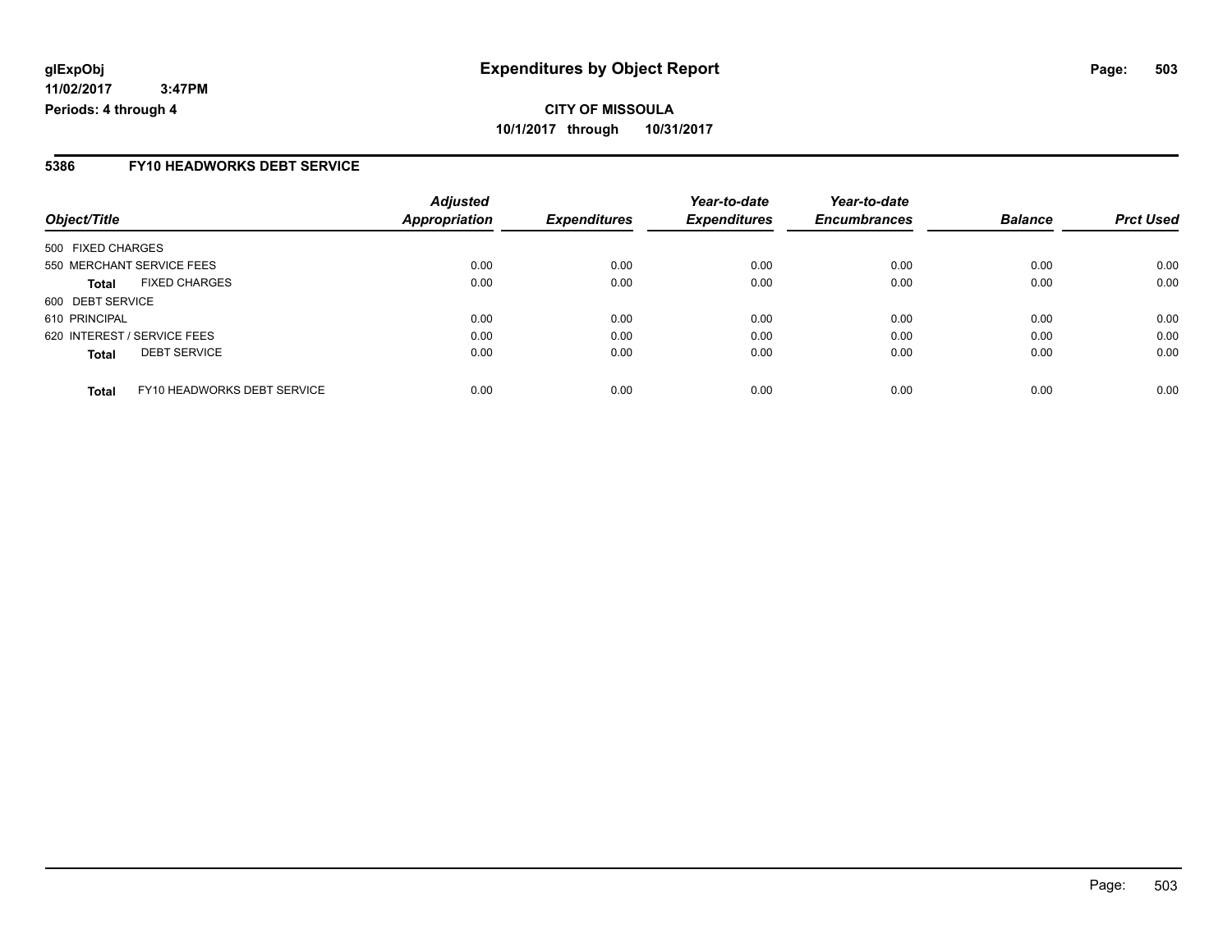**glExpObj** **Expenditures by Object Report**

**11/02/2017 3:47PM**

**Periods: 4 through 4**

**CITY OF MISSOULA**

**10/1/2017 through 10/31/2017**

## 5386 FY10 HEADWORKS DEBT SERVICE

| Object/Title | | Adjusted Appropriation | Expenditures | Year-to-date Expenditures | Year-to-date Encumbrances | Balance | Prct Used |
|---|---|---|---|---|---|---|---|
| 500 FIXED CHARGES | | | | | | | |
| 550 MERCHANT SERVICE FEES | | 0.00 | 0.00 | 0.00 | 0.00 | 0.00 | 0.00 |
| **Total** | FIXED CHARGES | 0.00 | 0.00 | 0.00 | 0.00 | 0.00 | 0.00 |
| 600 DEBT SERVICE | | | | | | | |
| 610 PRINCIPAL | | 0.00 | 0.00 | 0.00 | 0.00 | 0.00 | 0.00 |
| 620 INTEREST / SERVICE FEES | | 0.00 | 0.00 | 0.00 | 0.00 | 0.00 | 0.00 |
| **Total** | DEBT SERVICE | 0.00 | 0.00 | 0.00 | 0.00 | 0.00 | 0.00 |
| **Total** | FY10 HEADWORKS DEBT SERVICE | 0.00 | 0.00 | 0.00 | 0.00 | 0.00 | 0.00 |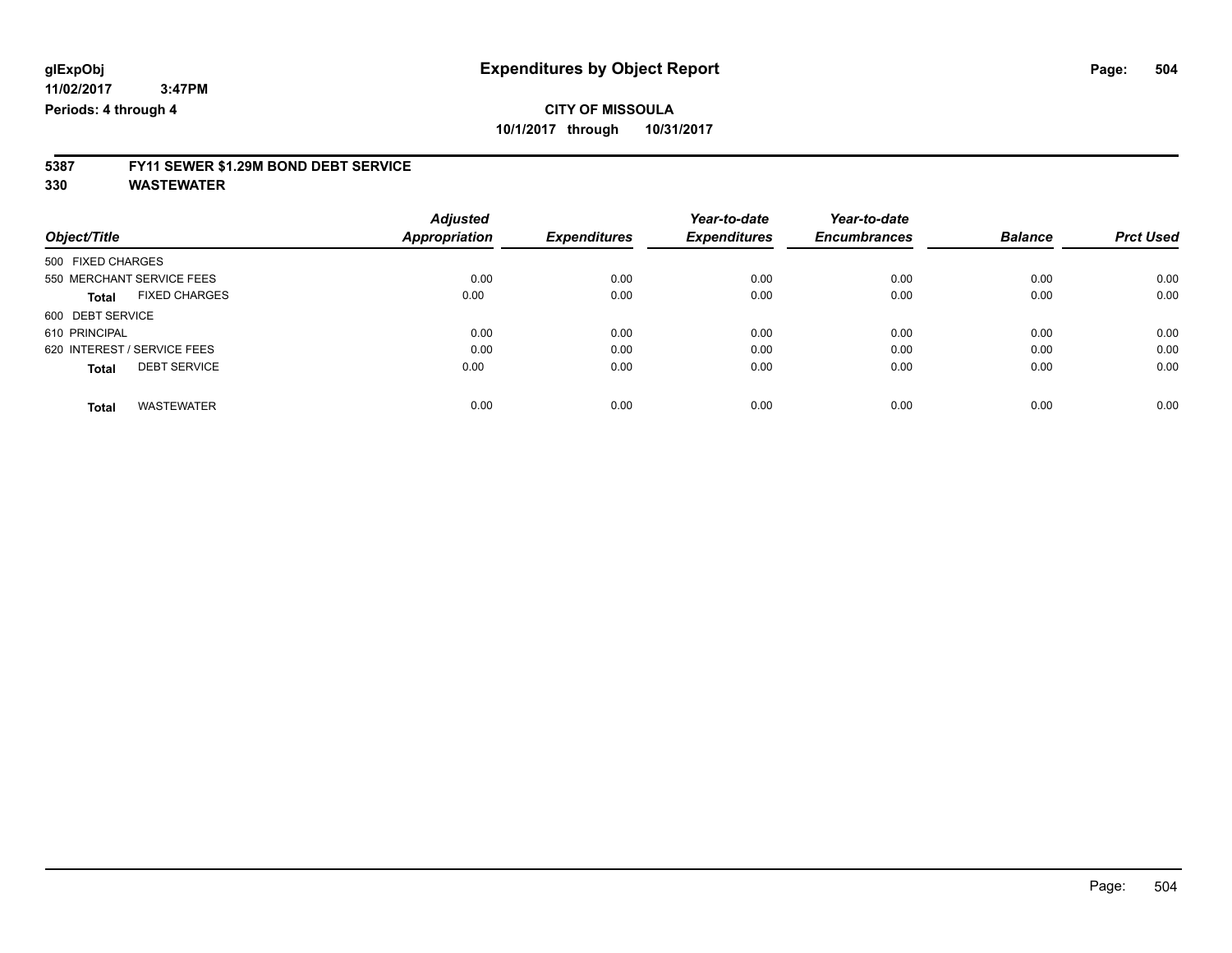# Expenditures by Object Report

glExpObj
11/02/2017 3:47PM
Periods: 4 through 4

**CITY OF MISSOULA**
**10/1/2017 through 10/31/2017**

## 5387 FY11 SEWER $1.29M BOND DEBT SERVICE
## 330 WASTEWATER

| Object/Title | Adjusted Appropriation | Expenditures | Year-to-date Expenditures | Year-to-date Encumbrances | Balance | Prct Used |
|---|---|---|---|---|---|---|
| 500 FIXED CHARGES | | | | | | |
| 550 MERCHANT SERVICE FEES | 0.00 | 0.00 | 0.00 | 0.00 | 0.00 | 0.00 |
| **Total** FIXED CHARGES | 0.00 | 0.00 | 0.00 | 0.00 | 0.00 | 0.00 |
| 600 DEBT SERVICE | | | | | | |
| 610 PRINCIPAL | 0.00 | 0.00 | 0.00 | 0.00 | 0.00 | 0.00 |
| 620 INTEREST / SERVICE FEES | 0.00 | 0.00 | 0.00 | 0.00 | 0.00 | 0.00 |
| **Total** DEBT SERVICE | 0.00 | 0.00 | 0.00 | 0.00 | 0.00 | 0.00 |
| **Total** WASTEWATER | 0.00 | 0.00 | 0.00 | 0.00 | 0.00 | 0.00 |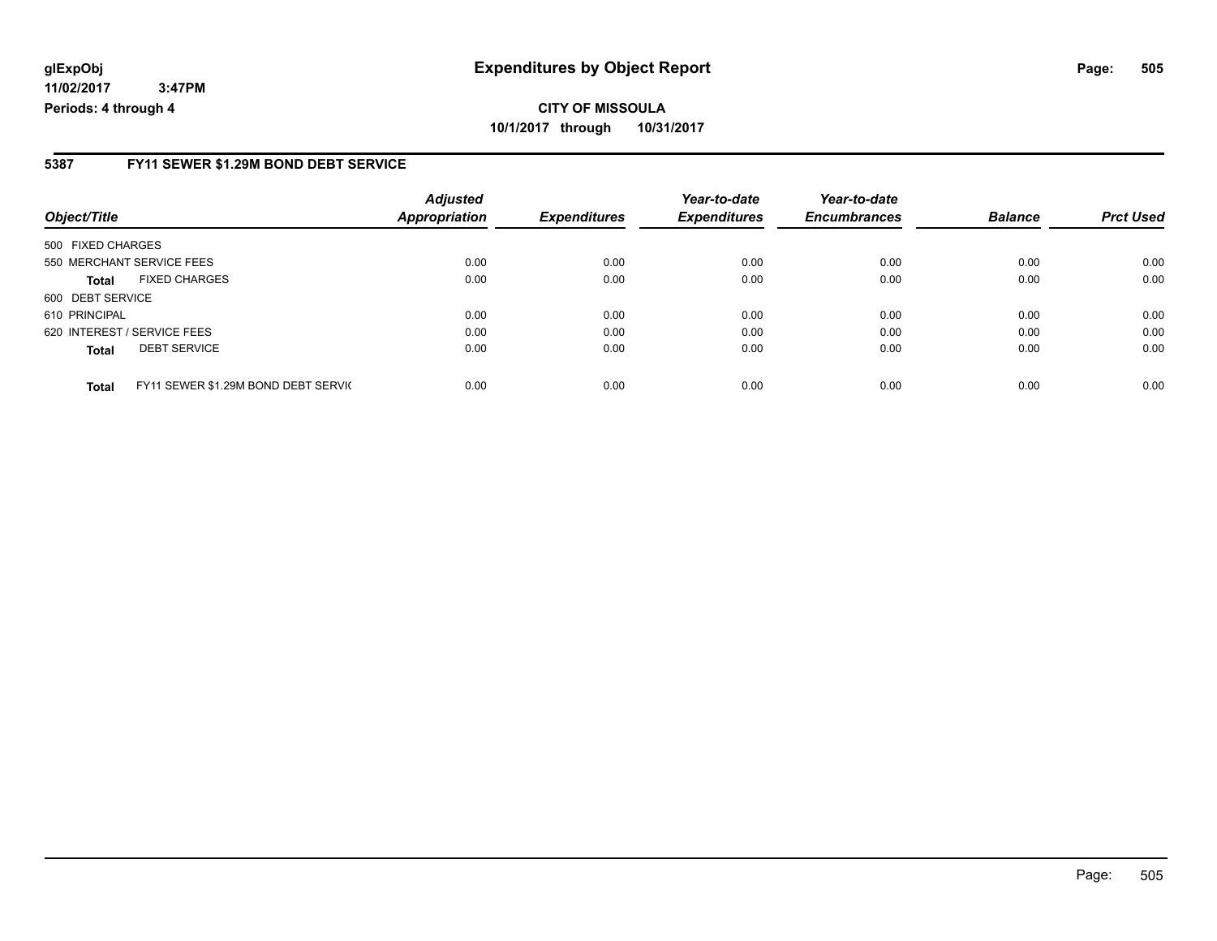**glExpObj** **Expenditures by Object Report**

**11/02/2017 3:47PM**

**Periods: 4 through 4**

**CITY OF MISSOULA**

**10/1/2017 through 10/31/2017**

## 5387 FY11 SEWER $1.29M BOND DEBT SERVICE

| Object/Title | | Adjusted Appropriation | Expenditures | Year-to-date Expenditures | Year-to-date Encumbrances | Balance | Prct Used |
|---|---|---|---|---|---|---|---|
| 500 FIXED CHARGES | | | | | | | |
| 550 MERCHANT SERVICE FEES | | 0.00 | 0.00 | 0.00 | 0.00 | 0.00 | 0.00 |
| **Total** | FIXED CHARGES | 0.00 | 0.00 | 0.00 | 0.00 | 0.00 | 0.00 |
| 600 DEBT SERVICE | | | | | | | |
| 610 PRINCIPAL | | 0.00 | 0.00 | 0.00 | 0.00 | 0.00 | 0.00 |
| 620 INTEREST / SERVICE FEES | | 0.00 | 0.00 | 0.00 | 0.00 | 0.00 | 0.00 |
| **Total** | DEBT SERVICE | 0.00 | 0.00 | 0.00 | 0.00 | 0.00 | 0.00 |
| **Total** | FY11 SEWER $1.29M BOND DEBT SERVIC | 0.00 | 0.00 | 0.00 | 0.00 | 0.00 | 0.00 |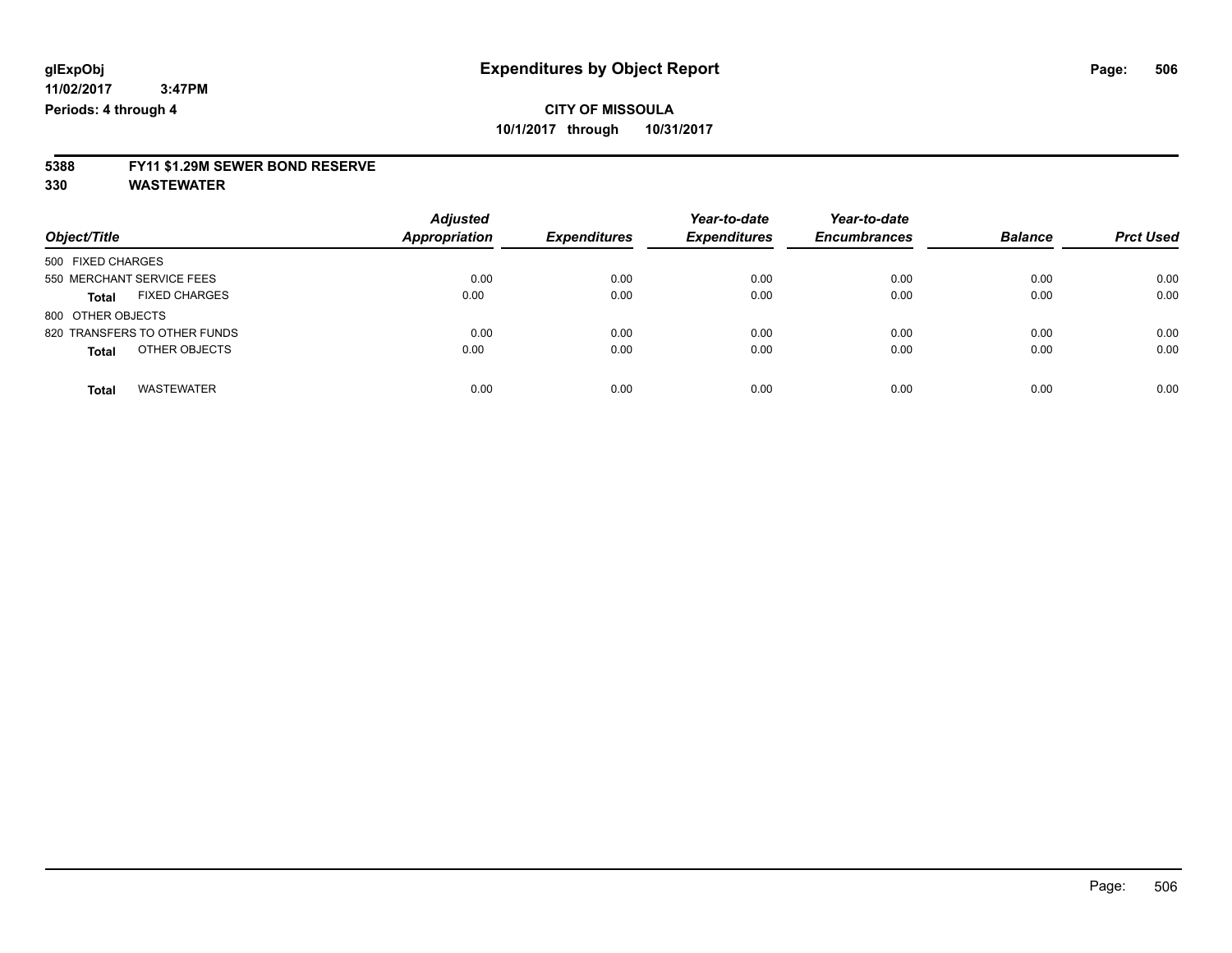# Expenditures by Object Report

glExpObj
11/02/2017 3:47PM
Periods: 4 through 4

**CITY OF MISSOULA**
**10/1/2017 through 10/31/2017**

## 5388 FY11 $1.29M SEWER BOND RESERVE
## 330 WASTEWATER

| Object/Title | Adjusted Appropriation | Expenditures | Year-to-date Expenditures | Year-to-date Encumbrances | Balance | Prct Used |
|---|---|---|---|---|---|---|
| 500 FIXED CHARGES | | | | | | |
| 550 MERCHANT SERVICE FEES | 0.00 | 0.00 | 0.00 | 0.00 | 0.00 | 0.00 |
| **Total** FIXED CHARGES | 0.00 | 0.00 | 0.00 | 0.00 | 0.00 | 0.00 |
| 800 OTHER OBJECTS | | | | | | |
| 820 TRANSFERS TO OTHER FUNDS | 0.00 | 0.00 | 0.00 | 0.00 | 0.00 | 0.00 |
| **Total** OTHER OBJECTS | 0.00 | 0.00 | 0.00 | 0.00 | 0.00 | 0.00 |
| **Total** WASTEWATER | 0.00 | 0.00 | 0.00 | 0.00 | 0.00 | 0.00 |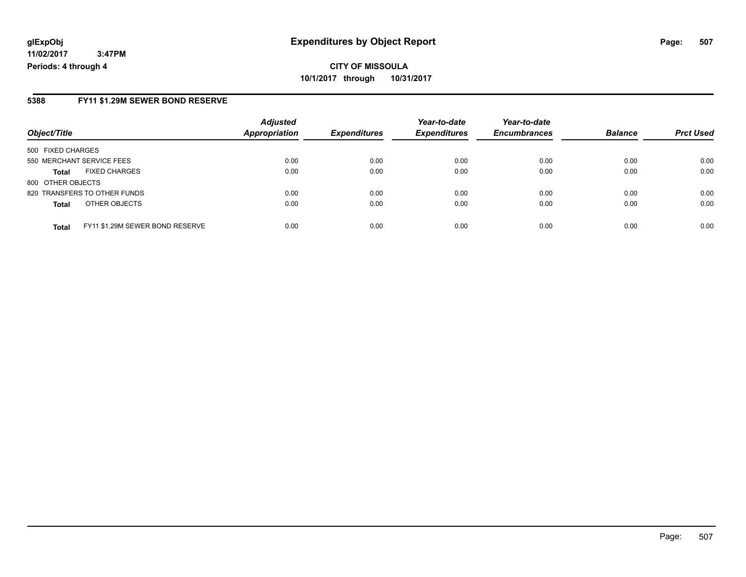**CITY OF MISSOULA**

**10/1/2017 through 10/31/2017**

## 5388 FY11 $1.29M SEWER BOND RESERVE

| Object/Title | | Adjusted Appropriation | Expenditures | Year-to-date Expenditures | Year-to-date Encumbrances | Balance | Prct Used |
|---|---|---|---|---|---|---|---|
| 500 FIXED CHARGES | | | | | | | |
| 550 MERCHANT SERVICE FEES | | 0.00 | 0.00 | 0.00 | 0.00 | 0.00 | 0.00 |
| **Total** | FIXED CHARGES | 0.00 | 0.00 | 0.00 | 0.00 | 0.00 | 0.00 |
| 800 OTHER OBJECTS | | | | | | | |
| 820 TRANSFERS TO OTHER FUNDS | | 0.00 | 0.00 | 0.00 | 0.00 | 0.00 | 0.00 |
| **Total** | OTHER OBJECTS | 0.00 | 0.00 | 0.00 | 0.00 | 0.00 | 0.00 |
| **Total** | FY11 $1.29M SEWER BOND RESERVE | 0.00 | 0.00 | 0.00 | 0.00 | 0.00 | 0.00 |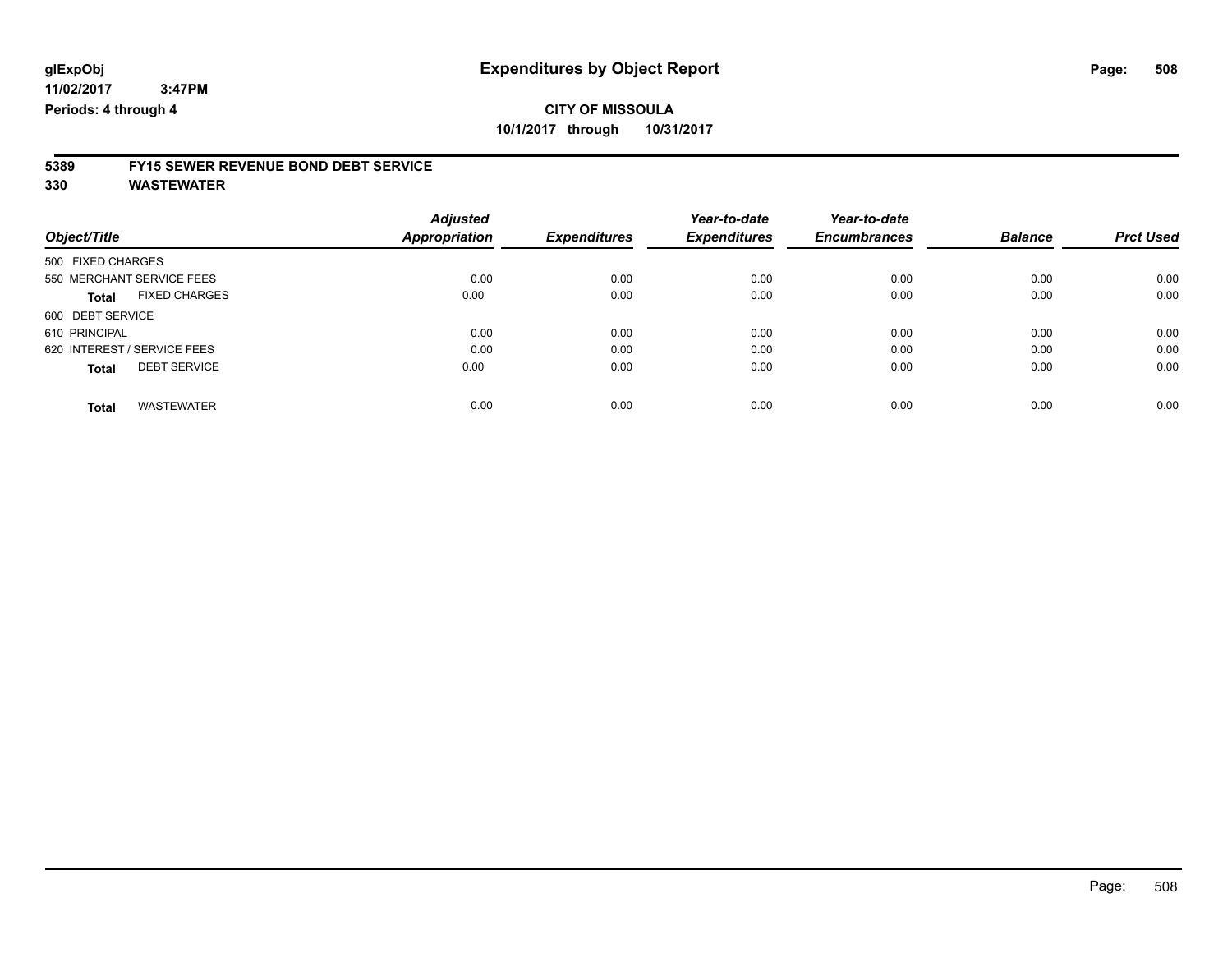**glExpObj** **Expenditures by Object Report**
**11/02/2017 3:47PM**
**Periods: 4 through 4**

**CITY OF MISSOULA**
**10/1/2017 through 10/31/2017**

**5389 FY15 SEWER REVENUE BOND DEBT SERVICE**
**330 WASTEWATER**

| Object/Title | Adjusted Appropriation | Expenditures | Year-to-date Expenditures | Year-to-date Encumbrances | Balance | Prct Used |
|---|---|---|---|---|---|---|
| 500 FIXED CHARGES | | | | | | |
| 550 MERCHANT SERVICE FEES | 0.00 | 0.00 | 0.00 | 0.00 | 0.00 | 0.00 |
| **Total** FIXED CHARGES | 0.00 | 0.00 | 0.00 | 0.00 | 0.00 | 0.00 |
| 600 DEBT SERVICE | | | | | | |
| 610 PRINCIPAL | 0.00 | 0.00 | 0.00 | 0.00 | 0.00 | 0.00 |
| 620 INTEREST / SERVICE FEES | 0.00 | 0.00 | 0.00 | 0.00 | 0.00 | 0.00 |
| **Total** DEBT SERVICE | 0.00 | 0.00 | 0.00 | 0.00 | 0.00 | 0.00 |
| **Total** WASTEWATER | 0.00 | 0.00 | 0.00 | 0.00 | 0.00 | 0.00 |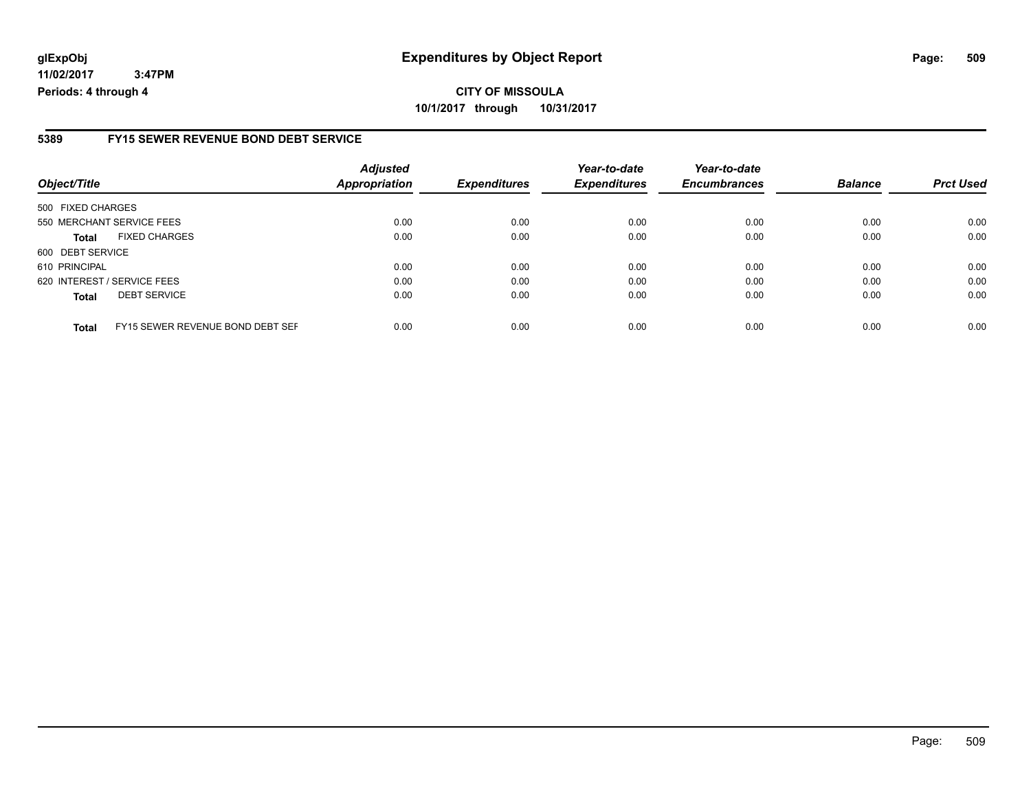**glExpObj** **Expenditures by Object Report**

**11/02/2017 3:47PM**

**Periods: 4 through 4**

**CITY OF MISSOULA**

**10/1/2017 through 10/31/2017**

## 5389 FY15 SEWER REVENUE BOND DEBT SERVICE

| Object/Title | | Adjusted Appropriation | Expenditures | Year-to-date Expenditures | Year-to-date Encumbrances | Balance | Prct Used |
|---|---|---|---|---|---|---|---|
| 500 FIXED CHARGES | | | | | | | |
| 550 MERCHANT SERVICE FEES | | 0.00 | 0.00 | 0.00 | 0.00 | 0.00 | 0.00 |
| **Total** | FIXED CHARGES | 0.00 | 0.00 | 0.00 | 0.00 | 0.00 | 0.00 |
| 600 DEBT SERVICE | | | | | | | |
| 610 PRINCIPAL | | 0.00 | 0.00 | 0.00 | 0.00 | 0.00 | 0.00 |
| 620 INTEREST / SERVICE FEES | | 0.00 | 0.00 | 0.00 | 0.00 | 0.00 | 0.00 |
| **Total** | DEBT SERVICE | 0.00 | 0.00 | 0.00 | 0.00 | 0.00 | 0.00 |
| **Total** | FY15 SEWER REVENUE BOND DEBT SEF | 0.00 | 0.00 | 0.00 | 0.00 | 0.00 | 0.00 |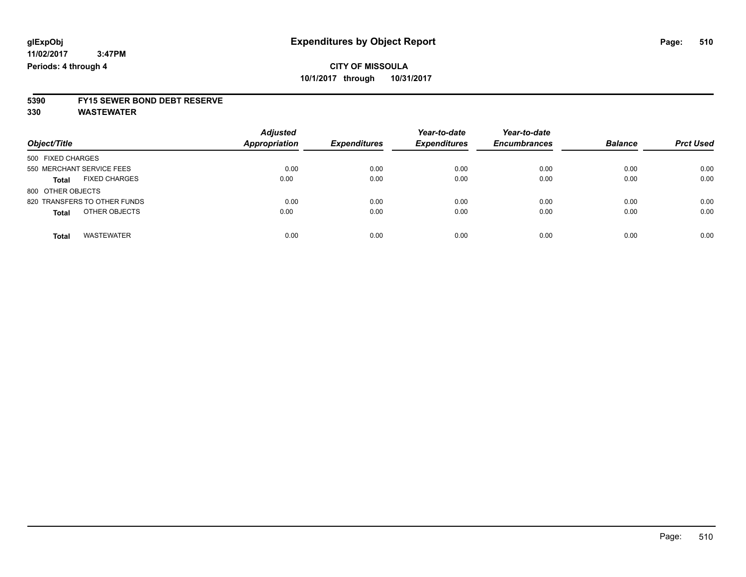**glExpObj** **Expenditures by Object Report**

**11/02/2017 3:47PM**

**Periods: 4 through 4**

**CITY OF MISSOULA**

**10/1/2017 through 10/31/2017**

**5390 FY15 SEWER BOND DEBT RESERVE**

**330 WASTEWATER**

| Object/Title | Adjusted Appropriation | Expenditures | Year-to-date Expenditures | Year-to-date Encumbrances | Balance | Prct Used |
|---|---|---|---|---|---|---|
| 500 FIXED CHARGES | | | | | | |
| 550 MERCHANT SERVICE FEES | 0.00 | 0.00 | 0.00 | 0.00 | 0.00 | 0.00 |
| **Total** FIXED CHARGES | 0.00 | 0.00 | 0.00 | 0.00 | 0.00 | 0.00 |
| 800 OTHER OBJECTS | | | | | | |
| 820 TRANSFERS TO OTHER FUNDS | 0.00 | 0.00 | 0.00 | 0.00 | 0.00 | 0.00 |
| **Total** OTHER OBJECTS | 0.00 | 0.00 | 0.00 | 0.00 | 0.00 | 0.00 |
| **Total** WASTEWATER | 0.00 | 0.00 | 0.00 | 0.00 | 0.00 | 0.00 |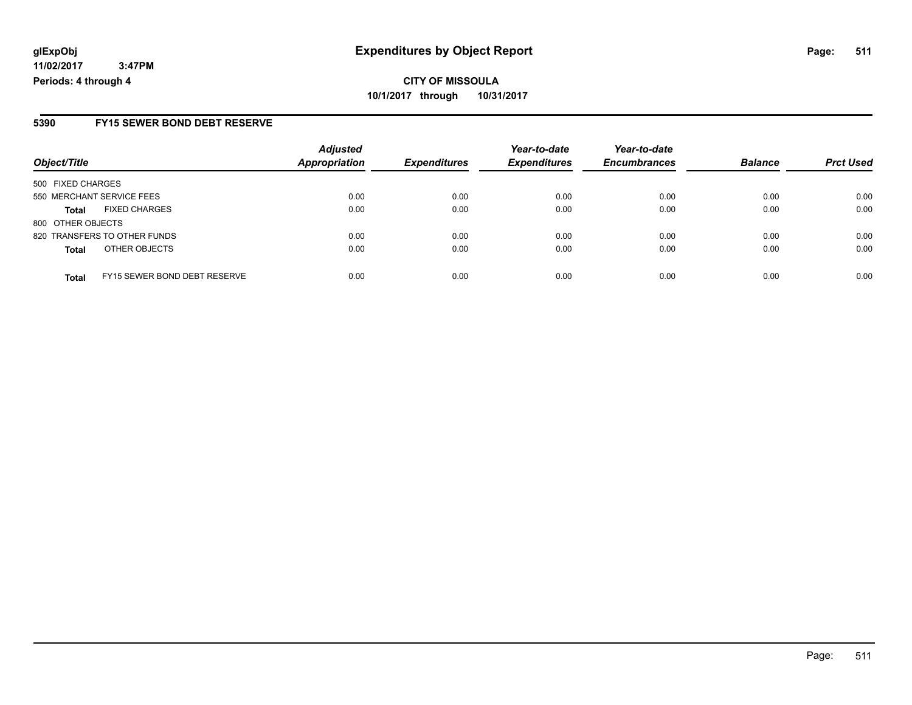**glExpObj** **Expenditures by Object Report**

**11/02/2017 3:47PM**

**Periods: 4 through 4**

**CITY OF MISSOULA**

**10/1/2017 through 10/31/2017**

## 5390 FY15 SEWER BOND DEBT RESERVE

| Object/Title | | Adjusted Appropriation | Expenditures | Year-to-date Expenditures | Year-to-date Encumbrances | Balance | Prct Used |
|---|---|---|---|---|---|---|---|
| 500 FIXED CHARGES | | | | | | | |
| 550 MERCHANT SERVICE FEES | | 0.00 | 0.00 | 0.00 | 0.00 | 0.00 | 0.00 |
| **Total** | FIXED CHARGES | 0.00 | 0.00 | 0.00 | 0.00 | 0.00 | 0.00 |
| 800 OTHER OBJECTS | | | | | | | |
| 820 TRANSFERS TO OTHER FUNDS | | 0.00 | 0.00 | 0.00 | 0.00 | 0.00 | 0.00 |
| **Total** | OTHER OBJECTS | 0.00 | 0.00 | 0.00 | 0.00 | 0.00 | 0.00 |
| **Total** | FY15 SEWER BOND DEBT RESERVE | 0.00 | 0.00 | 0.00 | 0.00 | 0.00 | 0.00 |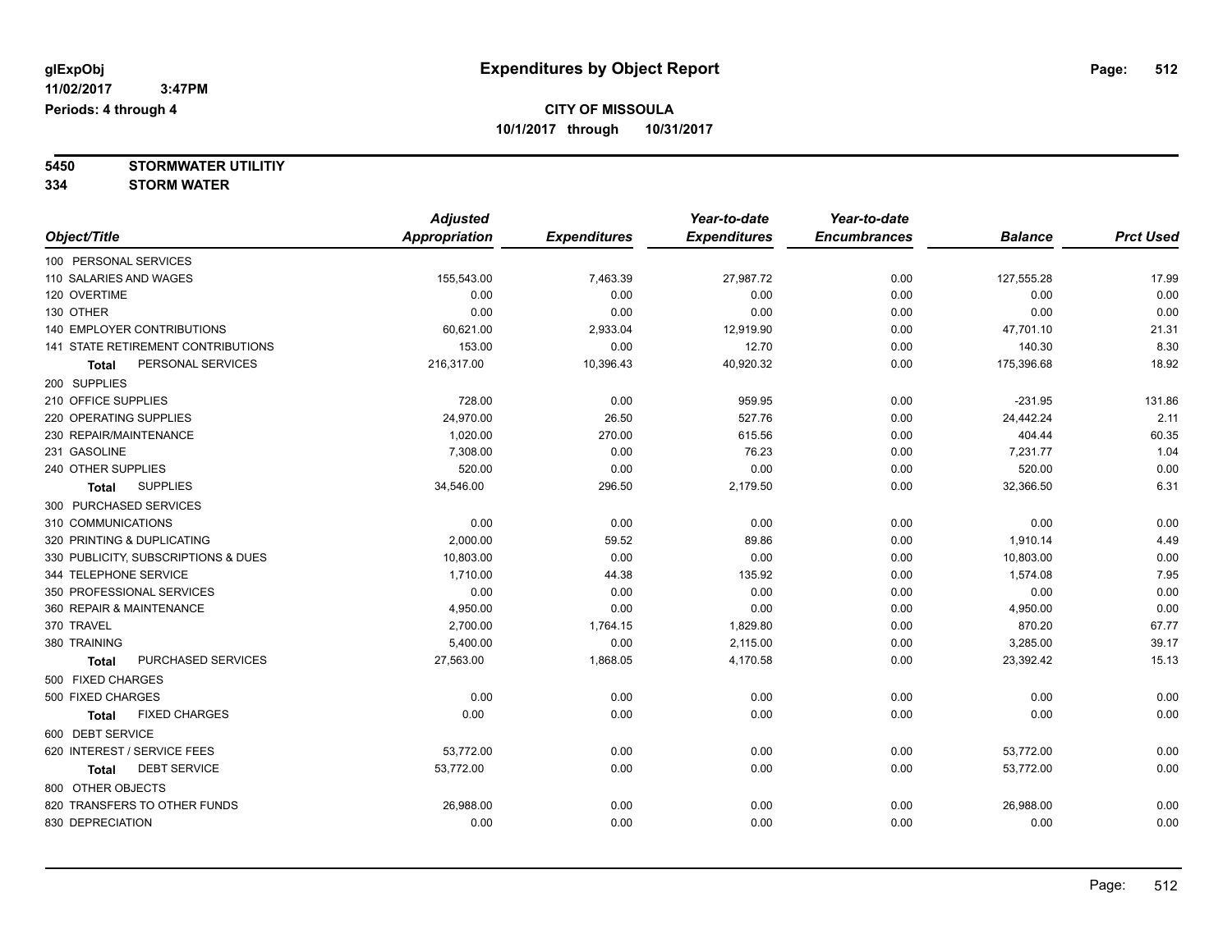glExpObj
11/02/2017 3:47PM
Periods: 4 through 4

# Expenditures by Object Report

**CITY OF MISSOULA**
**10/1/2017 through 10/31/2017**

**5450 STORMWATER UTILITIY**
**334 STORM WATER**

| Object/Title | Adjusted Appropriation | Expenditures | Year-to-date Expenditures | Year-to-date Encumbrances | Balance | Prct Used |
|---|---|---|---|---|---|---|
| 100 PERSONAL SERVICES | | | | | | |
| 110 SALARIES AND WAGES | 155,543.00 | 7,463.39 | 27,987.72 | 0.00 | 127,555.28 | 17.99 |
| 120 OVERTIME | 0.00 | 0.00 | 0.00 | 0.00 | 0.00 | 0.00 |
| 130 OTHER | 0.00 | 0.00 | 0.00 | 0.00 | 0.00 | 0.00 |
| 140 EMPLOYER CONTRIBUTIONS | 60,621.00 | 2,933.04 | 12,919.90 | 0.00 | 47,701.10 | 21.31 |
| 141 STATE RETIREMENT CONTRIBUTIONS | 153.00 | 0.00 | 12.70 | 0.00 | 140.30 | 8.30 |
| **Total** PERSONAL SERVICES | 216,317.00 | 10,396.43 | 40,920.32 | 0.00 | 175,396.68 | 18.92 |
| 200 SUPPLIES | | | | | | |
| 210 OFFICE SUPPLIES | 728.00 | 0.00 | 959.95 | 0.00 | -231.95 | 131.86 |
| 220 OPERATING SUPPLIES | 24,970.00 | 26.50 | 527.76 | 0.00 | 24,442.24 | 2.11 |
| 230 REPAIR/MAINTENANCE | 1,020.00 | 270.00 | 615.56 | 0.00 | 404.44 | 60.35 |
| 231 GASOLINE | 7,308.00 | 0.00 | 76.23 | 0.00 | 7,231.77 | 1.04 |
| 240 OTHER SUPPLIES | 520.00 | 0.00 | 0.00 | 0.00 | 520.00 | 0.00 |
| **Total** SUPPLIES | 34,546.00 | 296.50 | 2,179.50 | 0.00 | 32,366.50 | 6.31 |
| 300 PURCHASED SERVICES | | | | | | |
| 310 COMMUNICATIONS | 0.00 | 0.00 | 0.00 | 0.00 | 0.00 | 0.00 |
| 320 PRINTING & DUPLICATING | 2,000.00 | 59.52 | 89.86 | 0.00 | 1,910.14 | 4.49 |
| 330 PUBLICITY, SUBSCRIPTIONS & DUES | 10,803.00 | 0.00 | 0.00 | 0.00 | 10,803.00 | 0.00 |
| 344 TELEPHONE SERVICE | 1,710.00 | 44.38 | 135.92 | 0.00 | 1,574.08 | 7.95 |
| 350 PROFESSIONAL SERVICES | 0.00 | 0.00 | 0.00 | 0.00 | 0.00 | 0.00 |
| 360 REPAIR & MAINTENANCE | 4,950.00 | 0.00 | 0.00 | 0.00 | 4,950.00 | 0.00 |
| 370 TRAVEL | 2,700.00 | 1,764.15 | 1,829.80 | 0.00 | 870.20 | 67.77 |
| 380 TRAINING | 5,400.00 | 0.00 | 2,115.00 | 0.00 | 3,285.00 | 39.17 |
| **Total** PURCHASED SERVICES | 27,563.00 | 1,868.05 | 4,170.58 | 0.00 | 23,392.42 | 15.13 |
| 500 FIXED CHARGES | | | | | | |
| 500 FIXED CHARGES | 0.00 | 0.00 | 0.00 | 0.00 | 0.00 | 0.00 |
| **Total** FIXED CHARGES | 0.00 | 0.00 | 0.00 | 0.00 | 0.00 | 0.00 |
| 600 DEBT SERVICE | | | | | | |
| 620 INTEREST / SERVICE FEES | 53,772.00 | 0.00 | 0.00 | 0.00 | 53,772.00 | 0.00 |
| **Total** DEBT SERVICE | 53,772.00 | 0.00 | 0.00 | 0.00 | 53,772.00 | 0.00 |
| 800 OTHER OBJECTS | | | | | | |
| 820 TRANSFERS TO OTHER FUNDS | 26,988.00 | 0.00 | 0.00 | 0.00 | 26,988.00 | 0.00 |
| 830 DEPRECIATION | 0.00 | 0.00 | 0.00 | 0.00 | 0.00 | 0.00 |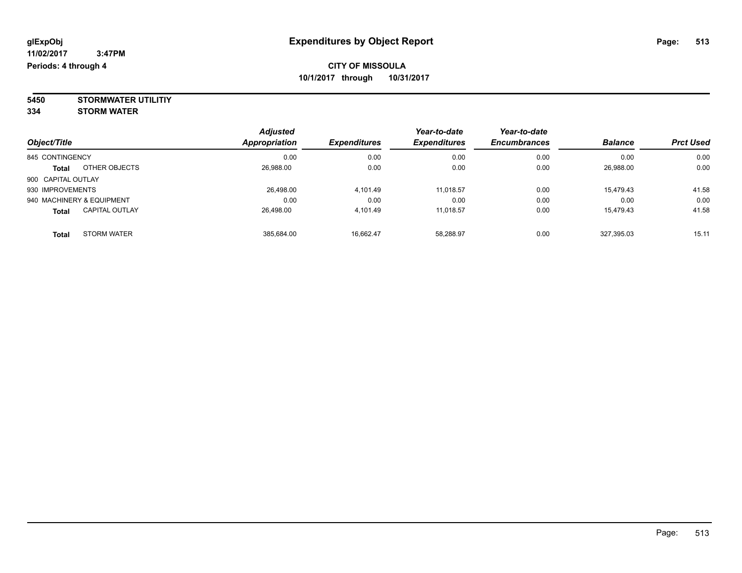# Expenditures by Object Report

glExpObj
11/02/2017 3:47PM
Periods: 4 through 4

**CITY OF MISSOULA**
**10/1/2017 through 10/31/2017**

**5450 STORMWATER UTILITIY**
**334 STORM WATER**

| Object/Title | Adjusted Appropriation | Expenditures | Year-to-date Expenditures | Year-to-date Encumbrances | Balance | Prct Used |
|---|---|---|---|---|---|---|
| 845 CONTINGENCY | 0.00 | 0.00 | 0.00 | 0.00 | 0.00 | 0.00 |
| **Total** OTHER OBJECTS | 26,988.00 | 0.00 | 0.00 | 0.00 | 26,988.00 | 0.00 |
| 900 CAPITAL OUTLAY | | | | | | |
| 930 IMPROVEMENTS | 26,498.00 | 4,101.49 | 11,018.57 | 0.00 | 15,479.43 | 41.58 |
| 940 MACHINERY & EQUIPMENT | 0.00 | 0.00 | 0.00 | 0.00 | 0.00 | 0.00 |
| **Total** CAPITAL OUTLAY | 26,498.00 | 4,101.49 | 11,018.57 | 0.00 | 15,479.43 | 41.58 |
| **Total** STORM WATER | 385,684.00 | 16,662.47 | 58,288.97 | 0.00 | 327,395.03 | 15.11 |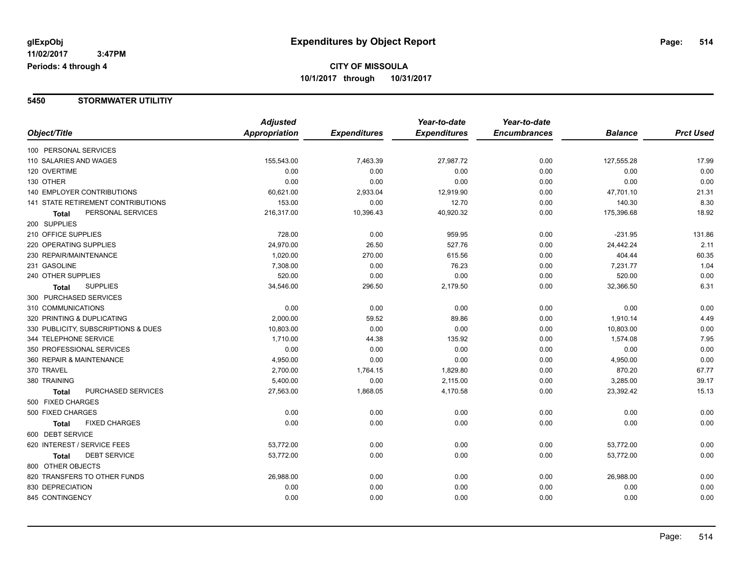# Expenditures by Object Report

glExpObj
11/02/2017 3:47PM
Periods: 4 through 4

**CITY OF MISSOULA**
**10/1/2017 through 10/31/2017**

## 5450 STORMWATER UTILITIY

| Object/Title | Adjusted Appropriation | Expenditures | Year-to-date Expenditures | Year-to-date Encumbrances | Balance | Prct Used |
|---|---|---|---|---|---|---|
| 100 PERSONAL SERVICES | | | | | | |
| 110 SALARIES AND WAGES | 155,543.00 | 7,463.39 | 27,987.72 | 0.00 | 127,555.28 | 17.99 |
| 120 OVERTIME | 0.00 | 0.00 | 0.00 | 0.00 | 0.00 | 0.00 |
| 130 OTHER | 0.00 | 0.00 | 0.00 | 0.00 | 0.00 | 0.00 |
| 140 EMPLOYER CONTRIBUTIONS | 60,621.00 | 2,933.04 | 12,919.90 | 0.00 | 47,701.10 | 21.31 |
| 141 STATE RETIREMENT CONTRIBUTIONS | 153.00 | 0.00 | 12.70 | 0.00 | 140.30 | 8.30 |
| **Total** PERSONAL SERVICES | 216,317.00 | 10,396.43 | 40,920.32 | 0.00 | 175,396.68 | 18.92 |
| 200 SUPPLIES | | | | | | |
| 210 OFFICE SUPPLIES | 728.00 | 0.00 | 959.95 | 0.00 | -231.95 | 131.86 |
| 220 OPERATING SUPPLIES | 24,970.00 | 26.50 | 527.76 | 0.00 | 24,442.24 | 2.11 |
| 230 REPAIR/MAINTENANCE | 1,020.00 | 270.00 | 615.56 | 0.00 | 404.44 | 60.35 |
| 231 GASOLINE | 7,308.00 | 0.00 | 76.23 | 0.00 | 7,231.77 | 1.04 |
| 240 OTHER SUPPLIES | 520.00 | 0.00 | 0.00 | 0.00 | 520.00 | 0.00 |
| **Total** SUPPLIES | 34,546.00 | 296.50 | 2,179.50 | 0.00 | 32,366.50 | 6.31 |
| 300 PURCHASED SERVICES | | | | | | |
| 310 COMMUNICATIONS | 0.00 | 0.00 | 0.00 | 0.00 | 0.00 | 0.00 |
| 320 PRINTING & DUPLICATING | 2,000.00 | 59.52 | 89.86 | 0.00 | 1,910.14 | 4.49 |
| 330 PUBLICITY, SUBSCRIPTIONS & DUES | 10,803.00 | 0.00 | 0.00 | 0.00 | 10,803.00 | 0.00 |
| 344 TELEPHONE SERVICE | 1,710.00 | 44.38 | 135.92 | 0.00 | 1,574.08 | 7.95 |
| 350 PROFESSIONAL SERVICES | 0.00 | 0.00 | 0.00 | 0.00 | 0.00 | 0.00 |
| 360 REPAIR & MAINTENANCE | 4,950.00 | 0.00 | 0.00 | 0.00 | 4,950.00 | 0.00 |
| 370 TRAVEL | 2,700.00 | 1,764.15 | 1,829.80 | 0.00 | 870.20 | 67.77 |
| 380 TRAINING | 5,400.00 | 0.00 | 2,115.00 | 0.00 | 3,285.00 | 39.17 |
| **Total** PURCHASED SERVICES | 27,563.00 | 1,868.05 | 4,170.58 | 0.00 | 23,392.42 | 15.13 |
| 500 FIXED CHARGES | | | | | | |
| 500 FIXED CHARGES | 0.00 | 0.00 | 0.00 | 0.00 | 0.00 | 0.00 |
| **Total** FIXED CHARGES | 0.00 | 0.00 | 0.00 | 0.00 | 0.00 | 0.00 |
| 600 DEBT SERVICE | | | | | | |
| 620 INTEREST / SERVICE FEES | 53,772.00 | 0.00 | 0.00 | 0.00 | 53,772.00 | 0.00 |
| **Total** DEBT SERVICE | 53,772.00 | 0.00 | 0.00 | 0.00 | 53,772.00 | 0.00 |
| 800 OTHER OBJECTS | | | | | | |
| 820 TRANSFERS TO OTHER FUNDS | 26,988.00 | 0.00 | 0.00 | 0.00 | 26,988.00 | 0.00 |
| 830 DEPRECIATION | 0.00 | 0.00 | 0.00 | 0.00 | 0.00 | 0.00 |
| 845 CONTINGENCY | 0.00 | 0.00 | 0.00 | 0.00 | 0.00 | 0.00 |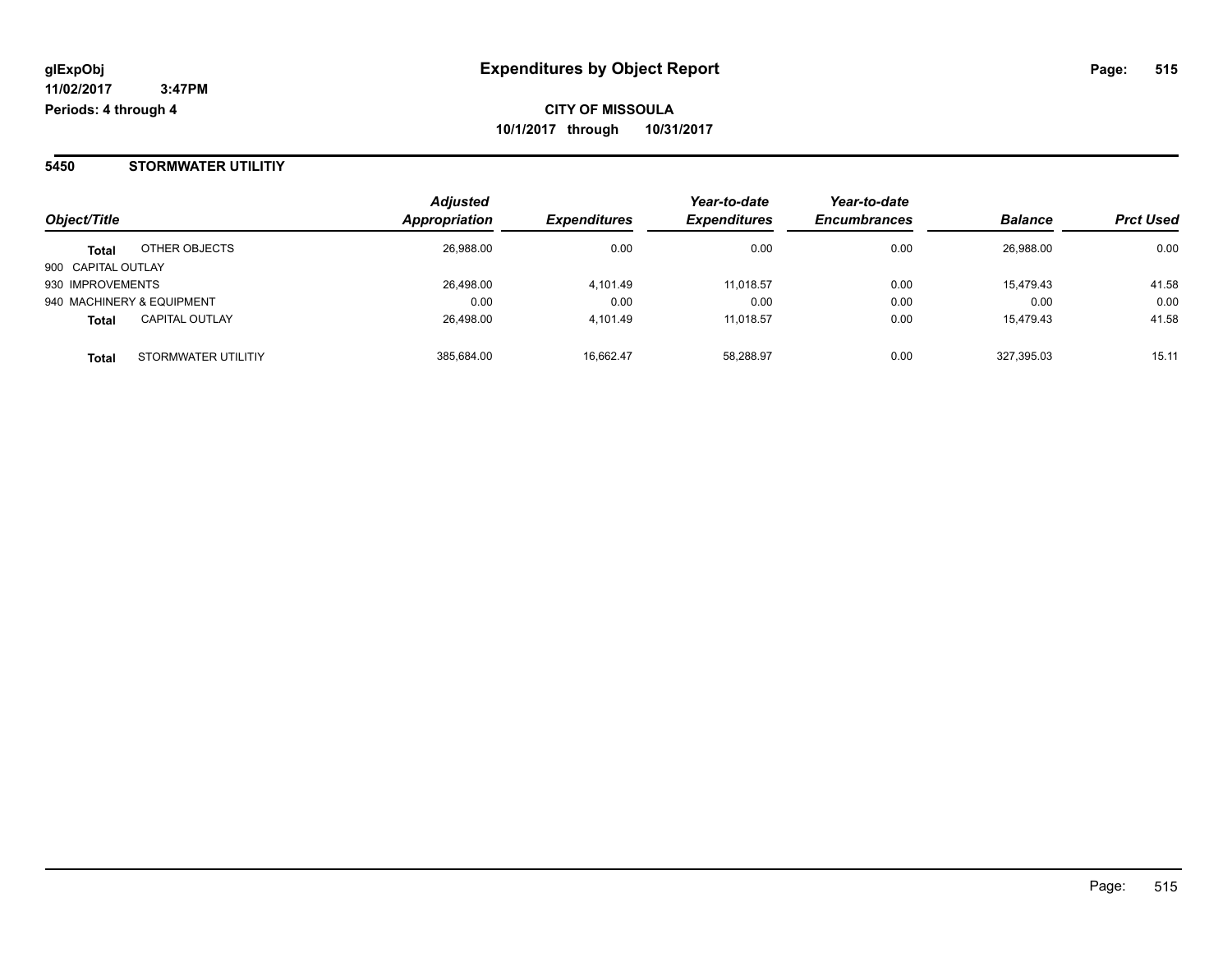**glExpObj**
**11/02/2017 3:47PM**
**Periods: 4 through 4**

# Expenditures by Object Report

**CITY OF MISSOULA**
**10/1/2017 through 10/31/2017**

## 5450 STORMWATER UTILITIY

| Object/Title | | Adjusted Appropriation | Expenditures | Year-to-date Expenditures | Year-to-date Encumbrances | Balance | Prct Used |
|---|---|---|---|---|---|---|---|
| **Total** | OTHER OBJECTS | 26,988.00 | 0.00 | 0.00 | 0.00 | 26,988.00 | 0.00 |
| 900 CAPITAL OUTLAY | | | | | | | |
| 930 IMPROVEMENTS | | 26,498.00 | 4,101.49 | 11,018.57 | 0.00 | 15,479.43 | 41.58 |
| 940 MACHINERY & EQUIPMENT | | 0.00 | 0.00 | 0.00 | 0.00 | 0.00 | 0.00 |
| **Total** | CAPITAL OUTLAY | 26,498.00 | 4,101.49 | 11,018.57 | 0.00 | 15,479.43 | 41.58 |
| **Total** | STORMWATER UTILITIY | 385,684.00 | 16,662.47 | 58,288.97 | 0.00 | 327,395.03 | 15.11 |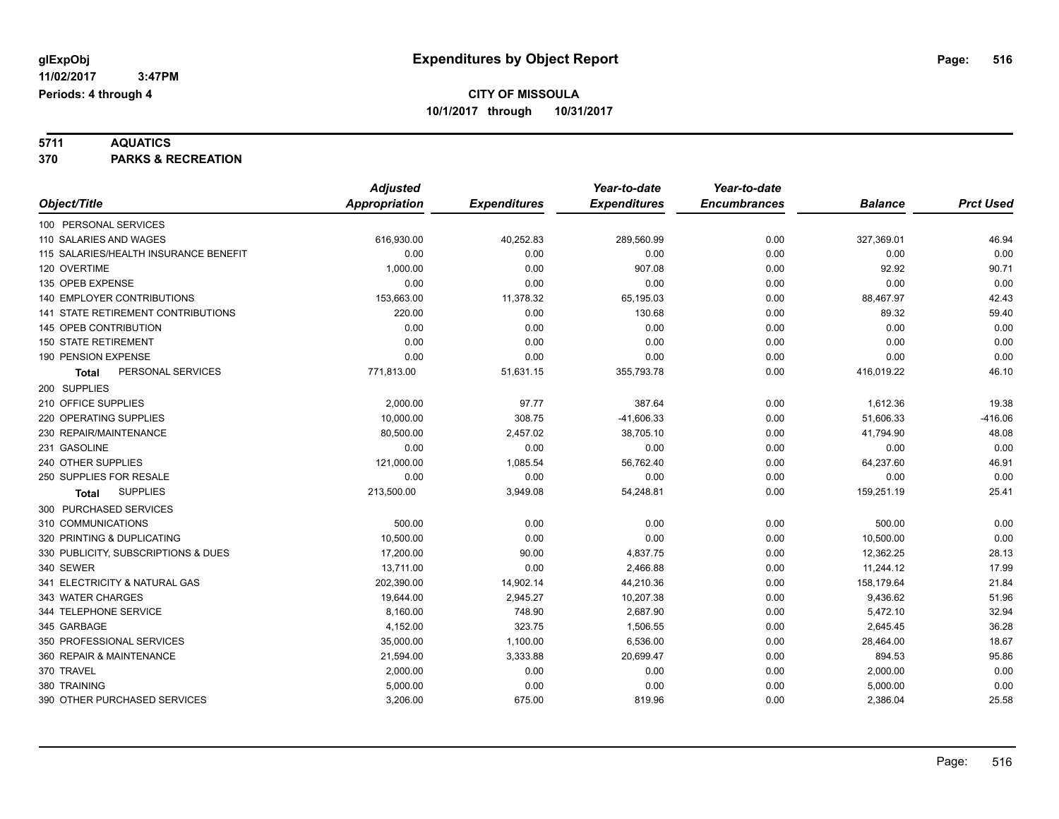glExpObj
11/02/2017 3:47PM
Periods: 4 through 4

# Expenditures by Object Report

**CITY OF MISSOULA**
**10/1/2017 through 10/31/2017**

**5711 AQUATICS**
**370 PARKS & RECREATION**

| Object/Title | Adjusted Appropriation | Expenditures | Year-to-date Expenditures | Year-to-date Encumbrances | Balance | Prct Used |
|---|---|---|---|---|---|---|
| 100 PERSONAL SERVICES | | | | | | |
| 110 SALARIES AND WAGES | 616,930.00 | 40,252.83 | 289,560.99 | 0.00 | 327,369.01 | 46.94 |
| 115 SALARIES/HEALTH INSURANCE BENEFIT | 0.00 | 0.00 | 0.00 | 0.00 | 0.00 | 0.00 |
| 120 OVERTIME | 1,000.00 | 0.00 | 907.08 | 0.00 | 92.92 | 90.71 |
| 135 OPEB EXPENSE | 0.00 | 0.00 | 0.00 | 0.00 | 0.00 | 0.00 |
| 140 EMPLOYER CONTRIBUTIONS | 153,663.00 | 11,378.32 | 65,195.03 | 0.00 | 88,467.97 | 42.43 |
| 141 STATE RETIREMENT CONTRIBUTIONS | 220.00 | 0.00 | 130.68 | 0.00 | 89.32 | 59.40 |
| 145 OPEB CONTRIBUTION | 0.00 | 0.00 | 0.00 | 0.00 | 0.00 | 0.00 |
| 150 STATE RETIREMENT | 0.00 | 0.00 | 0.00 | 0.00 | 0.00 | 0.00 |
| 190 PENSION EXPENSE | 0.00 | 0.00 | 0.00 | 0.00 | 0.00 | 0.00 |
| **Total** PERSONAL SERVICES | 771,813.00 | 51,631.15 | 355,793.78 | 0.00 | 416,019.22 | 46.10 |
| 200 SUPPLIES | | | | | | |
| 210 OFFICE SUPPLIES | 2,000.00 | 97.77 | 387.64 | 0.00 | 1,612.36 | 19.38 |
| 220 OPERATING SUPPLIES | 10,000.00 | 308.75 | -41,606.33 | 0.00 | 51,606.33 | -416.06 |
| 230 REPAIR/MAINTENANCE | 80,500.00 | 2,457.02 | 38,705.10 | 0.00 | 41,794.90 | 48.08 |
| 231 GASOLINE | 0.00 | 0.00 | 0.00 | 0.00 | 0.00 | 0.00 |
| 240 OTHER SUPPLIES | 121,000.00 | 1,085.54 | 56,762.40 | 0.00 | 64,237.60 | 46.91 |
| 250 SUPPLIES FOR RESALE | 0.00 | 0.00 | 0.00 | 0.00 | 0.00 | 0.00 |
| **Total** SUPPLIES | 213,500.00 | 3,949.08 | 54,248.81 | 0.00 | 159,251.19 | 25.41 |
| 300 PURCHASED SERVICES | | | | | | |
| 310 COMMUNICATIONS | 500.00 | 0.00 | 0.00 | 0.00 | 500.00 | 0.00 |
| 320 PRINTING & DUPLICATING | 10,500.00 | 0.00 | 0.00 | 0.00 | 10,500.00 | 0.00 |
| 330 PUBLICITY, SUBSCRIPTIONS & DUES | 17,200.00 | 90.00 | 4,837.75 | 0.00 | 12,362.25 | 28.13 |
| 340 SEWER | 13,711.00 | 0.00 | 2,466.88 | 0.00 | 11,244.12 | 17.99 |
| 341 ELECTRICITY & NATURAL GAS | 202,390.00 | 14,902.14 | 44,210.36 | 0.00 | 158,179.64 | 21.84 |
| 343 WATER CHARGES | 19,644.00 | 2,945.27 | 10,207.38 | 0.00 | 9,436.62 | 51.96 |
| 344 TELEPHONE SERVICE | 8,160.00 | 748.90 | 2,687.90 | 0.00 | 5,472.10 | 32.94 |
| 345 GARBAGE | 4,152.00 | 323.75 | 1,506.55 | 0.00 | 2,645.45 | 36.28 |
| 350 PROFESSIONAL SERVICES | 35,000.00 | 1,100.00 | 6,536.00 | 0.00 | 28,464.00 | 18.67 |
| 360 REPAIR & MAINTENANCE | 21,594.00 | 3,333.88 | 20,699.47 | 0.00 | 894.53 | 95.86 |
| 370 TRAVEL | 2,000.00 | 0.00 | 0.00 | 0.00 | 2,000.00 | 0.00 |
| 380 TRAINING | 5,000.00 | 0.00 | 0.00 | 0.00 | 5,000.00 | 0.00 |
| 390 OTHER PURCHASED SERVICES | 3,206.00 | 675.00 | 819.96 | 0.00 | 2,386.04 | 25.58 |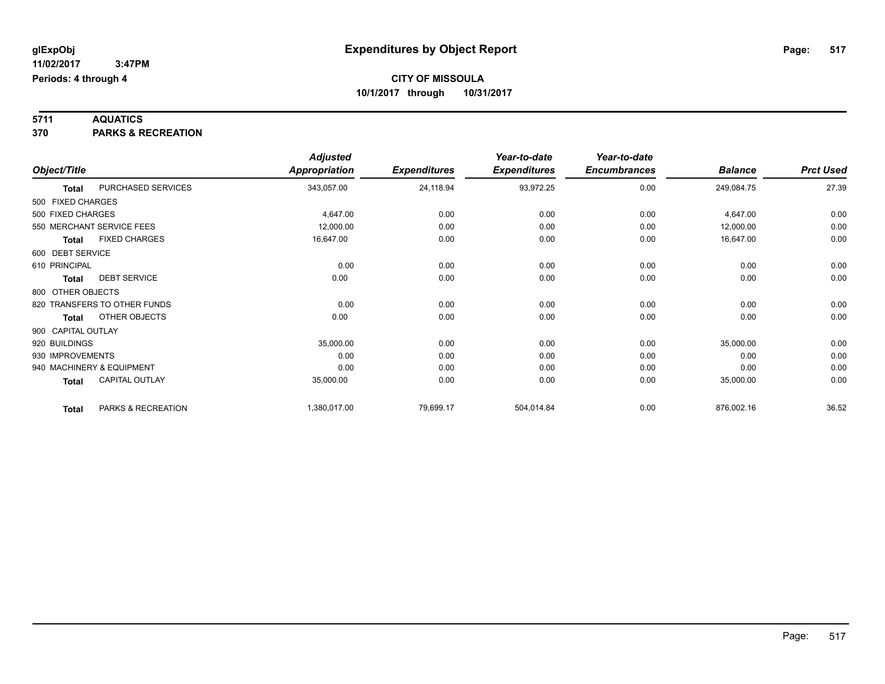# Expenditures by Object Report

glExpObj
11/02/2017 3:47PM
Periods: 4 through 4

**CITY OF MISSOULA**
**10/1/2017 through 10/31/2017**

**5711 AQUATICS**
**370 PARKS & RECREATION**

| Object/Title | | Adjusted Appropriation | Expenditures | Year-to-date Expenditures | Year-to-date Encumbrances | Balance | Prct Used |
|---|---|---|---|---|---|---|---|
| **Total** | PURCHASED SERVICES | 343,057.00 | 24,118.94 | 93,972.25 | 0.00 | 249,084.75 | 27.39 |
| 500 FIXED CHARGES | | | | | | | |
| 500 FIXED CHARGES | | 4,647.00 | 0.00 | 0.00 | 0.00 | 4,647.00 | 0.00 |
| 550 MERCHANT SERVICE FEES | | 12,000.00 | 0.00 | 0.00 | 0.00 | 12,000.00 | 0.00 |
| **Total** | FIXED CHARGES | 16,647.00 | 0.00 | 0.00 | 0.00 | 16,647.00 | 0.00 |
| 600 DEBT SERVICE | | | | | | | |
| 610 PRINCIPAL | | 0.00 | 0.00 | 0.00 | 0.00 | 0.00 | 0.00 |
| **Total** | DEBT SERVICE | 0.00 | 0.00 | 0.00 | 0.00 | 0.00 | 0.00 |
| 800 OTHER OBJECTS | | | | | | | |
| 820 TRANSFERS TO OTHER FUNDS | | 0.00 | 0.00 | 0.00 | 0.00 | 0.00 | 0.00 |
| **Total** | OTHER OBJECTS | 0.00 | 0.00 | 0.00 | 0.00 | 0.00 | 0.00 |
| 900 CAPITAL OUTLAY | | | | | | | |
| 920 BUILDINGS | | 35,000.00 | 0.00 | 0.00 | 0.00 | 35,000.00 | 0.00 |
| 930 IMPROVEMENTS | | 0.00 | 0.00 | 0.00 | 0.00 | 0.00 | 0.00 |
| 940 MACHINERY & EQUIPMENT | | 0.00 | 0.00 | 0.00 | 0.00 | 0.00 | 0.00 |
| **Total** | CAPITAL OUTLAY | 35,000.00 | 0.00 | 0.00 | 0.00 | 35,000.00 | 0.00 |
| **Total** | PARKS & RECREATION | 1,380,017.00 | 79,699.17 | 504,014.84 | 0.00 | 876,002.16 | 36.52 |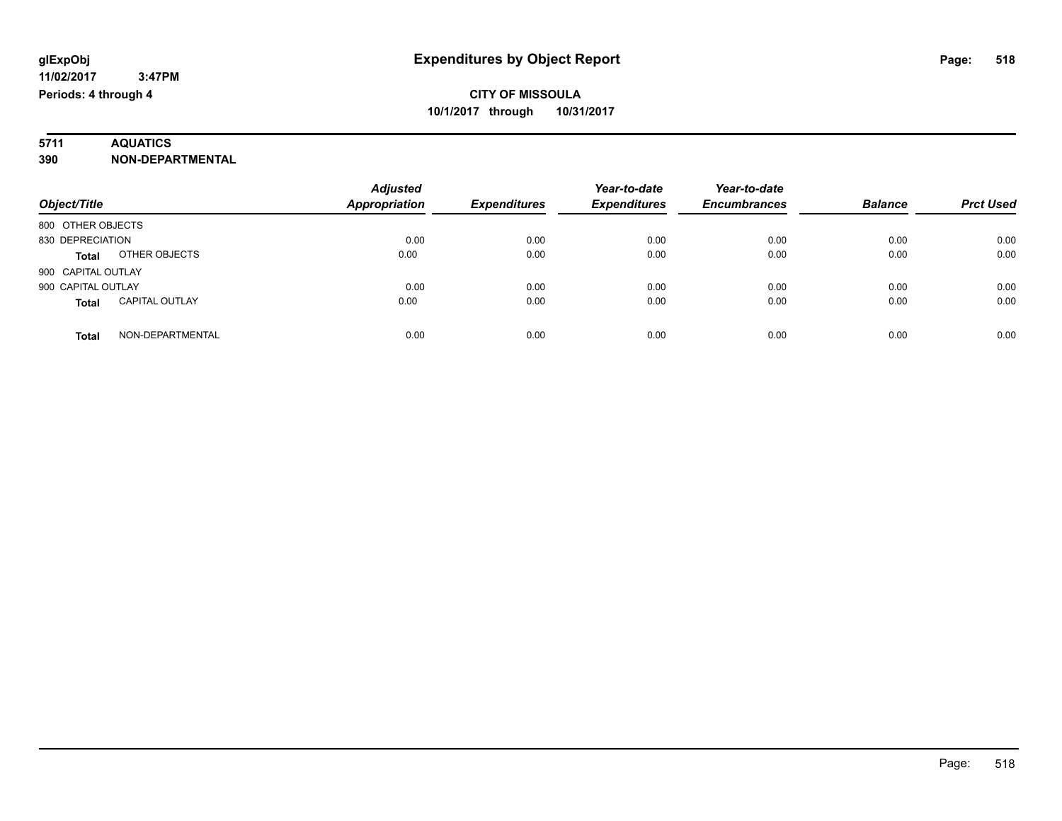**glExpObj** **Expenditures by Object Report**

**11/02/2017 3:47PM**

**Periods: 4 through 4**

**CITY OF MISSOULA**

**10/1/2017 through 10/31/2017**

**5711 AQUATICS**

**390 NON-DEPARTMENTAL**

| Object/Title | | Adjusted Appropriation | Expenditures | Year-to-date Expenditures | Year-to-date Encumbrances | Balance | Prct Used |
|---|---|---|---|---|---|---|---|
| 800 OTHER OBJECTS | | | | | | | |
| 830 DEPRECIATION | | 0.00 | 0.00 | 0.00 | 0.00 | 0.00 | 0.00 |
| **Total** | OTHER OBJECTS | 0.00 | 0.00 | 0.00 | 0.00 | 0.00 | 0.00 |
| 900 CAPITAL OUTLAY | | | | | | | |
| 900 CAPITAL OUTLAY | | 0.00 | 0.00 | 0.00 | 0.00 | 0.00 | 0.00 |
| **Total** | CAPITAL OUTLAY | 0.00 | 0.00 | 0.00 | 0.00 | 0.00 | 0.00 |
| **Total** | NON-DEPARTMENTAL | 0.00 | 0.00 | 0.00 | 0.00 | 0.00 | 0.00 |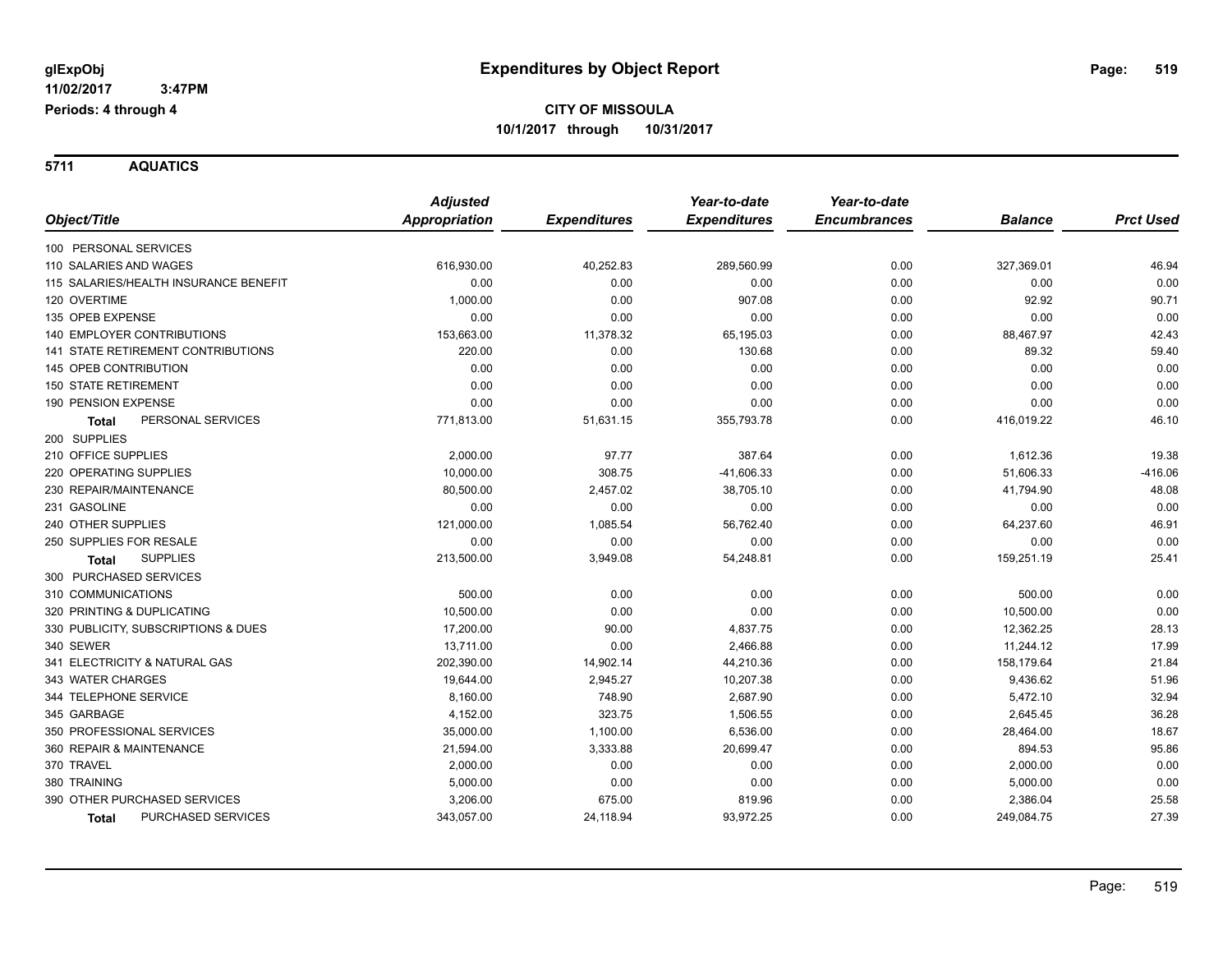**glExpObj** **Expenditures by Object Report**

**11/02/2017 3:47PM**

**Periods: 4 through 4**

**CITY OF MISSOULA**

**10/1/2017 through 10/31/2017**

## 5711 AQUATICS

| Object/Title | Adjusted Appropriation | Expenditures | Year-to-date Expenditures | Year-to-date Encumbrances | Balance | Prct Used |
|---|---|---|---|---|---|---|
| 100 PERSONAL SERVICES | | | | | | |
| 110 SALARIES AND WAGES | 616,930.00 | 40,252.83 | 289,560.99 | 0.00 | 327,369.01 | 46.94 |
| 115 SALARIES/HEALTH INSURANCE BENEFIT | 0.00 | 0.00 | 0.00 | 0.00 | 0.00 | 0.00 |
| 120 OVERTIME | 1,000.00 | 0.00 | 907.08 | 0.00 | 92.92 | 90.71 |
| 135 OPEB EXPENSE | 0.00 | 0.00 | 0.00 | 0.00 | 0.00 | 0.00 |
| 140 EMPLOYER CONTRIBUTIONS | 153,663.00 | 11,378.32 | 65,195.03 | 0.00 | 88,467.97 | 42.43 |
| 141 STATE RETIREMENT CONTRIBUTIONS | 220.00 | 0.00 | 130.68 | 0.00 | 89.32 | 59.40 |
| 145 OPEB CONTRIBUTION | 0.00 | 0.00 | 0.00 | 0.00 | 0.00 | 0.00 |
| 150 STATE RETIREMENT | 0.00 | 0.00 | 0.00 | 0.00 | 0.00 | 0.00 |
| 190 PENSION EXPENSE | 0.00 | 0.00 | 0.00 | 0.00 | 0.00 | 0.00 |
| **Total** PERSONAL SERVICES | 771,813.00 | 51,631.15 | 355,793.78 | 0.00 | 416,019.22 | 46.10 |
| 200 SUPPLIES | | | | | | |
| 210 OFFICE SUPPLIES | 2,000.00 | 97.77 | 387.64 | 0.00 | 1,612.36 | 19.38 |
| 220 OPERATING SUPPLIES | 10,000.00 | 308.75 | -41,606.33 | 0.00 | 51,606.33 | -416.06 |
| 230 REPAIR/MAINTENANCE | 80,500.00 | 2,457.02 | 38,705.10 | 0.00 | 41,794.90 | 48.08 |
| 231 GASOLINE | 0.00 | 0.00 | 0.00 | 0.00 | 0.00 | 0.00 |
| 240 OTHER SUPPLIES | 121,000.00 | 1,085.54 | 56,762.40 | 0.00 | 64,237.60 | 46.91 |
| 250 SUPPLIES FOR RESALE | 0.00 | 0.00 | 0.00 | 0.00 | 0.00 | 0.00 |
| **Total** SUPPLIES | 213,500.00 | 3,949.08 | 54,248.81 | 0.00 | 159,251.19 | 25.41 |
| 300 PURCHASED SERVICES | | | | | | |
| 310 COMMUNICATIONS | 500.00 | 0.00 | 0.00 | 0.00 | 500.00 | 0.00 |
| 320 PRINTING & DUPLICATING | 10,500.00 | 0.00 | 0.00 | 0.00 | 10,500.00 | 0.00 |
| 330 PUBLICITY, SUBSCRIPTIONS & DUES | 17,200.00 | 90.00 | 4,837.75 | 0.00 | 12,362.25 | 28.13 |
| 340 SEWER | 13,711.00 | 0.00 | 2,466.88 | 0.00 | 11,244.12 | 17.99 |
| 341 ELECTRICITY & NATURAL GAS | 202,390.00 | 14,902.14 | 44,210.36 | 0.00 | 158,179.64 | 21.84 |
| 343 WATER CHARGES | 19,644.00 | 2,945.27 | 10,207.38 | 0.00 | 9,436.62 | 51.96 |
| 344 TELEPHONE SERVICE | 8,160.00 | 748.90 | 2,687.90 | 0.00 | 5,472.10 | 32.94 |
| 345 GARBAGE | 4,152.00 | 323.75 | 1,506.55 | 0.00 | 2,645.45 | 36.28 |
| 350 PROFESSIONAL SERVICES | 35,000.00 | 1,100.00 | 6,536.00 | 0.00 | 28,464.00 | 18.67 |
| 360 REPAIR & MAINTENANCE | 21,594.00 | 3,333.88 | 20,699.47 | 0.00 | 894.53 | 95.86 |
| 370 TRAVEL | 2,000.00 | 0.00 | 0.00 | 0.00 | 2,000.00 | 0.00 |
| 380 TRAINING | 5,000.00 | 0.00 | 0.00 | 0.00 | 5,000.00 | 0.00 |
| 390 OTHER PURCHASED SERVICES | 3,206.00 | 675.00 | 819.96 | 0.00 | 2,386.04 | 25.58 |
| **Total** PURCHASED SERVICES | 343,057.00 | 24,118.94 | 93,972.25 | 0.00 | 249,084.75 | 27.39 |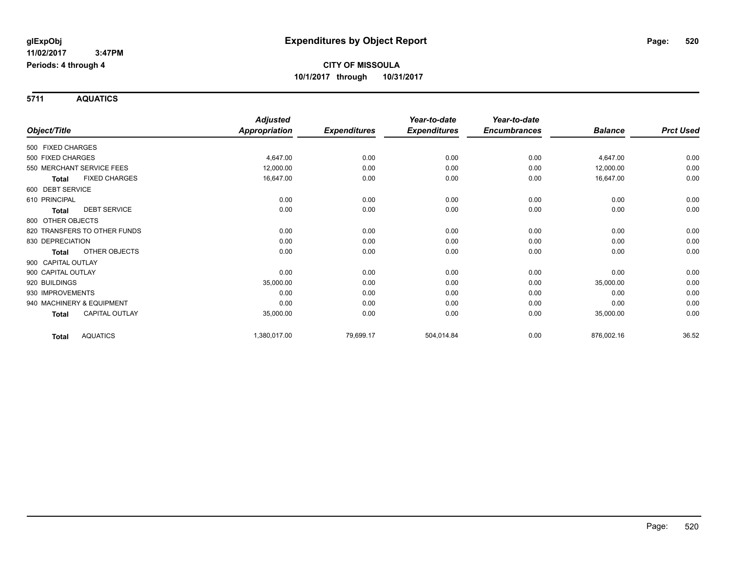# Expenditures by Object Report

glExpObj
11/02/2017 3:47PM
Periods: 4 through 4

**CITY OF MISSOULA**
**10/1/2017 through 10/31/2017**

## 5711 AQUATICS

| Object/Title | Adjusted Appropriation | Expenditures | Year-to-date Expenditures | Year-to-date Encumbrances | Balance | Prct Used |
|---|---|---|---|---|---|---|
| 500 FIXED CHARGES | | | | | | |
| 500 FIXED CHARGES | 4,647.00 | 0.00 | 0.00 | 0.00 | 4,647.00 | 0.00 |
| 550 MERCHANT SERVICE FEES | 12,000.00 | 0.00 | 0.00 | 0.00 | 12,000.00 | 0.00 |
| **Total** FIXED CHARGES | 16,647.00 | 0.00 | 0.00 | 0.00 | 16,647.00 | 0.00 |
| 600 DEBT SERVICE | | | | | | |
| 610 PRINCIPAL | 0.00 | 0.00 | 0.00 | 0.00 | 0.00 | 0.00 |
| **Total** DEBT SERVICE | 0.00 | 0.00 | 0.00 | 0.00 | 0.00 | 0.00 |
| 800 OTHER OBJECTS | | | | | | |
| 820 TRANSFERS TO OTHER FUNDS | 0.00 | 0.00 | 0.00 | 0.00 | 0.00 | 0.00 |
| 830 DEPRECIATION | 0.00 | 0.00 | 0.00 | 0.00 | 0.00 | 0.00 |
| **Total** OTHER OBJECTS | 0.00 | 0.00 | 0.00 | 0.00 | 0.00 | 0.00 |
| 900 CAPITAL OUTLAY | | | | | | |
| 900 CAPITAL OUTLAY | 0.00 | 0.00 | 0.00 | 0.00 | 0.00 | 0.00 |
| 920 BUILDINGS | 35,000.00 | 0.00 | 0.00 | 0.00 | 35,000.00 | 0.00 |
| 930 IMPROVEMENTS | 0.00 | 0.00 | 0.00 | 0.00 | 0.00 | 0.00 |
| 940 MACHINERY & EQUIPMENT | 0.00 | 0.00 | 0.00 | 0.00 | 0.00 | 0.00 |
| **Total** CAPITAL OUTLAY | 35,000.00 | 0.00 | 0.00 | 0.00 | 35,000.00 | 0.00 |
| **Total** AQUATICS | 1,380,017.00 | 79,699.17 | 504,014.84 | 0.00 | 876,002.16 | 36.52 |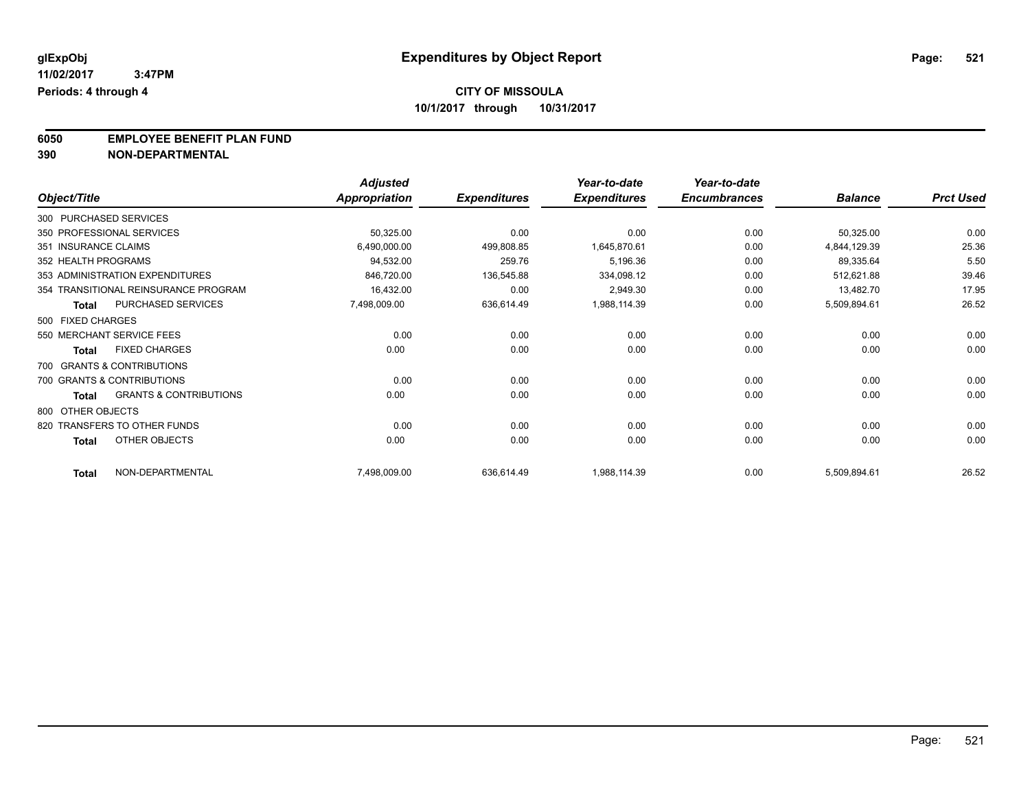# Expenditures by Object Report

glExpObj
11/02/2017 3:47PM
Periods: 4 through 4

**CITY OF MISSOULA**
**10/1/2017 through 10/31/2017**

**6050 EMPLOYEE BENEFIT PLAN FUND**
**390 NON-DEPARTMENTAL**

| Object/Title | Adjusted Appropriation | Expenditures | Year-to-date Expenditures | Year-to-date Encumbrances | Balance | Prct Used |
|---|---|---|---|---|---|---|
| 300 PURCHASED SERVICES | | | | | | |
| 350 PROFESSIONAL SERVICES | 50,325.00 | 0.00 | 0.00 | 0.00 | 50,325.00 | 0.00 |
| 351 INSURANCE CLAIMS | 6,490,000.00 | 499,808.85 | 1,645,870.61 | 0.00 | 4,844,129.39 | 25.36 |
| 352 HEALTH PROGRAMS | 94,532.00 | 259.76 | 5,196.36 | 0.00 | 89,335.64 | 5.50 |
| 353 ADMINISTRATION EXPENDITURES | 846,720.00 | 136,545.88 | 334,098.12 | 0.00 | 512,621.88 | 39.46 |
| 354 TRANSITIONAL REINSURANCE PROGRAM | 16,432.00 | 0.00 | 2,949.30 | 0.00 | 13,482.70 | 17.95 |
| **Total** PURCHASED SERVICES | 7,498,009.00 | 636,614.49 | 1,988,114.39 | 0.00 | 5,509,894.61 | 26.52 |
| 500 FIXED CHARGES | | | | | | |
| 550 MERCHANT SERVICE FEES | 0.00 | 0.00 | 0.00 | 0.00 | 0.00 | 0.00 |
| **Total** FIXED CHARGES | 0.00 | 0.00 | 0.00 | 0.00 | 0.00 | 0.00 |
| 700 GRANTS & CONTRIBUTIONS | | | | | | |
| 700 GRANTS & CONTRIBUTIONS | 0.00 | 0.00 | 0.00 | 0.00 | 0.00 | 0.00 |
| **Total** GRANTS & CONTRIBUTIONS | 0.00 | 0.00 | 0.00 | 0.00 | 0.00 | 0.00 |
| 800 OTHER OBJECTS | | | | | | |
| 820 TRANSFERS TO OTHER FUNDS | 0.00 | 0.00 | 0.00 | 0.00 | 0.00 | 0.00 |
| **Total** OTHER OBJECTS | 0.00 | 0.00 | 0.00 | 0.00 | 0.00 | 0.00 |
| **Total** NON-DEPARTMENTAL | 7,498,009.00 | 636,614.49 | 1,988,114.39 | 0.00 | 5,509,894.61 | 26.52 |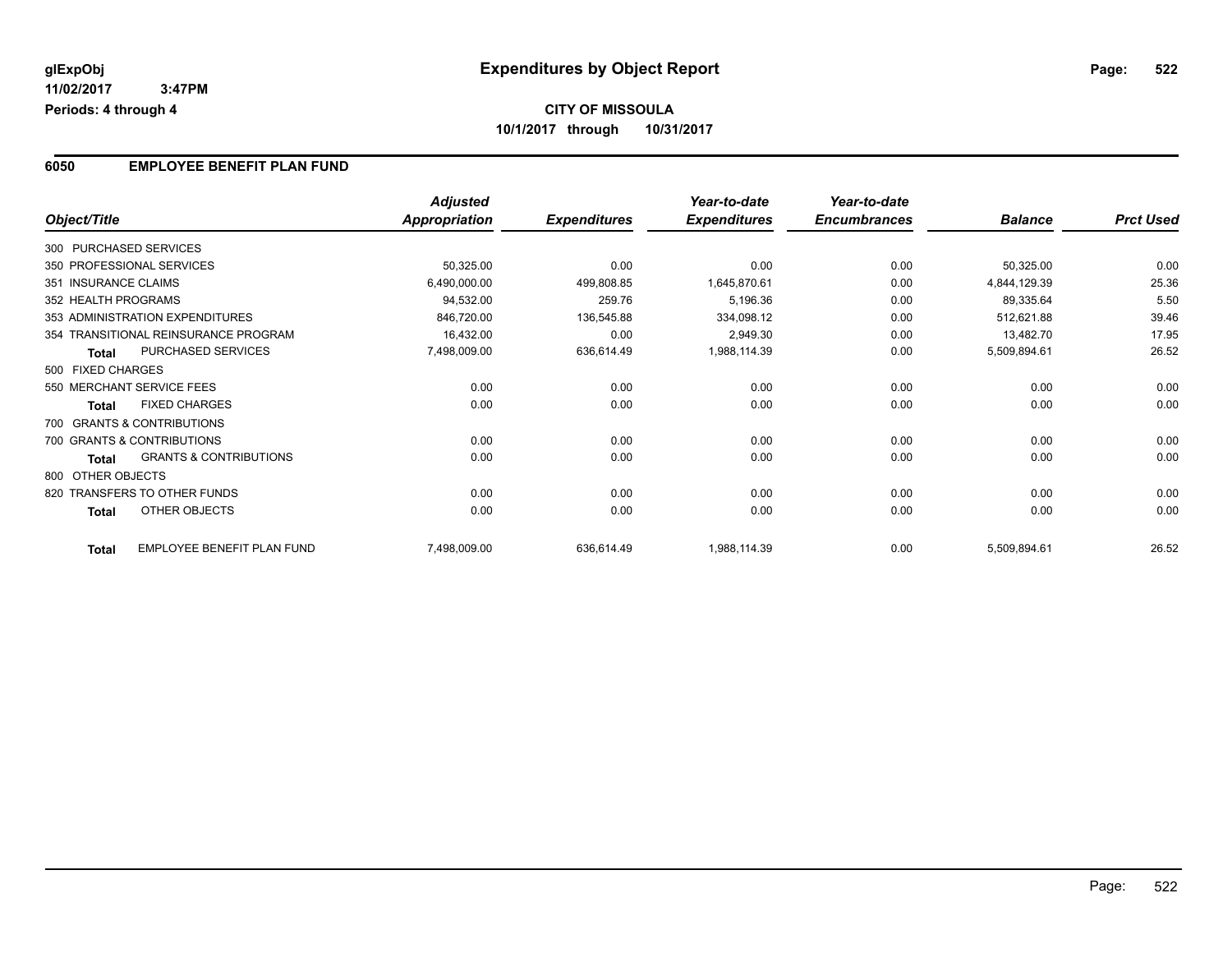# Expenditures by Object Report

glExpObj
11/02/2017 3:47PM
Periods: 4 through 4

**CITY OF MISSOULA**
**10/1/2017 through 10/31/2017**

## 6050 EMPLOYEE BENEFIT PLAN FUND

| Object/Title | | Adjusted Appropriation | Expenditures | Year-to-date Expenditures | Year-to-date Encumbrances | Balance | Prct Used |
|---|---|---|---|---|---|---|---|
| 300 PURCHASED SERVICES | | | | | | | |
| 350 PROFESSIONAL SERVICES | | 50,325.00 | 0.00 | 0.00 | 0.00 | 50,325.00 | 0.00 |
| 351 INSURANCE CLAIMS | | 6,490,000.00 | 499,808.85 | 1,645,870.61 | 0.00 | 4,844,129.39 | 25.36 |
| 352 HEALTH PROGRAMS | | 94,532.00 | 259.76 | 5,196.36 | 0.00 | 89,335.64 | 5.50 |
| 353 ADMINISTRATION EXPENDITURES | | 846,720.00 | 136,545.88 | 334,098.12 | 0.00 | 512,621.88 | 39.46 |
| 354 TRANSITIONAL REINSURANCE PROGRAM | | 16,432.00 | 0.00 | 2,949.30 | 0.00 | 13,482.70 | 17.95 |
| **Total** | PURCHASED SERVICES | 7,498,009.00 | 636,614.49 | 1,988,114.39 | 0.00 | 5,509,894.61 | 26.52 |
| 500 FIXED CHARGES | | | | | | | |
| 550 MERCHANT SERVICE FEES | | 0.00 | 0.00 | 0.00 | 0.00 | 0.00 | 0.00 |
| **Total** | FIXED CHARGES | 0.00 | 0.00 | 0.00 | 0.00 | 0.00 | 0.00 |
| 700 GRANTS & CONTRIBUTIONS | | | | | | | |
| 700 GRANTS & CONTRIBUTIONS | | 0.00 | 0.00 | 0.00 | 0.00 | 0.00 | 0.00 |
| **Total** | GRANTS & CONTRIBUTIONS | 0.00 | 0.00 | 0.00 | 0.00 | 0.00 | 0.00 |
| 800 OTHER OBJECTS | | | | | | | |
| 820 TRANSFERS TO OTHER FUNDS | | 0.00 | 0.00 | 0.00 | 0.00 | 0.00 | 0.00 |
| **Total** | OTHER OBJECTS | 0.00 | 0.00 | 0.00 | 0.00 | 0.00 | 0.00 |
| **Total** | EMPLOYEE BENEFIT PLAN FUND | 7,498,009.00 | 636,614.49 | 1,988,114.39 | 0.00 | 5,509,894.61 | 26.52 |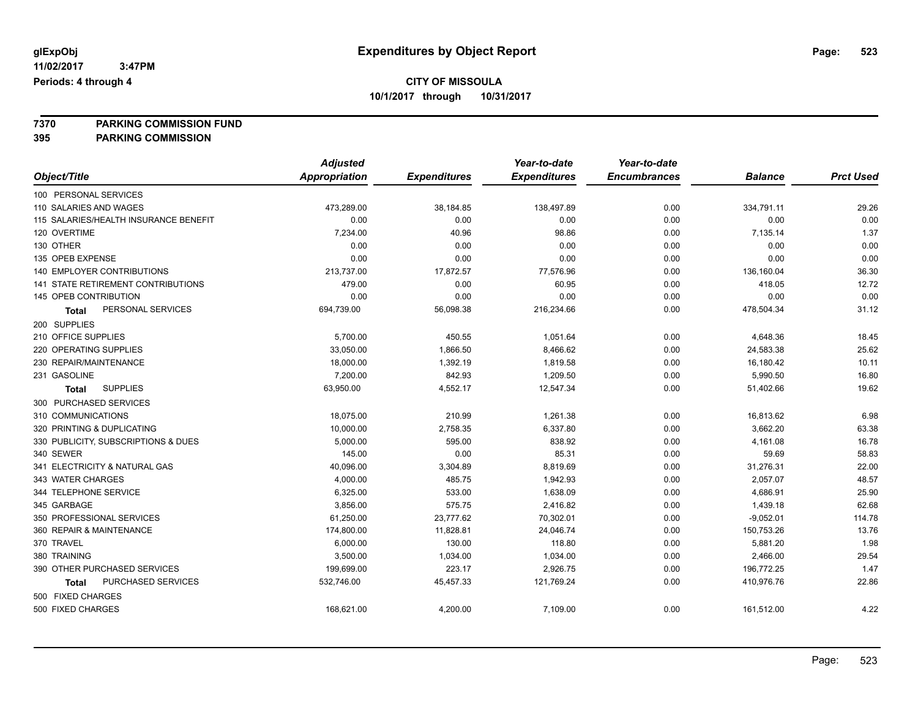**glExpObj** **Expenditures by Object Report**

**11/02/2017 3:47PM**

**Periods: 4 through 4**

**CITY OF MISSOULA**

**10/1/2017 through 10/31/2017**

**7370 PARKING COMMISSION FUND**

**395 PARKING COMMISSION**

| Object/Title | Adjusted Appropriation | Expenditures | Year-to-date Expenditures | Year-to-date Encumbrances | Balance | Prct Used |
|---|---|---|---|---|---|---|
| 100 PERSONAL SERVICES | | | | | | |
| 110 SALARIES AND WAGES | 473,289.00 | 38,184.85 | 138,497.89 | 0.00 | 334,791.11 | 29.26 |
| 115 SALARIES/HEALTH INSURANCE BENEFIT | 0.00 | 0.00 | 0.00 | 0.00 | 0.00 | 0.00 |
| 120 OVERTIME | 7,234.00 | 40.96 | 98.86 | 0.00 | 7,135.14 | 1.37 |
| 130 OTHER | 0.00 | 0.00 | 0.00 | 0.00 | 0.00 | 0.00 |
| 135 OPEB EXPENSE | 0.00 | 0.00 | 0.00 | 0.00 | 0.00 | 0.00 |
| 140 EMPLOYER CONTRIBUTIONS | 213,737.00 | 17,872.57 | 77,576.96 | 0.00 | 136,160.04 | 36.30 |
| 141 STATE RETIREMENT CONTRIBUTIONS | 479.00 | 0.00 | 60.95 | 0.00 | 418.05 | 12.72 |
| 145 OPEB CONTRIBUTION | 0.00 | 0.00 | 0.00 | 0.00 | 0.00 | 0.00 |
| **Total** PERSONAL SERVICES | 694,739.00 | 56,098.38 | 216,234.66 | 0.00 | 478,504.34 | 31.12 |
| 200 SUPPLIES | | | | | | |
| 210 OFFICE SUPPLIES | 5,700.00 | 450.55 | 1,051.64 | 0.00 | 4,648.36 | 18.45 |
| 220 OPERATING SUPPLIES | 33,050.00 | 1,866.50 | 8,466.62 | 0.00 | 24,583.38 | 25.62 |
| 230 REPAIR/MAINTENANCE | 18,000.00 | 1,392.19 | 1,819.58 | 0.00 | 16,180.42 | 10.11 |
| 231 GASOLINE | 7,200.00 | 842.93 | 1,209.50 | 0.00 | 5,990.50 | 16.80 |
| **Total** SUPPLIES | 63,950.00 | 4,552.17 | 12,547.34 | 0.00 | 51,402.66 | 19.62 |
| 300 PURCHASED SERVICES | | | | | | |
| 310 COMMUNICATIONS | 18,075.00 | 210.99 | 1,261.38 | 0.00 | 16,813.62 | 6.98 |
| 320 PRINTING & DUPLICATING | 10,000.00 | 2,758.35 | 6,337.80 | 0.00 | 3,662.20 | 63.38 |
| 330 PUBLICITY, SUBSCRIPTIONS & DUES | 5,000.00 | 595.00 | 838.92 | 0.00 | 4,161.08 | 16.78 |
| 340 SEWER | 145.00 | 0.00 | 85.31 | 0.00 | 59.69 | 58.83 |
| 341 ELECTRICITY & NATURAL GAS | 40,096.00 | 3,304.89 | 8,819.69 | 0.00 | 31,276.31 | 22.00 |
| 343 WATER CHARGES | 4,000.00 | 485.75 | 1,942.93 | 0.00 | 2,057.07 | 48.57 |
| 344 TELEPHONE SERVICE | 6,325.00 | 533.00 | 1,638.09 | 0.00 | 4,686.91 | 25.90 |
| 345 GARBAGE | 3,856.00 | 575.75 | 2,416.82 | 0.00 | 1,439.18 | 62.68 |
| 350 PROFESSIONAL SERVICES | 61,250.00 | 23,777.62 | 70,302.01 | 0.00 | -9,052.01 | 114.78 |
| 360 REPAIR & MAINTENANCE | 174,800.00 | 11,828.81 | 24,046.74 | 0.00 | 150,753.26 | 13.76 |
| 370 TRAVEL | 6,000.00 | 130.00 | 118.80 | 0.00 | 5,881.20 | 1.98 |
| 380 TRAINING | 3,500.00 | 1,034.00 | 1,034.00 | 0.00 | 2,466.00 | 29.54 |
| 390 OTHER PURCHASED SERVICES | 199,699.00 | 223.17 | 2,926.75 | 0.00 | 196,772.25 | 1.47 |
| **Total** PURCHASED SERVICES | 532,746.00 | 45,457.33 | 121,769.24 | 0.00 | 410,976.76 | 22.86 |
| 500 FIXED CHARGES | | | | | | |
| 500 FIXED CHARGES | 168,621.00 | 4,200.00 | 7,109.00 | 0.00 | 161,512.00 | 4.22 |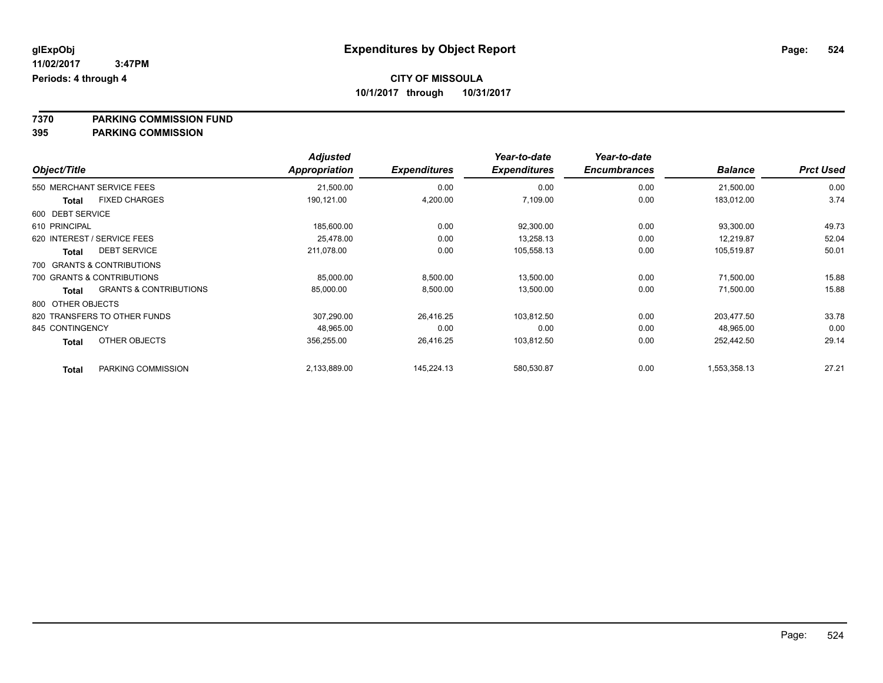**glExpObj** **Expenditures by Object Report**

**11/02/2017 3:47PM**

**Periods: 4 through 4**

**CITY OF MISSOULA**

**10/1/2017 through 10/31/2017**

**7370 PARKING COMMISSION FUND**

**395 PARKING COMMISSION**

| Object/Title | | Adjusted Appropriation | Expenditures | Year-to-date Expenditures | Year-to-date Encumbrances | Balance | Prct Used |
|---|---|---|---|---|---|---|---|
| 550 MERCHANT SERVICE FEES | | 21,500.00 | 0.00 | 0.00 | 0.00 | 21,500.00 | 0.00 |
| **Total** | FIXED CHARGES | 190,121.00 | 4,200.00 | 7,109.00 | 0.00 | 183,012.00 | 3.74 |
| 600 DEBT SERVICE | | | | | | | |
| 610 PRINCIPAL | | 185,600.00 | 0.00 | 92,300.00 | 0.00 | 93,300.00 | 49.73 |
| 620 INTEREST / SERVICE FEES | | 25,478.00 | 0.00 | 13,258.13 | 0.00 | 12,219.87 | 52.04 |
| **Total** | DEBT SERVICE | 211,078.00 | 0.00 | 105,558.13 | 0.00 | 105,519.87 | 50.01 |
| 700 GRANTS & CONTRIBUTIONS | | | | | | | |
| 700 GRANTS & CONTRIBUTIONS | | 85,000.00 | 8,500.00 | 13,500.00 | 0.00 | 71,500.00 | 15.88 |
| **Total** | GRANTS & CONTRIBUTIONS | 85,000.00 | 8,500.00 | 13,500.00 | 0.00 | 71,500.00 | 15.88 |
| 800 OTHER OBJECTS | | | | | | | |
| 820 TRANSFERS TO OTHER FUNDS | | 307,290.00 | 26,416.25 | 103,812.50 | 0.00 | 203,477.50 | 33.78 |
| 845 CONTINGENCY | | 48,965.00 | 0.00 | 0.00 | 0.00 | 48,965.00 | 0.00 |
| **Total** | OTHER OBJECTS | 356,255.00 | 26,416.25 | 103,812.50 | 0.00 | 252,442.50 | 29.14 |
| **Total** | PARKING COMMISSION | 2,133,889.00 | 145,224.13 | 580,530.87 | 0.00 | 1,553,358.13 | 27.21 |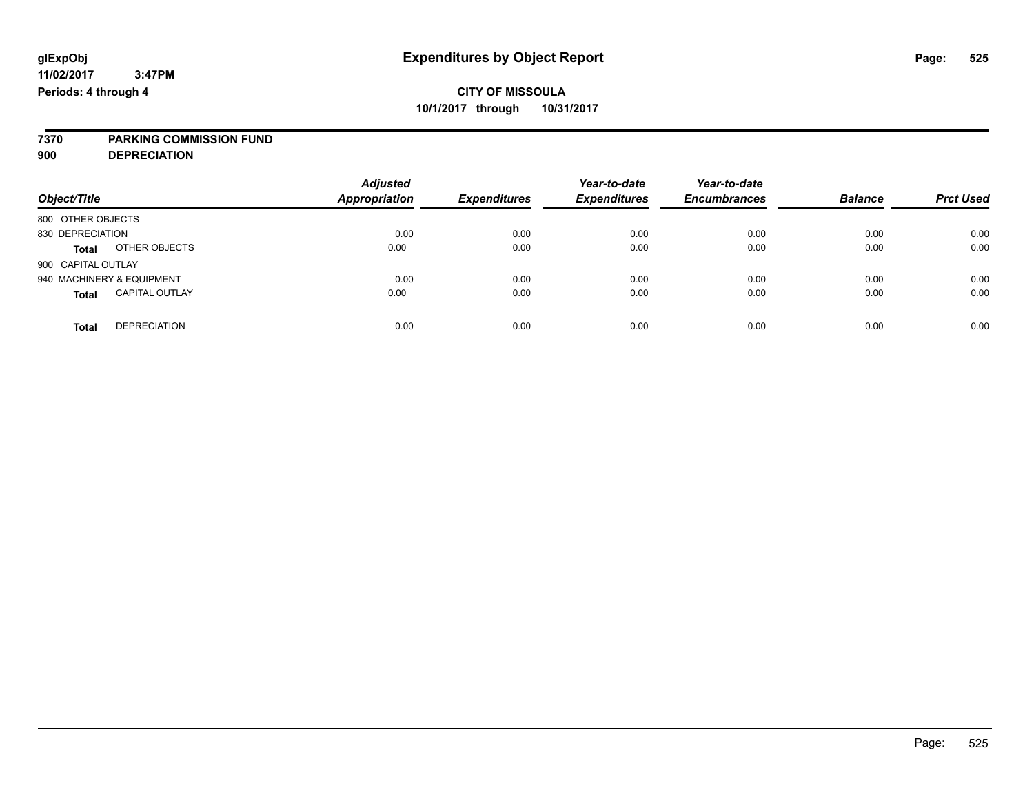**CITY OF MISSOULA**

**10/1/2017 through 10/31/2017**

**Periods: 4 through 4**

# Expenditures by Object Report

**7370 PARKING COMMISSION FUND**

**900 DEPRECIATION**

| Object/Title | | Adjusted Appropriation | Expenditures | Year-to-date Expenditures | Year-to-date Encumbrances | Balance | Prct Used |
|---|---|---|---|---|---|---|---|
| 800 OTHER OBJECTS | | | | | | | |
| 830 DEPRECIATION | | 0.00 | 0.00 | 0.00 | 0.00 | 0.00 | 0.00 |
| **Total** | OTHER OBJECTS | 0.00 | 0.00 | 0.00 | 0.00 | 0.00 | 0.00 |
| 900 CAPITAL OUTLAY | | | | | | | |
| 940 MACHINERY & EQUIPMENT | | 0.00 | 0.00 | 0.00 | 0.00 | 0.00 | 0.00 |
| **Total** | CAPITAL OUTLAY | 0.00 | 0.00 | 0.00 | 0.00 | 0.00 | 0.00 |
| **Total** | DEPRECIATION | 0.00 | 0.00 | 0.00 | 0.00 | 0.00 | 0.00 |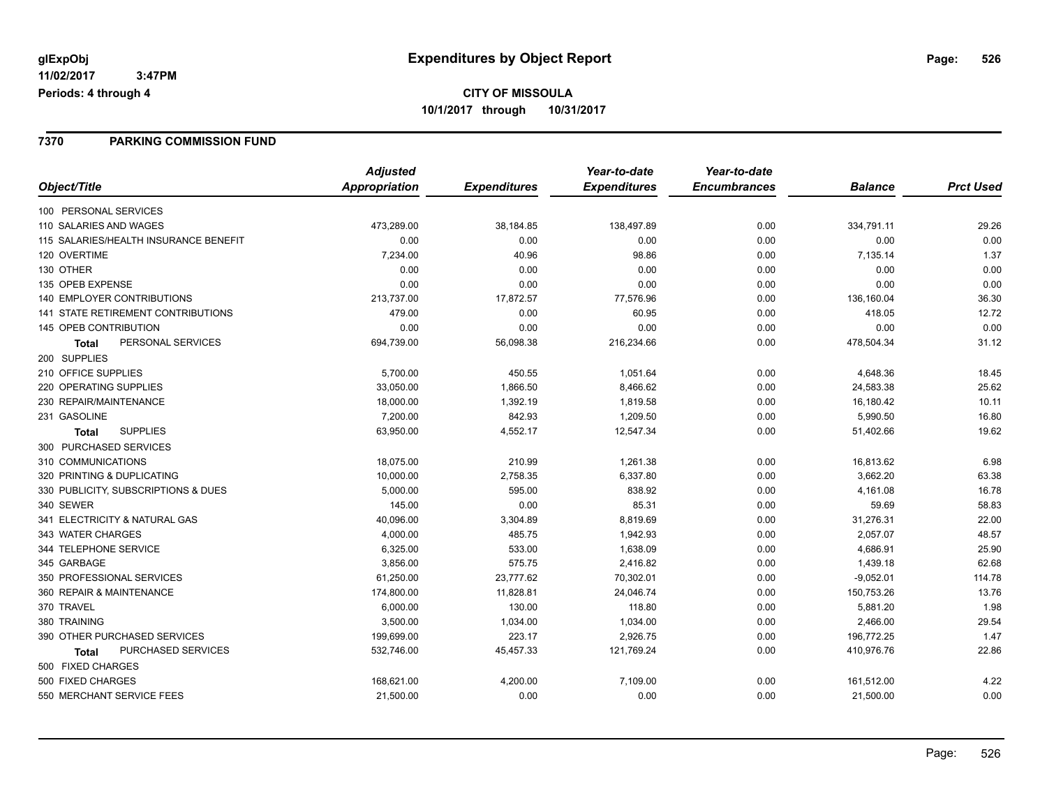glExpObj
11/02/2017 3:47PM
Periods: 4 through 4

# Expenditures by Object Report

**CITY OF MISSOULA**
**10/1/2017 through 10/31/2017**

## 7370 PARKING COMMISSION FUND

| Object/Title | Adjusted Appropriation | Expenditures | Year-to-date Expenditures | Year-to-date Encumbrances | Balance | Prct Used |
|---|---|---|---|---|---|---|
| 100 PERSONAL SERVICES | | | | | | |
| 110 SALARIES AND WAGES | 473,289.00 | 38,184.85 | 138,497.89 | 0.00 | 334,791.11 | 29.26 |
| 115 SALARIES/HEALTH INSURANCE BENEFIT | 0.00 | 0.00 | 0.00 | 0.00 | 0.00 | 0.00 |
| 120 OVERTIME | 7,234.00 | 40.96 | 98.86 | 0.00 | 7,135.14 | 1.37 |
| 130 OTHER | 0.00 | 0.00 | 0.00 | 0.00 | 0.00 | 0.00 |
| 135 OPEB EXPENSE | 0.00 | 0.00 | 0.00 | 0.00 | 0.00 | 0.00 |
| 140 EMPLOYER CONTRIBUTIONS | 213,737.00 | 17,872.57 | 77,576.96 | 0.00 | 136,160.04 | 36.30 |
| 141 STATE RETIREMENT CONTRIBUTIONS | 479.00 | 0.00 | 60.95 | 0.00 | 418.05 | 12.72 |
| 145 OPEB CONTRIBUTION | 0.00 | 0.00 | 0.00 | 0.00 | 0.00 | 0.00 |
| **Total** PERSONAL SERVICES | 694,739.00 | 56,098.38 | 216,234.66 | 0.00 | 478,504.34 | 31.12 |
| 200 SUPPLIES | | | | | | |
| 210 OFFICE SUPPLIES | 5,700.00 | 450.55 | 1,051.64 | 0.00 | 4,648.36 | 18.45 |
| 220 OPERATING SUPPLIES | 33,050.00 | 1,866.50 | 8,466.62 | 0.00 | 24,583.38 | 25.62 |
| 230 REPAIR/MAINTENANCE | 18,000.00 | 1,392.19 | 1,819.58 | 0.00 | 16,180.42 | 10.11 |
| 231 GASOLINE | 7,200.00 | 842.93 | 1,209.50 | 0.00 | 5,990.50 | 16.80 |
| **Total** SUPPLIES | 63,950.00 | 4,552.17 | 12,547.34 | 0.00 | 51,402.66 | 19.62 |
| 300 PURCHASED SERVICES | | | | | | |
| 310 COMMUNICATIONS | 18,075.00 | 210.99 | 1,261.38 | 0.00 | 16,813.62 | 6.98 |
| 320 PRINTING & DUPLICATING | 10,000.00 | 2,758.35 | 6,337.80 | 0.00 | 3,662.20 | 63.38 |
| 330 PUBLICITY, SUBSCRIPTIONS & DUES | 5,000.00 | 595.00 | 838.92 | 0.00 | 4,161.08 | 16.78 |
| 340 SEWER | 145.00 | 0.00 | 85.31 | 0.00 | 59.69 | 58.83 |
| 341 ELECTRICITY & NATURAL GAS | 40,096.00 | 3,304.89 | 8,819.69 | 0.00 | 31,276.31 | 22.00 |
| 343 WATER CHARGES | 4,000.00 | 485.75 | 1,942.93 | 0.00 | 2,057.07 | 48.57 |
| 344 TELEPHONE SERVICE | 6,325.00 | 533.00 | 1,638.09 | 0.00 | 4,686.91 | 25.90 |
| 345 GARBAGE | 3,856.00 | 575.75 | 2,416.82 | 0.00 | 1,439.18 | 62.68 |
| 350 PROFESSIONAL SERVICES | 61,250.00 | 23,777.62 | 70,302.01 | 0.00 | -9,052.01 | 114.78 |
| 360 REPAIR & MAINTENANCE | 174,800.00 | 11,828.81 | 24,046.74 | 0.00 | 150,753.26 | 13.76 |
| 370 TRAVEL | 6,000.00 | 130.00 | 118.80 | 0.00 | 5,881.20 | 1.98 |
| 380 TRAINING | 3,500.00 | 1,034.00 | 1,034.00 | 0.00 | 2,466.00 | 29.54 |
| 390 OTHER PURCHASED SERVICES | 199,699.00 | 223.17 | 2,926.75 | 0.00 | 196,772.25 | 1.47 |
| **Total** PURCHASED SERVICES | 532,746.00 | 45,457.33 | 121,769.24 | 0.00 | 410,976.76 | 22.86 |
| 500 FIXED CHARGES | | | | | | |
| 500 FIXED CHARGES | 168,621.00 | 4,200.00 | 7,109.00 | 0.00 | 161,512.00 | 4.22 |
| 550 MERCHANT SERVICE FEES | 21,500.00 | 0.00 | 0.00 | 0.00 | 21,500.00 | 0.00 |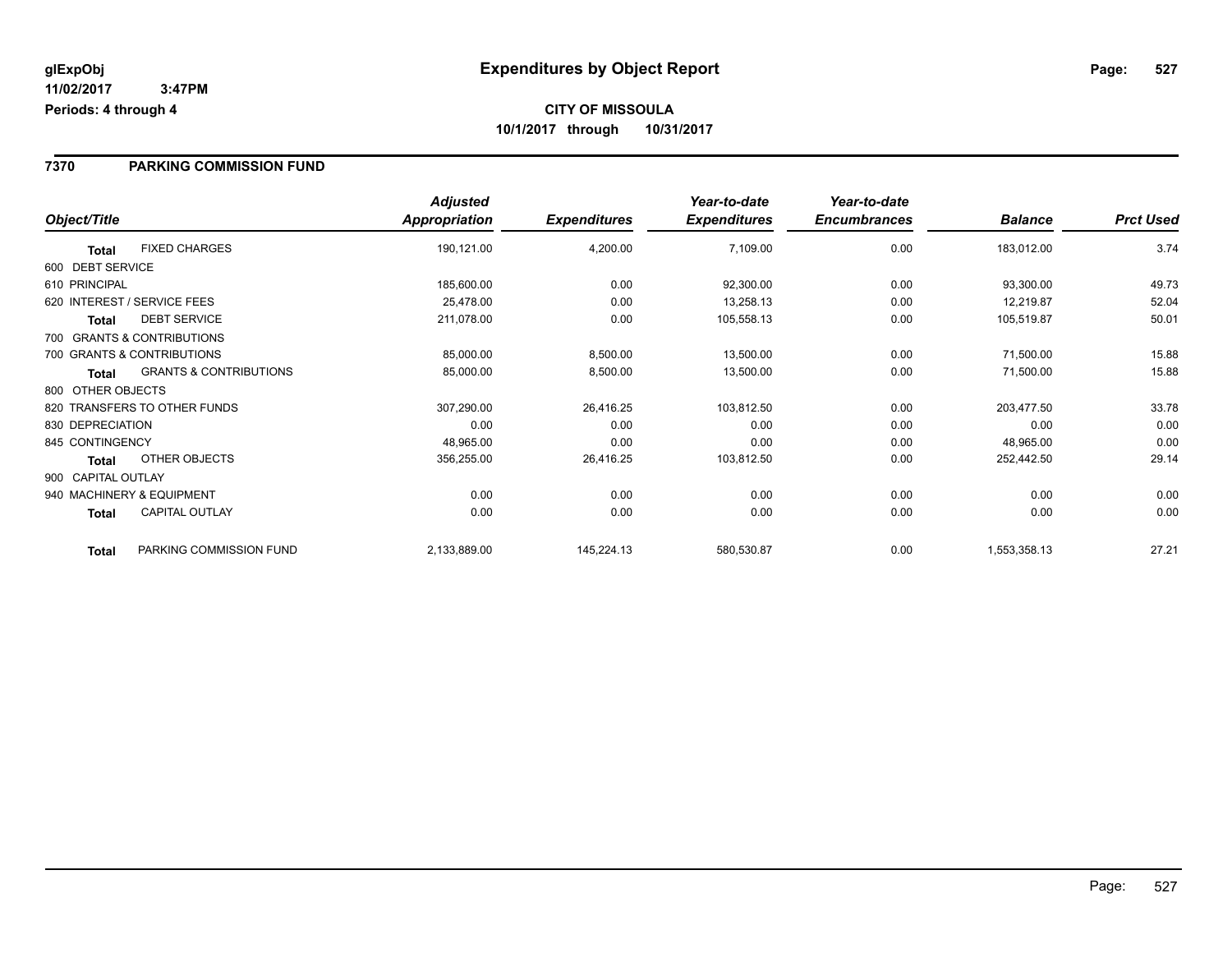# Expenditures by Object Report

glExpObj
11/02/2017 3:47PM
Periods: 4 through 4

**CITY OF MISSOULA**
**10/1/2017 through 10/31/2017**

## 7370 PARKING COMMISSION FUND

| Object/Title | | Adjusted Appropriation | Expenditures | Year-to-date Expenditures | Year-to-date Encumbrances | Balance | Prct Used |
|---|---|---|---|---|---|---|---|
| **Total** | FIXED CHARGES | 190,121.00 | 4,200.00 | 7,109.00 | 0.00 | 183,012.00 | 3.74 |
| 600 DEBT SERVICE | | | | | | | |
| 610 PRINCIPAL | | 185,600.00 | 0.00 | 92,300.00 | 0.00 | 93,300.00 | 49.73 |
| 620 INTEREST / SERVICE FEES | | 25,478.00 | 0.00 | 13,258.13 | 0.00 | 12,219.87 | 52.04 |
| **Total** | DEBT SERVICE | 211,078.00 | 0.00 | 105,558.13 | 0.00 | 105,519.87 | 50.01 |
| 700 GRANTS & CONTRIBUTIONS | | | | | | | |
| 700 GRANTS & CONTRIBUTIONS | | 85,000.00 | 8,500.00 | 13,500.00 | 0.00 | 71,500.00 | 15.88 |
| **Total** | GRANTS & CONTRIBUTIONS | 85,000.00 | 8,500.00 | 13,500.00 | 0.00 | 71,500.00 | 15.88 |
| 800 OTHER OBJECTS | | | | | | | |
| 820 TRANSFERS TO OTHER FUNDS | | 307,290.00 | 26,416.25 | 103,812.50 | 0.00 | 203,477.50 | 33.78 |
| 830 DEPRECIATION | | 0.00 | 0.00 | 0.00 | 0.00 | 0.00 | 0.00 |
| 845 CONTINGENCY | | 48,965.00 | 0.00 | 0.00 | 0.00 | 48,965.00 | 0.00 |
| **Total** | OTHER OBJECTS | 356,255.00 | 26,416.25 | 103,812.50 | 0.00 | 252,442.50 | 29.14 |
| 900 CAPITAL OUTLAY | | | | | | | |
| 940 MACHINERY & EQUIPMENT | | 0.00 | 0.00 | 0.00 | 0.00 | 0.00 | 0.00 |
| **Total** | CAPITAL OUTLAY | 0.00 | 0.00 | 0.00 | 0.00 | 0.00 | 0.00 |
| **Total** | PARKING COMMISSION FUND | 2,133,889.00 | 145,224.13 | 580,530.87 | 0.00 | 1,553,358.13 | 27.21 |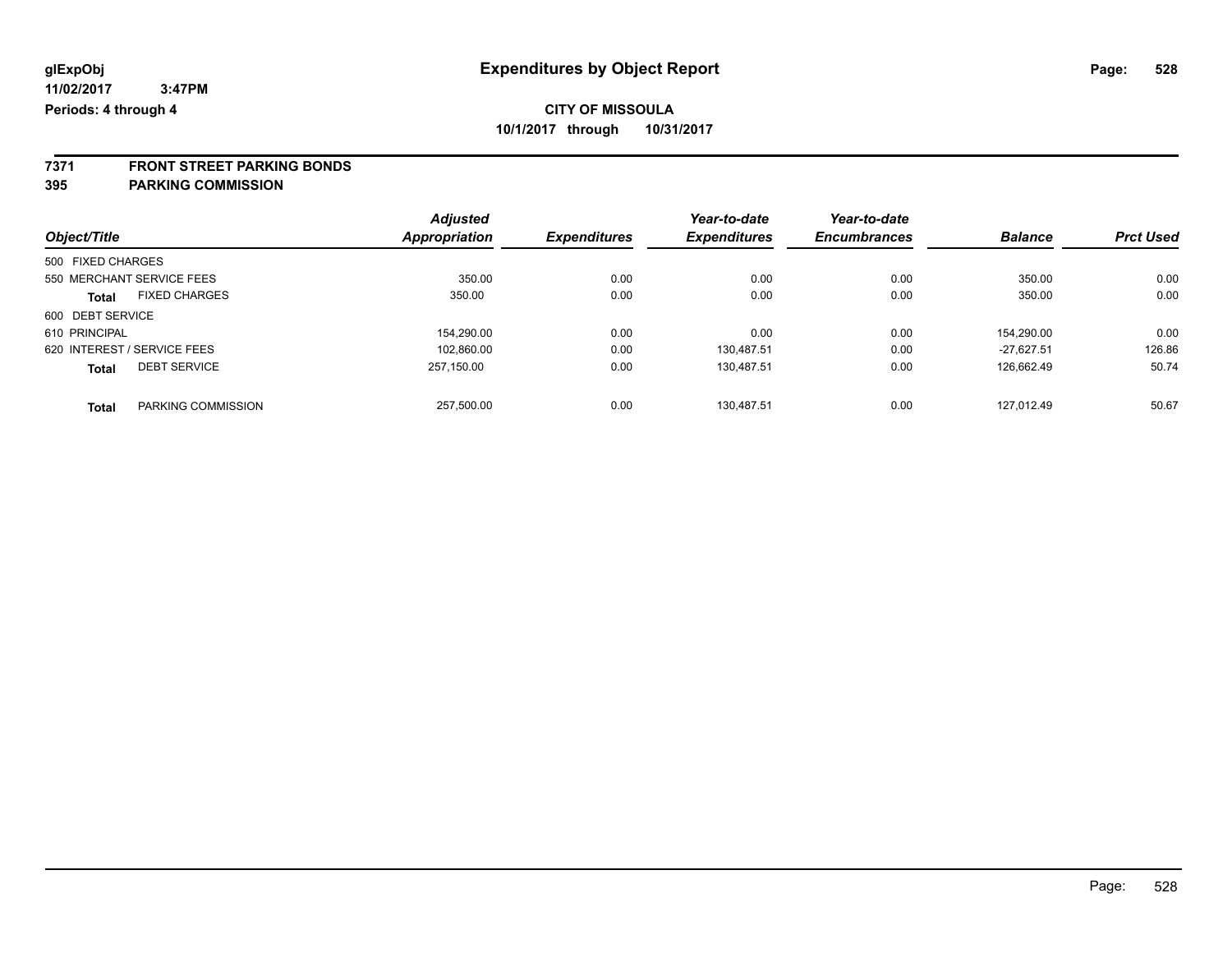**glExpObj** **Expenditures by Object Report**

**11/02/2017 3:47PM**

**Periods: 4 through 4**

**CITY OF MISSOULA**

**10/1/2017 through 10/31/2017**

**7371 FRONT STREET PARKING BONDS**

**395 PARKING COMMISSION**

| Object/Title | | Adjusted Appropriation | Expenditures | Year-to-date Expenditures | Year-to-date Encumbrances | Balance | Prct Used |
|---|---|---|---|---|---|---|---|
| 500 FIXED CHARGES | | | | | | | |
| 550 MERCHANT SERVICE FEES | | 350.00 | 0.00 | 0.00 | 0.00 | 350.00 | 0.00 |
| **Total** | FIXED CHARGES | 350.00 | 0.00 | 0.00 | 0.00 | 350.00 | 0.00 |
| 600 DEBT SERVICE | | | | | | | |
| 610 PRINCIPAL | | 154,290.00 | 0.00 | 0.00 | 0.00 | 154,290.00 | 0.00 |
| 620 INTEREST / SERVICE FEES | | 102,860.00 | 0.00 | 130,487.51 | 0.00 | -27,627.51 | 126.86 |
| **Total** | DEBT SERVICE | 257,150.00 | 0.00 | 130,487.51 | 0.00 | 126,662.49 | 50.74 |
| **Total** | PARKING COMMISSION | 257,500.00 | 0.00 | 130,487.51 | 0.00 | 127,012.49 | 50.67 |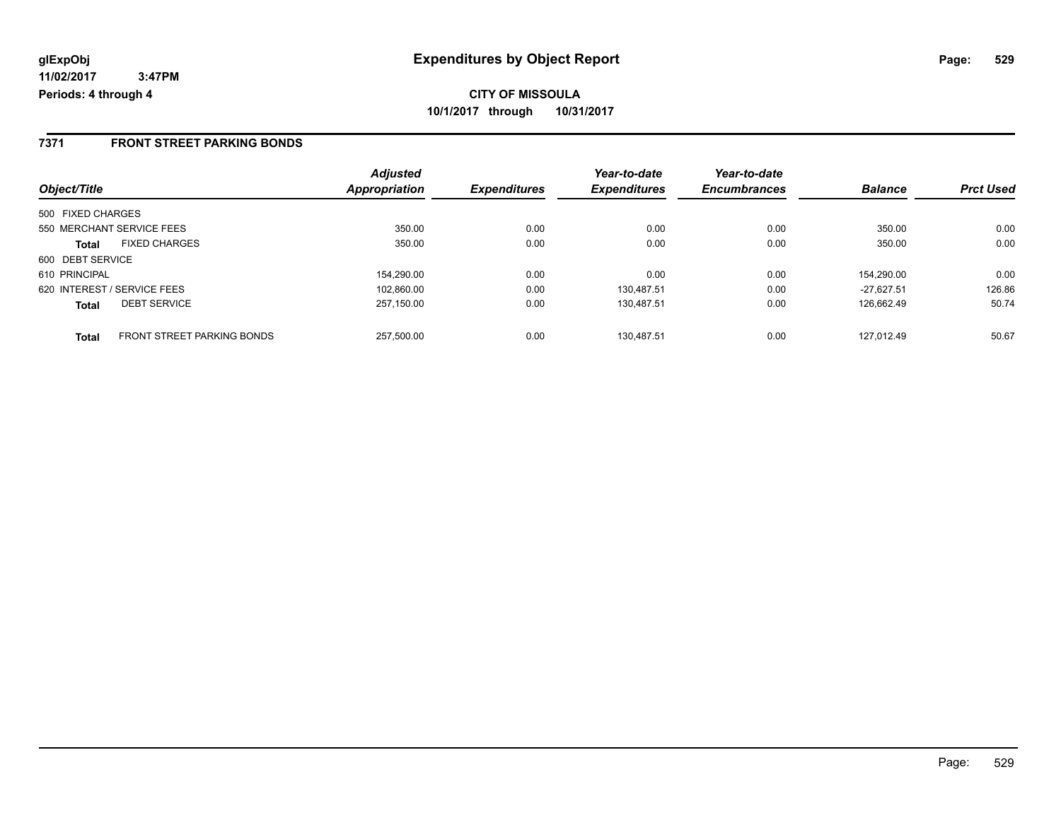**glExpObj** **Expenditures by Object Report**

**11/02/2017 3:47PM**

**Periods: 4 through 4**

**CITY OF MISSOULA**

**10/1/2017 through 10/31/2017**

## 7371 FRONT STREET PARKING BONDS

| Object/Title | | Adjusted Appropriation | Expenditures | Year-to-date Expenditures | Year-to-date Encumbrances | Balance | Prct Used |
|---|---|---|---|---|---|---|---|
| 500 FIXED CHARGES | | | | | | | |
| 550 MERCHANT SERVICE FEES | | 350.00 | 0.00 | 0.00 | 0.00 | 350.00 | 0.00 |
| **Total** | FIXED CHARGES | 350.00 | 0.00 | 0.00 | 0.00 | 350.00 | 0.00 |
| 600 DEBT SERVICE | | | | | | | |
| 610 PRINCIPAL | | 154,290.00 | 0.00 | 0.00 | 0.00 | 154,290.00 | 0.00 |
| 620 INTEREST / SERVICE FEES | | 102,860.00 | 0.00 | 130,487.51 | 0.00 | -27,627.51 | 126.86 |
| **Total** | DEBT SERVICE | 257,150.00 | 0.00 | 130,487.51 | 0.00 | 126,662.49 | 50.74 |
| **Total** | FRONT STREET PARKING BONDS | 257,500.00 | 0.00 | 130,487.51 | 0.00 | 127,012.49 | 50.67 |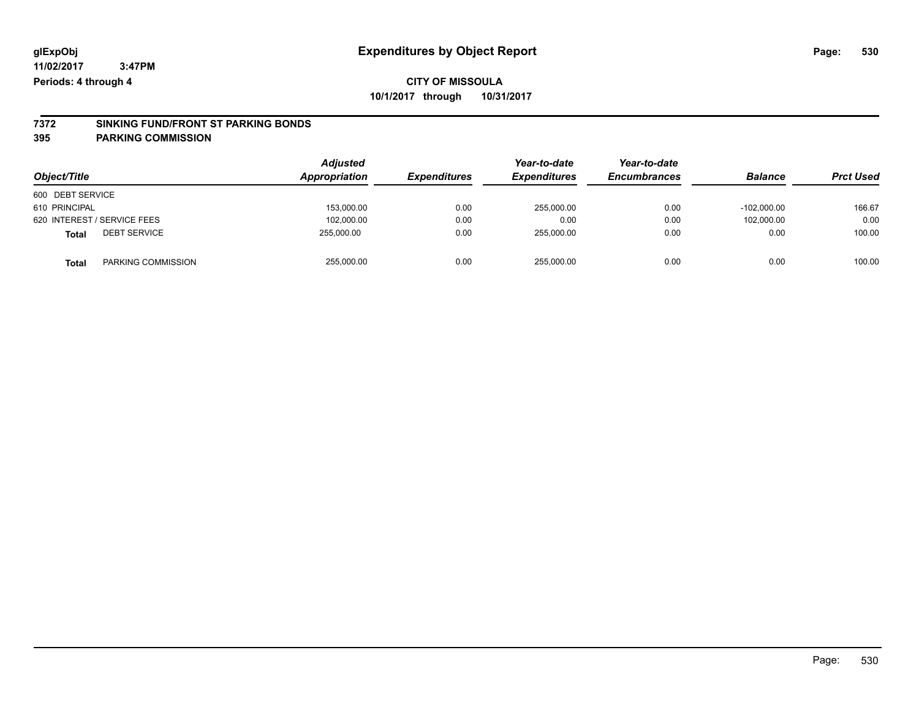**glExpObj** **Expenditures by Object Report**

**11/02/2017 3:47PM**

**Periods: 4 through 4**

**CITY OF MISSOULA**

**10/1/2017 through 10/31/2017**

## 7372 SINKING FUND/FRONT ST PARKING BONDS
## 395 PARKING COMMISSION

| Object/Title | Adjusted Appropriation | Expenditures | Year-to-date Expenditures | Year-to-date Encumbrances | Balance | Prct Used |
|---|---|---|---|---|---|---|
| 600 DEBT SERVICE | | | | | | |
| 610 PRINCIPAL | 153,000.00 | 0.00 | 255,000.00 | 0.00 | -102,000.00 | 166.67 |
| 620 INTEREST / SERVICE FEES | 102,000.00 | 0.00 | 0.00 | 0.00 | 102,000.00 | 0.00 |
| **Total** DEBT SERVICE | 255,000.00 | 0.00 | 255,000.00 | 0.00 | 0.00 | 100.00 |
| **Total** PARKING COMMISSION | 255,000.00 | 0.00 | 255,000.00 | 0.00 | 0.00 | 100.00 |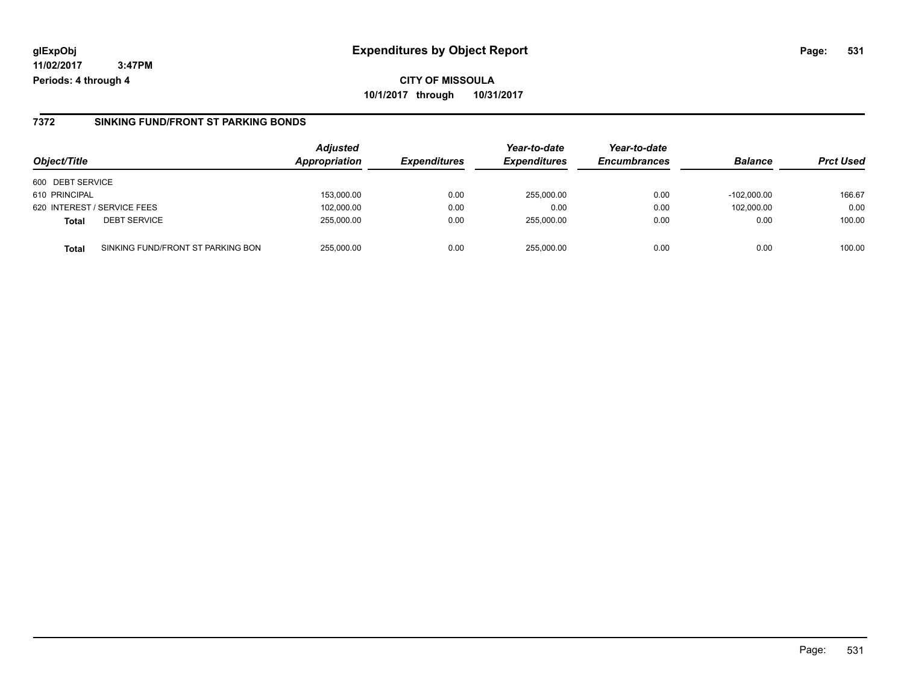**glExpObj**
**11/02/2017 3:47PM**
**Periods: 4 through 4**

# Expenditures by Object Report

**CITY OF MISSOULA**
**10/1/2017 through 10/31/2017**

## 7372 SINKING FUND/FRONT ST PARKING BONDS

| Object/Title | | Adjusted Appropriation | Expenditures | Year-to-date Expenditures | Year-to-date Encumbrances | Balance | Prct Used |
|---|---|---|---|---|---|---|---|
| 600 DEBT SERVICE | | | | | | | |
| 610 PRINCIPAL | | 153,000.00 | 0.00 | 255,000.00 | 0.00 | -102,000.00 | 166.67 |
| 620 INTEREST / SERVICE FEES | | 102,000.00 | 0.00 | 0.00 | 0.00 | 102,000.00 | 0.00 |
| **Total** | DEBT SERVICE | 255,000.00 | 0.00 | 255,000.00 | 0.00 | 0.00 | 100.00 |
| **Total** | SINKING FUND/FRONT ST PARKING BON | 255,000.00 | 0.00 | 255,000.00 | 0.00 | 0.00 | 100.00 |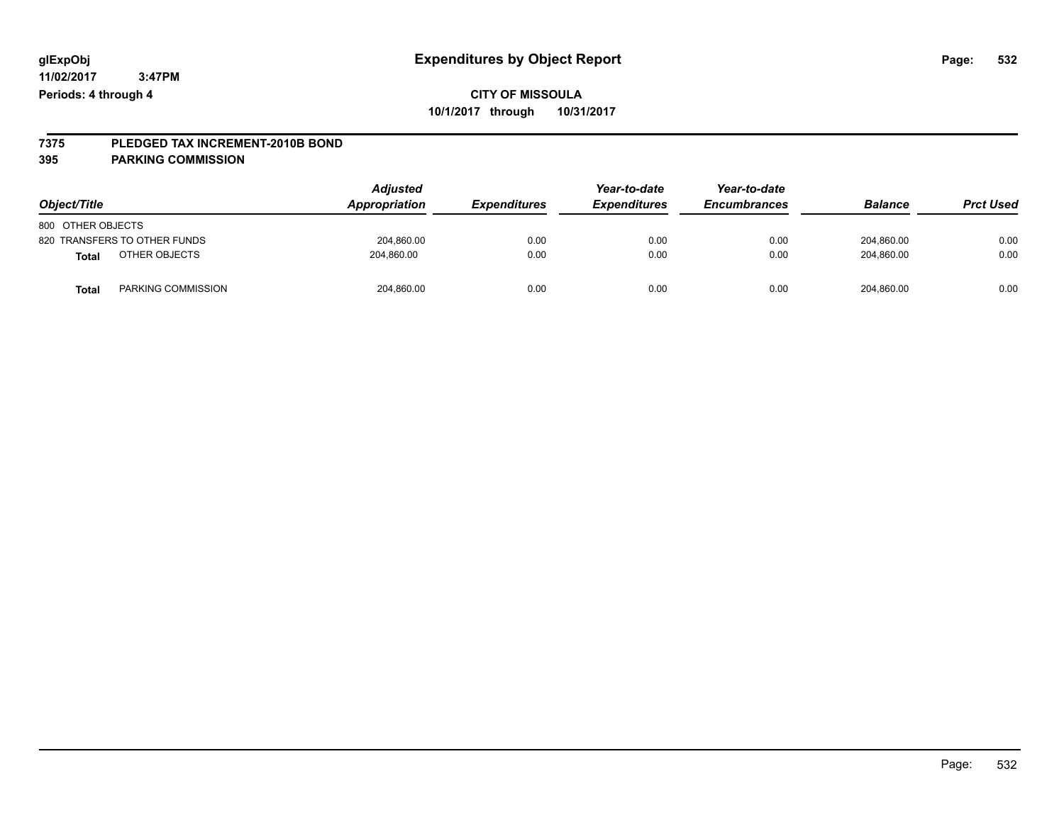**glExpObj**
**11/02/2017 3:47PM**
**Periods: 4 through 4**

# Expenditures by Object Report

**CITY OF MISSOULA**
**10/1/2017 through 10/31/2017**

## 7375 PLEDGED TAX INCREMENT-2010B BOND
## 395 PARKING COMMISSION

| Object/Title | Adjusted Appropriation | Expenditures | Year-to-date Expenditures | Year-to-date Encumbrances | Balance | Prct Used |
|---|---|---|---|---|---|---|
| 800 OTHER OBJECTS | | | | | | |
| 820 TRANSFERS TO OTHER FUNDS | 204,860.00 | 0.00 | 0.00 | 0.00 | 204,860.00 | 0.00 |
| **Total** OTHER OBJECTS | 204,860.00 | 0.00 | 0.00 | 0.00 | 204,860.00 | 0.00 |
| **Total** PARKING COMMISSION | 204,860.00 | 0.00 | 0.00 | 0.00 | 204,860.00 | 0.00 |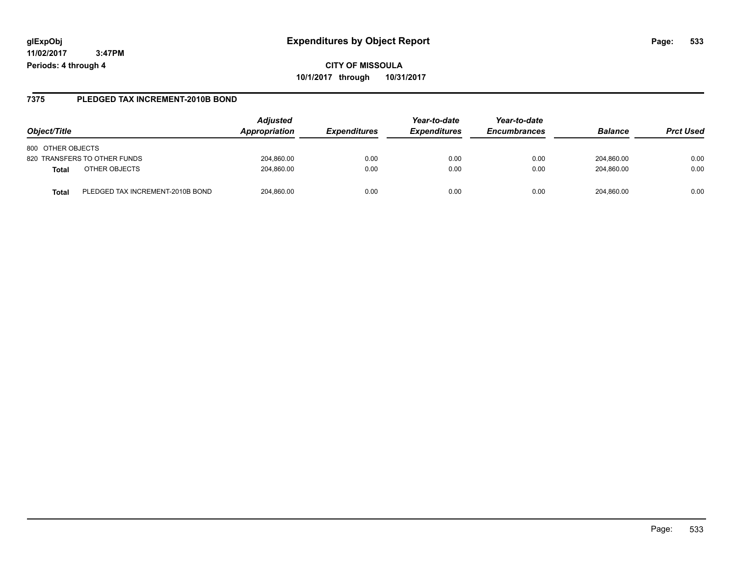# Expenditures by Object Report

glExpObj
11/02/2017 3:47PM
Periods: 4 through 4

**CITY OF MISSOULA**
**10/1/2017 through 10/31/2017**

## 7375 PLEDGED TAX INCREMENT-2010B BOND

| Object/Title | Adjusted Appropriation | Expenditures | Year-to-date Expenditures | Year-to-date Encumbrances | Balance | Prct Used |
|---|---|---|---|---|---|---|
| 800 OTHER OBJECTS | | | | | | |
| 820 TRANSFERS TO OTHER FUNDS | 204,860.00 | 0.00 | 0.00 | 0.00 | 204,860.00 | 0.00 |
| **Total** OTHER OBJECTS | 204,860.00 | 0.00 | 0.00 | 0.00 | 204,860.00 | 0.00 |
| **Total** PLEDGED TAX INCREMENT-2010B BOND | 204,860.00 | 0.00 | 0.00 | 0.00 | 204,860.00 | 0.00 |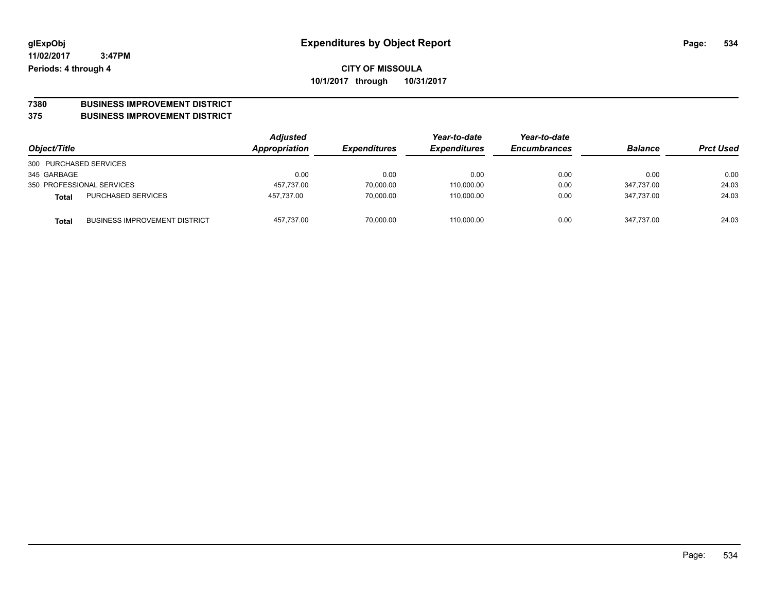**glExpObj** | **Expenditures by Object Report**
**11/02/2017 3:47PM**
**Periods: 4 through 4**

**CITY OF MISSOULA**
**10/1/2017 through 10/31/2017**

**7380 BUSINESS IMPROVEMENT DISTRICT**
**375 BUSINESS IMPROVEMENT DISTRICT**

| Object/Title | Adjusted Appropriation | Expenditures | Year-to-date Expenditures | Year-to-date Encumbrances | Balance | Prct Used |
|---|---|---|---|---|---|---|
| 300 PURCHASED SERVICES | | | | | | |
| 345 GARBAGE | 0.00 | 0.00 | 0.00 | 0.00 | 0.00 | 0.00 |
| 350 PROFESSIONAL SERVICES | 457,737.00 | 70,000.00 | 110,000.00 | 0.00 | 347,737.00 | 24.03 |
| **Total** PURCHASED SERVICES | 457,737.00 | 70,000.00 | 110,000.00 | 0.00 | 347,737.00 | 24.03 |
| **Total** BUSINESS IMPROVEMENT DISTRICT | 457,737.00 | 70,000.00 | 110,000.00 | 0.00 | 347,737.00 | 24.03 |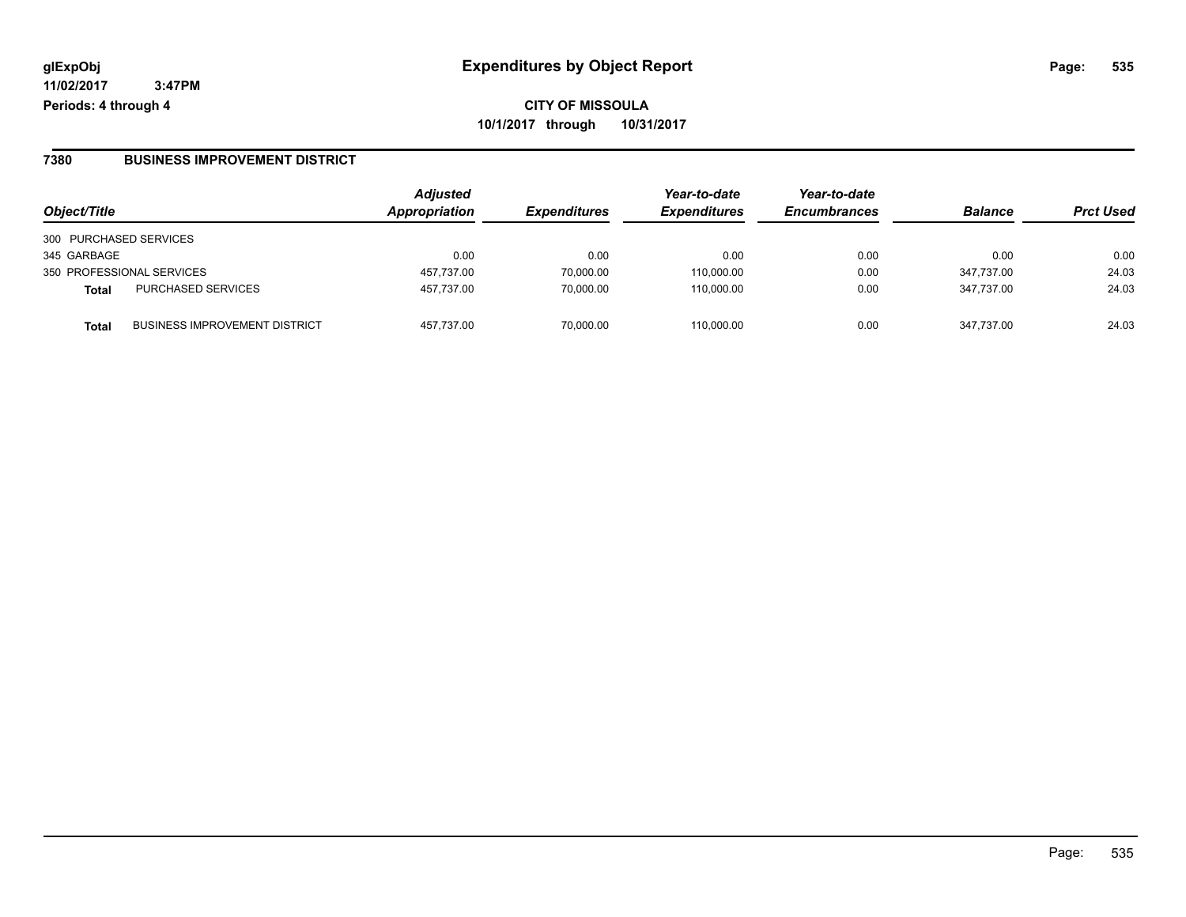# Expenditures by Object Report

glExpObj
11/02/2017 3:47PM
Periods: 4 through 4

**CITY OF MISSOULA**
**10/1/2017 through 10/31/2017**

## 7380 BUSINESS IMPROVEMENT DISTRICT

| Object/Title | | Adjusted Appropriation | Expenditures | Year-to-date Expenditures | Year-to-date Encumbrances | Balance | Prct Used |
|---|---|---|---|---|---|---|---|
| 300 PURCHASED SERVICES | | | | | | | |
| 345 GARBAGE | | 0.00 | 0.00 | 0.00 | 0.00 | 0.00 | 0.00 |
| 350 PROFESSIONAL SERVICES | | 457,737.00 | 70,000.00 | 110,000.00 | 0.00 | 347,737.00 | 24.03 |
| **Total** | PURCHASED SERVICES | 457,737.00 | 70,000.00 | 110,000.00 | 0.00 | 347,737.00 | 24.03 |
| **Total** | BUSINESS IMPROVEMENT DISTRICT | 457,737.00 | 70,000.00 | 110,000.00 | 0.00 | 347,737.00 | 24.03 |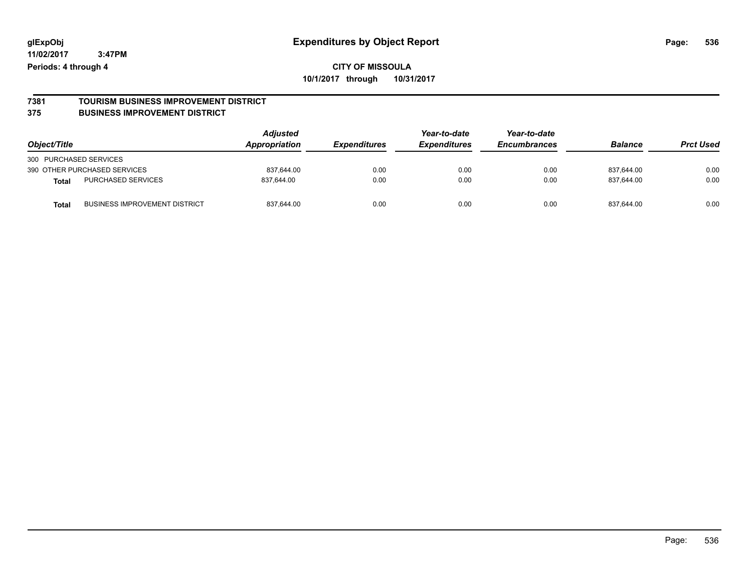# Expenditures by Object Report

**CITY OF MISSOULA**

**10/1/2017 through 10/31/2017**

glExpObj
11/02/2017 3:47PM
Periods: 4 through 4

## 7381 TOURISM BUSINESS IMPROVEMENT DISTRICT

## 375 BUSINESS IMPROVEMENT DISTRICT

| Object/Title | | Adjusted Appropriation | Expenditures | Year-to-date Expenditures | Year-to-date Encumbrances | Balance | Prct Used |
|---|---|---|---|---|---|---|---|
| 300 PURCHASED SERVICES | | | | | | | |
| 390 OTHER PURCHASED SERVICES | | 837,644.00 | 0.00 | 0.00 | 0.00 | 837,644.00 | 0.00 |
| **Total** | PURCHASED SERVICES | 837,644.00 | 0.00 | 0.00 | 0.00 | 837,644.00 | 0.00 |
| **Total** | BUSINESS IMPROVEMENT DISTRICT | 837,644.00 | 0.00 | 0.00 | 0.00 | 837,644.00 | 0.00 |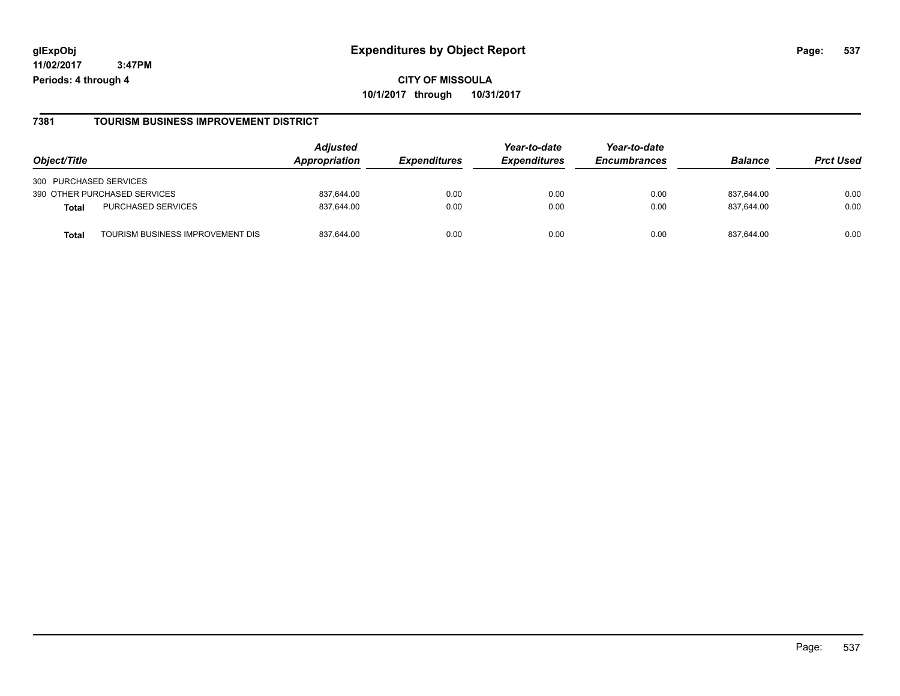**CITY OF MISSOULA**

**10/1/2017 through 10/31/2017**

## 7381 TOURISM BUSINESS IMPROVEMENT DISTRICT

| Object/Title | | Adjusted Appropriation | Expenditures | Year-to-date Expenditures | Year-to-date Encumbrances | Balance | Prct Used |
|---|---|---|---|---|---|---|---|
| 300 PURCHASED SERVICES | | | | | | | |
| 390 OTHER PURCHASED SERVICES | | 837,644.00 | 0.00 | 0.00 | 0.00 | 837,644.00 | 0.00 |
| **Total** | PURCHASED SERVICES | 837,644.00 | 0.00 | 0.00 | 0.00 | 837,644.00 | 0.00 |
| **Total** | TOURISM BUSINESS IMPROVEMENT DIS | 837,644.00 | 0.00 | 0.00 | 0.00 | 837,644.00 | 0.00 |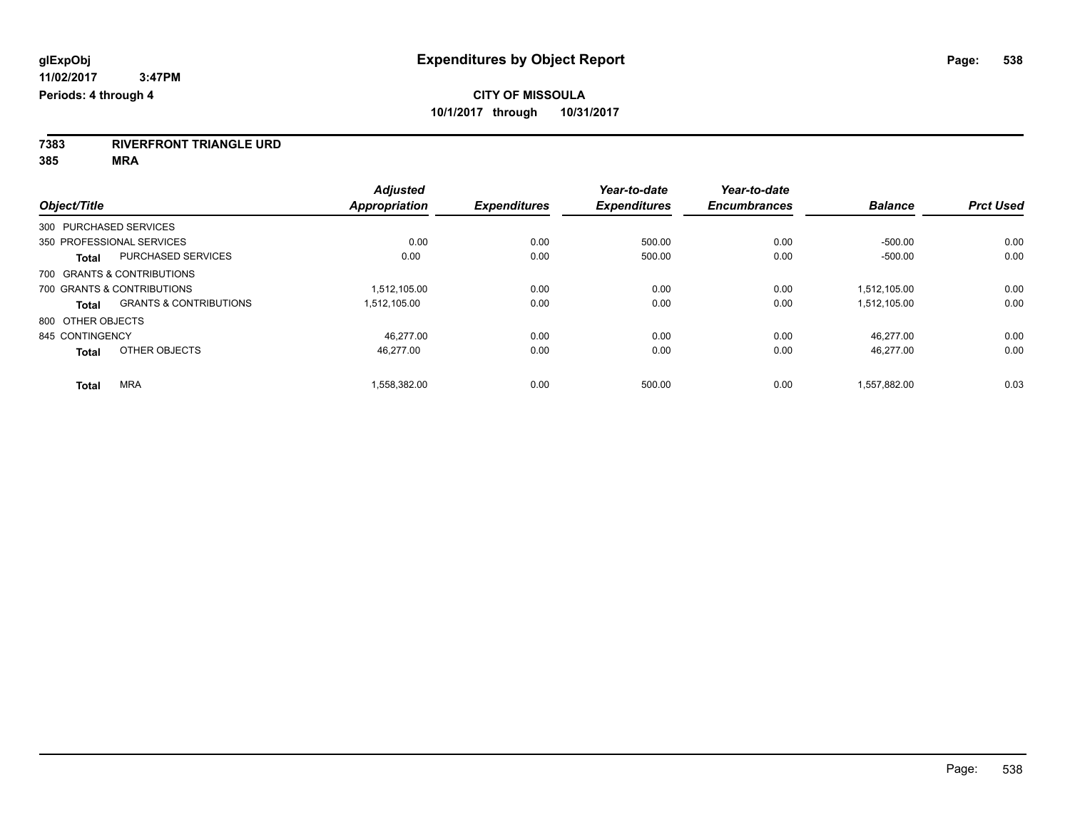**glExpObj**
**11/02/2017 3:47PM**
**Periods: 4 through 4**

# Expenditures by Object Report

**CITY OF MISSOULA**
**10/1/2017 through 10/31/2017**

**7383 RIVERFRONT TRIANGLE URD**
**385 MRA**

| Object/Title | | *Adjusted Appropriation* | *Expenditures* | *Year-to-date Expenditures* | *Year-to-date Encumbrances* | *Balance* | *Prct Used* |
|---|---|---|---|---|---|---|---|
| 300 PURCHASED SERVICES | | | | | | | |
| 350 PROFESSIONAL SERVICES | | 0.00 | 0.00 | 500.00 | 0.00 | -500.00 | 0.00 |
| **Total** | PURCHASED SERVICES | 0.00 | 0.00 | 500.00 | 0.00 | -500.00 | 0.00 |
| 700 GRANTS & CONTRIBUTIONS | | | | | | | |
| 700 GRANTS & CONTRIBUTIONS | | 1,512,105.00 | 0.00 | 0.00 | 0.00 | 1,512,105.00 | 0.00 |
| **Total** | GRANTS & CONTRIBUTIONS | 1,512,105.00 | 0.00 | 0.00 | 0.00 | 1,512,105.00 | 0.00 |
| 800 OTHER OBJECTS | | | | | | | |
| 845 CONTINGENCY | | 46,277.00 | 0.00 | 0.00 | 0.00 | 46,277.00 | 0.00 |
| **Total** | OTHER OBJECTS | 46,277.00 | 0.00 | 0.00 | 0.00 | 46,277.00 | 0.00 |
| **Total** | MRA | 1,558,382.00 | 0.00 | 500.00 | 0.00 | 1,557,882.00 | 0.03 |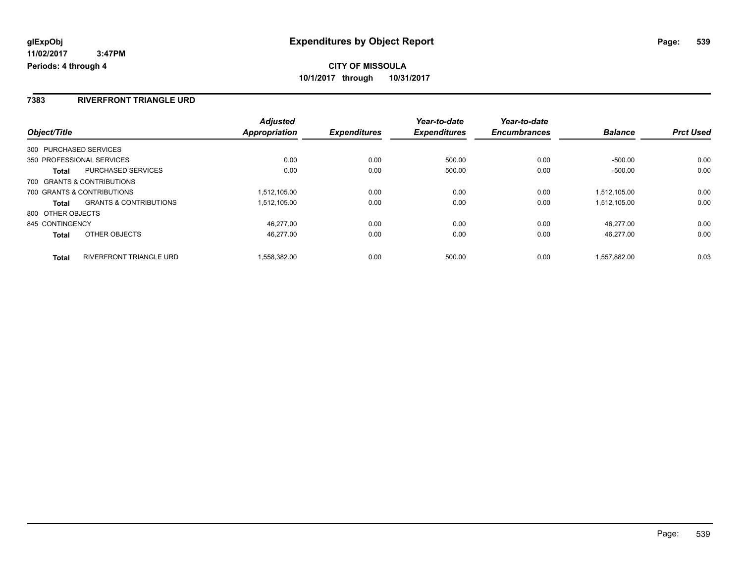**glExpObj**
**11/02/2017 3:47PM**
**Periods: 4 through 4**

# Expenditures by Object Report

**CITY OF MISSOULA**
**10/1/2017 through 10/31/2017**

## 7383 RIVERFRONT TRIANGLE URD

| Object/Title | | Adjusted Appropriation | Expenditures | Year-to-date Expenditures | Year-to-date Encumbrances | Balance | Prct Used |
|---|---|---|---|---|---|---|---|
| 300 PURCHASED SERVICES | | | | | | | |
| 350 PROFESSIONAL SERVICES | | 0.00 | 0.00 | 500.00 | 0.00 | -500.00 | 0.00 |
| **Total** | PURCHASED SERVICES | 0.00 | 0.00 | 500.00 | 0.00 | -500.00 | 0.00 |
| 700 GRANTS & CONTRIBUTIONS | | | | | | | |
| 700 GRANTS & CONTRIBUTIONS | | 1,512,105.00 | 0.00 | 0.00 | 0.00 | 1,512,105.00 | 0.00 |
| **Total** | GRANTS & CONTRIBUTIONS | 1,512,105.00 | 0.00 | 0.00 | 0.00 | 1,512,105.00 | 0.00 |
| 800 OTHER OBJECTS | | | | | | | |
| 845 CONTINGENCY | | 46,277.00 | 0.00 | 0.00 | 0.00 | 46,277.00 | 0.00 |
| **Total** | OTHER OBJECTS | 46,277.00 | 0.00 | 0.00 | 0.00 | 46,277.00 | 0.00 |
| **Total** | RIVERFRONT TRIANGLE URD | 1,558,382.00 | 0.00 | 500.00 | 0.00 | 1,557,882.00 | 0.03 |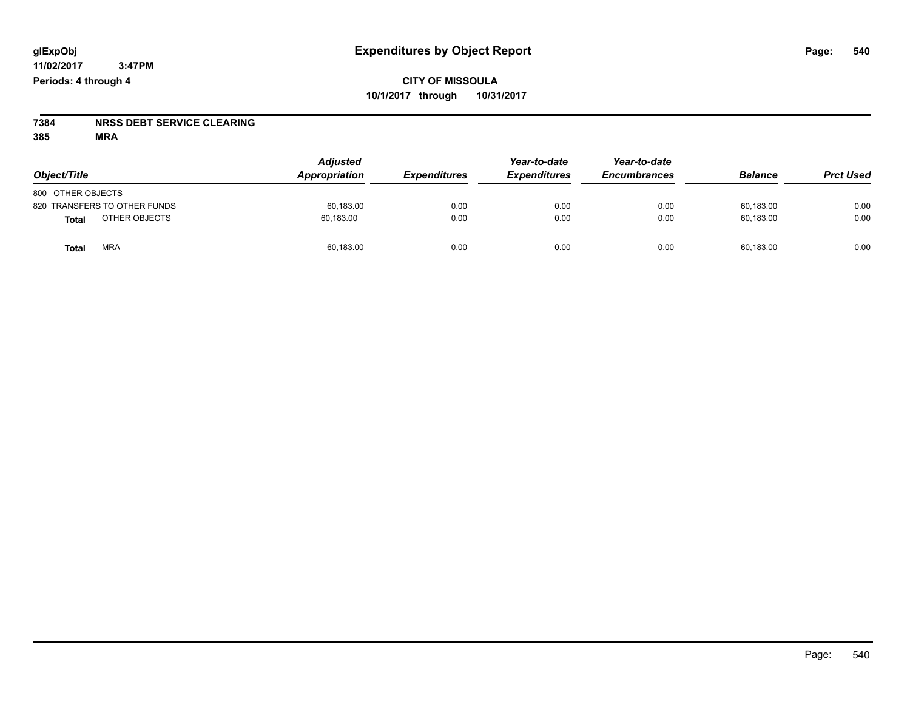# Expenditures by Object Report

**CITY OF MISSOULA**
**10/1/2017 through 10/31/2017**

glExpObj
11/02/2017 3:47PM
Periods: 4 through 4

**7384 NRSS DEBT SERVICE CLEARING**
**385 MRA**

| Object/Title | Adjusted Appropriation | Expenditures | Year-to-date Expenditures | Year-to-date Encumbrances | Balance | Prct Used |
|---|---|---|---|---|---|---|
| 800 OTHER OBJECTS | | | | | | |
| 820 TRANSFERS TO OTHER FUNDS | 60,183.00 | 0.00 | 0.00 | 0.00 | 60,183.00 | 0.00 |
| **Total** OTHER OBJECTS | 60,183.00 | 0.00 | 0.00 | 0.00 | 60,183.00 | 0.00 |
| **Total** MRA | 60,183.00 | 0.00 | 0.00 | 0.00 | 60,183.00 | 0.00 |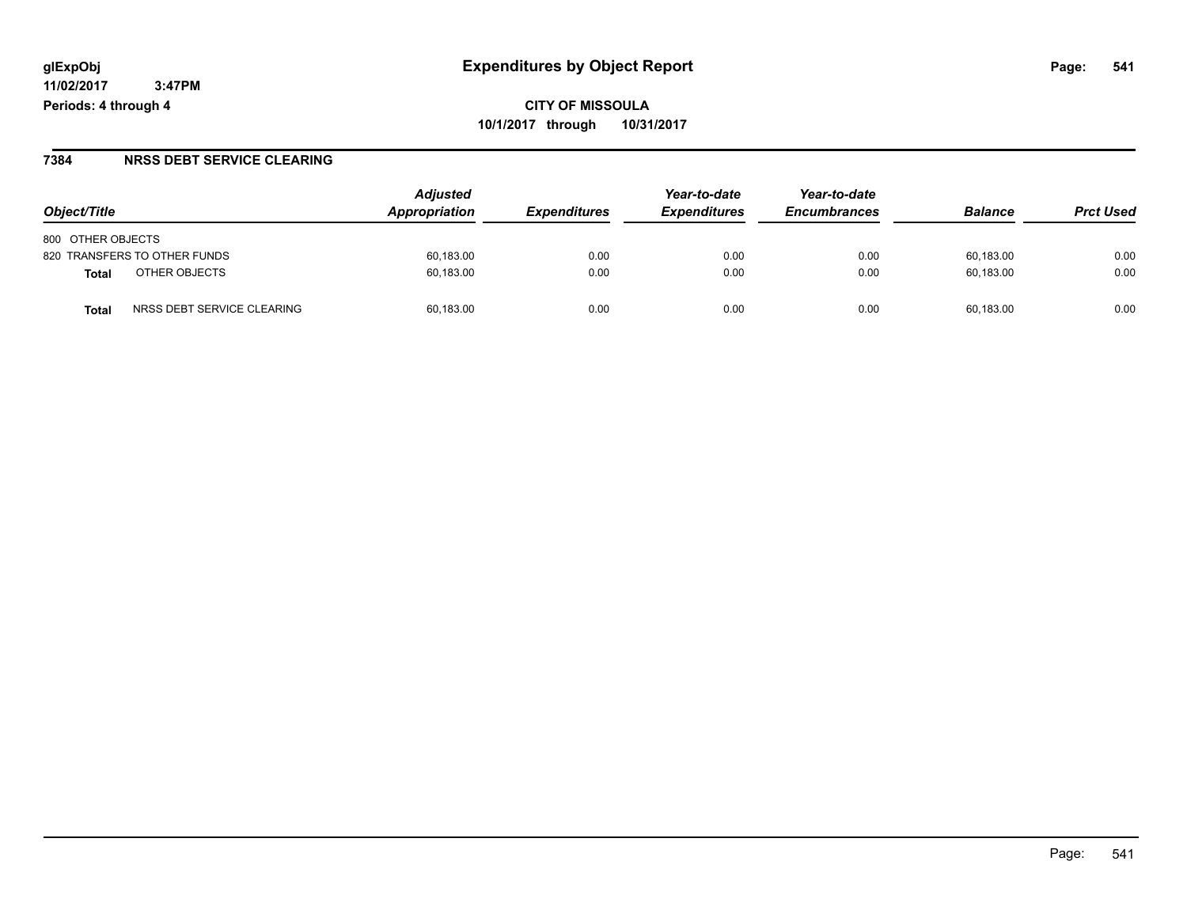**glExpObj**
**11/02/2017 3:47PM**
**Periods: 4 through 4**

# Expenditures by Object Report

**CITY OF MISSOULA**
**10/1/2017 through 10/31/2017**

## 7384 NRSS DEBT SERVICE CLEARING

| Object/Title | | Adjusted Appropriation | Expenditures | Year-to-date Expenditures | Year-to-date Encumbrances | Balance | Prct Used |
|---|---|---|---|---|---|---|---|
| 800 OTHER OBJECTS | | | | | | | |
| 820 TRANSFERS TO OTHER FUNDS | | 60,183.00 | 0.00 | 0.00 | 0.00 | 60,183.00 | 0.00 |
| **Total** | OTHER OBJECTS | 60,183.00 | 0.00 | 0.00 | 0.00 | 60,183.00 | 0.00 |
| **Total** | NRSS DEBT SERVICE CLEARING | 60,183.00 | 0.00 | 0.00 | 0.00 | 60,183.00 | 0.00 |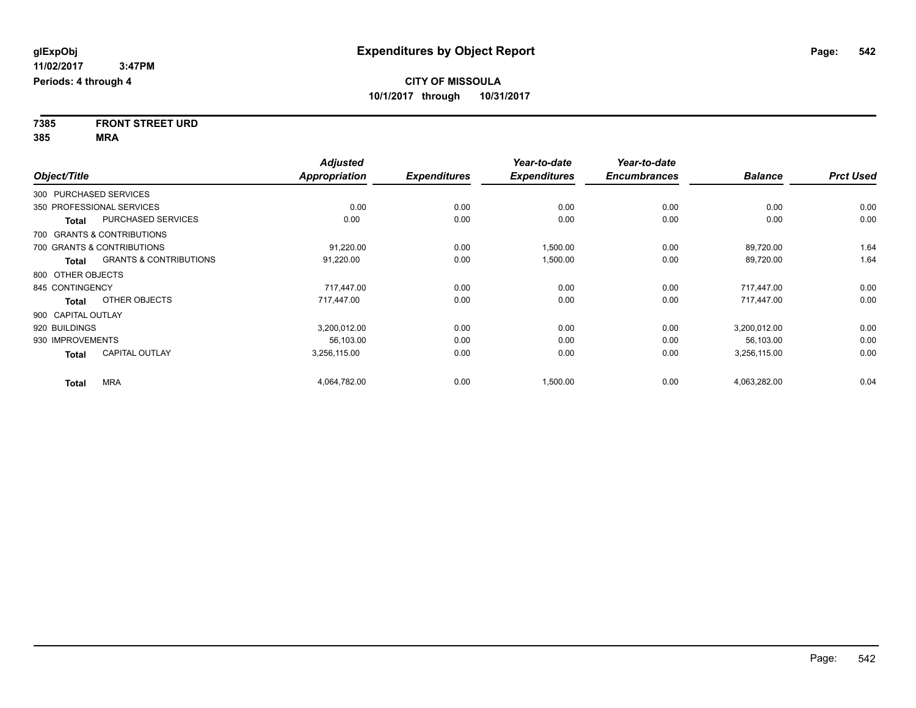**glExpObj** **Expenditures by Object Report**

**11/02/2017 3:47PM**

**Periods: 4 through 4**

**CITY OF MISSOULA**

**10/1/2017 through 10/31/2017**

**7385 FRONT STREET URD**

**385 MRA**

| Object/Title | | Adjusted Appropriation | Expenditures | Year-to-date Expenditures | Year-to-date Encumbrances | Balance | Prct Used |
|---|---|---|---|---|---|---|---|
| 300 PURCHASED SERVICES | | | | | | | |
| 350 PROFESSIONAL SERVICES | | 0.00 | 0.00 | 0.00 | 0.00 | 0.00 | 0.00 |
| **Total** | PURCHASED SERVICES | 0.00 | 0.00 | 0.00 | 0.00 | 0.00 | 0.00 |
| 700 GRANTS & CONTRIBUTIONS | | | | | | | |
| 700 GRANTS & CONTRIBUTIONS | | 91,220.00 | 0.00 | 1,500.00 | 0.00 | 89,720.00 | 1.64 |
| **Total** | GRANTS & CONTRIBUTIONS | 91,220.00 | 0.00 | 1,500.00 | 0.00 | 89,720.00 | 1.64 |
| 800 OTHER OBJECTS | | | | | | | |
| 845 CONTINGENCY | | 717,447.00 | 0.00 | 0.00 | 0.00 | 717,447.00 | 0.00 |
| **Total** | OTHER OBJECTS | 717,447.00 | 0.00 | 0.00 | 0.00 | 717,447.00 | 0.00 |
| 900 CAPITAL OUTLAY | | | | | | | |
| 920 BUILDINGS | | 3,200,012.00 | 0.00 | 0.00 | 0.00 | 3,200,012.00 | 0.00 |
| 930 IMPROVEMENTS | | 56,103.00 | 0.00 | 0.00 | 0.00 | 56,103.00 | 0.00 |
| **Total** | CAPITAL OUTLAY | 3,256,115.00 | 0.00 | 0.00 | 0.00 | 3,256,115.00 | 0.00 |
| **Total** | MRA | 4,064,782.00 | 0.00 | 1,500.00 | 0.00 | 4,063,282.00 | 0.04 |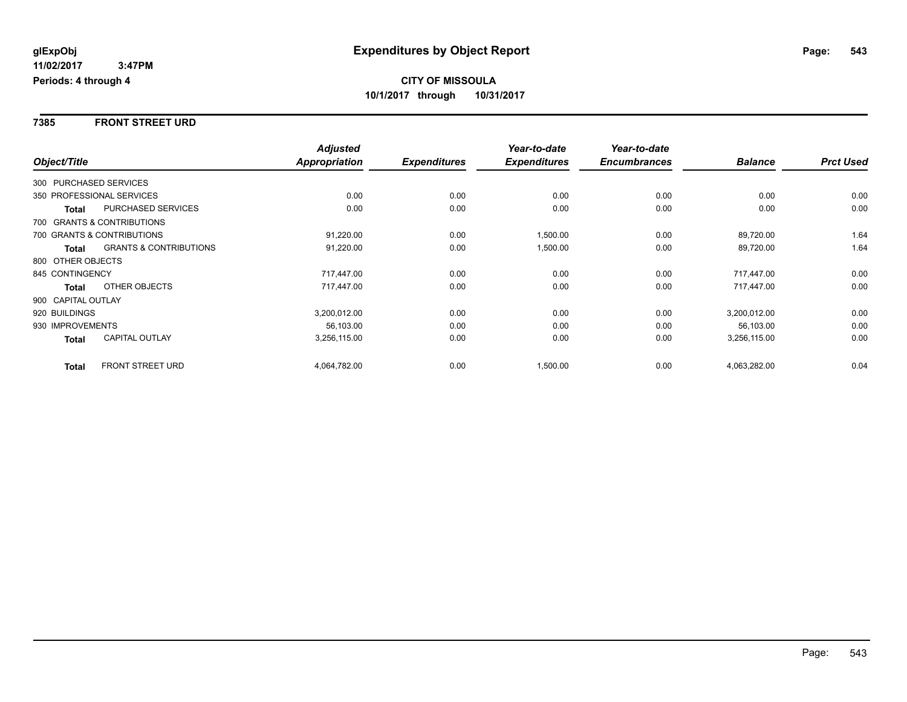# Expenditures by Object Report

glExpObj
11/02/2017 3:47PM
Periods: 4 through 4

**CITY OF MISSOULA**
**10/1/2017 through 10/31/2017**

## 7385 FRONT STREET URD

| Object/Title | | Adjusted Appropriation | Expenditures | Year-to-date Expenditures | Year-to-date Encumbrances | Balance | Prct Used |
|---|---|---|---|---|---|---|---|
| 300 PURCHASED SERVICES | | | | | | | |
| 350 PROFESSIONAL SERVICES | | 0.00 | 0.00 | 0.00 | 0.00 | 0.00 | 0.00 |
| **Total** | PURCHASED SERVICES | 0.00 | 0.00 | 0.00 | 0.00 | 0.00 | 0.00 |
| 700 GRANTS & CONTRIBUTIONS | | | | | | | |
| 700 GRANTS & CONTRIBUTIONS | | 91,220.00 | 0.00 | 1,500.00 | 0.00 | 89,720.00 | 1.64 |
| **Total** | GRANTS & CONTRIBUTIONS | 91,220.00 | 0.00 | 1,500.00 | 0.00 | 89,720.00 | 1.64 |
| 800 OTHER OBJECTS | | | | | | | |
| 845 CONTINGENCY | | 717,447.00 | 0.00 | 0.00 | 0.00 | 717,447.00 | 0.00 |
| **Total** | OTHER OBJECTS | 717,447.00 | 0.00 | 0.00 | 0.00 | 717,447.00 | 0.00 |
| 900 CAPITAL OUTLAY | | | | | | | |
| 920 BUILDINGS | | 3,200,012.00 | 0.00 | 0.00 | 0.00 | 3,200,012.00 | 0.00 |
| 930 IMPROVEMENTS | | 56,103.00 | 0.00 | 0.00 | 0.00 | 56,103.00 | 0.00 |
| **Total** | CAPITAL OUTLAY | 3,256,115.00 | 0.00 | 0.00 | 0.00 | 3,256,115.00 | 0.00 |
| **Total** | FRONT STREET URD | 4,064,782.00 | 0.00 | 1,500.00 | 0.00 | 4,063,282.00 | 0.04 |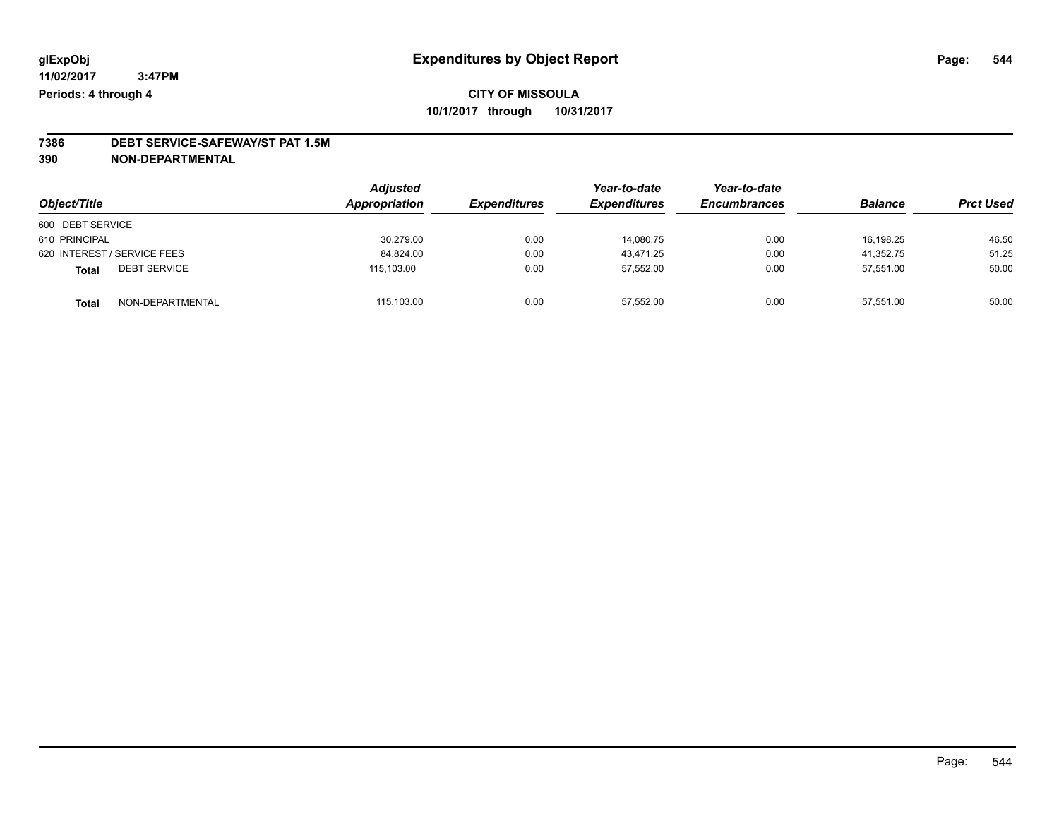# Expenditures by Object Report

**glExpObj**
**11/02/2017 3:47PM**
**Periods: 4 through 4**

**CITY OF MISSOULA**
**10/1/2017 through 10/31/2017**

**7386 DEBT SERVICE-SAFEWAY/ST PAT 1.5M**
**390 NON-DEPARTMENTAL**

| Object/Title | | Adjusted Appropriation | Expenditures | Year-to-date Expenditures | Year-to-date Encumbrances | Balance | Prct Used |
|---|---|---|---|---|---|---|---|
| 600 DEBT SERVICE | | | | | | | |
| 610 PRINCIPAL | | 30,279.00 | 0.00 | 14,080.75 | 0.00 | 16,198.25 | 46.50 |
| 620 INTEREST / SERVICE FEES | | 84,824.00 | 0.00 | 43,471.25 | 0.00 | 41,352.75 | 51.25 |
| **Total** | DEBT SERVICE | 115,103.00 | 0.00 | 57,552.00 | 0.00 | 57,551.00 | 50.00 |
| **Total** | NON-DEPARTMENTAL | 115,103.00 | 0.00 | 57,552.00 | 0.00 | 57,551.00 | 50.00 |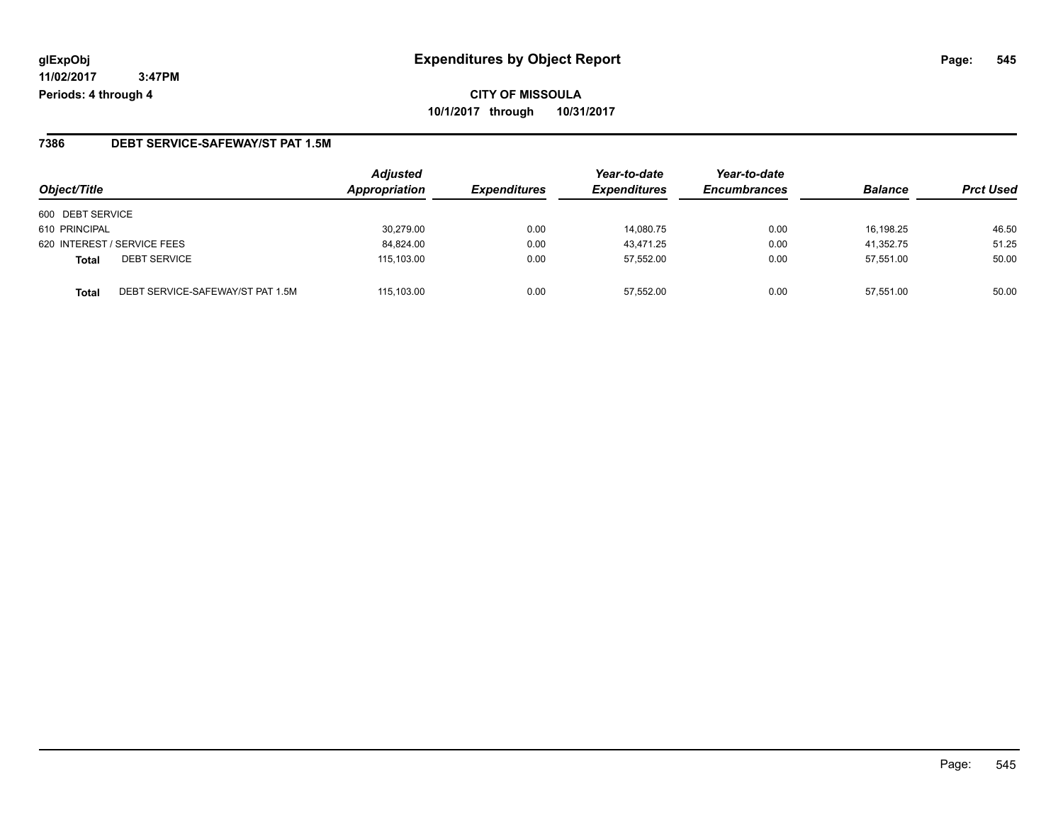**glExpObj** **Expenditures by Object Report**

**11/02/2017 3:47PM**

**Periods: 4 through 4**

**CITY OF MISSOULA**

**10/1/2017 through 10/31/2017**

## 7386 DEBT SERVICE-SAFEWAY/ST PAT 1.5M

| Object/Title | | Adjusted Appropriation | Expenditures | Year-to-date Expenditures | Year-to-date Encumbrances | Balance | Prct Used |
|---|---|---|---|---|---|---|---|
| 600 DEBT SERVICE | | | | | | | |
| 610 PRINCIPAL | | 30,279.00 | 0.00 | 14,080.75 | 0.00 | 16,198.25 | 46.50 |
| 620 INTEREST / SERVICE FEES | | 84,824.00 | 0.00 | 43,471.25 | 0.00 | 41,352.75 | 51.25 |
| **Total** | DEBT SERVICE | 115,103.00 | 0.00 | 57,552.00 | 0.00 | 57,551.00 | 50.00 |
| **Total** | DEBT SERVICE-SAFEWAY/ST PAT 1.5M | 115,103.00 | 0.00 | 57,552.00 | 0.00 | 57,551.00 | 50.00 |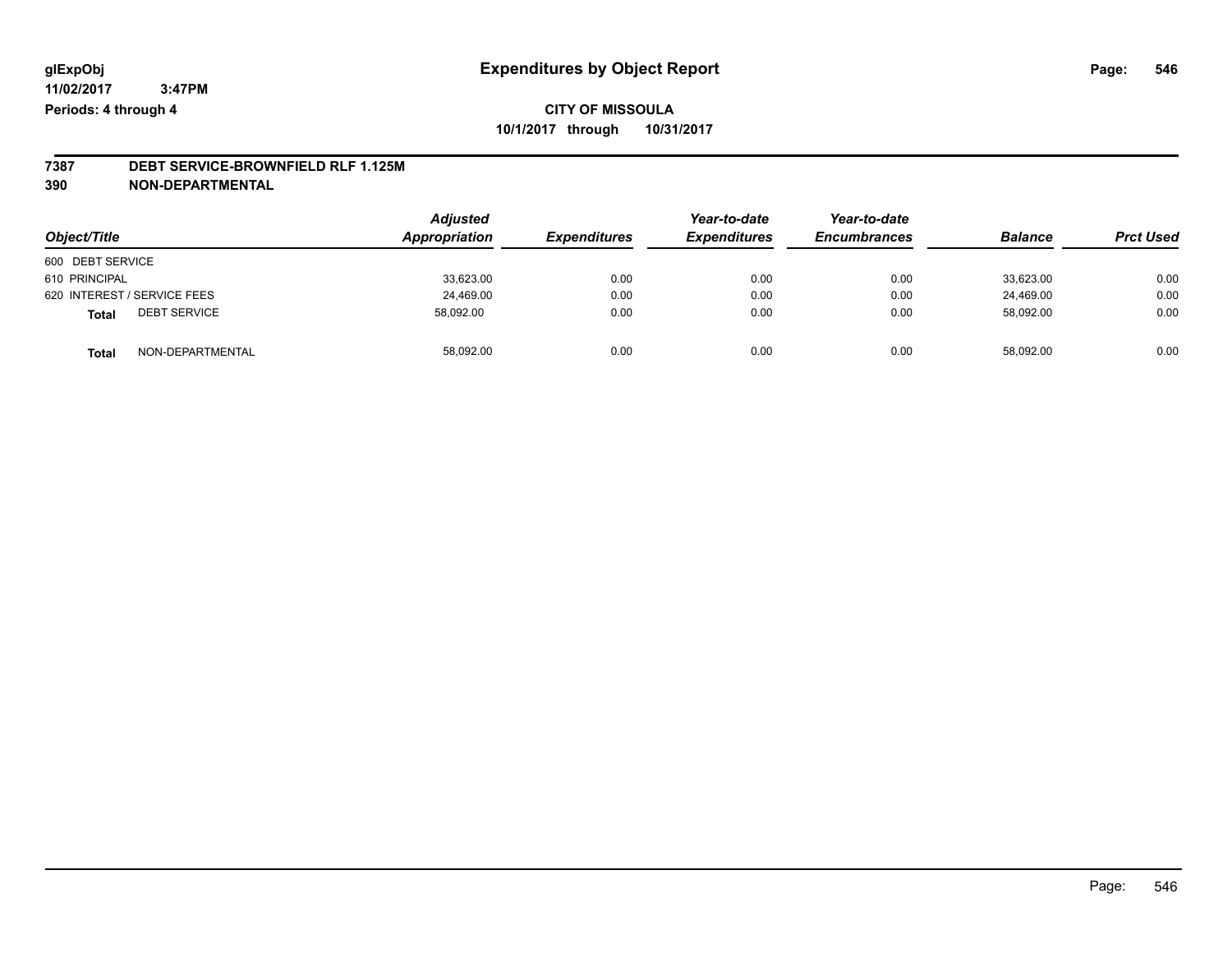# Expenditures by Object Report

glExpObj
11/02/2017 3:47PM
Periods: 4 through 4

**CITY OF MISSOULA**
**10/1/2017 through 10/31/2017**

**7387 DEBT SERVICE-BROWNFIELD RLF 1.125M**
**390 NON-DEPARTMENTAL**

| Object/Title | Adjusted Appropriation | Expenditures | Year-to-date Expenditures | Year-to-date Encumbrances | Balance | Prct Used |
|---|---|---|---|---|---|---|
| 600 DEBT SERVICE | | | | | | |
| 610 PRINCIPAL | 33,623.00 | 0.00 | 0.00 | 0.00 | 33,623.00 | 0.00 |
| 620 INTEREST / SERVICE FEES | 24,469.00 | 0.00 | 0.00 | 0.00 | 24,469.00 | 0.00 |
| **Total** DEBT SERVICE | 58,092.00 | 0.00 | 0.00 | 0.00 | 58,092.00 | 0.00 |
| **Total** NON-DEPARTMENTAL | 58,092.00 | 0.00 | 0.00 | 0.00 | 58,092.00 | 0.00 |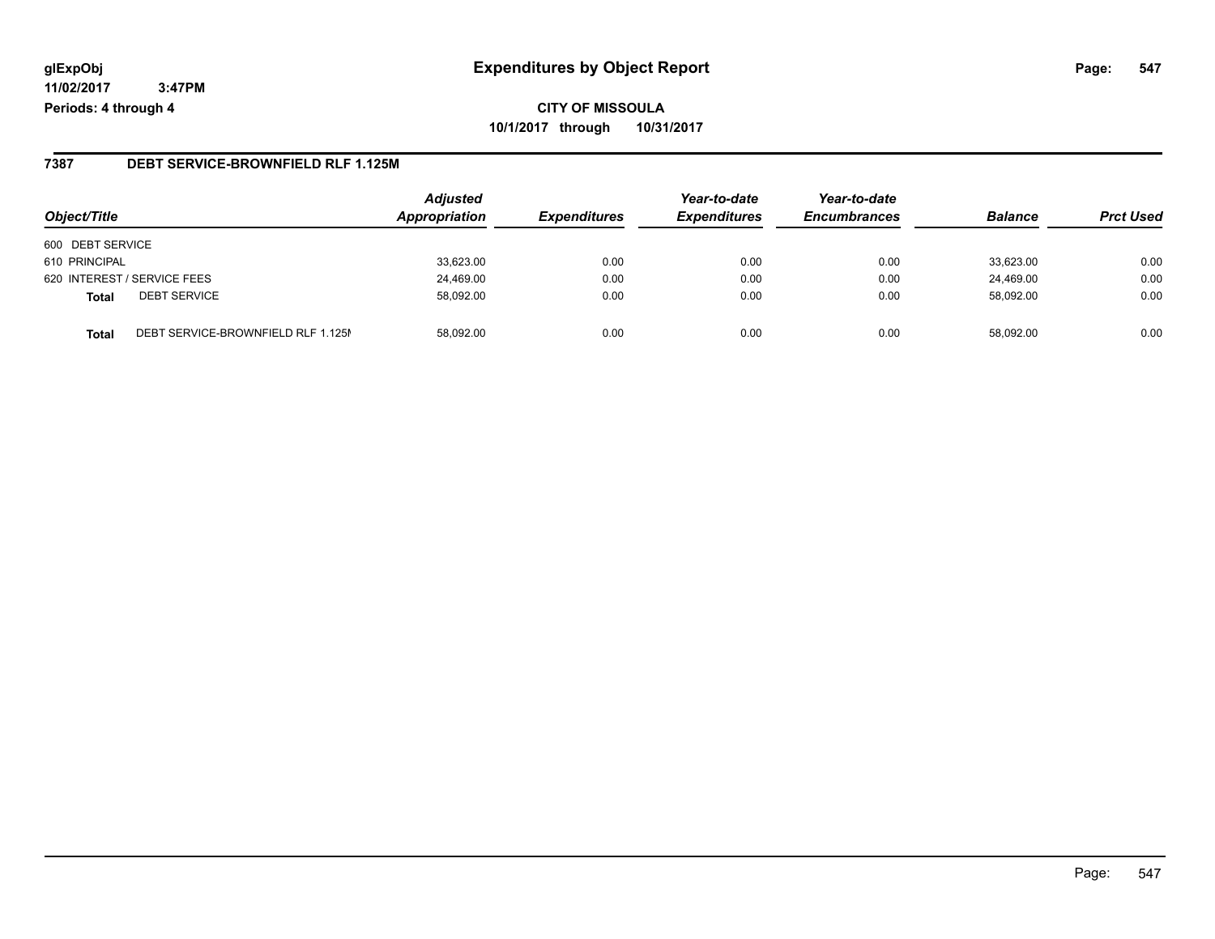# Expenditures by Object Report

glExpObj
11/02/2017 3:47PM
Periods: 4 through 4

**CITY OF MISSOULA**
**10/1/2017 through 10/31/2017**

## 7387 DEBT SERVICE-BROWNFIELD RLF 1.125M

| Object/Title | | Adjusted Appropriation | Expenditures | Year-to-date Expenditures | Year-to-date Encumbrances | Balance | Prct Used |
|---|---|---|---|---|---|---|---|
| 600 DEBT SERVICE | | | | | | | |
| 610 PRINCIPAL | | 33,623.00 | 0.00 | 0.00 | 0.00 | 33,623.00 | 0.00 |
| 620 INTEREST / SERVICE FEES | | 24,469.00 | 0.00 | 0.00 | 0.00 | 24,469.00 | 0.00 |
| **Total** | DEBT SERVICE | 58,092.00 | 0.00 | 0.00 | 0.00 | 58,092.00 | 0.00 |
| **Total** | DEBT SERVICE-BROWNFIELD RLF 1.125M | 58,092.00 | 0.00 | 0.00 | 0.00 | 58,092.00 | 0.00 |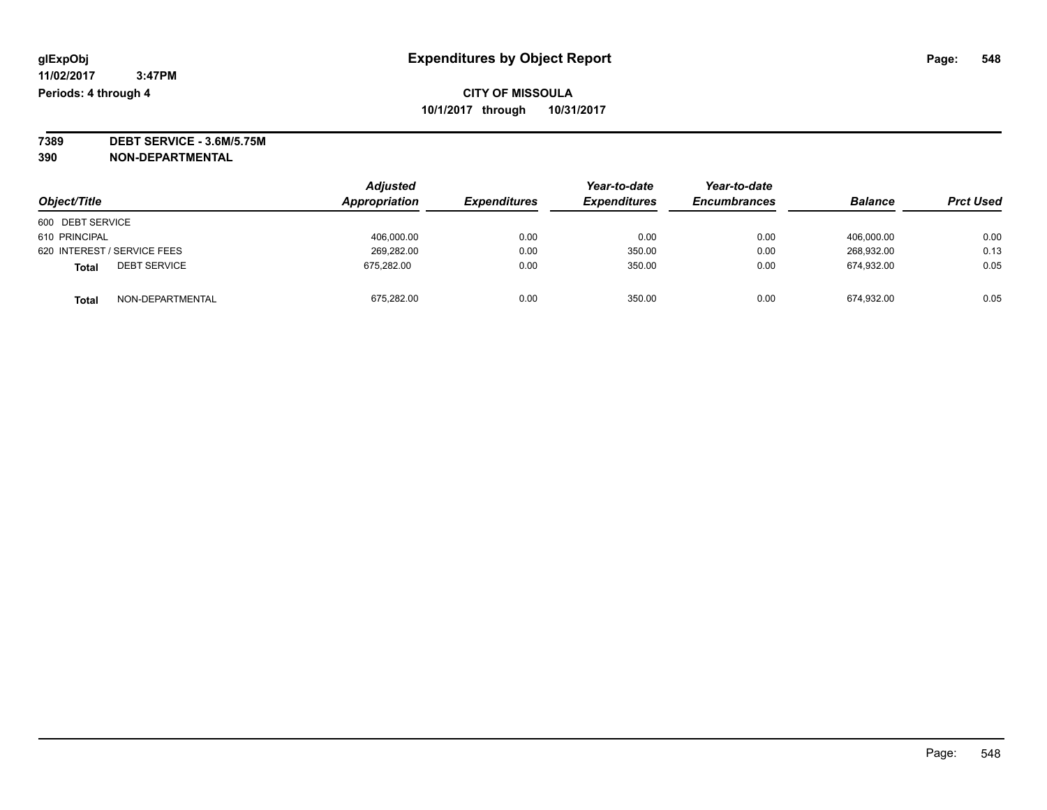glExpObj
11/02/2017 3:47PM
Periods: 4 through 4

# Expenditures by Object Report

**CITY OF MISSOULA**
**10/1/2017 through 10/31/2017**

**7389 DEBT SERVICE - 3.6M/5.75M**
**390 NON-DEPARTMENTAL**

| Object/Title | Adjusted Appropriation | Expenditures | Year-to-date Expenditures | Year-to-date Encumbrances | Balance | Prct Used |
|---|---|---|---|---|---|---|
| 600 DEBT SERVICE | | | | | | |
| 610 PRINCIPAL | 406,000.00 | 0.00 | 0.00 | 0.00 | 406,000.00 | 0.00 |
| 620 INTEREST / SERVICE FEES | 269,282.00 | 0.00 | 350.00 | 0.00 | 268,932.00 | 0.13 |
| **Total** DEBT SERVICE | 675,282.00 | 0.00 | 350.00 | 0.00 | 674,932.00 | 0.05 |
| **Total** NON-DEPARTMENTAL | 675,282.00 | 0.00 | 350.00 | 0.00 | 674,932.00 | 0.05 |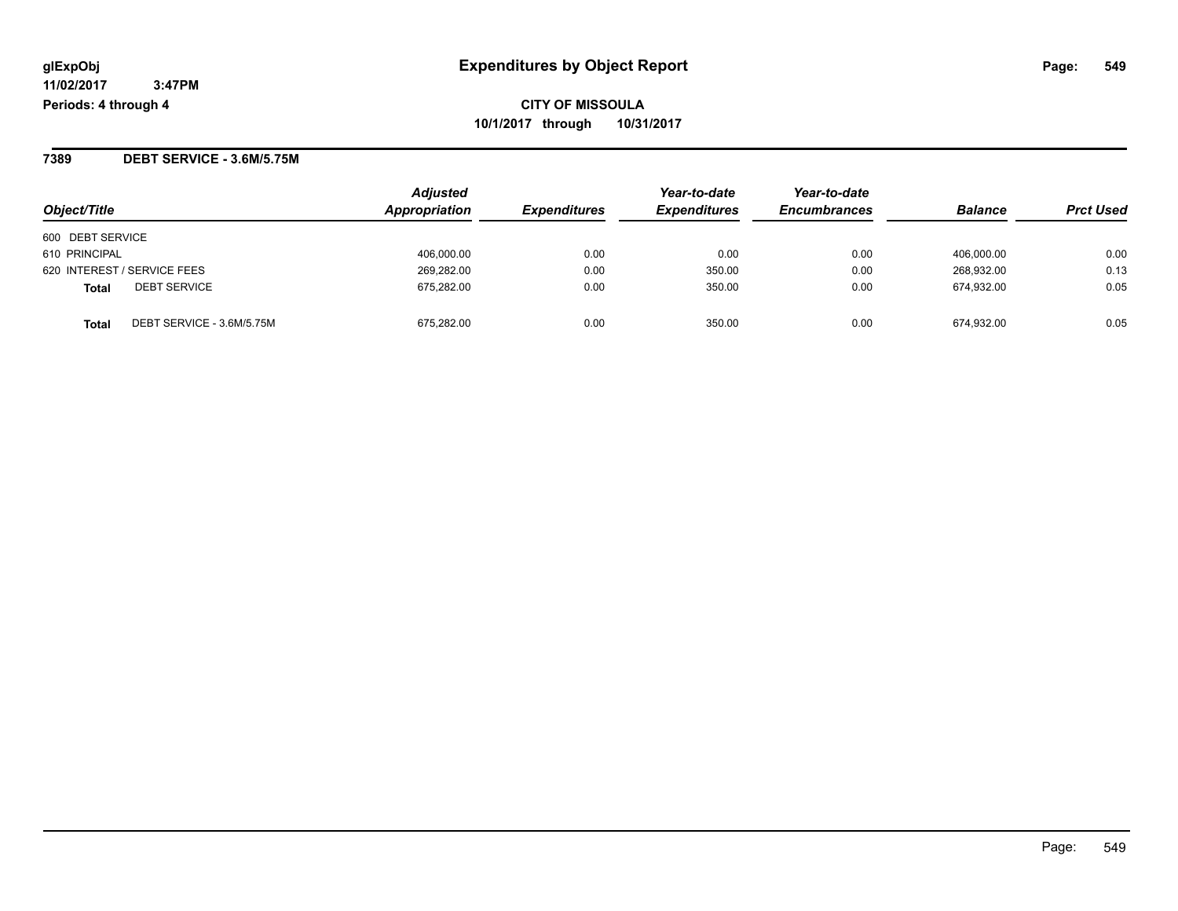# Expenditures by Object Report

glExpObj
11/02/2017 3:47PM
Periods: 4 through 4

**CITY OF MISSOULA**
**10/1/2017 through 10/31/2017**

## 7389 DEBT SERVICE - 3.6M/5.75M

| Object/Title | Adjusted Appropriation | Expenditures | Year-to-date Expenditures | Year-to-date Encumbrances | Balance | Prct Used |
|---|---|---|---|---|---|---|
| 600 DEBT SERVICE | | | | | | |
| 610 PRINCIPAL | 406,000.00 | 0.00 | 0.00 | 0.00 | 406,000.00 | 0.00 |
| 620 INTEREST / SERVICE FEES | 269,282.00 | 0.00 | 350.00 | 0.00 | 268,932.00 | 0.13 |
| **Total** DEBT SERVICE | 675,282.00 | 0.00 | 350.00 | 0.00 | 674,932.00 | 0.05 |
| **Total** DEBT SERVICE - 3.6M/5.75M | 675,282.00 | 0.00 | 350.00 | 0.00 | 674,932.00 | 0.05 |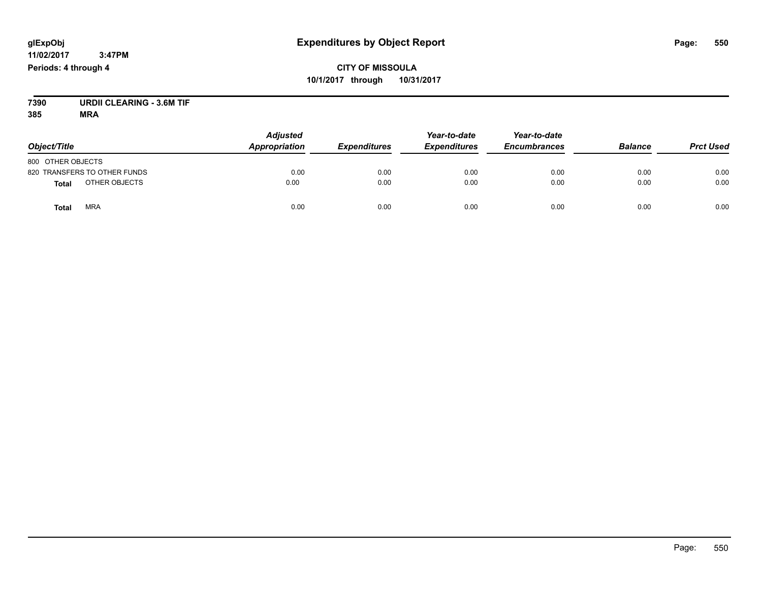# Expenditures by Object Report

**CITY OF MISSOULA**
**10/1/2017 through 10/31/2017**

glExpObj
11/02/2017 3:47PM
Periods: 4 through 4

**7390 URDII CLEARING - 3.6M TIF**
**385 MRA**

| Object/Title | Adjusted Appropriation | Expenditures | Year-to-date Expenditures | Year-to-date Encumbrances | Balance | Prct Used |
|---|---|---|---|---|---|---|
| 800 OTHER OBJECTS | | | | | | |
| 820 TRANSFERS TO OTHER FUNDS | 0.00 | 0.00 | 0.00 | 0.00 | 0.00 | 0.00 |
| **Total** OTHER OBJECTS | 0.00 | 0.00 | 0.00 | 0.00 | 0.00 | 0.00 |
| **Total** MRA | 0.00 | 0.00 | 0.00 | 0.00 | 0.00 | 0.00 |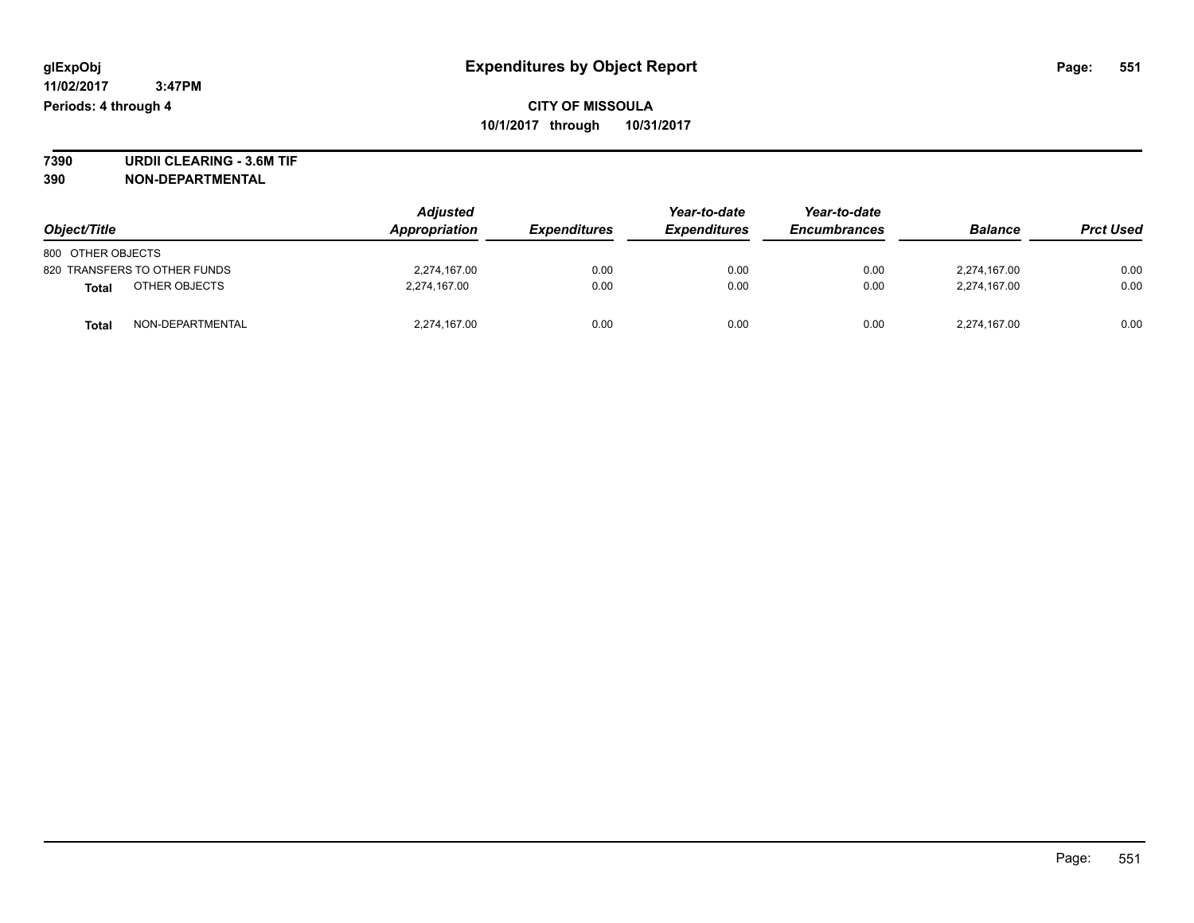# Expenditures by Object Report

glExpObj
11/02/2017 3:47PM
Periods: 4 through 4

**CITY OF MISSOULA**
**10/1/2017 through 10/31/2017**

**7390 URDII CLEARING - 3.6M TIF**
**390 NON-DEPARTMENTAL**

| Object/Title | Adjusted Appropriation | Expenditures | Year-to-date Expenditures | Year-to-date Encumbrances | Balance | Prct Used |
|---|---|---|---|---|---|---|
| 800 OTHER OBJECTS | | | | | | |
| 820 TRANSFERS TO OTHER FUNDS | 2,274,167.00 | 0.00 | 0.00 | 0.00 | 2,274,167.00 | 0.00 |
| **Total** OTHER OBJECTS | 2,274,167.00 | 0.00 | 0.00 | 0.00 | 2,274,167.00 | 0.00 |
| **Total** NON-DEPARTMENTAL | 2,274,167.00 | 0.00 | 0.00 | 0.00 | 2,274,167.00 | 0.00 |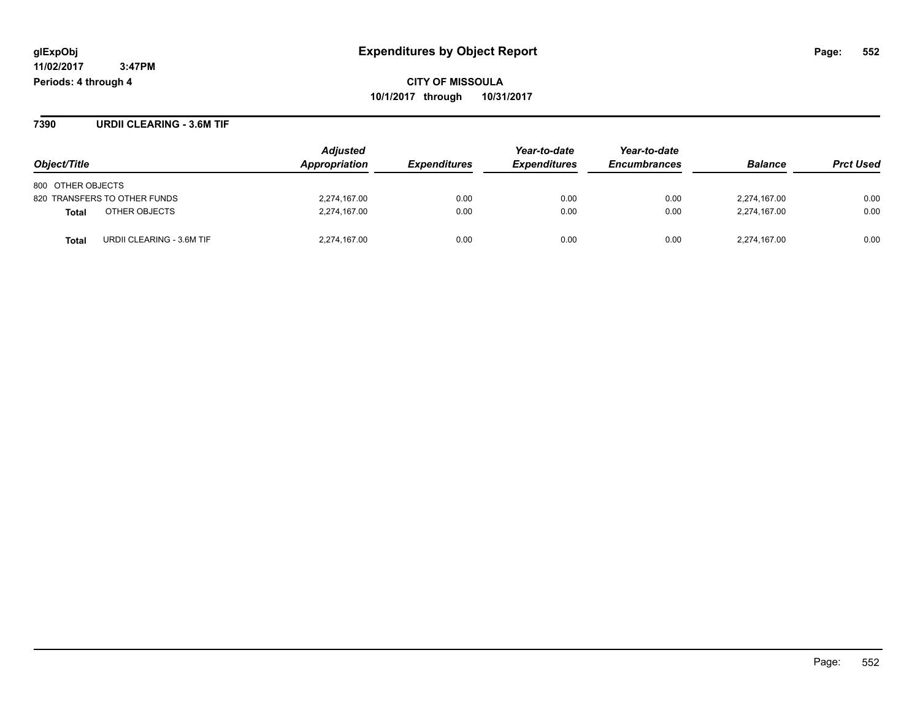glExpObj
11/02/2017 3:47PM
Periods: 4 through 4

# Expenditures by Object Report

**CITY OF MISSOULA**
**10/1/2017 through 10/31/2017**

## 7390 URDII CLEARING - 3.6M TIF

| Object/Title | Adjusted Appropriation | Expenditures | Year-to-date Expenditures | Year-to-date Encumbrances | Balance | Prct Used |
|---|---|---|---|---|---|---|
| 800 OTHER OBJECTS | | | | | | |
| 820 TRANSFERS TO OTHER FUNDS | 2,274,167.00 | 0.00 | 0.00 | 0.00 | 2,274,167.00 | 0.00 |
| **Total** OTHER OBJECTS | 2,274,167.00 | 0.00 | 0.00 | 0.00 | 2,274,167.00 | 0.00 |
| **Total** URDII CLEARING - 3.6M TIF | 2,274,167.00 | 0.00 | 0.00 | 0.00 | 2,274,167.00 | 0.00 |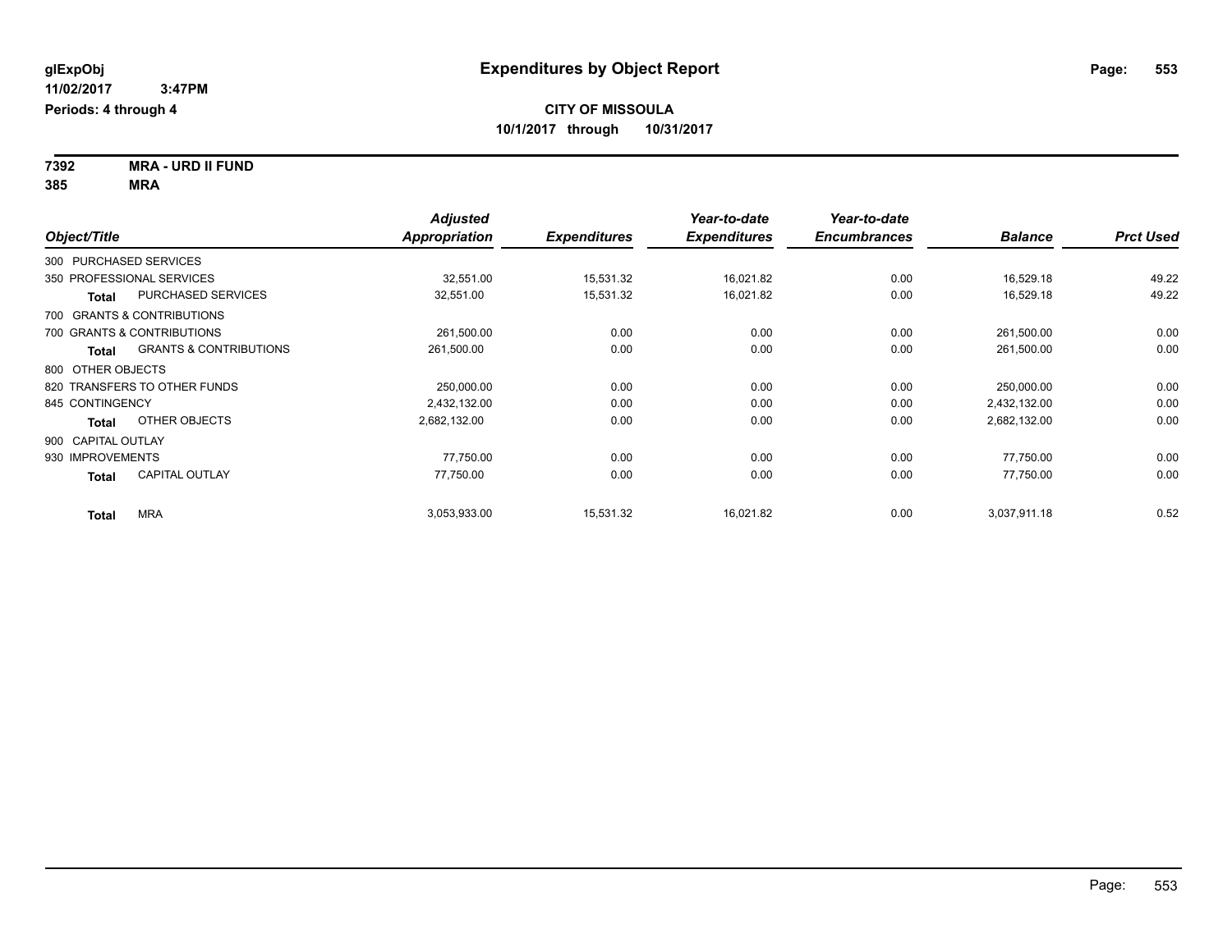glExpObj
11/02/2017 3:47PM
Periods: 4 through 4

# Expenditures by Object Report

**CITY OF MISSOULA**
**10/1/2017 through 10/31/2017**

**7392 MRA - URD II FUND**
**385 MRA**

| Object/Title | | Adjusted Appropriation | Expenditures | Year-to-date Expenditures | Year-to-date Encumbrances | Balance | Prct Used |
|---|---|---|---|---|---|---|---|
| 300 PURCHASED SERVICES | | | | | | | |
| 350 PROFESSIONAL SERVICES | | 32,551.00 | 15,531.32 | 16,021.82 | 0.00 | 16,529.18 | 49.22 |
| **Total** | PURCHASED SERVICES | 32,551.00 | 15,531.32 | 16,021.82 | 0.00 | 16,529.18 | 49.22 |
| 700 GRANTS & CONTRIBUTIONS | | | | | | | |
| 700 GRANTS & CONTRIBUTIONS | | 261,500.00 | 0.00 | 0.00 | 0.00 | 261,500.00 | 0.00 |
| **Total** | GRANTS & CONTRIBUTIONS | 261,500.00 | 0.00 | 0.00 | 0.00 | 261,500.00 | 0.00 |
| 800 OTHER OBJECTS | | | | | | | |
| 820 TRANSFERS TO OTHER FUNDS | | 250,000.00 | 0.00 | 0.00 | 0.00 | 250,000.00 | 0.00 |
| 845 CONTINGENCY | | 2,432,132.00 | 0.00 | 0.00 | 0.00 | 2,432,132.00 | 0.00 |
| **Total** | OTHER OBJECTS | 2,682,132.00 | 0.00 | 0.00 | 0.00 | 2,682,132.00 | 0.00 |
| 900 CAPITAL OUTLAY | | | | | | | |
| 930 IMPROVEMENTS | | 77,750.00 | 0.00 | 0.00 | 0.00 | 77,750.00 | 0.00 |
| **Total** | CAPITAL OUTLAY | 77,750.00 | 0.00 | 0.00 | 0.00 | 77,750.00 | 0.00 |
| **Total** | MRA | 3,053,933.00 | 15,531.32 | 16,021.82 | 0.00 | 3,037,911.18 | 0.52 |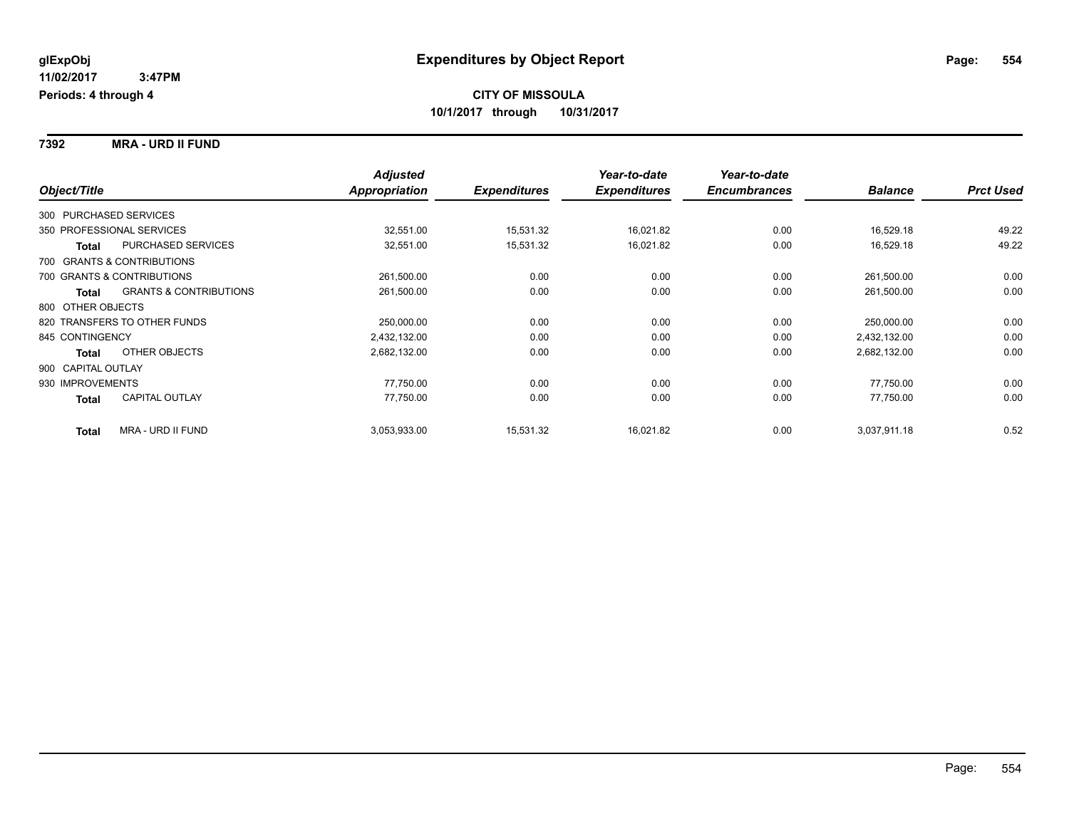# Expenditures by Object Report

glExpObj
11/02/2017 3:47PM
Periods: 4 through 4

**CITY OF MISSOULA**
**10/1/2017 through 10/31/2017**

## 7392 MRA - URD II FUND

| Object/Title | | Adjusted Appropriation | Expenditures | Year-to-date Expenditures | Year-to-date Encumbrances | Balance | Prct Used |
|---|---|---|---|---|---|---|---|
| 300 PURCHASED SERVICES | | | | | | | |
| 350 PROFESSIONAL SERVICES | | 32,551.00 | 15,531.32 | 16,021.82 | 0.00 | 16,529.18 | 49.22 |
| **Total** | PURCHASED SERVICES | 32,551.00 | 15,531.32 | 16,021.82 | 0.00 | 16,529.18 | 49.22 |
| 700 GRANTS & CONTRIBUTIONS | | | | | | | |
| 700 GRANTS & CONTRIBUTIONS | | 261,500.00 | 0.00 | 0.00 | 0.00 | 261,500.00 | 0.00 |
| **Total** | GRANTS & CONTRIBUTIONS | 261,500.00 | 0.00 | 0.00 | 0.00 | 261,500.00 | 0.00 |
| 800 OTHER OBJECTS | | | | | | | |
| 820 TRANSFERS TO OTHER FUNDS | | 250,000.00 | 0.00 | 0.00 | 0.00 | 250,000.00 | 0.00 |
| 845 CONTINGENCY | | 2,432,132.00 | 0.00 | 0.00 | 0.00 | 2,432,132.00 | 0.00 |
| **Total** | OTHER OBJECTS | 2,682,132.00 | 0.00 | 0.00 | 0.00 | 2,682,132.00 | 0.00 |
| 900 CAPITAL OUTLAY | | | | | | | |
| 930 IMPROVEMENTS | | 77,750.00 | 0.00 | 0.00 | 0.00 | 77,750.00 | 0.00 |
| **Total** | CAPITAL OUTLAY | 77,750.00 | 0.00 | 0.00 | 0.00 | 77,750.00 | 0.00 |
| **Total** | MRA - URD II FUND | 3,053,933.00 | 15,531.32 | 16,021.82 | 0.00 | 3,037,911.18 | 0.52 |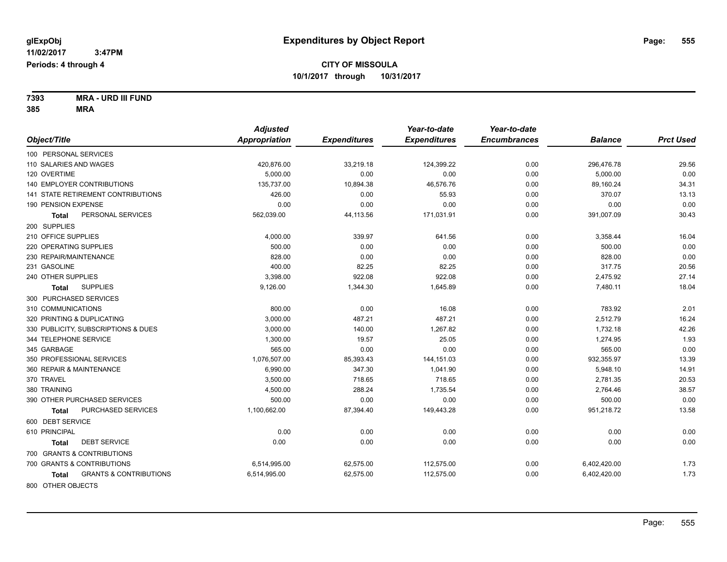glExpObj
11/02/2017 3:47PM
Periods: 4 through 4

# Expenditures by Object Report

**CITY OF MISSOULA**
**10/1/2017 through 10/31/2017**

**7393 MRA - URD III FUND**
**385 MRA**

| Object/Title | Adjusted Appropriation | Expenditures | Year-to-date Expenditures | Year-to-date Encumbrances | Balance | Prct Used |
|---|---|---|---|---|---|---|
| 100 PERSONAL SERVICES | | | | | | |
| 110 SALARIES AND WAGES | 420,876.00 | 33,219.18 | 124,399.22 | 0.00 | 296,476.78 | 29.56 |
| 120 OVERTIME | 5,000.00 | 0.00 | 0.00 | 0.00 | 5,000.00 | 0.00 |
| 140 EMPLOYER CONTRIBUTIONS | 135,737.00 | 10,894.38 | 46,576.76 | 0.00 | 89,160.24 | 34.31 |
| 141 STATE RETIREMENT CONTRIBUTIONS | 426.00 | 0.00 | 55.93 | 0.00 | 370.07 | 13.13 |
| 190 PENSION EXPENSE | 0.00 | 0.00 | 0.00 | 0.00 | 0.00 | 0.00 |
| **Total** PERSONAL SERVICES | 562,039.00 | 44,113.56 | 171,031.91 | 0.00 | 391,007.09 | 30.43 |
| 200 SUPPLIES | | | | | | |
| 210 OFFICE SUPPLIES | 4,000.00 | 339.97 | 641.56 | 0.00 | 3,358.44 | 16.04 |
| 220 OPERATING SUPPLIES | 500.00 | 0.00 | 0.00 | 0.00 | 500.00 | 0.00 |
| 230 REPAIR/MAINTENANCE | 828.00 | 0.00 | 0.00 | 0.00 | 828.00 | 0.00 |
| 231 GASOLINE | 400.00 | 82.25 | 82.25 | 0.00 | 317.75 | 20.56 |
| 240 OTHER SUPPLIES | 3,398.00 | 922.08 | 922.08 | 0.00 | 2,475.92 | 27.14 |
| **Total** SUPPLIES | 9,126.00 | 1,344.30 | 1,645.89 | 0.00 | 7,480.11 | 18.04 |
| 300 PURCHASED SERVICES | | | | | | |
| 310 COMMUNICATIONS | 800.00 | 0.00 | 16.08 | 0.00 | 783.92 | 2.01 |
| 320 PRINTING & DUPLICATING | 3,000.00 | 487.21 | 487.21 | 0.00 | 2,512.79 | 16.24 |
| 330 PUBLICITY, SUBSCRIPTIONS & DUES | 3,000.00 | 140.00 | 1,267.82 | 0.00 | 1,732.18 | 42.26 |
| 344 TELEPHONE SERVICE | 1,300.00 | 19.57 | 25.05 | 0.00 | 1,274.95 | 1.93 |
| 345 GARBAGE | 565.00 | 0.00 | 0.00 | 0.00 | 565.00 | 0.00 |
| 350 PROFESSIONAL SERVICES | 1,076,507.00 | 85,393.43 | 144,151.03 | 0.00 | 932,355.97 | 13.39 |
| 360 REPAIR & MAINTENANCE | 6,990.00 | 347.30 | 1,041.90 | 0.00 | 5,948.10 | 14.91 |
| 370 TRAVEL | 3,500.00 | 718.65 | 718.65 | 0.00 | 2,781.35 | 20.53 |
| 380 TRAINING | 4,500.00 | 288.24 | 1,735.54 | 0.00 | 2,764.46 | 38.57 |
| 390 OTHER PURCHASED SERVICES | 500.00 | 0.00 | 0.00 | 0.00 | 500.00 | 0.00 |
| **Total** PURCHASED SERVICES | 1,100,662.00 | 87,394.40 | 149,443.28 | 0.00 | 951,218.72 | 13.58 |
| 600 DEBT SERVICE | | | | | | |
| 610 PRINCIPAL | 0.00 | 0.00 | 0.00 | 0.00 | 0.00 | 0.00 |
| **Total** DEBT SERVICE | 0.00 | 0.00 | 0.00 | 0.00 | 0.00 | 0.00 |
| 700 GRANTS & CONTRIBUTIONS | | | | | | |
| 700 GRANTS & CONTRIBUTIONS | 6,514,995.00 | 62,575.00 | 112,575.00 | 0.00 | 6,402,420.00 | 1.73 |
| **Total** GRANTS & CONTRIBUTIONS | 6,514,995.00 | 62,575.00 | 112,575.00 | 0.00 | 6,402,420.00 | 1.73 |
| 800 OTHER OBJECTS | | | | | | |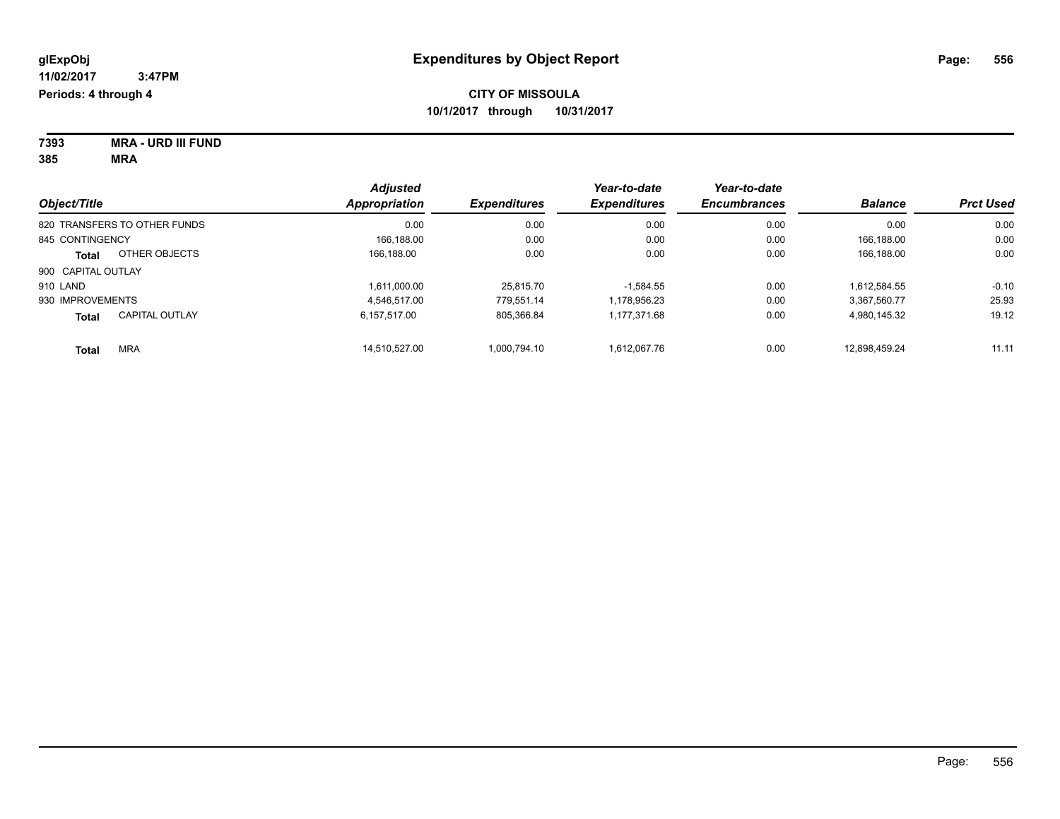**glExpObj** **Expenditures by Object Report**

**11/02/2017 3:47PM**

**Periods: 4 through 4**

**CITY OF MISSOULA**

**10/1/2017 through 10/31/2017**

**7393 MRA - URD III FUND**

**385 MRA**

| Object/Title | Adjusted Appropriation | Expenditures | Year-to-date Expenditures | Year-to-date Encumbrances | Balance | Prct Used |
|---|---|---|---|---|---|---|
| 820 TRANSFERS TO OTHER FUNDS | 0.00 | 0.00 | 0.00 | 0.00 | 0.00 | 0.00 |
| 845 CONTINGENCY | 166,188.00 | 0.00 | 0.00 | 0.00 | 166,188.00 | 0.00 |
| **Total** OTHER OBJECTS | 166,188.00 | 0.00 | 0.00 | 0.00 | 166,188.00 | 0.00 |
| 900 CAPITAL OUTLAY | | | | | | |
| 910 LAND | 1,611,000.00 | 25,815.70 | -1,584.55 | 0.00 | 1,612,584.55 | -0.10 |
| 930 IMPROVEMENTS | 4,546,517.00 | 779,551.14 | 1,178,956.23 | 0.00 | 3,367,560.77 | 25.93 |
| **Total** CAPITAL OUTLAY | 6,157,517.00 | 805,366.84 | 1,177,371.68 | 0.00 | 4,980,145.32 | 19.12 |
| **Total** MRA | 14,510,527.00 | 1,000,794.10 | 1,612,067.76 | 0.00 | 12,898,459.24 | 11.11 |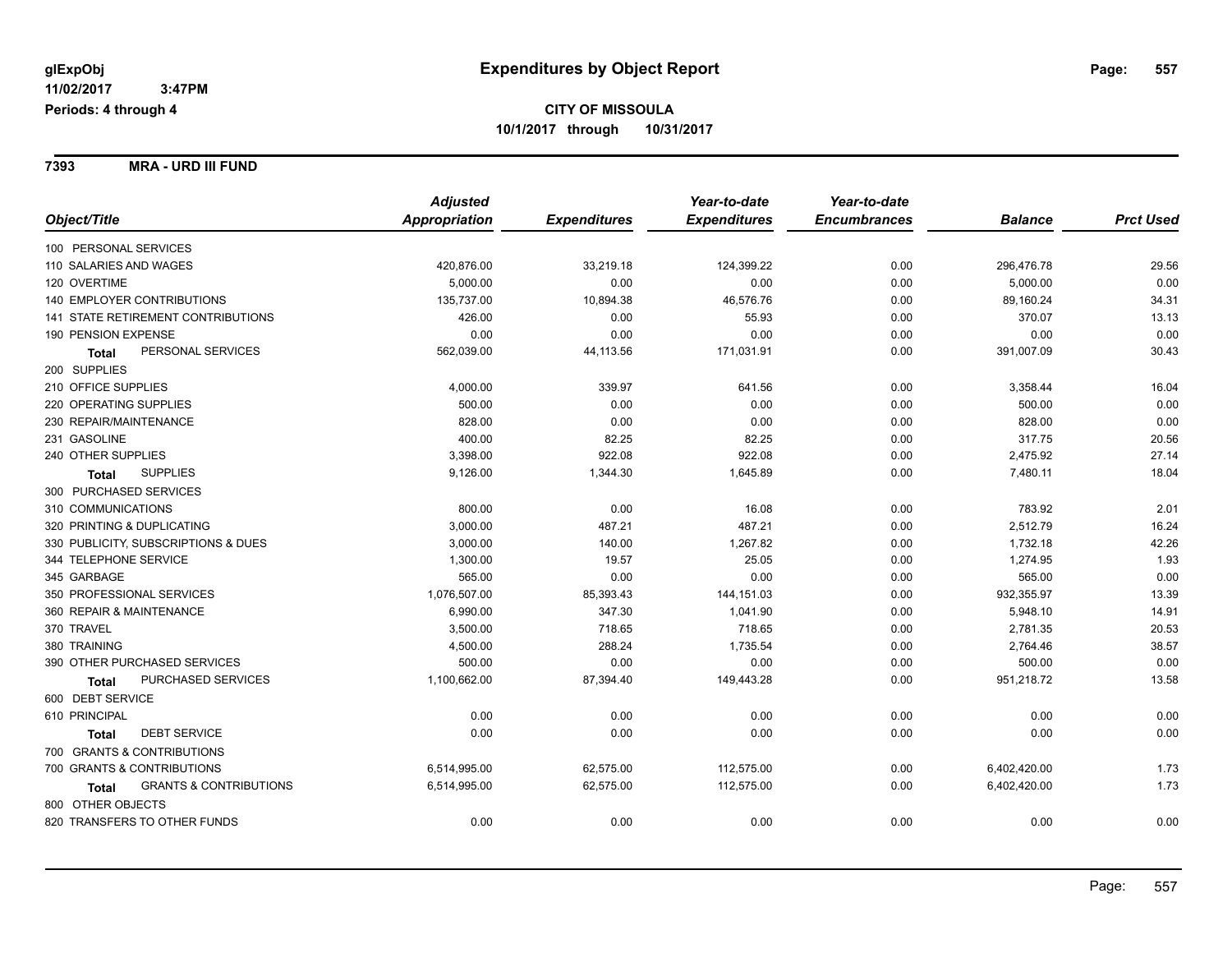**glExpObj**
**11/02/2017 3:47PM**
**Periods: 4 through 4**

# Expenditures by Object Report

**CITY OF MISSOULA**
**10/1/2017 through 10/31/2017**

## 7393 MRA - URD III FUND

| Object/Title | Adjusted Appropriation | Expenditures | Year-to-date Expenditures | Year-to-date Encumbrances | Balance | Prct Used |
|---|---|---|---|---|---|---|
| 100 PERSONAL SERVICES | | | | | | |
| 110 SALARIES AND WAGES | 420,876.00 | 33,219.18 | 124,399.22 | 0.00 | 296,476.78 | 29.56 |
| 120 OVERTIME | 5,000.00 | 0.00 | 0.00 | 0.00 | 5,000.00 | 0.00 |
| 140 EMPLOYER CONTRIBUTIONS | 135,737.00 | 10,894.38 | 46,576.76 | 0.00 | 89,160.24 | 34.31 |
| 141 STATE RETIREMENT CONTRIBUTIONS | 426.00 | 0.00 | 55.93 | 0.00 | 370.07 | 13.13 |
| 190 PENSION EXPENSE | 0.00 | 0.00 | 0.00 | 0.00 | 0.00 | 0.00 |
| **Total** PERSONAL SERVICES | 562,039.00 | 44,113.56 | 171,031.91 | 0.00 | 391,007.09 | 30.43 |
| 200 SUPPLIES | | | | | | |
| 210 OFFICE SUPPLIES | 4,000.00 | 339.97 | 641.56 | 0.00 | 3,358.44 | 16.04 |
| 220 OPERATING SUPPLIES | 500.00 | 0.00 | 0.00 | 0.00 | 500.00 | 0.00 |
| 230 REPAIR/MAINTENANCE | 828.00 | 0.00 | 0.00 | 0.00 | 828.00 | 0.00 |
| 231 GASOLINE | 400.00 | 82.25 | 82.25 | 0.00 | 317.75 | 20.56 |
| 240 OTHER SUPPLIES | 3,398.00 | 922.08 | 922.08 | 0.00 | 2,475.92 | 27.14 |
| **Total** SUPPLIES | 9,126.00 | 1,344.30 | 1,645.89 | 0.00 | 7,480.11 | 18.04 |
| 300 PURCHASED SERVICES | | | | | | |
| 310 COMMUNICATIONS | 800.00 | 0.00 | 16.08 | 0.00 | 783.92 | 2.01 |
| 320 PRINTING & DUPLICATING | 3,000.00 | 487.21 | 487.21 | 0.00 | 2,512.79 | 16.24 |
| 330 PUBLICITY, SUBSCRIPTIONS & DUES | 3,000.00 | 140.00 | 1,267.82 | 0.00 | 1,732.18 | 42.26 |
| 344 TELEPHONE SERVICE | 1,300.00 | 19.57 | 25.05 | 0.00 | 1,274.95 | 1.93 |
| 345 GARBAGE | 565.00 | 0.00 | 0.00 | 0.00 | 565.00 | 0.00 |
| 350 PROFESSIONAL SERVICES | 1,076,507.00 | 85,393.43 | 144,151.03 | 0.00 | 932,355.97 | 13.39 |
| 360 REPAIR & MAINTENANCE | 6,990.00 | 347.30 | 1,041.90 | 0.00 | 5,948.10 | 14.91 |
| 370 TRAVEL | 3,500.00 | 718.65 | 718.65 | 0.00 | 2,781.35 | 20.53 |
| 380 TRAINING | 4,500.00 | 288.24 | 1,735.54 | 0.00 | 2,764.46 | 38.57 |
| 390 OTHER PURCHASED SERVICES | 500.00 | 0.00 | 0.00 | 0.00 | 500.00 | 0.00 |
| **Total** PURCHASED SERVICES | 1,100,662.00 | 87,394.40 | 149,443.28 | 0.00 | 951,218.72 | 13.58 |
| 600 DEBT SERVICE | | | | | | |
| 610 PRINCIPAL | 0.00 | 0.00 | 0.00 | 0.00 | 0.00 | 0.00 |
| **Total** DEBT SERVICE | 0.00 | 0.00 | 0.00 | 0.00 | 0.00 | 0.00 |
| 700 GRANTS & CONTRIBUTIONS | | | | | | |
| 700 GRANTS & CONTRIBUTIONS | 6,514,995.00 | 62,575.00 | 112,575.00 | 0.00 | 6,402,420.00 | 1.73 |
| **Total** GRANTS & CONTRIBUTIONS | 6,514,995.00 | 62,575.00 | 112,575.00 | 0.00 | 6,402,420.00 | 1.73 |
| 800 OTHER OBJECTS | | | | | | |
| 820 TRANSFERS TO OTHER FUNDS | 0.00 | 0.00 | 0.00 | 0.00 | 0.00 | 0.00 |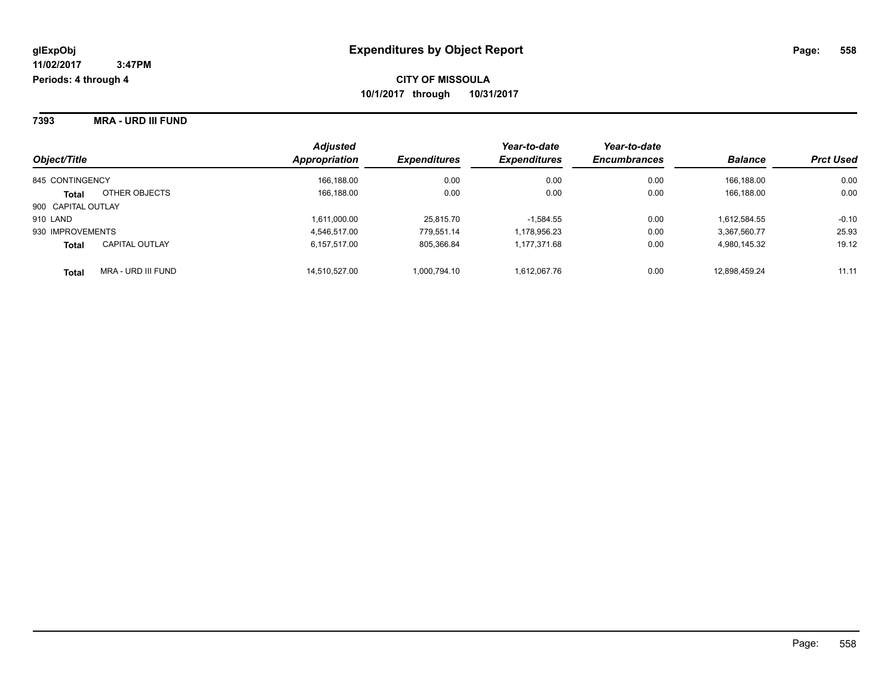**glExpObj**
**11/02/2017 3:47PM**
**Periods: 4 through 4**

# Expenditures by Object Report

**CITY OF MISSOULA**
**10/1/2017 through 10/31/2017**

## 7393 MRA - URD III FUND

| Object/Title | | Adjusted Appropriation | Expenditures | Year-to-date Expenditures | Year-to-date Encumbrances | Balance | Prct Used |
|---|---|---|---|---|---|---|---|
| 845 CONTINGENCY | | 166,188.00 | 0.00 | 0.00 | 0.00 | 166,188.00 | 0.00 |
| **Total** | OTHER OBJECTS | 166,188.00 | 0.00 | 0.00 | 0.00 | 166,188.00 | 0.00 |
| 900 CAPITAL OUTLAY | | | | | | | |
| 910 LAND | | 1,611,000.00 | 25,815.70 | -1,584.55 | 0.00 | 1,612,584.55 | -0.10 |
| 930 IMPROVEMENTS | | 4,546,517.00 | 779,551.14 | 1,178,956.23 | 0.00 | 3,367,560.77 | 25.93 |
| **Total** | CAPITAL OUTLAY | 6,157,517.00 | 805,366.84 | 1,177,371.68 | 0.00 | 4,980,145.32 | 19.12 |
| **Total** | MRA - URD III FUND | 14,510,527.00 | 1,000,794.10 | 1,612,067.76 | 0.00 | 12,898,459.24 | 11.11 |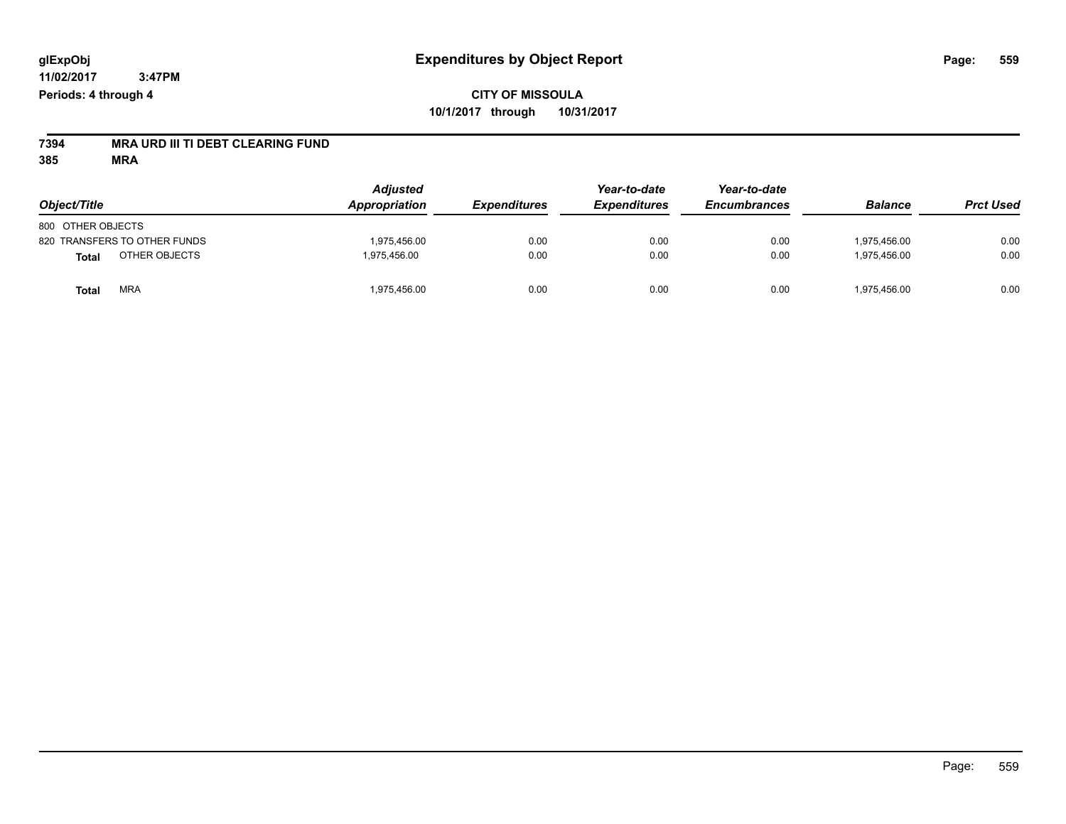# Expenditures by Object Report

**CITY OF MISSOULA**
**10/1/2017 through 10/31/2017**

glExpObj
11/02/2017 3:47PM
Periods: 4 through 4

**7394 MRA URD III TI DEBT CLEARING FUND**
**385 MRA**

| Object/Title | Adjusted Appropriation | Expenditures | Year-to-date Expenditures | Year-to-date Encumbrances | Balance | Prct Used |
|---|---|---|---|---|---|---|
| 800 OTHER OBJECTS | | | | | | |
| 820 TRANSFERS TO OTHER FUNDS | 1,975,456.00 | 0.00 | 0.00 | 0.00 | 1,975,456.00 | 0.00 |
| **Total** OTHER OBJECTS | 1,975,456.00 | 0.00 | 0.00 | 0.00 | 1,975,456.00 | 0.00 |
| **Total** MRA | 1,975,456.00 | 0.00 | 0.00 | 0.00 | 1,975,456.00 | 0.00 |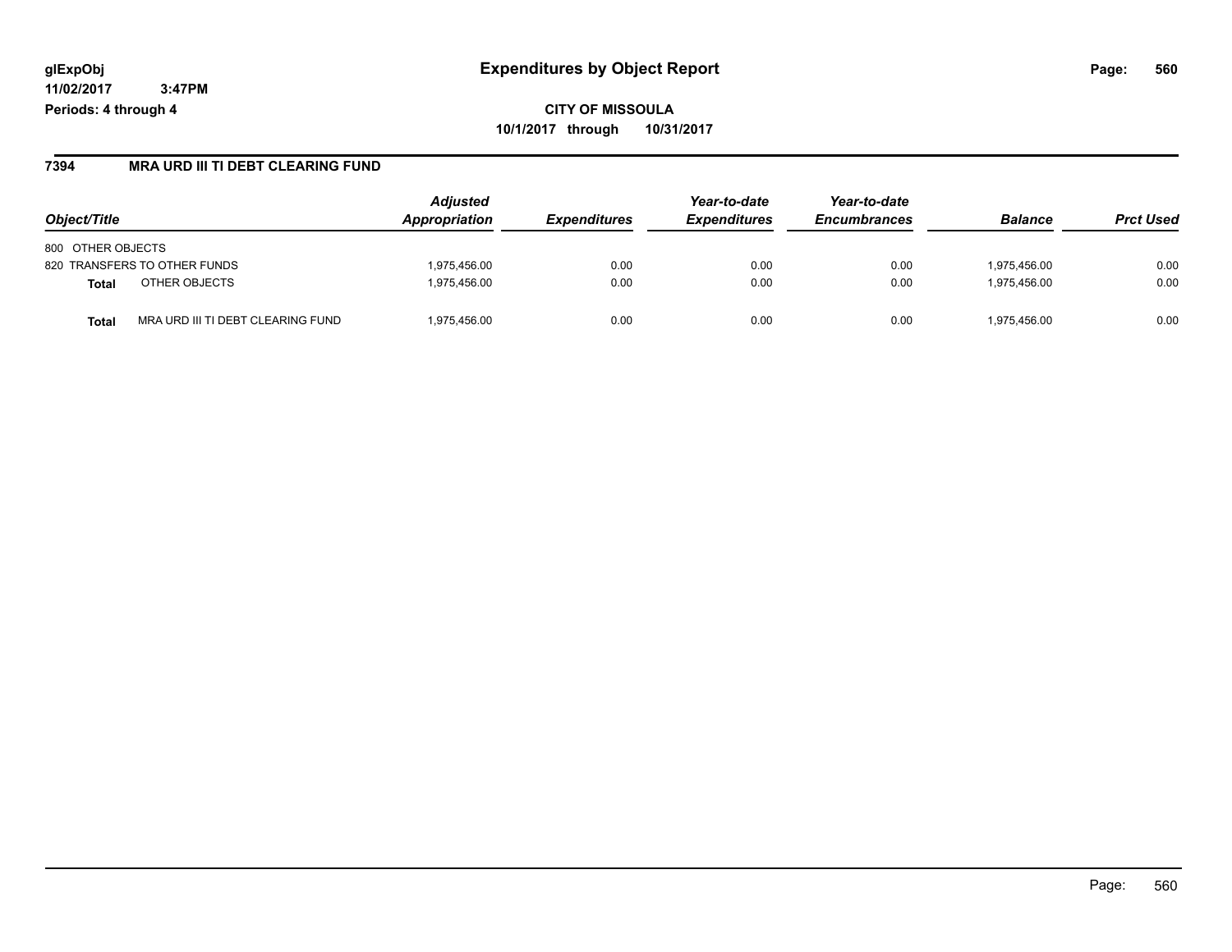**glExpObj** | **Expenditures by Object Report**

**11/02/2017 3:47PM**

**Periods: 4 through 4**

**CITY OF MISSOULA**

**10/1/2017 through 10/31/2017**

## 7394 MRA URD III TI DEBT CLEARING FUND

| Object/Title | | Adjusted Appropriation | Expenditures | Year-to-date Expenditures | Year-to-date Encumbrances | Balance | Prct Used |
|---|---|---|---|---|---|---|---|
| 800 OTHER OBJECTS | | | | | | | |
| 820 TRANSFERS TO OTHER FUNDS | | 1,975,456.00 | 0.00 | 0.00 | 0.00 | 1,975,456.00 | 0.00 |
| **Total** | OTHER OBJECTS | 1,975,456.00 | 0.00 | 0.00 | 0.00 | 1,975,456.00 | 0.00 |
| **Total** | MRA URD III TI DEBT CLEARING FUND | 1,975,456.00 | 0.00 | 0.00 | 0.00 | 1,975,456.00 | 0.00 |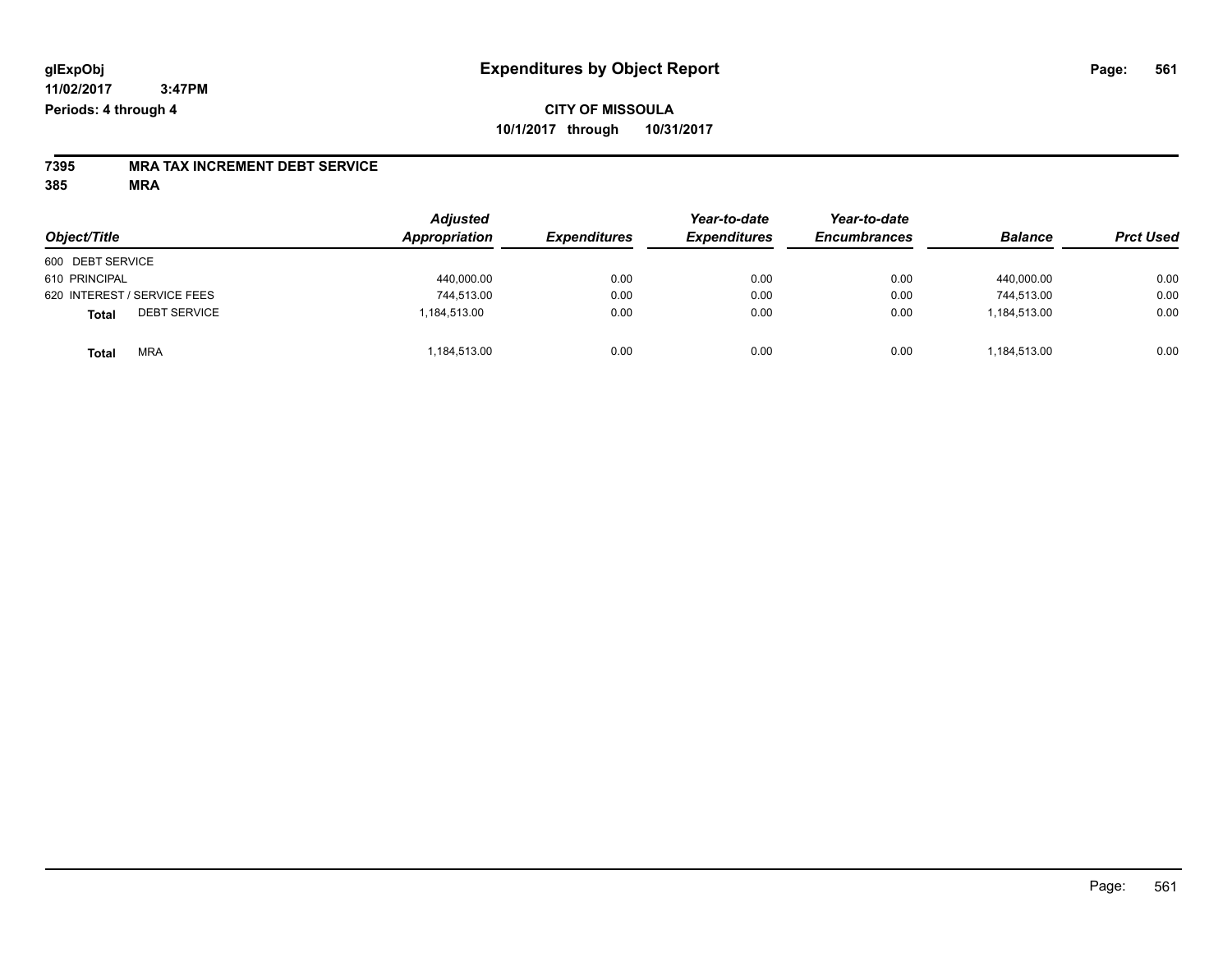**glExpObj** **Expenditures by Object Report**

**11/02/2017 3:47PM**

**Periods: 4 through 4**

**CITY OF MISSOULA**

**10/1/2017 through 10/31/2017**

**7395 MRA TAX INCREMENT DEBT SERVICE**

**385 MRA**

| Object/Title | Adjusted Appropriation | Expenditures | Year-to-date Expenditures | Year-to-date Encumbrances | Balance | Prct Used |
|---|---|---|---|---|---|---|
| 600 DEBT SERVICE | | | | | | |
| 610 PRINCIPAL | 440,000.00 | 0.00 | 0.00 | 0.00 | 440,000.00 | 0.00 |
| 620 INTEREST / SERVICE FEES | 744,513.00 | 0.00 | 0.00 | 0.00 | 744,513.00 | 0.00 |
| **Total** DEBT SERVICE | 1,184,513.00 | 0.00 | 0.00 | 0.00 | 1,184,513.00 | 0.00 |
| **Total** MRA | 1,184,513.00 | 0.00 | 0.00 | 0.00 | 1,184,513.00 | 0.00 |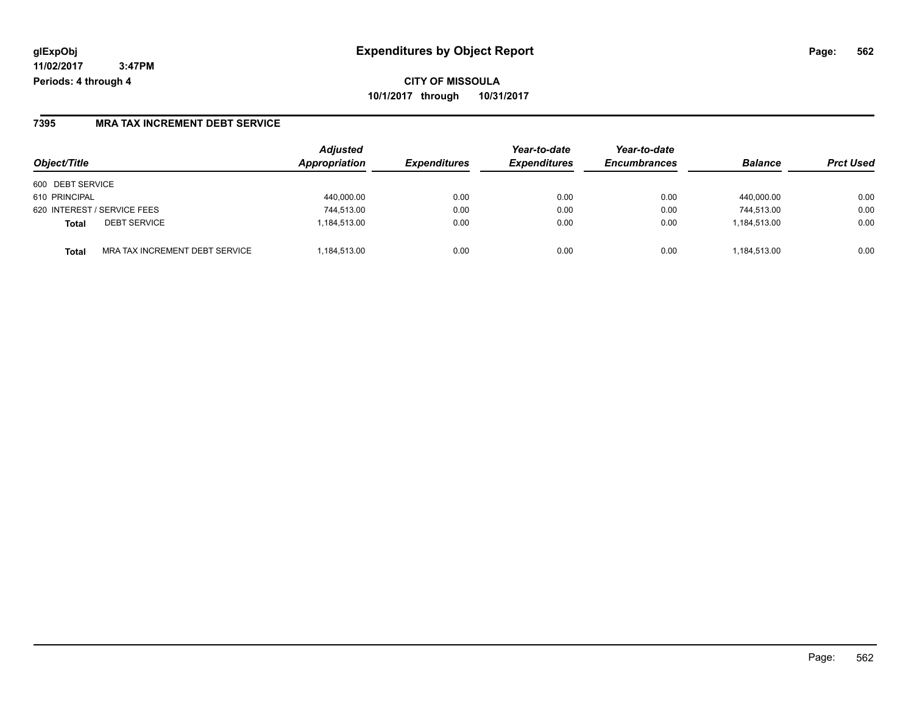**CITY OF MISSOULA**

**10/1/2017 through 10/31/2017**

Periods: 4 through 4

## 7395 MRA TAX INCREMENT DEBT SERVICE

| Object/Title | | Adjusted Appropriation | Expenditures | Year-to-date Expenditures | Year-to-date Encumbrances | Balance | Prct Used |
|---|---|---|---|---|---|---|---|
| 600 DEBT SERVICE | | | | | | | |
| 610 PRINCIPAL | | 440,000.00 | 0.00 | 0.00 | 0.00 | 440,000.00 | 0.00 |
| 620 INTEREST / SERVICE FEES | | 744,513.00 | 0.00 | 0.00 | 0.00 | 744,513.00 | 0.00 |
| **Total** | DEBT SERVICE | 1,184,513.00 | 0.00 | 0.00 | 0.00 | 1,184,513.00 | 0.00 |
| **Total** | MRA TAX INCREMENT DEBT SERVICE | 1,184,513.00 | 0.00 | 0.00 | 0.00 | 1,184,513.00 | 0.00 |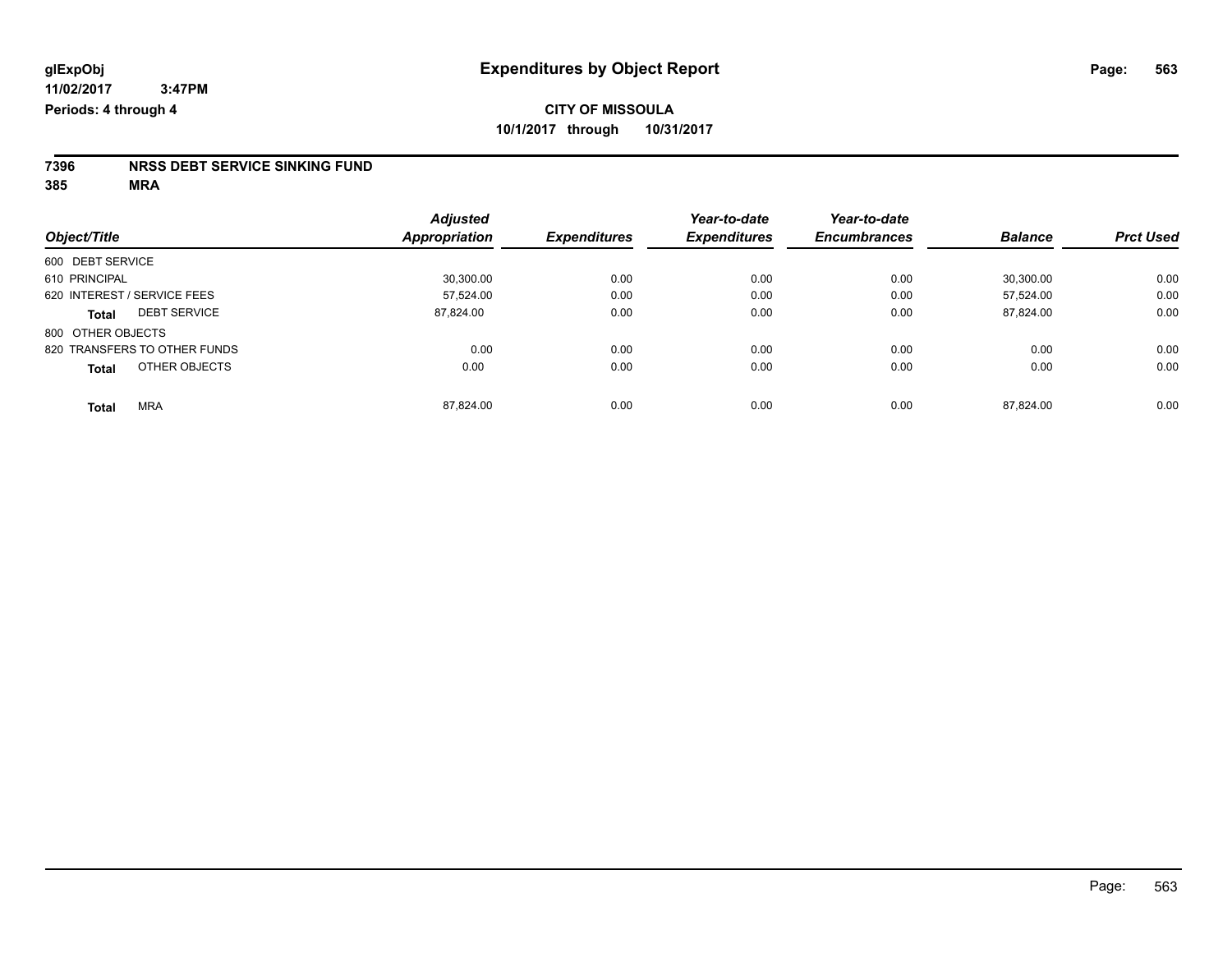# Expenditures by Object Report

glExpObj
11/02/2017 3:47PM
Periods: 4 through 4

**CITY OF MISSOULA**
**10/1/2017 through 10/31/2017**

**7396 NRSS DEBT SERVICE SINKING FUND**
**385 MRA**

| Object/Title | Adjusted Appropriation | Expenditures | Year-to-date Expenditures | Year-to-date Encumbrances | Balance | Prct Used |
|---|---|---|---|---|---|---|
| 600 DEBT SERVICE | | | | | | |
| 610 PRINCIPAL | 30,300.00 | 0.00 | 0.00 | 0.00 | 30,300.00 | 0.00 |
| 620 INTEREST / SERVICE FEES | 57,524.00 | 0.00 | 0.00 | 0.00 | 57,524.00 | 0.00 |
| **Total** DEBT SERVICE | 87,824.00 | 0.00 | 0.00 | 0.00 | 87,824.00 | 0.00 |
| 800 OTHER OBJECTS | | | | | | |
| 820 TRANSFERS TO OTHER FUNDS | 0.00 | 0.00 | 0.00 | 0.00 | 0.00 | 0.00 |
| **Total** OTHER OBJECTS | 0.00 | 0.00 | 0.00 | 0.00 | 0.00 | 0.00 |
| **Total** MRA | 87,824.00 | 0.00 | 0.00 | 0.00 | 87,824.00 | 0.00 |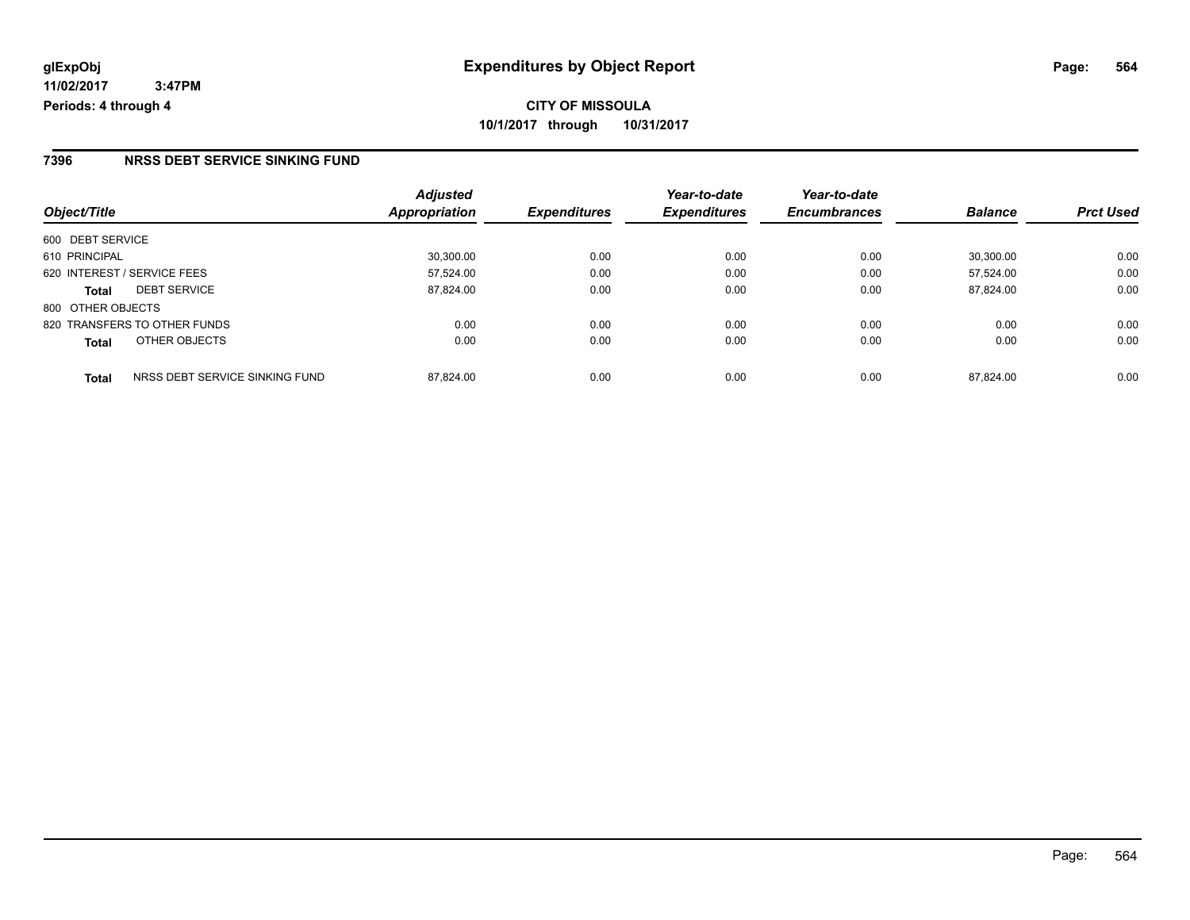**glExpObj**
**11/02/2017 3:47PM**
**Periods: 4 through 4**

# Expenditures by Object Report

**CITY OF MISSOULA**
**10/1/2017 through 10/31/2017**

## 7396 NRSS DEBT SERVICE SINKING FUND

| Object/Title | Adjusted Appropriation | Expenditures | Year-to-date Expenditures | Year-to-date Encumbrances | Balance | Prct Used |
|---|---|---|---|---|---|---|
| 600 DEBT SERVICE | | | | | | |
| 610 PRINCIPAL | 30,300.00 | 0.00 | 0.00 | 0.00 | 30,300.00 | 0.00 |
| 620 INTEREST / SERVICE FEES | 57,524.00 | 0.00 | 0.00 | 0.00 | 57,524.00 | 0.00 |
| **Total** DEBT SERVICE | 87,824.00 | 0.00 | 0.00 | 0.00 | 87,824.00 | 0.00 |
| 800 OTHER OBJECTS | | | | | | |
| 820 TRANSFERS TO OTHER FUNDS | 0.00 | 0.00 | 0.00 | 0.00 | 0.00 | 0.00 |
| **Total** OTHER OBJECTS | 0.00 | 0.00 | 0.00 | 0.00 | 0.00 | 0.00 |
| **Total** NRSS DEBT SERVICE SINKING FUND | 87,824.00 | 0.00 | 0.00 | 0.00 | 87,824.00 | 0.00 |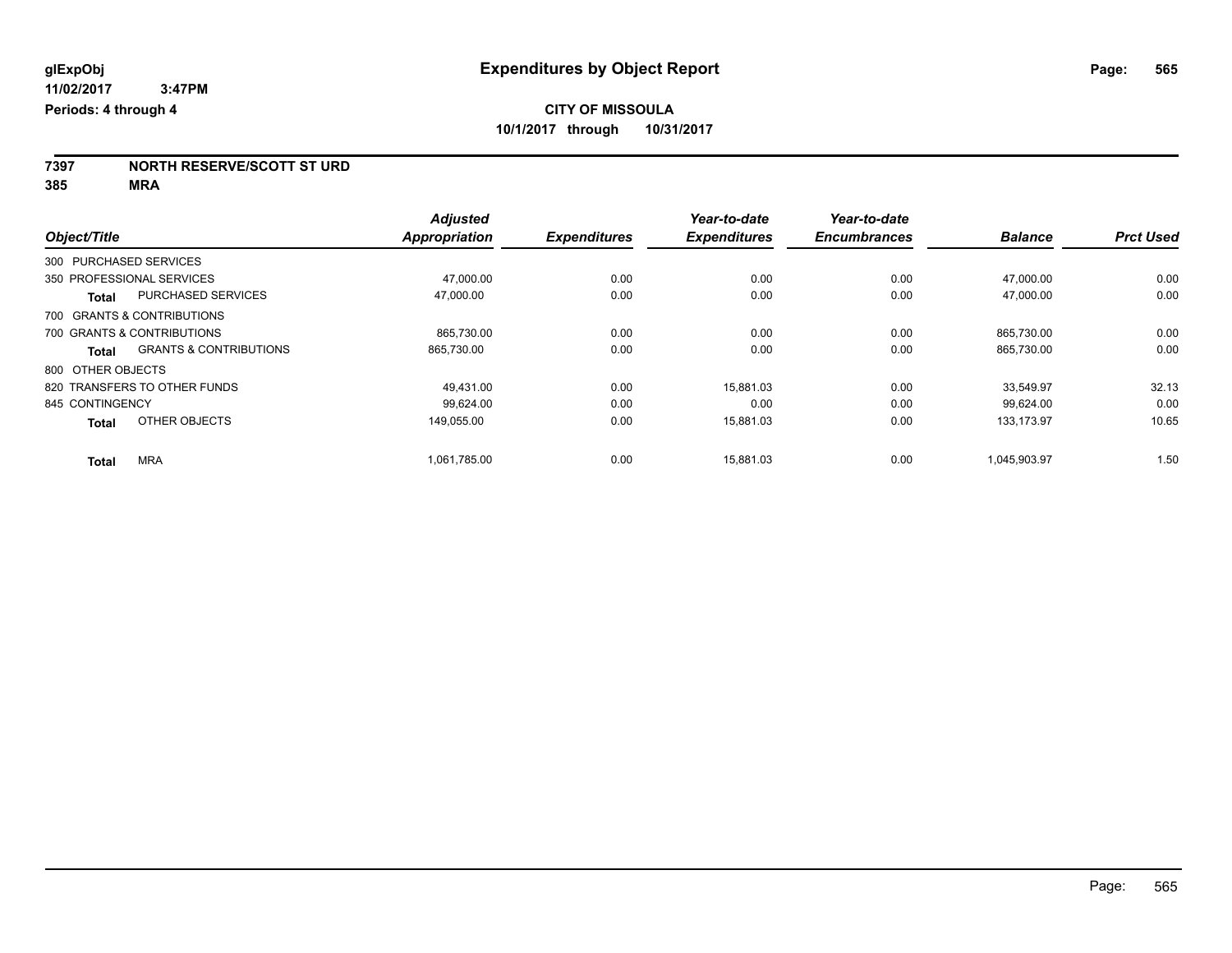# Expenditures by Object Report

glExpObj
11/02/2017 3:47PM
Periods: 4 through 4

**CITY OF MISSOULA**
**10/1/2017 through 10/31/2017**

**7397 NORTH RESERVE/SCOTT ST URD**
**385 MRA**

| Object/Title | | Adjusted Appropriation | Expenditures | Year-to-date Expenditures | Year-to-date Encumbrances | Balance | Prct Used |
|---|---|---|---|---|---|---|---|
| 300 PURCHASED SERVICES | | | | | | | |
| 350 PROFESSIONAL SERVICES | | 47,000.00 | 0.00 | 0.00 | 0.00 | 47,000.00 | 0.00 |
| **Total** | PURCHASED SERVICES | 47,000.00 | 0.00 | 0.00 | 0.00 | 47,000.00 | 0.00 |
| 700 GRANTS & CONTRIBUTIONS | | | | | | | |
| 700 GRANTS & CONTRIBUTIONS | | 865,730.00 | 0.00 | 0.00 | 0.00 | 865,730.00 | 0.00 |
| **Total** | GRANTS & CONTRIBUTIONS | 865,730.00 | 0.00 | 0.00 | 0.00 | 865,730.00 | 0.00 |
| 800 OTHER OBJECTS | | | | | | | |
| 820 TRANSFERS TO OTHER FUNDS | | 49,431.00 | 0.00 | 15,881.03 | 0.00 | 33,549.97 | 32.13 |
| 845 CONTINGENCY | | 99,624.00 | 0.00 | 0.00 | 0.00 | 99,624.00 | 0.00 |
| **Total** | OTHER OBJECTS | 149,055.00 | 0.00 | 15,881.03 | 0.00 | 133,173.97 | 10.65 |
| **Total** | MRA | 1,061,785.00 | 0.00 | 15,881.03 | 0.00 | 1,045,903.97 | 1.50 |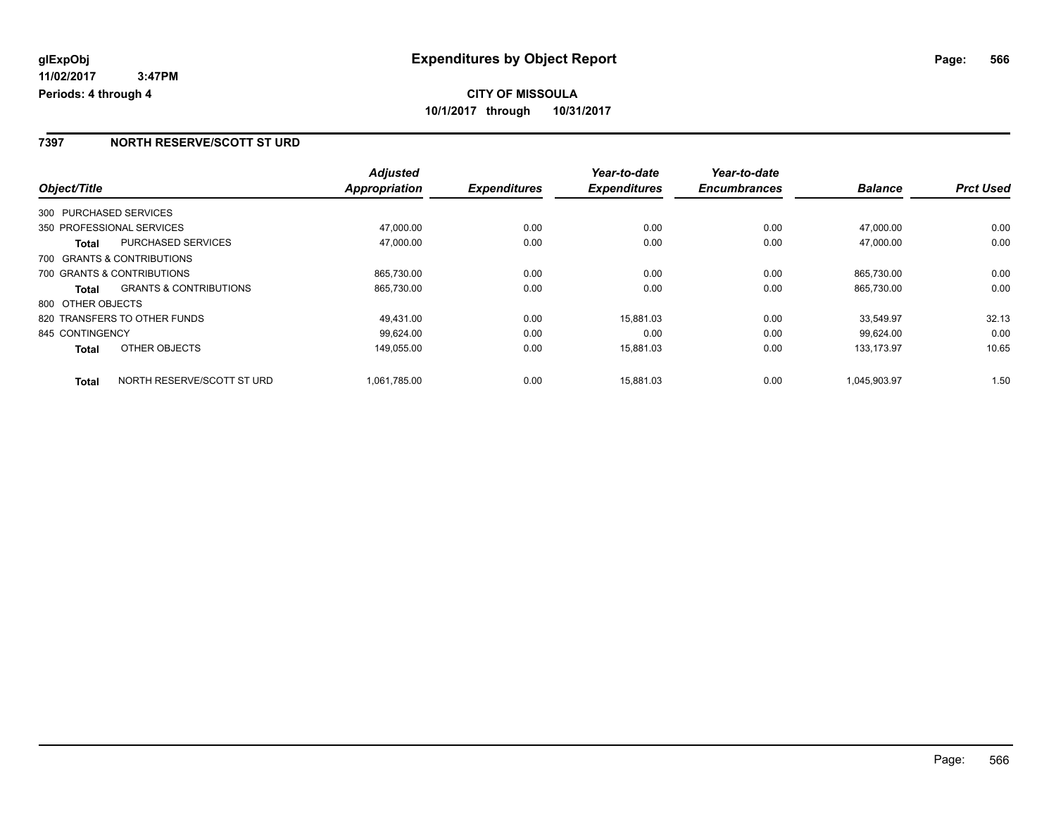glExpObj **Expenditures by Object Report**
11/02/2017 3:47PM
Periods: 4 through 4

**CITY OF MISSOULA**
**10/1/2017 through 10/31/2017**

## 7397 NORTH RESERVE/SCOTT ST URD

| Object/Title | | Adjusted Appropriation | Expenditures | Year-to-date Expenditures | Year-to-date Encumbrances | Balance | Prct Used |
|---|---|---|---|---|---|---|---|
| 300 PURCHASED SERVICES | | | | | | | |
| 350 PROFESSIONAL SERVICES | | 47,000.00 | 0.00 | 0.00 | 0.00 | 47,000.00 | 0.00 |
| **Total** | PURCHASED SERVICES | 47,000.00 | 0.00 | 0.00 | 0.00 | 47,000.00 | 0.00 |
| 700 GRANTS & CONTRIBUTIONS | | | | | | | |
| 700 GRANTS & CONTRIBUTIONS | | 865,730.00 | 0.00 | 0.00 | 0.00 | 865,730.00 | 0.00 |
| **Total** | GRANTS & CONTRIBUTIONS | 865,730.00 | 0.00 | 0.00 | 0.00 | 865,730.00 | 0.00 |
| 800 OTHER OBJECTS | | | | | | | |
| 820 TRANSFERS TO OTHER FUNDS | | 49,431.00 | 0.00 | 15,881.03 | 0.00 | 33,549.97 | 32.13 |
| 845 CONTINGENCY | | 99,624.00 | 0.00 | 0.00 | 0.00 | 99,624.00 | 0.00 |
| **Total** | OTHER OBJECTS | 149,055.00 | 0.00 | 15,881.03 | 0.00 | 133,173.97 | 10.65 |
| **Total** | NORTH RESERVE/SCOTT ST URD | 1,061,785.00 | 0.00 | 15,881.03 | 0.00 | 1,045,903.97 | 1.50 |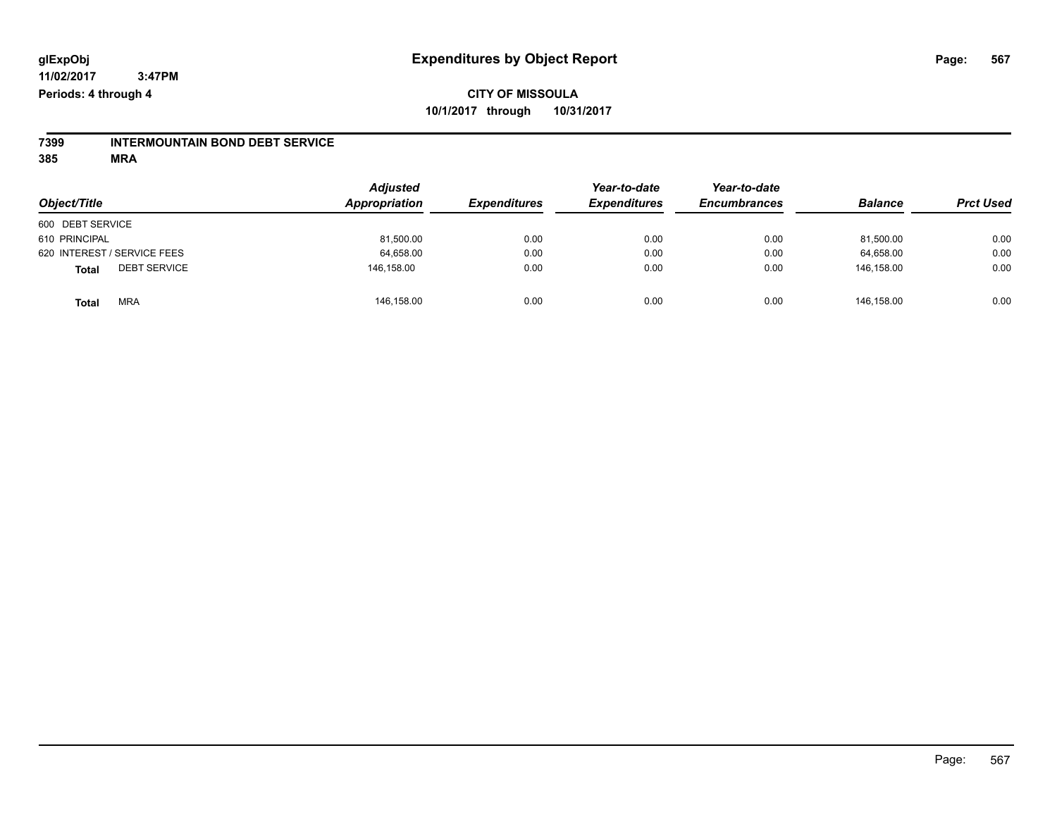glExpObj
11/02/2017 3:47PM
Periods: 4 through 4

# Expenditures by Object Report

**CITY OF MISSOULA**
**10/1/2017 through 10/31/2017**

**7399 INTERMOUNTAIN BOND DEBT SERVICE**
**385 MRA**

| Object/Title | Adjusted Appropriation | Expenditures | Year-to-date Expenditures | Year-to-date Encumbrances | Balance | Prct Used |
|---|---|---|---|---|---|---|
| 600 DEBT SERVICE | | | | | | |
| 610 PRINCIPAL | 81,500.00 | 0.00 | 0.00 | 0.00 | 81,500.00 | 0.00 |
| 620 INTEREST / SERVICE FEES | 64,658.00 | 0.00 | 0.00 | 0.00 | 64,658.00 | 0.00 |
| **Total** DEBT SERVICE | 146,158.00 | 0.00 | 0.00 | 0.00 | 146,158.00 | 0.00 |
| **Total** MRA | 146,158.00 | 0.00 | 0.00 | 0.00 | 146,158.00 | 0.00 |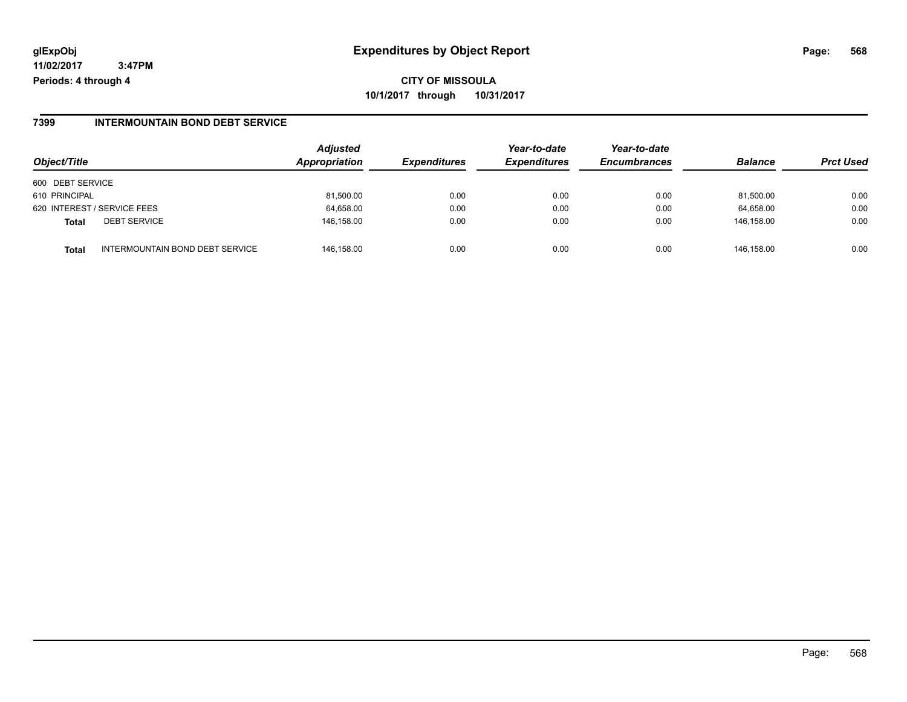glExpObj
11/02/2017 3:47PM
Periods: 4 through 4

# Expenditures by Object Report

**CITY OF MISSOULA**
**10/1/2017 through 10/31/2017**

## 7399 INTERMOUNTAIN BOND DEBT SERVICE

| Object/Title | | Adjusted Appropriation | Expenditures | Year-to-date Expenditures | Year-to-date Encumbrances | Balance | Prct Used |
|---|---|---|---|---|---|---|---|
| 600 DEBT SERVICE | | | | | | | |
| 610 PRINCIPAL | | 81,500.00 | 0.00 | 0.00 | 0.00 | 81,500.00 | 0.00 |
| 620 INTEREST / SERVICE FEES | | 64,658.00 | 0.00 | 0.00 | 0.00 | 64,658.00 | 0.00 |
| **Total** | DEBT SERVICE | 146,158.00 | 0.00 | 0.00 | 0.00 | 146,158.00 | 0.00 |
| **Total** | INTERMOUNTAIN BOND DEBT SERVICE | 146,158.00 | 0.00 | 0.00 | 0.00 | 146,158.00 | 0.00 |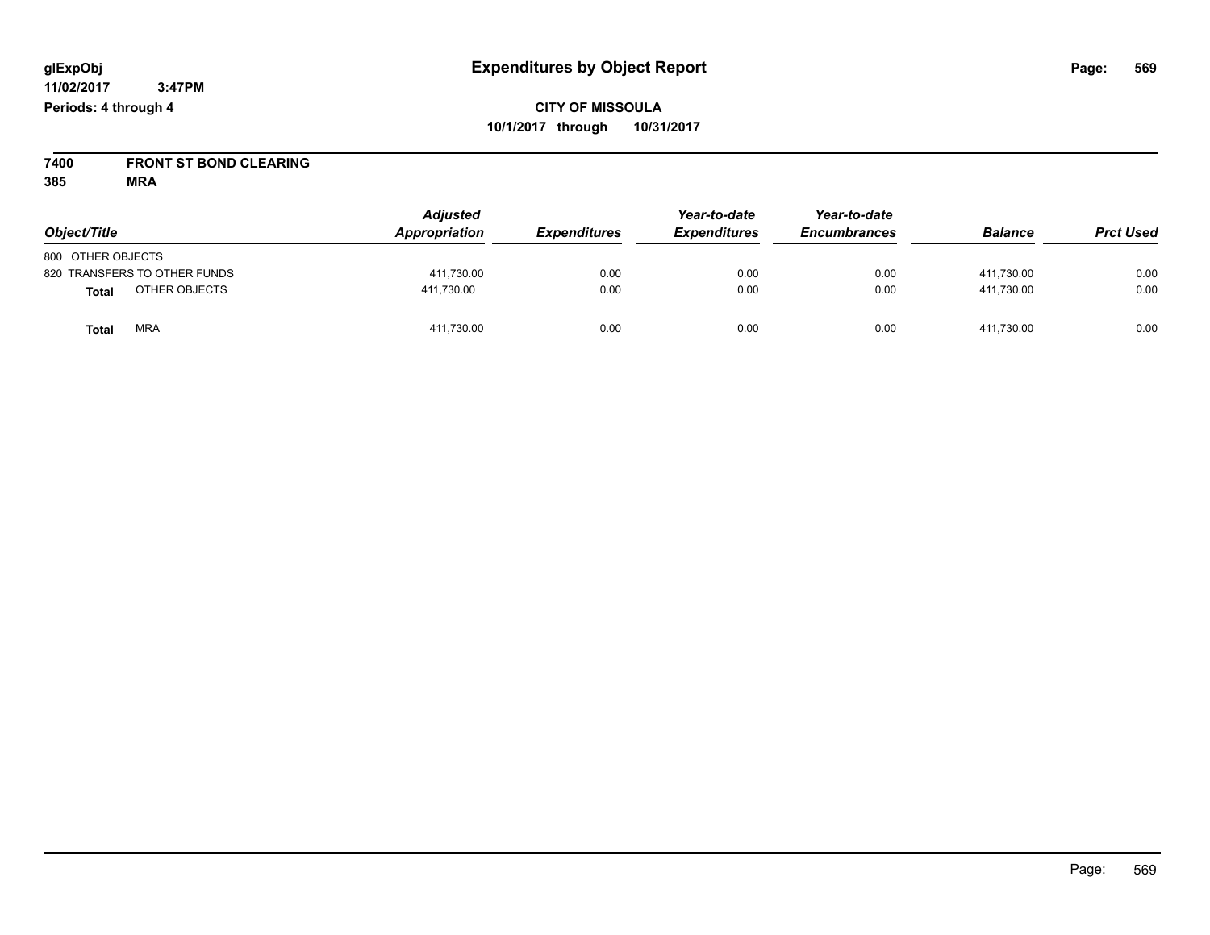glExpObj
11/02/2017 3:47PM
Periods: 4 through 4

# Expenditures by Object Report

**CITY OF MISSOULA**
**10/1/2017 through 10/31/2017**

**7400 FRONT ST BOND CLEARING**
**385 MRA**

| Object/Title | Adjusted Appropriation | Expenditures | Year-to-date Expenditures | Year-to-date Encumbrances | Balance | Prct Used |
|---|---|---|---|---|---|---|
| 800 OTHER OBJECTS | | | | | | |
| 820 TRANSFERS TO OTHER FUNDS | 411,730.00 | 0.00 | 0.00 | 0.00 | 411,730.00 | 0.00 |
| **Total** OTHER OBJECTS | 411,730.00 | 0.00 | 0.00 | 0.00 | 411,730.00 | 0.00 |
| **Total** MRA | 411,730.00 | 0.00 | 0.00 | 0.00 | 411,730.00 | 0.00 |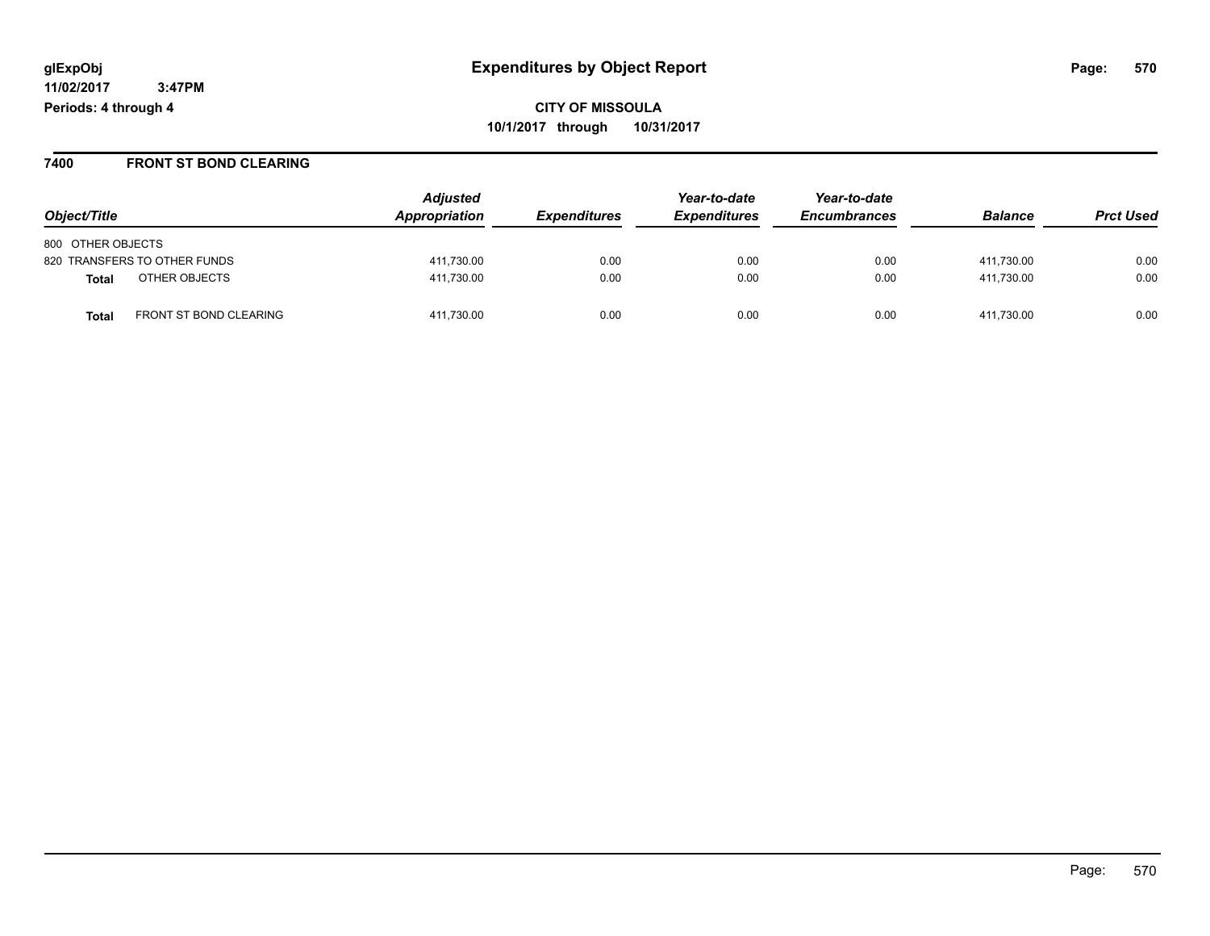**glExpObj**
**11/02/2017 3:47PM**
**Periods: 4 through 4**

# Expenditures by Object Report

**CITY OF MISSOULA**
**10/1/2017 through 10/31/2017**

## 7400 FRONT ST BOND CLEARING

| Object/Title | Adjusted Appropriation | Expenditures | Year-to-date Expenditures | Year-to-date Encumbrances | Balance | Prct Used |
|---|---|---|---|---|---|---|
| 800 OTHER OBJECTS | | | | | | |
| 820 TRANSFERS TO OTHER FUNDS | 411,730.00 | 0.00 | 0.00 | 0.00 | 411,730.00 | 0.00 |
| **Total** OTHER OBJECTS | 411,730.00 | 0.00 | 0.00 | 0.00 | 411,730.00 | 0.00 |
| **Total** FRONT ST BOND CLEARING | 411,730.00 | 0.00 | 0.00 | 0.00 | 411,730.00 | 0.00 |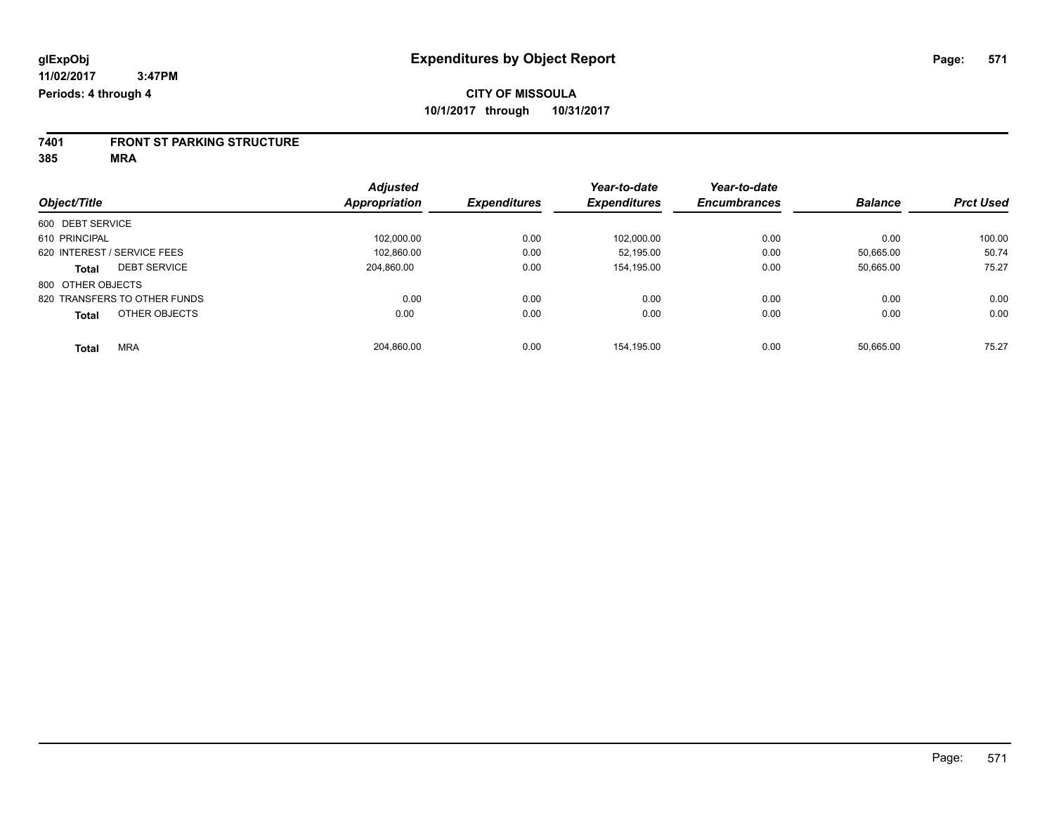**glExpObj** **Expenditures by Object Report**

**11/02/2017 3:47PM**

**Periods: 4 through 4**

**CITY OF MISSOULA**

**10/1/2017 through 10/31/2017**

**7401 FRONT ST PARKING STRUCTURE**

**385 MRA**

| Object/Title | Adjusted Appropriation | Expenditures | Year-to-date Expenditures | Year-to-date Encumbrances | Balance | Prct Used |
|---|---|---|---|---|---|---|
| 600 DEBT SERVICE | | | | | | |
| 610 PRINCIPAL | 102,000.00 | 0.00 | 102,000.00 | 0.00 | 0.00 | 100.00 |
| 620 INTEREST / SERVICE FEES | 102,860.00 | 0.00 | 52,195.00 | 0.00 | 50,665.00 | 50.74 |
| **Total** DEBT SERVICE | 204,860.00 | 0.00 | 154,195.00 | 0.00 | 50,665.00 | 75.27 |
| 800 OTHER OBJECTS | | | | | | |
| 820 TRANSFERS TO OTHER FUNDS | 0.00 | 0.00 | 0.00 | 0.00 | 0.00 | 0.00 |
| **Total** OTHER OBJECTS | 0.00 | 0.00 | 0.00 | 0.00 | 0.00 | 0.00 |
| **Total** MRA | 204,860.00 | 0.00 | 154,195.00 | 0.00 | 50,665.00 | 75.27 |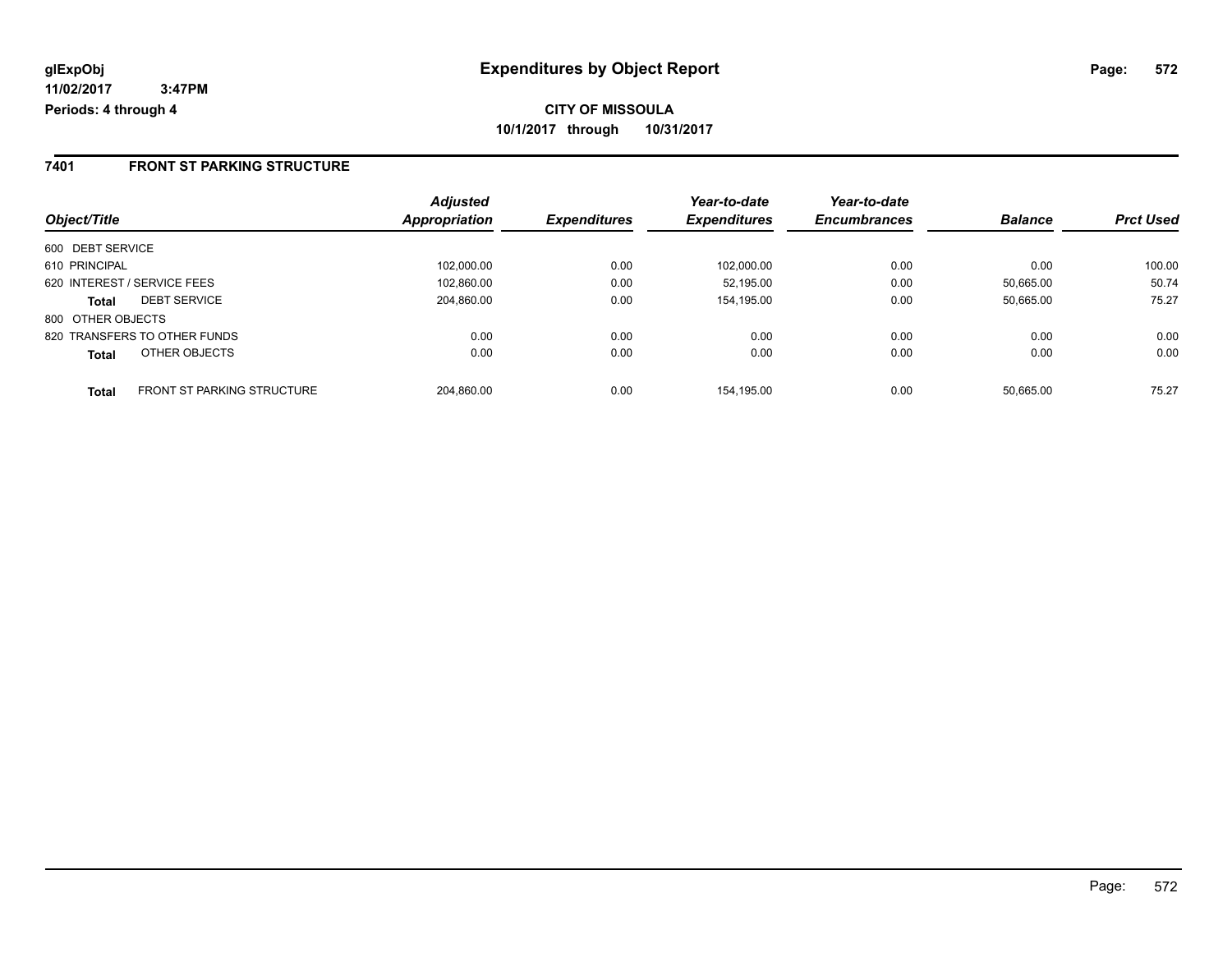**glExpObj** **Expenditures by Object Report**

**11/02/2017 3:47PM**

**Periods: 4 through 4**

**CITY OF MISSOULA**

**10/1/2017 through 10/31/2017**

## 7401 FRONT ST PARKING STRUCTURE

| Object/Title | | Adjusted Appropriation | Expenditures | Year-to-date Expenditures | Year-to-date Encumbrances | Balance | Prct Used |
|---|---|---|---|---|---|---|---|
| 600 DEBT SERVICE | | | | | | | |
| 610 PRINCIPAL | | 102,000.00 | 0.00 | 102,000.00 | 0.00 | 0.00 | 100.00 |
| 620 INTEREST / SERVICE FEES | | 102,860.00 | 0.00 | 52,195.00 | 0.00 | 50,665.00 | 50.74 |
| **Total** | DEBT SERVICE | 204,860.00 | 0.00 | 154,195.00 | 0.00 | 50,665.00 | 75.27 |
| 800 OTHER OBJECTS | | | | | | | |
| 820 TRANSFERS TO OTHER FUNDS | | 0.00 | 0.00 | 0.00 | 0.00 | 0.00 | 0.00 |
| **Total** | OTHER OBJECTS | 0.00 | 0.00 | 0.00 | 0.00 | 0.00 | 0.00 |
| **Total** | FRONT ST PARKING STRUCTURE | 204,860.00 | 0.00 | 154,195.00 | 0.00 | 50,665.00 | 75.27 |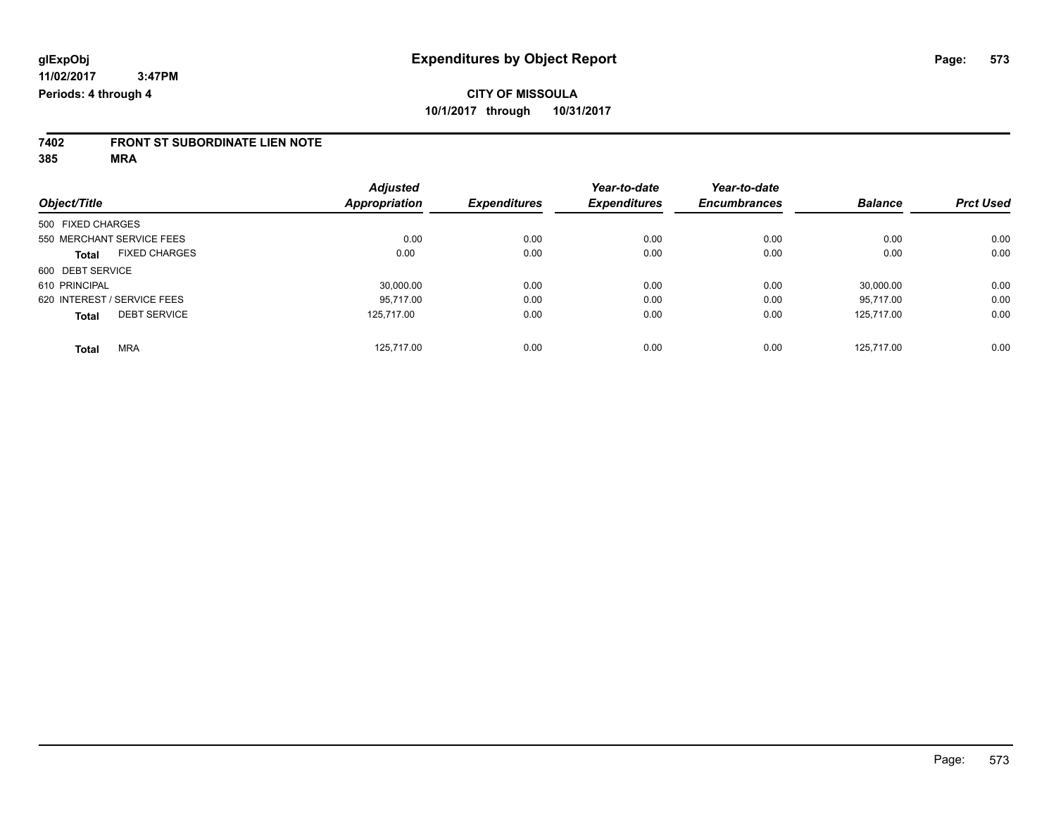glExpObj
11/02/2017 3:47PM
Periods: 4 through 4

# Expenditures by Object Report

**CITY OF MISSOULA**
**10/1/2017 through 10/31/2017**

**7402 FRONT ST SUBORDINATE LIEN NOTE**
**385 MRA**

| Object/Title | Adjusted Appropriation | Expenditures | Year-to-date Expenditures | Year-to-date Encumbrances | Balance | Prct Used |
|---|---|---|---|---|---|---|
| 500 FIXED CHARGES | | | | | | |
| 550 MERCHANT SERVICE FEES | 0.00 | 0.00 | 0.00 | 0.00 | 0.00 | 0.00 |
| **Total** FIXED CHARGES | 0.00 | 0.00 | 0.00 | 0.00 | 0.00 | 0.00 |
| 600 DEBT SERVICE | | | | | | |
| 610 PRINCIPAL | 30,000.00 | 0.00 | 0.00 | 0.00 | 30,000.00 | 0.00 |
| 620 INTEREST / SERVICE FEES | 95,717.00 | 0.00 | 0.00 | 0.00 | 95,717.00 | 0.00 |
| **Total** DEBT SERVICE | 125,717.00 | 0.00 | 0.00 | 0.00 | 125,717.00 | 0.00 |
| **Total** MRA | 125,717.00 | 0.00 | 0.00 | 0.00 | 125,717.00 | 0.00 |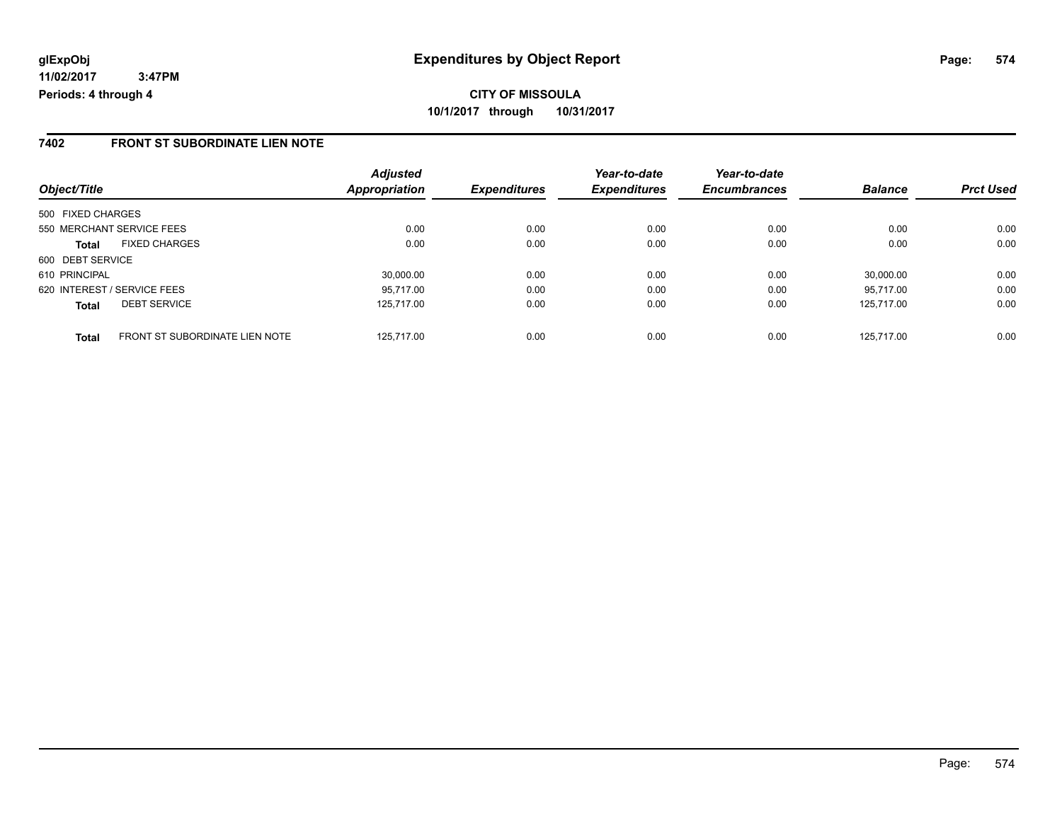# Expenditures by Object Report

glExpObj
11/02/2017 3:47PM
Periods: 4 through 4

**CITY OF MISSOULA**
**10/1/2017 through 10/31/2017**

## 7402 FRONT ST SUBORDINATE LIEN NOTE

| Object/Title | | Adjusted Appropriation | Expenditures | Year-to-date Expenditures | Year-to-date Encumbrances | Balance | Prct Used |
|---|---|---|---|---|---|---|---|
| 500 FIXED CHARGES | | | | | | | |
| 550 MERCHANT SERVICE FEES | | 0.00 | 0.00 | 0.00 | 0.00 | 0.00 | 0.00 |
| **Total** | FIXED CHARGES | 0.00 | 0.00 | 0.00 | 0.00 | 0.00 | 0.00 |
| 600 DEBT SERVICE | | | | | | | |
| 610 PRINCIPAL | | 30,000.00 | 0.00 | 0.00 | 0.00 | 30,000.00 | 0.00 |
| 620 INTEREST / SERVICE FEES | | 95,717.00 | 0.00 | 0.00 | 0.00 | 95,717.00 | 0.00 |
| **Total** | DEBT SERVICE | 125,717.00 | 0.00 | 0.00 | 0.00 | 125,717.00 | 0.00 |
| **Total** | FRONT ST SUBORDINATE LIEN NOTE | 125,717.00 | 0.00 | 0.00 | 0.00 | 125,717.00 | 0.00 |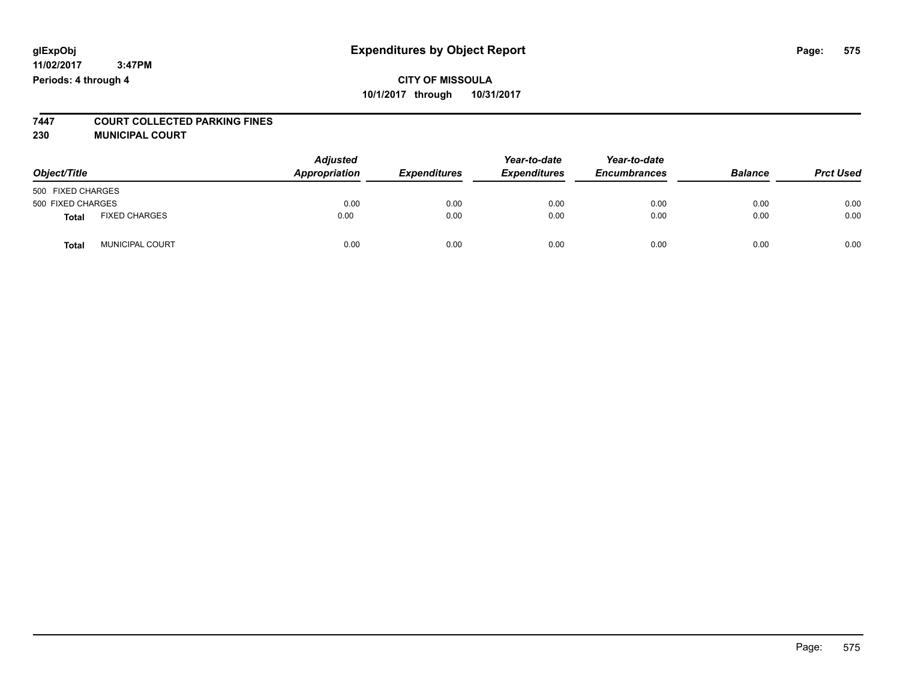**glExpObj**
**11/02/2017 3:47PM**
**Periods: 4 through 4**

# Expenditures by Object Report

**CITY OF MISSOULA**
**10/1/2017 through 10/31/2017**

**7447 COURT COLLECTED PARKING FINES**
**230 MUNICIPAL COURT**

| Object/Title | | Adjusted Appropriation | Expenditures | Year-to-date Expenditures | Year-to-date Encumbrances | Balance | Prct Used |
|---|---|---|---|---|---|---|---|
| 500 FIXED CHARGES | | | | | | | |
| 500 FIXED CHARGES | | 0.00 | 0.00 | 0.00 | 0.00 | 0.00 | 0.00 |
| **Total** | FIXED CHARGES | 0.00 | 0.00 | 0.00 | 0.00 | 0.00 | 0.00 |
| **Total** | MUNICIPAL COURT | 0.00 | 0.00 | 0.00 | 0.00 | 0.00 | 0.00 |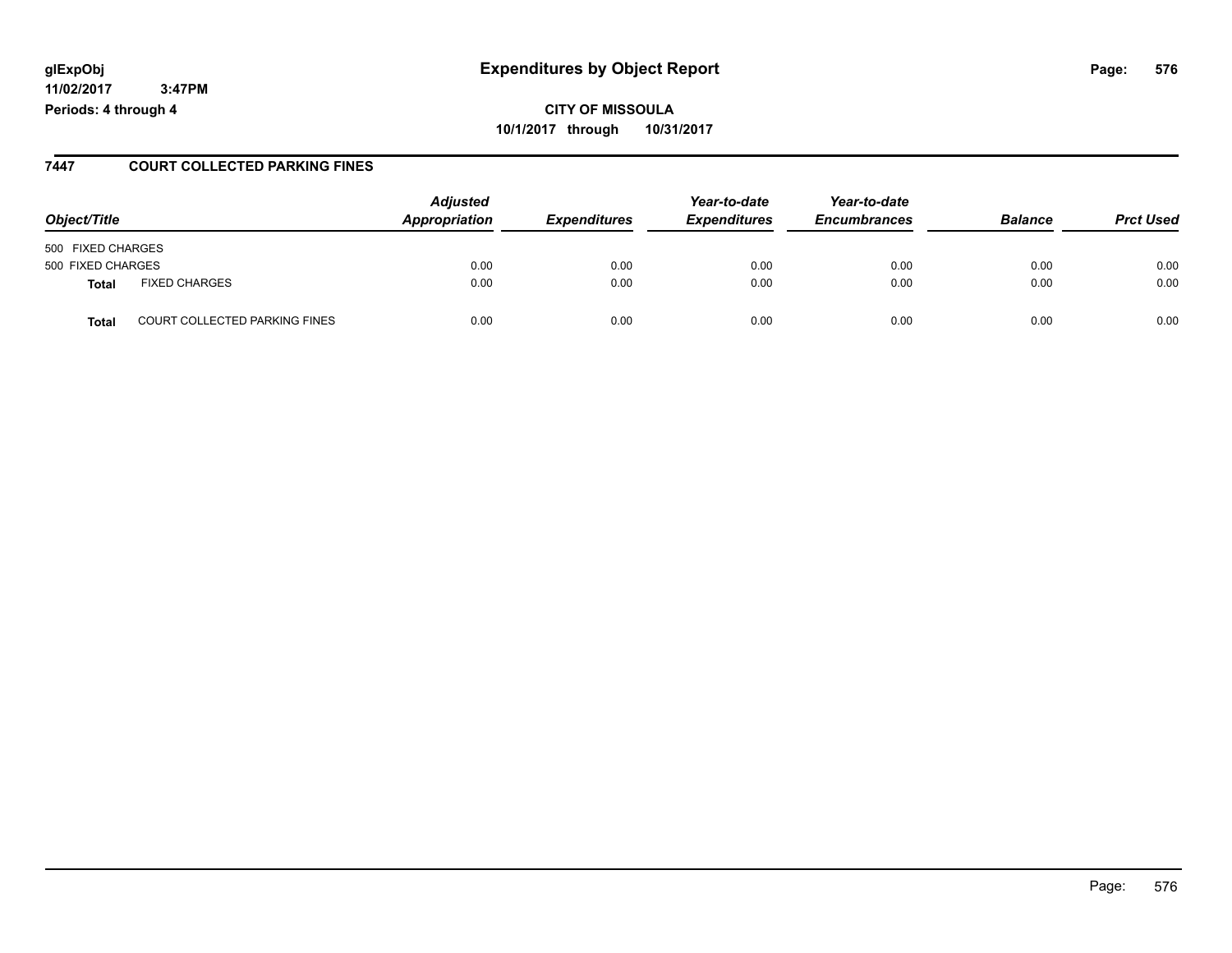**glExpObj**
**11/02/2017 3:47PM**
**Periods: 4 through 4**

# Expenditures by Object Report

**CITY OF MISSOULA**
**10/1/2017 through 10/31/2017**

## 7447 COURT COLLECTED PARKING FINES

| Object/Title | | *Adjusted Appropriation* | *Expenditures* | *Year-to-date Expenditures* | *Year-to-date Encumbrances* | *Balance* | *Prct Used* |
|---|---|---|---|---|---|---|---|
| 500 FIXED CHARGES | | | | | | | |
| 500 FIXED CHARGES | | 0.00 | 0.00 | 0.00 | 0.00 | 0.00 | 0.00 |
| **Total** | FIXED CHARGES | 0.00 | 0.00 | 0.00 | 0.00 | 0.00 | 0.00 |
| **Total** | COURT COLLECTED PARKING FINES | 0.00 | 0.00 | 0.00 | 0.00 | 0.00 | 0.00 |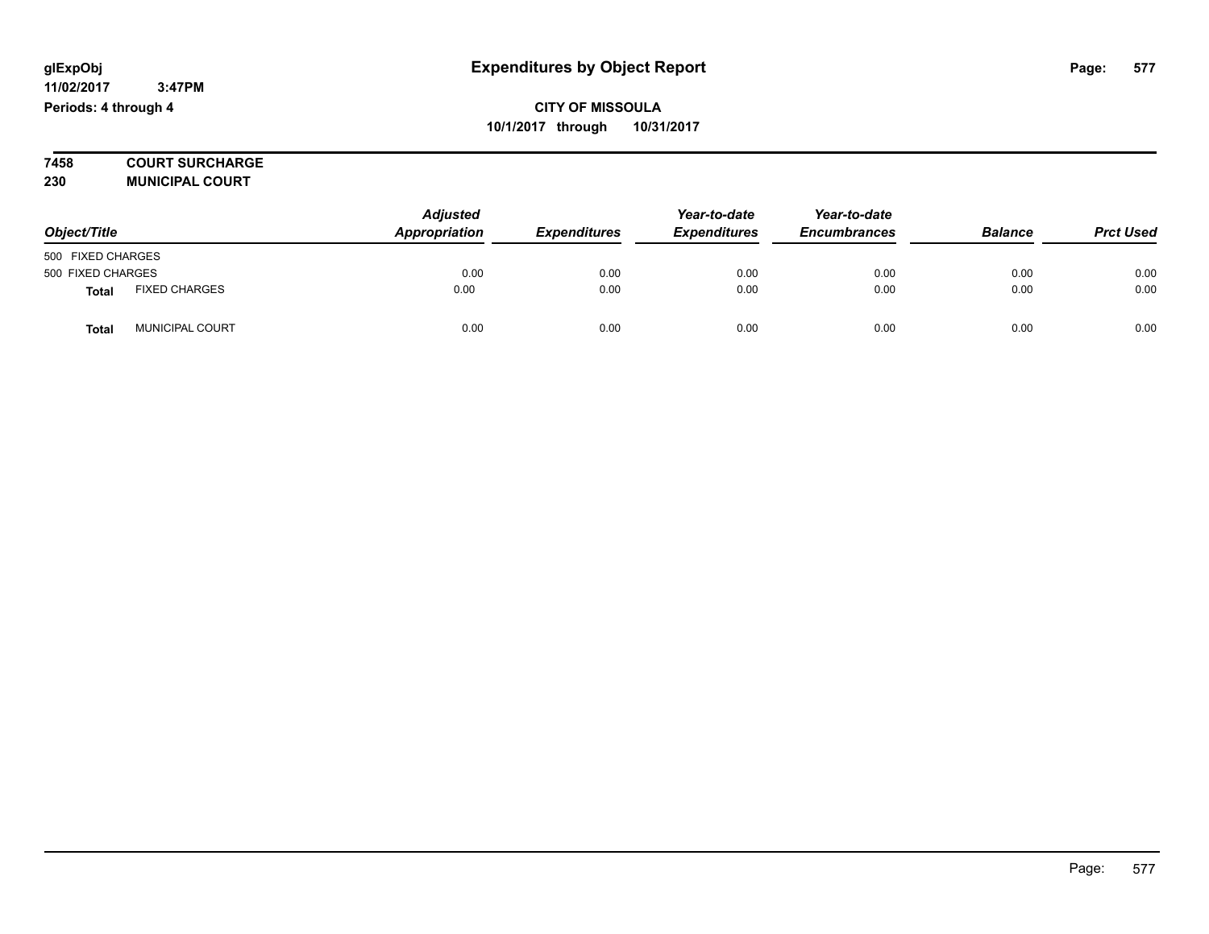# Expenditures by Object Report

glExpObj
11/02/2017 3:47PM
Periods: 4 through 4

**CITY OF MISSOULA**
**10/1/2017 through 10/31/2017**

**7458 COURT SURCHARGE**
**230 MUNICIPAL COURT**

| Object/Title | | Adjusted Appropriation | Expenditures | Year-to-date Expenditures | Year-to-date Encumbrances | Balance | Prct Used |
|---|---|---|---|---|---|---|---|
| 500 FIXED CHARGES | | | | | | | |
| 500 FIXED CHARGES | | 0.00 | 0.00 | 0.00 | 0.00 | 0.00 | 0.00 |
| **Total** | FIXED CHARGES | 0.00 | 0.00 | 0.00 | 0.00 | 0.00 | 0.00 |
| **Total** | MUNICIPAL COURT | 0.00 | 0.00 | 0.00 | 0.00 | 0.00 | 0.00 |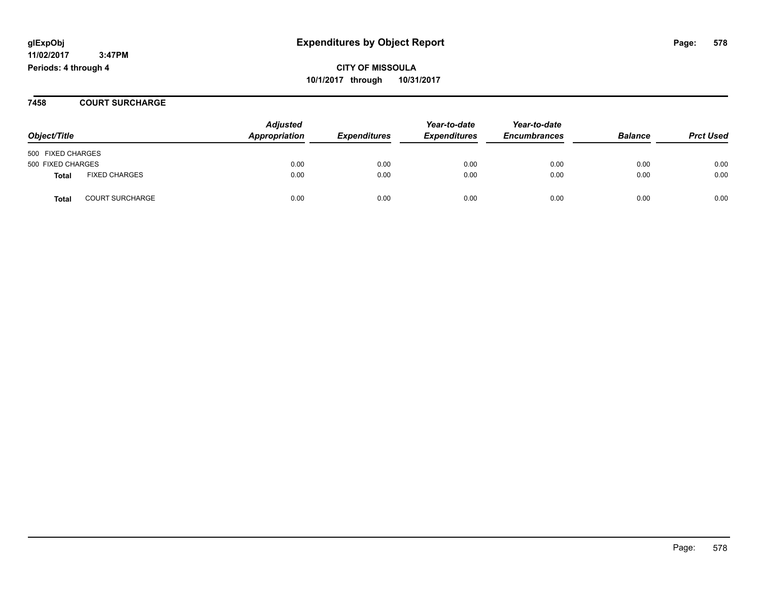**glExpObj**
**11/02/2017 3:47PM**
**Periods: 4 through 4**

# Expenditures by Object Report

**CITY OF MISSOULA**
**10/1/2017 through 10/31/2017**

## 7458 COURT SURCHARGE

| Object/Title | | Adjusted Appropriation | Expenditures | Year-to-date Expenditures | Year-to-date Encumbrances | Balance | Prct Used |
|---|---|---|---|---|---|---|---|
| 500 FIXED CHARGES | | | | | | | |
| 500 FIXED CHARGES | | 0.00 | 0.00 | 0.00 | 0.00 | 0.00 | 0.00 |
| **Total** | FIXED CHARGES | 0.00 | 0.00 | 0.00 | 0.00 | 0.00 | 0.00 |
| **Total** | COURT SURCHARGE | 0.00 | 0.00 | 0.00 | 0.00 | 0.00 | 0.00 |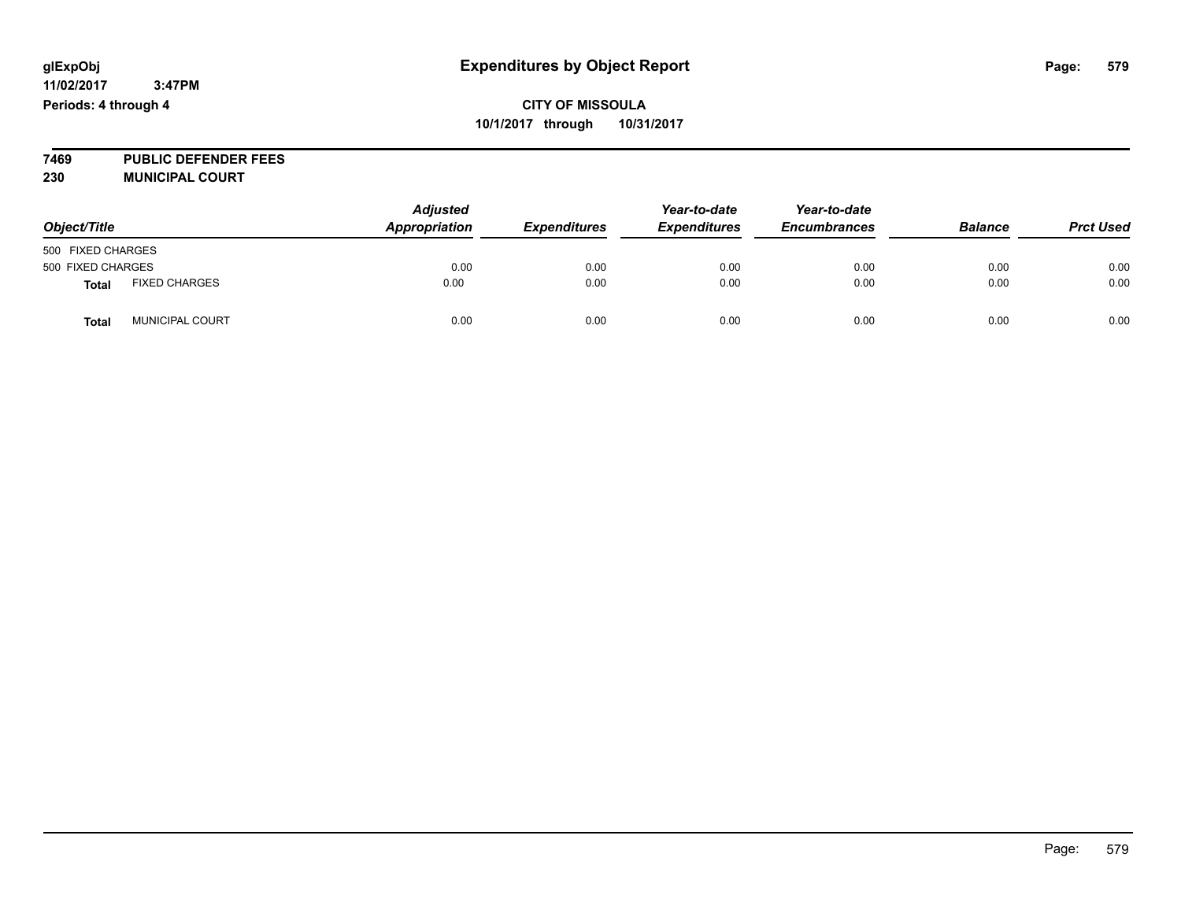**glExpObj** **Expenditures by Object Report**

**11/02/2017 3:47PM**

**Periods: 4 through 4**

**CITY OF MISSOULA**

**10/1/2017 through 10/31/2017**

**7469 PUBLIC DEFENDER FEES**

**230 MUNICIPAL COURT**

| Object/Title | | Adjusted Appropriation | Expenditures | Year-to-date Expenditures | Year-to-date Encumbrances | Balance | Prct Used |
|---|---|---|---|---|---|---|---|
| 500 FIXED CHARGES | | | | | | | |
| 500 FIXED CHARGES | | 0.00 | 0.00 | 0.00 | 0.00 | 0.00 | 0.00 |
| **Total** | FIXED CHARGES | 0.00 | 0.00 | 0.00 | 0.00 | 0.00 | 0.00 |
| **Total** | MUNICIPAL COURT | 0.00 | 0.00 | 0.00 | 0.00 | 0.00 | 0.00 |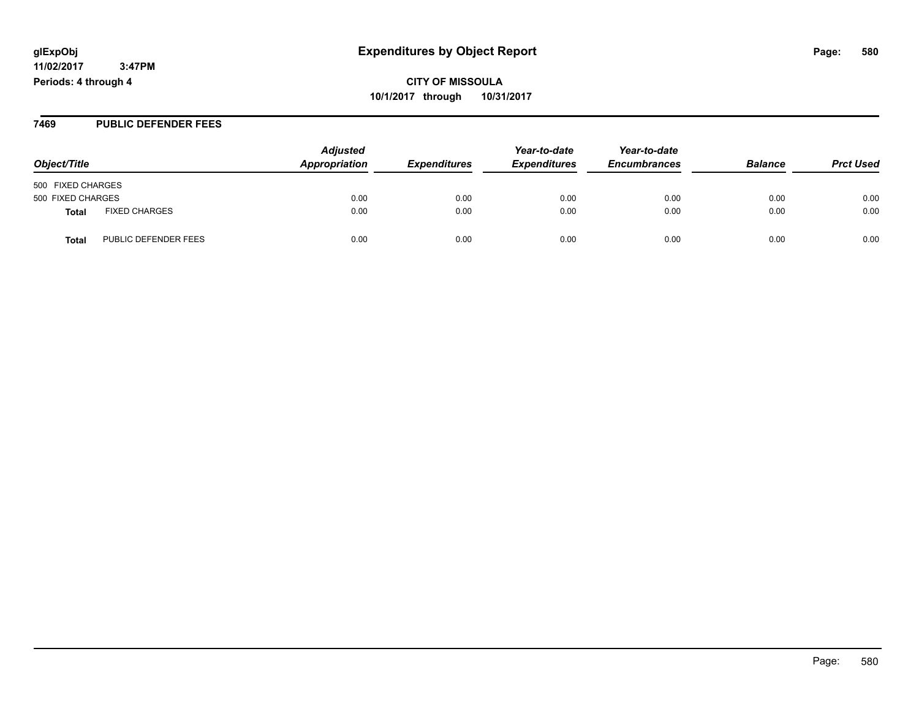**glExpObj** **Expenditures by Object Report**

**11/02/2017 3:47PM**

**Periods: 4 through 4**

**CITY OF MISSOULA**

**10/1/2017 through 10/31/2017**

## 7469 PUBLIC DEFENDER FEES

| Object/Title | | *Adjusted Appropriation* | *Expenditures* | *Year-to-date Expenditures* | *Year-to-date Encumbrances* | *Balance* | *Prct Used* |
|---|---|---|---|---|---|---|---|
| 500 FIXED CHARGES | | | | | | | |
| 500 FIXED CHARGES | | 0.00 | 0.00 | 0.00 | 0.00 | 0.00 | 0.00 |
| **Total** | FIXED CHARGES | 0.00 | 0.00 | 0.00 | 0.00 | 0.00 | 0.00 |
| **Total** | PUBLIC DEFENDER FEES | 0.00 | 0.00 | 0.00 | 0.00 | 0.00 | 0.00 |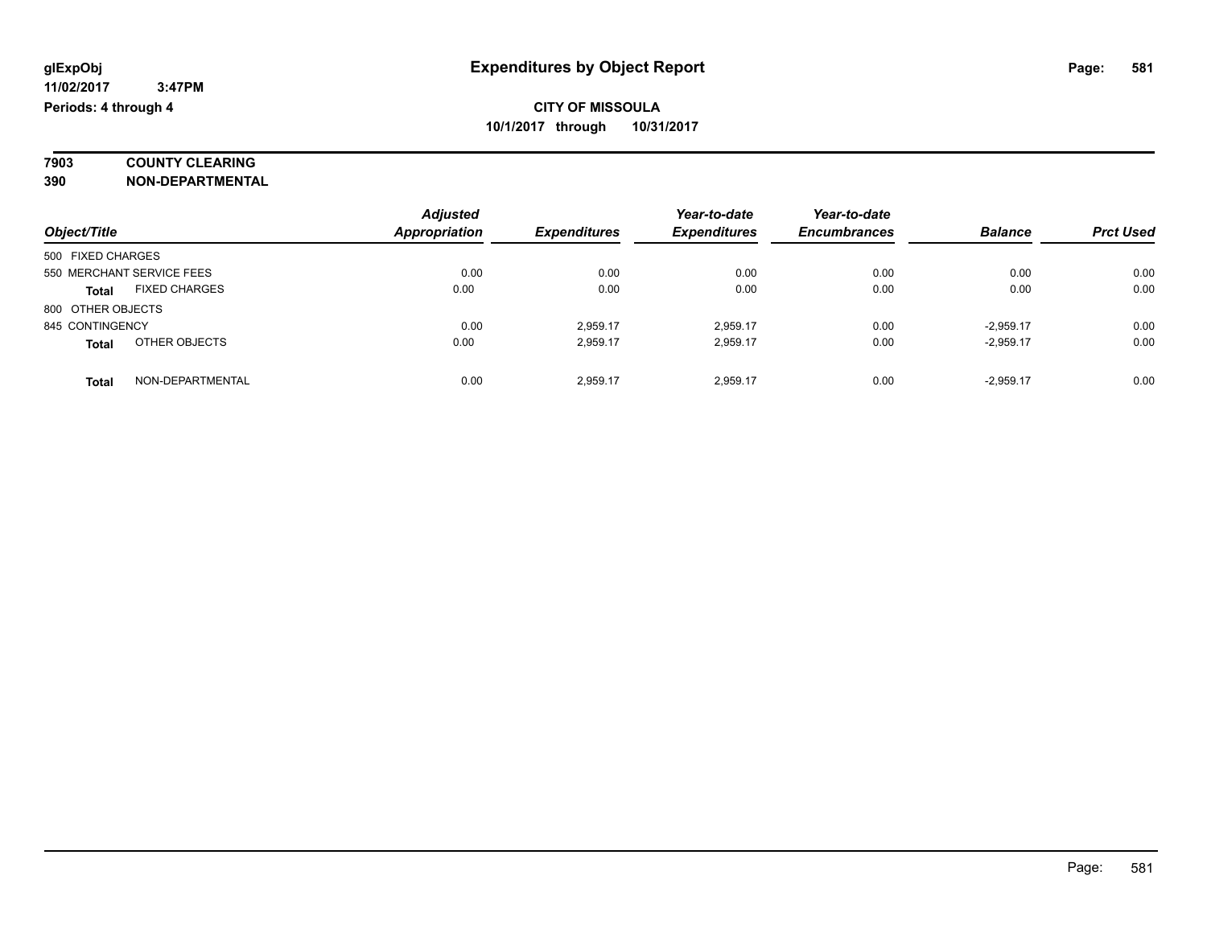**glExpObj**
**11/02/2017 3:47PM**
**Periods: 4 through 4**

# Expenditures by Object Report

**CITY OF MISSOULA**
**10/1/2017 through 10/31/2017**

**7903 COUNTY CLEARING**
**390 NON-DEPARTMENTAL**

| Object/Title | Adjusted Appropriation | Expenditures | Year-to-date Expenditures | Year-to-date Encumbrances | Balance | Prct Used |
|---|---|---|---|---|---|---|
| 500 FIXED CHARGES | | | | | | |
| 550 MERCHANT SERVICE FEES | 0.00 | 0.00 | 0.00 | 0.00 | 0.00 | 0.00 |
| **Total** FIXED CHARGES | 0.00 | 0.00 | 0.00 | 0.00 | 0.00 | 0.00 |
| 800 OTHER OBJECTS | | | | | | |
| 845 CONTINGENCY | 0.00 | 2,959.17 | 2,959.17 | 0.00 | -2,959.17 | 0.00 |
| **Total** OTHER OBJECTS | 0.00 | 2,959.17 | 2,959.17 | 0.00 | -2,959.17 | 0.00 |
| **Total** NON-DEPARTMENTAL | 0.00 | 2,959.17 | 2,959.17 | 0.00 | -2,959.17 | 0.00 |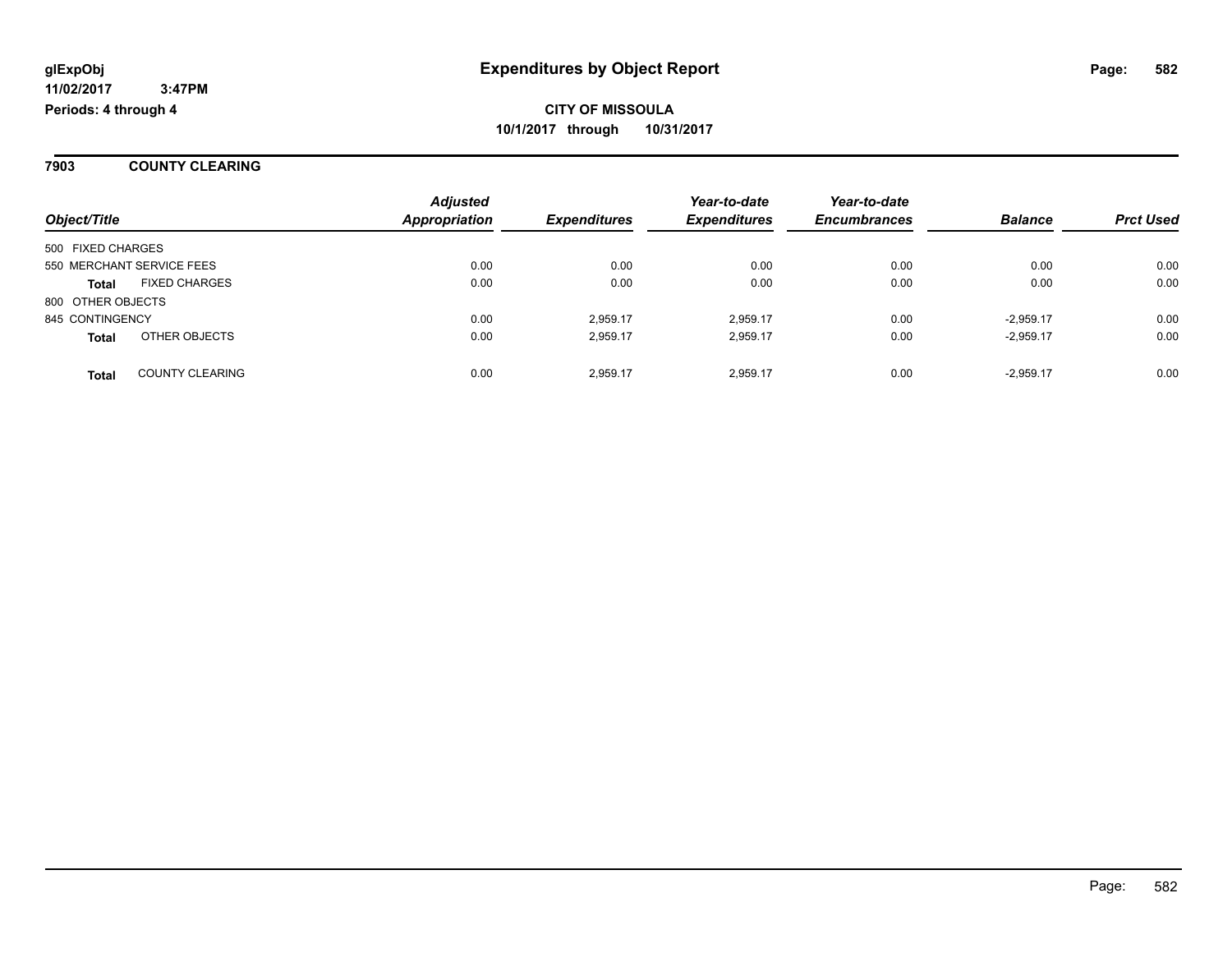# Expenditures by Object Report

**glExpObj**
**11/02/2017 3:47PM**
**Periods: 4 through 4**

**CITY OF MISSOULA**
**10/1/2017 through 10/31/2017**

## 7903 COUNTY CLEARING

| Object/Title | | Adjusted Appropriation | Expenditures | Year-to-date Expenditures | Year-to-date Encumbrances | Balance | Prct Used |
|---|---|---|---|---|---|---|---|
| 500 FIXED CHARGES | | | | | | | |
| 550 MERCHANT SERVICE FEES | | 0.00 | 0.00 | 0.00 | 0.00 | 0.00 | 0.00 |
| **Total** | FIXED CHARGES | 0.00 | 0.00 | 0.00 | 0.00 | 0.00 | 0.00 |
| 800 OTHER OBJECTS | | | | | | | |
| 845 CONTINGENCY | | 0.00 | 2,959.17 | 2,959.17 | 0.00 | -2,959.17 | 0.00 |
| **Total** | OTHER OBJECTS | 0.00 | 2,959.17 | 2,959.17 | 0.00 | -2,959.17 | 0.00 |
| **Total** | COUNTY CLEARING | 0.00 | 2,959.17 | 2,959.17 | 0.00 | -2,959.17 | 0.00 |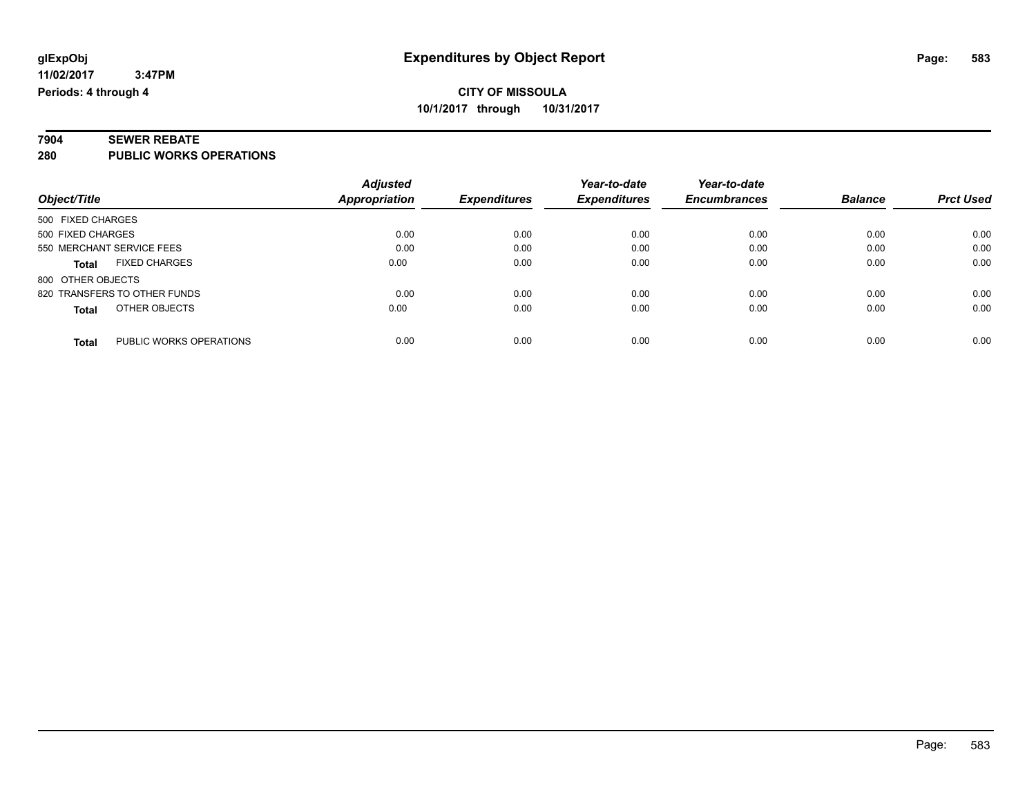**glExpObj** **Expenditures by Object Report**

**11/02/2017 3:47PM**

**Periods: 4 through 4**

**CITY OF MISSOULA**

**10/1/2017 through 10/31/2017**

**7904 SEWER REBATE**

**280 PUBLIC WORKS OPERATIONS**

| Object/Title | Adjusted Appropriation | Expenditures | Year-to-date Expenditures | Year-to-date Encumbrances | Balance | Prct Used |
|---|---|---|---|---|---|---|
| 500 FIXED CHARGES | | | | | | |
| 500 FIXED CHARGES | 0.00 | 0.00 | 0.00 | 0.00 | 0.00 | 0.00 |
| 550 MERCHANT SERVICE FEES | 0.00 | 0.00 | 0.00 | 0.00 | 0.00 | 0.00 |
| **Total** FIXED CHARGES | 0.00 | 0.00 | 0.00 | 0.00 | 0.00 | 0.00 |
| 800 OTHER OBJECTS | | | | | | |
| 820 TRANSFERS TO OTHER FUNDS | 0.00 | 0.00 | 0.00 | 0.00 | 0.00 | 0.00 |
| **Total** OTHER OBJECTS | 0.00 | 0.00 | 0.00 | 0.00 | 0.00 | 0.00 |
| **Total** PUBLIC WORKS OPERATIONS | 0.00 | 0.00 | 0.00 | 0.00 | 0.00 | 0.00 |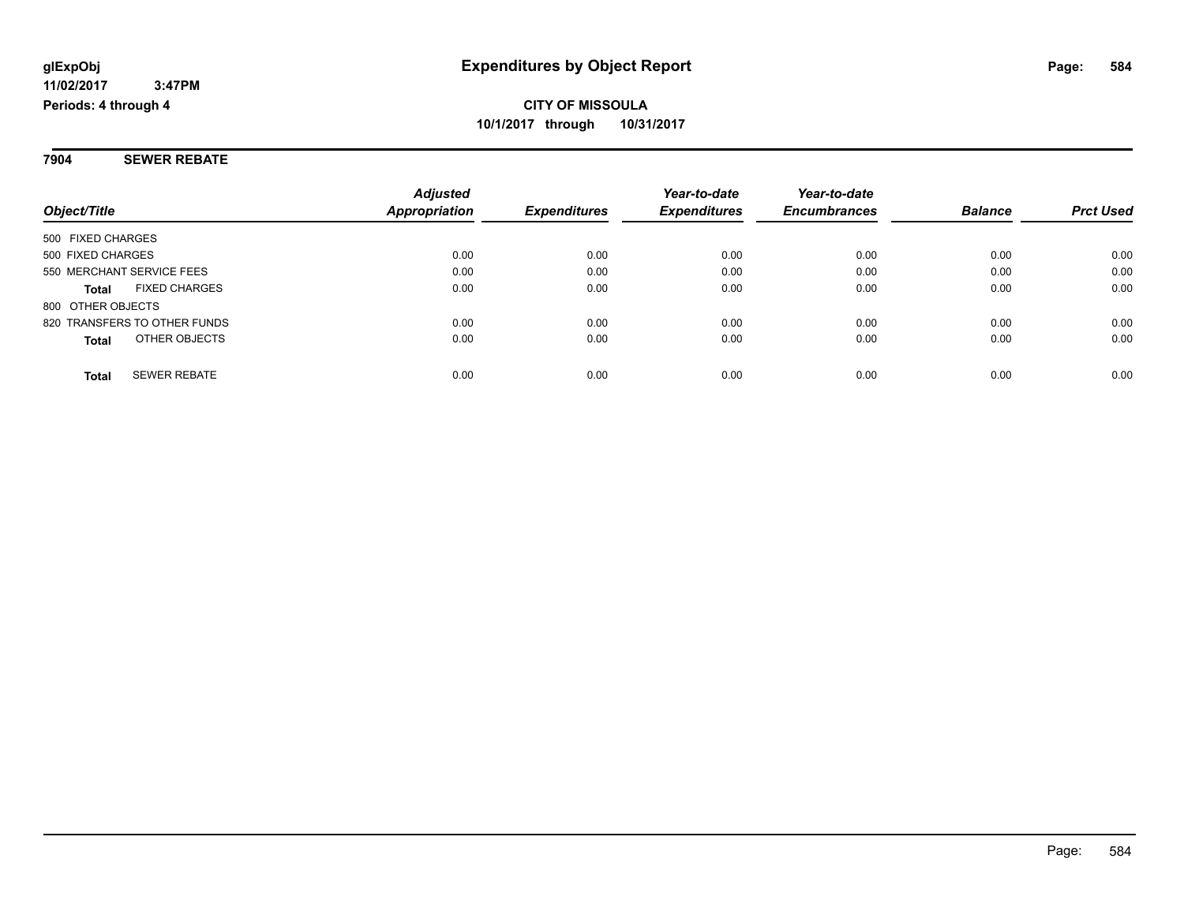**glExpObj** **Expenditures by Object Report**

**11/02/2017 3:47PM**

**Periods: 4 through 4**

**CITY OF MISSOULA**

**10/1/2017 through 10/31/2017**

## 7904 SEWER REBATE

| Object/Title | Adjusted Appropriation | Expenditures | Year-to-date Expenditures | Year-to-date Encumbrances | Balance | Prct Used |
|---|---|---|---|---|---|---|
| 500 FIXED CHARGES | | | | | | |
| 500 FIXED CHARGES | 0.00 | 0.00 | 0.00 | 0.00 | 0.00 | 0.00 |
| 550 MERCHANT SERVICE FEES | 0.00 | 0.00 | 0.00 | 0.00 | 0.00 | 0.00 |
| **Total** FIXED CHARGES | 0.00 | 0.00 | 0.00 | 0.00 | 0.00 | 0.00 |
| 800 OTHER OBJECTS | | | | | | |
| 820 TRANSFERS TO OTHER FUNDS | 0.00 | 0.00 | 0.00 | 0.00 | 0.00 | 0.00 |
| **Total** OTHER OBJECTS | 0.00 | 0.00 | 0.00 | 0.00 | 0.00 | 0.00 |
| **Total** SEWER REBATE | 0.00 | 0.00 | 0.00 | 0.00 | 0.00 | 0.00 |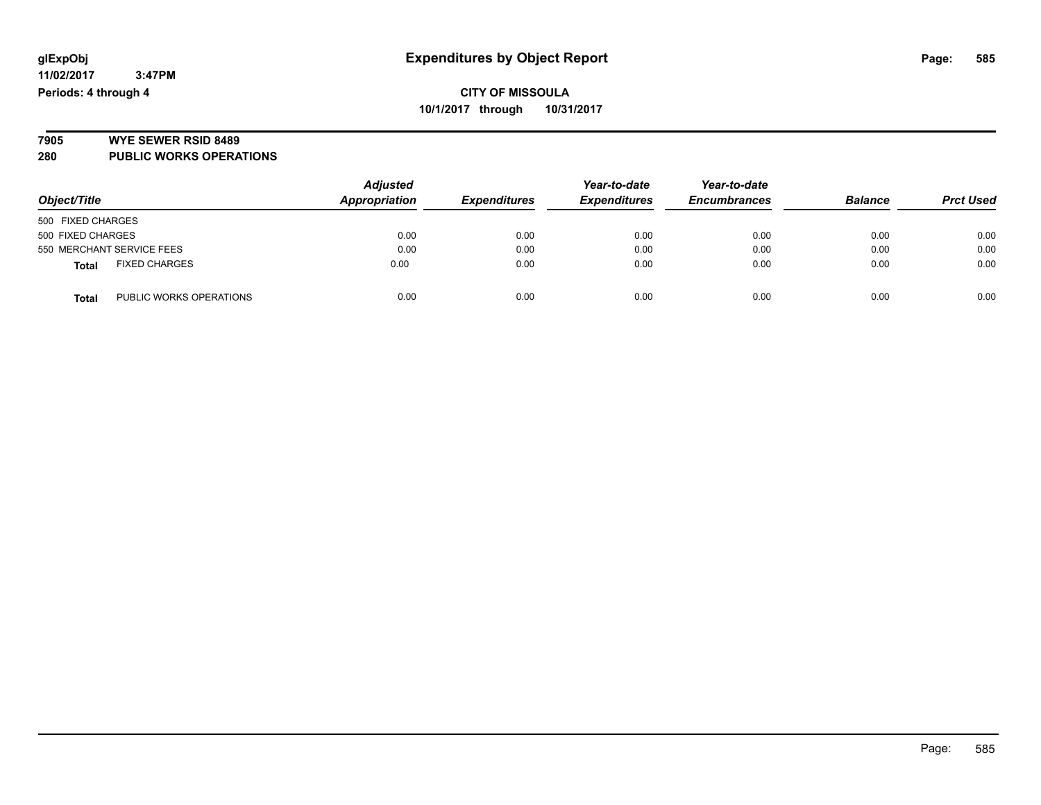# Expenditures by Object Report

glExpObj
11/02/2017 3:47PM
Periods: 4 through 4

**CITY OF MISSOULA**
**10/1/2017 through 10/31/2017**

**7905 WYE SEWER RSID 8489**
**280 PUBLIC WORKS OPERATIONS**

| Object/Title | Adjusted Appropriation | Expenditures | Year-to-date Expenditures | Year-to-date Encumbrances | Balance | Prct Used |
|---|---|---|---|---|---|---|
| 500 FIXED CHARGES | | | | | | |
| 500 FIXED CHARGES | 0.00 | 0.00 | 0.00 | 0.00 | 0.00 | 0.00 |
| 550 MERCHANT SERVICE FEES | 0.00 | 0.00 | 0.00 | 0.00 | 0.00 | 0.00 |
| **Total** FIXED CHARGES | 0.00 | 0.00 | 0.00 | 0.00 | 0.00 | 0.00 |
| **Total** PUBLIC WORKS OPERATIONS | 0.00 | 0.00 | 0.00 | 0.00 | 0.00 | 0.00 |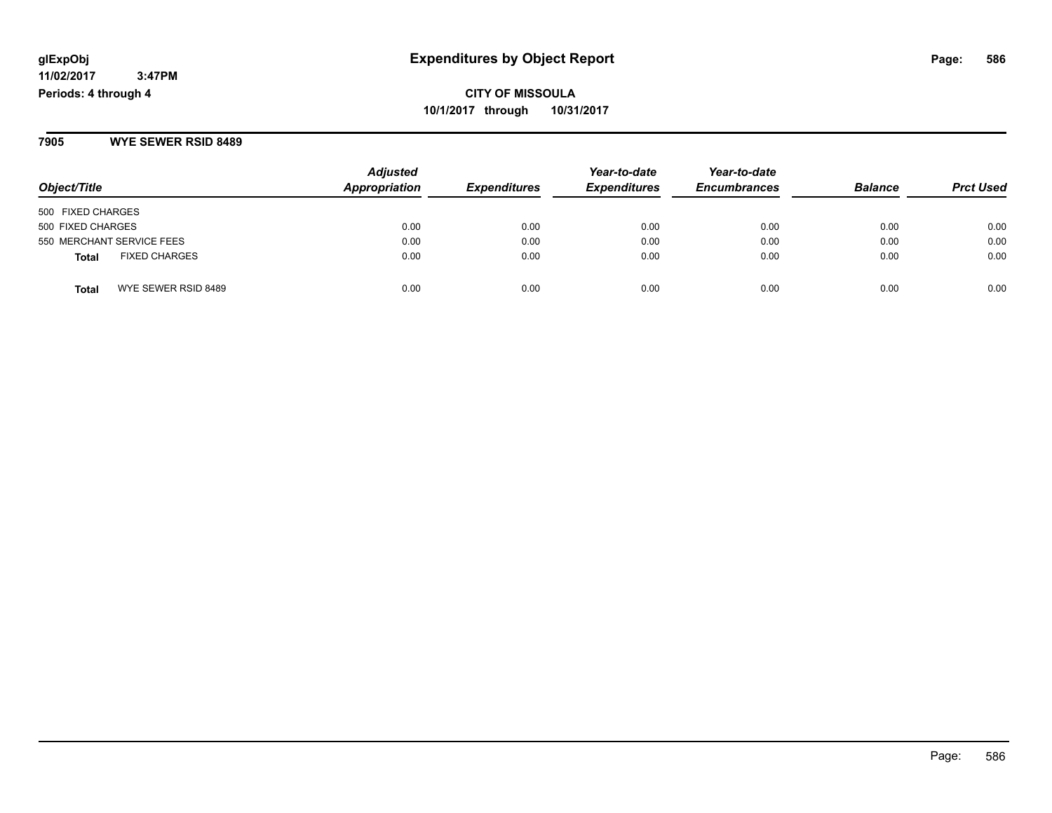**glExpObj** **Expenditures by Object Report**

**11/02/2017 3:47PM**

**Periods: 4 through 4**

**CITY OF MISSOULA**

**10/1/2017 through 10/31/2017**

## 7905 WYE SEWER RSID 8489

| Object/Title | Adjusted Appropriation | Expenditures | Year-to-date Expenditures | Year-to-date Encumbrances | Balance | Prct Used |
|---|---|---|---|---|---|---|
| 500 FIXED CHARGES | | | | | | |
| 500 FIXED CHARGES | 0.00 | 0.00 | 0.00 | 0.00 | 0.00 | 0.00 |
| 550 MERCHANT SERVICE FEES | 0.00 | 0.00 | 0.00 | 0.00 | 0.00 | 0.00 |
| **Total** FIXED CHARGES | 0.00 | 0.00 | 0.00 | 0.00 | 0.00 | 0.00 |
| **Total** WYE SEWER RSID 8489 | 0.00 | 0.00 | 0.00 | 0.00 | 0.00 | 0.00 |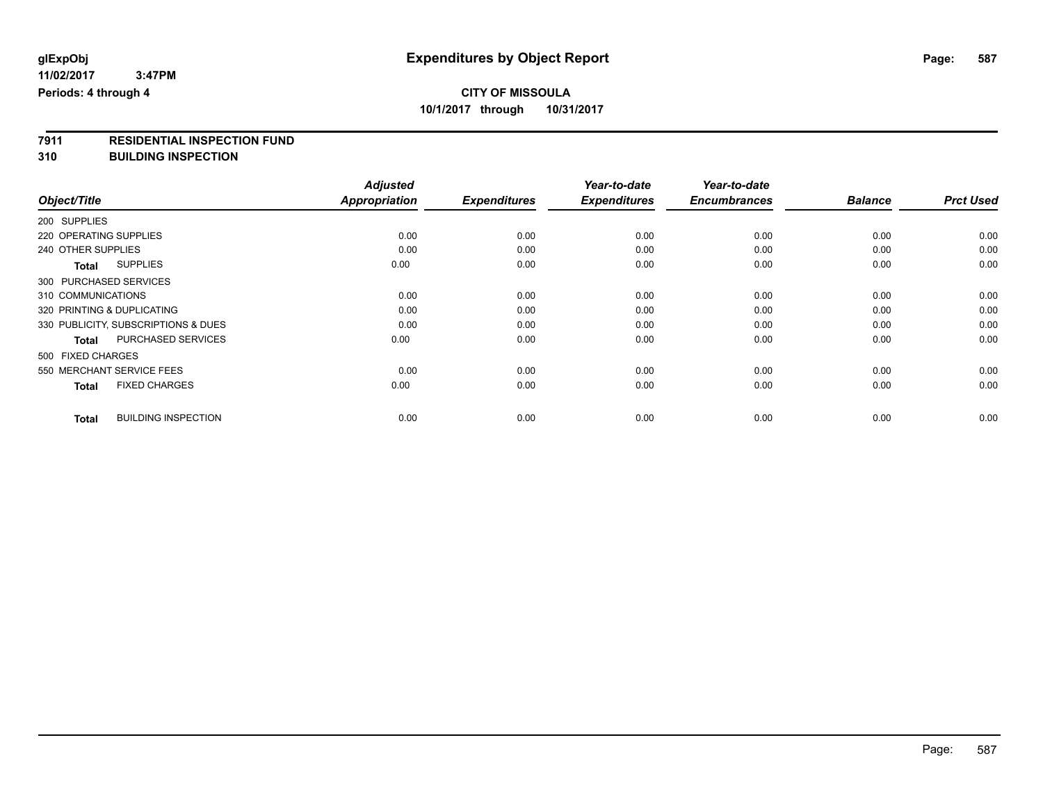**glExpObj**
**11/02/2017 3:47PM**
**Periods: 4 through 4**

# Expenditures by Object Report

**CITY OF MISSOULA**
**10/1/2017 through 10/31/2017**

## 7911 RESIDENTIAL INSPECTION FUND
## 310 BUILDING INSPECTION

| Object/Title | Adjusted Appropriation | Expenditures | Year-to-date Expenditures | Year-to-date Encumbrances | Balance | Prct Used |
|---|---|---|---|---|---|---|
| 200 SUPPLIES | | | | | | |
| 220 OPERATING SUPPLIES | 0.00 | 0.00 | 0.00 | 0.00 | 0.00 | 0.00 |
| 240 OTHER SUPPLIES | 0.00 | 0.00 | 0.00 | 0.00 | 0.00 | 0.00 |
| **Total** SUPPLIES | 0.00 | 0.00 | 0.00 | 0.00 | 0.00 | 0.00 |
| 300 PURCHASED SERVICES | | | | | | |
| 310 COMMUNICATIONS | 0.00 | 0.00 | 0.00 | 0.00 | 0.00 | 0.00 |
| 320 PRINTING & DUPLICATING | 0.00 | 0.00 | 0.00 | 0.00 | 0.00 | 0.00 |
| 330 PUBLICITY, SUBSCRIPTIONS & DUES | 0.00 | 0.00 | 0.00 | 0.00 | 0.00 | 0.00 |
| **Total** PURCHASED SERVICES | 0.00 | 0.00 | 0.00 | 0.00 | 0.00 | 0.00 |
| 500 FIXED CHARGES | | | | | | |
| 550 MERCHANT SERVICE FEES | 0.00 | 0.00 | 0.00 | 0.00 | 0.00 | 0.00 |
| **Total** FIXED CHARGES | 0.00 | 0.00 | 0.00 | 0.00 | 0.00 | 0.00 |
| **Total** BUILDING INSPECTION | 0.00 | 0.00 | 0.00 | 0.00 | 0.00 | 0.00 |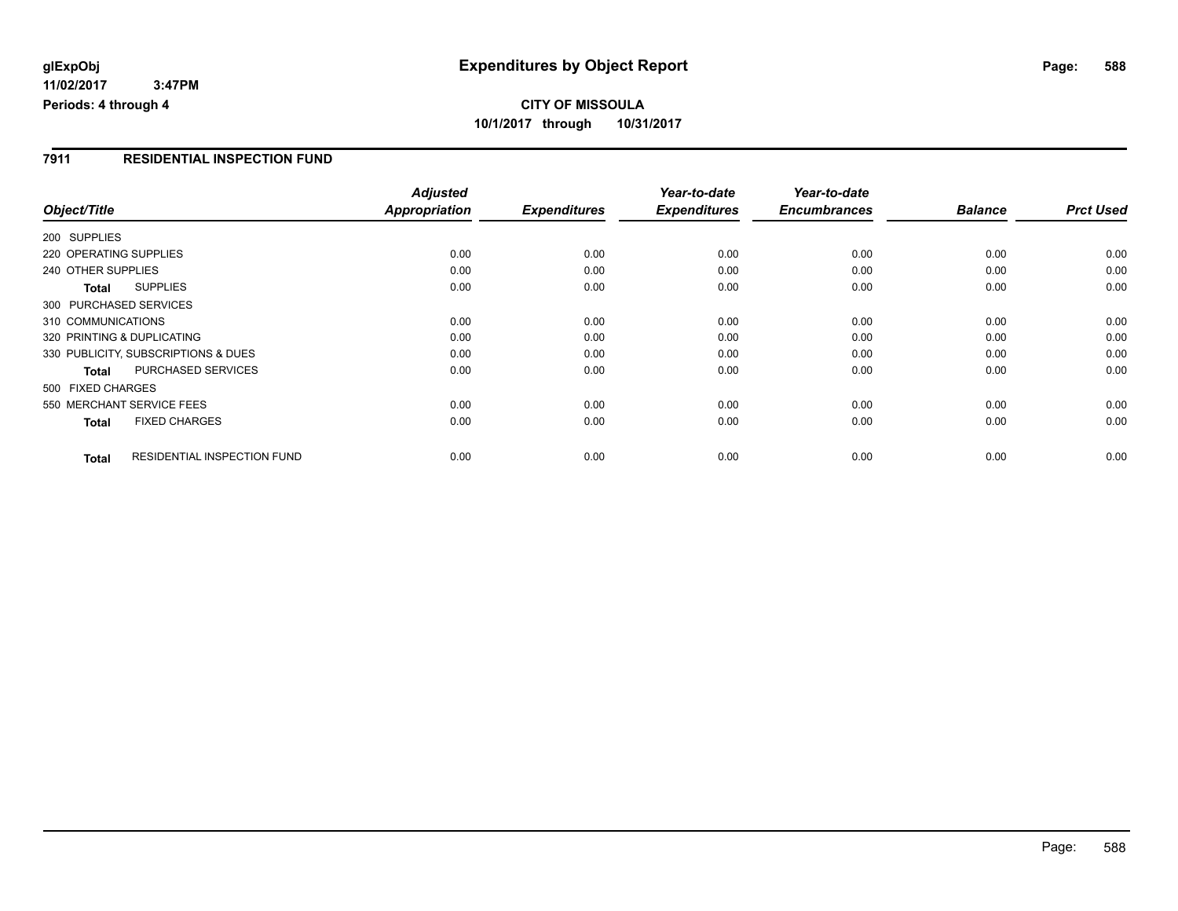# Expenditures by Object Report

glExpObj
11/02/2017 3:47PM
Periods: 4 through 4

**CITY OF MISSOULA**
**10/1/2017 through 10/31/2017**

## 7911 RESIDENTIAL INSPECTION FUND

| Object/Title | | Adjusted Appropriation | Expenditures | Year-to-date Expenditures | Year-to-date Encumbrances | Balance | Prct Used |
|---|---|---|---|---|---|---|---|
| 200 SUPPLIES | | | | | | | |
| 220 OPERATING SUPPLIES | | 0.00 | 0.00 | 0.00 | 0.00 | 0.00 | 0.00 |
| 240 OTHER SUPPLIES | | 0.00 | 0.00 | 0.00 | 0.00 | 0.00 | 0.00 |
| **Total** | SUPPLIES | 0.00 | 0.00 | 0.00 | 0.00 | 0.00 | 0.00 |
| 300 PURCHASED SERVICES | | | | | | | |
| 310 COMMUNICATIONS | | 0.00 | 0.00 | 0.00 | 0.00 | 0.00 | 0.00 |
| 320 PRINTING & DUPLICATING | | 0.00 | 0.00 | 0.00 | 0.00 | 0.00 | 0.00 |
| 330 PUBLICITY, SUBSCRIPTIONS & DUES | | 0.00 | 0.00 | 0.00 | 0.00 | 0.00 | 0.00 |
| **Total** | PURCHASED SERVICES | 0.00 | 0.00 | 0.00 | 0.00 | 0.00 | 0.00 |
| 500 FIXED CHARGES | | | | | | | |
| 550 MERCHANT SERVICE FEES | | 0.00 | 0.00 | 0.00 | 0.00 | 0.00 | 0.00 |
| **Total** | FIXED CHARGES | 0.00 | 0.00 | 0.00 | 0.00 | 0.00 | 0.00 |
| **Total** | RESIDENTIAL INSPECTION FUND | 0.00 | 0.00 | 0.00 | 0.00 | 0.00 | 0.00 |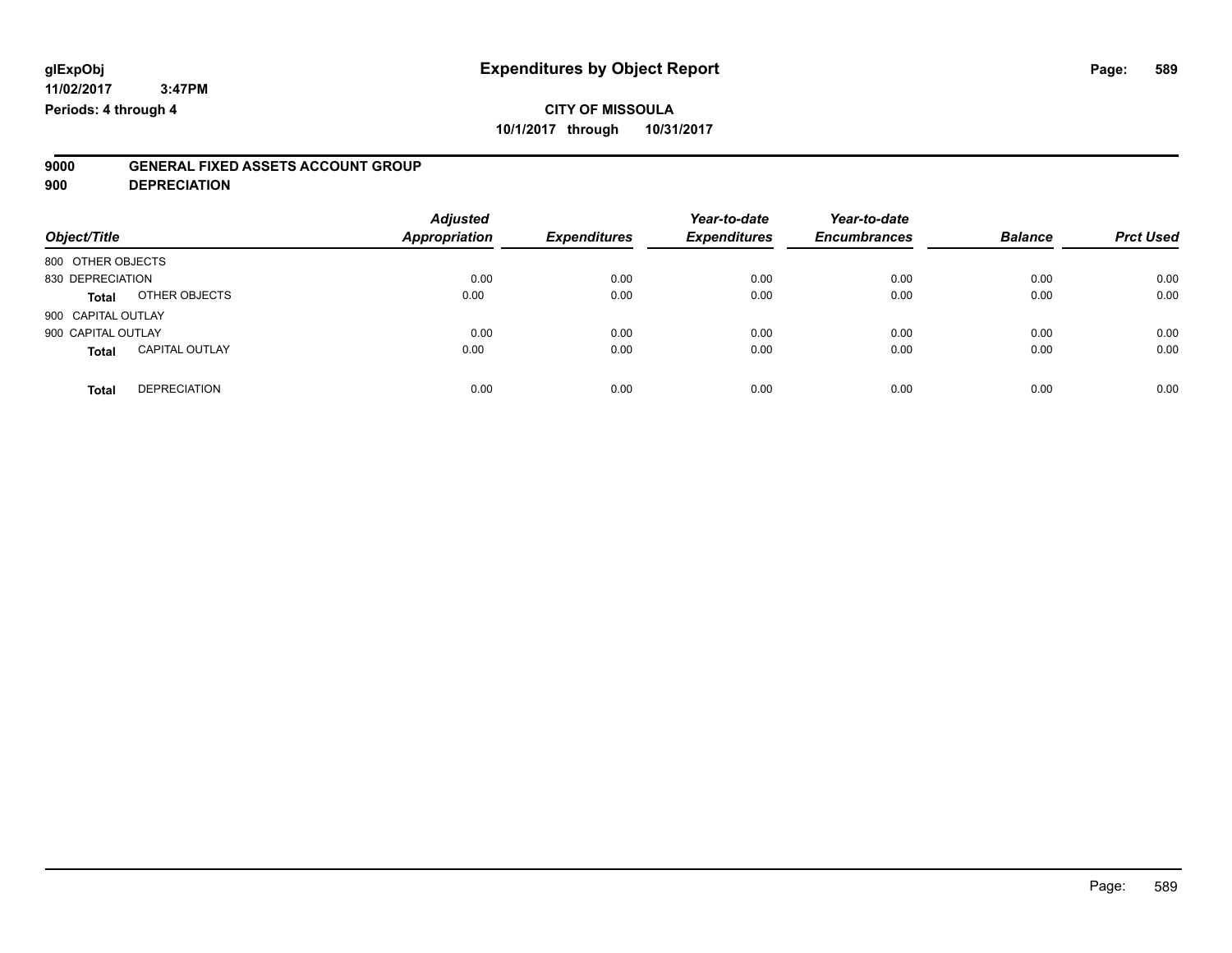glExpObj
11/02/2017 3:47PM
Periods: 4 through 4

# Expenditures by Object Report

**CITY OF MISSOULA**
**10/1/2017 through 10/31/2017**

**9000 GENERAL FIXED ASSETS ACCOUNT GROUP**
**900 DEPRECIATION**

| Object/Title | | Adjusted Appropriation | Expenditures | Year-to-date Expenditures | Year-to-date Encumbrances | Balance | Prct Used |
|---|---|---|---|---|---|---|---|
| 800 OTHER OBJECTS | | | | | | | |
| 830 DEPRECIATION | | 0.00 | 0.00 | 0.00 | 0.00 | 0.00 | 0.00 |
| **Total** | OTHER OBJECTS | 0.00 | 0.00 | 0.00 | 0.00 | 0.00 | 0.00 |
| 900 CAPITAL OUTLAY | | | | | | | |
| 900 CAPITAL OUTLAY | | 0.00 | 0.00 | 0.00 | 0.00 | 0.00 | 0.00 |
| **Total** | CAPITAL OUTLAY | 0.00 | 0.00 | 0.00 | 0.00 | 0.00 | 0.00 |
| **Total** | DEPRECIATION | 0.00 | 0.00 | 0.00 | 0.00 | 0.00 | 0.00 |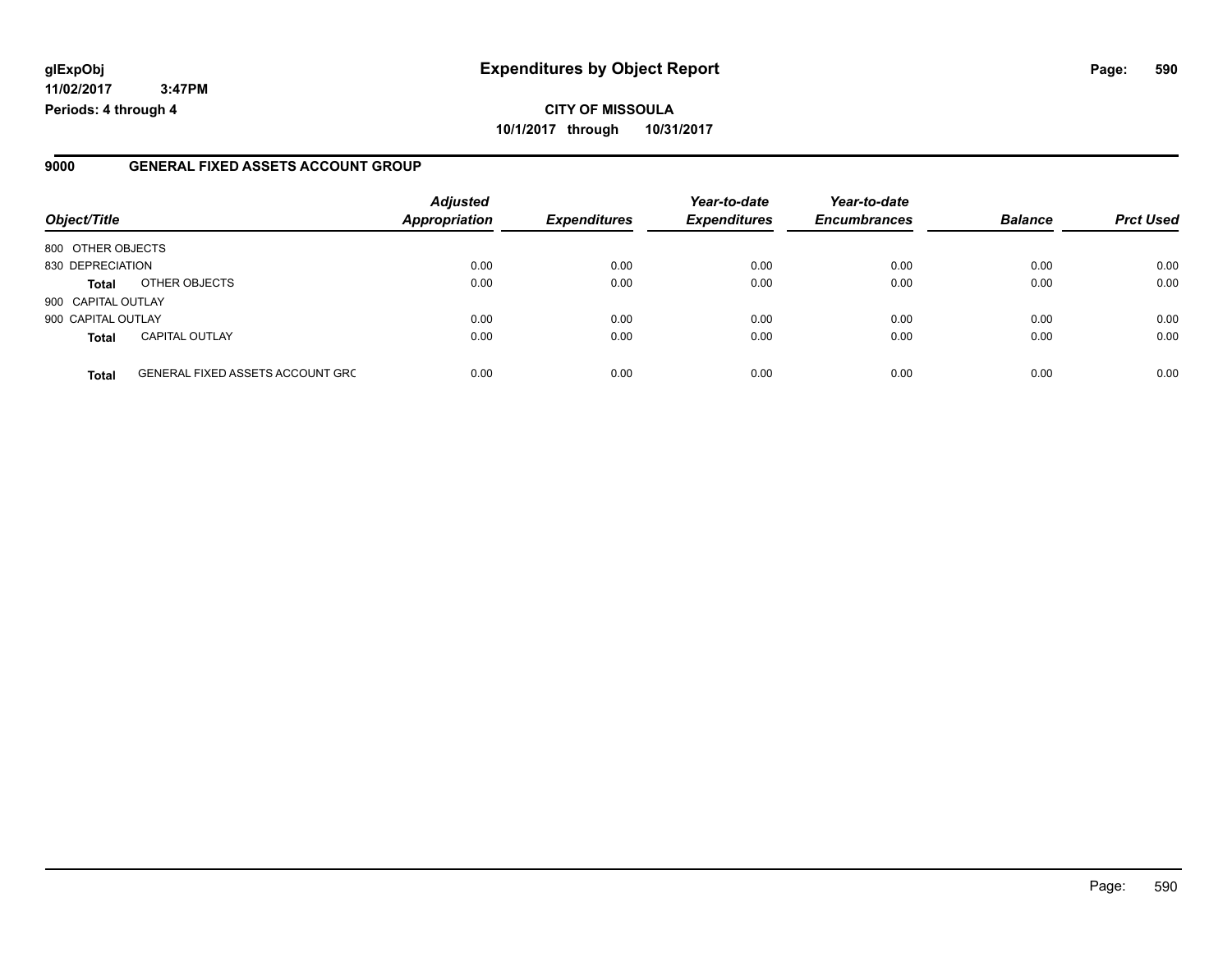# Expenditures by Object Report

glExpObj
11/02/2017 3:47PM
Periods: 4 through 4

**CITY OF MISSOULA**
**10/1/2017 through 10/31/2017**

## 9000 GENERAL FIXED ASSETS ACCOUNT GROUP

| Object/Title | | Adjusted Appropriation | Expenditures | Year-to-date Expenditures | Year-to-date Encumbrances | Balance | Prct Used |
|---|---|---|---|---|---|---|---|
| 800 OTHER OBJECTS | | | | | | | |
| 830 DEPRECIATION | | 0.00 | 0.00 | 0.00 | 0.00 | 0.00 | 0.00 |
| **Total** | OTHER OBJECTS | 0.00 | 0.00 | 0.00 | 0.00 | 0.00 | 0.00 |
| 900 CAPITAL OUTLAY | | | | | | | |
| 900 CAPITAL OUTLAY | | 0.00 | 0.00 | 0.00 | 0.00 | 0.00 | 0.00 |
| **Total** | CAPITAL OUTLAY | 0.00 | 0.00 | 0.00 | 0.00 | 0.00 | 0.00 |
| **Total** | GENERAL FIXED ASSETS ACCOUNT GRC | 0.00 | 0.00 | 0.00 | 0.00 | 0.00 | 0.00 |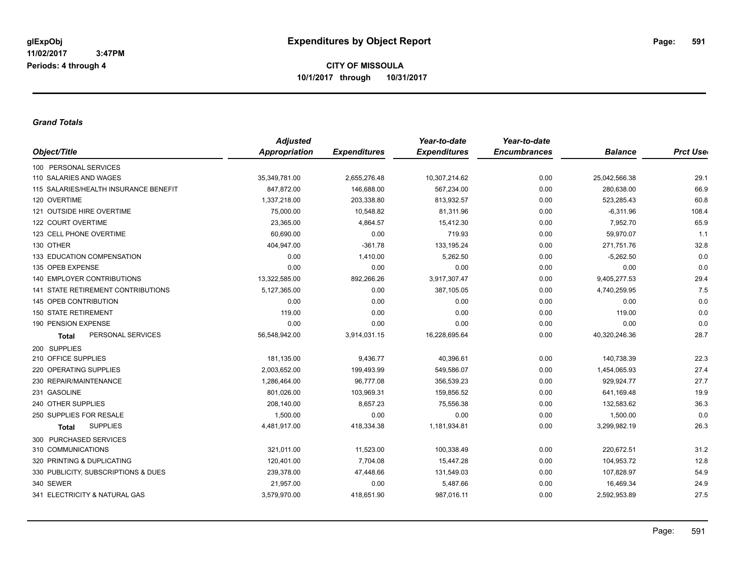**Expenditures by Object Report**

**CITY OF MISSOULA**
**10/1/2017 through 10/31/2017**

glExpObj
11/02/2017 3:47PM
Periods: 4 through 4

***Grand Totals***

| Object/Title | *Adjusted Appropriation* | *Expenditures* | *Year-to-date Expenditures* | *Year-to-date Encumbrances* | *Balance* | *Prct Used* |
|---|---|---|---|---|---|---|
| 100 PERSONAL SERVICES | | | | | | |
| 110 SALARIES AND WAGES | 35,349,781.00 | 2,655,276.48 | 10,307,214.62 | 0.00 | 25,042,566.38 | 29.1 |
| 115 SALARIES/HEALTH INSURANCE BENEFIT | 847,872.00 | 146,688.00 | 567,234.00 | 0.00 | 280,638.00 | 66.9 |
| 120 OVERTIME | 1,337,218.00 | 203,338.80 | 813,932.57 | 0.00 | 523,285.43 | 60.8 |
| 121 OUTSIDE HIRE OVERTIME | 75,000.00 | 10,548.82 | 81,311.96 | 0.00 | -6,311.96 | 108.4 |
| 122 COURT OVERTIME | 23,365.00 | 4,864.57 | 15,412.30 | 0.00 | 7,952.70 | 65.9 |
| 123 CELL PHONE OVERTIME | 60,690.00 | 0.00 | 719.93 | 0.00 | 59,970.07 | 1.1 |
| 130 OTHER | 404,947.00 | -361.78 | 133,195.24 | 0.00 | 271,751.76 | 32.8 |
| 133 EDUCATION COMPENSATION | 0.00 | 1,410.00 | 5,262.50 | 0.00 | -5,262.50 | 0.0 |
| 135 OPEB EXPENSE | 0.00 | 0.00 | 0.00 | 0.00 | 0.00 | 0.0 |
| 140 EMPLOYER CONTRIBUTIONS | 13,322,585.00 | 892,266.26 | 3,917,307.47 | 0.00 | 9,405,277.53 | 29.4 |
| 141 STATE RETIREMENT CONTRIBUTIONS | 5,127,365.00 | 0.00 | 387,105.05 | 0.00 | 4,740,259.95 | 7.5 |
| 145 OPEB CONTRIBUTION | 0.00 | 0.00 | 0.00 | 0.00 | 0.00 | 0.0 |
| 150 STATE RETIREMENT | 119.00 | 0.00 | 0.00 | 0.00 | 119.00 | 0.0 |
| 190 PENSION EXPENSE | 0.00 | 0.00 | 0.00 | 0.00 | 0.00 | 0.0 |
| **Total** PERSONAL SERVICES | 56,548,942.00 | 3,914,031.15 | 16,228,695.64 | 0.00 | 40,320,246.36 | 28.7 |
| 200 SUPPLIES | | | | | | |
| 210 OFFICE SUPPLIES | 181,135.00 | 9,436.77 | 40,396.61 | 0.00 | 140,738.39 | 22.3 |
| 220 OPERATING SUPPLIES | 2,003,652.00 | 199,493.99 | 549,586.07 | 0.00 | 1,454,065.93 | 27.4 |
| 230 REPAIR/MAINTENANCE | 1,286,464.00 | 96,777.08 | 356,539.23 | 0.00 | 929,924.77 | 27.7 |
| 231 GASOLINE | 801,026.00 | 103,969.31 | 159,856.52 | 0.00 | 641,169.48 | 19.9 |
| 240 OTHER SUPPLIES | 208,140.00 | 8,657.23 | 75,556.38 | 0.00 | 132,583.62 | 36.3 |
| 250 SUPPLIES FOR RESALE | 1,500.00 | 0.00 | 0.00 | 0.00 | 1,500.00 | 0.0 |
| **Total** SUPPLIES | 4,481,917.00 | 418,334.38 | 1,181,934.81 | 0.00 | 3,299,982.19 | 26.3 |
| 300 PURCHASED SERVICES | | | | | | |
| 310 COMMUNICATIONS | 321,011.00 | 11,523.00 | 100,338.49 | 0.00 | 220,672.51 | 31.2 |
| 320 PRINTING & DUPLICATING | 120,401.00 | 7,704.08 | 15,447.28 | 0.00 | 104,953.72 | 12.8 |
| 330 PUBLICITY, SUBSCRIPTIONS & DUES | 239,378.00 | 47,448.66 | 131,549.03 | 0.00 | 107,828.97 | 54.9 |
| 340 SEWER | 21,957.00 | 0.00 | 5,487.66 | 0.00 | 16,469.34 | 24.9 |
| 341 ELECTRICITY & NATURAL GAS | 3,579,970.00 | 418,651.90 | 987,016.11 | 0.00 | 2,592,953.89 | 27.5 |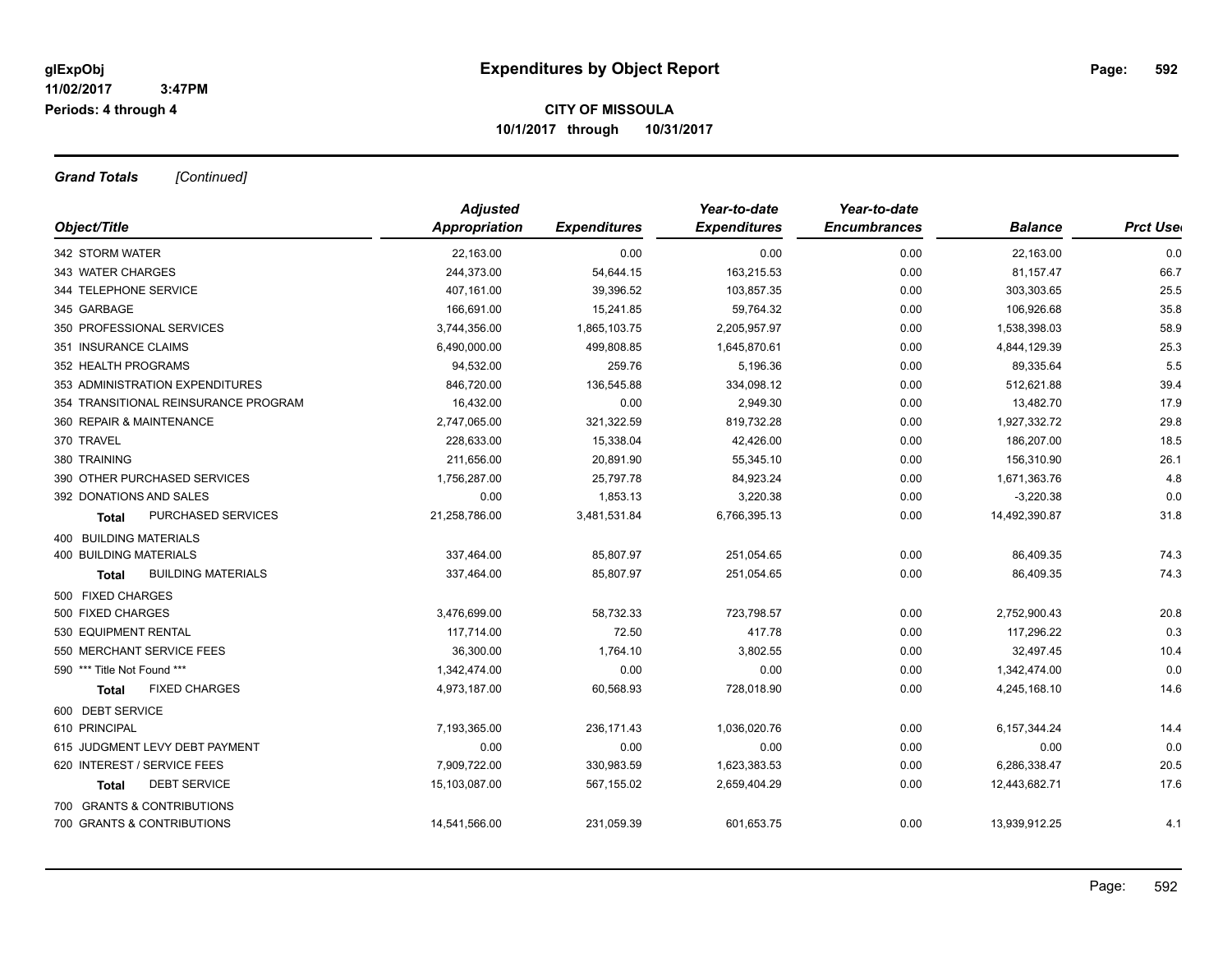**glExpObj**
**11/02/2017 3:47PM**
**Periods: 4 through 4**

# Expenditures by Object Report

**CITY OF MISSOULA**
**10/1/2017 through 10/31/2017**

***Grand Totals*** *[Continued]*

| Object/Title | Adjusted Appropriation | Expenditures | Year-to-date Expenditures | Year-to-date Encumbrances | Balance | Prct Used |
|---|---|---|---|---|---|---|
| 342 STORM WATER | 22,163.00 | 0.00 | 0.00 | 0.00 | 22,163.00 | 0.0 |
| 343 WATER CHARGES | 244,373.00 | 54,644.15 | 163,215.53 | 0.00 | 81,157.47 | 66.7 |
| 344 TELEPHONE SERVICE | 407,161.00 | 39,396.52 | 103,857.35 | 0.00 | 303,303.65 | 25.5 |
| 345 GARBAGE | 166,691.00 | 15,241.85 | 59,764.32 | 0.00 | 106,926.68 | 35.8 |
| 350 PROFESSIONAL SERVICES | 3,744,356.00 | 1,865,103.75 | 2,205,957.97 | 0.00 | 1,538,398.03 | 58.9 |
| 351 INSURANCE CLAIMS | 6,490,000.00 | 499,808.85 | 1,645,870.61 | 0.00 | 4,844,129.39 | 25.3 |
| 352 HEALTH PROGRAMS | 94,532.00 | 259.76 | 5,196.36 | 0.00 | 89,335.64 | 5.5 |
| 353 ADMINISTRATION EXPENDITURES | 846,720.00 | 136,545.88 | 334,098.12 | 0.00 | 512,621.88 | 39.4 |
| 354 TRANSITIONAL REINSURANCE PROGRAM | 16,432.00 | 0.00 | 2,949.30 | 0.00 | 13,482.70 | 17.9 |
| 360 REPAIR & MAINTENANCE | 2,747,065.00 | 321,322.59 | 819,732.28 | 0.00 | 1,927,332.72 | 29.8 |
| 370 TRAVEL | 228,633.00 | 15,338.04 | 42,426.00 | 0.00 | 186,207.00 | 18.5 |
| 380 TRAINING | 211,656.00 | 20,891.90 | 55,345.10 | 0.00 | 156,310.90 | 26.1 |
| 390 OTHER PURCHASED SERVICES | 1,756,287.00 | 25,797.78 | 84,923.24 | 0.00 | 1,671,363.76 | 4.8 |
| 392 DONATIONS AND SALES | 0.00 | 1,853.13 | 3,220.38 | 0.00 | -3,220.38 | 0.0 |
| **Total** PURCHASED SERVICES | 21,258,786.00 | 3,481,531.84 | 6,766,395.13 | 0.00 | 14,492,390.87 | 31.8 |
| 400 BUILDING MATERIALS | | | | | | |
| 400 BUILDING MATERIALS | 337,464.00 | 85,807.97 | 251,054.65 | 0.00 | 86,409.35 | 74.3 |
| **Total** BUILDING MATERIALS | 337,464.00 | 85,807.97 | 251,054.65 | 0.00 | 86,409.35 | 74.3 |
| 500 FIXED CHARGES | | | | | | |
| 500 FIXED CHARGES | 3,476,699.00 | 58,732.33 | 723,798.57 | 0.00 | 2,752,900.43 | 20.8 |
| 530 EQUIPMENT RENTAL | 117,714.00 | 72.50 | 417.78 | 0.00 | 117,296.22 | 0.3 |
| 550 MERCHANT SERVICE FEES | 36,300.00 | 1,764.10 | 3,802.55 | 0.00 | 32,497.45 | 10.4 |
| 590 *** Title Not Found *** | 1,342,474.00 | 0.00 | 0.00 | 0.00 | 1,342,474.00 | 0.0 |
| **Total** FIXED CHARGES | 4,973,187.00 | 60,568.93 | 728,018.90 | 0.00 | 4,245,168.10 | 14.6 |
| 600 DEBT SERVICE | | | | | | |
| 610 PRINCIPAL | 7,193,365.00 | 236,171.43 | 1,036,020.76 | 0.00 | 6,157,344.24 | 14.4 |
| 615 JUDGMENT LEVY DEBT PAYMENT | 0.00 | 0.00 | 0.00 | 0.00 | 0.00 | 0.0 |
| 620 INTEREST / SERVICE FEES | 7,909,722.00 | 330,983.59 | 1,623,383.53 | 0.00 | 6,286,338.47 | 20.5 |
| **Total** DEBT SERVICE | 15,103,087.00 | 567,155.02 | 2,659,404.29 | 0.00 | 12,443,682.71 | 17.6 |
| 700 GRANTS & CONTRIBUTIONS | | | | | | |
| 700 GRANTS & CONTRIBUTIONS | 14,541,566.00 | 231,059.39 | 601,653.75 | 0.00 | 13,939,912.25 | 4.1 |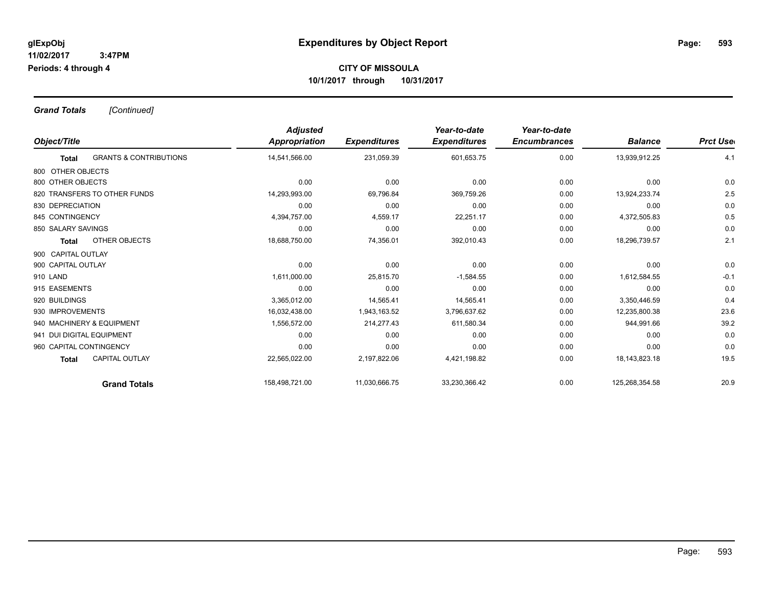**CITY OF MISSOULA**
**10/1/2017 through 10/31/2017**

***Grand Totals*** *[Continued]*

| Object/Title | | Adjusted Appropriation | Expenditures | Year-to-date Expenditures | Year-to-date Encumbrances | Balance | Prct Used |
|---|---|---|---|---|---|---|---|
| **Total** | GRANTS & CONTRIBUTIONS | 14,541,566.00 | 231,059.39 | 601,653.75 | 0.00 | 13,939,912.25 | 4.1 |
| 800 OTHER OBJECTS | | | | | | | |
| 800 OTHER OBJECTS | | 0.00 | 0.00 | 0.00 | 0.00 | 0.00 | 0.0 |
| 820 TRANSFERS TO OTHER FUNDS | | 14,293,993.00 | 69,796.84 | 369,759.26 | 0.00 | 13,924,233.74 | 2.5 |
| 830 DEPRECIATION | | 0.00 | 0.00 | 0.00 | 0.00 | 0.00 | 0.0 |
| 845 CONTINGENCY | | 4,394,757.00 | 4,559.17 | 22,251.17 | 0.00 | 4,372,505.83 | 0.5 |
| 850 SALARY SAVINGS | | 0.00 | 0.00 | 0.00 | 0.00 | 0.00 | 0.0 |
| **Total** | OTHER OBJECTS | 18,688,750.00 | 74,356.01 | 392,010.43 | 0.00 | 18,296,739.57 | 2.1 |
| 900 CAPITAL OUTLAY | | | | | | | |
| 900 CAPITAL OUTLAY | | 0.00 | 0.00 | 0.00 | 0.00 | 0.00 | 0.0 |
| 910 LAND | | 1,611,000.00 | 25,815.70 | -1,584.55 | 0.00 | 1,612,584.55 | -0.1 |
| 915 EASEMENTS | | 0.00 | 0.00 | 0.00 | 0.00 | 0.00 | 0.0 |
| 920 BUILDINGS | | 3,365,012.00 | 14,565.41 | 14,565.41 | 0.00 | 3,350,446.59 | 0.4 |
| 930 IMPROVEMENTS | | 16,032,438.00 | 1,943,163.52 | 3,796,637.62 | 0.00 | 12,235,800.38 | 23.6 |
| 940 MACHINERY & EQUIPMENT | | 1,556,572.00 | 214,277.43 | 611,580.34 | 0.00 | 944,991.66 | 39.2 |
| 941 DUI DIGITAL EQUIPMENT | | 0.00 | 0.00 | 0.00 | 0.00 | 0.00 | 0.0 |
| 960 CAPITAL CONTINGENCY | | 0.00 | 0.00 | 0.00 | 0.00 | 0.00 | 0.0 |
| **Total** | CAPITAL OUTLAY | 22,565,022.00 | 2,197,822.06 | 4,421,198.82 | 0.00 | 18,143,823.18 | 19.5 |
| **Grand Totals** | | 158,498,721.00 | 11,030,666.75 | 33,230,366.42 | 0.00 | 125,268,354.58 | 20.9 |